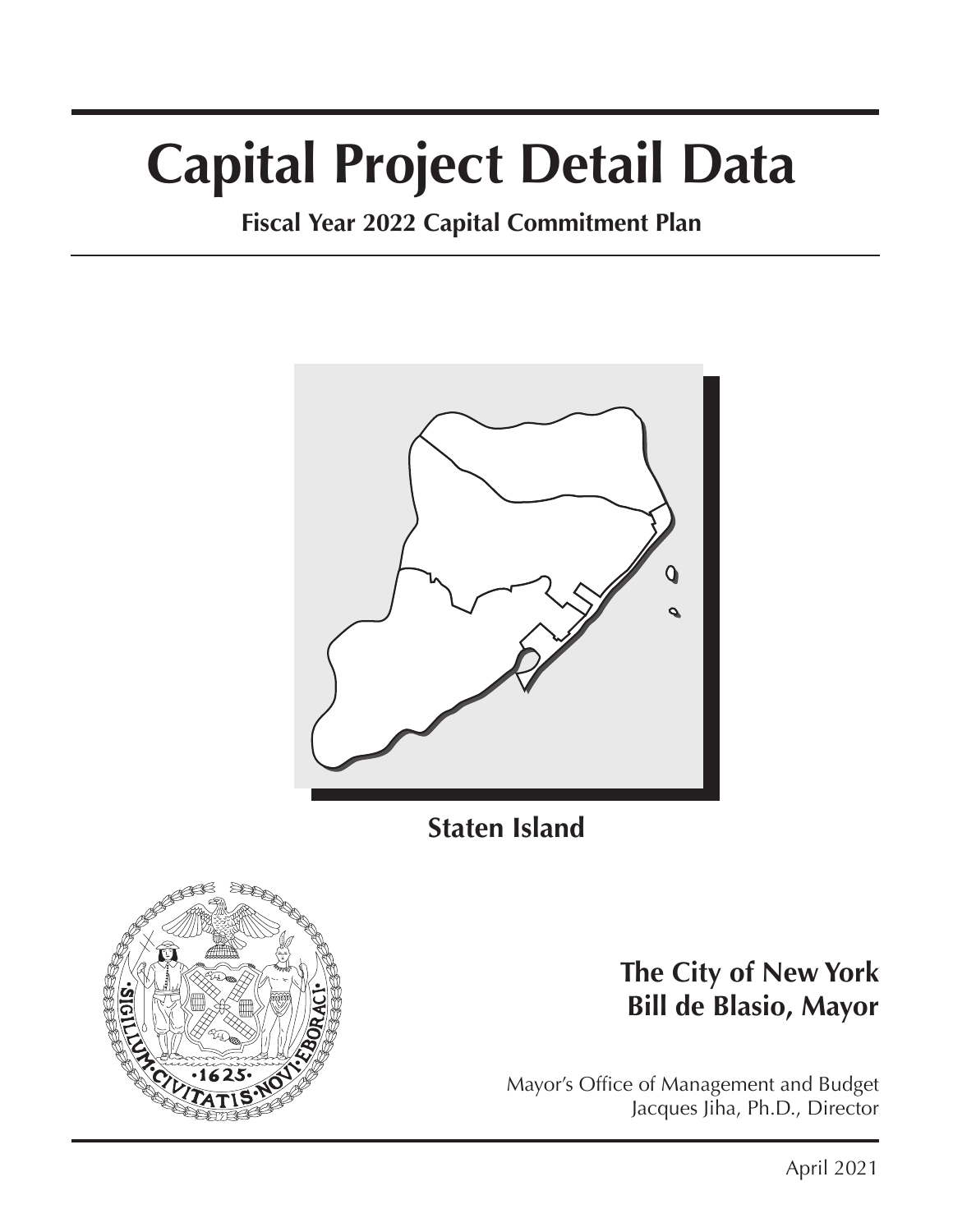# Capital Project Detail Data

**Fiscal Year 2022 Capital Commitment Plan**

**Staten Island**

**The City of New York**
**Bill de Blasio, Mayor**

Mayor's Office of Management and Budget
Jacques Jiha, Ph.D., Director

April 2021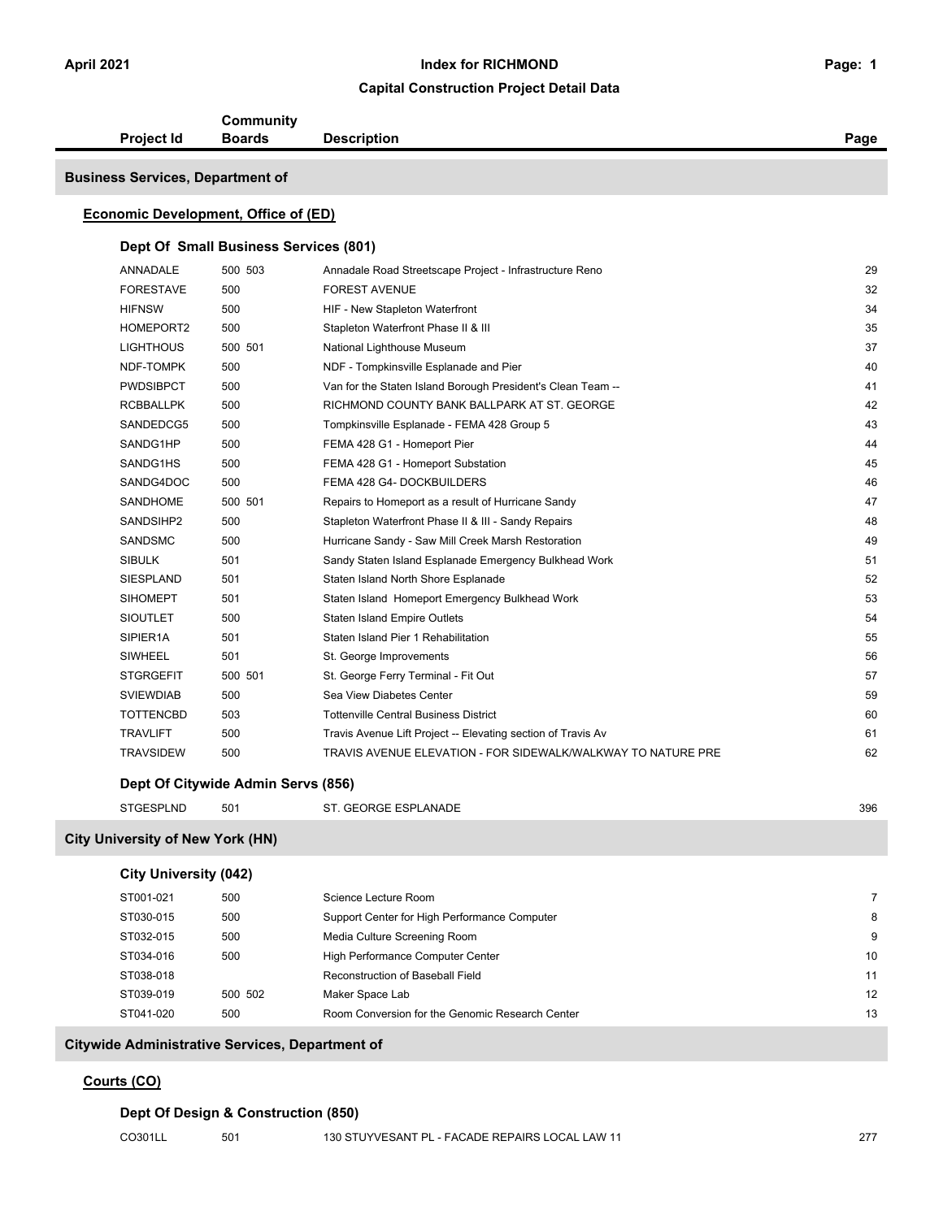# Index for RICHMOND

## Capital Construction Project Detail Data

| Project Id | Community Boards | Description | Page |
|---|---|---|---|

## Business Services, Department of

### Economic Development, Office of (ED)

#### Dept Of Small Business Services (801)

| Project Id | Community Boards | Description | Page |
|---|---|---|---|
| ANNADALE | 500 503 | Annadale Road Streetscape Project - Infrastructure Reno | 29 |
| FORESTAVE | 500 | FOREST AVENUE | 32 |
| HIFNSW | 500 | HIF - New Stapleton Waterfront | 34 |
| HOMEPORT2 | 500 | Stapleton Waterfront Phase II & III | 35 |
| LIGHTHOUS | 500 501 | National Lighthouse Museum | 37 |
| NDF-TOMPK | 500 | NDF - Tompkinsville Esplanade and Pier | 40 |
| PWDSIBPCT | 500 | Van for the Staten Island Borough President's Clean Team -- | 41 |
| RCBBALLPK | 500 | RICHMOND COUNTY BANK BALLPARK AT ST. GEORGE | 42 |
| SANDEDCG5 | 500 | Tompkinsville Esplanade - FEMA 428 Group 5 | 43 |
| SANDG1HP | 500 | FEMA 428 G1 - Homeport Pier | 44 |
| SANDG1HS | 500 | FEMA 428 G1 - Homeport Substation | 45 |
| SANDG4DOC | 500 | FEMA 428 G4- DOCKBUILDERS | 46 |
| SANDHOME | 500 501 | Repairs to Homeport as a result of Hurricane Sandy | 47 |
| SANDSIHP2 | 500 | Stapleton Waterfront Phase II & III - Sandy Repairs | 48 |
| SANDSMC | 500 | Hurricane Sandy - Saw Mill Creek Marsh Restoration | 49 |
| SIBULK | 501 | Sandy Staten Island Esplanade Emergency Bulkhead Work | 51 |
| SIESPLAND | 501 | Staten Island North Shore Esplanade | 52 |
| SIHOMEPT | 501 | Staten Island Homeport Emergency Bulkhead Work | 53 |
| SIOUTLET | 500 | Staten Island Empire Outlets | 54 |
| SIPIER1A | 501 | Staten Island Pier 1 Rehabilitation | 55 |
| SIWHEEL | 501 | St. George Improvements | 56 |
| STGRGEFIT | 500 501 | St. George Ferry Terminal - Fit Out | 57 |
| SVIEWDIAB | 500 | Sea View Diabetes Center | 59 |
| TOTTENCBD | 503 | Tottenville Central Business District | 60 |
| TRAVLIFT | 500 | Travis Avenue Lift Project -- Elevating section of Travis Av | 61 |
| TRAVSIDEW | 500 | TRAVIS AVENUE ELEVATION - FOR SIDEWALK/WALKWAY TO NATURE PRE | 62 |

#### Dept Of Citywide Admin Servs (856)

| Project Id | Community Boards | Description | Page |
|---|---|---|---|
| STGESPLND | 501 | ST. GEORGE ESPLANADE | 396 |

## City University of New York (HN)

#### City University (042)

| Project Id | Community Boards | Description | Page |
|---|---|---|---|
| ST001-021 | 500 | Science Lecture Room | 7 |
| ST030-015 | 500 | Support Center for High Performance Computer | 8 |
| ST032-015 | 500 | Media Culture Screening Room | 9 |
| ST034-016 | 500 | High Performance Computer Center | 10 |
| ST038-018 | | Reconstruction of Baseball Field | 11 |
| ST039-019 | 500 502 | Maker Space Lab | 12 |
| ST041-020 | 500 | Room Conversion for the Genomic Research Center | 13 |

## Citywide Administrative Services, Department of

### Courts (CO)

#### Dept Of Design & Construction (850)

| Project Id | Community Boards | Description | Page |
|---|---|---|---|
| CO301LL | 501 | 130 STUYVESANT PL - FACADE REPAIRS LOCAL LAW 11 | 277 |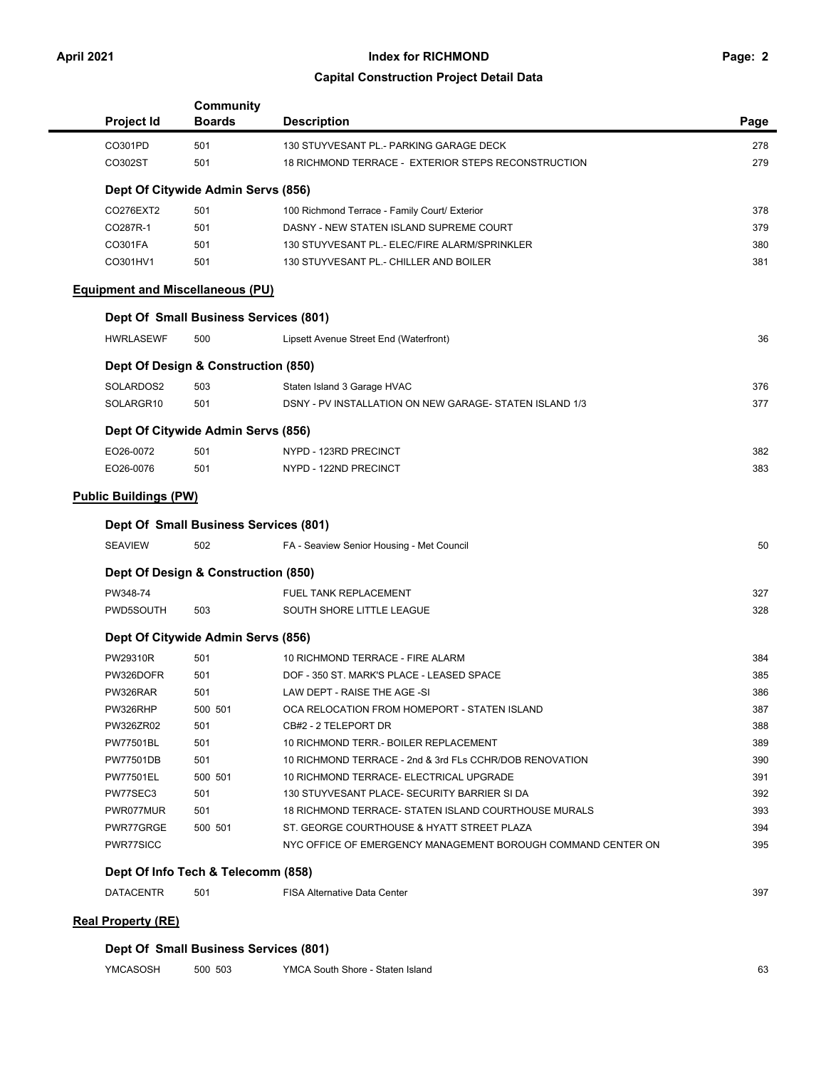| Project Id | Community Boards | Description | Page |
|---|---|---|---|
| CO301PD | 501 | 130 STUYVESANT PL.- PARKING GARAGE DECK | 278 |
| CO302ST | 501 | 18 RICHMOND TERRACE - EXTERIOR STEPS RECONSTRUCTION | 279 |
| **Dept Of Citywide Admin Servs (856)** | | | |
| CO276EXT2 | 501 | 100 Richmond Terrace - Family Court/ Exterior | 378 |
| CO287R-1 | 501 | DASNY - NEW STATEN ISLAND SUPREME COURT | 379 |
| CO301FA | 501 | 130 STUYVESANT PL.- ELEC/FIRE ALARM/SPRINKLER | 380 |
| CO301HV1 | 501 | 130 STUYVESANT PL.- CHILLER AND BOILER | 381 |

## Equipment and Miscellaneous (PU)

| Project Id | Community Boards | Description | Page |
|---|---|---|---|
| **Dept Of Small Business Services (801)** | | | |
| HWRLASEWF | 500 | Lipsett Avenue Street End (Waterfront) | 36 |
| **Dept Of Design & Construction (850)** | | | |
| SOLARDOS2 | 503 | Staten Island 3 Garage HVAC | 376 |
| SOLARGR10 | 501 | DSNY - PV INSTALLATION ON NEW GARAGE- STATEN ISLAND 1/3 | 377 |
| **Dept Of Citywide Admin Servs (856)** | | | |
| EO26-0072 | 501 | NYPD - 123RD PRECINCT | 382 |
| EO26-0076 | 501 | NYPD - 122ND PRECINCT | 383 |

## Public Buildings (PW)

| Project Id | Community Boards | Description | Page |
|---|---|---|---|
| **Dept Of Small Business Services (801)** | | | |
| SEAVIEW | 502 | FA - Seaview Senior Housing - Met Council | 50 |
| **Dept Of Design & Construction (850)** | | | |
| PW348-74 | | FUEL TANK REPLACEMENT | 327 |
| PWD5SOUTH | 503 | SOUTH SHORE LITTLE LEAGUE | 328 |
| **Dept Of Citywide Admin Servs (856)** | | | |
| PW29310R | 501 | 10 RICHMOND TERRACE - FIRE ALARM | 384 |
| PW326DOFR | 501 | DOF - 350 ST. MARK'S PLACE - LEASED SPACE | 385 |
| PW326RAR | 501 | LAW DEPT - RAISE THE AGE -SI | 386 |
| PW326RHP | 500 501 | OCA RELOCATION FROM HOMEPORT - STATEN ISLAND | 387 |
| PW326ZR02 | 501 | CB#2 - 2 TELEPORT DR | 388 |
| PW77501BL | 501 | 10 RICHMOND TERR.- BOILER REPLACEMENT | 389 |
| PW77501DB | 501 | 10 RICHMOND TERRACE - 2nd & 3rd FLs CCHR/DOB RENOVATION | 390 |
| PW77501EL | 500 501 | 10 RICHMOND TERRACE- ELECTRICAL UPGRADE | 391 |
| PW77SEC3 | 501 | 130 STUYVESANT PLACE- SECURITY BARRIER SI DA | 392 |
| PWR077MUR | 501 | 18 RICHMOND TERRACE- STATEN ISLAND COURTHOUSE MURALS | 393 |
| PWR77GRGE | 500 501 | ST. GEORGE COURTHOUSE & HYATT STREET PLAZA | 394 |
| PWR77SICC | | NYC OFFICE OF EMERGENCY MANAGEMENT BOROUGH COMMAND CENTER ON | 395 |
| **Dept Of Info Tech & Telecomm (858)** | | | |
| DATACENTR | 501 | FISA Alternative Data Center | 397 |

## Real Property (RE)

| Project Id | Community Boards | Description | Page |
|---|---|---|---|
| **Dept Of Small Business Services (801)** | | | |
| YMCASOSH | 500 503 | YMCA South Shore - Staten Island | 63 |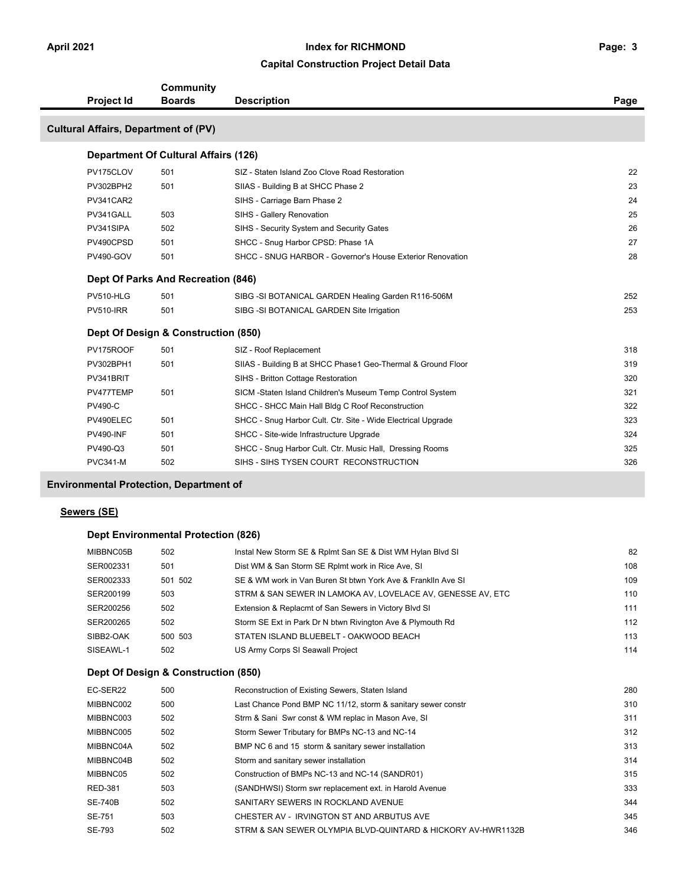# Index for RICHMOND

## Capital Construction Project Detail Data

April 2021

| Project Id | Community Boards | Description | Page |
|---|---|---|---|
| **Cultural Affairs, Department of (PV)** | | | |
| **Department Of Cultural Affairs (126)** | | | |
| PV175CLOV | 501 | SIZ - Staten Island Zoo Clove Road Restoration | 22 |
| PV302BPH2 | 501 | SIIAS - Building B at SHCC Phase 2 | 23 |
| PV341CAR2 | | SIHS - Carriage Barn Phase 2 | 24 |
| PV341GALL | 503 | SIHS - Gallery Renovation | 25 |
| PV341SIPA | 502 | SIHS - Security System and Security Gates | 26 |
| PV490CPSD | 501 | SHCC - Snug Harbor CPSD: Phase 1A | 27 |
| PV490-GOV | 501 | SHCC - SNUG HARBOR - Governor's House Exterior Renovation | 28 |
| **Dept Of Parks And Recreation (846)** | | | |
| PV510-HLG | 501 | SIBG -SI BOTANICAL GARDEN Healing Garden R116-506M | 252 |
| PV510-IRR | 501 | SIBG -SI BOTANICAL GARDEN Site Irrigation | 253 |
| **Dept Of Design & Construction (850)** | | | |
| PV175ROOF | 501 | SIZ - Roof Replacement | 318 |
| PV302BPH1 | 501 | SIIAS - Building B at SHCC Phase1 Geo-Thermal & Ground Floor | 319 |
| PV341BRIT | | SIHS - Britton Cottage Restoration | 320 |
| PV477TEMP | 501 | SICM -Staten Island Children's Museum Temp Control System | 321 |
| PV490-C | | SHCC - SHCC Main Hall Bldg C Roof Reconstruction | 322 |
| PV490ELEC | 501 | SHCC - Snug Harbor Cult. Ctr. Site - Wide Electrical Upgrade | 323 |
| PV490-INF | 501 | SHCC - Site-wide Infrastructure Upgrade | 324 |
| PV490-Q3 | 501 | SHCC - Snug Harbor Cult. Ctr. Music Hall, Dressing Rooms | 325 |
| PVC341-M | 502 | SIHS - SIHS TYSEN COURT RECONSTRUCTION | 326 |
| **Environmental Protection, Department of** | | | |
| **Sewers (SE)** | | | |
| **Dept Environmental Protection (826)** | | | |
| MIBBNC05B | 502 | Instal New Storm SE & Rplmt San SE & Dist WM Hylan Blvd SI | 82 |
| SER002331 | 501 | Dist WM & San Storm SE Rplmt work in Rice Ave, SI | 108 |
| SER002333 | 501 502 | SE & WM work in Van Buren St btwn York Ave & Franklln Ave SI | 109 |
| SER200199 | 503 | STRM & SAN SEWER IN LAMOKA AV, LOVELACE AV, GENESSE AV, ETC | 110 |
| SER200256 | 502 | Extension & Replacmt of San Sewers in Victory Blvd SI | 111 |
| SER200265 | 502 | Storm SE Ext in Park Dr N btwn Rivington Ave & Plymouth Rd | 112 |
| SIBB2-OAK | 500 503 | STATEN ISLAND BLUEBELT - OAKWOOD BEACH | 113 |
| SISEAWL-1 | 502 | US Army Corps SI Seawall Project | 114 |
| **Dept Of Design & Construction (850)** | | | |
| EC-SER22 | 500 | Reconstruction of Existing Sewers, Staten Island | 280 |
| MIBBNC002 | 500 | Last Chance Pond BMP NC 11/12, storm & sanitary sewer constr | 310 |
| MIBBNC003 | 502 | Strm & Sani Swr const & WM replac in Mason Ave, SI | 311 |
| MIBBNC005 | 502 | Storm Sewer Tributary for BMPs NC-13 and NC-14 | 312 |
| MIBBNC04A | 502 | BMP NC 6 and 15 storm & sanitary sewer installation | 313 |
| MIBBNC04B | 502 | Storm and sanitary sewer installation | 314 |
| MIBBNC05 | 502 | Construction of BMPs NC-13 and NC-14 (SANDR01) | 315 |
| RED-381 | 503 | (SANDHWSI) Storm swr replacement ext. in Harold Avenue | 333 |
| SE-740B | 502 | SANITARY SEWERS IN ROCKLAND AVENUE | 344 |
| SE-751 | 503 | CHESTER AV - IRVINGTON ST AND ARBUTUS AVE | 345 |
| SE-793 | 502 | STRM & SAN SEWER OLYMPIA BLVD-QUINTARD & HICKORY AV-HWR1132B | 346 |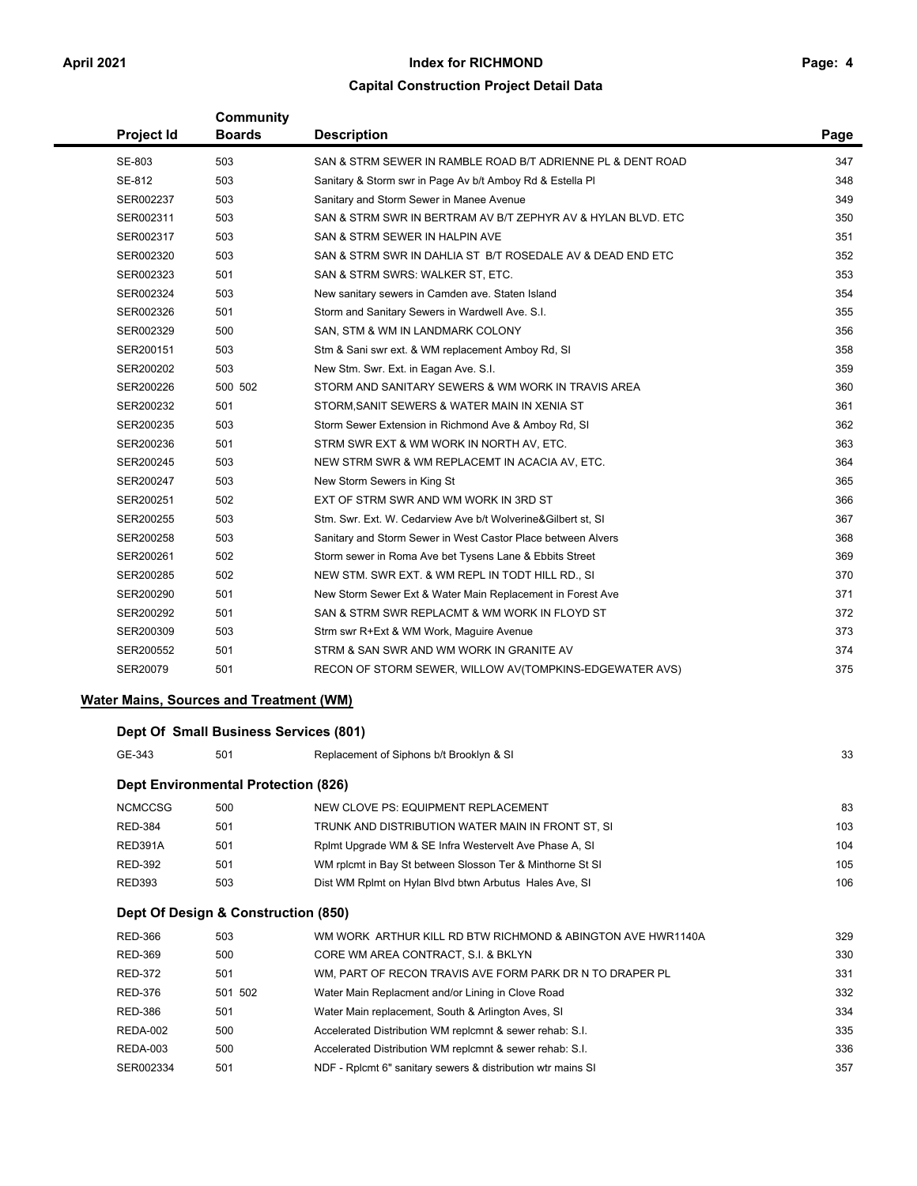# Capital Construction Project Detail Data

| Project Id | Community Boards | Description | Page |
|---|---|---|---|
| SE-803 | 503 | SAN & STRM SEWER IN RAMBLE ROAD B/T ADRIENNE PL & DENT ROAD | 347 |
| SE-812 | 503 | Sanitary & Storm swr in Page Av b/t Amboy Rd & Estella Pl | 348 |
| SER002237 | 503 | Sanitary and Storm Sewer in Manee Avenue | 349 |
| SER002311 | 503 | SAN & STRM SWR IN BERTRAM AV B/T ZEPHYR AV & HYLAN BLVD. ETC | 350 |
| SER002317 | 503 | SAN & STRM SEWER IN HALPIN AVE | 351 |
| SER002320 | 503 | SAN & STRM SWR IN DAHLIA ST B/T ROSEDALE AV & DEAD END ETC | 352 |
| SER002323 | 501 | SAN & STRM SWRS: WALKER ST, ETC. | 353 |
| SER002324 | 503 | New sanitary sewers in Camden ave. Staten Island | 354 |
| SER002326 | 501 | Storm and Sanitary Sewers in Wardwell Ave. S.I. | 355 |
| SER002329 | 500 | SAN, STM & WM IN LANDMARK COLONY | 356 |
| SER200151 | 503 | Stm & Sani swr ext. & WM replacement Amboy Rd, SI | 358 |
| SER200202 | 503 | New Stm. Swr. Ext. in Eagan Ave. S.I. | 359 |
| SER200226 | 500 502 | STORM AND SANITARY SEWERS & WM WORK IN TRAVIS AREA | 360 |
| SER200232 | 501 | STORM,SANIT SEWERS & WATER MAIN IN XENIA ST | 361 |
| SER200235 | 503 | Storm Sewer Extension in Richmond Ave & Amboy Rd, SI | 362 |
| SER200236 | 501 | STRM SWR EXT & WM WORK IN NORTH AV, ETC. | 363 |
| SER200245 | 503 | NEW STRM SWR & WM REPLACEMT IN ACACIA AV, ETC. | 364 |
| SER200247 | 503 | New Storm Sewers in King St | 365 |
| SER200251 | 502 | EXT OF STRM SWR AND WM WORK IN 3RD ST | 366 |
| SER200255 | 503 | Stm. Swr. Ext. W. Cedarview Ave b/t Wolverine&Gilbert st, SI | 367 |
| SER200258 | 503 | Sanitary and Storm Sewer in West Castor Place between Alvers | 368 |
| SER200261 | 502 | Storm sewer in Roma Ave bet Tysens Lane & Ebbits Street | 369 |
| SER200285 | 502 | NEW STM. SWR EXT. & WM REPL IN TODT HILL RD., SI | 370 |
| SER200290 | 501 | New Storm Sewer Ext & Water Main Replacement in Forest Ave | 371 |
| SER200292 | 501 | SAN & STRM SWR REPLACMT & WM WORK IN FLOYD ST | 372 |
| SER200309 | 503 | Strm swr R+Ext & WM Work, Maguire Avenue | 373 |
| SER200552 | 501 | STRM & SAN SWR AND WM WORK IN GRANITE AV | 374 |
| SER20079 | 501 | RECON OF STORM SEWER, WILLOW AV(TOMPKINS-EDGEWATER AVS) | 375 |

## Water Mains, Sources and Treatment (WM)

### Dept Of Small Business Services (801)

| Project Id | Community Boards | Description | Page |
|---|---|---|---|
| GE-343 | 501 | Replacement of Siphons b/t Brooklyn & SI | 33 |

### Dept Environmental Protection (826)

| Project Id | Community Boards | Description | Page |
|---|---|---|---|
| NCMCCSG | 500 | NEW CLOVE PS: EQUIPMENT REPLACEMENT | 83 |
| RED-384 | 501 | TRUNK AND DISTRIBUTION WATER MAIN IN FRONT ST, SI | 103 |
| RED391A | 501 | Rplmt Upgrade WM & SE Infra Westervelt Ave Phase A, SI | 104 |
| RED-392 | 501 | WM rplcmt in Bay St between Slosson Ter & Minthorne St SI | 105 |
| RED393 | 503 | Dist WM Rplmt on Hylan Blvd btwn Arbutus Hales Ave, SI | 106 |

### Dept Of Design & Construction (850)

| Project Id | Community Boards | Description | Page |
|---|---|---|---|
| RED-366 | 503 | WM WORK ARTHUR KILL RD BTW RICHMOND & ABINGTON AVE HWR1140A | 329 |
| RED-369 | 500 | CORE WM AREA CONTRACT, S.I. & BKLYN | 330 |
| RED-372 | 501 | WM, PART OF RECON TRAVIS AVE FORM PARK DR N TO DRAPER PL | 331 |
| RED-376 | 501 502 | Water Main Replacment and/or Lining in Clove Road | 332 |
| RED-386 | 501 | Water Main replacement, South & Arlington Aves, SI | 334 |
| REDA-002 | 500 | Accelerated Distribution WM replcmnt & sewer rehab: S.I. | 335 |
| REDA-003 | 500 | Accelerated Distribution WM replcmnt & sewer rehab: S.I. | 336 |
| SER002334 | 501 | NDF - Rplcmt 6" sanitary sewers & distribution wtr mains SI | 357 |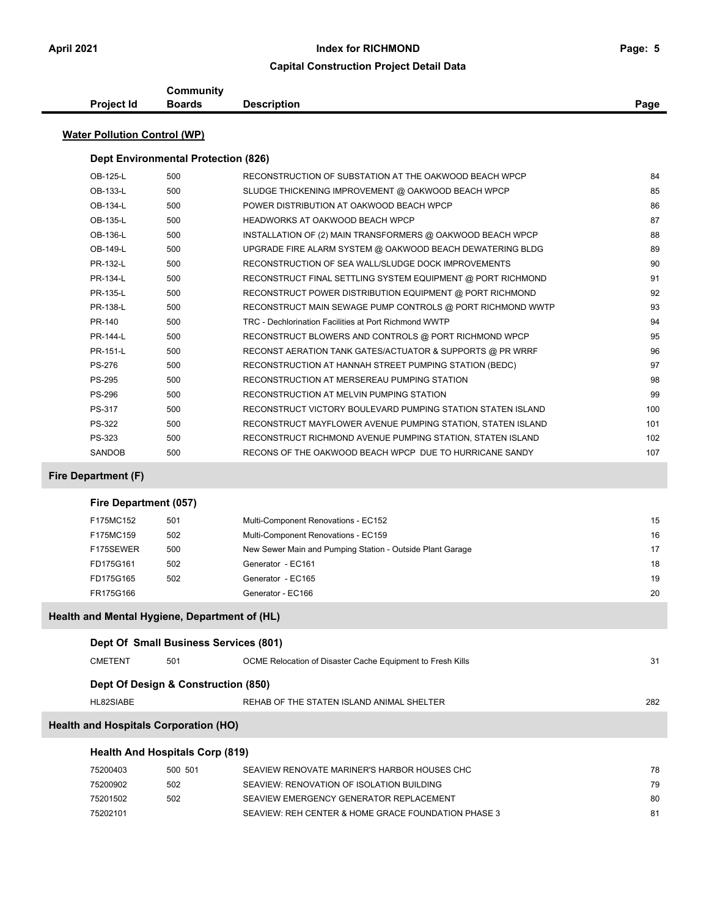## Index for RICHMOND

### Capital Construction Project Detail Data

| Project Id | Community Boards | Description | Page |
|---|---|---|---|

## Water Pollution Control (WP)

### Dept Environmental Protection (826)

| Project Id | Community Boards | Description | Page |
|---|---|---|---|
| OB-125-L | 500 | RECONSTRUCTION OF SUBSTATION AT THE OAKWOOD BEACH WPCP | 84 |
| OB-133-L | 500 | SLUDGE THICKENING IMPROVEMENT @ OAKWOOD BEACH WPCP | 85 |
| OB-134-L | 500 | POWER DISTRIBUTION AT OAKWOOD BEACH WPCP | 86 |
| OB-135-L | 500 | HEADWORKS AT OAKWOOD BEACH WPCP | 87 |
| OB-136-L | 500 | INSTALLATION OF (2) MAIN TRANSFORMERS @ OAKWOOD BEACH WPCP | 88 |
| OB-149-L | 500 | UPGRADE FIRE ALARM SYSTEM @ OAKWOOD BEACH DEWATERING BLDG | 89 |
| PR-132-L | 500 | RECONSTRUCTION OF SEA WALL/SLUDGE DOCK IMPROVEMENTS | 90 |
| PR-134-L | 500 | RECONSTRUCT FINAL SETTLING SYSTEM EQUIPMENT @ PORT RICHMOND | 91 |
| PR-135-L | 500 | RECONSTRUCT POWER DISTRIBUTION EQUIPMENT @ PORT RICHMOND | 92 |
| PR-138-L | 500 | RECONSTRUCT MAIN SEWAGE PUMP CONTROLS @ PORT RICHMOND WWTP | 93 |
| PR-140 | 500 | TRC - Dechlorination Facilities at Port Richmond WWTP | 94 |
| PR-144-L | 500 | RECONSTRUCT BLOWERS AND CONTROLS @ PORT RICHMOND WPCP | 95 |
| PR-151-L | 500 | RECONST AERATION TANK GATES/ACTUATOR & SUPPORTS @ PR WRRF | 96 |
| PS-276 | 500 | RECONSTRUCTION AT HANNAH STREET PUMPING STATION (BEDC) | 97 |
| PS-295 | 500 | RECONSTRUCTION AT MERSEREAU PUMPING STATION | 98 |
| PS-296 | 500 | RECONSTRUCTION AT MELVIN PUMPING STATION | 99 |
| PS-317 | 500 | RECONSTRUCT VICTORY BOULEVARD PUMPING STATION STATEN ISLAND | 100 |
| PS-322 | 500 | RECONSTRUCT MAYFLOWER AVENUE PUMPING STATION, STATEN ISLAND | 101 |
| PS-323 | 500 | RECONSTRUCT RICHMOND AVENUE PUMPING STATION, STATEN ISLAND | 102 |
| SANDOB | 500 | RECONS OF THE OAKWOOD BEACH WPCP DUE TO HURRICANE SANDY | 107 |

## Fire Department (F)

### Fire Department (057)

| Project Id | Community Boards | Description | Page |
|---|---|---|---|
| F175MC152 | 501 | Multi-Component Renovations - EC152 | 15 |
| F175MC159 | 502 | Multi-Component Renovations - EC159 | 16 |
| F175SEWER | 500 | New Sewer Main and Pumping Station - Outside Plant Garage | 17 |
| FD175G161 | 502 | Generator - EC161 | 18 |
| FD175G165 | 502 | Generator - EC165 | 19 |
| FR175G166 | | Generator - EC166 | 20 |

## Health and Mental Hygiene, Department of (HL)

### Dept Of Small Business Services (801)

| Project Id | Community Boards | Description | Page |
|---|---|---|---|
| CMETENT | 501 | OCME Relocation of Disaster Cache Equipment to Fresh Kills | 31 |

### Dept Of Design & Construction (850)

| Project Id | Community Boards | Description | Page |
|---|---|---|---|
| HL82SIABE | | REHAB OF THE STATEN ISLAND ANIMAL SHELTER | 282 |

## Health and Hospitals Corporation (HO)

### Health And Hospitals Corp (819)

| Project Id | Community Boards | Description | Page |
|---|---|---|---|
| 75200403 | 500 501 | SEAVIEW RENOVATE MARINER'S HARBOR HOUSES CHC | 78 |
| 75200902 | 502 | SEAVIEW: RENOVATION OF ISOLATION BUILDING | 79 |
| 75201502 | 502 | SEAVIEW EMERGENCY GENERATOR REPLACEMENT | 80 |
| 75202101 | | SEAVIEW: REH CENTER & HOME GRACE FOUNDATION PHASE 3 | 81 |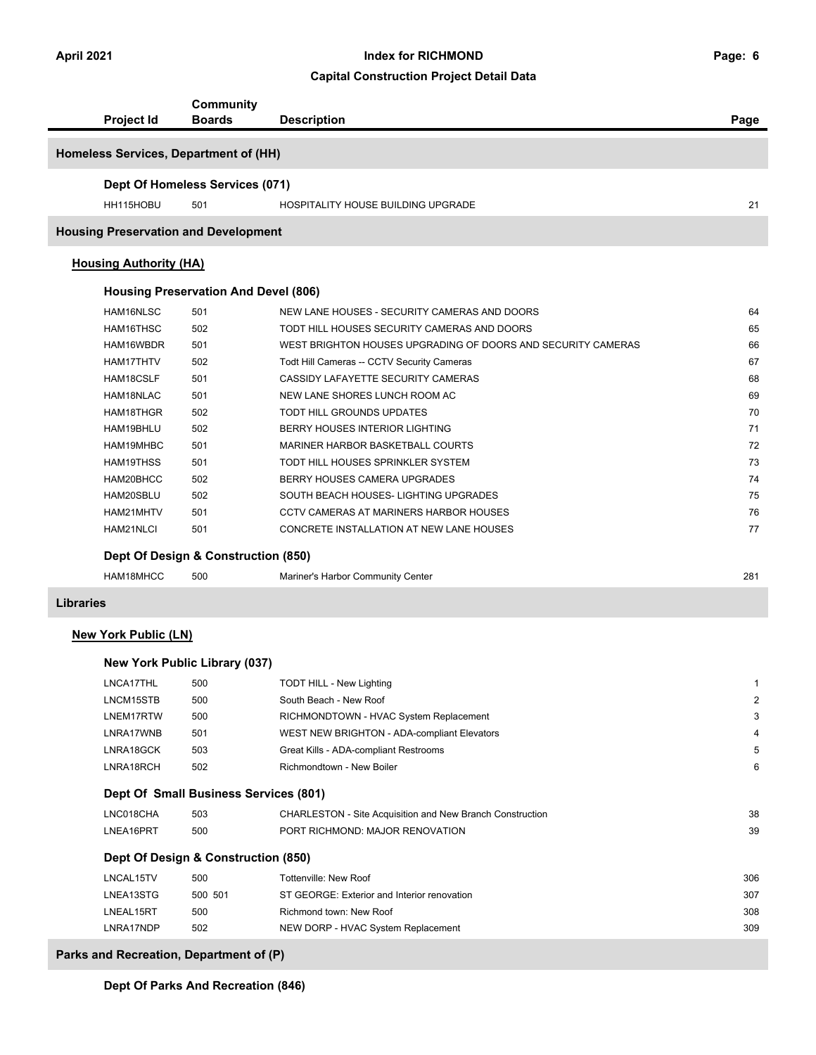## Capital Construction Project Detail Data

| Project Id | Community Boards | Description | Page |
|---|---|---|---|
| **Homeless Services, Department of (HH)** | | | |
| **Dept Of Homeless Services (071)** | | | |
| HH115HOBU | 501 | HOSPITALITY HOUSE BUILDING UPGRADE | 21 |
| **Housing Preservation and Development** | | | |
| **Housing Authority (HA)** | | | |
| **Housing Preservation And Devel (806)** | | | |
| HAM16NLSC | 501 | NEW LANE HOUSES - SECURITY CAMERAS AND DOORS | 64 |
| HAM16THSC | 502 | TODT HILL HOUSES SECURITY CAMERAS AND DOORS | 65 |
| HAM16WBDR | 501 | WEST BRIGHTON HOUSES UPGRADING OF DOORS AND SECURITY CAMERAS | 66 |
| HAM17THTV | 502 | Todt Hill Cameras -- CCTV Security Cameras | 67 |
| HAM18CSLF | 501 | CASSIDY LAFAYETTE SECURITY CAMERAS | 68 |
| HAM18NLAC | 501 | NEW LANE SHORES LUNCH ROOM AC | 69 |
| HAM18THGR | 502 | TODT HILL GROUNDS UPDATES | 70 |
| HAM19BHLU | 502 | BERRY HOUSES INTERIOR LIGHTING | 71 |
| HAM19MHBC | 501 | MARINER HARBOR BASKETBALL COURTS | 72 |
| HAM19THSS | 501 | TODT HILL HOUSES SPRINKLER SYSTEM | 73 |
| HAM20BHCC | 502 | BERRY HOUSES CAMERA UPGRADES | 74 |
| HAM20SBLU | 502 | SOUTH BEACH HOUSES- LIGHTING UPGRADES | 75 |
| HAM21MHTV | 501 | CCTV CAMERAS AT MARINERS HARBOR HOUSES | 76 |
| HAM21NLCI | 501 | CONCRETE INSTALLATION AT NEW LANE HOUSES | 77 |
| **Dept Of Design & Construction (850)** | | | |
| HAM18MHCC | 500 | Mariner's Harbor Community Center | 281 |
| **Libraries** | | | |
| **New York Public (LN)** | | | |
| **New York Public Library (037)** | | | |
| LNCA17THL | 500 | TODT HILL - New Lighting | 1 |
| LNCM15STB | 500 | South Beach - New Roof | 2 |
| LNEM17RTW | 500 | RICHMONDTOWN - HVAC System Replacement | 3 |
| LNRA17WNB | 501 | WEST NEW BRIGHTON - ADA-compliant Elevators | 4 |
| LNRA18GCK | 503 | Great Kills - ADA-compliant Restrooms | 5 |
| LNRA18RCH | 502 | Richmondtown - New Boiler | 6 |
| **Dept Of Small Business Services (801)** | | | |
| LNC018CHA | 503 | CHARLESTON - Site Acquisition and New Branch Construction | 38 |
| LNEA16PRT | 500 | PORT RICHMOND: MAJOR RENOVATION | 39 |
| **Dept Of Design & Construction (850)** | | | |
| LNCAL15TV | 500 | Tottenville: New Roof | 306 |
| LNEA13STG | 500 501 | ST GEORGE: Exterior and Interior renovation | 307 |
| LNEAL15RT | 500 | Richmond town: New Roof | 308 |
| LNRA17NDP | 502 | NEW DORP - HVAC System Replacement | 309 |
| **Parks and Recreation, Department of (P)** | | | |
| **Dept Of Parks And Recreation (846)** | | | |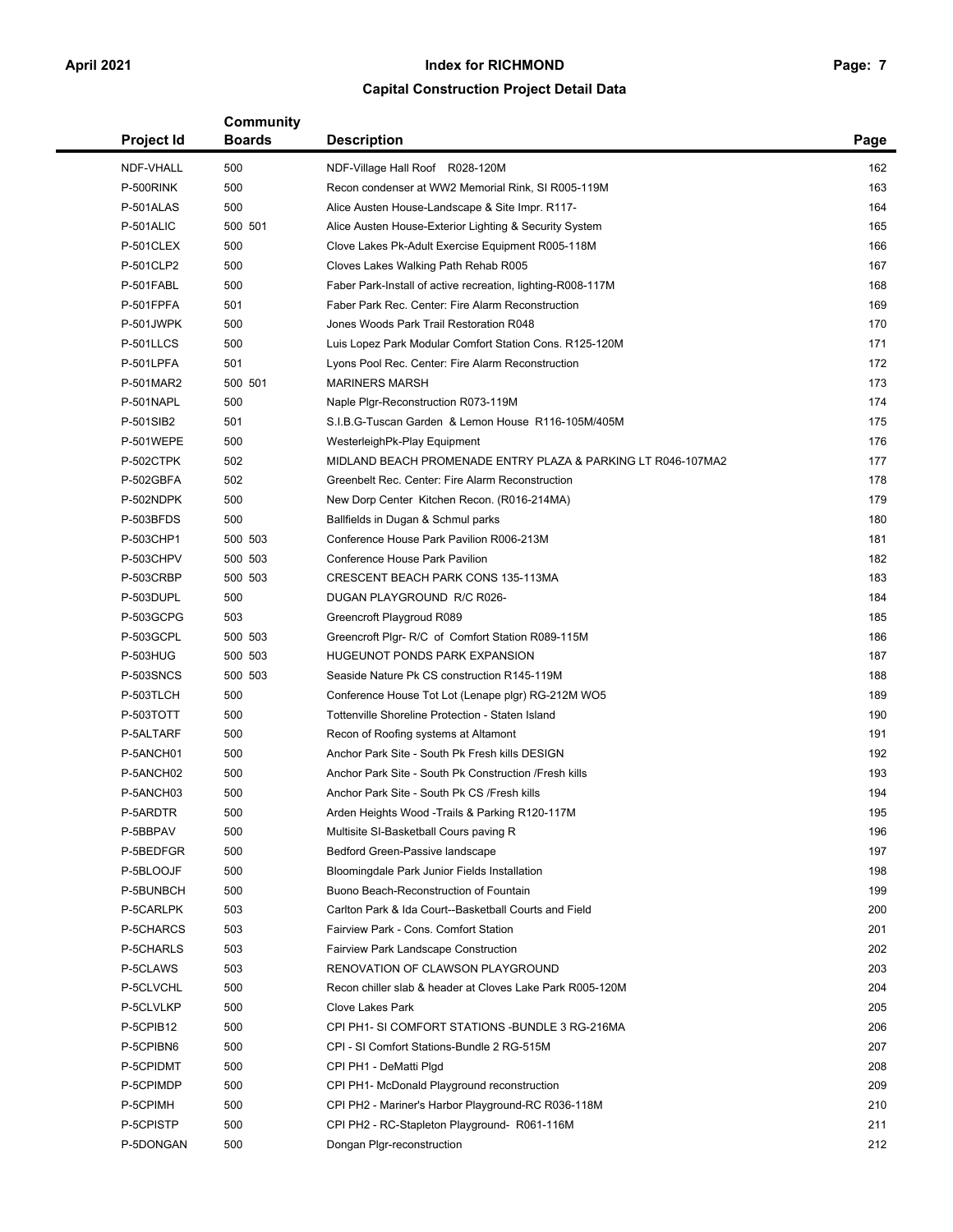# Index for RICHMOND

## Capital Construction Project Detail Data

| Project Id | Community Boards | Description | Page |
|---|---|---|---|
| NDF-VHALL | 500 | NDF-Village Hall Roof R028-120M | 162 |
| P-500RINK | 500 | Recon condenser at WW2 Memorial Rink, SI R005-119M | 163 |
| P-501ALAS | 500 | Alice Austen House-Landscape & Site Impr. R117- | 164 |
| P-501ALIC | 500 501 | Alice Austen House-Exterior Lighting & Security System | 165 |
| P-501CLEX | 500 | Clove Lakes Pk-Adult Exercise Equipment R005-118M | 166 |
| P-501CLP2 | 500 | Cloves Lakes Walking Path Rehab R005 | 167 |
| P-501FABL | 500 | Faber Park-Install of active recreation, lighting-R008-117M | 168 |
| P-501FPFA | 501 | Faber Park Rec. Center: Fire Alarm Reconstruction | 169 |
| P-501JWPK | 500 | Jones Woods Park Trail Restoration R048 | 170 |
| P-501LLCS | 500 | Luis Lopez Park Modular Comfort Station Cons. R125-120M | 171 |
| P-501LPFA | 501 | Lyons Pool Rec. Center: Fire Alarm Reconstruction | 172 |
| P-501MAR2 | 500 501 | MARINERS MARSH | 173 |
| P-501NAPL | 500 | Naple Plgr-Reconstruction R073-119M | 174 |
| P-501SIB2 | 501 | S.I.B.G-Tuscan Garden & Lemon House R116-105M/405M | 175 |
| P-501WEPE | 500 | WesterleighPk-Play Equipment | 176 |
| P-502CTPK | 502 | MIDLAND BEACH PROMENADE ENTRY PLAZA & PARKING LT R046-107MA2 | 177 |
| P-502GBFA | 502 | Greenbelt Rec. Center: Fire Alarm Reconstruction | 178 |
| P-502NDPK | 500 | New Dorp Center Kitchen Recon. (R016-214MA) | 179 |
| P-503BFDS | 500 | Ballfields in Dugan & Schmul parks | 180 |
| P-503CHP1 | 500 503 | Conference House Park Pavilion R006-213M | 181 |
| P-503CHPV | 500 503 | Conference House Park Pavilion | 182 |
| P-503CRBP | 500 503 | CRESCENT BEACH PARK CONS 135-113MA | 183 |
| P-503DUPL | 500 | DUGAN PLAYGROUND R/C R026- | 184 |
| P-503GCPG | 503 | Greencroft Playgroud R089 | 185 |
| P-503GCPL | 500 503 | Greencroft Plgr- R/C of Comfort Station R089-115M | 186 |
| P-503HUG | 500 503 | HUGEUNOT PONDS PARK EXPANSION | 187 |
| P-503SNCS | 500 503 | Seaside Nature Pk CS construction R145-119M | 188 |
| P-503TLCH | 500 | Conference House Tot Lot (Lenape plgr) RG-212M WO5 | 189 |
| P-503TOTT | 500 | Tottenville Shoreline Protection - Staten Island | 190 |
| P-5ALTARF | 500 | Recon of Roofing systems at Altamont | 191 |
| P-5ANCH01 | 500 | Anchor Park Site - South Pk Fresh kills DESIGN | 192 |
| P-5ANCH02 | 500 | Anchor Park Site - South Pk Construction /Fresh kills | 193 |
| P-5ANCH03 | 500 | Anchor Park Site - South Pk CS /Fresh kills | 194 |
| P-5ARDTR | 500 | Arden Heights Wood -Trails & Parking R120-117M | 195 |
| P-5BBPAV | 500 | Multisite SI-Basketball Cours paving R | 196 |
| P-5BEDFGR | 500 | Bedford Green-Passive landscape | 197 |
| P-5BLOOJF | 500 | Bloomingdale Park Junior Fields Installation | 198 |
| P-5BUNBCH | 500 | Buono Beach-Reconstruction of Fountain | 199 |
| P-5CARLPK | 503 | Carlton Park & Ida Court--Basketball Courts and Field | 200 |
| P-5CHARCS | 503 | Fairview Park - Cons. Comfort Station | 201 |
| P-5CHARLS | 503 | Fairview Park Landscape Construction | 202 |
| P-5CLAWS | 503 | RENOVATION OF CLAWSON PLAYGROUND | 203 |
| P-5CLVCHL | 500 | Recon chiller slab & header at Cloves Lake Park R005-120M | 204 |
| P-5CLVLKP | 500 | Clove Lakes Park | 205 |
| P-5CPIB12 | 500 | CPI PH1- SI COMFORT STATIONS -BUNDLE 3 RG-216MA | 206 |
| P-5CPIBN6 | 500 | CPI - SI Comfort Stations-Bundle 2 RG-515M | 207 |
| P-5CPIDMT | 500 | CPI PH1 - DeMatti Plgd | 208 |
| P-5CPIMDP | 500 | CPI PH1- McDonald Playground reconstruction | 209 |
| P-5CPIMH | 500 | CPI PH2 - Mariner's Harbor Playground-RC R036-118M | 210 |
| P-5CPISTP | 500 | CPI PH2 - RC-Stapleton Playground- R061-116M | 211 |
| P-5DONGAN | 500 | Dongan Plgr-reconstruction | 212 |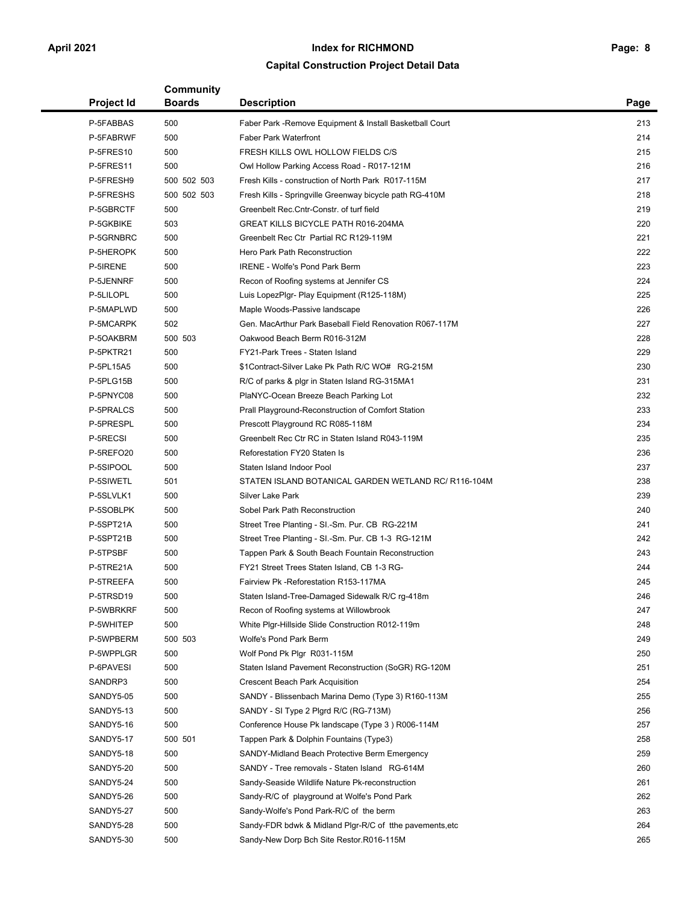# Index for RICHMOND

## Capital Construction Project Detail Data

| Project Id | Community Boards | Description | Page |
|---|---|---|---|
| P-5FABBAS | 500 | Faber Park -Remove Equipment & Install Basketball Court | 213 |
| P-5FABRWF | 500 | Faber Park Waterfront | 214 |
| P-5FRES10 | 500 | FRESH KILLS OWL HOLLOW FIELDS C/S | 215 |
| P-5FRES11 | 500 | Owl Hollow Parking Access Road - R017-121M | 216 |
| P-5FRESH9 | 500 502 503 | Fresh Kills - construction of North Park R017-115M | 217 |
| P-5FRESHS | 500 502 503 | Fresh Kills - Springville Greenway bicycle path RG-410M | 218 |
| P-5GBRCTF | 500 | Greenbelt Rec.Cntr-Constr. of turf field | 219 |
| P-5GKBIKE | 503 | GREAT KILLS BICYCLE PATH R016-204MA | 220 |
| P-5GRNBRC | 500 | Greenbelt Rec Ctr Partial RC R129-119M | 221 |
| P-5HEROPK | 500 | Hero Park Path Reconstruction | 222 |
| P-5IRENE | 500 | IRENE - Wolfe's Pond Park Berm | 223 |
| P-5JENNRF | 500 | Recon of Roofing systems at Jennifer CS | 224 |
| P-5LILOPL | 500 | Luis LopezPlgr- Play Equipment (R125-118M) | 225 |
| P-5MAPLWD | 500 | Maple Woods-Passive landscape | 226 |
| P-5MCARPK | 502 | Gen. MacArthur Park Baseball Field Renovation R067-117M | 227 |
| P-5OAKBRM | 500 503 | Oakwood Beach Berm R016-312M | 228 |
| P-5PKTR21 | 500 | FY21-Park Trees - Staten Island | 229 |
| P-5PL15A5 | 500 | $1Contract-Silver Lake Pk Path R/C WO# RG-215M | 230 |
| P-5PLG15B | 500 | R/C of parks & plgr in Staten Island RG-315MA1 | 231 |
| P-5PNYC08 | 500 | PlaNYC-Ocean Breeze Beach Parking Lot | 232 |
| P-5PRALCS | 500 | Prall Playground-Reconstruction of Comfort Station | 233 |
| P-5PRESPL | 500 | Prescott Playground RC R085-118M | 234 |
| P-5RECSI | 500 | Greenbelt Rec Ctr RC in Staten Island R043-119M | 235 |
| P-5REFO20 | 500 | Reforestation FY20 Staten Is | 236 |
| P-5SIPOOL | 500 | Staten Island Indoor Pool | 237 |
| P-5SIWETL | 501 | STATEN ISLAND BOTANICAL GARDEN WETLAND RC/ R116-104M | 238 |
| P-5SLVLK1 | 500 | Silver Lake Park | 239 |
| P-5SOBLPK | 500 | Sobel Park Path Reconstruction | 240 |
| P-5SPT21A | 500 | Street Tree Planting - SI.-Sm. Pur. CB RG-221M | 241 |
| P-5SPT21B | 500 | Street Tree Planting - SI.-Sm. Pur. CB 1-3 RG-121M | 242 |
| P-5TPSBF | 500 | Tappen Park & South Beach Fountain Reconstruction | 243 |
| P-5TRE21A | 500 | FY21 Street Trees Staten Island, CB 1-3 RG- | 244 |
| P-5TREEFA | 500 | Fairview Pk -Reforestation R153-117MA | 245 |
| P-5TRSD19 | 500 | Staten Island-Tree-Damaged Sidewalk R/C rg-418m | 246 |
| P-5WBRKRF | 500 | Recon of Roofing systems at Willowbrook | 247 |
| P-5WHITEP | 500 | White Plgr-Hillside Slide Construction R012-119m | 248 |
| P-5WPBERM | 500 503 | Wolfe's Pond Park Berm | 249 |
| P-5WPPLGR | 500 | Wolf Pond Pk Plgr R031-115M | 250 |
| P-6PAVESI | 500 | Staten Island Pavement Reconstruction (SoGR) RG-120M | 251 |
| SANDRP3 | 500 | Crescent Beach Park Acquisition | 254 |
| SANDY5-05 | 500 | SANDY - Blissenbach Marina Demo (Type 3) R160-113M | 255 |
| SANDY5-13 | 500 | SANDY - SI Type 2 Plgrd R/C (RG-713M) | 256 |
| SANDY5-16 | 500 | Conference House Pk landscape (Type 3 ) R006-114M | 257 |
| SANDY5-17 | 500 501 | Tappen Park & Dolphin Fountains (Type3) | 258 |
| SANDY5-18 | 500 | SANDY-Midland Beach Protective Berm Emergency | 259 |
| SANDY5-20 | 500 | SANDY - Tree removals - Staten Island RG-614M | 260 |
| SANDY5-24 | 500 | Sandy-Seaside Wildlife Nature Pk-reconstruction | 261 |
| SANDY5-26 | 500 | Sandy-R/C of playground at Wolfe's Pond Park | 262 |
| SANDY5-27 | 500 | Sandy-Wolfe's Pond Park-R/C of the berm | 263 |
| SANDY5-28 | 500 | Sandy-FDR bdwk & Midland Plgr-R/C of tthe pavements,etc | 264 |
| SANDY5-30 | 500 | Sandy-New Dorp Bch Site Restor.R016-115M | 265 |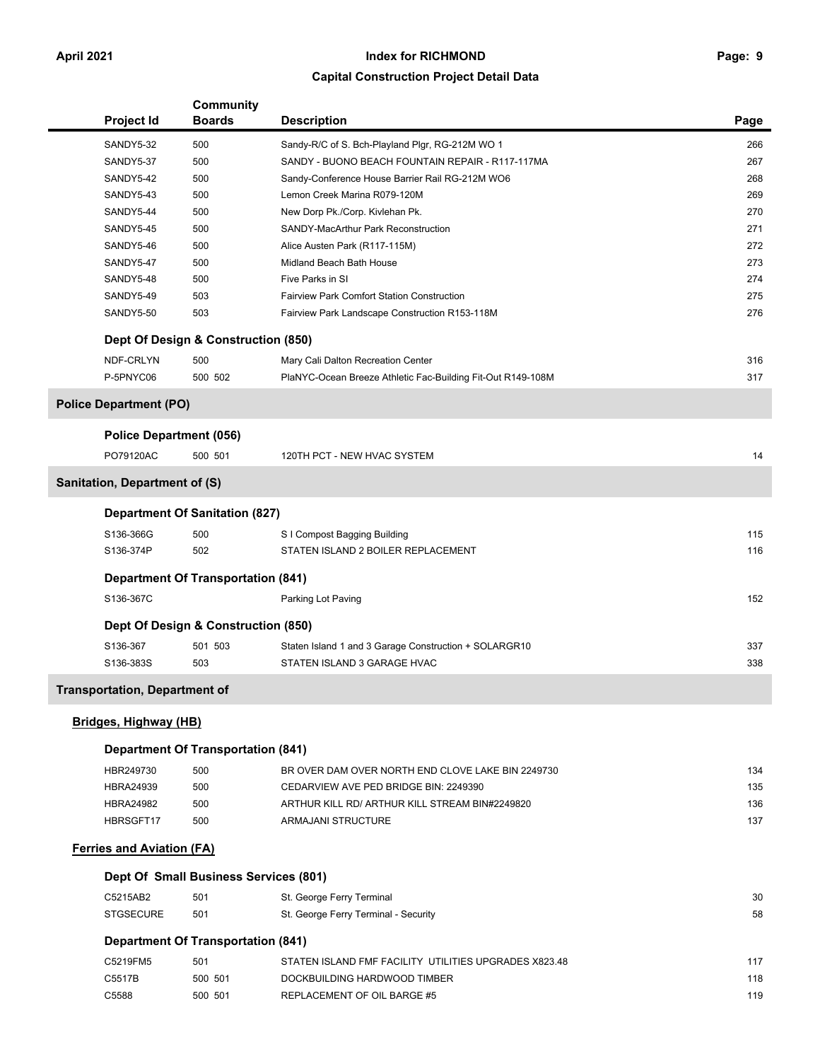## Capital Construction Project Detail Data

| Project Id | Community Boards | Description | Page |
|---|---|---|---|
| SANDY5-32 | 500 | Sandy-R/C of S. Bch-Playland Plgr, RG-212M WO 1 | 266 |
| SANDY5-37 | 500 | SANDY - BUONO BEACH FOUNTAIN REPAIR - R117-117MA | 267 |
| SANDY5-42 | 500 | Sandy-Conference House Barrier Rail RG-212M WO6 | 268 |
| SANDY5-43 | 500 | Lemon Creek Marina R079-120M | 269 |
| SANDY5-44 | 500 | New Dorp Pk./Corp. Kivlehan Pk. | 270 |
| SANDY5-45 | 500 | SANDY-MacArthur Park Reconstruction | 271 |
| SANDY5-46 | 500 | Alice Austen Park (R117-115M) | 272 |
| SANDY5-47 | 500 | Midland Beach Bath House | 273 |
| SANDY5-48 | 500 | Five Parks in SI | 274 |
| SANDY5-49 | 503 | Fairview Park Comfort Station Construction | 275 |
| SANDY5-50 | 503 | Fairview Park Landscape Construction R153-118M | 276 |

**Dept Of Design & Construction (850)**

| Project Id | Community Boards | Description | Page |
|---|---|---|---|
| NDF-CRLYN | 500 | Mary Cali Dalton Recreation Center | 316 |
| P-5PNYC06 | 500 502 | PlaNYC-Ocean Breeze Athletic Fac-Building Fit-Out R149-108M | 317 |

## Police Department (PO)

**Police Department (056)**

| Project Id | Community Boards | Description | Page |
|---|---|---|---|
| PO79120AC | 500 501 | 120TH PCT - NEW HVAC SYSTEM | 14 |

## Sanitation, Department of (S)

**Department Of Sanitation (827)**

| Project Id | Community Boards | Description | Page |
|---|---|---|---|
| S136-366G | 500 | S I Compost Bagging Building | 115 |
| S136-374P | 502 | STATEN ISLAND 2 BOILER REPLACEMENT | 116 |

**Department Of Transportation (841)**

| Project Id | Community Boards | Description | Page |
|---|---|---|---|
| S136-367C | | Parking Lot Paving | 152 |

**Dept Of Design & Construction (850)**

| Project Id | Community Boards | Description | Page |
|---|---|---|---|
| S136-367 | 501 503 | Staten Island 1 and 3 Garage Construction + SOLARGR10 | 337 |
| S136-383S | 503 | STATEN ISLAND 3 GARAGE HVAC | 338 |

## Transportation, Department of

### Bridges, Highway (HB)

**Department Of Transportation (841)**

| Project Id | Community Boards | Description | Page |
|---|---|---|---|
| HBR249730 | 500 | BR OVER DAM OVER NORTH END CLOVE LAKE BIN 2249730 | 134 |
| HBRA24939 | 500 | CEDARVIEW AVE PED BRIDGE BIN: 2249390 | 135 |
| HBRA24982 | 500 | ARTHUR KILL RD/ ARTHUR KILL STREAM BIN#2249820 | 136 |
| HBRSGFT17 | 500 | ARMAJANI STRUCTURE | 137 |

### Ferries and Aviation (FA)

**Dept Of Small Business Services (801)**

| Project Id | Community Boards | Description | Page |
|---|---|---|---|
| C5215AB2 | 501 | St. George Ferry Terminal | 30 |
| STGSECURE | 501 | St. George Ferry Terminal - Security | 58 |

**Department Of Transportation (841)**

| Project Id | Community Boards | Description | Page |
|---|---|---|---|
| C5219FM5 | 501 | STATEN ISLAND FMF FACILITY UTILITIES UPGRADES X823.48 | 117 |
| C5517B | 500 501 | DOCKBUILDING HARDWOOD TIMBER | 118 |
| C5588 | 500 501 | REPLACEMENT OF OIL BARGE #5 | 119 |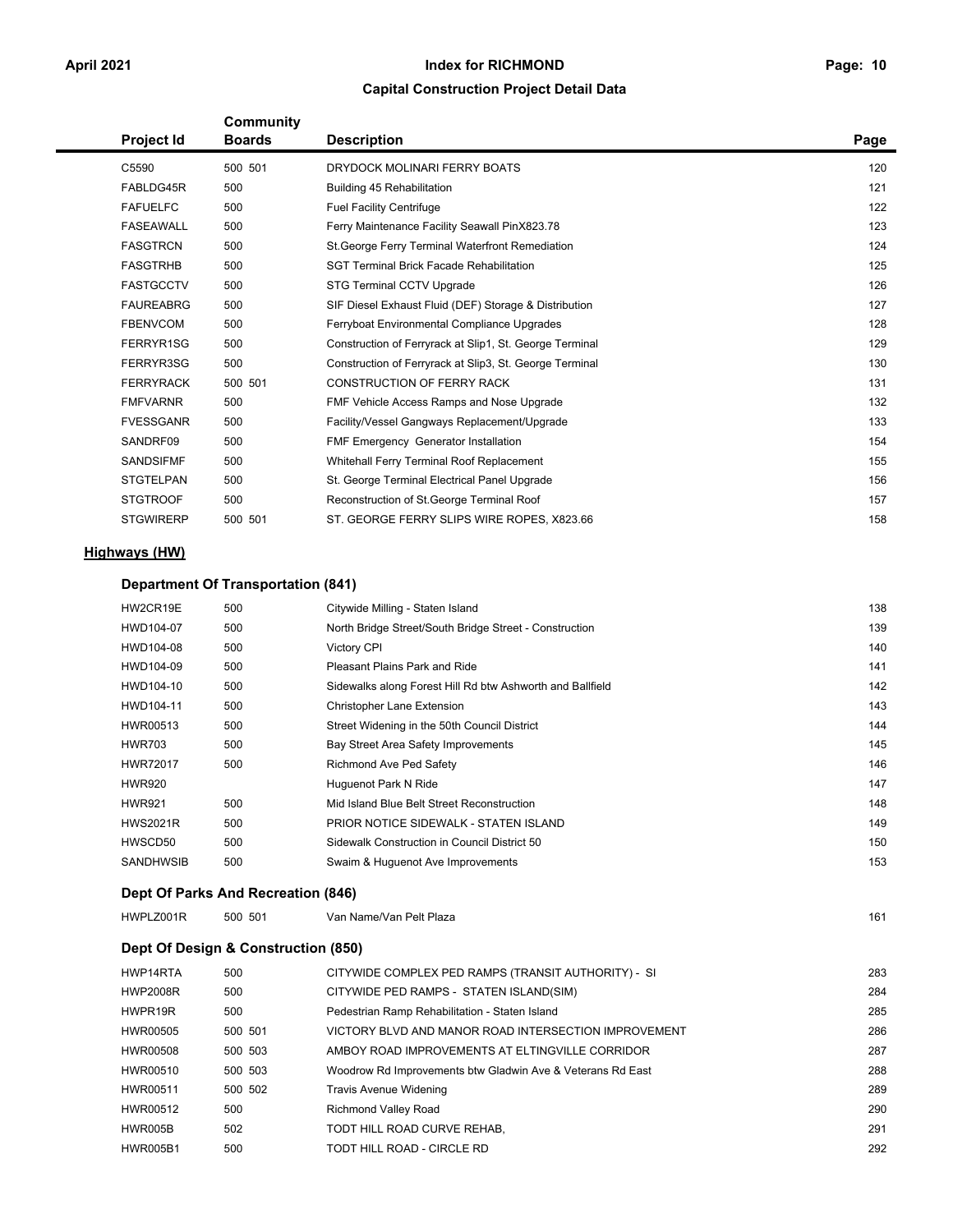| Project Id | Community Boards | Description | Page |
|---|---|---|---|
| C5590 | 500 501 | DRYDOCK MOLINARI FERRY BOATS | 120 |
| FABLDG45R | 500 | Building 45 Rehabilitation | 121 |
| FAFUELFC | 500 | Fuel Facility Centrifuge | 122 |
| FASEAWALL | 500 | Ferry Maintenance Facility Seawall PinX823.78 | 123 |
| FASGTRCN | 500 | St.George Ferry Terminal Waterfront Remediation | 124 |
| FASGTRHB | 500 | SGT Terminal Brick Facade Rehabilitation | 125 |
| FASTGCCTV | 500 | STG Terminal CCTV Upgrade | 126 |
| FAUREABRG | 500 | SIF Diesel Exhaust Fluid (DEF) Storage & Distribution | 127 |
| FBENVCOM | 500 | Ferryboat Environmental Compliance Upgrades | 128 |
| FERRYR1SG | 500 | Construction of Ferryrack at Slip1, St. George Terminal | 129 |
| FERRYR3SG | 500 | Construction of Ferryrack at Slip3, St. George Terminal | 130 |
| FERRYRACK | 500 501 | CONSTRUCTION OF FERRY RACK | 131 |
| FMFVARNR | 500 | FMF Vehicle Access Ramps and Nose Upgrade | 132 |
| FVESSGANR | 500 | Facility/Vessel Gangways Replacement/Upgrade | 133 |
| SANDRF09 | 500 | FMF Emergency Generator Installation | 154 |
| SANDSIFMF | 500 | Whitehall Ferry Terminal Roof Replacement | 155 |
| STGTELPAN | 500 | St. George Terminal Electrical Panel Upgrade | 156 |
| STGTROOF | 500 | Reconstruction of St.George Terminal Roof | 157 |
| STGWIRERP | 500 501 | ST. GEORGE FERRY SLIPS WIRE ROPES, X823.66 | 158 |

## Highways (HW)

### Department Of Transportation (841)

| Project Id | Community Boards | Description | Page |
|---|---|---|---|
| HW2CR19E | 500 | Citywide Milling - Staten Island | 138 |
| HWD104-07 | 500 | North Bridge Street/South Bridge Street - Construction | 139 |
| HWD104-08 | 500 | Victory CPI | 140 |
| HWD104-09 | 500 | Pleasant Plains Park and Ride | 141 |
| HWD104-10 | 500 | Sidewalks along Forest Hill Rd btw Ashworth and Ballfield | 142 |
| HWD104-11 | 500 | Christopher Lane Extension | 143 |
| HWR00513 | 500 | Street Widening in the 50th Council District | 144 |
| HWR703 | 500 | Bay Street Area Safety Improvements | 145 |
| HWR72017 | 500 | Richmond Ave Ped Safety | 146 |
| HWR920 | | Huguenot Park N Ride | 147 |
| HWR921 | 500 | Mid Island Blue Belt Street Reconstruction | 148 |
| HWS2021R | 500 | PRIOR NOTICE SIDEWALK - STATEN ISLAND | 149 |
| HWSCD50 | 500 | Sidewalk Construction in Council District 50 | 150 |
| SANDHWSIB | 500 | Swaim & Huguenot Ave Improvements | 153 |

### Dept Of Parks And Recreation (846)

| Project Id | Community Boards | Description | Page |
|---|---|---|---|
| HWPLZ001R | 500 501 | Van Name/Van Pelt Plaza | 161 |

### Dept Of Design & Construction (850)

| Project Id | Community Boards | Description | Page |
|---|---|---|---|
| HWP14RTA | 500 | CITYWIDE COMPLEX PED RAMPS (TRANSIT AUTHORITY) - SI | 283 |
| HWP2008R | 500 | CITYWIDE PED RAMPS - STATEN ISLAND(SIM) | 284 |
| HWPR19R | 500 | Pedestrian Ramp Rehabilitation - Staten Island | 285 |
| HWR00505 | 500 501 | VICTORY BLVD AND MANOR ROAD INTERSECTION IMPROVEMENT | 286 |
| HWR00508 | 500 503 | AMBOY ROAD IMPROVEMENTS AT ELTINGVILLE CORRIDOR | 287 |
| HWR00510 | 500 503 | Woodrow Rd Improvements btw Gladwin Ave & Veterans Rd East | 288 |
| HWR00511 | 500 502 | Travis Avenue Widening | 289 |
| HWR00512 | 500 | Richmond Valley Road | 290 |
| HWR005B | 502 | TODT HILL ROAD CURVE REHAB, | 291 |
| HWR005B1 | 500 | TODT HILL ROAD - CIRCLE RD | 292 |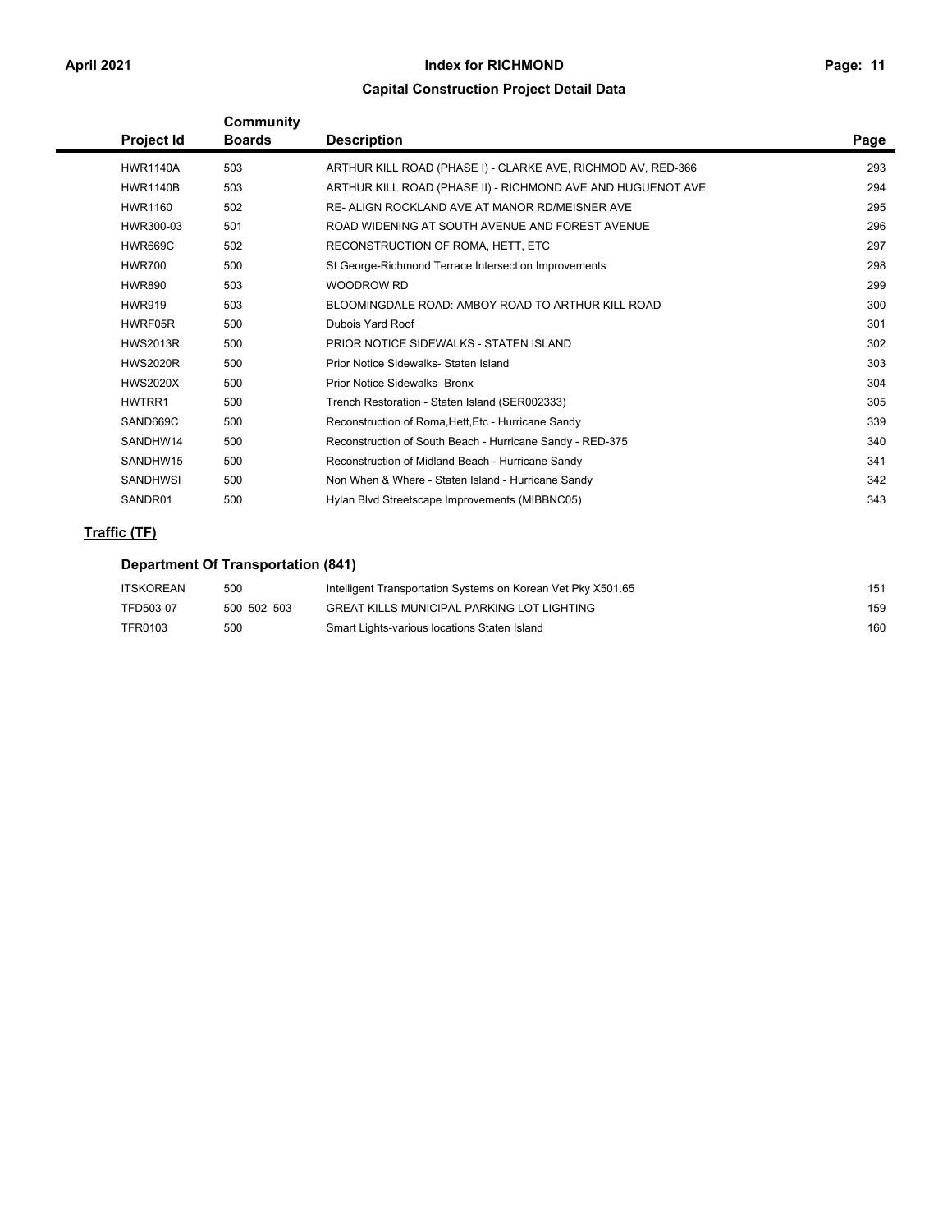# Index for RICHMOND

## Capital Construction Project Detail Data

| Project Id | Community Boards | Description | Page |
|---|---|---|---|
| HWR1140A | 503 | ARTHUR KILL ROAD (PHASE I) - CLARKE AVE, RICHMOD AV, RED-366 | 293 |
| HWR1140B | 503 | ARTHUR KILL ROAD (PHASE II) - RICHMOND AVE AND HUGUENOT AVE | 294 |
| HWR1160 | 502 | RE- ALIGN ROCKLAND AVE AT MANOR RD/MEISNER AVE | 295 |
| HWR300-03 | 501 | ROAD WIDENING AT SOUTH AVENUE AND FOREST AVENUE | 296 |
| HWR669C | 502 | RECONSTRUCTION OF ROMA, HETT, ETC | 297 |
| HWR700 | 500 | St George-Richmond Terrace Intersection Improvements | 298 |
| HWR890 | 503 | WOODROW RD | 299 |
| HWR919 | 503 | BLOOMINGDALE ROAD: AMBOY ROAD TO ARTHUR KILL ROAD | 300 |
| HWRF05R | 500 | Dubois Yard Roof | 301 |
| HWS2013R | 500 | PRIOR NOTICE SIDEWALKS - STATEN ISLAND | 302 |
| HWS2020R | 500 | Prior Notice Sidewalks- Staten Island | 303 |
| HWS2020X | 500 | Prior Notice Sidewalks- Bronx | 304 |
| HWTRR1 | 500 | Trench Restoration - Staten Island (SER002333) | 305 |
| SAND669C | 500 | Reconstruction of Roma,Hett,Etc - Hurricane Sandy | 339 |
| SANDHW14 | 500 | Reconstruction of South Beach - Hurricane Sandy - RED-375 | 340 |
| SANDHW15 | 500 | Reconstruction of Midland Beach - Hurricane Sandy | 341 |
| SANDHWSI | 500 | Non When & Where - Staten Island - Hurricane Sandy | 342 |
| SANDR01 | 500 | Hylan Blvd Streetscape Improvements (MIBBNC05) | 343 |

## Traffic (TF)

### Department Of Transportation (841)

| Project Id | Community Boards | Description | Page |
|---|---|---|---|
| ITSKOREAN | 500 | Intelligent Transportation Systems on Korean Vet Pky X501.65 | 151 |
| TFD503-07 | 500 502 503 | GREAT KILLS MUNICIPAL PARKING LOT LIGHTING | 159 |
| TFR0103 | 500 | Smart Lights-various locations Staten Island | 160 |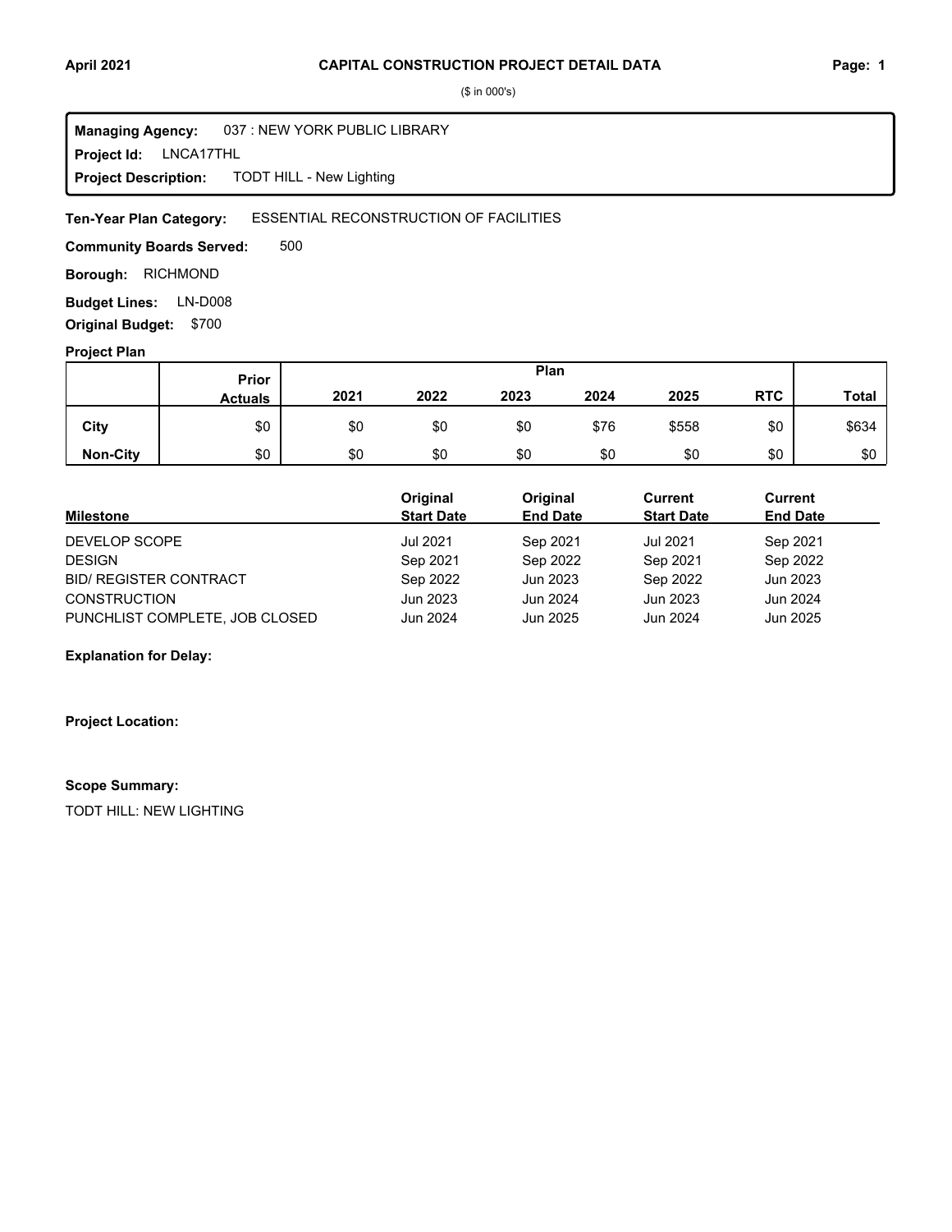# CAPITAL CONSTRUCTION PROJECT DETAIL DATA

($ in 000's)

**Managing Agency:** 037 : NEW YORK PUBLIC LIBRARY
**Project Id:** LNCA17THL
**Project Description:** TODT HILL - New Lighting

**Ten-Year Plan Category:** ESSENTIAL RECONSTRUCTION OF FACILITIES

**Community Boards Served:** 500

**Borough:** RICHMOND

**Budget Lines:** LN-D008

**Original Budget:** $700

**Project Plan**

| | Prior Actuals | Plan | | | | | | Total |
|---|---|---|---|---|---|---|---|---|
| | | 2021 | 2022 | 2023 | 2024 | 2025 | RTC | |
| **City** | $0 | $0 | $0 | $0 | $76 | $558 | $0 | $634 |
| **Non-City** | $0 | $0 | $0 | $0 | $0 | $0 | $0 | $0 |

| Milestone | Original Start Date | Original End Date | Current Start Date | Current End Date |
|---|---|---|---|---|
| DEVELOP SCOPE | Jul 2021 | Sep 2021 | Jul 2021 | Sep 2021 |
| DESIGN | Sep 2021 | Sep 2022 | Sep 2021 | Sep 2022 |
| BID/ REGISTER CONTRACT | Sep 2022 | Jun 2023 | Sep 2022 | Jun 2023 |
| CONSTRUCTION | Jun 2023 | Jun 2024 | Jun 2023 | Jun 2024 |
| PUNCHLIST COMPLETE, JOB CLOSED | Jun 2024 | Jun 2025 | Jun 2024 | Jun 2025 |

**Explanation for Delay:**

**Project Location:**

**Scope Summary:**

TODT HILL: NEW LIGHTING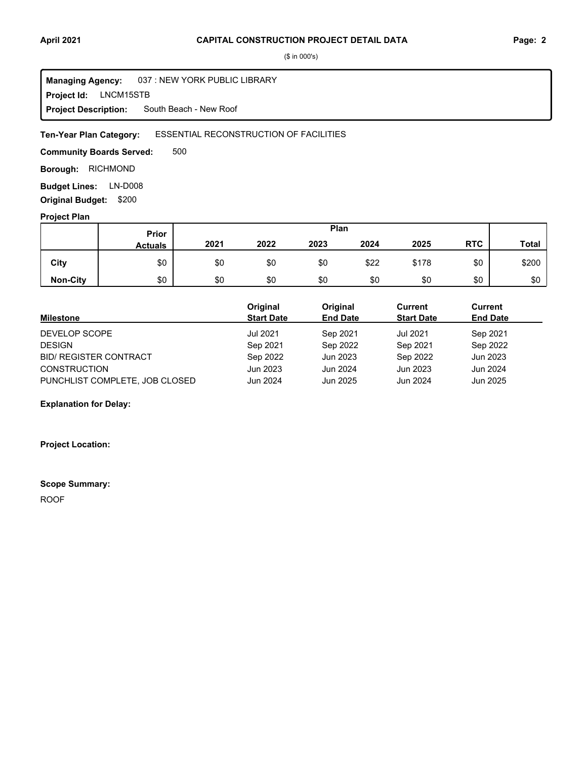# CAPITAL CONSTRUCTION PROJECT DETAIL DATA

($ in 000's)

**Managing Agency:** 037 : NEW YORK PUBLIC LIBRARY
**Project Id:** LNCM15STB
**Project Description:** South Beach - New Roof

**Ten-Year Plan Category:** ESSENTIAL RECONSTRUCTION OF FACILITIES

**Community Boards Served:** 500

**Borough:** RICHMOND

**Budget Lines:** LN-D008

**Original Budget:** $200

**Project Plan**

| | Prior Actuals | Plan 2021 | 2022 | 2023 | 2024 | 2025 | RTC | Total |
|---|---|---|---|---|---|---|---|---|
| **City** | $0 | $0 | $0 | $0 | $22 | $178 | $0 | $200 |
| **Non-City** | $0 | $0 | $0 | $0 | $0 | $0 | $0 | $0 |

| Milestone | Original Start Date | Original End Date | Current Start Date | Current End Date |
|---|---|---|---|---|
| DEVELOP SCOPE | Jul 2021 | Sep 2021 | Jul 2021 | Sep 2021 |
| DESIGN | Sep 2021 | Sep 2022 | Sep 2021 | Sep 2022 |
| BID/ REGISTER CONTRACT | Sep 2022 | Jun 2023 | Sep 2022 | Jun 2023 |
| CONSTRUCTION | Jun 2023 | Jun 2024 | Jun 2023 | Jun 2024 |
| PUNCHLIST COMPLETE, JOB CLOSED | Jun 2024 | Jun 2025 | Jun 2024 | Jun 2025 |

**Explanation for Delay:**

**Project Location:**

**Scope Summary:**

ROOF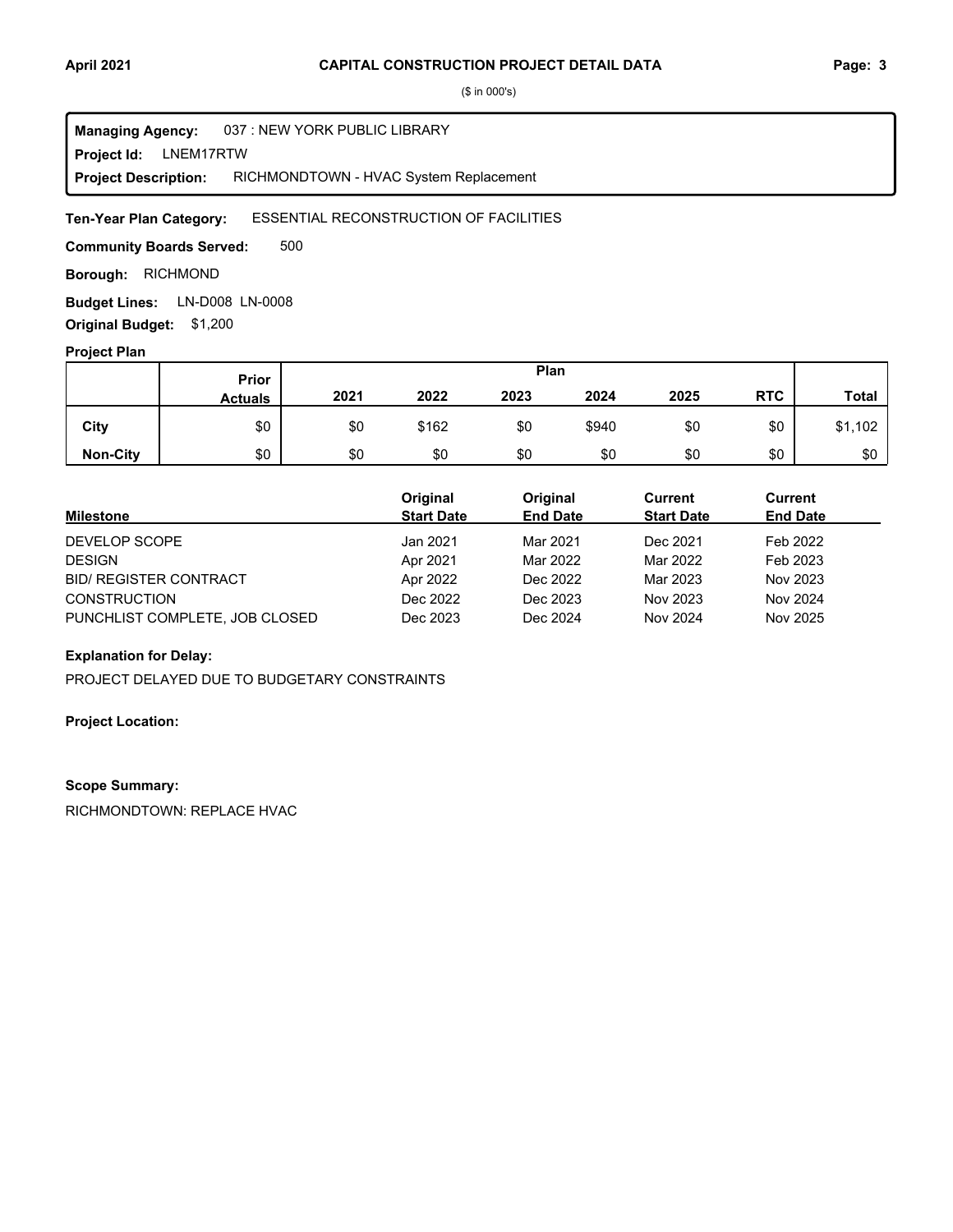# CAPITAL CONSTRUCTION PROJECT DETAIL DATA

($ in 000's)

**Managing Agency:** 037 : NEW YORK PUBLIC LIBRARY
**Project Id:** LNEM17RTW
**Project Description:** RICHMONDTOWN - HVAC System Replacement

**Ten-Year Plan Category:** ESSENTIAL RECONSTRUCTION OF FACILITIES

**Community Boards Served:** 500

**Borough:** RICHMOND

**Budget Lines:** LN-D008 LN-0008

**Original Budget:** $1,200

**Project Plan**

| | Prior Actuals | Plan | | | | | | |
|---|---|---|---|---|---|---|---|---|
| | | 2021 | 2022 | 2023 | 2024 | 2025 | RTC | Total |
| **City** | $0 | $0 | $162 | $0 | $940 | $0 | $0 | $1,102 |
| **Non-City** | $0 | $0 | $0 | $0 | $0 | $0 | $0 | $0 |

| Milestone | Original Start Date | Original End Date | Current Start Date | Current End Date |
|---|---|---|---|---|
| DEVELOP SCOPE | Jan 2021 | Mar 2021 | Dec 2021 | Feb 2022 |
| DESIGN | Apr 2021 | Mar 2022 | Mar 2022 | Feb 2023 |
| BID/ REGISTER CONTRACT | Apr 2022 | Dec 2022 | Mar 2023 | Nov 2023 |
| CONSTRUCTION | Dec 2022 | Dec 2023 | Nov 2023 | Nov 2024 |
| PUNCHLIST COMPLETE, JOB CLOSED | Dec 2023 | Dec 2024 | Nov 2024 | Nov 2025 |

**Explanation for Delay:**

PROJECT DELAYED DUE TO BUDGETARY CONSTRAINTS

**Project Location:**

**Scope Summary:**

RICHMONDTOWN: REPLACE HVAC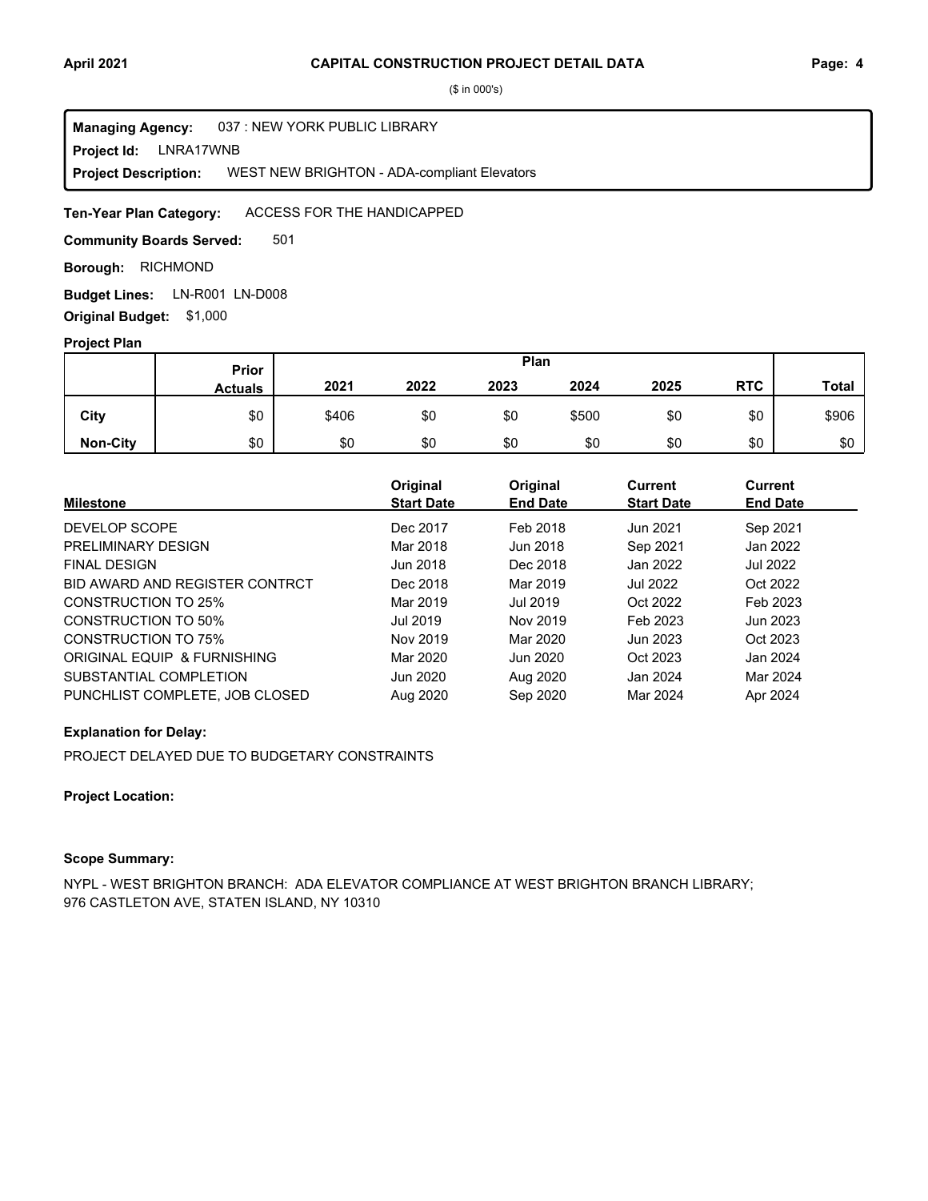($ in 000's)

**Managing Agency:** 037 : NEW YORK PUBLIC LIBRARY
**Project Id:** LNRA17WNB
**Project Description:** WEST NEW BRIGHTON - ADA-compliant Elevators

**Ten-Year Plan Category:** ACCESS FOR THE HANDICAPPED

**Community Boards Served:** 501

**Borough:** RICHMOND

**Budget Lines:** LN-R001 LN-D008

**Original Budget:** $1,000

**Project Plan**

| | Prior Actuals | 2021 | 2022 | 2023 | 2024 | 2025 | RTC | Total |
|---|---|---|---|---|---|---|---|---|
| City | $0 | $406 | $0 | $0 | $500 | $0 | $0 | $906 |
| Non-City | $0 | $0 | $0 | $0 | $0 | $0 | $0 | $0 |

| Milestone | Original Start Date | Original End Date | Current Start Date | Current End Date |
|---|---|---|---|---|
| DEVELOP SCOPE | Dec 2017 | Feb 2018 | Jun 2021 | Sep 2021 |
| PRELIMINARY DESIGN | Mar 2018 | Jun 2018 | Sep 2021 | Jan 2022 |
| FINAL DESIGN | Jun 2018 | Dec 2018 | Jan 2022 | Jul 2022 |
| BID AWARD AND REGISTER CONTRCT | Dec 2018 | Mar 2019 | Jul 2022 | Oct 2022 |
| CONSTRUCTION TO 25% | Mar 2019 | Jul 2019 | Oct 2022 | Feb 2023 |
| CONSTRUCTION TO 50% | Jul 2019 | Nov 2019 | Feb 2023 | Jun 2023 |
| CONSTRUCTION TO 75% | Nov 2019 | Mar 2020 | Jun 2023 | Oct 2023 |
| ORIGINAL EQUIP & FURNISHING | Mar 2020 | Jun 2020 | Oct 2023 | Jan 2024 |
| SUBSTANTIAL COMPLETION | Jun 2020 | Aug 2020 | Jan 2024 | Mar 2024 |
| PUNCHLIST COMPLETE, JOB CLOSED | Aug 2020 | Sep 2020 | Mar 2024 | Apr 2024 |

**Explanation for Delay:**

PROJECT DELAYED DUE TO BUDGETARY CONSTRAINTS

**Project Location:**

**Scope Summary:**

NYPL - WEST BRIGHTON BRANCH: ADA ELEVATOR COMPLIANCE AT WEST BRIGHTON BRANCH LIBRARY; 976 CASTLETON AVE, STATEN ISLAND, NY 10310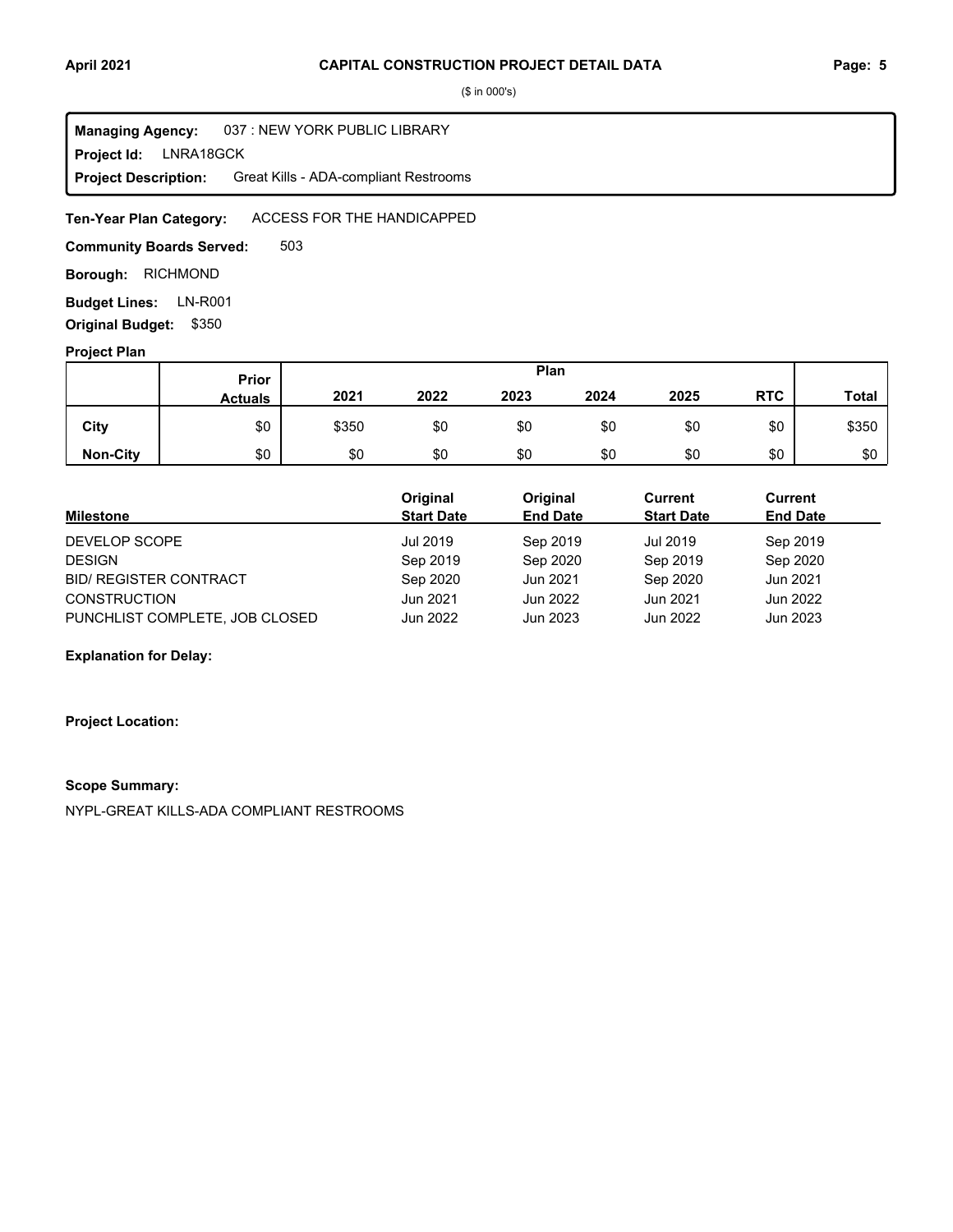## CAPITAL CONSTRUCTION PROJECT DETAIL DATA

($ in 000's)

**Managing Agency:** 037 : NEW YORK PUBLIC LIBRARY
**Project Id:** LNRA18GCK
**Project Description:** Great Kills - ADA-compliant Restrooms

**Ten-Year Plan Category:** ACCESS FOR THE HANDICAPPED

**Community Boards Served:** 503

**Borough:** RICHMOND

**Budget Lines:** LN-R001

**Original Budget:** $350

### Project Plan

| | Prior Actuals | Plan 2021 | 2022 | 2023 | 2024 | 2025 | RTC | Total |
|---|---|---|---|---|---|---|---|---|
| **City** | $0 | $350 | $0 | $0 | $0 | $0 | $0 | $350 |
| **Non-City** | $0 | $0 | $0 | $0 | $0 | $0 | $0 | $0 |

| Milestone | Original Start Date | Original End Date | Current Start Date | Current End Date |
|---|---|---|---|---|
| DEVELOP SCOPE | Jul 2019 | Sep 2019 | Jul 2019 | Sep 2019 |
| DESIGN | Sep 2019 | Sep 2020 | Sep 2019 | Sep 2020 |
| BID/ REGISTER CONTRACT | Sep 2020 | Jun 2021 | Sep 2020 | Jun 2021 |
| CONSTRUCTION | Jun 2021 | Jun 2022 | Jun 2021 | Jun 2022 |
| PUNCHLIST COMPLETE, JOB CLOSED | Jun 2022 | Jun 2023 | Jun 2022 | Jun 2023 |

**Explanation for Delay:**

**Project Location:**

**Scope Summary:**

NYPL-GREAT KILLS-ADA COMPLIANT RESTROOMS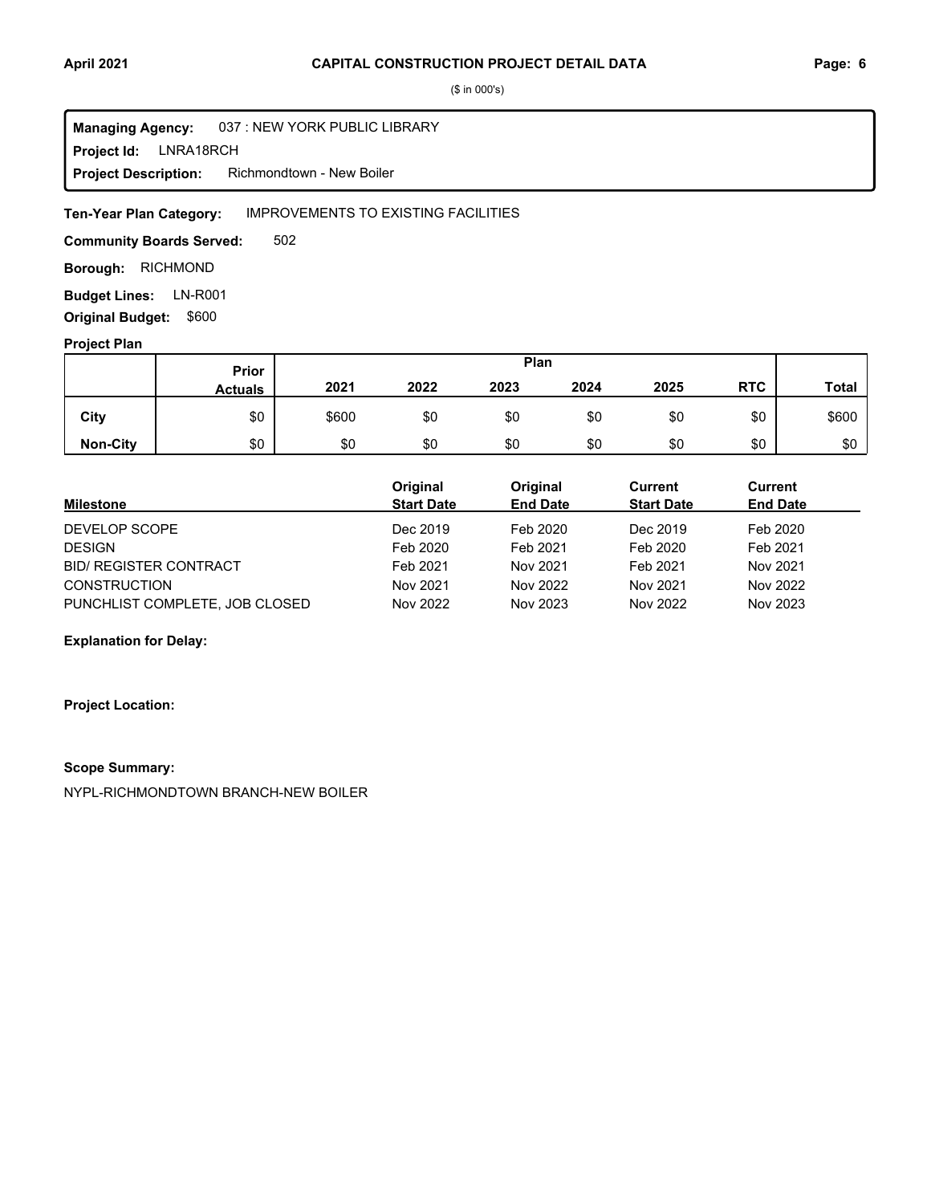# CAPITAL CONSTRUCTION PROJECT DETAIL DATA

($ in 000's)

**Managing Agency:** 037 : NEW YORK PUBLIC LIBRARY
**Project Id:** LNRA18RCH
**Project Description:** Richmondtown - New Boiler

**Ten-Year Plan Category:** IMPROVEMENTS TO EXISTING FACILITIES

**Community Boards Served:** 502

**Borough:** RICHMOND

**Budget Lines:** LN-R001

**Original Budget:** $600

**Project Plan**

| | Prior Actuals | Plan | | | | | | |
|---|---|---|---|---|---|---|---|---|
| | | 2021 | 2022 | 2023 | 2024 | 2025 | RTC | Total |
| City | $0 | $600 | $0 | $0 | $0 | $0 | $0 | $600 |
| Non-City | $0 | $0 | $0 | $0 | $0 | $0 | $0 | $0 |

| Milestone | Original Start Date | Original End Date | Current Start Date | Current End Date |
|---|---|---|---|---|
| DEVELOP SCOPE | Dec 2019 | Feb 2020 | Dec 2019 | Feb 2020 |
| DESIGN | Feb 2020 | Feb 2021 | Feb 2020 | Feb 2021 |
| BID/ REGISTER CONTRACT | Feb 2021 | Nov 2021 | Feb 2021 | Nov 2021 |
| CONSTRUCTION | Nov 2021 | Nov 2022 | Nov 2021 | Nov 2022 |
| PUNCHLIST COMPLETE, JOB CLOSED | Nov 2022 | Nov 2023 | Nov 2022 | Nov 2023 |

**Explanation for Delay:**

**Project Location:**

**Scope Summary:**

NYPL-RICHMONDTOWN BRANCH-NEW BOILER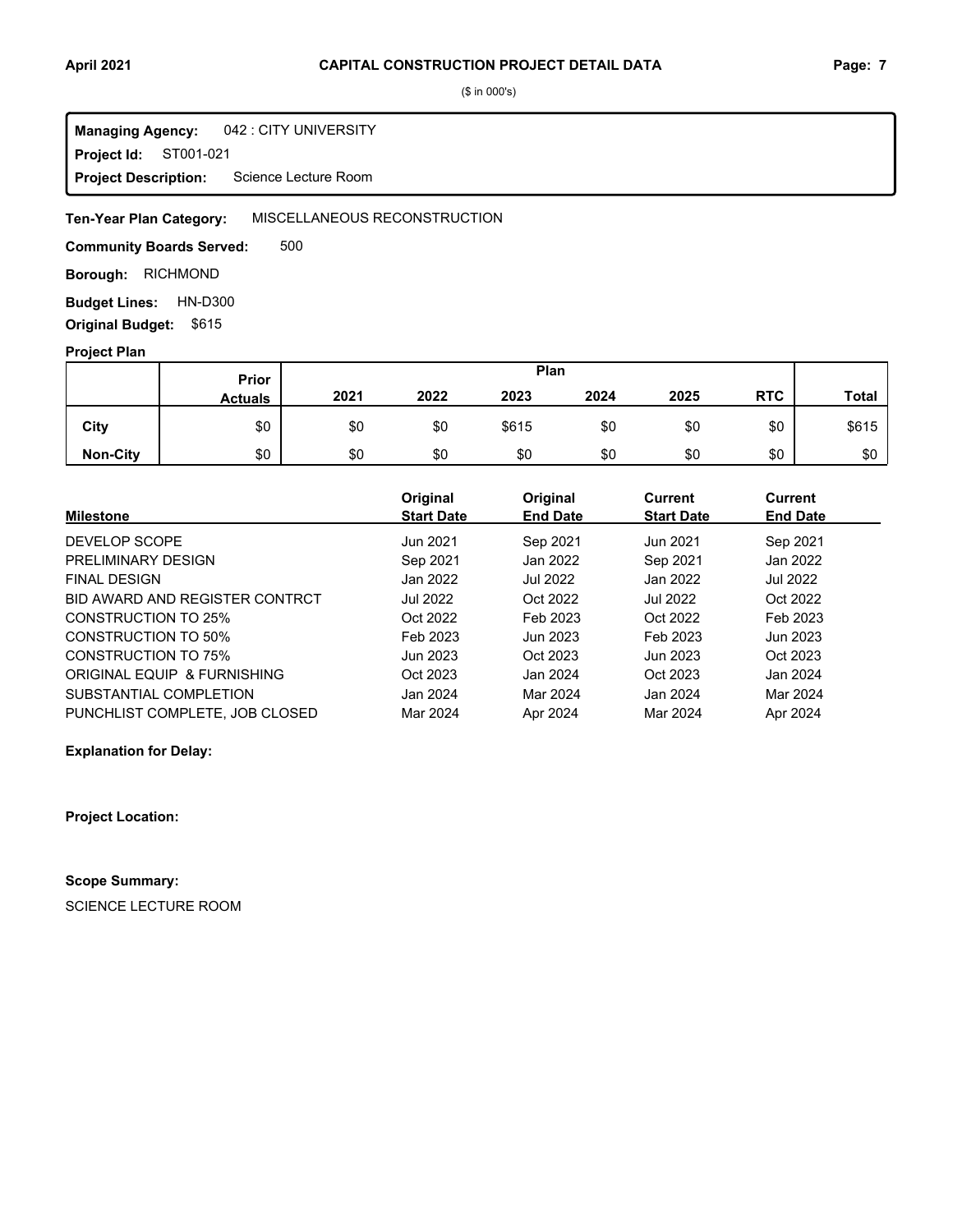## CAPITAL CONSTRUCTION PROJECT DETAIL DATA

($ in 000's)

**Managing Agency:** 042 : CITY UNIVERSITY
**Project Id:** ST001-021
**Project Description:** Science Lecture Room

**Ten-Year Plan Category:** MISCELLANEOUS RECONSTRUCTION

**Community Boards Served:** 500

**Borough:** RICHMOND

**Budget Lines:** HN-D300

**Original Budget:** $615

**Project Plan**

| | Prior Actuals | Plan | | | | | | Total |
|---|---|---|---|---|---|---|---|---|
| | | 2021 | 2022 | 2023 | 2024 | 2025 | RTC | |
| City | $0 | $0 | $0 | $615 | $0 | $0 | $0 | $615 |
| Non-City | $0 | $0 | $0 | $0 | $0 | $0 | $0 | $0 |

| Milestone | Original Start Date | Original End Date | Current Start Date | Current End Date |
|---|---|---|---|---|
| DEVELOP SCOPE | Jun 2021 | Sep 2021 | Jun 2021 | Sep 2021 |
| PRELIMINARY DESIGN | Sep 2021 | Jan 2022 | Sep 2021 | Jan 2022 |
| FINAL DESIGN | Jan 2022 | Jul 2022 | Jan 2022 | Jul 2022 |
| BID AWARD AND REGISTER CONTRCT | Jul 2022 | Oct 2022 | Jul 2022 | Oct 2022 |
| CONSTRUCTION TO 25% | Oct 2022 | Feb 2023 | Oct 2022 | Feb 2023 |
| CONSTRUCTION TO 50% | Feb 2023 | Jun 2023 | Feb 2023 | Jun 2023 |
| CONSTRUCTION TO 75% | Jun 2023 | Oct 2023 | Jun 2023 | Oct 2023 |
| ORIGINAL EQUIP & FURNISHING | Oct 2023 | Jan 2024 | Oct 2023 | Jan 2024 |
| SUBSTANTIAL COMPLETION | Jan 2024 | Mar 2024 | Jan 2024 | Mar 2024 |
| PUNCHLIST COMPLETE, JOB CLOSED | Mar 2024 | Apr 2024 | Mar 2024 | Apr 2024 |

**Explanation for Delay:**

**Project Location:**

**Scope Summary:**

SCIENCE LECTURE ROOM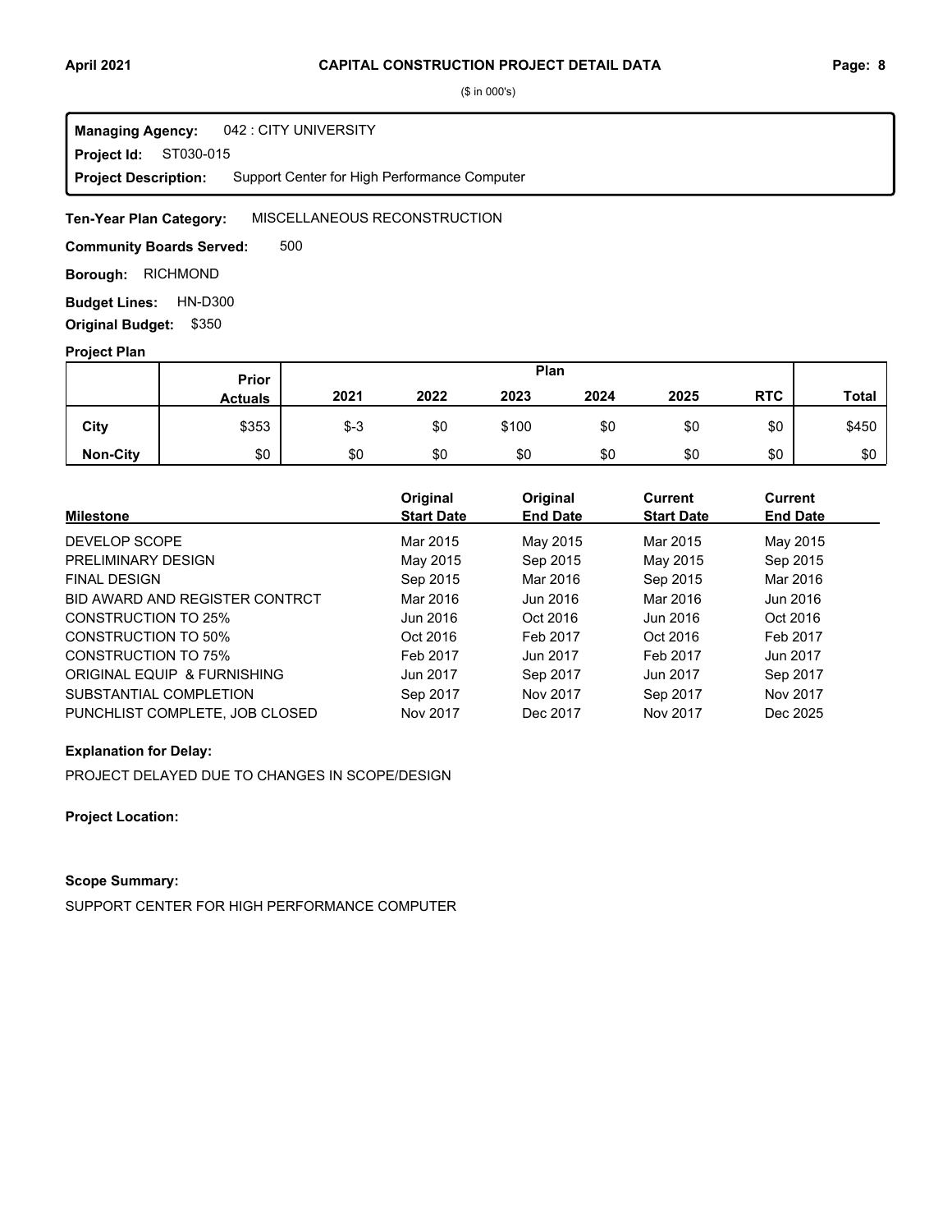## CAPITAL CONSTRUCTION PROJECT DETAIL DATA

($ in 000's)

**Managing Agency:** 042 : CITY UNIVERSITY
**Project Id:** ST030-015
**Project Description:** Support Center for High Performance Computer

**Ten-Year Plan Category:** MISCELLANEOUS RECONSTRUCTION

**Community Boards Served:** 500

**Borough:** RICHMOND

**Budget Lines:** HN-D300

**Original Budget:** $350

### Project Plan

| | Prior Actuals | Plan 2021 | 2022 | 2023 | 2024 | 2025 | RTC | Total |
|---|---|---|---|---|---|---|---|---|
| City | $353 | $-3 | $0 | $100 | $0 | $0 | $0 | $450 |
| Non-City | $0 | $0 | $0 | $0 | $0 | $0 | $0 | $0 |

| Milestone | Original Start Date | Original End Date | Current Start Date | Current End Date |
|---|---|---|---|---|
| DEVELOP SCOPE | Mar 2015 | May 2015 | Mar 2015 | May 2015 |
| PRELIMINARY DESIGN | May 2015 | Sep 2015 | May 2015 | Sep 2015 |
| FINAL DESIGN | Sep 2015 | Mar 2016 | Sep 2015 | Mar 2016 |
| BID AWARD AND REGISTER CONTRCT | Mar 2016 | Jun 2016 | Mar 2016 | Jun 2016 |
| CONSTRUCTION TO 25% | Jun 2016 | Oct 2016 | Jun 2016 | Oct 2016 |
| CONSTRUCTION TO 50% | Oct 2016 | Feb 2017 | Oct 2016 | Feb 2017 |
| CONSTRUCTION TO 75% | Feb 2017 | Jun 2017 | Feb 2017 | Jun 2017 |
| ORIGINAL EQUIP & FURNISHING | Jun 2017 | Sep 2017 | Jun 2017 | Sep 2017 |
| SUBSTANTIAL COMPLETION | Sep 2017 | Nov 2017 | Sep 2017 | Nov 2017 |
| PUNCHLIST COMPLETE, JOB CLOSED | Nov 2017 | Dec 2017 | Nov 2017 | Dec 2025 |

**Explanation for Delay:**

PROJECT DELAYED DUE TO CHANGES IN SCOPE/DESIGN

**Project Location:**

**Scope Summary:**

SUPPORT CENTER FOR HIGH PERFORMANCE COMPUTER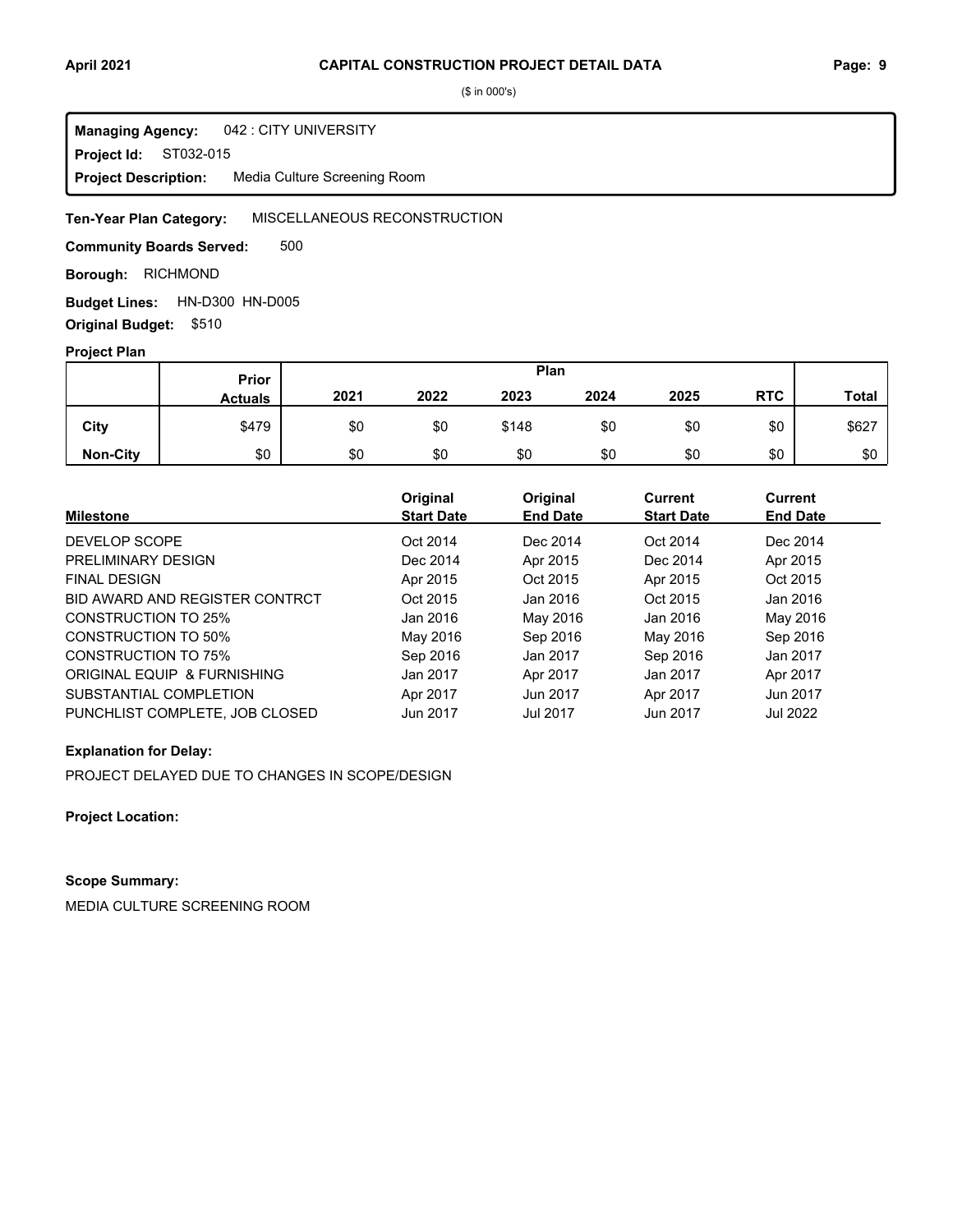# CAPITAL CONSTRUCTION PROJECT DETAIL DATA

($ in 000's)

**Managing Agency:** 042 : CITY UNIVERSITY
**Project Id:** ST032-015
**Project Description:** Media Culture Screening Room

**Ten-Year Plan Category:** MISCELLANEOUS RECONSTRUCTION

**Community Boards Served:** 500

**Borough:** RICHMOND

**Budget Lines:** HN-D300 HN-D005

**Original Budget:** $510

**Project Plan**

| | Prior Actuals | Plan 2021 | 2022 | 2023 | 2024 | 2025 | RTC | Total |
|---|---|---|---|---|---|---|---|---|
| City | $479 | $0 | $0 | $148 | $0 | $0 | $0 | $627 |
| Non-City | $0 | $0 | $0 | $0 | $0 | $0 | $0 | $0 |

| Milestone | Original Start Date | Original End Date | Current Start Date | Current End Date |
|---|---|---|---|---|
| DEVELOP SCOPE | Oct 2014 | Dec 2014 | Oct 2014 | Dec 2014 |
| PRELIMINARY DESIGN | Dec 2014 | Apr 2015 | Dec 2014 | Apr 2015 |
| FINAL DESIGN | Apr 2015 | Oct 2015 | Apr 2015 | Oct 2015 |
| BID AWARD AND REGISTER CONTRCT | Oct 2015 | Jan 2016 | Oct 2015 | Jan 2016 |
| CONSTRUCTION TO 25% | Jan 2016 | May 2016 | Jan 2016 | May 2016 |
| CONSTRUCTION TO 50% | May 2016 | Sep 2016 | May 2016 | Sep 2016 |
| CONSTRUCTION TO 75% | Sep 2016 | Jan 2017 | Sep 2016 | Jan 2017 |
| ORIGINAL EQUIP & FURNISHING | Jan 2017 | Apr 2017 | Jan 2017 | Apr 2017 |
| SUBSTANTIAL COMPLETION | Apr 2017 | Jun 2017 | Apr 2017 | Jun 2017 |
| PUNCHLIST COMPLETE, JOB CLOSED | Jun 2017 | Jul 2017 | Jun 2017 | Jul 2022 |

**Explanation for Delay:**

PROJECT DELAYED DUE TO CHANGES IN SCOPE/DESIGN

**Project Location:**

**Scope Summary:**

MEDIA CULTURE SCREENING ROOM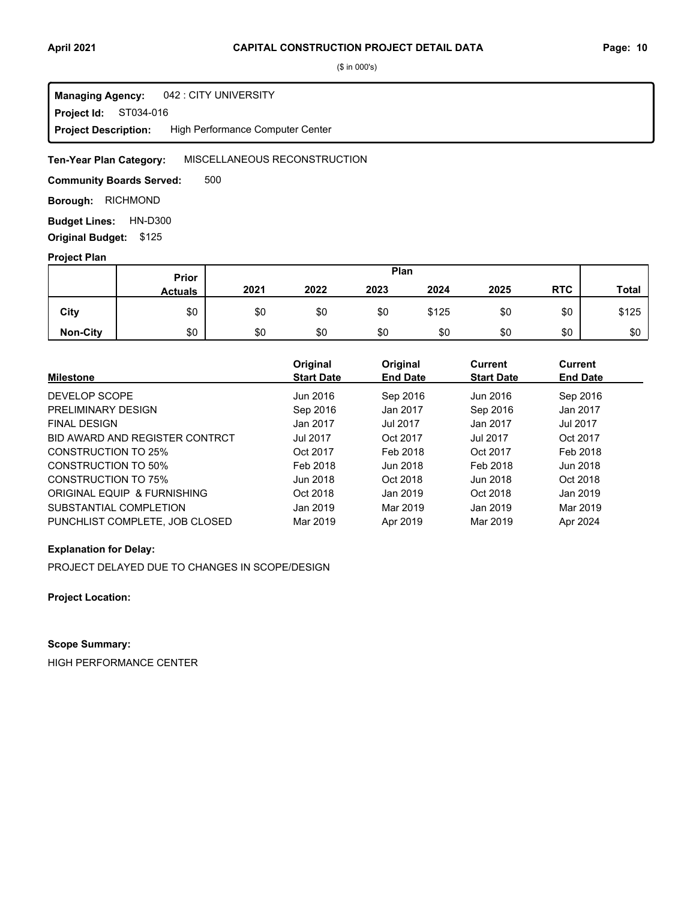**CAPITAL CONSTRUCTION PROJECT DETAIL DATA**

($ in 000's)

**Managing Agency:** 042 : CITY UNIVERSITY
**Project Id:** ST034-016
**Project Description:** High Performance Computer Center

**Ten-Year Plan Category:** MISCELLANEOUS RECONSTRUCTION

**Community Boards Served:** 500

**Borough:** RICHMOND

**Budget Lines:** HN-D300

**Original Budget:** $125

**Project Plan**

| | Prior Actuals | 2021 | 2022 | 2023 | 2024 | 2025 | RTC | Total |
|---|---|---|---|---|---|---|---|---|
| City | $0 | $0 | $0 | $0 | $125 | $0 | $0 | $125 |
| Non-City | $0 | $0 | $0 | $0 | $0 | $0 | $0 | $0 |

| Milestone | Original Start Date | Original End Date | Current Start Date | Current End Date |
|---|---|---|---|---|
| DEVELOP SCOPE | Jun 2016 | Sep 2016 | Jun 2016 | Sep 2016 |
| PRELIMINARY DESIGN | Sep 2016 | Jan 2017 | Sep 2016 | Jan 2017 |
| FINAL DESIGN | Jan 2017 | Jul 2017 | Jan 2017 | Jul 2017 |
| BID AWARD AND REGISTER CONTRCT | Jul 2017 | Oct 2017 | Jul 2017 | Oct 2017 |
| CONSTRUCTION TO 25% | Oct 2017 | Feb 2018 | Oct 2017 | Feb 2018 |
| CONSTRUCTION TO 50% | Feb 2018 | Jun 2018 | Feb 2018 | Jun 2018 |
| CONSTRUCTION TO 75% | Jun 2018 | Oct 2018 | Jun 2018 | Oct 2018 |
| ORIGINAL EQUIP & FURNISHING | Oct 2018 | Jan 2019 | Oct 2018 | Jan 2019 |
| SUBSTANTIAL COMPLETION | Jan 2019 | Mar 2019 | Jan 2019 | Mar 2019 |
| PUNCHLIST COMPLETE, JOB CLOSED | Mar 2019 | Apr 2019 | Mar 2019 | Apr 2024 |

**Explanation for Delay:**

PROJECT DELAYED DUE TO CHANGES IN SCOPE/DESIGN

**Project Location:**

**Scope Summary:**

HIGH PERFORMANCE CENTER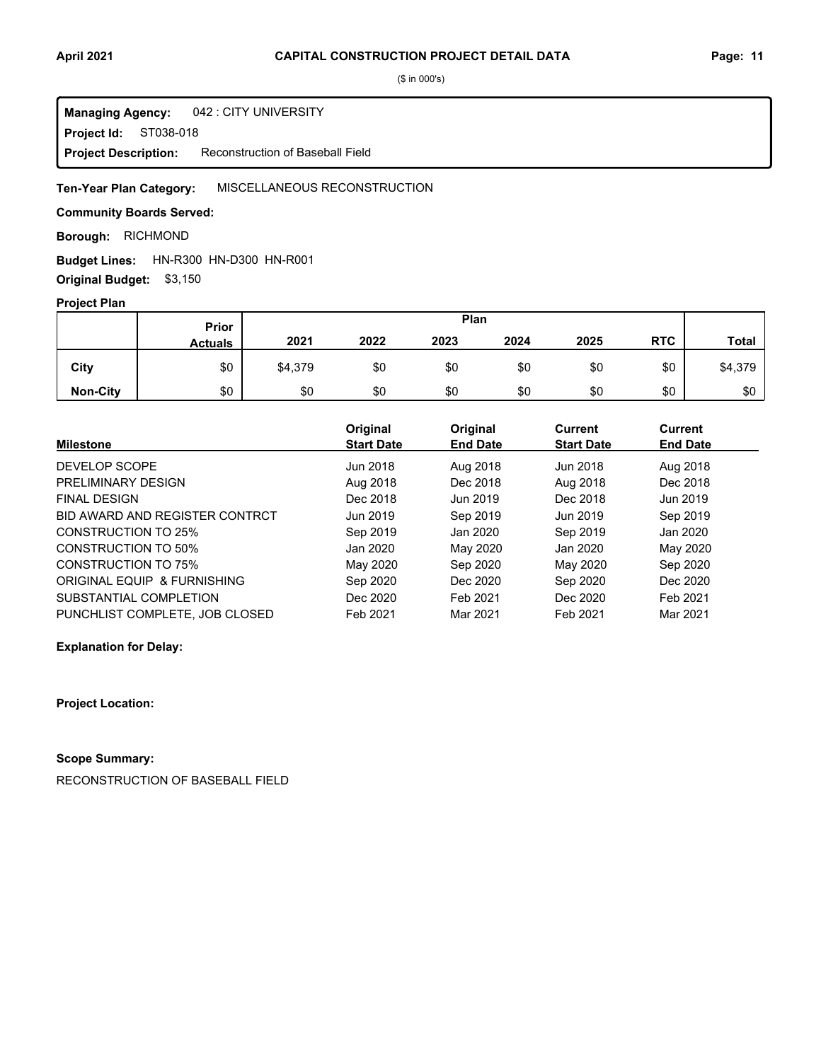# CAPITAL CONSTRUCTION PROJECT DETAIL DATA

($ in 000's)

**Managing Agency:** 042 : CITY UNIVERSITY
**Project Id:** ST038-018
**Project Description:** Reconstruction of Baseball Field

**Ten-Year Plan Category:** MISCELLANEOUS RECONSTRUCTION

**Community Boards Served:**

**Borough:** RICHMOND

**Budget Lines:** HN-R300 HN-D300 HN-R001

**Original Budget:** $3,150

**Project Plan**

| | Prior Actuals | Plan 2021 | 2022 | 2023 | 2024 | 2025 | RTC | Total |
|---|---|---|---|---|---|---|---|---|
| **City** | $0 | $4,379 | $0 | $0 | $0 | $0 | $0 | $4,379 |
| **Non-City** | $0 | $0 | $0 | $0 | $0 | $0 | $0 | $0 |

| Milestone | Original Start Date | Original End Date | Current Start Date | Current End Date |
|---|---|---|---|---|
| DEVELOP SCOPE | Jun 2018 | Aug 2018 | Jun 2018 | Aug 2018 |
| PRELIMINARY DESIGN | Aug 2018 | Dec 2018 | Aug 2018 | Dec 2018 |
| FINAL DESIGN | Dec 2018 | Jun 2019 | Dec 2018 | Jun 2019 |
| BID AWARD AND REGISTER CONTRCT | Jun 2019 | Sep 2019 | Jun 2019 | Sep 2019 |
| CONSTRUCTION TO 25% | Sep 2019 | Jan 2020 | Sep 2019 | Jan 2020 |
| CONSTRUCTION TO 50% | Jan 2020 | May 2020 | Jan 2020 | May 2020 |
| CONSTRUCTION TO 75% | May 2020 | Sep 2020 | May 2020 | Sep 2020 |
| ORIGINAL EQUIP & FURNISHING | Sep 2020 | Dec 2020 | Sep 2020 | Dec 2020 |
| SUBSTANTIAL COMPLETION | Dec 2020 | Feb 2021 | Dec 2020 | Feb 2021 |
| PUNCHLIST COMPLETE, JOB CLOSED | Feb 2021 | Mar 2021 | Feb 2021 | Mar 2021 |

**Explanation for Delay:**

**Project Location:**

**Scope Summary:**

RECONSTRUCTION OF BASEBALL FIELD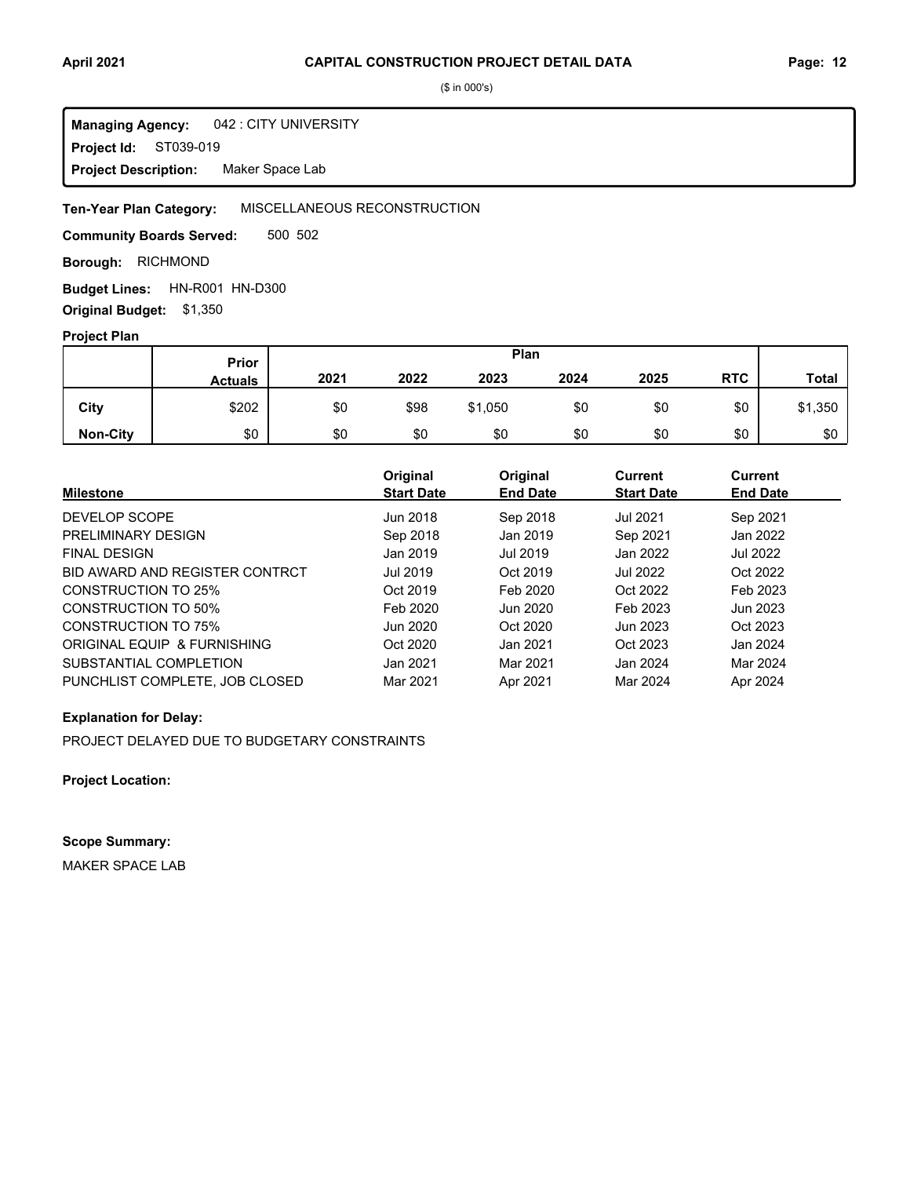($ in 000's)

**Managing Agency:** 042 : CITY UNIVERSITY
**Project Id:** ST039-019
**Project Description:** Maker Space Lab

**Ten-Year Plan Category:** MISCELLANEOUS RECONSTRUCTION

**Community Boards Served:** 500 502

**Borough:** RICHMOND

**Budget Lines:** HN-R001 HN-D300

**Original Budget:** $1,350

**Project Plan**

| | Prior Actuals | Plan 2021 | 2022 | 2023 | 2024 | 2025 | RTC | Total |
|---|---|---|---|---|---|---|---|---|
| City | $202 | $0 | $98 | $1,050 | $0 | $0 | $0 | $1,350 |
| Non-City | $0 | $0 | $0 | $0 | $0 | $0 | $0 | $0 |

| Milestone | Original Start Date | Original End Date | Current Start Date | Current End Date |
|---|---|---|---|---|
| DEVELOP SCOPE | Jun 2018 | Sep 2018 | Jul 2021 | Sep 2021 |
| PRELIMINARY DESIGN | Sep 2018 | Jan 2019 | Sep 2021 | Jan 2022 |
| FINAL DESIGN | Jan 2019 | Jul 2019 | Jan 2022 | Jul 2022 |
| BID AWARD AND REGISTER CONTRCT | Jul 2019 | Oct 2019 | Jul 2022 | Oct 2022 |
| CONSTRUCTION TO 25% | Oct 2019 | Feb 2020 | Oct 2022 | Feb 2023 |
| CONSTRUCTION TO 50% | Feb 2020 | Jun 2020 | Feb 2023 | Jun 2023 |
| CONSTRUCTION TO 75% | Jun 2020 | Oct 2020 | Jun 2023 | Oct 2023 |
| ORIGINAL EQUIP & FURNISHING | Oct 2020 | Jan 2021 | Oct 2023 | Jan 2024 |
| SUBSTANTIAL COMPLETION | Jan 2021 | Mar 2021 | Jan 2024 | Mar 2024 |
| PUNCHLIST COMPLETE, JOB CLOSED | Mar 2021 | Apr 2021 | Mar 2024 | Apr 2024 |

**Explanation for Delay:**

PROJECT DELAYED DUE TO BUDGETARY CONSTRAINTS

**Project Location:**

**Scope Summary:**

MAKER SPACE LAB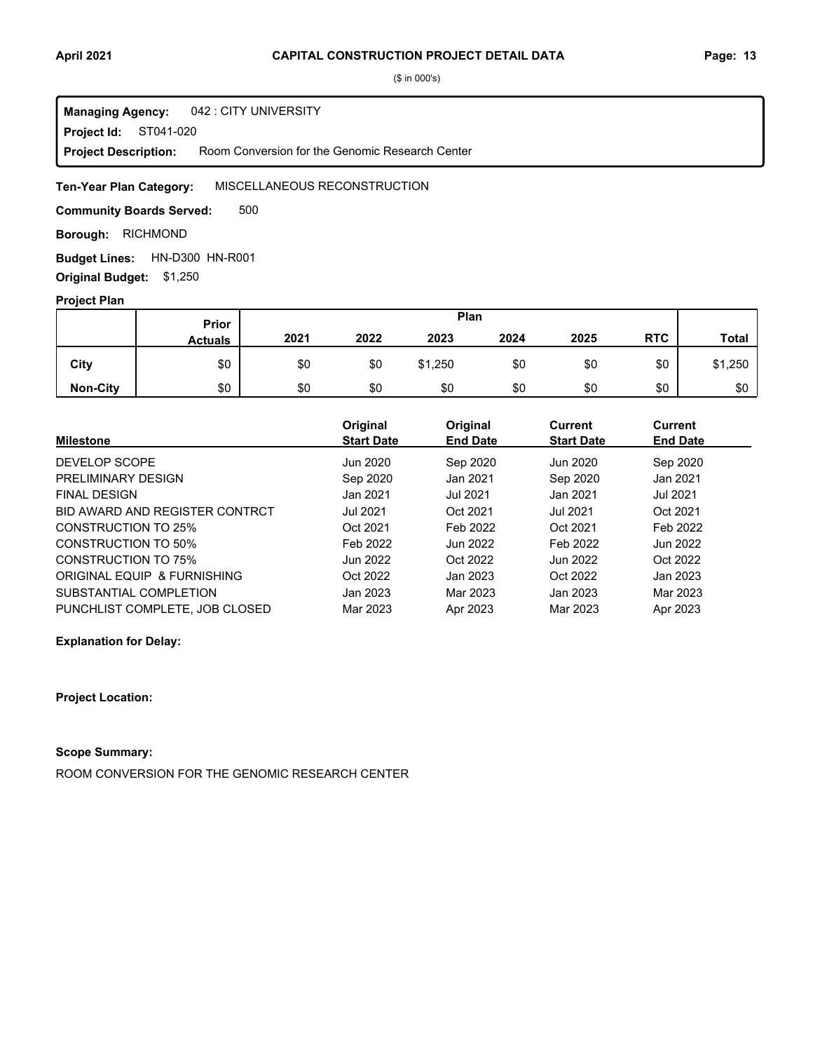($ in 000's)

**Managing Agency:** 042 : CITY UNIVERSITY
**Project Id:** ST041-020
**Project Description:** Room Conversion for the Genomic Research Center

**Ten-Year Plan Category:** MISCELLANEOUS RECONSTRUCTION

**Community Boards Served:** 500

**Borough:** RICHMOND

**Budget Lines:** HN-D300 HN-R001

**Original Budget:** $1,250

**Project Plan**

| | Prior Actuals | Plan 2021 | 2022 | 2023 | 2024 | 2025 | RTC | Total |
|---|---|---|---|---|---|---|---|---|
| **City** | $0 | $0 | $0 | $1,250 | $0 | $0 | $0 | $1,250 |
| **Non-City** | $0 | $0 | $0 | $0 | $0 | $0 | $0 | $0 |

| Milestone | Original Start Date | Original End Date | Current Start Date | Current End Date |
|---|---|---|---|---|
| DEVELOP SCOPE | Jun 2020 | Sep 2020 | Jun 2020 | Sep 2020 |
| PRELIMINARY DESIGN | Sep 2020 | Jan 2021 | Sep 2020 | Jan 2021 |
| FINAL DESIGN | Jan 2021 | Jul 2021 | Jan 2021 | Jul 2021 |
| BID AWARD AND REGISTER CONTRCT | Jul 2021 | Oct 2021 | Jul 2021 | Oct 2021 |
| CONSTRUCTION TO 25% | Oct 2021 | Feb 2022 | Oct 2021 | Feb 2022 |
| CONSTRUCTION TO 50% | Feb 2022 | Jun 2022 | Feb 2022 | Jun 2022 |
| CONSTRUCTION TO 75% | Jun 2022 | Oct 2022 | Jun 2022 | Oct 2022 |
| ORIGINAL EQUIP & FURNISHING | Oct 2022 | Jan 2023 | Oct 2022 | Jan 2023 |
| SUBSTANTIAL COMPLETION | Jan 2023 | Mar 2023 | Jan 2023 | Mar 2023 |
| PUNCHLIST COMPLETE, JOB CLOSED | Mar 2023 | Apr 2023 | Mar 2023 | Apr 2023 |

**Explanation for Delay:**

**Project Location:**

**Scope Summary:**

ROOM CONVERSION FOR THE GENOMIC RESEARCH CENTER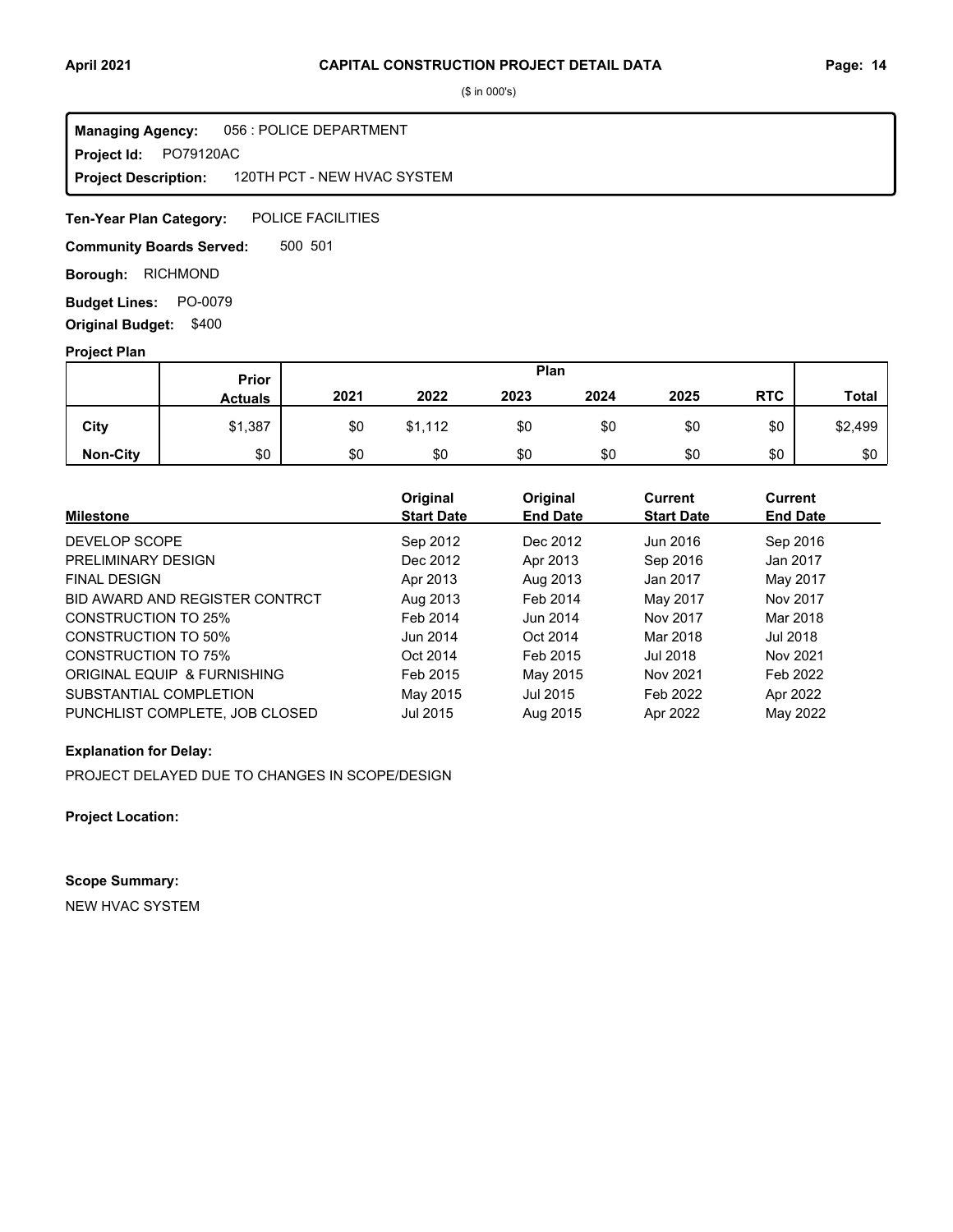# CAPITAL CONSTRUCTION PROJECT DETAIL DATA

($ in 000's)

**Managing Agency:** 056 : POLICE DEPARTMENT
**Project Id:** PO79120AC
**Project Description:** 120TH PCT - NEW HVAC SYSTEM

**Ten-Year Plan Category:** POLICE FACILITIES

**Community Boards Served:** 500 501

**Borough:** RICHMOND

**Budget Lines:** PO-0079

**Original Budget:** $400

**Project Plan**

| | Prior Actuals | Plan 2021 | 2022 | 2023 | 2024 | 2025 | RTC | Total |
|---|---|---|---|---|---|---|---|---|
| City | $1,387 | $0 | $1,112 | $0 | $0 | $0 | $0 | $2,499 |
| Non-City | $0 | $0 | $0 | $0 | $0 | $0 | $0 | $0 |

| Milestone | Original Start Date | Original End Date | Current Start Date | Current End Date |
|---|---|---|---|---|
| DEVELOP SCOPE | Sep 2012 | Dec 2012 | Jun 2016 | Sep 2016 |
| PRELIMINARY DESIGN | Dec 2012 | Apr 2013 | Sep 2016 | Jan 2017 |
| FINAL DESIGN | Apr 2013 | Aug 2013 | Jan 2017 | May 2017 |
| BID AWARD AND REGISTER CONTRCT | Aug 2013 | Feb 2014 | May 2017 | Nov 2017 |
| CONSTRUCTION TO 25% | Feb 2014 | Jun 2014 | Nov 2017 | Mar 2018 |
| CONSTRUCTION TO 50% | Jun 2014 | Oct 2014 | Mar 2018 | Jul 2018 |
| CONSTRUCTION TO 75% | Oct 2014 | Feb 2015 | Jul 2018 | Nov 2021 |
| ORIGINAL EQUIP & FURNISHING | Feb 2015 | May 2015 | Nov 2021 | Feb 2022 |
| SUBSTANTIAL COMPLETION | May 2015 | Jul 2015 | Feb 2022 | Apr 2022 |
| PUNCHLIST COMPLETE, JOB CLOSED | Jul 2015 | Aug 2015 | Apr 2022 | May 2022 |

**Explanation for Delay:**

PROJECT DELAYED DUE TO CHANGES IN SCOPE/DESIGN

**Project Location:**

**Scope Summary:**

NEW HVAC SYSTEM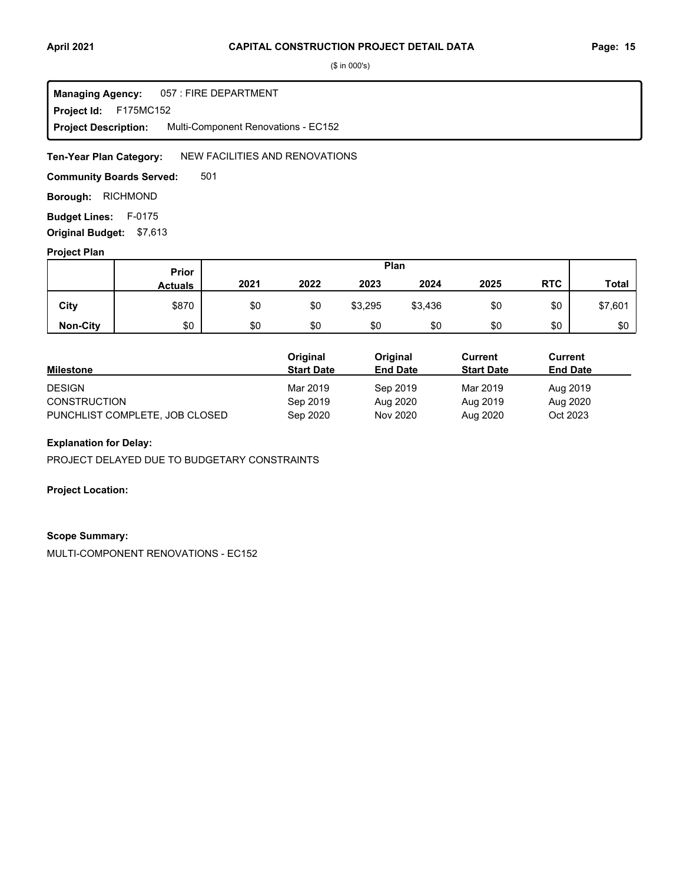($ in 000's)

**Managing Agency:** 057 : FIRE DEPARTMENT
**Project Id:** F175MC152
**Project Description:** Multi-Component Renovations - EC152

**Ten-Year Plan Category:** NEW FACILITIES AND RENOVATIONS

**Community Boards Served:** 501

**Borough:** RICHMOND

**Budget Lines:** F-0175

**Original Budget:** $7,613

**Project Plan**

| | Prior Actuals | Plan 2021 | 2022 | 2023 | 2024 | 2025 | RTC | Total |
|---|---|---|---|---|---|---|---|---|
| City | $870 | $0 | $0 | $3,295 | $3,436 | $0 | $0 | $7,601 |
| Non-City | $0 | $0 | $0 | $0 | $0 | $0 | $0 | $0 |

| Milestone | Original Start Date | Original End Date | Current Start Date | Current End Date |
|---|---|---|---|---|
| DESIGN | Mar 2019 | Sep 2019 | Mar 2019 | Aug 2019 |
| CONSTRUCTION | Sep 2019 | Aug 2020 | Aug 2019 | Aug 2020 |
| PUNCHLIST COMPLETE, JOB CLOSED | Sep 2020 | Nov 2020 | Aug 2020 | Oct 2023 |

**Explanation for Delay:**

PROJECT DELAYED DUE TO BUDGETARY CONSTRAINTS

**Project Location:**

**Scope Summary:**

MULTI-COMPONENT RENOVATIONS - EC152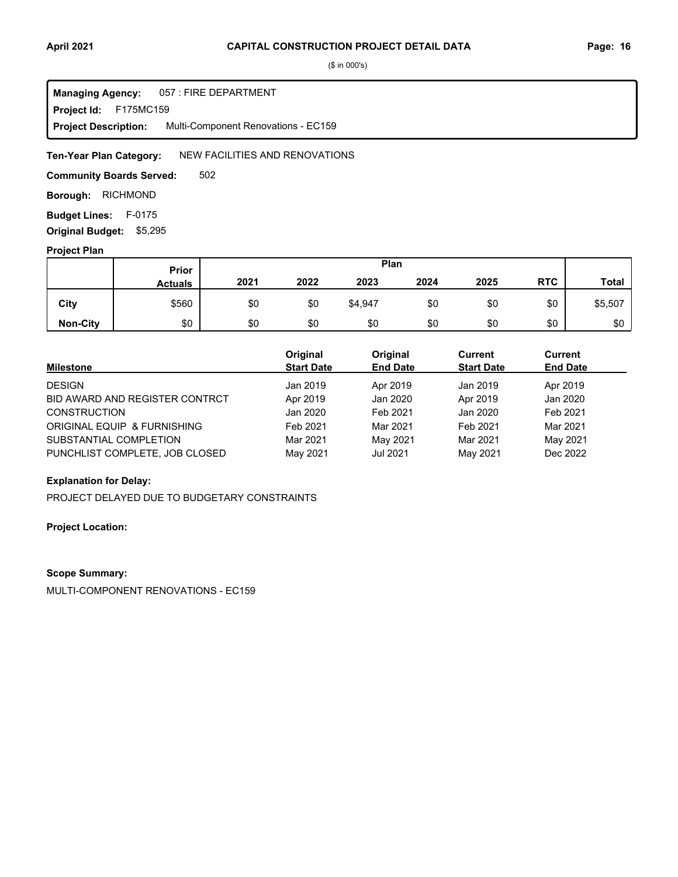# CAPITAL CONSTRUCTION PROJECT DETAIL DATA

($ in 000's)

**Managing Agency:** 057 : FIRE DEPARTMENT
**Project Id:** F175MC159
**Project Description:** Multi-Component Renovations - EC159

**Ten-Year Plan Category:** NEW FACILITIES AND RENOVATIONS

**Community Boards Served:** 502

**Borough:** RICHMOND

**Budget Lines:** F-0175

**Original Budget:** $5,295

**Project Plan**

| | Prior Actuals | 2021 | 2022 | 2023 | 2024 | 2025 | RTC | Total |
|---|---|---|---|---|---|---|---|---|
| City | $560 | $0 | $0 | $4,947 | $0 | $0 | $0 | $5,507 |
| Non-City | $0 | $0 | $0 | $0 | $0 | $0 | $0 | $0 |

| Milestone | Original Start Date | Original End Date | Current Start Date | Current End Date |
|---|---|---|---|---|
| DESIGN | Jan 2019 | Apr 2019 | Jan 2019 | Apr 2019 |
| BID AWARD AND REGISTER CONTRCT | Apr 2019 | Jan 2020 | Apr 2019 | Jan 2020 |
| CONSTRUCTION | Jan 2020 | Feb 2021 | Jan 2020 | Feb 2021 |
| ORIGINAL EQUIP & FURNISHING | Feb 2021 | Mar 2021 | Feb 2021 | Mar 2021 |
| SUBSTANTIAL COMPLETION | Mar 2021 | May 2021 | Mar 2021 | May 2021 |
| PUNCHLIST COMPLETE, JOB CLOSED | May 2021 | Jul 2021 | May 2021 | Dec 2022 |

**Explanation for Delay:**

PROJECT DELAYED DUE TO BUDGETARY CONSTRAINTS

**Project Location:**

**Scope Summary:**

MULTI-COMPONENT RENOVATIONS - EC159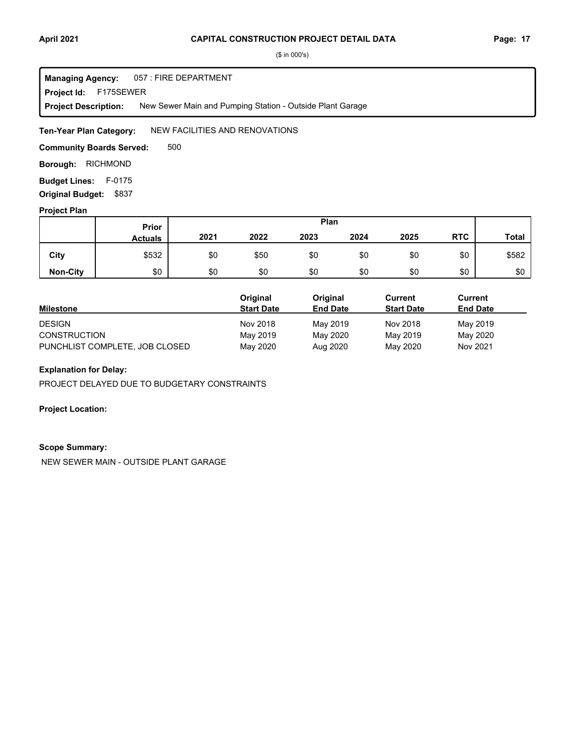($ in 000's)

**Managing Agency:** 057 : FIRE DEPARTMENT
**Project Id:** F175SEWER
**Project Description:** New Sewer Main and Pumping Station - Outside Plant Garage

**Ten-Year Plan Category:** NEW FACILITIES AND RENOVATIONS

**Community Boards Served:** 500

**Borough:** RICHMOND

**Budget Lines:** F-0175

**Original Budget:** $837

**Project Plan**

| | Prior Actuals | Plan 2021 | 2022 | 2023 | 2024 | 2025 | RTC | Total |
|---|---|---|---|---|---|---|---|---|
| City | $532 | $0 | $50 | $0 | $0 | $0 | $0 | $582 |
| Non-City | $0 | $0 | $0 | $0 | $0 | $0 | $0 | $0 |

| Milestone | Original Start Date | Original End Date | Current Start Date | Current End Date |
|---|---|---|---|---|
| DESIGN | Nov 2018 | May 2019 | Nov 2018 | May 2019 |
| CONSTRUCTION | May 2019 | May 2020 | May 2019 | May 2020 |
| PUNCHLIST COMPLETE, JOB CLOSED | May 2020 | Aug 2020 | May 2020 | Nov 2021 |

**Explanation for Delay:**

PROJECT DELAYED DUE TO BUDGETARY CONSTRAINTS

**Project Location:**

**Scope Summary:**

NEW SEWER MAIN - OUTSIDE PLANT GARAGE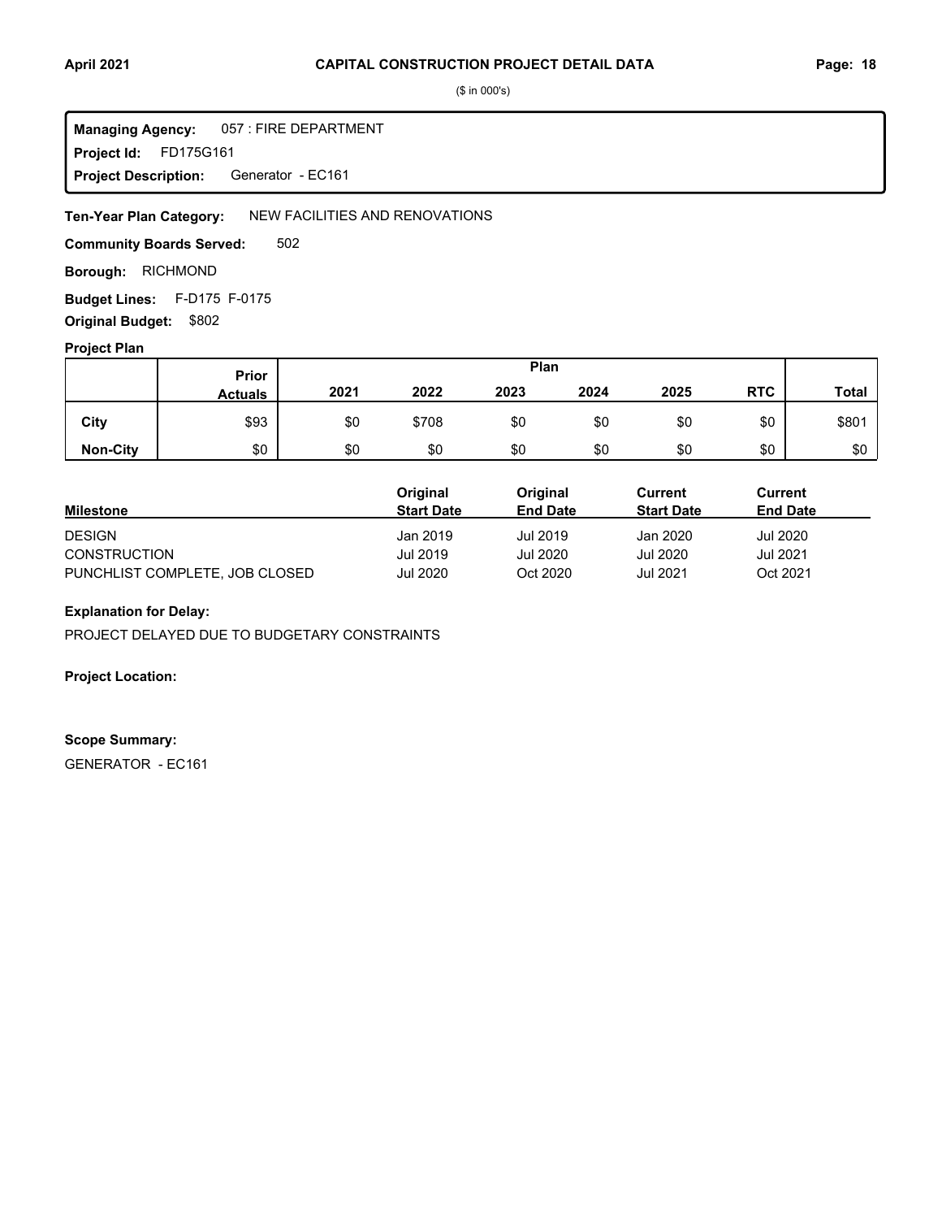# CAPITAL CONSTRUCTION PROJECT DETAIL DATA

($ in 000's)

**Managing Agency:** 057 : FIRE DEPARTMENT
**Project Id:** FD175G161
**Project Description:** Generator - EC161

**Ten-Year Plan Category:** NEW FACILITIES AND RENOVATIONS

**Community Boards Served:** 502

**Borough:** RICHMOND

**Budget Lines:** F-D175 F-0175

**Original Budget:** $802

## Project Plan

| | Prior Actuals | 2021 | 2022 | 2023 | 2024 | 2025 | RTC | Total |
|---|---|---|---|---|---|---|---|---|
| **City** | $93 | $0 | $708 | $0 | $0 | $0 | $0 | $801 |
| **Non-City** | $0 | $0 | $0 | $0 | $0 | $0 | $0 | $0 |

| Milestone | Original Start Date | Original End Date | Current Start Date | Current End Date |
|---|---|---|---|---|
| DESIGN | Jan 2019 | Jul 2019 | Jan 2020 | Jul 2020 |
| CONSTRUCTION | Jul 2019 | Jul 2020 | Jul 2020 | Jul 2021 |
| PUNCHLIST COMPLETE, JOB CLOSED | Jul 2020 | Oct 2020 | Jul 2021 | Oct 2021 |

**Explanation for Delay:**

PROJECT DELAYED DUE TO BUDGETARY CONSTRAINTS

**Project Location:**

**Scope Summary:**

GENERATOR - EC161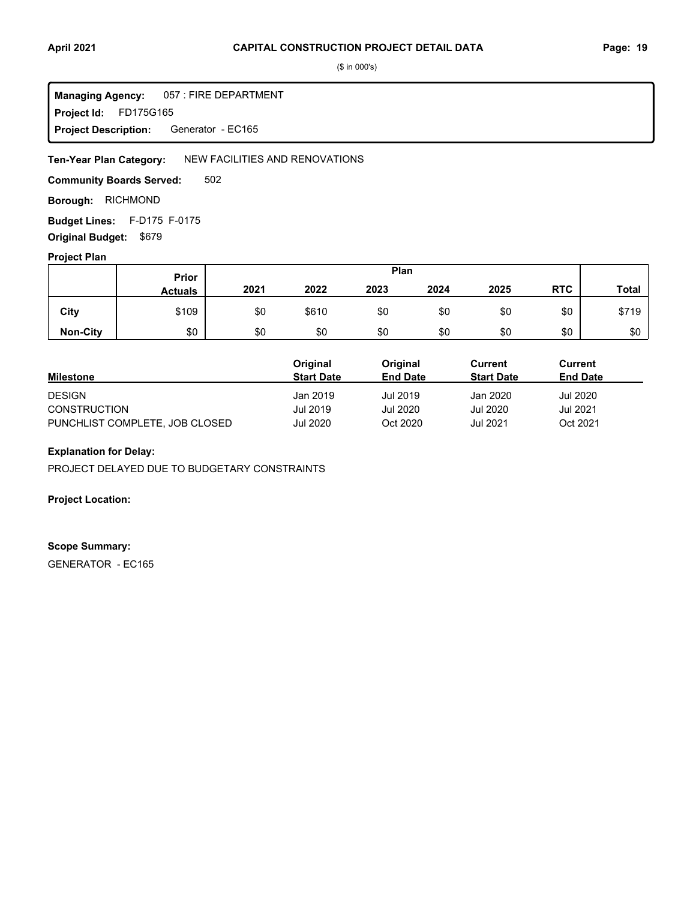## CAPITAL CONSTRUCTION PROJECT DETAIL DATA

($ in 000's)

**Managing Agency:** 057 : FIRE DEPARTMENT
**Project Id:** FD175G165
**Project Description:** Generator - EC165

**Ten-Year Plan Category:** NEW FACILITIES AND RENOVATIONS

**Community Boards Served:** 502

**Borough:** RICHMOND

**Budget Lines:** F-D175 F-0175

**Original Budget:** $679

### Project Plan

| | Prior Actuals | 2021 | 2022 | 2023 | 2024 | 2025 | RTC | Total |
|---|---|---|---|---|---|---|---|---|
| **City** | $109 | $0 | $610 | $0 | $0 | $0 | $0 | $719 |
| **Non-City** | $0 | $0 | $0 | $0 | $0 | $0 | $0 | $0 |

| Milestone | Original Start Date | Original End Date | Current Start Date | Current End Date |
|---|---|---|---|---|
| DESIGN | Jan 2019 | Jul 2019 | Jan 2020 | Jul 2020 |
| CONSTRUCTION | Jul 2019 | Jul 2020 | Jul 2020 | Jul 2021 |
| PUNCHLIST COMPLETE, JOB CLOSED | Jul 2020 | Oct 2020 | Jul 2021 | Oct 2021 |

**Explanation for Delay:**

PROJECT DELAYED DUE TO BUDGETARY CONSTRAINTS

**Project Location:**

**Scope Summary:**

GENERATOR - EC165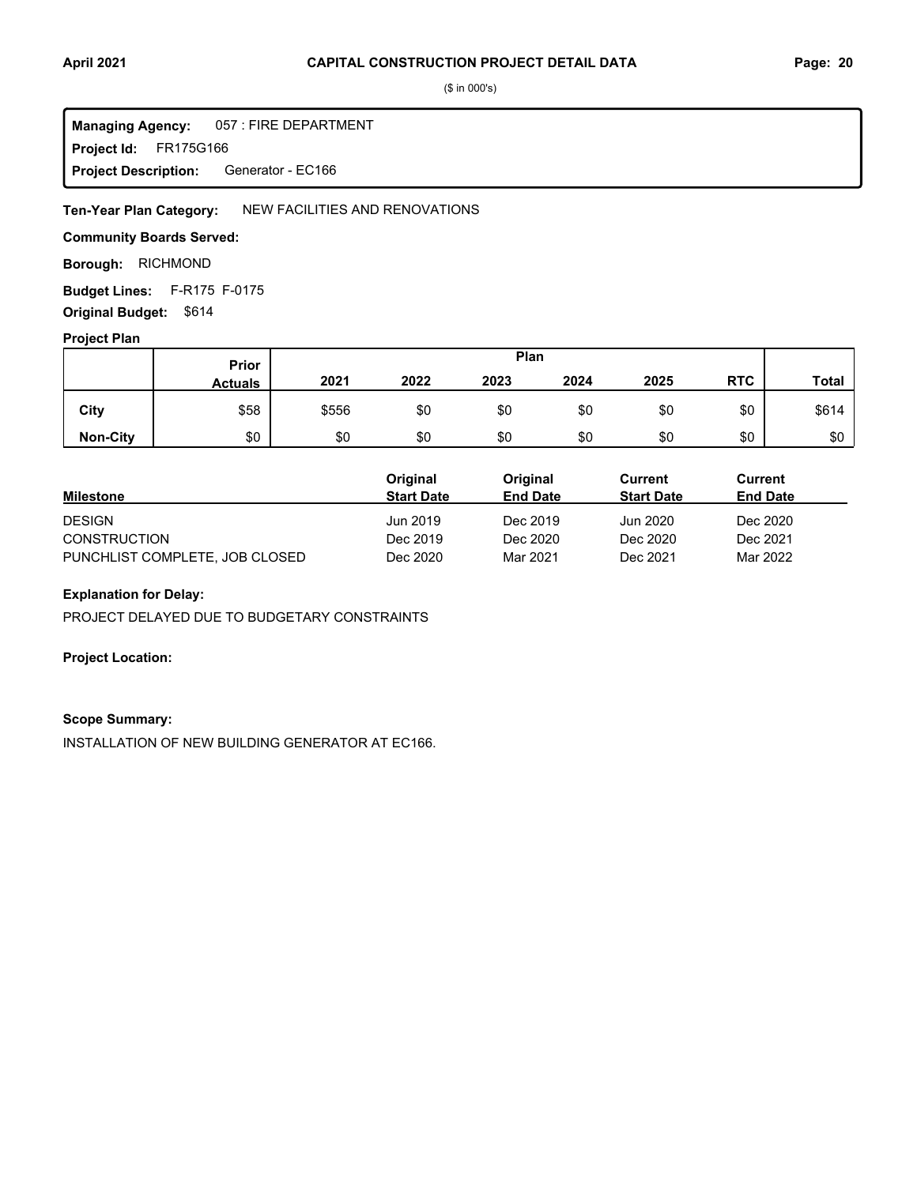# CAPITAL CONSTRUCTION PROJECT DETAIL DATA

($ in 000's)

**Managing Agency:** 057 : FIRE DEPARTMENT
**Project Id:** FR175G166
**Project Description:** Generator - EC166

**Ten-Year Plan Category:** NEW FACILITIES AND RENOVATIONS

**Community Boards Served:**

**Borough:** RICHMOND

**Budget Lines:** F-R175 F-0175

**Original Budget:** $614

## Project Plan

| | Prior Actuals | 2021 | 2022 | 2023 | 2024 | 2025 | RTC | Total |
|---|---|---|---|---|---|---|---|---|
| City | $58 | $556 | $0 | $0 | $0 | $0 | $0 | $614 |
| Non-City | $0 | $0 | $0 | $0 | $0 | $0 | $0 | $0 |

| Milestone | Original Start Date | Original End Date | Current Start Date | Current End Date |
|---|---|---|---|---|
| DESIGN | Jun 2019 | Dec 2019 | Jun 2020 | Dec 2020 |
| CONSTRUCTION | Dec 2019 | Dec 2020 | Dec 2020 | Dec 2021 |
| PUNCHLIST COMPLETE, JOB CLOSED | Dec 2020 | Mar 2021 | Dec 2021 | Mar 2022 |

**Explanation for Delay:**

PROJECT DELAYED DUE TO BUDGETARY CONSTRAINTS

**Project Location:**

**Scope Summary:**

INSTALLATION OF NEW BUILDING GENERATOR AT EC166.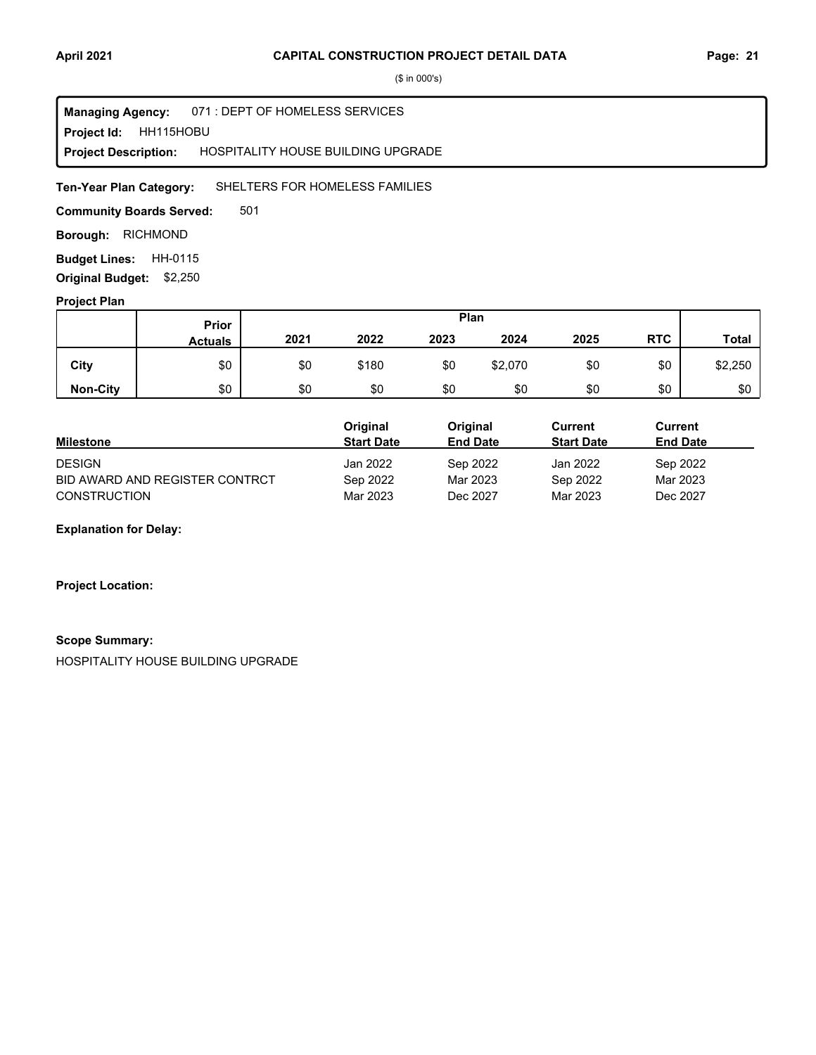## CAPITAL CONSTRUCTION PROJECT DETAIL DATA

($ in 000's)

**Managing Agency:** 071 : DEPT OF HOMELESS SERVICES
**Project Id:** HH115HOBU
**Project Description:** HOSPITALITY HOUSE BUILDING UPGRADE

**Ten-Year Plan Category:** SHELTERS FOR HOMELESS FAMILIES

**Community Boards Served:** 501

**Borough:** RICHMOND

**Budget Lines:** HH-0115

**Original Budget:** $2,250

**Project Plan**

| | Prior Actuals | Plan | | | | | | Total |
|---|---|---|---|---|---|---|---|---|
| | | 2021 | 2022 | 2023 | 2024 | 2025 | RTC | |
| **City** | $0 | $0 | $180 | $0 | $2,070 | $0 | $0 | $2,250 |
| **Non-City** | $0 | $0 | $0 | $0 | $0 | $0 | $0 | $0 |

| Milestone | Original Start Date | Original End Date | Current Start Date | Current End Date |
|---|---|---|---|---|
| DESIGN | Jan 2022 | Sep 2022 | Jan 2022 | Sep 2022 |
| BID AWARD AND REGISTER CONTRCT | Sep 2022 | Mar 2023 | Sep 2022 | Mar 2023 |
| CONSTRUCTION | Mar 2023 | Dec 2027 | Mar 2023 | Dec 2027 |

**Explanation for Delay:**

**Project Location:**

**Scope Summary:**

HOSPITALITY HOUSE BUILDING UPGRADE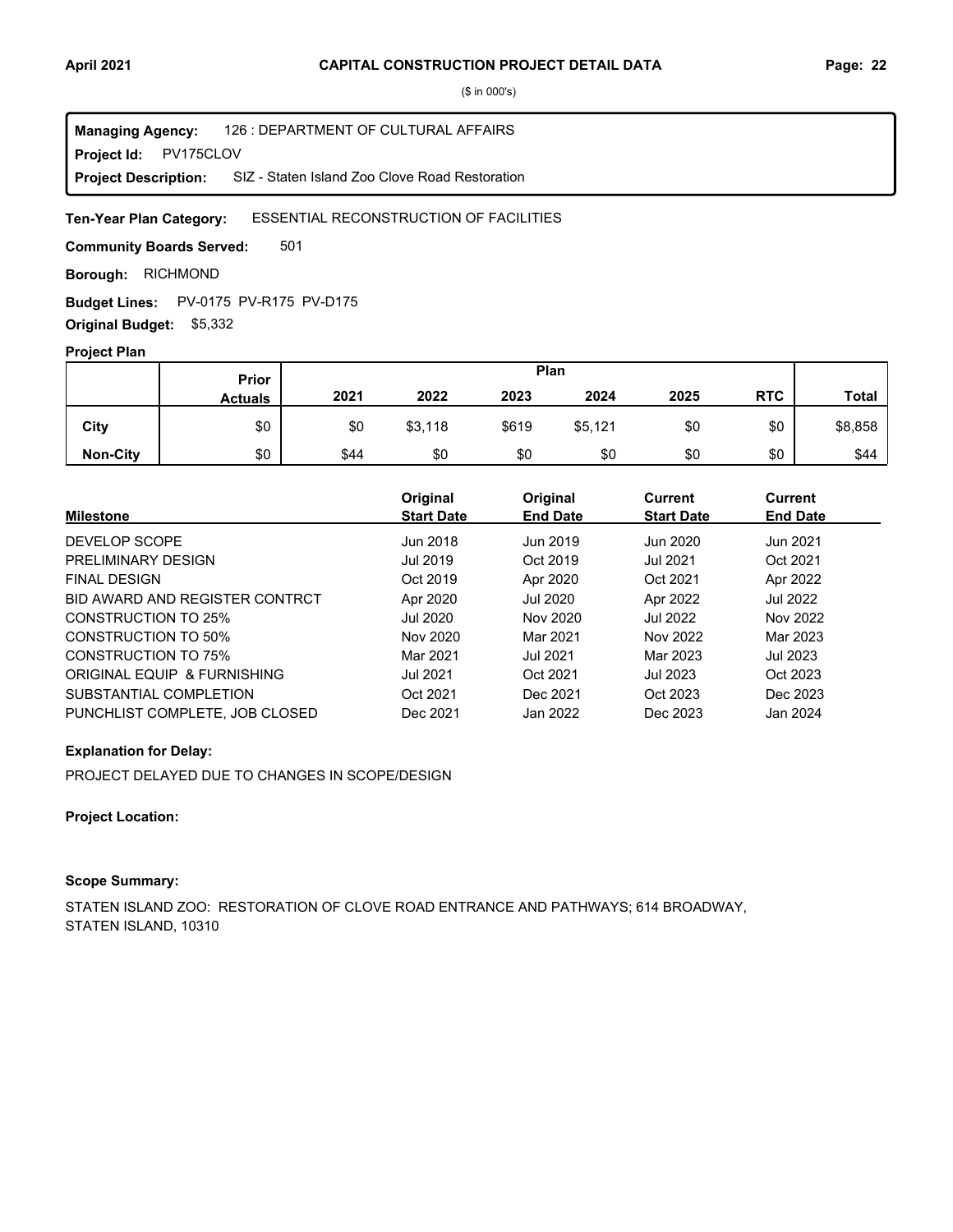# CAPITAL CONSTRUCTION PROJECT DETAIL DATA

($ in 000's)

**Managing Agency:** 126 : DEPARTMENT OF CULTURAL AFFAIRS
**Project Id:** PV175CLOV
**Project Description:** SIZ - Staten Island Zoo Clove Road Restoration

**Ten-Year Plan Category:** ESSENTIAL RECONSTRUCTION OF FACILITIES

**Community Boards Served:** 501

**Borough:** RICHMOND

**Budget Lines:** PV-0175 PV-R175 PV-D175

**Original Budget:** $5,332

**Project Plan**

| | Prior Actuals | Plan | | | | | | Total |
|---|---|---|---|---|---|---|---|---|
| | | 2021 | 2022 | 2023 | 2024 | 2025 | RTC | |
| City | $0 | $0 | $3,118 | $619 | $5,121 | $0 | $0 | $8,858 |
| Non-City | $0 | $44 | $0 | $0 | $0 | $0 | $0 | $44 |

| Milestone | Original Start Date | Original End Date | Current Start Date | Current End Date |
|---|---|---|---|---|
| DEVELOP SCOPE | Jun 2018 | Jun 2019 | Jun 2020 | Jun 2021 |
| PRELIMINARY DESIGN | Jul 2019 | Oct 2019 | Jul 2021 | Oct 2021 |
| FINAL DESIGN | Oct 2019 | Apr 2020 | Oct 2021 | Apr 2022 |
| BID AWARD AND REGISTER CONTRCT | Apr 2020 | Jul 2020 | Apr 2022 | Jul 2022 |
| CONSTRUCTION TO 25% | Jul 2020 | Nov 2020 | Jul 2022 | Nov 2022 |
| CONSTRUCTION TO 50% | Nov 2020 | Mar 2021 | Nov 2022 | Mar 2023 |
| CONSTRUCTION TO 75% | Mar 2021 | Jul 2021 | Mar 2023 | Jul 2023 |
| ORIGINAL EQUIP & FURNISHING | Jul 2021 | Oct 2021 | Jul 2023 | Oct 2023 |
| SUBSTANTIAL COMPLETION | Oct 2021 | Dec 2021 | Oct 2023 | Dec 2023 |
| PUNCHLIST COMPLETE, JOB CLOSED | Dec 2021 | Jan 2022 | Dec 2023 | Jan 2024 |

**Explanation for Delay:**

PROJECT DELAYED DUE TO CHANGES IN SCOPE/DESIGN

**Project Location:**

**Scope Summary:**

STATEN ISLAND ZOO: RESTORATION OF CLOVE ROAD ENTRANCE AND PATHWAYS; 614 BROADWAY, STATEN ISLAND, 10310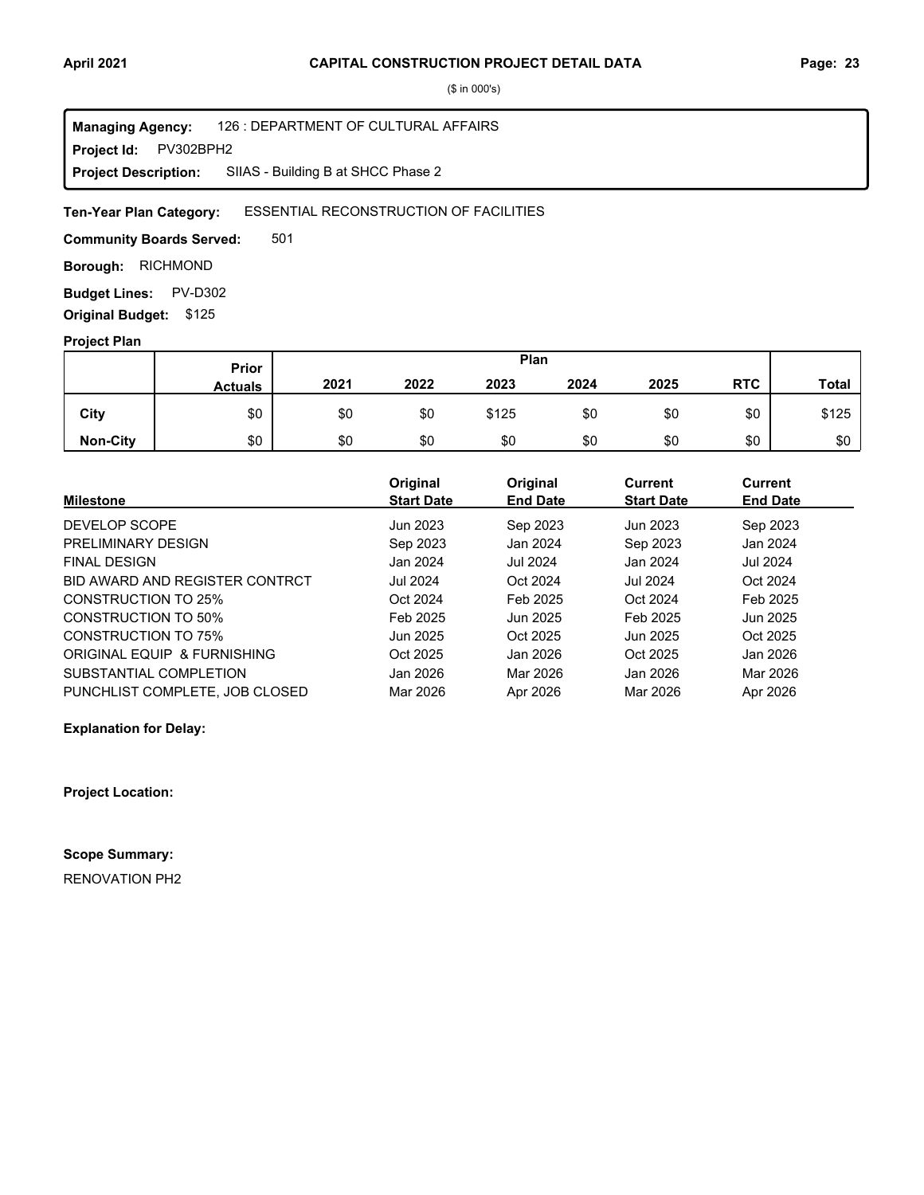($ in 000's)

**Managing Agency:** 126 : DEPARTMENT OF CULTURAL AFFAIRS
**Project Id:** PV302BPH2
**Project Description:** SIIAS - Building B at SHCC Phase 2

**Ten-Year Plan Category:** ESSENTIAL RECONSTRUCTION OF FACILITIES

**Community Boards Served:** 501

**Borough:** RICHMOND

**Budget Lines:** PV-D302

**Original Budget:** $125

**Project Plan**

| | Prior Actuals | 2021 | 2022 | 2023 | 2024 | 2025 | RTC | Total |
|---|---|---|---|---|---|---|---|---|
| | | Plan | | | | | | |
| **City** | $0 | $0 | $0 | $125 | $0 | $0 | $0 | $125 |
| **Non-City** | $0 | $0 | $0 | $0 | $0 | $0 | $0 | $0 |

| Milestone | Original Start Date | Original End Date | Current Start Date | Current End Date |
|---|---|---|---|---|
| DEVELOP SCOPE | Jun 2023 | Sep 2023 | Jun 2023 | Sep 2023 |
| PRELIMINARY DESIGN | Sep 2023 | Jan 2024 | Sep 2023 | Jan 2024 |
| FINAL DESIGN | Jan 2024 | Jul 2024 | Jan 2024 | Jul 2024 |
| BID AWARD AND REGISTER CONTRCT | Jul 2024 | Oct 2024 | Jul 2024 | Oct 2024 |
| CONSTRUCTION TO 25% | Oct 2024 | Feb 2025 | Oct 2024 | Feb 2025 |
| CONSTRUCTION TO 50% | Feb 2025 | Jun 2025 | Feb 2025 | Jun 2025 |
| CONSTRUCTION TO 75% | Jun 2025 | Oct 2025 | Jun 2025 | Oct 2025 |
| ORIGINAL EQUIP & FURNISHING | Oct 2025 | Jan 2026 | Oct 2025 | Jan 2026 |
| SUBSTANTIAL COMPLETION | Jan 2026 | Mar 2026 | Jan 2026 | Mar 2026 |
| PUNCHLIST COMPLETE, JOB CLOSED | Mar 2026 | Apr 2026 | Mar 2026 | Apr 2026 |

**Explanation for Delay:**

**Project Location:**

**Scope Summary:**

RENOVATION PH2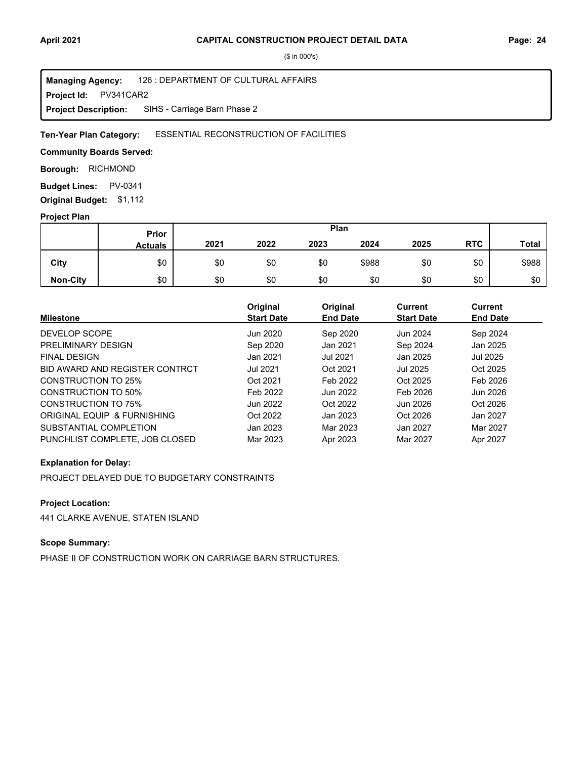## CAPITAL CONSTRUCTION PROJECT DETAIL DATA

($ in 000's)

**Managing Agency:** 126 : DEPARTMENT OF CULTURAL AFFAIRS
**Project Id:** PV341CAR2
**Project Description:** SIHS - Carriage Barn Phase 2

**Ten-Year Plan Category:** ESSENTIAL RECONSTRUCTION OF FACILITIES

**Community Boards Served:**

**Borough:** RICHMOND

**Budget Lines:** PV-0341

**Original Budget:** $1,112

### Project Plan

| | Prior Actuals | Plan 2021 | 2022 | 2023 | 2024 | 2025 | RTC | Total |
|---|---|---|---|---|---|---|---|---|
| **City** | $0 | $0 | $0 | $0 | $988 | $0 | $0 | $988 |
| **Non-City** | $0 | $0 | $0 | $0 | $0 | $0 | $0 | $0 |

| Milestone | Original Start Date | Original End Date | Current Start Date | Current End Date |
|---|---|---|---|---|
| DEVELOP SCOPE | Jun 2020 | Sep 2020 | Jun 2024 | Sep 2024 |
| PRELIMINARY DESIGN | Sep 2020 | Jan 2021 | Sep 2024 | Jan 2025 |
| FINAL DESIGN | Jan 2021 | Jul 2021 | Jan 2025 | Jul 2025 |
| BID AWARD AND REGISTER CONTRCT | Jul 2021 | Oct 2021 | Jul 2025 | Oct 2025 |
| CONSTRUCTION TO 25% | Oct 2021 | Feb 2022 | Oct 2025 | Feb 2026 |
| CONSTRUCTION TO 50% | Feb 2022 | Jun 2022 | Feb 2026 | Jun 2026 |
| CONSTRUCTION TO 75% | Jun 2022 | Oct 2022 | Jun 2026 | Oct 2026 |
| ORIGINAL EQUIP & FURNISHING | Oct 2022 | Jan 2023 | Oct 2026 | Jan 2027 |
| SUBSTANTIAL COMPLETION | Jan 2023 | Mar 2023 | Jan 2027 | Mar 2027 |
| PUNCHLIST COMPLETE, JOB CLOSED | Mar 2023 | Apr 2023 | Mar 2027 | Apr 2027 |

**Explanation for Delay:**

PROJECT DELAYED DUE TO BUDGETARY CONSTRAINTS

**Project Location:**

441 CLARKE AVENUE, STATEN ISLAND

**Scope Summary:**

PHASE II OF CONSTRUCTION WORK ON CARRIAGE BARN STRUCTURES.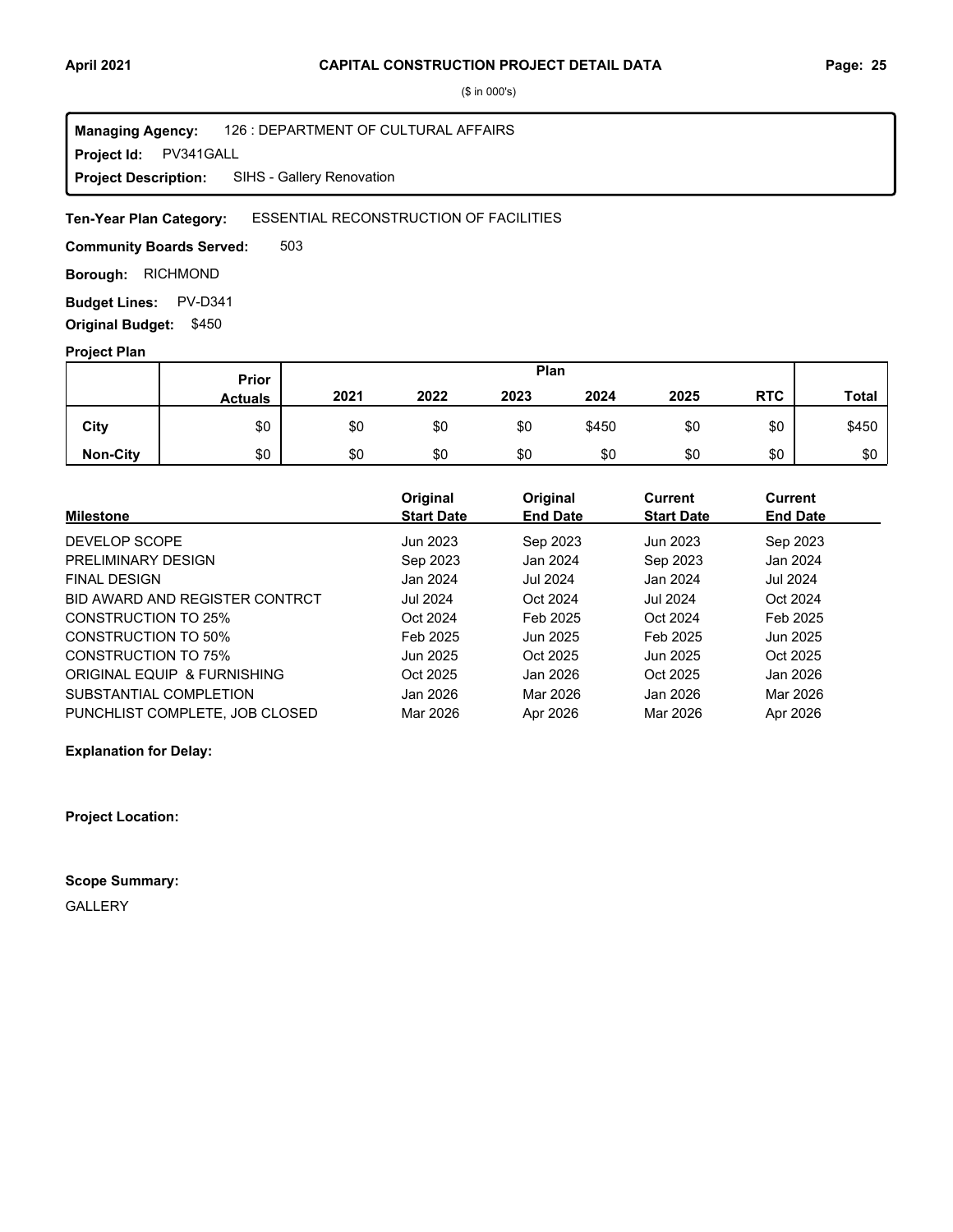# CAPITAL CONSTRUCTION PROJECT DETAIL DATA

($ in 000's)

**Managing Agency:** 126 : DEPARTMENT OF CULTURAL AFFAIRS
**Project Id:** PV341GALL
**Project Description:** SIHS - Gallery Renovation

**Ten-Year Plan Category:** ESSENTIAL RECONSTRUCTION OF FACILITIES

**Community Boards Served:** 503

**Borough:** RICHMOND

**Budget Lines:** PV-D341

**Original Budget:** $450

**Project Plan**

| | Prior Actuals | Plan 2021 | 2022 | 2023 | 2024 | 2025 | RTC | Total |
|---|---|---|---|---|---|---|---|---|
| **City** | $0 | $0 | $0 | $0 | $450 | $0 | $0 | $450 |
| **Non-City** | $0 | $0 | $0 | $0 | $0 | $0 | $0 | $0 |

| Milestone | Original Start Date | Original End Date | Current Start Date | Current End Date |
|---|---|---|---|---|
| DEVELOP SCOPE | Jun 2023 | Sep 2023 | Jun 2023 | Sep 2023 |
| PRELIMINARY DESIGN | Sep 2023 | Jan 2024 | Sep 2023 | Jan 2024 |
| FINAL DESIGN | Jan 2024 | Jul 2024 | Jan 2024 | Jul 2024 |
| BID AWARD AND REGISTER CONTRCT | Jul 2024 | Oct 2024 | Jul 2024 | Oct 2024 |
| CONSTRUCTION TO 25% | Oct 2024 | Feb 2025 | Oct 2024 | Feb 2025 |
| CONSTRUCTION TO 50% | Feb 2025 | Jun 2025 | Feb 2025 | Jun 2025 |
| CONSTRUCTION TO 75% | Jun 2025 | Oct 2025 | Jun 2025 | Oct 2025 |
| ORIGINAL EQUIP & FURNISHING | Oct 2025 | Jan 2026 | Oct 2025 | Jan 2026 |
| SUBSTANTIAL COMPLETION | Jan 2026 | Mar 2026 | Jan 2026 | Mar 2026 |
| PUNCHLIST COMPLETE, JOB CLOSED | Mar 2026 | Apr 2026 | Mar 2026 | Apr 2026 |

**Explanation for Delay:**

**Project Location:**

**Scope Summary:**

GALLERY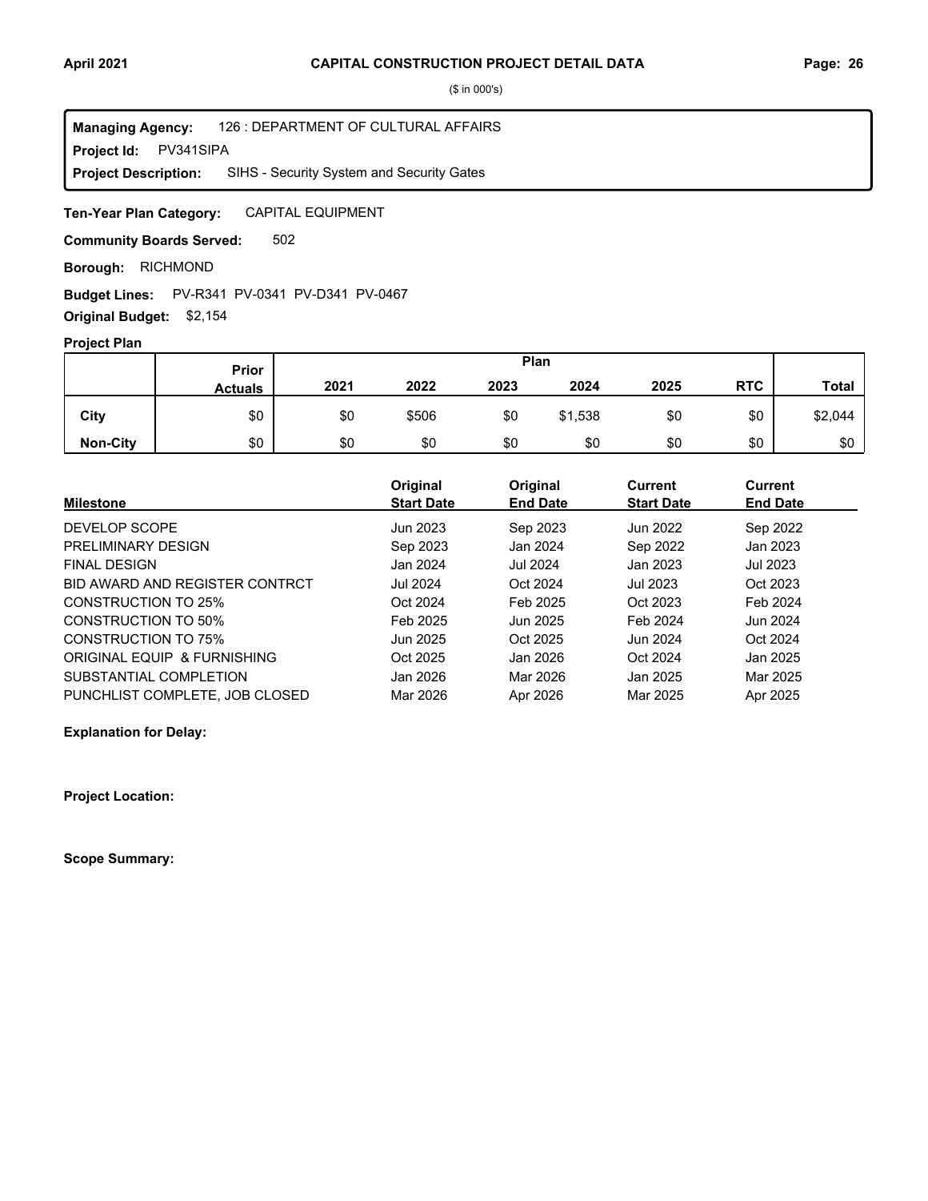# CAPITAL CONSTRUCTION PROJECT DETAIL DATA

($ in 000's)

**Managing Agency:** 126 : DEPARTMENT OF CULTURAL AFFAIRS
**Project Id:** PV341SIPA
**Project Description:** SIHS - Security System and Security Gates

**Ten-Year Plan Category:** CAPITAL EQUIPMENT

**Community Boards Served:** 502

**Borough:** RICHMOND

**Budget Lines:** PV-R341 PV-0341 PV-D341 PV-0467

**Original Budget:** $2,154

**Project Plan**

| | Prior Actuals | 2021 | 2022 | 2023 | 2024 | 2025 | RTC | Total |
|---|---|---|---|---|---|---|---|---|
| City | $0 | $0 | $506 | $0 | $1,538 | $0 | $0 | $2,044 |
| Non-City | $0 | $0 | $0 | $0 | $0 | $0 | $0 | $0 |

| Milestone | Original Start Date | Original End Date | Current Start Date | Current End Date |
|---|---|---|---|---|
| DEVELOP SCOPE | Jun 2023 | Sep 2023 | Jun 2022 | Sep 2022 |
| PRELIMINARY DESIGN | Sep 2023 | Jan 2024 | Sep 2022 | Jan 2023 |
| FINAL DESIGN | Jan 2024 | Jul 2024 | Jan 2023 | Jul 2023 |
| BID AWARD AND REGISTER CONTRCT | Jul 2024 | Oct 2024 | Jul 2023 | Oct 2023 |
| CONSTRUCTION TO 25% | Oct 2024 | Feb 2025 | Oct 2023 | Feb 2024 |
| CONSTRUCTION TO 50% | Feb 2025 | Jun 2025 | Feb 2024 | Jun 2024 |
| CONSTRUCTION TO 75% | Jun 2025 | Oct 2025 | Jun 2024 | Oct 2024 |
| ORIGINAL EQUIP & FURNISHING | Oct 2025 | Jan 2026 | Oct 2024 | Jan 2025 |
| SUBSTANTIAL COMPLETION | Jan 2026 | Mar 2026 | Jan 2025 | Mar 2025 |
| PUNCHLIST COMPLETE, JOB CLOSED | Mar 2026 | Apr 2026 | Mar 2025 | Apr 2025 |

**Explanation for Delay:**

**Project Location:**

**Scope Summary:**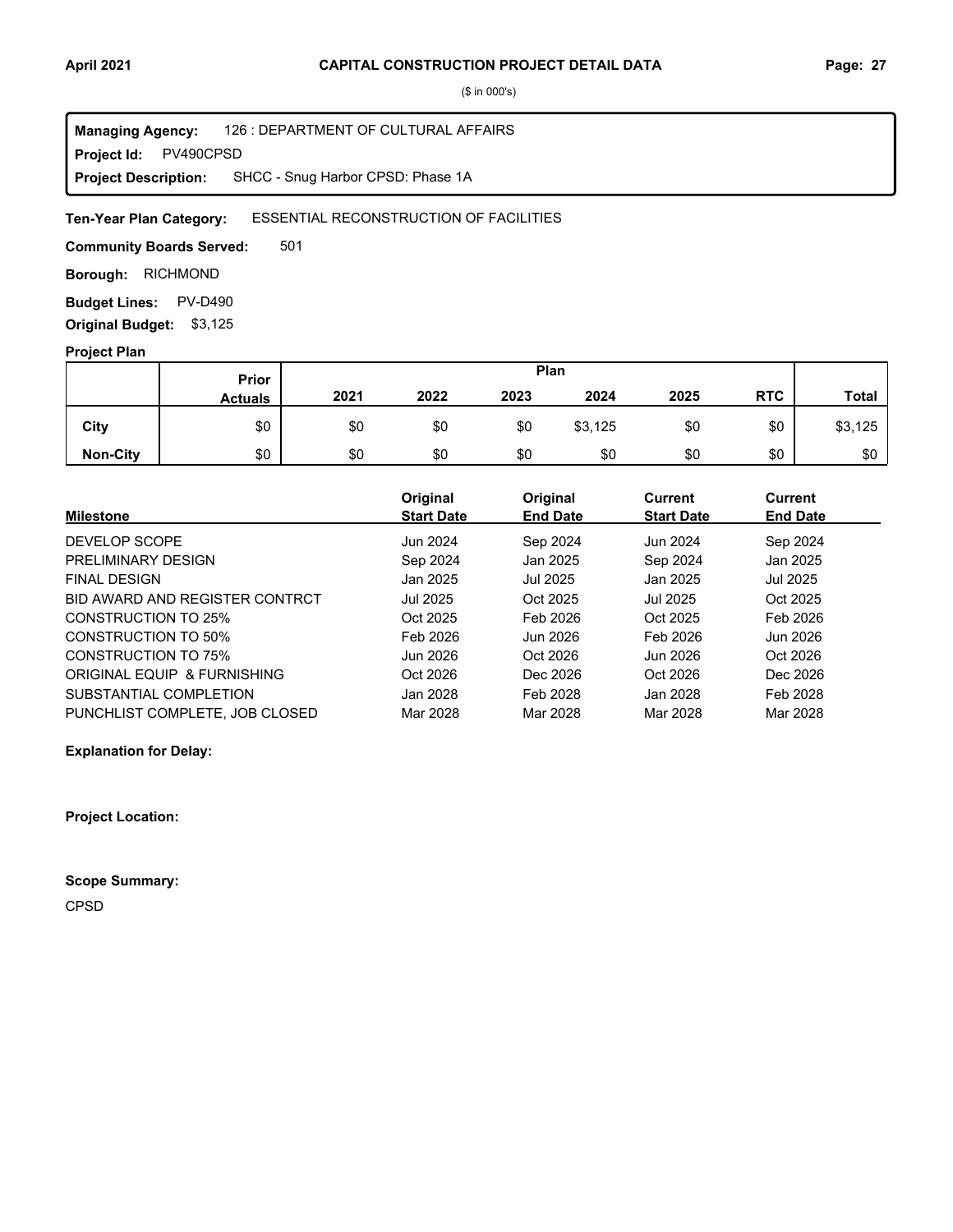($ in 000's)

**Managing Agency:** 126 : DEPARTMENT OF CULTURAL AFFAIRS
**Project Id:** PV490CPSD
**Project Description:** SHCC - Snug Harbor CPSD: Phase 1A

**Ten-Year Plan Category:** ESSENTIAL RECONSTRUCTION OF FACILITIES

**Community Boards Served:** 501

**Borough:** RICHMOND

**Budget Lines:** PV-D490

**Original Budget:** $3,125

**Project Plan**

| | Prior Actuals | Plan 2021 | 2022 | 2023 | 2024 | 2025 | RTC | Total |
|---|---|---|---|---|---|---|---|---|
| City | $0 | $0 | $0 | $0 | $3,125 | $0 | $0 | $3,125 |
| Non-City | $0 | $0 | $0 | $0 | $0 | $0 | $0 | $0 |

| Milestone | Original Start Date | Original End Date | Current Start Date | Current End Date |
|---|---|---|---|---|
| DEVELOP SCOPE | Jun 2024 | Sep 2024 | Jun 2024 | Sep 2024 |
| PRELIMINARY DESIGN | Sep 2024 | Jan 2025 | Sep 2024 | Jan 2025 |
| FINAL DESIGN | Jan 2025 | Jul 2025 | Jan 2025 | Jul 2025 |
| BID AWARD AND REGISTER CONTRCT | Jul 2025 | Oct 2025 | Jul 2025 | Oct 2025 |
| CONSTRUCTION TO 25% | Oct 2025 | Feb 2026 | Oct 2025 | Feb 2026 |
| CONSTRUCTION TO 50% | Feb 2026 | Jun 2026 | Feb 2026 | Jun 2026 |
| CONSTRUCTION TO 75% | Jun 2026 | Oct 2026 | Jun 2026 | Oct 2026 |
| ORIGINAL EQUIP & FURNISHING | Oct 2026 | Dec 2026 | Oct 2026 | Dec 2026 |
| SUBSTANTIAL COMPLETION | Jan 2028 | Feb 2028 | Jan 2028 | Feb 2028 |
| PUNCHLIST COMPLETE, JOB CLOSED | Mar 2028 | Mar 2028 | Mar 2028 | Mar 2028 |

**Explanation for Delay:**

**Project Location:**

**Scope Summary:**

CPSD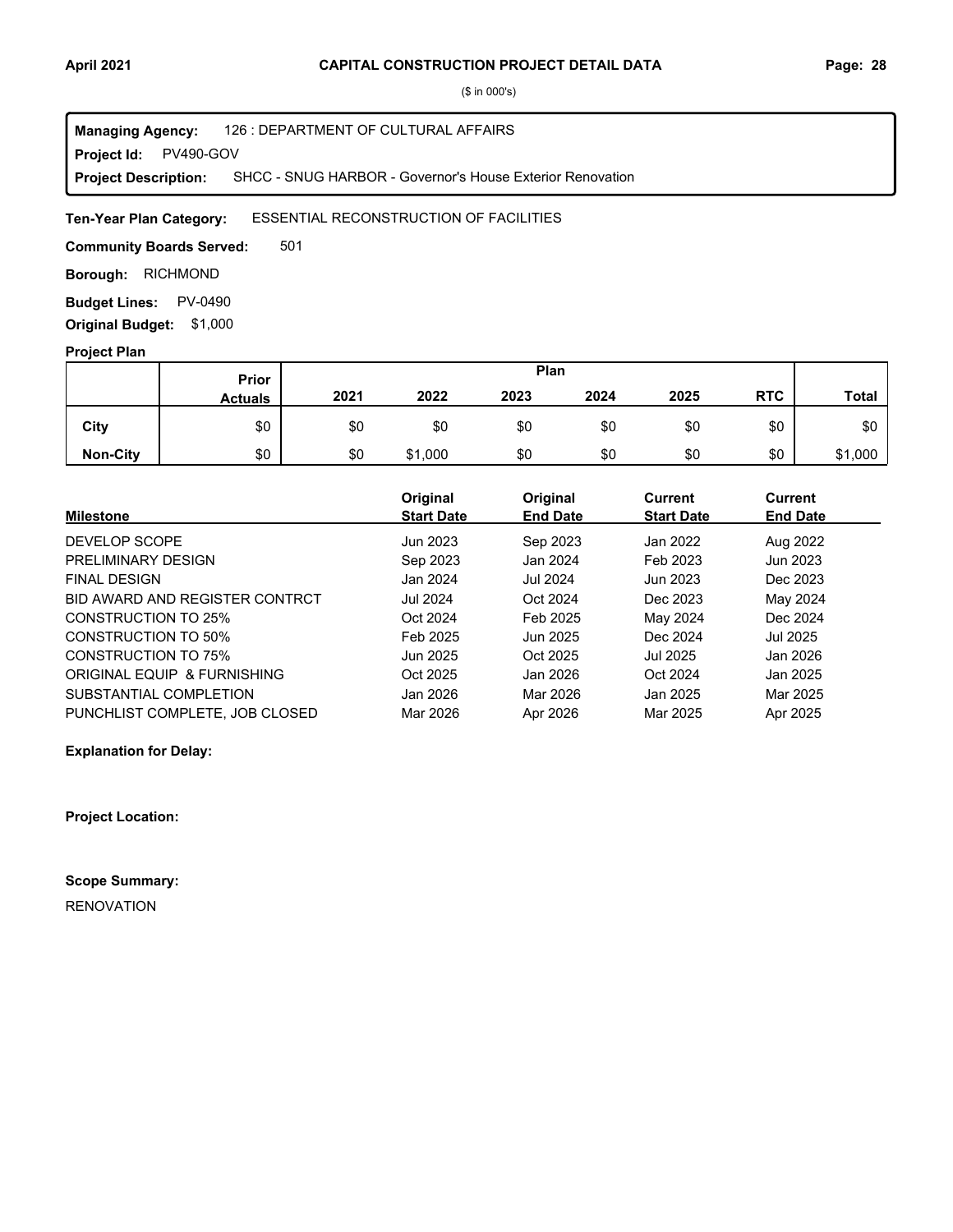## CAPITAL CONSTRUCTION PROJECT DETAIL DATA

($ in 000's)

**Managing Agency:** 126 : DEPARTMENT OF CULTURAL AFFAIRS
**Project Id:** PV490-GOV
**Project Description:** SHCC - SNUG HARBOR - Governor's House Exterior Renovation

**Ten-Year Plan Category:** ESSENTIAL RECONSTRUCTION OF FACILITIES

**Community Boards Served:** 501

**Borough:** RICHMOND

**Budget Lines:** PV-0490

**Original Budget:** $1,000

### Project Plan

| | Prior Actuals | Plan 2021 | 2022 | 2023 | 2024 | 2025 | RTC | Total |
|---|---|---|---|---|---|---|---|---|
| **City** | $0 | $0 | $0 | $0 | $0 | $0 | $0 | $0 |
| **Non-City** | $0 | $0 | $1,000 | $0 | $0 | $0 | $0 | $1,000 |

| Milestone | Original Start Date | Original End Date | Current Start Date | Current End Date |
|---|---|---|---|---|
| DEVELOP SCOPE | Jun 2023 | Sep 2023 | Jan 2022 | Aug 2022 |
| PRELIMINARY DESIGN | Sep 2023 | Jan 2024 | Feb 2023 | Jun 2023 |
| FINAL DESIGN | Jan 2024 | Jul 2024 | Jun 2023 | Dec 2023 |
| BID AWARD AND REGISTER CONTRCT | Jul 2024 | Oct 2024 | Dec 2023 | May 2024 |
| CONSTRUCTION TO 25% | Oct 2024 | Feb 2025 | May 2024 | Dec 2024 |
| CONSTRUCTION TO 50% | Feb 2025 | Jun 2025 | Dec 2024 | Jul 2025 |
| CONSTRUCTION TO 75% | Jun 2025 | Oct 2025 | Jul 2025 | Jan 2026 |
| ORIGINAL EQUIP & FURNISHING | Oct 2025 | Jan 2026 | Oct 2024 | Jan 2025 |
| SUBSTANTIAL COMPLETION | Jan 2026 | Mar 2026 | Jan 2025 | Mar 2025 |
| PUNCHLIST COMPLETE, JOB CLOSED | Mar 2026 | Apr 2026 | Mar 2025 | Apr 2025 |

**Explanation for Delay:**

**Project Location:**

**Scope Summary:**

RENOVATION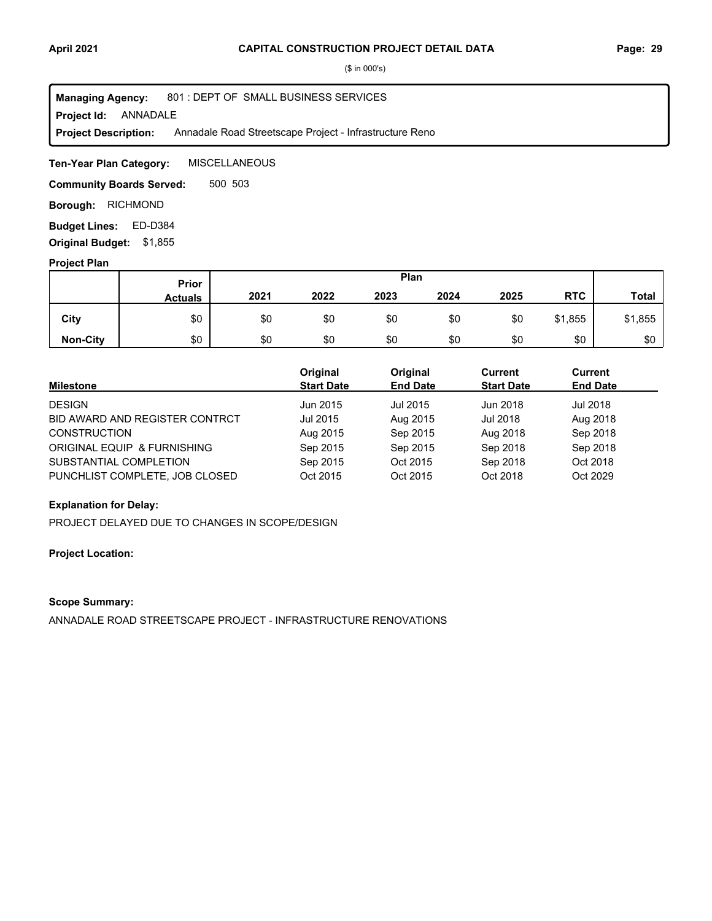**CAPITAL CONSTRUCTION PROJECT DETAIL DATA**

($ in 000's)

**Managing Agency:** 801 : DEPT OF SMALL BUSINESS SERVICES
**Project Id:** ANNADALE
**Project Description:** Annadale Road Streetscape Project - Infrastructure Reno

**Ten-Year Plan Category:** MISCELLANEOUS

**Community Boards Served:** 500 503

**Borough:** RICHMOND

**Budget Lines:** ED-D384

**Original Budget:** $1,855

**Project Plan**

| | Prior Actuals | 2021 | 2022 | 2023 | 2024 | 2025 | RTC | Total |
|---|---|---|---|---|---|---|---|---|
| City | $0 | $0 | $0 | $0 | $0 | $0 | $1,855 | $1,855 |
| Non-City | $0 | $0 | $0 | $0 | $0 | $0 | $0 | $0 |

| Milestone | Original Start Date | Original End Date | Current Start Date | Current End Date |
|---|---|---|---|---|
| DESIGN | Jun 2015 | Jul 2015 | Jun 2018 | Jul 2018 |
| BID AWARD AND REGISTER CONTRCT | Jul 2015 | Aug 2015 | Jul 2018 | Aug 2018 |
| CONSTRUCTION | Aug 2015 | Sep 2015 | Aug 2018 | Sep 2018 |
| ORIGINAL EQUIP & FURNISHING | Sep 2015 | Sep 2015 | Sep 2018 | Sep 2018 |
| SUBSTANTIAL COMPLETION | Sep 2015 | Oct 2015 | Sep 2018 | Oct 2018 |
| PUNCHLIST COMPLETE, JOB CLOSED | Oct 2015 | Oct 2015 | Oct 2018 | Oct 2029 |

**Explanation for Delay:**

PROJECT DELAYED DUE TO CHANGES IN SCOPE/DESIGN

**Project Location:**

**Scope Summary:**

ANNADALE ROAD STREETSCAPE PROJECT - INFRASTRUCTURE RENOVATIONS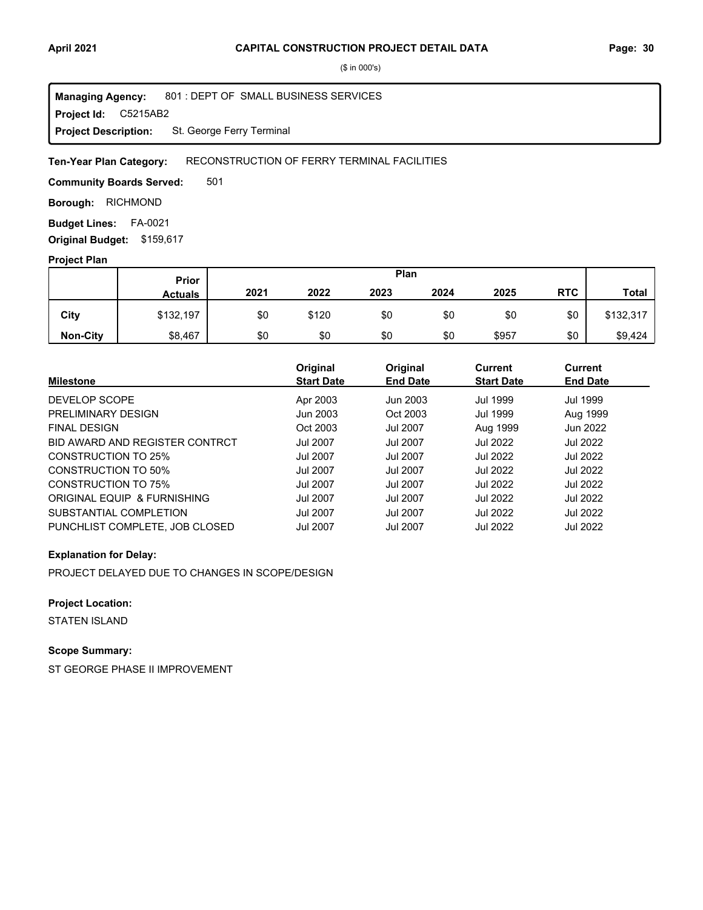($ in 000's)

**Managing Agency:** 801 : DEPT OF SMALL BUSINESS SERVICES
**Project Id:** C5215AB2
**Project Description:** St. George Ferry Terminal

**Ten-Year Plan Category:** RECONSTRUCTION OF FERRY TERMINAL FACILITIES

**Community Boards Served:** 501

**Borough:** RICHMOND

**Budget Lines:** FA-0021

**Original Budget:** $159,617

**Project Plan**

| | Prior Actuals | Plan 2021 | 2022 | 2023 | 2024 | 2025 | RTC | Total |
|---|---|---|---|---|---|---|---|---|
| **City** | $132,197 | $0 | $120 | $0 | $0 | $0 | $0 | $132,317 |
| **Non-City** | $8,467 | $0 | $0 | $0 | $0 | $957 | $0 | $9,424 |

| Milestone | Original Start Date | Original End Date | Current Start Date | Current End Date |
|---|---|---|---|---|
| DEVELOP SCOPE | Apr 2003 | Jun 2003 | Jul 1999 | Jul 1999 |
| PRELIMINARY DESIGN | Jun 2003 | Oct 2003 | Jul 1999 | Aug 1999 |
| FINAL DESIGN | Oct 2003 | Jul 2007 | Aug 1999 | Jun 2022 |
| BID AWARD AND REGISTER CONTRCT | Jul 2007 | Jul 2007 | Jul 2022 | Jul 2022 |
| CONSTRUCTION TO 25% | Jul 2007 | Jul 2007 | Jul 2022 | Jul 2022 |
| CONSTRUCTION TO 50% | Jul 2007 | Jul 2007 | Jul 2022 | Jul 2022 |
| CONSTRUCTION TO 75% | Jul 2007 | Jul 2007 | Jul 2022 | Jul 2022 |
| ORIGINAL EQUIP & FURNISHING | Jul 2007 | Jul 2007 | Jul 2022 | Jul 2022 |
| SUBSTANTIAL COMPLETION | Jul 2007 | Jul 2007 | Jul 2022 | Jul 2022 |
| PUNCHLIST COMPLETE, JOB CLOSED | Jul 2007 | Jul 2007 | Jul 2022 | Jul 2022 |

**Explanation for Delay:**

PROJECT DELAYED DUE TO CHANGES IN SCOPE/DESIGN

**Project Location:**

STATEN ISLAND

**Scope Summary:**

ST GEORGE PHASE II IMPROVEMENT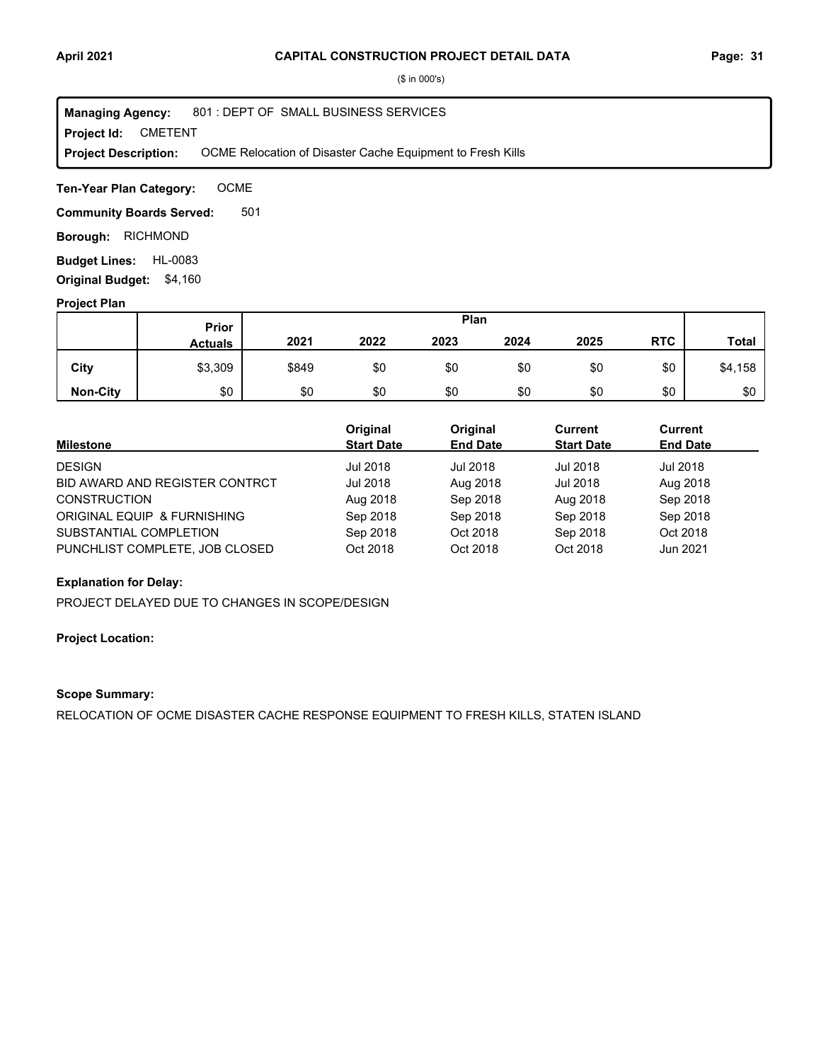($ in 000's)

**Managing Agency:** 801 : DEPT OF SMALL BUSINESS SERVICES
**Project Id:** CMETENT
**Project Description:** OCME Relocation of Disaster Cache Equipment to Fresh Kills

**Ten-Year Plan Category:** OCME

**Community Boards Served:** 501

**Borough:** RICHMOND

**Budget Lines:** HL-0083

**Original Budget:** $4,160

**Project Plan**

| | Prior Actuals | Plan 2021 | 2022 | 2023 | 2024 | 2025 | RTC | Total |
|---|---|---|---|---|---|---|---|---|
| City | $3,309 | $849 | $0 | $0 | $0 | $0 | $0 | $4,158 |
| Non-City | $0 | $0 | $0 | $0 | $0 | $0 | $0 | $0 |

| Milestone | Original Start Date | Original End Date | Current Start Date | Current End Date |
|---|---|---|---|---|
| DESIGN | Jul 2018 | Jul 2018 | Jul 2018 | Jul 2018 |
| BID AWARD AND REGISTER CONTRCT | Jul 2018 | Aug 2018 | Jul 2018 | Aug 2018 |
| CONSTRUCTION | Aug 2018 | Sep 2018 | Aug 2018 | Sep 2018 |
| ORIGINAL EQUIP & FURNISHING | Sep 2018 | Sep 2018 | Sep 2018 | Sep 2018 |
| SUBSTANTIAL COMPLETION | Sep 2018 | Oct 2018 | Sep 2018 | Oct 2018 |
| PUNCHLIST COMPLETE, JOB CLOSED | Oct 2018 | Oct 2018 | Oct 2018 | Jun 2021 |

**Explanation for Delay:**

PROJECT DELAYED DUE TO CHANGES IN SCOPE/DESIGN

**Project Location:**

**Scope Summary:**

RELOCATION OF OCME DISASTER CACHE RESPONSE EQUIPMENT TO FRESH KILLS, STATEN ISLAND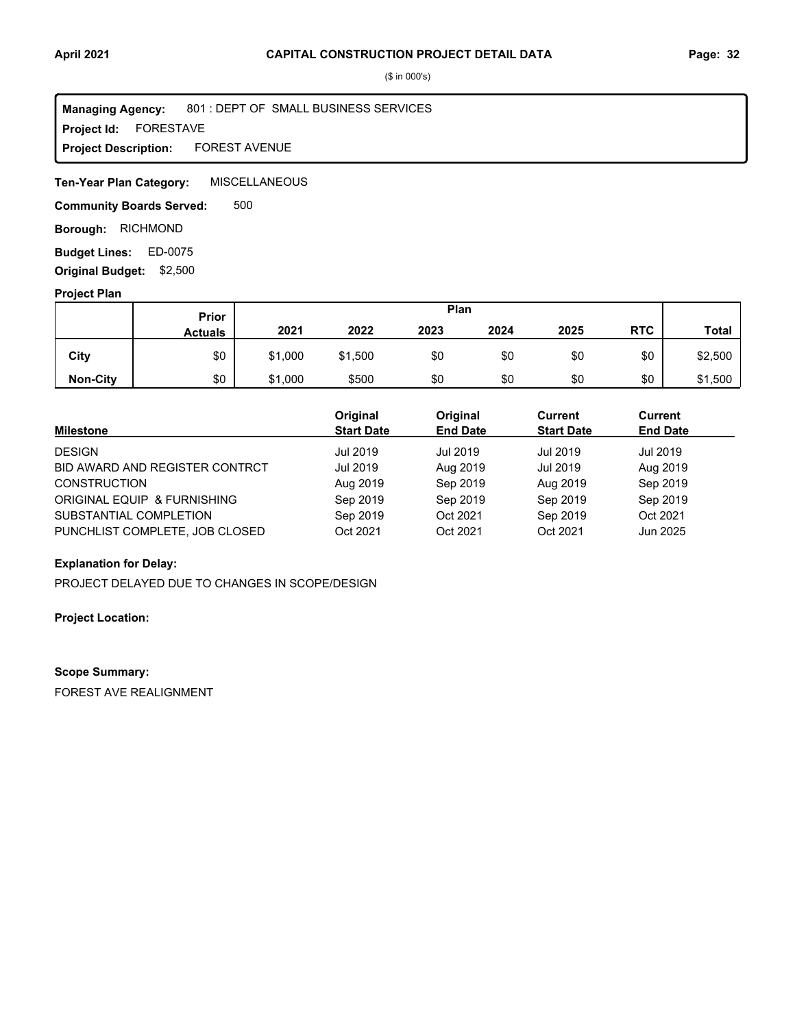# CAPITAL CONSTRUCTION PROJECT DETAIL DATA

($ in 000's)

**Managing Agency:** 801 : DEPT OF SMALL BUSINESS SERVICES
**Project Id:** FORESTAVE
**Project Description:** FOREST AVENUE

**Ten-Year Plan Category:** MISCELLANEOUS

**Community Boards Served:** 500

**Borough:** RICHMOND

**Budget Lines:** ED-0075

**Original Budget:** $2,500

**Project Plan**

| | Prior Actuals | 2021 | 2022 | 2023 | 2024 | 2025 | RTC | Total |
|---|---|---|---|---|---|---|---|---|
| **City** | $0 | $1,000 | $1,500 | $0 | $0 | $0 | $0 | $2,500 |
| **Non-City** | $0 | $1,000 | $500 | $0 | $0 | $0 | $0 | $1,500 |

| Milestone | Original Start Date | Original End Date | Current Start Date | Current End Date |
|---|---|---|---|---|
| DESIGN | Jul 2019 | Jul 2019 | Jul 2019 | Jul 2019 |
| BID AWARD AND REGISTER CONTRCT | Jul 2019 | Aug 2019 | Jul 2019 | Aug 2019 |
| CONSTRUCTION | Aug 2019 | Sep 2019 | Aug 2019 | Sep 2019 |
| ORIGINAL EQUIP & FURNISHING | Sep 2019 | Sep 2019 | Sep 2019 | Sep 2019 |
| SUBSTANTIAL COMPLETION | Sep 2019 | Oct 2021 | Sep 2019 | Oct 2021 |
| PUNCHLIST COMPLETE, JOB CLOSED | Oct 2021 | Oct 2021 | Oct 2021 | Jun 2025 |

**Explanation for Delay:**

PROJECT DELAYED DUE TO CHANGES IN SCOPE/DESIGN

**Project Location:**

**Scope Summary:**

FOREST AVE REALIGNMENT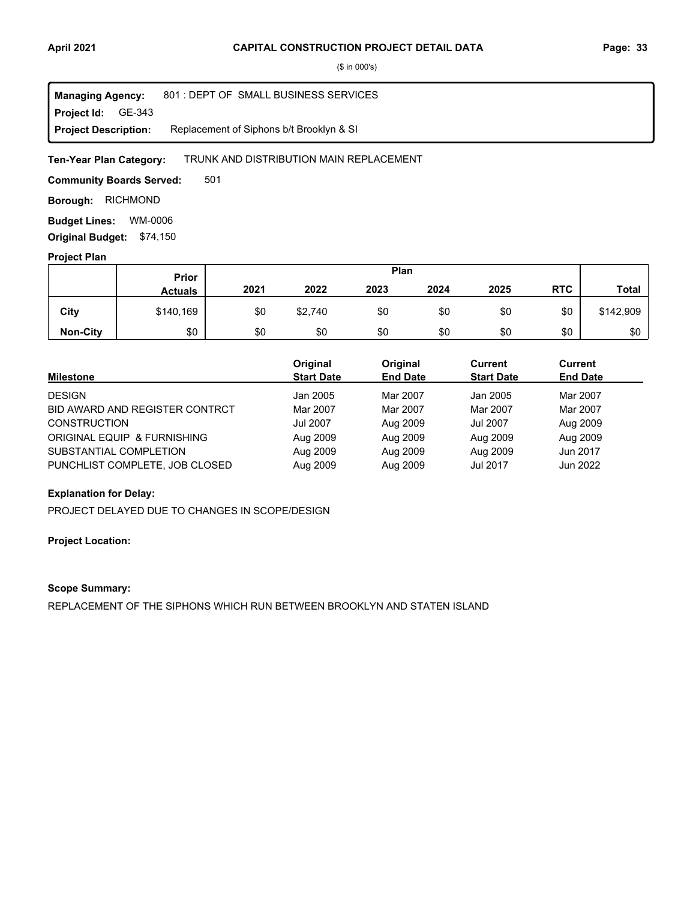# CAPITAL CONSTRUCTION PROJECT DETAIL DATA

($ in 000's)

**Managing Agency:** 801 : DEPT OF SMALL BUSINESS SERVICES
**Project Id:** GE-343
**Project Description:** Replacement of Siphons b/t Brooklyn & SI

**Ten-Year Plan Category:** TRUNK AND DISTRIBUTION MAIN REPLACEMENT

**Community Boards Served:** 501

**Borough:** RICHMOND

**Budget Lines:** WM-0006

**Original Budget:** $74,150

## Project Plan

| | Prior Actuals | Plan 2021 | 2022 | 2023 | 2024 | 2025 | RTC | Total |
|---|---|---|---|---|---|---|---|---|
| **City** | $140,169 | $0 | $2,740 | $0 | $0 | $0 | $0 | $142,909 |
| **Non-City** | $0 | $0 | $0 | $0 | $0 | $0 | $0 | $0 |

| Milestone | Original Start Date | Original End Date | Current Start Date | Current End Date |
|---|---|---|---|---|
| DESIGN | Jan 2005 | Mar 2007 | Jan 2005 | Mar 2007 |
| BID AWARD AND REGISTER CONTRCT | Mar 2007 | Mar 2007 | Mar 2007 | Mar 2007 |
| CONSTRUCTION | Jul 2007 | Aug 2009 | Jul 2007 | Aug 2009 |
| ORIGINAL EQUIP & FURNISHING | Aug 2009 | Aug 2009 | Aug 2009 | Aug 2009 |
| SUBSTANTIAL COMPLETION | Aug 2009 | Aug 2009 | Aug 2009 | Jun 2017 |
| PUNCHLIST COMPLETE, JOB CLOSED | Aug 2009 | Aug 2009 | Jul 2017 | Jun 2022 |

**Explanation for Delay:**

PROJECT DELAYED DUE TO CHANGES IN SCOPE/DESIGN

**Project Location:**

**Scope Summary:**

REPLACEMENT OF THE SIPHONS WHICH RUN BETWEEN BROOKLYN AND STATEN ISLAND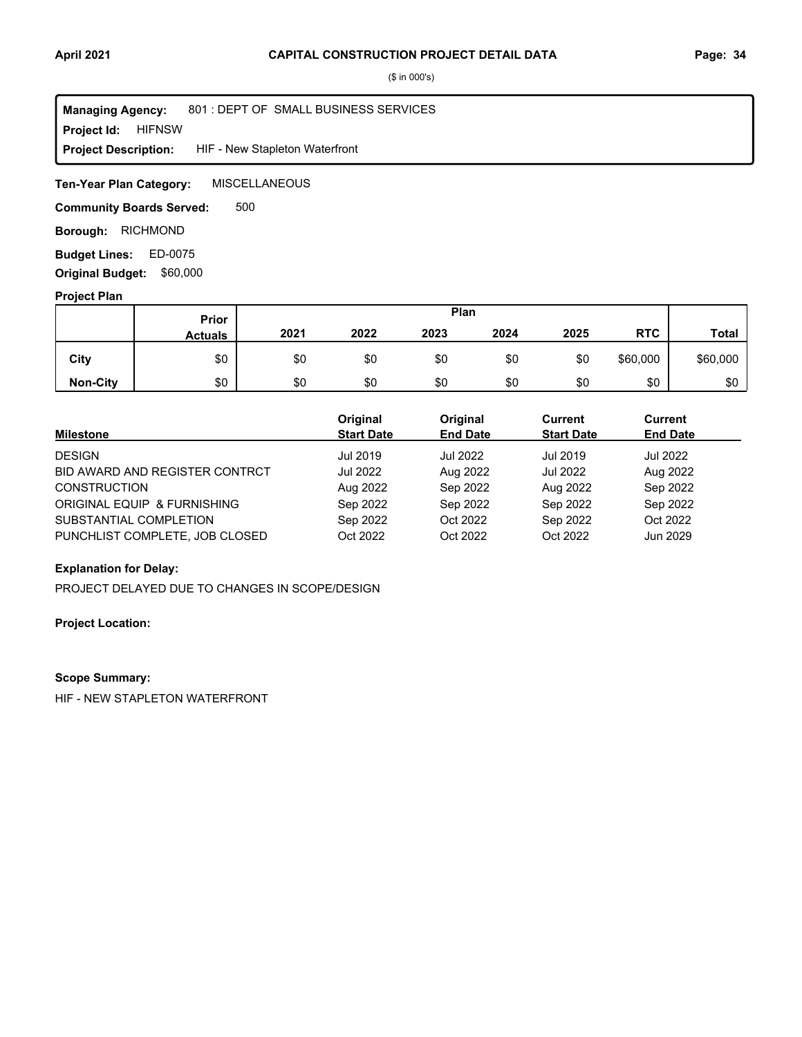($ in 000's)

**Managing Agency:** 801 : DEPT OF SMALL BUSINESS SERVICES
**Project Id:** HIFNSW
**Project Description:** HIF - New Stapleton Waterfront

**Ten-Year Plan Category:** MISCELLANEOUS

**Community Boards Served:** 500

**Borough:** RICHMOND

**Budget Lines:** ED-0075

**Original Budget:** $60,000

**Project Plan**

| | Prior Actuals | 2021 | 2022 | 2023 | 2024 | 2025 | RTC | Total |
|---|---|---|---|---|---|---|---|---|
| **City** | $0 | $0 | $0 | $0 | $0 | $0 | $60,000 | $60,000 |
| **Non-City** | $0 | $0 | $0 | $0 | $0 | $0 | $0 | $0 |

| Milestone | Original Start Date | Original End Date | Current Start Date | Current End Date |
|---|---|---|---|---|
| DESIGN | Jul 2019 | Jul 2022 | Jul 2019 | Jul 2022 |
| BID AWARD AND REGISTER CONTRCT | Jul 2022 | Aug 2022 | Jul 2022 | Aug 2022 |
| CONSTRUCTION | Aug 2022 | Sep 2022 | Aug 2022 | Sep 2022 |
| ORIGINAL EQUIP & FURNISHING | Sep 2022 | Sep 2022 | Sep 2022 | Sep 2022 |
| SUBSTANTIAL COMPLETION | Sep 2022 | Oct 2022 | Sep 2022 | Oct 2022 |
| PUNCHLIST COMPLETE, JOB CLOSED | Oct 2022 | Oct 2022 | Oct 2022 | Jun 2029 |

**Explanation for Delay:**

PROJECT DELAYED DUE TO CHANGES IN SCOPE/DESIGN

**Project Location:**

**Scope Summary:**

HIF - NEW STAPLETON WATERFRONT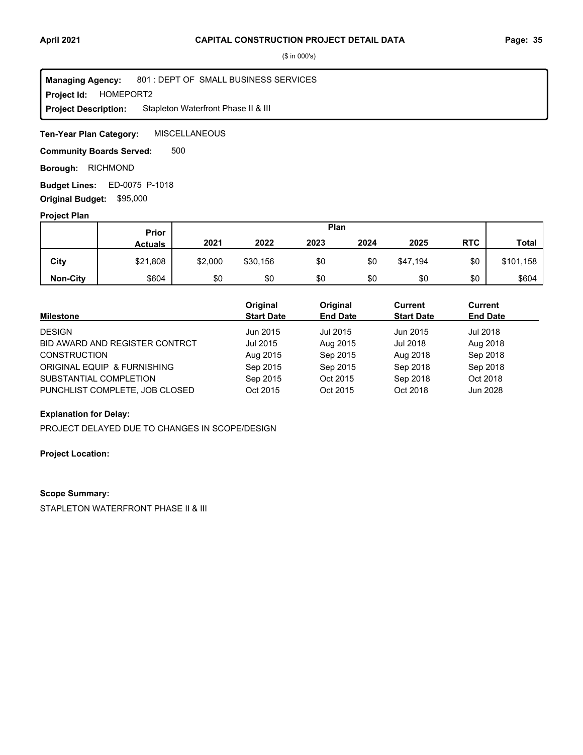## CAPITAL CONSTRUCTION PROJECT DETAIL DATA

($ in 000's)

**Managing Agency:** 801 : DEPT OF SMALL BUSINESS SERVICES
**Project Id:** HOMEPORT2
**Project Description:** Stapleton Waterfront Phase II & III

**Ten-Year Plan Category:** MISCELLANEOUS

**Community Boards Served:** 500

**Borough:** RICHMOND

**Budget Lines:** ED-0075 P-1018

**Original Budget:** $95,000

**Project Plan**

| | Prior Actuals | Plan 2021 | 2022 | 2023 | 2024 | 2025 | RTC | Total |
|---|---|---|---|---|---|---|---|---|
| **City** | $21,808 | $2,000 | $30,156 | $0 | $0 | $47,194 | $0 | $101,158 |
| **Non-City** | $604 | $0 | $0 | $0 | $0 | $0 | $0 | $604 |

| Milestone | Original Start Date | Original End Date | Current Start Date | Current End Date |
|---|---|---|---|---|
| DESIGN | Jun 2015 | Jul 2015 | Jun 2015 | Jul 2018 |
| BID AWARD AND REGISTER CONTRCT | Jul 2015 | Aug 2015 | Jul 2018 | Aug 2018 |
| CONSTRUCTION | Aug 2015 | Sep 2015 | Aug 2018 | Sep 2018 |
| ORIGINAL EQUIP & FURNISHING | Sep 2015 | Sep 2015 | Sep 2018 | Sep 2018 |
| SUBSTANTIAL COMPLETION | Sep 2015 | Oct 2015 | Sep 2018 | Oct 2018 |
| PUNCHLIST COMPLETE, JOB CLOSED | Oct 2015 | Oct 2015 | Oct 2018 | Jun 2028 |

**Explanation for Delay:**

PROJECT DELAYED DUE TO CHANGES IN SCOPE/DESIGN

**Project Location:**

**Scope Summary:**

STAPLETON WATERFRONT PHASE II & III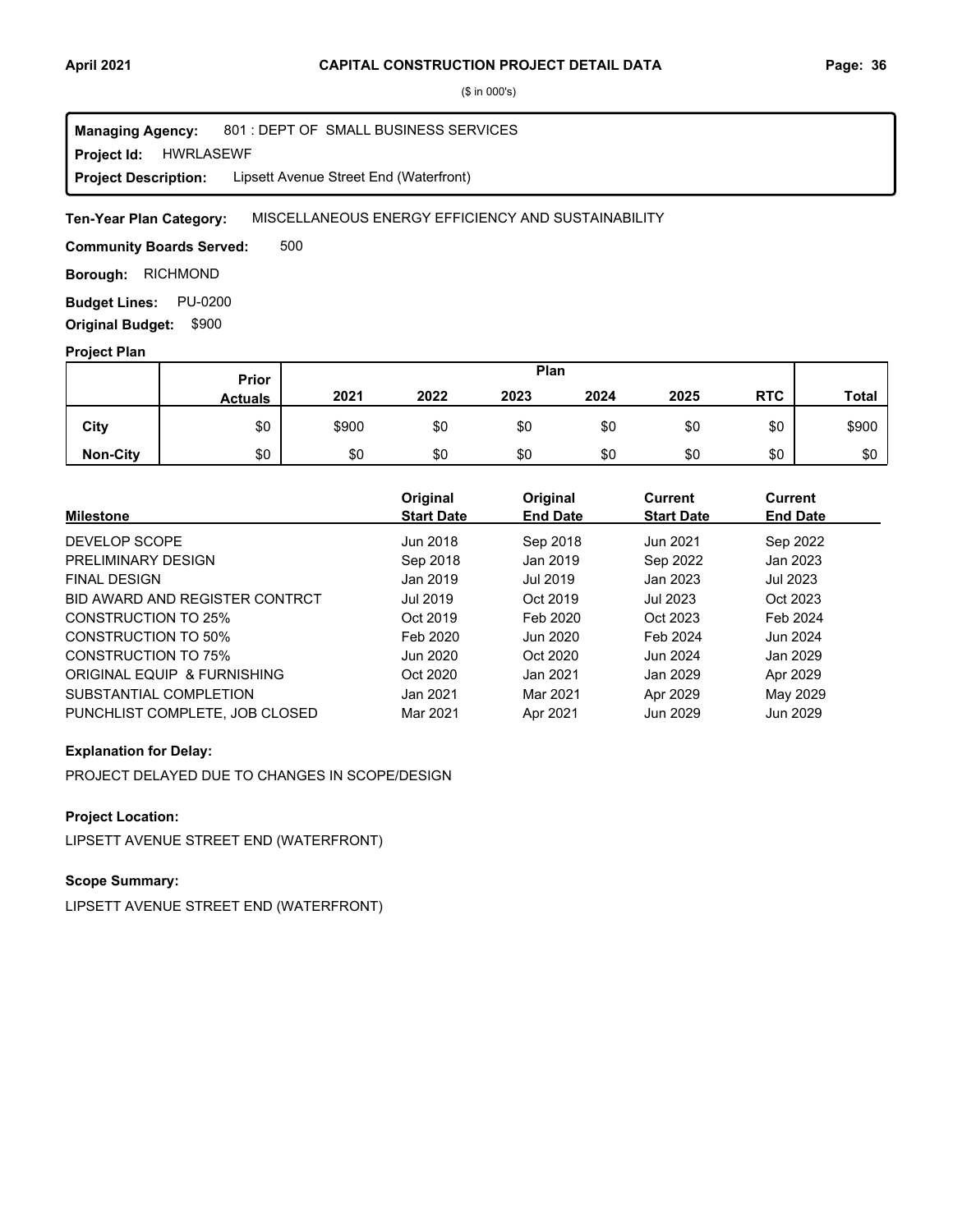# CAPITAL CONSTRUCTION PROJECT DETAIL DATA

($ in 000's)

**Managing Agency:** 801 : DEPT OF SMALL BUSINESS SERVICES
**Project Id:** HWRLASEWF
**Project Description:** Lipsett Avenue Street End (Waterfront)

**Ten-Year Plan Category:** MISCELLANEOUS ENERGY EFFICIENCY AND SUSTAINABILITY

**Community Boards Served:** 500

**Borough:** RICHMOND

**Budget Lines:** PU-0200

**Original Budget:** $900

### Project Plan

| | Prior Actuals | Plan 2021 | 2022 | 2023 | 2024 | 2025 | RTC | Total |
|---|---|---|---|---|---|---|---|---|
| **City** | $0 | $900 | $0 | $0 | $0 | $0 | $0 | $900 |
| **Non-City** | $0 | $0 | $0 | $0 | $0 | $0 | $0 | $0 |

| Milestone | Original Start Date | Original End Date | Current Start Date | Current End Date |
|---|---|---|---|---|
| DEVELOP SCOPE | Jun 2018 | Sep 2018 | Jun 2021 | Sep 2022 |
| PRELIMINARY DESIGN | Sep 2018 | Jan 2019 | Sep 2022 | Jan 2023 |
| FINAL DESIGN | Jan 2019 | Jul 2019 | Jan 2023 | Jul 2023 |
| BID AWARD AND REGISTER CONTRCT | Jul 2019 | Oct 2019 | Jul 2023 | Oct 2023 |
| CONSTRUCTION TO 25% | Oct 2019 | Feb 2020 | Oct 2023 | Feb 2024 |
| CONSTRUCTION TO 50% | Feb 2020 | Jun 2020 | Feb 2024 | Jun 2024 |
| CONSTRUCTION TO 75% | Jun 2020 | Oct 2020 | Jun 2024 | Jan 2029 |
| ORIGINAL EQUIP & FURNISHING | Oct 2020 | Jan 2021 | Jan 2029 | Apr 2029 |
| SUBSTANTIAL COMPLETION | Jan 2021 | Mar 2021 | Apr 2029 | May 2029 |
| PUNCHLIST COMPLETE, JOB CLOSED | Mar 2021 | Apr 2021 | Jun 2029 | Jun 2029 |

### Explanation for Delay:

PROJECT DELAYED DUE TO CHANGES IN SCOPE/DESIGN

### Project Location:

LIPSETT AVENUE STREET END (WATERFRONT)

### Scope Summary:

LIPSETT AVENUE STREET END (WATERFRONT)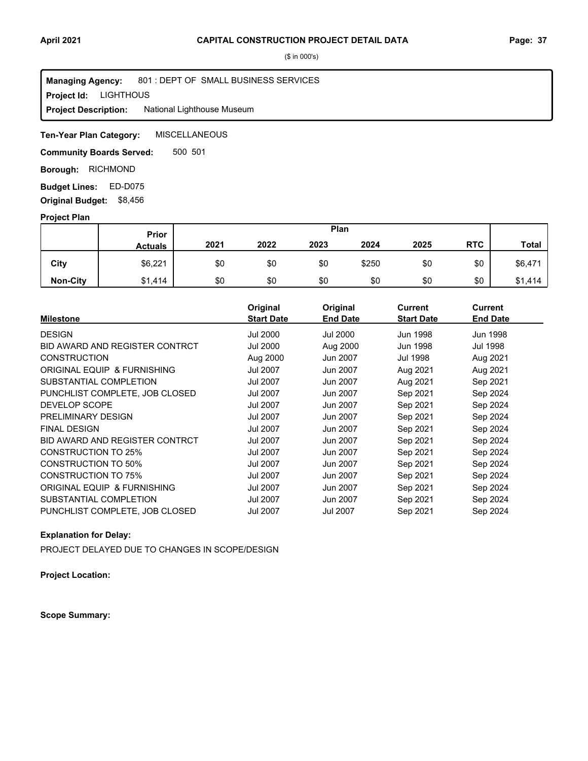# CAPITAL CONSTRUCTION PROJECT DETAIL DATA

($ in 000's)

**Managing Agency:** 801 : DEPT OF SMALL BUSINESS SERVICES
**Project Id:** LIGHTHOUS
**Project Description:** National Lighthouse Museum

**Ten-Year Plan Category:** MISCELLANEOUS

**Community Boards Served:** 500 501

**Borough:** RICHMOND

**Budget Lines:** ED-D075

**Original Budget:** $8,456

**Project Plan**

| | Prior Actuals | Plan 2021 | 2022 | 2023 | 2024 | 2025 | RTC | Total |
|---|---|---|---|---|---|---|---|---|
| City | $6,221 | $0 | $0 | $0 | $250 | $0 | $0 | $6,471 |
| Non-City | $1,414 | $0 | $0 | $0 | $0 | $0 | $0 | $1,414 |

| Milestone | Original Start Date | Original End Date | Current Start Date | Current End Date |
|---|---|---|---|---|
| DESIGN | Jul 2000 | Jul 2000 | Jun 1998 | Jun 1998 |
| BID AWARD AND REGISTER CONTRCT | Jul 2000 | Aug 2000 | Jun 1998 | Jul 1998 |
| CONSTRUCTION | Aug 2000 | Jun 2007 | Jul 1998 | Aug 2021 |
| ORIGINAL EQUIP & FURNISHING | Jul 2007 | Jun 2007 | Aug 2021 | Aug 2021 |
| SUBSTANTIAL COMPLETION | Jul 2007 | Jun 2007 | Aug 2021 | Sep 2021 |
| PUNCHLIST COMPLETE, JOB CLOSED | Jul 2007 | Jun 2007 | Sep 2021 | Sep 2024 |
| DEVELOP SCOPE | Jul 2007 | Jun 2007 | Sep 2021 | Sep 2024 |
| PRELIMINARY DESIGN | Jul 2007 | Jun 2007 | Sep 2021 | Sep 2024 |
| FINAL DESIGN | Jul 2007 | Jun 2007 | Sep 2021 | Sep 2024 |
| BID AWARD AND REGISTER CONTRCT | Jul 2007 | Jun 2007 | Sep 2021 | Sep 2024 |
| CONSTRUCTION TO 25% | Jul 2007 | Jun 2007 | Sep 2021 | Sep 2024 |
| CONSTRUCTION TO 50% | Jul 2007 | Jun 2007 | Sep 2021 | Sep 2024 |
| CONSTRUCTION TO 75% | Jul 2007 | Jun 2007 | Sep 2021 | Sep 2024 |
| ORIGINAL EQUIP & FURNISHING | Jul 2007 | Jun 2007 | Sep 2021 | Sep 2024 |
| SUBSTANTIAL COMPLETION | Jul 2007 | Jun 2007 | Sep 2021 | Sep 2024 |
| PUNCHLIST COMPLETE, JOB CLOSED | Jul 2007 | Jul 2007 | Sep 2021 | Sep 2024 |

**Explanation for Delay:**

PROJECT DELAYED DUE TO CHANGES IN SCOPE/DESIGN

**Project Location:**

**Scope Summary:**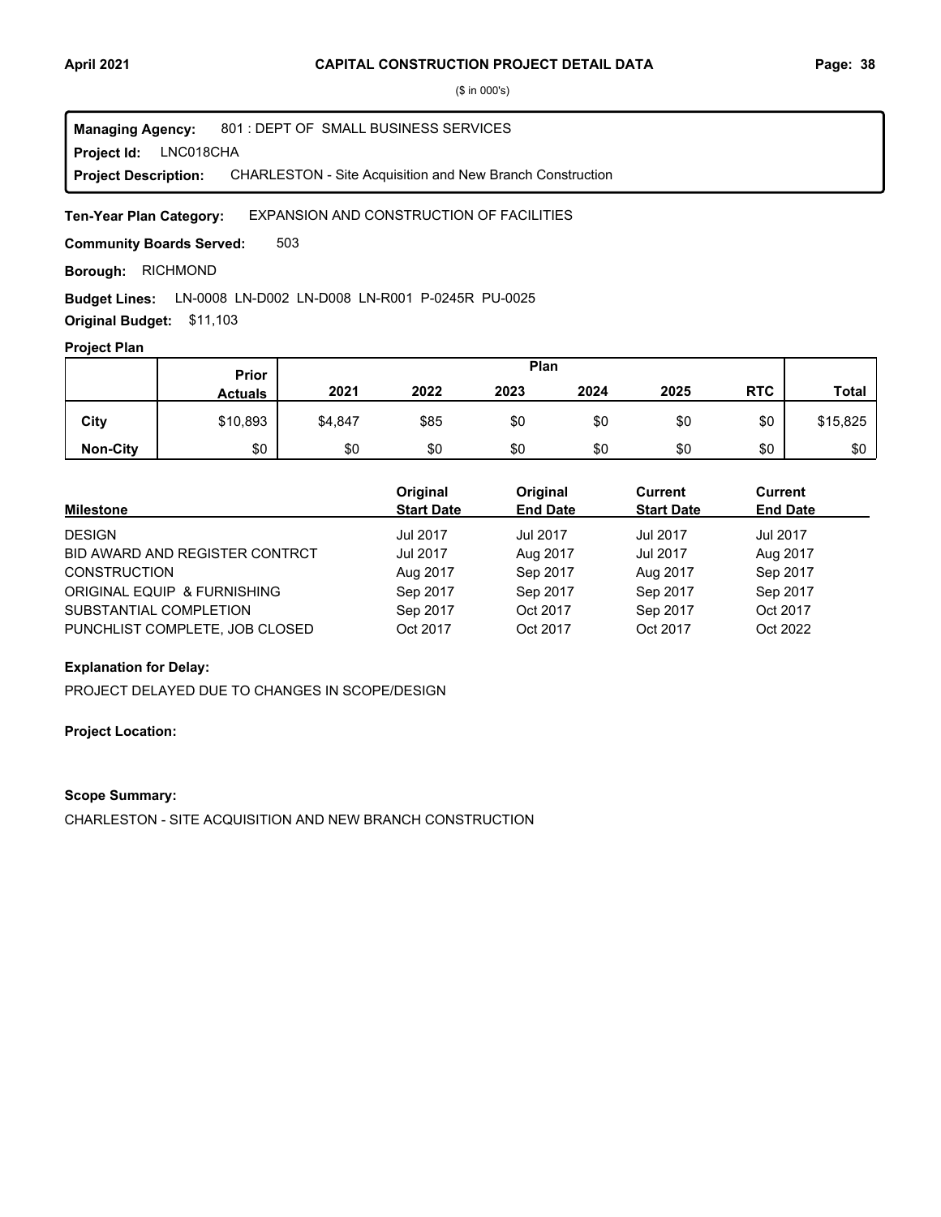($ in 000's)

**Managing Agency:** 801 : DEPT OF SMALL BUSINESS SERVICES
**Project Id:** LNC018CHA
**Project Description:** CHARLESTON - Site Acquisition and New Branch Construction

**Ten-Year Plan Category:** EXPANSION AND CONSTRUCTION OF FACILITIES

**Community Boards Served:** 503

**Borough:** RICHMOND

**Budget Lines:** LN-0008 LN-D002 LN-D008 LN-R001 P-0245R PU-0025

**Original Budget:** $11,103

**Project Plan**

| | Prior Actuals | Plan 2021 | 2022 | 2023 | 2024 | 2025 | RTC | Total |
|---|---|---|---|---|---|---|---|---|
| City | $10,893 | $4,847 | $85 | $0 | $0 | $0 | $0 | $15,825 |
| Non-City | $0 | $0 | $0 | $0 | $0 | $0 | $0 | $0 |

| Milestone | Original Start Date | Original End Date | Current Start Date | Current End Date |
|---|---|---|---|---|
| DESIGN | Jul 2017 | Jul 2017 | Jul 2017 | Jul 2017 |
| BID AWARD AND REGISTER CONTRCT | Jul 2017 | Aug 2017 | Jul 2017 | Aug 2017 |
| CONSTRUCTION | Aug 2017 | Sep 2017 | Aug 2017 | Sep 2017 |
| ORIGINAL EQUIP & FURNISHING | Sep 2017 | Sep 2017 | Sep 2017 | Sep 2017 |
| SUBSTANTIAL COMPLETION | Sep 2017 | Oct 2017 | Sep 2017 | Oct 2017 |
| PUNCHLIST COMPLETE, JOB CLOSED | Oct 2017 | Oct 2017 | Oct 2017 | Oct 2022 |

**Explanation for Delay:**

PROJECT DELAYED DUE TO CHANGES IN SCOPE/DESIGN

**Project Location:**

**Scope Summary:**

CHARLESTON - SITE ACQUISITION AND NEW BRANCH CONSTRUCTION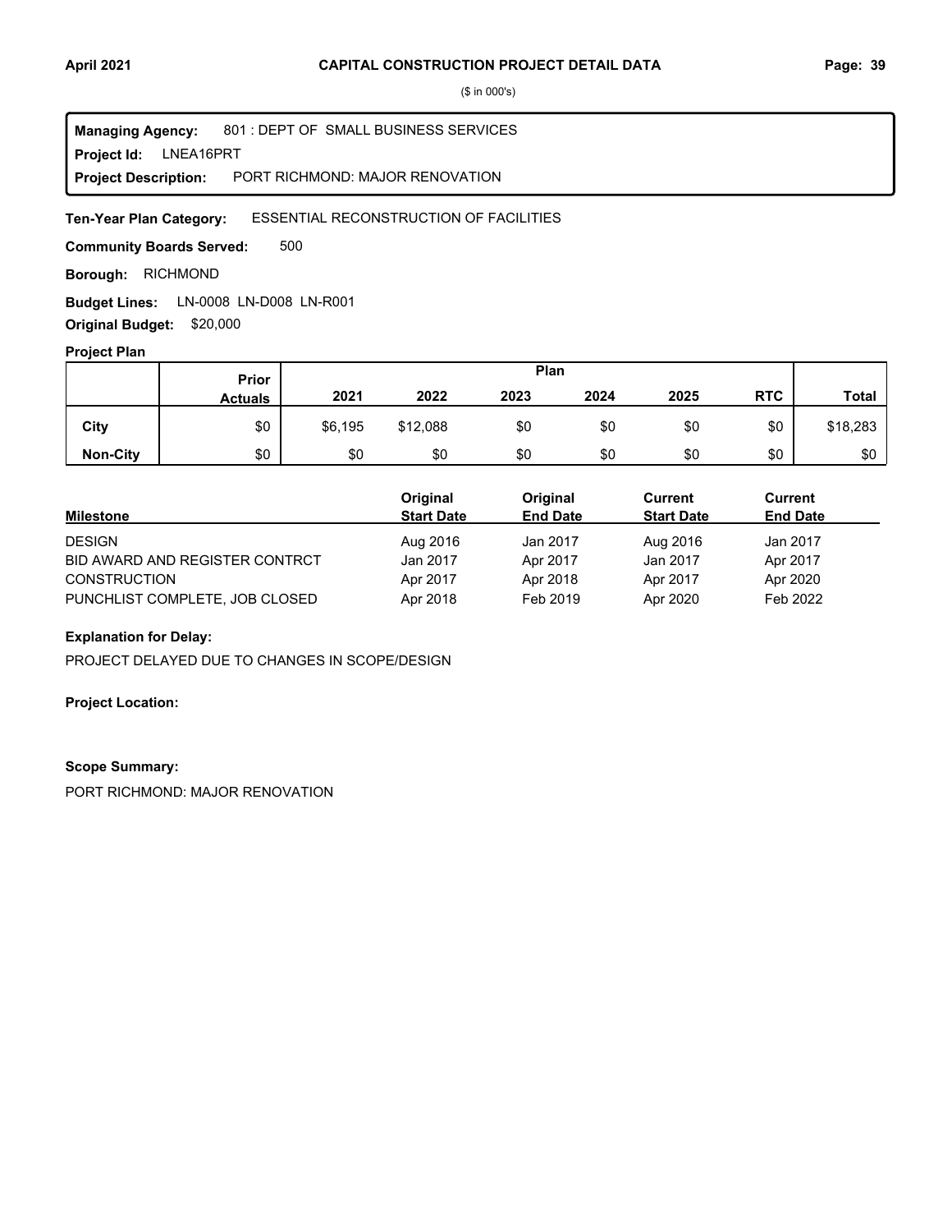# CAPITAL CONSTRUCTION PROJECT DETAIL DATA

($ in 000's)

**Managing Agency:** 801 : DEPT OF SMALL BUSINESS SERVICES
**Project Id:** LNEA16PRT
**Project Description:** PORT RICHMOND: MAJOR RENOVATION

**Ten-Year Plan Category:** ESSENTIAL RECONSTRUCTION OF FACILITIES

**Community Boards Served:** 500

**Borough:** RICHMOND

**Budget Lines:** LN-0008 LN-D008 LN-R001

**Original Budget:** $20,000

**Project Plan**

| | Prior Actuals | Plan 2021 | 2022 | 2023 | 2024 | 2025 | RTC | Total |
|---|---|---|---|---|---|---|---|---|
| City | $0 | $6,195 | $12,088 | $0 | $0 | $0 | $0 | $18,283 |
| Non-City | $0 | $0 | $0 | $0 | $0 | $0 | $0 | $0 |

| Milestone | Original Start Date | Original End Date | Current Start Date | Current End Date |
|---|---|---|---|---|
| DESIGN | Aug 2016 | Jan 2017 | Aug 2016 | Jan 2017 |
| BID AWARD AND REGISTER CONTRCT | Jan 2017 | Apr 2017 | Jan 2017 | Apr 2017 |
| CONSTRUCTION | Apr 2017 | Apr 2018 | Apr 2017 | Apr 2020 |
| PUNCHLIST COMPLETE, JOB CLOSED | Apr 2018 | Feb 2019 | Apr 2020 | Feb 2022 |

**Explanation for Delay:**

PROJECT DELAYED DUE TO CHANGES IN SCOPE/DESIGN

**Project Location:**

**Scope Summary:**

PORT RICHMOND: MAJOR RENOVATION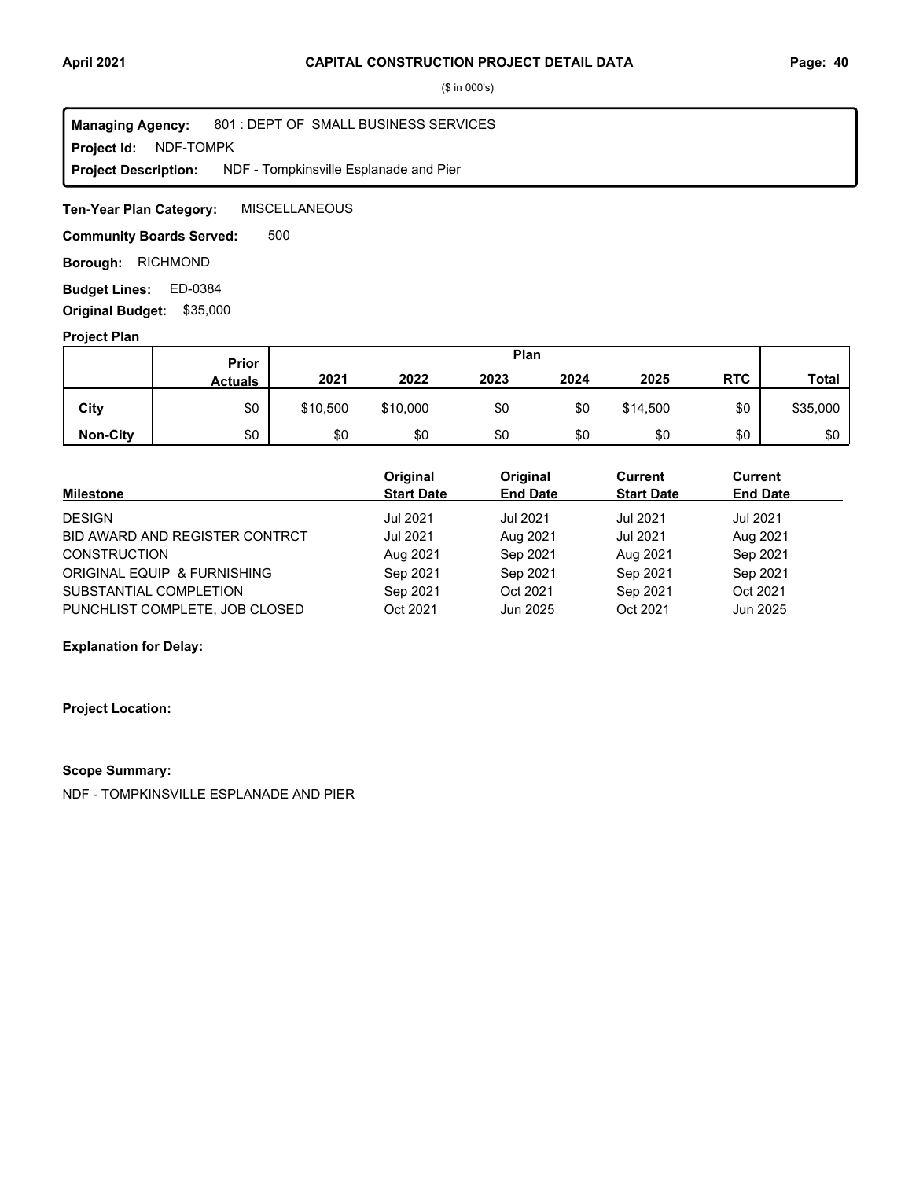# CAPITAL CONSTRUCTION PROJECT DETAIL DATA

($ in 000's)

**Managing Agency:** 801 : DEPT OF SMALL BUSINESS SERVICES
**Project Id:** NDF-TOMPK
**Project Description:** NDF - Tompkinsville Esplanade and Pier

**Ten-Year Plan Category:** MISCELLANEOUS

**Community Boards Served:** 500

**Borough:** RICHMOND

**Budget Lines:** ED-0384

**Original Budget:** $35,000

**Project Plan**

| | Prior Actuals | Plan | | | | | | |
|---|---|---|---|---|---|---|---|---|
| | | 2021 | 2022 | 2023 | 2024 | 2025 | RTC | Total |
| **City** | $0 | $10,500 | $10,000 | $0 | $0 | $14,500 | $0 | $35,000 |
| **Non-City** | $0 | $0 | $0 | $0 | $0 | $0 | $0 | $0 |

| Milestone | Original Start Date | Original End Date | Current Start Date | Current End Date |
|---|---|---|---|---|
| DESIGN | Jul 2021 | Jul 2021 | Jul 2021 | Jul 2021 |
| BID AWARD AND REGISTER CONTRCT | Jul 2021 | Aug 2021 | Jul 2021 | Aug 2021 |
| CONSTRUCTION | Aug 2021 | Sep 2021 | Aug 2021 | Sep 2021 |
| ORIGINAL EQUIP & FURNISHING | Sep 2021 | Sep 2021 | Sep 2021 | Sep 2021 |
| SUBSTANTIAL COMPLETION | Sep 2021 | Oct 2021 | Sep 2021 | Oct 2021 |
| PUNCHLIST COMPLETE, JOB CLOSED | Oct 2021 | Jun 2025 | Oct 2021 | Jun 2025 |

**Explanation for Delay:**

**Project Location:**

**Scope Summary:**

NDF - TOMPKINSVILLE ESPLANADE AND PIER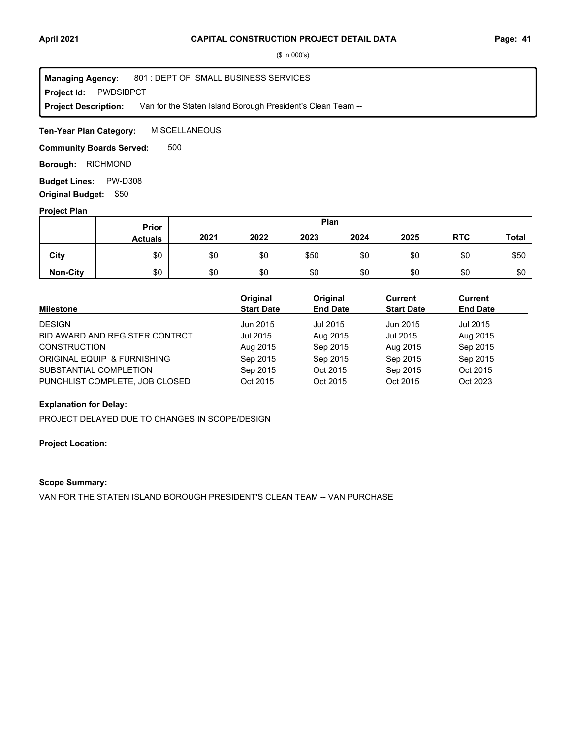## CAPITAL CONSTRUCTION PROJECT DETAIL DATA

($ in 000's)

**Managing Agency:** 801 : DEPT OF SMALL BUSINESS SERVICES

**Project Id:** PWDSIBPCT

**Project Description:** Van for the Staten Island Borough President's Clean Team --

**Ten-Year Plan Category:** MISCELLANEOUS

**Community Boards Served:** 500

**Borough:** RICHMOND

**Budget Lines:** PW-D308

**Original Budget:** $50

### Project Plan

| | Prior Actuals | 2021 | 2022 | 2023 | 2024 | 2025 | RTC | Total |
|---|---|---|---|---|---|---|---|---|
| **City** | $0 | $0 | $0 | $50 | $0 | $0 | $0 | $50 |
| **Non-City** | $0 | $0 | $0 | $0 | $0 | $0 | $0 | $0 |

| Milestone | Original Start Date | Original End Date | Current Start Date | Current End Date |
|---|---|---|---|---|
| DESIGN | Jun 2015 | Jul 2015 | Jun 2015 | Jul 2015 |
| BID AWARD AND REGISTER CONTRCT | Jul 2015 | Aug 2015 | Jul 2015 | Aug 2015 |
| CONSTRUCTION | Aug 2015 | Sep 2015 | Aug 2015 | Sep 2015 |
| ORIGINAL EQUIP & FURNISHING | Sep 2015 | Sep 2015 | Sep 2015 | Sep 2015 |
| SUBSTANTIAL COMPLETION | Sep 2015 | Oct 2015 | Sep 2015 | Oct 2015 |
| PUNCHLIST COMPLETE, JOB CLOSED | Oct 2015 | Oct 2015 | Oct 2015 | Oct 2023 |

**Explanation for Delay:**

PROJECT DELAYED DUE TO CHANGES IN SCOPE/DESIGN

**Project Location:**

**Scope Summary:**

VAN FOR THE STATEN ISLAND BOROUGH PRESIDENT'S CLEAN TEAM -- VAN PURCHASE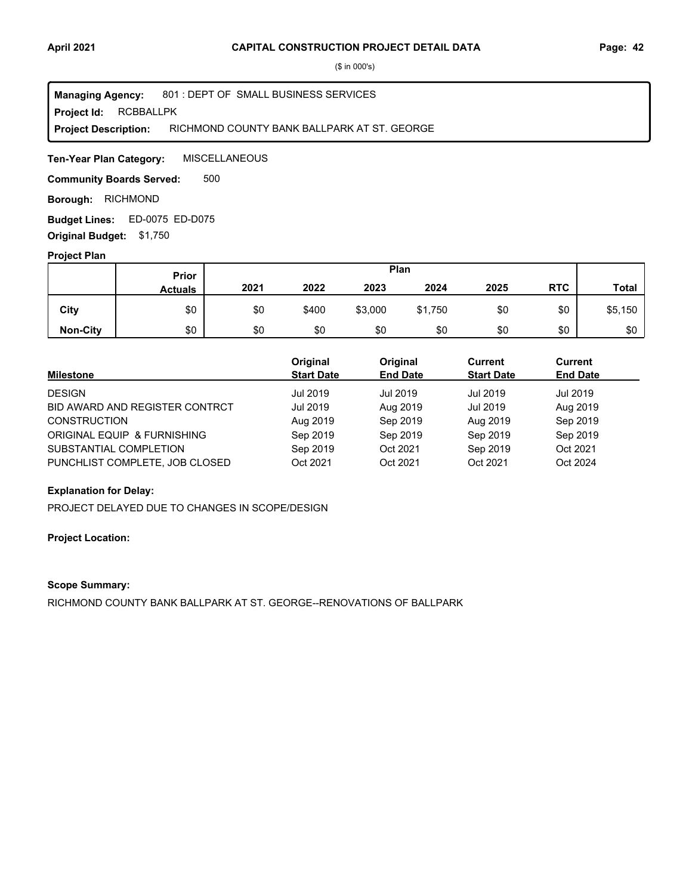**CAPITAL CONSTRUCTION PROJECT DETAIL DATA**

($ in 000's)

**Managing Agency:** 801 : DEPT OF SMALL BUSINESS SERVICES
**Project Id:** RCBBALLPK
**Project Description:** RICHMOND COUNTY BANK BALLPARK AT ST. GEORGE

**Ten-Year Plan Category:** MISCELLANEOUS

**Community Boards Served:** 500

**Borough:** RICHMOND

**Budget Lines:** ED-0075 ED-D075

**Original Budget:** $1,750

**Project Plan**

| | Prior Actuals | Plan 2021 | 2022 | 2023 | 2024 | 2025 | RTC | Total |
|---|---|---|---|---|---|---|---|---|
| **City** | $0 | $0 | $400 | $3,000 | $1,750 | $0 | $0 | $5,150 |
| **Non-City** | $0 | $0 | $0 | $0 | $0 | $0 | $0 | $0 |

| Milestone | Original Start Date | Original End Date | Current Start Date | Current End Date |
|---|---|---|---|---|
| DESIGN | Jul 2019 | Jul 2019 | Jul 2019 | Jul 2019 |
| BID AWARD AND REGISTER CONTRCT | Jul 2019 | Aug 2019 | Jul 2019 | Aug 2019 |
| CONSTRUCTION | Aug 2019 | Sep 2019 | Aug 2019 | Sep 2019 |
| ORIGINAL EQUIP & FURNISHING | Sep 2019 | Sep 2019 | Sep 2019 | Sep 2019 |
| SUBSTANTIAL COMPLETION | Sep 2019 | Oct 2021 | Sep 2019 | Oct 2021 |
| PUNCHLIST COMPLETE, JOB CLOSED | Oct 2021 | Oct 2021 | Oct 2021 | Oct 2024 |

**Explanation for Delay:**

PROJECT DELAYED DUE TO CHANGES IN SCOPE/DESIGN

**Project Location:**

**Scope Summary:**

RICHMOND COUNTY BANK BALLPARK AT ST. GEORGE--RENOVATIONS OF BALLPARK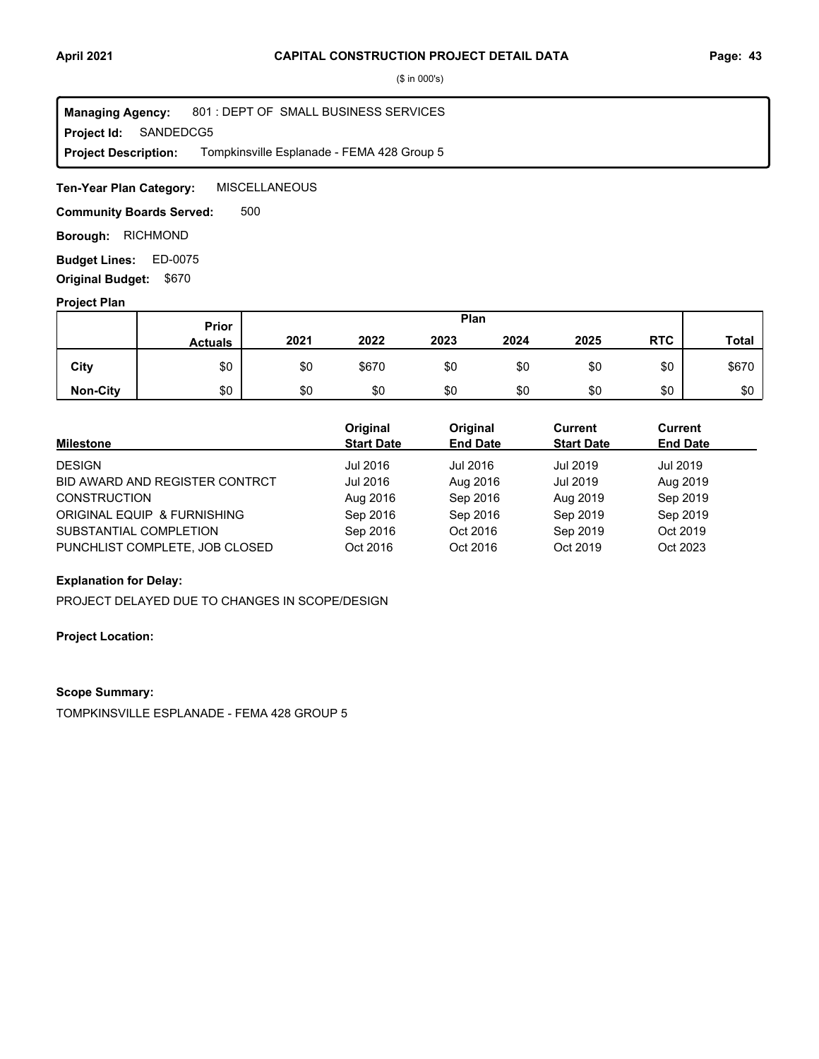**CAPITAL CONSTRUCTION PROJECT DETAIL DATA**

($ in 000's)

**Managing Agency:** 801 : DEPT OF SMALL BUSINESS SERVICES
**Project Id:** SANDEDCG5
**Project Description:** Tompkinsville Esplanade - FEMA 428 Group 5

**Ten-Year Plan Category:** MISCELLANEOUS

**Community Boards Served:** 500

**Borough:** RICHMOND

**Budget Lines:** ED-0075

**Original Budget:** $670

**Project Plan**

| | Prior Actuals | Plan 2021 | 2022 | 2023 | 2024 | 2025 | RTC | Total |
|---|---|---|---|---|---|---|---|---|
| City | $0 | $0 | $670 | $0 | $0 | $0 | $0 | $670 |
| Non-City | $0 | $0 | $0 | $0 | $0 | $0 | $0 | $0 |

| Milestone | Original Start Date | Original End Date | Current Start Date | Current End Date |
|---|---|---|---|---|
| DESIGN | Jul 2016 | Jul 2016 | Jul 2019 | Jul 2019 |
| BID AWARD AND REGISTER CONTRCT | Jul 2016 | Aug 2016 | Jul 2019 | Aug 2019 |
| CONSTRUCTION | Aug 2016 | Sep 2016 | Aug 2019 | Sep 2019 |
| ORIGINAL EQUIP & FURNISHING | Sep 2016 | Sep 2016 | Sep 2019 | Sep 2019 |
| SUBSTANTIAL COMPLETION | Sep 2016 | Oct 2016 | Sep 2019 | Oct 2019 |
| PUNCHLIST COMPLETE, JOB CLOSED | Oct 2016 | Oct 2016 | Oct 2019 | Oct 2023 |

**Explanation for Delay:**

PROJECT DELAYED DUE TO CHANGES IN SCOPE/DESIGN

**Project Location:**

**Scope Summary:**

TOMPKINSVILLE ESPLANADE - FEMA 428 GROUP 5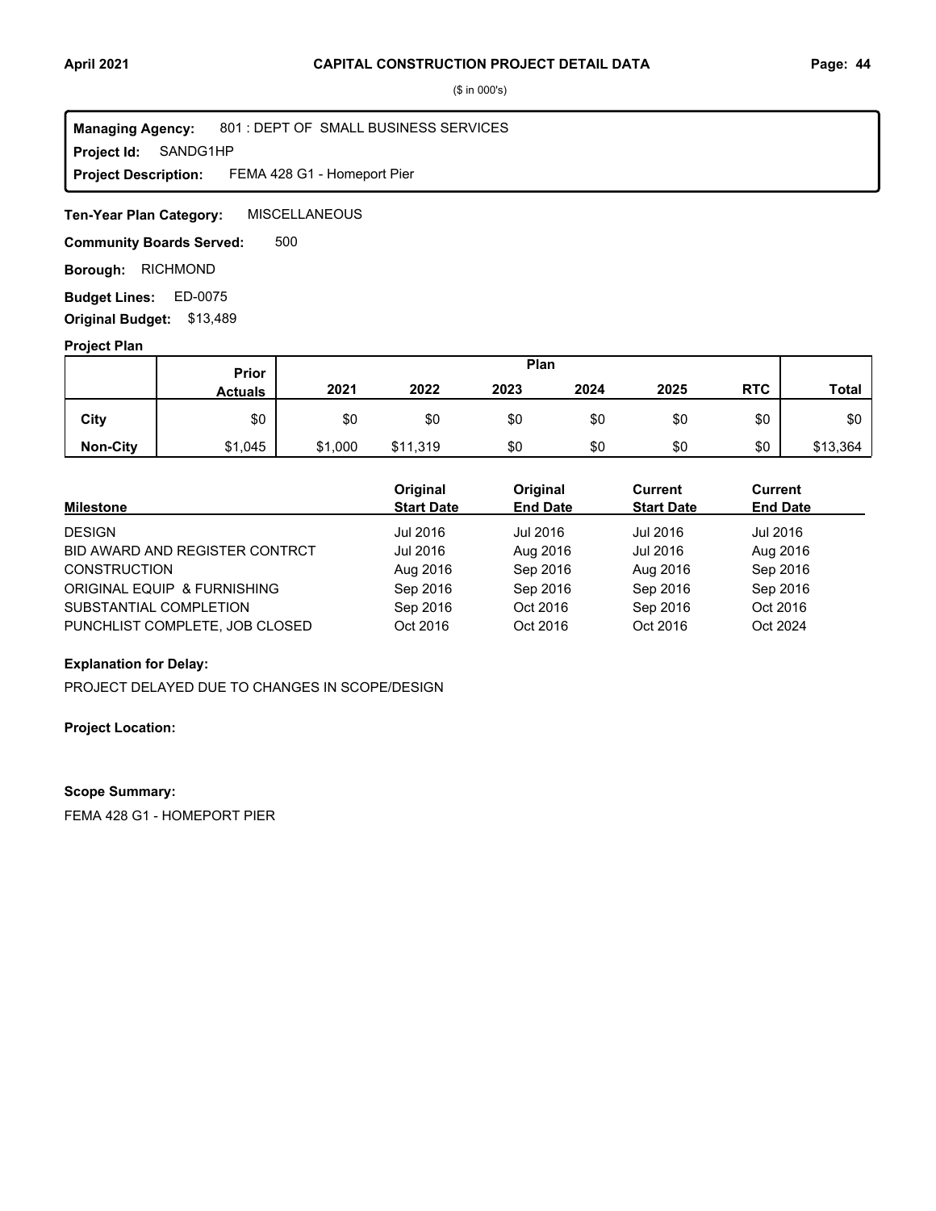# CAPITAL CONSTRUCTION PROJECT DETAIL DATA

($ in 000's)

**Managing Agency:** 801 : DEPT OF SMALL BUSINESS SERVICES
**Project Id:** SANDG1HP
**Project Description:** FEMA 428 G1 - Homeport Pier

**Ten-Year Plan Category:** MISCELLANEOUS

**Community Boards Served:** 500

**Borough:** RICHMOND

**Budget Lines:** ED-0075

**Original Budget:** $13,489

## Project Plan

| | Prior Actuals | 2021 | 2022 | 2023 | 2024 | 2025 | RTC | Total |
|---|---|---|---|---|---|---|---|---|
| **City** | $0 | $0 | $0 | $0 | $0 | $0 | $0 | $0 |
| **Non-City** | $1,045 | $1,000 | $11,319 | $0 | $0 | $0 | $0 | $13,364 |

| Milestone | Original Start Date | Original End Date | Current Start Date | Current End Date |
|---|---|---|---|---|
| DESIGN | Jul 2016 | Jul 2016 | Jul 2016 | Jul 2016 |
| BID AWARD AND REGISTER CONTRCT | Jul 2016 | Aug 2016 | Jul 2016 | Aug 2016 |
| CONSTRUCTION | Aug 2016 | Sep 2016 | Aug 2016 | Sep 2016 |
| ORIGINAL EQUIP & FURNISHING | Sep 2016 | Sep 2016 | Sep 2016 | Sep 2016 |
| SUBSTANTIAL COMPLETION | Sep 2016 | Oct 2016 | Sep 2016 | Oct 2016 |
| PUNCHLIST COMPLETE, JOB CLOSED | Oct 2016 | Oct 2016 | Oct 2016 | Oct 2024 |

**Explanation for Delay:**

PROJECT DELAYED DUE TO CHANGES IN SCOPE/DESIGN

**Project Location:**

**Scope Summary:**

FEMA 428 G1 - HOMEPORT PIER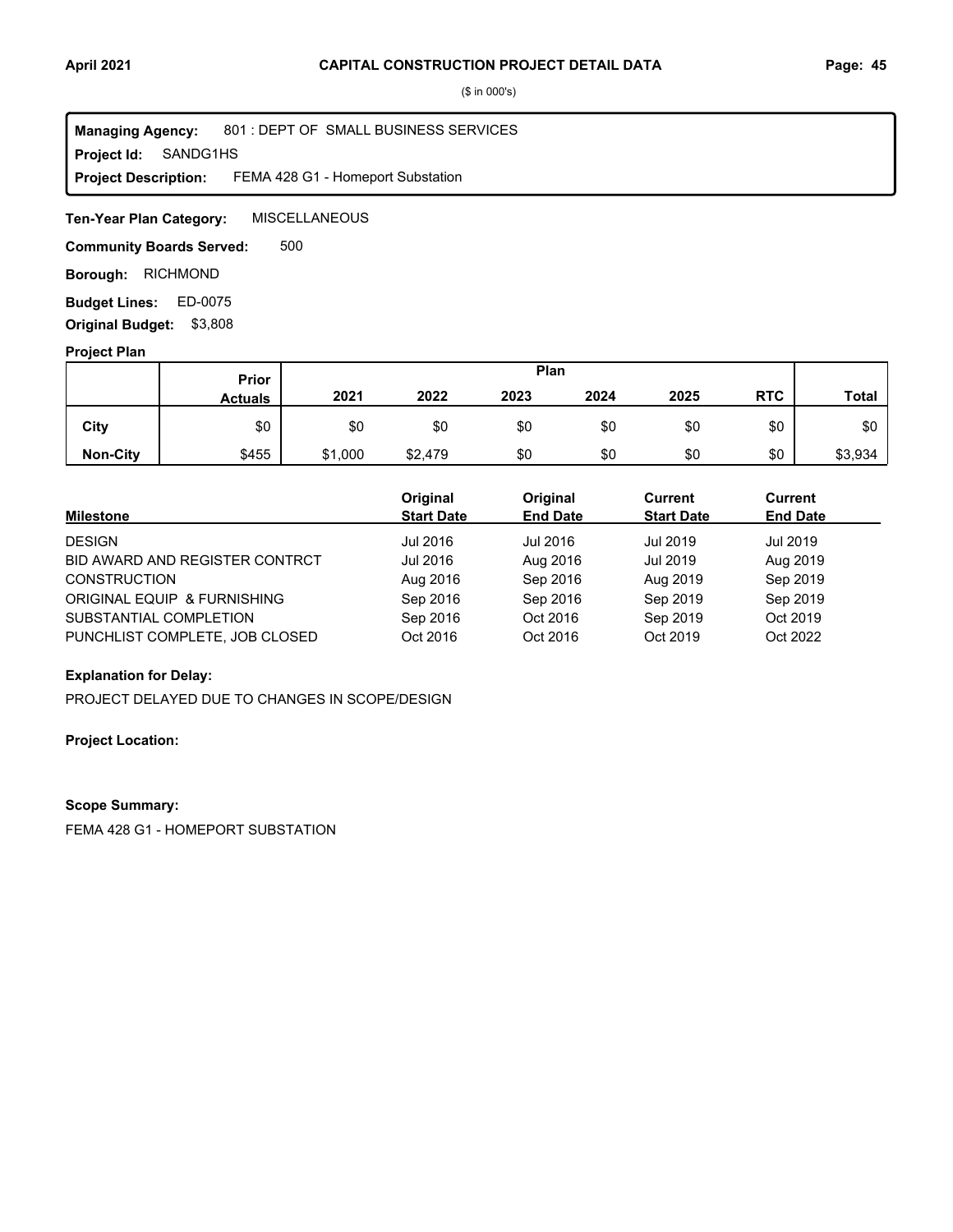## CAPITAL CONSTRUCTION PROJECT DETAIL DATA

($ in 000's)

**Managing Agency:** 801 : DEPT OF SMALL BUSINESS SERVICES
**Project Id:** SANDG1HS
**Project Description:** FEMA 428 G1 - Homeport Substation

**Ten-Year Plan Category:** MISCELLANEOUS

**Community Boards Served:** 500

**Borough:** RICHMOND

**Budget Lines:** ED-0075

**Original Budget:** $3,808

### Project Plan

| | Prior Actuals | Plan 2021 | 2022 | 2023 | 2024 | 2025 | RTC | Total |
|---|---|---|---|---|---|---|---|---|
| City | $0 | $0 | $0 | $0 | $0 | $0 | $0 | $0 |
| Non-City | $455 | $1,000 | $2,479 | $0 | $0 | $0 | $0 | $3,934 |

| Milestone | Original Start Date | Original End Date | Current Start Date | Current End Date |
|---|---|---|---|---|
| DESIGN | Jul 2016 | Jul 2016 | Jul 2019 | Jul 2019 |
| BID AWARD AND REGISTER CONTRCT | Jul 2016 | Aug 2016 | Jul 2019 | Aug 2019 |
| CONSTRUCTION | Aug 2016 | Sep 2016 | Aug 2019 | Sep 2019 |
| ORIGINAL EQUIP & FURNISHING | Sep 2016 | Sep 2016 | Sep 2019 | Sep 2019 |
| SUBSTANTIAL COMPLETION | Sep 2016 | Oct 2016 | Sep 2019 | Oct 2019 |
| PUNCHLIST COMPLETE, JOB CLOSED | Oct 2016 | Oct 2016 | Oct 2019 | Oct 2022 |

**Explanation for Delay:**

PROJECT DELAYED DUE TO CHANGES IN SCOPE/DESIGN

**Project Location:**

**Scope Summary:**

FEMA 428 G1 - HOMEPORT SUBSTATION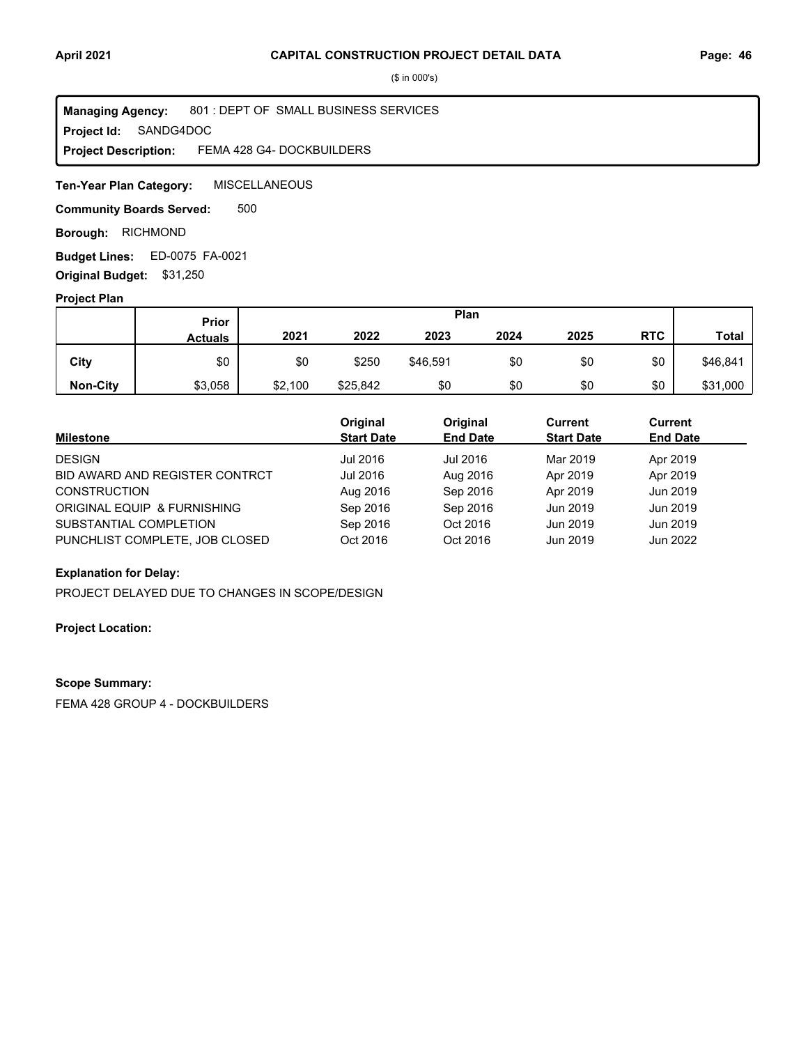# CAPITAL CONSTRUCTION PROJECT DETAIL DATA

($ in 000's)

**Managing Agency:** 801 : DEPT OF SMALL BUSINESS SERVICES
**Project Id:** SANDG4DOC
**Project Description:** FEMA 428 G4- DOCKBUILDERS

**Ten-Year Plan Category:** MISCELLANEOUS

**Community Boards Served:** 500

**Borough:** RICHMOND

**Budget Lines:** ED-0075 FA-0021

**Original Budget:** $31,250

**Project Plan**

| | Prior Actuals | Plan 2021 | 2022 | 2023 | 2024 | 2025 | RTC | Total |
|---|---|---|---|---|---|---|---|---|
| **City** | $0 | $0 | $250 | $46,591 | $0 | $0 | $0 | $46,841 |
| **Non-City** | $3,058 | $2,100 | $25,842 | $0 | $0 | $0 | $0 | $31,000 |

| Milestone | Original Start Date | Original End Date | Current Start Date | Current End Date |
|---|---|---|---|---|
| DESIGN | Jul 2016 | Jul 2016 | Mar 2019 | Apr 2019 |
| BID AWARD AND REGISTER CONTRCT | Jul 2016 | Aug 2016 | Apr 2019 | Apr 2019 |
| CONSTRUCTION | Aug 2016 | Sep 2016 | Apr 2019 | Jun 2019 |
| ORIGINAL EQUIP & FURNISHING | Sep 2016 | Sep 2016 | Jun 2019 | Jun 2019 |
| SUBSTANTIAL COMPLETION | Sep 2016 | Oct 2016 | Jun 2019 | Jun 2019 |
| PUNCHLIST COMPLETE, JOB CLOSED | Oct 2016 | Oct 2016 | Jun 2019 | Jun 2022 |

**Explanation for Delay:**

PROJECT DELAYED DUE TO CHANGES IN SCOPE/DESIGN

**Project Location:**

**Scope Summary:**

FEMA 428 GROUP 4 - DOCKBUILDERS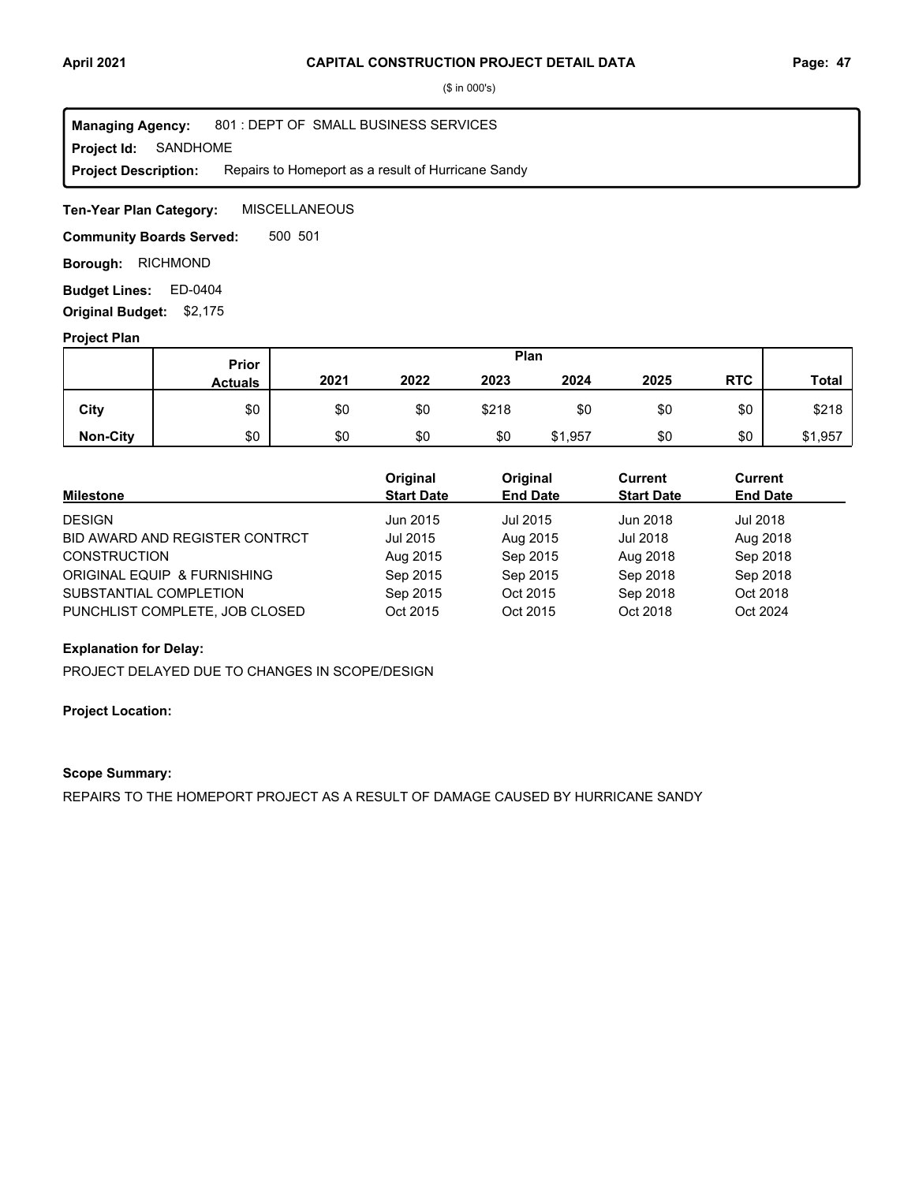($ in 000's)

**Managing Agency:** 801 : DEPT OF SMALL BUSINESS SERVICES
**Project Id:** SANDHOME
**Project Description:** Repairs to Homeport as a result of Hurricane Sandy

**Ten-Year Plan Category:** MISCELLANEOUS

**Community Boards Served:** 500 501

**Borough:** RICHMOND

**Budget Lines:** ED-0404

**Original Budget:** $2,175

## Project Plan

| | Prior Actuals | 2021 | 2022 | 2023 | 2024 | 2025 | RTC | Total |
|---|---|---|---|---|---|---|---|---|
| **City** | $0 | $0 | $0 | $218 | $0 | $0 | $0 | $218 |
| **Non-City** | $0 | $0 | $0 | $0 | $1,957 | $0 | $0 | $1,957 |

| Milestone | Original Start Date | Original End Date | Current Start Date | Current End Date |
|---|---|---|---|---|
| DESIGN | Jun 2015 | Jul 2015 | Jun 2018 | Jul 2018 |
| BID AWARD AND REGISTER CONTRCT | Jul 2015 | Aug 2015 | Jul 2018 | Aug 2018 |
| CONSTRUCTION | Aug 2015 | Sep 2015 | Aug 2018 | Sep 2018 |
| ORIGINAL EQUIP & FURNISHING | Sep 2015 | Sep 2015 | Sep 2018 | Sep 2018 |
| SUBSTANTIAL COMPLETION | Sep 2015 | Oct 2015 | Sep 2018 | Oct 2018 |
| PUNCHLIST COMPLETE, JOB CLOSED | Oct 2015 | Oct 2015 | Oct 2018 | Oct 2024 |

**Explanation for Delay:**

PROJECT DELAYED DUE TO CHANGES IN SCOPE/DESIGN

**Project Location:**

**Scope Summary:**

REPAIRS TO THE HOMEPORT PROJECT AS A RESULT OF DAMAGE CAUSED BY HURRICANE SANDY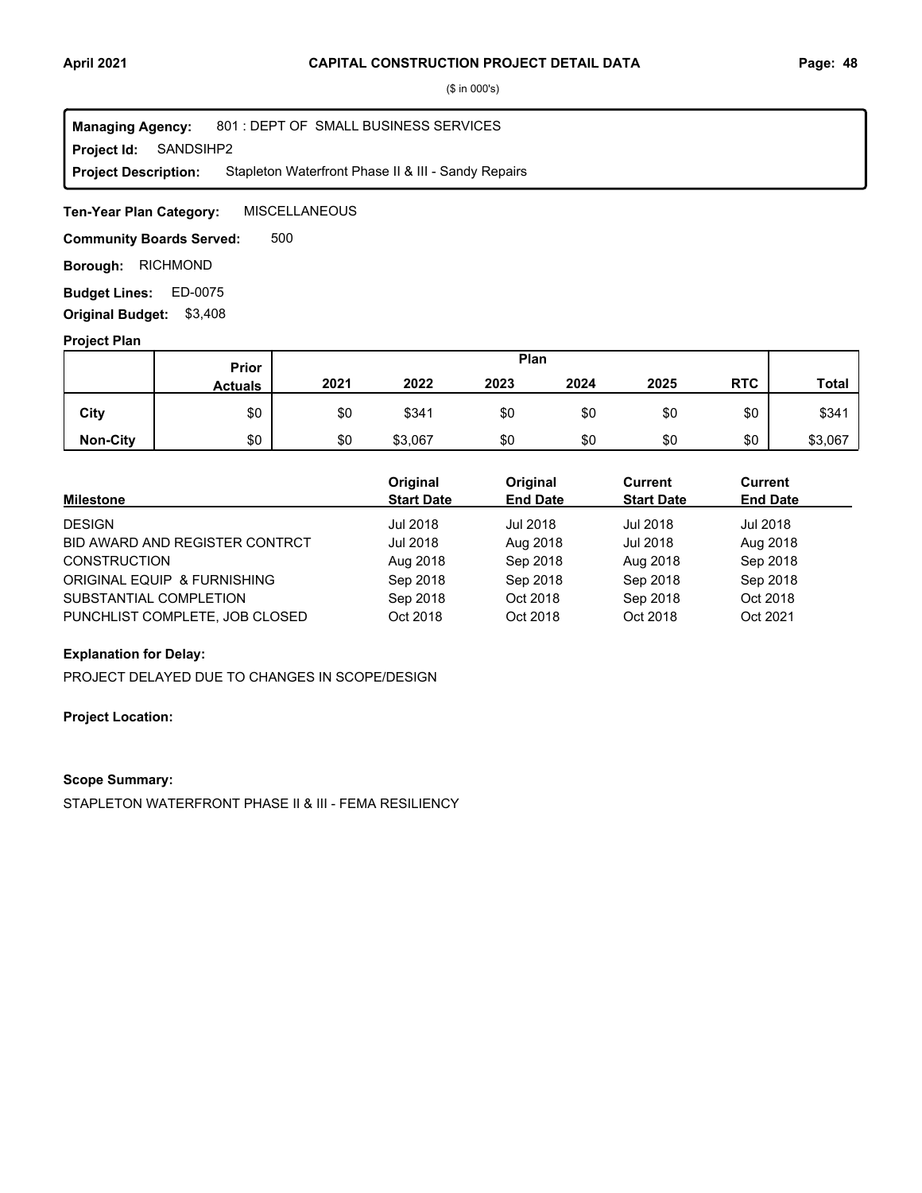## CAPITAL CONSTRUCTION PROJECT DETAIL DATA

($ in 000's)

**Managing Agency:** 801 : DEPT OF SMALL BUSINESS SERVICES
**Project Id:** SANDSIHP2
**Project Description:** Stapleton Waterfront Phase II & III - Sandy Repairs

**Ten-Year Plan Category:** MISCELLANEOUS

**Community Boards Served:** 500

**Borough:** RICHMOND

**Budget Lines:** ED-0075

**Original Budget:** $3,408

### Project Plan

| | Prior Actuals | 2021 | 2022 | 2023 | 2024 | 2025 | RTC | Total |
|---|---|---|---|---|---|---|---|---|
| **City** | $0 | $0 | $341 | $0 | $0 | $0 | $0 | $341 |
| **Non-City** | $0 | $0 | $3,067 | $0 | $0 | $0 | $0 | $3,067 |

| Milestone | Original Start Date | Original End Date | Current Start Date | Current End Date |
|---|---|---|---|---|
| DESIGN | Jul 2018 | Jul 2018 | Jul 2018 | Jul 2018 |
| BID AWARD AND REGISTER CONTRCT | Jul 2018 | Aug 2018 | Jul 2018 | Aug 2018 |
| CONSTRUCTION | Aug 2018 | Sep 2018 | Aug 2018 | Sep 2018 |
| ORIGINAL EQUIP & FURNISHING | Sep 2018 | Sep 2018 | Sep 2018 | Sep 2018 |
| SUBSTANTIAL COMPLETION | Sep 2018 | Oct 2018 | Sep 2018 | Oct 2018 |
| PUNCHLIST COMPLETE, JOB CLOSED | Oct 2018 | Oct 2018 | Oct 2018 | Oct 2021 |

**Explanation for Delay:**

PROJECT DELAYED DUE TO CHANGES IN SCOPE/DESIGN

**Project Location:**

**Scope Summary:**

STAPLETON WATERFRONT PHASE II & III - FEMA RESILIENCY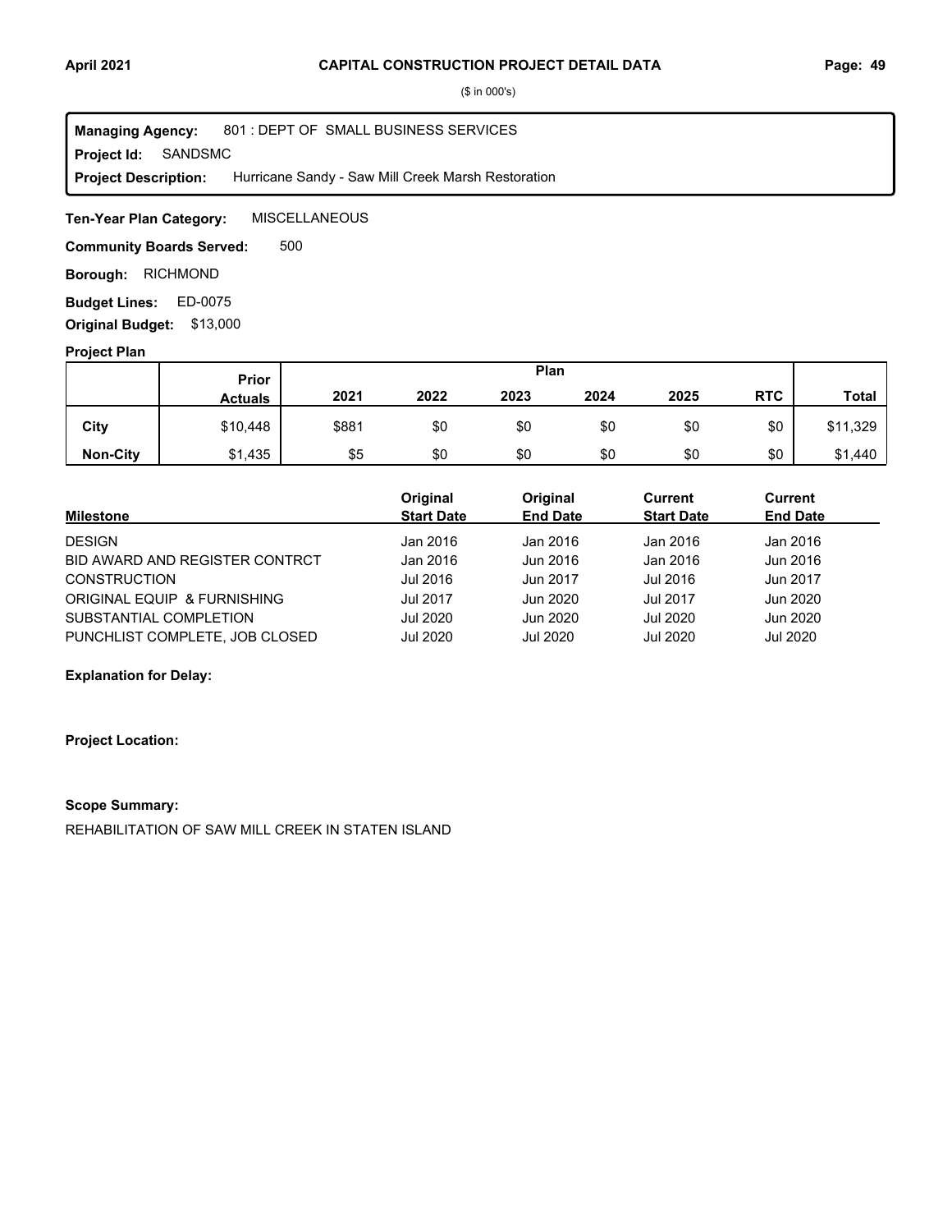($ in 000's)

**Managing Agency:** 801 : DEPT OF SMALL BUSINESS SERVICES
**Project Id:** SANDSMC
**Project Description:** Hurricane Sandy - Saw Mill Creek Marsh Restoration

**Ten-Year Plan Category:** MISCELLANEOUS

**Community Boards Served:** 500

**Borough:** RICHMOND

**Budget Lines:** ED-0075

**Original Budget:** $13,000

**Project Plan**

| | Prior Actuals | 2021 | 2022 | 2023 | 2024 | 2025 | RTC | Total |
|---|---|---|---|---|---|---|---|---|
| City | $10,448 | $881 | $0 | $0 | $0 | $0 | $0 | $11,329 |
| Non-City | $1,435 | $5 | $0 | $0 | $0 | $0 | $0 | $1,440 |

| Milestone | Original Start Date | Original End Date | Current Start Date | Current End Date |
|---|---|---|---|---|
| DESIGN | Jan 2016 | Jan 2016 | Jan 2016 | Jan 2016 |
| BID AWARD AND REGISTER CONTRCT | Jan 2016 | Jun 2016 | Jan 2016 | Jun 2016 |
| CONSTRUCTION | Jul 2016 | Jun 2017 | Jul 2016 | Jun 2017 |
| ORIGINAL EQUIP & FURNISHING | Jul 2017 | Jun 2020 | Jul 2017 | Jun 2020 |
| SUBSTANTIAL COMPLETION | Jul 2020 | Jun 2020 | Jul 2020 | Jun 2020 |
| PUNCHLIST COMPLETE, JOB CLOSED | Jul 2020 | Jul 2020 | Jul 2020 | Jul 2020 |

**Explanation for Delay:**

**Project Location:**

**Scope Summary:**

REHABILITATION OF SAW MILL CREEK IN STATEN ISLAND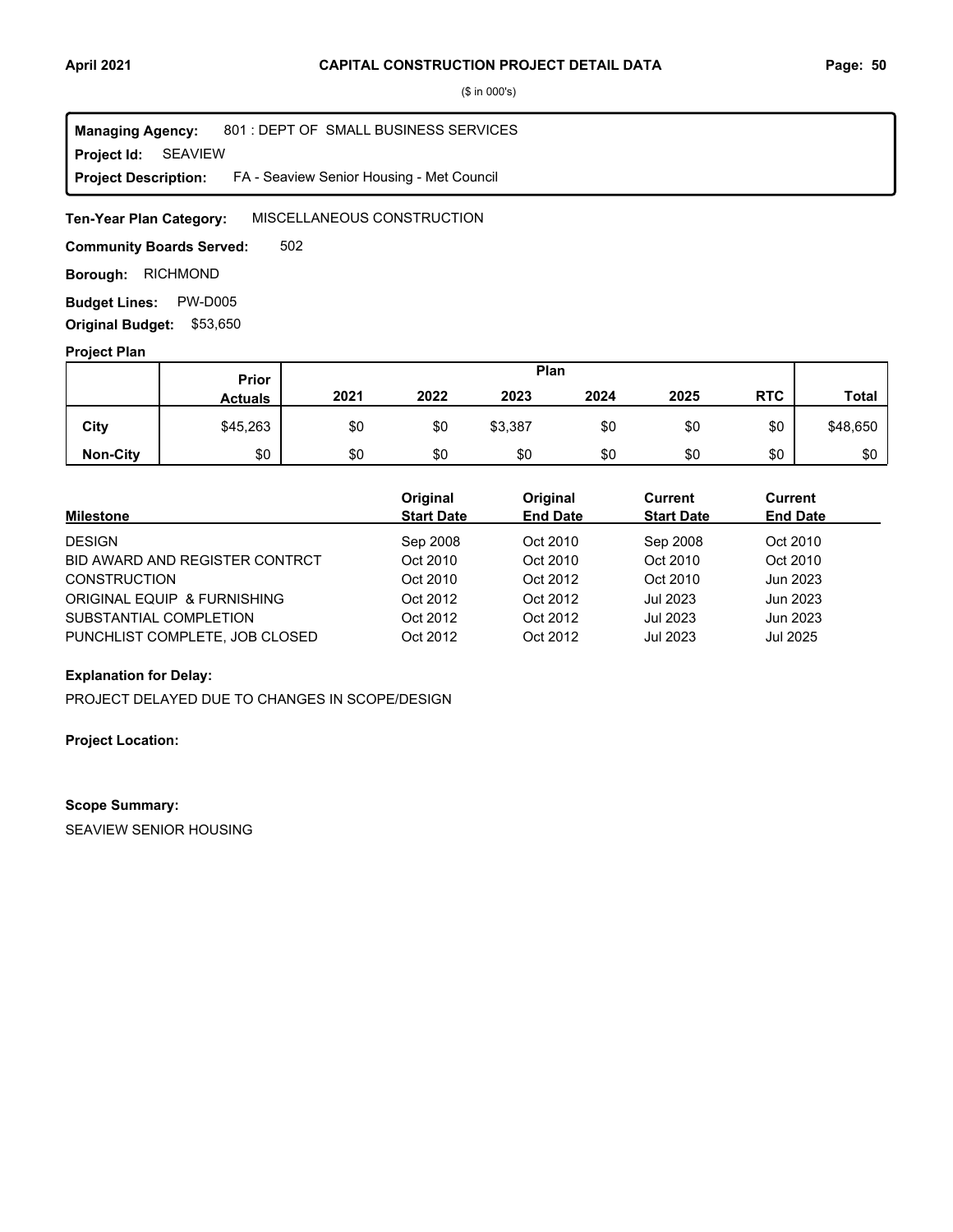## CAPITAL CONSTRUCTION PROJECT DETAIL DATA

($ in 000's)

**Managing Agency:** 801 : DEPT OF SMALL BUSINESS SERVICES
**Project Id:** SEAVIEW
**Project Description:** FA - Seaview Senior Housing - Met Council

**Ten-Year Plan Category:** MISCELLANEOUS CONSTRUCTION

**Community Boards Served:** 502

**Borough:** RICHMOND

**Budget Lines:** PW-D005

**Original Budget:** $53,650

### Project Plan

| | Prior Actuals | Plan | | | | | | |
|---|---|---|---|---|---|---|---|---|
| | | 2021 | 2022 | 2023 | 2024 | 2025 | RTC | Total |
| City | $45,263 | $0 | $0 | $3,387 | $0 | $0 | $0 | $48,650 |
| Non-City | $0 | $0 | $0 | $0 | $0 | $0 | $0 | $0 |

| Milestone | Original Start Date | Original End Date | Current Start Date | Current End Date |
|---|---|---|---|---|
| DESIGN | Sep 2008 | Oct 2010 | Sep 2008 | Oct 2010 |
| BID AWARD AND REGISTER CONTRCT | Oct 2010 | Oct 2010 | Oct 2010 | Oct 2010 |
| CONSTRUCTION | Oct 2010 | Oct 2012 | Oct 2010 | Jun 2023 |
| ORIGINAL EQUIP & FURNISHING | Oct 2012 | Oct 2012 | Jul 2023 | Jun 2023 |
| SUBSTANTIAL COMPLETION | Oct 2012 | Oct 2012 | Jul 2023 | Jun 2023 |
| PUNCHLIST COMPLETE, JOB CLOSED | Oct 2012 | Oct 2012 | Jul 2023 | Jul 2025 |

**Explanation for Delay:**

PROJECT DELAYED DUE TO CHANGES IN SCOPE/DESIGN

**Project Location:**

**Scope Summary:**

SEAVIEW SENIOR HOUSING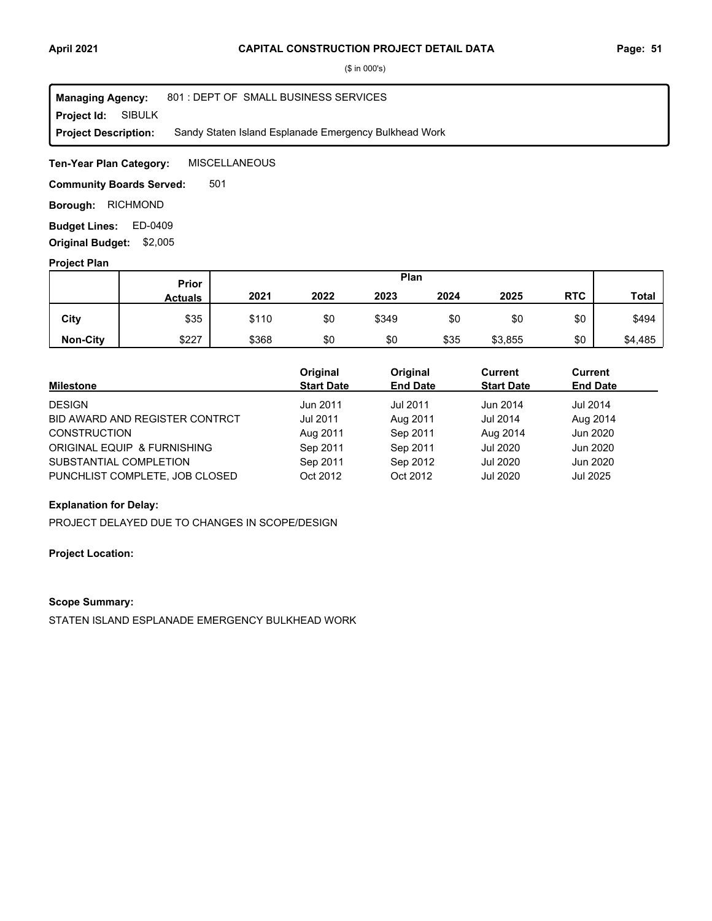# CAPITAL CONSTRUCTION PROJECT DETAIL DATA

($ in 000's)

**Managing Agency:** 801 : DEPT OF SMALL BUSINESS SERVICES
**Project Id:** SIBULK
**Project Description:** Sandy Staten Island Esplanade Emergency Bulkhead Work

**Ten-Year Plan Category:** MISCELLANEOUS

**Community Boards Served:** 501

**Borough:** RICHMOND

**Budget Lines:** ED-0409

**Original Budget:** $2,005

## Project Plan

| | Prior Actuals | Plan 2021 | 2022 | 2023 | 2024 | 2025 | RTC | Total |
|---|---|---|---|---|---|---|---|---|
| **City** | $35 | $110 | $0 | $349 | $0 | $0 | $0 | $494 |
| **Non-City** | $227 | $368 | $0 | $0 | $35 | $3,855 | $0 | $4,485 |

| Milestone | Original Start Date | Original End Date | Current Start Date | Current End Date |
|---|---|---|---|---|
| DESIGN | Jun 2011 | Jul 2011 | Jun 2014 | Jul 2014 |
| BID AWARD AND REGISTER CONTRCT | Jul 2011 | Aug 2011 | Jul 2014 | Aug 2014 |
| CONSTRUCTION | Aug 2011 | Sep 2011 | Aug 2014 | Jun 2020 |
| ORIGINAL EQUIP & FURNISHING | Sep 2011 | Sep 2011 | Jul 2020 | Jun 2020 |
| SUBSTANTIAL COMPLETION | Sep 2011 | Sep 2012 | Jul 2020 | Jun 2020 |
| PUNCHLIST COMPLETE, JOB CLOSED | Oct 2012 | Oct 2012 | Jul 2020 | Jul 2025 |

**Explanation for Delay:**

PROJECT DELAYED DUE TO CHANGES IN SCOPE/DESIGN

**Project Location:**

**Scope Summary:**

STATEN ISLAND ESPLANADE EMERGENCY BULKHEAD WORK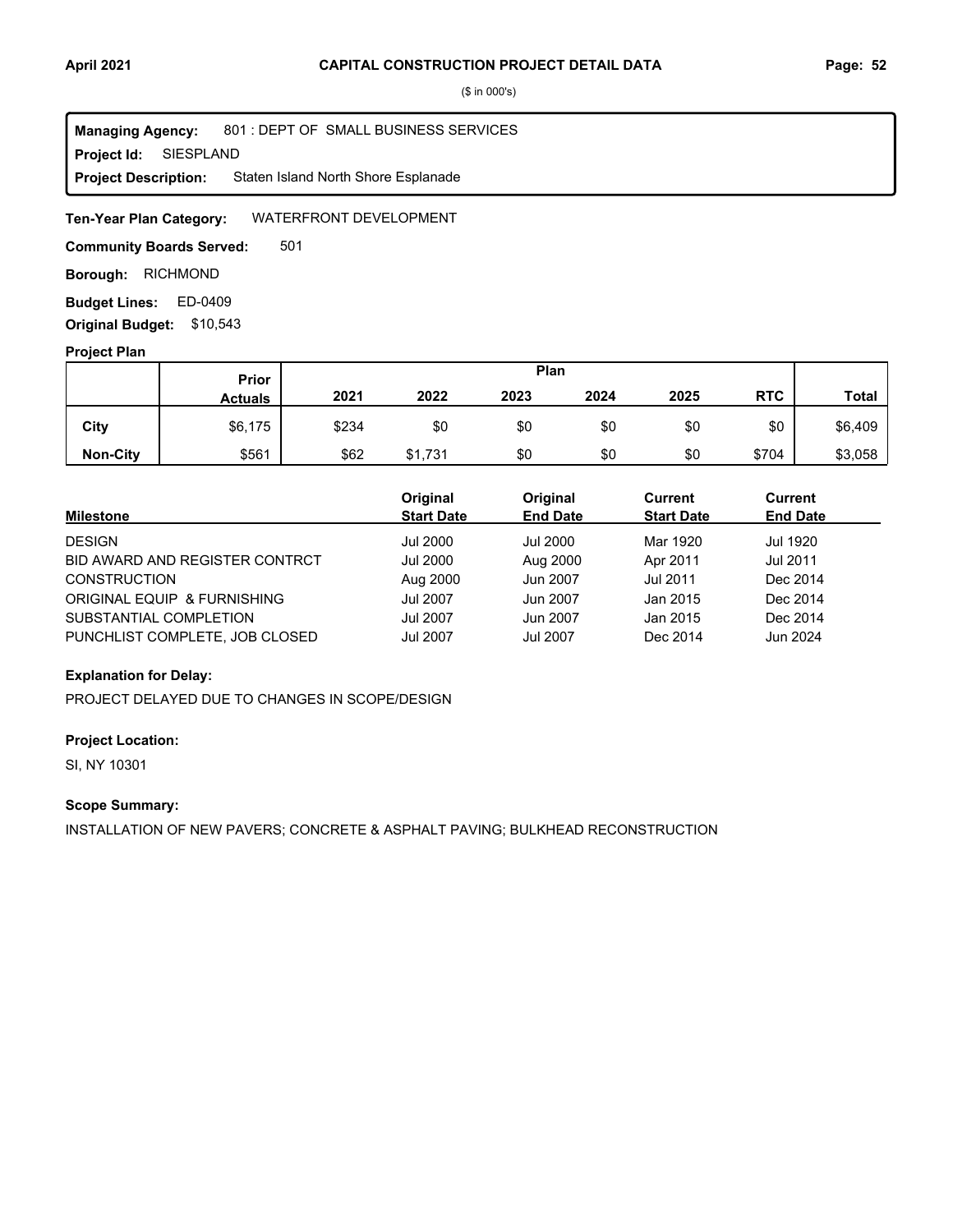## CAPITAL CONSTRUCTION PROJECT DETAIL DATA

($ in 000's)

**Managing Agency:** 801 : DEPT OF SMALL BUSINESS SERVICES
**Project Id:** SIESPLAND
**Project Description:** Staten Island North Shore Esplanade

**Ten-Year Plan Category:** WATERFRONT DEVELOPMENT

**Community Boards Served:** 501

**Borough:** RICHMOND

**Budget Lines:** ED-0409

**Original Budget:** $10,543

### Project Plan

| | Prior Actuals | Plan 2021 | 2022 | 2023 | 2024 | 2025 | RTC | Total |
|---|---|---|---|---|---|---|---|---|
| **City** | $6,175 | $234 | $0 | $0 | $0 | $0 | $0 | $6,409 |
| **Non-City** | $561 | $62 | $1,731 | $0 | $0 | $0 | $704 | $3,058 |

| Milestone | Original Start Date | Original End Date | Current Start Date | Current End Date |
|---|---|---|---|---|
| DESIGN | Jul 2000 | Jul 2000 | Mar 1920 | Jul 1920 |
| BID AWARD AND REGISTER CONTRCT | Jul 2000 | Aug 2000 | Apr 2011 | Jul 2011 |
| CONSTRUCTION | Aug 2000 | Jun 2007 | Jul 2011 | Dec 2014 |
| ORIGINAL EQUIP & FURNISHING | Jul 2007 | Jun 2007 | Jan 2015 | Dec 2014 |
| SUBSTANTIAL COMPLETION | Jul 2007 | Jun 2007 | Jan 2015 | Dec 2014 |
| PUNCHLIST COMPLETE, JOB CLOSED | Jul 2007 | Jul 2007 | Dec 2014 | Jun 2024 |

### Explanation for Delay:

PROJECT DELAYED DUE TO CHANGES IN SCOPE/DESIGN

### Project Location:

SI, NY 10301

### Scope Summary:

INSTALLATION OF NEW PAVERS; CONCRETE & ASPHALT PAVING; BULKHEAD RECONSTRUCTION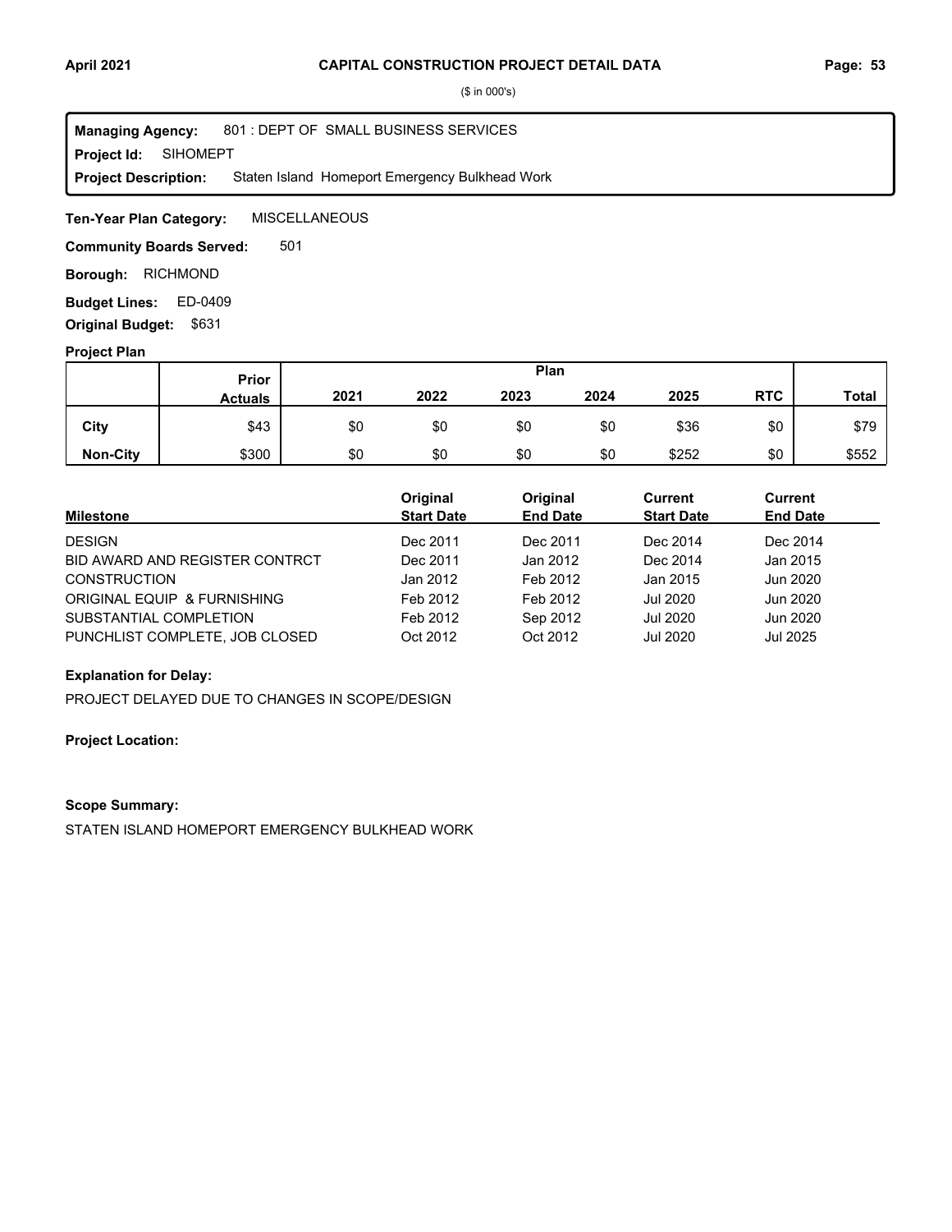# CAPITAL CONSTRUCTION PROJECT DETAIL DATA

($ in 000's)

**Managing Agency:** 801 : DEPT OF SMALL BUSINESS SERVICES
**Project Id:** SIHOMEPT
**Project Description:** Staten Island Homeport Emergency Bulkhead Work

**Ten-Year Plan Category:** MISCELLANEOUS

**Community Boards Served:** 501

**Borough:** RICHMOND

**Budget Lines:** ED-0409

**Original Budget:** $631

**Project Plan**

| | Prior Actuals | 2021 | 2022 | 2023 | 2024 | 2025 | RTC | Total |
|---|---|---|---|---|---|---|---|---|
| City | $43 | $0 | $0 | $0 | $0 | $36 | $0 | $79 |
| Non-City | $300 | $0 | $0 | $0 | $0 | $252 | $0 | $552 |

| Milestone | Original Start Date | Original End Date | Current Start Date | Current End Date |
|---|---|---|---|---|
| DESIGN | Dec 2011 | Dec 2011 | Dec 2014 | Dec 2014 |
| BID AWARD AND REGISTER CONTRCT | Dec 2011 | Jan 2012 | Dec 2014 | Jan 2015 |
| CONSTRUCTION | Jan 2012 | Feb 2012 | Jan 2015 | Jun 2020 |
| ORIGINAL EQUIP & FURNISHING | Feb 2012 | Feb 2012 | Jul 2020 | Jun 2020 |
| SUBSTANTIAL COMPLETION | Feb 2012 | Sep 2012 | Jul 2020 | Jun 2020 |
| PUNCHLIST COMPLETE, JOB CLOSED | Oct 2012 | Oct 2012 | Jul 2020 | Jul 2025 |

**Explanation for Delay:**

PROJECT DELAYED DUE TO CHANGES IN SCOPE/DESIGN

**Project Location:**

**Scope Summary:**

STATEN ISLAND HOMEPORT EMERGENCY BULKHEAD WORK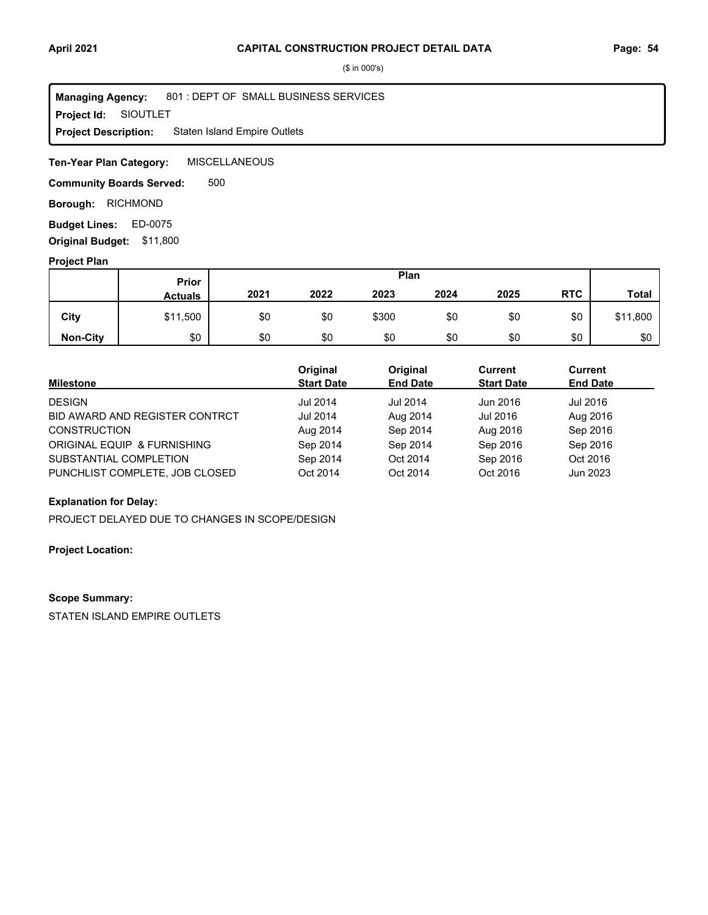# CAPITAL CONSTRUCTION PROJECT DETAIL DATA

($ in 000's)

**Managing Agency:** 801 : DEPT OF SMALL BUSINESS SERVICES
**Project Id:** SIOUTLET
**Project Description:** Staten Island Empire Outlets

**Ten-Year Plan Category:** MISCELLANEOUS

**Community Boards Served:** 500

**Borough:** RICHMOND

**Budget Lines:** ED-0075

**Original Budget:** $11,800

## Project Plan

| | Prior Actuals | Plan 2021 | 2022 | 2023 | 2024 | 2025 | RTC | Total |
|---|---|---|---|---|---|---|---|---|
| City | $11,500 | $0 | $0 | $300 | $0 | $0 | $0 | $11,800 |
| Non-City | $0 | $0 | $0 | $0 | $0 | $0 | $0 | $0 |

| Milestone | Original Start Date | Original End Date | Current Start Date | Current End Date |
|---|---|---|---|---|
| DESIGN | Jul 2014 | Jul 2014 | Jun 2016 | Jul 2016 |
| BID AWARD AND REGISTER CONTRCT | Jul 2014 | Aug 2014 | Jul 2016 | Aug 2016 |
| CONSTRUCTION | Aug 2014 | Sep 2014 | Aug 2016 | Sep 2016 |
| ORIGINAL EQUIP & FURNISHING | Sep 2014 | Sep 2014 | Sep 2016 | Sep 2016 |
| SUBSTANTIAL COMPLETION | Sep 2014 | Oct 2014 | Sep 2016 | Oct 2016 |
| PUNCHLIST COMPLETE, JOB CLOSED | Oct 2014 | Oct 2014 | Oct 2016 | Jun 2023 |

**Explanation for Delay:**

PROJECT DELAYED DUE TO CHANGES IN SCOPE/DESIGN

**Project Location:**

**Scope Summary:**

STATEN ISLAND EMPIRE OUTLETS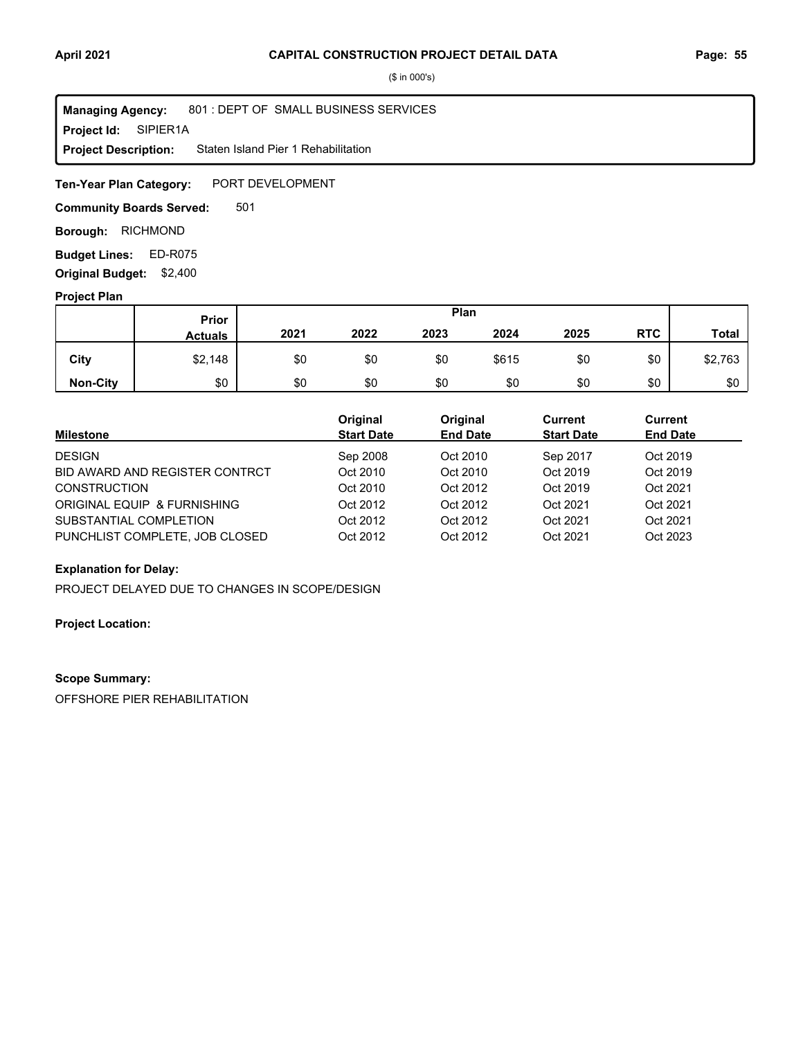($ in 000's)

**Managing Agency:** 801 : DEPT OF SMALL BUSINESS SERVICES
**Project Id:** SIPIER1A
**Project Description:** Staten Island Pier 1 Rehabilitation

**Ten-Year Plan Category:** PORT DEVELOPMENT

**Community Boards Served:** 501

**Borough:** RICHMOND

**Budget Lines:** ED-R075

**Original Budget:** $2,400

**Project Plan**

| | Prior Actuals | Plan 2021 | 2022 | 2023 | 2024 | 2025 | RTC | Total |
|---|---|---|---|---|---|---|---|---|
| City | $2,148 | $0 | $0 | $0 | $615 | $0 | $0 | $2,763 |
| Non-City | $0 | $0 | $0 | $0 | $0 | $0 | $0 | $0 |

| Milestone | Original Start Date | Original End Date | Current Start Date | Current End Date |
|---|---|---|---|---|
| DESIGN | Sep 2008 | Oct 2010 | Sep 2017 | Oct 2019 |
| BID AWARD AND REGISTER CONTRCT | Oct 2010 | Oct 2010 | Oct 2019 | Oct 2019 |
| CONSTRUCTION | Oct 2010 | Oct 2012 | Oct 2019 | Oct 2021 |
| ORIGINAL EQUIP & FURNISHING | Oct 2012 | Oct 2012 | Oct 2021 | Oct 2021 |
| SUBSTANTIAL COMPLETION | Oct 2012 | Oct 2012 | Oct 2021 | Oct 2021 |
| PUNCHLIST COMPLETE, JOB CLOSED | Oct 2012 | Oct 2012 | Oct 2021 | Oct 2023 |

**Explanation for Delay:**

PROJECT DELAYED DUE TO CHANGES IN SCOPE/DESIGN

**Project Location:**

**Scope Summary:**

OFFSHORE PIER REHABILITATION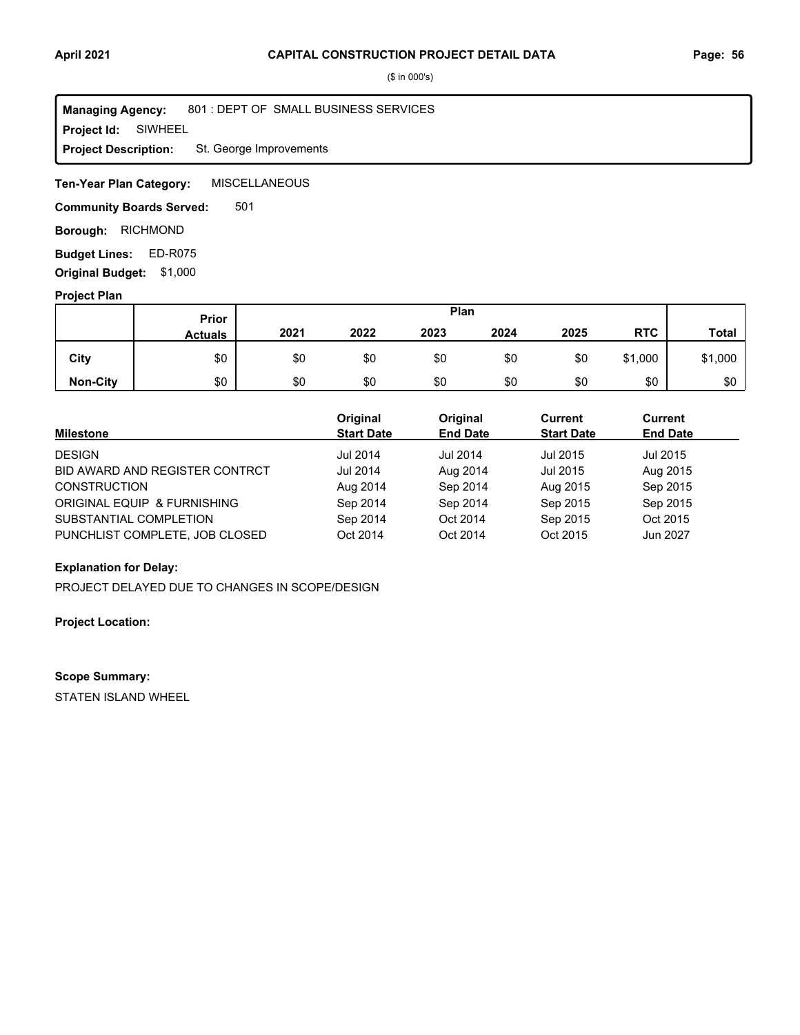## CAPITAL CONSTRUCTION PROJECT DETAIL DATA

($ in 000's)

**Managing Agency:** 801 : DEPT OF SMALL BUSINESS SERVICES
**Project Id:** SIWHEEL
**Project Description:** St. George Improvements

**Ten-Year Plan Category:** MISCELLANEOUS

**Community Boards Served:** 501

**Borough:** RICHMOND

**Budget Lines:** ED-R075

**Original Budget:** $1,000

### Project Plan

| | Prior Actuals | Plan 2021 | 2022 | 2023 | 2024 | 2025 | RTC | Total |
|---|---|---|---|---|---|---|---|---|
| City | $0 | $0 | $0 | $0 | $0 | $0 | $1,000 | $1,000 |
| Non-City | $0 | $0 | $0 | $0 | $0 | $0 | $0 | $0 |

| Milestone | Original Start Date | Original End Date | Current Start Date | Current End Date |
|---|---|---|---|---|
| DESIGN | Jul 2014 | Jul 2014 | Jul 2015 | Jul 2015 |
| BID AWARD AND REGISTER CONTRCT | Jul 2014 | Aug 2014 | Jul 2015 | Aug 2015 |
| CONSTRUCTION | Aug 2014 | Sep 2014 | Aug 2015 | Sep 2015 |
| ORIGINAL EQUIP & FURNISHING | Sep 2014 | Sep 2014 | Sep 2015 | Sep 2015 |
| SUBSTANTIAL COMPLETION | Sep 2014 | Oct 2014 | Sep 2015 | Oct 2015 |
| PUNCHLIST COMPLETE, JOB CLOSED | Oct 2014 | Oct 2014 | Oct 2015 | Jun 2027 |

**Explanation for Delay:**

PROJECT DELAYED DUE TO CHANGES IN SCOPE/DESIGN

**Project Location:**

**Scope Summary:**

STATEN ISLAND WHEEL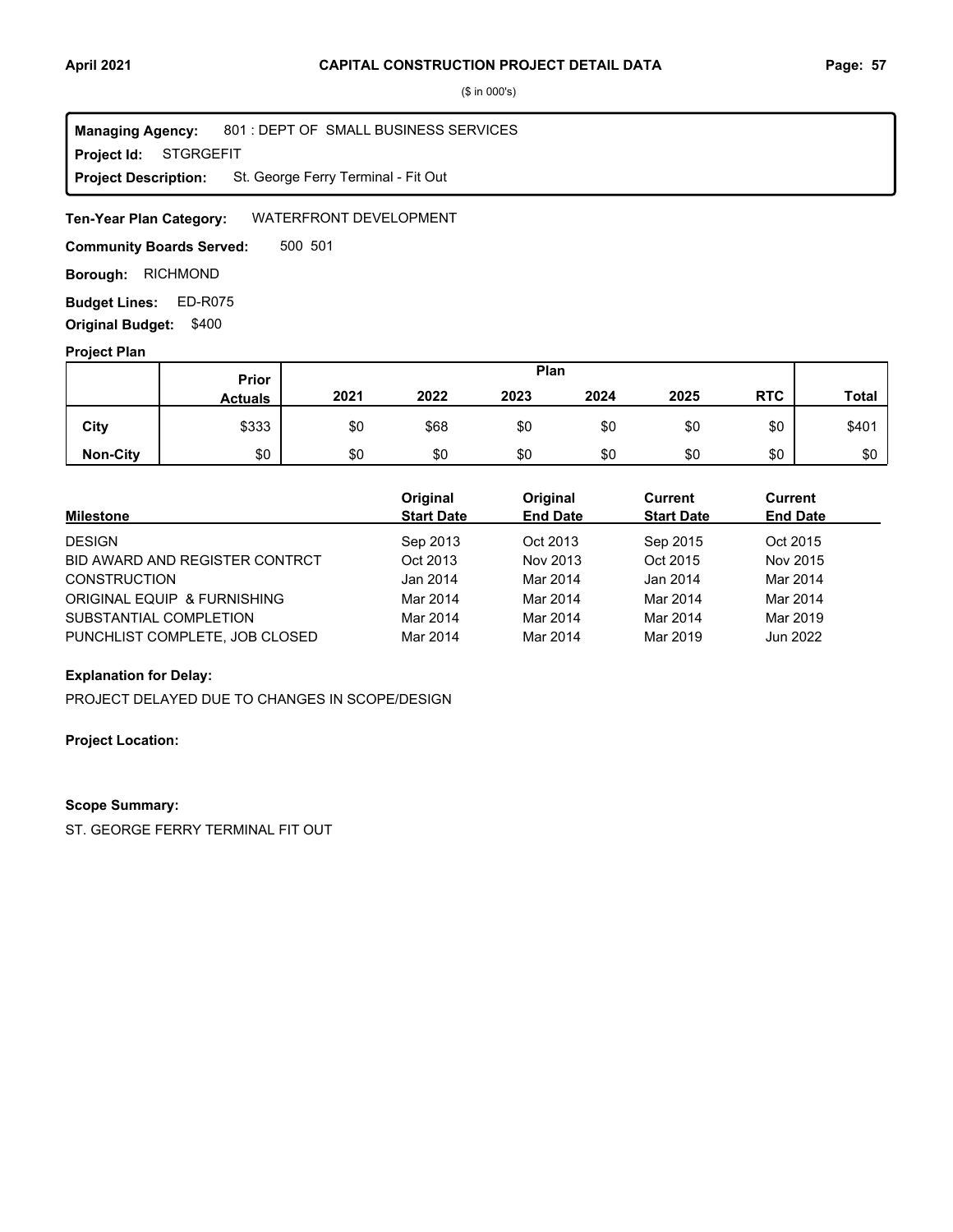($ in 000's)

**Managing Agency:** 801 : DEPT OF SMALL BUSINESS SERVICES
**Project Id:** STGRGEFIT
**Project Description:** St. George Ferry Terminal - Fit Out

**Ten-Year Plan Category:** WATERFRONT DEVELOPMENT

**Community Boards Served:** 500 501

**Borough:** RICHMOND

**Budget Lines:** ED-R075

**Original Budget:** $400

**Project Plan**

| | Prior Actuals | 2021 | 2022 | 2023 | 2024 | 2025 | RTC | Total |
|---|---|---|---|---|---|---|---|---|
| **City** | $333 | $0 | $68 | $0 | $0 | $0 | $0 | $401 |
| **Non-City** | $0 | $0 | $0 | $0 | $0 | $0 | $0 | $0 |

| Milestone | Original Start Date | Original End Date | Current Start Date | Current End Date |
|---|---|---|---|---|
| DESIGN | Sep 2013 | Oct 2013 | Sep 2015 | Oct 2015 |
| BID AWARD AND REGISTER CONTRCT | Oct 2013 | Nov 2013 | Oct 2015 | Nov 2015 |
| CONSTRUCTION | Jan 2014 | Mar 2014 | Jan 2014 | Mar 2014 |
| ORIGINAL EQUIP & FURNISHING | Mar 2014 | Mar 2014 | Mar 2014 | Mar 2014 |
| SUBSTANTIAL COMPLETION | Mar 2014 | Mar 2014 | Mar 2014 | Mar 2019 |
| PUNCHLIST COMPLETE, JOB CLOSED | Mar 2014 | Mar 2014 | Mar 2019 | Jun 2022 |

**Explanation for Delay:**

PROJECT DELAYED DUE TO CHANGES IN SCOPE/DESIGN

**Project Location:**

**Scope Summary:**

ST. GEORGE FERRY TERMINAL FIT OUT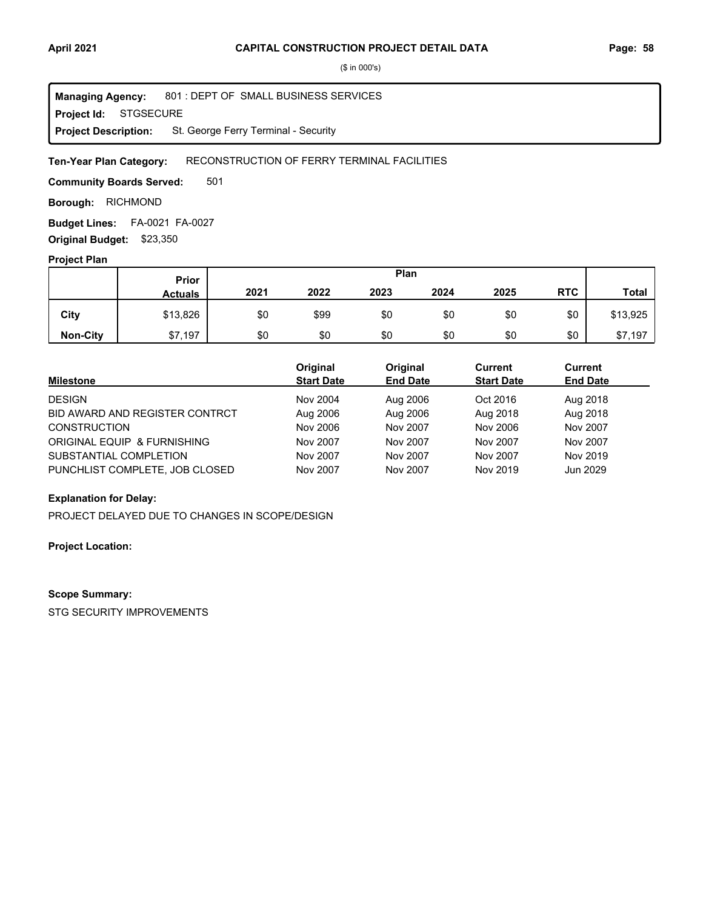**($ in 000's)**

**Managing Agency:** 801 : DEPT OF SMALL BUSINESS SERVICES
**Project Id:** STGSECURE
**Project Description:** St. George Ferry Terminal - Security

**Ten-Year Plan Category:** RECONSTRUCTION OF FERRY TERMINAL FACILITIES

**Community Boards Served:** 501

**Borough:** RICHMOND

**Budget Lines:** FA-0021 FA-0027

**Original Budget:** $23,350

**Project Plan**

| | Prior Actuals | Plan 2021 | 2022 | 2023 | 2024 | 2025 | RTC | Total |
|---|---|---|---|---|---|---|---|---|
| **City** | $13,826 | $0 | $99 | $0 | $0 | $0 | $0 | $13,925 |
| **Non-City** | $7,197 | $0 | $0 | $0 | $0 | $0 | $0 | $7,197 |

| Milestone | Original Start Date | Original End Date | Current Start Date | Current End Date |
|---|---|---|---|---|
| DESIGN | Nov 2004 | Aug 2006 | Oct 2016 | Aug 2018 |
| BID AWARD AND REGISTER CONTRCT | Aug 2006 | Aug 2006 | Aug 2018 | Aug 2018 |
| CONSTRUCTION | Nov 2006 | Nov 2007 | Nov 2006 | Nov 2007 |
| ORIGINAL EQUIP & FURNISHING | Nov 2007 | Nov 2007 | Nov 2007 | Nov 2007 |
| SUBSTANTIAL COMPLETION | Nov 2007 | Nov 2007 | Nov 2007 | Nov 2019 |
| PUNCHLIST COMPLETE, JOB CLOSED | Nov 2007 | Nov 2007 | Nov 2019 | Jun 2029 |

**Explanation for Delay:**

PROJECT DELAYED DUE TO CHANGES IN SCOPE/DESIGN

**Project Location:**

**Scope Summary:**

STG SECURITY IMPROVEMENTS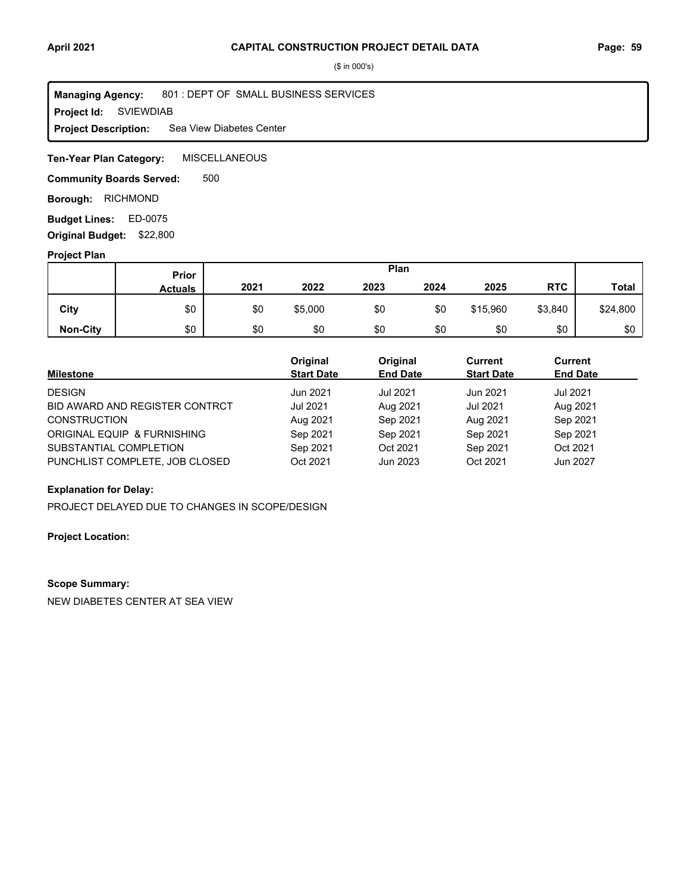# CAPITAL CONSTRUCTION PROJECT DETAIL DATA

($ in 000's)

**Managing Agency:** 801 : DEPT OF SMALL BUSINESS SERVICES
**Project Id:** SVIEWDIAB
**Project Description:** Sea View Diabetes Center

**Ten-Year Plan Category:** MISCELLANEOUS

**Community Boards Served:** 500

**Borough:** RICHMOND

**Budget Lines:** ED-0075

**Original Budget:** $22,800

**Project Plan**

| | Prior Actuals | Plan | | | | | | |
|---|---|---|---|---|---|---|---|---|
| | | 2021 | 2022 | 2023 | 2024 | 2025 | RTC | Total |
| City | $0 | $0 | $5,000 | $0 | $0 | $15,960 | $3,840 | $24,800 |
| Non-City | $0 | $0 | $0 | $0 | $0 | $0 | $0 | $0 |

| Milestone | Original Start Date | Original End Date | Current Start Date | Current End Date |
|---|---|---|---|---|
| DESIGN | Jun 2021 | Jul 2021 | Jun 2021 | Jul 2021 |
| BID AWARD AND REGISTER CONTRCT | Jul 2021 | Aug 2021 | Jul 2021 | Aug 2021 |
| CONSTRUCTION | Aug 2021 | Sep 2021 | Aug 2021 | Sep 2021 |
| ORIGINAL EQUIP & FURNISHING | Sep 2021 | Sep 2021 | Sep 2021 | Sep 2021 |
| SUBSTANTIAL COMPLETION | Sep 2021 | Oct 2021 | Sep 2021 | Oct 2021 |
| PUNCHLIST COMPLETE, JOB CLOSED | Oct 2021 | Jun 2023 | Oct 2021 | Jun 2027 |

**Explanation for Delay:**

PROJECT DELAYED DUE TO CHANGES IN SCOPE/DESIGN

**Project Location:**

**Scope Summary:**

NEW DIABETES CENTER AT SEA VIEW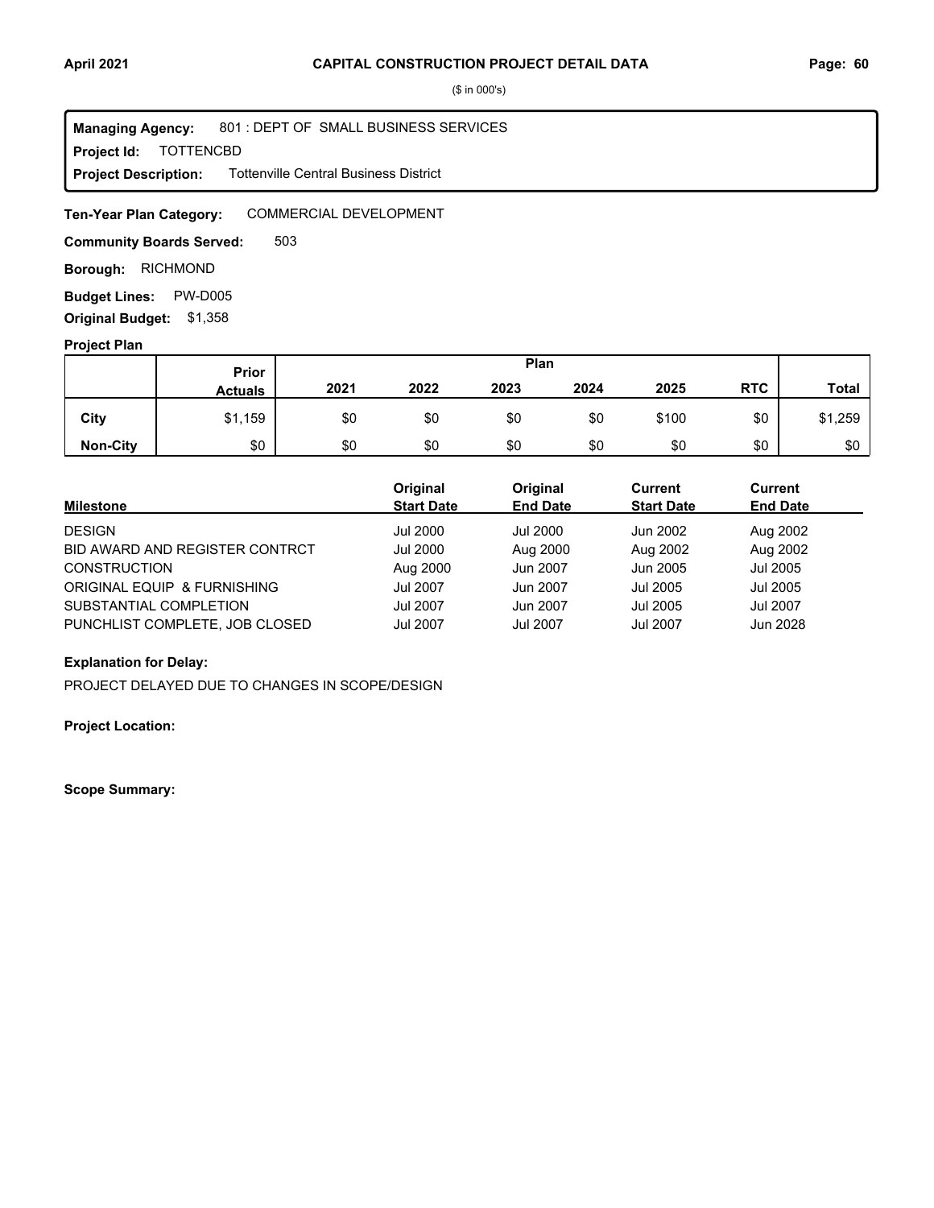# CAPITAL CONSTRUCTION PROJECT DETAIL DATA

($ in 000's)

**Managing Agency:** 801 : DEPT OF SMALL BUSINESS SERVICES
**Project Id:** TOTTENCBD
**Project Description:** Tottenville Central Business District

**Ten-Year Plan Category:** COMMERCIAL DEVELOPMENT

**Community Boards Served:** 503

**Borough:** RICHMOND

**Budget Lines:** PW-D005

**Original Budget:** $1,358

**Project Plan**

| | Prior Actuals | 2021 | 2022 | 2023 | 2024 | 2025 | RTC | Total |
|---|---|---|---|---|---|---|---|---|
| **City** | $1,159 | $0 | $0 | $0 | $0 | $100 | $0 | $1,259 |
| **Non-City** | $0 | $0 | $0 | $0 | $0 | $0 | $0 | $0 |

| Milestone | Original Start Date | Original End Date | Current Start Date | Current End Date |
|---|---|---|---|---|
| DESIGN | Jul 2000 | Jul 2000 | Jun 2002 | Aug 2002 |
| BID AWARD AND REGISTER CONTRCT | Jul 2000 | Aug 2000 | Aug 2002 | Aug 2002 |
| CONSTRUCTION | Aug 2000 | Jun 2007 | Jun 2005 | Jul 2005 |
| ORIGINAL EQUIP & FURNISHING | Jul 2007 | Jun 2007 | Jul 2005 | Jul 2005 |
| SUBSTANTIAL COMPLETION | Jul 2007 | Jun 2007 | Jul 2005 | Jul 2007 |
| PUNCHLIST COMPLETE, JOB CLOSED | Jul 2007 | Jul 2007 | Jul 2007 | Jun 2028 |

**Explanation for Delay:**

PROJECT DELAYED DUE TO CHANGES IN SCOPE/DESIGN

**Project Location:**

**Scope Summary:**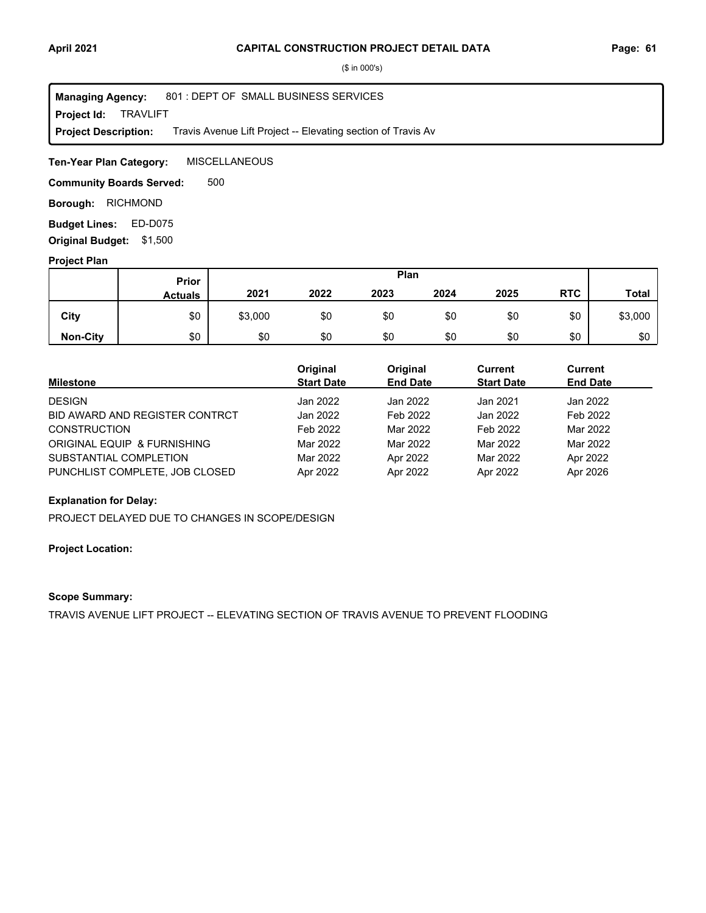# CAPITAL CONSTRUCTION PROJECT DETAIL DATA

($ in 000's)

**Managing Agency:** 801 : DEPT OF SMALL BUSINESS SERVICES
**Project Id:** TRAVLIFT
**Project Description:** Travis Avenue Lift Project -- Elevating section of Travis Av

**Ten-Year Plan Category:** MISCELLANEOUS

**Community Boards Served:** 500

**Borough:** RICHMOND

**Budget Lines:** ED-D075

**Original Budget:** $1,500

## Project Plan

| | Prior Actuals | Plan 2021 | 2022 | 2023 | 2024 | 2025 | RTC | Total |
|---|---|---|---|---|---|---|---|---|
| City | $0 | $3,000 | $0 | $0 | $0 | $0 | $0 | $3,000 |
| Non-City | $0 | $0 | $0 | $0 | $0 | $0 | $0 | $0 |

| Milestone | Original Start Date | Original End Date | Current Start Date | Current End Date |
|---|---|---|---|---|
| DESIGN | Jan 2022 | Jan 2022 | Jan 2021 | Jan 2022 |
| BID AWARD AND REGISTER CONTRCT | Jan 2022 | Feb 2022 | Jan 2022 | Feb 2022 |
| CONSTRUCTION | Feb 2022 | Mar 2022 | Feb 2022 | Mar 2022 |
| ORIGINAL EQUIP & FURNISHING | Mar 2022 | Mar 2022 | Mar 2022 | Mar 2022 |
| SUBSTANTIAL COMPLETION | Mar 2022 | Apr 2022 | Mar 2022 | Apr 2022 |
| PUNCHLIST COMPLETE, JOB CLOSED | Apr 2022 | Apr 2022 | Apr 2022 | Apr 2026 |

**Explanation for Delay:**

PROJECT DELAYED DUE TO CHANGES IN SCOPE/DESIGN

**Project Location:**

**Scope Summary:**

TRAVIS AVENUE LIFT PROJECT -- ELEVATING SECTION OF TRAVIS AVENUE TO PREVENT FLOODING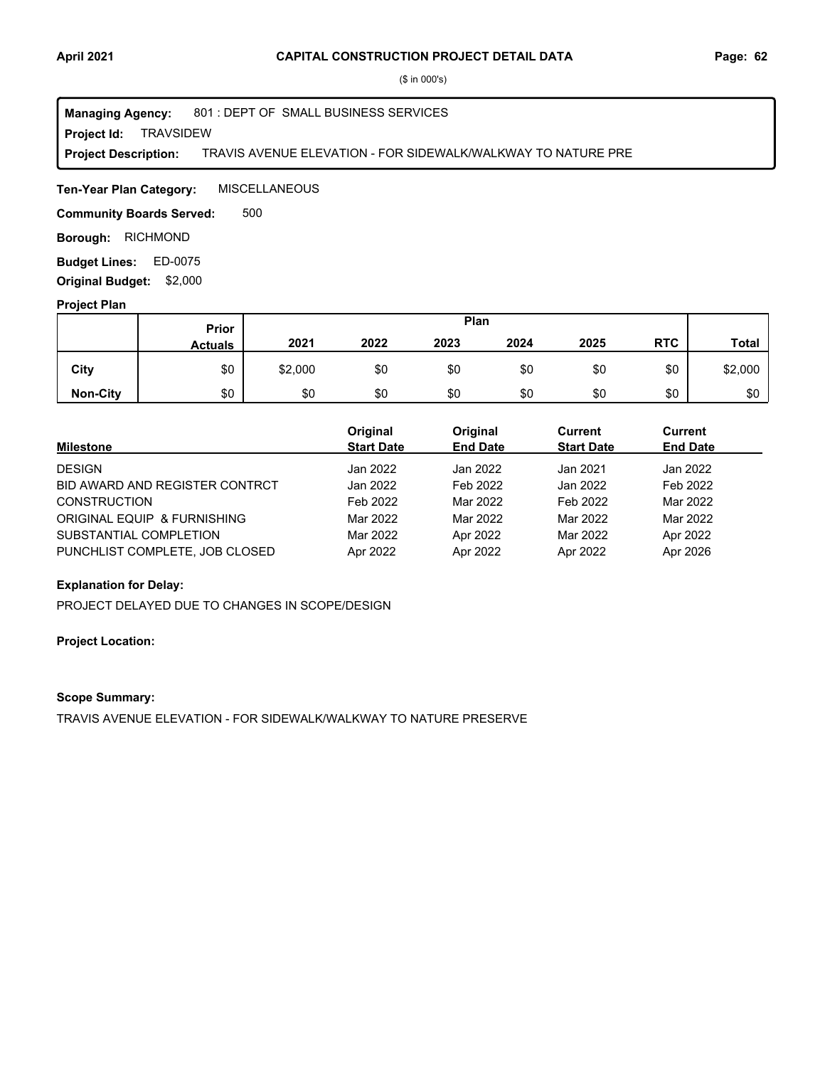# CAPITAL CONSTRUCTION PROJECT DETAIL DATA

($ in 000's)

**Managing Agency:** 801 : DEPT OF SMALL BUSINESS SERVICES
**Project Id:** TRAVSIDEW
**Project Description:** TRAVIS AVENUE ELEVATION - FOR SIDEWALK/WALKWAY TO NATURE PRE

**Ten-Year Plan Category:** MISCELLANEOUS

**Community Boards Served:** 500

**Borough:** RICHMOND

**Budget Lines:** ED-0075

**Original Budget:** $2,000

## Project Plan

| | Prior Actuals | Plan 2021 | 2022 | 2023 | 2024 | 2025 | RTC | Total |
|---|---|---|---|---|---|---|---|---|
| **City** | $0 | $2,000 | $0 | $0 | $0 | $0 | $0 | $2,000 |
| **Non-City** | $0 | $0 | $0 | $0 | $0 | $0 | $0 | $0 |

| Milestone | Original Start Date | Original End Date | Current Start Date | Current End Date |
|---|---|---|---|---|
| DESIGN | Jan 2022 | Jan 2022 | Jan 2021 | Jan 2022 |
| BID AWARD AND REGISTER CONTRCT | Jan 2022 | Feb 2022 | Jan 2022 | Feb 2022 |
| CONSTRUCTION | Feb 2022 | Mar 2022 | Feb 2022 | Mar 2022 |
| ORIGINAL EQUIP & FURNISHING | Mar 2022 | Mar 2022 | Mar 2022 | Mar 2022 |
| SUBSTANTIAL COMPLETION | Mar 2022 | Apr 2022 | Mar 2022 | Apr 2022 |
| PUNCHLIST COMPLETE, JOB CLOSED | Apr 2022 | Apr 2022 | Apr 2022 | Apr 2026 |

**Explanation for Delay:**

PROJECT DELAYED DUE TO CHANGES IN SCOPE/DESIGN

**Project Location:**

**Scope Summary:**

TRAVIS AVENUE ELEVATION - FOR SIDEWALK/WALKWAY TO NATURE PRESERVE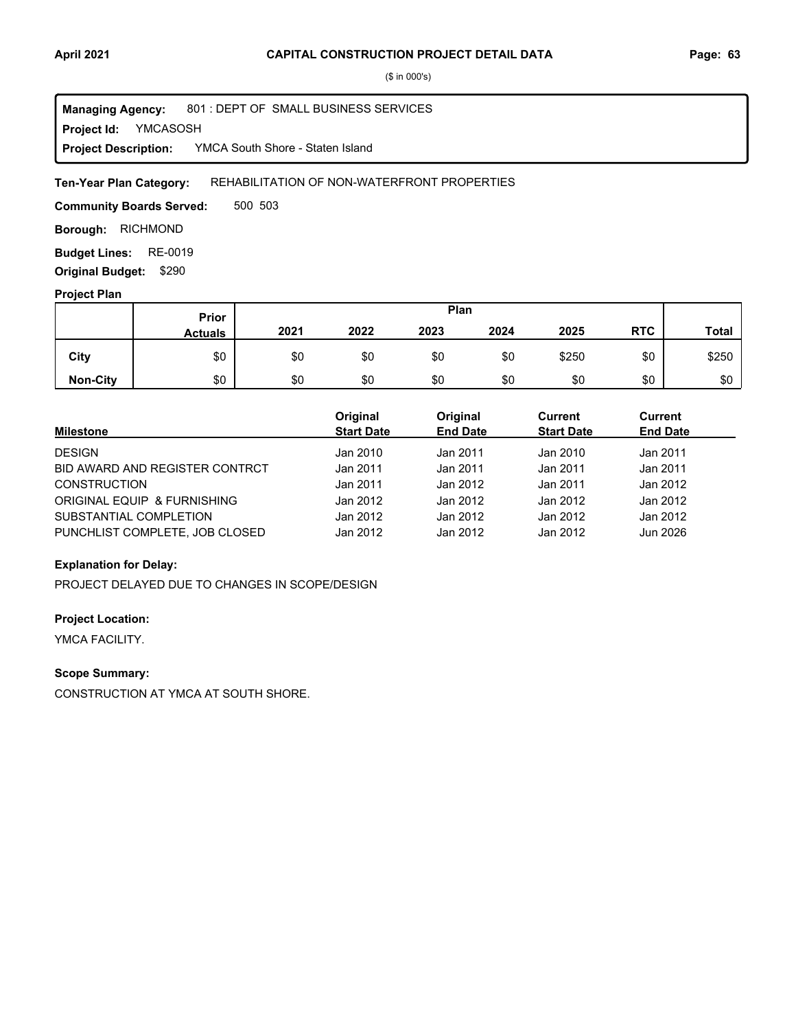# CAPITAL CONSTRUCTION PROJECT DETAIL DATA

($ in 000's)

**Managing Agency:** 801 : DEPT OF SMALL BUSINESS SERVICES
**Project Id:** YMCASOSH
**Project Description:** YMCA South Shore - Staten Island

**Ten-Year Plan Category:** REHABILITATION OF NON-WATERFRONT PROPERTIES

**Community Boards Served:** 500 503

**Borough:** RICHMOND

**Budget Lines:** RE-0019

**Original Budget:** $290

**Project Plan**

| | Prior Actuals | Plan 2021 | 2022 | 2023 | 2024 | 2025 | RTC | Total |
|---|---|---|---|---|---|---|---|---|
| City | $0 | $0 | $0 | $0 | $0 | $250 | $0 | $250 |
| Non-City | $0 | $0 | $0 | $0 | $0 | $0 | $0 | $0 |

| Milestone | Original Start Date | Original End Date | Current Start Date | Current End Date |
|---|---|---|---|---|
| DESIGN | Jan 2010 | Jan 2011 | Jan 2010 | Jan 2011 |
| BID AWARD AND REGISTER CONTRCT | Jan 2011 | Jan 2011 | Jan 2011 | Jan 2011 |
| CONSTRUCTION | Jan 2011 | Jan 2012 | Jan 2011 | Jan 2012 |
| ORIGINAL EQUIP & FURNISHING | Jan 2012 | Jan 2012 | Jan 2012 | Jan 2012 |
| SUBSTANTIAL COMPLETION | Jan 2012 | Jan 2012 | Jan 2012 | Jan 2012 |
| PUNCHLIST COMPLETE, JOB CLOSED | Jan 2012 | Jan 2012 | Jan 2012 | Jun 2026 |

**Explanation for Delay:**

PROJECT DELAYED DUE TO CHANGES IN SCOPE/DESIGN

**Project Location:**

YMCA FACILITY.

**Scope Summary:**

CONSTRUCTION AT YMCA AT SOUTH SHORE.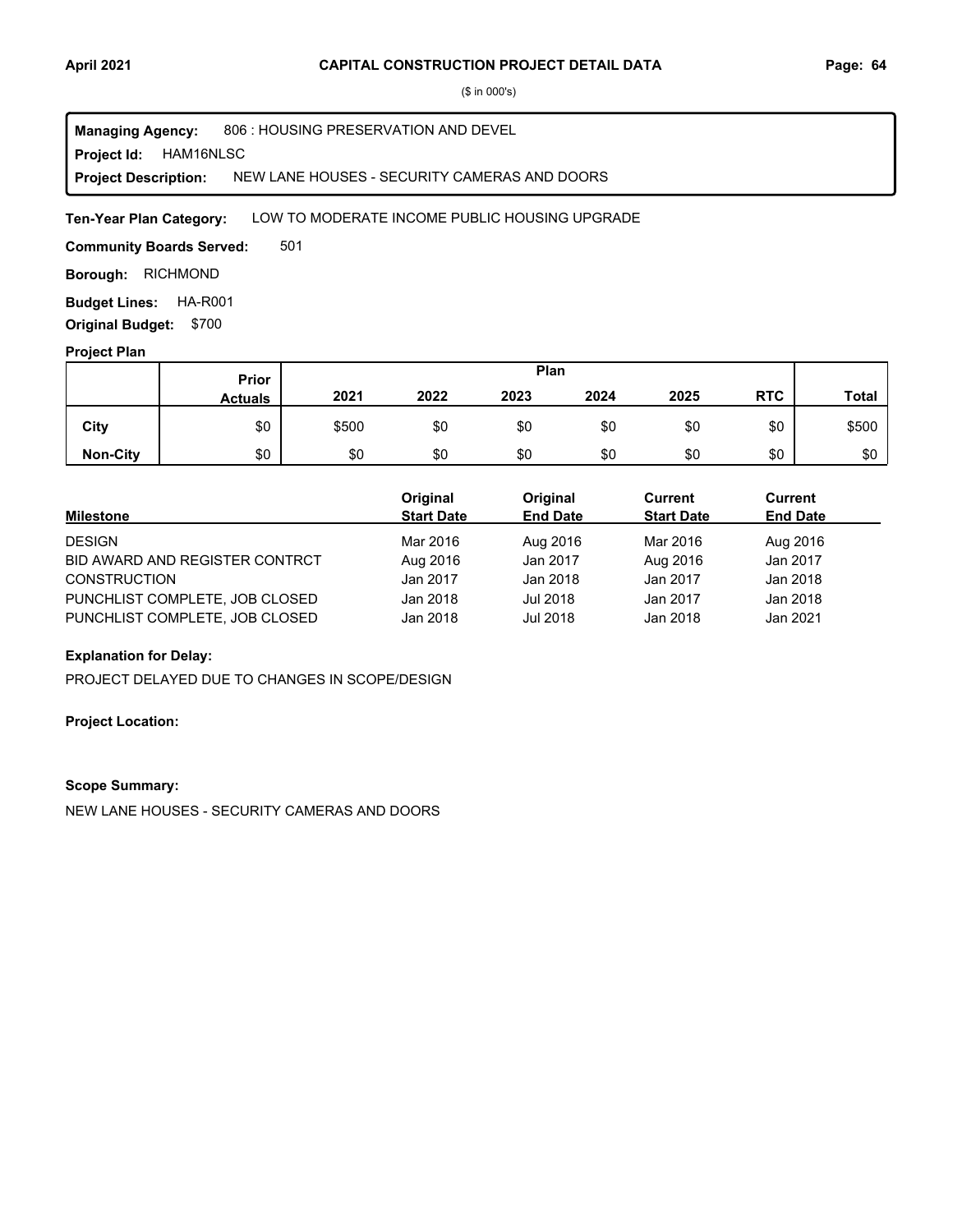# CAPITAL CONSTRUCTION PROJECT DETAIL DATA

($ in 000's)

**Managing Agency:** 806 : HOUSING PRESERVATION AND DEVEL

**Project Id:** HAM16NLSC

**Project Description:** NEW LANE HOUSES - SECURITY CAMERAS AND DOORS

**Ten-Year Plan Category:** LOW TO MODERATE INCOME PUBLIC HOUSING UPGRADE

**Community Boards Served:** 501

**Borough:** RICHMOND

**Budget Lines:** HA-R001

**Original Budget:** $700

**Project Plan**

| | Prior Actuals | Plan 2021 | 2022 | 2023 | 2024 | 2025 | RTC | Total |
|---|---|---|---|---|---|---|---|---|
| City | $0 | $500 | $0 | $0 | $0 | $0 | $0 | $500 |
| Non-City | $0 | $0 | $0 | $0 | $0 | $0 | $0 | $0 |

| Milestone | Original Start Date | Original End Date | Current Start Date | Current End Date |
|---|---|---|---|---|
| DESIGN | Mar 2016 | Aug 2016 | Mar 2016 | Aug 2016 |
| BID AWARD AND REGISTER CONTRCT | Aug 2016 | Jan 2017 | Aug 2016 | Jan 2017 |
| CONSTRUCTION | Jan 2017 | Jan 2018 | Jan 2017 | Jan 2018 |
| PUNCHLIST COMPLETE, JOB CLOSED | Jan 2018 | Jul 2018 | Jan 2017 | Jan 2018 |
| PUNCHLIST COMPLETE, JOB CLOSED | Jan 2018 | Jul 2018 | Jan 2018 | Jan 2021 |

**Explanation for Delay:**

PROJECT DELAYED DUE TO CHANGES IN SCOPE/DESIGN

**Project Location:**

**Scope Summary:**

NEW LANE HOUSES - SECURITY CAMERAS AND DOORS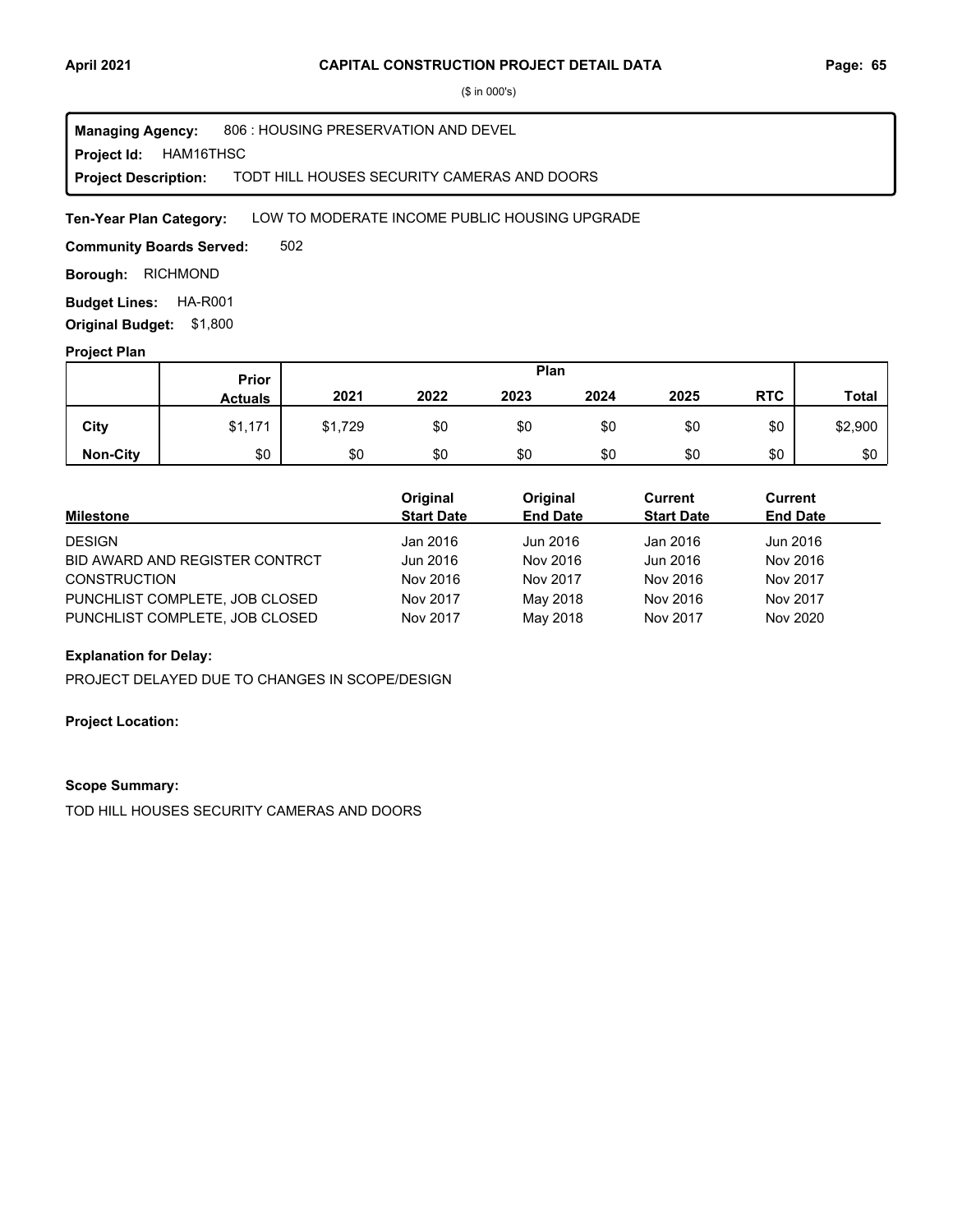# CAPITAL CONSTRUCTION PROJECT DETAIL DATA

($ in 000's)

**Managing Agency:** 806 : HOUSING PRESERVATION AND DEVEL
**Project Id:** HAM16THSC
**Project Description:** TODT HILL HOUSES SECURITY CAMERAS AND DOORS

**Ten-Year Plan Category:** LOW TO MODERATE INCOME PUBLIC HOUSING UPGRADE

**Community Boards Served:** 502

**Borough:** RICHMOND

**Budget Lines:** HA-R001

**Original Budget:** $1,800

**Project Plan**

| | Prior Actuals | 2021 | 2022 | 2023 | 2024 | 2025 | RTC | Total |
|---|---|---|---|---|---|---|---|---|
| **City** | $1,171 | $1,729 | $0 | $0 | $0 | $0 | $0 | $2,900 |
| **Non-City** | $0 | $0 | $0 | $0 | $0 | $0 | $0 | $0 |

| Milestone | Original Start Date | Original End Date | Current Start Date | Current End Date |
|---|---|---|---|---|
| DESIGN | Jan 2016 | Jun 2016 | Jan 2016 | Jun 2016 |
| BID AWARD AND REGISTER CONTRCT | Jun 2016 | Nov 2016 | Jun 2016 | Nov 2016 |
| CONSTRUCTION | Nov 2016 | Nov 2017 | Nov 2016 | Nov 2017 |
| PUNCHLIST COMPLETE, JOB CLOSED | Nov 2017 | May 2018 | Nov 2016 | Nov 2017 |
| PUNCHLIST COMPLETE, JOB CLOSED | Nov 2017 | May 2018 | Nov 2017 | Nov 2020 |

**Explanation for Delay:**

PROJECT DELAYED DUE TO CHANGES IN SCOPE/DESIGN

**Project Location:**

**Scope Summary:**

TOD HILL HOUSES SECURITY CAMERAS AND DOORS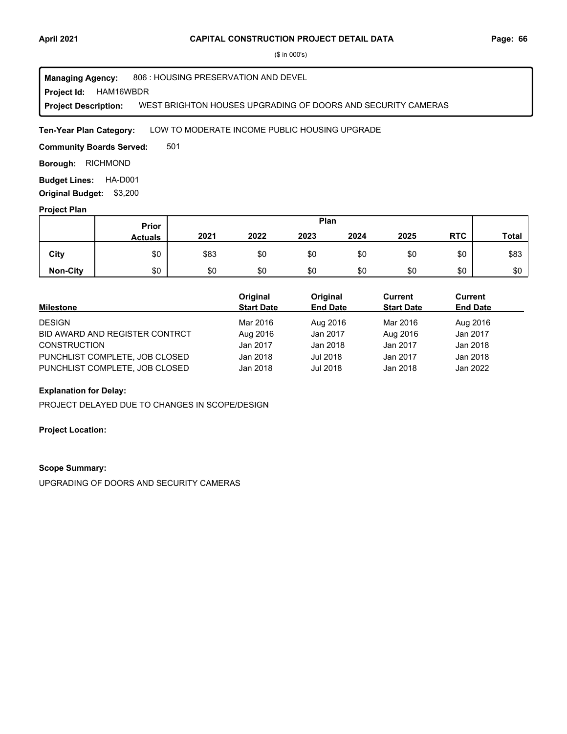($ in 000's)

**Managing Agency:** 806 : HOUSING PRESERVATION AND DEVEL
**Project Id:** HAM16WBDR
**Project Description:** WEST BRIGHTON HOUSES UPGRADING OF DOORS AND SECURITY CAMERAS

**Ten-Year Plan Category:** LOW TO MODERATE INCOME PUBLIC HOUSING UPGRADE

**Community Boards Served:** 501

**Borough:** RICHMOND

**Budget Lines:** HA-D001

**Original Budget:** $3,200

**Project Plan**

| | Prior Actuals | Plan 2021 | 2022 | 2023 | 2024 | 2025 | RTC | Total |
|---|---|---|---|---|---|---|---|---|
| **City** | $0 | $83 | $0 | $0 | $0 | $0 | $0 | $83 |
| **Non-City** | $0 | $0 | $0 | $0 | $0 | $0 | $0 | $0 |

| Milestone | Original Start Date | Original End Date | Current Start Date | Current End Date |
|---|---|---|---|---|
| DESIGN | Mar 2016 | Aug 2016 | Mar 2016 | Aug 2016 |
| BID AWARD AND REGISTER CONTRCT | Aug 2016 | Jan 2017 | Aug 2016 | Jan 2017 |
| CONSTRUCTION | Jan 2017 | Jan 2018 | Jan 2017 | Jan 2018 |
| PUNCHLIST COMPLETE, JOB CLOSED | Jan 2018 | Jul 2018 | Jan 2017 | Jan 2018 |
| PUNCHLIST COMPLETE, JOB CLOSED | Jan 2018 | Jul 2018 | Jan 2018 | Jan 2022 |

**Explanation for Delay:**

PROJECT DELAYED DUE TO CHANGES IN SCOPE/DESIGN

**Project Location:**

**Scope Summary:**

UPGRADING OF DOORS AND SECURITY CAMERAS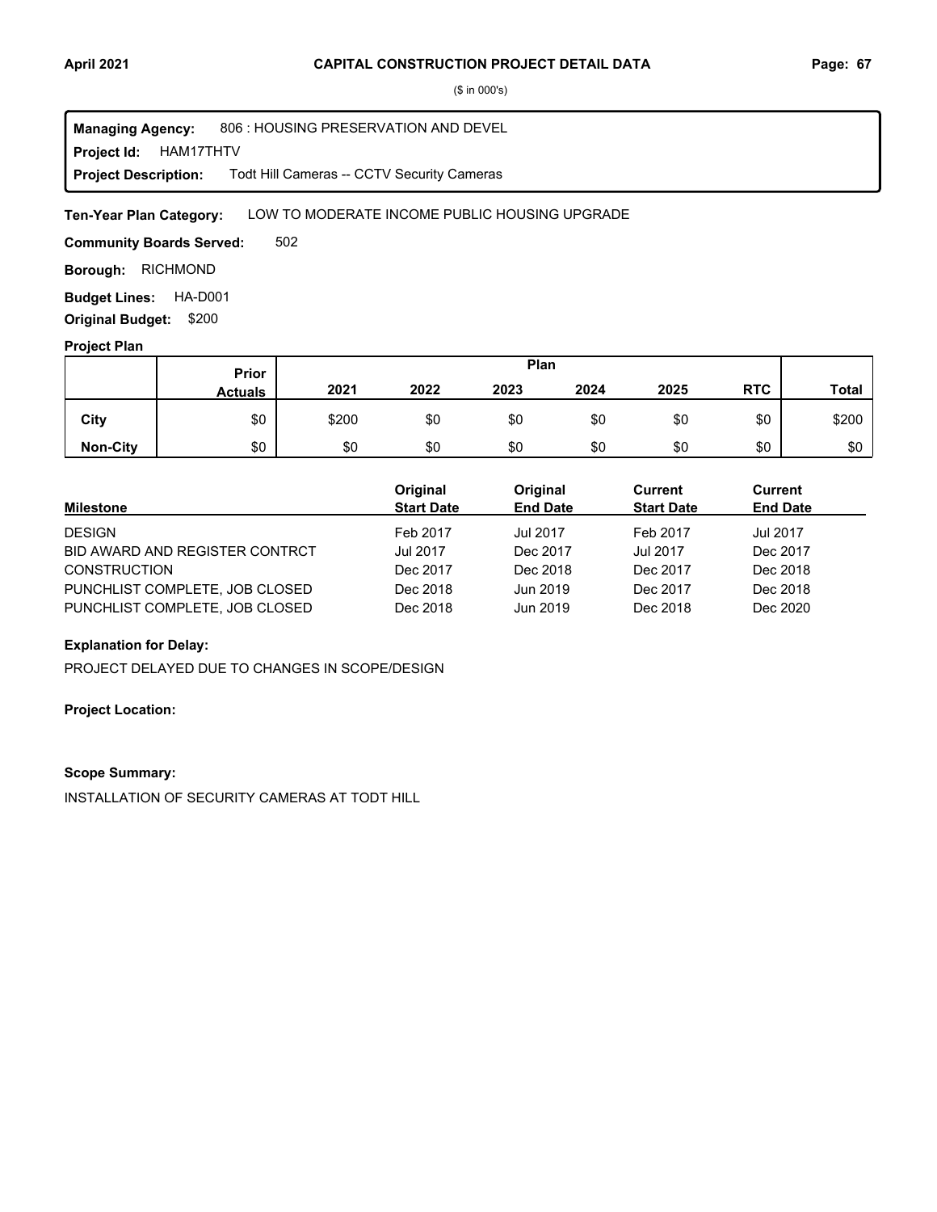# CAPITAL CONSTRUCTION PROJECT DETAIL DATA

($ in 000's)

**Managing Agency:** 806 : HOUSING PRESERVATION AND DEVEL
**Project Id:** HAM17THTV
**Project Description:** Todt Hill Cameras -- CCTV Security Cameras

**Ten-Year Plan Category:** LOW TO MODERATE INCOME PUBLIC HOUSING UPGRADE

**Community Boards Served:** 502

**Borough:** RICHMOND

**Budget Lines:** HA-D001

**Original Budget:** $200

**Project Plan**

| | Prior Actuals | Plan 2021 | 2022 | 2023 | 2024 | 2025 | RTC | Total |
|---|---|---|---|---|---|---|---|---|
| City | $0 | $200 | $0 | $0 | $0 | $0 | $0 | $200 |
| Non-City | $0 | $0 | $0 | $0 | $0 | $0 | $0 | $0 |

| Milestone | Original Start Date | Original End Date | Current Start Date | Current End Date |
|---|---|---|---|---|
| DESIGN | Feb 2017 | Jul 2017 | Feb 2017 | Jul 2017 |
| BID AWARD AND REGISTER CONTRCT | Jul 2017 | Dec 2017 | Jul 2017 | Dec 2017 |
| CONSTRUCTION | Dec 2017 | Dec 2018 | Dec 2017 | Dec 2018 |
| PUNCHLIST COMPLETE, JOB CLOSED | Dec 2018 | Jun 2019 | Dec 2017 | Dec 2018 |
| PUNCHLIST COMPLETE, JOB CLOSED | Dec 2018 | Jun 2019 | Dec 2018 | Dec 2020 |

**Explanation for Delay:**

PROJECT DELAYED DUE TO CHANGES IN SCOPE/DESIGN

**Project Location:**

**Scope Summary:**

INSTALLATION OF SECURITY CAMERAS AT TODT HILL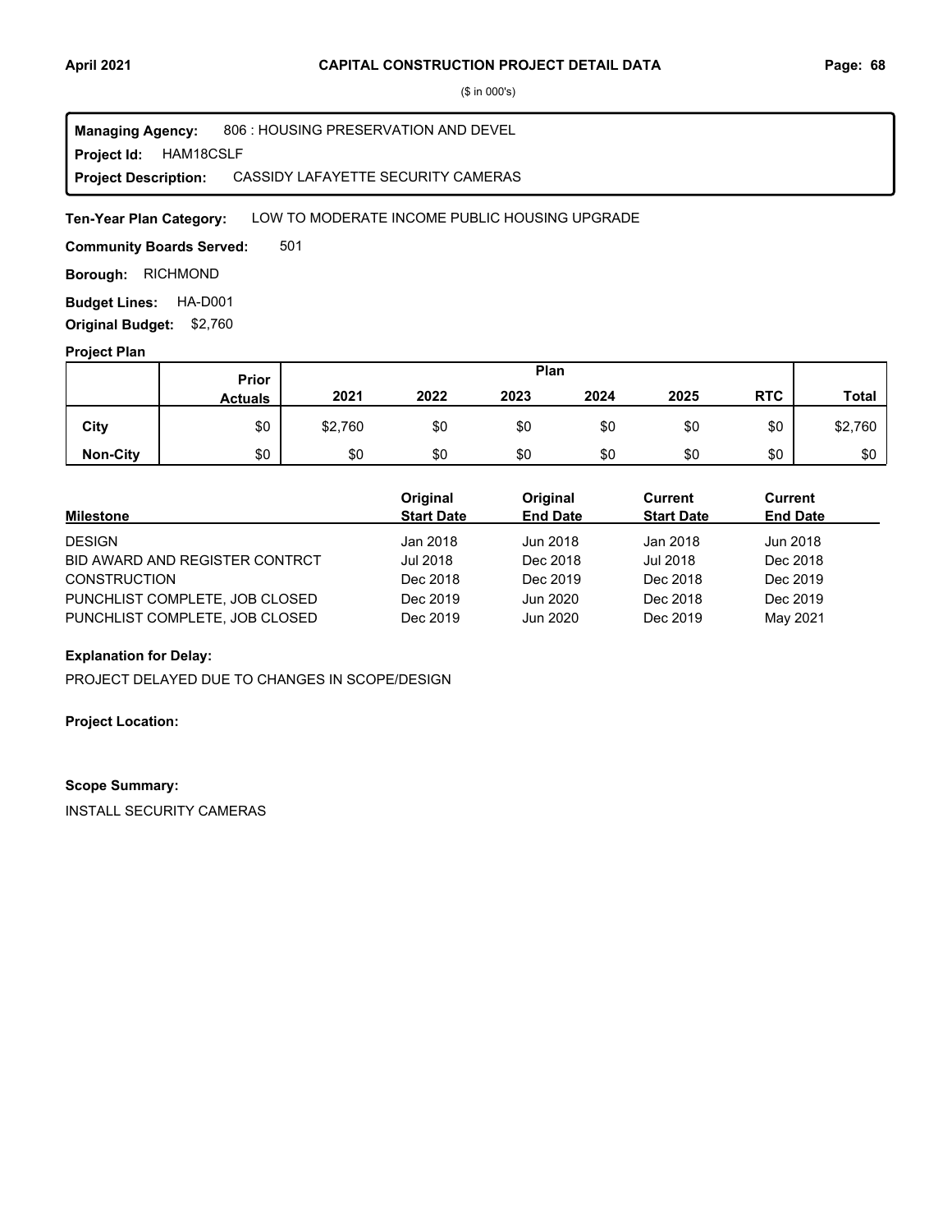($ in 000's)

**Managing Agency:** 806 : HOUSING PRESERVATION AND DEVEL
**Project Id:** HAM18CSLF
**Project Description:** CASSIDY LAFAYETTE SECURITY CAMERAS

**Ten-Year Plan Category:** LOW TO MODERATE INCOME PUBLIC HOUSING UPGRADE

**Community Boards Served:** 501

**Borough:** RICHMOND

**Budget Lines:** HA-D001

**Original Budget:** $2,760

**Project Plan**

| | Prior Actuals | Plan 2021 | 2022 | 2023 | 2024 | 2025 | RTC | Total |
|---|---|---|---|---|---|---|---|---|
| City | $0 | $2,760 | $0 | $0 | $0 | $0 | $0 | $2,760 |
| Non-City | $0 | $0 | $0 | $0 | $0 | $0 | $0 | $0 |

| Milestone | Original Start Date | Original End Date | Current Start Date | Current End Date |
|---|---|---|---|---|
| DESIGN | Jan 2018 | Jun 2018 | Jan 2018 | Jun 2018 |
| BID AWARD AND REGISTER CONTRCT | Jul 2018 | Dec 2018 | Jul 2018 | Dec 2018 |
| CONSTRUCTION | Dec 2018 | Dec 2019 | Dec 2018 | Dec 2019 |
| PUNCHLIST COMPLETE, JOB CLOSED | Dec 2019 | Jun 2020 | Dec 2018 | Dec 2019 |
| PUNCHLIST COMPLETE, JOB CLOSED | Dec 2019 | Jun 2020 | Dec 2019 | May 2021 |

**Explanation for Delay:**

PROJECT DELAYED DUE TO CHANGES IN SCOPE/DESIGN

**Project Location:**

**Scope Summary:**

INSTALL SECURITY CAMERAS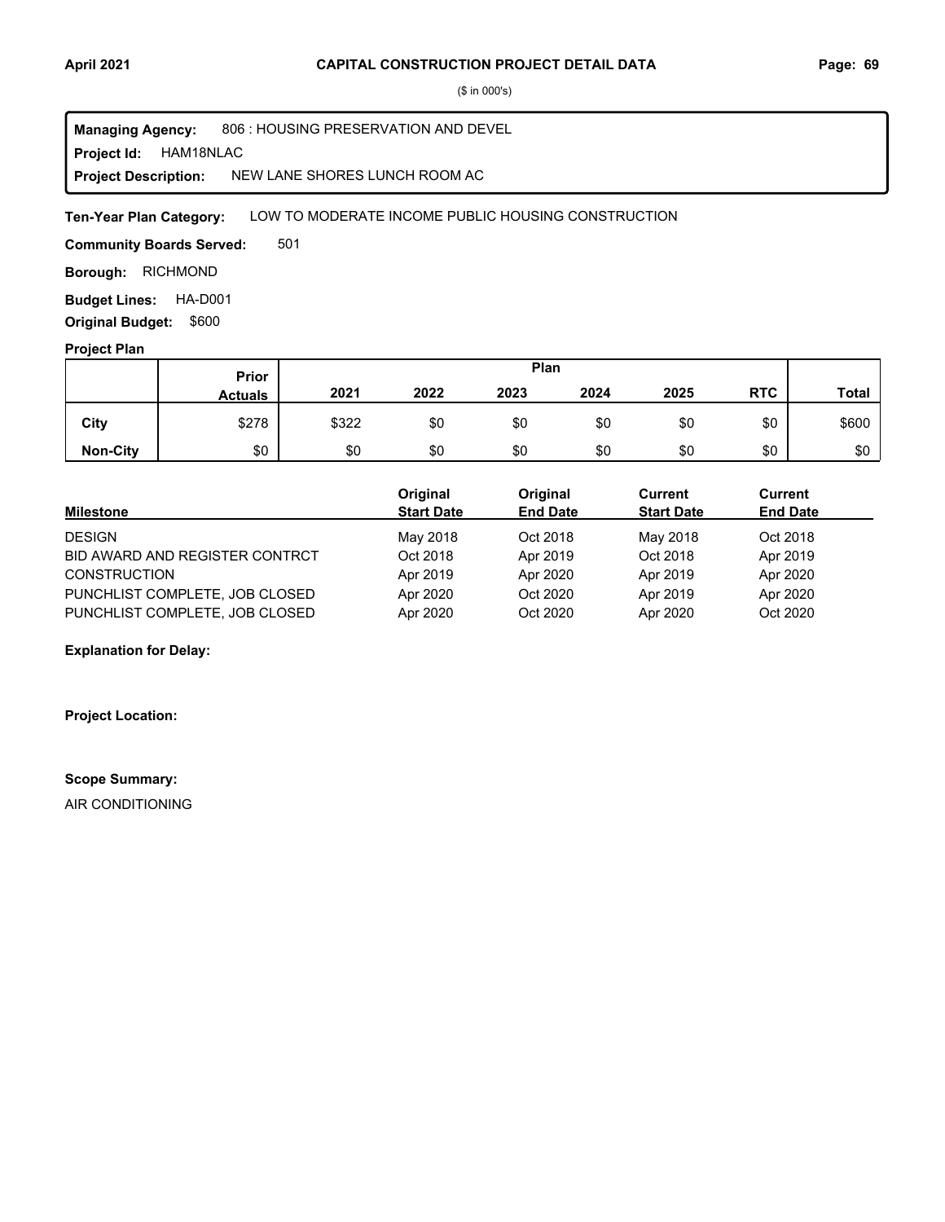# CAPITAL CONSTRUCTION PROJECT DETAIL DATA

($ in 000's)

**Managing Agency:** 806 : HOUSING PRESERVATION AND DEVEL
**Project Id:** HAM18NLAC
**Project Description:** NEW LANE SHORES LUNCH ROOM AC

**Ten-Year Plan Category:** LOW TO MODERATE INCOME PUBLIC HOUSING CONSTRUCTION

**Community Boards Served:** 501

**Borough:** RICHMOND

**Budget Lines:** HA-D001

**Original Budget:** $600

**Project Plan**

| | Prior Actuals | 2021 | 2022 | 2023 | 2024 | 2025 | RTC | Total |
|---|---|---|---|---|---|---|---|---|
| **City** | $278 | $322 | $0 | $0 | $0 | $0 | $0 | $600 |
| **Non-City** | $0 | $0 | $0 | $0 | $0 | $0 | $0 | $0 |

| Milestone | Original Start Date | Original End Date | Current Start Date | Current End Date |
|---|---|---|---|---|
| DESIGN | May 2018 | Oct 2018 | May 2018 | Oct 2018 |
| BID AWARD AND REGISTER CONTRCT | Oct 2018 | Apr 2019 | Oct 2018 | Apr 2019 |
| CONSTRUCTION | Apr 2019 | Apr 2020 | Apr 2019 | Apr 2020 |
| PUNCHLIST COMPLETE, JOB CLOSED | Apr 2020 | Oct 2020 | Apr 2019 | Apr 2020 |
| PUNCHLIST COMPLETE, JOB CLOSED | Apr 2020 | Oct 2020 | Apr 2020 | Oct 2020 |

**Explanation for Delay:**

**Project Location:**

**Scope Summary:**

AIR CONDITIONING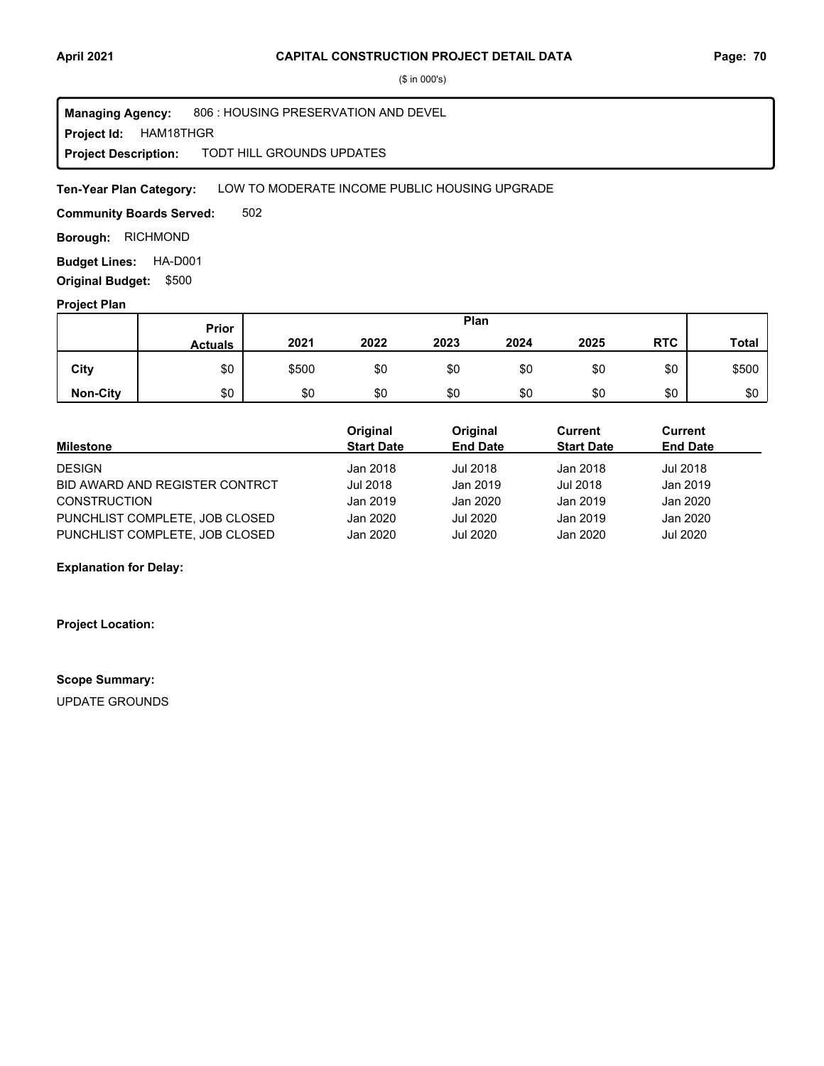($ in 000's)

**Managing Agency:** 806 : HOUSING PRESERVATION AND DEVEL
**Project Id:** HAM18THGR
**Project Description:** TODT HILL GROUNDS UPDATES

**Ten-Year Plan Category:** LOW TO MODERATE INCOME PUBLIC HOUSING UPGRADE

**Community Boards Served:** 502

**Borough:** RICHMOND

**Budget Lines:** HA-D001

**Original Budget:** $500

**Project Plan**

| | Prior Actuals | Plan 2021 | 2022 | 2023 | 2024 | 2025 | RTC | Total |
|---|---|---|---|---|---|---|---|---|
| **City** | $0 | $500 | $0 | $0 | $0 | $0 | $0 | $500 |
| **Non-City** | $0 | $0 | $0 | $0 | $0 | $0 | $0 | $0 |

| Milestone | Original Start Date | Original End Date | Current Start Date | Current End Date |
|---|---|---|---|---|
| DESIGN | Jan 2018 | Jul 2018 | Jan 2018 | Jul 2018 |
| BID AWARD AND REGISTER CONTRCT | Jul 2018 | Jan 2019 | Jul 2018 | Jan 2019 |
| CONSTRUCTION | Jan 2019 | Jan 2020 | Jan 2019 | Jan 2020 |
| PUNCHLIST COMPLETE, JOB CLOSED | Jan 2020 | Jul 2020 | Jan 2019 | Jan 2020 |
| PUNCHLIST COMPLETE, JOB CLOSED | Jan 2020 | Jul 2020 | Jan 2020 | Jul 2020 |

**Explanation for Delay:**

**Project Location:**

**Scope Summary:**

UPDATE GROUNDS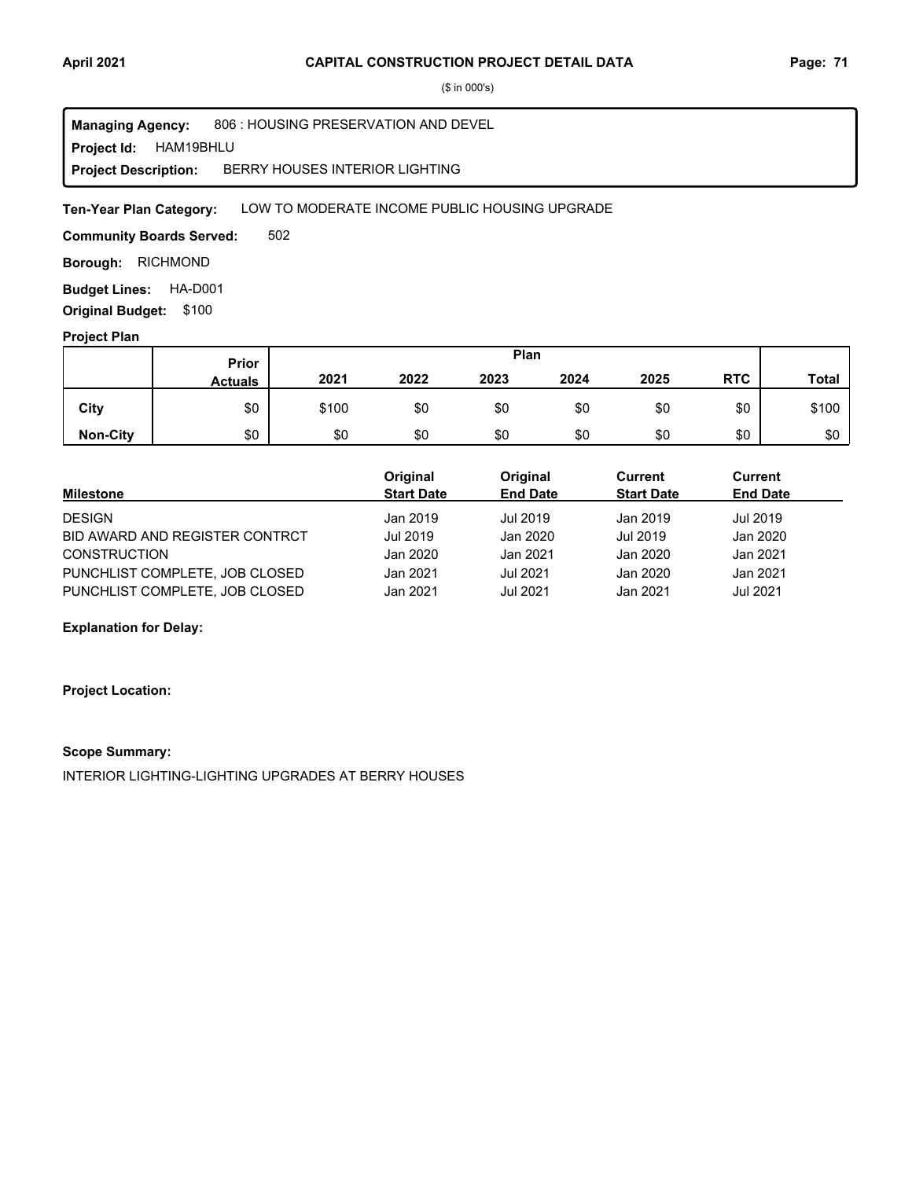($ in 000's)

**Managing Agency:** 806 : HOUSING PRESERVATION AND DEVEL
**Project Id:** HAM19BHLU
**Project Description:** BERRY HOUSES INTERIOR LIGHTING

**Ten-Year Plan Category:** LOW TO MODERATE INCOME PUBLIC HOUSING UPGRADE

**Community Boards Served:** 502

**Borough:** RICHMOND

**Budget Lines:** HA-D001

**Original Budget:** $100

**Project Plan**

| | Prior Actuals | 2021 | 2022 | 2023 | 2024 | 2025 | RTC | Total |
|---|---|---|---|---|---|---|---|---|
| City | $0 | $100 | $0 | $0 | $0 | $0 | $0 | $100 |
| Non-City | $0 | $0 | $0 | $0 | $0 | $0 | $0 | $0 |

| Milestone | Original Start Date | Original End Date | Current Start Date | Current End Date |
|---|---|---|---|---|
| DESIGN | Jan 2019 | Jul 2019 | Jan 2019 | Jul 2019 |
| BID AWARD AND REGISTER CONTRCT | Jul 2019 | Jan 2020 | Jul 2019 | Jan 2020 |
| CONSTRUCTION | Jan 2020 | Jan 2021 | Jan 2020 | Jan 2021 |
| PUNCHLIST COMPLETE, JOB CLOSED | Jan 2021 | Jul 2021 | Jan 2020 | Jan 2021 |
| PUNCHLIST COMPLETE, JOB CLOSED | Jan 2021 | Jul 2021 | Jan 2021 | Jul 2021 |

**Explanation for Delay:**

**Project Location:**

**Scope Summary:**

INTERIOR LIGHTING-LIGHTING UPGRADES AT BERRY HOUSES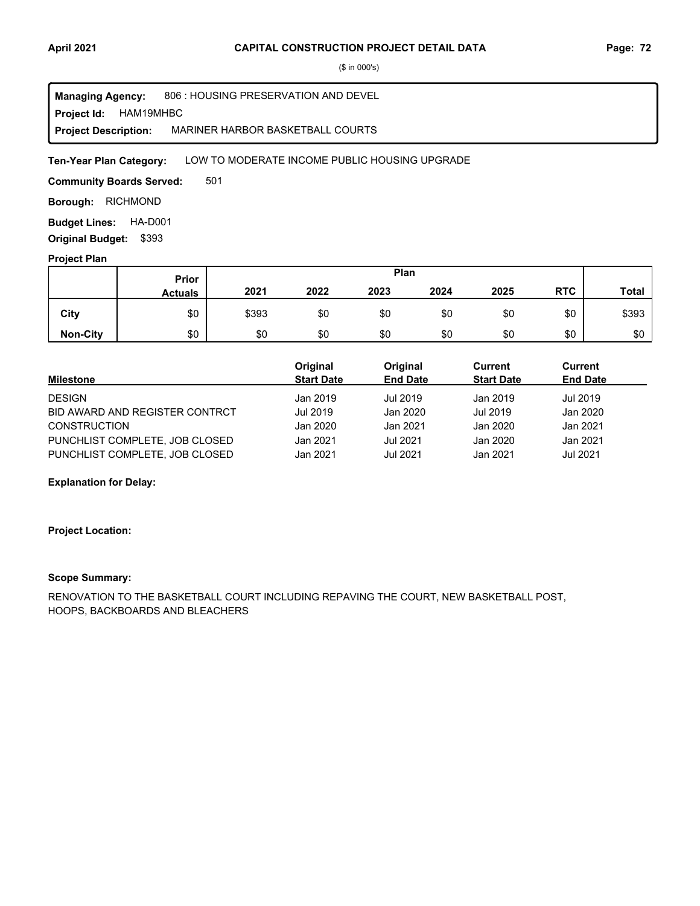**CAPITAL CONSTRUCTION PROJECT DETAIL DATA**

($ in 000's)

**Managing Agency:** 806 : HOUSING PRESERVATION AND DEVEL
**Project Id:** HAM19MHBC
**Project Description:** MARINER HARBOR BASKETBALL COURTS

**Ten-Year Plan Category:** LOW TO MODERATE INCOME PUBLIC HOUSING UPGRADE

**Community Boards Served:** 501

**Borough:** RICHMOND

**Budget Lines:** HA-D001

**Original Budget:** $393

**Project Plan**

| | Prior Actuals | Plan 2021 | 2022 | 2023 | 2024 | 2025 | RTC | Total |
|---|---|---|---|---|---|---|---|---|
| City | $0 | $393 | $0 | $0 | $0 | $0 | $0 | $393 |
| Non-City | $0 | $0 | $0 | $0 | $0 | $0 | $0 | $0 |

| Milestone | Original Start Date | Original End Date | Current Start Date | Current End Date |
|---|---|---|---|---|
| DESIGN | Jan 2019 | Jul 2019 | Jan 2019 | Jul 2019 |
| BID AWARD AND REGISTER CONTRCT | Jul 2019 | Jan 2020 | Jul 2019 | Jan 2020 |
| CONSTRUCTION | Jan 2020 | Jan 2021 | Jan 2020 | Jan 2021 |
| PUNCHLIST COMPLETE, JOB CLOSED | Jan 2021 | Jul 2021 | Jan 2020 | Jan 2021 |
| PUNCHLIST COMPLETE, JOB CLOSED | Jan 2021 | Jul 2021 | Jan 2021 | Jul 2021 |

**Explanation for Delay:**

**Project Location:**

**Scope Summary:**

RENOVATION TO THE BASKETBALL COURT INCLUDING REPAVING THE COURT, NEW BASKETBALL POST, HOOPS, BACKBOARDS AND BLEACHERS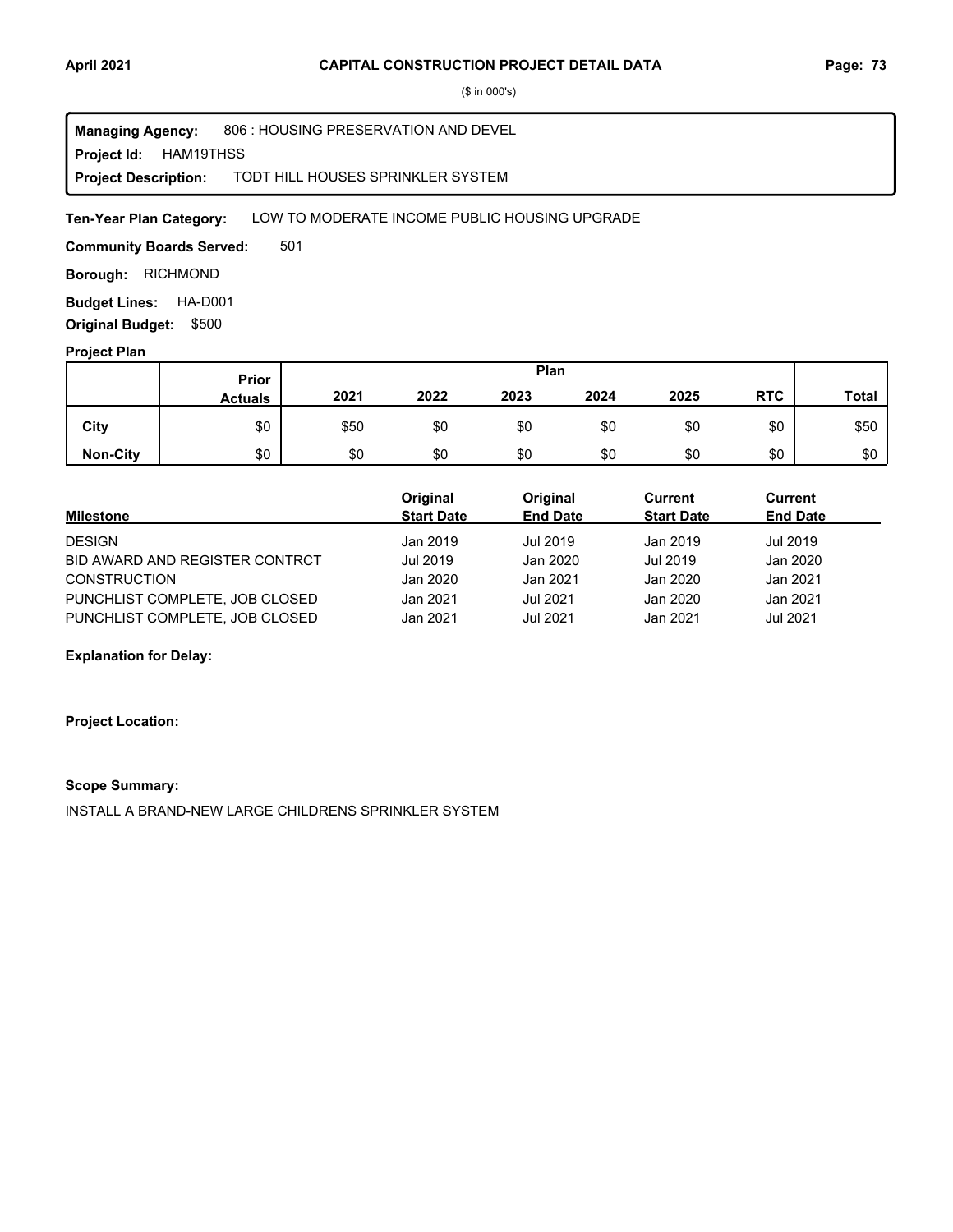($ in 000's)

**Managing Agency:** 806 : HOUSING PRESERVATION AND DEVEL
**Project Id:** HAM19THSS
**Project Description:** TODT HILL HOUSES SPRINKLER SYSTEM

**Ten-Year Plan Category:** LOW TO MODERATE INCOME PUBLIC HOUSING UPGRADE

**Community Boards Served:** 501

**Borough:** RICHMOND

**Budget Lines:** HA-D001

**Original Budget:** $500

**Project Plan**

| | Prior Actuals | Plan | | | | | | |
|---|---|---|---|---|---|---|---|---|
| | | 2021 | 2022 | 2023 | 2024 | 2025 | RTC | Total |
| City | $0 | $50 | $0 | $0 | $0 | $0 | $0 | $50 |
| Non-City | $0 | $0 | $0 | $0 | $0 | $0 | $0 | $0 |

| Milestone | Original Start Date | Original End Date | Current Start Date | Current End Date |
|---|---|---|---|---|
| DESIGN | Jan 2019 | Jul 2019 | Jan 2019 | Jul 2019 |
| BID AWARD AND REGISTER CONTRCT | Jul 2019 | Jan 2020 | Jul 2019 | Jan 2020 |
| CONSTRUCTION | Jan 2020 | Jan 2021 | Jan 2020 | Jan 2021 |
| PUNCHLIST COMPLETE, JOB CLOSED | Jan 2021 | Jul 2021 | Jan 2020 | Jan 2021 |
| PUNCHLIST COMPLETE, JOB CLOSED | Jan 2021 | Jul 2021 | Jan 2021 | Jul 2021 |

**Explanation for Delay:**

**Project Location:**

**Scope Summary:**

INSTALL A BRAND-NEW LARGE CHILDRENS SPRINKLER SYSTEM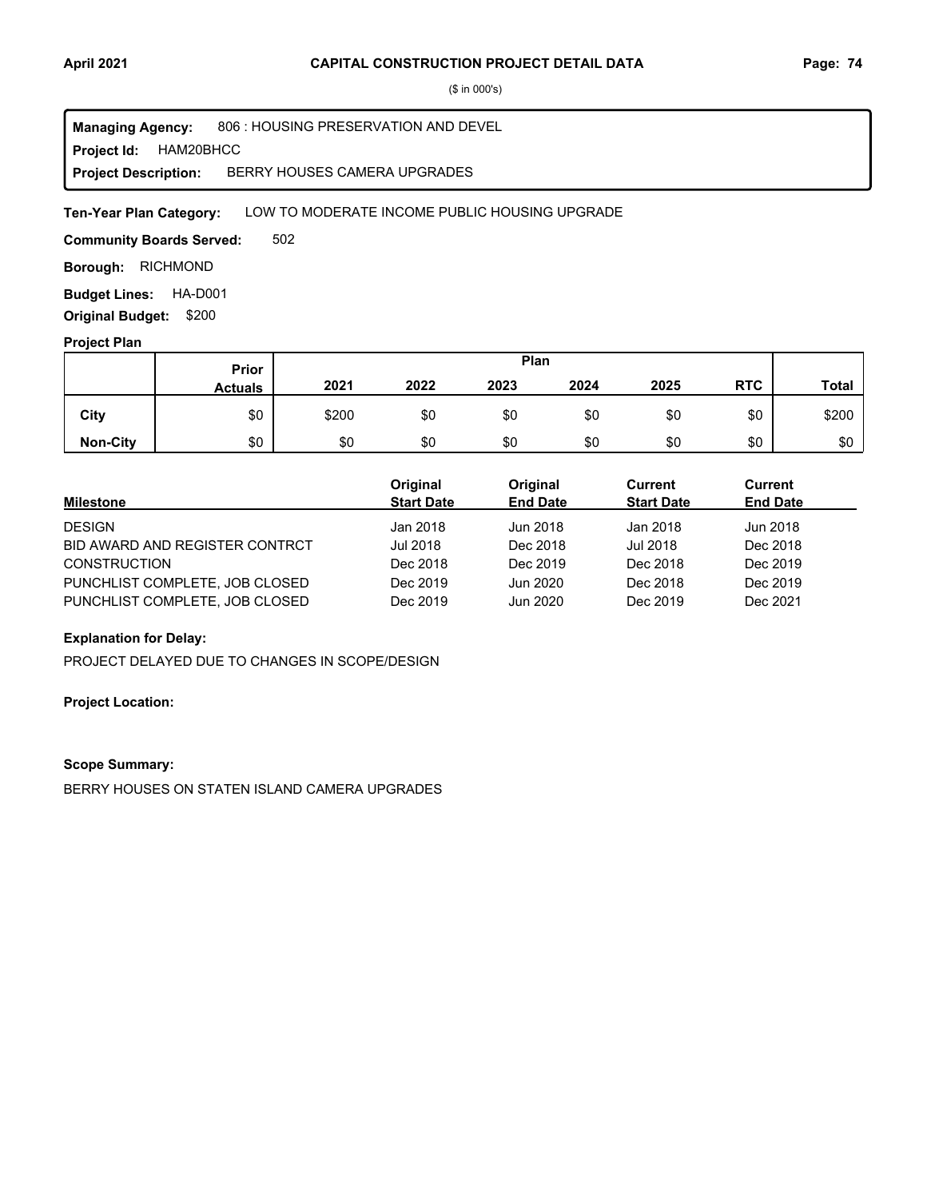($ in 000's)

**Managing Agency:** 806 : HOUSING PRESERVATION AND DEVEL
**Project Id:** HAM20BHCC
**Project Description:** BERRY HOUSES CAMERA UPGRADES

**Ten-Year Plan Category:** LOW TO MODERATE INCOME PUBLIC HOUSING UPGRADE

**Community Boards Served:** 502

**Borough:** RICHMOND

**Budget Lines:** HA-D001

**Original Budget:** $200

**Project Plan**

| | Prior Actuals | Plan 2021 | 2022 | 2023 | 2024 | 2025 | RTC | Total |
|---|---|---|---|---|---|---|---|---|
| City | $0 | $200 | $0 | $0 | $0 | $0 | $0 | $200 |
| Non-City | $0 | $0 | $0 | $0 | $0 | $0 | $0 | $0 |

| Milestone | Original Start Date | Original End Date | Current Start Date | Current End Date |
|---|---|---|---|---|
| DESIGN | Jan 2018 | Jun 2018 | Jan 2018 | Jun 2018 |
| BID AWARD AND REGISTER CONTRCT | Jul 2018 | Dec 2018 | Jul 2018 | Dec 2018 |
| CONSTRUCTION | Dec 2018 | Dec 2019 | Dec 2018 | Dec 2019 |
| PUNCHLIST COMPLETE, JOB CLOSED | Dec 2019 | Jun 2020 | Dec 2018 | Dec 2019 |
| PUNCHLIST COMPLETE, JOB CLOSED | Dec 2019 | Jun 2020 | Dec 2019 | Dec 2021 |

**Explanation for Delay:**

PROJECT DELAYED DUE TO CHANGES IN SCOPE/DESIGN

**Project Location:**

**Scope Summary:**

BERRY HOUSES ON STATEN ISLAND CAMERA UPGRADES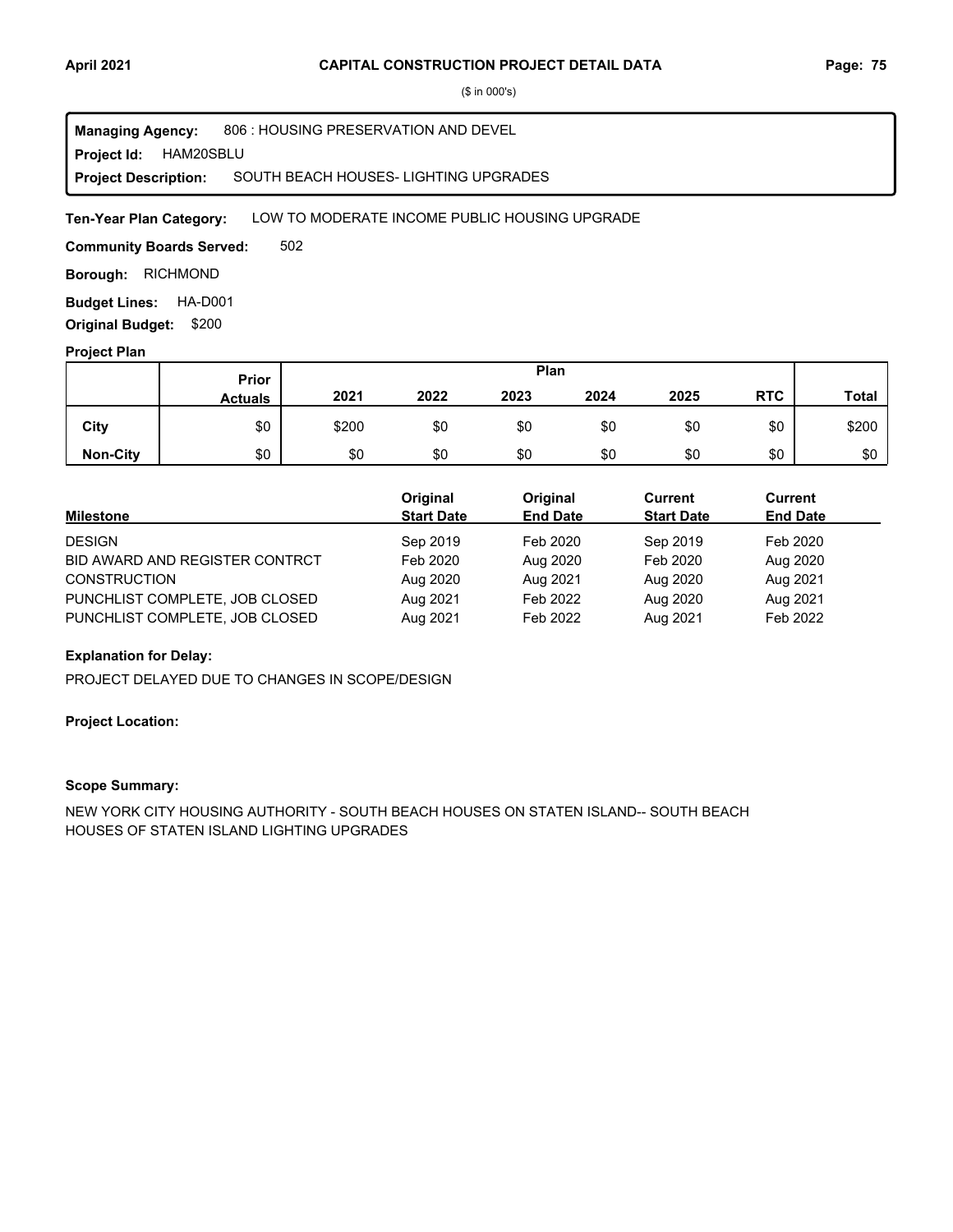($ in 000's)

**Managing Agency:** 806 : HOUSING PRESERVATION AND DEVEL
**Project Id:** HAM20SBLU
**Project Description:** SOUTH BEACH HOUSES- LIGHTING UPGRADES

**Ten-Year Plan Category:** LOW TO MODERATE INCOME PUBLIC HOUSING UPGRADE

**Community Boards Served:** 502

**Borough:** RICHMOND

**Budget Lines:** HA-D001

**Original Budget:** $200

**Project Plan**

| | Prior Actuals | Plan 2021 | 2022 | 2023 | 2024 | 2025 | RTC | Total |
|---|---|---|---|---|---|---|---|---|
| City | $0 | $200 | $0 | $0 | $0 | $0 | $0 | $200 |
| Non-City | $0 | $0 | $0 | $0 | $0 | $0 | $0 | $0 |

| Milestone | Original Start Date | Original End Date | Current Start Date | Current End Date |
|---|---|---|---|---|
| DESIGN | Sep 2019 | Feb 2020 | Sep 2019 | Feb 2020 |
| BID AWARD AND REGISTER CONTRCT | Feb 2020 | Aug 2020 | Feb 2020 | Aug 2020 |
| CONSTRUCTION | Aug 2020 | Aug 2021 | Aug 2020 | Aug 2021 |
| PUNCHLIST COMPLETE, JOB CLOSED | Aug 2021 | Feb 2022 | Aug 2020 | Aug 2021 |
| PUNCHLIST COMPLETE, JOB CLOSED | Aug 2021 | Feb 2022 | Aug 2021 | Feb 2022 |

**Explanation for Delay:**

PROJECT DELAYED DUE TO CHANGES IN SCOPE/DESIGN

**Project Location:**

**Scope Summary:**

NEW YORK CITY HOUSING AUTHORITY - SOUTH BEACH HOUSES ON STATEN ISLAND-- SOUTH BEACH HOUSES OF STATEN ISLAND LIGHTING UPGRADES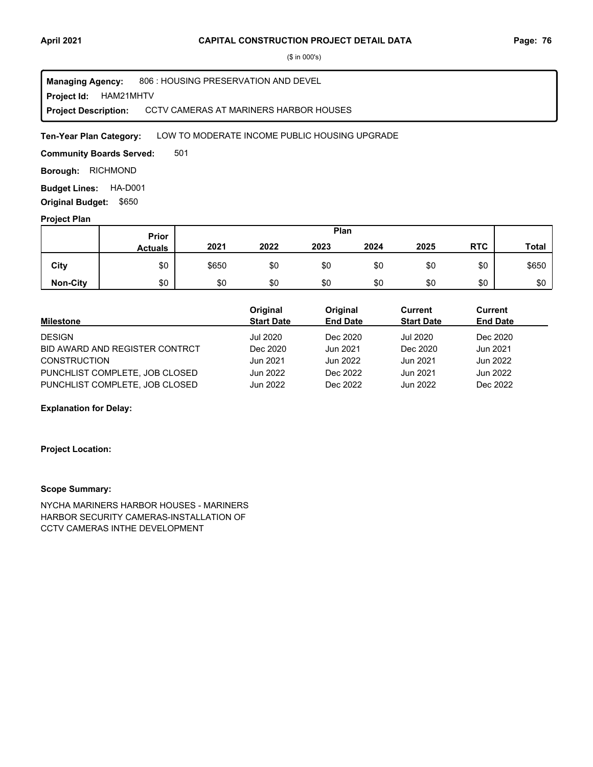($ in 000's)

**Managing Agency:** 806 : HOUSING PRESERVATION AND DEVEL
**Project Id:** HAM21MHTV
**Project Description:** CCTV CAMERAS AT MARINERS HARBOR HOUSES

**Ten-Year Plan Category:** LOW TO MODERATE INCOME PUBLIC HOUSING UPGRADE

**Community Boards Served:** 501

**Borough:** RICHMOND

**Budget Lines:** HA-D001

**Original Budget:** $650

**Project Plan**

| | Prior Actuals | Plan 2021 | 2022 | 2023 | 2024 | 2025 | RTC | Total |
|---|---|---|---|---|---|---|---|---|
| **City** | $0 | $650 | $0 | $0 | $0 | $0 | $0 | $650 |
| **Non-City** | $0 | $0 | $0 | $0 | $0 | $0 | $0 | $0 |

| Milestone | Original Start Date | Original End Date | Current Start Date | Current End Date |
|---|---|---|---|---|
| DESIGN | Jul 2020 | Dec 2020 | Jul 2020 | Dec 2020 |
| BID AWARD AND REGISTER CONTRCT | Dec 2020 | Jun 2021 | Dec 2020 | Jun 2021 |
| CONSTRUCTION | Jun 2021 | Jun 2022 | Jun 2021 | Jun 2022 |
| PUNCHLIST COMPLETE, JOB CLOSED | Jun 2022 | Dec 2022 | Jun 2021 | Jun 2022 |
| PUNCHLIST COMPLETE, JOB CLOSED | Jun 2022 | Dec 2022 | Jun 2022 | Dec 2022 |

**Explanation for Delay:**

**Project Location:**

**Scope Summary:**

NYCHA MARINERS HARBOR HOUSES - MARINERS HARBOR SECURITY CAMERAS-INSTALLATION OF CCTV CAMERAS INTHE DEVELOPMENT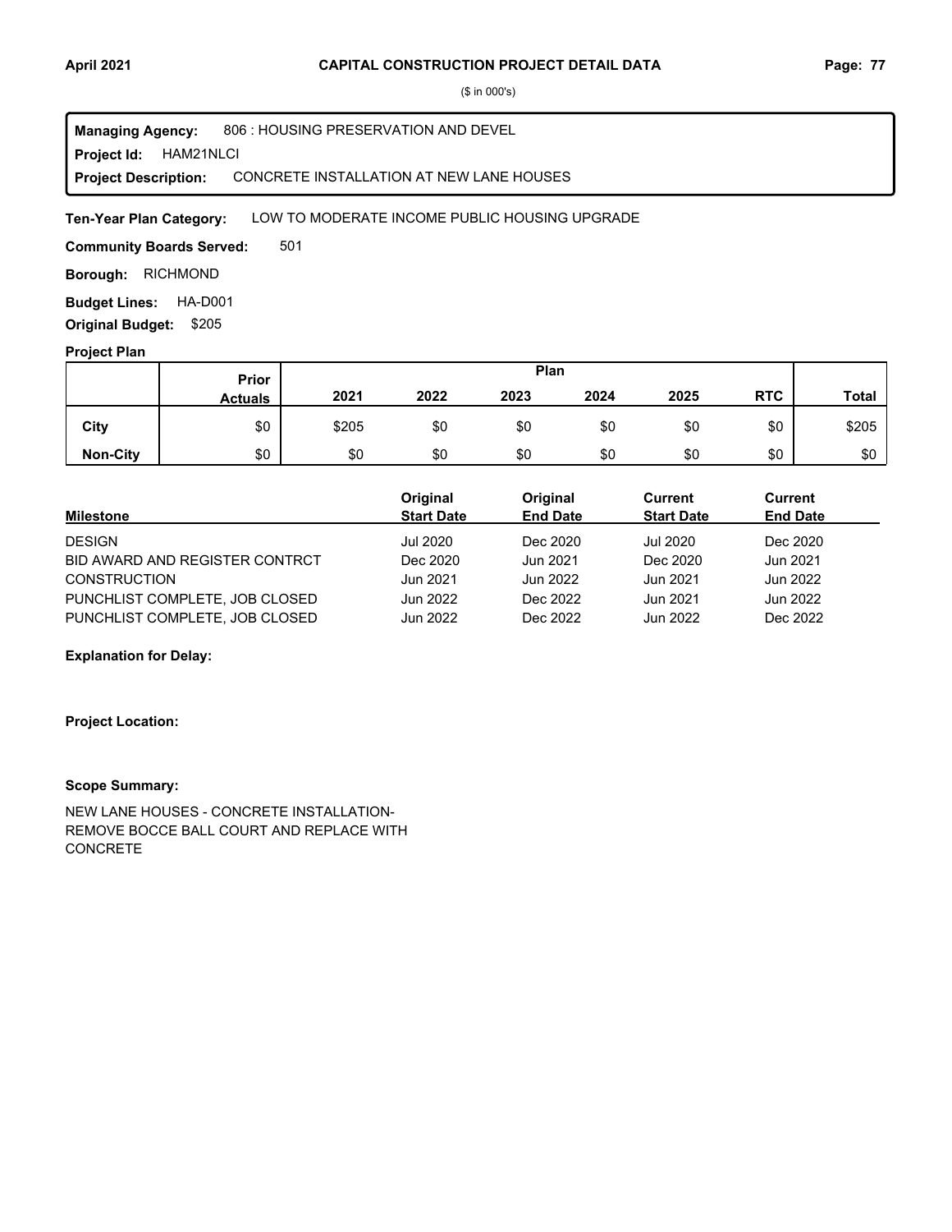# CAPITAL CONSTRUCTION PROJECT DETAIL DATA

($ in 000's)

**Managing Agency:** 806 : HOUSING PRESERVATION AND DEVEL
**Project Id:** HAM21NLCI
**Project Description:** CONCRETE INSTALLATION AT NEW LANE HOUSES

**Ten-Year Plan Category:** LOW TO MODERATE INCOME PUBLIC HOUSING UPGRADE

**Community Boards Served:** 501

**Borough:** RICHMOND

**Budget Lines:** HA-D001

**Original Budget:** $205

## Project Plan

| | Prior Actuals | 2021 | 2022 | 2023 | 2024 | 2025 | RTC | Total |
|---|---|---|---|---|---|---|---|---|
| **City** | $0 | $205 | $0 | $0 | $0 | $0 | $0 | $205 |
| **Non-City** | $0 | $0 | $0 | $0 | $0 | $0 | $0 | $0 |

| Milestone | Original Start Date | Original End Date | Current Start Date | Current End Date |
|---|---|---|---|---|
| DESIGN | Jul 2020 | Dec 2020 | Jul 2020 | Dec 2020 |
| BID AWARD AND REGISTER CONTRCT | Dec 2020 | Jun 2021 | Dec 2020 | Jun 2021 |
| CONSTRUCTION | Jun 2021 | Jun 2022 | Jun 2021 | Jun 2022 |
| PUNCHLIST COMPLETE, JOB CLOSED | Jun 2022 | Dec 2022 | Jun 2021 | Jun 2022 |
| PUNCHLIST COMPLETE, JOB CLOSED | Jun 2022 | Dec 2022 | Jun 2022 | Dec 2022 |

**Explanation for Delay:**

**Project Location:**

**Scope Summary:**

NEW LANE HOUSES - CONCRETE INSTALLATION-
REMOVE BOCCE BALL COURT AND REPLACE WITH
CONCRETE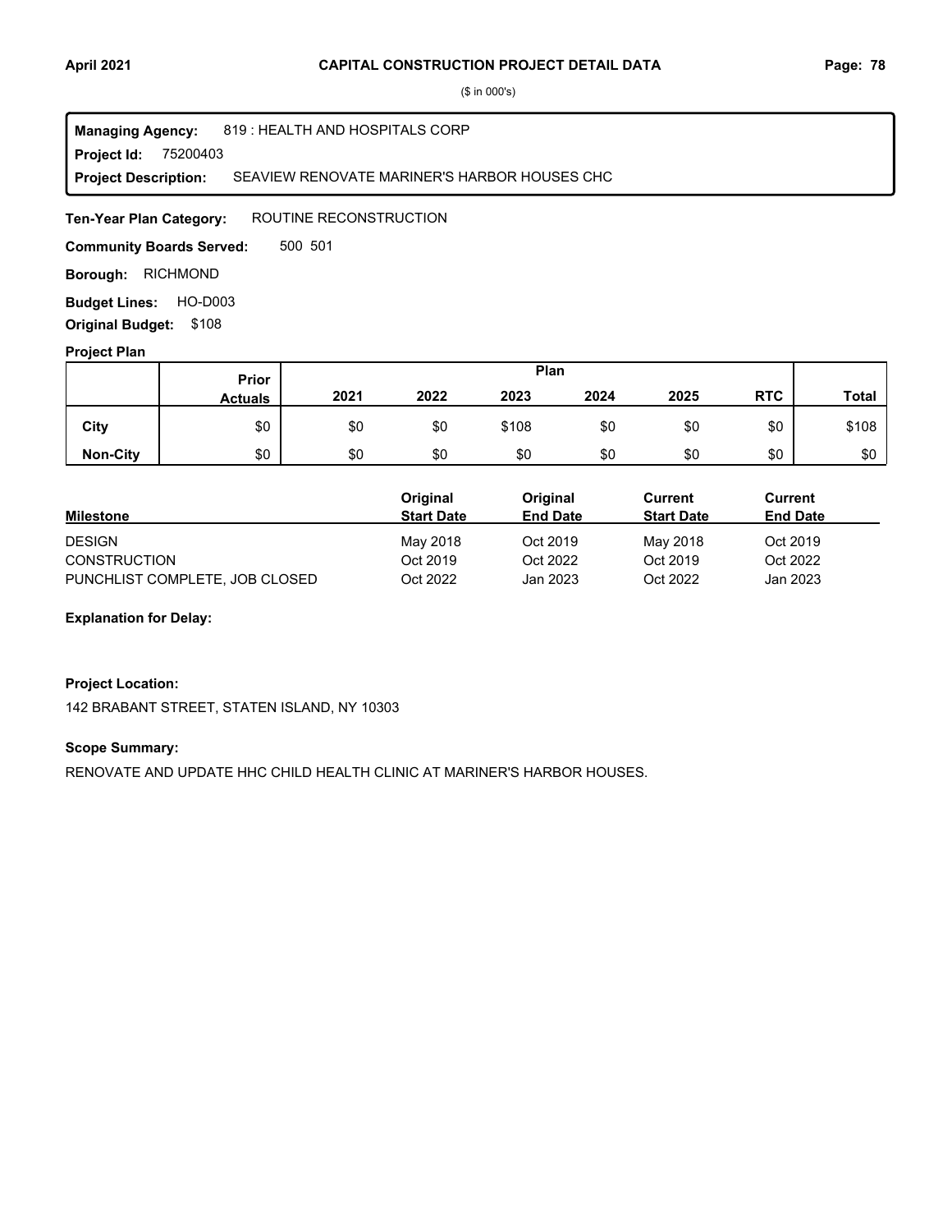## CAPITAL CONSTRUCTION PROJECT DETAIL DATA

($ in 000's)

**Managing Agency:** 819 : HEALTH AND HOSPITALS CORP

**Project Id:** 75200403

**Project Description:** SEAVIEW RENOVATE MARINER'S HARBOR HOUSES CHC

**Ten-Year Plan Category:** ROUTINE RECONSTRUCTION

**Community Boards Served:** 500 501

**Borough:** RICHMOND

**Budget Lines:** HO-D003

**Original Budget:** $108

### Project Plan

| | Prior Actuals | Plan 2021 | 2022 | 2023 | 2024 | 2025 | RTC | Total |
|---|---|---|---|---|---|---|---|---|
| **City** | $0 | $0 | $0 | $108 | $0 | $0 | $0 | $108 |
| **Non-City** | $0 | $0 | $0 | $0 | $0 | $0 | $0 | $0 |

| Milestone | Original Start Date | Original End Date | Current Start Date | Current End Date |
|---|---|---|---|---|
| DESIGN | May 2018 | Oct 2019 | May 2018 | Oct 2019 |
| CONSTRUCTION | Oct 2019 | Oct 2022 | Oct 2019 | Oct 2022 |
| PUNCHLIST COMPLETE, JOB CLOSED | Oct 2022 | Jan 2023 | Oct 2022 | Jan 2023 |

**Explanation for Delay:**

**Project Location:**

142 BRABANT STREET, STATEN ISLAND, NY 10303

**Scope Summary:**

RENOVATE AND UPDATE HHC CHILD HEALTH CLINIC AT MARINER'S HARBOR HOUSES.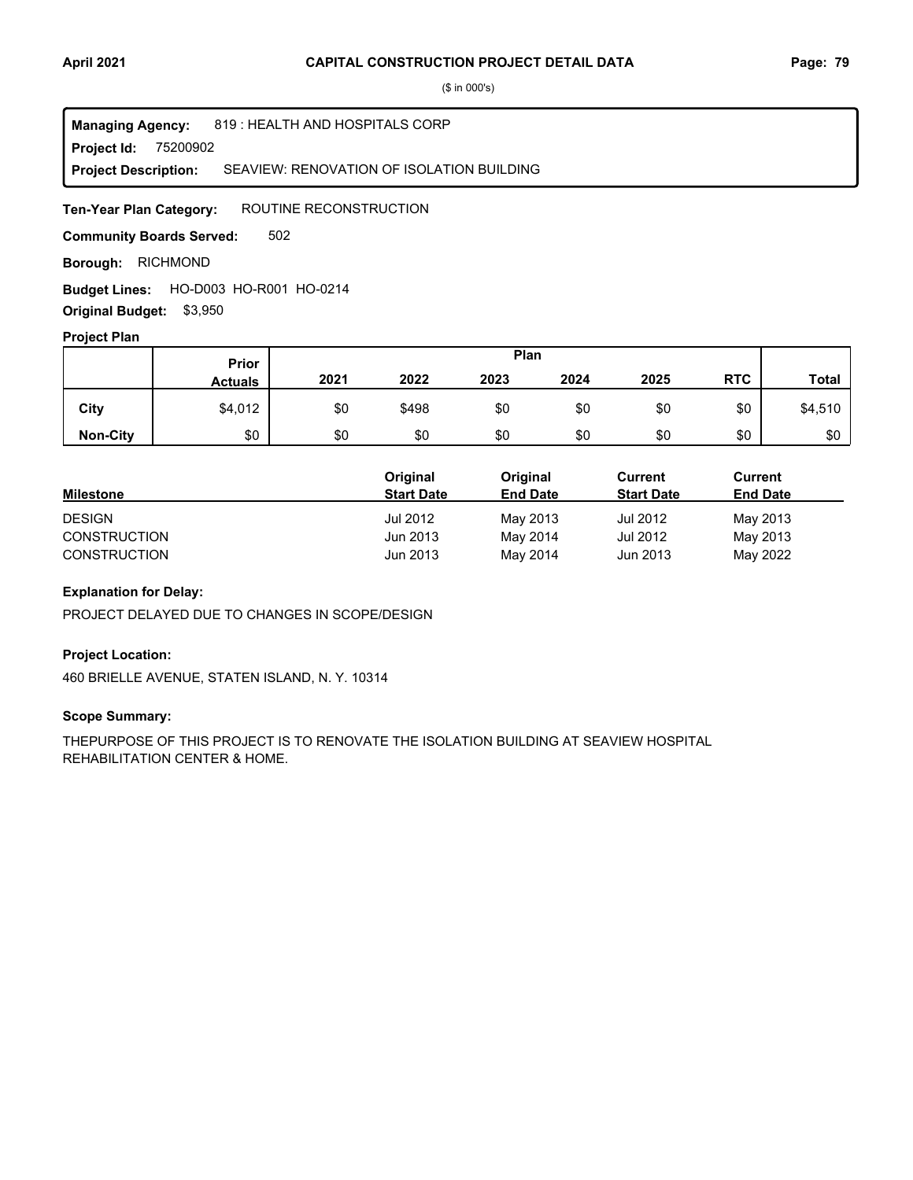# CAPITAL CONSTRUCTION PROJECT DETAIL DATA

($ in 000's)

**Managing Agency:** 819 : HEALTH AND HOSPITALS CORP
**Project Id:** 75200902
**Project Description:** SEAVIEW: RENOVATION OF ISOLATION BUILDING

**Ten-Year Plan Category:** ROUTINE RECONSTRUCTION

**Community Boards Served:** 502

**Borough:** RICHMOND

**Budget Lines:** HO-D003 HO-R001 HO-0214

**Original Budget:** $3,950

## Project Plan

| | Prior Actuals | Plan 2021 | 2022 | 2023 | 2024 | 2025 | RTC | Total |
|---|---|---|---|---|---|---|---|---|
| City | $4,012 | $0 | $498 | $0 | $0 | $0 | $0 | $4,510 |
| Non-City | $0 | $0 | $0 | $0 | $0 | $0 | $0 | $0 |

| Milestone | Original Start Date | Original End Date | Current Start Date | Current End Date |
|---|---|---|---|---|
| DESIGN | Jul 2012 | May 2013 | Jul 2012 | May 2013 |
| CONSTRUCTION | Jun 2013 | May 2014 | Jul 2012 | May 2013 |
| CONSTRUCTION | Jun 2013 | May 2014 | Jun 2013 | May 2022 |

### Explanation for Delay:

PROJECT DELAYED DUE TO CHANGES IN SCOPE/DESIGN

### Project Location:

460 BRIELLE AVENUE, STATEN ISLAND, N. Y. 10314

### Scope Summary:

THEPURPOSE OF THIS PROJECT IS TO RENOVATE THE ISOLATION BUILDING AT SEAVIEW HOSPITAL REHABILITATION CENTER & HOME.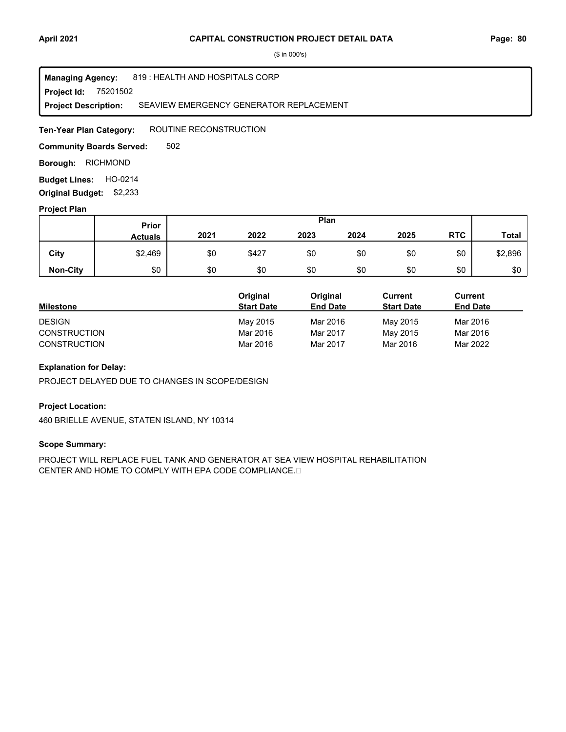($ in 000's)

**Managing Agency:** 819 : HEALTH AND HOSPITALS CORP
**Project Id:** 75201502
**Project Description:** SEAVIEW EMERGENCY GENERATOR REPLACEMENT

**Ten-Year Plan Category:** ROUTINE RECONSTRUCTION

**Community Boards Served:** 502

**Borough:** RICHMOND

**Budget Lines:** HO-0214

**Original Budget:** $2,233

### Project Plan

| | Prior Actuals | Plan 2021 | 2022 | 2023 | 2024 | 2025 | RTC | Total |
|---|---|---|---|---|---|---|---|---|
| **City** | $2,469 | $0 | $427 | $0 | $0 | $0 | $0 | $2,896 |
| **Non-City** | $0 | $0 | $0 | $0 | $0 | $0 | $0 | $0 |

| Milestone | Original Start Date | Original End Date | Current Start Date | Current End Date |
|---|---|---|---|---|
| DESIGN | May 2015 | Mar 2016 | May 2015 | Mar 2016 |
| CONSTRUCTION | Mar 2016 | Mar 2017 | May 2015 | Mar 2016 |
| CONSTRUCTION | Mar 2016 | Mar 2017 | Mar 2016 | Mar 2022 |

### Explanation for Delay:

PROJECT DELAYED DUE TO CHANGES IN SCOPE/DESIGN

### Project Location:

460 BRIELLE AVENUE, STATEN ISLAND, NY 10314

### Scope Summary:

PROJECT WILL REPLACE FUEL TANK AND GENERATOR AT SEA VIEW HOSPITAL REHABILITATION CENTER AND HOME TO COMPLY WITH EPA CODE COMPLIANCE.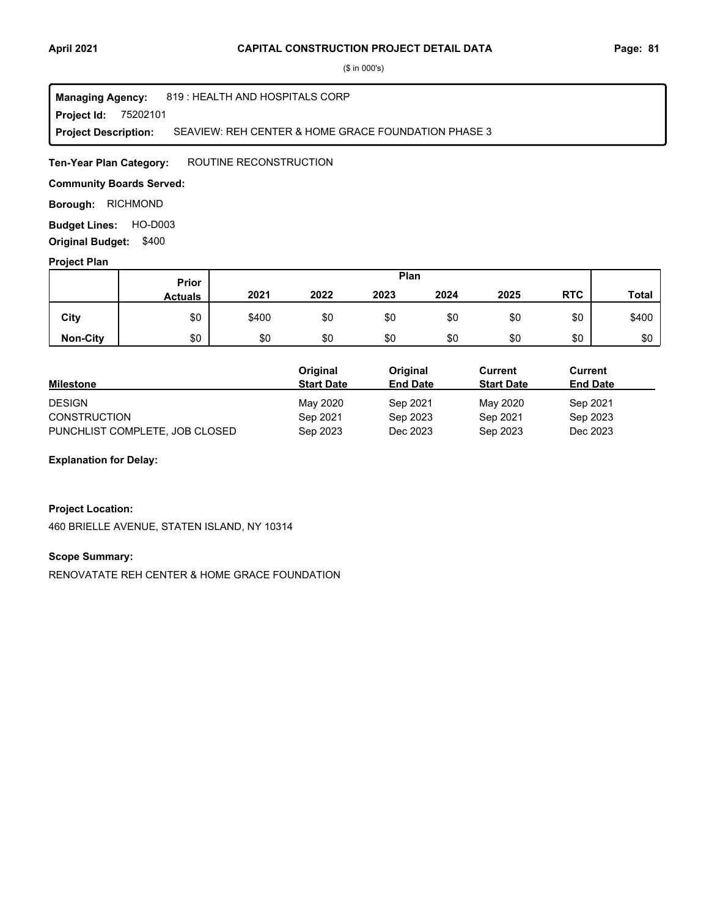($ in 000's)

**Managing Agency:** 819 : HEALTH AND HOSPITALS CORP
**Project Id:** 75202101
**Project Description:** SEAVIEW: REH CENTER & HOME GRACE FOUNDATION PHASE 3

**Ten-Year Plan Category:** ROUTINE RECONSTRUCTION

**Community Boards Served:**

**Borough:** RICHMOND

**Budget Lines:** HO-D003

**Original Budget:** $400

**Project Plan**

| | Prior Actuals | Plan 2021 | 2022 | 2023 | 2024 | 2025 | RTC | Total |
|---|---|---|---|---|---|---|---|---|
| City | $0 | $400 | $0 | $0 | $0 | $0 | $0 | $400 |
| Non-City | $0 | $0 | $0 | $0 | $0 | $0 | $0 | $0 |

| Milestone | Original Start Date | Original End Date | Current Start Date | Current End Date |
|---|---|---|---|---|
| DESIGN | May 2020 | Sep 2021 | May 2020 | Sep 2021 |
| CONSTRUCTION | Sep 2021 | Sep 2023 | Sep 2021 | Sep 2023 |
| PUNCHLIST COMPLETE, JOB CLOSED | Sep 2023 | Dec 2023 | Sep 2023 | Dec 2023 |

**Explanation for Delay:**

**Project Location:**

460 BRIELLE AVENUE, STATEN ISLAND, NY 10314

**Scope Summary:**

RENOVATATE REH CENTER & HOME GRACE FOUNDATION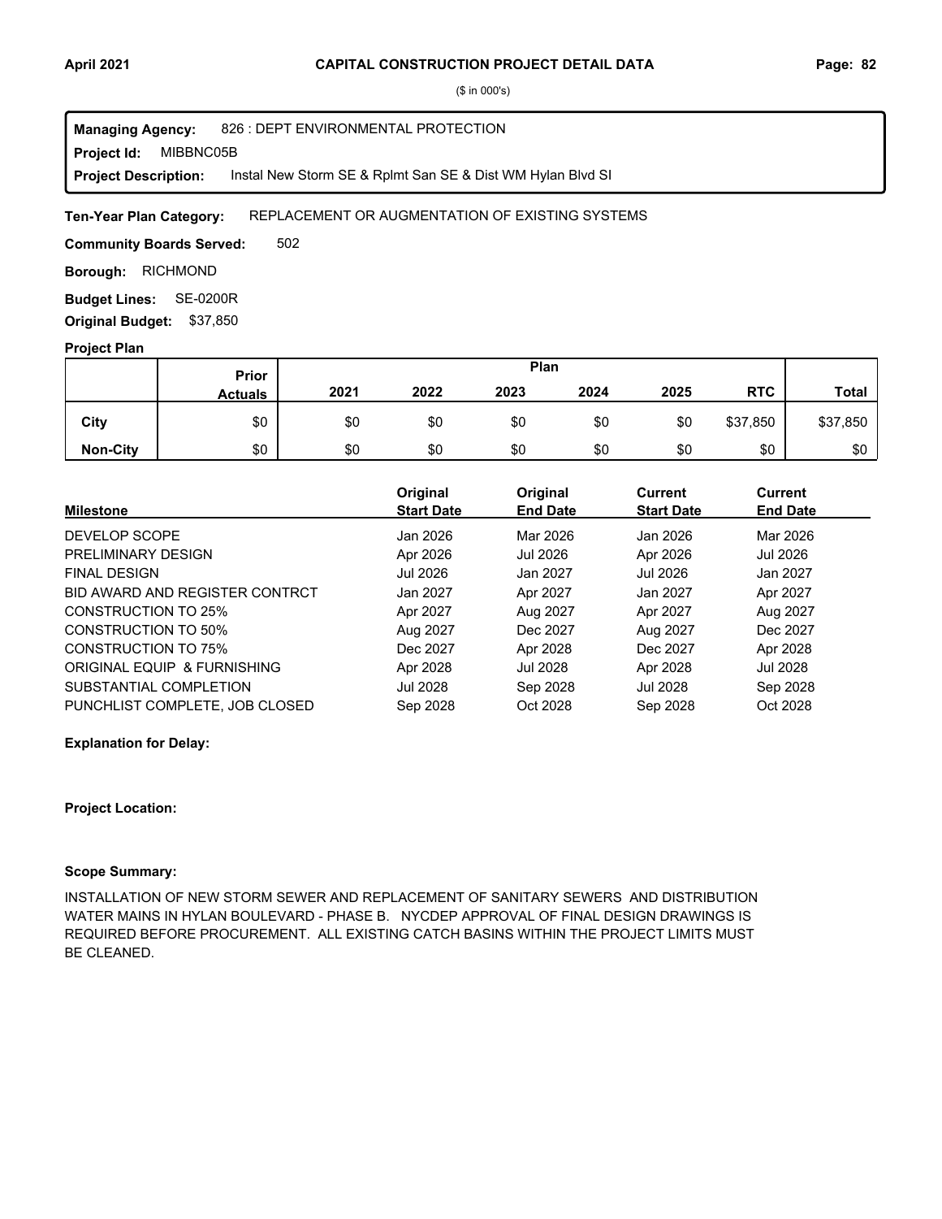# CAPITAL CONSTRUCTION PROJECT DETAIL DATA

($ in 000's)

**Managing Agency:** 826 : DEPT ENVIRONMENTAL PROTECTION
**Project Id:** MIBBNC05B
**Project Description:** Instal New Storm SE & Rplmt San SE & Dist WM Hylan Blvd SI

**Ten-Year Plan Category:** REPLACEMENT OR AUGMENTATION OF EXISTING SYSTEMS

**Community Boards Served:** 502

**Borough:** RICHMOND

**Budget Lines:** SE-0200R

**Original Budget:** $37,850

**Project Plan**

| | Prior Actuals | 2021 | 2022 | 2023 | 2024 | 2025 | RTC | Total |
|---|---|---|---|---|---|---|---|---|
| City | $0 | $0 | $0 | $0 | $0 | $0 | $37,850 | $37,850 |
| Non-City | $0 | $0 | $0 | $0 | $0 | $0 | $0 | $0 |

| Milestone | Original Start Date | Original End Date | Current Start Date | Current End Date |
|---|---|---|---|---|
| DEVELOP SCOPE | Jan 2026 | Mar 2026 | Jan 2026 | Mar 2026 |
| PRELIMINARY DESIGN | Apr 2026 | Jul 2026 | Apr 2026 | Jul 2026 |
| FINAL DESIGN | Jul 2026 | Jan 2027 | Jul 2026 | Jan 2027 |
| BID AWARD AND REGISTER CONTRCT | Jan 2027 | Apr 2027 | Jan 2027 | Apr 2027 |
| CONSTRUCTION TO 25% | Apr 2027 | Aug 2027 | Apr 2027 | Aug 2027 |
| CONSTRUCTION TO 50% | Aug 2027 | Dec 2027 | Aug 2027 | Dec 2027 |
| CONSTRUCTION TO 75% | Dec 2027 | Apr 2028 | Dec 2027 | Apr 2028 |
| ORIGINAL EQUIP & FURNISHING | Apr 2028 | Jul 2028 | Apr 2028 | Jul 2028 |
| SUBSTANTIAL COMPLETION | Jul 2028 | Sep 2028 | Jul 2028 | Sep 2028 |
| PUNCHLIST COMPLETE, JOB CLOSED | Sep 2028 | Oct 2028 | Sep 2028 | Oct 2028 |

**Explanation for Delay:**

**Project Location:**

**Scope Summary:**

INSTALLATION OF NEW STORM SEWER AND REPLACEMENT OF SANITARY SEWERS AND DISTRIBUTION WATER MAINS IN HYLAN BOULEVARD - PHASE B. NYCDEP APPROVAL OF FINAL DESIGN DRAWINGS IS REQUIRED BEFORE PROCUREMENT. ALL EXISTING CATCH BASINS WITHIN THE PROJECT LIMITS MUST BE CLEANED.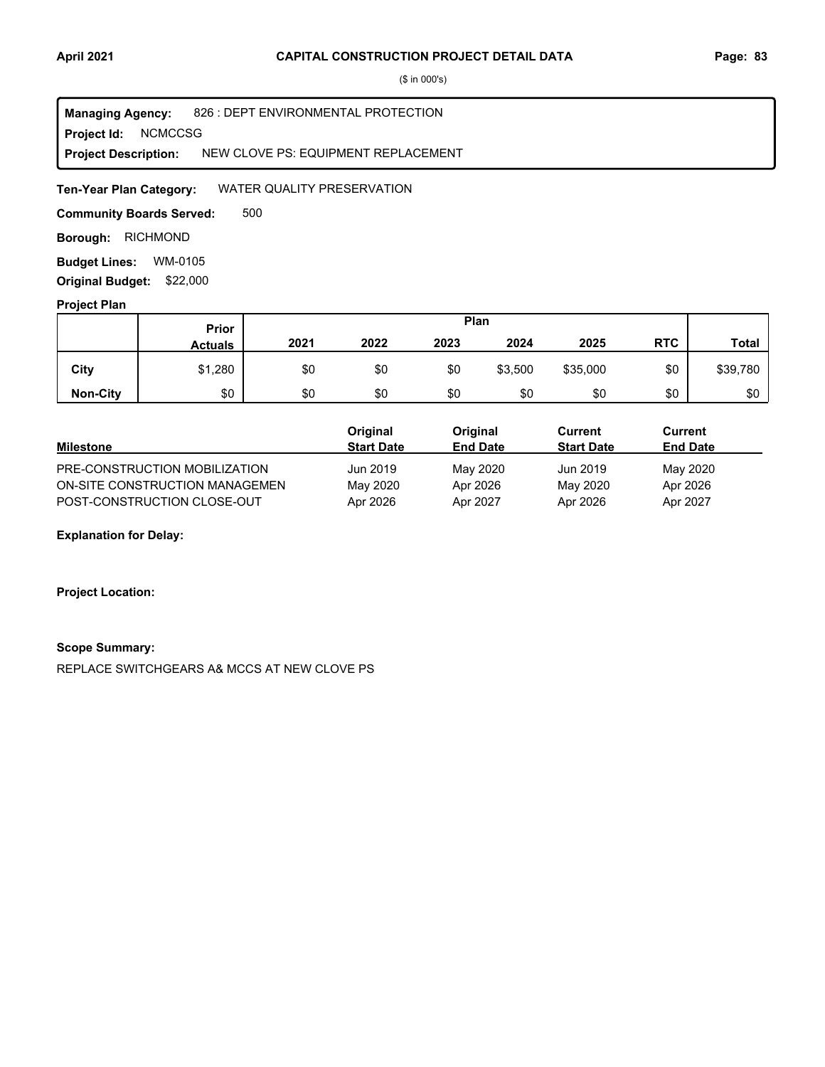($ in 000's)

**Managing Agency:** 826 : DEPT ENVIRONMENTAL PROTECTION
**Project Id:** NCMCCSG
**Project Description:** NEW CLOVE PS: EQUIPMENT REPLACEMENT

**Ten-Year Plan Category:** WATER QUALITY PRESERVATION

**Community Boards Served:** 500

**Borough:** RICHMOND

**Budget Lines:** WM-0105

**Original Budget:** $22,000

**Project Plan**

| | Prior Actuals | Plan | | | | | | Total |
|---|---|---|---|---|---|---|---|---|
| | | 2021 | 2022 | 2023 | 2024 | 2025 | RTC | |
| City | $1,280 | $0 | $0 | $0 | $3,500 | $35,000 | $0 | $39,780 |
| Non-City | $0 | $0 | $0 | $0 | $0 | $0 | $0 | $0 |

| Milestone | Original Start Date | Original End Date | Current Start Date | Current End Date |
|---|---|---|---|---|
| PRE-CONSTRUCTION MOBILIZATION | Jun 2019 | May 2020 | Jun 2019 | May 2020 |
| ON-SITE CONSTRUCTION MANAGEMEN | May 2020 | Apr 2026 | May 2020 | Apr 2026 |
| POST-CONSTRUCTION CLOSE-OUT | Apr 2026 | Apr 2027 | Apr 2026 | Apr 2027 |

**Explanation for Delay:**

**Project Location:**

**Scope Summary:**

REPLACE SWITCHGEARS A& MCCS AT NEW CLOVE PS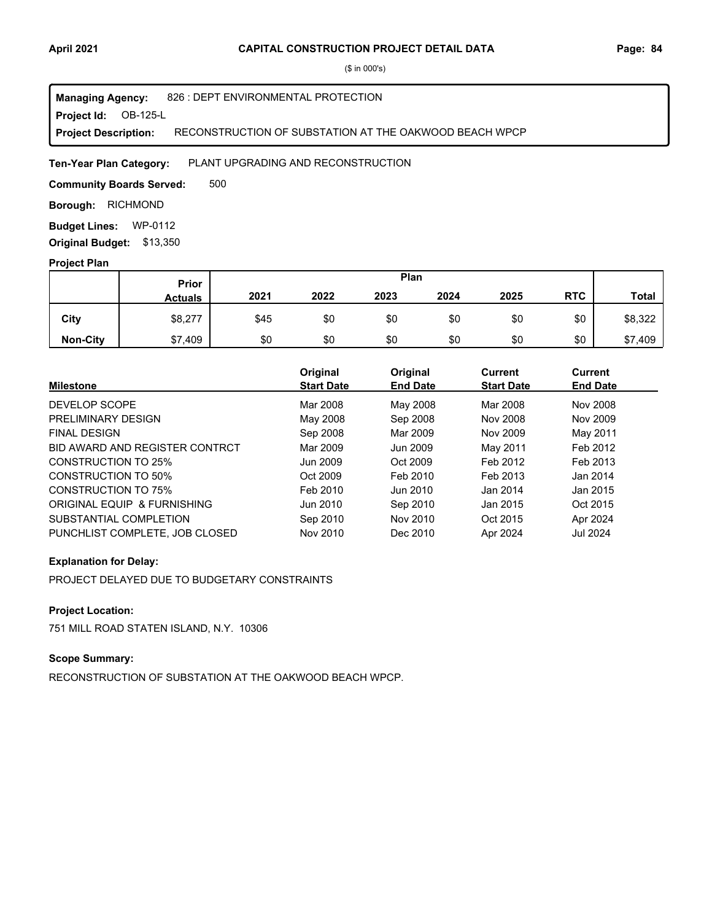**CAPITAL CONSTRUCTION PROJECT DETAIL DATA**

($ in 000's)

**Managing Agency:** 826 : DEPT ENVIRONMENTAL PROTECTION
**Project Id:** OB-125-L
**Project Description:** RECONSTRUCTION OF SUBSTATION AT THE OAKWOOD BEACH WPCP

**Ten-Year Plan Category:** PLANT UPGRADING AND RECONSTRUCTION

**Community Boards Served:** 500

**Borough:** RICHMOND

**Budget Lines:** WP-0112

**Original Budget:** $13,350

**Project Plan**

| | Prior Actuals | Plan 2021 | 2022 | 2023 | 2024 | 2025 | RTC | Total |
|---|---|---|---|---|---|---|---|---|
| **City** | $8,277 | $45 | $0 | $0 | $0 | $0 | $0 | $8,322 |
| **Non-City** | $7,409 | $0 | $0 | $0 | $0 | $0 | $0 | $7,409 |

| Milestone | Original Start Date | Original End Date | Current Start Date | Current End Date |
|---|---|---|---|---|
| DEVELOP SCOPE | Mar 2008 | May 2008 | Mar 2008 | Nov 2008 |
| PRELIMINARY DESIGN | May 2008 | Sep 2008 | Nov 2008 | Nov 2009 |
| FINAL DESIGN | Sep 2008 | Mar 2009 | Nov 2009 | May 2011 |
| BID AWARD AND REGISTER CONTRCT | Mar 2009 | Jun 2009 | May 2011 | Feb 2012 |
| CONSTRUCTION TO 25% | Jun 2009 | Oct 2009 | Feb 2012 | Feb 2013 |
| CONSTRUCTION TO 50% | Oct 2009 | Feb 2010 | Feb 2013 | Jan 2014 |
| CONSTRUCTION TO 75% | Feb 2010 | Jun 2010 | Jan 2014 | Jan 2015 |
| ORIGINAL EQUIP & FURNISHING | Jun 2010 | Sep 2010 | Jan 2015 | Oct 2015 |
| SUBSTANTIAL COMPLETION | Sep 2010 | Nov 2010 | Oct 2015 | Apr 2024 |
| PUNCHLIST COMPLETE, JOB CLOSED | Nov 2010 | Dec 2010 | Apr 2024 | Jul 2024 |

**Explanation for Delay:**

PROJECT DELAYED DUE TO BUDGETARY CONSTRAINTS

**Project Location:**

751 MILL ROAD STATEN ISLAND, N.Y. 10306

**Scope Summary:**

RECONSTRUCTION OF SUBSTATION AT THE OAKWOOD BEACH WPCP.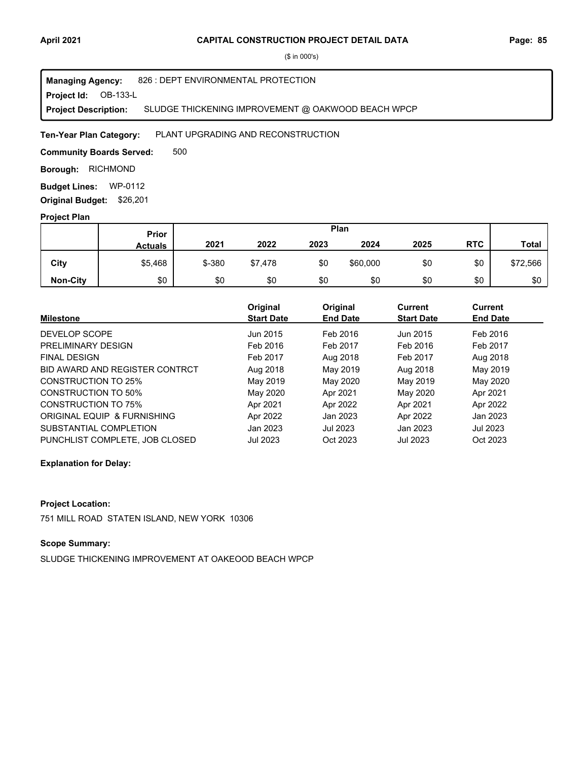# CAPITAL CONSTRUCTION PROJECT DETAIL DATA

($ in 000's)

**Managing Agency:** 826 : DEPT ENVIRONMENTAL PROTECTION
**Project Id:** OB-133-L
**Project Description:** SLUDGE THICKENING IMPROVEMENT @ OAKWOOD BEACH WPCP

**Ten-Year Plan Category:** PLANT UPGRADING AND RECONSTRUCTION

**Community Boards Served:** 500

**Borough:** RICHMOND

**Budget Lines:** WP-0112

**Original Budget:** $26,201

**Project Plan**

| | Prior Actuals | Plan 2021 | 2022 | 2023 | 2024 | 2025 | RTC | Total |
|---|---|---|---|---|---|---|---|---|
| **City** | $5,468 | $-380 | $7,478 | $0 | $60,000 | $0 | $0 | $72,566 |
| **Non-City** | $0 | $0 | $0 | $0 | $0 | $0 | $0 | $0 |

| Milestone | Original Start Date | Original End Date | Current Start Date | Current End Date |
|---|---|---|---|---|
| DEVELOP SCOPE | Jun 2015 | Feb 2016 | Jun 2015 | Feb 2016 |
| PRELIMINARY DESIGN | Feb 2016 | Feb 2017 | Feb 2016 | Feb 2017 |
| FINAL DESIGN | Feb 2017 | Aug 2018 | Feb 2017 | Aug 2018 |
| BID AWARD AND REGISTER CONTRCT | Aug 2018 | May 2019 | Aug 2018 | May 2019 |
| CONSTRUCTION TO 25% | May 2019 | May 2020 | May 2019 | May 2020 |
| CONSTRUCTION TO 50% | May 2020 | Apr 2021 | May 2020 | Apr 2021 |
| CONSTRUCTION TO 75% | Apr 2021 | Apr 2022 | Apr 2021 | Apr 2022 |
| ORIGINAL EQUIP & FURNISHING | Apr 2022 | Jan 2023 | Apr 2022 | Jan 2023 |
| SUBSTANTIAL COMPLETION | Jan 2023 | Jul 2023 | Jan 2023 | Jul 2023 |
| PUNCHLIST COMPLETE, JOB CLOSED | Jul 2023 | Oct 2023 | Jul 2023 | Oct 2023 |

**Explanation for Delay:**

**Project Location:**

751 MILL ROAD STATEN ISLAND, NEW YORK 10306

**Scope Summary:**

SLUDGE THICKENING IMPROVEMENT AT OAKEOOD BEACH WPCP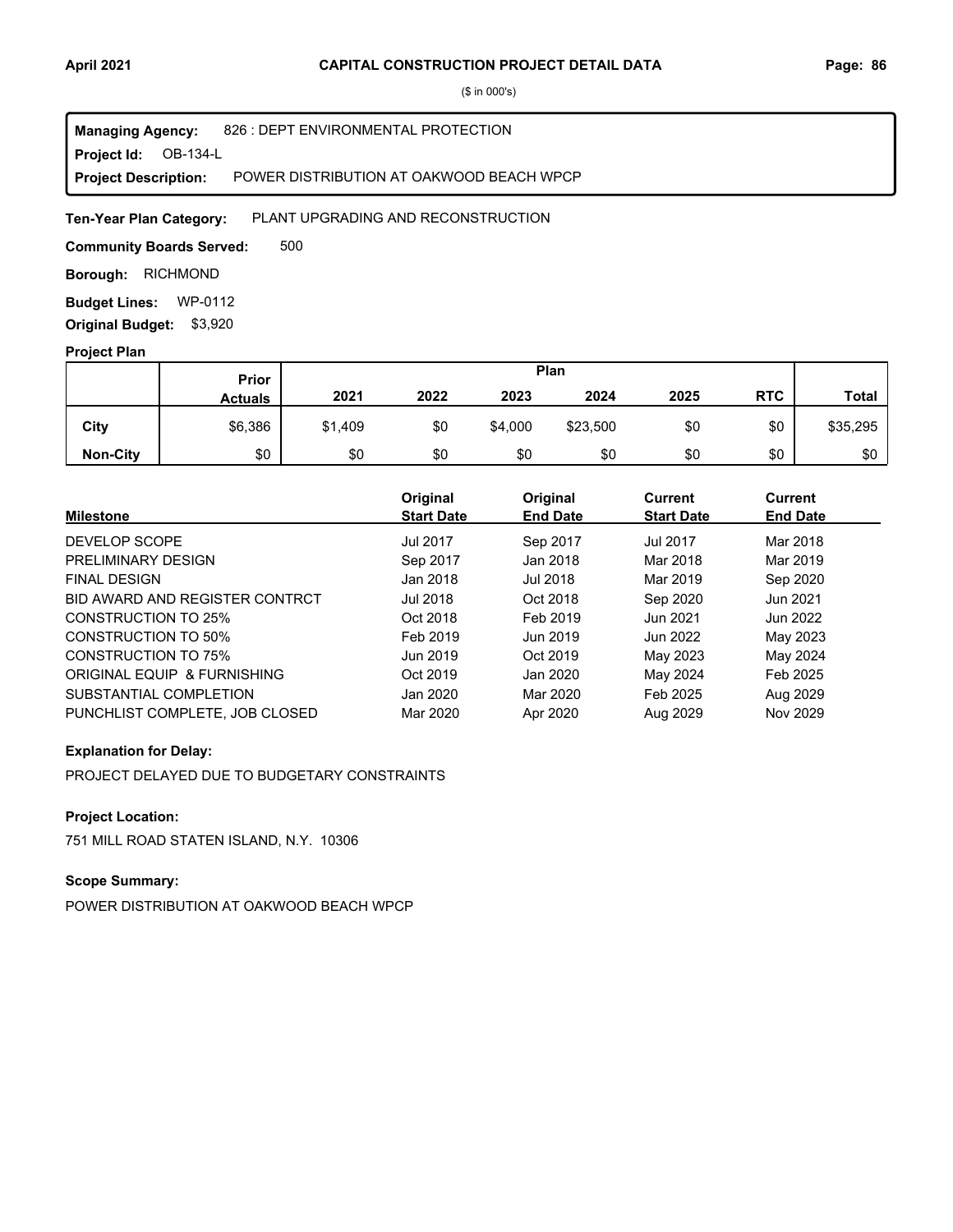# CAPITAL CONSTRUCTION PROJECT DETAIL DATA

($ in 000's)

**Managing Agency:** 826 : DEPT ENVIRONMENTAL PROTECTION
**Project Id:** OB-134-L
**Project Description:** POWER DISTRIBUTION AT OAKWOOD BEACH WPCP

**Ten-Year Plan Category:** PLANT UPGRADING AND RECONSTRUCTION

**Community Boards Served:** 500

**Borough:** RICHMOND

**Budget Lines:** WP-0112

**Original Budget:** $3,920

**Project Plan**

| | Prior Actuals | Plan 2021 | 2022 | 2023 | 2024 | 2025 | RTC | Total |
|---|---|---|---|---|---|---|---|---|
| City | $6,386 | $1,409 | $0 | $4,000 | $23,500 | $0 | $0 | $35,295 |
| Non-City | $0 | $0 | $0 | $0 | $0 | $0 | $0 | $0 |

| Milestone | Original Start Date | Original End Date | Current Start Date | Current End Date |
|---|---|---|---|---|
| DEVELOP SCOPE | Jul 2017 | Sep 2017 | Jul 2017 | Mar 2018 |
| PRELIMINARY DESIGN | Sep 2017 | Jan 2018 | Mar 2018 | Mar 2019 |
| FINAL DESIGN | Jan 2018 | Jul 2018 | Mar 2019 | Sep 2020 |
| BID AWARD AND REGISTER CONTRCT | Jul 2018 | Oct 2018 | Sep 2020 | Jun 2021 |
| CONSTRUCTION TO 25% | Oct 2018 | Feb 2019 | Jun 2021 | Jun 2022 |
| CONSTRUCTION TO 50% | Feb 2019 | Jun 2019 | Jun 2022 | May 2023 |
| CONSTRUCTION TO 75% | Jun 2019 | Oct 2019 | May 2023 | May 2024 |
| ORIGINAL EQUIP & FURNISHING | Oct 2019 | Jan 2020 | May 2024 | Feb 2025 |
| SUBSTANTIAL COMPLETION | Jan 2020 | Mar 2020 | Feb 2025 | Aug 2029 |
| PUNCHLIST COMPLETE, JOB CLOSED | Mar 2020 | Apr 2020 | Aug 2029 | Nov 2029 |

**Explanation for Delay:**

PROJECT DELAYED DUE TO BUDGETARY CONSTRAINTS

**Project Location:**

751 MILL ROAD STATEN ISLAND, N.Y. 10306

**Scope Summary:**

POWER DISTRIBUTION AT OAKWOOD BEACH WPCP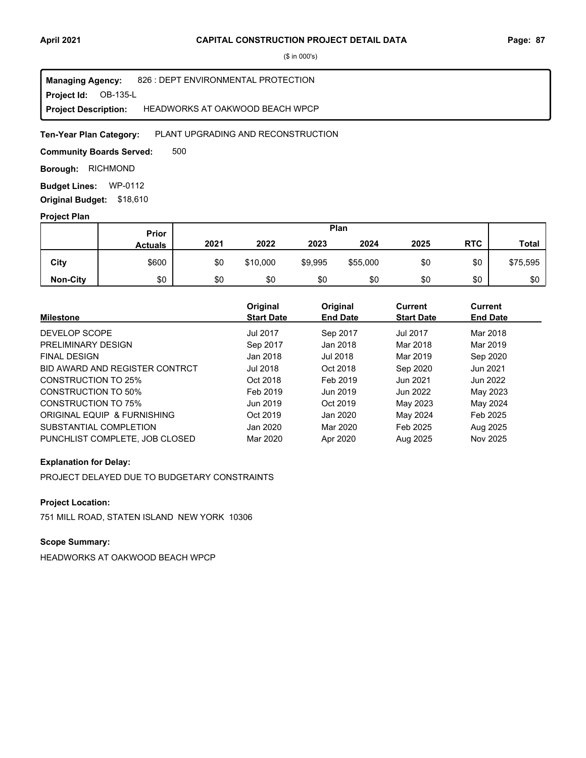($ in 000's)

**Managing Agency:** 826 : DEPT ENVIRONMENTAL PROTECTION
**Project Id:** OB-135-L
**Project Description:** HEADWORKS AT OAKWOOD BEACH WPCP

**Ten-Year Plan Category:** PLANT UPGRADING AND RECONSTRUCTION

**Community Boards Served:** 500

**Borough:** RICHMOND

**Budget Lines:** WP-0112

**Original Budget:** $18,610

### Project Plan

| | Prior Actuals | Plan 2021 | 2022 | 2023 | 2024 | 2025 | RTC | Total |
|---|---|---|---|---|---|---|---|---|
| City | $600 | $0 | $10,000 | $9,995 | $55,000 | $0 | $0 | $75,595 |
| Non-City | $0 | $0 | $0 | $0 | $0 | $0 | $0 | $0 |

| Milestone | Original Start Date | Original End Date | Current Start Date | Current End Date |
|---|---|---|---|---|
| DEVELOP SCOPE | Jul 2017 | Sep 2017 | Jul 2017 | Mar 2018 |
| PRELIMINARY DESIGN | Sep 2017 | Jan 2018 | Mar 2018 | Mar 2019 |
| FINAL DESIGN | Jan 2018 | Jul 2018 | Mar 2019 | Sep 2020 |
| BID AWARD AND REGISTER CONTRCT | Jul 2018 | Oct 2018 | Sep 2020 | Jun 2021 |
| CONSTRUCTION TO 25% | Oct 2018 | Feb 2019 | Jun 2021 | Jun 2022 |
| CONSTRUCTION TO 50% | Feb 2019 | Jun 2019 | Jun 2022 | May 2023 |
| CONSTRUCTION TO 75% | Jun 2019 | Oct 2019 | May 2023 | May 2024 |
| ORIGINAL EQUIP & FURNISHING | Oct 2019 | Jan 2020 | May 2024 | Feb 2025 |
| SUBSTANTIAL COMPLETION | Jan 2020 | Mar 2020 | Feb 2025 | Aug 2025 |
| PUNCHLIST COMPLETE, JOB CLOSED | Mar 2020 | Apr 2020 | Aug 2025 | Nov 2025 |

### Explanation for Delay:

PROJECT DELAYED DUE TO BUDGETARY CONSTRAINTS

### Project Location:

751 MILL ROAD, STATEN ISLAND NEW YORK 10306

### Scope Summary:

HEADWORKS AT OAKWOOD BEACH WPCP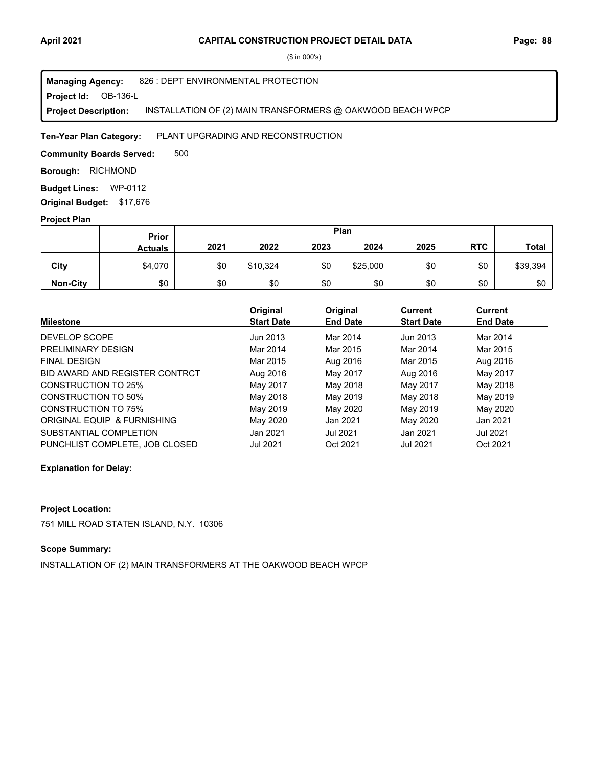($ in 000's)

**Managing Agency:** 826 : DEPT ENVIRONMENTAL PROTECTION
**Project Id:** OB-136-L
**Project Description:** INSTALLATION OF (2) MAIN TRANSFORMERS @ OAKWOOD BEACH WPCP

**Ten-Year Plan Category:** PLANT UPGRADING AND RECONSTRUCTION

**Community Boards Served:** 500

**Borough:** RICHMOND

**Budget Lines:** WP-0112

**Original Budget:** $17,676

**Project Plan**

| | Prior Actuals | Plan | | | | | | |
|---|---|---|---|---|---|---|---|---|
| | | 2021 | 2022 | 2023 | 2024 | 2025 | RTC | Total |
| City | $4,070 | $0 | $10,324 | $0 | $25,000 | $0 | $0 | $39,394 |
| Non-City | $0 | $0 | $0 | $0 | $0 | $0 | $0 | $0 |

| Milestone | Original Start Date | Original End Date | Current Start Date | Current End Date |
|---|---|---|---|---|
| DEVELOP SCOPE | Jun 2013 | Mar 2014 | Jun 2013 | Mar 2014 |
| PRELIMINARY DESIGN | Mar 2014 | Mar 2015 | Mar 2014 | Mar 2015 |
| FINAL DESIGN | Mar 2015 | Aug 2016 | Mar 2015 | Aug 2016 |
| BID AWARD AND REGISTER CONTRCT | Aug 2016 | May 2017 | Aug 2016 | May 2017 |
| CONSTRUCTION TO 25% | May 2017 | May 2018 | May 2017 | May 2018 |
| CONSTRUCTION TO 50% | May 2018 | May 2019 | May 2018 | May 2019 |
| CONSTRUCTION TO 75% | May 2019 | May 2020 | May 2019 | May 2020 |
| ORIGINAL EQUIP & FURNISHING | May 2020 | Jan 2021 | May 2020 | Jan 2021 |
| SUBSTANTIAL COMPLETION | Jan 2021 | Jul 2021 | Jan 2021 | Jul 2021 |
| PUNCHLIST COMPLETE, JOB CLOSED | Jul 2021 | Oct 2021 | Jul 2021 | Oct 2021 |

**Explanation for Delay:**

**Project Location:**

751 MILL ROAD STATEN ISLAND, N.Y. 10306

**Scope Summary:**

INSTALLATION OF (2) MAIN TRANSFORMERS AT THE OAKWOOD BEACH WPCP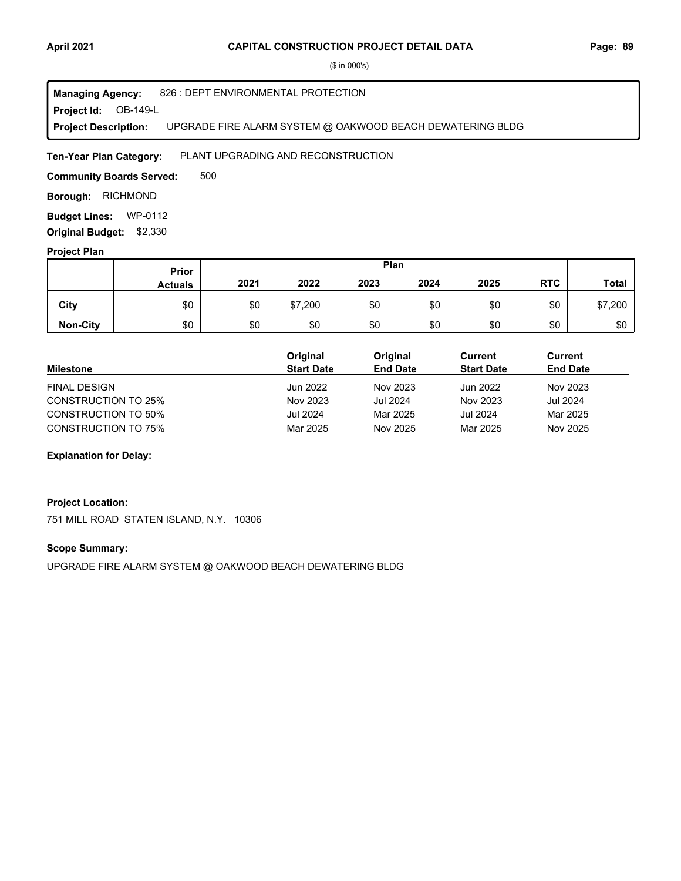## CAPITAL CONSTRUCTION PROJECT DETAIL DATA

($ in 000's)

**Managing Agency:** 826 : DEPT ENVIRONMENTAL PROTECTION
**Project Id:** OB-149-L
**Project Description:** UPGRADE FIRE ALARM SYSTEM @ OAKWOOD BEACH DEWATERING BLDG

**Ten-Year Plan Category:** PLANT UPGRADING AND RECONSTRUCTION

**Community Boards Served:** 500

**Borough:** RICHMOND

**Budget Lines:** WP-0112

**Original Budget:** $2,330

**Project Plan**

| | Prior Actuals | 2021 | 2022 | 2023 | 2024 | 2025 | RTC | Total |
|---|---|---|---|---|---|---|---|---|
| **City** | $0 | $0 | $7,200 | $0 | $0 | $0 | $0 | $7,200 |
| **Non-City** | $0 | $0 | $0 | $0 | $0 | $0 | $0 | $0 |

| Milestone | Original Start Date | Original End Date | Current Start Date | Current End Date |
|---|---|---|---|---|
| FINAL DESIGN | Jun 2022 | Nov 2023 | Jun 2022 | Nov 2023 |
| CONSTRUCTION TO 25% | Nov 2023 | Jul 2024 | Nov 2023 | Jul 2024 |
| CONSTRUCTION TO 50% | Jul 2024 | Mar 2025 | Jul 2024 | Mar 2025 |
| CONSTRUCTION TO 75% | Mar 2025 | Nov 2025 | Mar 2025 | Nov 2025 |

**Explanation for Delay:**

**Project Location:**

751 MILL ROAD STATEN ISLAND, N.Y. 10306

**Scope Summary:**

UPGRADE FIRE ALARM SYSTEM @ OAKWOOD BEACH DEWATERING BLDG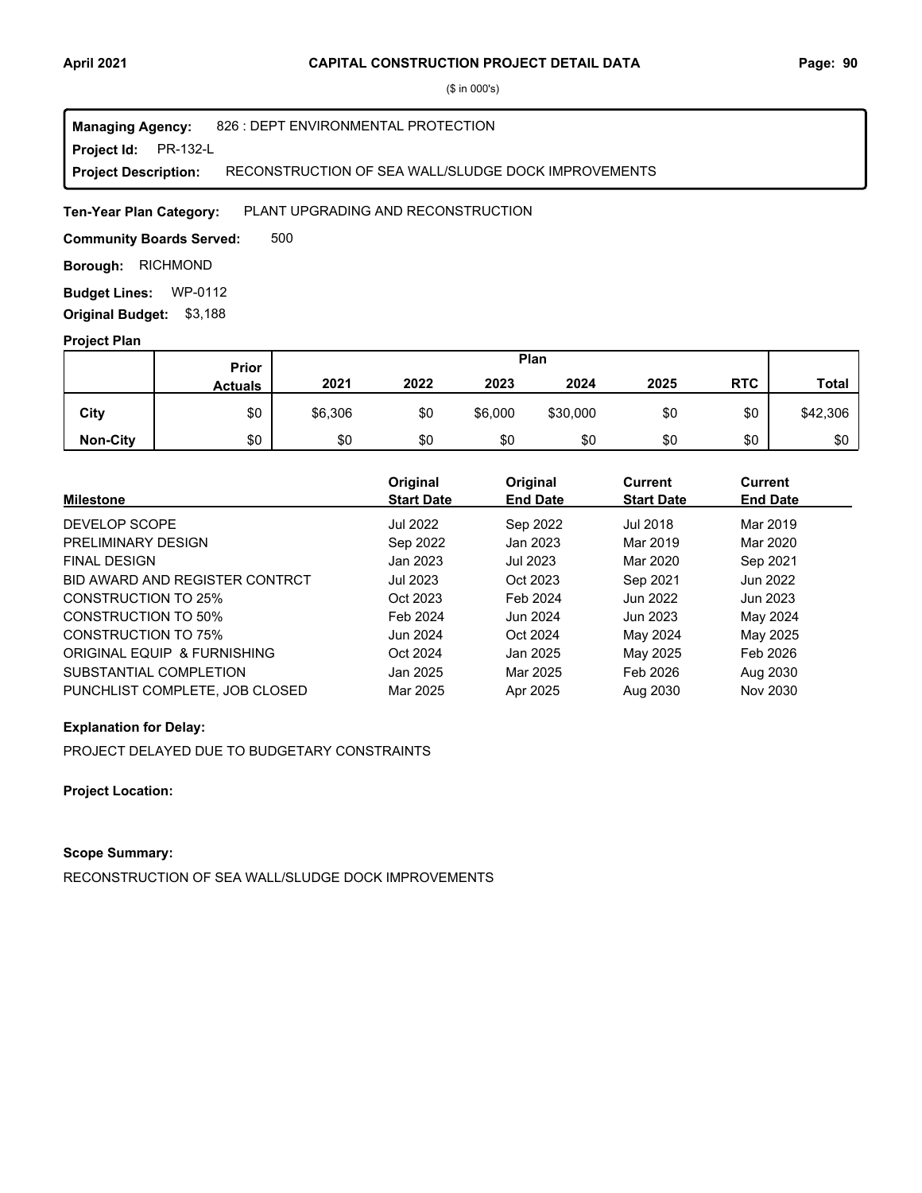# CAPITAL CONSTRUCTION PROJECT DETAIL DATA

($ in 000's)

**Managing Agency:** 826 : DEPT ENVIRONMENTAL PROTECTION
**Project Id:** PR-132-L
**Project Description:** RECONSTRUCTION OF SEA WALL/SLUDGE DOCK IMPROVEMENTS

**Ten-Year Plan Category:** PLANT UPGRADING AND RECONSTRUCTION

**Community Boards Served:** 500

**Borough:** RICHMOND

**Budget Lines:** WP-0112

**Original Budget:** $3,188

**Project Plan**

| | Prior Actuals | Plan 2021 | 2022 | 2023 | 2024 | 2025 | RTC | Total |
|---|---|---|---|---|---|---|---|---|
| City | $0 | $6,306 | $0 | $6,000 | $30,000 | $0 | $0 | $42,306 |
| Non-City | $0 | $0 | $0 | $0 | $0 | $0 | $0 | $0 |

| Milestone | Original Start Date | Original End Date | Current Start Date | Current End Date |
|---|---|---|---|---|
| DEVELOP SCOPE | Jul 2022 | Sep 2022 | Jul 2018 | Mar 2019 |
| PRELIMINARY DESIGN | Sep 2022 | Jan 2023 | Mar 2019 | Mar 2020 |
| FINAL DESIGN | Jan 2023 | Jul 2023 | Mar 2020 | Sep 2021 |
| BID AWARD AND REGISTER CONTRCT | Jul 2023 | Oct 2023 | Sep 2021 | Jun 2022 |
| CONSTRUCTION TO 25% | Oct 2023 | Feb 2024 | Jun 2022 | Jun 2023 |
| CONSTRUCTION TO 50% | Feb 2024 | Jun 2024 | Jun 2023 | May 2024 |
| CONSTRUCTION TO 75% | Jun 2024 | Oct 2024 | May 2024 | May 2025 |
| ORIGINAL EQUIP & FURNISHING | Oct 2024 | Jan 2025 | May 2025 | Feb 2026 |
| SUBSTANTIAL COMPLETION | Jan 2025 | Mar 2025 | Feb 2026 | Aug 2030 |
| PUNCHLIST COMPLETE, JOB CLOSED | Mar 2025 | Apr 2025 | Aug 2030 | Nov 2030 |

**Explanation for Delay:**

PROJECT DELAYED DUE TO BUDGETARY CONSTRAINTS

**Project Location:**

**Scope Summary:**

RECONSTRUCTION OF SEA WALL/SLUDGE DOCK IMPROVEMENTS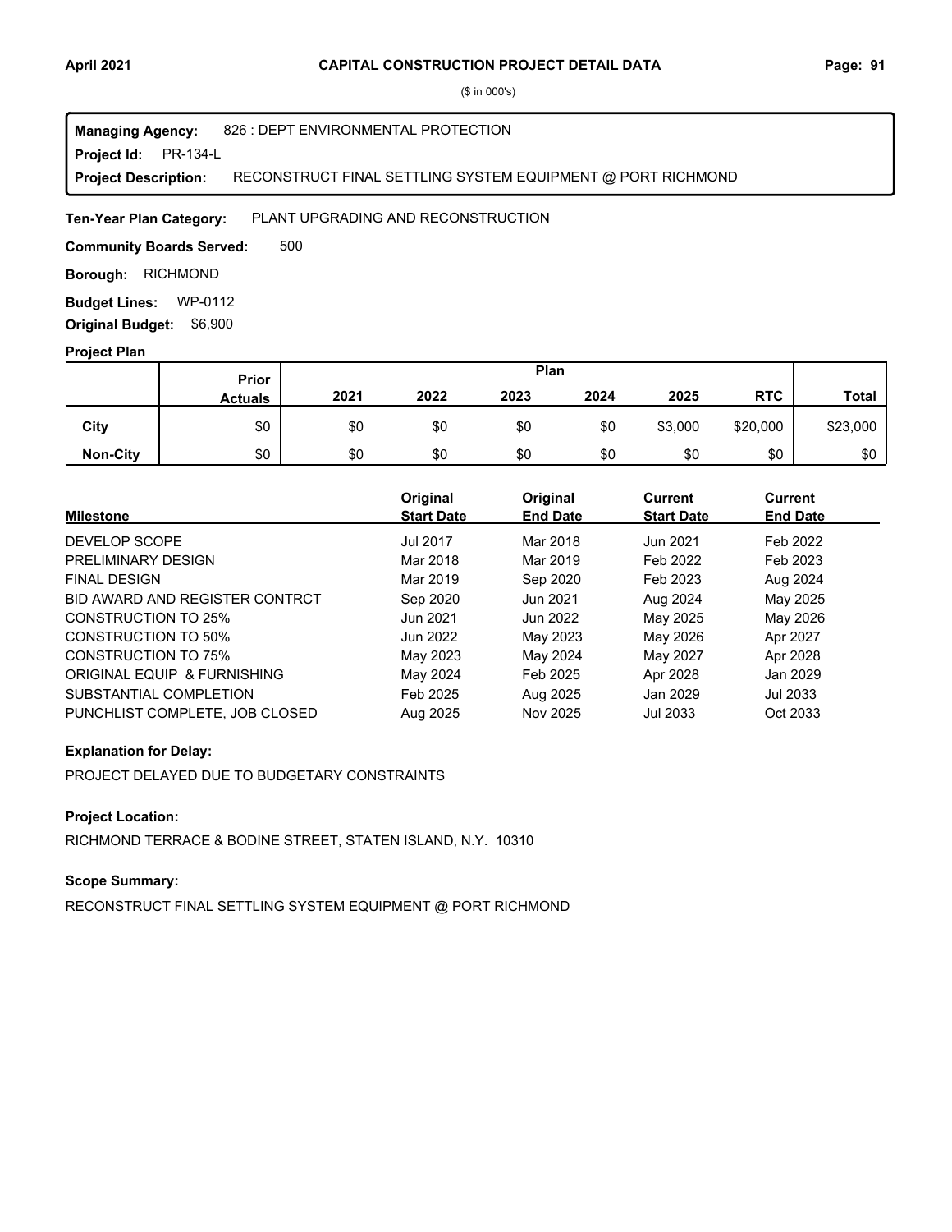# CAPITAL CONSTRUCTION PROJECT DETAIL DATA

($ in 000's)

**Managing Agency:** 826 : DEPT ENVIRONMENTAL PROTECTION
**Project Id:** PR-134-L
**Project Description:** RECONSTRUCT FINAL SETTLING SYSTEM EQUIPMENT @ PORT RICHMOND

**Ten-Year Plan Category:** PLANT UPGRADING AND RECONSTRUCTION

**Community Boards Served:** 500

**Borough:** RICHMOND

**Budget Lines:** WP-0112

**Original Budget:** $6,900

**Project Plan**

| | Prior Actuals | 2021 | 2022 | 2023 | 2024 | 2025 | RTC | Total |
|---|---|---|---|---|---|---|---|---|
| **City** | $0 | $0 | $0 | $0 | $0 | $3,000 | $20,000 | $23,000 |
| **Non-City** | $0 | $0 | $0 | $0 | $0 | $0 | $0 | $0 |

| Milestone | Original Start Date | Original End Date | Current Start Date | Current End Date |
|---|---|---|---|---|
| DEVELOP SCOPE | Jul 2017 | Mar 2018 | Jun 2021 | Feb 2022 |
| PRELIMINARY DESIGN | Mar 2018 | Mar 2019 | Feb 2022 | Feb 2023 |
| FINAL DESIGN | Mar 2019 | Sep 2020 | Feb 2023 | Aug 2024 |
| BID AWARD AND REGISTER CONTRCT | Sep 2020 | Jun 2021 | Aug 2024 | May 2025 |
| CONSTRUCTION TO 25% | Jun 2021 | Jun 2022 | May 2025 | May 2026 |
| CONSTRUCTION TO 50% | Jun 2022 | May 2023 | May 2026 | Apr 2027 |
| CONSTRUCTION TO 75% | May 2023 | May 2024 | May 2027 | Apr 2028 |
| ORIGINAL EQUIP & FURNISHING | May 2024 | Feb 2025 | Apr 2028 | Jan 2029 |
| SUBSTANTIAL COMPLETION | Feb 2025 | Aug 2025 | Jan 2029 | Jul 2033 |
| PUNCHLIST COMPLETE, JOB CLOSED | Aug 2025 | Nov 2025 | Jul 2033 | Oct 2033 |

**Explanation for Delay:**

PROJECT DELAYED DUE TO BUDGETARY CONSTRAINTS

**Project Location:**

RICHMOND TERRACE & BODINE STREET, STATEN ISLAND, N.Y. 10310

**Scope Summary:**

RECONSTRUCT FINAL SETTLING SYSTEM EQUIPMENT @ PORT RICHMOND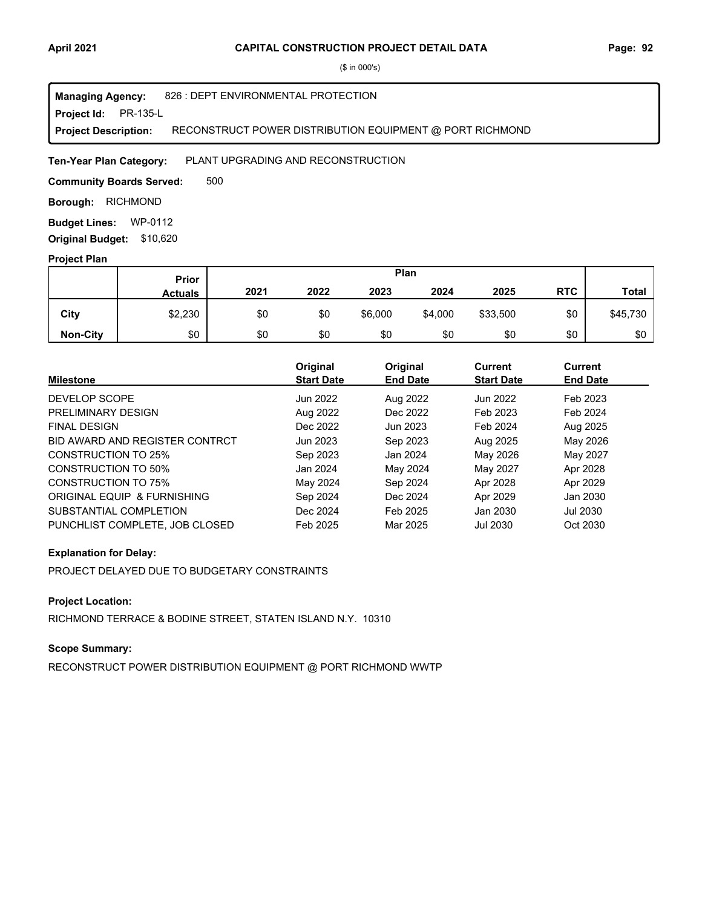# CAPITAL CONSTRUCTION PROJECT DETAIL DATA

($ in 000's)

**Managing Agency:** 826 : DEPT ENVIRONMENTAL PROTECTION
**Project Id:** PR-135-L
**Project Description:** RECONSTRUCT POWER DISTRIBUTION EQUIPMENT @ PORT RICHMOND

**Ten-Year Plan Category:** PLANT UPGRADING AND RECONSTRUCTION

**Community Boards Served:** 500

**Borough:** RICHMOND

**Budget Lines:** WP-0112

**Original Budget:** $10,620

## Project Plan

| | Prior Actuals | Plan 2021 | 2022 | 2023 | 2024 | 2025 | RTC | Total |
|---|---|---|---|---|---|---|---|---|
| **City** | $2,230 | $0 | $0 | $6,000 | $4,000 | $33,500 | $0 | $45,730 |
| **Non-City** | $0 | $0 | $0 | $0 | $0 | $0 | $0 | $0 |

| Milestone | Original Start Date | Original End Date | Current Start Date | Current End Date |
|---|---|---|---|---|
| DEVELOP SCOPE | Jun 2022 | Aug 2022 | Jun 2022 | Feb 2023 |
| PRELIMINARY DESIGN | Aug 2022 | Dec 2022 | Feb 2023 | Feb 2024 |
| FINAL DESIGN | Dec 2022 | Jun 2023 | Feb 2024 | Aug 2025 |
| BID AWARD AND REGISTER CONTRCT | Jun 2023 | Sep 2023 | Aug 2025 | May 2026 |
| CONSTRUCTION TO 25% | Sep 2023 | Jan 2024 | May 2026 | May 2027 |
| CONSTRUCTION TO 50% | Jan 2024 | May 2024 | May 2027 | Apr 2028 |
| CONSTRUCTION TO 75% | May 2024 | Sep 2024 | Apr 2028 | Apr 2029 |
| ORIGINAL EQUIP & FURNISHING | Sep 2024 | Dec 2024 | Apr 2029 | Jan 2030 |
| SUBSTANTIAL COMPLETION | Dec 2024 | Feb 2025 | Jan 2030 | Jul 2030 |
| PUNCHLIST COMPLETE, JOB CLOSED | Feb 2025 | Mar 2025 | Jul 2030 | Oct 2030 |

### Explanation for Delay:

PROJECT DELAYED DUE TO BUDGETARY CONSTRAINTS

### Project Location:

RICHMOND TERRACE & BODINE STREET, STATEN ISLAND N.Y. 10310

### Scope Summary:

RECONSTRUCT POWER DISTRIBUTION EQUIPMENT @ PORT RICHMOND WWTP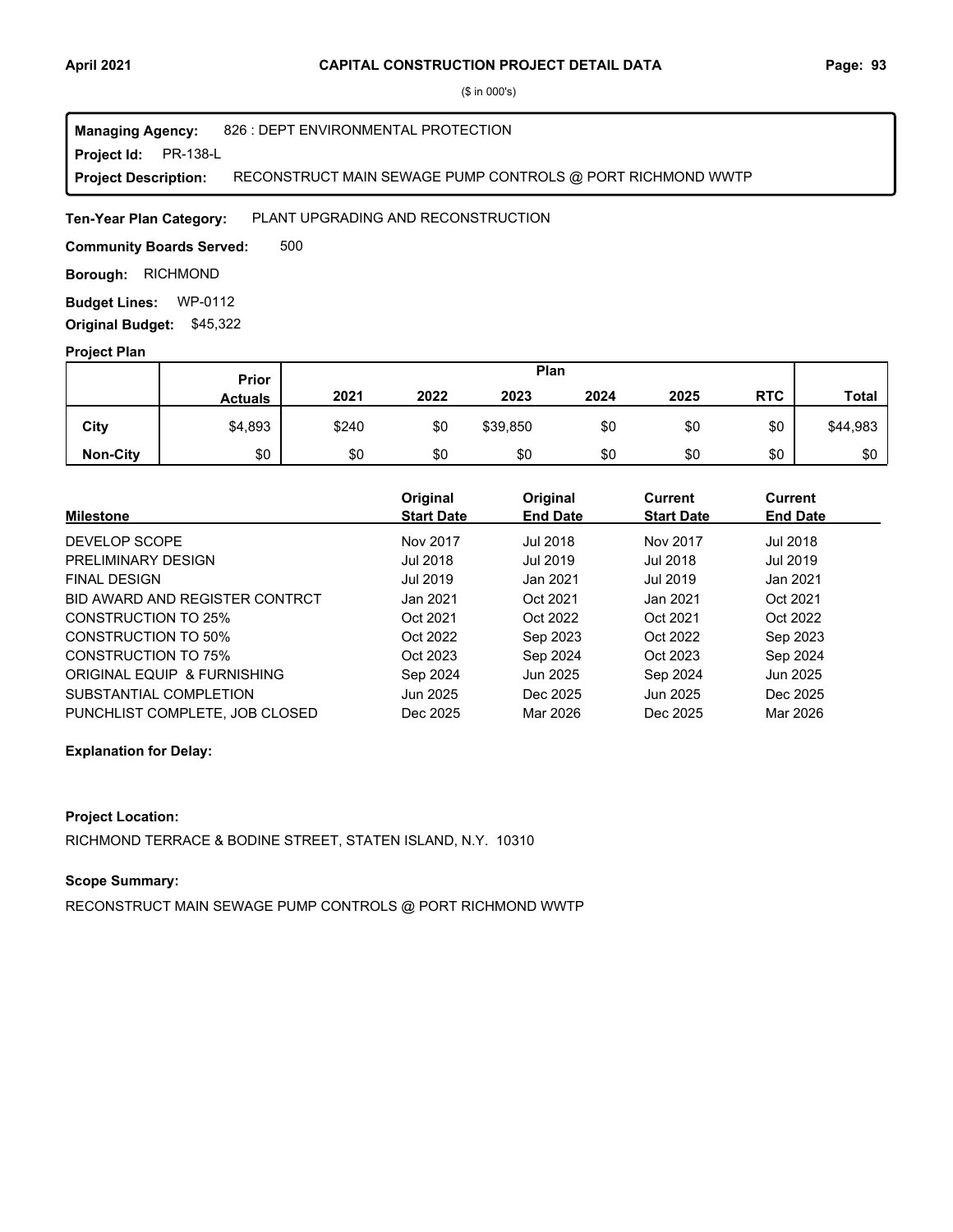($ in 000's)

**Managing Agency:** 826 : DEPT ENVIRONMENTAL PROTECTION
**Project Id:** PR-138-L
**Project Description:** RECONSTRUCT MAIN SEWAGE PUMP CONTROLS @ PORT RICHMOND WWTP

**Ten-Year Plan Category:** PLANT UPGRADING AND RECONSTRUCTION

**Community Boards Served:** 500

**Borough:** RICHMOND

**Budget Lines:** WP-0112

**Original Budget:** $45,322

**Project Plan**

| | Prior Actuals | Plan 2021 | 2022 | 2023 | 2024 | 2025 | RTC | Total |
|---|---|---|---|---|---|---|---|---|
| **City** | $4,893 | $240 | $0 | $39,850 | $0 | $0 | $0 | $44,983 |
| **Non-City** | $0 | $0 | $0 | $0 | $0 | $0 | $0 | $0 |

| Milestone | Original Start Date | Original End Date | Current Start Date | Current End Date |
|---|---|---|---|---|
| DEVELOP SCOPE | Nov 2017 | Jul 2018 | Nov 2017 | Jul 2018 |
| PRELIMINARY DESIGN | Jul 2018 | Jul 2019 | Jul 2018 | Jul 2019 |
| FINAL DESIGN | Jul 2019 | Jan 2021 | Jul 2019 | Jan 2021 |
| BID AWARD AND REGISTER CONTRCT | Jan 2021 | Oct 2021 | Jan 2021 | Oct 2021 |
| CONSTRUCTION TO 25% | Oct 2021 | Oct 2022 | Oct 2021 | Oct 2022 |
| CONSTRUCTION TO 50% | Oct 2022 | Sep 2023 | Oct 2022 | Sep 2023 |
| CONSTRUCTION TO 75% | Oct 2023 | Sep 2024 | Oct 2023 | Sep 2024 |
| ORIGINAL EQUIP & FURNISHING | Sep 2024 | Jun 2025 | Sep 2024 | Jun 2025 |
| SUBSTANTIAL COMPLETION | Jun 2025 | Dec 2025 | Jun 2025 | Dec 2025 |
| PUNCHLIST COMPLETE, JOB CLOSED | Dec 2025 | Mar 2026 | Dec 2025 | Mar 2026 |

**Explanation for Delay:**

**Project Location:**

RICHMOND TERRACE & BODINE STREET, STATEN ISLAND, N.Y. 10310

**Scope Summary:**

RECONSTRUCT MAIN SEWAGE PUMP CONTROLS @ PORT RICHMOND WWTP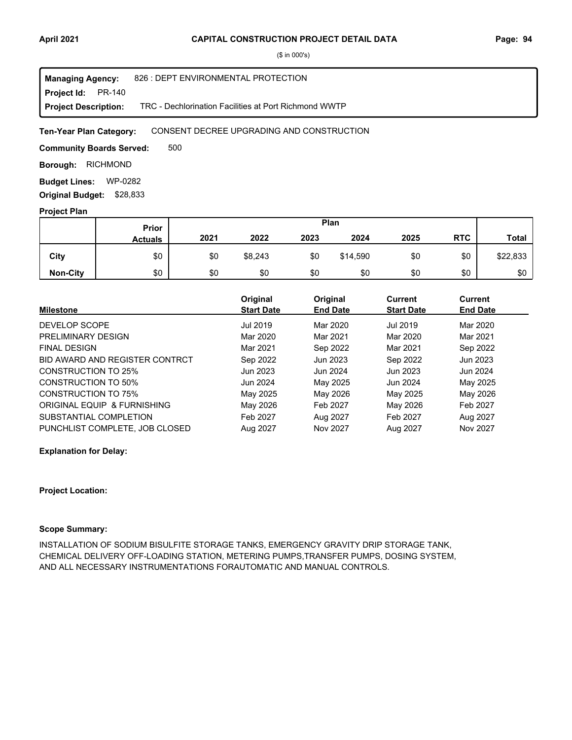($ in 000's)

**Managing Agency:** 826 : DEPT ENVIRONMENTAL PROTECTION
**Project Id:** PR-140
**Project Description:** TRC - Dechlorination Facilities at Port Richmond WWTP

**Ten-Year Plan Category:** CONSENT DECREE UPGRADING AND CONSTRUCTION

**Community Boards Served:** 500

**Borough:** RICHMOND

**Budget Lines:** WP-0282

**Original Budget:** $28,833

**Project Plan**

| | Prior Actuals | 2021 | 2022 | 2023 | 2024 | 2025 | RTC | Total |
|---|---|---|---|---|---|---|---|---|
| **City** | $0 | $0 | $8,243 | $0 | $14,590 | $0 | $0 | $22,833 |
| **Non-City** | $0 | $0 | $0 | $0 | $0 | $0 | $0 | $0 |

| Milestone | Original Start Date | Original End Date | Current Start Date | Current End Date |
|---|---|---|---|---|
| DEVELOP SCOPE | Jul 2019 | Mar 2020 | Jul 2019 | Mar 2020 |
| PRELIMINARY DESIGN | Mar 2020 | Mar 2021 | Mar 2020 | Mar 2021 |
| FINAL DESIGN | Mar 2021 | Sep 2022 | Mar 2021 | Sep 2022 |
| BID AWARD AND REGISTER CONTRCT | Sep 2022 | Jun 2023 | Sep 2022 | Jun 2023 |
| CONSTRUCTION TO 25% | Jun 2023 | Jun 2024 | Jun 2023 | Jun 2024 |
| CONSTRUCTION TO 50% | Jun 2024 | May 2025 | Jun 2024 | May 2025 |
| CONSTRUCTION TO 75% | May 2025 | May 2026 | May 2025 | May 2026 |
| ORIGINAL EQUIP & FURNISHING | May 2026 | Feb 2027 | May 2026 | Feb 2027 |
| SUBSTANTIAL COMPLETION | Feb 2027 | Aug 2027 | Feb 2027 | Aug 2027 |
| PUNCHLIST COMPLETE, JOB CLOSED | Aug 2027 | Nov 2027 | Aug 2027 | Nov 2027 |

**Explanation for Delay:**

**Project Location:**

**Scope Summary:**

INSTALLATION OF SODIUM BISULFITE STORAGE TANKS, EMERGENCY GRAVITY DRIP STORAGE TANK, CHEMICAL DELIVERY OFF-LOADING STATION, METERING PUMPS,TRANSFER PUMPS, DOSING SYSTEM, AND ALL NECESSARY INSTRUMENTATIONS FORAUTOMATIC AND MANUAL CONTROLS.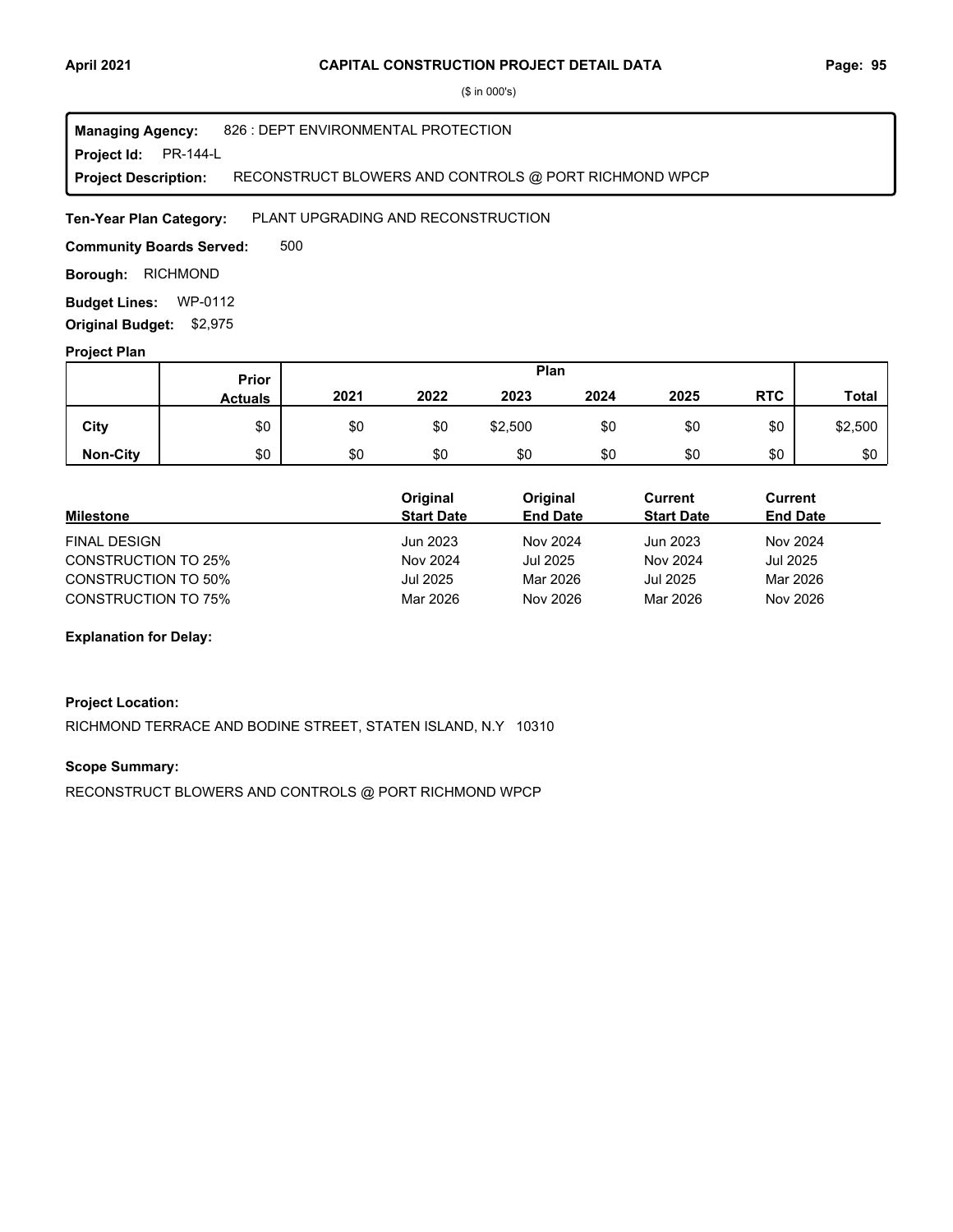# CAPITAL CONSTRUCTION PROJECT DETAIL DATA

($ in 000's)

**Managing Agency:** 826 : DEPT ENVIRONMENTAL PROTECTION
**Project Id:** PR-144-L
**Project Description:** RECONSTRUCT BLOWERS AND CONTROLS @ PORT RICHMOND WPCP

**Ten-Year Plan Category:** PLANT UPGRADING AND RECONSTRUCTION

**Community Boards Served:** 500

**Borough:** RICHMOND

**Budget Lines:** WP-0112

**Original Budget:** $2,975

**Project Plan**

| | Prior Actuals | Plan 2021 | 2022 | 2023 | 2024 | 2025 | RTC | Total |
|---|---|---|---|---|---|---|---|---|
| City | $0 | $0 | $0 | $2,500 | $0 | $0 | $0 | $2,500 |
| Non-City | $0 | $0 | $0 | $0 | $0 | $0 | $0 | $0 |

| Milestone | Original Start Date | Original End Date | Current Start Date | Current End Date |
|---|---|---|---|---|
| FINAL DESIGN | Jun 2023 | Nov 2024 | Jun 2023 | Nov 2024 |
| CONSTRUCTION TO 25% | Nov 2024 | Jul 2025 | Nov 2024 | Jul 2025 |
| CONSTRUCTION TO 50% | Jul 2025 | Mar 2026 | Jul 2025 | Mar 2026 |
| CONSTRUCTION TO 75% | Mar 2026 | Nov 2026 | Mar 2026 | Nov 2026 |

**Explanation for Delay:**

**Project Location:**

RICHMOND TERRACE AND BODINE STREET, STATEN ISLAND, N.Y 10310

**Scope Summary:**

RECONSTRUCT BLOWERS AND CONTROLS @ PORT RICHMOND WPCP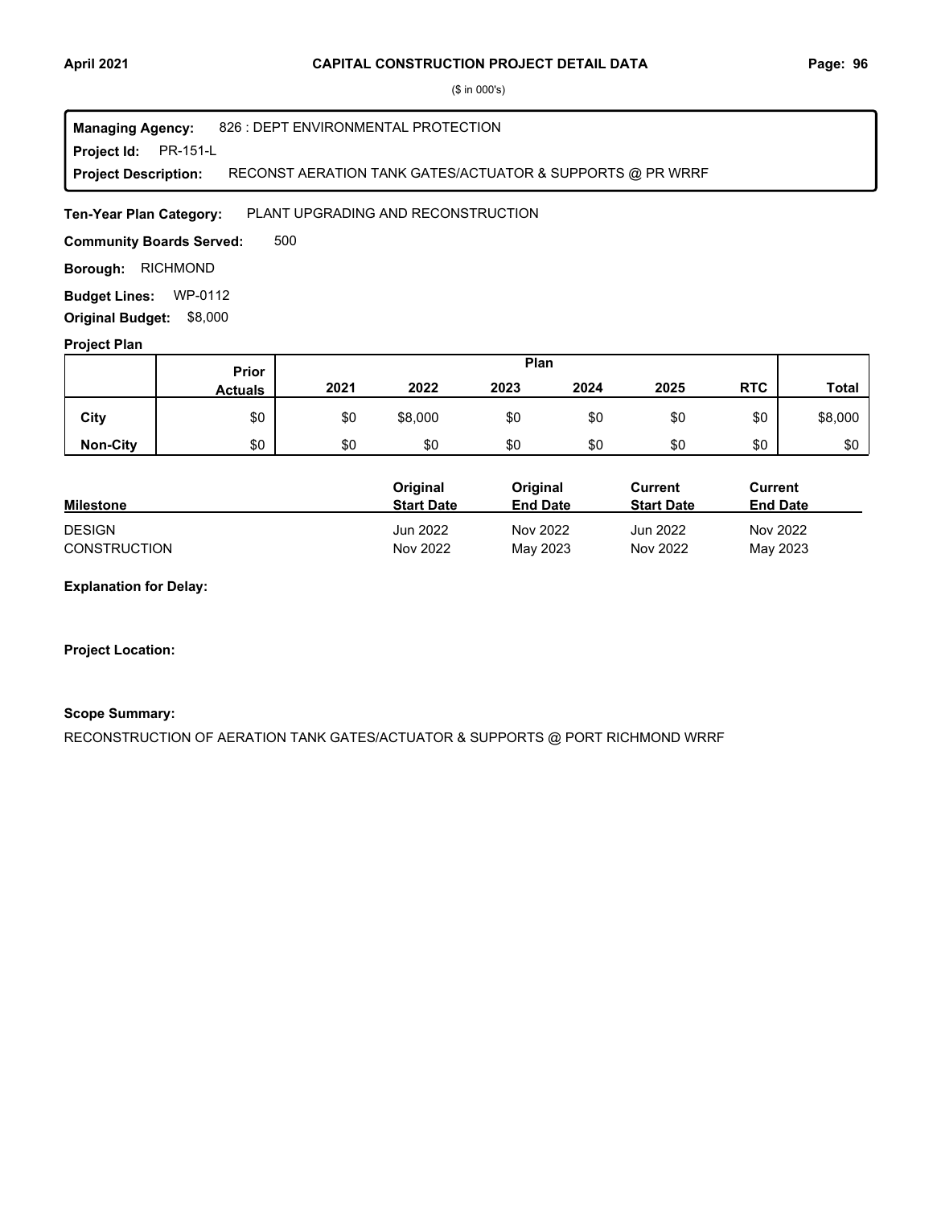## CAPITAL CONSTRUCTION PROJECT DETAIL DATA

($ in 000's)

**Managing Agency:** 826 : DEPT ENVIRONMENTAL PROTECTION
**Project Id:** PR-151-L
**Project Description:** RECONST AERATION TANK GATES/ACTUATOR & SUPPORTS @ PR WRRF

**Ten-Year Plan Category:** PLANT UPGRADING AND RECONSTRUCTION

**Community Boards Served:** 500

**Borough:** RICHMOND

**Budget Lines:** WP-0112

**Original Budget:** $8,000

**Project Plan**

| | Prior Actuals | 2021 | 2022 | 2023 | 2024 | 2025 | RTC | Total |
|---|---|---|---|---|---|---|---|---|
| **City** | $0 | $0 | $8,000 | $0 | $0 | $0 | $0 | $8,000 |
| **Non-City** | $0 | $0 | $0 | $0 | $0 | $0 | $0 | $0 |

| Milestone | Original Start Date | Original End Date | Current Start Date | Current End Date |
|---|---|---|---|---|
| DESIGN | Jun 2022 | Nov 2022 | Jun 2022 | Nov 2022 |
| CONSTRUCTION | Nov 2022 | May 2023 | Nov 2022 | May 2023 |

**Explanation for Delay:**

**Project Location:**

**Scope Summary:**

RECONSTRUCTION OF AERATION TANK GATES/ACTUATOR & SUPPORTS @ PORT RICHMOND WRRF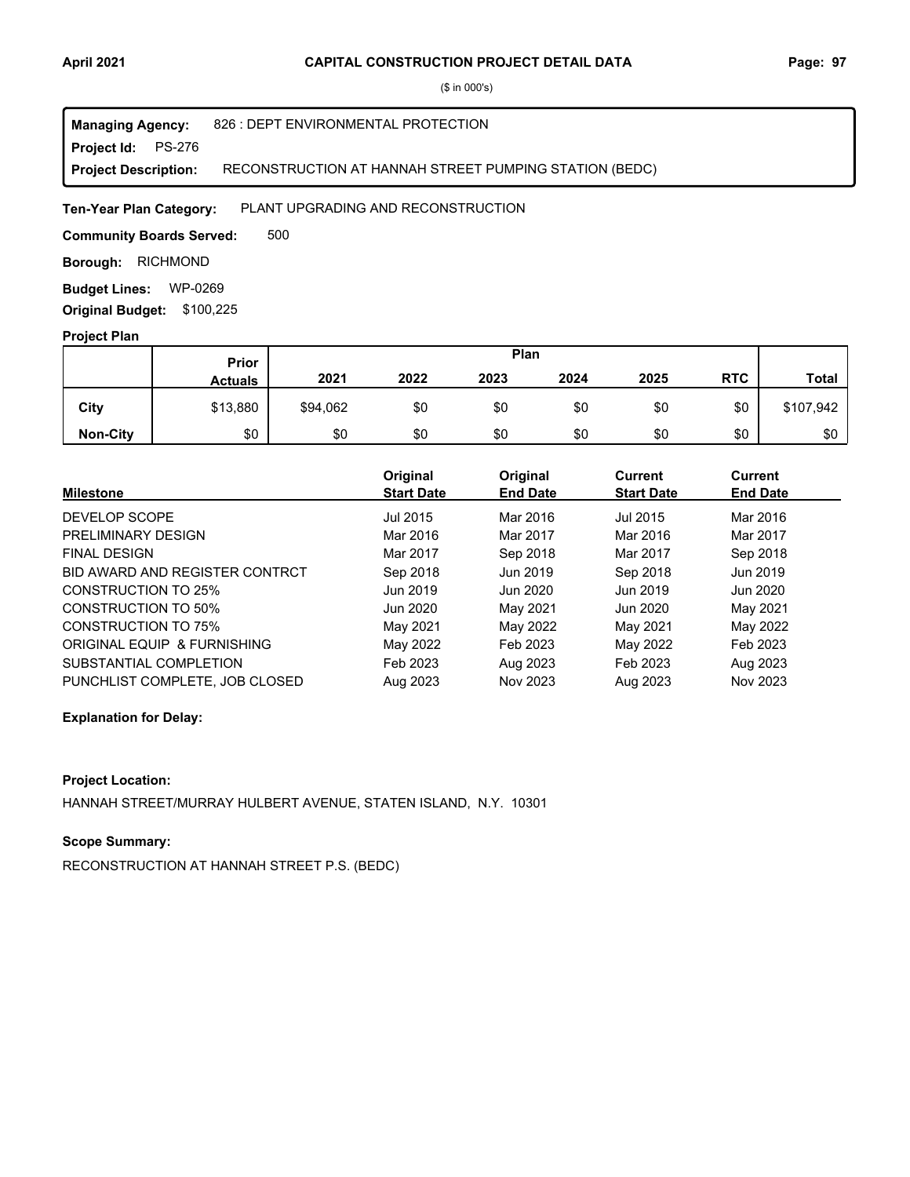($ in 000's)

**Managing Agency:** 826 : DEPT ENVIRONMENTAL PROTECTION
**Project Id:** PS-276
**Project Description:** RECONSTRUCTION AT HANNAH STREET PUMPING STATION (BEDC)

**Ten-Year Plan Category:** PLANT UPGRADING AND RECONSTRUCTION

**Community Boards Served:** 500

**Borough:** RICHMOND

**Budget Lines:** WP-0269

**Original Budget:** $100,225

**Project Plan**

| | Prior Actuals | Plan 2021 | 2022 | 2023 | 2024 | 2025 | RTC | Total |
|---|---|---|---|---|---|---|---|---|
| City | $13,880 | $94,062 | $0 | $0 | $0 | $0 | $0 | $107,942 |
| Non-City | $0 | $0 | $0 | $0 | $0 | $0 | $0 | $0 |

| Milestone | Original Start Date | Original End Date | Current Start Date | Current End Date |
|---|---|---|---|---|
| DEVELOP SCOPE | Jul 2015 | Mar 2016 | Jul 2015 | Mar 2016 |
| PRELIMINARY DESIGN | Mar 2016 | Mar 2017 | Mar 2016 | Mar 2017 |
| FINAL DESIGN | Mar 2017 | Sep 2018 | Mar 2017 | Sep 2018 |
| BID AWARD AND REGISTER CONTRCT | Sep 2018 | Jun 2019 | Sep 2018 | Jun 2019 |
| CONSTRUCTION TO 25% | Jun 2019 | Jun 2020 | Jun 2019 | Jun 2020 |
| CONSTRUCTION TO 50% | Jun 2020 | May 2021 | Jun 2020 | May 2021 |
| CONSTRUCTION TO 75% | May 2021 | May 2022 | May 2021 | May 2022 |
| ORIGINAL EQUIP & FURNISHING | May 2022 | Feb 2023 | May 2022 | Feb 2023 |
| SUBSTANTIAL COMPLETION | Feb 2023 | Aug 2023 | Feb 2023 | Aug 2023 |
| PUNCHLIST COMPLETE, JOB CLOSED | Aug 2023 | Nov 2023 | Aug 2023 | Nov 2023 |

**Explanation for Delay:**

**Project Location:**

HANNAH STREET/MURRAY HULBERT AVENUE, STATEN ISLAND, N.Y. 10301

**Scope Summary:**

RECONSTRUCTION AT HANNAH STREET P.S. (BEDC)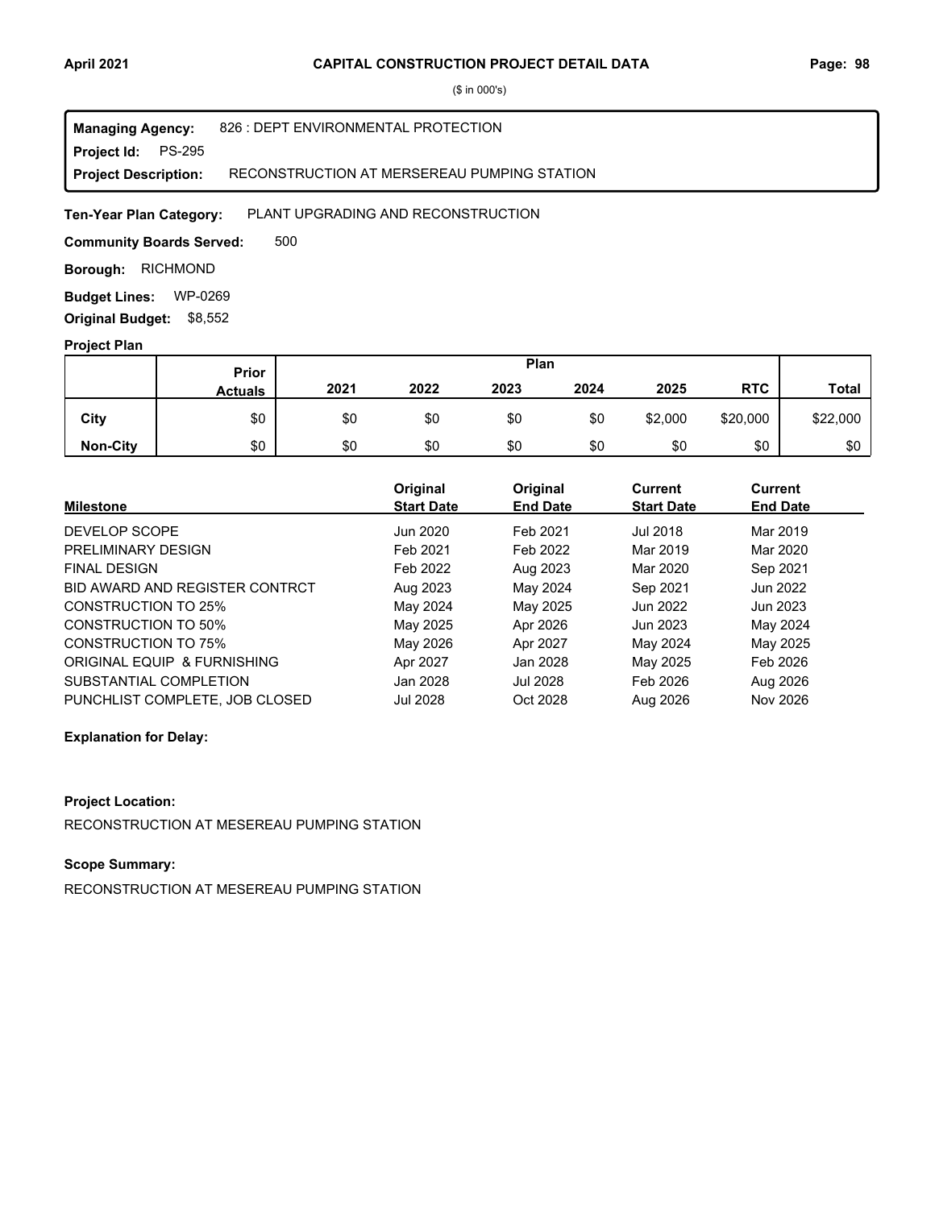## CAPITAL CONSTRUCTION PROJECT DETAIL DATA

($ in 000's)

**Managing Agency:** 826 : DEPT ENVIRONMENTAL PROTECTION
**Project Id:** PS-295
**Project Description:** RECONSTRUCTION AT MERSEREAU PUMPING STATION

**Ten-Year Plan Category:** PLANT UPGRADING AND RECONSTRUCTION

**Community Boards Served:** 500

**Borough:** RICHMOND

**Budget Lines:** WP-0269

**Original Budget:** $8,552

### Project Plan

| | Prior Actuals | 2021 | 2022 | 2023 | 2024 | 2025 | RTC | Total |
|---|---|---|---|---|---|---|---|---|
| **City** | $0 | $0 | $0 | $0 | $0 | $2,000 | $20,000 | $22,000 |
| **Non-City** | $0 | $0 | $0 | $0 | $0 | $0 | $0 | $0 |

| Milestone | Original Start Date | Original End Date | Current Start Date | Current End Date |
|---|---|---|---|---|
| DEVELOP SCOPE | Jun 2020 | Feb 2021 | Jul 2018 | Mar 2019 |
| PRELIMINARY DESIGN | Feb 2021 | Feb 2022 | Mar 2019 | Mar 2020 |
| FINAL DESIGN | Feb 2022 | Aug 2023 | Mar 2020 | Sep 2021 |
| BID AWARD AND REGISTER CONTRCT | Aug 2023 | May 2024 | Sep 2021 | Jun 2022 |
| CONSTRUCTION TO 25% | May 2024 | May 2025 | Jun 2022 | Jun 2023 |
| CONSTRUCTION TO 50% | May 2025 | Apr 2026 | Jun 2023 | May 2024 |
| CONSTRUCTION TO 75% | May 2026 | Apr 2027 | May 2024 | May 2025 |
| ORIGINAL EQUIP & FURNISHING | Apr 2027 | Jan 2028 | May 2025 | Feb 2026 |
| SUBSTANTIAL COMPLETION | Jan 2028 | Jul 2028 | Feb 2026 | Aug 2026 |
| PUNCHLIST COMPLETE, JOB CLOSED | Jul 2028 | Oct 2028 | Aug 2026 | Nov 2026 |

**Explanation for Delay:**

**Project Location:**

RECONSTRUCTION AT MESEREAU PUMPING STATION

**Scope Summary:**

RECONSTRUCTION AT MESEREAU PUMPING STATION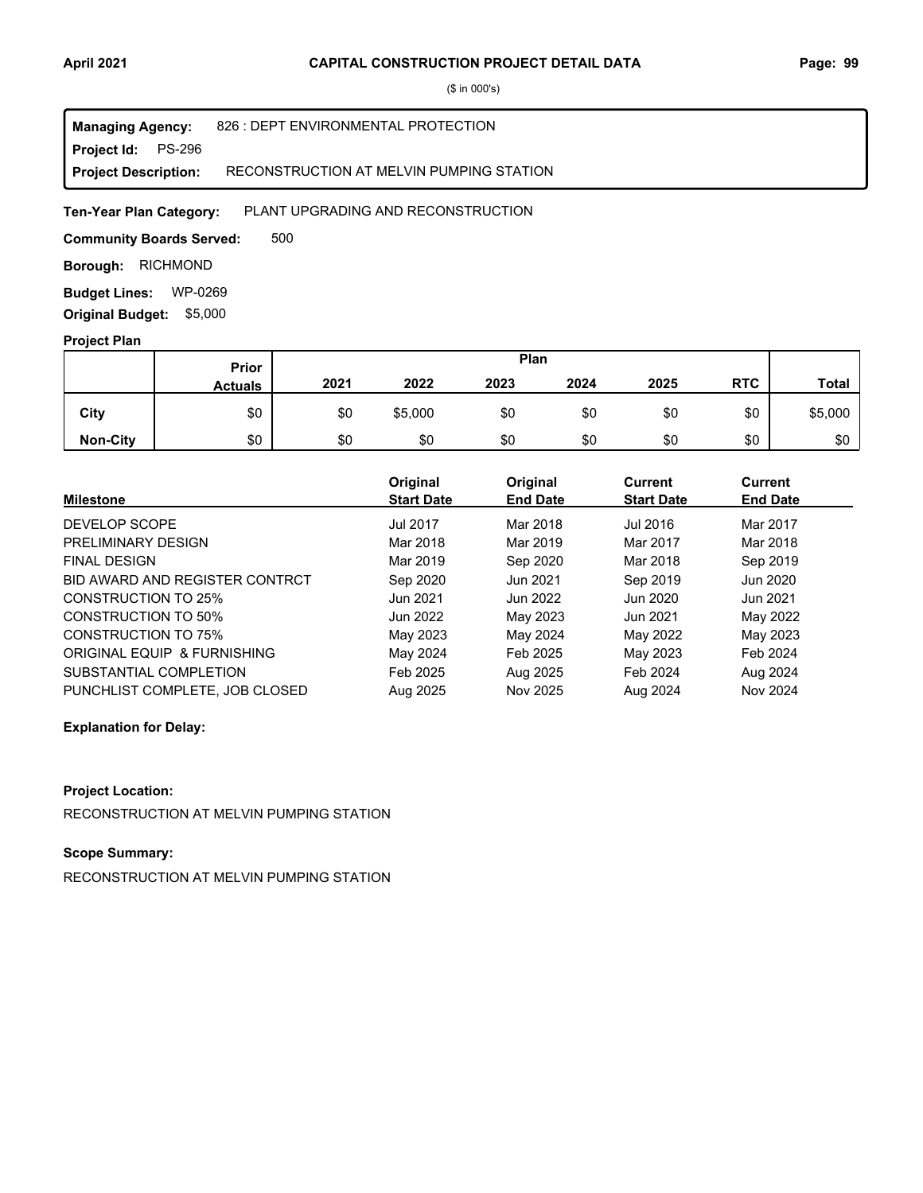($ in 000's)

**Managing Agency:** 826 : DEPT ENVIRONMENTAL PROTECTION
**Project Id:** PS-296
**Project Description:** RECONSTRUCTION AT MELVIN PUMPING STATION

**Ten-Year Plan Category:** PLANT UPGRADING AND RECONSTRUCTION

**Community Boards Served:** 500

**Borough:** RICHMOND

**Budget Lines:** WP-0269

**Original Budget:** $5,000

**Project Plan**

| | Prior Actuals | Plan 2021 | 2022 | 2023 | 2024 | 2025 | RTC | Total |
|---|---|---|---|---|---|---|---|---|
| City | $0 | $0 | $5,000 | $0 | $0 | $0 | $0 | $5,000 |
| Non-City | $0 | $0 | $0 | $0 | $0 | $0 | $0 | $0 |

| Milestone | Original Start Date | Original End Date | Current Start Date | Current End Date |
|---|---|---|---|---|
| DEVELOP SCOPE | Jul 2017 | Mar 2018 | Jul 2016 | Mar 2017 |
| PRELIMINARY DESIGN | Mar 2018 | Mar 2019 | Mar 2017 | Mar 2018 |
| FINAL DESIGN | Mar 2019 | Sep 2020 | Mar 2018 | Sep 2019 |
| BID AWARD AND REGISTER CONTRCT | Sep 2020 | Jun 2021 | Sep 2019 | Jun 2020 |
| CONSTRUCTION TO 25% | Jun 2021 | Jun 2022 | Jun 2020 | Jun 2021 |
| CONSTRUCTION TO 50% | Jun 2022 | May 2023 | Jun 2021 | May 2022 |
| CONSTRUCTION TO 75% | May 2023 | May 2024 | May 2022 | May 2023 |
| ORIGINAL EQUIP & FURNISHING | May 2024 | Feb 2025 | May 2023 | Feb 2024 |
| SUBSTANTIAL COMPLETION | Feb 2025 | Aug 2025 | Feb 2024 | Aug 2024 |
| PUNCHLIST COMPLETE, JOB CLOSED | Aug 2025 | Nov 2025 | Aug 2024 | Nov 2024 |

**Explanation for Delay:**

**Project Location:**

RECONSTRUCTION AT MELVIN PUMPING STATION

**Scope Summary:**

RECONSTRUCTION AT MELVIN PUMPING STATION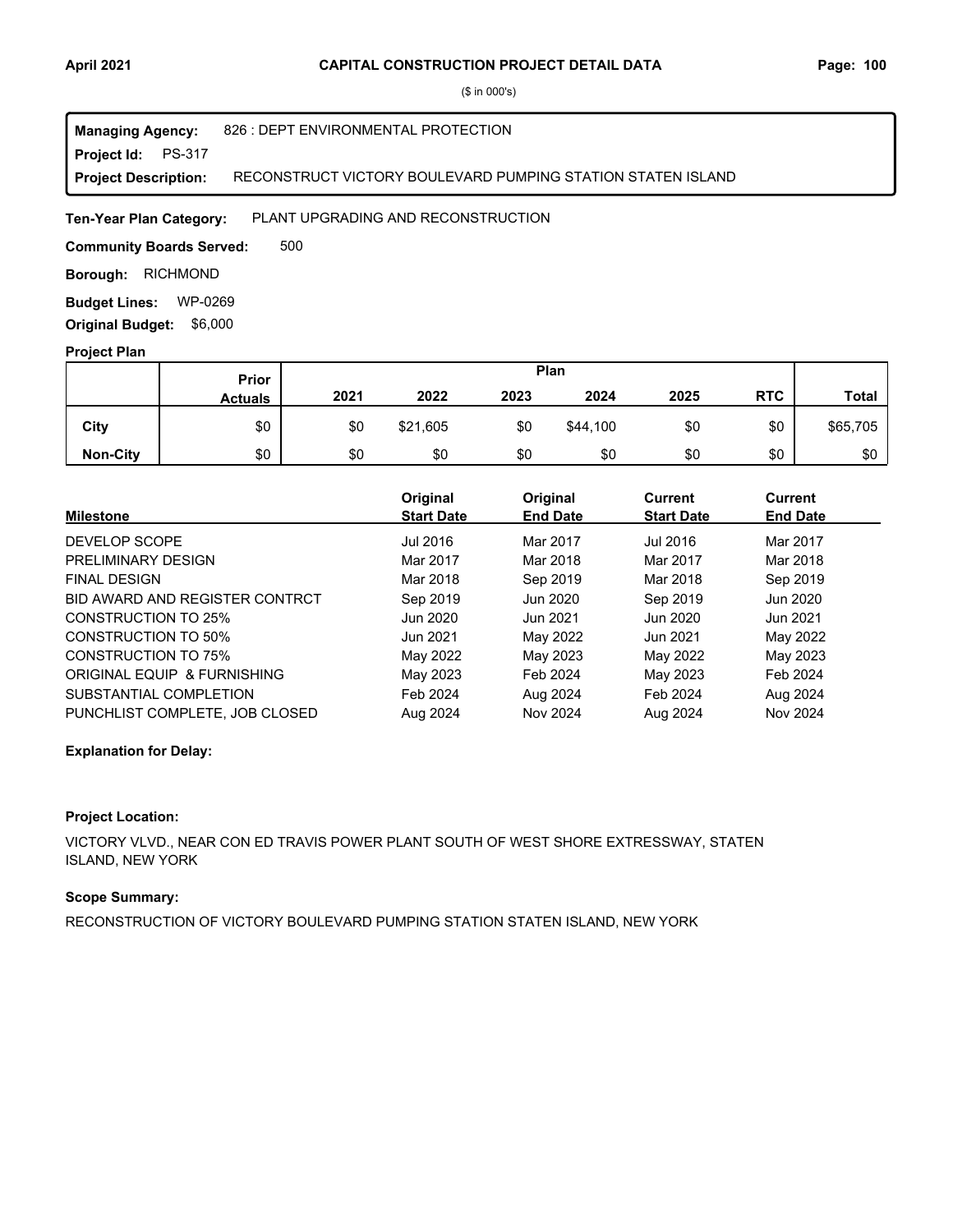**CAPITAL CONSTRUCTION PROJECT DETAIL DATA**

($ in 000's)

**Managing Agency:** 826 : DEPT ENVIRONMENTAL PROTECTION
**Project Id:** PS-317
**Project Description:** RECONSTRUCT VICTORY BOULEVARD PUMPING STATION STATEN ISLAND

**Ten-Year Plan Category:** PLANT UPGRADING AND RECONSTRUCTION

**Community Boards Served:** 500

**Borough:** RICHMOND

**Budget Lines:** WP-0269

**Original Budget:** $6,000

**Project Plan**

| | Prior Actuals | Plan 2021 | 2022 | 2023 | 2024 | 2025 | RTC | Total |
|---|---|---|---|---|---|---|---|---|
| City | $0 | $0 | $21,605 | $0 | $44,100 | $0 | $0 | $65,705 |
| Non-City | $0 | $0 | $0 | $0 | $0 | $0 | $0 | $0 |

| Milestone | Original Start Date | Original End Date | Current Start Date | Current End Date |
|---|---|---|---|---|
| DEVELOP SCOPE | Jul 2016 | Mar 2017 | Jul 2016 | Mar 2017 |
| PRELIMINARY DESIGN | Mar 2017 | Mar 2018 | Mar 2017 | Mar 2018 |
| FINAL DESIGN | Mar 2018 | Sep 2019 | Mar 2018 | Sep 2019 |
| BID AWARD AND REGISTER CONTRCT | Sep 2019 | Jun 2020 | Sep 2019 | Jun 2020 |
| CONSTRUCTION TO 25% | Jun 2020 | Jun 2021 | Jun 2020 | Jun 2021 |
| CONSTRUCTION TO 50% | Jun 2021 | May 2022 | Jun 2021 | May 2022 |
| CONSTRUCTION TO 75% | May 2022 | May 2023 | May 2022 | May 2023 |
| ORIGINAL EQUIP & FURNISHING | May 2023 | Feb 2024 | May 2023 | Feb 2024 |
| SUBSTANTIAL COMPLETION | Feb 2024 | Aug 2024 | Feb 2024 | Aug 2024 |
| PUNCHLIST COMPLETE, JOB CLOSED | Aug 2024 | Nov 2024 | Aug 2024 | Nov 2024 |

**Explanation for Delay:**

**Project Location:**

VICTORY VLVD., NEAR CON ED TRAVIS POWER PLANT SOUTH OF WEST SHORE EXTRESSWAY, STATEN ISLAND, NEW YORK

**Scope Summary:**

RECONSTRUCTION OF VICTORY BOULEVARD PUMPING STATION STATEN ISLAND, NEW YORK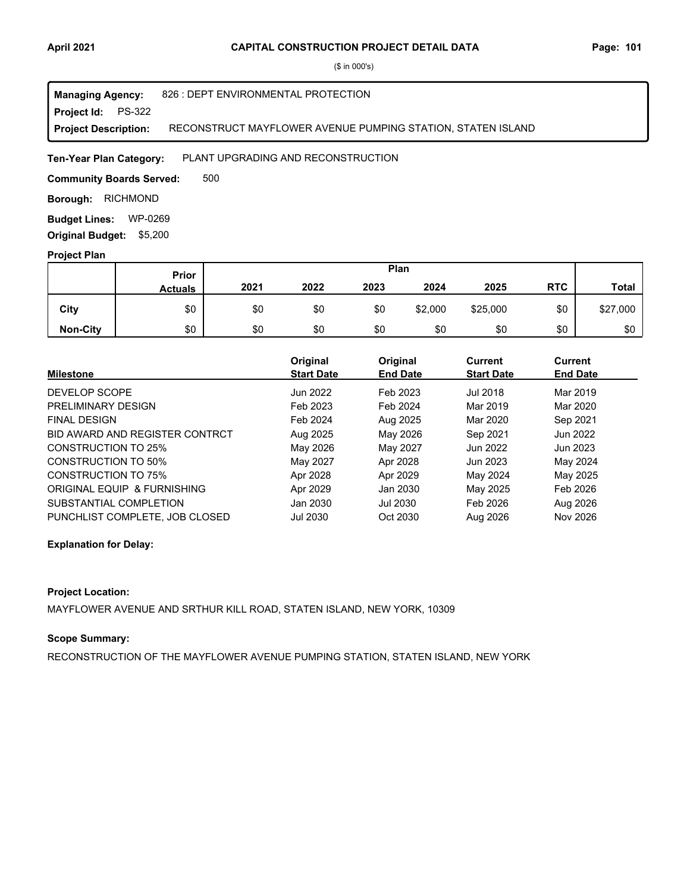# CAPITAL CONSTRUCTION PROJECT DETAIL DATA

($ in 000's)

**Managing Agency:** 826 : DEPT ENVIRONMENTAL PROTECTION
**Project Id:** PS-322
**Project Description:** RECONSTRUCT MAYFLOWER AVENUE PUMPING STATION, STATEN ISLAND

**Ten-Year Plan Category:** PLANT UPGRADING AND RECONSTRUCTION

**Community Boards Served:** 500

**Borough:** RICHMOND

**Budget Lines:** WP-0269

**Original Budget:** $5,200

**Project Plan**

| | Prior Actuals | Plan 2021 | 2022 | 2023 | 2024 | 2025 | RTC | Total |
|---|---|---|---|---|---|---|---|---|
| City | $0 | $0 | $0 | $0 | $2,000 | $25,000 | $0 | $27,000 |
| Non-City | $0 | $0 | $0 | $0 | $0 | $0 | $0 | $0 |

| Milestone | Original Start Date | Original End Date | Current Start Date | Current End Date |
|---|---|---|---|---|
| DEVELOP SCOPE | Jun 2022 | Feb 2023 | Jul 2018 | Mar 2019 |
| PRELIMINARY DESIGN | Feb 2023 | Feb 2024 | Mar 2019 | Mar 2020 |
| FINAL DESIGN | Feb 2024 | Aug 2025 | Mar 2020 | Sep 2021 |
| BID AWARD AND REGISTER CONTRCT | Aug 2025 | May 2026 | Sep 2021 | Jun 2022 |
| CONSTRUCTION TO 25% | May 2026 | May 2027 | Jun 2022 | Jun 2023 |
| CONSTRUCTION TO 50% | May 2027 | Apr 2028 | Jun 2023 | May 2024 |
| CONSTRUCTION TO 75% | Apr 2028 | Apr 2029 | May 2024 | May 2025 |
| ORIGINAL EQUIP & FURNISHING | Apr 2029 | Jan 2030 | May 2025 | Feb 2026 |
| SUBSTANTIAL COMPLETION | Jan 2030 | Jul 2030 | Feb 2026 | Aug 2026 |
| PUNCHLIST COMPLETE, JOB CLOSED | Jul 2030 | Oct 2030 | Aug 2026 | Nov 2026 |

**Explanation for Delay:**

**Project Location:**

MAYFLOWER AVENUE AND SRTHUR KILL ROAD, STATEN ISLAND, NEW YORK, 10309

**Scope Summary:**

RECONSTRUCTION OF THE MAYFLOWER AVENUE PUMPING STATION, STATEN ISLAND, NEW YORK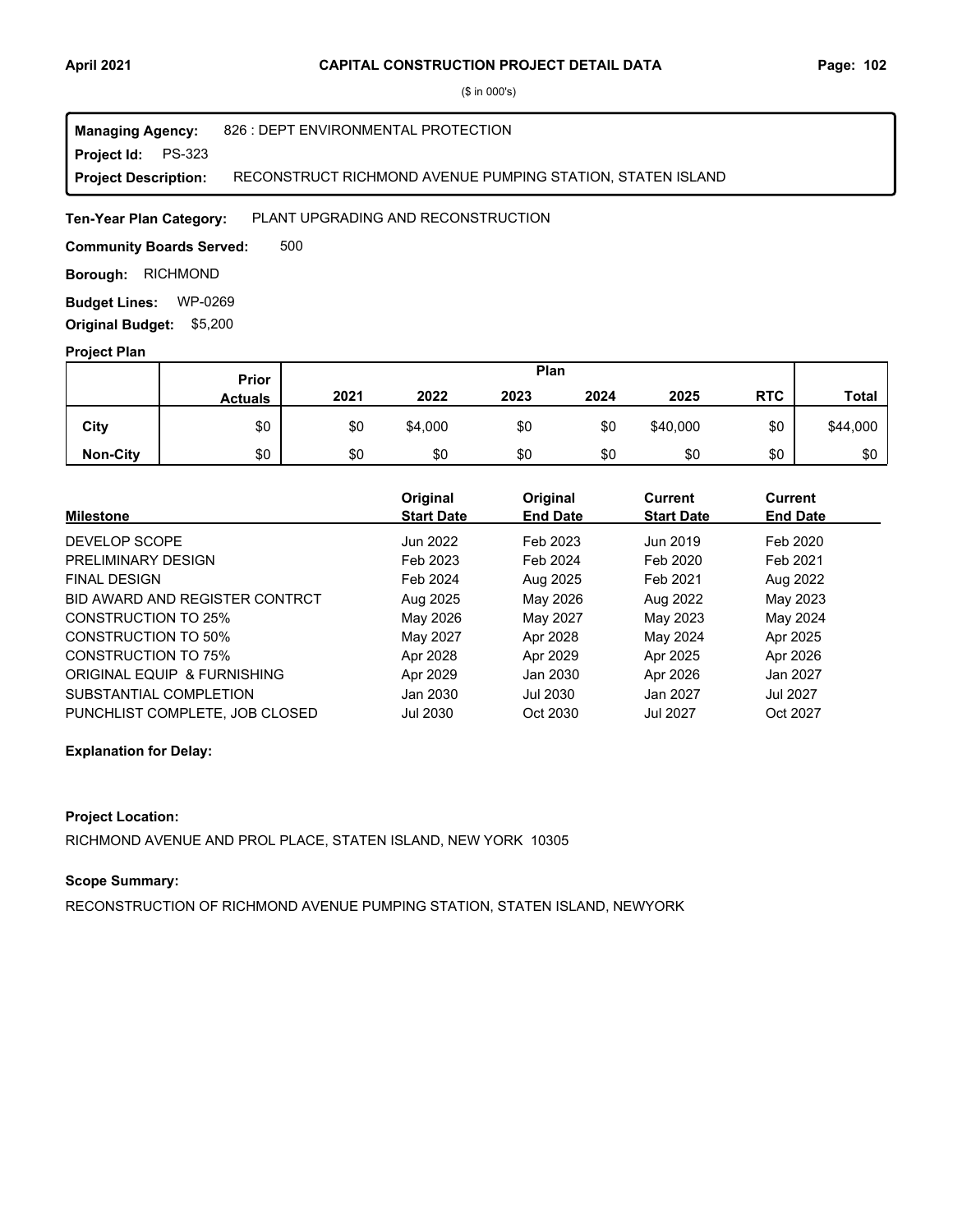# CAPITAL CONSTRUCTION PROJECT DETAIL DATA

($ in 000's)

**Managing Agency:** 826 : DEPT ENVIRONMENTAL PROTECTION
**Project Id:** PS-323
**Project Description:** RECONSTRUCT RICHMOND AVENUE PUMPING STATION, STATEN ISLAND

**Ten-Year Plan Category:** PLANT UPGRADING AND RECONSTRUCTION

**Community Boards Served:** 500

**Borough:** RICHMOND

**Budget Lines:** WP-0269

**Original Budget:** $5,200

**Project Plan**

| | Prior Actuals | Plan 2021 | 2022 | 2023 | 2024 | 2025 | RTC | Total |
|---|---|---|---|---|---|---|---|---|
| City | $0 | $0 | $4,000 | $0 | $0 | $40,000 | $0 | $44,000 |
| Non-City | $0 | $0 | $0 | $0 | $0 | $0 | $0 | $0 |

| Milestone | Original Start Date | Original End Date | Current Start Date | Current End Date |
|---|---|---|---|---|
| DEVELOP SCOPE | Jun 2022 | Feb 2023 | Jun 2019 | Feb 2020 |
| PRELIMINARY DESIGN | Feb 2023 | Feb 2024 | Feb 2020 | Feb 2021 |
| FINAL DESIGN | Feb 2024 | Aug 2025 | Feb 2021 | Aug 2022 |
| BID AWARD AND REGISTER CONTRCT | Aug 2025 | May 2026 | Aug 2022 | May 2023 |
| CONSTRUCTION TO 25% | May 2026 | May 2027 | May 2023 | May 2024 |
| CONSTRUCTION TO 50% | May 2027 | Apr 2028 | May 2024 | Apr 2025 |
| CONSTRUCTION TO 75% | Apr 2028 | Apr 2029 | Apr 2025 | Apr 2026 |
| ORIGINAL EQUIP & FURNISHING | Apr 2029 | Jan 2030 | Apr 2026 | Jan 2027 |
| SUBSTANTIAL COMPLETION | Jan 2030 | Jul 2030 | Jan 2027 | Jul 2027 |
| PUNCHLIST COMPLETE, JOB CLOSED | Jul 2030 | Oct 2030 | Jul 2027 | Oct 2027 |

**Explanation for Delay:**

**Project Location:**

RICHMOND AVENUE AND PROL PLACE, STATEN ISLAND, NEW YORK 10305

**Scope Summary:**

RECONSTRUCTION OF RICHMOND AVENUE PUMPING STATION, STATEN ISLAND, NEWYORK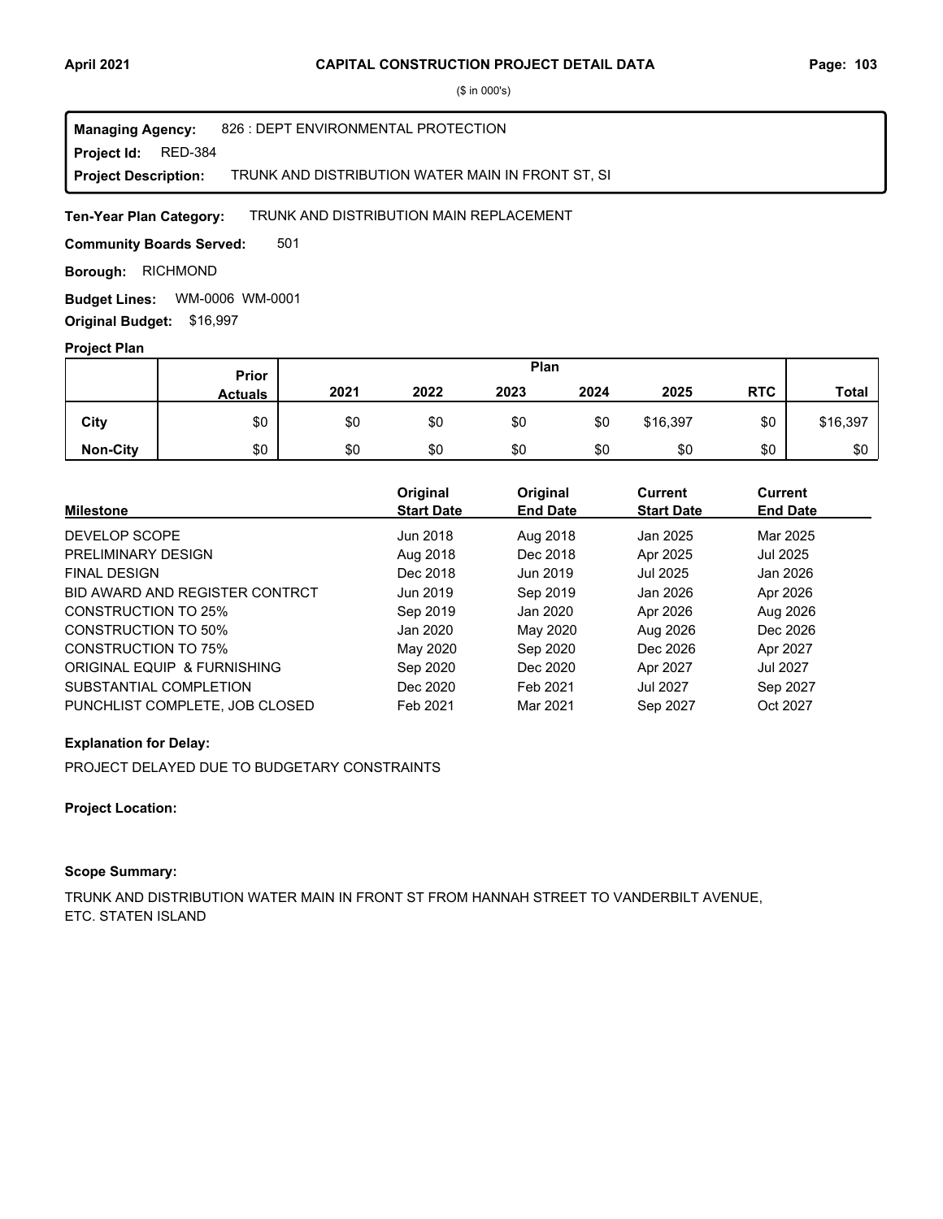# CAPITAL CONSTRUCTION PROJECT DETAIL DATA

($ in 000's)

**Managing Agency:** 826 : DEPT ENVIRONMENTAL PROTECTION
**Project Id:** RED-384
**Project Description:** TRUNK AND DISTRIBUTION WATER MAIN IN FRONT ST, SI

**Ten-Year Plan Category:** TRUNK AND DISTRIBUTION MAIN REPLACEMENT

**Community Boards Served:** 501

**Borough:** RICHMOND

**Budget Lines:** WM-0006 WM-0001

**Original Budget:** $16,997

## Project Plan

| | Prior Actuals | Plan 2021 | 2022 | 2023 | 2024 | 2025 | RTC | Total |
|---|---|---|---|---|---|---|---|---|
| **City** | $0 | $0 | $0 | $0 | $0 | $16,397 | $0 | $16,397 |
| **Non-City** | $0 | $0 | $0 | $0 | $0 | $0 | $0 | $0 |

| Milestone | Original Start Date | Original End Date | Current Start Date | Current End Date |
|---|---|---|---|---|
| DEVELOP SCOPE | Jun 2018 | Aug 2018 | Jan 2025 | Mar 2025 |
| PRELIMINARY DESIGN | Aug 2018 | Dec 2018 | Apr 2025 | Jul 2025 |
| FINAL DESIGN | Dec 2018 | Jun 2019 | Jul 2025 | Jan 2026 |
| BID AWARD AND REGISTER CONTRCT | Jun 2019 | Sep 2019 | Jan 2026 | Apr 2026 |
| CONSTRUCTION TO 25% | Sep 2019 | Jan 2020 | Apr 2026 | Aug 2026 |
| CONSTRUCTION TO 50% | Jan 2020 | May 2020 | Aug 2026 | Dec 2026 |
| CONSTRUCTION TO 75% | May 2020 | Sep 2020 | Dec 2026 | Apr 2027 |
| ORIGINAL EQUIP & FURNISHING | Sep 2020 | Dec 2020 | Apr 2027 | Jul 2027 |
| SUBSTANTIAL COMPLETION | Dec 2020 | Feb 2021 | Jul 2027 | Sep 2027 |
| PUNCHLIST COMPLETE, JOB CLOSED | Feb 2021 | Mar 2021 | Sep 2027 | Oct 2027 |

**Explanation for Delay:**

PROJECT DELAYED DUE TO BUDGETARY CONSTRAINTS

**Project Location:**

**Scope Summary:**

TRUNK AND DISTRIBUTION WATER MAIN IN FRONT ST FROM HANNAH STREET TO VANDERBILT AVENUE, ETC. STATEN ISLAND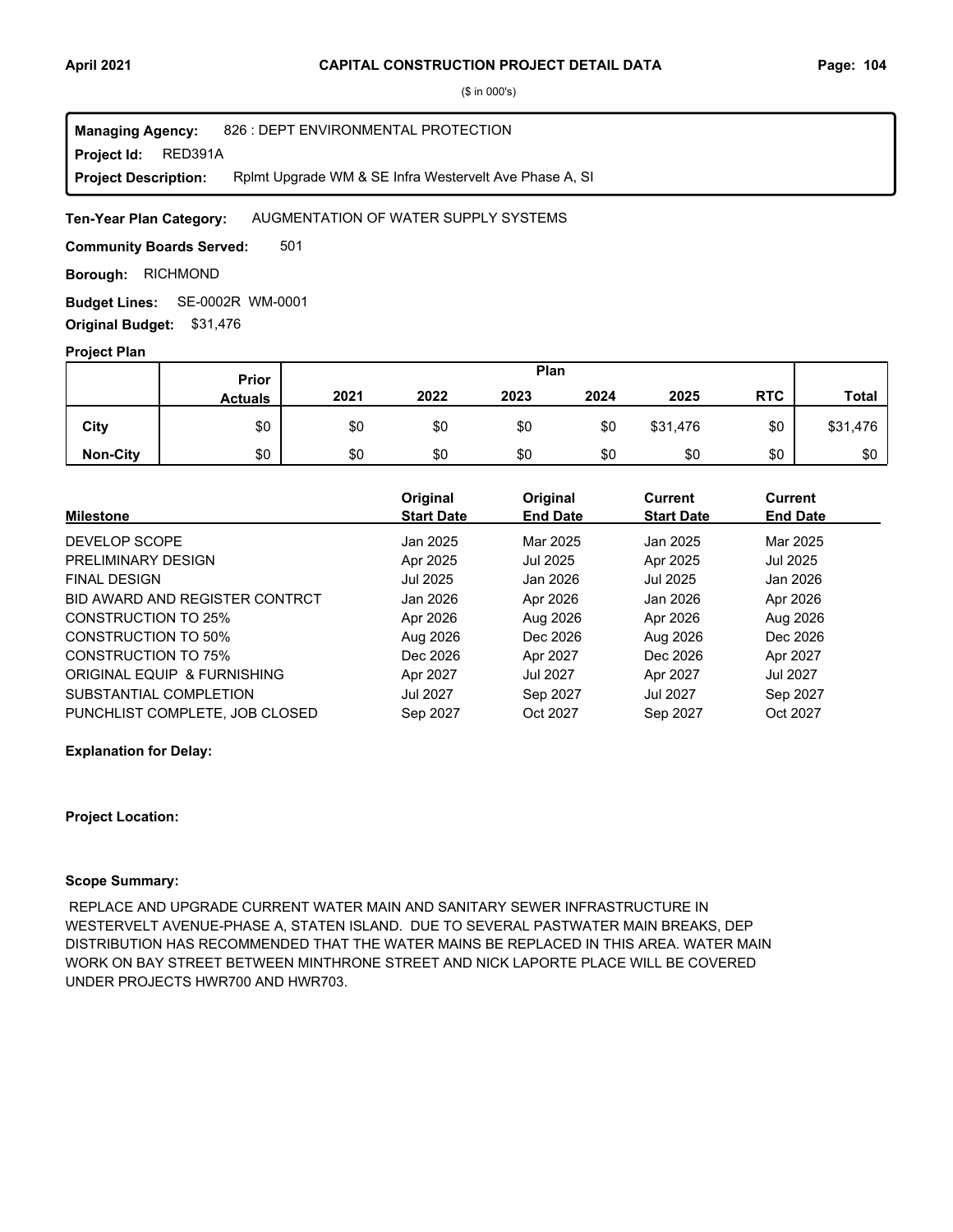# CAPITAL CONSTRUCTION PROJECT DETAIL DATA

($ in 000's)

**Managing Agency:** 826 : DEPT ENVIRONMENTAL PROTECTION
**Project Id:** RED391A
**Project Description:** Rplmt Upgrade WM & SE Infra Westervelt Ave Phase A, SI

**Ten-Year Plan Category:** AUGMENTATION OF WATER SUPPLY SYSTEMS

**Community Boards Served:** 501

**Borough:** RICHMOND

**Budget Lines:** SE-0002R WM-0001

**Original Budget:** $31,476

**Project Plan**

| | Prior Actuals | 2021 | 2022 | 2023 | 2024 | 2025 | RTC | Total |
|---|---|---|---|---|---|---|---|---|
| City | $0 | $0 | $0 | $0 | $0 | $31,476 | $0 | $31,476 |
| Non-City | $0 | $0 | $0 | $0 | $0 | $0 | $0 | $0 |

| Milestone | Original Start Date | Original End Date | Current Start Date | Current End Date |
|---|---|---|---|---|
| DEVELOP SCOPE | Jan 2025 | Mar 2025 | Jan 2025 | Mar 2025 |
| PRELIMINARY DESIGN | Apr 2025 | Jul 2025 | Apr 2025 | Jul 2025 |
| FINAL DESIGN | Jul 2025 | Jan 2026 | Jul 2025 | Jan 2026 |
| BID AWARD AND REGISTER CONTRCT | Jan 2026 | Apr 2026 | Jan 2026 | Apr 2026 |
| CONSTRUCTION TO 25% | Apr 2026 | Aug 2026 | Apr 2026 | Aug 2026 |
| CONSTRUCTION TO 50% | Aug 2026 | Dec 2026 | Aug 2026 | Dec 2026 |
| CONSTRUCTION TO 75% | Dec 2026 | Apr 2027 | Dec 2026 | Apr 2027 |
| ORIGINAL EQUIP & FURNISHING | Apr 2027 | Jul 2027 | Apr 2027 | Jul 2027 |
| SUBSTANTIAL COMPLETION | Jul 2027 | Sep 2027 | Jul 2027 | Sep 2027 |
| PUNCHLIST COMPLETE, JOB CLOSED | Sep 2027 | Oct 2027 | Sep 2027 | Oct 2027 |

**Explanation for Delay:**

**Project Location:**

**Scope Summary:**

REPLACE AND UPGRADE CURRENT WATER MAIN AND SANITARY SEWER INFRASTRUCTURE IN WESTERVELT AVENUE-PHASE A, STATEN ISLAND. DUE TO SEVERAL PASTWATER MAIN BREAKS, DEP DISTRIBUTION HAS RECOMMENDED THAT THE WATER MAINS BE REPLACED IN THIS AREA. WATER MAIN WORK ON BAY STREET BETWEEN MINTHRONE STREET AND NICK LAPORTE PLACE WILL BE COVERED UNDER PROJECTS HWR700 AND HWR703.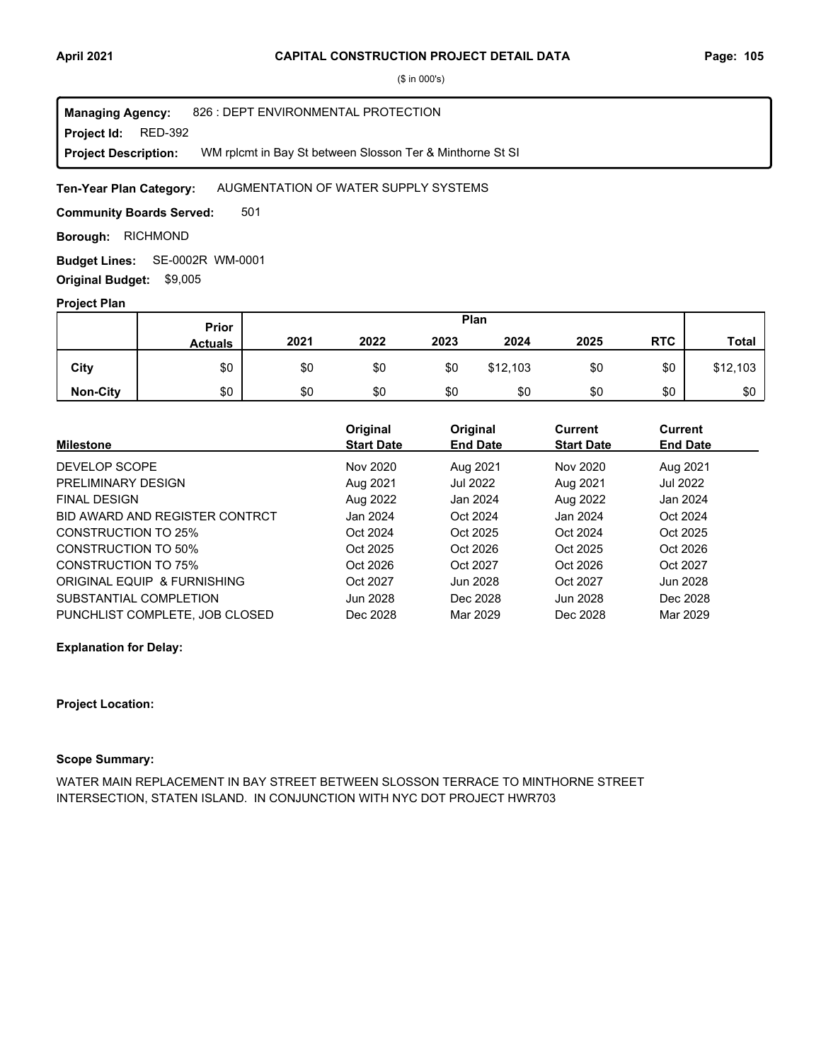($ in 000's)

**Managing Agency:** 826 : DEPT ENVIRONMENTAL PROTECTION
**Project Id:** RED-392
**Project Description:** WM rplcmt in Bay St between Slosson Ter & Minthorne St SI

**Ten-Year Plan Category:** AUGMENTATION OF WATER SUPPLY SYSTEMS

**Community Boards Served:** 501

**Borough:** RICHMOND

**Budget Lines:** SE-0002R WM-0001

**Original Budget:** $9,005

**Project Plan**

| | Prior Actuals | 2021 | 2022 | 2023 | 2024 | 2025 | RTC | Total |
|---|---|---|---|---|---|---|---|---|
| City | $0 | $0 | $0 | $0 | $12,103 | $0 | $0 | $12,103 |
| Non-City | $0 | $0 | $0 | $0 | $0 | $0 | $0 | $0 |

| Milestone | Original Start Date | Original End Date | Current Start Date | Current End Date |
|---|---|---|---|---|
| DEVELOP SCOPE | Nov 2020 | Aug 2021 | Nov 2020 | Aug 2021 |
| PRELIMINARY DESIGN | Aug 2021 | Jul 2022 | Aug 2021 | Jul 2022 |
| FINAL DESIGN | Aug 2022 | Jan 2024 | Aug 2022 | Jan 2024 |
| BID AWARD AND REGISTER CONTRCT | Jan 2024 | Oct 2024 | Jan 2024 | Oct 2024 |
| CONSTRUCTION TO 25% | Oct 2024 | Oct 2025 | Oct 2024 | Oct 2025 |
| CONSTRUCTION TO 50% | Oct 2025 | Oct 2026 | Oct 2025 | Oct 2026 |
| CONSTRUCTION TO 75% | Oct 2026 | Oct 2027 | Oct 2026 | Oct 2027 |
| ORIGINAL EQUIP & FURNISHING | Oct 2027 | Jun 2028 | Oct 2027 | Jun 2028 |
| SUBSTANTIAL COMPLETION | Jun 2028 | Dec 2028 | Jun 2028 | Dec 2028 |
| PUNCHLIST COMPLETE, JOB CLOSED | Dec 2028 | Mar 2029 | Dec 2028 | Mar 2029 |

**Explanation for Delay:**

**Project Location:**

**Scope Summary:**

WATER MAIN REPLACEMENT IN BAY STREET BETWEEN SLOSSON TERRACE TO MINTHORNE STREET INTERSECTION, STATEN ISLAND. IN CONJUNCTION WITH NYC DOT PROJECT HWR703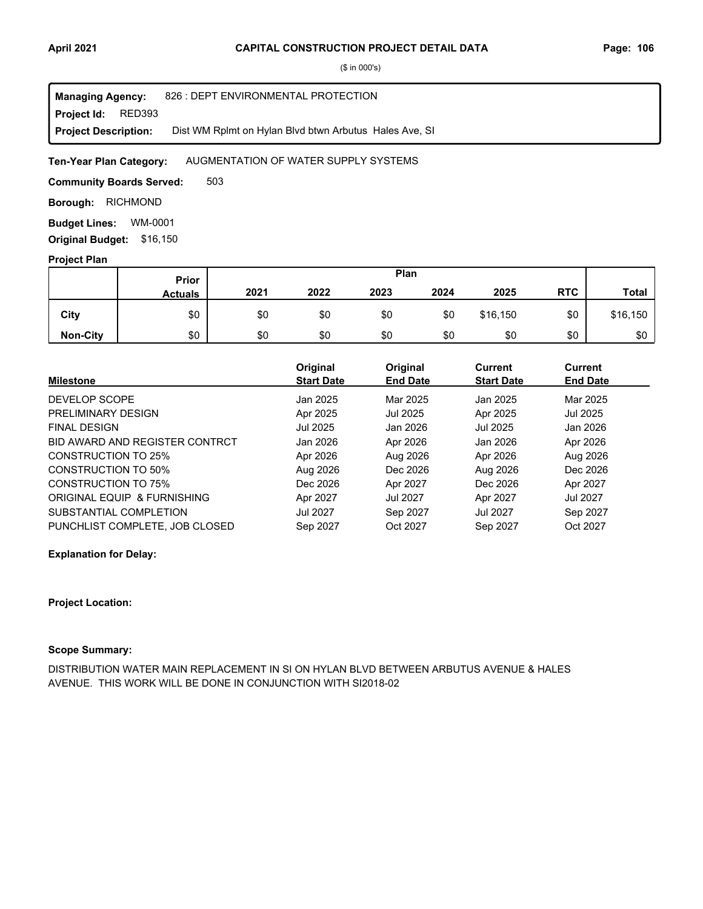# CAPITAL CONSTRUCTION PROJECT DETAIL DATA

($ in 000's)

**Managing Agency:** 826 : DEPT ENVIRONMENTAL PROTECTION
**Project Id:** RED393
**Project Description:** Dist WM Rplmt on Hylan Blvd btwn Arbutus Hales Ave, SI

**Ten-Year Plan Category:** AUGMENTATION OF WATER SUPPLY SYSTEMS

**Community Boards Served:** 503

**Borough:** RICHMOND

**Budget Lines:** WM-0001

**Original Budget:** $16,150

**Project Plan**

| | Prior Actuals | Plan 2021 | 2022 | 2023 | 2024 | 2025 | RTC | Total |
|---|---|---|---|---|---|---|---|---|
| City | $0 | $0 | $0 | $0 | $0 | $16,150 | $0 | $16,150 |
| Non-City | $0 | $0 | $0 | $0 | $0 | $0 | $0 | $0 |

| Milestone | Original Start Date | Original End Date | Current Start Date | Current End Date |
|---|---|---|---|---|
| DEVELOP SCOPE | Jan 2025 | Mar 2025 | Jan 2025 | Mar 2025 |
| PRELIMINARY DESIGN | Apr 2025 | Jul 2025 | Apr 2025 | Jul 2025 |
| FINAL DESIGN | Jul 2025 | Jan 2026 | Jul 2025 | Jan 2026 |
| BID AWARD AND REGISTER CONTRCT | Jan 2026 | Apr 2026 | Jan 2026 | Apr 2026 |
| CONSTRUCTION TO 25% | Apr 2026 | Aug 2026 | Apr 2026 | Aug 2026 |
| CONSTRUCTION TO 50% | Aug 2026 | Dec 2026 | Aug 2026 | Dec 2026 |
| CONSTRUCTION TO 75% | Dec 2026 | Apr 2027 | Dec 2026 | Apr 2027 |
| ORIGINAL EQUIP & FURNISHING | Apr 2027 | Jul 2027 | Apr 2027 | Jul 2027 |
| SUBSTANTIAL COMPLETION | Jul 2027 | Sep 2027 | Jul 2027 | Sep 2027 |
| PUNCHLIST COMPLETE, JOB CLOSED | Sep 2027 | Oct 2027 | Sep 2027 | Oct 2027 |

**Explanation for Delay:**

**Project Location:**

**Scope Summary:**

DISTRIBUTION WATER MAIN REPLACEMENT IN SI ON HYLAN BLVD BETWEEN ARBUTUS AVENUE & HALES AVENUE. THIS WORK WILL BE DONE IN CONJUNCTION WITH SI2018-02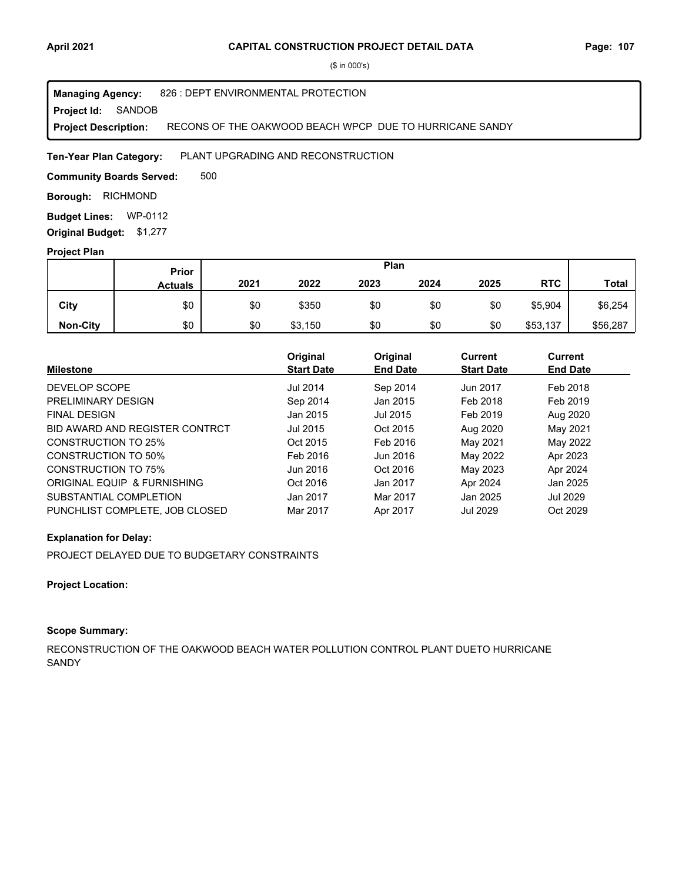# CAPITAL CONSTRUCTION PROJECT DETAIL DATA

($ in 000's)

**Managing Agency:** 826 : DEPT ENVIRONMENTAL PROTECTION
**Project Id:** SANDOB
**Project Description:** RECONS OF THE OAKWOOD BEACH WPCP DUE TO HURRICANE SANDY

**Ten-Year Plan Category:** PLANT UPGRADING AND RECONSTRUCTION

**Community Boards Served:** 500

**Borough:** RICHMOND

**Budget Lines:** WP-0112

**Original Budget:** $1,277

## Project Plan

| | Prior Actuals | Plan 2021 | 2022 | 2023 | 2024 | 2025 | RTC | Total |
|---|---|---|---|---|---|---|---|---|
| City | $0 | $0 | $350 | $0 | $0 | $0 | $5,904 | $6,254 |
| Non-City | $0 | $0 | $3,150 | $0 | $0 | $0 | $53,137 | $56,287 |

| Milestone | Original Start Date | Original End Date | Current Start Date | Current End Date |
|---|---|---|---|---|
| DEVELOP SCOPE | Jul 2014 | Sep 2014 | Jun 2017 | Feb 2018 |
| PRELIMINARY DESIGN | Sep 2014 | Jan 2015 | Feb 2018 | Feb 2019 |
| FINAL DESIGN | Jan 2015 | Jul 2015 | Feb 2019 | Aug 2020 |
| BID AWARD AND REGISTER CONTRCT | Jul 2015 | Oct 2015 | Aug 2020 | May 2021 |
| CONSTRUCTION TO 25% | Oct 2015 | Feb 2016 | May 2021 | May 2022 |
| CONSTRUCTION TO 50% | Feb 2016 | Jun 2016 | May 2022 | Apr 2023 |
| CONSTRUCTION TO 75% | Jun 2016 | Oct 2016 | May 2023 | Apr 2024 |
| ORIGINAL EQUIP & FURNISHING | Oct 2016 | Jan 2017 | Apr 2024 | Jan 2025 |
| SUBSTANTIAL COMPLETION | Jan 2017 | Mar 2017 | Jan 2025 | Jul 2029 |
| PUNCHLIST COMPLETE, JOB CLOSED | Mar 2017 | Apr 2017 | Jul 2029 | Oct 2029 |

**Explanation for Delay:**

PROJECT DELAYED DUE TO BUDGETARY CONSTRAINTS

**Project Location:**

**Scope Summary:**

RECONSTRUCTION OF THE OAKWOOD BEACH WATER POLLUTION CONTROL PLANT DUETO HURRICANE SANDY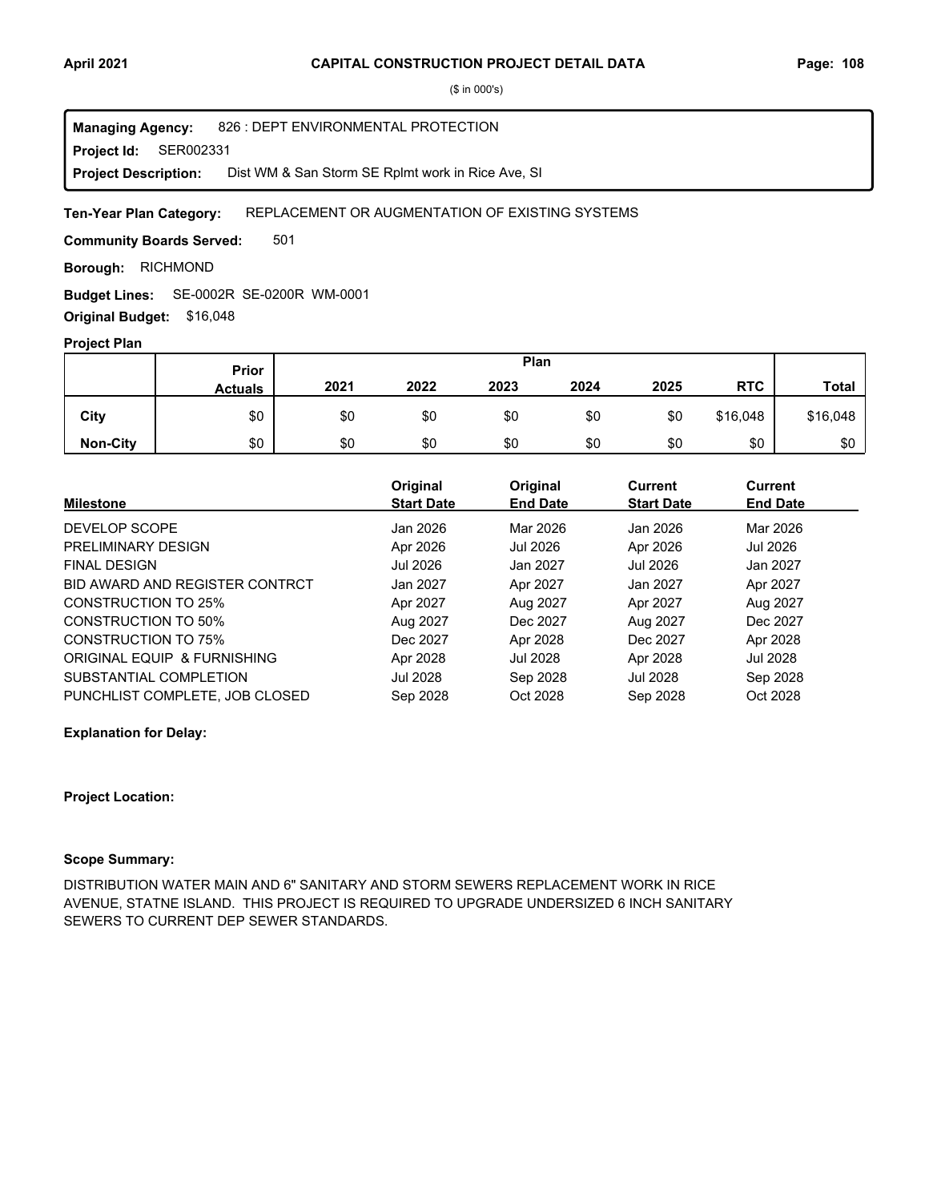# CAPITAL CONSTRUCTION PROJECT DETAIL DATA

($ in 000's)

**Managing Agency:** 826 : DEPT ENVIRONMENTAL PROTECTION
**Project Id:** SER002331
**Project Description:** Dist WM & San Storm SE Rplmt work in Rice Ave, SI

**Ten-Year Plan Category:** REPLACEMENT OR AUGMENTATION OF EXISTING SYSTEMS

**Community Boards Served:** 501

**Borough:** RICHMOND

**Budget Lines:** SE-0002R SE-0200R WM-0001

**Original Budget:** $16,048

**Project Plan**

| | Prior Actuals | 2021 | 2022 | 2023 | 2024 | 2025 | RTC | Total |
|---|---|---|---|---|---|---|---|---|
| **City** | $0 | $0 | $0 | $0 | $0 | $0 | $16,048 | $16,048 |
| **Non-City** | $0 | $0 | $0 | $0 | $0 | $0 | $0 | $0 |

| Milestone | Original Start Date | Original End Date | Current Start Date | Current End Date |
|---|---|---|---|---|
| DEVELOP SCOPE | Jan 2026 | Mar 2026 | Jan 2026 | Mar 2026 |
| PRELIMINARY DESIGN | Apr 2026 | Jul 2026 | Apr 2026 | Jul 2026 |
| FINAL DESIGN | Jul 2026 | Jan 2027 | Jul 2026 | Jan 2027 |
| BID AWARD AND REGISTER CONTRCT | Jan 2027 | Apr 2027 | Jan 2027 | Apr 2027 |
| CONSTRUCTION TO 25% | Apr 2027 | Aug 2027 | Apr 2027 | Aug 2027 |
| CONSTRUCTION TO 50% | Aug 2027 | Dec 2027 | Aug 2027 | Dec 2027 |
| CONSTRUCTION TO 75% | Dec 2027 | Apr 2028 | Dec 2027 | Apr 2028 |
| ORIGINAL EQUIP & FURNISHING | Apr 2028 | Jul 2028 | Apr 2028 | Jul 2028 |
| SUBSTANTIAL COMPLETION | Jul 2028 | Sep 2028 | Jul 2028 | Sep 2028 |
| PUNCHLIST COMPLETE, JOB CLOSED | Sep 2028 | Oct 2028 | Sep 2028 | Oct 2028 |

**Explanation for Delay:**

**Project Location:**

**Scope Summary:**

DISTRIBUTION WATER MAIN AND 6" SANITARY AND STORM SEWERS REPLACEMENT WORK IN RICE AVENUE, STATNE ISLAND. THIS PROJECT IS REQUIRED TO UPGRADE UNDERSIZED 6 INCH SANITARY SEWERS TO CURRENT DEP SEWER STANDARDS.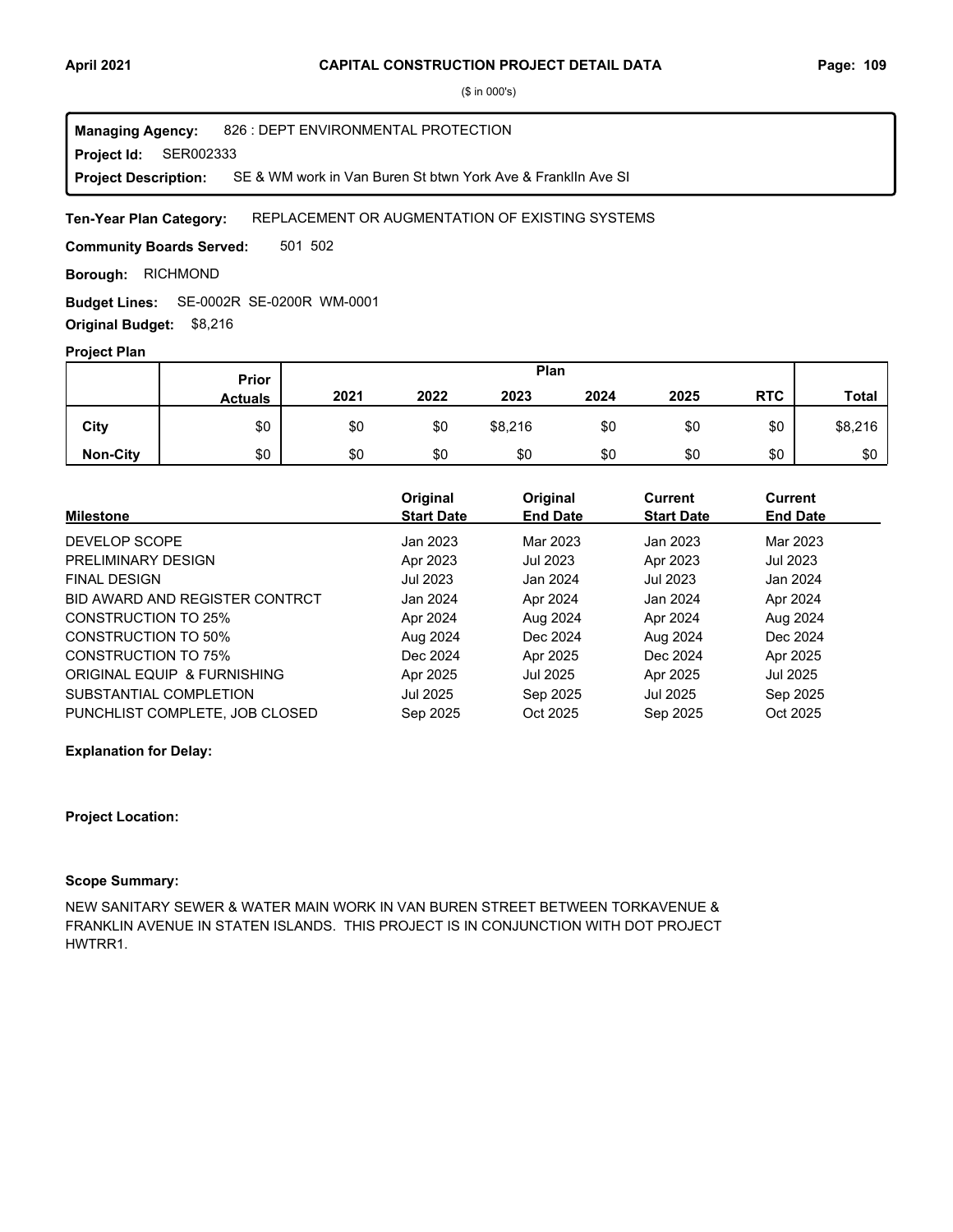**($ in 000's)**

**Managing Agency:** 826 : DEPT ENVIRONMENTAL PROTECTION
**Project Id:** SER002333
**Project Description:** SE & WM work in Van Buren St btwn York Ave & Franklln Ave SI

**Ten-Year Plan Category:** REPLACEMENT OR AUGMENTATION OF EXISTING SYSTEMS

**Community Boards Served:** 501 502

**Borough:** RICHMOND

**Budget Lines:** SE-0002R SE-0200R WM-0001

**Original Budget:** $8,216

**Project Plan**

| | Prior Actuals | Plan 2021 | 2022 | 2023 | 2024 | 2025 | RTC | Total |
|---|---|---|---|---|---|---|---|---|
| City | $0 | $0 | $0 | $8,216 | $0 | $0 | $0 | $8,216 |
| Non-City | $0 | $0 | $0 | $0 | $0 | $0 | $0 | $0 |

| Milestone | Original Start Date | Original End Date | Current Start Date | Current End Date |
|---|---|---|---|---|
| DEVELOP SCOPE | Jan 2023 | Mar 2023 | Jan 2023 | Mar 2023 |
| PRELIMINARY DESIGN | Apr 2023 | Jul 2023 | Apr 2023 | Jul 2023 |
| FINAL DESIGN | Jul 2023 | Jan 2024 | Jul 2023 | Jan 2024 |
| BID AWARD AND REGISTER CONTRCT | Jan 2024 | Apr 2024 | Jan 2024 | Apr 2024 |
| CONSTRUCTION TO 25% | Apr 2024 | Aug 2024 | Apr 2024 | Aug 2024 |
| CONSTRUCTION TO 50% | Aug 2024 | Dec 2024 | Aug 2024 | Dec 2024 |
| CONSTRUCTION TO 75% | Dec 2024 | Apr 2025 | Dec 2024 | Apr 2025 |
| ORIGINAL EQUIP & FURNISHING | Apr 2025 | Jul 2025 | Apr 2025 | Jul 2025 |
| SUBSTANTIAL COMPLETION | Jul 2025 | Sep 2025 | Jul 2025 | Sep 2025 |
| PUNCHLIST COMPLETE, JOB CLOSED | Sep 2025 | Oct 2025 | Sep 2025 | Oct 2025 |

**Explanation for Delay:**

**Project Location:**

**Scope Summary:**

NEW SANITARY SEWER & WATER MAIN WORK IN VAN BUREN STREET BETWEEN TORKAVENUE & FRANKLIN AVENUE IN STATEN ISLANDS. THIS PROJECT IS IN CONJUNCTION WITH DOT PROJECT HWTRR1.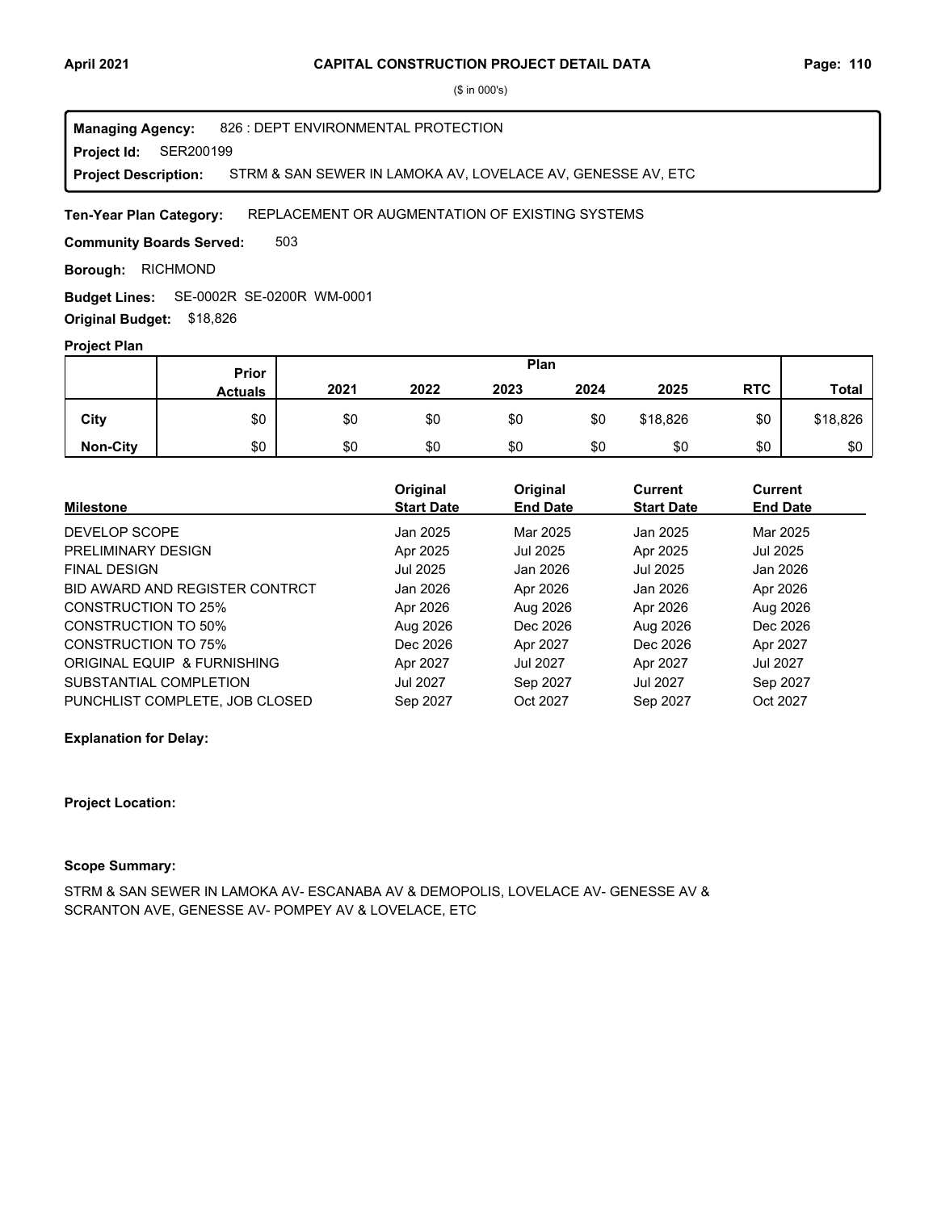**CAPITAL CONSTRUCTION PROJECT DETAIL DATA**

($ in 000's)

**Managing Agency:** 826 : DEPT ENVIRONMENTAL PROTECTION
**Project Id:** SER200199
**Project Description:** STRM & SAN SEWER IN LAMOKA AV, LOVELACE AV, GENESSE AV, ETC

**Ten-Year Plan Category:** REPLACEMENT OR AUGMENTATION OF EXISTING SYSTEMS

**Community Boards Served:** 503

**Borough:** RICHMOND

**Budget Lines:** SE-0002R SE-0200R WM-0001

**Original Budget:** $18,826

**Project Plan**

| | Prior Actuals | Plan 2021 | 2022 | 2023 | 2024 | 2025 | RTC | Total |
|---|---|---|---|---|---|---|---|---|
| City | $0 | $0 | $0 | $0 | $0 | $18,826 | $0 | $18,826 |
| Non-City | $0 | $0 | $0 | $0 | $0 | $0 | $0 | $0 |

| Milestone | Original Start Date | Original End Date | Current Start Date | Current End Date |
|---|---|---|---|---|
| DEVELOP SCOPE | Jan 2025 | Mar 2025 | Jan 2025 | Mar 2025 |
| PRELIMINARY DESIGN | Apr 2025 | Jul 2025 | Apr 2025 | Jul 2025 |
| FINAL DESIGN | Jul 2025 | Jan 2026 | Jul 2025 | Jan 2026 |
| BID AWARD AND REGISTER CONTRCT | Jan 2026 | Apr 2026 | Jan 2026 | Apr 2026 |
| CONSTRUCTION TO 25% | Apr 2026 | Aug 2026 | Apr 2026 | Aug 2026 |
| CONSTRUCTION TO 50% | Aug 2026 | Dec 2026 | Aug 2026 | Dec 2026 |
| CONSTRUCTION TO 75% | Dec 2026 | Apr 2027 | Dec 2026 | Apr 2027 |
| ORIGINAL EQUIP & FURNISHING | Apr 2027 | Jul 2027 | Apr 2027 | Jul 2027 |
| SUBSTANTIAL COMPLETION | Jul 2027 | Sep 2027 | Jul 2027 | Sep 2027 |
| PUNCHLIST COMPLETE, JOB CLOSED | Sep 2027 | Oct 2027 | Sep 2027 | Oct 2027 |

**Explanation for Delay:**

**Project Location:**

**Scope Summary:**

STRM & SAN SEWER IN LAMOKA AV- ESCANABA AV & DEMOPOLIS, LOVELACE AV- GENESSE AV & SCRANTON AVE, GENESSE AV- POMPEY AV & LOVELACE, ETC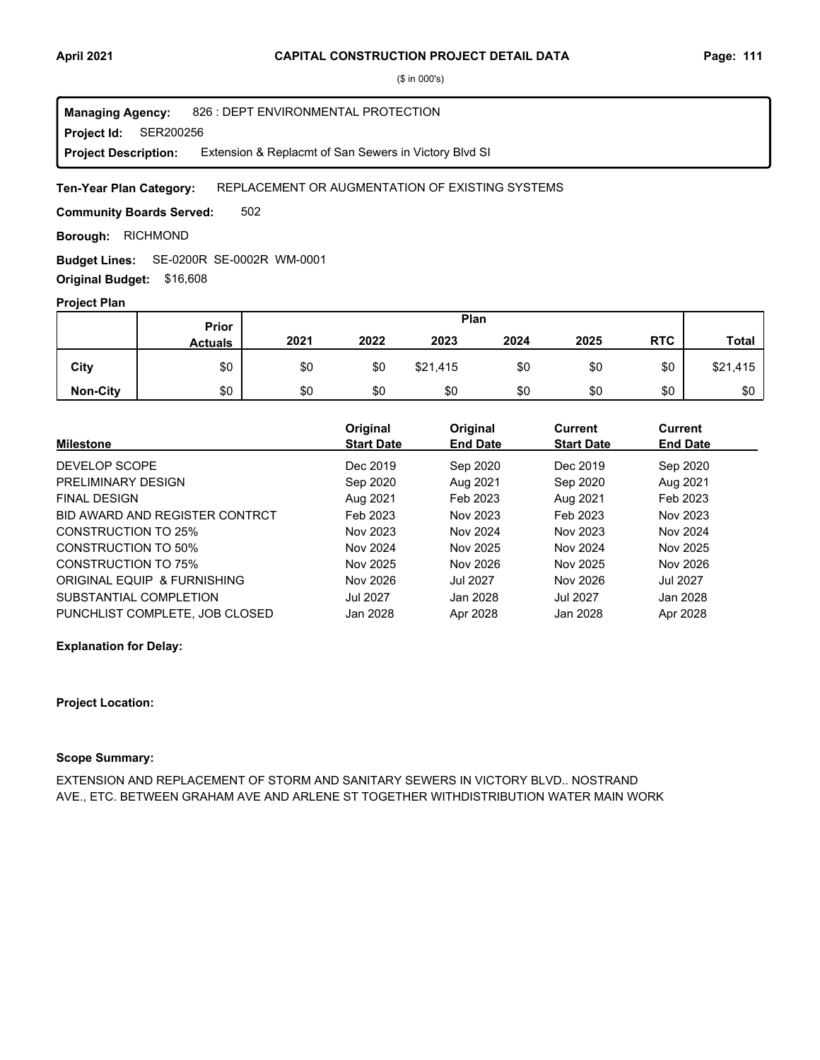($ in 000's)

**Managing Agency:** 826 : DEPT ENVIRONMENTAL PROTECTION
**Project Id:** SER200256
**Project Description:** Extension & Replacmt of San Sewers in Victory Blvd SI

**Ten-Year Plan Category:** REPLACEMENT OR AUGMENTATION OF EXISTING SYSTEMS

**Community Boards Served:** 502

**Borough:** RICHMOND

**Budget Lines:** SE-0200R SE-0002R WM-0001

**Original Budget:** $16,608

**Project Plan**

| | Prior Actuals | Plan | | | | | | |
|---|---|---|---|---|---|---|---|---|
| | | 2021 | 2022 | 2023 | 2024 | 2025 | RTC | Total |
| City | $0 | $0 | $0 | $21,415 | $0 | $0 | $0 | $21,415 |
| Non-City | $0 | $0 | $0 | $0 | $0 | $0 | $0 | $0 |

| Milestone | Original Start Date | Original End Date | Current Start Date | Current End Date |
|---|---|---|---|---|
| DEVELOP SCOPE | Dec 2019 | Sep 2020 | Dec 2019 | Sep 2020 |
| PRELIMINARY DESIGN | Sep 2020 | Aug 2021 | Sep 2020 | Aug 2021 |
| FINAL DESIGN | Aug 2021 | Feb 2023 | Aug 2021 | Feb 2023 |
| BID AWARD AND REGISTER CONTRCT | Feb 2023 | Nov 2023 | Feb 2023 | Nov 2023 |
| CONSTRUCTION TO 25% | Nov 2023 | Nov 2024 | Nov 2023 | Nov 2024 |
| CONSTRUCTION TO 50% | Nov 2024 | Nov 2025 | Nov 2024 | Nov 2025 |
| CONSTRUCTION TO 75% | Nov 2025 | Nov 2026 | Nov 2025 | Nov 2026 |
| ORIGINAL EQUIP & FURNISHING | Nov 2026 | Jul 2027 | Nov 2026 | Jul 2027 |
| SUBSTANTIAL COMPLETION | Jul 2027 | Jan 2028 | Jul 2027 | Jan 2028 |
| PUNCHLIST COMPLETE, JOB CLOSED | Jan 2028 | Apr 2028 | Jan 2028 | Apr 2028 |

**Explanation for Delay:**

**Project Location:**

**Scope Summary:**

EXTENSION AND REPLACEMENT OF STORM AND SANITARY SEWERS IN VICTORY BLVD.. NOSTRAND AVE., ETC. BETWEEN GRAHAM AVE AND ARLENE ST TOGETHER WITHDISTRIBUTION WATER MAIN WORK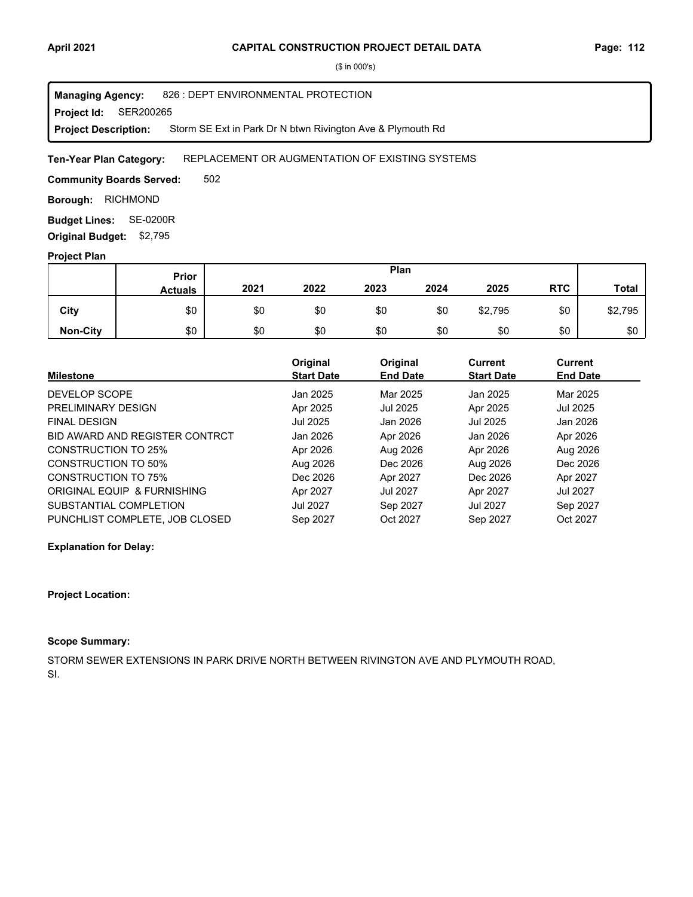## CAPITAL CONSTRUCTION PROJECT DETAIL DATA

($ in 000's)

**Managing Agency:** 826 : DEPT ENVIRONMENTAL PROTECTION
**Project Id:** SER200265
**Project Description:** Storm SE Ext in Park Dr N btwn Rivington Ave & Plymouth Rd

**Ten-Year Plan Category:** REPLACEMENT OR AUGMENTATION OF EXISTING SYSTEMS

**Community Boards Served:** 502

**Borough:** RICHMOND

**Budget Lines:** SE-0200R

**Original Budget:** $2,795

**Project Plan**

| | Prior Actuals | 2021 | 2022 | 2023 | 2024 | 2025 | RTC | Total |
|---|---|---|---|---|---|---|---|---|
| **City** | $0 | $0 | $0 | $0 | $0 | $2,795 | $0 | $2,795 |
| **Non-City** | $0 | $0 | $0 | $0 | $0 | $0 | $0 | $0 |

| Milestone | Original Start Date | Original End Date | Current Start Date | Current End Date |
|---|---|---|---|---|
| DEVELOP SCOPE | Jan 2025 | Mar 2025 | Jan 2025 | Mar 2025 |
| PRELIMINARY DESIGN | Apr 2025 | Jul 2025 | Apr 2025 | Jul 2025 |
| FINAL DESIGN | Jul 2025 | Jan 2026 | Jul 2025 | Jan 2026 |
| BID AWARD AND REGISTER CONTRCT | Jan 2026 | Apr 2026 | Jan 2026 | Apr 2026 |
| CONSTRUCTION TO 25% | Apr 2026 | Aug 2026 | Apr 2026 | Aug 2026 |
| CONSTRUCTION TO 50% | Aug 2026 | Dec 2026 | Aug 2026 | Dec 2026 |
| CONSTRUCTION TO 75% | Dec 2026 | Apr 2027 | Dec 2026 | Apr 2027 |
| ORIGINAL EQUIP & FURNISHING | Apr 2027 | Jul 2027 | Apr 2027 | Jul 2027 |
| SUBSTANTIAL COMPLETION | Jul 2027 | Sep 2027 | Jul 2027 | Sep 2027 |
| PUNCHLIST COMPLETE, JOB CLOSED | Sep 2027 | Oct 2027 | Sep 2027 | Oct 2027 |

**Explanation for Delay:**

**Project Location:**

**Scope Summary:**

STORM SEWER EXTENSIONS IN PARK DRIVE NORTH BETWEEN RIVINGTON AVE AND PLYMOUTH ROAD, SI.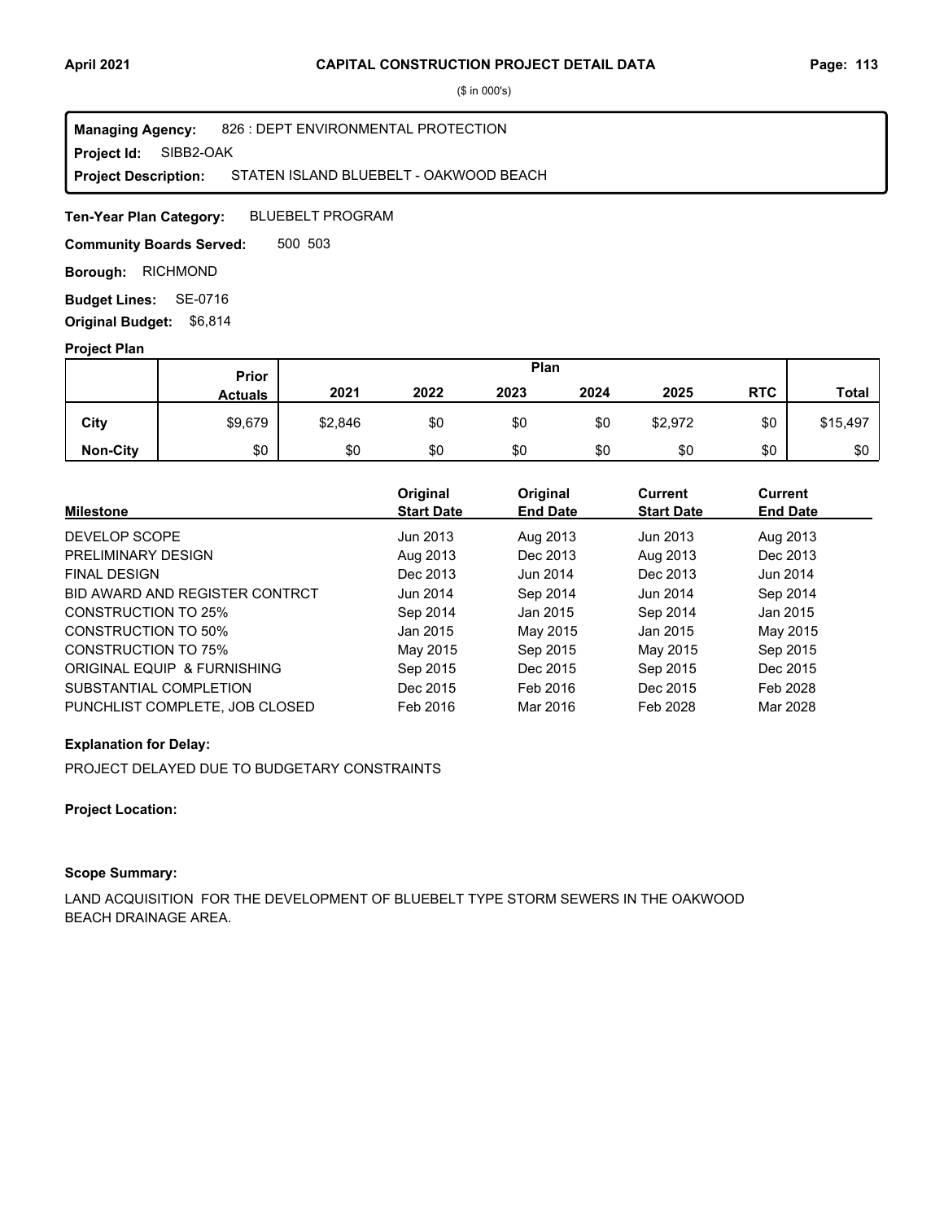($ in 000's)

**Managing Agency:** 826 : DEPT ENVIRONMENTAL PROTECTION
**Project Id:** SIBB2-OAK
**Project Description:** STATEN ISLAND BLUEBELT - OAKWOOD BEACH

**Ten-Year Plan Category:** BLUEBELT PROGRAM

**Community Boards Served:** 500 503

**Borough:** RICHMOND

**Budget Lines:** SE-0716

**Original Budget:** $6,814

**Project Plan**

| | Prior Actuals | Plan | | | | | | |
|---|---|---|---|---|---|---|---|---|
| | | 2021 | 2022 | 2023 | 2024 | 2025 | RTC | Total |
| City | $9,679 | $2,846 | $0 | $0 | $0 | $2,972 | $0 | $15,497 |
| Non-City | $0 | $0 | $0 | $0 | $0 | $0 | $0 | $0 |

| Milestone | Original Start Date | Original End Date | Current Start Date | Current End Date |
|---|---|---|---|---|
| DEVELOP SCOPE | Jun 2013 | Aug 2013 | Jun 2013 | Aug 2013 |
| PRELIMINARY DESIGN | Aug 2013 | Dec 2013 | Aug 2013 | Dec 2013 |
| FINAL DESIGN | Dec 2013 | Jun 2014 | Dec 2013 | Jun 2014 |
| BID AWARD AND REGISTER CONTRCT | Jun 2014 | Sep 2014 | Jun 2014 | Sep 2014 |
| CONSTRUCTION TO 25% | Sep 2014 | Jan 2015 | Sep 2014 | Jan 2015 |
| CONSTRUCTION TO 50% | Jan 2015 | May 2015 | Jan 2015 | May 2015 |
| CONSTRUCTION TO 75% | May 2015 | Sep 2015 | May 2015 | Sep 2015 |
| ORIGINAL EQUIP & FURNISHING | Sep 2015 | Dec 2015 | Sep 2015 | Dec 2015 |
| SUBSTANTIAL COMPLETION | Dec 2015 | Feb 2016 | Dec 2015 | Feb 2028 |
| PUNCHLIST COMPLETE, JOB CLOSED | Feb 2016 | Mar 2016 | Feb 2028 | Mar 2028 |

**Explanation for Delay:**

PROJECT DELAYED DUE TO BUDGETARY CONSTRAINTS

**Project Location:**

**Scope Summary:**

LAND ACQUISITION FOR THE DEVELOPMENT OF BLUEBELT TYPE STORM SEWERS IN THE OAKWOOD BEACH DRAINAGE AREA.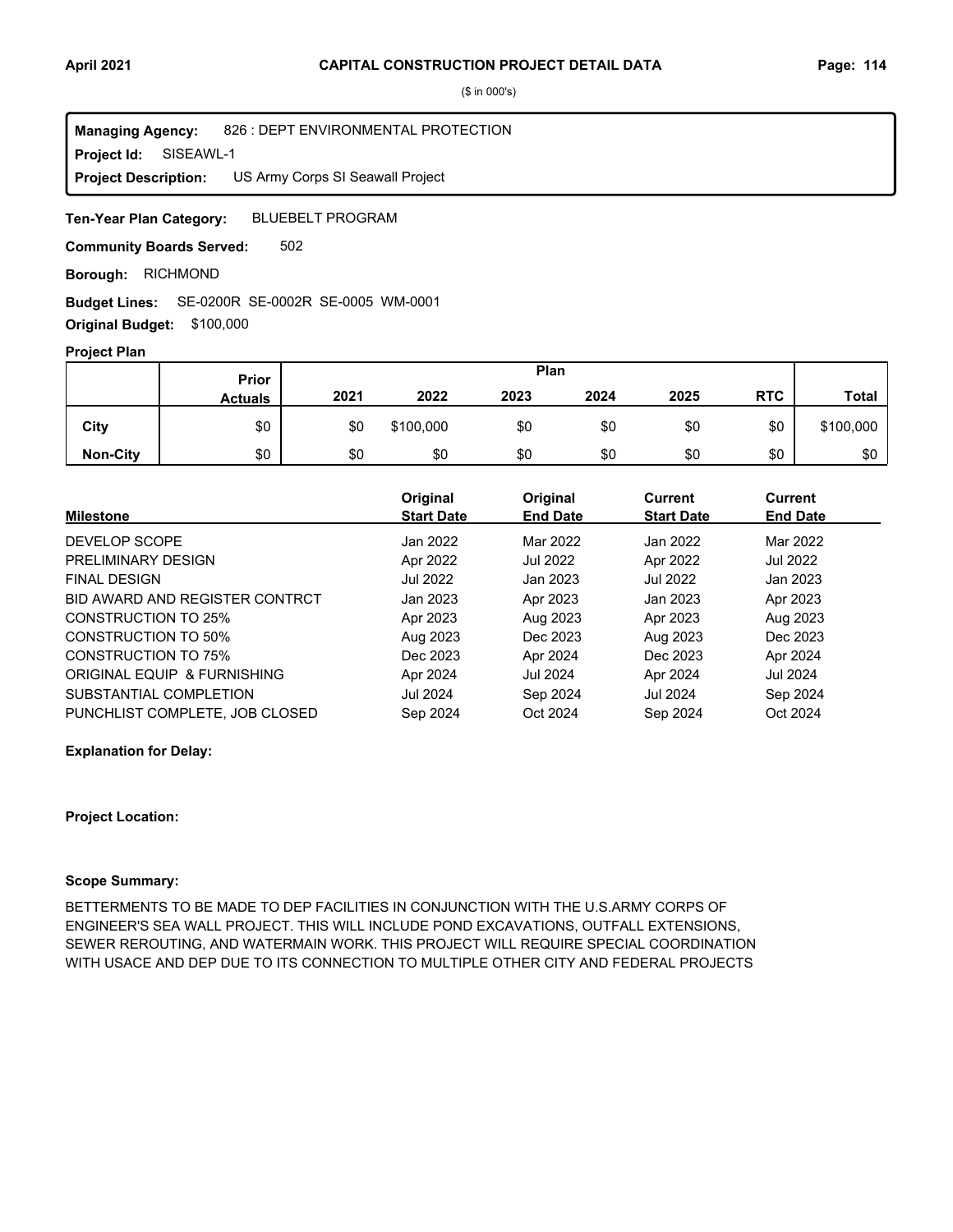# CAPITAL CONSTRUCTION PROJECT DETAIL DATA

($ in 000's)

**Managing Agency:** 826 : DEPT ENVIRONMENTAL PROTECTION
**Project Id:** SISEAWL-1
**Project Description:** US Army Corps SI Seawall Project

**Ten-Year Plan Category:** BLUEBELT PROGRAM

**Community Boards Served:** 502

**Borough:** RICHMOND

**Budget Lines:** SE-0200R SE-0002R SE-0005 WM-0001

**Original Budget:** $100,000

**Project Plan**

| | Prior | Plan | | | | | | |
|---|---|---|---|---|---|---|---|---|
| | **Actuals** | **2021** | **2022** | **2023** | **2024** | **2025** | **RTC** | **Total** |
| **City** | $0 | $0 | $100,000 | $0 | $0 | $0 | $0 | $100,000 |
| **Non-City** | $0 | $0 | $0 | $0 | $0 | $0 | $0 | $0 |

| Milestone | Original Start Date | Original End Date | Current Start Date | Current End Date |
|---|---|---|---|---|
| DEVELOP SCOPE | Jan 2022 | Mar 2022 | Jan 2022 | Mar 2022 |
| PRELIMINARY DESIGN | Apr 2022 | Jul 2022 | Apr 2022 | Jul 2022 |
| FINAL DESIGN | Jul 2022 | Jan 2023 | Jul 2022 | Jan 2023 |
| BID AWARD AND REGISTER CONTRCT | Jan 2023 | Apr 2023 | Jan 2023 | Apr 2023 |
| CONSTRUCTION TO 25% | Apr 2023 | Aug 2023 | Apr 2023 | Aug 2023 |
| CONSTRUCTION TO 50% | Aug 2023 | Dec 2023 | Aug 2023 | Dec 2023 |
| CONSTRUCTION TO 75% | Dec 2023 | Apr 2024 | Dec 2023 | Apr 2024 |
| ORIGINAL EQUIP & FURNISHING | Apr 2024 | Jul 2024 | Apr 2024 | Jul 2024 |
| SUBSTANTIAL COMPLETION | Jul 2024 | Sep 2024 | Jul 2024 | Sep 2024 |
| PUNCHLIST COMPLETE, JOB CLOSED | Sep 2024 | Oct 2024 | Sep 2024 | Oct 2024 |

**Explanation for Delay:**

**Project Location:**

**Scope Summary:**

BETTERMENTS TO BE MADE TO DEP FACILITIES IN CONJUNCTION WITH THE U.S.ARMY CORPS OF ENGINEER'S SEA WALL PROJECT. THIS WILL INCLUDE POND EXCAVATIONS, OUTFALL EXTENSIONS, SEWER REROUTING, AND WATERMAIN WORK. THIS PROJECT WILL REQUIRE SPECIAL COORDINATION WITH USACE AND DEP DUE TO ITS CONNECTION TO MULTIPLE OTHER CITY AND FEDERAL PROJECTS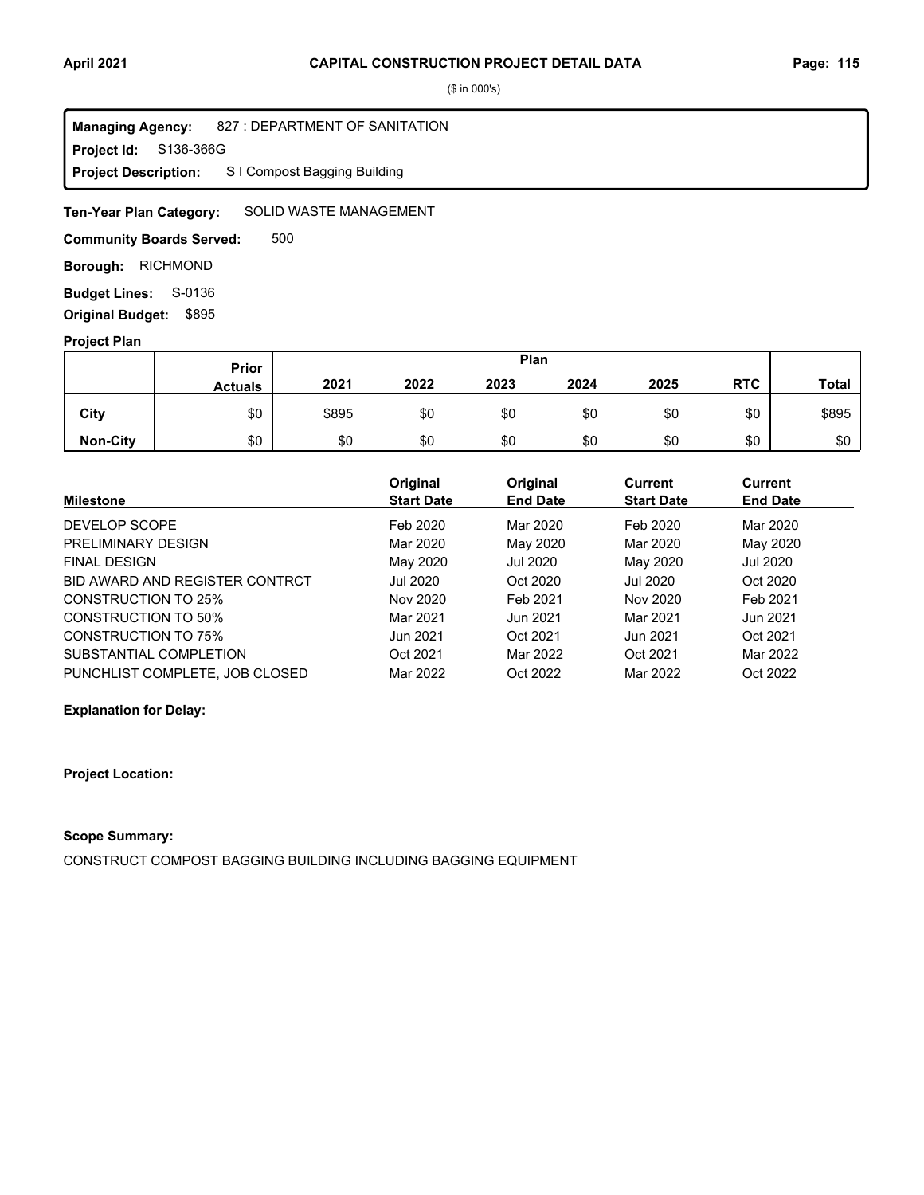($ in 000's)

**Managing Agency:** 827 : DEPARTMENT OF SANITATION
**Project Id:** S136-366G
**Project Description:** S I Compost Bagging Building

**Ten-Year Plan Category:** SOLID WASTE MANAGEMENT

**Community Boards Served:** 500

**Borough:** RICHMOND

**Budget Lines:** S-0136

**Original Budget:** $895

**Project Plan**

| | Prior Actuals | Plan 2021 | 2022 | 2023 | 2024 | 2025 | RTC | Total |
|---|---|---|---|---|---|---|---|---|
| City | $0 | $895 | $0 | $0 | $0 | $0 | $0 | $895 |
| Non-City | $0 | $0 | $0 | $0 | $0 | $0 | $0 | $0 |

| Milestone | Original Start Date | Original End Date | Current Start Date | Current End Date |
|---|---|---|---|---|
| DEVELOP SCOPE | Feb 2020 | Mar 2020 | Feb 2020 | Mar 2020 |
| PRELIMINARY DESIGN | Mar 2020 | May 2020 | Mar 2020 | May 2020 |
| FINAL DESIGN | May 2020 | Jul 2020 | May 2020 | Jul 2020 |
| BID AWARD AND REGISTER CONTRCT | Jul 2020 | Oct 2020 | Jul 2020 | Oct 2020 |
| CONSTRUCTION TO 25% | Nov 2020 | Feb 2021 | Nov 2020 | Feb 2021 |
| CONSTRUCTION TO 50% | Mar 2021 | Jun 2021 | Mar 2021 | Jun 2021 |
| CONSTRUCTION TO 75% | Jun 2021 | Oct 2021 | Jun 2021 | Oct 2021 |
| SUBSTANTIAL COMPLETION | Oct 2021 | Mar 2022 | Oct 2021 | Mar 2022 |
| PUNCHLIST COMPLETE, JOB CLOSED | Mar 2022 | Oct 2022 | Mar 2022 | Oct 2022 |

**Explanation for Delay:**

**Project Location:**

**Scope Summary:**

CONSTRUCT COMPOST BAGGING BUILDING INCLUDING BAGGING EQUIPMENT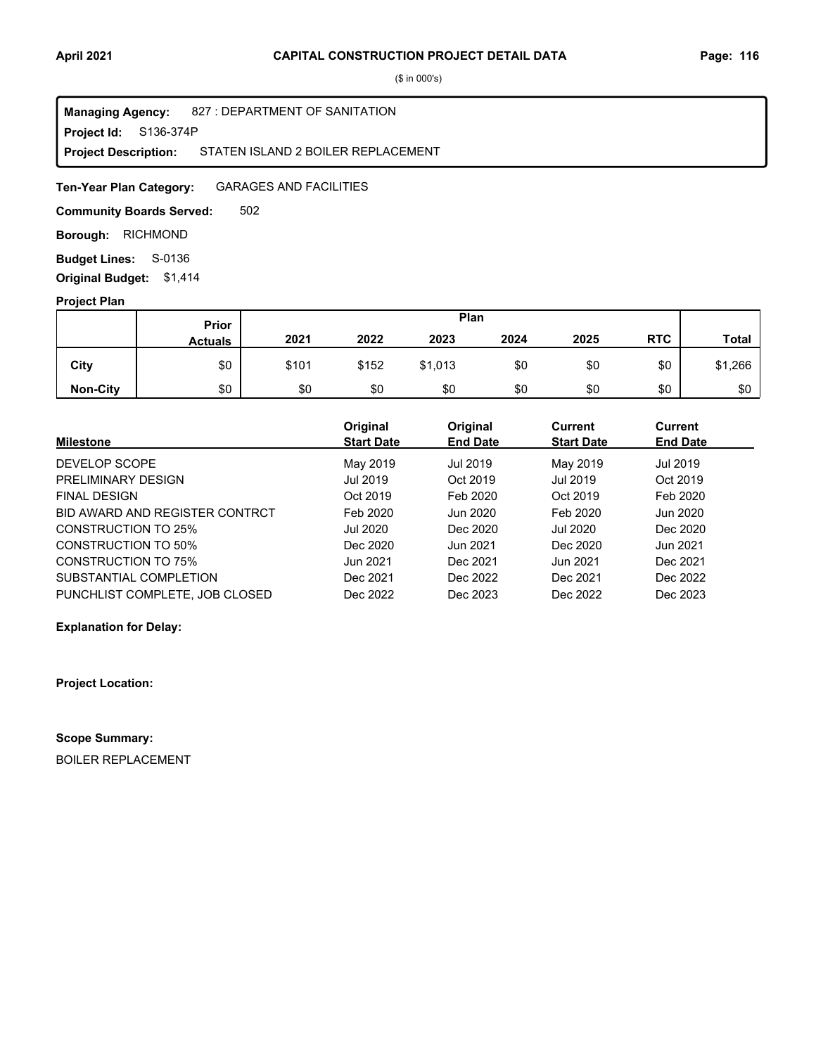## CAPITAL CONSTRUCTION PROJECT DETAIL DATA

($ in 000's)

**Managing Agency:** 827 : DEPARTMENT OF SANITATION
**Project Id:** S136-374P
**Project Description:** STATEN ISLAND 2 BOILER REPLACEMENT

**Ten-Year Plan Category:** GARAGES AND FACILITIES

**Community Boards Served:** 502

**Borough:** RICHMOND

**Budget Lines:** S-0136

**Original Budget:** $1,414

**Project Plan**

| | Prior Actuals | Plan 2021 | 2022 | 2023 | 2024 | 2025 | RTC | Total |
|---|---|---|---|---|---|---|---|---|
| City | $0 | $101 | $152 | $1,013 | $0 | $0 | $0 | $1,266 |
| Non-City | $0 | $0 | $0 | $0 | $0 | $0 | $0 | $0 |

| Milestone | Original Start Date | Original End Date | Current Start Date | Current End Date |
|---|---|---|---|---|
| DEVELOP SCOPE | May 2019 | Jul 2019 | May 2019 | Jul 2019 |
| PRELIMINARY DESIGN | Jul 2019 | Oct 2019 | Jul 2019 | Oct 2019 |
| FINAL DESIGN | Oct 2019 | Feb 2020 | Oct 2019 | Feb 2020 |
| BID AWARD AND REGISTER CONTRCT | Feb 2020 | Jun 2020 | Feb 2020 | Jun 2020 |
| CONSTRUCTION TO 25% | Jul 2020 | Dec 2020 | Jul 2020 | Dec 2020 |
| CONSTRUCTION TO 50% | Dec 2020 | Jun 2021 | Dec 2020 | Jun 2021 |
| CONSTRUCTION TO 75% | Jun 2021 | Dec 2021 | Jun 2021 | Dec 2021 |
| SUBSTANTIAL COMPLETION | Dec 2021 | Dec 2022 | Dec 2021 | Dec 2022 |
| PUNCHLIST COMPLETE, JOB CLOSED | Dec 2022 | Dec 2023 | Dec 2022 | Dec 2023 |

**Explanation for Delay:**

**Project Location:**

**Scope Summary:**

BOILER REPLACEMENT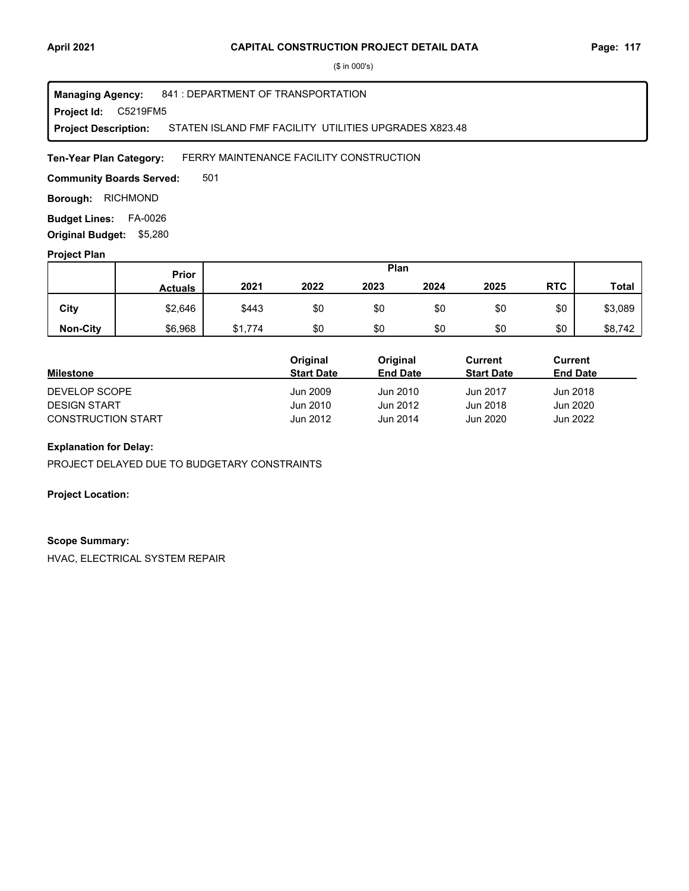# CAPITAL CONSTRUCTION PROJECT DETAIL DATA

($ in 000's)

**Managing Agency:** 841 : DEPARTMENT OF TRANSPORTATION
**Project Id:** C5219FM5
**Project Description:** STATEN ISLAND FMF FACILITY UTILITIES UPGRADES X823.48

**Ten-Year Plan Category:** FERRY MAINTENANCE FACILITY CONSTRUCTION

**Community Boards Served:** 501

**Borough:** RICHMOND

**Budget Lines:** FA-0026

**Original Budget:** $5,280

### Project Plan

| | Prior Actuals | Plan 2021 | 2022 | 2023 | 2024 | 2025 | RTC | Total |
|---|---|---|---|---|---|---|---|---|
| City | $2,646 | $443 | $0 | $0 | $0 | $0 | $0 | $3,089 |
| Non-City | $6,968 | $1,774 | $0 | $0 | $0 | $0 | $0 | $8,742 |

| Milestone | Original Start Date | Original End Date | Current Start Date | Current End Date |
|---|---|---|---|---|
| DEVELOP SCOPE | Jun 2009 | Jun 2010 | Jun 2017 | Jun 2018 |
| DESIGN START | Jun 2010 | Jun 2012 | Jun 2018 | Jun 2020 |
| CONSTRUCTION START | Jun 2012 | Jun 2014 | Jun 2020 | Jun 2022 |

**Explanation for Delay:**

PROJECT DELAYED DUE TO BUDGETARY CONSTRAINTS

**Project Location:**

**Scope Summary:**

HVAC, ELECTRICAL SYSTEM REPAIR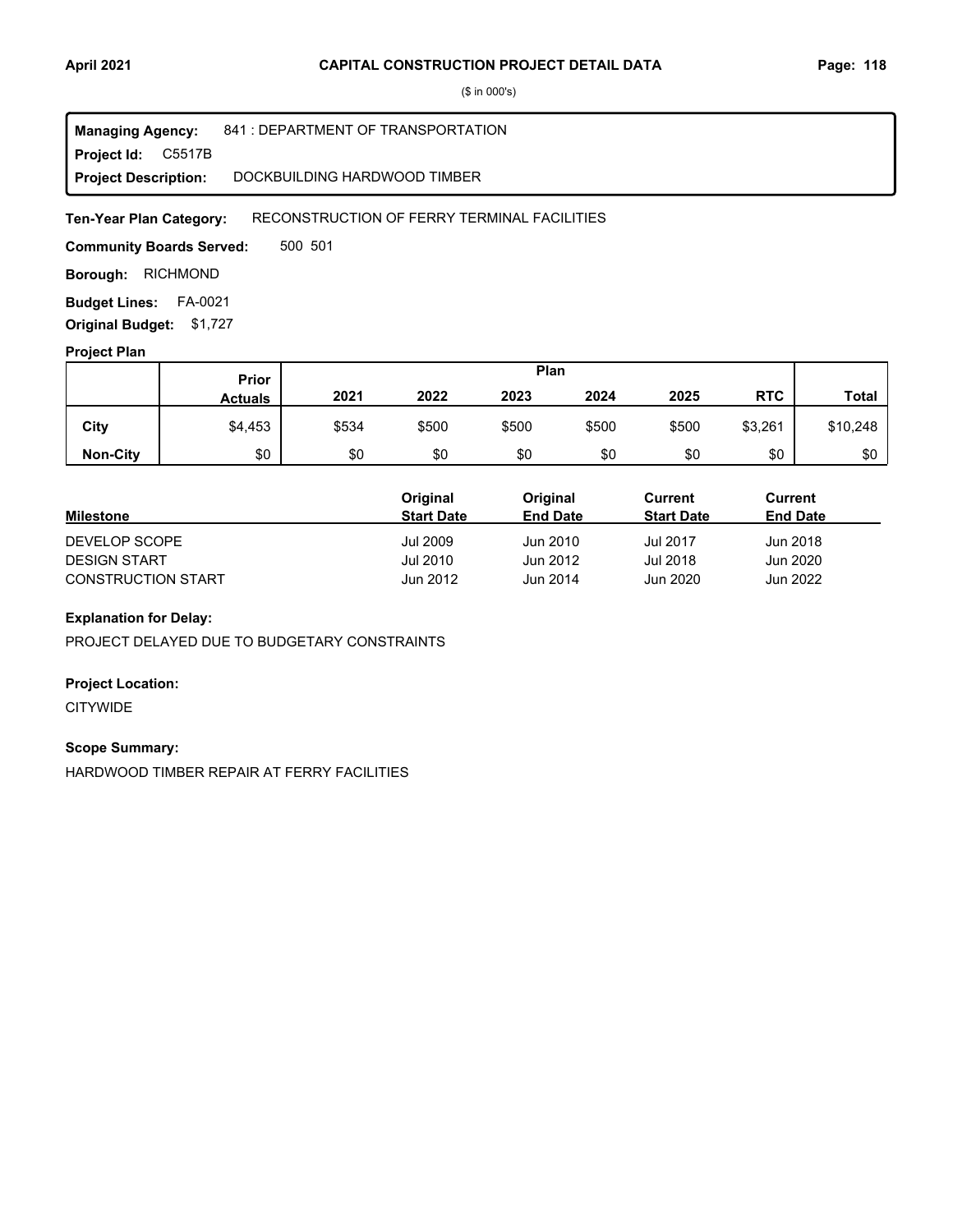## CAPITAL CONSTRUCTION PROJECT DETAIL DATA

($ in 000's)

**Managing Agency:** 841 : DEPARTMENT OF TRANSPORTATION
**Project Id:** C5517B
**Project Description:** DOCKBUILDING HARDWOOD TIMBER

**Ten-Year Plan Category:** RECONSTRUCTION OF FERRY TERMINAL FACILITIES

**Community Boards Served:** 500 501

**Borough:** RICHMOND

**Budget Lines:** FA-0021

**Original Budget:** $1,727

### Project Plan

| | Prior Actuals | Plan | | | | | | Total |
|---|---|---|---|---|---|---|---|---|
| | | 2021 | 2022 | 2023 | 2024 | 2025 | RTC | |
| City | $4,453 | $534 | $500 | $500 | $500 | $500 | $3,261 | $10,248 |
| Non-City | $0 | $0 | $0 | $0 | $0 | $0 | $0 | $0 |

| Milestone | Original Start Date | Original End Date | Current Start Date | Current End Date |
|---|---|---|---|---|
| DEVELOP SCOPE | Jul 2009 | Jun 2010 | Jul 2017 | Jun 2018 |
| DESIGN START | Jul 2010 | Jun 2012 | Jul 2018 | Jun 2020 |
| CONSTRUCTION START | Jun 2012 | Jun 2014 | Jun 2020 | Jun 2022 |

### Explanation for Delay:

PROJECT DELAYED DUE TO BUDGETARY CONSTRAINTS

### Project Location:

CITYWIDE

### Scope Summary:

HARDWOOD TIMBER REPAIR AT FERRY FACILITIES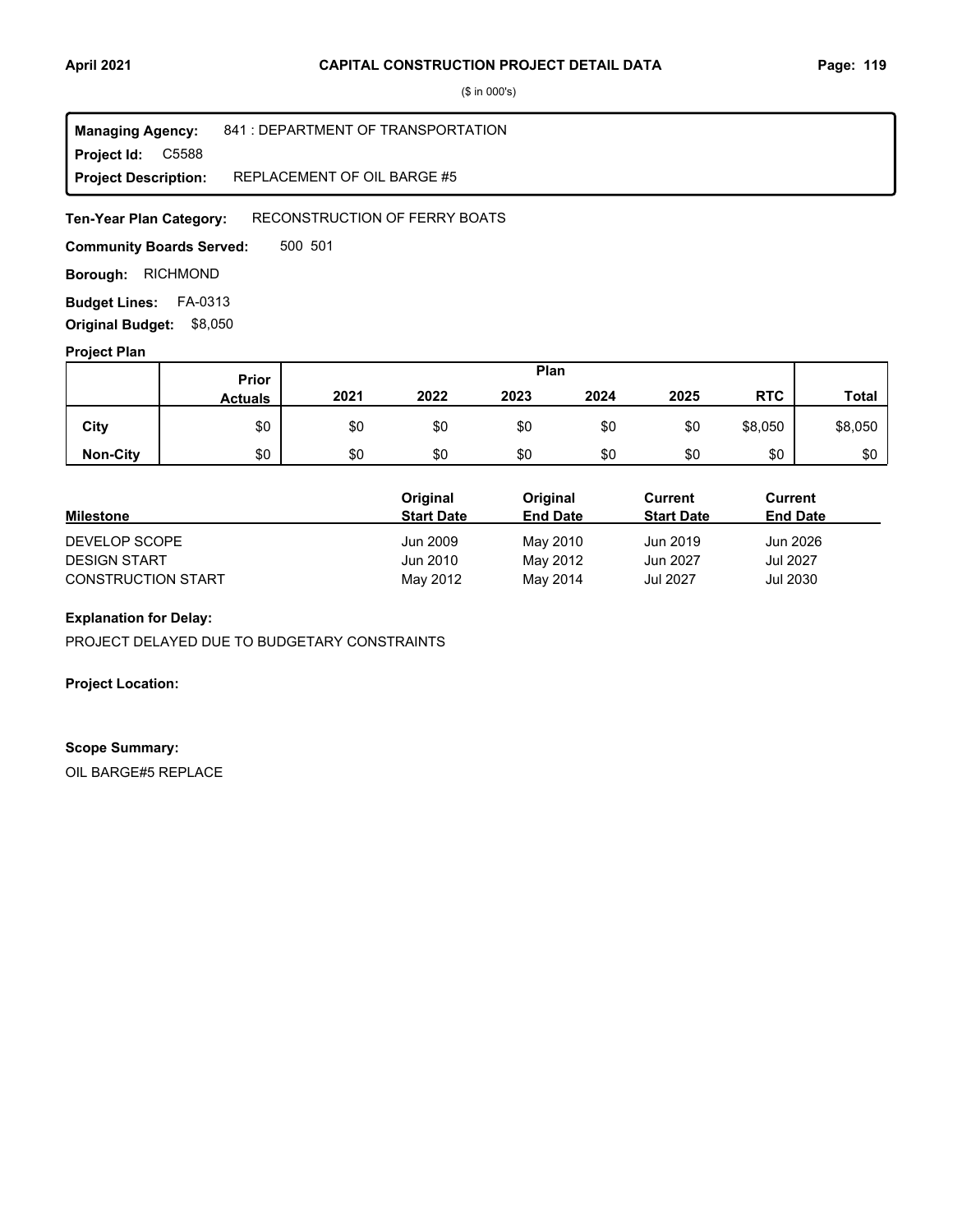($ in 000's)

**Managing Agency:** 841 : DEPARTMENT OF TRANSPORTATION
**Project Id:** C5588
**Project Description:** REPLACEMENT OF OIL BARGE #5

**Ten-Year Plan Category:** RECONSTRUCTION OF FERRY BOATS

**Community Boards Served:** 500 501

**Borough:** RICHMOND

**Budget Lines:** FA-0313

**Original Budget:** $8,050

## Project Plan

| | Prior Actuals | Plan | | | | | | Total |
|---|---|---|---|---|---|---|---|---|
| | | 2021 | 2022 | 2023 | 2024 | 2025 | RTC | |
| **City** | $0 | $0 | $0 | $0 | $0 | $0 | $8,050 | $8,050 |
| **Non-City** | $0 | $0 | $0 | $0 | $0 | $0 | $0 | $0 |

| Milestone | Original Start Date | Original End Date | Current Start Date | Current End Date |
|---|---|---|---|---|
| DEVELOP SCOPE | Jun 2009 | May 2010 | Jun 2019 | Jun 2026 |
| DESIGN START | Jun 2010 | May 2012 | Jun 2027 | Jul 2027 |
| CONSTRUCTION START | May 2012 | May 2014 | Jul 2027 | Jul 2030 |

**Explanation for Delay:**

PROJECT DELAYED DUE TO BUDGETARY CONSTRAINTS

**Project Location:**

**Scope Summary:**

OIL BARGE#5 REPLACE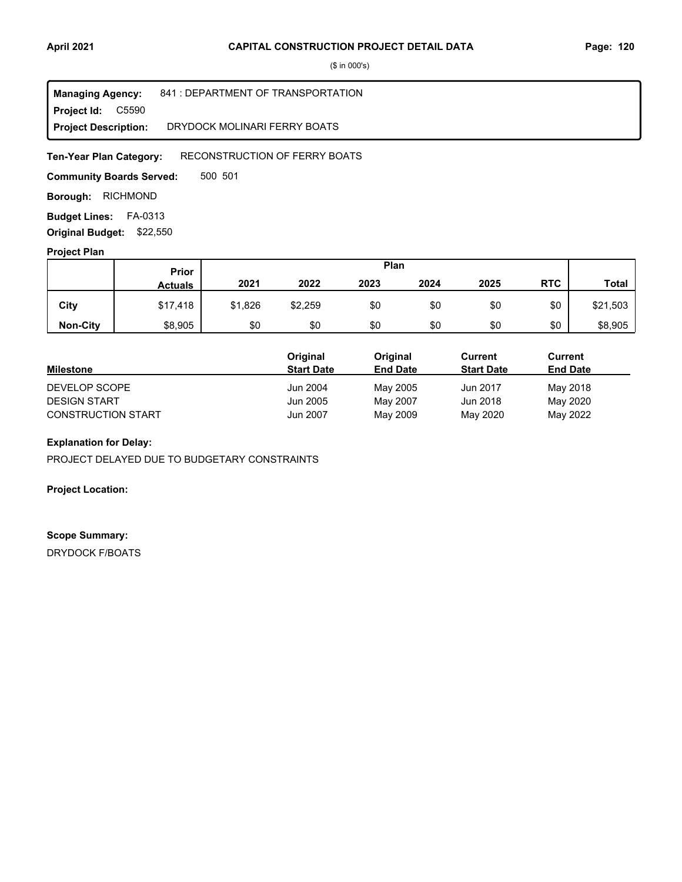($ in 000's)

**Managing Agency:** 841 : DEPARTMENT OF TRANSPORTATION
**Project Id:** C5590
**Project Description:** DRYDOCK MOLINARI FERRY BOATS

**Ten-Year Plan Category:** RECONSTRUCTION OF FERRY BOATS

**Community Boards Served:** 500 501

**Borough:** RICHMOND

**Budget Lines:** FA-0313

**Original Budget:** $22,550

**Project Plan**

| | Prior Actuals | Plan | | | | | | Total |
|---|---|---|---|---|---|---|---|---|
| | | 2021 | 2022 | 2023 | 2024 | 2025 | RTC | |
| **City** | $17,418 | $1,826 | $2,259 | $0 | $0 | $0 | $0 | $21,503 |
| **Non-City** | $8,905 | $0 | $0 | $0 | $0 | $0 | $0 | $8,905 |

| Milestone | Original Start Date | Original End Date | Current Start Date | Current End Date |
|---|---|---|---|---|
| DEVELOP SCOPE | Jun 2004 | May 2005 | Jun 2017 | May 2018 |
| DESIGN START | Jun 2005 | May 2007 | Jun 2018 | May 2020 |
| CONSTRUCTION START | Jun 2007 | May 2009 | May 2020 | May 2022 |

**Explanation for Delay:**

PROJECT DELAYED DUE TO BUDGETARY CONSTRAINTS

**Project Location:**

**Scope Summary:**

DRYDOCK F/BOATS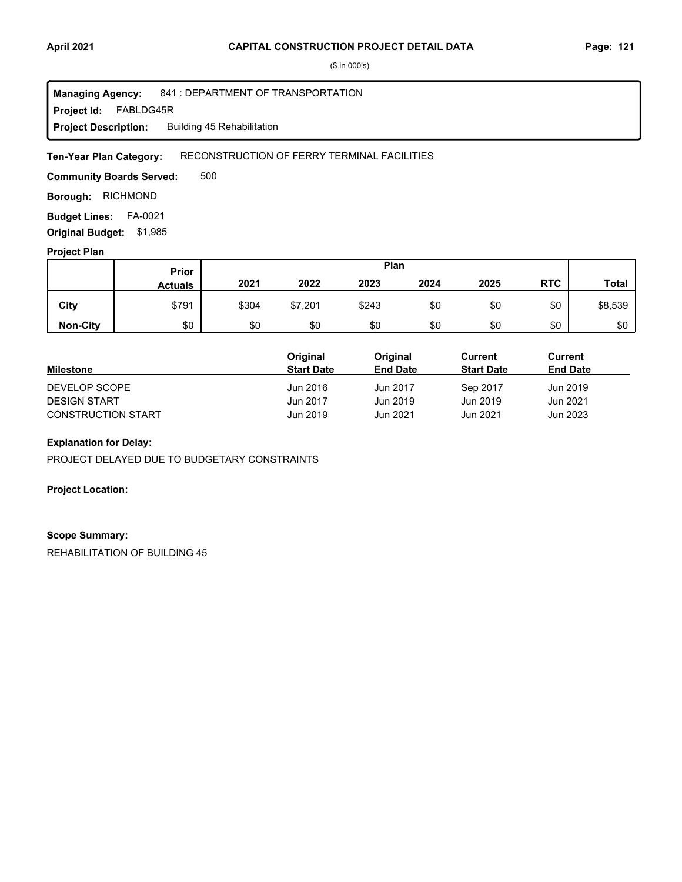($ in 000's)

**Managing Agency:** 841 : DEPARTMENT OF TRANSPORTATION
**Project Id:** FABLDG45R
**Project Description:** Building 45 Rehabilitation

**Ten-Year Plan Category:** RECONSTRUCTION OF FERRY TERMINAL FACILITIES

**Community Boards Served:** 500

**Borough:** RICHMOND

**Budget Lines:** FA-0021

**Original Budget:** $1,985

**Project Plan**

| | Prior Actuals | 2021 | 2022 | 2023 | 2024 | 2025 | RTC | Total |
|---|---|---|---|---|---|---|---|---|
| City | $791 | $304 | $7,201 | $243 | $0 | $0 | $0 | $8,539 |
| Non-City | $0 | $0 | $0 | $0 | $0 | $0 | $0 | $0 |

| Milestone | Original Start Date | Original End Date | Current Start Date | Current End Date |
|---|---|---|---|---|
| DEVELOP SCOPE | Jun 2016 | Jun 2017 | Sep 2017 | Jun 2019 |
| DESIGN START | Jun 2017 | Jun 2019 | Jun 2019 | Jun 2021 |
| CONSTRUCTION START | Jun 2019 | Jun 2021 | Jun 2021 | Jun 2023 |

**Explanation for Delay:**

PROJECT DELAYED DUE TO BUDGETARY CONSTRAINTS

**Project Location:**

**Scope Summary:**

REHABILITATION OF BUILDING 45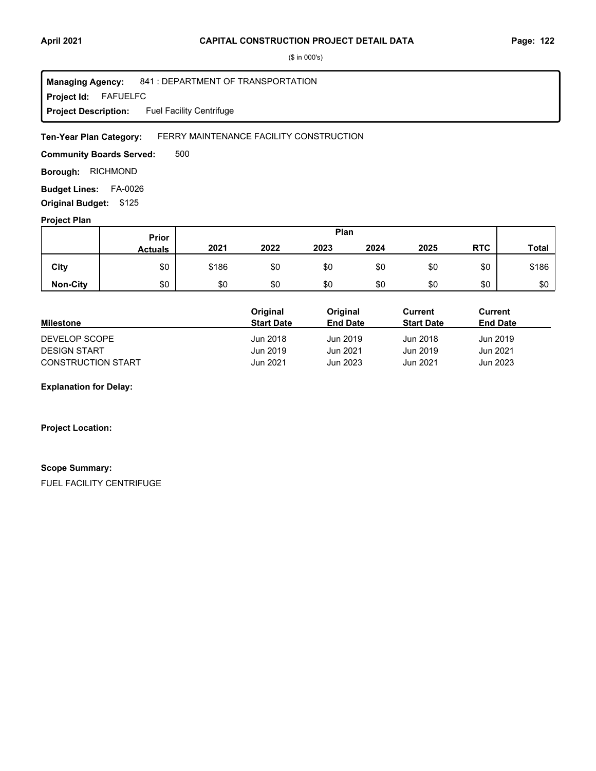# CAPITAL CONSTRUCTION PROJECT DETAIL DATA

($ in 000's)

**Managing Agency:** 841 : DEPARTMENT OF TRANSPORTATION
**Project Id:** FAFUELFC
**Project Description:** Fuel Facility Centrifuge

**Ten-Year Plan Category:** FERRY MAINTENANCE FACILITY CONSTRUCTION

**Community Boards Served:** 500

**Borough:** RICHMOND

**Budget Lines:** FA-0026

**Original Budget:** $125

**Project Plan**

| | Prior Actuals | 2021 | 2022 | 2023 | 2024 | 2025 | RTC | Total |
|---|---|---|---|---|---|---|---|---|
| **City** | $0 | $186 | $0 | $0 | $0 | $0 | $0 | $186 |
| **Non-City** | $0 | $0 | $0 | $0 | $0 | $0 | $0 | $0 |

| Milestone | Original Start Date | Original End Date | Current Start Date | Current End Date |
|---|---|---|---|---|
| DEVELOP SCOPE | Jun 2018 | Jun 2019 | Jun 2018 | Jun 2019 |
| DESIGN START | Jun 2019 | Jun 2021 | Jun 2019 | Jun 2021 |
| CONSTRUCTION START | Jun 2021 | Jun 2023 | Jun 2021 | Jun 2023 |

**Explanation for Delay:**

**Project Location:**

**Scope Summary:**

FUEL FACILITY CENTRIFUGE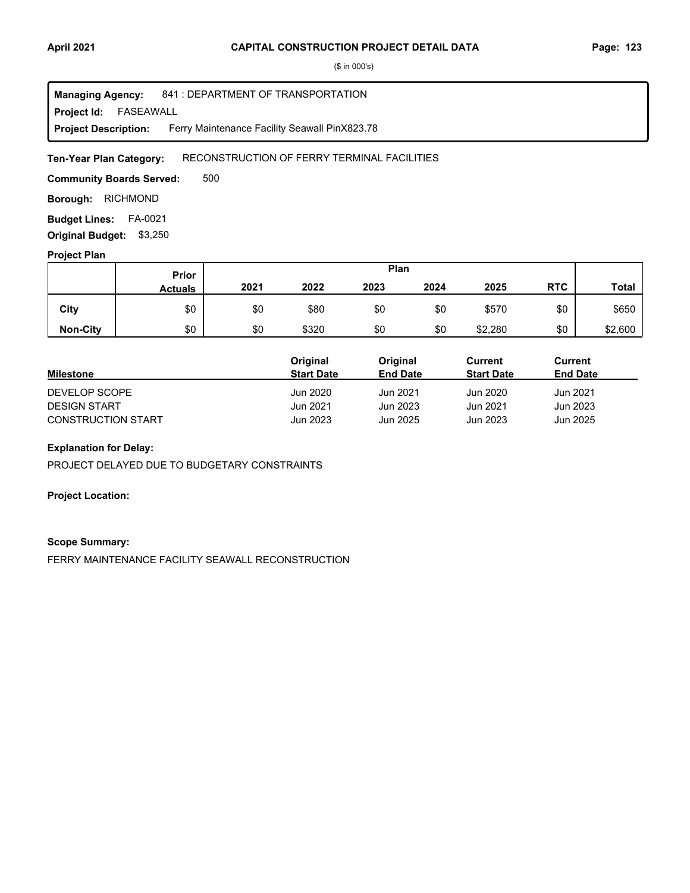($ in 000's)

**Managing Agency:** 841 : DEPARTMENT OF TRANSPORTATION
**Project Id:** FASEAWALL
**Project Description:** Ferry Maintenance Facility Seawall PinX823.78

**Ten-Year Plan Category:** RECONSTRUCTION OF FERRY TERMINAL FACILITIES

**Community Boards Served:** 500

**Borough:** RICHMOND

**Budget Lines:** FA-0021

**Original Budget:** $3,250

**Project Plan**

| | Prior Actuals | 2021 | 2022 | 2023 | 2024 | 2025 | RTC | Total |
|---|---|---|---|---|---|---|---|---|
| **City** | $0 | $0 | $80 | $0 | $0 | $570 | $0 | $650 |
| **Non-City** | $0 | $0 | $320 | $0 | $0 | $2,280 | $0 | $2,600 |

| Milestone | Original Start Date | Original End Date | Current Start Date | Current End Date |
|---|---|---|---|---|
| DEVELOP SCOPE | Jun 2020 | Jun 2021 | Jun 2020 | Jun 2021 |
| DESIGN START | Jun 2021 | Jun 2023 | Jun 2021 | Jun 2023 |
| CONSTRUCTION START | Jun 2023 | Jun 2025 | Jun 2023 | Jun 2025 |

**Explanation for Delay:**

PROJECT DELAYED DUE TO BUDGETARY CONSTRAINTS

**Project Location:**

**Scope Summary:**

FERRY MAINTENANCE FACILITY SEAWALL RECONSTRUCTION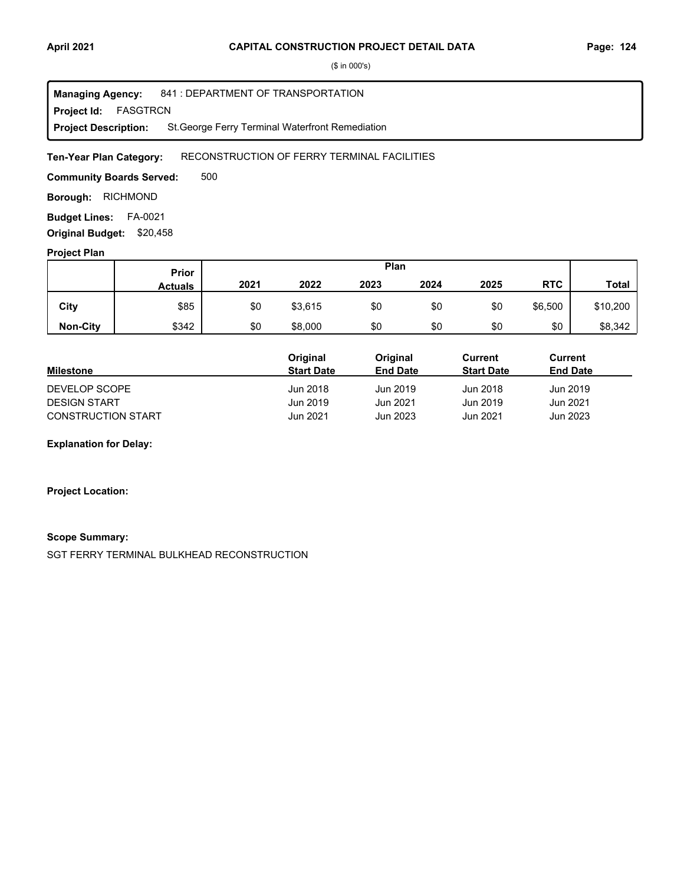# CAPITAL CONSTRUCTION PROJECT DETAIL DATA

($ in 000's)

**Managing Agency:** 841 : DEPARTMENT OF TRANSPORTATION
**Project Id:** FASGTRCN
**Project Description:** St.George Ferry Terminal Waterfront Remediation

**Ten-Year Plan Category:** RECONSTRUCTION OF FERRY TERMINAL FACILITIES

**Community Boards Served:** 500

**Borough:** RICHMOND

**Budget Lines:** FA-0021

**Original Budget:** $20,458

**Project Plan**

| | Prior Actuals | Plan 2021 | 2022 | 2023 | 2024 | 2025 | RTC | Total |
|---|---|---|---|---|---|---|---|---|
| **City** | $85 | $0 | $3,615 | $0 | $0 | $0 | $6,500 | $10,200 |
| **Non-City** | $342 | $0 | $8,000 | $0 | $0 | $0 | $0 | $8,342 |

| Milestone | Original Start Date | Original End Date | Current Start Date | Current End Date |
|---|---|---|---|---|
| DEVELOP SCOPE | Jun 2018 | Jun 2019 | Jun 2018 | Jun 2019 |
| DESIGN START | Jun 2019 | Jun 2021 | Jun 2019 | Jun 2021 |
| CONSTRUCTION START | Jun 2021 | Jun 2023 | Jun 2021 | Jun 2023 |

**Explanation for Delay:**

**Project Location:**

**Scope Summary:**

SGT FERRY TERMINAL BULKHEAD RECONSTRUCTION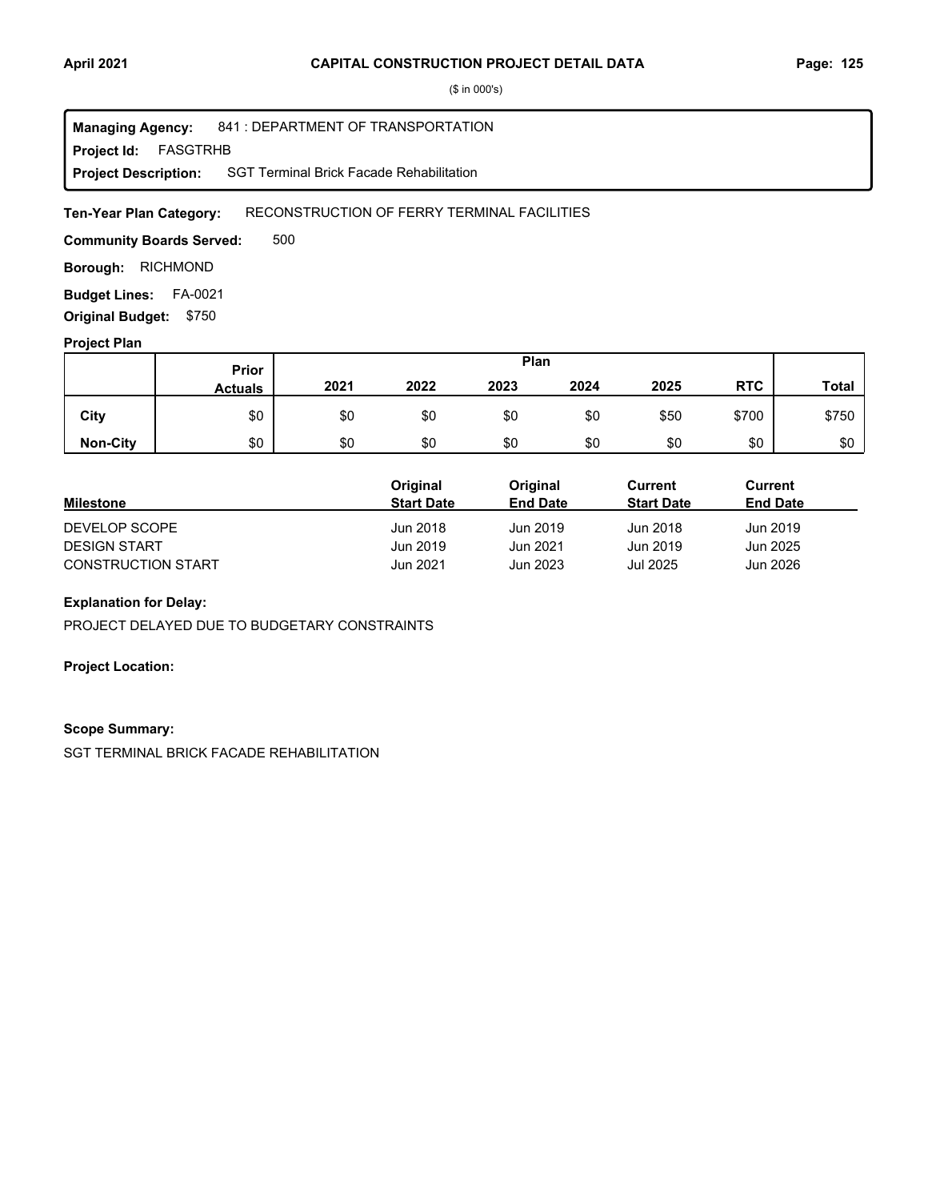**CAPITAL CONSTRUCTION PROJECT DETAIL DATA**

($ in 000's)

**Managing Agency:** 841 : DEPARTMENT OF TRANSPORTATION
**Project Id:** FASGTRHB
**Project Description:** SGT Terminal Brick Facade Rehabilitation

**Ten-Year Plan Category:** RECONSTRUCTION OF FERRY TERMINAL FACILITIES

**Community Boards Served:** 500

**Borough:** RICHMOND

**Budget Lines:** FA-0021

**Original Budget:** $750

**Project Plan**

| | Prior Actuals | 2021 | 2022 | 2023 | 2024 | 2025 | RTC | Total |
|---|---|---|---|---|---|---|---|---|
| **City** | $0 | $0 | $0 | $0 | $0 | $50 | $700 | $750 |
| **Non-City** | $0 | $0 | $0 | $0 | $0 | $0 | $0 | $0 |

| Milestone | Original Start Date | Original End Date | Current Start Date | Current End Date |
|---|---|---|---|---|
| DEVELOP SCOPE | Jun 2018 | Jun 2019 | Jun 2018 | Jun 2019 |
| DESIGN START | Jun 2019 | Jun 2021 | Jun 2019 | Jun 2025 |
| CONSTRUCTION START | Jun 2021 | Jun 2023 | Jul 2025 | Jun 2026 |

**Explanation for Delay:**

PROJECT DELAYED DUE TO BUDGETARY CONSTRAINTS

**Project Location:**

**Scope Summary:**

SGT TERMINAL BRICK FACADE REHABILITATION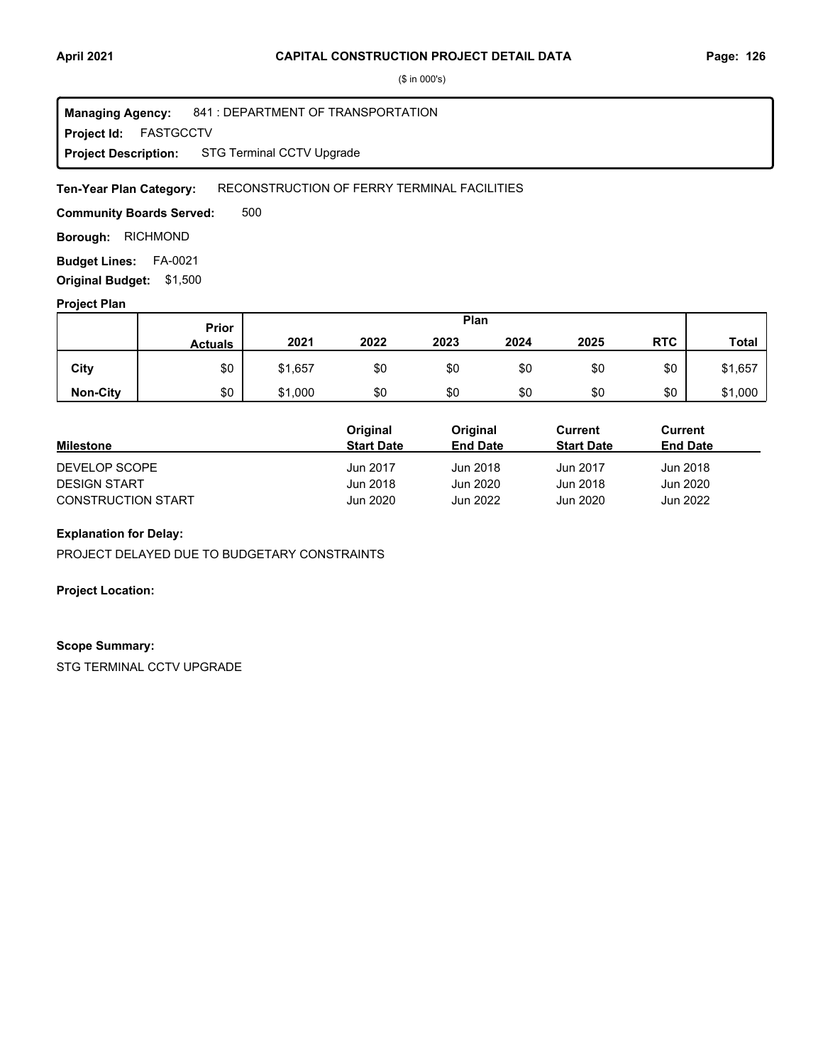($ in 000's)

**Managing Agency:** 841 : DEPARTMENT OF TRANSPORTATION
**Project Id:** FASTGCCTV
**Project Description:** STG Terminal CCTV Upgrade

**Ten-Year Plan Category:** RECONSTRUCTION OF FERRY TERMINAL FACILITIES

**Community Boards Served:** 500

**Borough:** RICHMOND

**Budget Lines:** FA-0021

**Original Budget:** $1,500

**Project Plan**

| | Prior Actuals | Plan 2021 | 2022 | 2023 | 2024 | 2025 | RTC | Total |
|---|---|---|---|---|---|---|---|---|
| City | $0 | $1,657 | $0 | $0 | $0 | $0 | $0 | $1,657 |
| Non-City | $0 | $1,000 | $0 | $0 | $0 | $0 | $0 | $1,000 |

| Milestone | Original Start Date | Original End Date | Current Start Date | Current End Date |
|---|---|---|---|---|
| DEVELOP SCOPE | Jun 2017 | Jun 2018 | Jun 2017 | Jun 2018 |
| DESIGN START | Jun 2018 | Jun 2020 | Jun 2018 | Jun 2020 |
| CONSTRUCTION START | Jun 2020 | Jun 2022 | Jun 2020 | Jun 2022 |

**Explanation for Delay:**

PROJECT DELAYED DUE TO BUDGETARY CONSTRAINTS

**Project Location:**

**Scope Summary:**

STG TERMINAL CCTV UPGRADE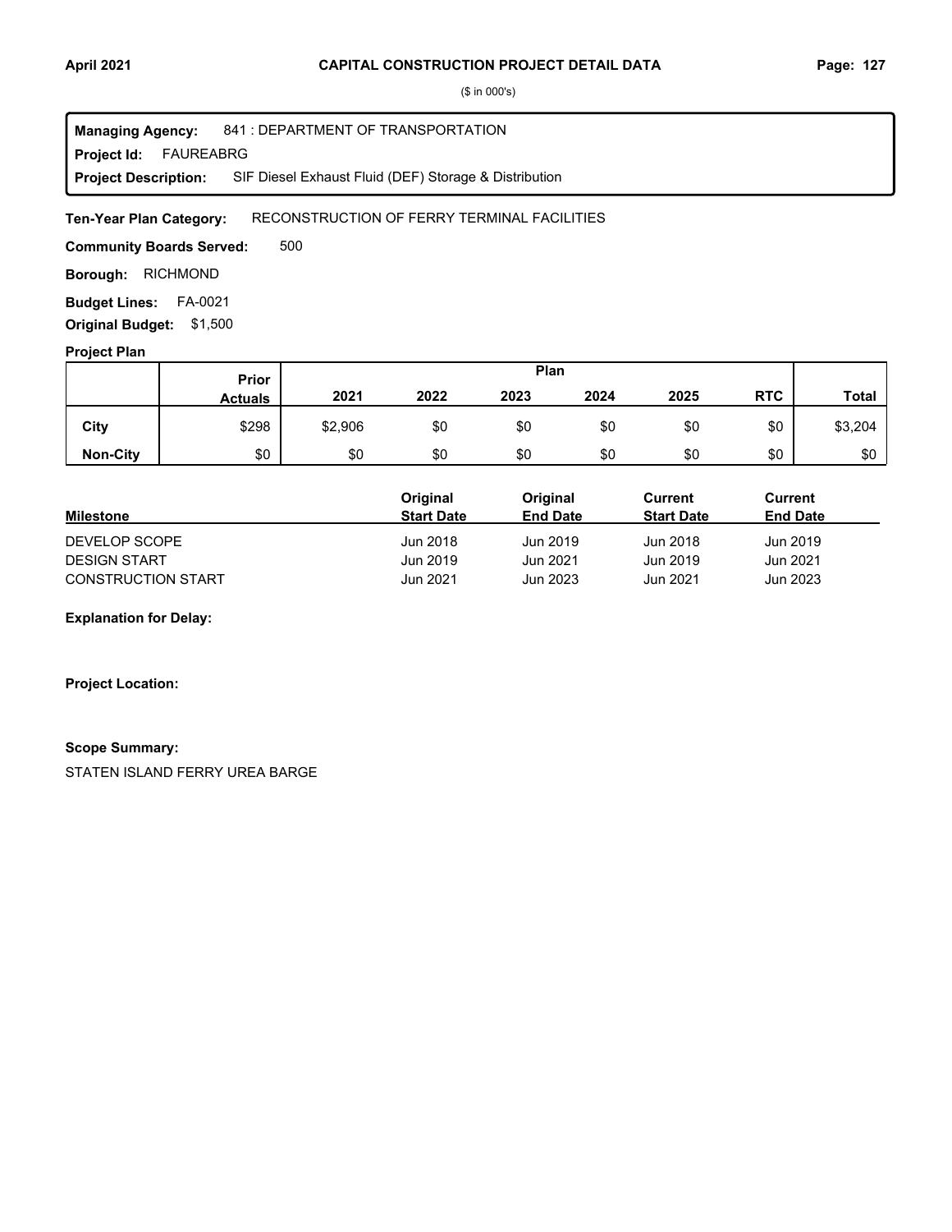**CAPITAL CONSTRUCTION PROJECT DETAIL DATA**

($ in 000's)

**Managing Agency:** 841 : DEPARTMENT OF TRANSPORTATION
**Project Id:** FAUREABRG
**Project Description:** SIF Diesel Exhaust Fluid (DEF) Storage & Distribution

**Ten-Year Plan Category:** RECONSTRUCTION OF FERRY TERMINAL FACILITIES

**Community Boards Served:** 500

**Borough:** RICHMOND

**Budget Lines:** FA-0021

**Original Budget:** $1,500

**Project Plan**

| | Prior Actuals | 2021 | 2022 | 2023 | 2024 | 2025 | RTC | Total |
|---|---|---|---|---|---|---|---|---|
| **City** | $298 | $2,906 | $0 | $0 | $0 | $0 | $0 | $3,204 |
| **Non-City** | $0 | $0 | $0 | $0 | $0 | $0 | $0 | $0 |

| Milestone | Original Start Date | Original End Date | Current Start Date | Current End Date |
|---|---|---|---|---|
| DEVELOP SCOPE | Jun 2018 | Jun 2019 | Jun 2018 | Jun 2019 |
| DESIGN START | Jun 2019 | Jun 2021 | Jun 2019 | Jun 2021 |
| CONSTRUCTION START | Jun 2021 | Jun 2023 | Jun 2021 | Jun 2023 |

**Explanation for Delay:**

**Project Location:**

**Scope Summary:**

STATEN ISLAND FERRY UREA BARGE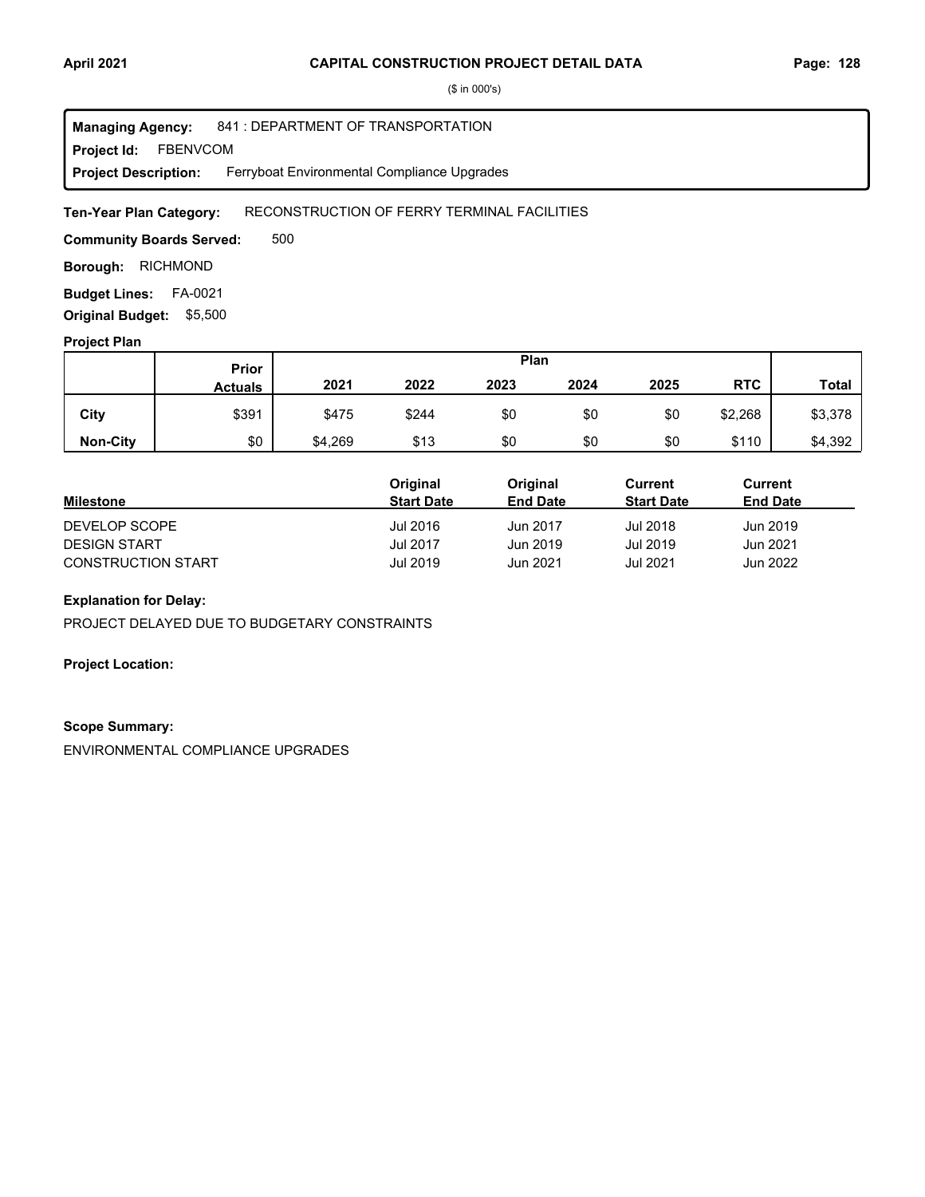# CAPITAL CONSTRUCTION PROJECT DETAIL DATA

($ in 000's)

**Managing Agency:** 841 : DEPARTMENT OF TRANSPORTATION
**Project Id:** FBENVCOM
**Project Description:** Ferryboat Environmental Compliance Upgrades

**Ten-Year Plan Category:** RECONSTRUCTION OF FERRY TERMINAL FACILITIES

**Community Boards Served:** 500

**Borough:** RICHMOND

**Budget Lines:** FA-0021

**Original Budget:** $5,500

## Project Plan

| | Prior Actuals | Plan | | | | | | Total |
|---|---|---|---|---|---|---|---|---|
| | | 2021 | 2022 | 2023 | 2024 | 2025 | RTC | |
| **City** | $391 | $475 | $244 | $0 | $0 | $0 | $2,268 | $3,378 |
| **Non-City** | $0 | $4,269 | $13 | $0 | $0 | $0 | $110 | $4,392 |

| Milestone | Original Start Date | Original End Date | Current Start Date | Current End Date |
|---|---|---|---|---|
| DEVELOP SCOPE | Jul 2016 | Jun 2017 | Jul 2018 | Jun 2019 |
| DESIGN START | Jul 2017 | Jun 2019 | Jul 2019 | Jun 2021 |
| CONSTRUCTION START | Jul 2019 | Jun 2021 | Jul 2021 | Jun 2022 |

**Explanation for Delay:**

PROJECT DELAYED DUE TO BUDGETARY CONSTRAINTS

**Project Location:**

**Scope Summary:**

ENVIRONMENTAL COMPLIANCE UPGRADES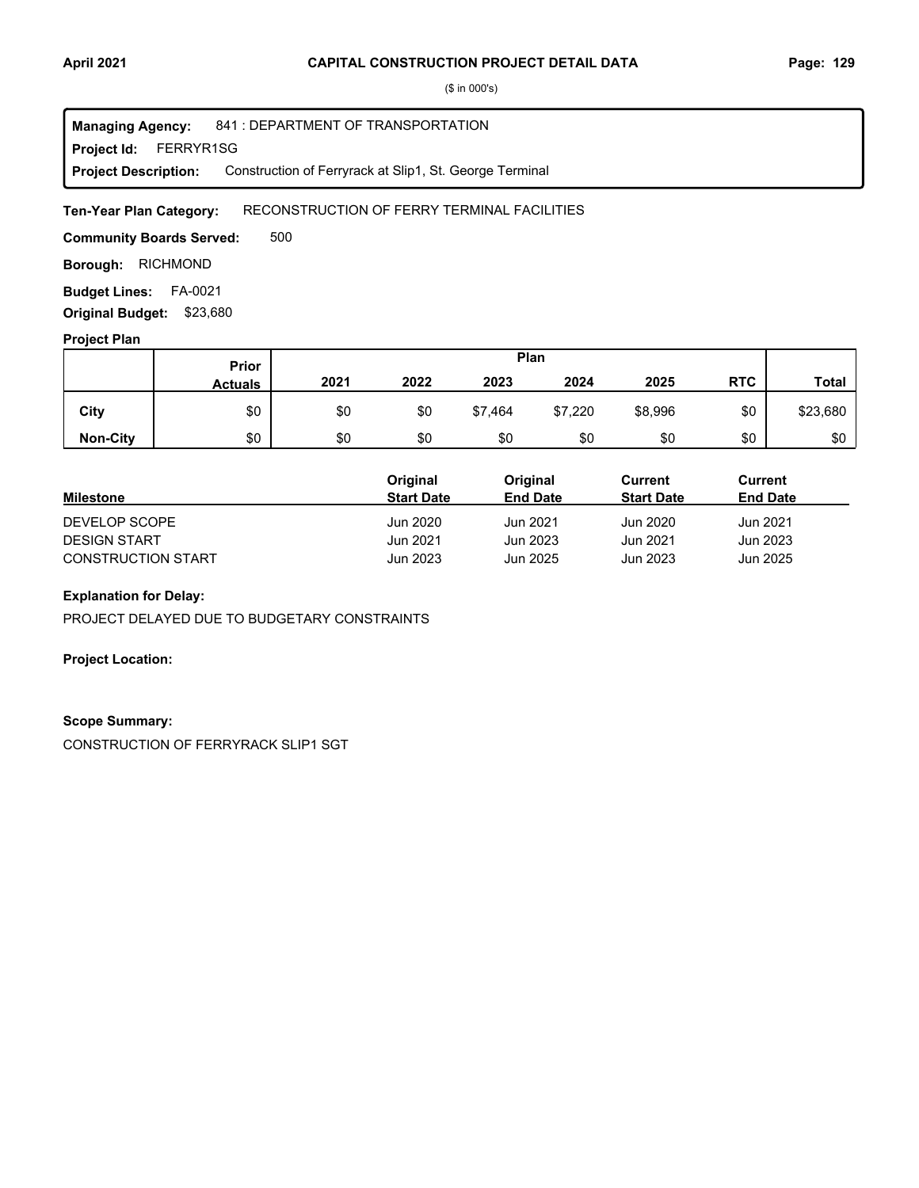($ in 000's)

**Managing Agency:** 841 : DEPARTMENT OF TRANSPORTATION
**Project Id:** FERRYR1SG
**Project Description:** Construction of Ferryrack at Slip1, St. George Terminal

**Ten-Year Plan Category:** RECONSTRUCTION OF FERRY TERMINAL FACILITIES

**Community Boards Served:** 500

**Borough:** RICHMOND

**Budget Lines:** FA-0021

**Original Budget:** $23,680

**Project Plan**

| | Prior Actuals | Plan 2021 | 2022 | 2023 | 2024 | 2025 | RTC | Total |
|---|---|---|---|---|---|---|---|---|
| **City** | $0 | $0 | $0 | $7,464 | $7,220 | $8,996 | $0 | $23,680 |
| **Non-City** | $0 | $0 | $0 | $0 | $0 | $0 | $0 | $0 |

| Milestone | Original Start Date | Original End Date | Current Start Date | Current End Date |
|---|---|---|---|---|
| DEVELOP SCOPE | Jun 2020 | Jun 2021 | Jun 2020 | Jun 2021 |
| DESIGN START | Jun 2021 | Jun 2023 | Jun 2021 | Jun 2023 |
| CONSTRUCTION START | Jun 2023 | Jun 2025 | Jun 2023 | Jun 2025 |

**Explanation for Delay:**

PROJECT DELAYED DUE TO BUDGETARY CONSTRAINTS

**Project Location:**

**Scope Summary:**

CONSTRUCTION OF FERRYRACK SLIP1 SGT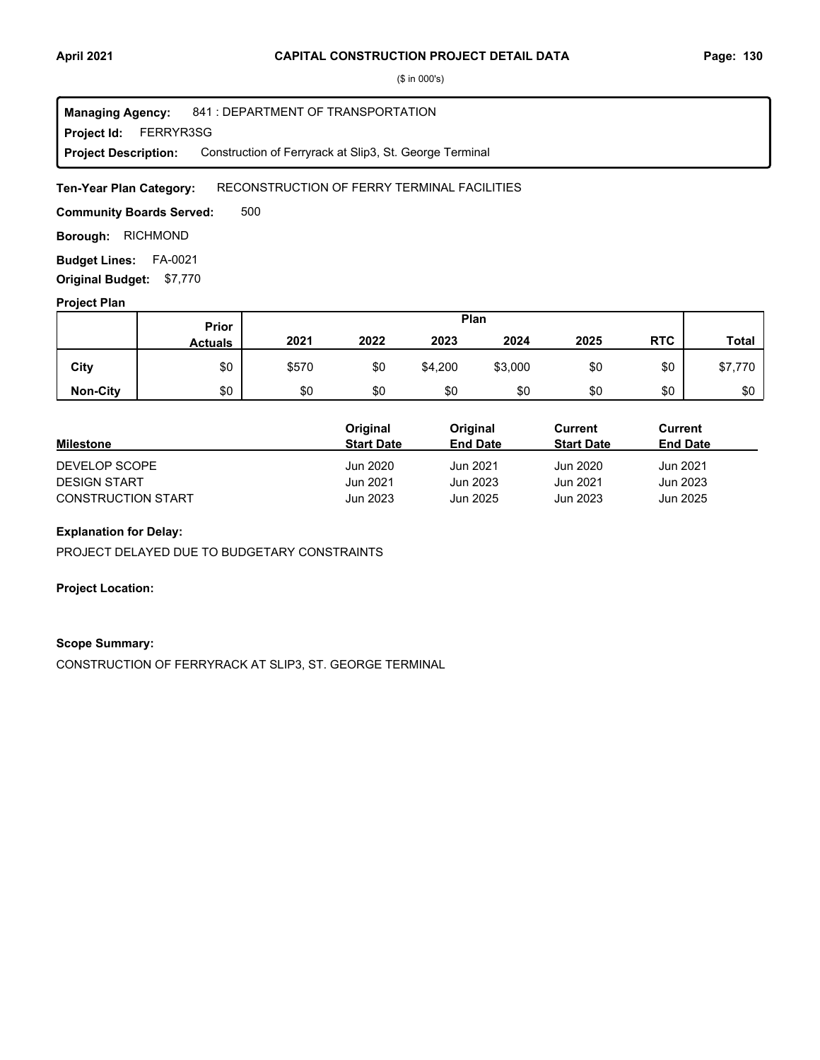## CAPITAL CONSTRUCTION PROJECT DETAIL DATA

($ in 000's)

**Managing Agency:** 841 : DEPARTMENT OF TRANSPORTATION
**Project Id:** FERRYR3SG
**Project Description:** Construction of Ferryrack at Slip3, St. George Terminal

**Ten-Year Plan Category:** RECONSTRUCTION OF FERRY TERMINAL FACILITIES

**Community Boards Served:** 500

**Borough:** RICHMOND

**Budget Lines:** FA-0021

**Original Budget:** $7,770

### Project Plan

| | Prior Actuals | Plan 2021 | 2022 | 2023 | 2024 | 2025 | RTC | Total |
|---|---|---|---|---|---|---|---|---|
| **City** | $0 | $570 | $0 | $4,200 | $3,000 | $0 | $0 | $7,770 |
| **Non-City** | $0 | $0 | $0 | $0 | $0 | $0 | $0 | $0 |

| Milestone | Original Start Date | Original End Date | Current Start Date | Current End Date |
|---|---|---|---|---|
| DEVELOP SCOPE | Jun 2020 | Jun 2021 | Jun 2020 | Jun 2021 |
| DESIGN START | Jun 2021 | Jun 2023 | Jun 2021 | Jun 2023 |
| CONSTRUCTION START | Jun 2023 | Jun 2025 | Jun 2023 | Jun 2025 |

**Explanation for Delay:**

PROJECT DELAYED DUE TO BUDGETARY CONSTRAINTS

**Project Location:**

**Scope Summary:**

CONSTRUCTION OF FERRYRACK AT SLIP3, ST. GEORGE TERMINAL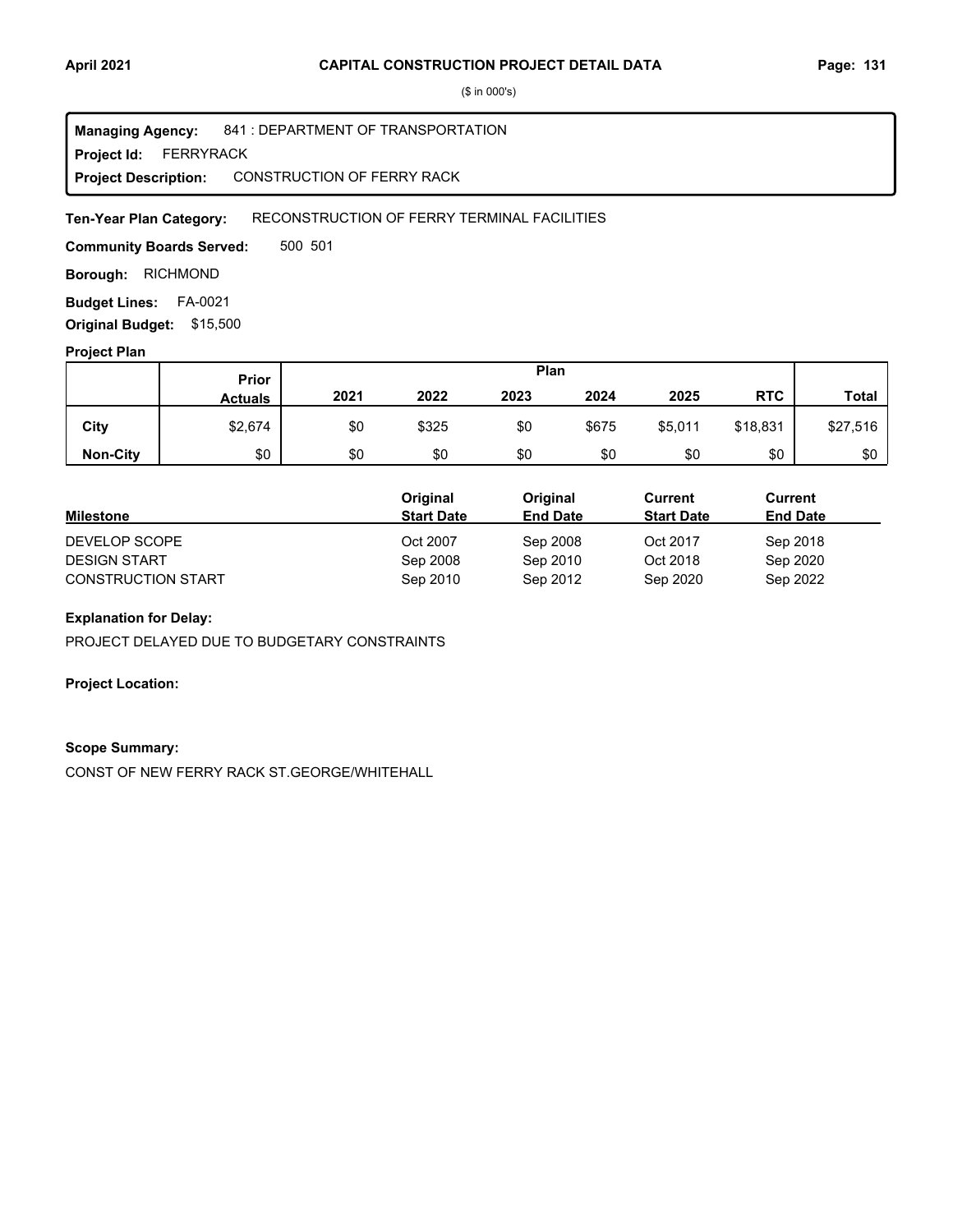# CAPITAL CONSTRUCTION PROJECT DETAIL DATA

($ in 000's)

**Managing Agency:** 841 : DEPARTMENT OF TRANSPORTATION
**Project Id:** FERRYRACK
**Project Description:** CONSTRUCTION OF FERRY RACK

**Ten-Year Plan Category:** RECONSTRUCTION OF FERRY TERMINAL FACILITIES

**Community Boards Served:** 500 501

**Borough:** RICHMOND

**Budget Lines:** FA-0021

**Original Budget:** $15,500

**Project Plan**

| | Prior Actuals | Plan 2021 | 2022 | 2023 | 2024 | 2025 | RTC | Total |
|---|---|---|---|---|---|---|---|---|
| **City** | $2,674 | $0 | $325 | $0 | $675 | $5,011 | $18,831 | $27,516 |
| **Non-City** | $0 | $0 | $0 | $0 | $0 | $0 | $0 | $0 |

| Milestone | Original Start Date | Original End Date | Current Start Date | Current End Date |
|---|---|---|---|---|
| DEVELOP SCOPE | Oct 2007 | Sep 2008 | Oct 2017 | Sep 2018 |
| DESIGN START | Sep 2008 | Sep 2010 | Oct 2018 | Sep 2020 |
| CONSTRUCTION START | Sep 2010 | Sep 2012 | Sep 2020 | Sep 2022 |

**Explanation for Delay:**

PROJECT DELAYED DUE TO BUDGETARY CONSTRAINTS

**Project Location:**

**Scope Summary:**

CONST OF NEW FERRY RACK ST.GEORGE/WHITEHALL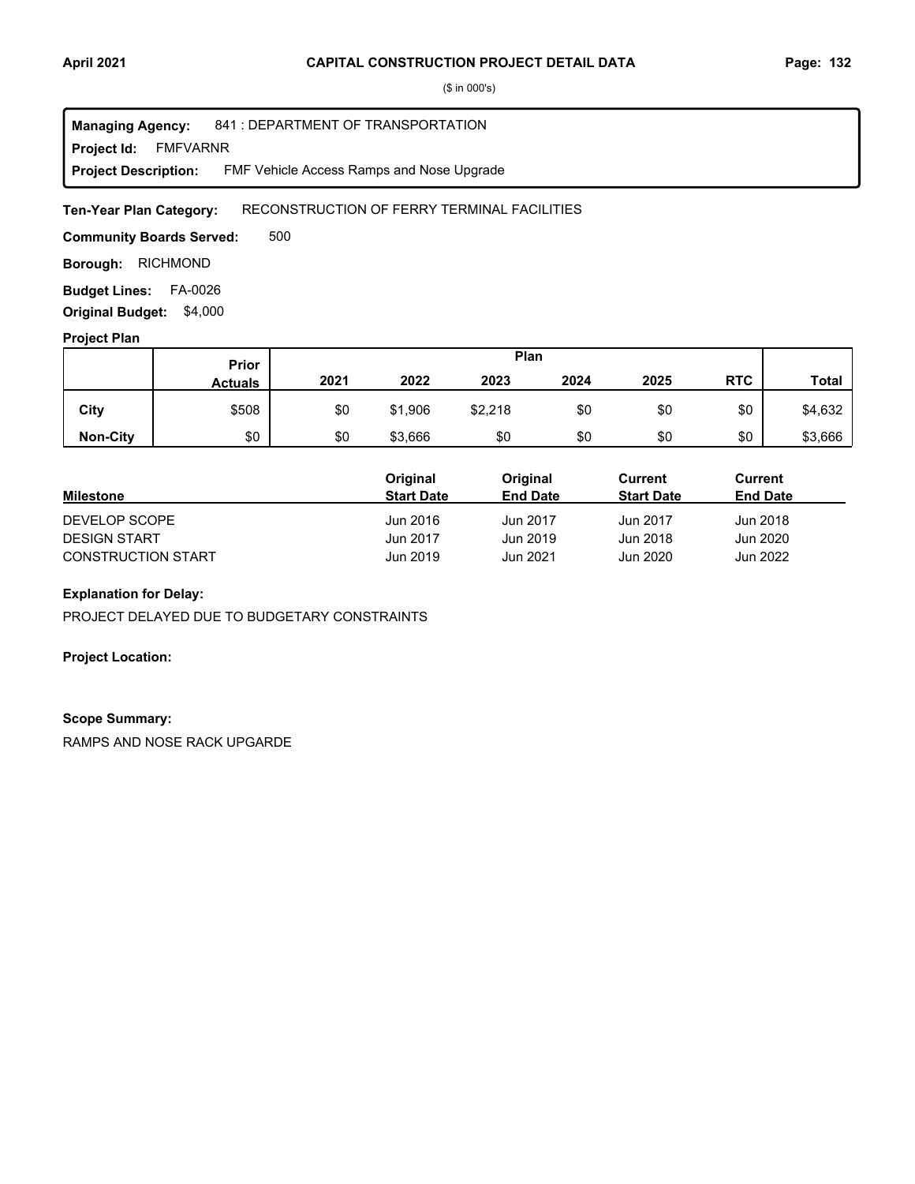($ in 000's)

**Managing Agency:** 841 : DEPARTMENT OF TRANSPORTATION
**Project Id:** FMFVARNR
**Project Description:** FMF Vehicle Access Ramps and Nose Upgrade

**Ten-Year Plan Category:** RECONSTRUCTION OF FERRY TERMINAL FACILITIES

**Community Boards Served:** 500

**Borough:** RICHMOND

**Budget Lines:** FA-0026

**Original Budget:** $4,000

**Project Plan**

| | Prior Actuals | Plan 2021 | 2022 | 2023 | 2024 | 2025 | RTC | Total |
|---|---|---|---|---|---|---|---|---|
| City | $508 | $0 | $1,906 | $2,218 | $0 | $0 | $0 | $4,632 |
| Non-City | $0 | $0 | $3,666 | $0 | $0 | $0 | $0 | $3,666 |

| Milestone | Original Start Date | Original End Date | Current Start Date | Current End Date |
|---|---|---|---|---|
| DEVELOP SCOPE | Jun 2016 | Jun 2017 | Jun 2017 | Jun 2018 |
| DESIGN START | Jun 2017 | Jun 2019 | Jun 2018 | Jun 2020 |
| CONSTRUCTION START | Jun 2019 | Jun 2021 | Jun 2020 | Jun 2022 |

**Explanation for Delay:**

PROJECT DELAYED DUE TO BUDGETARY CONSTRAINTS

**Project Location:**

**Scope Summary:**

RAMPS AND NOSE RACK UPGARDE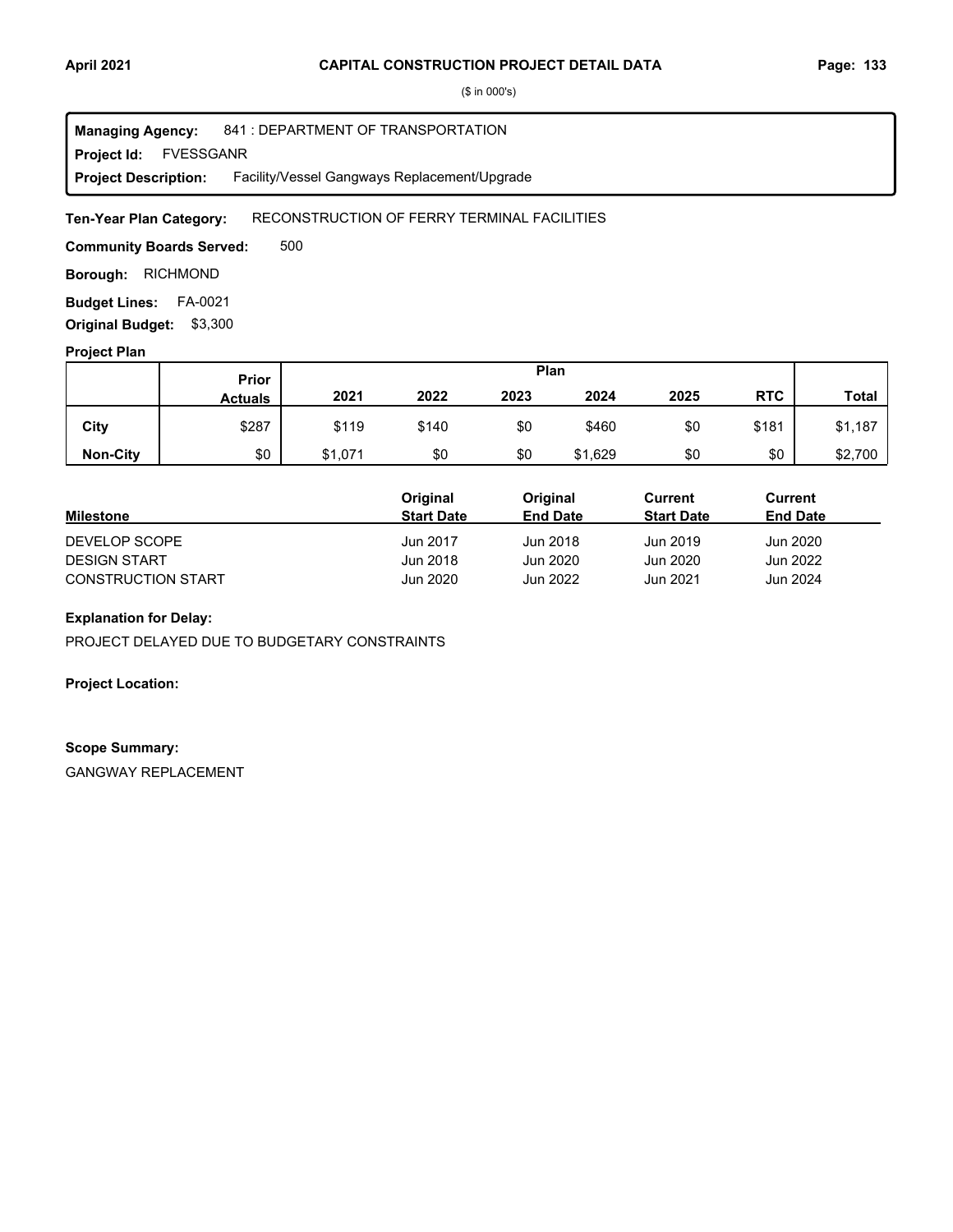**Managing Agency:** 841 : DEPARTMENT OF TRANSPORTATION
**Project Id:** FVESSGANR
**Project Description:** Facility/Vessel Gangways Replacement/Upgrade

**Ten-Year Plan Category:** RECONSTRUCTION OF FERRY TERMINAL FACILITIES

**Community Boards Served:** 500

**Borough:** RICHMOND

**Budget Lines:** FA-0021

**Original Budget:** $3,300

**Project Plan**

| | Prior Actuals | 2021 | 2022 | 2023 | 2024 | 2025 | RTC | Total |
|---|---|---|---|---|---|---|---|---|
| **City** | $287 | $119 | $140 | $0 | $460 | $0 | $181 | $1,187 |
| **Non-City** | $0 | $1,071 | $0 | $0 | $1,629 | $0 | $0 | $2,700 |

| Milestone | Original Start Date | Original End Date | Current Start Date | Current End Date |
|---|---|---|---|---|
| DEVELOP SCOPE | Jun 2017 | Jun 2018 | Jun 2019 | Jun 2020 |
| DESIGN START | Jun 2018 | Jun 2020 | Jun 2020 | Jun 2022 |
| CONSTRUCTION START | Jun 2020 | Jun 2022 | Jun 2021 | Jun 2024 |

**Explanation for Delay:**

PROJECT DELAYED DUE TO BUDGETARY CONSTRAINTS

**Project Location:**

**Scope Summary:**

GANGWAY REPLACEMENT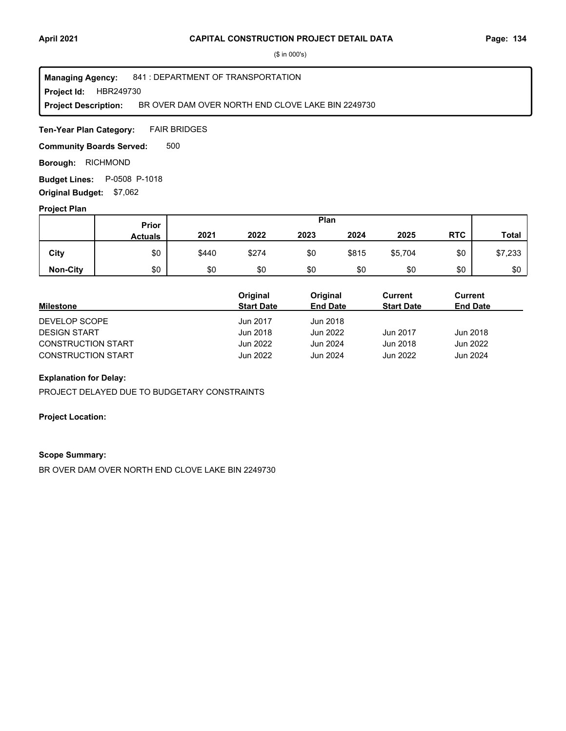# CAPITAL CONSTRUCTION PROJECT DETAIL DATA

($ in 000's)

**Managing Agency:** 841 : DEPARTMENT OF TRANSPORTATION
**Project Id:** HBR249730
**Project Description:** BR OVER DAM OVER NORTH END CLOVE LAKE BIN 2249730

**Ten-Year Plan Category:** FAIR BRIDGES

**Community Boards Served:** 500

**Borough:** RICHMOND

**Budget Lines:** P-0508 P-1018

**Original Budget:** $7,062

**Project Plan**

| | Prior Actuals | 2021 | 2022 | 2023 | 2024 | 2025 | RTC | Total |
|---|---|---|---|---|---|---|---|---|
| **City** | $0 | $440 | $274 | $0 | $815 | $5,704 | $0 | $7,233 |
| **Non-City** | $0 | $0 | $0 | $0 | $0 | $0 | $0 | $0 |

| Milestone | Original Start Date | Original End Date | Current Start Date | Current End Date |
|---|---|---|---|---|
| DEVELOP SCOPE | Jun 2017 | Jun 2018 | | |
| DESIGN START | Jun 2018 | Jun 2022 | Jun 2017 | Jun 2018 |
| CONSTRUCTION START | Jun 2022 | Jun 2024 | Jun 2018 | Jun 2022 |
| CONSTRUCTION START | Jun 2022 | Jun 2024 | Jun 2022 | Jun 2024 |

**Explanation for Delay:**

PROJECT DELAYED DUE TO BUDGETARY CONSTRAINTS

**Project Location:**

**Scope Summary:**

BR OVER DAM OVER NORTH END CLOVE LAKE BIN 2249730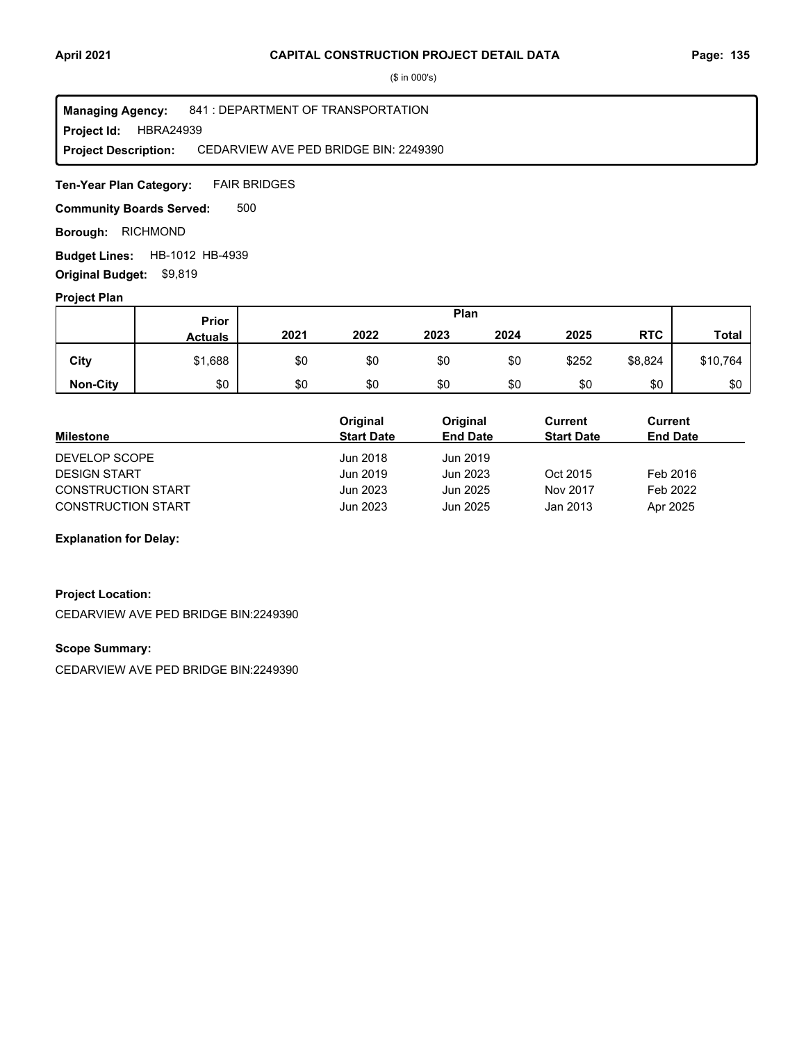($ in 000's)

**Managing Agency:** 841 : DEPARTMENT OF TRANSPORTATION
**Project Id:** HBRA24939
**Project Description:** CEDARVIEW AVE PED BRIDGE BIN: 2249390

**Ten-Year Plan Category:** FAIR BRIDGES

**Community Boards Served:** 500

**Borough:** RICHMOND

**Budget Lines:** HB-1012 HB-4939

**Original Budget:** $9,819

**Project Plan**

| | Prior Actuals | 2021 | 2022 | 2023 | 2024 | 2025 | RTC | Total |
|---|---|---|---|---|---|---|---|---|
| | | Plan | | | | | | |
| City | $1,688 | $0 | $0 | $0 | $0 | $252 | $8,824 | $10,764 |
| Non-City | $0 | $0 | $0 | $0 | $0 | $0 | $0 | $0 |

| Milestone | Original Start Date | Original End Date | Current Start Date | Current End Date |
|---|---|---|---|---|
| DEVELOP SCOPE | Jun 2018 | Jun 2019 | | |
| DESIGN START | Jun 2019 | Jun 2023 | Oct 2015 | Feb 2016 |
| CONSTRUCTION START | Jun 2023 | Jun 2025 | Nov 2017 | Feb 2022 |
| CONSTRUCTION START | Jun 2023 | Jun 2025 | Jan 2013 | Apr 2025 |

**Explanation for Delay:**

**Project Location:**

CEDARVIEW AVE PED BRIDGE BIN:2249390

**Scope Summary:**

CEDARVIEW AVE PED BRIDGE BIN:2249390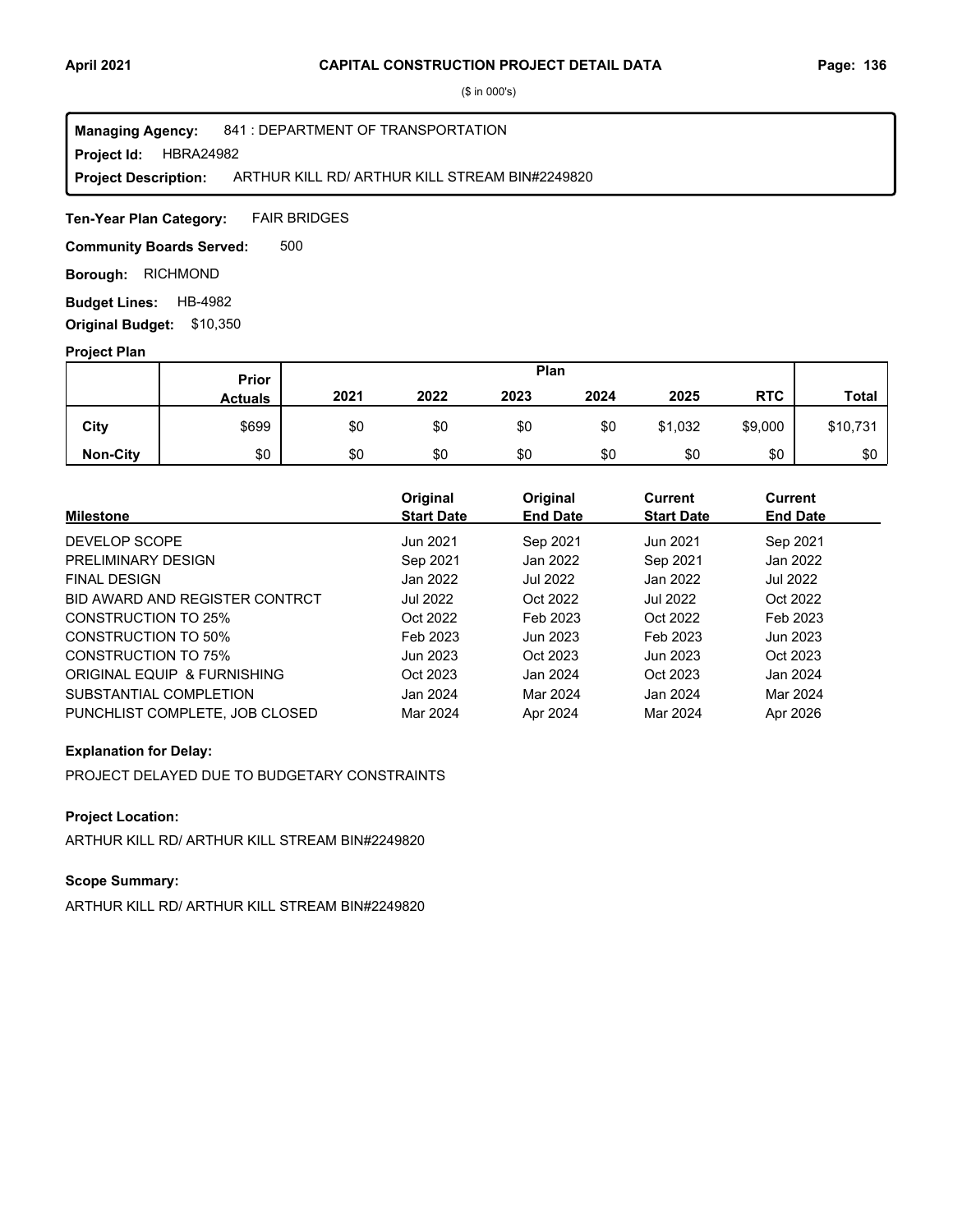# CAPITAL CONSTRUCTION PROJECT DETAIL DATA

($ in 000's)

**Managing Agency:** 841 : DEPARTMENT OF TRANSPORTATION
**Project Id:** HBRA24982
**Project Description:** ARTHUR KILL RD/ ARTHUR KILL STREAM BIN#2249820

**Ten-Year Plan Category:** FAIR BRIDGES

**Community Boards Served:** 500

**Borough:** RICHMOND

**Budget Lines:** HB-4982

**Original Budget:** $10,350

### Project Plan

| | Prior Actuals | 2021 | 2022 | 2023 | 2024 | 2025 | RTC | Total |
|---|---|---|---|---|---|---|---|---|
| **City** | $699 | $0 | $0 | $0 | $0 | $1,032 | $9,000 | $10,731 |
| **Non-City** | $0 | $0 | $0 | $0 | $0 | $0 | $0 | $0 |

| Milestone | Original Start Date | Original End Date | Current Start Date | Current End Date |
|---|---|---|---|---|
| DEVELOP SCOPE | Jun 2021 | Sep 2021 | Jun 2021 | Sep 2021 |
| PRELIMINARY DESIGN | Sep 2021 | Jan 2022 | Sep 2021 | Jan 2022 |
| FINAL DESIGN | Jan 2022 | Jul 2022 | Jan 2022 | Jul 2022 |
| BID AWARD AND REGISTER CONTRCT | Jul 2022 | Oct 2022 | Jul 2022 | Oct 2022 |
| CONSTRUCTION TO 25% | Oct 2022 | Feb 2023 | Oct 2022 | Feb 2023 |
| CONSTRUCTION TO 50% | Feb 2023 | Jun 2023 | Feb 2023 | Jun 2023 |
| CONSTRUCTION TO 75% | Jun 2023 | Oct 2023 | Jun 2023 | Oct 2023 |
| ORIGINAL EQUIP & FURNISHING | Oct 2023 | Jan 2024 | Oct 2023 | Jan 2024 |
| SUBSTANTIAL COMPLETION | Jan 2024 | Mar 2024 | Jan 2024 | Mar 2024 |
| PUNCHLIST COMPLETE, JOB CLOSED | Mar 2024 | Apr 2024 | Mar 2024 | Apr 2026 |

### Explanation for Delay:

PROJECT DELAYED DUE TO BUDGETARY CONSTRAINTS

### Project Location:

ARTHUR KILL RD/ ARTHUR KILL STREAM BIN#2249820

### Scope Summary:

ARTHUR KILL RD/ ARTHUR KILL STREAM BIN#2249820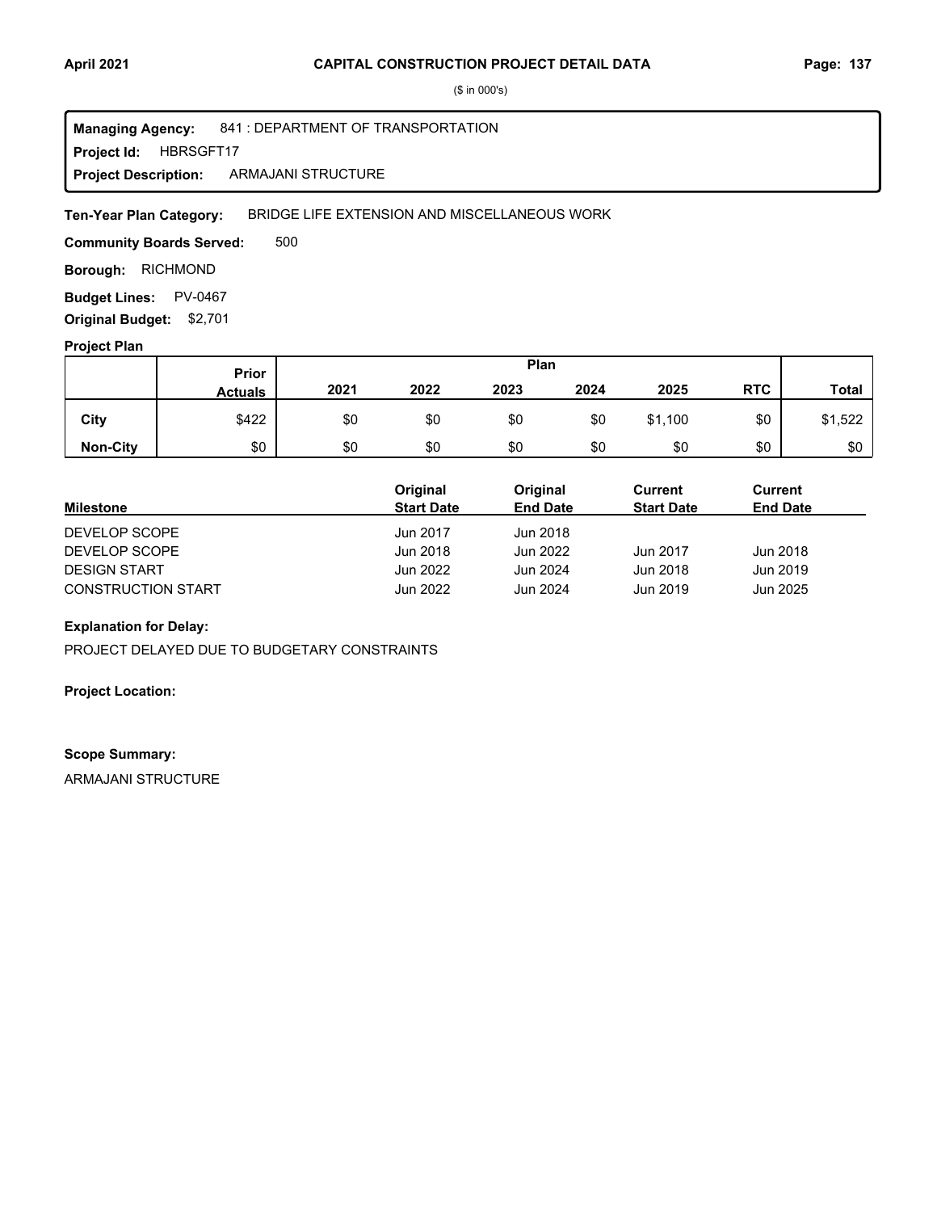# CAPITAL CONSTRUCTION PROJECT DETAIL DATA

($ in 000's)

**Managing Agency:** 841 : DEPARTMENT OF TRANSPORTATION
**Project Id:** HBRSGFT17
**Project Description:** ARMAJANI STRUCTURE

**Ten-Year Plan Category:** BRIDGE LIFE EXTENSION AND MISCELLANEOUS WORK

**Community Boards Served:** 500

**Borough:** RICHMOND

**Budget Lines:** PV-0467

**Original Budget:** $2,701

## Project Plan

| | Prior Actuals | Plan 2021 | 2022 | 2023 | 2024 | 2025 | RTC | Total |
|---|---|---|---|---|---|---|---|---|
| City | $422 | $0 | $0 | $0 | $0 | $1,100 | $0 | $1,522 |
| Non-City | $0 | $0 | $0 | $0 | $0 | $0 | $0 | $0 |

| Milestone | Original Start Date | Original End Date | Current Start Date | Current End Date |
|---|---|---|---|---|
| DEVELOP SCOPE | Jun 2017 | Jun 2018 | | |
| DEVELOP SCOPE | Jun 2018 | Jun 2022 | Jun 2017 | Jun 2018 |
| DESIGN START | Jun 2022 | Jun 2024 | Jun 2018 | Jun 2019 |
| CONSTRUCTION START | Jun 2022 | Jun 2024 | Jun 2019 | Jun 2025 |

**Explanation for Delay:**

PROJECT DELAYED DUE TO BUDGETARY CONSTRAINTS

**Project Location:**

**Scope Summary:**

ARMAJANI STRUCTURE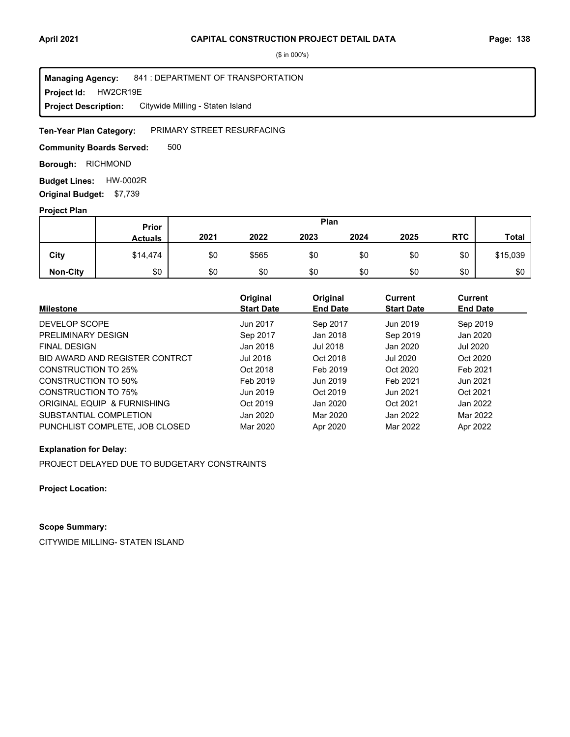($ in 000's)

**Managing Agency:** 841 : DEPARTMENT OF TRANSPORTATION
**Project Id:** HW2CR19E
**Project Description:** Citywide Milling - Staten Island

**Ten-Year Plan Category:** PRIMARY STREET RESURFACING

**Community Boards Served:** 500

**Borough:** RICHMOND

**Budget Lines:** HW-0002R

**Original Budget:** $7,739

### Project Plan

| | Prior Actuals | Plan 2021 | 2022 | 2023 | 2024 | 2025 | RTC | Total |
|---|---|---|---|---|---|---|---|---|
| City | $14,474 | $0 | $565 | $0 | $0 | $0 | $0 | $15,039 |
| Non-City | $0 | $0 | $0 | $0 | $0 | $0 | $0 | $0 |

| Milestone | Original Start Date | Original End Date | Current Start Date | Current End Date |
|---|---|---|---|---|
| DEVELOP SCOPE | Jun 2017 | Sep 2017 | Jun 2019 | Sep 2019 |
| PRELIMINARY DESIGN | Sep 2017 | Jan 2018 | Sep 2019 | Jan 2020 |
| FINAL DESIGN | Jan 2018 | Jul 2018 | Jan 2020 | Jul 2020 |
| BID AWARD AND REGISTER CONTRCT | Jul 2018 | Oct 2018 | Jul 2020 | Oct 2020 |
| CONSTRUCTION TO 25% | Oct 2018 | Feb 2019 | Oct 2020 | Feb 2021 |
| CONSTRUCTION TO 50% | Feb 2019 | Jun 2019 | Feb 2021 | Jun 2021 |
| CONSTRUCTION TO 75% | Jun 2019 | Oct 2019 | Jun 2021 | Oct 2021 |
| ORIGINAL EQUIP & FURNISHING | Oct 2019 | Jan 2020 | Oct 2021 | Jan 2022 |
| SUBSTANTIAL COMPLETION | Jan 2020 | Mar 2020 | Jan 2022 | Mar 2022 |
| PUNCHLIST COMPLETE, JOB CLOSED | Mar 2020 | Apr 2020 | Mar 2022 | Apr 2022 |

**Explanation for Delay:**

PROJECT DELAYED DUE TO BUDGETARY CONSTRAINTS

**Project Location:**

**Scope Summary:**

CITYWIDE MILLING- STATEN ISLAND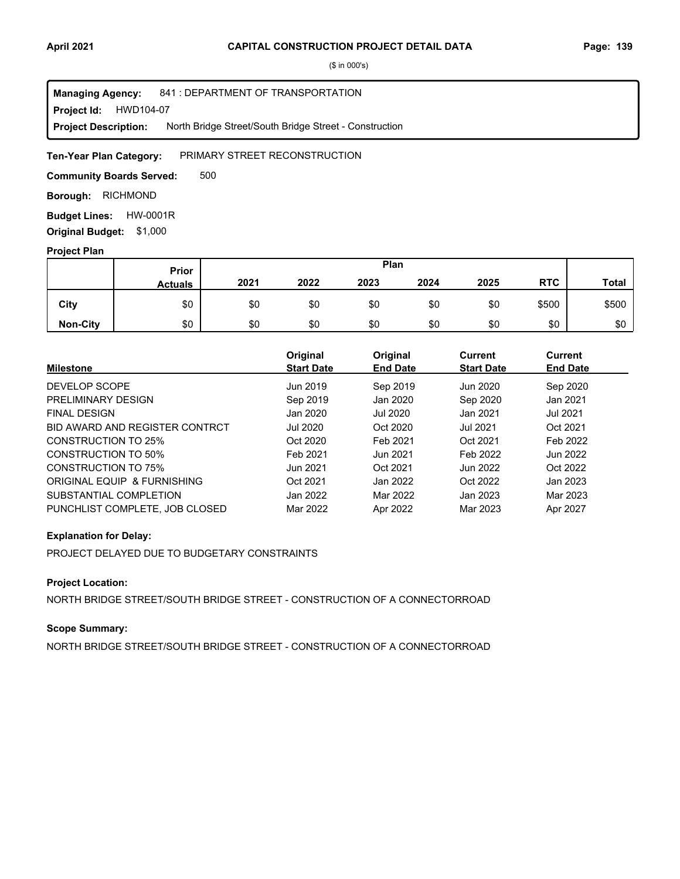# CAPITAL CONSTRUCTION PROJECT DETAIL DATA

($ in 000's)

**Managing Agency:** 841 : DEPARTMENT OF TRANSPORTATION
**Project Id:** HWD104-07
**Project Description:** North Bridge Street/South Bridge Street - Construction

**Ten-Year Plan Category:** PRIMARY STREET RECONSTRUCTION

**Community Boards Served:** 500

**Borough:** RICHMOND

**Budget Lines:** HW-0001R

**Original Budget:** $1,000

## Project Plan

| | Prior Actuals | 2021 | 2022 | 2023 | 2024 | 2025 | RTC | Total |
|---|---|---|---|---|---|---|---|---|
| **City** | $0 | $0 | $0 | $0 | $0 | $0 | $500 | $500 |
| **Non-City** | $0 | $0 | $0 | $0 | $0 | $0 | $0 | $0 |

| Milestone | Original Start Date | Original End Date | Current Start Date | Current End Date |
|---|---|---|---|---|
| DEVELOP SCOPE | Jun 2019 | Sep 2019 | Jun 2020 | Sep 2020 |
| PRELIMINARY DESIGN | Sep 2019 | Jan 2020 | Sep 2020 | Jan 2021 |
| FINAL DESIGN | Jan 2020 | Jul 2020 | Jan 2021 | Jul 2021 |
| BID AWARD AND REGISTER CONTRCT | Jul 2020 | Oct 2020 | Jul 2021 | Oct 2021 |
| CONSTRUCTION TO 25% | Oct 2020 | Feb 2021 | Oct 2021 | Feb 2022 |
| CONSTRUCTION TO 50% | Feb 2021 | Jun 2021 | Feb 2022 | Jun 2022 |
| CONSTRUCTION TO 75% | Jun 2021 | Oct 2021 | Jun 2022 | Oct 2022 |
| ORIGINAL EQUIP & FURNISHING | Oct 2021 | Jan 2022 | Oct 2022 | Jan 2023 |
| SUBSTANTIAL COMPLETION | Jan 2022 | Mar 2022 | Jan 2023 | Mar 2023 |
| PUNCHLIST COMPLETE, JOB CLOSED | Mar 2022 | Apr 2022 | Mar 2023 | Apr 2027 |

**Explanation for Delay:**

PROJECT DELAYED DUE TO BUDGETARY CONSTRAINTS

**Project Location:**

NORTH BRIDGE STREET/SOUTH BRIDGE STREET - CONSTRUCTION OF A CONNECTORROAD

**Scope Summary:**

NORTH BRIDGE STREET/SOUTH BRIDGE STREET - CONSTRUCTION OF A CONNECTORROAD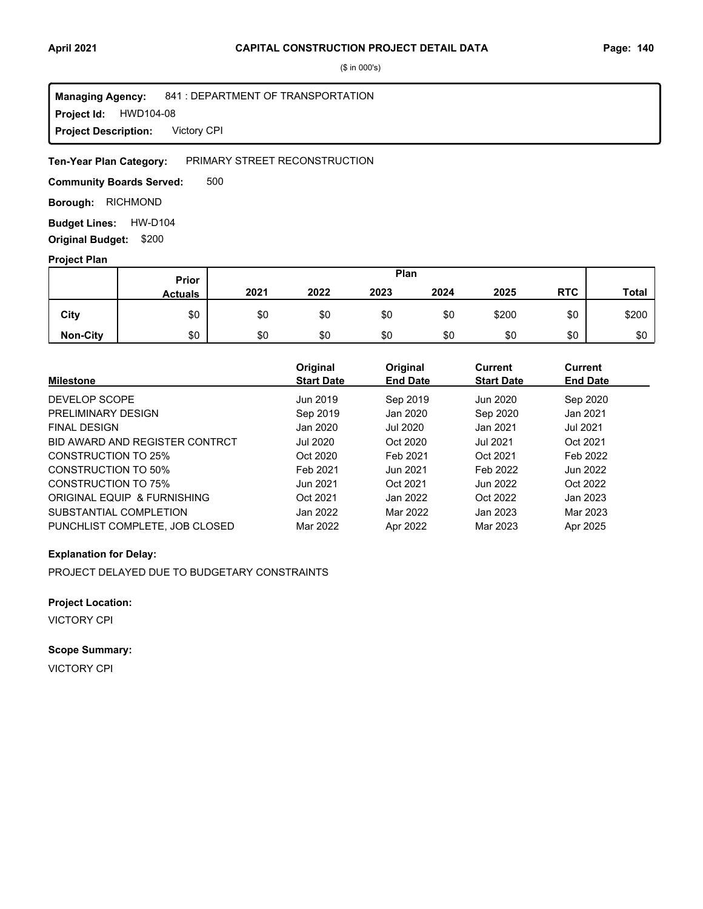# CAPITAL CONSTRUCTION PROJECT DETAIL DATA

($ in 000's)

**Managing Agency:** 841 : DEPARTMENT OF TRANSPORTATION
**Project Id:** HWD104-08
**Project Description:** Victory CPI

**Ten-Year Plan Category:** PRIMARY STREET RECONSTRUCTION

**Community Boards Served:** 500

**Borough:** RICHMOND

**Budget Lines:** HW-D104

**Original Budget:** $200

## Project Plan

| | Prior Actuals | Plan 2021 | 2022 | 2023 | 2024 | 2025 | RTC | Total |
|---|---|---|---|---|---|---|---|---|
| City | $0 | $0 | $0 | $0 | $0 | $200 | $0 | $200 |
| Non-City | $0 | $0 | $0 | $0 | $0 | $0 | $0 | $0 |

| Milestone | Original Start Date | Original End Date | Current Start Date | Current End Date |
|---|---|---|---|---|
| DEVELOP SCOPE | Jun 2019 | Sep 2019 | Jun 2020 | Sep 2020 |
| PRELIMINARY DESIGN | Sep 2019 | Jan 2020 | Sep 2020 | Jan 2021 |
| FINAL DESIGN | Jan 2020 | Jul 2020 | Jan 2021 | Jul 2021 |
| BID AWARD AND REGISTER CONTRCT | Jul 2020 | Oct 2020 | Jul 2021 | Oct 2021 |
| CONSTRUCTION TO 25% | Oct 2020 | Feb 2021 | Oct 2021 | Feb 2022 |
| CONSTRUCTION TO 50% | Feb 2021 | Jun 2021 | Feb 2022 | Jun 2022 |
| CONSTRUCTION TO 75% | Jun 2021 | Oct 2021 | Jun 2022 | Oct 2022 |
| ORIGINAL EQUIP & FURNISHING | Oct 2021 | Jan 2022 | Oct 2022 | Jan 2023 |
| SUBSTANTIAL COMPLETION | Jan 2022 | Mar 2022 | Jan 2023 | Mar 2023 |
| PUNCHLIST COMPLETE, JOB CLOSED | Mar 2022 | Apr 2022 | Mar 2023 | Apr 2025 |

**Explanation for Delay:**

PROJECT DELAYED DUE TO BUDGETARY CONSTRAINTS

**Project Location:**

VICTORY CPI

**Scope Summary:**

VICTORY CPI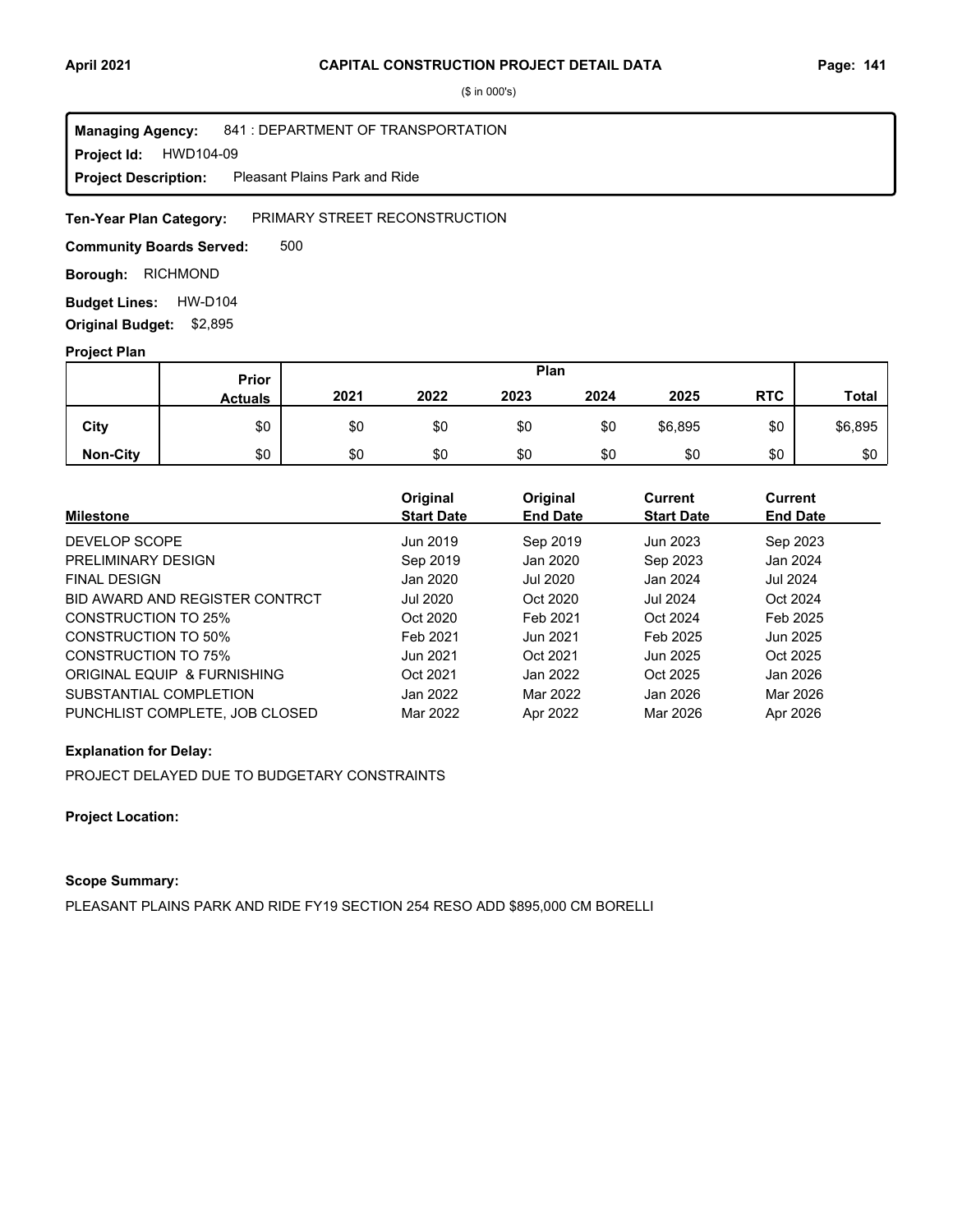# CAPITAL CONSTRUCTION PROJECT DETAIL DATA

($ in 000's)

**Managing Agency:** 841 : DEPARTMENT OF TRANSPORTATION
**Project Id:** HWD104-09
**Project Description:** Pleasant Plains Park and Ride

**Ten-Year Plan Category:** PRIMARY STREET RECONSTRUCTION

**Community Boards Served:** 500

**Borough:** RICHMOND

**Budget Lines:** HW-D104

**Original Budget:** $2,895

## Project Plan

| | Prior Actuals | 2021 | 2022 | 2023 | 2024 | 2025 | RTC | Total |
|---|---|---|---|---|---|---|---|---|
| **City** | $0 | $0 | $0 | $0 | $0 | $6,895 | $0 | $6,895 |
| **Non-City** | $0 | $0 | $0 | $0 | $0 | $0 | $0 | $0 |

| Milestone | Original Start Date | Original End Date | Current Start Date | Current End Date |
|---|---|---|---|---|
| DEVELOP SCOPE | Jun 2019 | Sep 2019 | Jun 2023 | Sep 2023 |
| PRELIMINARY DESIGN | Sep 2019 | Jan 2020 | Sep 2023 | Jan 2024 |
| FINAL DESIGN | Jan 2020 | Jul 2020 | Jan 2024 | Jul 2024 |
| BID AWARD AND REGISTER CONTRCT | Jul 2020 | Oct 2020 | Jul 2024 | Oct 2024 |
| CONSTRUCTION TO 25% | Oct 2020 | Feb 2021 | Oct 2024 | Feb 2025 |
| CONSTRUCTION TO 50% | Feb 2021 | Jun 2021 | Feb 2025 | Jun 2025 |
| CONSTRUCTION TO 75% | Jun 2021 | Oct 2021 | Jun 2025 | Oct 2025 |
| ORIGINAL EQUIP & FURNISHING | Oct 2021 | Jan 2022 | Oct 2025 | Jan 2026 |
| SUBSTANTIAL COMPLETION | Jan 2022 | Mar 2022 | Jan 2026 | Mar 2026 |
| PUNCHLIST COMPLETE, JOB CLOSED | Mar 2022 | Apr 2022 | Mar 2026 | Apr 2026 |

**Explanation for Delay:**

PROJECT DELAYED DUE TO BUDGETARY CONSTRAINTS

**Project Location:**

**Scope Summary:**

PLEASANT PLAINS PARK AND RIDE FY19 SECTION 254 RESO ADD $895,000 CM BORELLI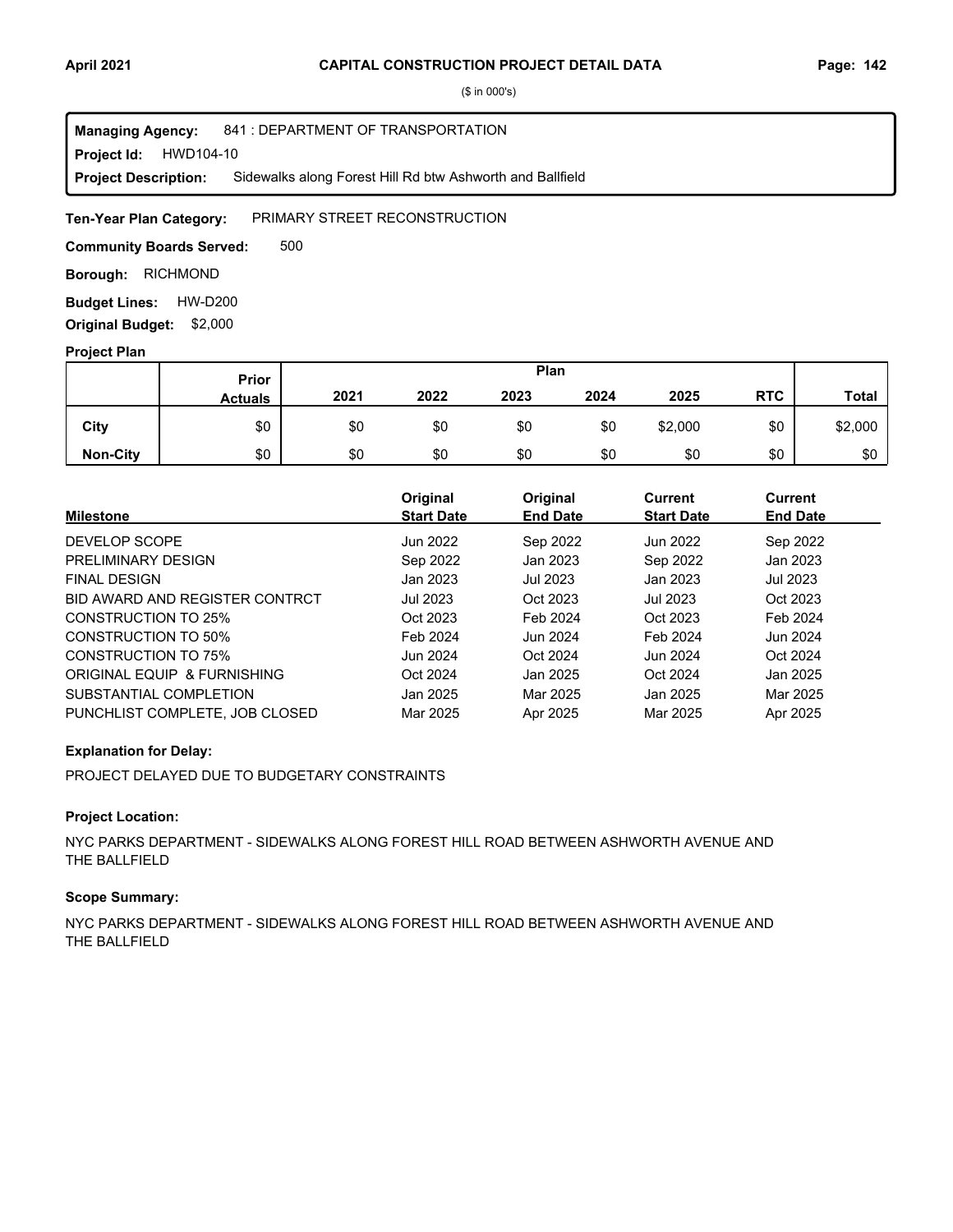# CAPITAL CONSTRUCTION PROJECT DETAIL DATA

($ in 000's)

**Managing Agency:** 841 : DEPARTMENT OF TRANSPORTATION
**Project Id:** HWD104-10
**Project Description:** Sidewalks along Forest Hill Rd btw Ashworth and Ballfield

**Ten-Year Plan Category:** PRIMARY STREET RECONSTRUCTION

**Community Boards Served:** 500

**Borough:** RICHMOND

**Budget Lines:** HW-D200

**Original Budget:** $2,000

### Project Plan

| | Prior Actuals | Plan | | | | | | Total |
|---|---|---|---|---|---|---|---|---|
| | | 2021 | 2022 | 2023 | 2024 | 2025 | RTC | |
| **City** | $0 | $0 | $0 | $0 | $0 | $2,000 | $0 | $2,000 |
| **Non-City** | $0 | $0 | $0 | $0 | $0 | $0 | $0 | $0 |

| Milestone | Original Start Date | Original End Date | Current Start Date | Current End Date |
|---|---|---|---|---|
| DEVELOP SCOPE | Jun 2022 | Sep 2022 | Jun 2022 | Sep 2022 |
| PRELIMINARY DESIGN | Sep 2022 | Jan 2023 | Sep 2022 | Jan 2023 |
| FINAL DESIGN | Jan 2023 | Jul 2023 | Jan 2023 | Jul 2023 |
| BID AWARD AND REGISTER CONTRCT | Jul 2023 | Oct 2023 | Jul 2023 | Oct 2023 |
| CONSTRUCTION TO 25% | Oct 2023 | Feb 2024 | Oct 2023 | Feb 2024 |
| CONSTRUCTION TO 50% | Feb 2024 | Jun 2024 | Feb 2024 | Jun 2024 |
| CONSTRUCTION TO 75% | Jun 2024 | Oct 2024 | Jun 2024 | Oct 2024 |
| ORIGINAL EQUIP & FURNISHING | Oct 2024 | Jan 2025 | Oct 2024 | Jan 2025 |
| SUBSTANTIAL COMPLETION | Jan 2025 | Mar 2025 | Jan 2025 | Mar 2025 |
| PUNCHLIST COMPLETE, JOB CLOSED | Mar 2025 | Apr 2025 | Mar 2025 | Apr 2025 |

**Explanation for Delay:**

PROJECT DELAYED DUE TO BUDGETARY CONSTRAINTS

**Project Location:**

NYC PARKS DEPARTMENT - SIDEWALKS ALONG FOREST HILL ROAD BETWEEN ASHWORTH AVENUE AND THE BALLFIELD

**Scope Summary:**

NYC PARKS DEPARTMENT - SIDEWALKS ALONG FOREST HILL ROAD BETWEEN ASHWORTH AVENUE AND THE BALLFIELD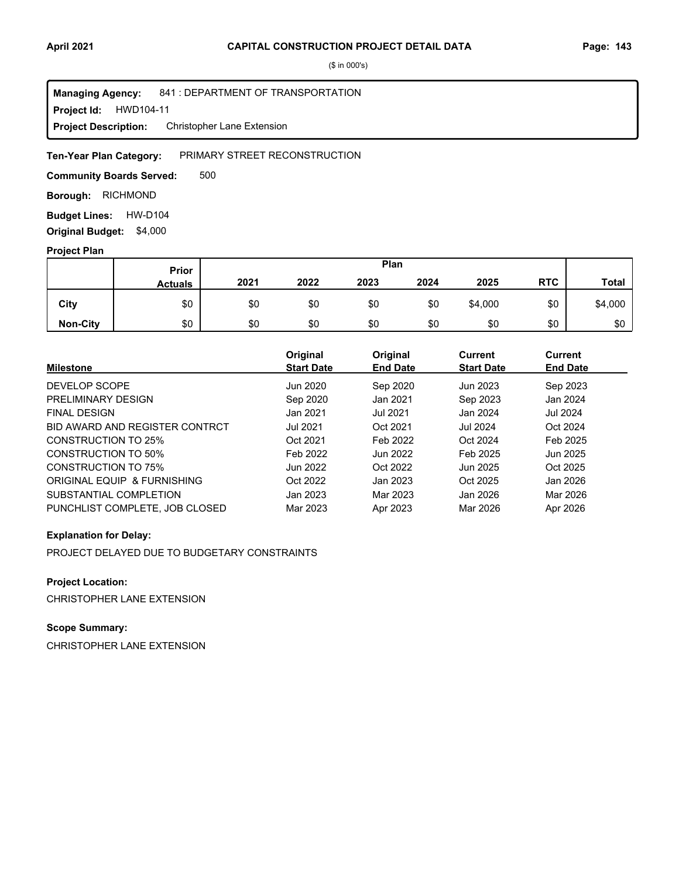($ in 000's)

**Managing Agency:** 841 : DEPARTMENT OF TRANSPORTATION
**Project Id:** HWD104-11
**Project Description:** Christopher Lane Extension

**Ten-Year Plan Category:** PRIMARY STREET RECONSTRUCTION

**Community Boards Served:** 500

**Borough:** RICHMOND

**Budget Lines:** HW-D104

**Original Budget:** $4,000

**Project Plan**

| | Prior Actuals | Plan 2021 | 2022 | 2023 | 2024 | 2025 | RTC | Total |
|---|---|---|---|---|---|---|---|---|
| **City** | $0 | $0 | $0 | $0 | $0 | $4,000 | $0 | $4,000 |
| **Non-City** | $0 | $0 | $0 | $0 | $0 | $0 | $0 | $0 |

| Milestone | Original Start Date | Original End Date | Current Start Date | Current End Date |
|---|---|---|---|---|
| DEVELOP SCOPE | Jun 2020 | Sep 2020 | Jun 2023 | Sep 2023 |
| PRELIMINARY DESIGN | Sep 2020 | Jan 2021 | Sep 2023 | Jan 2024 |
| FINAL DESIGN | Jan 2021 | Jul 2021 | Jan 2024 | Jul 2024 |
| BID AWARD AND REGISTER CONTRCT | Jul 2021 | Oct 2021 | Jul 2024 | Oct 2024 |
| CONSTRUCTION TO 25% | Oct 2021 | Feb 2022 | Oct 2024 | Feb 2025 |
| CONSTRUCTION TO 50% | Feb 2022 | Jun 2022 | Feb 2025 | Jun 2025 |
| CONSTRUCTION TO 75% | Jun 2022 | Oct 2022 | Jun 2025 | Oct 2025 |
| ORIGINAL EQUIP & FURNISHING | Oct 2022 | Jan 2023 | Oct 2025 | Jan 2026 |
| SUBSTANTIAL COMPLETION | Jan 2023 | Mar 2023 | Jan 2026 | Mar 2026 |
| PUNCHLIST COMPLETE, JOB CLOSED | Mar 2023 | Apr 2023 | Mar 2026 | Apr 2026 |

**Explanation for Delay:**

PROJECT DELAYED DUE TO BUDGETARY CONSTRAINTS

**Project Location:**

CHRISTOPHER LANE EXTENSION

**Scope Summary:**

CHRISTOPHER LANE EXTENSION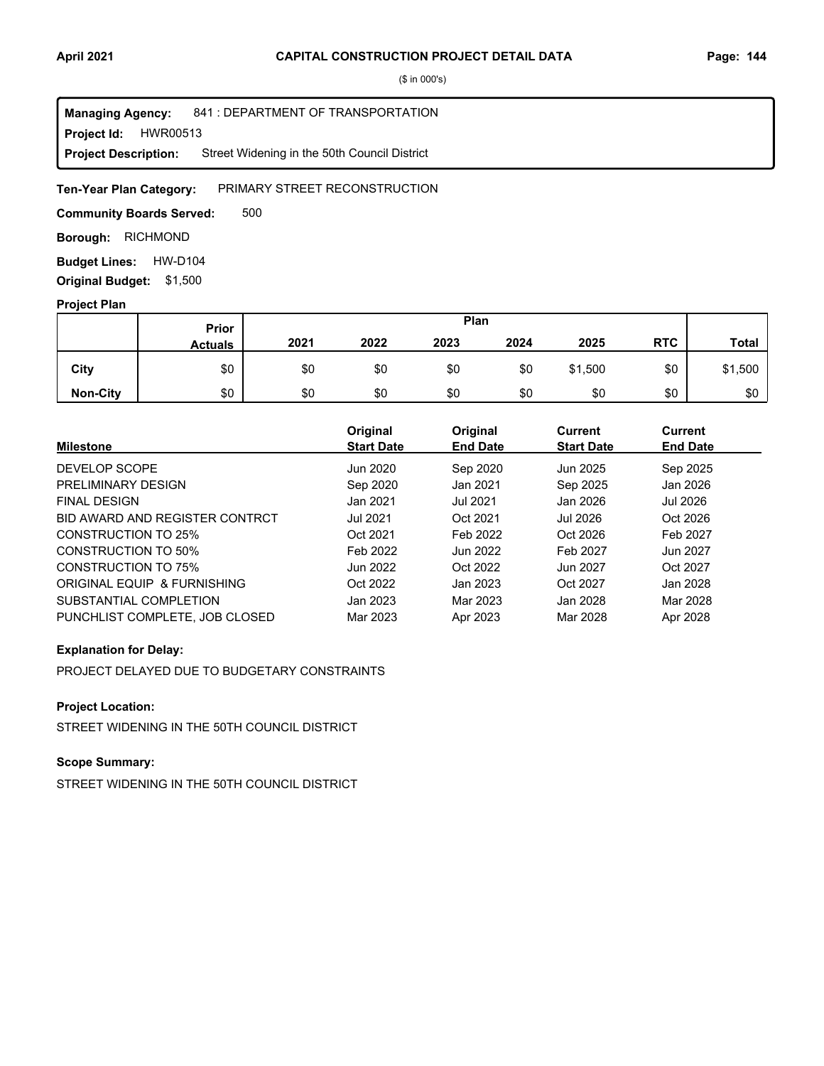# CAPITAL CONSTRUCTION PROJECT DETAIL DATA

($ in 000's)

**Managing Agency:** 841 : DEPARTMENT OF TRANSPORTATION
**Project Id:** HWR00513
**Project Description:** Street Widening in the 50th Council District

**Ten-Year Plan Category:** PRIMARY STREET RECONSTRUCTION

**Community Boards Served:** 500

**Borough:** RICHMOND

**Budget Lines:** HW-D104

**Original Budget:** $1,500

**Project Plan**

| | Prior Actuals | Plan 2021 | 2022 | 2023 | 2024 | 2025 | RTC | Total |
|---|---|---|---|---|---|---|---|---|
| City | $0 | $0 | $0 | $0 | $0 | $1,500 | $0 | $1,500 |
| Non-City | $0 | $0 | $0 | $0 | $0 | $0 | $0 | $0 |

| Milestone | Original Start Date | Original End Date | Current Start Date | Current End Date |
|---|---|---|---|---|
| DEVELOP SCOPE | Jun 2020 | Sep 2020 | Jun 2025 | Sep 2025 |
| PRELIMINARY DESIGN | Sep 2020 | Jan 2021 | Sep 2025 | Jan 2026 |
| FINAL DESIGN | Jan 2021 | Jul 2021 | Jan 2026 | Jul 2026 |
| BID AWARD AND REGISTER CONTRCT | Jul 2021 | Oct 2021 | Jul 2026 | Oct 2026 |
| CONSTRUCTION TO 25% | Oct 2021 | Feb 2022 | Oct 2026 | Feb 2027 |
| CONSTRUCTION TO 50% | Feb 2022 | Jun 2022 | Feb 2027 | Jun 2027 |
| CONSTRUCTION TO 75% | Jun 2022 | Oct 2022 | Jun 2027 | Oct 2027 |
| ORIGINAL EQUIP & FURNISHING | Oct 2022 | Jan 2023 | Oct 2027 | Jan 2028 |
| SUBSTANTIAL COMPLETION | Jan 2023 | Mar 2023 | Jan 2028 | Mar 2028 |
| PUNCHLIST COMPLETE, JOB CLOSED | Mar 2023 | Apr 2023 | Mar 2028 | Apr 2028 |

**Explanation for Delay:**

PROJECT DELAYED DUE TO BUDGETARY CONSTRAINTS

**Project Location:**

STREET WIDENING IN THE 50TH COUNCIL DISTRICT

**Scope Summary:**

STREET WIDENING IN THE 50TH COUNCIL DISTRICT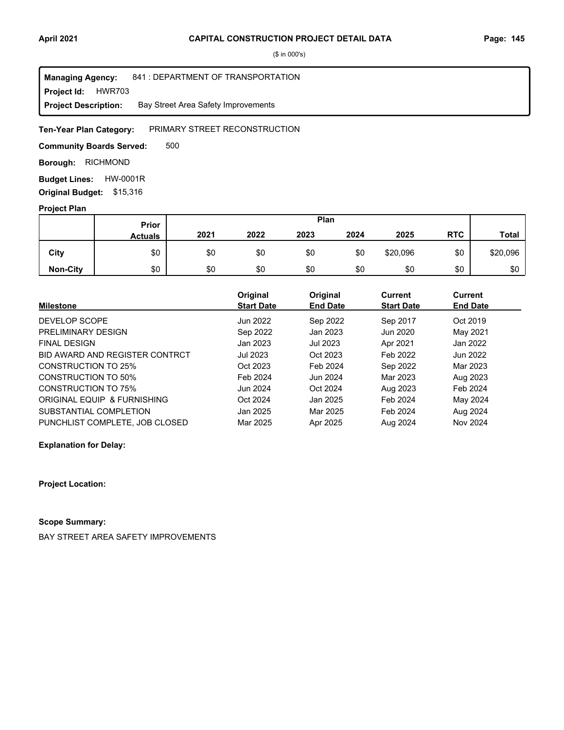($ in 000's)

**Managing Agency:** 841 : DEPARTMENT OF TRANSPORTATION
**Project Id:** HWR703
**Project Description:** Bay Street Area Safety Improvements

**Ten-Year Plan Category:** PRIMARY STREET RECONSTRUCTION

**Community Boards Served:** 500

**Borough:** RICHMOND

**Budget Lines:** HW-0001R

**Original Budget:** $15,316

**Project Plan**

| | Prior Actuals | Plan 2021 | 2022 | 2023 | 2024 | 2025 | RTC | Total |
|---|---|---|---|---|---|---|---|---|
| City | $0 | $0 | $0 | $0 | $0 | $20,096 | $0 | $20,096 |
| Non-City | $0 | $0 | $0 | $0 | $0 | $0 | $0 | $0 |

| Milestone | Original Start Date | Original End Date | Current Start Date | Current End Date |
|---|---|---|---|---|
| DEVELOP SCOPE | Jun 2022 | Sep 2022 | Sep 2017 | Oct 2019 |
| PRELIMINARY DESIGN | Sep 2022 | Jan 2023 | Jun 2020 | May 2021 |
| FINAL DESIGN | Jan 2023 | Jul 2023 | Apr 2021 | Jan 2022 |
| BID AWARD AND REGISTER CONTRCT | Jul 2023 | Oct 2023 | Feb 2022 | Jun 2022 |
| CONSTRUCTION TO 25% | Oct 2023 | Feb 2024 | Sep 2022 | Mar 2023 |
| CONSTRUCTION TO 50% | Feb 2024 | Jun 2024 | Mar 2023 | Aug 2023 |
| CONSTRUCTION TO 75% | Jun 2024 | Oct 2024 | Aug 2023 | Feb 2024 |
| ORIGINAL EQUIP & FURNISHING | Oct 2024 | Jan 2025 | Feb 2024 | May 2024 |
| SUBSTANTIAL COMPLETION | Jan 2025 | Mar 2025 | Feb 2024 | Aug 2024 |
| PUNCHLIST COMPLETE, JOB CLOSED | Mar 2025 | Apr 2025 | Aug 2024 | Nov 2024 |

**Explanation for Delay:**

**Project Location:**

**Scope Summary:**

BAY STREET AREA SAFETY IMPROVEMENTS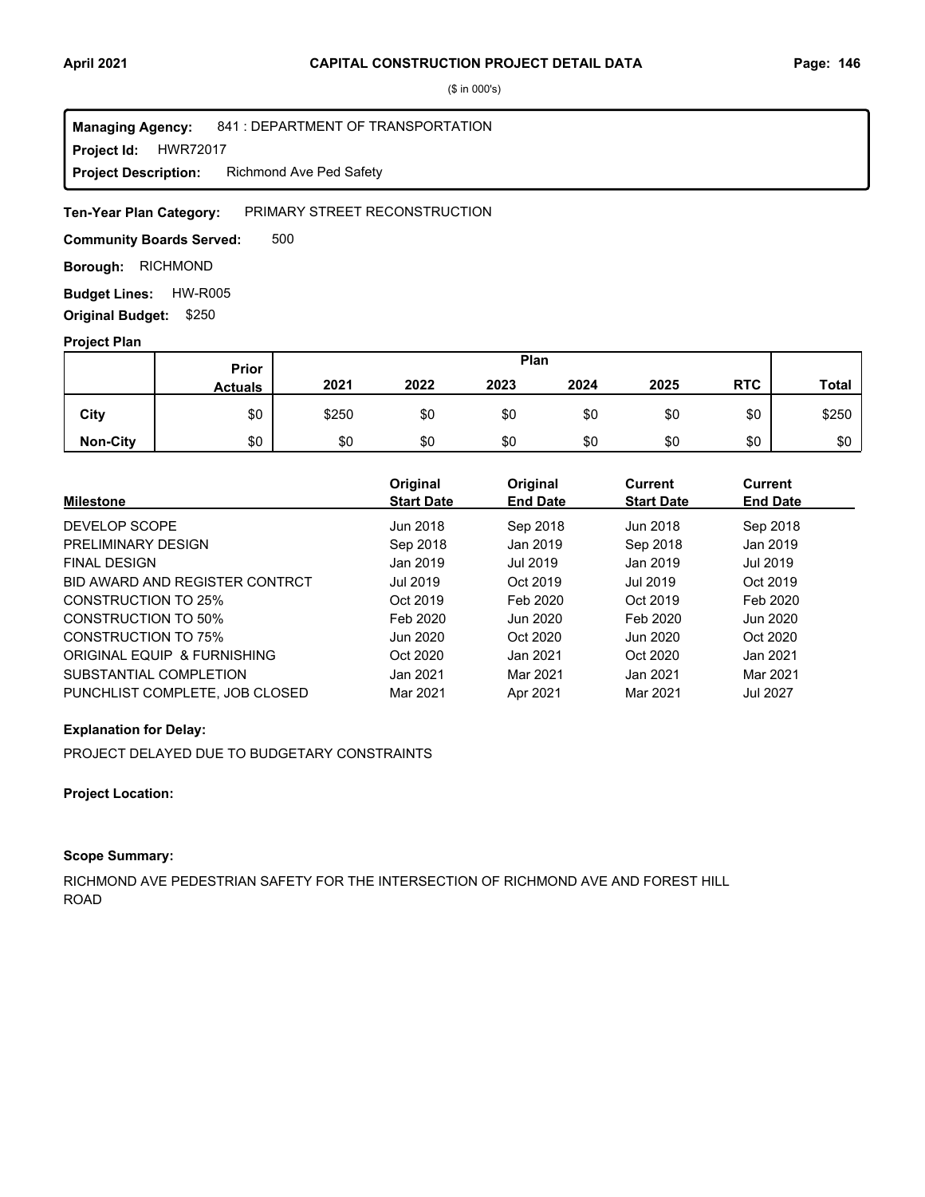# CAPITAL CONSTRUCTION PROJECT DETAIL DATA

($ in 000's)

**Managing Agency:** 841 : DEPARTMENT OF TRANSPORTATION
**Project Id:** HWR72017
**Project Description:** Richmond Ave Ped Safety

**Ten-Year Plan Category:** PRIMARY STREET RECONSTRUCTION

**Community Boards Served:** 500

**Borough:** RICHMOND

**Budget Lines:** HW-R005

**Original Budget:** $250

**Project Plan**

| | Prior Actuals | Plan | | | | | | Total |
|---|---|---|---|---|---|---|---|---|
| | | 2021 | 2022 | 2023 | 2024 | 2025 | RTC | |
| City | $0 | $250 | $0 | $0 | $0 | $0 | $0 | $250 |
| Non-City | $0 | $0 | $0 | $0 | $0 | $0 | $0 | $0 |

| Milestone | Original Start Date | Original End Date | Current Start Date | Current End Date |
|---|---|---|---|---|
| DEVELOP SCOPE | Jun 2018 | Sep 2018 | Jun 2018 | Sep 2018 |
| PRELIMINARY DESIGN | Sep 2018 | Jan 2019 | Sep 2018 | Jan 2019 |
| FINAL DESIGN | Jan 2019 | Jul 2019 | Jan 2019 | Jul 2019 |
| BID AWARD AND REGISTER CONTRCT | Jul 2019 | Oct 2019 | Jul 2019 | Oct 2019 |
| CONSTRUCTION TO 25% | Oct 2019 | Feb 2020 | Oct 2019 | Feb 2020 |
| CONSTRUCTION TO 50% | Feb 2020 | Jun 2020 | Feb 2020 | Jun 2020 |
| CONSTRUCTION TO 75% | Jun 2020 | Oct 2020 | Jun 2020 | Oct 2020 |
| ORIGINAL EQUIP & FURNISHING | Oct 2020 | Jan 2021 | Oct 2020 | Jan 2021 |
| SUBSTANTIAL COMPLETION | Jan 2021 | Mar 2021 | Jan 2021 | Mar 2021 |
| PUNCHLIST COMPLETE, JOB CLOSED | Mar 2021 | Apr 2021 | Mar 2021 | Jul 2027 |

**Explanation for Delay:**

PROJECT DELAYED DUE TO BUDGETARY CONSTRAINTS

**Project Location:**

**Scope Summary:**

RICHMOND AVE PEDESTRIAN SAFETY FOR THE INTERSECTION OF RICHMOND AVE AND FOREST HILL ROAD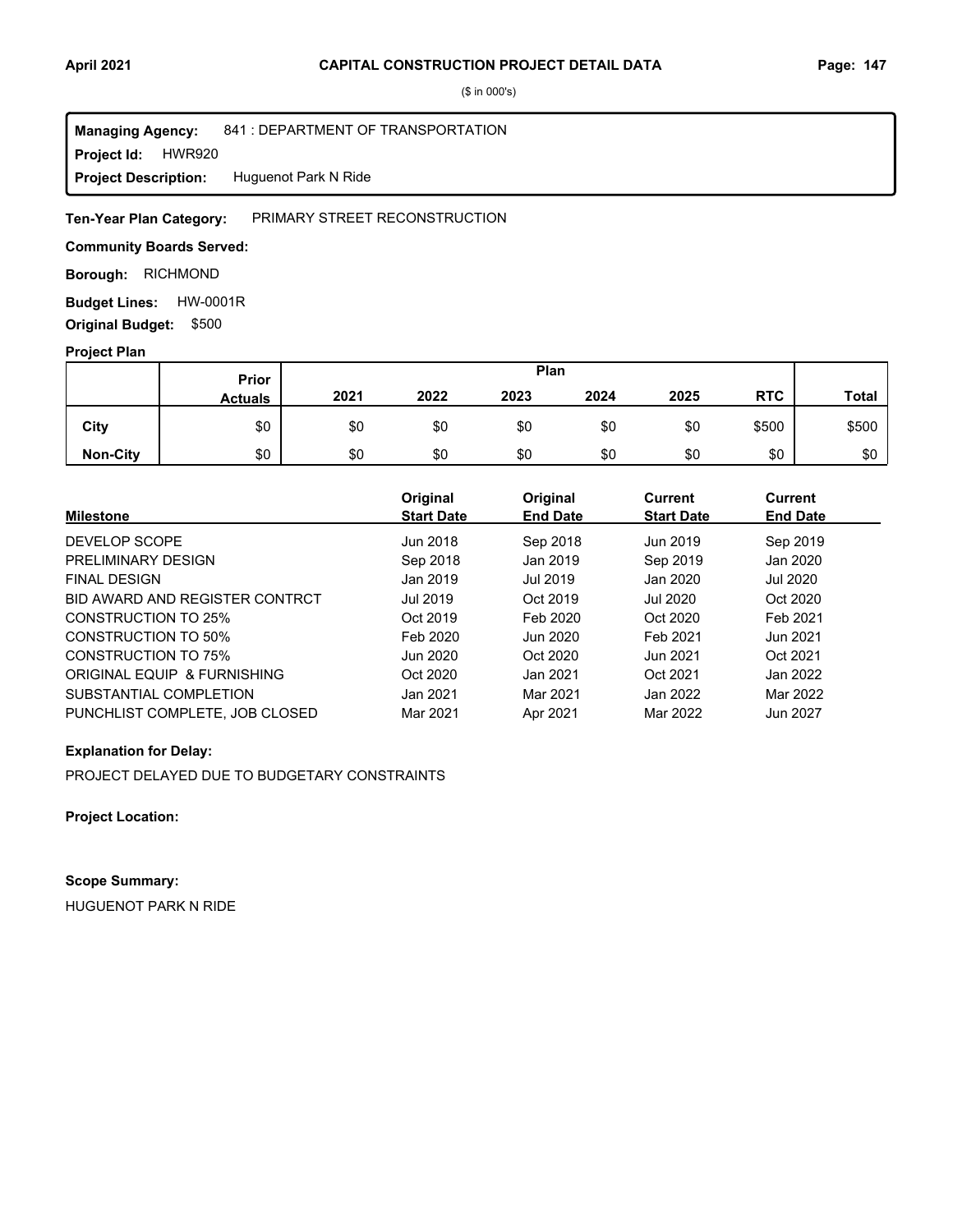($ in 000's)

**Managing Agency:** 841 : DEPARTMENT OF TRANSPORTATION
**Project Id:** HWR920
**Project Description:** Huguenot Park N Ride

**Ten-Year Plan Category:** PRIMARY STREET RECONSTRUCTION

**Community Boards Served:**

**Borough:** RICHMOND

**Budget Lines:** HW-0001R

**Original Budget:** $500

**Project Plan**

| | Prior Actuals | Plan 2021 | 2022 | 2023 | 2024 | 2025 | RTC | Total |
|---|---|---|---|---|---|---|---|---|
| City | $0 | $0 | $0 | $0 | $0 | $0 | $500 | $500 |
| Non-City | $0 | $0 | $0 | $0 | $0 | $0 | $0 | $0 |

| Milestone | Original Start Date | Original End Date | Current Start Date | Current End Date |
|---|---|---|---|---|
| DEVELOP SCOPE | Jun 2018 | Sep 2018 | Jun 2019 | Sep 2019 |
| PRELIMINARY DESIGN | Sep 2018 | Jan 2019 | Sep 2019 | Jan 2020 |
| FINAL DESIGN | Jan 2019 | Jul 2019 | Jan 2020 | Jul 2020 |
| BID AWARD AND REGISTER CONTRCT | Jul 2019 | Oct 2019 | Jul 2020 | Oct 2020 |
| CONSTRUCTION TO 25% | Oct 2019 | Feb 2020 | Oct 2020 | Feb 2021 |
| CONSTRUCTION TO 50% | Feb 2020 | Jun 2020 | Feb 2021 | Jun 2021 |
| CONSTRUCTION TO 75% | Jun 2020 | Oct 2020 | Jun 2021 | Oct 2021 |
| ORIGINAL EQUIP & FURNISHING | Oct 2020 | Jan 2021 | Oct 2021 | Jan 2022 |
| SUBSTANTIAL COMPLETION | Jan 2021 | Mar 2021 | Jan 2022 | Mar 2022 |
| PUNCHLIST COMPLETE, JOB CLOSED | Mar 2021 | Apr 2021 | Mar 2022 | Jun 2027 |

**Explanation for Delay:**

PROJECT DELAYED DUE TO BUDGETARY CONSTRAINTS

**Project Location:**

**Scope Summary:**

HUGUENOT PARK N RIDE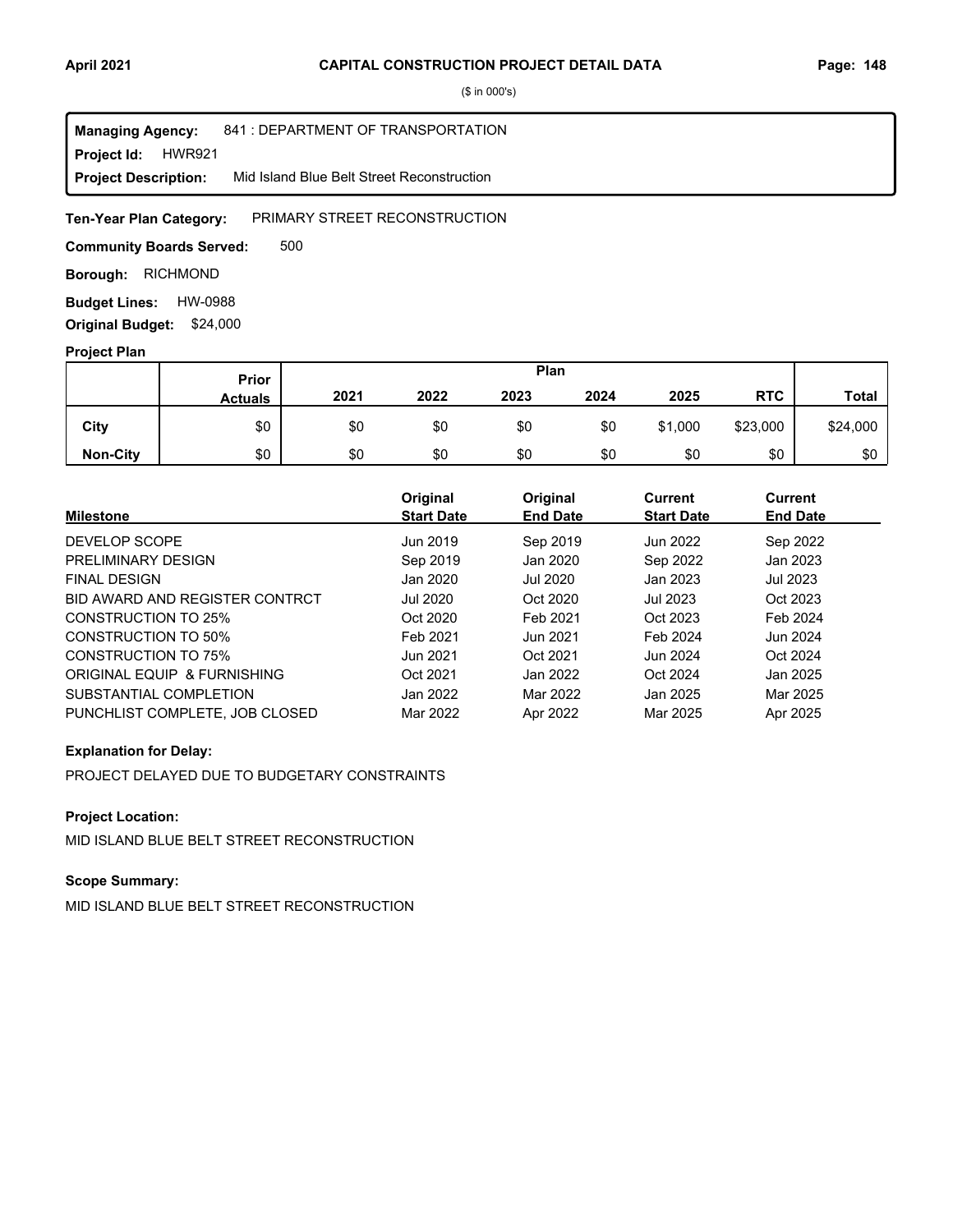# CAPITAL CONSTRUCTION PROJECT DETAIL DATA

($ in 000's)

**Managing Agency:** 841 : DEPARTMENT OF TRANSPORTATION
**Project Id:** HWR921
**Project Description:** Mid Island Blue Belt Street Reconstruction

**Ten-Year Plan Category:** PRIMARY STREET RECONSTRUCTION

**Community Boards Served:** 500

**Borough:** RICHMOND

**Budget Lines:** HW-0988

**Original Budget:** $24,000

**Project Plan**

| | Prior Actuals | Plan 2021 | 2022 | 2023 | 2024 | 2025 | RTC | Total |
|---|---|---|---|---|---|---|---|---|
| **City** | $0 | $0 | $0 | $0 | $0 | $1,000 | $23,000 | $24,000 |
| **Non-City** | $0 | $0 | $0 | $0 | $0 | $0 | $0 | $0 |

| Milestone | Original Start Date | Original End Date | Current Start Date | Current End Date |
|---|---|---|---|---|
| DEVELOP SCOPE | Jun 2019 | Sep 2019 | Jun 2022 | Sep 2022 |
| PRELIMINARY DESIGN | Sep 2019 | Jan 2020 | Sep 2022 | Jan 2023 |
| FINAL DESIGN | Jan 2020 | Jul 2020 | Jan 2023 | Jul 2023 |
| BID AWARD AND REGISTER CONTRCT | Jul 2020 | Oct 2020 | Jul 2023 | Oct 2023 |
| CONSTRUCTION TO 25% | Oct 2020 | Feb 2021 | Oct 2023 | Feb 2024 |
| CONSTRUCTION TO 50% | Feb 2021 | Jun 2021 | Feb 2024 | Jun 2024 |
| CONSTRUCTION TO 75% | Jun 2021 | Oct 2021 | Jun 2024 | Oct 2024 |
| ORIGINAL EQUIP & FURNISHING | Oct 2021 | Jan 2022 | Oct 2024 | Jan 2025 |
| SUBSTANTIAL COMPLETION | Jan 2022 | Mar 2022 | Jan 2025 | Mar 2025 |
| PUNCHLIST COMPLETE, JOB CLOSED | Mar 2022 | Apr 2022 | Mar 2025 | Apr 2025 |

**Explanation for Delay:**

PROJECT DELAYED DUE TO BUDGETARY CONSTRAINTS

**Project Location:**

MID ISLAND BLUE BELT STREET RECONSTRUCTION

**Scope Summary:**

MID ISLAND BLUE BELT STREET RECONSTRUCTION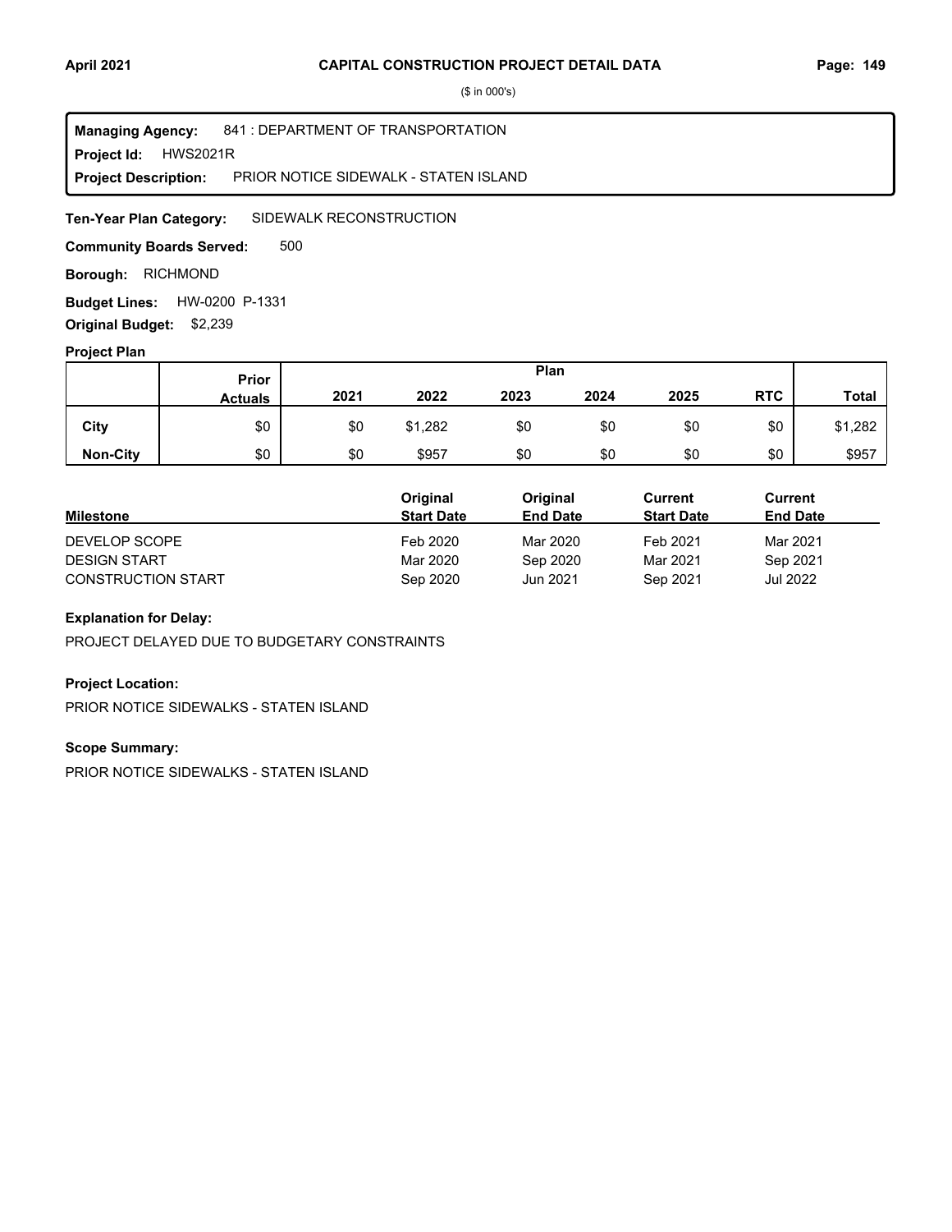($ in 000's)

**Managing Agency:** 841 : DEPARTMENT OF TRANSPORTATION
**Project Id:** HWS2021R
**Project Description:** PRIOR NOTICE SIDEWALK - STATEN ISLAND

**Ten-Year Plan Category:** SIDEWALK RECONSTRUCTION

**Community Boards Served:** 500

**Borough:** RICHMOND

**Budget Lines:** HW-0200 P-1331

**Original Budget:** $2,239

**Project Plan**

| | Prior Actuals | 2021 | 2022 | 2023 | 2024 | 2025 | RTC | Total |
|---|---|---|---|---|---|---|---|---|
| City | $0 | $0 | $1,282 | $0 | $0 | $0 | $0 | $1,282 |
| Non-City | $0 | $0 | $957 | $0 | $0 | $0 | $0 | $957 |

| Milestone | Original Start Date | Original End Date | Current Start Date | Current End Date |
|---|---|---|---|---|
| DEVELOP SCOPE | Feb 2020 | Mar 2020 | Feb 2021 | Mar 2021 |
| DESIGN START | Mar 2020 | Sep 2020 | Mar 2021 | Sep 2021 |
| CONSTRUCTION START | Sep 2020 | Jun 2021 | Sep 2021 | Jul 2022 |

**Explanation for Delay:**

PROJECT DELAYED DUE TO BUDGETARY CONSTRAINTS

**Project Location:**

PRIOR NOTICE SIDEWALKS - STATEN ISLAND

**Scope Summary:**

PRIOR NOTICE SIDEWALKS - STATEN ISLAND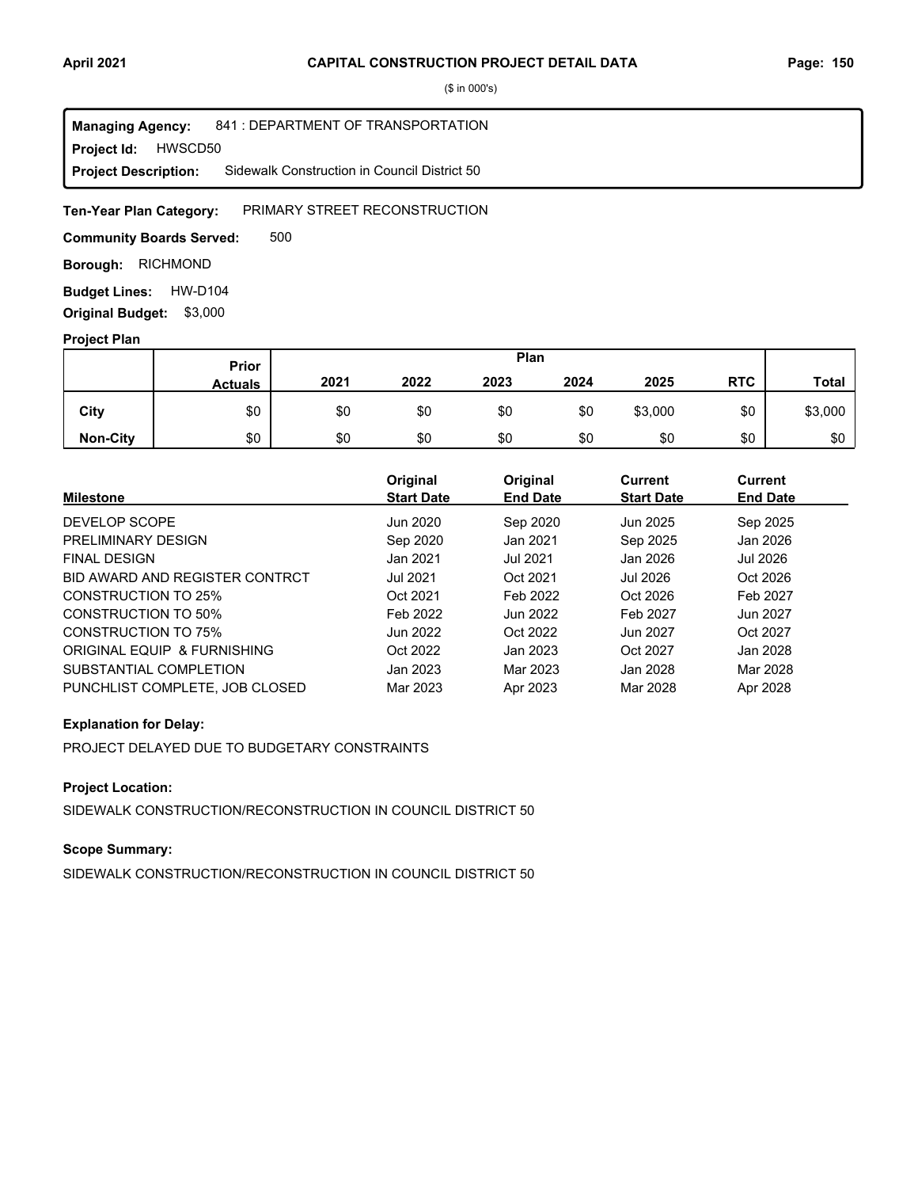($ in 000's)

**Managing Agency:** 841 : DEPARTMENT OF TRANSPORTATION
**Project Id:** HWSCD50
**Project Description:** Sidewalk Construction in Council District 50

**Ten-Year Plan Category:** PRIMARY STREET RECONSTRUCTION

**Community Boards Served:** 500

**Borough:** RICHMOND

**Budget Lines:** HW-D104

**Original Budget:** $3,000

**Project Plan**

| | Prior Actuals | Plan 2021 | 2022 | 2023 | 2024 | 2025 | RTC | Total |
|---|---|---|---|---|---|---|---|---|
| City | $0 | $0 | $0 | $0 | $0 | $3,000 | $0 | $3,000 |
| Non-City | $0 | $0 | $0 | $0 | $0 | $0 | $0 | $0 |

| Milestone | Original Start Date | Original End Date | Current Start Date | Current End Date |
|---|---|---|---|---|
| DEVELOP SCOPE | Jun 2020 | Sep 2020 | Jun 2025 | Sep 2025 |
| PRELIMINARY DESIGN | Sep 2020 | Jan 2021 | Sep 2025 | Jan 2026 |
| FINAL DESIGN | Jan 2021 | Jul 2021 | Jan 2026 | Jul 2026 |
| BID AWARD AND REGISTER CONTRCT | Jul 2021 | Oct 2021 | Jul 2026 | Oct 2026 |
| CONSTRUCTION TO 25% | Oct 2021 | Feb 2022 | Oct 2026 | Feb 2027 |
| CONSTRUCTION TO 50% | Feb 2022 | Jun 2022 | Feb 2027 | Jun 2027 |
| CONSTRUCTION TO 75% | Jun 2022 | Oct 2022 | Jun 2027 | Oct 2027 |
| ORIGINAL EQUIP & FURNISHING | Oct 2022 | Jan 2023 | Oct 2027 | Jan 2028 |
| SUBSTANTIAL COMPLETION | Jan 2023 | Mar 2023 | Jan 2028 | Mar 2028 |
| PUNCHLIST COMPLETE, JOB CLOSED | Mar 2023 | Apr 2023 | Mar 2028 | Apr 2028 |

**Explanation for Delay:**

PROJECT DELAYED DUE TO BUDGETARY CONSTRAINTS

**Project Location:**

SIDEWALK CONSTRUCTION/RECONSTRUCTION IN COUNCIL DISTRICT 50

**Scope Summary:**

SIDEWALK CONSTRUCTION/RECONSTRUCTION IN COUNCIL DISTRICT 50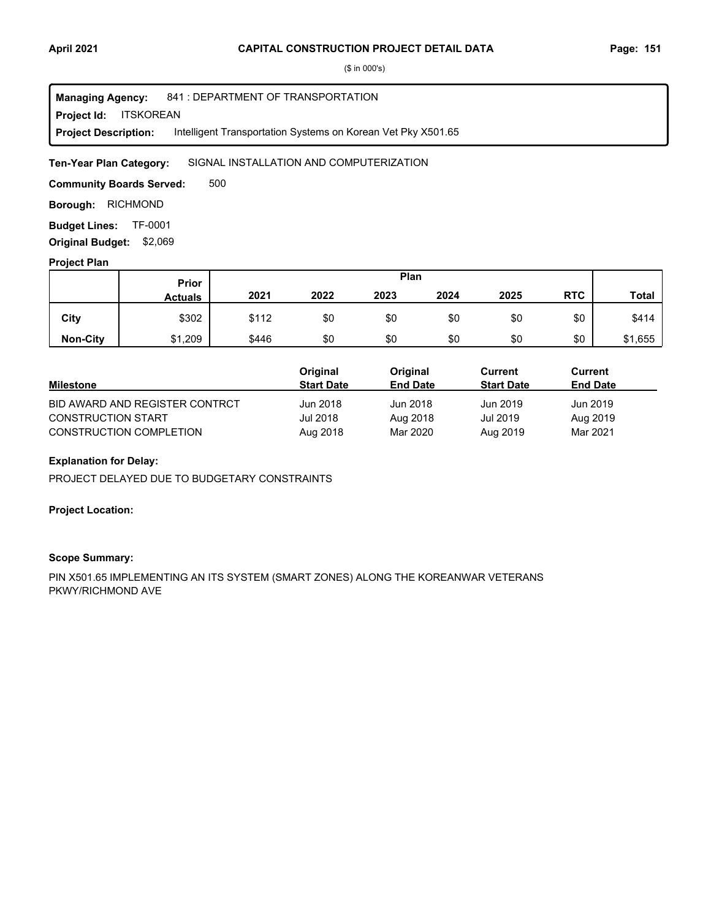# CAPITAL CONSTRUCTION PROJECT DETAIL DATA

($ in 000's)

**Managing Agency:** 841 : DEPARTMENT OF TRANSPORTATION

**Project Id:** ITSKOREAN

**Project Description:** Intelligent Transportation Systems on Korean Vet Pky X501.65

**Ten-Year Plan Category:** SIGNAL INSTALLATION AND COMPUTERIZATION

**Community Boards Served:** 500

**Borough:** RICHMOND

**Budget Lines:** TF-0001

**Original Budget:** $2,069

## Project Plan

| | Prior Actuals | Plan 2021 | 2022 | 2023 | 2024 | 2025 | RTC | Total |
|---|---|---|---|---|---|---|---|---|
| **City** | $302 | $112 | $0 | $0 | $0 | $0 | $0 | $414 |
| **Non-City** | $1,209 | $446 | $0 | $0 | $0 | $0 | $0 | $1,655 |

| Milestone | Original Start Date | Original End Date | Current Start Date | Current End Date |
|---|---|---|---|---|
| BID AWARD AND REGISTER CONTRCT | Jun 2018 | Jun 2018 | Jun 2019 | Jun 2019 |
| CONSTRUCTION START | Jul 2018 | Aug 2018 | Jul 2019 | Aug 2019 |
| CONSTRUCTION COMPLETION | Aug 2018 | Mar 2020 | Aug 2019 | Mar 2021 |

**Explanation for Delay:**

PROJECT DELAYED DUE TO BUDGETARY CONSTRAINTS

**Project Location:**

**Scope Summary:**

PIN X501.65 IMPLEMENTING AN ITS SYSTEM (SMART ZONES) ALONG THE KOREANWAR VETERANS PKWY/RICHMOND AVE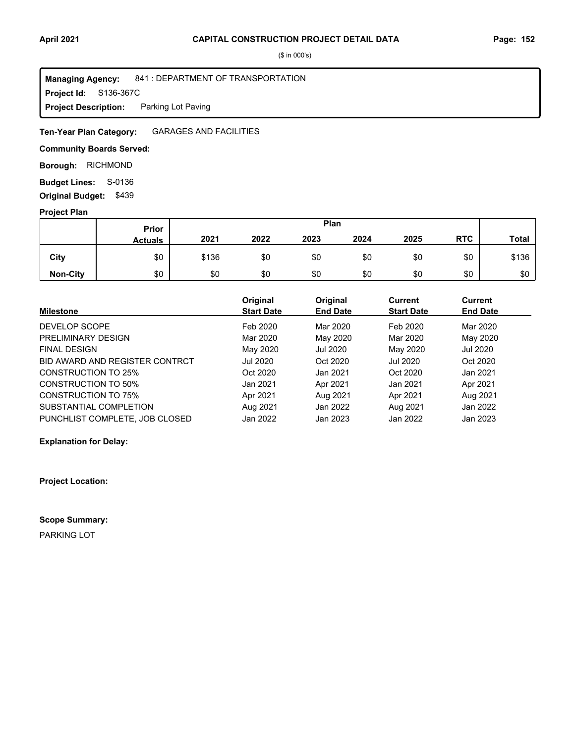($ in 000's)

**Managing Agency:** 841 : DEPARTMENT OF TRANSPORTATION
**Project Id:** S136-367C
**Project Description:** Parking Lot Paving

**Ten-Year Plan Category:** GARAGES AND FACILITIES

**Community Boards Served:**

**Borough:** RICHMOND

**Budget Lines:** S-0136

**Original Budget:** $439

**Project Plan**

| | Prior Actuals | Plan 2021 | 2022 | 2023 | 2024 | 2025 | RTC | Total |
|---|---|---|---|---|---|---|---|---|
| **City** | $0 | $136 | $0 | $0 | $0 | $0 | $0 | $136 |
| **Non-City** | $0 | $0 | $0 | $0 | $0 | $0 | $0 | $0 |

| Milestone | Original Start Date | Original End Date | Current Start Date | Current End Date |
|---|---|---|---|---|
| DEVELOP SCOPE | Feb 2020 | Mar 2020 | Feb 2020 | Mar 2020 |
| PRELIMINARY DESIGN | Mar 2020 | May 2020 | Mar 2020 | May 2020 |
| FINAL DESIGN | May 2020 | Jul 2020 | May 2020 | Jul 2020 |
| BID AWARD AND REGISTER CONTRCT | Jul 2020 | Oct 2020 | Jul 2020 | Oct 2020 |
| CONSTRUCTION TO 25% | Oct 2020 | Jan 2021 | Oct 2020 | Jan 2021 |
| CONSTRUCTION TO 50% | Jan 2021 | Apr 2021 | Jan 2021 | Apr 2021 |
| CONSTRUCTION TO 75% | Apr 2021 | Aug 2021 | Apr 2021 | Aug 2021 |
| SUBSTANTIAL COMPLETION | Aug 2021 | Jan 2022 | Aug 2021 | Jan 2022 |
| PUNCHLIST COMPLETE, JOB CLOSED | Jan 2022 | Jan 2023 | Jan 2022 | Jan 2023 |

**Explanation for Delay:**

**Project Location:**

**Scope Summary:**

PARKING LOT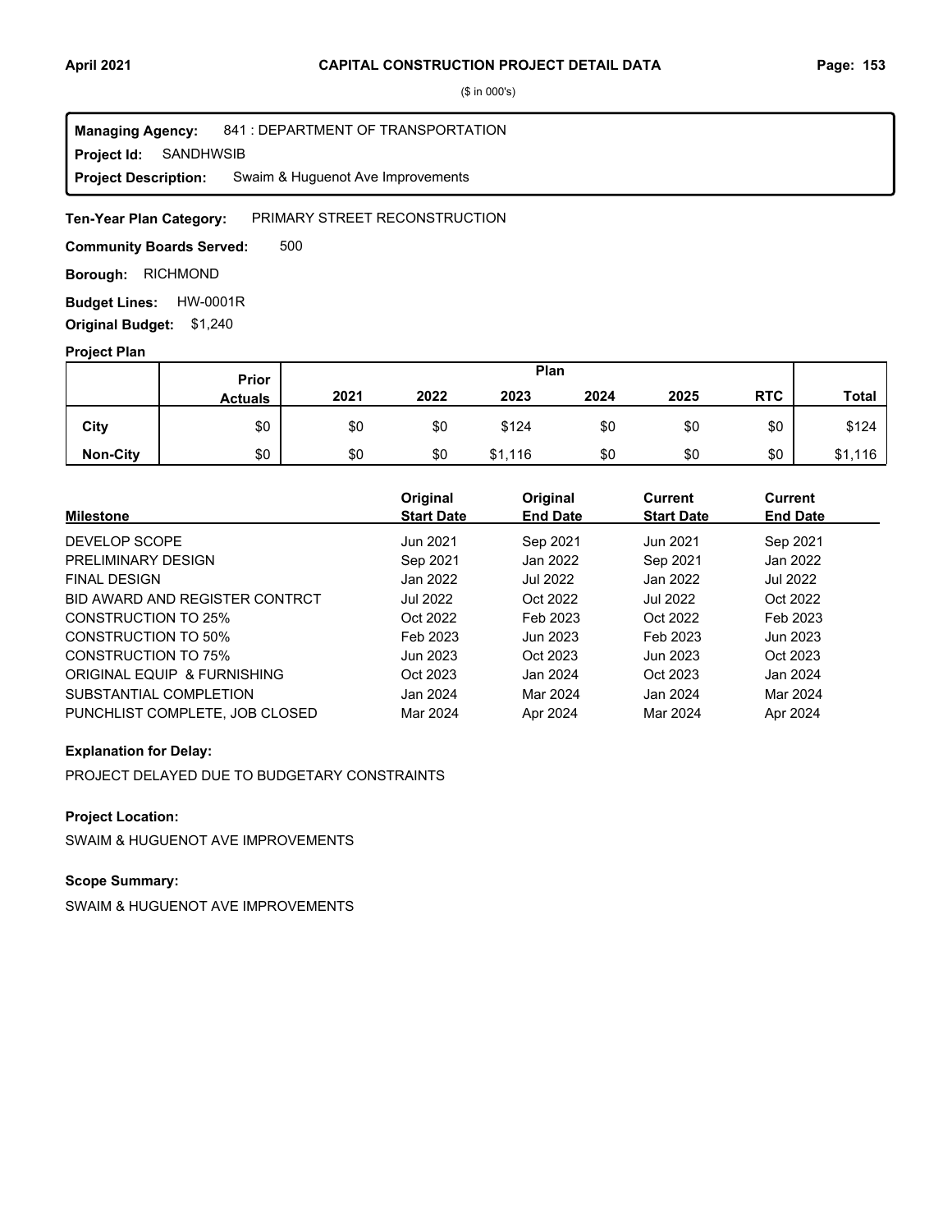# CAPITAL CONSTRUCTION PROJECT DETAIL DATA

($ in 000's)

**Managing Agency:** 841 : DEPARTMENT OF TRANSPORTATION
**Project Id:** SANDHWSIB
**Project Description:** Swaim & Huguenot Ave Improvements

**Ten-Year Plan Category:** PRIMARY STREET RECONSTRUCTION

**Community Boards Served:** 500

**Borough:** RICHMOND

**Budget Lines:** HW-0001R

**Original Budget:** $1,240

**Project Plan**

| | Prior Actuals | Plan 2021 | 2022 | 2023 | 2024 | 2025 | RTC | Total |
|---|---|---|---|---|---|---|---|---|
| City | $0 | $0 | $0 | $124 | $0 | $0 | $0 | $124 |
| Non-City | $0 | $0 | $0 | $1,116 | $0 | $0 | $0 | $1,116 |

| Milestone | Original Start Date | Original End Date | Current Start Date | Current End Date |
|---|---|---|---|---|
| DEVELOP SCOPE | Jun 2021 | Sep 2021 | Jun 2021 | Sep 2021 |
| PRELIMINARY DESIGN | Sep 2021 | Jan 2022 | Sep 2021 | Jan 2022 |
| FINAL DESIGN | Jan 2022 | Jul 2022 | Jan 2022 | Jul 2022 |
| BID AWARD AND REGISTER CONTRCT | Jul 2022 | Oct 2022 | Jul 2022 | Oct 2022 |
| CONSTRUCTION TO 25% | Oct 2022 | Feb 2023 | Oct 2022 | Feb 2023 |
| CONSTRUCTION TO 50% | Feb 2023 | Jun 2023 | Feb 2023 | Jun 2023 |
| CONSTRUCTION TO 75% | Jun 2023 | Oct 2023 | Jun 2023 | Oct 2023 |
| ORIGINAL EQUIP & FURNISHING | Oct 2023 | Jan 2024 | Oct 2023 | Jan 2024 |
| SUBSTANTIAL COMPLETION | Jan 2024 | Mar 2024 | Jan 2024 | Mar 2024 |
| PUNCHLIST COMPLETE, JOB CLOSED | Mar 2024 | Apr 2024 | Mar 2024 | Apr 2024 |

**Explanation for Delay:**

PROJECT DELAYED DUE TO BUDGETARY CONSTRAINTS

**Project Location:**

SWAIM & HUGUENOT AVE IMPROVEMENTS

**Scope Summary:**

SWAIM & HUGUENOT AVE IMPROVEMENTS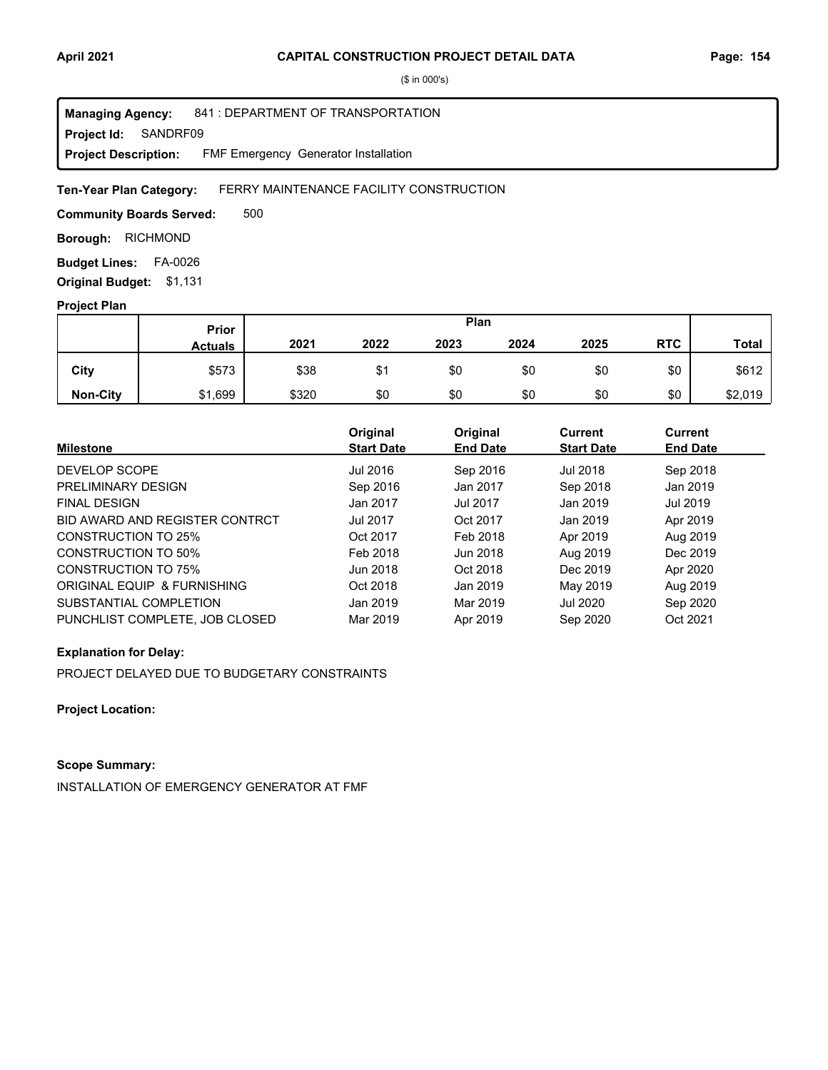# CAPITAL CONSTRUCTION PROJECT DETAIL DATA

($ in 000's)

**Managing Agency:** 841 : DEPARTMENT OF TRANSPORTATION
**Project Id:** SANDRF09
**Project Description:** FMF Emergency Generator Installation

**Ten-Year Plan Category:** FERRY MAINTENANCE FACILITY CONSTRUCTION

**Community Boards Served:** 500

**Borough:** RICHMOND

**Budget Lines:** FA-0026

**Original Budget:** $1,131

**Project Plan**

| | Prior Actuals | 2021 | 2022 | 2023 | 2024 | 2025 | RTC | Total |
|---|---|---|---|---|---|---|---|---|
| **City** | $573 | $38 | $1 | $0 | $0 | $0 | $0 | $612 |
| **Non-City** | $1,699 | $320 | $0 | $0 | $0 | $0 | $0 | $2,019 |

| Milestone | Original Start Date | Original End Date | Current Start Date | Current End Date |
|---|---|---|---|---|
| DEVELOP SCOPE | Jul 2016 | Sep 2016 | Jul 2018 | Sep 2018 |
| PRELIMINARY DESIGN | Sep 2016 | Jan 2017 | Sep 2018 | Jan 2019 |
| FINAL DESIGN | Jan 2017 | Jul 2017 | Jan 2019 | Jul 2019 |
| BID AWARD AND REGISTER CONTRCT | Jul 2017 | Oct 2017 | Jan 2019 | Apr 2019 |
| CONSTRUCTION TO 25% | Oct 2017 | Feb 2018 | Apr 2019 | Aug 2019 |
| CONSTRUCTION TO 50% | Feb 2018 | Jun 2018 | Aug 2019 | Dec 2019 |
| CONSTRUCTION TO 75% | Jun 2018 | Oct 2018 | Dec 2019 | Apr 2020 |
| ORIGINAL EQUIP & FURNISHING | Oct 2018 | Jan 2019 | May 2019 | Aug 2019 |
| SUBSTANTIAL COMPLETION | Jan 2019 | Mar 2019 | Jul 2020 | Sep 2020 |
| PUNCHLIST COMPLETE, JOB CLOSED | Mar 2019 | Apr 2019 | Sep 2020 | Oct 2021 |

**Explanation for Delay:**

PROJECT DELAYED DUE TO BUDGETARY CONSTRAINTS

**Project Location:**

**Scope Summary:**

INSTALLATION OF EMERGENCY GENERATOR AT FMF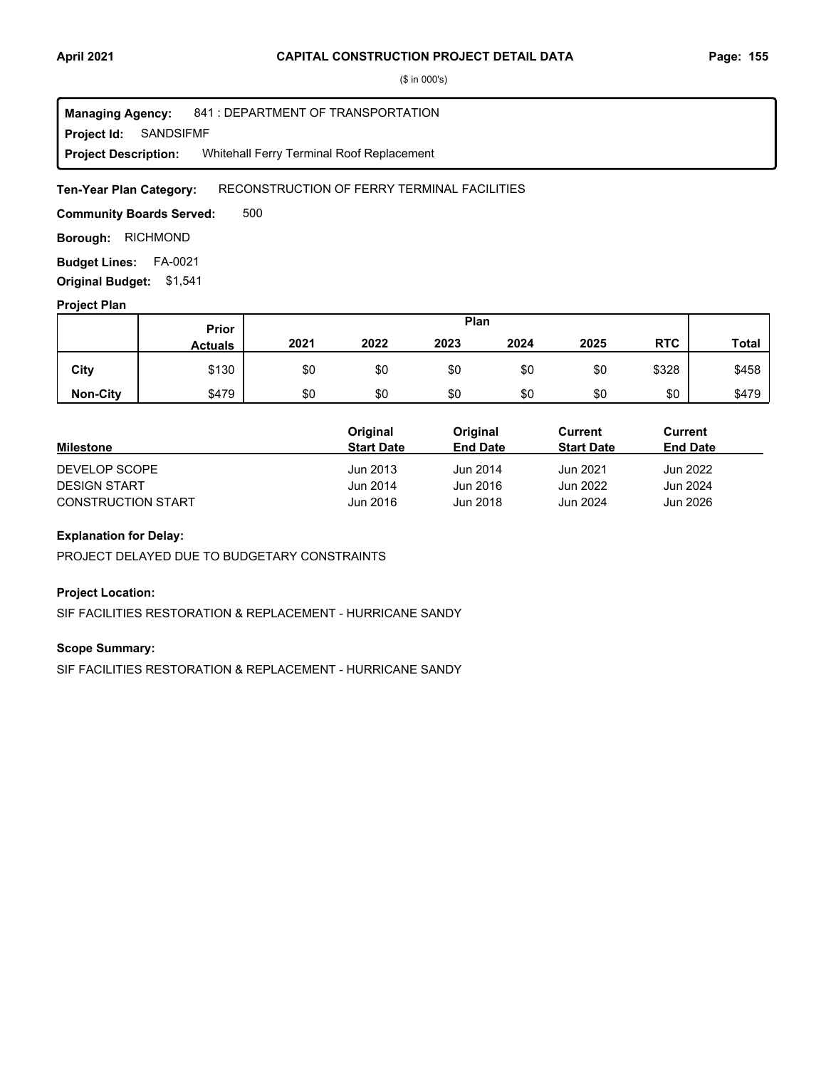# CAPITAL CONSTRUCTION PROJECT DETAIL DATA

($ in 000's)

**Managing Agency:** 841 : DEPARTMENT OF TRANSPORTATION
**Project Id:** SANDSIFMF
**Project Description:** Whitehall Ferry Terminal Roof Replacement

**Ten-Year Plan Category:** RECONSTRUCTION OF FERRY TERMINAL FACILITIES

**Community Boards Served:** 500

**Borough:** RICHMOND

**Budget Lines:** FA-0021

**Original Budget:** $1,541

## Project Plan

| | Prior Actuals | Plan 2021 | 2022 | 2023 | 2024 | 2025 | RTC | Total |
|---|---|---|---|---|---|---|---|---|
| City | $130 | $0 | $0 | $0 | $0 | $0 | $328 | $458 |
| Non-City | $479 | $0 | $0 | $0 | $0 | $0 | $0 | $479 |

| Milestone | Original Start Date | Original End Date | Current Start Date | Current End Date |
|---|---|---|---|---|
| DEVELOP SCOPE | Jun 2013 | Jun 2014 | Jun 2021 | Jun 2022 |
| DESIGN START | Jun 2014 | Jun 2016 | Jun 2022 | Jun 2024 |
| CONSTRUCTION START | Jun 2016 | Jun 2018 | Jun 2024 | Jun 2026 |

### Explanation for Delay:

PROJECT DELAYED DUE TO BUDGETARY CONSTRAINTS

### Project Location:

SIF FACILITIES RESTORATION & REPLACEMENT - HURRICANE SANDY

### Scope Summary:

SIF FACILITIES RESTORATION & REPLACEMENT - HURRICANE SANDY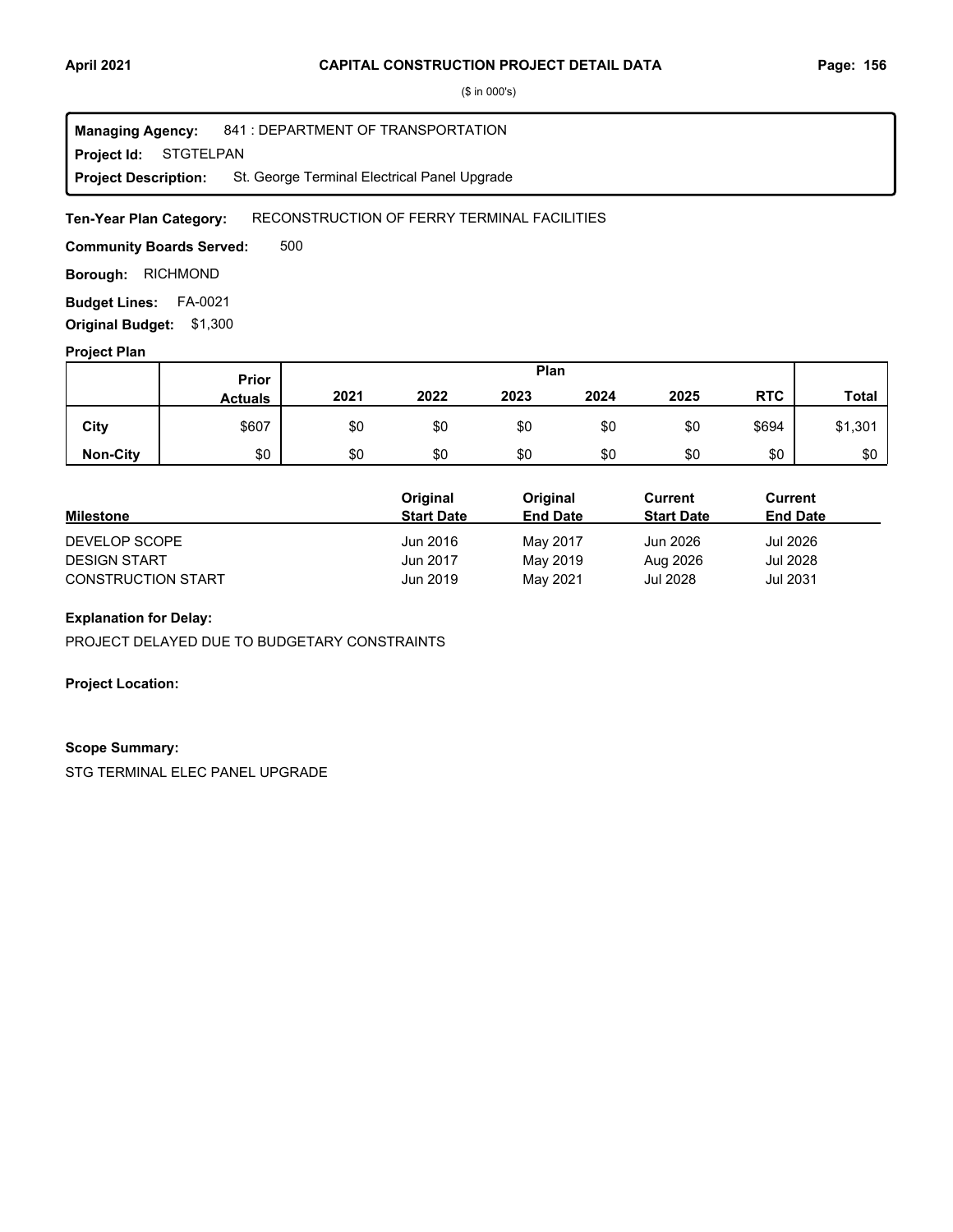($ in 000's)

**Managing Agency:** 841 : DEPARTMENT OF TRANSPORTATION
**Project Id:** STGTELPAN
**Project Description:** St. George Terminal Electrical Panel Upgrade

**Ten-Year Plan Category:** RECONSTRUCTION OF FERRY TERMINAL FACILITIES

**Community Boards Served:** 500

**Borough:** RICHMOND

**Budget Lines:** FA-0021

**Original Budget:** $1,300

**Project Plan**

| | Prior Actuals | Plan 2021 | 2022 | 2023 | 2024 | 2025 | RTC | Total |
|---|---|---|---|---|---|---|---|---|
| City | $607 | $0 | $0 | $0 | $0 | $0 | $694 | $1,301 |
| Non-City | $0 | $0 | $0 | $0 | $0 | $0 | $0 | $0 |

| Milestone | Original Start Date | Original End Date | Current Start Date | Current End Date |
|---|---|---|---|---|
| DEVELOP SCOPE | Jun 2016 | May 2017 | Jun 2026 | Jul 2026 |
| DESIGN START | Jun 2017 | May 2019 | Aug 2026 | Jul 2028 |
| CONSTRUCTION START | Jun 2019 | May 2021 | Jul 2028 | Jul 2031 |

**Explanation for Delay:**

PROJECT DELAYED DUE TO BUDGETARY CONSTRAINTS

**Project Location:**

**Scope Summary:**

STG TERMINAL ELEC PANEL UPGRADE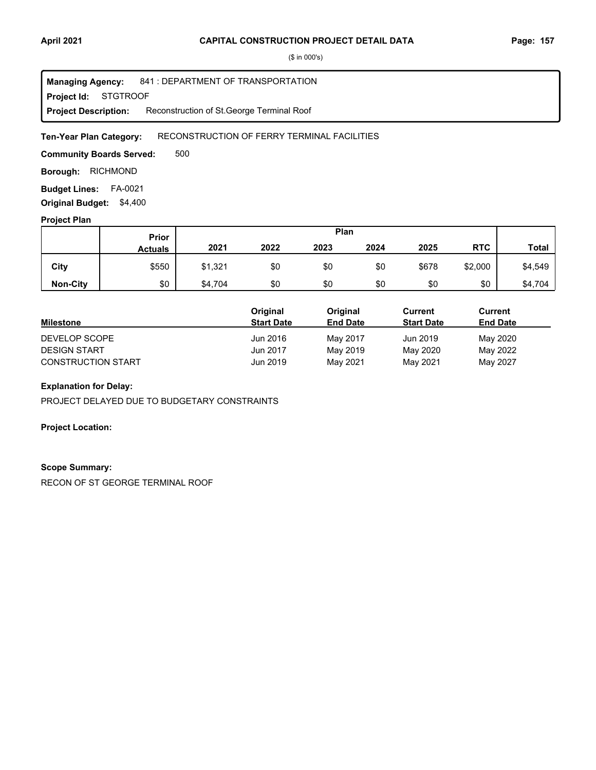# CAPITAL CONSTRUCTION PROJECT DETAIL DATA

($ in 000's)

**Managing Agency:** 841 : DEPARTMENT OF TRANSPORTATION
**Project Id:** STGTROOF
**Project Description:** Reconstruction of St.George Terminal Roof

**Ten-Year Plan Category:** RECONSTRUCTION OF FERRY TERMINAL FACILITIES

**Community Boards Served:** 500

**Borough:** RICHMOND

**Budget Lines:** FA-0021

**Original Budget:** $4,400

## Project Plan

| | Prior Actuals | Plan 2021 | 2022 | 2023 | 2024 | 2025 | RTC | Total |
|---|---|---|---|---|---|---|---|---|
| **City** | $550 | $1,321 | $0 | $0 | $0 | $678 | $2,000 | $4,549 |
| **Non-City** | $0 | $4,704 | $0 | $0 | $0 | $0 | $0 | $4,704 |

| Milestone | Original Start Date | Original End Date | Current Start Date | Current End Date |
|---|---|---|---|---|
| DEVELOP SCOPE | Jun 2016 | May 2017 | Jun 2019 | May 2020 |
| DESIGN START | Jun 2017 | May 2019 | May 2020 | May 2022 |
| CONSTRUCTION START | Jun 2019 | May 2021 | May 2021 | May 2027 |

**Explanation for Delay:**

PROJECT DELAYED DUE TO BUDGETARY CONSTRAINTS

**Project Location:**

**Scope Summary:**

RECON OF ST GEORGE TERMINAL ROOF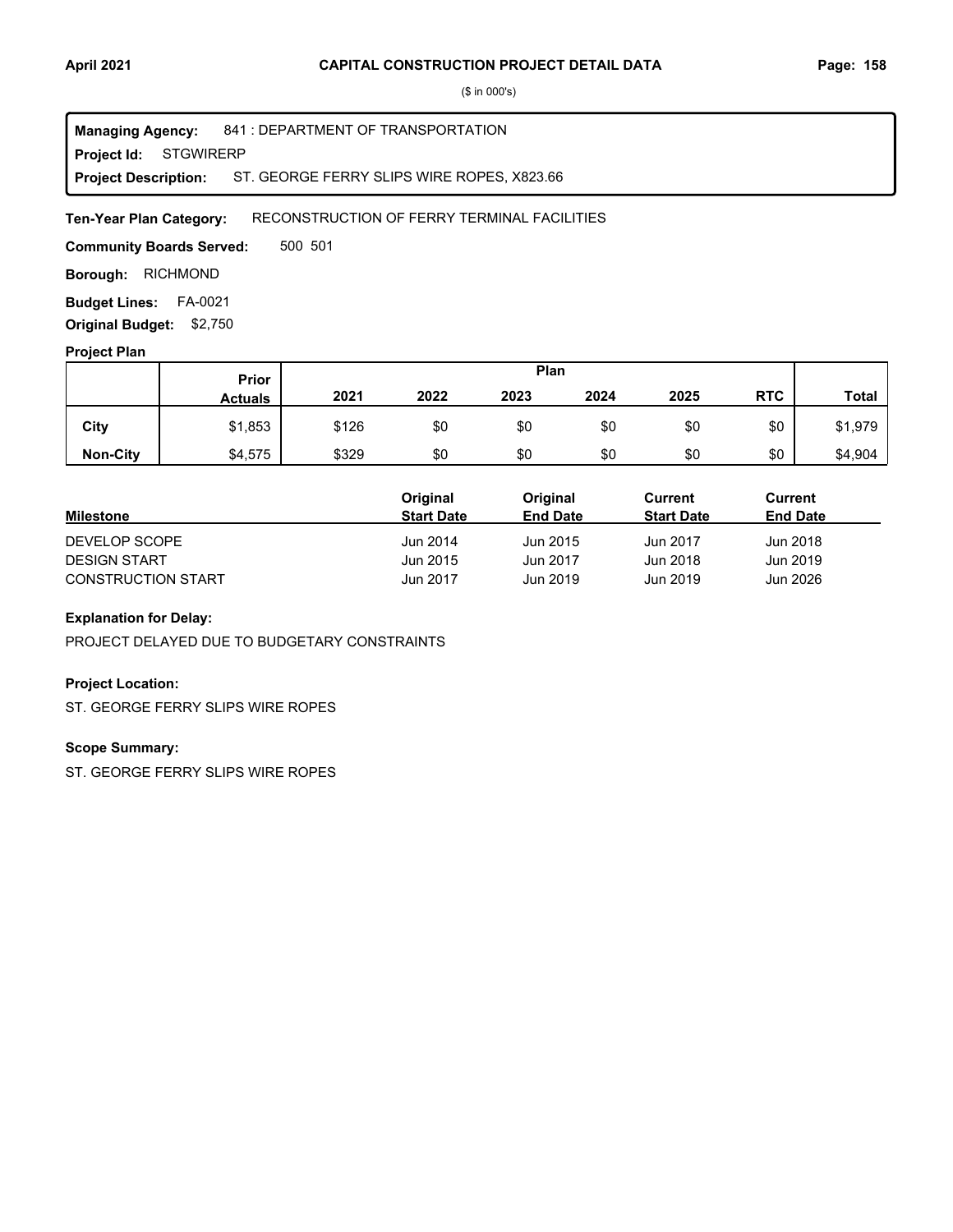**CAPITAL CONSTRUCTION PROJECT DETAIL DATA**

($ in 000's)

**Managing Agency:** 841 : DEPARTMENT OF TRANSPORTATION
**Project Id:** STGWIRERP
**Project Description:** ST. GEORGE FERRY SLIPS WIRE ROPES, X823.66

**Ten-Year Plan Category:** RECONSTRUCTION OF FERRY TERMINAL FACILITIES

**Community Boards Served:** 500 501

**Borough:** RICHMOND

**Budget Lines:** FA-0021

**Original Budget:** $2,750

**Project Plan**

| | Prior Actuals | Plan 2021 | 2022 | 2023 | 2024 | 2025 | RTC | Total |
|---|---|---|---|---|---|---|---|---|
| **City** | $1,853 | $126 | $0 | $0 | $0 | $0 | $0 | $1,979 |
| **Non-City** | $4,575 | $329 | $0 | $0 | $0 | $0 | $0 | $4,904 |

| Milestone | Original Start Date | Original End Date | Current Start Date | Current End Date |
|---|---|---|---|---|
| DEVELOP SCOPE | Jun 2014 | Jun 2015 | Jun 2017 | Jun 2018 |
| DESIGN START | Jun 2015 | Jun 2017 | Jun 2018 | Jun 2019 |
| CONSTRUCTION START | Jun 2017 | Jun 2019 | Jun 2019 | Jun 2026 |

**Explanation for Delay:**

PROJECT DELAYED DUE TO BUDGETARY CONSTRAINTS

**Project Location:**

ST. GEORGE FERRY SLIPS WIRE ROPES

**Scope Summary:**

ST. GEORGE FERRY SLIPS WIRE ROPES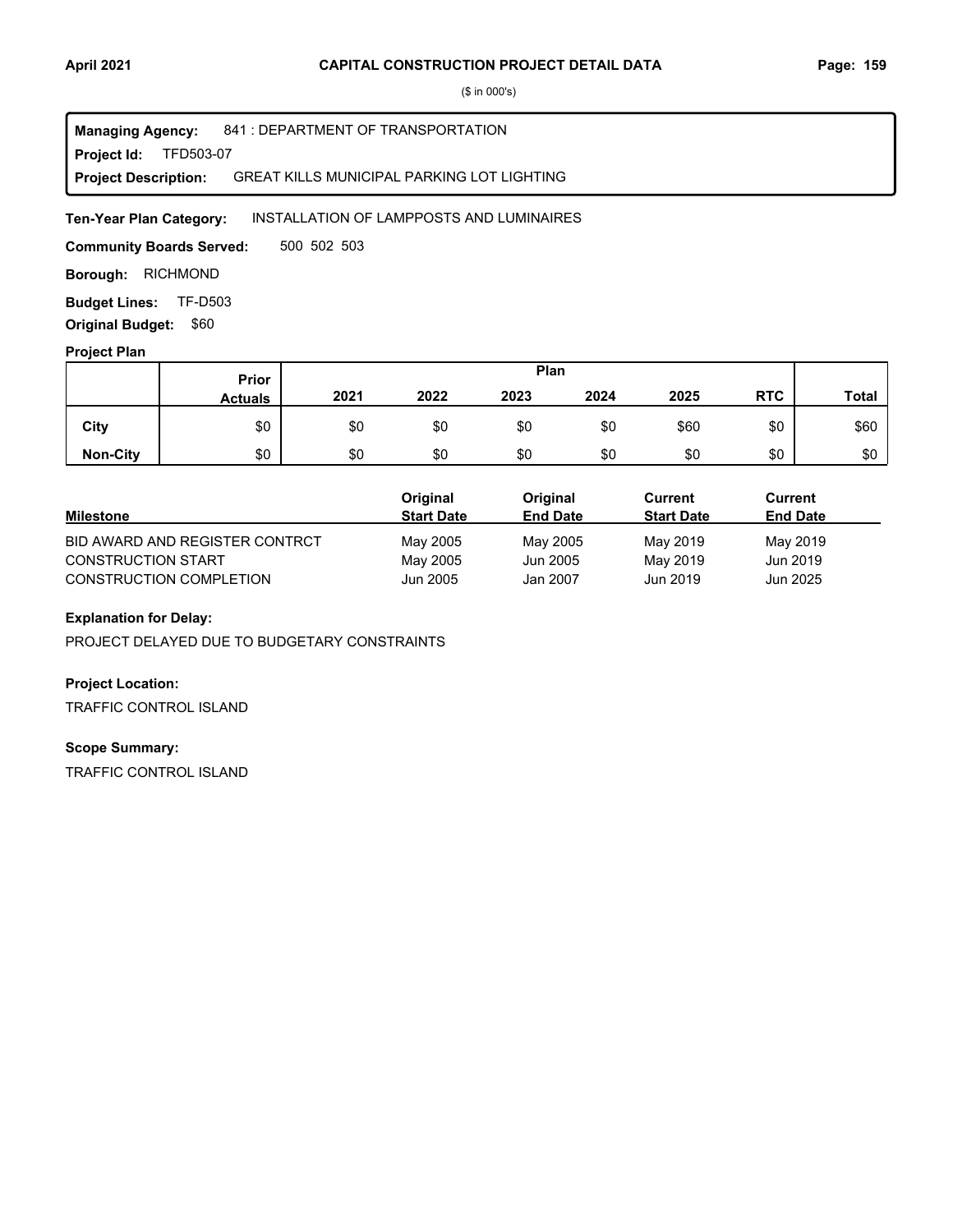($ in 000's)

**Managing Agency:** 841 : DEPARTMENT OF TRANSPORTATION
**Project Id:** TFD503-07
**Project Description:** GREAT KILLS MUNICIPAL PARKING LOT LIGHTING

**Ten-Year Plan Category:** INSTALLATION OF LAMPPOSTS AND LUMINAIRES

**Community Boards Served:** 500 502 503

**Borough:** RICHMOND

**Budget Lines:** TF-D503

**Original Budget:** $60

**Project Plan**

| | Prior Actuals | Plan | | | | | | Total |
|---|---|---|---|---|---|---|---|---|
| | | 2021 | 2022 | 2023 | 2024 | 2025 | RTC | |
| City | $0 | $0 | $0 | $0 | $0 | $60 | $0 | $60 |
| Non-City | $0 | $0 | $0 | $0 | $0 | $0 | $0 | $0 |

| Milestone | Original Start Date | Original End Date | Current Start Date | Current End Date |
|---|---|---|---|---|
| BID AWARD AND REGISTER CONTRCT | May 2005 | May 2005 | May 2019 | May 2019 |
| CONSTRUCTION START | May 2005 | Jun 2005 | May 2019 | Jun 2019 |
| CONSTRUCTION COMPLETION | Jun 2005 | Jan 2007 | Jun 2019 | Jun 2025 |

**Explanation for Delay:**

PROJECT DELAYED DUE TO BUDGETARY CONSTRAINTS

**Project Location:**

TRAFFIC CONTROL ISLAND

**Scope Summary:**

TRAFFIC CONTROL ISLAND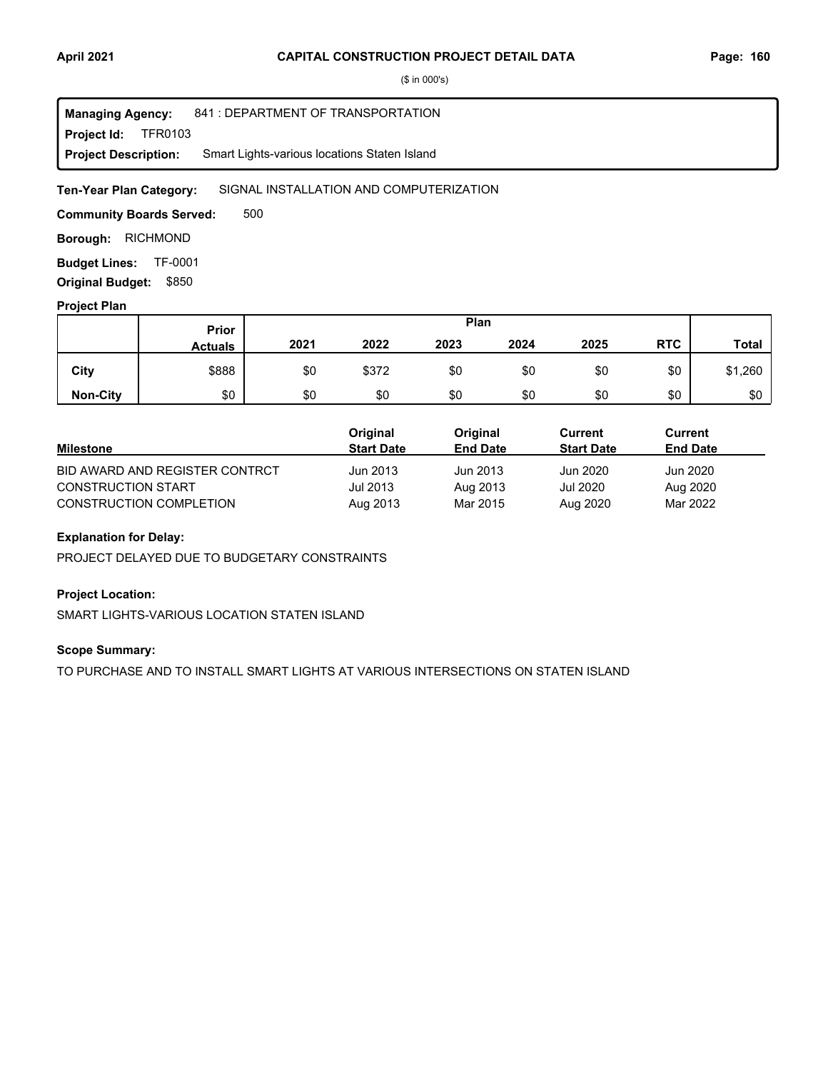**CAPITAL CONSTRUCTION PROJECT DETAIL DATA**

($ in 000's)

**Managing Agency:** 841 : DEPARTMENT OF TRANSPORTATION
**Project Id:** TFR0103
**Project Description:** Smart Lights-various locations Staten Island

**Ten-Year Plan Category:** SIGNAL INSTALLATION AND COMPUTERIZATION

**Community Boards Served:** 500

**Borough:** RICHMOND

**Budget Lines:** TF-0001

**Original Budget:** $850

**Project Plan**

| | Prior Actuals | Plan 2021 | 2022 | 2023 | 2024 | 2025 | RTC | Total |
|---|---|---|---|---|---|---|---|---|
| City | $888 | $0 | $372 | $0 | $0 | $0 | $0 | $1,260 |
| Non-City | $0 | $0 | $0 | $0 | $0 | $0 | $0 | $0 |

| Milestone | Original Start Date | Original End Date | Current Start Date | Current End Date |
|---|---|---|---|---|
| BID AWARD AND REGISTER CONTRCT | Jun 2013 | Jun 2013 | Jun 2020 | Jun 2020 |
| CONSTRUCTION START | Jul 2013 | Aug 2013 | Jul 2020 | Aug 2020 |
| CONSTRUCTION COMPLETION | Aug 2013 | Mar 2015 | Aug 2020 | Mar 2022 |

**Explanation for Delay:**

PROJECT DELAYED DUE TO BUDGETARY CONSTRAINTS

**Project Location:**

SMART LIGHTS-VARIOUS LOCATION STATEN ISLAND

**Scope Summary:**

TO PURCHASE AND TO INSTALL SMART LIGHTS AT VARIOUS INTERSECTIONS ON STATEN ISLAND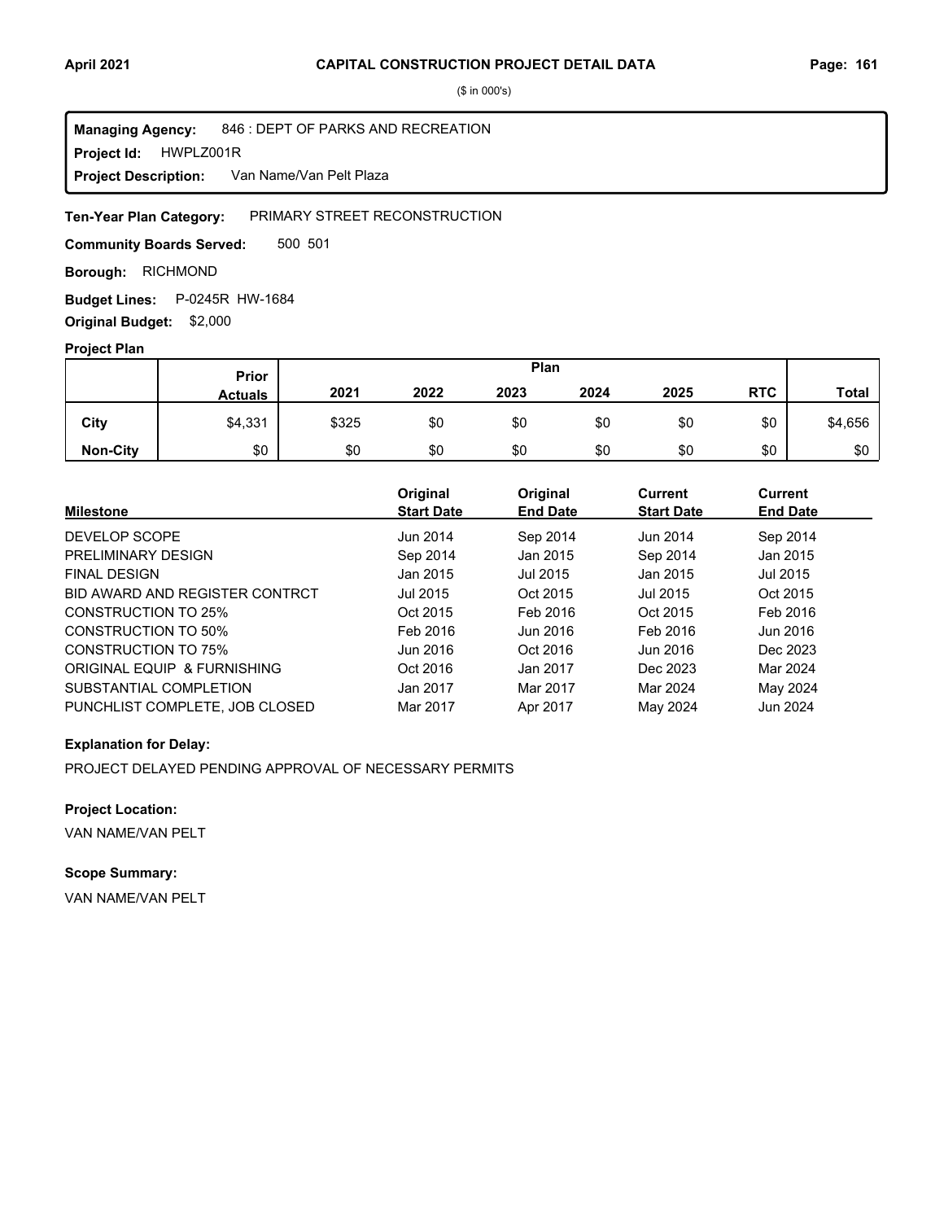**CAPITAL CONSTRUCTION PROJECT DETAIL DATA**

($ in 000's)

**Managing Agency:** 846 : DEPT OF PARKS AND RECREATION
**Project Id:** HWPLZ001R
**Project Description:** Van Name/Van Pelt Plaza

**Ten-Year Plan Category:** PRIMARY STREET RECONSTRUCTION

**Community Boards Served:** 500 501

**Borough:** RICHMOND

**Budget Lines:** P-0245R HW-1684

**Original Budget:** $2,000

**Project Plan**

| | Prior Actuals | 2021 | 2022 | 2023 | 2024 | 2025 | RTC | Total |
|---|---|---|---|---|---|---|---|---|
| **City** | $4,331 | $325 | $0 | $0 | $0 | $0 | $0 | $4,656 |
| **Non-City** | $0 | $0 | $0 | $0 | $0 | $0 | $0 | $0 |

| Milestone | Original Start Date | Original End Date | Current Start Date | Current End Date |
|---|---|---|---|---|
| DEVELOP SCOPE | Jun 2014 | Sep 2014 | Jun 2014 | Sep 2014 |
| PRELIMINARY DESIGN | Sep 2014 | Jan 2015 | Sep 2014 | Jan 2015 |
| FINAL DESIGN | Jan 2015 | Jul 2015 | Jan 2015 | Jul 2015 |
| BID AWARD AND REGISTER CONTRCT | Jul 2015 | Oct 2015 | Jul 2015 | Oct 2015 |
| CONSTRUCTION TO 25% | Oct 2015 | Feb 2016 | Oct 2015 | Feb 2016 |
| CONSTRUCTION TO 50% | Feb 2016 | Jun 2016 | Feb 2016 | Jun 2016 |
| CONSTRUCTION TO 75% | Jun 2016 | Oct 2016 | Jun 2016 | Dec 2023 |
| ORIGINAL EQUIP & FURNISHING | Oct 2016 | Jan 2017 | Dec 2023 | Mar 2024 |
| SUBSTANTIAL COMPLETION | Jan 2017 | Mar 2017 | Mar 2024 | May 2024 |
| PUNCHLIST COMPLETE, JOB CLOSED | Mar 2017 | Apr 2017 | May 2024 | Jun 2024 |

**Explanation for Delay:**

PROJECT DELAYED PENDING APPROVAL OF NECESSARY PERMITS

**Project Location:**

VAN NAME/VAN PELT

**Scope Summary:**

VAN NAME/VAN PELT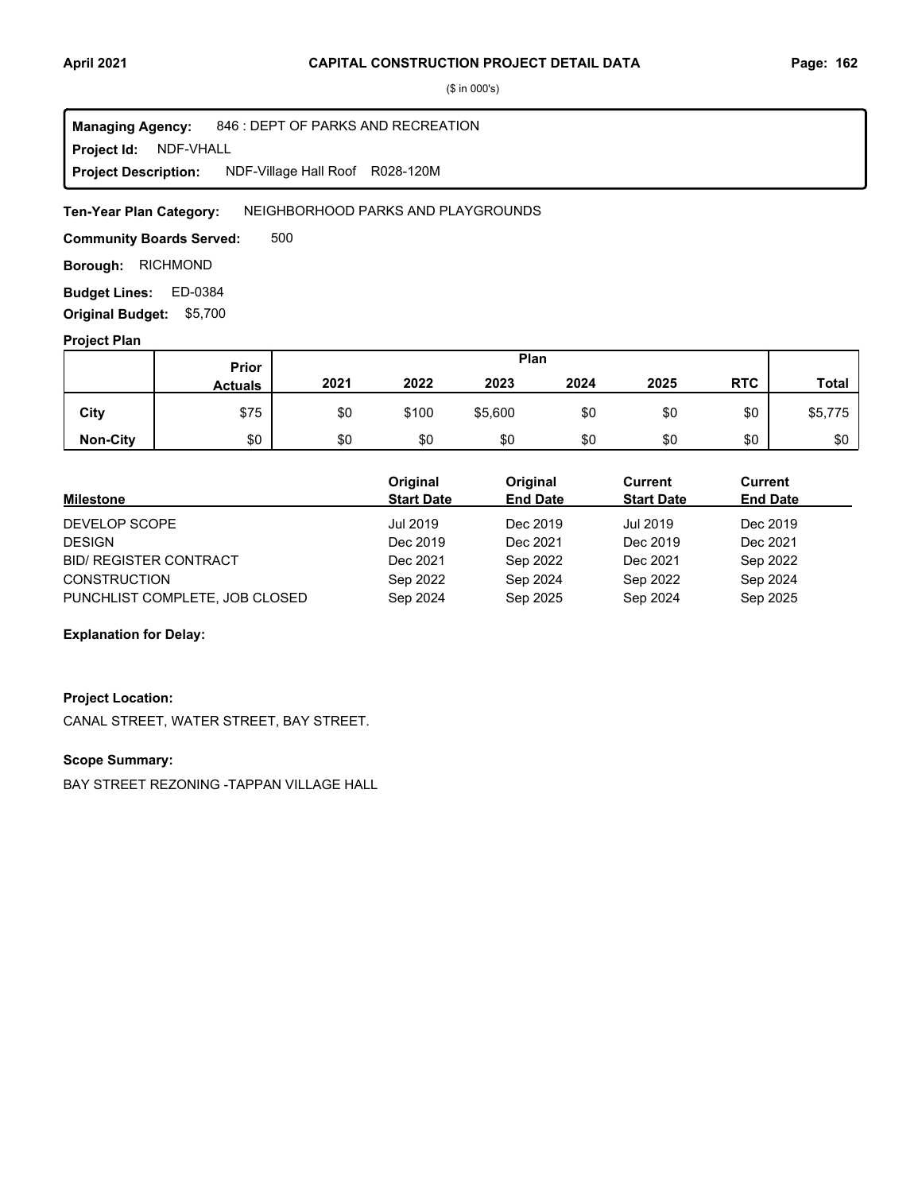**CAPITAL CONSTRUCTION PROJECT DETAIL DATA**

($ in 000's)

**Managing Agency:** 846 : DEPT OF PARKS AND RECREATION
**Project Id:** NDF-VHALL
**Project Description:** NDF-Village Hall Roof R028-120M

**Ten-Year Plan Category:** NEIGHBORHOOD PARKS AND PLAYGROUNDS

**Community Boards Served:** 500

**Borough:** RICHMOND

**Budget Lines:** ED-0384

**Original Budget:** $5,700

**Project Plan**

| | Prior Actuals | Plan 2021 | 2022 | 2023 | 2024 | 2025 | RTC | Total |
|---|---|---|---|---|---|---|---|---|
| **City** | $75 | $0 | $100 | $5,600 | $0 | $0 | $0 | $5,775 |
| **Non-City** | $0 | $0 | $0 | $0 | $0 | $0 | $0 | $0 |

| Milestone | Original Start Date | Original End Date | Current Start Date | Current End Date |
|---|---|---|---|---|
| DEVELOP SCOPE | Jul 2019 | Dec 2019 | Jul 2019 | Dec 2019 |
| DESIGN | Dec 2019 | Dec 2021 | Dec 2019 | Dec 2021 |
| BID/ REGISTER CONTRACT | Dec 2021 | Sep 2022 | Dec 2021 | Sep 2022 |
| CONSTRUCTION | Sep 2022 | Sep 2024 | Sep 2022 | Sep 2024 |
| PUNCHLIST COMPLETE, JOB CLOSED | Sep 2024 | Sep 2025 | Sep 2024 | Sep 2025 |

**Explanation for Delay:**

**Project Location:**

CANAL STREET, WATER STREET, BAY STREET.

**Scope Summary:**

BAY STREET REZONING -TAPPAN VILLAGE HALL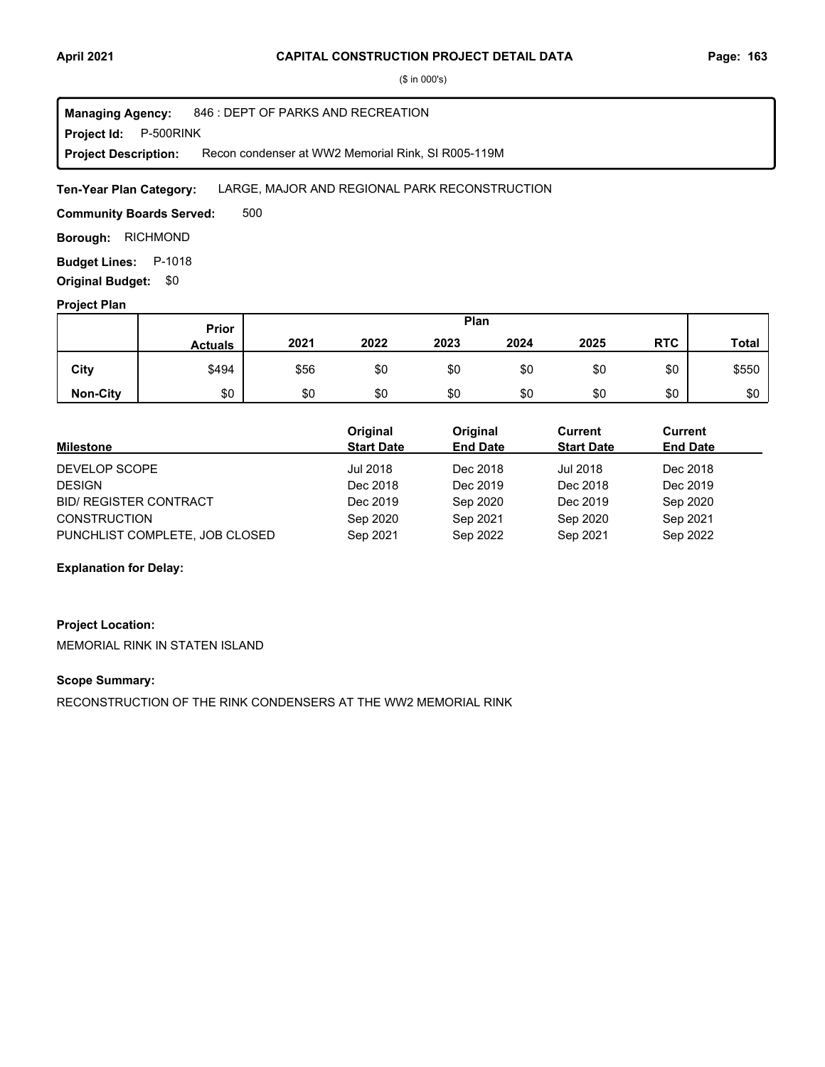($ in 000's)

**Managing Agency:** 846 : DEPT OF PARKS AND RECREATION
**Project Id:** P-500RINK
**Project Description:** Recon condenser at WW2 Memorial Rink, SI R005-119M

**Ten-Year Plan Category:** LARGE, MAJOR AND REGIONAL PARK RECONSTRUCTION

**Community Boards Served:** 500

**Borough:** RICHMOND

**Budget Lines:** P-1018

**Original Budget:** $0

**Project Plan**

| | Prior Actuals | Plan 2021 | 2022 | 2023 | 2024 | 2025 | RTC | Total |
|---|---|---|---|---|---|---|---|---|
| City | $494 | $56 | $0 | $0 | $0 | $0 | $0 | $550 |
| Non-City | $0 | $0 | $0 | $0 | $0 | $0 | $0 | $0 |

| Milestone | Original Start Date | Original End Date | Current Start Date | Current End Date |
|---|---|---|---|---|
| DEVELOP SCOPE | Jul 2018 | Dec 2018 | Jul 2018 | Dec 2018 |
| DESIGN | Dec 2018 | Dec 2019 | Dec 2018 | Dec 2019 |
| BID/ REGISTER CONTRACT | Dec 2019 | Sep 2020 | Dec 2019 | Sep 2020 |
| CONSTRUCTION | Sep 2020 | Sep 2021 | Sep 2020 | Sep 2021 |
| PUNCHLIST COMPLETE, JOB CLOSED | Sep 2021 | Sep 2022 | Sep 2021 | Sep 2022 |

**Explanation for Delay:**

**Project Location:**

MEMORIAL RINK IN STATEN ISLAND

**Scope Summary:**

RECONSTRUCTION OF THE RINK CONDENSERS AT THE WW2 MEMORIAL RINK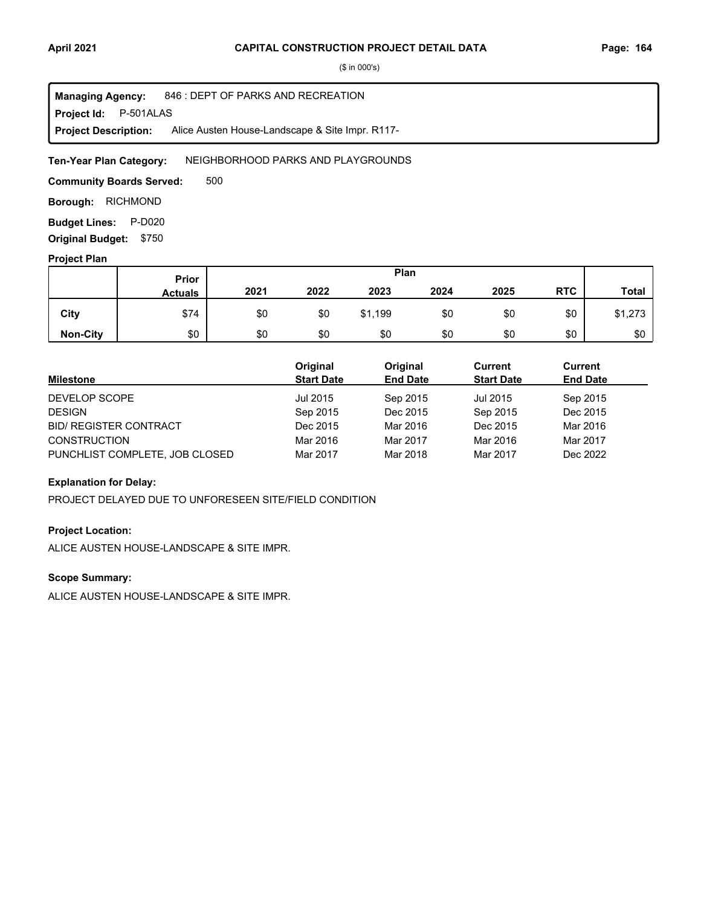# CAPITAL CONSTRUCTION PROJECT DETAIL DATA

($ in 000's)

**Managing Agency:** 846 : DEPT OF PARKS AND RECREATION
**Project Id:** P-501ALAS
**Project Description:** Alice Austen House-Landscape & Site Impr. R117-

**Ten-Year Plan Category:** NEIGHBORHOOD PARKS AND PLAYGROUNDS

**Community Boards Served:** 500

**Borough:** RICHMOND

**Budget Lines:** P-D020

**Original Budget:** $750

**Project Plan**

| | Prior Actuals | Plan 2021 | 2022 | 2023 | 2024 | 2025 | RTC | Total |
|---|---|---|---|---|---|---|---|---|
| **City** | $74 | $0 | $0 | $1,199 | $0 | $0 | $0 | $1,273 |
| **Non-City** | $0 | $0 | $0 | $0 | $0 | $0 | $0 | $0 |

| Milestone | Original Start Date | Original End Date | Current Start Date | Current End Date |
|---|---|---|---|---|
| DEVELOP SCOPE | Jul 2015 | Sep 2015 | Jul 2015 | Sep 2015 |
| DESIGN | Sep 2015 | Dec 2015 | Sep 2015 | Dec 2015 |
| BID/ REGISTER CONTRACT | Dec 2015 | Mar 2016 | Dec 2015 | Mar 2016 |
| CONSTRUCTION | Mar 2016 | Mar 2017 | Mar 2016 | Mar 2017 |
| PUNCHLIST COMPLETE, JOB CLOSED | Mar 2017 | Mar 2018 | Mar 2017 | Dec 2022 |

**Explanation for Delay:**

PROJECT DELAYED DUE TO UNFORESEEN SITE/FIELD CONDITION

**Project Location:**

ALICE AUSTEN HOUSE-LANDSCAPE & SITE IMPR.

**Scope Summary:**

ALICE AUSTEN HOUSE-LANDSCAPE & SITE IMPR.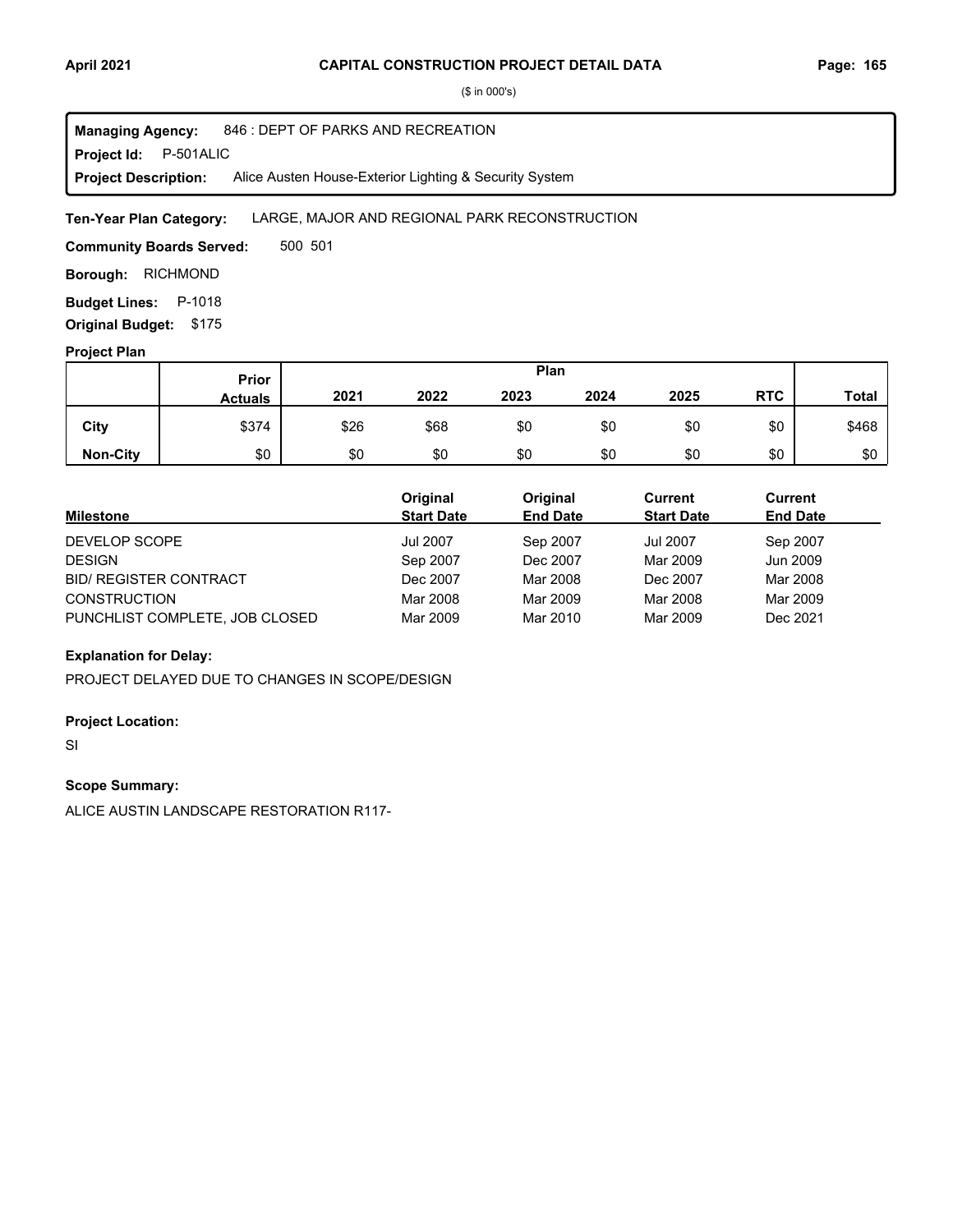($ in 000's)

**Managing Agency:** 846 : DEPT OF PARKS AND RECREATION
**Project Id:** P-501ALIC
**Project Description:** Alice Austen House-Exterior Lighting & Security System

**Ten-Year Plan Category:** LARGE, MAJOR AND REGIONAL PARK RECONSTRUCTION

**Community Boards Served:** 500 501

**Borough:** RICHMOND

**Budget Lines:** P-1018

**Original Budget:** $175

**Project Plan**

| | Prior Actuals | 2021 | 2022 | 2023 | 2024 | 2025 | RTC | Total |
|---|---|---|---|---|---|---|---|---|
| City | $374 | $26 | $68 | $0 | $0 | $0 | $0 | $468 |
| Non-City | $0 | $0 | $0 | $0 | $0 | $0 | $0 | $0 |

| Milestone | Original Start Date | Original End Date | Current Start Date | Current End Date |
|---|---|---|---|---|
| DEVELOP SCOPE | Jul 2007 | Sep 2007 | Jul 2007 | Sep 2007 |
| DESIGN | Sep 2007 | Dec 2007 | Mar 2009 | Jun 2009 |
| BID/ REGISTER CONTRACT | Dec 2007 | Mar 2008 | Dec 2007 | Mar 2008 |
| CONSTRUCTION | Mar 2008 | Mar 2009 | Mar 2008 | Mar 2009 |
| PUNCHLIST COMPLETE, JOB CLOSED | Mar 2009 | Mar 2010 | Mar 2009 | Dec 2021 |

**Explanation for Delay:**

PROJECT DELAYED DUE TO CHANGES IN SCOPE/DESIGN

**Project Location:**

SI

**Scope Summary:**

ALICE AUSTIN LANDSCAPE RESTORATION R117-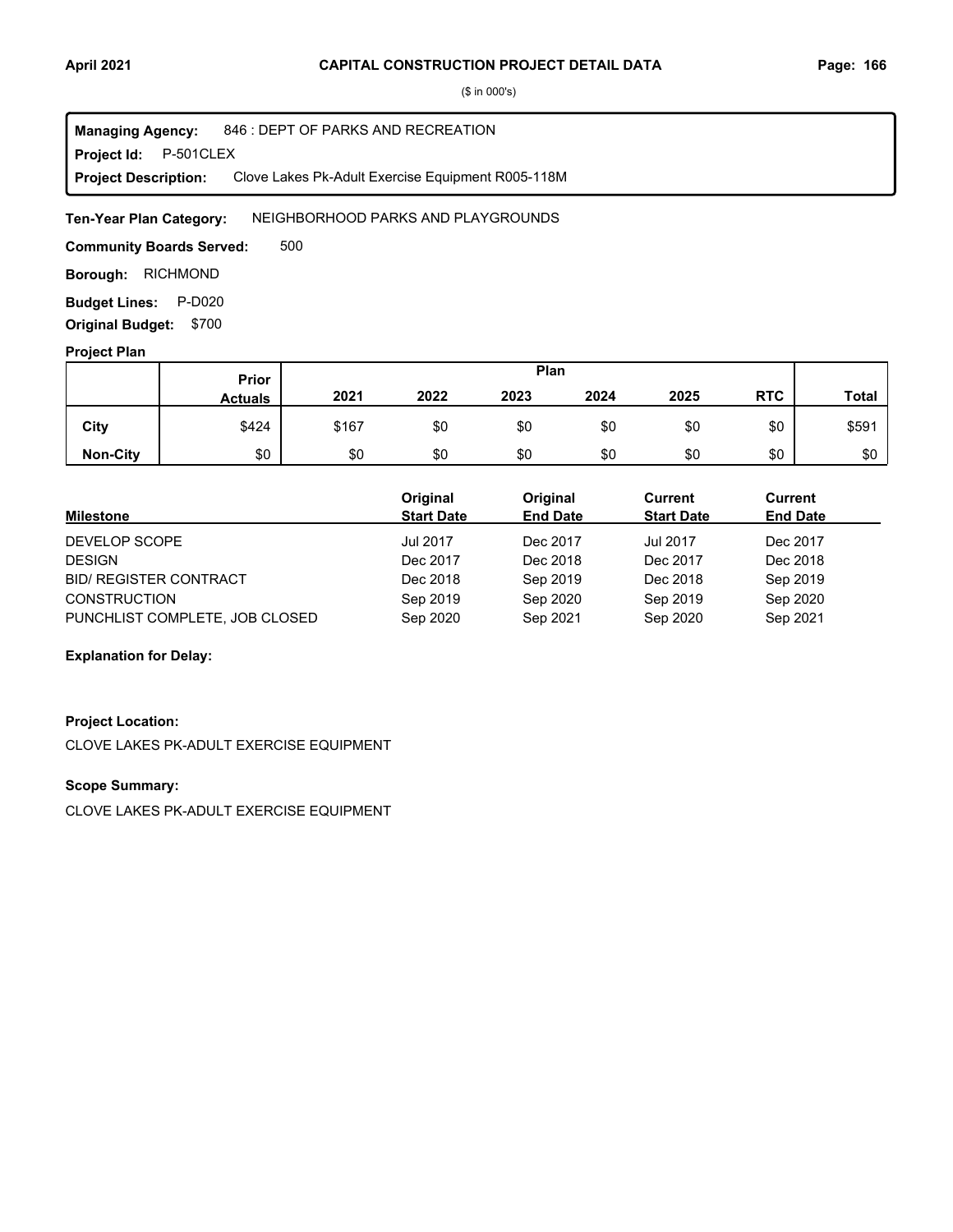($ in 000's)

**Managing Agency:** 846 : DEPT OF PARKS AND RECREATION
**Project Id:** P-501CLEX
**Project Description:** Clove Lakes Pk-Adult Exercise Equipment R005-118M

**Ten-Year Plan Category:** NEIGHBORHOOD PARKS AND PLAYGROUNDS

**Community Boards Served:** 500

**Borough:** RICHMOND

**Budget Lines:** P-D020

**Original Budget:** $700

**Project Plan**

| | Prior Actuals | 2021 | 2022 | 2023 | 2024 | 2025 | RTC | Total |
|---|---|---|---|---|---|---|---|---|
| **City** | $424 | $167 | $0 | $0 | $0 | $0 | $0 | $591 |
| **Non-City** | $0 | $0 | $0 | $0 | $0 | $0 | $0 | $0 |

| Milestone | Original Start Date | Original End Date | Current Start Date | Current End Date |
|---|---|---|---|---|
| DEVELOP SCOPE | Jul 2017 | Dec 2017 | Jul 2017 | Dec 2017 |
| DESIGN | Dec 2017 | Dec 2018 | Dec 2017 | Dec 2018 |
| BID/ REGISTER CONTRACT | Dec 2018 | Sep 2019 | Dec 2018 | Sep 2019 |
| CONSTRUCTION | Sep 2019 | Sep 2020 | Sep 2019 | Sep 2020 |
| PUNCHLIST COMPLETE, JOB CLOSED | Sep 2020 | Sep 2021 | Sep 2020 | Sep 2021 |

**Explanation for Delay:**

**Project Location:**

CLOVE LAKES PK-ADULT EXERCISE EQUIPMENT

**Scope Summary:**

CLOVE LAKES PK-ADULT EXERCISE EQUIPMENT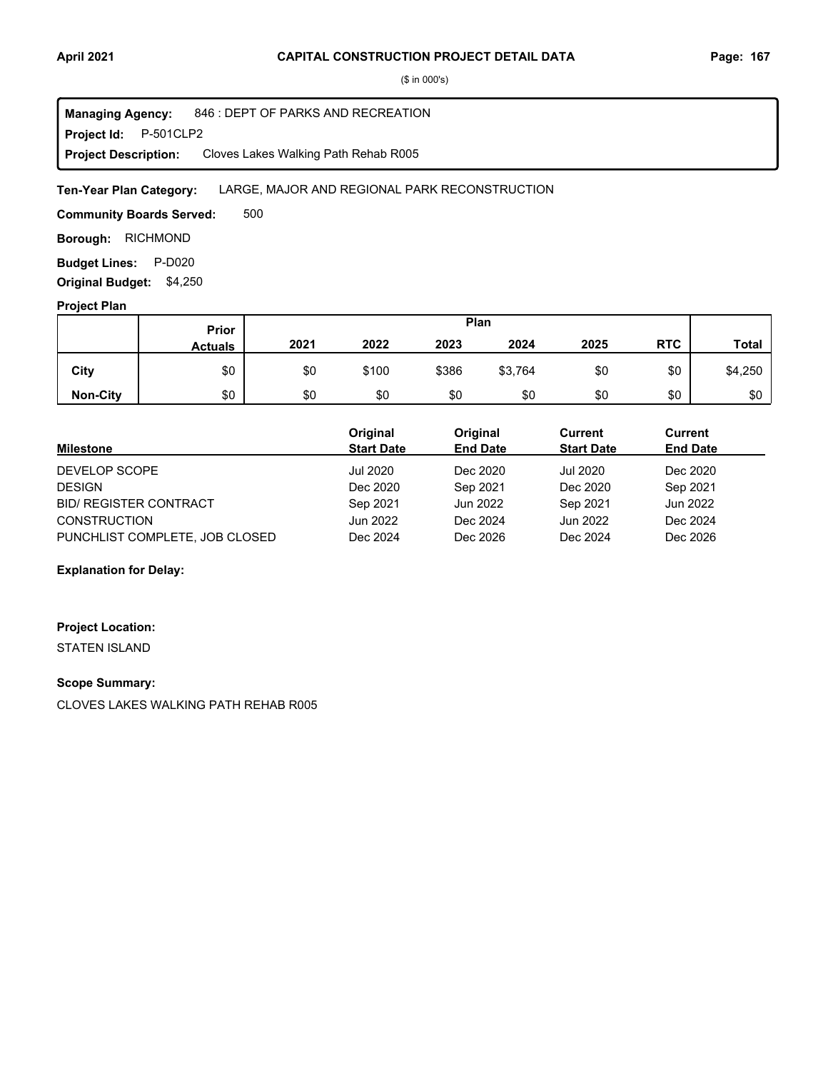($ in 000's)

**Managing Agency:** 846 : DEPT OF PARKS AND RECREATION
**Project Id:** P-501CLP2
**Project Description:** Cloves Lakes Walking Path Rehab R005

**Ten-Year Plan Category:** LARGE, MAJOR AND REGIONAL PARK RECONSTRUCTION

**Community Boards Served:** 500

**Borough:** RICHMOND

**Budget Lines:** P-D020

**Original Budget:** $4,250

**Project Plan**

| | Prior Actuals | Plan 2021 | 2022 | 2023 | 2024 | 2025 | RTC | Total |
|---|---|---|---|---|---|---|---|---|
| **City** | $0 | $0 | $100 | $386 | $3,764 | $0 | $0 | $4,250 |
| **Non-City** | $0 | $0 | $0 | $0 | $0 | $0 | $0 | $0 |

| Milestone | Original Start Date | Original End Date | Current Start Date | Current End Date |
|---|---|---|---|---|
| DEVELOP SCOPE | Jul 2020 | Dec 2020 | Jul 2020 | Dec 2020 |
| DESIGN | Dec 2020 | Sep 2021 | Dec 2020 | Sep 2021 |
| BID/ REGISTER CONTRACT | Sep 2021 | Jun 2022 | Sep 2021 | Jun 2022 |
| CONSTRUCTION | Jun 2022 | Dec 2024 | Jun 2022 | Dec 2024 |
| PUNCHLIST COMPLETE, JOB CLOSED | Dec 2024 | Dec 2026 | Dec 2024 | Dec 2026 |

**Explanation for Delay:**

**Project Location:**

STATEN ISLAND

**Scope Summary:**

CLOVES LAKES WALKING PATH REHAB R005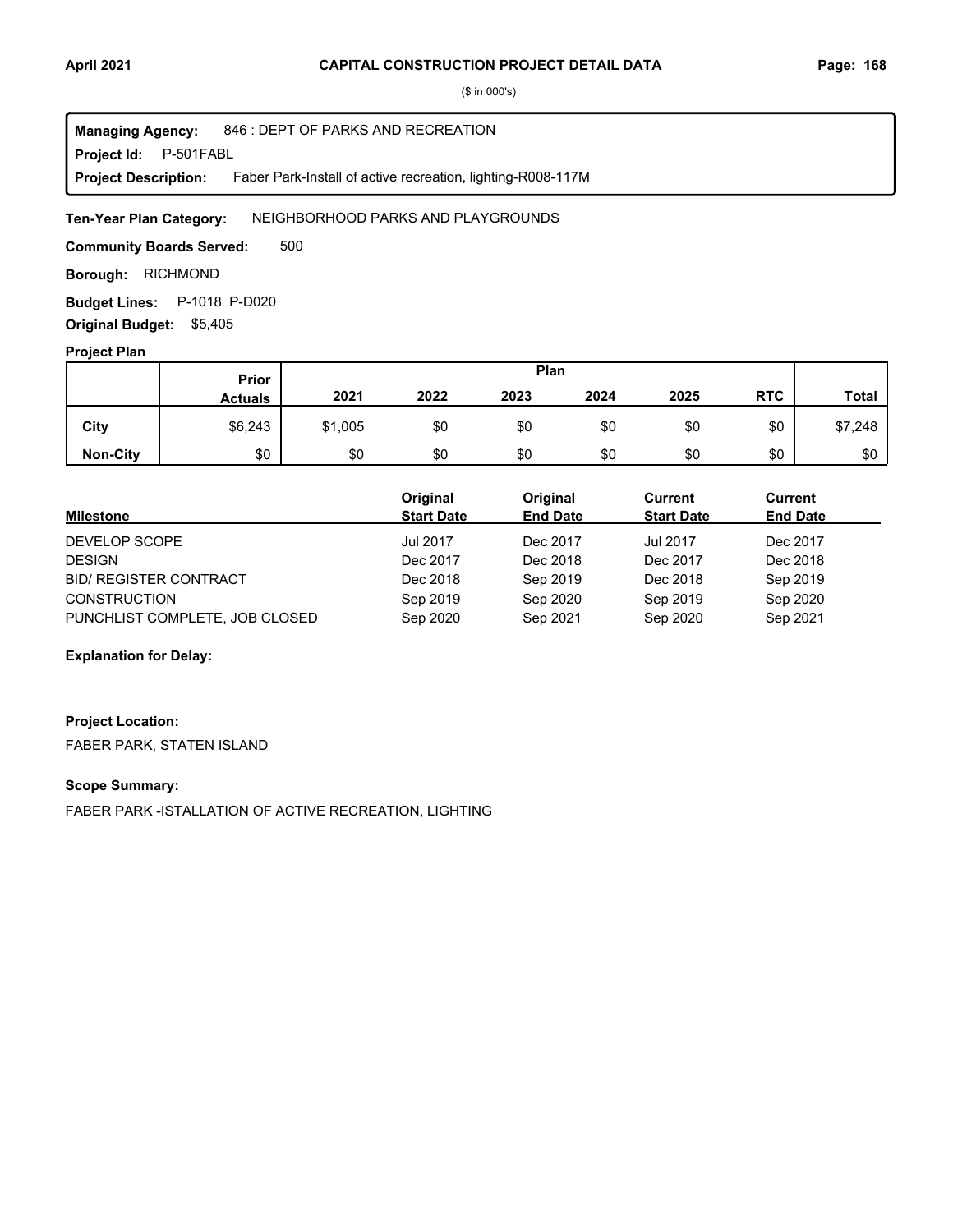($ in 000's)

**Managing Agency:** 846 : DEPT OF PARKS AND RECREATION
**Project Id:** P-501FABL
**Project Description:** Faber Park-Install of active recreation, lighting-R008-117M

**Ten-Year Plan Category:** NEIGHBORHOOD PARKS AND PLAYGROUNDS

**Community Boards Served:** 500

**Borough:** RICHMOND

**Budget Lines:** P-1018 P-D020

**Original Budget:** $5,405

**Project Plan**

| | Prior Actuals | Plan 2021 | 2022 | 2023 | 2024 | 2025 | RTC | Total |
|---|---|---|---|---|---|---|---|---|
| **City** | $6,243 | $1,005 | $0 | $0 | $0 | $0 | $0 | $7,248 |
| **Non-City** | $0 | $0 | $0 | $0 | $0 | $0 | $0 | $0 |

| Milestone | Original Start Date | Original End Date | Current Start Date | Current End Date |
|---|---|---|---|---|
| DEVELOP SCOPE | Jul 2017 | Dec 2017 | Jul 2017 | Dec 2017 |
| DESIGN | Dec 2017 | Dec 2018 | Dec 2017 | Dec 2018 |
| BID/ REGISTER CONTRACT | Dec 2018 | Sep 2019 | Dec 2018 | Sep 2019 |
| CONSTRUCTION | Sep 2019 | Sep 2020 | Sep 2019 | Sep 2020 |
| PUNCHLIST COMPLETE, JOB CLOSED | Sep 2020 | Sep 2021 | Sep 2020 | Sep 2021 |

**Explanation for Delay:**

**Project Location:**

FABER PARK, STATEN ISLAND

**Scope Summary:**

FABER PARK -ISTALLATION OF ACTIVE RECREATION, LIGHTING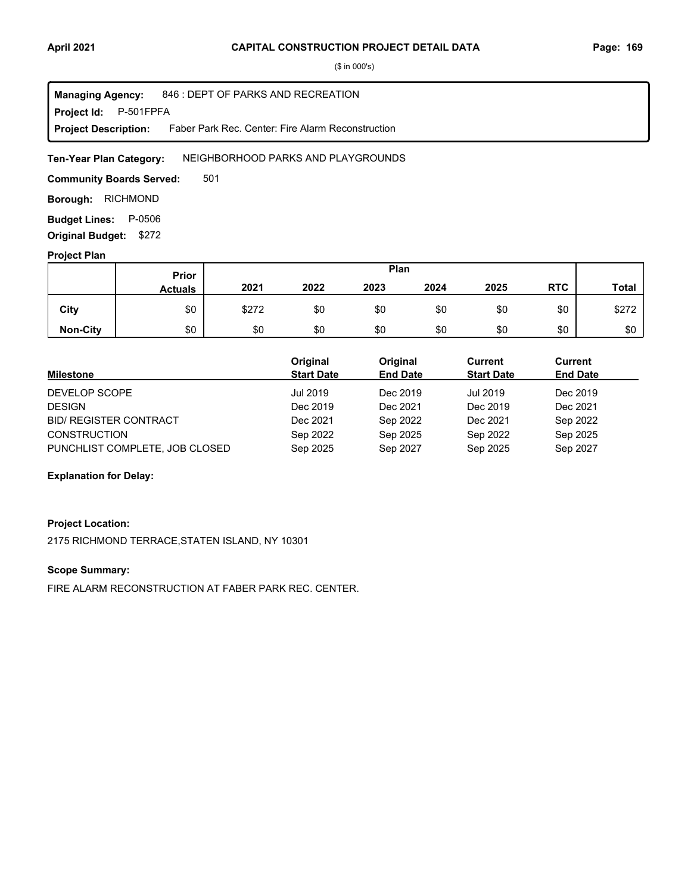($ in 000's)

**Managing Agency:** 846 : DEPT OF PARKS AND RECREATION
**Project Id:** P-501FPFA
**Project Description:** Faber Park Rec. Center: Fire Alarm Reconstruction

**Ten-Year Plan Category:** NEIGHBORHOOD PARKS AND PLAYGROUNDS

**Community Boards Served:** 501

**Borough:** RICHMOND

**Budget Lines:** P-0506

**Original Budget:** $272

**Project Plan**

| | Prior Actuals | 2021 | 2022 | 2023 | 2024 | 2025 | RTC | Total |
|---|---|---|---|---|---|---|---|---|
| **City** | $0 | $272 | $0 | $0 | $0 | $0 | $0 | $272 |
| **Non-City** | $0 | $0 | $0 | $0 | $0 | $0 | $0 | $0 |

| Milestone | Original Start Date | Original End Date | Current Start Date | Current End Date |
|---|---|---|---|---|
| DEVELOP SCOPE | Jul 2019 | Dec 2019 | Jul 2019 | Dec 2019 |
| DESIGN | Dec 2019 | Dec 2021 | Dec 2019 | Dec 2021 |
| BID/ REGISTER CONTRACT | Dec 2021 | Sep 2022 | Dec 2021 | Sep 2022 |
| CONSTRUCTION | Sep 2022 | Sep 2025 | Sep 2022 | Sep 2025 |
| PUNCHLIST COMPLETE, JOB CLOSED | Sep 2025 | Sep 2027 | Sep 2025 | Sep 2027 |

**Explanation for Delay:**

**Project Location:**

2175 RICHMOND TERRACE,STATEN ISLAND, NY 10301

**Scope Summary:**

FIRE ALARM RECONSTRUCTION AT FABER PARK REC. CENTER.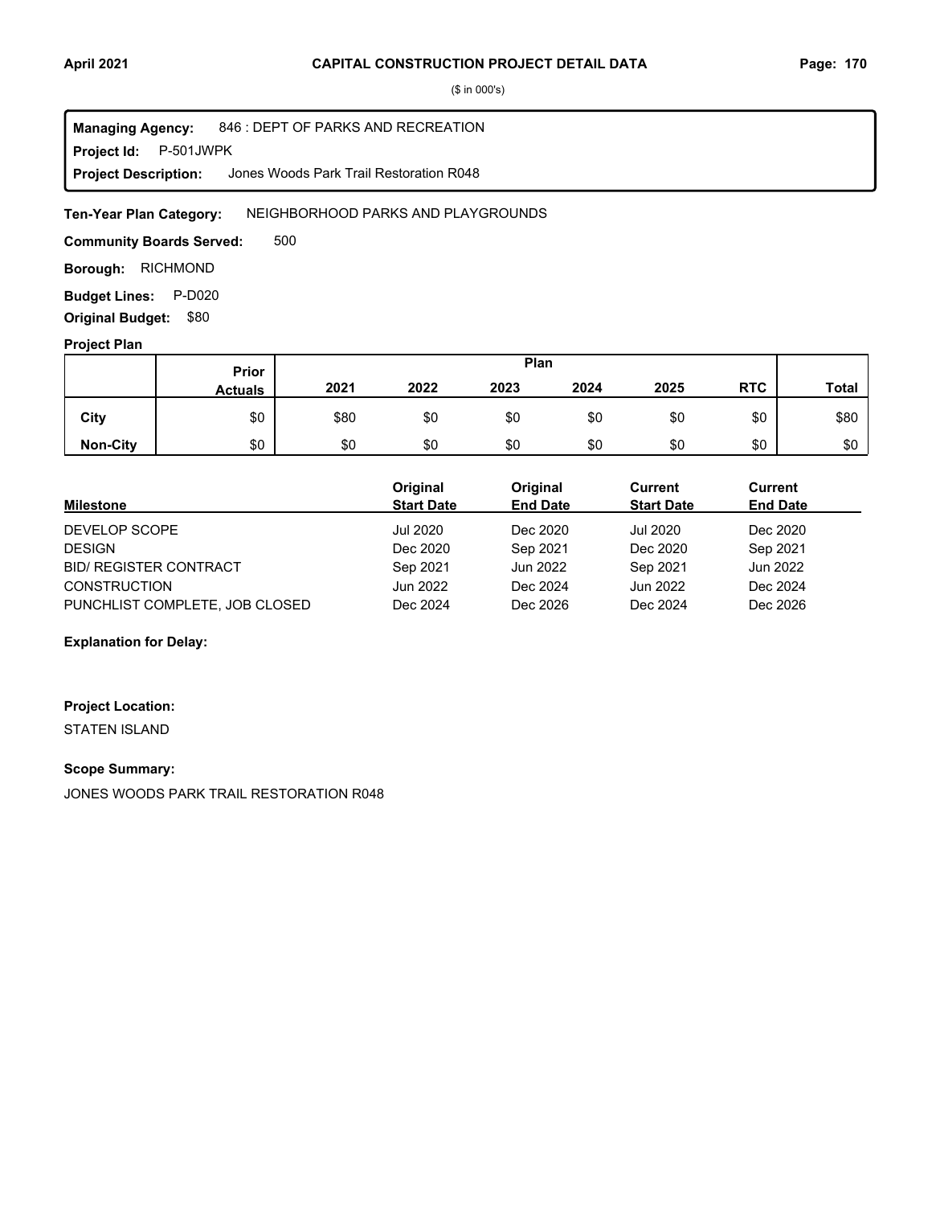# CAPITAL CONSTRUCTION PROJECT DETAIL DATA

($ in 000's)

**Managing Agency:** 846 : DEPT OF PARKS AND RECREATION
**Project Id:** P-501JWPK
**Project Description:** Jones Woods Park Trail Restoration R048

**Ten-Year Plan Category:** NEIGHBORHOOD PARKS AND PLAYGROUNDS

**Community Boards Served:** 500

**Borough:** RICHMOND

**Budget Lines:** P-D020

**Original Budget:** $80

**Project Plan**

| | Prior Actuals | 2021 | 2022 | 2023 | 2024 | 2025 | RTC | Total |
|---|---|---|---|---|---|---|---|---|
| **City** | $0 | $80 | $0 | $0 | $0 | $0 | $0 | $80 |
| **Non-City** | $0 | $0 | $0 | $0 | $0 | $0 | $0 | $0 |

| Milestone | Original Start Date | Original End Date | Current Start Date | Current End Date |
|---|---|---|---|---|
| DEVELOP SCOPE | Jul 2020 | Dec 2020 | Jul 2020 | Dec 2020 |
| DESIGN | Dec 2020 | Sep 2021 | Dec 2020 | Sep 2021 |
| BID/ REGISTER CONTRACT | Sep 2021 | Jun 2022 | Sep 2021 | Jun 2022 |
| CONSTRUCTION | Jun 2022 | Dec 2024 | Jun 2022 | Dec 2024 |
| PUNCHLIST COMPLETE, JOB CLOSED | Dec 2024 | Dec 2026 | Dec 2024 | Dec 2026 |

**Explanation for Delay:**

**Project Location:**

STATEN ISLAND

**Scope Summary:**

JONES WOODS PARK TRAIL RESTORATION R048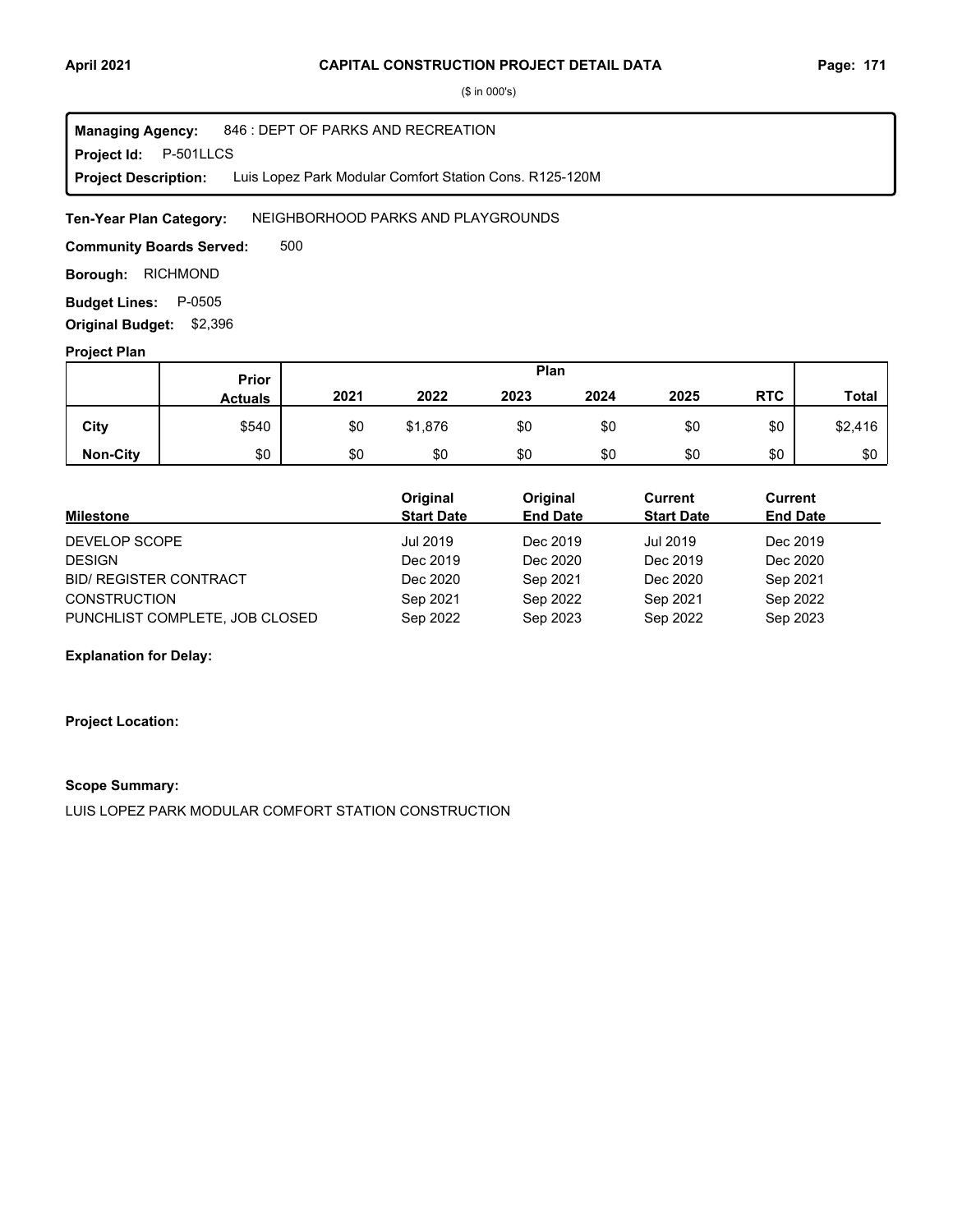# CAPITAL CONSTRUCTION PROJECT DETAIL DATA

($ in 000's)

**Managing Agency:** 846 : DEPT OF PARKS AND RECREATION

**Project Id:** P-501LLCS

**Project Description:** Luis Lopez Park Modular Comfort Station Cons. R125-120M

**Ten-Year Plan Category:** NEIGHBORHOOD PARKS AND PLAYGROUNDS

**Community Boards Served:** 500

**Borough:** RICHMOND

**Budget Lines:** P-0505

**Original Budget:** $2,396

## Project Plan

| | Prior Actuals | 2021 | 2022 | 2023 | 2024 | 2025 | RTC | Total |
|---|---|---|---|---|---|---|---|---|
| **City** | $540 | $0 | $1,876 | $0 | $0 | $0 | $0 | $2,416 |
| **Non-City** | $0 | $0 | $0 | $0 | $0 | $0 | $0 | $0 |

| Milestone | Original Start Date | Original End Date | Current Start Date | Current End Date |
|---|---|---|---|---|
| DEVELOP SCOPE | Jul 2019 | Dec 2019 | Jul 2019 | Dec 2019 |
| DESIGN | Dec 2019 | Dec 2020 | Dec 2019 | Dec 2020 |
| BID/ REGISTER CONTRACT | Dec 2020 | Sep 2021 | Dec 2020 | Sep 2021 |
| CONSTRUCTION | Sep 2021 | Sep 2022 | Sep 2021 | Sep 2022 |
| PUNCHLIST COMPLETE, JOB CLOSED | Sep 2022 | Sep 2023 | Sep 2022 | Sep 2023 |

**Explanation for Delay:**

**Project Location:**

**Scope Summary:**

LUIS LOPEZ PARK MODULAR COMFORT STATION CONSTRUCTION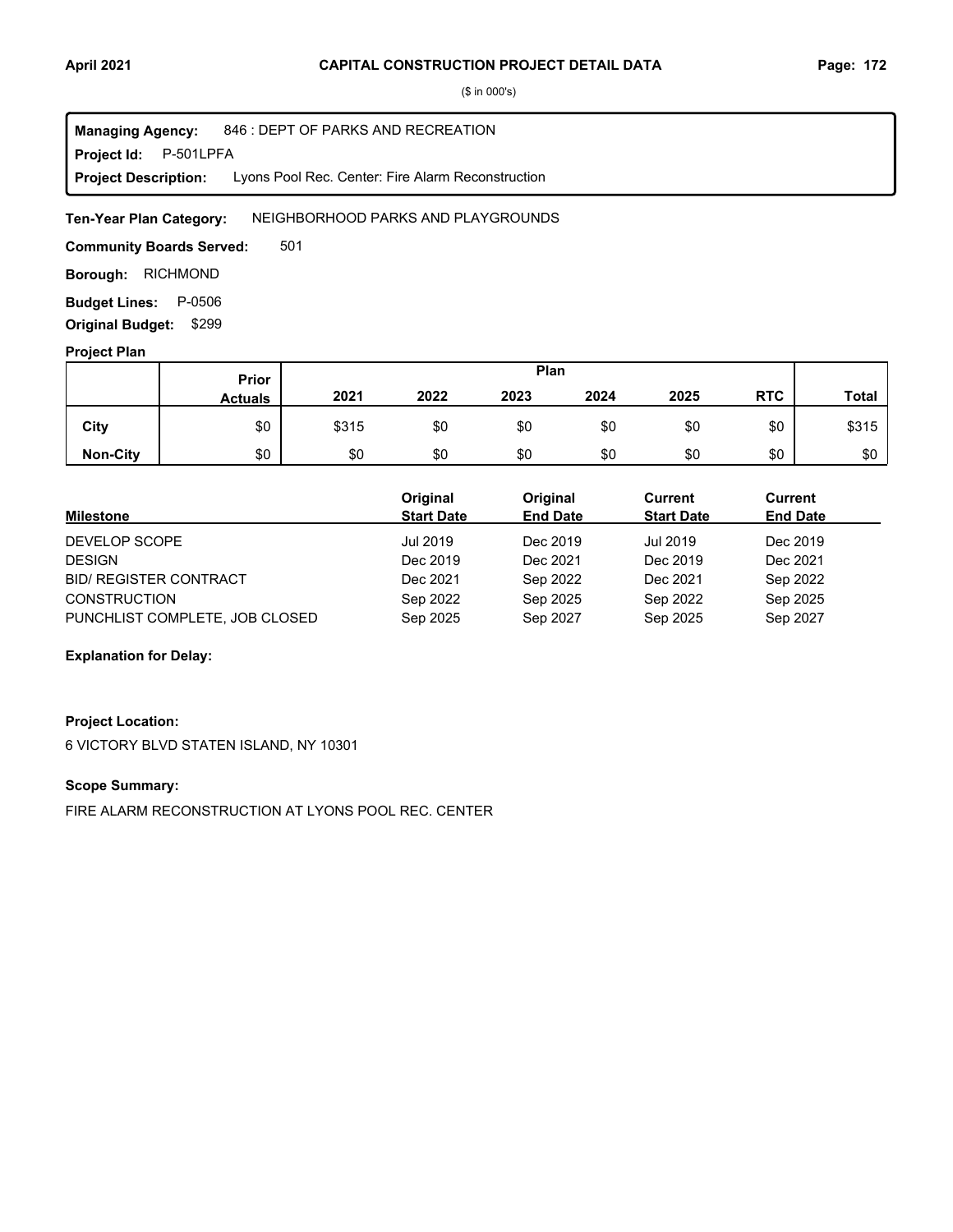# CAPITAL CONSTRUCTION PROJECT DETAIL DATA

($ in 000's)

**Managing Agency:** 846 : DEPT OF PARKS AND RECREATION
**Project Id:** P-501LPFA
**Project Description:** Lyons Pool Rec. Center: Fire Alarm Reconstruction

**Ten-Year Plan Category:** NEIGHBORHOOD PARKS AND PLAYGROUNDS

**Community Boards Served:** 501

**Borough:** RICHMOND

**Budget Lines:** P-0506

**Original Budget:** $299

### Project Plan

| | Prior Actuals | Plan 2021 | 2022 | 2023 | 2024 | 2025 | RTC | Total |
|---|---|---|---|---|---|---|---|---|
| City | $0 | $315 | $0 | $0 | $0 | $0 | $0 | $315 |
| Non-City | $0 | $0 | $0 | $0 | $0 | $0 | $0 | $0 |

| Milestone | Original Start Date | Original End Date | Current Start Date | Current End Date |
|---|---|---|---|---|
| DEVELOP SCOPE | Jul 2019 | Dec 2019 | Jul 2019 | Dec 2019 |
| DESIGN | Dec 2019 | Dec 2021 | Dec 2019 | Dec 2021 |
| BID/ REGISTER CONTRACT | Dec 2021 | Sep 2022 | Dec 2021 | Sep 2022 |
| CONSTRUCTION | Sep 2022 | Sep 2025 | Sep 2022 | Sep 2025 |
| PUNCHLIST COMPLETE, JOB CLOSED | Sep 2025 | Sep 2027 | Sep 2025 | Sep 2027 |

**Explanation for Delay:**

**Project Location:**

6 VICTORY BLVD STATEN ISLAND, NY 10301

**Scope Summary:**

FIRE ALARM RECONSTRUCTION AT LYONS POOL REC. CENTER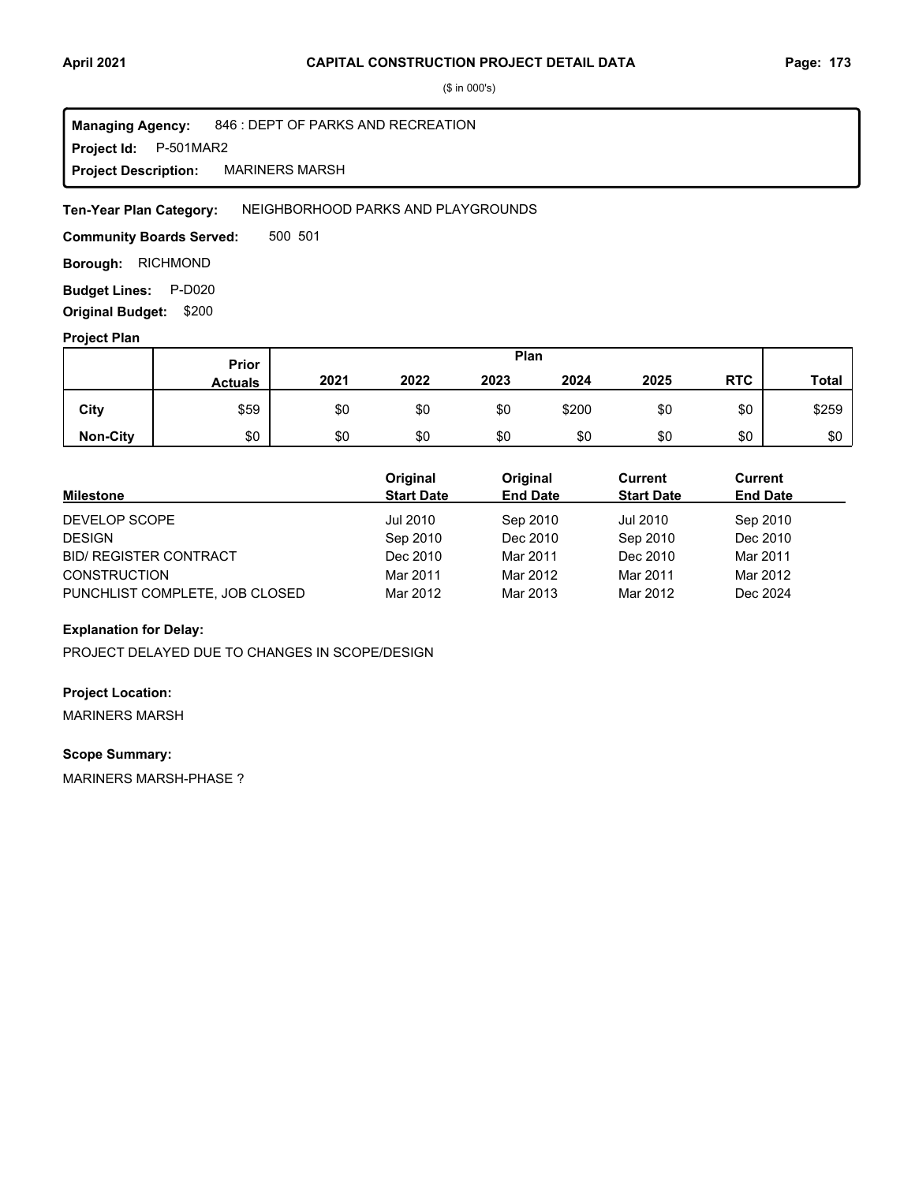## CAPITAL CONSTRUCTION PROJECT DETAIL DATA

($ in 000's)

**Managing Agency:** 846 : DEPT OF PARKS AND RECREATION
**Project Id:** P-501MAR2
**Project Description:** MARINERS MARSH

**Ten-Year Plan Category:** NEIGHBORHOOD PARKS AND PLAYGROUNDS

**Community Boards Served:** 500 501

**Borough:** RICHMOND

**Budget Lines:** P-D020

**Original Budget:** $200

**Project Plan**

| | Prior Actuals | Plan 2021 | 2022 | 2023 | 2024 | 2025 | RTC | Total |
|---|---|---|---|---|---|---|---|---|
| **City** | $59 | $0 | $0 | $0 | $200 | $0 | $0 | $259 |
| **Non-City** | $0 | $0 | $0 | $0 | $0 | $0 | $0 | $0 |

| Milestone | Original Start Date | Original End Date | Current Start Date | Current End Date |
|---|---|---|---|---|
| DEVELOP SCOPE | Jul 2010 | Sep 2010 | Jul 2010 | Sep 2010 |
| DESIGN | Sep 2010 | Dec 2010 | Sep 2010 | Dec 2010 |
| BID/ REGISTER CONTRACT | Dec 2010 | Mar 2011 | Dec 2010 | Mar 2011 |
| CONSTRUCTION | Mar 2011 | Mar 2012 | Mar 2011 | Mar 2012 |
| PUNCHLIST COMPLETE, JOB CLOSED | Mar 2012 | Mar 2013 | Mar 2012 | Dec 2024 |

**Explanation for Delay:**

PROJECT DELAYED DUE TO CHANGES IN SCOPE/DESIGN

**Project Location:**

MARINERS MARSH

**Scope Summary:**

MARINERS MARSH-PHASE ?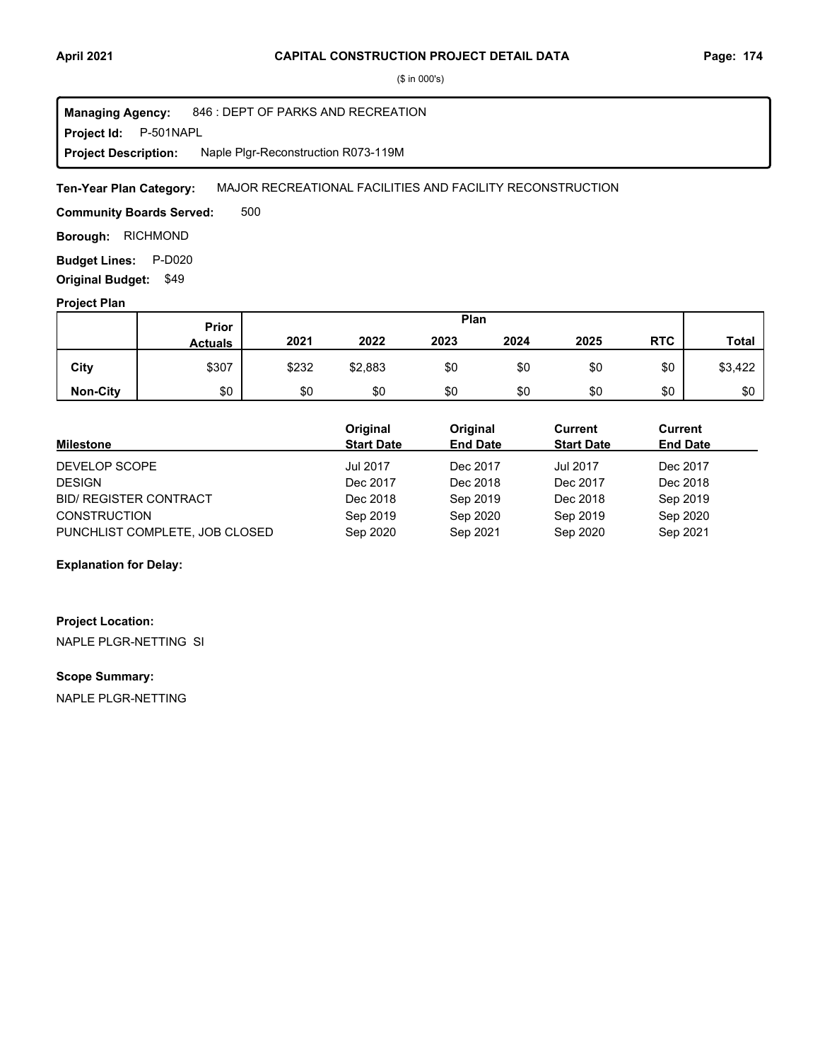# CAPITAL CONSTRUCTION PROJECT DETAIL DATA

($ in 000's)

**Managing Agency:** 846 : DEPT OF PARKS AND RECREATION
**Project Id:** P-501NAPL
**Project Description:** Naple Plgr-Reconstruction R073-119M

**Ten-Year Plan Category:** MAJOR RECREATIONAL FACILITIES AND FACILITY RECONSTRUCTION

**Community Boards Served:** 500

**Borough:** RICHMOND

**Budget Lines:** P-D020

**Original Budget:** $49

**Project Plan**

| | Prior Actuals | 2021 | 2022 | 2023 | 2024 | 2025 | RTC | Total |
|---|---|---|---|---|---|---|---|---|
| **City** | $307 | $232 | $2,883 | $0 | $0 | $0 | $0 | $3,422 |
| **Non-City** | $0 | $0 | $0 | $0 | $0 | $0 | $0 | $0 |

| Milestone | Original Start Date | Original End Date | Current Start Date | Current End Date |
|---|---|---|---|---|
| DEVELOP SCOPE | Jul 2017 | Dec 2017 | Jul 2017 | Dec 2017 |
| DESIGN | Dec 2017 | Dec 2018 | Dec 2017 | Dec 2018 |
| BID/ REGISTER CONTRACT | Dec 2018 | Sep 2019 | Dec 2018 | Sep 2019 |
| CONSTRUCTION | Sep 2019 | Sep 2020 | Sep 2019 | Sep 2020 |
| PUNCHLIST COMPLETE, JOB CLOSED | Sep 2020 | Sep 2021 | Sep 2020 | Sep 2021 |

**Explanation for Delay:**

**Project Location:**

NAPLE PLGR-NETTING SI

**Scope Summary:**

NAPLE PLGR-NETTING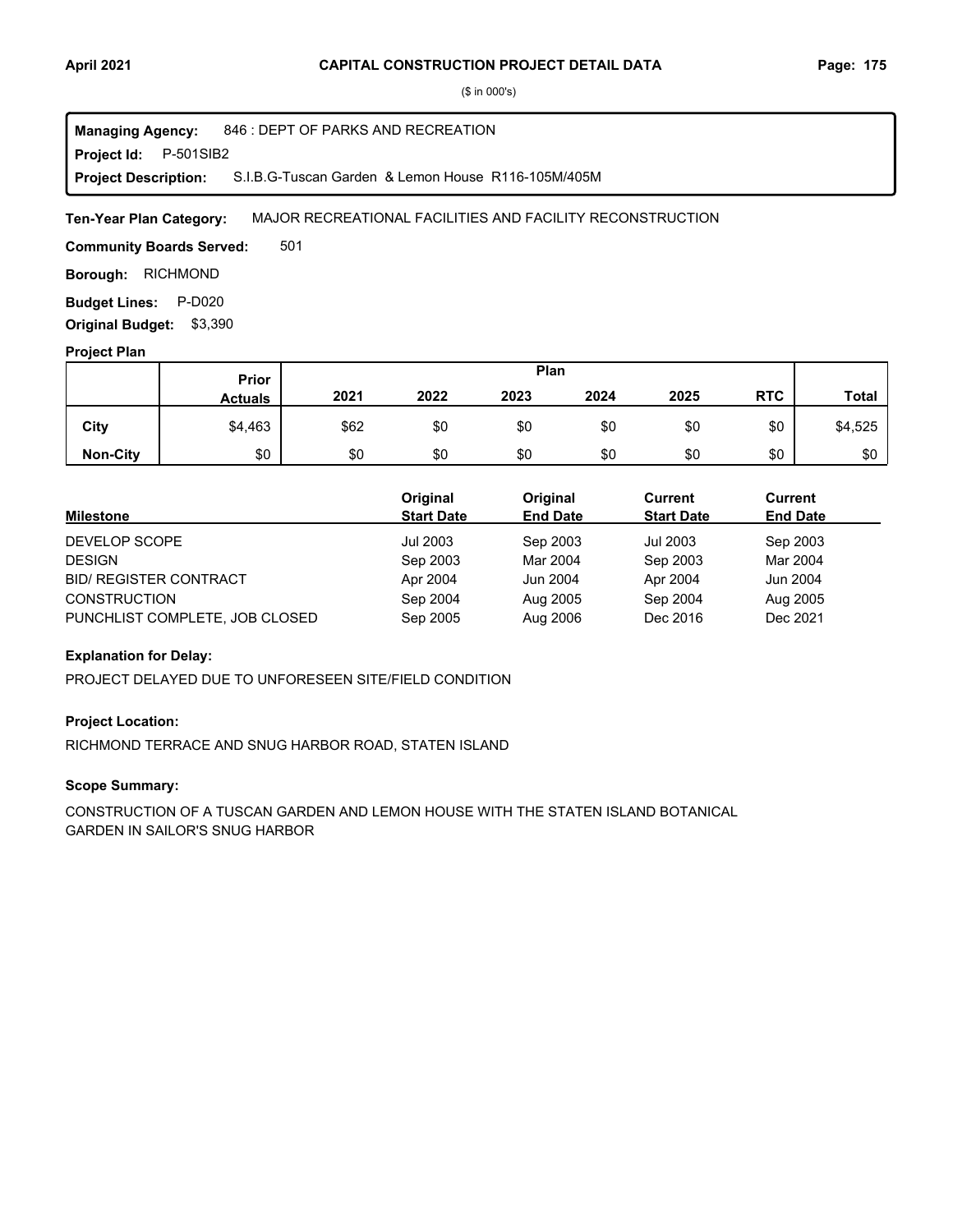# CAPITAL CONSTRUCTION PROJECT DETAIL DATA

($ in 000's)

**Managing Agency:** 846 : DEPT OF PARKS AND RECREATION

**Project Id:** P-501SIB2

**Project Description:** S.I.B.G-Tuscan Garden & Lemon House R116-105M/405M

**Ten-Year Plan Category:** MAJOR RECREATIONAL FACILITIES AND FACILITY RECONSTRUCTION

**Community Boards Served:** 501

**Borough:** RICHMOND

**Budget Lines:** P-D020

**Original Budget:** $3,390

## Project Plan

| | Prior Actuals | 2021 | 2022 | 2023 | 2024 | 2025 | RTC | Total |
|---|---|---|---|---|---|---|---|---|
| **City** | $4,463 | $62 | $0 | $0 | $0 | $0 | $0 | $4,525 |
| **Non-City** | $0 | $0 | $0 | $0 | $0 | $0 | $0 | $0 |

| Milestone | Original Start Date | Original End Date | Current Start Date | Current End Date |
|---|---|---|---|---|
| DEVELOP SCOPE | Jul 2003 | Sep 2003 | Jul 2003 | Sep 2003 |
| DESIGN | Sep 2003 | Mar 2004 | Sep 2003 | Mar 2004 |
| BID/ REGISTER CONTRACT | Apr 2004 | Jun 2004 | Apr 2004 | Jun 2004 |
| CONSTRUCTION | Sep 2004 | Aug 2005 | Sep 2004 | Aug 2005 |
| PUNCHLIST COMPLETE, JOB CLOSED | Sep 2005 | Aug 2006 | Dec 2016 | Dec 2021 |

### Explanation for Delay:

PROJECT DELAYED DUE TO UNFORESEEN SITE/FIELD CONDITION

### Project Location:

RICHMOND TERRACE AND SNUG HARBOR ROAD, STATEN ISLAND

### Scope Summary:

CONSTRUCTION OF A TUSCAN GARDEN AND LEMON HOUSE WITH THE STATEN ISLAND BOTANICAL GARDEN IN SAILOR'S SNUG HARBOR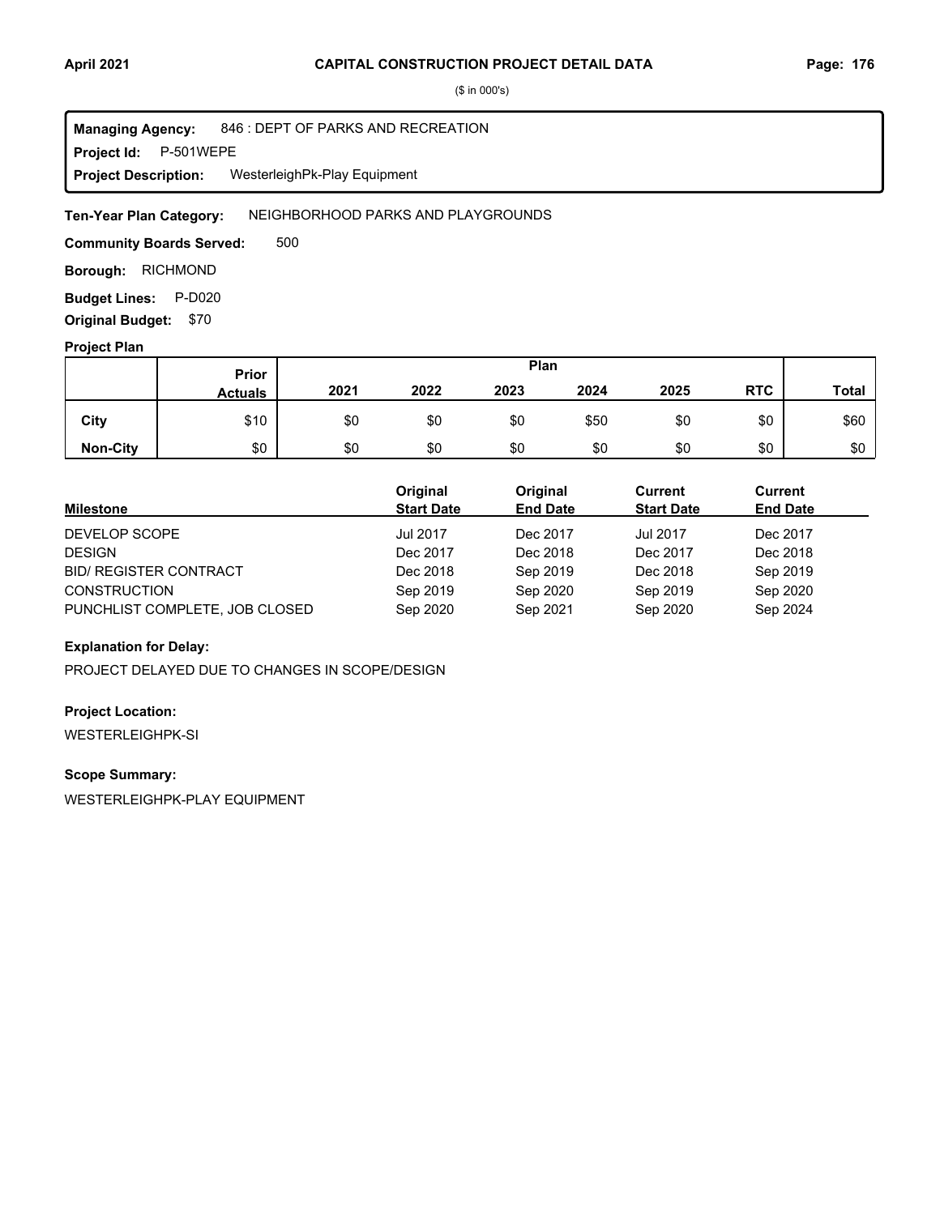# CAPITAL CONSTRUCTION PROJECT DETAIL DATA

($ in 000's)

**Managing Agency:** 846 : DEPT OF PARKS AND RECREATION
**Project Id:** P-501WEPE
**Project Description:** WesterleighPk-Play Equipment

**Ten-Year Plan Category:** NEIGHBORHOOD PARKS AND PLAYGROUNDS

**Community Boards Served:** 500

**Borough:** RICHMOND

**Budget Lines:** P-D020

**Original Budget:** $70

## Project Plan

| | Prior Actuals | Plan 2021 | 2022 | 2023 | 2024 | 2025 | RTC | Total |
|---|---|---|---|---|---|---|---|---|
| **City** | $10 | $0 | $0 | $0 | $50 | $0 | $0 | $60 |
| **Non-City** | $0 | $0 | $0 | $0 | $0 | $0 | $0 | $0 |

| Milestone | Original Start Date | Original End Date | Current Start Date | Current End Date |
|---|---|---|---|---|
| DEVELOP SCOPE | Jul 2017 | Dec 2017 | Jul 2017 | Dec 2017 |
| DESIGN | Dec 2017 | Dec 2018 | Dec 2017 | Dec 2018 |
| BID/ REGISTER CONTRACT | Dec 2018 | Sep 2019 | Dec 2018 | Sep 2019 |
| CONSTRUCTION | Sep 2019 | Sep 2020 | Sep 2019 | Sep 2020 |
| PUNCHLIST COMPLETE, JOB CLOSED | Sep 2020 | Sep 2021 | Sep 2020 | Sep 2024 |

**Explanation for Delay:**

PROJECT DELAYED DUE TO CHANGES IN SCOPE/DESIGN

**Project Location:**

WESTERLEIGHPK-SI

**Scope Summary:**

WESTERLEIGHPK-PLAY EQUIPMENT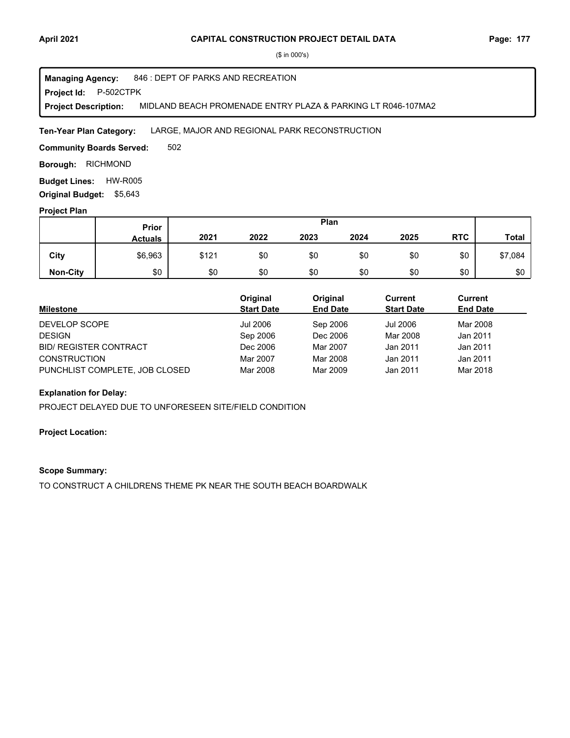**CAPITAL CONSTRUCTION PROJECT DETAIL DATA**

($ in 000's)

**Managing Agency:** 846 : DEPT OF PARKS AND RECREATION
**Project Id:** P-502CTPK
**Project Description:** MIDLAND BEACH PROMENADE ENTRY PLAZA & PARKING LT R046-107MA2

**Ten-Year Plan Category:** LARGE, MAJOR AND REGIONAL PARK RECONSTRUCTION

**Community Boards Served:** 502

**Borough:** RICHMOND

**Budget Lines:** HW-R005

**Original Budget:** $5,643

**Project Plan**

| | Prior Actuals | Plan 2021 | 2022 | 2023 | 2024 | 2025 | RTC | Total |
|---|---|---|---|---|---|---|---|---|
| City | $6,963 | $121 | $0 | $0 | $0 | $0 | $0 | $7,084 |
| Non-City | $0 | $0 | $0 | $0 | $0 | $0 | $0 | $0 |

| Milestone | Original Start Date | Original End Date | Current Start Date | Current End Date |
|---|---|---|---|---|
| DEVELOP SCOPE | Jul 2006 | Sep 2006 | Jul 2006 | Mar 2008 |
| DESIGN | Sep 2006 | Dec 2006 | Mar 2008 | Jan 2011 |
| BID/ REGISTER CONTRACT | Dec 2006 | Mar 2007 | Jan 2011 | Jan 2011 |
| CONSTRUCTION | Mar 2007 | Mar 2008 | Jan 2011 | Jan 2011 |
| PUNCHLIST COMPLETE, JOB CLOSED | Mar 2008 | Mar 2009 | Jan 2011 | Mar 2018 |

**Explanation for Delay:**

PROJECT DELAYED DUE TO UNFORESEEN SITE/FIELD CONDITION

**Project Location:**

**Scope Summary:**

TO CONSTRUCT A CHILDRENS THEME PK NEAR THE SOUTH BEACH BOARDWALK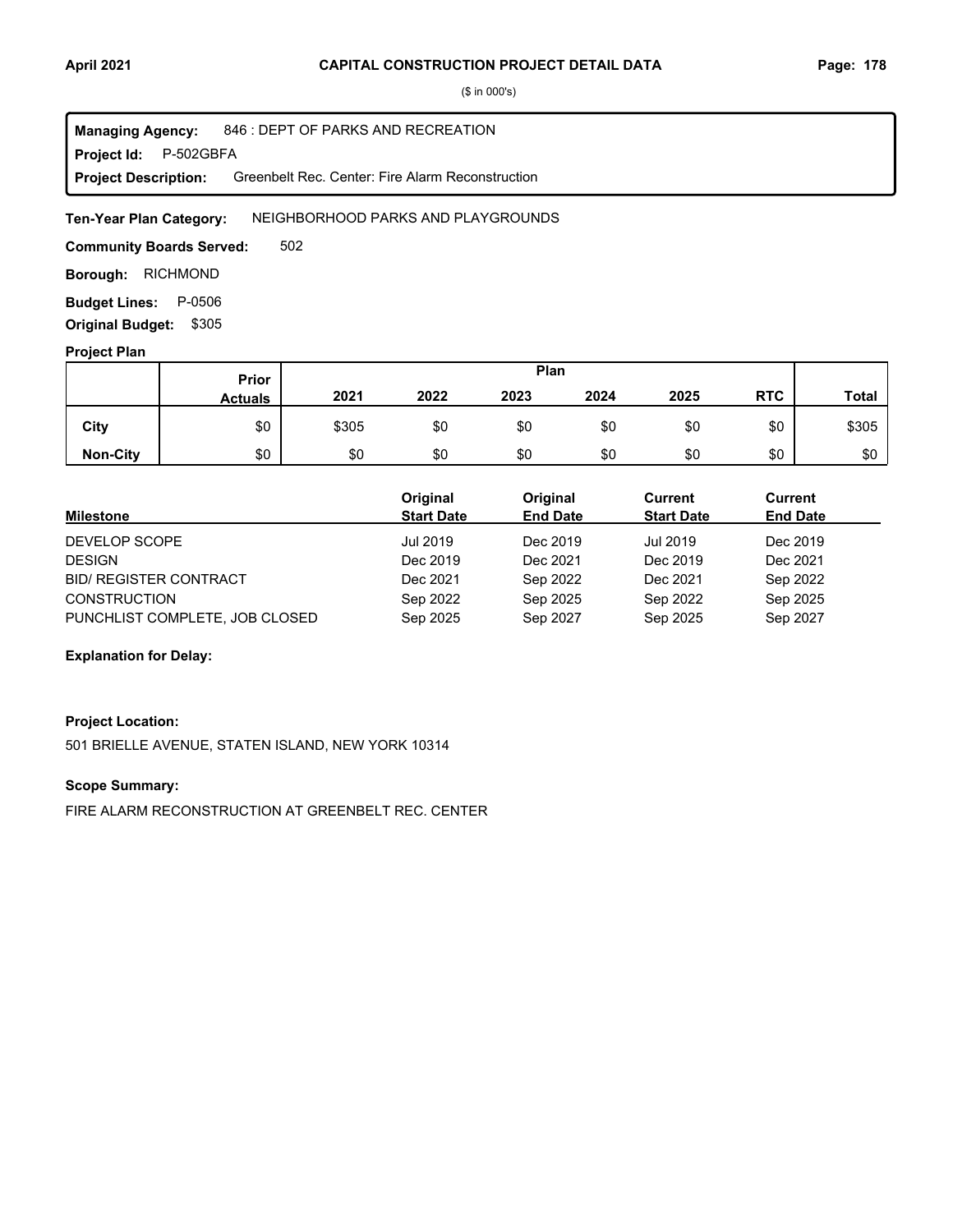($ in 000's)

**Managing Agency:** 846 : DEPT OF PARKS AND RECREATION
**Project Id:** P-502GBFA
**Project Description:** Greenbelt Rec. Center: Fire Alarm Reconstruction

**Ten-Year Plan Category:** NEIGHBORHOOD PARKS AND PLAYGROUNDS

**Community Boards Served:** 502

**Borough:** RICHMOND

**Budget Lines:** P-0506

**Original Budget:** $305

**Project Plan**

| | Prior Actuals | 2021 | 2022 | 2023 | 2024 | 2025 | RTC | Total |
|---|---|---|---|---|---|---|---|---|
| **City** | $0 | $305 | $0 | $0 | $0 | $0 | $0 | $305 |
| **Non-City** | $0 | $0 | $0 | $0 | $0 | $0 | $0 | $0 |

| Milestone | Original Start Date | Original End Date | Current Start Date | Current End Date |
|---|---|---|---|---|
| DEVELOP SCOPE | Jul 2019 | Dec 2019 | Jul 2019 | Dec 2019 |
| DESIGN | Dec 2019 | Dec 2021 | Dec 2019 | Dec 2021 |
| BID/ REGISTER CONTRACT | Dec 2021 | Sep 2022 | Dec 2021 | Sep 2022 |
| CONSTRUCTION | Sep 2022 | Sep 2025 | Sep 2022 | Sep 2025 |
| PUNCHLIST COMPLETE, JOB CLOSED | Sep 2025 | Sep 2027 | Sep 2025 | Sep 2027 |

**Explanation for Delay:**

**Project Location:**

501 BRIELLE AVENUE, STATEN ISLAND, NEW YORK 10314

**Scope Summary:**

FIRE ALARM RECONSTRUCTION AT GREENBELT REC. CENTER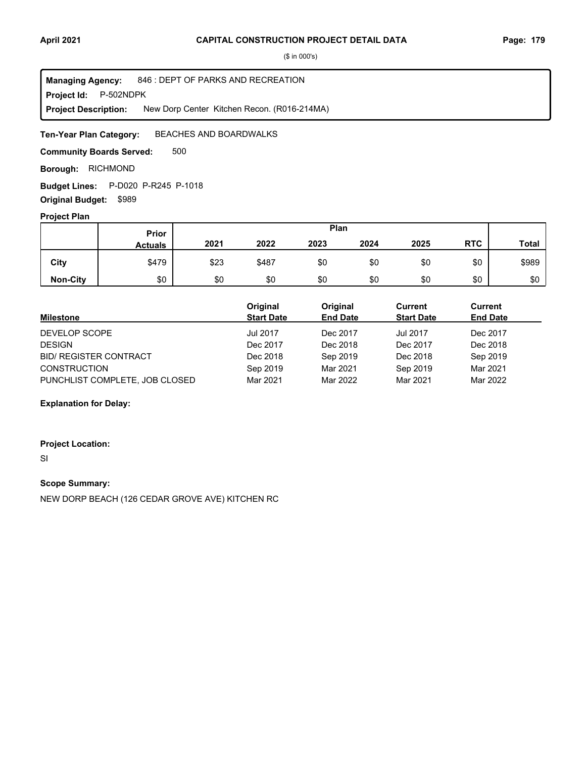($ in 000's)

**Managing Agency:** 846 : DEPT OF PARKS AND RECREATION
**Project Id:** P-502NDPK
**Project Description:** New Dorp Center Kitchen Recon. (R016-214MA)

**Ten-Year Plan Category:** BEACHES AND BOARDWALKS

**Community Boards Served:** 500

**Borough:** RICHMOND

**Budget Lines:** P-D020 P-R245 P-1018

**Original Budget:** $989

**Project Plan**

| | Prior Actuals | Plan 2021 | 2022 | 2023 | 2024 | 2025 | RTC | Total |
|---|---|---|---|---|---|---|---|---|
| City | $479 | $23 | $487 | $0 | $0 | $0 | $0 | $989 |
| Non-City | $0 | $0 | $0 | $0 | $0 | $0 | $0 | $0 |

| Milestone | Original Start Date | Original End Date | Current Start Date | Current End Date |
|---|---|---|---|---|
| DEVELOP SCOPE | Jul 2017 | Dec 2017 | Jul 2017 | Dec 2017 |
| DESIGN | Dec 2017 | Dec 2018 | Dec 2017 | Dec 2018 |
| BID/ REGISTER CONTRACT | Dec 2018 | Sep 2019 | Dec 2018 | Sep 2019 |
| CONSTRUCTION | Sep 2019 | Mar 2021 | Sep 2019 | Mar 2021 |
| PUNCHLIST COMPLETE, JOB CLOSED | Mar 2021 | Mar 2022 | Mar 2021 | Mar 2022 |

**Explanation for Delay:**

**Project Location:**

SI

**Scope Summary:**

NEW DORP BEACH (126 CEDAR GROVE AVE) KITCHEN RC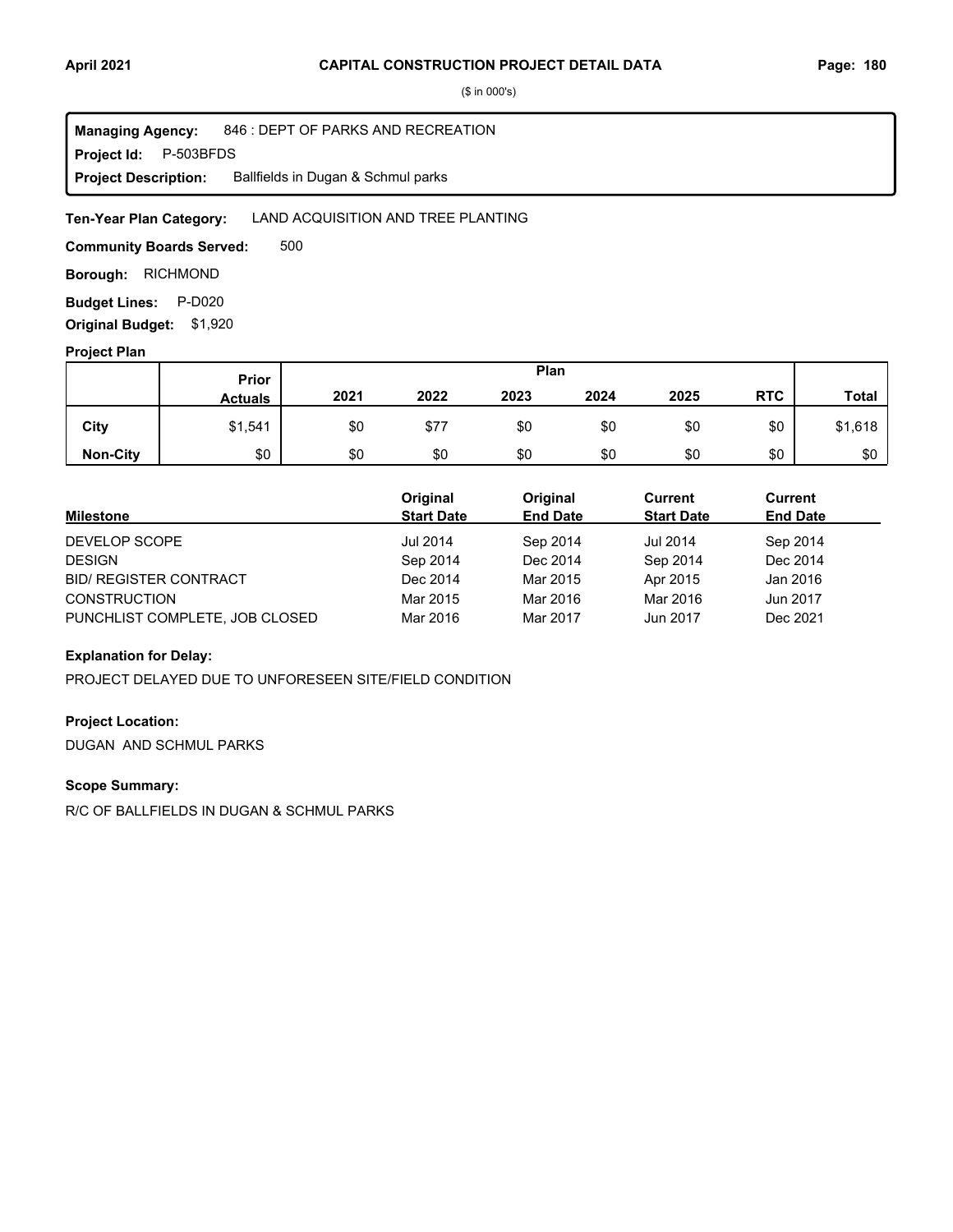# CAPITAL CONSTRUCTION PROJECT DETAIL DATA

($ in 000's)

**Managing Agency:** 846 : DEPT OF PARKS AND RECREATION
**Project Id:** P-503BFDS
**Project Description:** Ballfields in Dugan & Schmul parks

**Ten-Year Plan Category:** LAND ACQUISITION AND TREE PLANTING

**Community Boards Served:** 500

**Borough:** RICHMOND

**Budget Lines:** P-D020

**Original Budget:** $1,920

## Project Plan

| | Prior Actuals | Plan 2021 | 2022 | 2023 | 2024 | 2025 | RTC | Total |
|---|---|---|---|---|---|---|---|---|
| City | $1,541 | $0 | $77 | $0 | $0 | $0 | $0 | $1,618 |
| Non-City | $0 | $0 | $0 | $0 | $0 | $0 | $0 | $0 |

| Milestone | Original Start Date | Original End Date | Current Start Date | Current End Date |
|---|---|---|---|---|
| DEVELOP SCOPE | Jul 2014 | Sep 2014 | Jul 2014 | Sep 2014 |
| DESIGN | Sep 2014 | Dec 2014 | Sep 2014 | Dec 2014 |
| BID/ REGISTER CONTRACT | Dec 2014 | Mar 2015 | Apr 2015 | Jan 2016 |
| CONSTRUCTION | Mar 2015 | Mar 2016 | Mar 2016 | Jun 2017 |
| PUNCHLIST COMPLETE, JOB CLOSED | Mar 2016 | Mar 2017 | Jun 2017 | Dec 2021 |

### Explanation for Delay:

PROJECT DELAYED DUE TO UNFORESEEN SITE/FIELD CONDITION

### Project Location:

DUGAN AND SCHMUL PARKS

### Scope Summary:

R/C OF BALLFIELDS IN DUGAN & SCHMUL PARKS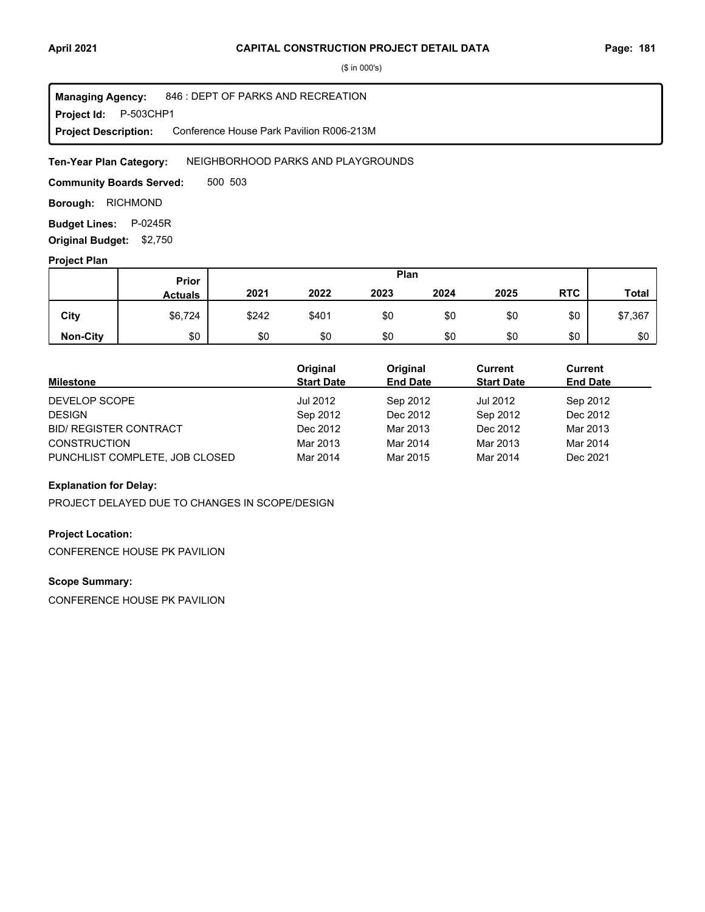# CAPITAL CONSTRUCTION PROJECT DETAIL DATA

($ in 000's)

**Managing Agency:** 846 : DEPT OF PARKS AND RECREATION
**Project Id:** P-503CHP1
**Project Description:** Conference House Park Pavilion R006-213M

**Ten-Year Plan Category:** NEIGHBORHOOD PARKS AND PLAYGROUNDS

**Community Boards Served:** 500 503

**Borough:** RICHMOND

**Budget Lines:** P-0245R

**Original Budget:** $2,750

## Project Plan

| | Prior Actuals | Plan 2021 | 2022 | 2023 | 2024 | 2025 | RTC | Total |
|---|---|---|---|---|---|---|---|---|
| City | $6,724 | $242 | $401 | $0 | $0 | $0 | $0 | $7,367 |
| Non-City | $0 | $0 | $0 | $0 | $0 | $0 | $0 | $0 |

| Milestone | Original Start Date | Original End Date | Current Start Date | Current End Date |
|---|---|---|---|---|
| DEVELOP SCOPE | Jul 2012 | Sep 2012 | Jul 2012 | Sep 2012 |
| DESIGN | Sep 2012 | Dec 2012 | Sep 2012 | Dec 2012 |
| BID/ REGISTER CONTRACT | Dec 2012 | Mar 2013 | Dec 2012 | Mar 2013 |
| CONSTRUCTION | Mar 2013 | Mar 2014 | Mar 2013 | Mar 2014 |
| PUNCHLIST COMPLETE, JOB CLOSED | Mar 2014 | Mar 2015 | Mar 2014 | Dec 2021 |

**Explanation for Delay:**

PROJECT DELAYED DUE TO CHANGES IN SCOPE/DESIGN

**Project Location:**

CONFERENCE HOUSE PK PAVILION

**Scope Summary:**

CONFERENCE HOUSE PK PAVILION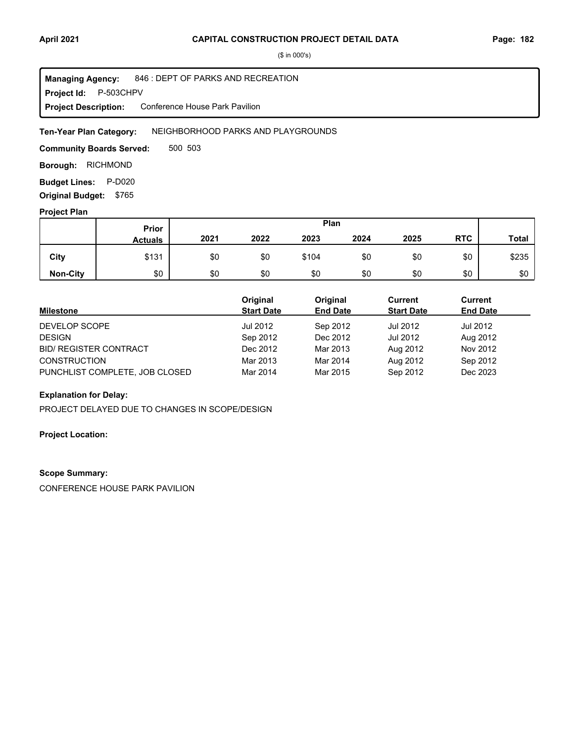($ in 000's)

**Managing Agency:** 846 : DEPT OF PARKS AND RECREATION
**Project Id:** P-503CHPV
**Project Description:** Conference House Park Pavilion

**Ten-Year Plan Category:** NEIGHBORHOOD PARKS AND PLAYGROUNDS

**Community Boards Served:** 500 503

**Borough:** RICHMOND

**Budget Lines:** P-D020

**Original Budget:** $765

**Project Plan**

| | Prior Actuals | Plan 2021 | 2022 | 2023 | 2024 | 2025 | RTC | Total |
|---|---|---|---|---|---|---|---|---|
| City | $131 | $0 | $0 | $104 | $0 | $0 | $0 | $235 |
| Non-City | $0 | $0 | $0 | $0 | $0 | $0 | $0 | $0 |

| Milestone | Original Start Date | Original End Date | Current Start Date | Current End Date |
|---|---|---|---|---|
| DEVELOP SCOPE | Jul 2012 | Sep 2012 | Jul 2012 | Jul 2012 |
| DESIGN | Sep 2012 | Dec 2012 | Jul 2012 | Aug 2012 |
| BID/ REGISTER CONTRACT | Dec 2012 | Mar 2013 | Aug 2012 | Nov 2012 |
| CONSTRUCTION | Mar 2013 | Mar 2014 | Aug 2012 | Sep 2012 |
| PUNCHLIST COMPLETE, JOB CLOSED | Mar 2014 | Mar 2015 | Sep 2012 | Dec 2023 |

**Explanation for Delay:**

PROJECT DELAYED DUE TO CHANGES IN SCOPE/DESIGN

**Project Location:**

**Scope Summary:**

CONFERENCE HOUSE PARK PAVILION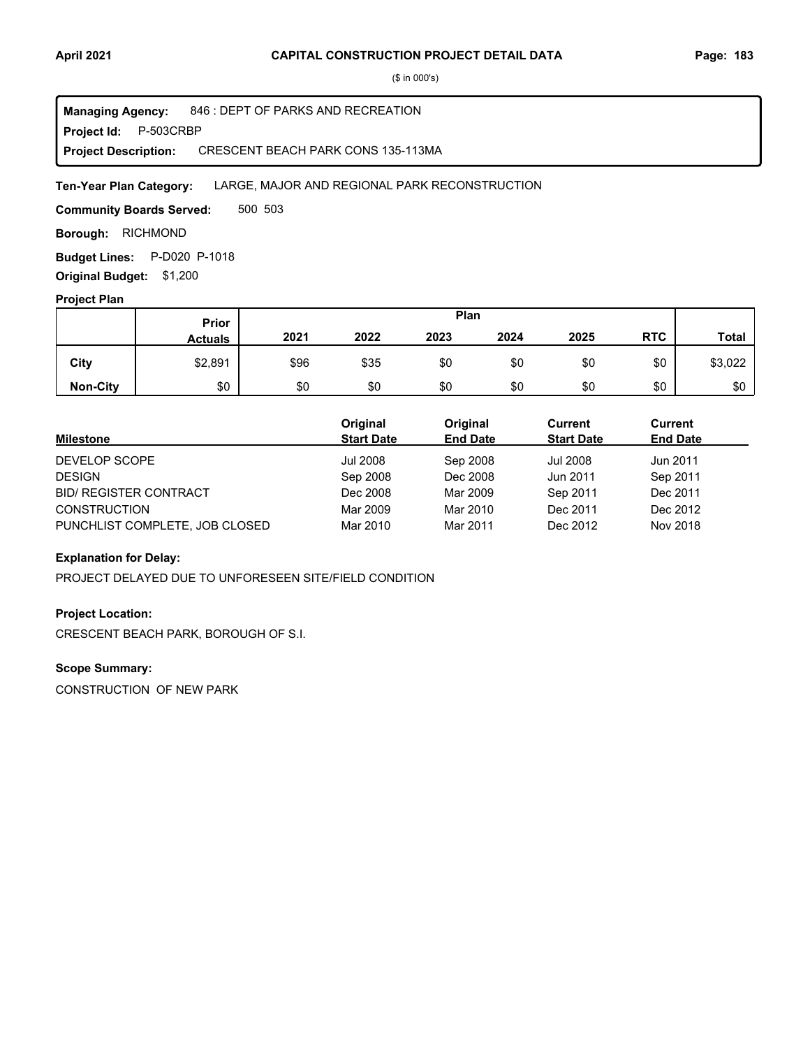($ in 000's)

**Managing Agency:** 846 : DEPT OF PARKS AND RECREATION
**Project Id:** P-503CRBP
**Project Description:** CRESCENT BEACH PARK CONS 135-113MA

**Ten-Year Plan Category:** LARGE, MAJOR AND REGIONAL PARK RECONSTRUCTION

**Community Boards Served:** 500 503

**Borough:** RICHMOND

**Budget Lines:** P-D020 P-1018

**Original Budget:** $1,200

**Project Plan**

| | Prior Actuals | 2021 | 2022 | 2023 | 2024 | 2025 | RTC | Total |
|---|---|---|---|---|---|---|---|---|
| **City** | $2,891 | $96 | $35 | $0 | $0 | $0 | $0 | $3,022 |
| **Non-City** | $0 | $0 | $0 | $0 | $0 | $0 | $0 | $0 |

| Milestone | Original Start Date | Original End Date | Current Start Date | Current End Date |
|---|---|---|---|---|
| DEVELOP SCOPE | Jul 2008 | Sep 2008 | Jul 2008 | Jun 2011 |
| DESIGN | Sep 2008 | Dec 2008 | Jun 2011 | Sep 2011 |
| BID/ REGISTER CONTRACT | Dec 2008 | Mar 2009 | Sep 2011 | Dec 2011 |
| CONSTRUCTION | Mar 2009 | Mar 2010 | Dec 2011 | Dec 2012 |
| PUNCHLIST COMPLETE, JOB CLOSED | Mar 2010 | Mar 2011 | Dec 2012 | Nov 2018 |

**Explanation for Delay:**

PROJECT DELAYED DUE TO UNFORESEEN SITE/FIELD CONDITION

**Project Location:**

CRESCENT BEACH PARK, BOROUGH OF S.I.

**Scope Summary:**

CONSTRUCTION OF NEW PARK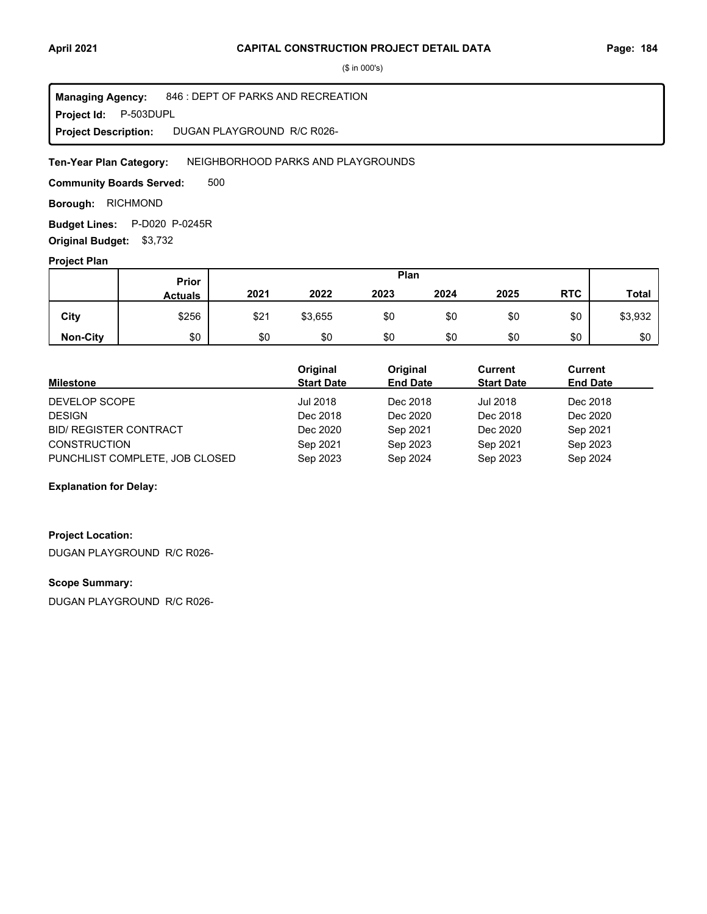# CAPITAL CONSTRUCTION PROJECT DETAIL DATA

($ in 000's)

**Managing Agency:** 846 : DEPT OF PARKS AND RECREATION
**Project Id:** P-503DUPL
**Project Description:** DUGAN PLAYGROUND R/C R026-

**Ten-Year Plan Category:** NEIGHBORHOOD PARKS AND PLAYGROUNDS

**Community Boards Served:** 500

**Borough:** RICHMOND

**Budget Lines:** P-D020 P-0245R

**Original Budget:** $3,732

## Project Plan

| | Prior Actuals | 2021 | 2022 | 2023 | 2024 | 2025 | RTC | Total |
|---|---|---|---|---|---|---|---|---|
| **City** | $256 | $21 | $3,655 | $0 | $0 | $0 | $0 | $3,932 |
| **Non-City** | $0 | $0 | $0 | $0 | $0 | $0 | $0 | $0 |

| Milestone | Original Start Date | Original End Date | Current Start Date | Current End Date |
|---|---|---|---|---|
| DEVELOP SCOPE | Jul 2018 | Dec 2018 | Jul 2018 | Dec 2018 |
| DESIGN | Dec 2018 | Dec 2020 | Dec 2018 | Dec 2020 |
| BID/ REGISTER CONTRACT | Dec 2020 | Sep 2021 | Dec 2020 | Sep 2021 |
| CONSTRUCTION | Sep 2021 | Sep 2023 | Sep 2021 | Sep 2023 |
| PUNCHLIST COMPLETE, JOB CLOSED | Sep 2023 | Sep 2024 | Sep 2023 | Sep 2024 |

**Explanation for Delay:**

**Project Location:**

DUGAN PLAYGROUND R/C R026-

**Scope Summary:**

DUGAN PLAYGROUND R/C R026-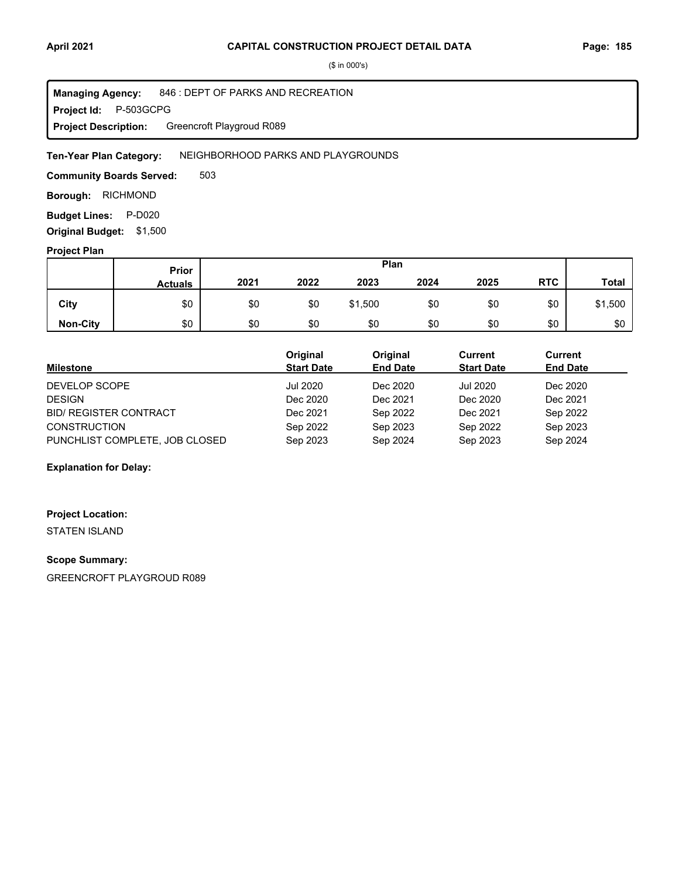($ in 000's)

**Managing Agency:** 846 : DEPT OF PARKS AND RECREATION
**Project Id:** P-503GCPG
**Project Description:** Greencroft Playgroud R089

**Ten-Year Plan Category:** NEIGHBORHOOD PARKS AND PLAYGROUNDS

**Community Boards Served:** 503

**Borough:** RICHMOND

**Budget Lines:** P-D020

**Original Budget:** $1,500

**Project Plan**

| | Prior Actuals | Plan 2021 | 2022 | 2023 | 2024 | 2025 | RTC | Total |
|---|---|---|---|---|---|---|---|---|
| City | $0 | $0 | $0 | $1,500 | $0 | $0 | $0 | $1,500 |
| Non-City | $0 | $0 | $0 | $0 | $0 | $0 | $0 | $0 |

| Milestone | Original Start Date | Original End Date | Current Start Date | Current End Date |
|---|---|---|---|---|
| DEVELOP SCOPE | Jul 2020 | Dec 2020 | Jul 2020 | Dec 2020 |
| DESIGN | Dec 2020 | Dec 2021 | Dec 2020 | Dec 2021 |
| BID/ REGISTER CONTRACT | Dec 2021 | Sep 2022 | Dec 2021 | Sep 2022 |
| CONSTRUCTION | Sep 2022 | Sep 2023 | Sep 2022 | Sep 2023 |
| PUNCHLIST COMPLETE, JOB CLOSED | Sep 2023 | Sep 2024 | Sep 2023 | Sep 2024 |

**Explanation for Delay:**

**Project Location:**

STATEN ISLAND

**Scope Summary:**

GREENCROFT PLAYGROUD R089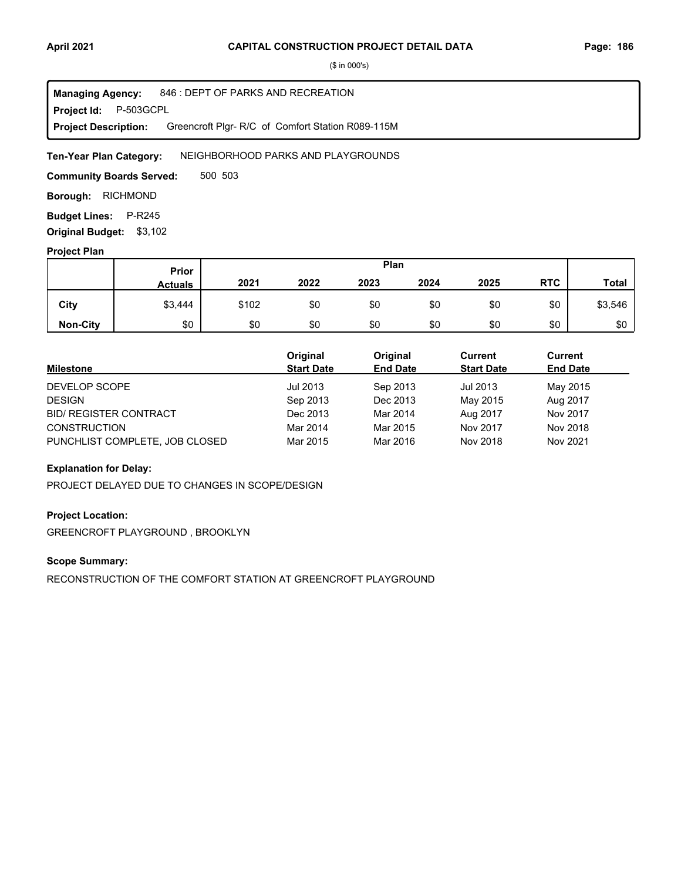# CAPITAL CONSTRUCTION PROJECT DETAIL DATA

($ in 000's)

**Managing Agency:** 846 : DEPT OF PARKS AND RECREATION

**Project Id:** P-503GCPL

**Project Description:** Greencroft Plgr- R/C of Comfort Station R089-115M

**Ten-Year Plan Category:** NEIGHBORHOOD PARKS AND PLAYGROUNDS

**Community Boards Served:** 500 503

**Borough:** RICHMOND

**Budget Lines:** P-R245

**Original Budget:** $3,102

## Project Plan

| | Prior Actuals | 2021 | 2022 | 2023 | 2024 | 2025 | RTC | Total |
|---|---|---|---|---|---|---|---|---|
| **City** | $3,444 | $102 | $0 | $0 | $0 | $0 | $0 | $3,546 |
| **Non-City** | $0 | $0 | $0 | $0 | $0 | $0 | $0 | $0 |

| Milestone | Original Start Date | Original End Date | Current Start Date | Current End Date |
|---|---|---|---|---|
| DEVELOP SCOPE | Jul 2013 | Sep 2013 | Jul 2013 | May 2015 |
| DESIGN | Sep 2013 | Dec 2013 | May 2015 | Aug 2017 |
| BID/ REGISTER CONTRACT | Dec 2013 | Mar 2014 | Aug 2017 | Nov 2017 |
| CONSTRUCTION | Mar 2014 | Mar 2015 | Nov 2017 | Nov 2018 |
| PUNCHLIST COMPLETE, JOB CLOSED | Mar 2015 | Mar 2016 | Nov 2018 | Nov 2021 |

**Explanation for Delay:**

PROJECT DELAYED DUE TO CHANGES IN SCOPE/DESIGN

**Project Location:**

GREENCROFT PLAYGROUND , BROOKLYN

**Scope Summary:**

RECONSTRUCTION OF THE COMFORT STATION AT GREENCROFT PLAYGROUND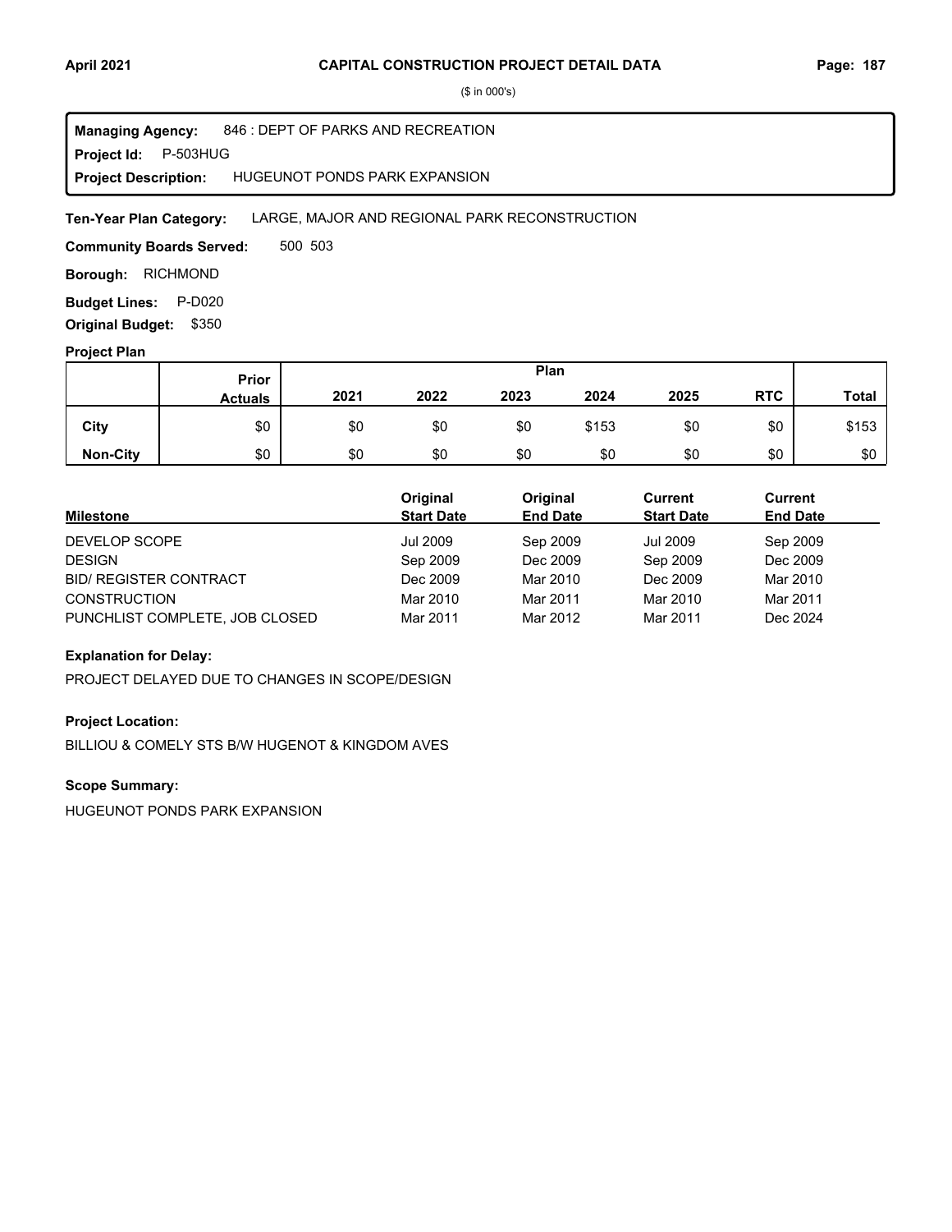# CAPITAL CONSTRUCTION PROJECT DETAIL DATA

($ in 000's)

**Managing Agency:** 846 : DEPT OF PARKS AND RECREATION
**Project Id:** P-503HUG
**Project Description:** HUGEUNOT PONDS PARK EXPANSION

**Ten-Year Plan Category:** LARGE, MAJOR AND REGIONAL PARK RECONSTRUCTION

**Community Boards Served:** 500 503

**Borough:** RICHMOND

**Budget Lines:** P-D020

**Original Budget:** $350

## Project Plan

| | Prior Actuals | 2021 | 2022 | 2023 | 2024 | 2025 | RTC | Total |
|---|---|---|---|---|---|---|---|---|
| City | $0 | $0 | $0 | $0 | $153 | $0 | $0 | $153 |
| Non-City | $0 | $0 | $0 | $0 | $0 | $0 | $0 | $0 |

| Milestone | Original Start Date | Original End Date | Current Start Date | Current End Date |
|---|---|---|---|---|
| DEVELOP SCOPE | Jul 2009 | Sep 2009 | Jul 2009 | Sep 2009 |
| DESIGN | Sep 2009 | Dec 2009 | Sep 2009 | Dec 2009 |
| BID/ REGISTER CONTRACT | Dec 2009 | Mar 2010 | Dec 2009 | Mar 2010 |
| CONSTRUCTION | Mar 2010 | Mar 2011 | Mar 2010 | Mar 2011 |
| PUNCHLIST COMPLETE, JOB CLOSED | Mar 2011 | Mar 2012 | Mar 2011 | Dec 2024 |

**Explanation for Delay:**

PROJECT DELAYED DUE TO CHANGES IN SCOPE/DESIGN

**Project Location:**

BILLIOU & COMELY STS B/W HUGENOT & KINGDOM AVES

**Scope Summary:**

HUGEUNOT PONDS PARK EXPANSION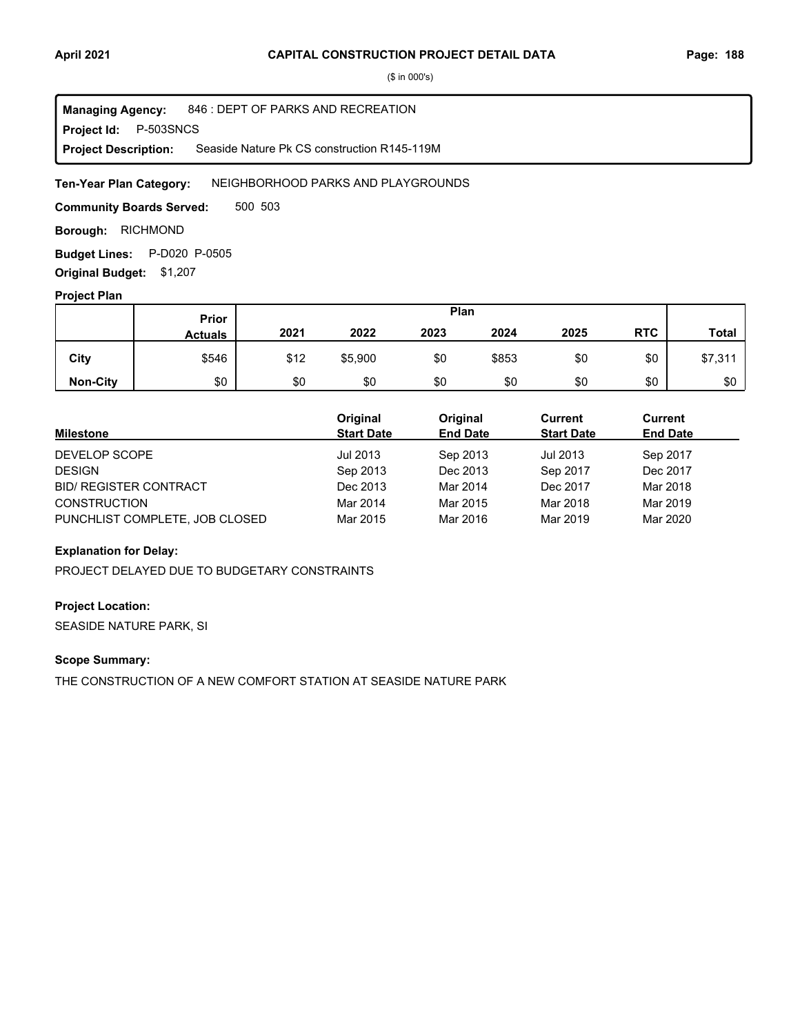# CAPITAL CONSTRUCTION PROJECT DETAIL DATA

($ in 000's)

**Managing Agency:** 846 : DEPT OF PARKS AND RECREATION
**Project Id:** P-503SNCS
**Project Description:** Seaside Nature Pk CS construction R145-119M

**Ten-Year Plan Category:** NEIGHBORHOOD PARKS AND PLAYGROUNDS

**Community Boards Served:** 500 503

**Borough:** RICHMOND

**Budget Lines:** P-D020 P-0505

**Original Budget:** $1,207

**Project Plan**

| | Prior Actuals | Plan 2021 | 2022 | 2023 | 2024 | 2025 | RTC | Total |
|---|---|---|---|---|---|---|---|---|
| **City** | $546 | $12 | $5,900 | $0 | $853 | $0 | $0 | $7,311 |
| **Non-City** | $0 | $0 | $0 | $0 | $0 | $0 | $0 | $0 |

| Milestone | Original Start Date | Original End Date | Current Start Date | Current End Date |
|---|---|---|---|---|
| DEVELOP SCOPE | Jul 2013 | Sep 2013 | Jul 2013 | Sep 2017 |
| DESIGN | Sep 2013 | Dec 2013 | Sep 2017 | Dec 2017 |
| BID/ REGISTER CONTRACT | Dec 2013 | Mar 2014 | Dec 2017 | Mar 2018 |
| CONSTRUCTION | Mar 2014 | Mar 2015 | Mar 2018 | Mar 2019 |
| PUNCHLIST COMPLETE, JOB CLOSED | Mar 2015 | Mar 2016 | Mar 2019 | Mar 2020 |

**Explanation for Delay:**

PROJECT DELAYED DUE TO BUDGETARY CONSTRAINTS

**Project Location:**

SEASIDE NATURE PARK, SI

**Scope Summary:**

THE CONSTRUCTION OF A NEW COMFORT STATION AT SEASIDE NATURE PARK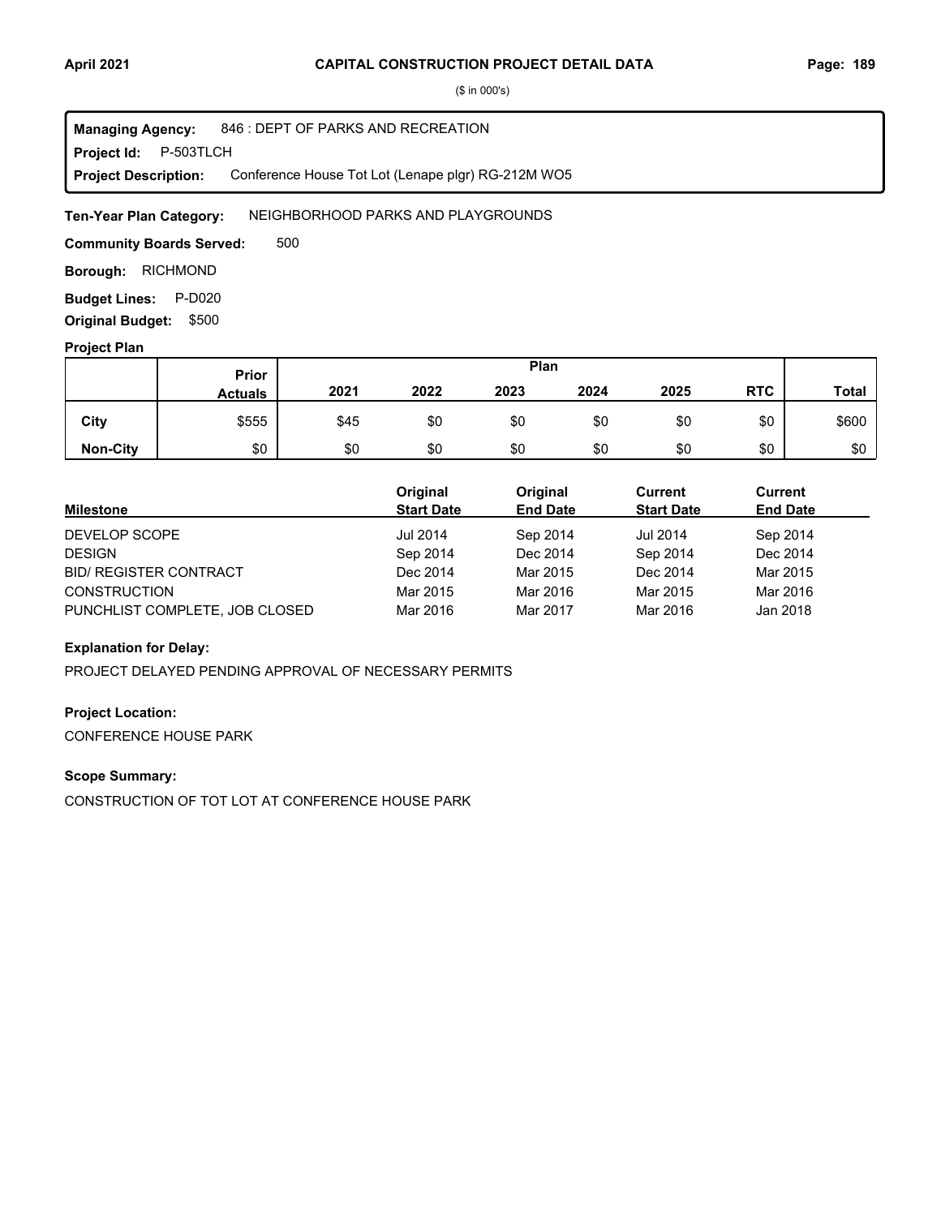# CAPITAL CONSTRUCTION PROJECT DETAIL DATA

($ in 000's)

**Managing Agency:** 846 : DEPT OF PARKS AND RECREATION

**Project Id:** P-503TLCH

**Project Description:** Conference House Tot Lot (Lenape plgr) RG-212M WO5

**Ten-Year Plan Category:** NEIGHBORHOOD PARKS AND PLAYGROUNDS

**Community Boards Served:** 500

**Borough:** RICHMOND

**Budget Lines:** P-D020

**Original Budget:** $500

## Project Plan

| | Prior Actuals | 2021 | 2022 | 2023 | 2024 | 2025 | RTC | Total |
|---|---|---|---|---|---|---|---|---|
| **City** | $555 | $45 | $0 | $0 | $0 | $0 | $0 | $600 |
| **Non-City** | $0 | $0 | $0 | $0 | $0 | $0 | $0 | $0 |

| Milestone | Original Start Date | Original End Date | Current Start Date | Current End Date |
|---|---|---|---|---|
| DEVELOP SCOPE | Jul 2014 | Sep 2014 | Jul 2014 | Sep 2014 |
| DESIGN | Sep 2014 | Dec 2014 | Sep 2014 | Dec 2014 |
| BID/ REGISTER CONTRACT | Dec 2014 | Mar 2015 | Dec 2014 | Mar 2015 |
| CONSTRUCTION | Mar 2015 | Mar 2016 | Mar 2015 | Mar 2016 |
| PUNCHLIST COMPLETE, JOB CLOSED | Mar 2016 | Mar 2017 | Mar 2016 | Jan 2018 |

### Explanation for Delay:

PROJECT DELAYED PENDING APPROVAL OF NECESSARY PERMITS

### Project Location:

CONFERENCE HOUSE PARK

### Scope Summary:

CONSTRUCTION OF TOT LOT AT CONFERENCE HOUSE PARK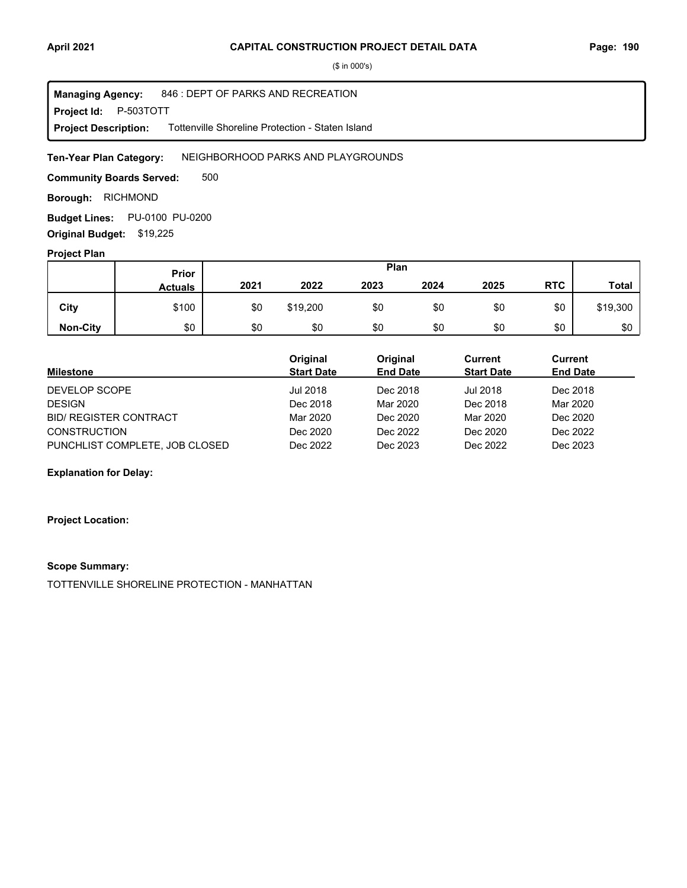# CAPITAL CONSTRUCTION PROJECT DETAIL DATA

($ in 000's)

**Managing Agency:** 846 : DEPT OF PARKS AND RECREATION
**Project Id:** P-503TOTT
**Project Description:** Tottenville Shoreline Protection - Staten Island

**Ten-Year Plan Category:** NEIGHBORHOOD PARKS AND PLAYGROUNDS

**Community Boards Served:** 500

**Borough:** RICHMOND

**Budget Lines:** PU-0100 PU-0200

**Original Budget:** $19,225

**Project Plan**

| | Prior Actuals | 2021 | 2022 | 2023 | 2024 | 2025 | RTC | Total |
|---|---|---|---|---|---|---|---|---|
| **City** | $100 | $0 | $19,200 | $0 | $0 | $0 | $0 | $19,300 |
| **Non-City** | $0 | $0 | $0 | $0 | $0 | $0 | $0 | $0 |

| Milestone | Original Start Date | Original End Date | Current Start Date | Current End Date |
|---|---|---|---|---|
| DEVELOP SCOPE | Jul 2018 | Dec 2018 | Jul 2018 | Dec 2018 |
| DESIGN | Dec 2018 | Mar 2020 | Dec 2018 | Mar 2020 |
| BID/ REGISTER CONTRACT | Mar 2020 | Dec 2020 | Mar 2020 | Dec 2020 |
| CONSTRUCTION | Dec 2020 | Dec 2022 | Dec 2020 | Dec 2022 |
| PUNCHLIST COMPLETE, JOB CLOSED | Dec 2022 | Dec 2023 | Dec 2022 | Dec 2023 |

**Explanation for Delay:**

**Project Location:**

**Scope Summary:**

TOTTENVILLE SHORELINE PROTECTION - MANHATTAN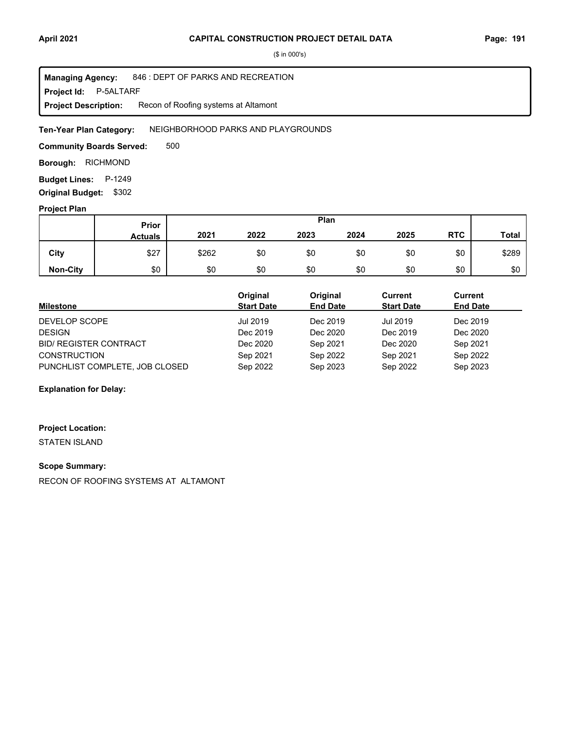($ in 000's)

**Managing Agency:** 846 : DEPT OF PARKS AND RECREATION
**Project Id:** P-5ALTARF
**Project Description:** Recon of Roofing systems at Altamont

**Ten-Year Plan Category:** NEIGHBORHOOD PARKS AND PLAYGROUNDS

**Community Boards Served:** 500

**Borough:** RICHMOND

**Budget Lines:** P-1249

**Original Budget:** $302

**Project Plan**

| | Prior Actuals | 2021 | 2022 | 2023 | 2024 | 2025 | RTC | Total |
|---|---|---|---|---|---|---|---|---|
| | | Plan | | | | | | |
| **City** | $27 | $262 | $0 | $0 | $0 | $0 | $0 | $289 |
| **Non-City** | $0 | $0 | $0 | $0 | $0 | $0 | $0 | $0 |

| Milestone | Original Start Date | Original End Date | Current Start Date | Current End Date |
|---|---|---|---|---|
| DEVELOP SCOPE | Jul 2019 | Dec 2019 | Jul 2019 | Dec 2019 |
| DESIGN | Dec 2019 | Dec 2020 | Dec 2019 | Dec 2020 |
| BID/ REGISTER CONTRACT | Dec 2020 | Sep 2021 | Dec 2020 | Sep 2021 |
| CONSTRUCTION | Sep 2021 | Sep 2022 | Sep 2021 | Sep 2022 |
| PUNCHLIST COMPLETE, JOB CLOSED | Sep 2022 | Sep 2023 | Sep 2022 | Sep 2023 |

**Explanation for Delay:**

**Project Location:**

STATEN ISLAND

**Scope Summary:**

RECON OF ROOFING SYSTEMS AT ALTAMONT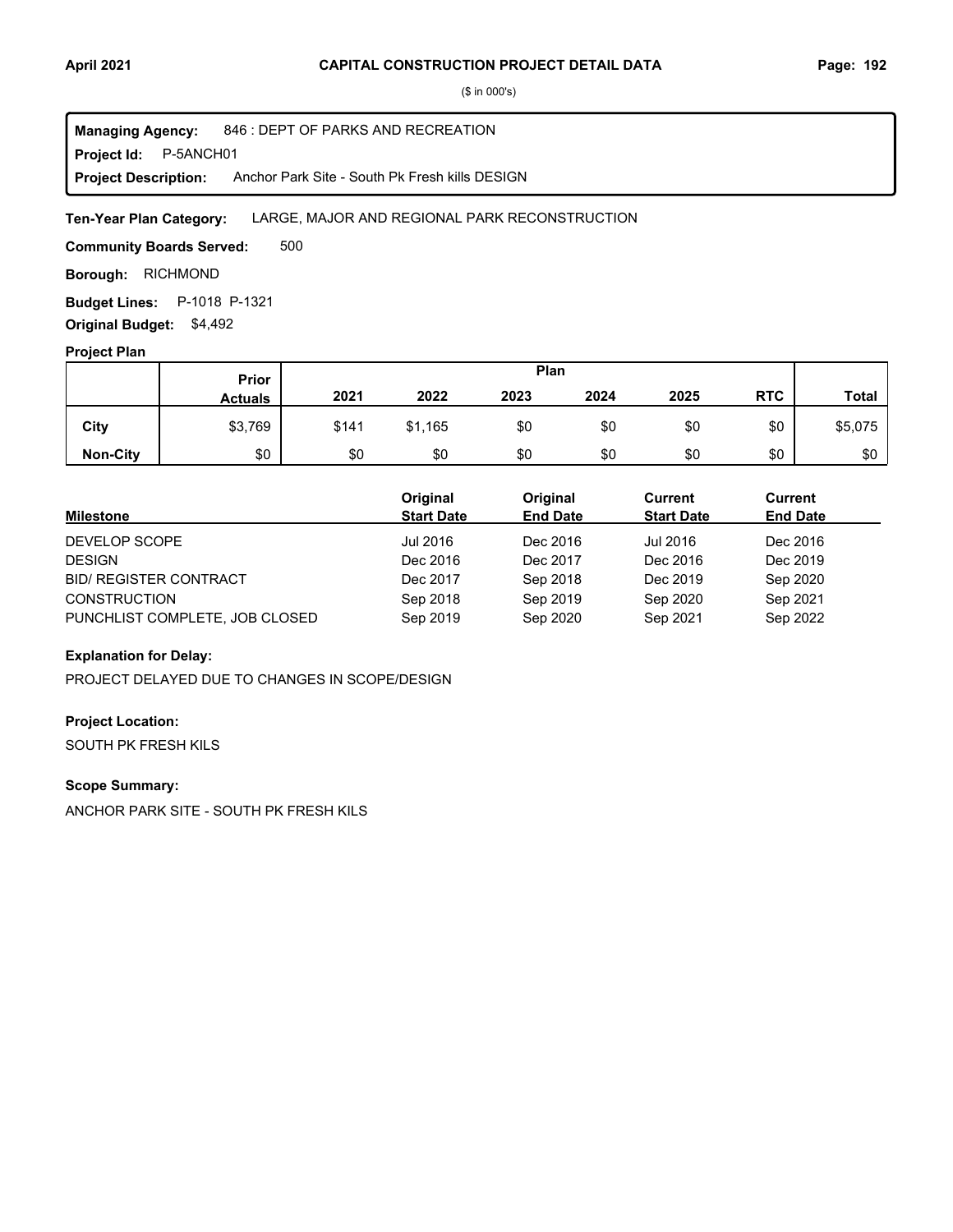# CAPITAL CONSTRUCTION PROJECT DETAIL DATA

($ in 000's)

**Managing Agency:** 846 : DEPT OF PARKS AND RECREATION
**Project Id:** P-5ANCH01
**Project Description:** Anchor Park Site - South Pk Fresh kills DESIGN

**Ten-Year Plan Category:** LARGE, MAJOR AND REGIONAL PARK RECONSTRUCTION

**Community Boards Served:** 500

**Borough:** RICHMOND

**Budget Lines:** P-1018 P-1321

**Original Budget:** $4,492

## Project Plan

| | Prior Actuals | 2021 | 2022 | 2023 | 2024 | 2025 | RTC | Total |
|---|---|---|---|---|---|---|---|---|
| **City** | $3,769 | $141 | $1,165 | $0 | $0 | $0 | $0 | $5,075 |
| **Non-City** | $0 | $0 | $0 | $0 | $0 | $0 | $0 | $0 |

| Milestone | Original Start Date | Original End Date | Current Start Date | Current End Date |
|---|---|---|---|---|
| DEVELOP SCOPE | Jul 2016 | Dec 2016 | Jul 2016 | Dec 2016 |
| DESIGN | Dec 2016 | Dec 2017 | Dec 2016 | Dec 2019 |
| BID/ REGISTER CONTRACT | Dec 2017 | Sep 2018 | Dec 2019 | Sep 2020 |
| CONSTRUCTION | Sep 2018 | Sep 2019 | Sep 2020 | Sep 2021 |
| PUNCHLIST COMPLETE, JOB CLOSED | Sep 2019 | Sep 2020 | Sep 2021 | Sep 2022 |

### Explanation for Delay:

PROJECT DELAYED DUE TO CHANGES IN SCOPE/DESIGN

### Project Location:

SOUTH PK FRESH KILS

### Scope Summary:

ANCHOR PARK SITE - SOUTH PK FRESH KILS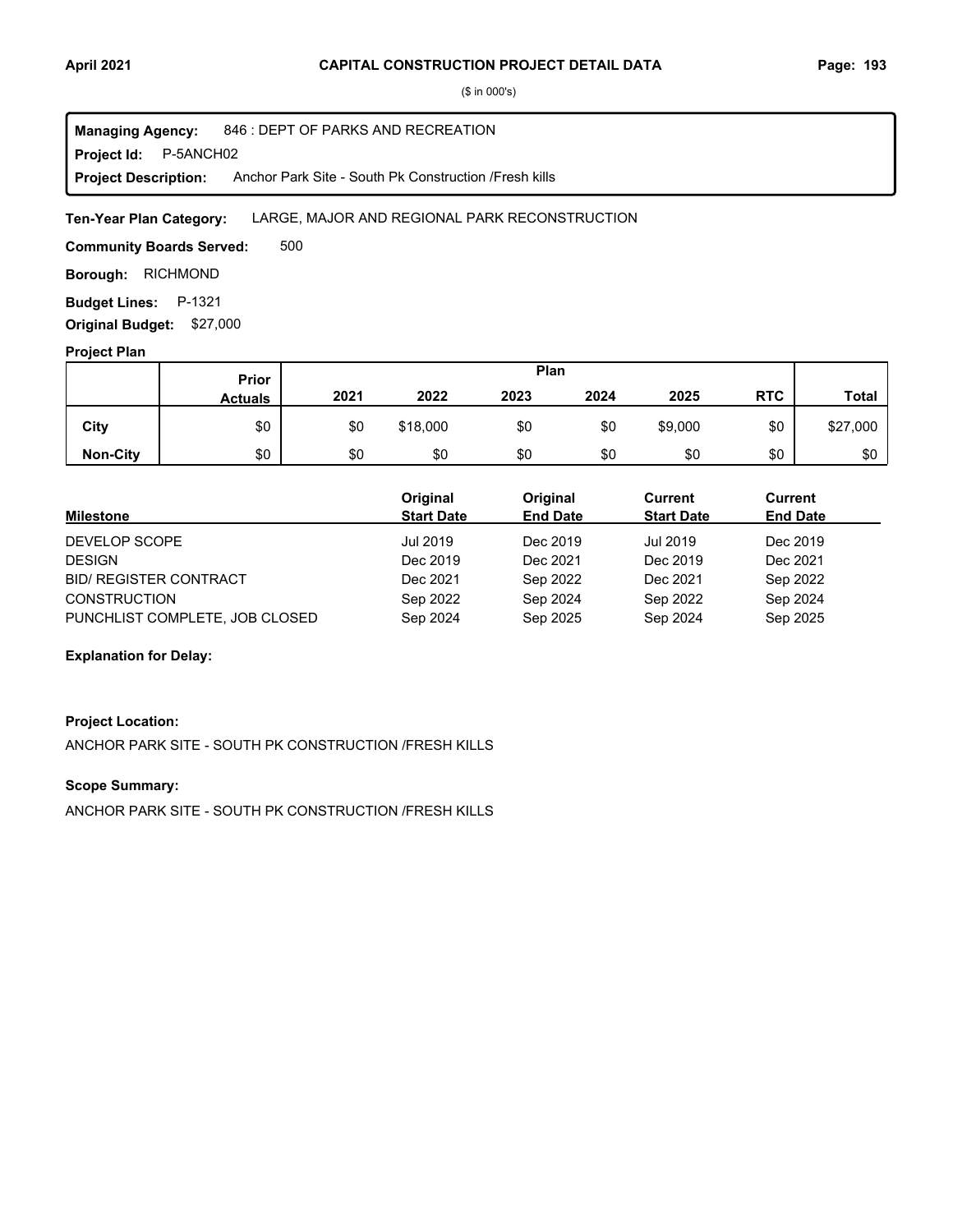($ in 000's)

**Managing Agency:** 846 : DEPT OF PARKS AND RECREATION
**Project Id:** P-5ANCH02
**Project Description:** Anchor Park Site - South Pk Construction /Fresh kills

**Ten-Year Plan Category:** LARGE, MAJOR AND REGIONAL PARK RECONSTRUCTION

**Community Boards Served:** 500

**Borough:** RICHMOND

**Budget Lines:** P-1321

**Original Budget:** $27,000

**Project Plan**

| | Prior Actuals | Plan 2021 | 2022 | 2023 | 2024 | 2025 | RTC | Total |
|---|---|---|---|---|---|---|---|---|
| City | $0 | $0 | $18,000 | $0 | $0 | $9,000 | $0 | $27,000 |
| Non-City | $0 | $0 | $0 | $0 | $0 | $0 | $0 | $0 |

| Milestone | Original Start Date | Original End Date | Current Start Date | Current End Date |
|---|---|---|---|---|
| DEVELOP SCOPE | Jul 2019 | Dec 2019 | Jul 2019 | Dec 2019 |
| DESIGN | Dec 2019 | Dec 2021 | Dec 2019 | Dec 2021 |
| BID/ REGISTER CONTRACT | Dec 2021 | Sep 2022 | Dec 2021 | Sep 2022 |
| CONSTRUCTION | Sep 2022 | Sep 2024 | Sep 2022 | Sep 2024 |
| PUNCHLIST COMPLETE, JOB CLOSED | Sep 2024 | Sep 2025 | Sep 2024 | Sep 2025 |

**Explanation for Delay:**

**Project Location:**

ANCHOR PARK SITE - SOUTH PK CONSTRUCTION /FRESH KILLS

**Scope Summary:**

ANCHOR PARK SITE - SOUTH PK CONSTRUCTION /FRESH KILLS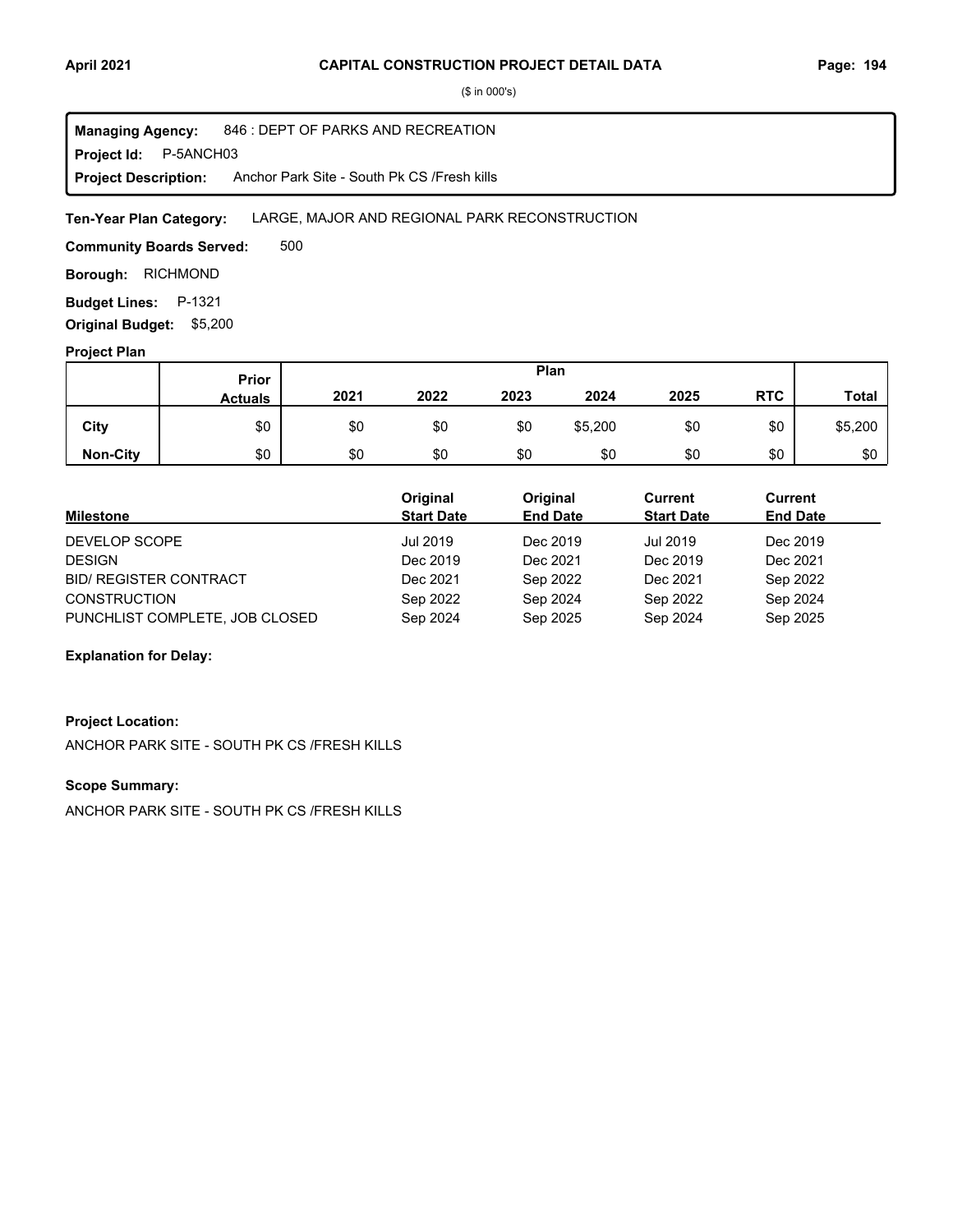($ in 000's)

**Managing Agency:** 846 : DEPT OF PARKS AND RECREATION
**Project Id:** P-5ANCH03
**Project Description:** Anchor Park Site - South Pk CS /Fresh kills

**Ten-Year Plan Category:** LARGE, MAJOR AND REGIONAL PARK RECONSTRUCTION

**Community Boards Served:** 500

**Borough:** RICHMOND

**Budget Lines:** P-1321

**Original Budget:** $5,200

**Project Plan**

| | Prior Actuals | 2021 | 2022 | 2023 | 2024 | 2025 | RTC | Total |
|---|---|---|---|---|---|---|---|---|
| **City** | $0 | $0 | $0 | $0 | $5,200 | $0 | $0 | $5,200 |
| **Non-City** | $0 | $0 | $0 | $0 | $0 | $0 | $0 | $0 |

| Milestone | Original Start Date | Original End Date | Current Start Date | Current End Date |
|---|---|---|---|---|
| DEVELOP SCOPE | Jul 2019 | Dec 2019 | Jul 2019 | Dec 2019 |
| DESIGN | Dec 2019 | Dec 2021 | Dec 2019 | Dec 2021 |
| BID/ REGISTER CONTRACT | Dec 2021 | Sep 2022 | Dec 2021 | Sep 2022 |
| CONSTRUCTION | Sep 2022 | Sep 2024 | Sep 2022 | Sep 2024 |
| PUNCHLIST COMPLETE, JOB CLOSED | Sep 2024 | Sep 2025 | Sep 2024 | Sep 2025 |

**Explanation for Delay:**

**Project Location:**

ANCHOR PARK SITE - SOUTH PK CS /FRESH KILLS

**Scope Summary:**

ANCHOR PARK SITE - SOUTH PK CS /FRESH KILLS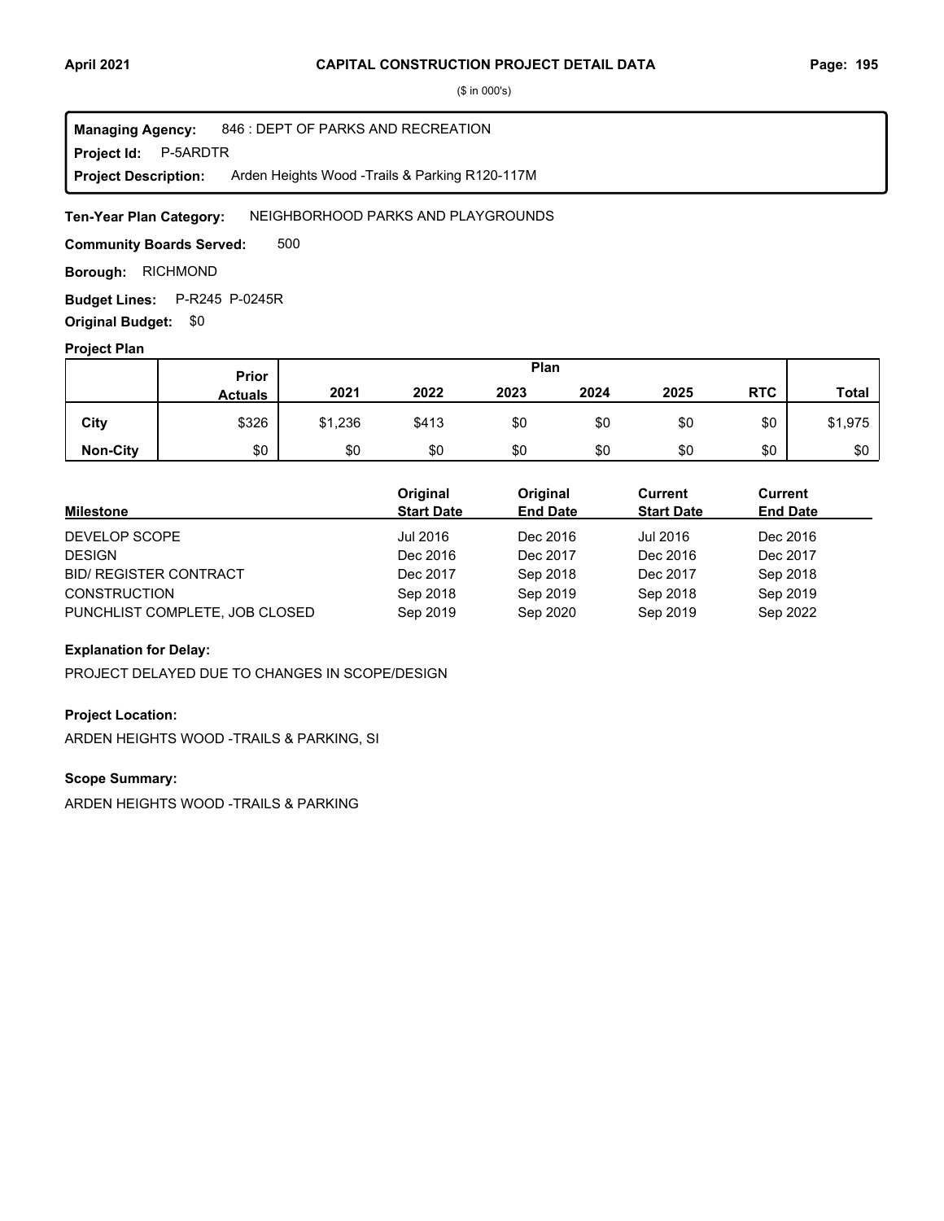($ in 000's)

**Managing Agency:** 846 : DEPT OF PARKS AND RECREATION
**Project Id:** P-5ARDTR
**Project Description:** Arden Heights Wood -Trails & Parking R120-117M

**Ten-Year Plan Category:** NEIGHBORHOOD PARKS AND PLAYGROUNDS

**Community Boards Served:** 500

**Borough:** RICHMOND

**Budget Lines:** P-R245 P-0245R

**Original Budget:** $0

**Project Plan**

| | Prior Actuals | Plan 2021 | 2022 | 2023 | 2024 | 2025 | RTC | Total |
|---|---|---|---|---|---|---|---|---|
| City | $326 | $1,236 | $413 | $0 | $0 | $0 | $0 | $1,975 |
| Non-City | $0 | $0 | $0 | $0 | $0 | $0 | $0 | $0 |

| Milestone | Original Start Date | Original End Date | Current Start Date | Current End Date |
|---|---|---|---|---|
| DEVELOP SCOPE | Jul 2016 | Dec 2016 | Jul 2016 | Dec 2016 |
| DESIGN | Dec 2016 | Dec 2017 | Dec 2016 | Dec 2017 |
| BID/ REGISTER CONTRACT | Dec 2017 | Sep 2018 | Dec 2017 | Sep 2018 |
| CONSTRUCTION | Sep 2018 | Sep 2019 | Sep 2018 | Sep 2019 |
| PUNCHLIST COMPLETE, JOB CLOSED | Sep 2019 | Sep 2020 | Sep 2019 | Sep 2022 |

**Explanation for Delay:**

PROJECT DELAYED DUE TO CHANGES IN SCOPE/DESIGN

**Project Location:**

ARDEN HEIGHTS WOOD -TRAILS & PARKING, SI

**Scope Summary:**

ARDEN HEIGHTS WOOD -TRAILS & PARKING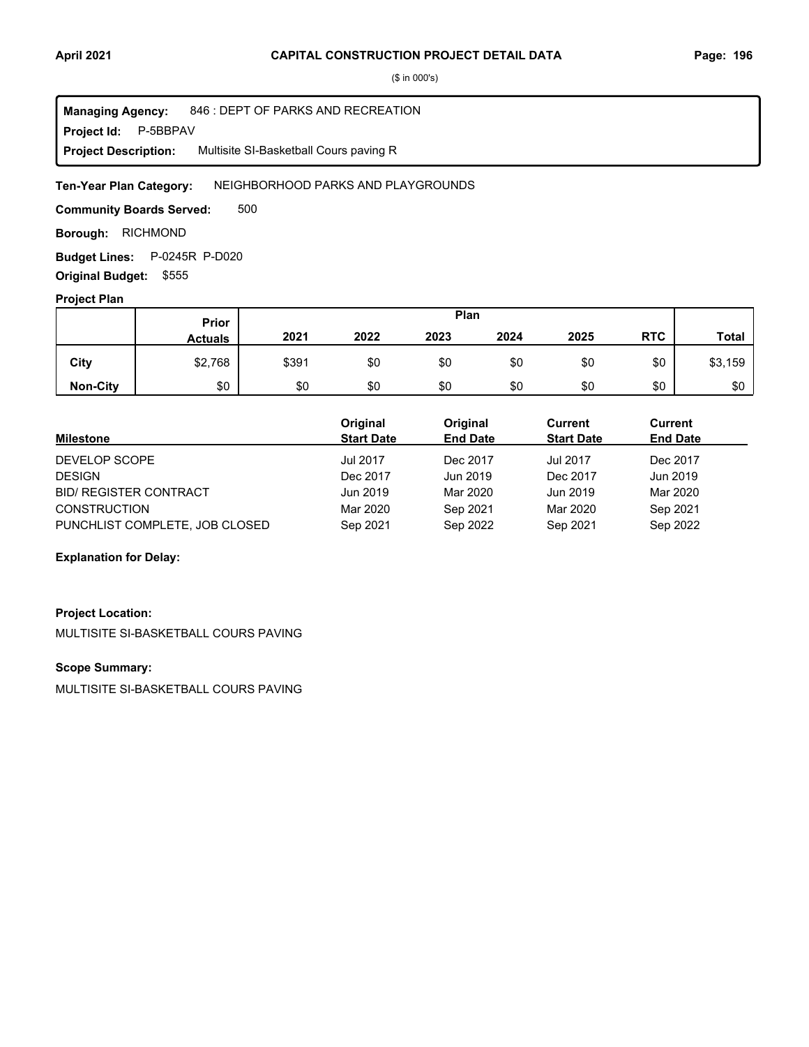($ in 000's)

**Managing Agency:** 846 : DEPT OF PARKS AND RECREATION
**Project Id:** P-5BBPAV
**Project Description:** Multisite SI-Basketball Cours paving R

**Ten-Year Plan Category:** NEIGHBORHOOD PARKS AND PLAYGROUNDS

**Community Boards Served:** 500

**Borough:** RICHMOND

**Budget Lines:** P-0245R P-D020

**Original Budget:** $555

**Project Plan**

| | Prior Actuals | Plan 2021 | 2022 | 2023 | 2024 | 2025 | RTC | Total |
|---|---|---|---|---|---|---|---|---|
| City | $2,768 | $391 | $0 | $0 | $0 | $0 | $0 | $3,159 |
| Non-City | $0 | $0 | $0 | $0 | $0 | $0 | $0 | $0 |

| Milestone | Original Start Date | Original End Date | Current Start Date | Current End Date |
|---|---|---|---|---|
| DEVELOP SCOPE | Jul 2017 | Dec 2017 | Jul 2017 | Dec 2017 |
| DESIGN | Dec 2017 | Jun 2019 | Dec 2017 | Jun 2019 |
| BID/ REGISTER CONTRACT | Jun 2019 | Mar 2020 | Jun 2019 | Mar 2020 |
| CONSTRUCTION | Mar 2020 | Sep 2021 | Mar 2020 | Sep 2021 |
| PUNCHLIST COMPLETE, JOB CLOSED | Sep 2021 | Sep 2022 | Sep 2021 | Sep 2022 |

**Explanation for Delay:**

**Project Location:**

MULTISITE SI-BASKETBALL COURS PAVING

**Scope Summary:**

MULTISITE SI-BASKETBALL COURS PAVING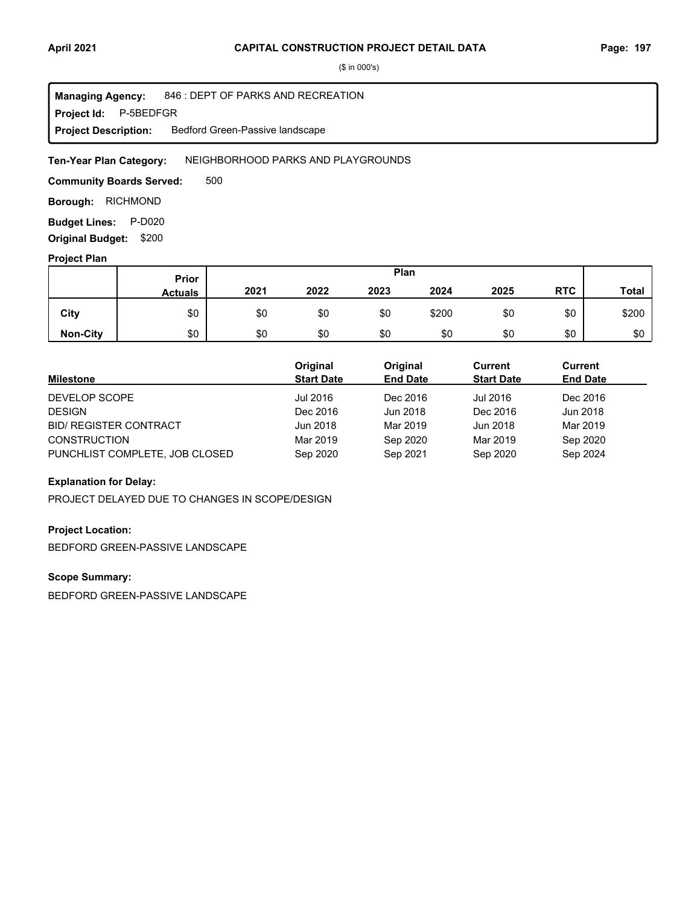## CAPITAL CONSTRUCTION PROJECT DETAIL DATA

($ in 000's)

**Managing Agency:** 846 : DEPT OF PARKS AND RECREATION
**Project Id:** P-5BEDFGR
**Project Description:** Bedford Green-Passive landscape

**Ten-Year Plan Category:** NEIGHBORHOOD PARKS AND PLAYGROUNDS

**Community Boards Served:** 500

**Borough:** RICHMOND

**Budget Lines:** P-D020

**Original Budget:** $200

### Project Plan

| | Prior Actuals | Plan 2021 | 2022 | 2023 | 2024 | 2025 | RTC | Total |
|---|---|---|---|---|---|---|---|---|
| **City** | $0 | $0 | $0 | $0 | $200 | $0 | $0 | $200 |
| **Non-City** | $0 | $0 | $0 | $0 | $0 | $0 | $0 | $0 |

| Milestone | Original Start Date | Original End Date | Current Start Date | Current End Date |
|---|---|---|---|---|
| DEVELOP SCOPE | Jul 2016 | Dec 2016 | Jul 2016 | Dec 2016 |
| DESIGN | Dec 2016 | Jun 2018 | Dec 2016 | Jun 2018 |
| BID/ REGISTER CONTRACT | Jun 2018 | Mar 2019 | Jun 2018 | Mar 2019 |
| CONSTRUCTION | Mar 2019 | Sep 2020 | Mar 2019 | Sep 2020 |
| PUNCHLIST COMPLETE, JOB CLOSED | Sep 2020 | Sep 2021 | Sep 2020 | Sep 2024 |

### Explanation for Delay:

PROJECT DELAYED DUE TO CHANGES IN SCOPE/DESIGN

### Project Location:

BEDFORD GREEN-PASSIVE LANDSCAPE

### Scope Summary:

BEDFORD GREEN-PASSIVE LANDSCAPE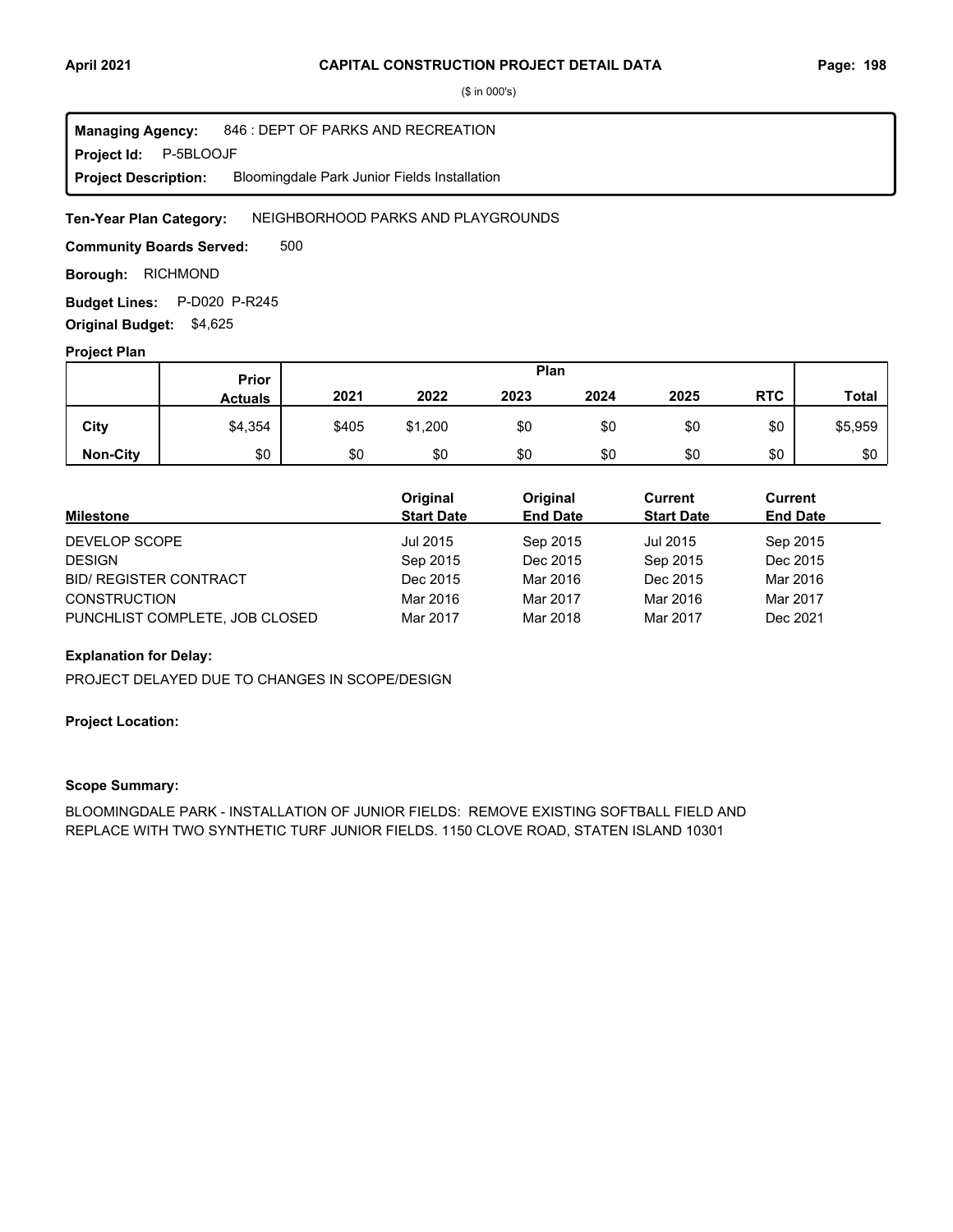# CAPITAL CONSTRUCTION PROJECT DETAIL DATA

($ in 000's)

**Managing Agency:** 846 : DEPT OF PARKS AND RECREATION
**Project Id:** P-5BLOOJF
**Project Description:** Bloomingdale Park Junior Fields Installation

**Ten-Year Plan Category:** NEIGHBORHOOD PARKS AND PLAYGROUNDS

**Community Boards Served:** 500

**Borough:** RICHMOND

**Budget Lines:** P-D020 P-R245

**Original Budget:** $4,625

## Project Plan

| | Prior Actuals | 2021 | 2022 | 2023 | 2024 | 2025 | RTC | Total |
|---|---|---|---|---|---|---|---|---|
| **City** | $4,354 | $405 | $1,200 | $0 | $0 | $0 | $0 | $5,959 |
| **Non-City** | $0 | $0 | $0 | $0 | $0 | $0 | $0 | $0 |

| Milestone | Original Start Date | Original End Date | Current Start Date | Current End Date |
|---|---|---|---|---|
| DEVELOP SCOPE | Jul 2015 | Sep 2015 | Jul 2015 | Sep 2015 |
| DESIGN | Sep 2015 | Dec 2015 | Sep 2015 | Dec 2015 |
| BID/ REGISTER CONTRACT | Dec 2015 | Mar 2016 | Dec 2015 | Mar 2016 |
| CONSTRUCTION | Mar 2016 | Mar 2017 | Mar 2016 | Mar 2017 |
| PUNCHLIST COMPLETE, JOB CLOSED | Mar 2017 | Mar 2018 | Mar 2017 | Dec 2021 |

**Explanation for Delay:**

PROJECT DELAYED DUE TO CHANGES IN SCOPE/DESIGN

**Project Location:**

**Scope Summary:**

BLOOMINGDALE PARK - INSTALLATION OF JUNIOR FIELDS: REMOVE EXISTING SOFTBALL FIELD AND REPLACE WITH TWO SYNTHETIC TURF JUNIOR FIELDS. 1150 CLOVE ROAD, STATEN ISLAND 10301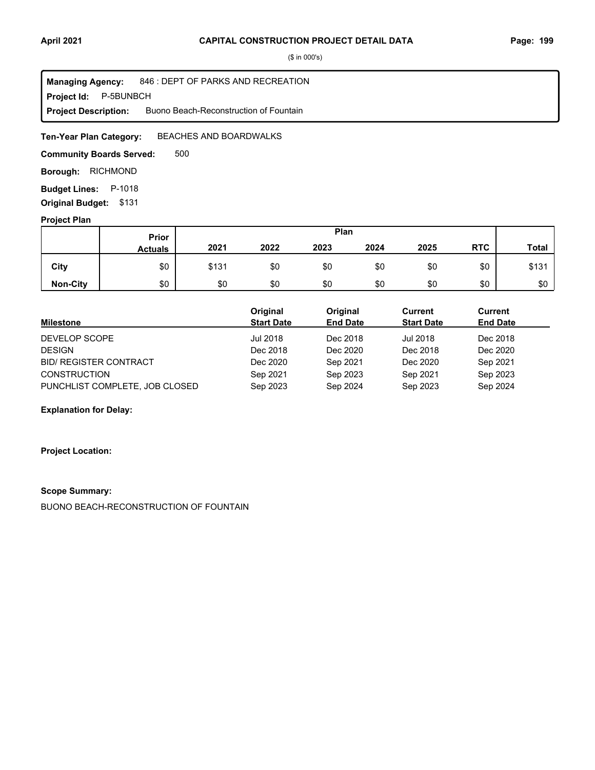($ in 000's)

**Managing Agency:** 846 : DEPT OF PARKS AND RECREATION
**Project Id:** P-5BUNBCH
**Project Description:** Buono Beach-Reconstruction of Fountain

**Ten-Year Plan Category:** BEACHES AND BOARDWALKS

**Community Boards Served:** 500

**Borough:** RICHMOND

**Budget Lines:** P-1018

**Original Budget:** $131

**Project Plan**

| | Prior Actuals | 2021 | 2022 | 2023 | 2024 | 2025 | RTC | Total |
|---|---|---|---|---|---|---|---|---|
| **City** | $0 | $131 | $0 | $0 | $0 | $0 | $0 | $131 |
| **Non-City** | $0 | $0 | $0 | $0 | $0 | $0 | $0 | $0 |

| Milestone | Original Start Date | Original End Date | Current Start Date | Current End Date |
|---|---|---|---|---|
| DEVELOP SCOPE | Jul 2018 | Dec 2018 | Jul 2018 | Dec 2018 |
| DESIGN | Dec 2018 | Dec 2020 | Dec 2018 | Dec 2020 |
| BID/ REGISTER CONTRACT | Dec 2020 | Sep 2021 | Dec 2020 | Sep 2021 |
| CONSTRUCTION | Sep 2021 | Sep 2023 | Sep 2021 | Sep 2023 |
| PUNCHLIST COMPLETE, JOB CLOSED | Sep 2023 | Sep 2024 | Sep 2023 | Sep 2024 |

**Explanation for Delay:**

**Project Location:**

**Scope Summary:**

BUONO BEACH-RECONSTRUCTION OF FOUNTAIN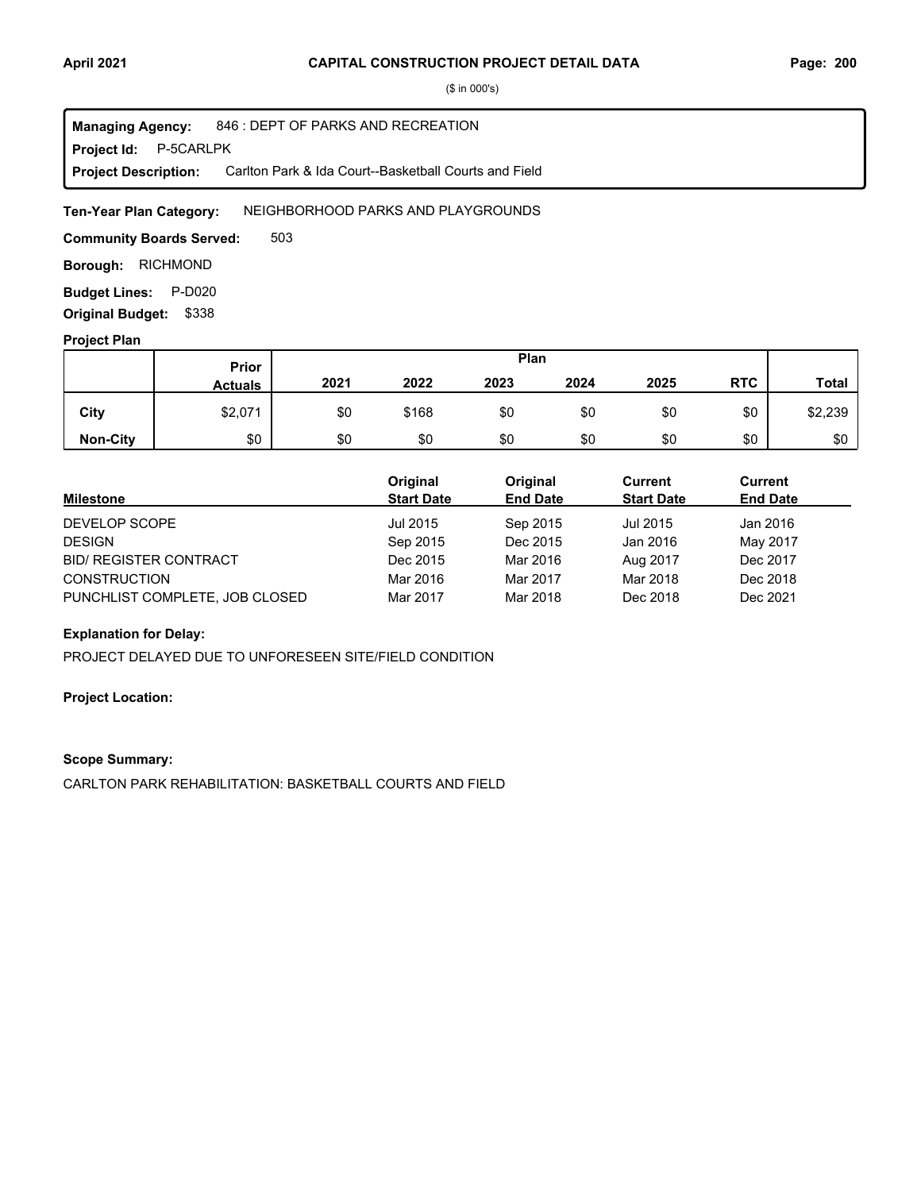($ in 000's)

**Managing Agency:** 846 : DEPT OF PARKS AND RECREATION
**Project Id:** P-5CARLPK
**Project Description:** Carlton Park & Ida Court--Basketball Courts and Field

**Ten-Year Plan Category:** NEIGHBORHOOD PARKS AND PLAYGROUNDS

**Community Boards Served:** 503

**Borough:** RICHMOND

**Budget Lines:** P-D020

**Original Budget:** $338

**Project Plan**

| | Prior Actuals | Plan 2021 | 2022 | 2023 | 2024 | 2025 | RTC | Total |
|---|---|---|---|---|---|---|---|---|
| **City** | $2,071 | $0 | $168 | $0 | $0 | $0 | $0 | $2,239 |
| **Non-City** | $0 | $0 | $0 | $0 | $0 | $0 | $0 | $0 |

| Milestone | Original Start Date | Original End Date | Current Start Date | Current End Date |
|---|---|---|---|---|
| DEVELOP SCOPE | Jul 2015 | Sep 2015 | Jul 2015 | Jan 2016 |
| DESIGN | Sep 2015 | Dec 2015 | Jan 2016 | May 2017 |
| BID/ REGISTER CONTRACT | Dec 2015 | Mar 2016 | Aug 2017 | Dec 2017 |
| CONSTRUCTION | Mar 2016 | Mar 2017 | Mar 2018 | Dec 2018 |
| PUNCHLIST COMPLETE, JOB CLOSED | Mar 2017 | Mar 2018 | Dec 2018 | Dec 2021 |

**Explanation for Delay:**

PROJECT DELAYED DUE TO UNFORESEEN SITE/FIELD CONDITION

**Project Location:**

**Scope Summary:**

CARLTON PARK REHABILITATION: BASKETBALL COURTS AND FIELD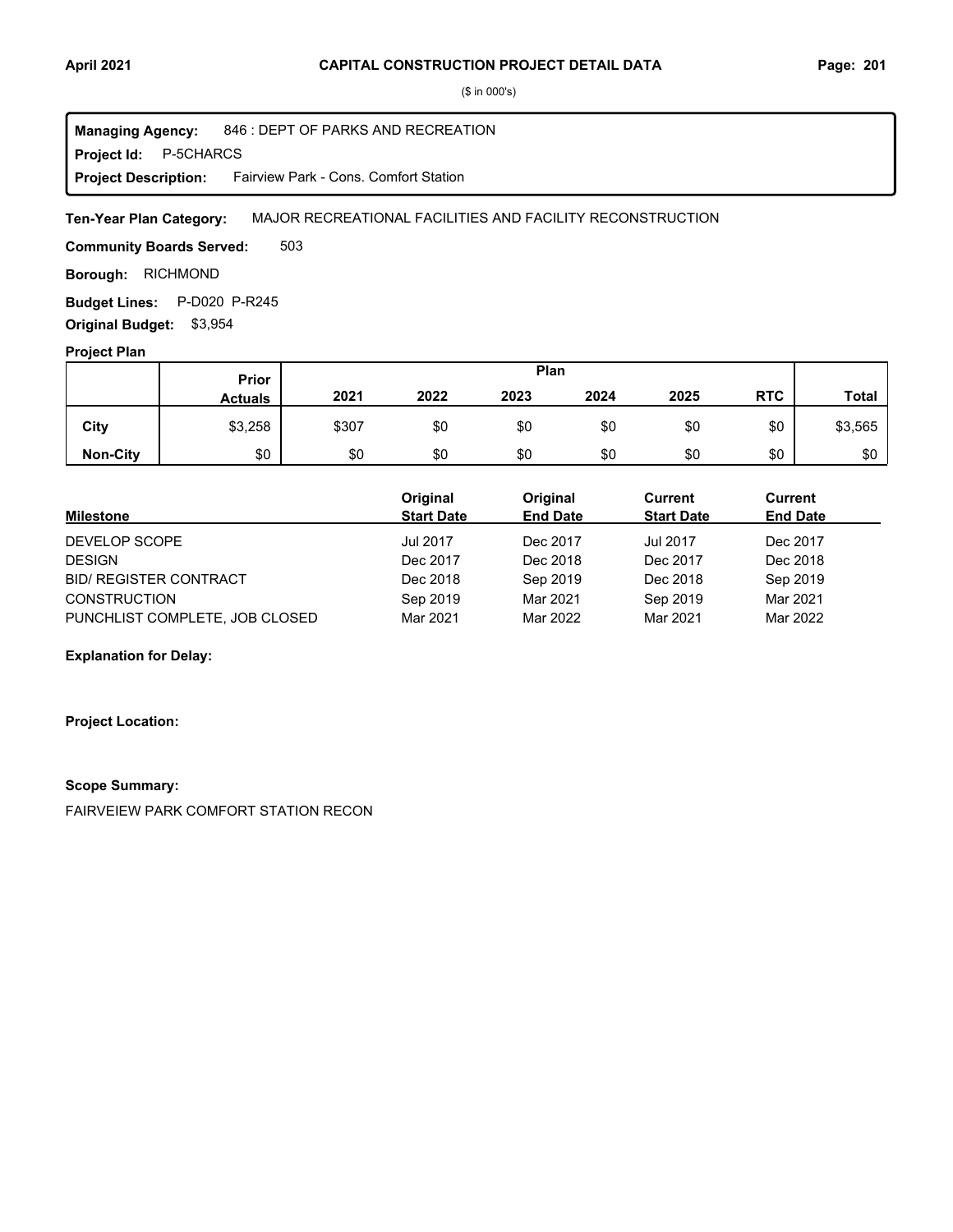($ in 000's)

**Managing Agency:** 846 : DEPT OF PARKS AND RECREATION
**Project Id:** P-5CHARCS
**Project Description:** Fairview Park - Cons. Comfort Station

**Ten-Year Plan Category:** MAJOR RECREATIONAL FACILITIES AND FACILITY RECONSTRUCTION

**Community Boards Served:** 503

**Borough:** RICHMOND

**Budget Lines:** P-D020 P-R245

**Original Budget:** $3,954

**Project Plan**

| | Prior Actuals | 2021 | 2022 | 2023 | 2024 | 2025 | RTC | Total |
|---|---|---|---|---|---|---|---|---|
| **City** | $3,258 | $307 | $0 | $0 | $0 | $0 | $0 | $3,565 |
| **Non-City** | $0 | $0 | $0 | $0 | $0 | $0 | $0 | $0 |

| Milestone | Original Start Date | Original End Date | Current Start Date | Current End Date |
|---|---|---|---|---|
| DEVELOP SCOPE | Jul 2017 | Dec 2017 | Jul 2017 | Dec 2017 |
| DESIGN | Dec 2017 | Dec 2018 | Dec 2017 | Dec 2018 |
| BID/ REGISTER CONTRACT | Dec 2018 | Sep 2019 | Dec 2018 | Sep 2019 |
| CONSTRUCTION | Sep 2019 | Mar 2021 | Sep 2019 | Mar 2021 |
| PUNCHLIST COMPLETE, JOB CLOSED | Mar 2021 | Mar 2022 | Mar 2021 | Mar 2022 |

**Explanation for Delay:**

**Project Location:**

**Scope Summary:**

FAIRVEIEW PARK COMFORT STATION RECON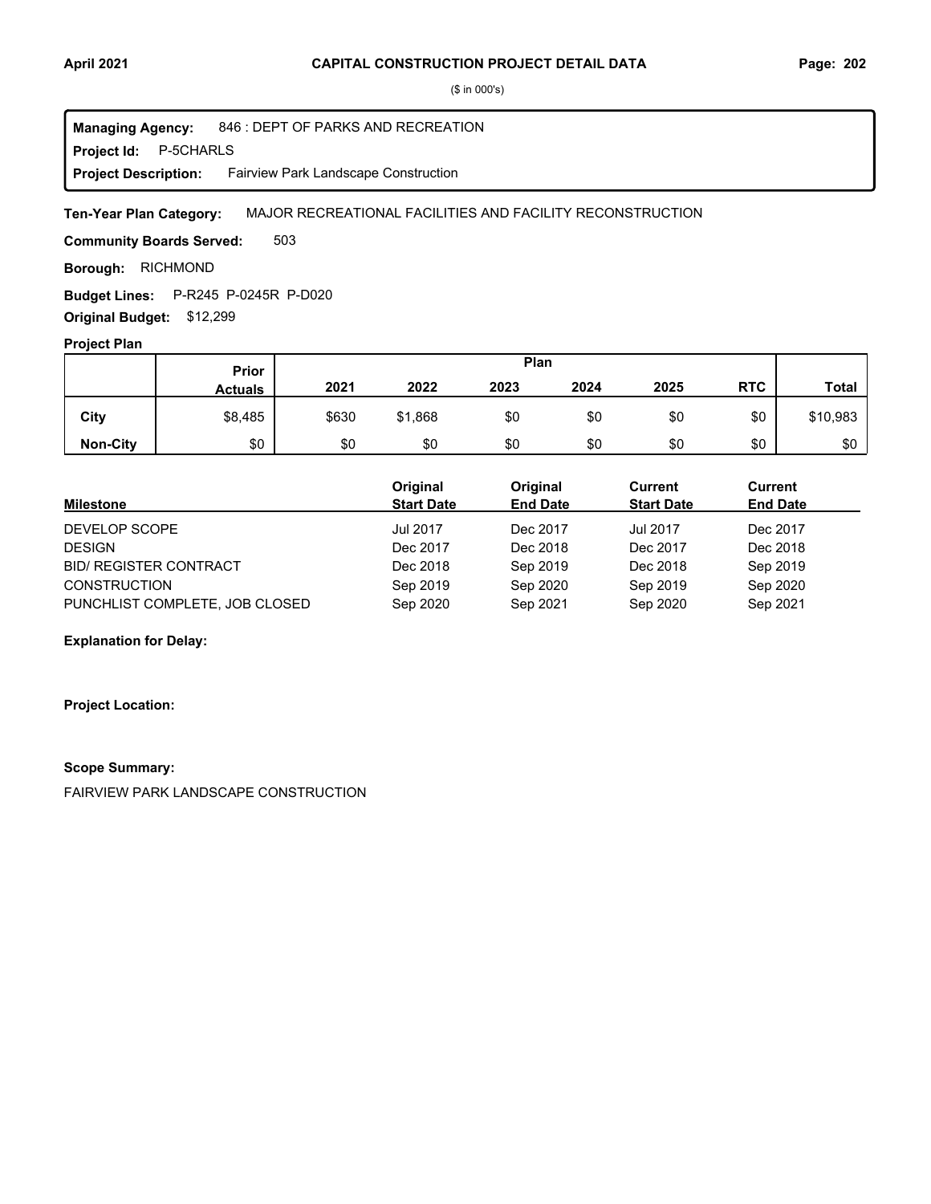($ in 000's)

**Managing Agency:** 846 : DEPT OF PARKS AND RECREATION
**Project Id:** P-5CHARLS
**Project Description:** Fairview Park Landscape Construction

**Ten-Year Plan Category:** MAJOR RECREATIONAL FACILITIES AND FACILITY RECONSTRUCTION

**Community Boards Served:** 503

**Borough:** RICHMOND

**Budget Lines:** P-R245 P-0245R P-D020

**Original Budget:** $12,299

**Project Plan**

| | Prior Actuals | 2021 | 2022 | 2023 | 2024 | 2025 | RTC | Total |
|---|---|---|---|---|---|---|---|---|
| **City** | $8,485 | $630 | $1,868 | $0 | $0 | $0 | $0 | $10,983 |
| **Non-City** | $0 | $0 | $0 | $0 | $0 | $0 | $0 | $0 |

| Milestone | Original Start Date | Original End Date | Current Start Date | Current End Date |
|---|---|---|---|---|
| DEVELOP SCOPE | Jul 2017 | Dec 2017 | Jul 2017 | Dec 2017 |
| DESIGN | Dec 2017 | Dec 2018 | Dec 2017 | Dec 2018 |
| BID/ REGISTER CONTRACT | Dec 2018 | Sep 2019 | Dec 2018 | Sep 2019 |
| CONSTRUCTION | Sep 2019 | Sep 2020 | Sep 2019 | Sep 2020 |
| PUNCHLIST COMPLETE, JOB CLOSED | Sep 2020 | Sep 2021 | Sep 2020 | Sep 2021 |

**Explanation for Delay:**

**Project Location:**

**Scope Summary:**

FAIRVIEW PARK LANDSCAPE CONSTRUCTION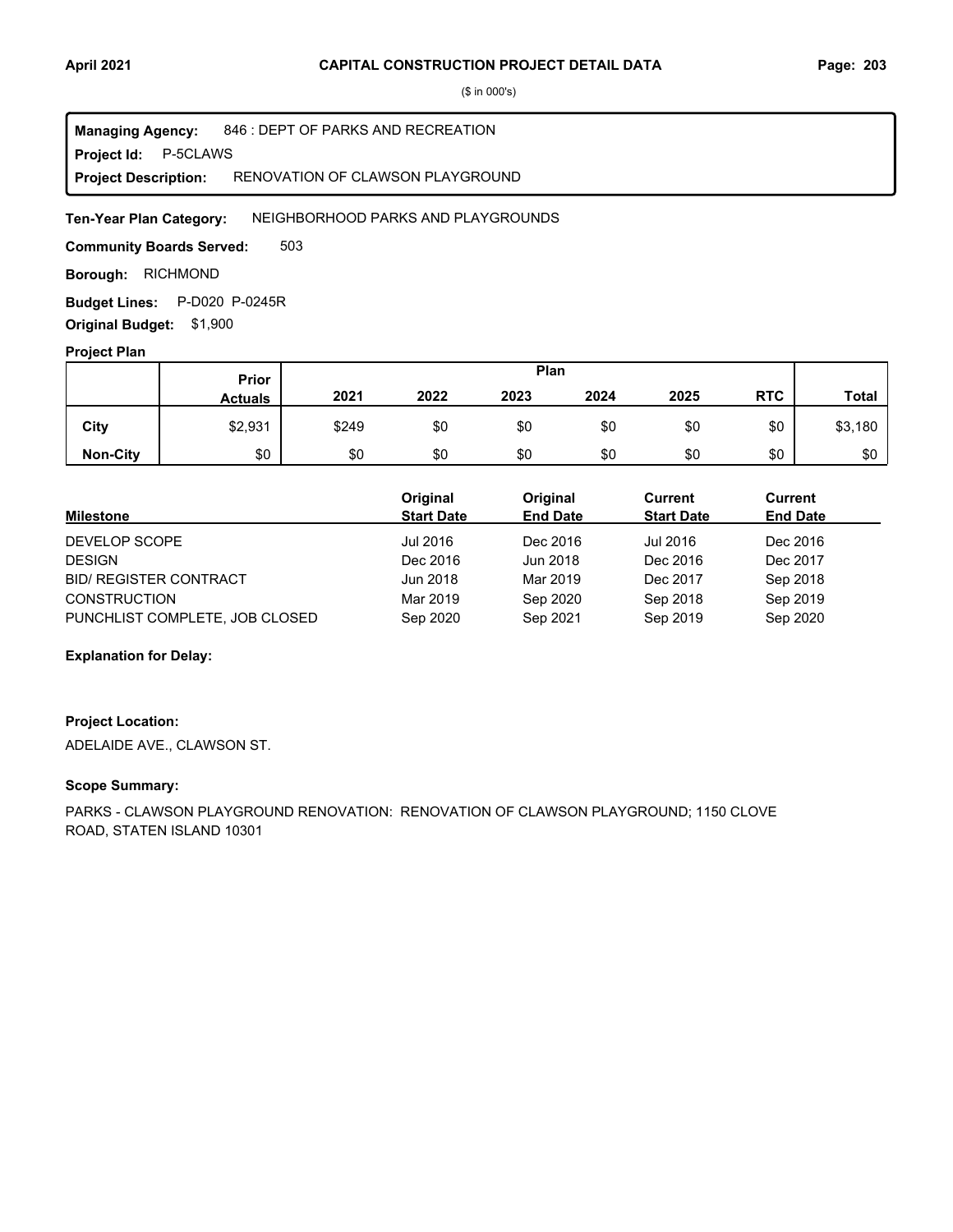# CAPITAL CONSTRUCTION PROJECT DETAIL DATA

($ in 000's)

**Managing Agency:** 846 : DEPT OF PARKS AND RECREATION
**Project Id:** P-5CLAWS
**Project Description:** RENOVATION OF CLAWSON PLAYGROUND

**Ten-Year Plan Category:** NEIGHBORHOOD PARKS AND PLAYGROUNDS

**Community Boards Served:** 503

**Borough:** RICHMOND

**Budget Lines:** P-D020 P-0245R

**Original Budget:** $1,900

**Project Plan**

| | Prior Actuals | Plan 2021 | 2022 | 2023 | 2024 | 2025 | RTC | Total |
|---|---|---|---|---|---|---|---|---|
| City | $2,931 | $249 | $0 | $0 | $0 | $0 | $0 | $3,180 |
| Non-City | $0 | $0 | $0 | $0 | $0 | $0 | $0 | $0 |

| Milestone | Original Start Date | Original End Date | Current Start Date | Current End Date |
|---|---|---|---|---|
| DEVELOP SCOPE | Jul 2016 | Dec 2016 | Jul 2016 | Dec 2016 |
| DESIGN | Dec 2016 | Jun 2018 | Dec 2016 | Dec 2017 |
| BID/ REGISTER CONTRACT | Jun 2018 | Mar 2019 | Dec 2017 | Sep 2018 |
| CONSTRUCTION | Mar 2019 | Sep 2020 | Sep 2018 | Sep 2019 |
| PUNCHLIST COMPLETE, JOB CLOSED | Sep 2020 | Sep 2021 | Sep 2019 | Sep 2020 |

**Explanation for Delay:**

**Project Location:**

ADELAIDE AVE., CLAWSON ST.

**Scope Summary:**

PARKS - CLAWSON PLAYGROUND RENOVATION: RENOVATION OF CLAWSON PLAYGROUND; 1150 CLOVE ROAD, STATEN ISLAND 10301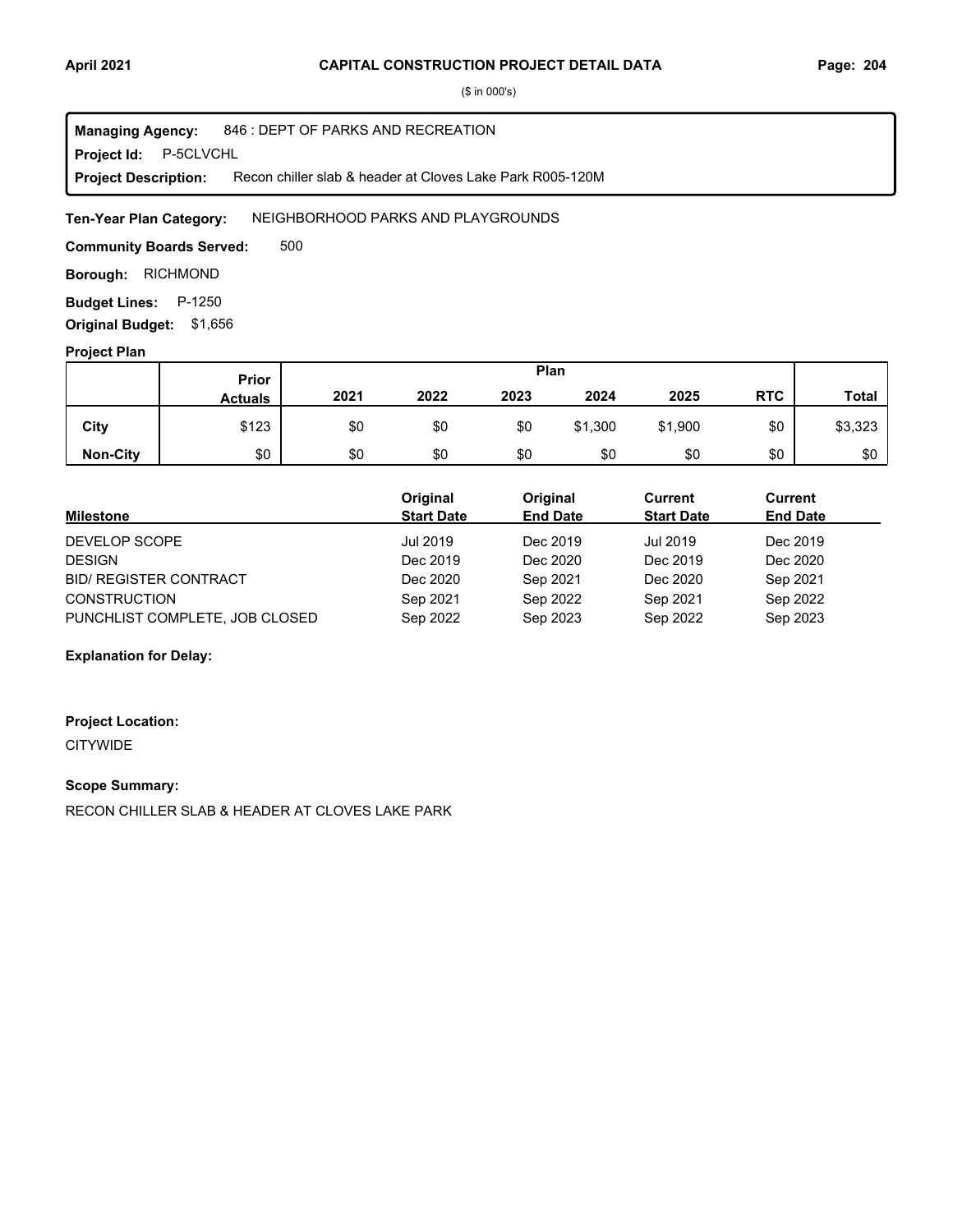# CAPITAL CONSTRUCTION PROJECT DETAIL DATA

($ in 000's)

**Managing Agency:** 846 : DEPT OF PARKS AND RECREATION
**Project Id:** P-5CLVCHL
**Project Description:** Recon chiller slab & header at Cloves Lake Park R005-120M

**Ten-Year Plan Category:** NEIGHBORHOOD PARKS AND PLAYGROUNDS

**Community Boards Served:** 500

**Borough:** RICHMOND

**Budget Lines:** P-1250

**Original Budget:** $1,656

**Project Plan**

| | Prior Actuals | Plan 2021 | 2022 | 2023 | 2024 | 2025 | RTC | Total |
|---|---|---|---|---|---|---|---|---|
| **City** | $123 | $0 | $0 | $0 | $1,300 | $1,900 | $0 | $3,323 |
| **Non-City** | $0 | $0 | $0 | $0 | $0 | $0 | $0 | $0 |

| Milestone | Original Start Date | Original End Date | Current Start Date | Current End Date |
|---|---|---|---|---|
| DEVELOP SCOPE | Jul 2019 | Dec 2019 | Jul 2019 | Dec 2019 |
| DESIGN | Dec 2019 | Dec 2020 | Dec 2019 | Dec 2020 |
| BID/ REGISTER CONTRACT | Dec 2020 | Sep 2021 | Dec 2020 | Sep 2021 |
| CONSTRUCTION | Sep 2021 | Sep 2022 | Sep 2021 | Sep 2022 |
| PUNCHLIST COMPLETE, JOB CLOSED | Sep 2022 | Sep 2023 | Sep 2022 | Sep 2023 |

**Explanation for Delay:**

**Project Location:**

CITYWIDE

**Scope Summary:**

RECON CHILLER SLAB & HEADER AT CLOVES LAKE PARK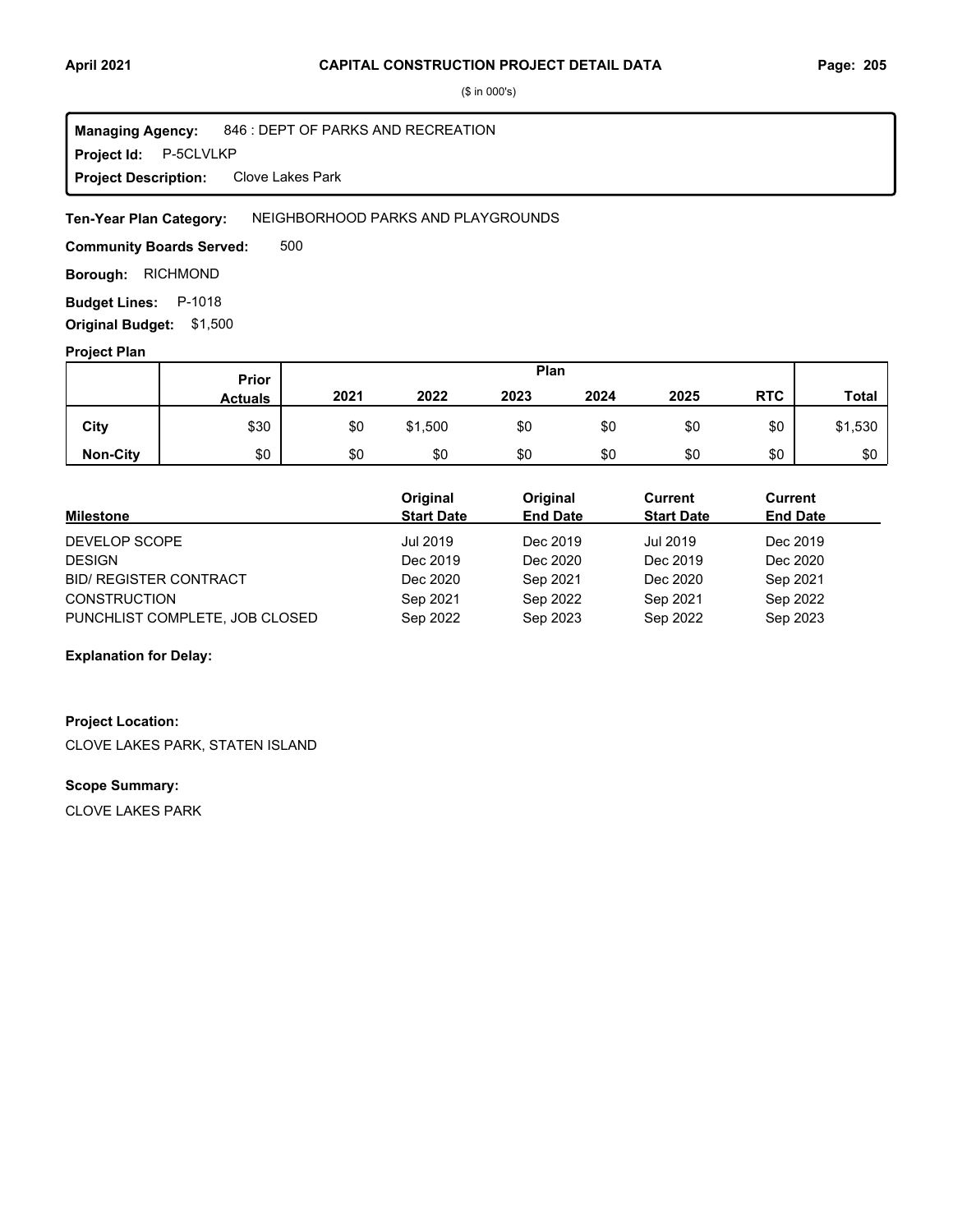($ in 000's)

**Managing Agency:** 846 : DEPT OF PARKS AND RECREATION
**Project Id:** P-5CLVLKP
**Project Description:** Clove Lakes Park

**Ten-Year Plan Category:** NEIGHBORHOOD PARKS AND PLAYGROUNDS

**Community Boards Served:** 500

**Borough:** RICHMOND

**Budget Lines:** P-1018

**Original Budget:** $1,500

**Project Plan**

| | Prior Actuals | Plan 2021 | 2022 | 2023 | 2024 | 2025 | RTC | Total |
|---|---|---|---|---|---|---|---|---|
| City | $30 | $0 | $1,500 | $0 | $0 | $0 | $0 | $1,530 |
| Non-City | $0 | $0 | $0 | $0 | $0 | $0 | $0 | $0 |

| Milestone | Original Start Date | Original End Date | Current Start Date | Current End Date |
|---|---|---|---|---|
| DEVELOP SCOPE | Jul 2019 | Dec 2019 | Jul 2019 | Dec 2019 |
| DESIGN | Dec 2019 | Dec 2020 | Dec 2019 | Dec 2020 |
| BID/ REGISTER CONTRACT | Dec 2020 | Sep 2021 | Dec 2020 | Sep 2021 |
| CONSTRUCTION | Sep 2021 | Sep 2022 | Sep 2021 | Sep 2022 |
| PUNCHLIST COMPLETE, JOB CLOSED | Sep 2022 | Sep 2023 | Sep 2022 | Sep 2023 |

**Explanation for Delay:**

**Project Location:**

CLOVE LAKES PARK, STATEN ISLAND

**Scope Summary:**

CLOVE LAKES PARK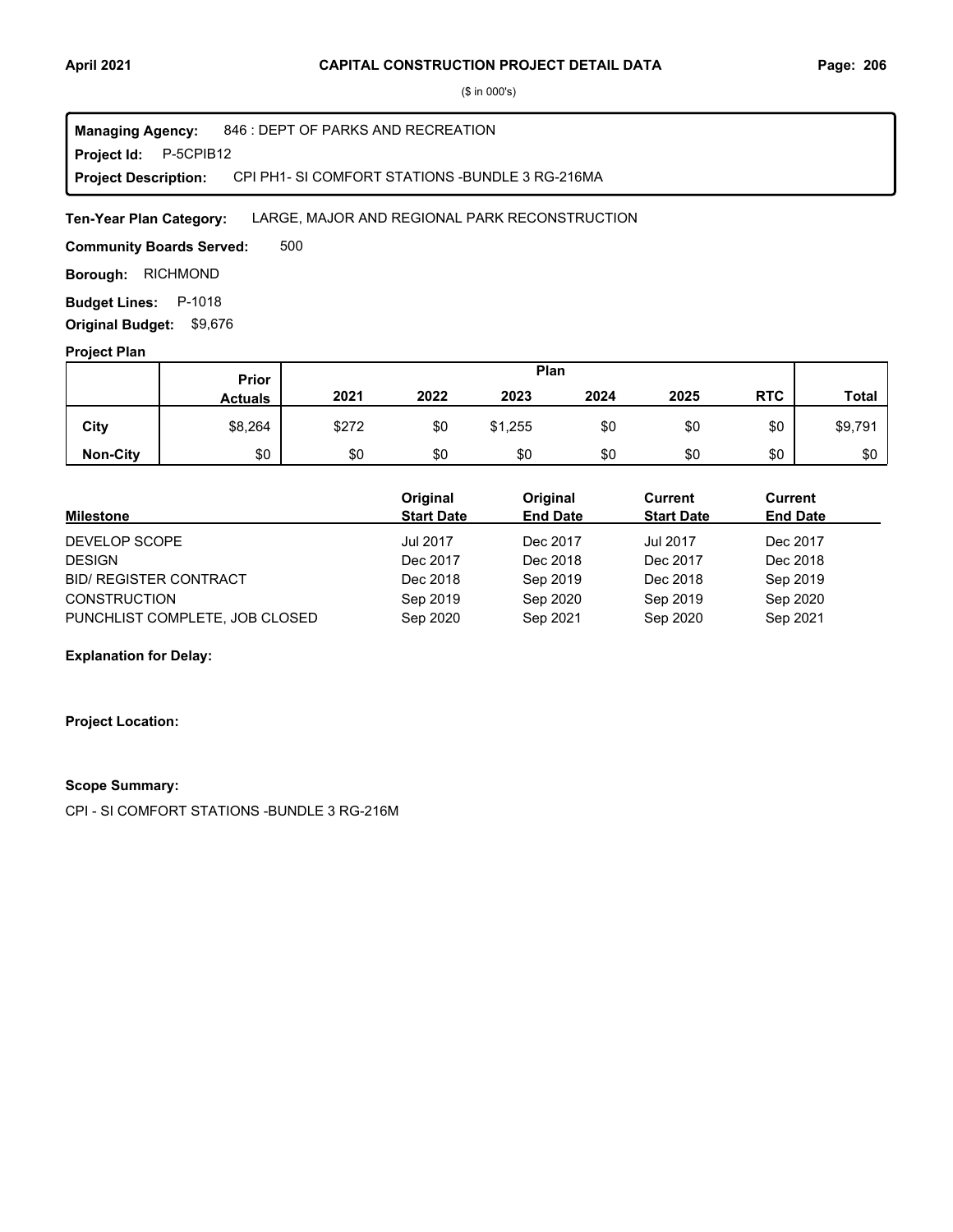($ in 000's)

**Managing Agency:** 846 : DEPT OF PARKS AND RECREATION
**Project Id:** P-5CPIB12
**Project Description:** CPI PH1- SI COMFORT STATIONS -BUNDLE 3 RG-216MA

**Ten-Year Plan Category:** LARGE, MAJOR AND REGIONAL PARK RECONSTRUCTION

**Community Boards Served:** 500

**Borough:** RICHMOND

**Budget Lines:** P-1018

**Original Budget:** $9,676

**Project Plan**

| | Prior Actuals | Plan 2021 | 2022 | 2023 | 2024 | 2025 | RTC | Total |
|---|---|---|---|---|---|---|---|---|
| City | $8,264 | $272 | $0 | $1,255 | $0 | $0 | $0 | $9,791 |
| Non-City | $0 | $0 | $0 | $0 | $0 | $0 | $0 | $0 |

| Milestone | Original Start Date | Original End Date | Current Start Date | Current End Date |
|---|---|---|---|---|
| DEVELOP SCOPE | Jul 2017 | Dec 2017 | Jul 2017 | Dec 2017 |
| DESIGN | Dec 2017 | Dec 2018 | Dec 2017 | Dec 2018 |
| BID/ REGISTER CONTRACT | Dec 2018 | Sep 2019 | Dec 2018 | Sep 2019 |
| CONSTRUCTION | Sep 2019 | Sep 2020 | Sep 2019 | Sep 2020 |
| PUNCHLIST COMPLETE, JOB CLOSED | Sep 2020 | Sep 2021 | Sep 2020 | Sep 2021 |

**Explanation for Delay:**

**Project Location:**

**Scope Summary:**

CPI - SI COMFORT STATIONS -BUNDLE 3 RG-216M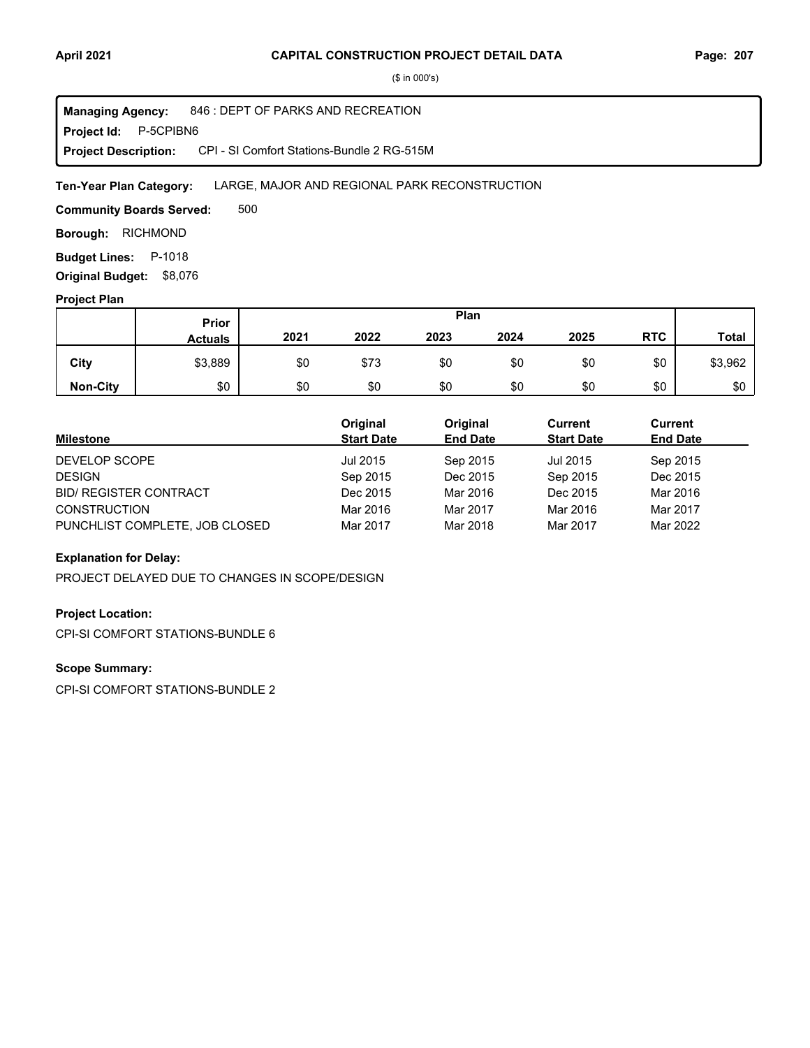# CAPITAL CONSTRUCTION PROJECT DETAIL DATA

($ in 000's)

**Managing Agency:** 846 : DEPT OF PARKS AND RECREATION
**Project Id:** P-5CPIBN6
**Project Description:** CPI - SI Comfort Stations-Bundle 2 RG-515M

**Ten-Year Plan Category:** LARGE, MAJOR AND REGIONAL PARK RECONSTRUCTION

**Community Boards Served:** 500

**Borough:** RICHMOND

**Budget Lines:** P-1018

**Original Budget:** $8,076

## Project Plan

| | Prior Actuals | Plan 2021 | 2022 | 2023 | 2024 | 2025 | RTC | Total |
|---|---|---|---|---|---|---|---|---|
| City | $3,889 | $0 | $73 | $0 | $0 | $0 | $0 | $3,962 |
| Non-City | $0 | $0 | $0 | $0 | $0 | $0 | $0 | $0 |

| Milestone | Original Start Date | Original End Date | Current Start Date | Current End Date |
|---|---|---|---|---|
| DEVELOP SCOPE | Jul 2015 | Sep 2015 | Jul 2015 | Sep 2015 |
| DESIGN | Sep 2015 | Dec 2015 | Sep 2015 | Dec 2015 |
| BID/ REGISTER CONTRACT | Dec 2015 | Mar 2016 | Dec 2015 | Mar 2016 |
| CONSTRUCTION | Mar 2016 | Mar 2017 | Mar 2016 | Mar 2017 |
| PUNCHLIST COMPLETE, JOB CLOSED | Mar 2017 | Mar 2018 | Mar 2017 | Mar 2022 |

**Explanation for Delay:**

PROJECT DELAYED DUE TO CHANGES IN SCOPE/DESIGN

**Project Location:**

CPI-SI COMFORT STATIONS-BUNDLE 6

**Scope Summary:**

CPI-SI COMFORT STATIONS-BUNDLE 2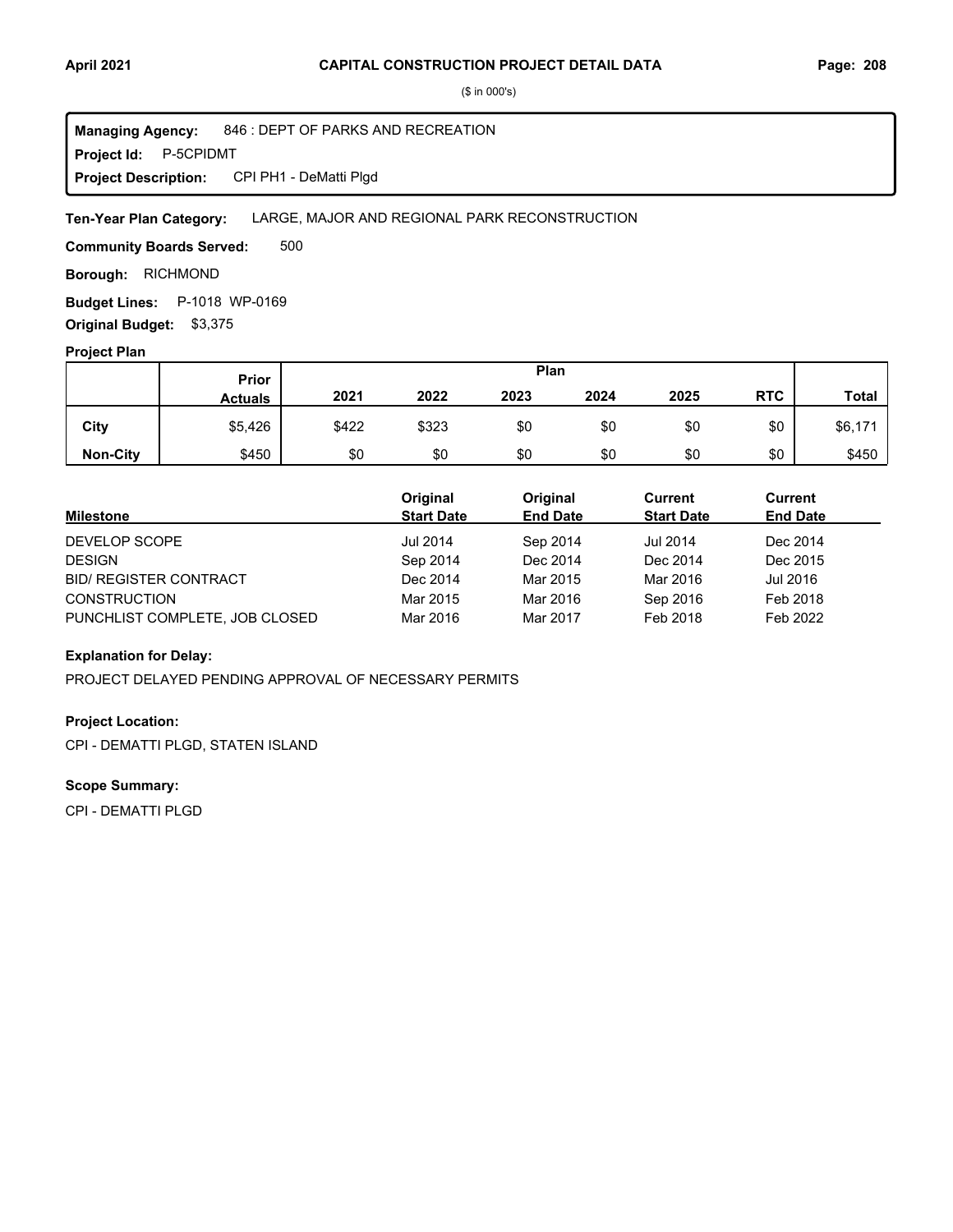($ in 000's)

**Managing Agency:** 846 : DEPT OF PARKS AND RECREATION
**Project Id:** P-5CPIDMT
**Project Description:** CPI PH1 - DeMatti Plgd

**Ten-Year Plan Category:** LARGE, MAJOR AND REGIONAL PARK RECONSTRUCTION

**Community Boards Served:** 500

**Borough:** RICHMOND

**Budget Lines:** P-1018 WP-0169

**Original Budget:** $3,375

### Project Plan

| | Prior Actuals | Plan 2021 | 2022 | 2023 | 2024 | 2025 | RTC | Total |
|---|---|---|---|---|---|---|---|---|
| **City** | $5,426 | $422 | $323 | $0 | $0 | $0 | $0 | $6,171 |
| **Non-City** | $450 | $0 | $0 | $0 | $0 | $0 | $0 | $450 |

| Milestone | Original Start Date | Original End Date | Current Start Date | Current End Date |
|---|---|---|---|---|
| DEVELOP SCOPE | Jul 2014 | Sep 2014 | Jul 2014 | Dec 2014 |
| DESIGN | Sep 2014 | Dec 2014 | Dec 2014 | Dec 2015 |
| BID/ REGISTER CONTRACT | Dec 2014 | Mar 2015 | Mar 2016 | Jul 2016 |
| CONSTRUCTION | Mar 2015 | Mar 2016 | Sep 2016 | Feb 2018 |
| PUNCHLIST COMPLETE, JOB CLOSED | Mar 2016 | Mar 2017 | Feb 2018 | Feb 2022 |

**Explanation for Delay:**

PROJECT DELAYED PENDING APPROVAL OF NECESSARY PERMITS

**Project Location:**

CPI - DEMATTI PLGD, STATEN ISLAND

**Scope Summary:**

CPI - DEMATTI PLGD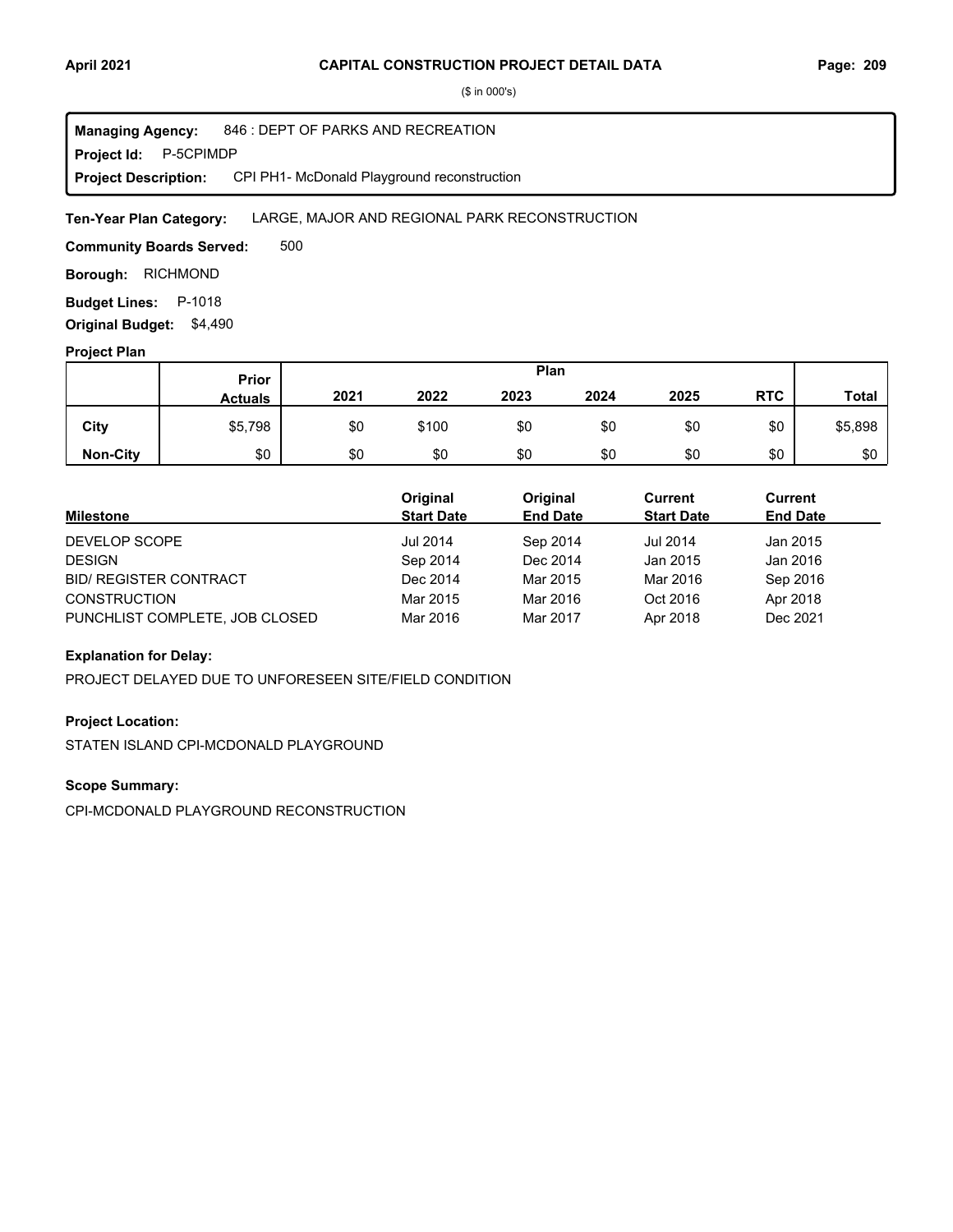# CAPITAL CONSTRUCTION PROJECT DETAIL DATA

($ in 000's)

**Managing Agency:** 846 : DEPT OF PARKS AND RECREATION
**Project Id:** P-5CPIMDP
**Project Description:** CPI PH1- McDonald Playground reconstruction

**Ten-Year Plan Category:** LARGE, MAJOR AND REGIONAL PARK RECONSTRUCTION

**Community Boards Served:** 500

**Borough:** RICHMOND

**Budget Lines:** P-1018

**Original Budget:** $4,490

**Project Plan**

| | Prior Actuals | Plan 2021 | 2022 | 2023 | 2024 | 2025 | RTC | Total |
|---|---|---|---|---|---|---|---|---|
| City | $5,798 | $0 | $100 | $0 | $0 | $0 | $0 | $5,898 |
| Non-City | $0 | $0 | $0 | $0 | $0 | $0 | $0 | $0 |

| Milestone | Original Start Date | Original End Date | Current Start Date | Current End Date |
|---|---|---|---|---|
| DEVELOP SCOPE | Jul 2014 | Sep 2014 | Jul 2014 | Jan 2015 |
| DESIGN | Sep 2014 | Dec 2014 | Jan 2015 | Jan 2016 |
| BID/ REGISTER CONTRACT | Dec 2014 | Mar 2015 | Mar 2016 | Sep 2016 |
| CONSTRUCTION | Mar 2015 | Mar 2016 | Oct 2016 | Apr 2018 |
| PUNCHLIST COMPLETE, JOB CLOSED | Mar 2016 | Mar 2017 | Apr 2018 | Dec 2021 |

**Explanation for Delay:**

PROJECT DELAYED DUE TO UNFORESEEN SITE/FIELD CONDITION

**Project Location:**

STATEN ISLAND CPI-MCDONALD PLAYGROUND

**Scope Summary:**

CPI-MCDONALD PLAYGROUND RECONSTRUCTION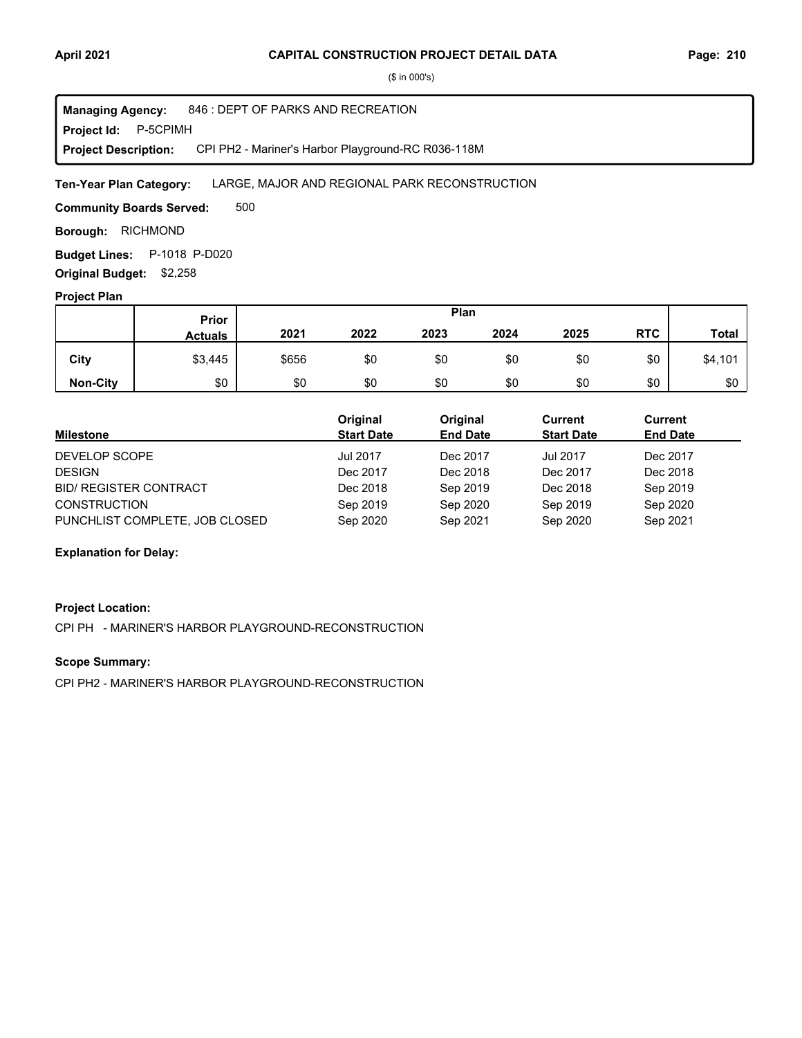# CAPITAL CONSTRUCTION PROJECT DETAIL DATA

($ in 000's)

**Managing Agency:** 846 : DEPT OF PARKS AND RECREATION
**Project Id:** P-5CPIMH
**Project Description:** CPI PH2 - Mariner's Harbor Playground-RC R036-118M

**Ten-Year Plan Category:** LARGE, MAJOR AND REGIONAL PARK RECONSTRUCTION

**Community Boards Served:** 500

**Borough:** RICHMOND

**Budget Lines:** P-1018 P-D020

**Original Budget:** $2,258

## Project Plan

| | Prior Actuals | 2021 | 2022 | 2023 | 2024 | 2025 | RTC | Total |
|---|---|---|---|---|---|---|---|---|
| **City** | $3,445 | $656 | $0 | $0 | $0 | $0 | $0 | $4,101 |
| **Non-City** | $0 | $0 | $0 | $0 | $0 | $0 | $0 | $0 |

| Milestone | Original Start Date | Original End Date | Current Start Date | Current End Date |
|---|---|---|---|---|
| DEVELOP SCOPE | Jul 2017 | Dec 2017 | Jul 2017 | Dec 2017 |
| DESIGN | Dec 2017 | Dec 2018 | Dec 2017 | Dec 2018 |
| BID/ REGISTER CONTRACT | Dec 2018 | Sep 2019 | Dec 2018 | Sep 2019 |
| CONSTRUCTION | Sep 2019 | Sep 2020 | Sep 2019 | Sep 2020 |
| PUNCHLIST COMPLETE, JOB CLOSED | Sep 2020 | Sep 2021 | Sep 2020 | Sep 2021 |

**Explanation for Delay:**

**Project Location:**

CPI PH - MARINER'S HARBOR PLAYGROUND-RECONSTRUCTION

**Scope Summary:**

CPI PH2 - MARINER'S HARBOR PLAYGROUND-RECONSTRUCTION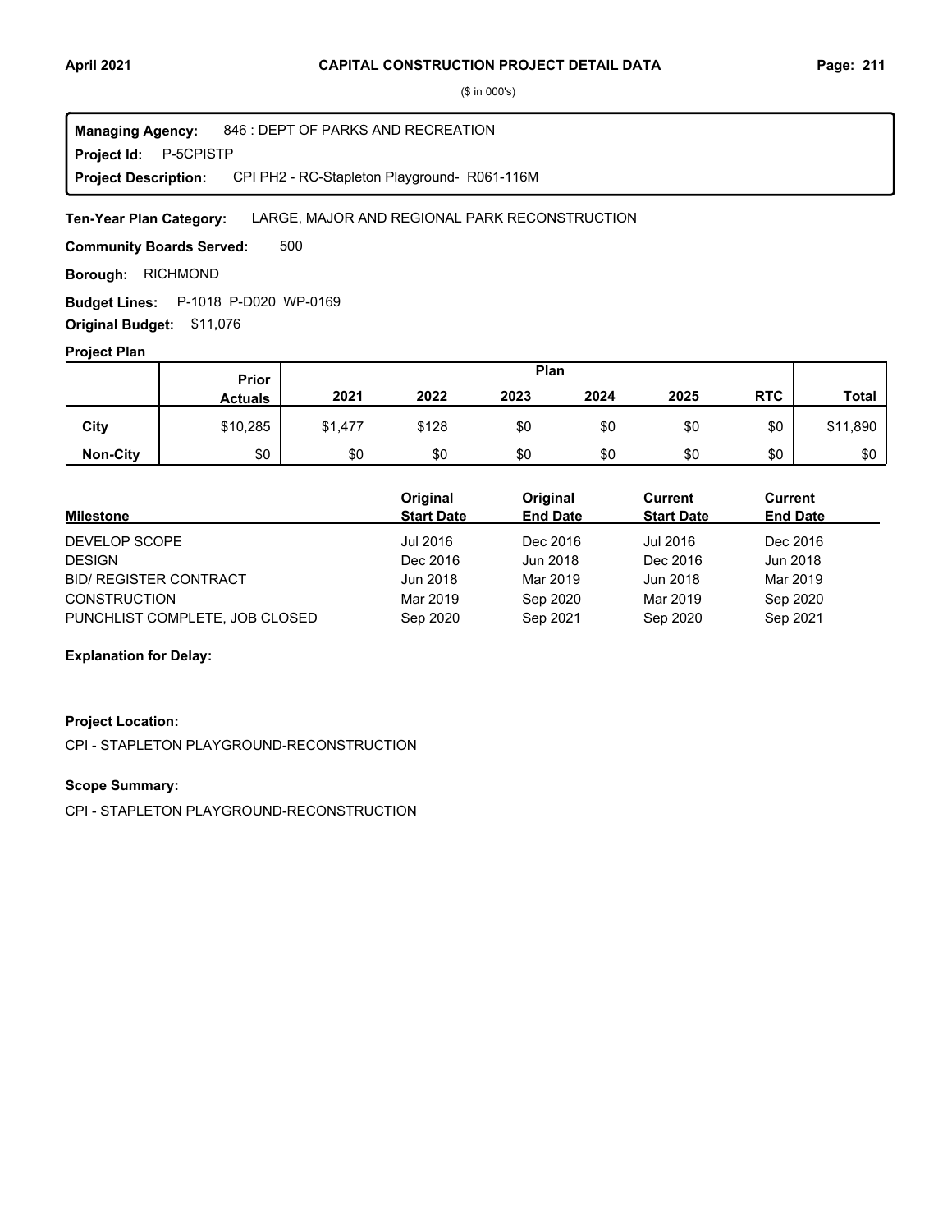# CAPITAL CONSTRUCTION PROJECT DETAIL DATA

($ in 000's)

**Managing Agency:** 846 : DEPT OF PARKS AND RECREATION
**Project Id:** P-5CPISTP
**Project Description:** CPI PH2 - RC-Stapleton Playground- R061-116M

**Ten-Year Plan Category:** LARGE, MAJOR AND REGIONAL PARK RECONSTRUCTION

**Community Boards Served:** 500

**Borough:** RICHMOND

**Budget Lines:** P-1018 P-D020 WP-0169

**Original Budget:** $11,076

**Project Plan**

| | Prior Actuals | Plan 2021 | 2022 | 2023 | 2024 | 2025 | RTC | Total |
|---|---|---|---|---|---|---|---|---|
| City | $10,285 | $1,477 | $128 | $0 | $0 | $0 | $0 | $11,890 |
| Non-City | $0 | $0 | $0 | $0 | $0 | $0 | $0 | $0 |

| Milestone | Original Start Date | Original End Date | Current Start Date | Current End Date |
|---|---|---|---|---|
| DEVELOP SCOPE | Jul 2016 | Dec 2016 | Jul 2016 | Dec 2016 |
| DESIGN | Dec 2016 | Jun 2018 | Dec 2016 | Jun 2018 |
| BID/ REGISTER CONTRACT | Jun 2018 | Mar 2019 | Jun 2018 | Mar 2019 |
| CONSTRUCTION | Mar 2019 | Sep 2020 | Mar 2019 | Sep 2020 |
| PUNCHLIST COMPLETE, JOB CLOSED | Sep 2020 | Sep 2021 | Sep 2020 | Sep 2021 |

**Explanation for Delay:**

**Project Location:**

CPI - STAPLETON PLAYGROUND-RECONSTRUCTION

**Scope Summary:**

CPI - STAPLETON PLAYGROUND-RECONSTRUCTION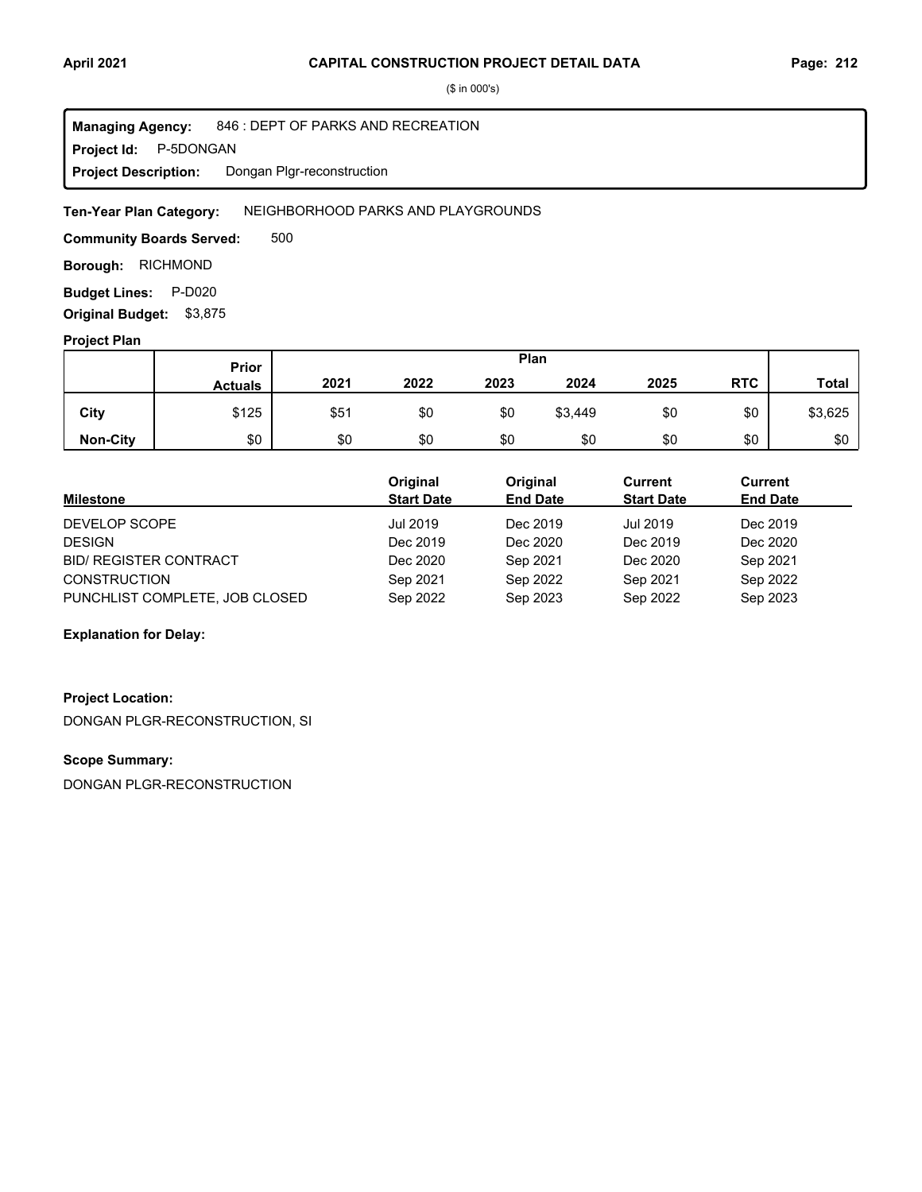# CAPITAL CONSTRUCTION PROJECT DETAIL DATA

($ in 000's)

**Managing Agency:** 846 : DEPT OF PARKS AND RECREATION
**Project Id:** P-5DONGAN
**Project Description:** Dongan Plgr-reconstruction

**Ten-Year Plan Category:** NEIGHBORHOOD PARKS AND PLAYGROUNDS

**Community Boards Served:** 500

**Borough:** RICHMOND

**Budget Lines:** P-D020

**Original Budget:** $3,875

### Project Plan

| | Prior Actuals | Plan 2021 | 2022 | 2023 | 2024 | 2025 | RTC | Total |
|---|---|---|---|---|---|---|---|---|
| City | $125 | $51 | $0 | $0 | $3,449 | $0 | $0 | $3,625 |
| Non-City | $0 | $0 | $0 | $0 | $0 | $0 | $0 | $0 |

| Milestone | Original Start Date | Original End Date | Current Start Date | Current End Date |
|---|---|---|---|---|
| DEVELOP SCOPE | Jul 2019 | Dec 2019 | Jul 2019 | Dec 2019 |
| DESIGN | Dec 2019 | Dec 2020 | Dec 2019 | Dec 2020 |
| BID/ REGISTER CONTRACT | Dec 2020 | Sep 2021 | Dec 2020 | Sep 2021 |
| CONSTRUCTION | Sep 2021 | Sep 2022 | Sep 2021 | Sep 2022 |
| PUNCHLIST COMPLETE, JOB CLOSED | Sep 2022 | Sep 2023 | Sep 2022 | Sep 2023 |

**Explanation for Delay:**

**Project Location:**

DONGAN PLGR-RECONSTRUCTION, SI

**Scope Summary:**

DONGAN PLGR-RECONSTRUCTION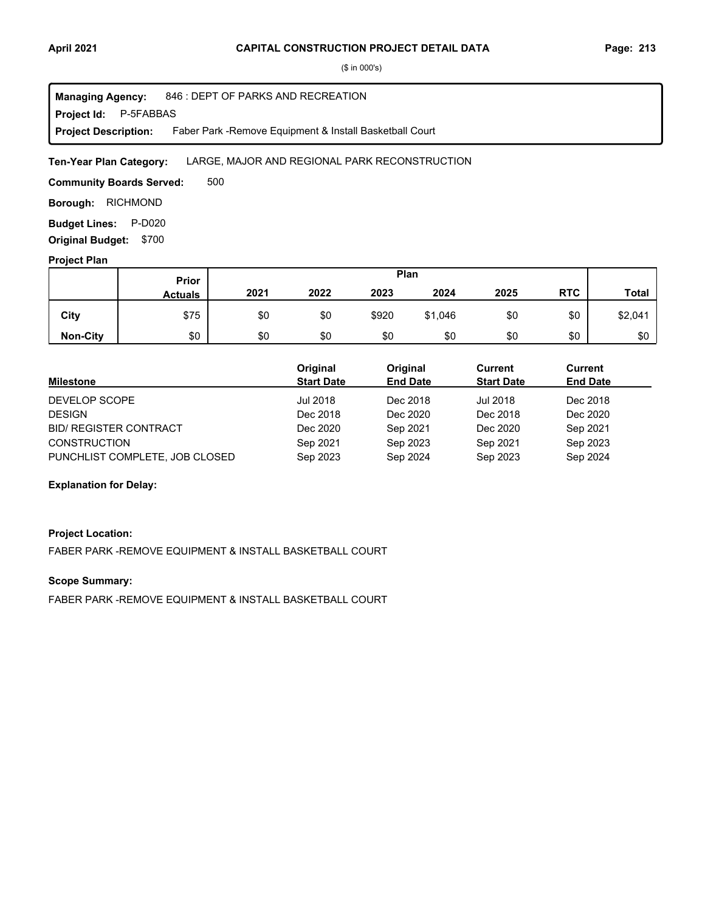($ in 000's)

**Managing Agency:** 846 : DEPT OF PARKS AND RECREATION
**Project Id:** P-5FABBAS
**Project Description:** Faber Park -Remove Equipment & Install Basketball Court

**Ten-Year Plan Category:** LARGE, MAJOR AND REGIONAL PARK RECONSTRUCTION

**Community Boards Served:** 500

**Borough:** RICHMOND

**Budget Lines:** P-D020

**Original Budget:** $700

**Project Plan**

| | Prior Actuals | Plan 2021 | 2022 | 2023 | 2024 | 2025 | RTC | Total |
|---|---|---|---|---|---|---|---|---|
| **City** | $75 | $0 | $0 | $920 | $1,046 | $0 | $0 | $2,041 |
| **Non-City** | $0 | $0 | $0 | $0 | $0 | $0 | $0 | $0 |

| Milestone | Original Start Date | Original End Date | Current Start Date | Current End Date |
|---|---|---|---|---|
| DEVELOP SCOPE | Jul 2018 | Dec 2018 | Jul 2018 | Dec 2018 |
| DESIGN | Dec 2018 | Dec 2020 | Dec 2018 | Dec 2020 |
| BID/ REGISTER CONTRACT | Dec 2020 | Sep 2021 | Dec 2020 | Sep 2021 |
| CONSTRUCTION | Sep 2021 | Sep 2023 | Sep 2021 | Sep 2023 |
| PUNCHLIST COMPLETE, JOB CLOSED | Sep 2023 | Sep 2024 | Sep 2023 | Sep 2024 |

**Explanation for Delay:**

**Project Location:**

FABER PARK -REMOVE EQUIPMENT & INSTALL BASKETBALL COURT

**Scope Summary:**

FABER PARK -REMOVE EQUIPMENT & INSTALL BASKETBALL COURT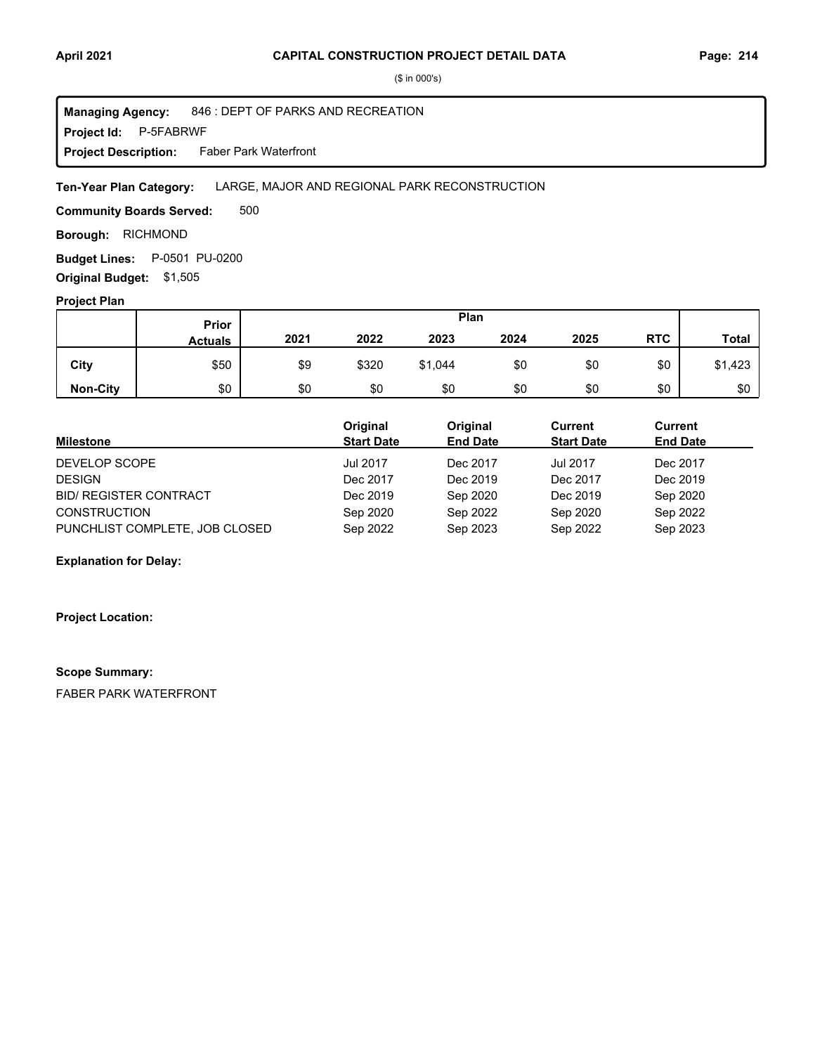($ in 000's)

**Managing Agency:** 846 : DEPT OF PARKS AND RECREATION
**Project Id:** P-5FABRWF
**Project Description:** Faber Park Waterfront

**Ten-Year Plan Category:** LARGE, MAJOR AND REGIONAL PARK RECONSTRUCTION

**Community Boards Served:** 500

**Borough:** RICHMOND

**Budget Lines:** P-0501 PU-0200

**Original Budget:** $1,505

**Project Plan**

| | Prior Actuals | Plan 2021 | 2022 | 2023 | 2024 | 2025 | RTC | Total |
|---|---|---|---|---|---|---|---|---|
| **City** | $50 | $9 | $320 | $1,044 | $0 | $0 | $0 | $1,423 |
| **Non-City** | $0 | $0 | $0 | $0 | $0 | $0 | $0 | $0 |

| Milestone | Original Start Date | Original End Date | Current Start Date | Current End Date |
|---|---|---|---|---|
| DEVELOP SCOPE | Jul 2017 | Dec 2017 | Jul 2017 | Dec 2017 |
| DESIGN | Dec 2017 | Dec 2019 | Dec 2017 | Dec 2019 |
| BID/ REGISTER CONTRACT | Dec 2019 | Sep 2020 | Dec 2019 | Sep 2020 |
| CONSTRUCTION | Sep 2020 | Sep 2022 | Sep 2020 | Sep 2022 |
| PUNCHLIST COMPLETE, JOB CLOSED | Sep 2022 | Sep 2023 | Sep 2022 | Sep 2023 |

**Explanation for Delay:**

**Project Location:**

**Scope Summary:**

FABER PARK WATERFRONT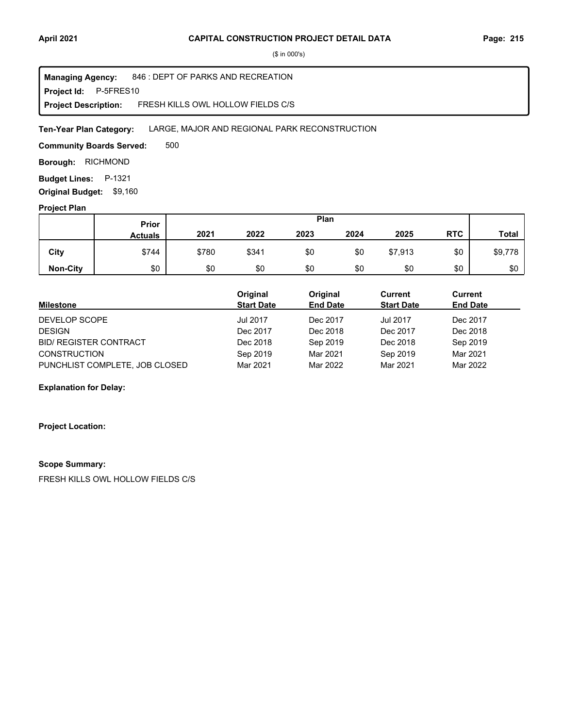# CAPITAL CONSTRUCTION PROJECT DETAIL DATA

($ in 000's)

**Managing Agency:** 846 : DEPT OF PARKS AND RECREATION
**Project Id:** P-5FRES10
**Project Description:** FRESH KILLS OWL HOLLOW FIELDS C/S

**Ten-Year Plan Category:** LARGE, MAJOR AND REGIONAL PARK RECONSTRUCTION

**Community Boards Served:** 500

**Borough:** RICHMOND

**Budget Lines:** P-1321

**Original Budget:** $9,160

**Project Plan**

| | Prior Actuals | Plan | | | | | | Total |
|---|---|---|---|---|---|---|---|---|
| | | 2021 | 2022 | 2023 | 2024 | 2025 | RTC | |
| City | $744 | $780 | $341 | $0 | $0 | $7,913 | $0 | $9,778 |
| Non-City | $0 | $0 | $0 | $0 | $0 | $0 | $0 | $0 |

| Milestone | Original Start Date | Original End Date | Current Start Date | Current End Date |
|---|---|---|---|---|
| DEVELOP SCOPE | Jul 2017 | Dec 2017 | Jul 2017 | Dec 2017 |
| DESIGN | Dec 2017 | Dec 2018 | Dec 2017 | Dec 2018 |
| BID/ REGISTER CONTRACT | Dec 2018 | Sep 2019 | Dec 2018 | Sep 2019 |
| CONSTRUCTION | Sep 2019 | Mar 2021 | Sep 2019 | Mar 2021 |
| PUNCHLIST COMPLETE, JOB CLOSED | Mar 2021 | Mar 2022 | Mar 2021 | Mar 2022 |

**Explanation for Delay:**

**Project Location:**

**Scope Summary:**

FRESH KILLS OWL HOLLOW FIELDS C/S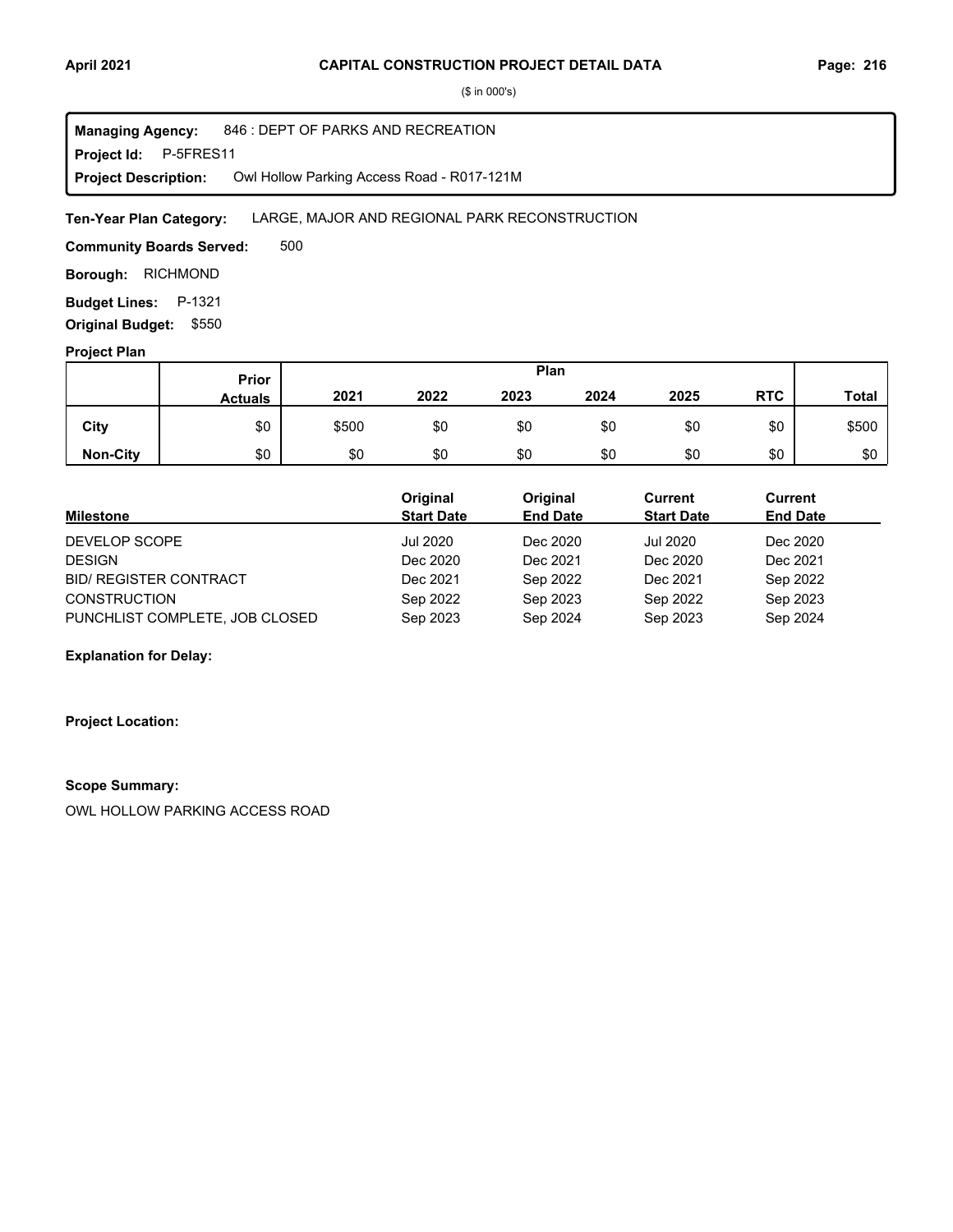**CAPITAL CONSTRUCTION PROJECT DETAIL DATA**

($ in 000's)

**Managing Agency:** 846 : DEPT OF PARKS AND RECREATION
**Project Id:** P-5FRES11
**Project Description:** Owl Hollow Parking Access Road - R017-121M

**Ten-Year Plan Category:** LARGE, MAJOR AND REGIONAL PARK RECONSTRUCTION

**Community Boards Served:** 500

**Borough:** RICHMOND

**Budget Lines:** P-1321

**Original Budget:** $550

**Project Plan**

| | Prior Actuals | Plan 2021 | 2022 | 2023 | 2024 | 2025 | RTC | Total |
|---|---|---|---|---|---|---|---|---|
| **City** | $0 | $500 | $0 | $0 | $0 | $0 | $0 | $500 |
| **Non-City** | $0 | $0 | $0 | $0 | $0 | $0 | $0 | $0 |

| Milestone | Original Start Date | Original End Date | Current Start Date | Current End Date |
|---|---|---|---|---|
| DEVELOP SCOPE | Jul 2020 | Dec 2020 | Jul 2020 | Dec 2020 |
| DESIGN | Dec 2020 | Dec 2021 | Dec 2020 | Dec 2021 |
| BID/ REGISTER CONTRACT | Dec 2021 | Sep 2022 | Dec 2021 | Sep 2022 |
| CONSTRUCTION | Sep 2022 | Sep 2023 | Sep 2022 | Sep 2023 |
| PUNCHLIST COMPLETE, JOB CLOSED | Sep 2023 | Sep 2024 | Sep 2023 | Sep 2024 |

**Explanation for Delay:**

**Project Location:**

**Scope Summary:**

OWL HOLLOW PARKING ACCESS ROAD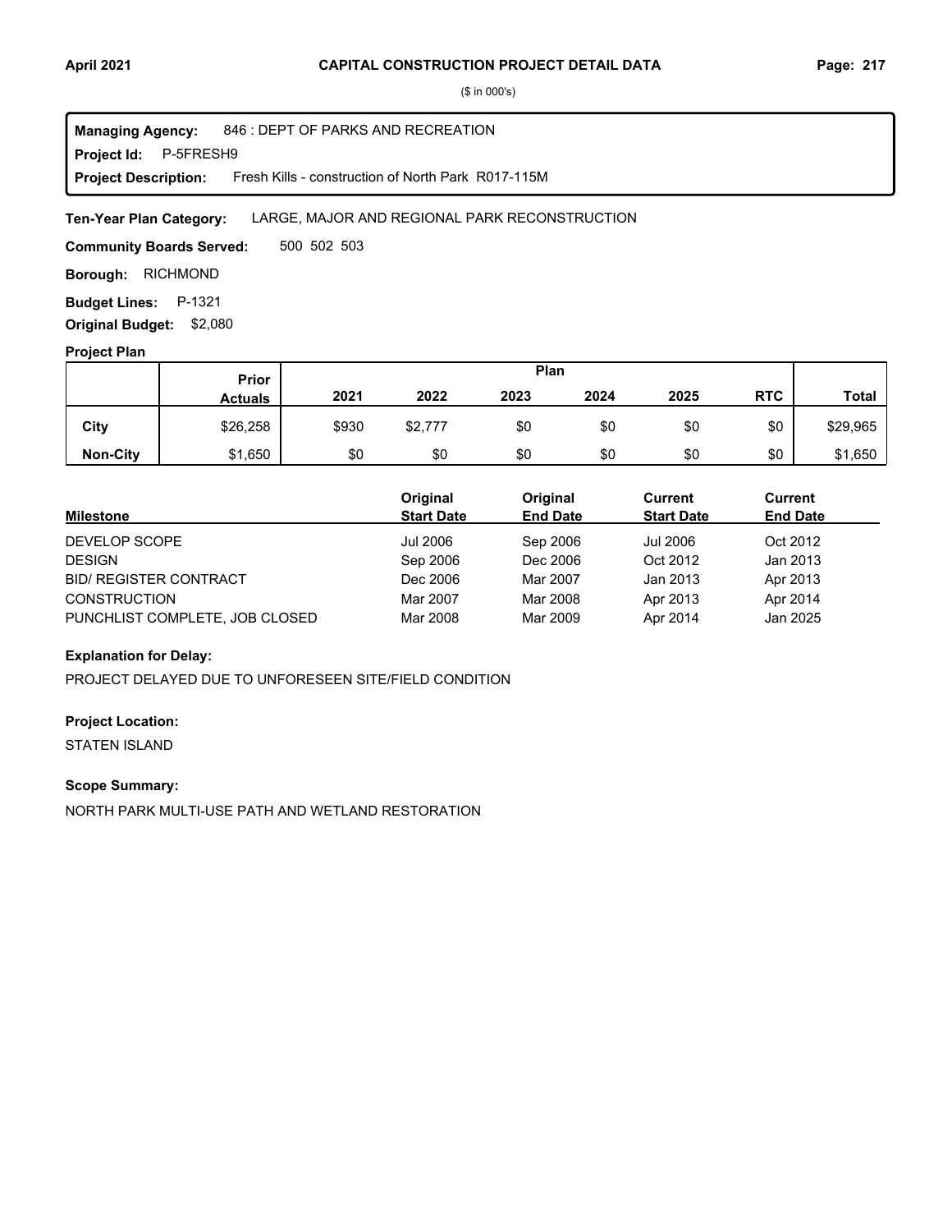# CAPITAL CONSTRUCTION PROJECT DETAIL DATA

($ in 000's)

**Managing Agency:** 846 : DEPT OF PARKS AND RECREATION

**Project Id:** P-5FRESH9

**Project Description:** Fresh Kills - construction of North Park R017-115M

**Ten-Year Plan Category:** LARGE, MAJOR AND REGIONAL PARK RECONSTRUCTION

**Community Boards Served:** 500 502 503

**Borough:** RICHMOND

**Budget Lines:** P-1321

**Original Budget:** $2,080

## Project Plan

| | Prior Actuals | Plan 2021 | 2022 | 2023 | 2024 | 2025 | RTC | Total |
|---|---|---|---|---|---|---|---|---|
| City | $26,258 | $930 | $2,777 | $0 | $0 | $0 | $0 | $29,965 |
| Non-City | $1,650 | $0 | $0 | $0 | $0 | $0 | $0 | $1,650 |

| Milestone | Original Start Date | Original End Date | Current Start Date | Current End Date |
|---|---|---|---|---|
| DEVELOP SCOPE | Jul 2006 | Sep 2006 | Jul 2006 | Oct 2012 |
| DESIGN | Sep 2006 | Dec 2006 | Oct 2012 | Jan 2013 |
| BID/ REGISTER CONTRACT | Dec 2006 | Mar 2007 | Jan 2013 | Apr 2013 |
| CONSTRUCTION | Mar 2007 | Mar 2008 | Apr 2013 | Apr 2014 |
| PUNCHLIST COMPLETE, JOB CLOSED | Mar 2008 | Mar 2009 | Apr 2014 | Jan 2025 |

### Explanation for Delay:

PROJECT DELAYED DUE TO UNFORESEEN SITE/FIELD CONDITION

### Project Location:

STATEN ISLAND

### Scope Summary:

NORTH PARK MULTI-USE PATH AND WETLAND RESTORATION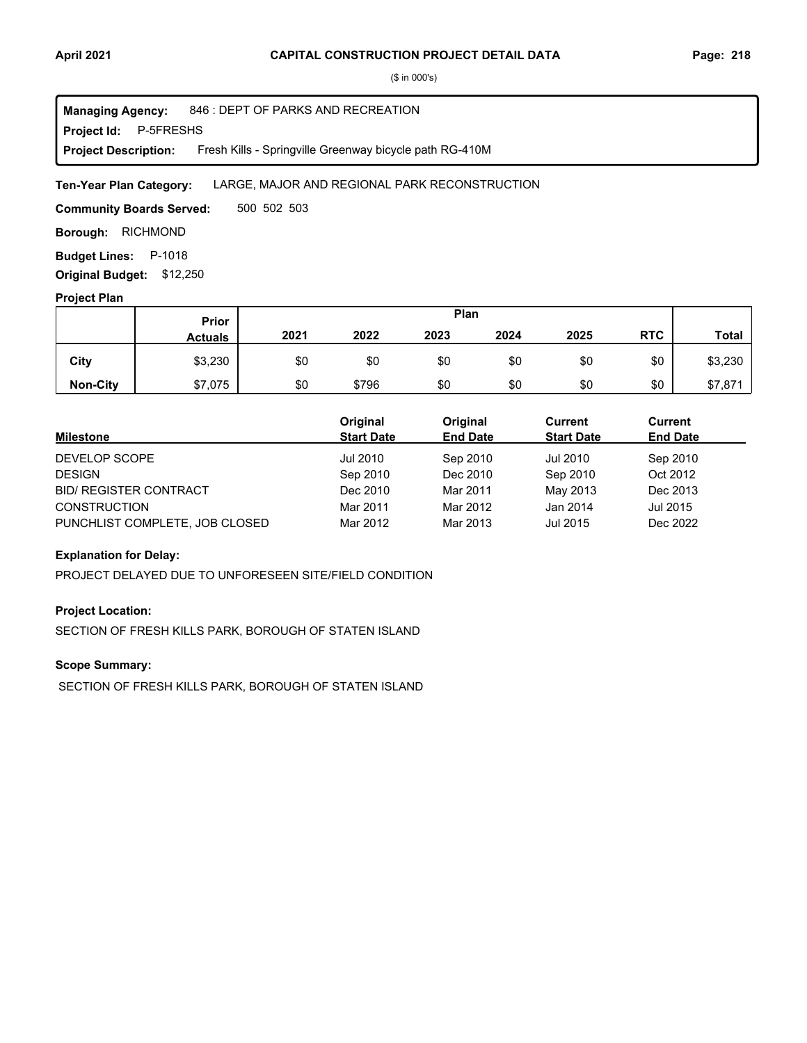($ in 000's)

**Managing Agency:** 846 : DEPT OF PARKS AND RECREATION
**Project Id:** P-5FRESHS
**Project Description:** Fresh Kills - Springville Greenway bicycle path RG-410M

**Ten-Year Plan Category:** LARGE, MAJOR AND REGIONAL PARK RECONSTRUCTION

**Community Boards Served:** 500 502 503

**Borough:** RICHMOND

**Budget Lines:** P-1018

**Original Budget:** $12,250

**Project Plan**

| | Prior Actuals | 2021 | 2022 | 2023 | 2024 | 2025 | RTC | Total |
|---|---|---|---|---|---|---|---|---|
| | | Plan | | | | | | |
| **City** | $3,230 | $0 | $0 | $0 | $0 | $0 | $0 | $3,230 |
| **Non-City** | $7,075 | $0 | $796 | $0 | $0 | $0 | $0 | $7,871 |

| Milestone | Original Start Date | Original End Date | Current Start Date | Current End Date |
|---|---|---|---|---|
| DEVELOP SCOPE | Jul 2010 | Sep 2010 | Jul 2010 | Sep 2010 |
| DESIGN | Sep 2010 | Dec 2010 | Sep 2010 | Oct 2012 |
| BID/ REGISTER CONTRACT | Dec 2010 | Mar 2011 | May 2013 | Dec 2013 |
| CONSTRUCTION | Mar 2011 | Mar 2012 | Jan 2014 | Jul 2015 |
| PUNCHLIST COMPLETE, JOB CLOSED | Mar 2012 | Mar 2013 | Jul 2015 | Dec 2022 |

**Explanation for Delay:**

PROJECT DELAYED DUE TO UNFORESEEN SITE/FIELD CONDITION

**Project Location:**

SECTION OF FRESH KILLS PARK, BOROUGH OF STATEN ISLAND

**Scope Summary:**

SECTION OF FRESH KILLS PARK, BOROUGH OF STATEN ISLAND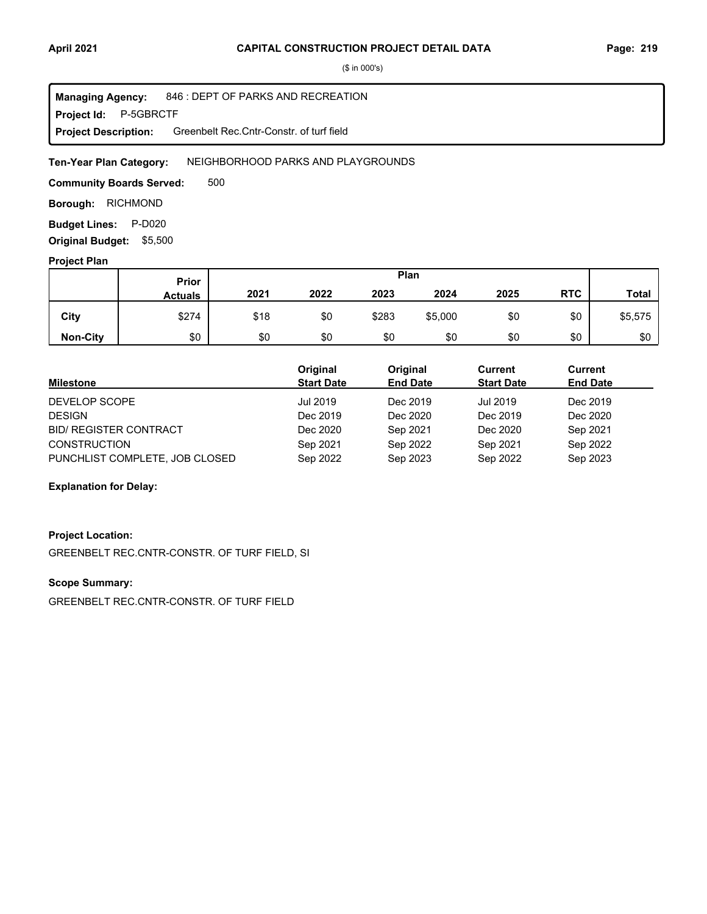# CAPITAL CONSTRUCTION PROJECT DETAIL DATA

($ in 000's)

**Managing Agency:** 846 : DEPT OF PARKS AND RECREATION
**Project Id:** P-5GBRCTF
**Project Description:** Greenbelt Rec.Cntr-Constr. of turf field

**Ten-Year Plan Category:** NEIGHBORHOOD PARKS AND PLAYGROUNDS

**Community Boards Served:** 500

**Borough:** RICHMOND

**Budget Lines:** P-D020

**Original Budget:** $5,500

## Project Plan

| | Prior Actuals | Plan 2021 | 2022 | 2023 | 2024 | 2025 | RTC | Total |
|---|---|---|---|---|---|---|---|---|
| **City** | $274 | $18 | $0 | $283 | $5,000 | $0 | $0 | $5,575 |
| **Non-City** | $0 | $0 | $0 | $0 | $0 | $0 | $0 | $0 |

| Milestone | Original Start Date | Original End Date | Current Start Date | Current End Date |
|---|---|---|---|---|
| DEVELOP SCOPE | Jul 2019 | Dec 2019 | Jul 2019 | Dec 2019 |
| DESIGN | Dec 2019 | Dec 2020 | Dec 2019 | Dec 2020 |
| BID/ REGISTER CONTRACT | Dec 2020 | Sep 2021 | Dec 2020 | Sep 2021 |
| CONSTRUCTION | Sep 2021 | Sep 2022 | Sep 2021 | Sep 2022 |
| PUNCHLIST COMPLETE, JOB CLOSED | Sep 2022 | Sep 2023 | Sep 2022 | Sep 2023 |

**Explanation for Delay:**

**Project Location:**

GREENBELT REC.CNTR-CONSTR. OF TURF FIELD, SI

**Scope Summary:**

GREENBELT REC.CNTR-CONSTR. OF TURF FIELD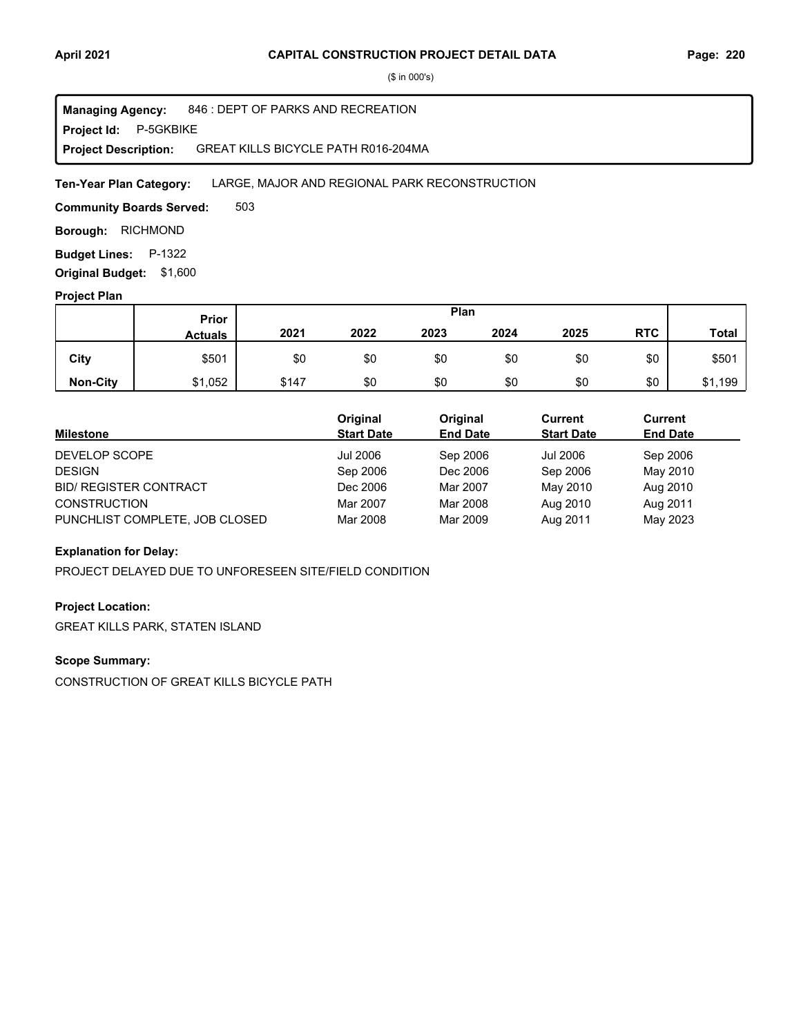# CAPITAL CONSTRUCTION PROJECT DETAIL DATA

($ in 000's)

**Managing Agency:** 846 : DEPT OF PARKS AND RECREATION
**Project Id:** P-5GKBIKE
**Project Description:** GREAT KILLS BICYCLE PATH R016-204MA

**Ten-Year Plan Category:** LARGE, MAJOR AND REGIONAL PARK RECONSTRUCTION

**Community Boards Served:** 503

**Borough:** RICHMOND

**Budget Lines:** P-1322

**Original Budget:** $1,600

### Project Plan

| | Prior Actuals | Plan | | | | | | |
|---|---|---|---|---|---|---|---|---|
| | | 2021 | 2022 | 2023 | 2024 | 2025 | RTC | Total |
| City | $501 | $0 | $0 | $0 | $0 | $0 | $0 | $501 |
| Non-City | $1,052 | $147 | $0 | $0 | $0 | $0 | $0 | $1,199 |

| Milestone | Original Start Date | Original End Date | Current Start Date | Current End Date |
|---|---|---|---|---|
| DEVELOP SCOPE | Jul 2006 | Sep 2006 | Jul 2006 | Sep 2006 |
| DESIGN | Sep 2006 | Dec 2006 | Sep 2006 | May 2010 |
| BID/ REGISTER CONTRACT | Dec 2006 | Mar 2007 | May 2010 | Aug 2010 |
| CONSTRUCTION | Mar 2007 | Mar 2008 | Aug 2010 | Aug 2011 |
| PUNCHLIST COMPLETE, JOB CLOSED | Mar 2008 | Mar 2009 | Aug 2011 | May 2023 |

### Explanation for Delay:

PROJECT DELAYED DUE TO UNFORESEEN SITE/FIELD CONDITION

### Project Location:

GREAT KILLS PARK, STATEN ISLAND

### Scope Summary:

CONSTRUCTION OF GREAT KILLS BICYCLE PATH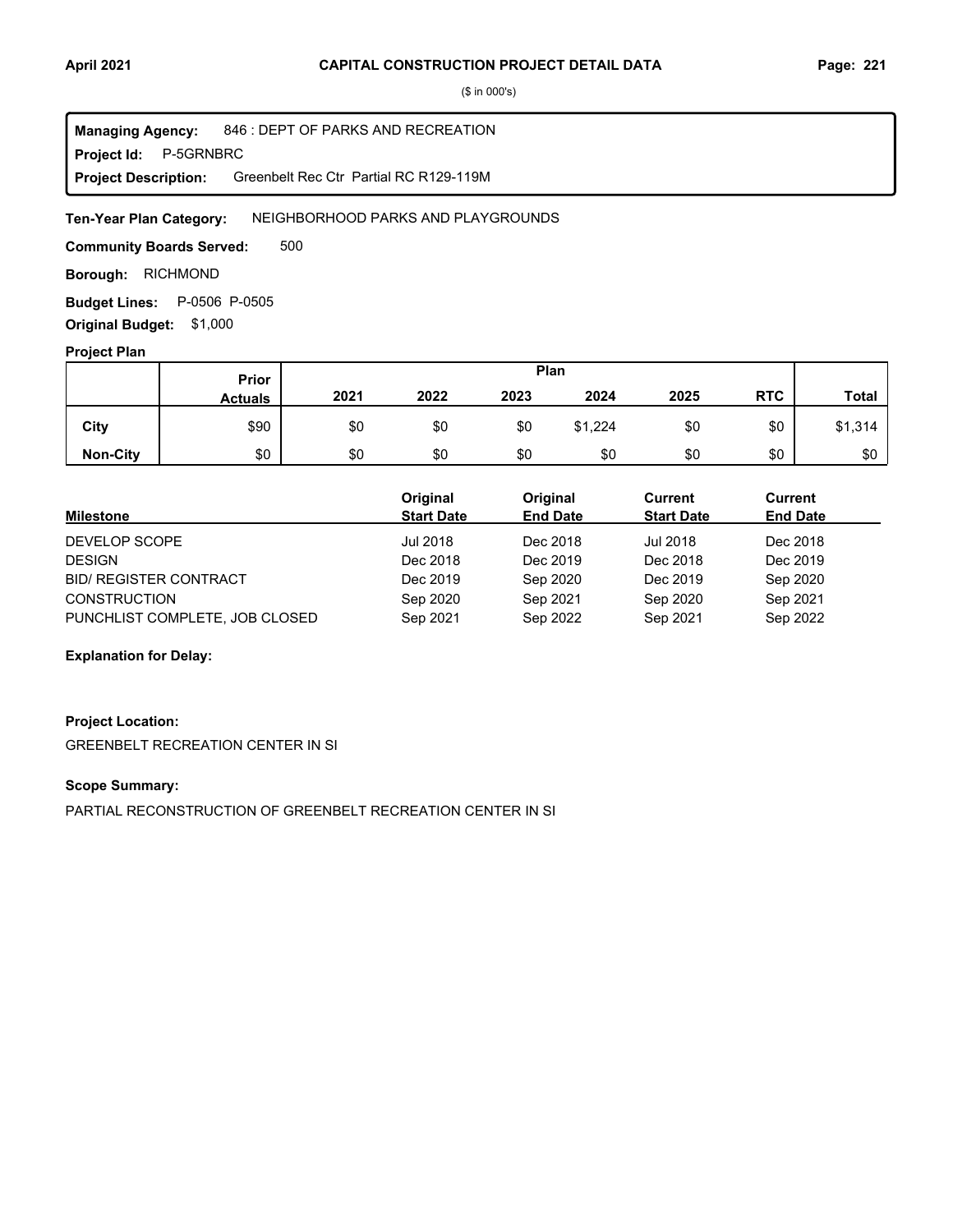# CAPITAL CONSTRUCTION PROJECT DETAIL DATA

($ in 000's)

**Managing Agency:** 846 : DEPT OF PARKS AND RECREATION
**Project Id:** P-5GRNBRC
**Project Description:** Greenbelt Rec Ctr Partial RC R129-119M

**Ten-Year Plan Category:** NEIGHBORHOOD PARKS AND PLAYGROUNDS

**Community Boards Served:** 500

**Borough:** RICHMOND

**Budget Lines:** P-0506 P-0505

**Original Budget:** $1,000

**Project Plan**

| | Prior Actuals | 2021 | 2022 | 2023 | 2024 | 2025 | RTC | Total |
|---|---|---|---|---|---|---|---|---|
| **City** | $90 | $0 | $0 | $0 | $1,224 | $0 | $0 | $1,314 |
| **Non-City** | $0 | $0 | $0 | $0 | $0 | $0 | $0 | $0 |

| Milestone | Original Start Date | Original End Date | Current Start Date | Current End Date |
|---|---|---|---|---|
| DEVELOP SCOPE | Jul 2018 | Dec 2018 | Jul 2018 | Dec 2018 |
| DESIGN | Dec 2018 | Dec 2019 | Dec 2018 | Dec 2019 |
| BID/ REGISTER CONTRACT | Dec 2019 | Sep 2020 | Dec 2019 | Sep 2020 |
| CONSTRUCTION | Sep 2020 | Sep 2021 | Sep 2020 | Sep 2021 |
| PUNCHLIST COMPLETE, JOB CLOSED | Sep 2021 | Sep 2022 | Sep 2021 | Sep 2022 |

**Explanation for Delay:**

**Project Location:**

GREENBELT RECREATION CENTER IN SI

**Scope Summary:**

PARTIAL RECONSTRUCTION OF GREENBELT RECREATION CENTER IN SI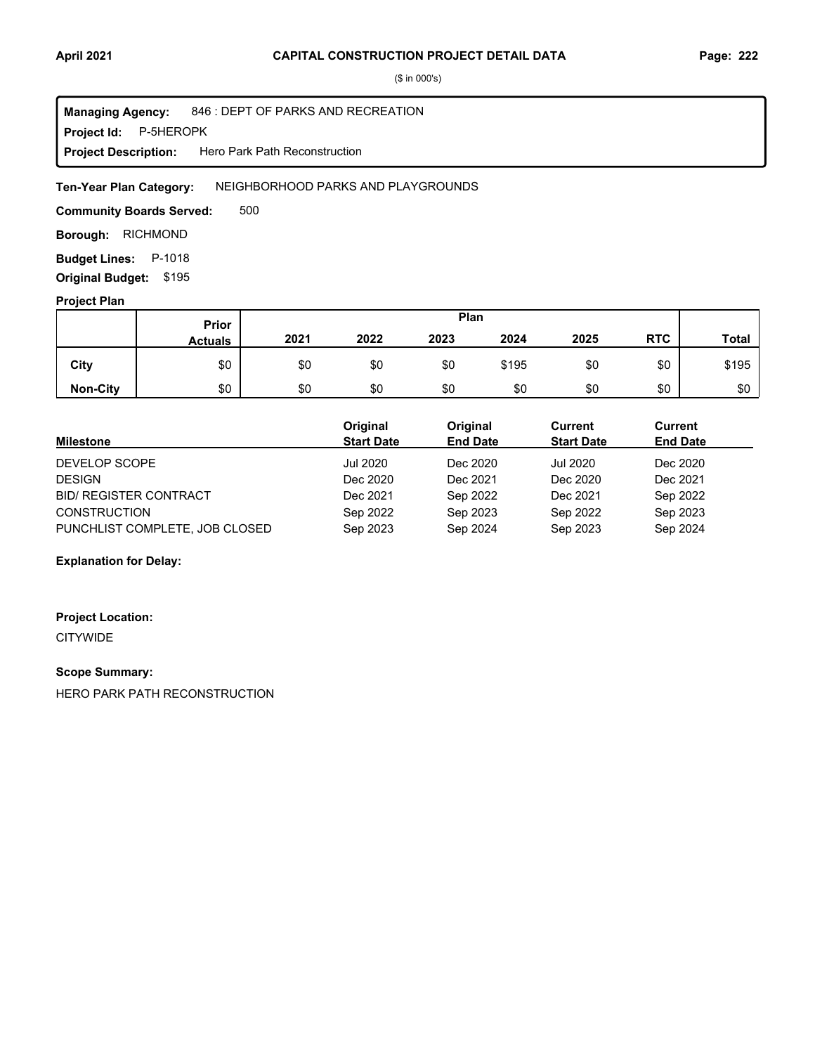($ in 000's)

**Managing Agency:** 846 : DEPT OF PARKS AND RECREATION
**Project Id:** P-5HEROPK
**Project Description:** Hero Park Path Reconstruction

**Ten-Year Plan Category:** NEIGHBORHOOD PARKS AND PLAYGROUNDS

**Community Boards Served:** 500

**Borough:** RICHMOND

**Budget Lines:** P-1018

**Original Budget:** $195

**Project Plan**

| | Prior Actuals | 2021 | 2022 | 2023 | 2024 | 2025 | RTC | Total |
|---|---|---|---|---|---|---|---|---|
| City | $0 | $0 | $0 | $0 | $195 | $0 | $0 | $195 |
| Non-City | $0 | $0 | $0 | $0 | $0 | $0 | $0 | $0 |

| Milestone | Original Start Date | Original End Date | Current Start Date | Current End Date |
|---|---|---|---|---|
| DEVELOP SCOPE | Jul 2020 | Dec 2020 | Jul 2020 | Dec 2020 |
| DESIGN | Dec 2020 | Dec 2021 | Dec 2020 | Dec 2021 |
| BID/ REGISTER CONTRACT | Dec 2021 | Sep 2022 | Dec 2021 | Sep 2022 |
| CONSTRUCTION | Sep 2022 | Sep 2023 | Sep 2022 | Sep 2023 |
| PUNCHLIST COMPLETE, JOB CLOSED | Sep 2023 | Sep 2024 | Sep 2023 | Sep 2024 |

**Explanation for Delay:**

**Project Location:**

CITYWIDE

**Scope Summary:**

HERO PARK PATH RECONSTRUCTION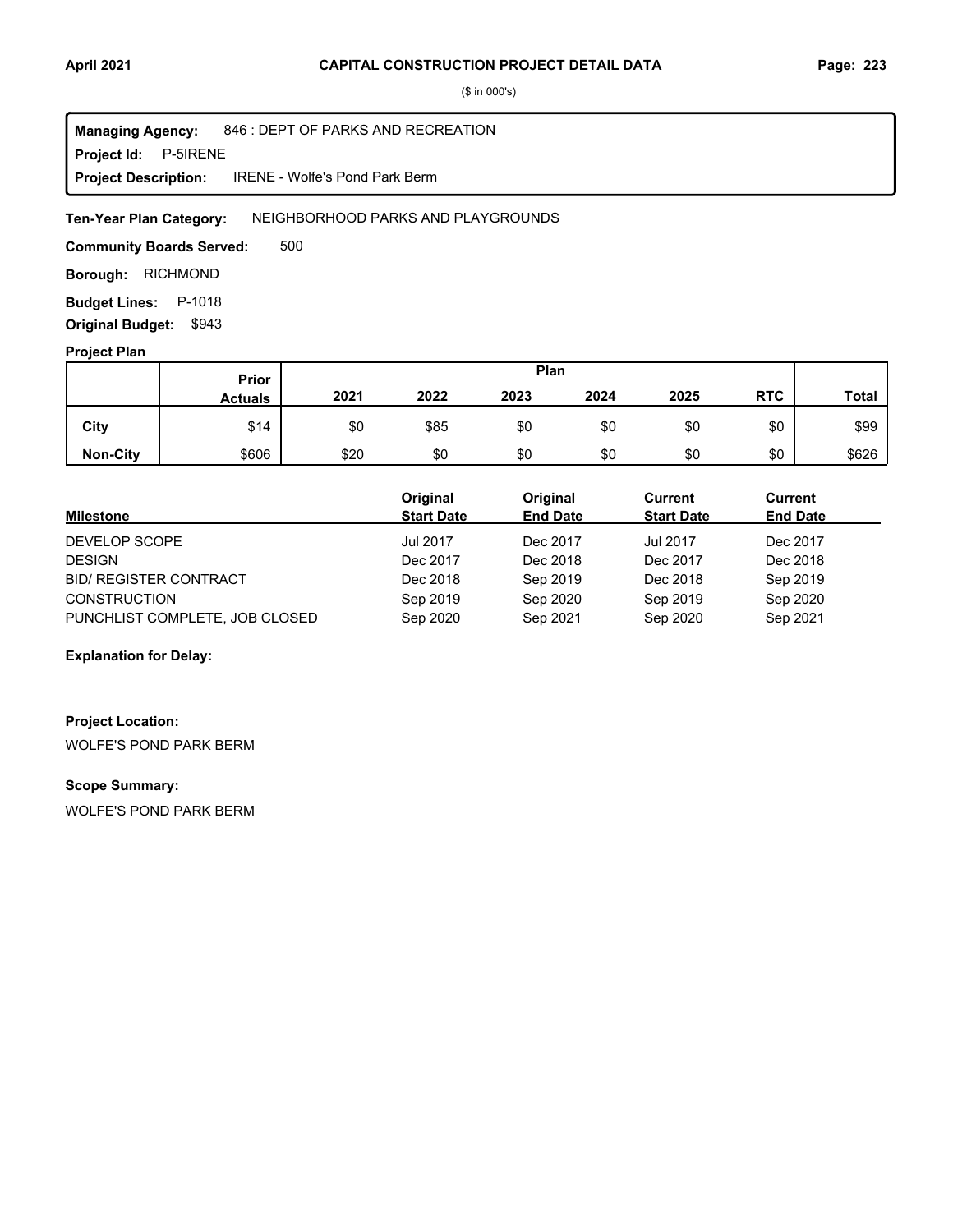# CAPITAL CONSTRUCTION PROJECT DETAIL DATA

($ in 000's)

**Managing Agency:** 846 : DEPT OF PARKS AND RECREATION
**Project Id:** P-5IRENE
**Project Description:** IRENE - Wolfe's Pond Park Berm

**Ten-Year Plan Category:** NEIGHBORHOOD PARKS AND PLAYGROUNDS

**Community Boards Served:** 500

**Borough:** RICHMOND

**Budget Lines:** P-1018

**Original Budget:** $943

**Project Plan**

| | Prior Actuals | Plan 2021 | 2022 | 2023 | 2024 | 2025 | RTC | Total |
|---|---|---|---|---|---|---|---|---|
| **City** | $14 | $0 | $85 | $0 | $0 | $0 | $0 | $99 |
| **Non-City** | $606 | $20 | $0 | $0 | $0 | $0 | $0 | $626 |

| Milestone | Original Start Date | Original End Date | Current Start Date | Current End Date |
|---|---|---|---|---|
| DEVELOP SCOPE | Jul 2017 | Dec 2017 | Jul 2017 | Dec 2017 |
| DESIGN | Dec 2017 | Dec 2018 | Dec 2017 | Dec 2018 |
| BID/ REGISTER CONTRACT | Dec 2018 | Sep 2019 | Dec 2018 | Sep 2019 |
| CONSTRUCTION | Sep 2019 | Sep 2020 | Sep 2019 | Sep 2020 |
| PUNCHLIST COMPLETE, JOB CLOSED | Sep 2020 | Sep 2021 | Sep 2020 | Sep 2021 |

**Explanation for Delay:**

**Project Location:**

WOLFE'S POND PARK BERM

**Scope Summary:**

WOLFE'S POND PARK BERM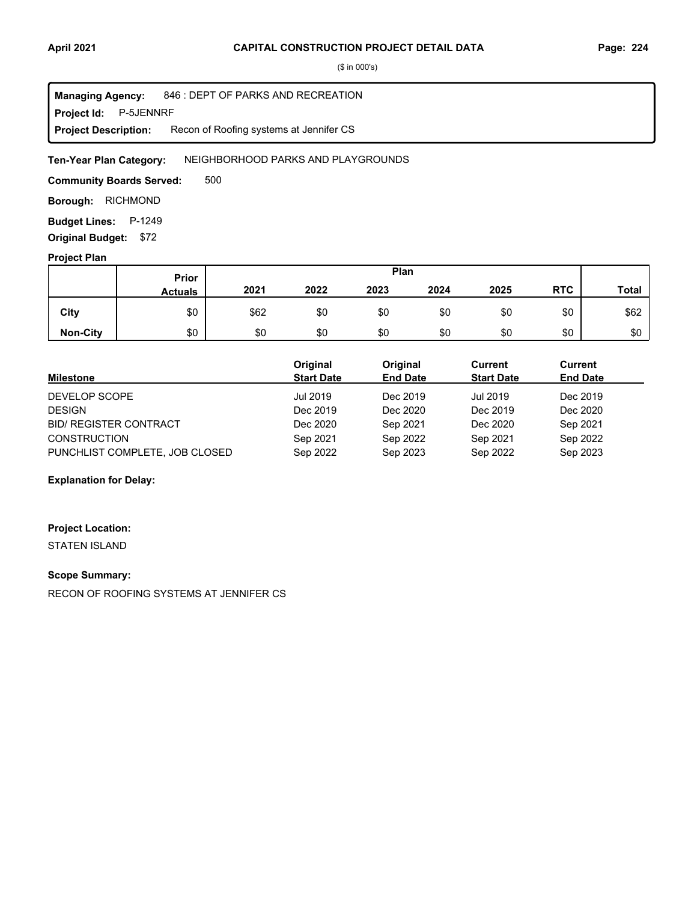# CAPITAL CONSTRUCTION PROJECT DETAIL DATA

($ in 000's)

**Managing Agency:** 846 : DEPT OF PARKS AND RECREATION

**Project Id:** P-5JENNRF

**Project Description:** Recon of Roofing systems at Jennifer CS

**Ten-Year Plan Category:** NEIGHBORHOOD PARKS AND PLAYGROUNDS

**Community Boards Served:** 500

**Borough:** RICHMOND

**Budget Lines:** P-1249

**Original Budget:** $72

**Project Plan**

| | Prior Actuals | Plan 2021 | 2022 | 2023 | 2024 | 2025 | RTC | Total |
|---|---|---|---|---|---|---|---|---|
| **City** | $0 | $62 | $0 | $0 | $0 | $0 | $0 | $62 |
| **Non-City** | $0 | $0 | $0 | $0 | $0 | $0 | $0 | $0 |

| Milestone | Original Start Date | Original End Date | Current Start Date | Current End Date |
|---|---|---|---|---|
| DEVELOP SCOPE | Jul 2019 | Dec 2019 | Jul 2019 | Dec 2019 |
| DESIGN | Dec 2019 | Dec 2020 | Dec 2019 | Dec 2020 |
| BID/ REGISTER CONTRACT | Dec 2020 | Sep 2021 | Dec 2020 | Sep 2021 |
| CONSTRUCTION | Sep 2021 | Sep 2022 | Sep 2021 | Sep 2022 |
| PUNCHLIST COMPLETE, JOB CLOSED | Sep 2022 | Sep 2023 | Sep 2022 | Sep 2023 |

**Explanation for Delay:**

**Project Location:**

STATEN ISLAND

**Scope Summary:**

RECON OF ROOFING SYSTEMS AT JENNIFER CS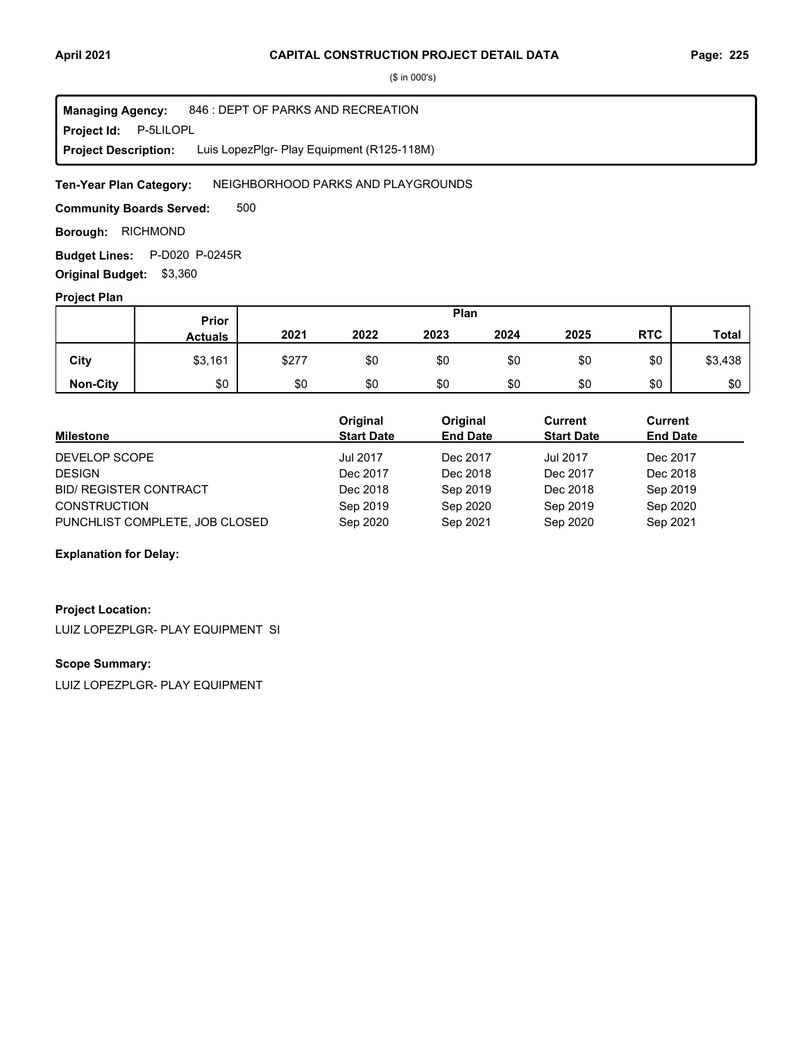# CAPITAL CONSTRUCTION PROJECT DETAIL DATA

($ in 000's)

**Managing Agency:** 846 : DEPT OF PARKS AND RECREATION
**Project Id:** P-5LILOPL
**Project Description:** Luis LopezPlgr- Play Equipment (R125-118M)

**Ten-Year Plan Category:** NEIGHBORHOOD PARKS AND PLAYGROUNDS

**Community Boards Served:** 500

**Borough:** RICHMOND

**Budget Lines:** P-D020 P-0245R

**Original Budget:** $3,360

**Project Plan**

| | Prior Actuals | 2021 | 2022 | 2023 | 2024 | 2025 | RTC | Total |
|---|---|---|---|---|---|---|---|---|
| | | Plan | | | | | | |
| City | $3,161 | $277 | $0 | $0 | $0 | $0 | $0 | $3,438 |
| Non-City | $0 | $0 | $0 | $0 | $0 | $0 | $0 | $0 |

| Milestone | Original Start Date | Original End Date | Current Start Date | Current End Date |
|---|---|---|---|---|
| DEVELOP SCOPE | Jul 2017 | Dec 2017 | Jul 2017 | Dec 2017 |
| DESIGN | Dec 2017 | Dec 2018 | Dec 2017 | Dec 2018 |
| BID/ REGISTER CONTRACT | Dec 2018 | Sep 2019 | Dec 2018 | Sep 2019 |
| CONSTRUCTION | Sep 2019 | Sep 2020 | Sep 2019 | Sep 2020 |
| PUNCHLIST COMPLETE, JOB CLOSED | Sep 2020 | Sep 2021 | Sep 2020 | Sep 2021 |

**Explanation for Delay:**

**Project Location:**

LUIZ LOPEZPLGR- PLAY EQUIPMENT SI

**Scope Summary:**

LUIZ LOPEZPLGR- PLAY EQUIPMENT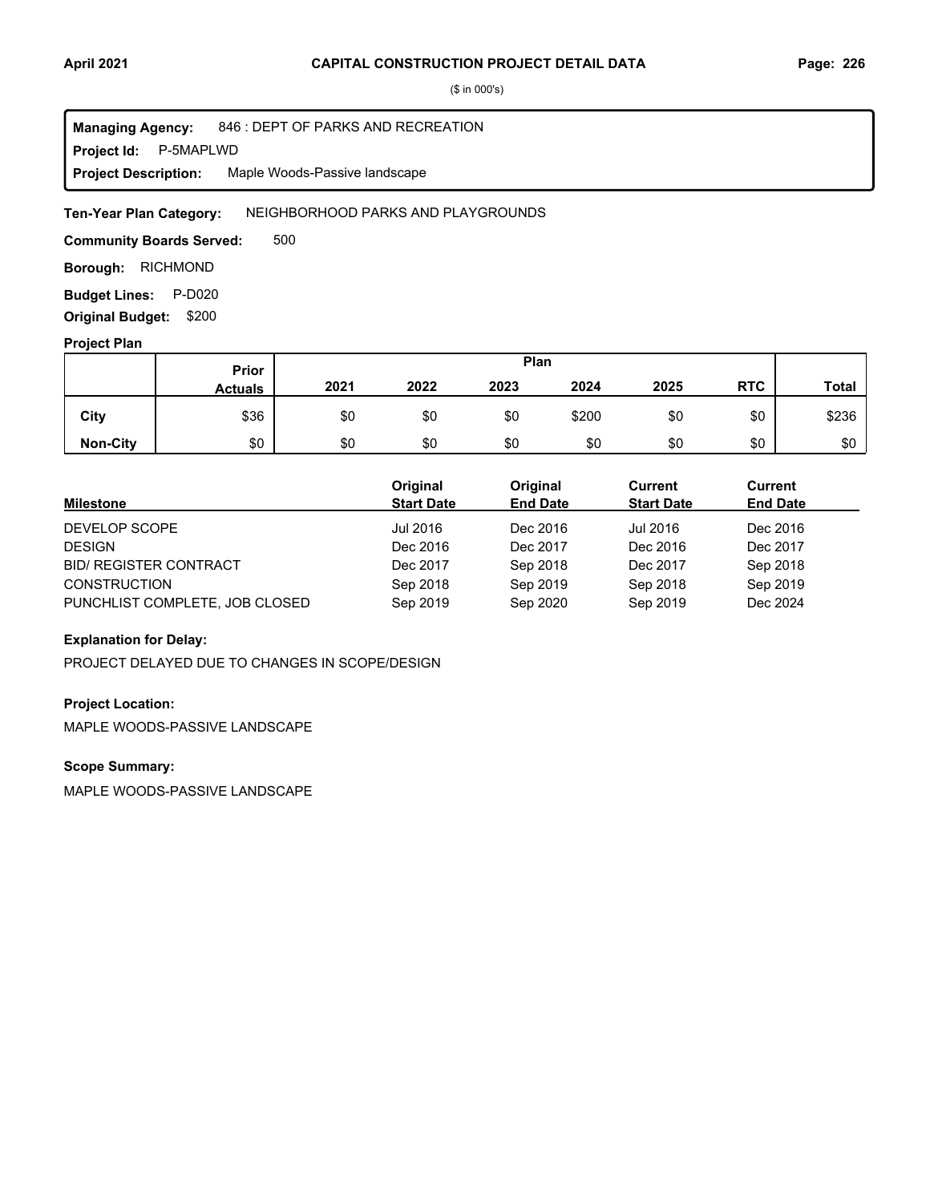# CAPITAL CONSTRUCTION PROJECT DETAIL DATA

($ in 000's)

**Managing Agency:** 846 : DEPT OF PARKS AND RECREATION
**Project Id:** P-5MAPLWD
**Project Description:** Maple Woods-Passive landscape

**Ten-Year Plan Category:** NEIGHBORHOOD PARKS AND PLAYGROUNDS

**Community Boards Served:** 500

**Borough:** RICHMOND

**Budget Lines:** P-D020

**Original Budget:** $200

## Project Plan

| | Prior Actuals | Plan 2021 | 2022 | 2023 | 2024 | 2025 | RTC | Total |
|---|---|---|---|---|---|---|---|---|
| **City** | $36 | $0 | $0 | $0 | $200 | $0 | $0 | $236 |
| **Non-City** | $0 | $0 | $0 | $0 | $0 | $0 | $0 | $0 |

| Milestone | Original Start Date | Original End Date | Current Start Date | Current End Date |
|---|---|---|---|---|
| DEVELOP SCOPE | Jul 2016 | Dec 2016 | Jul 2016 | Dec 2016 |
| DESIGN | Dec 2016 | Dec 2017 | Dec 2016 | Dec 2017 |
| BID/ REGISTER CONTRACT | Dec 2017 | Sep 2018 | Dec 2017 | Sep 2018 |
| CONSTRUCTION | Sep 2018 | Sep 2019 | Sep 2018 | Sep 2019 |
| PUNCHLIST COMPLETE, JOB CLOSED | Sep 2019 | Sep 2020 | Sep 2019 | Dec 2024 |

**Explanation for Delay:**

PROJECT DELAYED DUE TO CHANGES IN SCOPE/DESIGN

**Project Location:**

MAPLE WOODS-PASSIVE LANDSCAPE

**Scope Summary:**

MAPLE WOODS-PASSIVE LANDSCAPE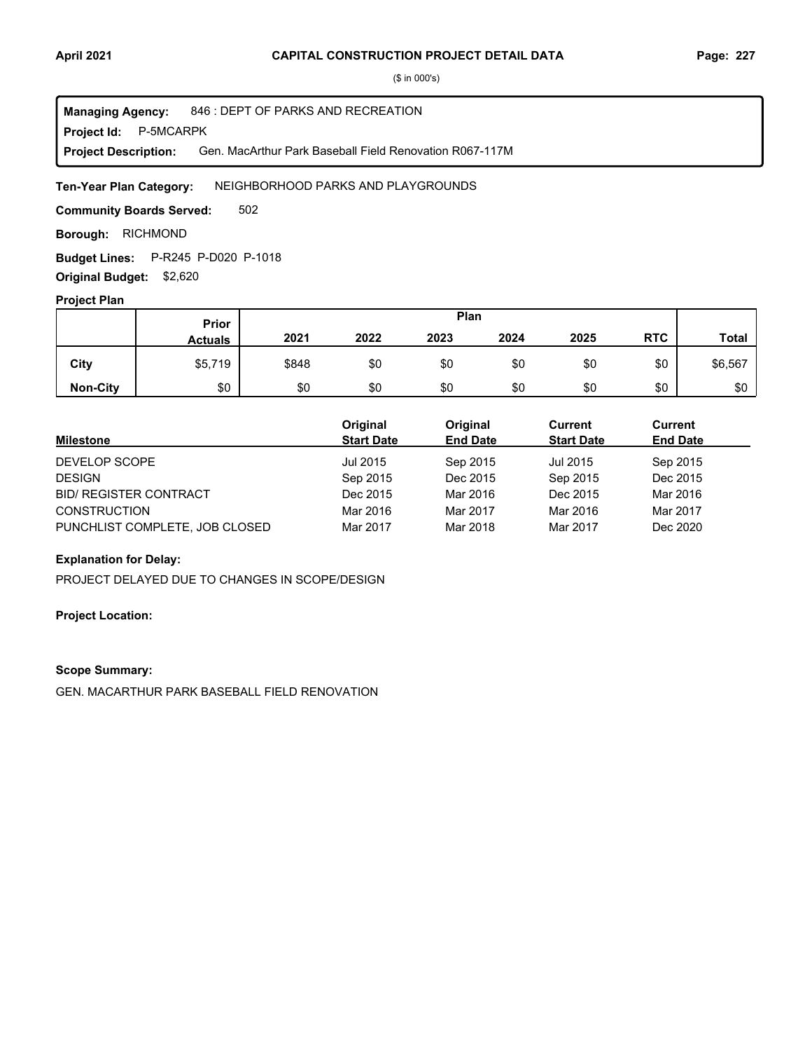# CAPITAL CONSTRUCTION PROJECT DETAIL DATA

($ in 000's)

**Managing Agency:** 846 : DEPT OF PARKS AND RECREATION
**Project Id:** P-5MCARPK
**Project Description:** Gen. MacArthur Park Baseball Field Renovation R067-117M

**Ten-Year Plan Category:** NEIGHBORHOOD PARKS AND PLAYGROUNDS

**Community Boards Served:** 502

**Borough:** RICHMOND

**Budget Lines:** P-R245 P-D020 P-1018

**Original Budget:** $2,620

### Project Plan

| | Prior Actuals | 2021 | 2022 | 2023 | 2024 | 2025 | RTC | Total |
|---|---|---|---|---|---|---|---|---|
| City | $5,719 | $848 | $0 | $0 | $0 | $0 | $0 | $6,567 |
| Non-City | $0 | $0 | $0 | $0 | $0 | $0 | $0 | $0 |

| Milestone | Original Start Date | Original End Date | Current Start Date | Current End Date |
|---|---|---|---|---|
| DEVELOP SCOPE | Jul 2015 | Sep 2015 | Jul 2015 | Sep 2015 |
| DESIGN | Sep 2015 | Dec 2015 | Sep 2015 | Dec 2015 |
| BID/ REGISTER CONTRACT | Dec 2015 | Mar 2016 | Dec 2015 | Mar 2016 |
| CONSTRUCTION | Mar 2016 | Mar 2017 | Mar 2016 | Mar 2017 |
| PUNCHLIST COMPLETE, JOB CLOSED | Mar 2017 | Mar 2018 | Mar 2017 | Dec 2020 |

**Explanation for Delay:**

PROJECT DELAYED DUE TO CHANGES IN SCOPE/DESIGN

**Project Location:**

**Scope Summary:**

GEN. MACARTHUR PARK BASEBALL FIELD RENOVATION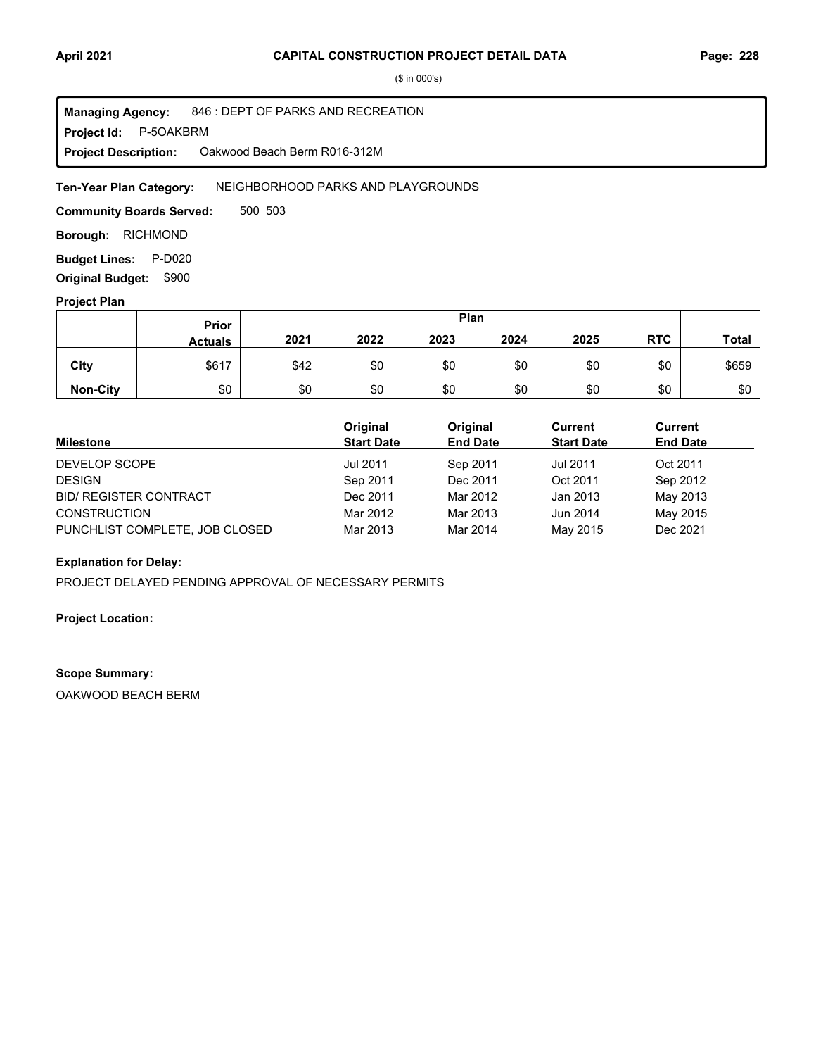($ in 000's)

**Managing Agency:** 846 : DEPT OF PARKS AND RECREATION
**Project Id:** P-5OAKBRM
**Project Description:** Oakwood Beach Berm R016-312M

**Ten-Year Plan Category:** NEIGHBORHOOD PARKS AND PLAYGROUNDS

**Community Boards Served:** 500 503

**Borough:** RICHMOND

**Budget Lines:** P-D020

**Original Budget:** $900

**Project Plan**

| | Prior Actuals | Plan 2021 | 2022 | 2023 | 2024 | 2025 | RTC | Total |
|---|---|---|---|---|---|---|---|---|
| **City** | $617 | $42 | $0 | $0 | $0 | $0 | $0 | $659 |
| **Non-City** | $0 | $0 | $0 | $0 | $0 | $0 | $0 | $0 |

| Milestone | Original Start Date | Original End Date | Current Start Date | Current End Date |
|---|---|---|---|---|
| DEVELOP SCOPE | Jul 2011 | Sep 2011 | Jul 2011 | Oct 2011 |
| DESIGN | Sep 2011 | Dec 2011 | Oct 2011 | Sep 2012 |
| BID/ REGISTER CONTRACT | Dec 2011 | Mar 2012 | Jan 2013 | May 2013 |
| CONSTRUCTION | Mar 2012 | Mar 2013 | Jun 2014 | May 2015 |
| PUNCHLIST COMPLETE, JOB CLOSED | Mar 2013 | Mar 2014 | May 2015 | Dec 2021 |

**Explanation for Delay:**

PROJECT DELAYED PENDING APPROVAL OF NECESSARY PERMITS

**Project Location:**

**Scope Summary:**

OAKWOOD BEACH BERM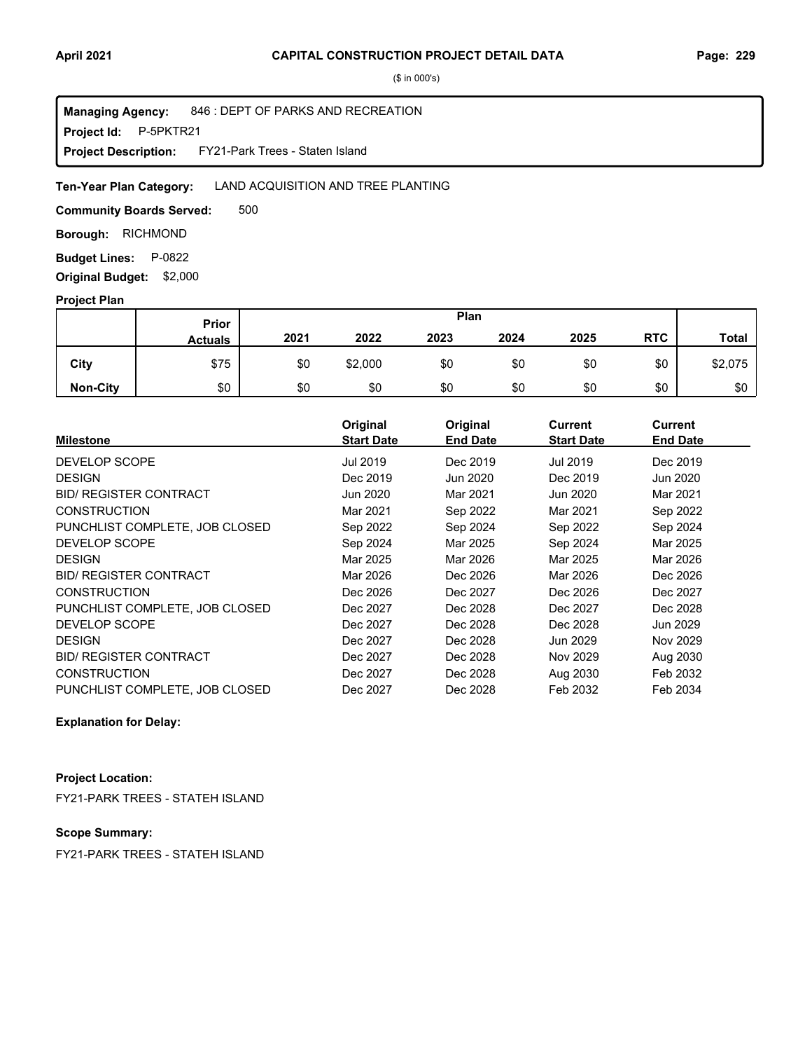## CAPITAL CONSTRUCTION PROJECT DETAIL DATA

($ in 000's)

**Managing Agency:** 846 : DEPT OF PARKS AND RECREATION
**Project Id:** P-5PKTR21
**Project Description:** FY21-Park Trees - Staten Island

**Ten-Year Plan Category:** LAND ACQUISITION AND TREE PLANTING

**Community Boards Served:** 500

**Borough:** RICHMOND

**Budget Lines:** P-0822

**Original Budget:** $2,000

### Project Plan

| | Prior Actuals | 2021 | 2022 | 2023 | 2024 | 2025 | RTC | Total |
|---|---|---|---|---|---|---|---|---|
| City | $75 | $0 | $2,000 | $0 | $0 | $0 | $0 | $2,075 |
| Non-City | $0 | $0 | $0 | $0 | $0 | $0 | $0 | $0 |

| Milestone | Original Start Date | Original End Date | Current Start Date | Current End Date |
|---|---|---|---|---|
| DEVELOP SCOPE | Jul 2019 | Dec 2019 | Jul 2019 | Dec 2019 |
| DESIGN | Dec 2019 | Jun 2020 | Dec 2019 | Jun 2020 |
| BID/ REGISTER CONTRACT | Jun 2020 | Mar 2021 | Jun 2020 | Mar 2021 |
| CONSTRUCTION | Mar 2021 | Sep 2022 | Mar 2021 | Sep 2022 |
| PUNCHLIST COMPLETE, JOB CLOSED | Sep 2022 | Sep 2024 | Sep 2022 | Sep 2024 |
| DEVELOP SCOPE | Sep 2024 | Mar 2025 | Sep 2024 | Mar 2025 |
| DESIGN | Mar 2025 | Mar 2026 | Mar 2025 | Mar 2026 |
| BID/ REGISTER CONTRACT | Mar 2026 | Dec 2026 | Mar 2026 | Dec 2026 |
| CONSTRUCTION | Dec 2026 | Dec 2027 | Dec 2026 | Dec 2027 |
| PUNCHLIST COMPLETE, JOB CLOSED | Dec 2027 | Dec 2028 | Dec 2027 | Dec 2028 |
| DEVELOP SCOPE | Dec 2027 | Dec 2028 | Dec 2028 | Jun 2029 |
| DESIGN | Dec 2027 | Dec 2028 | Jun 2029 | Nov 2029 |
| BID/ REGISTER CONTRACT | Dec 2027 | Dec 2028 | Nov 2029 | Aug 2030 |
| CONSTRUCTION | Dec 2027 | Dec 2028 | Aug 2030 | Feb 2032 |
| PUNCHLIST COMPLETE, JOB CLOSED | Dec 2027 | Dec 2028 | Feb 2032 | Feb 2034 |

**Explanation for Delay:**

**Project Location:**

FY21-PARK TREES - STATEH ISLAND

**Scope Summary:**

FY21-PARK TREES - STATEH ISLAND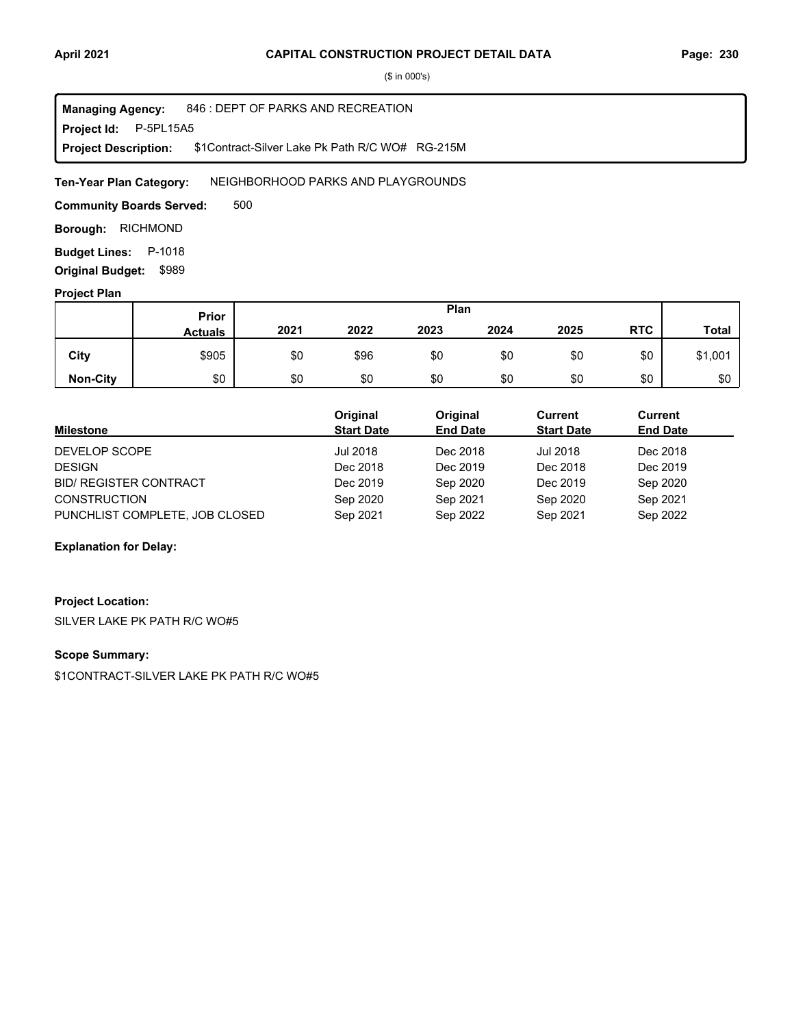# CAPITAL CONSTRUCTION PROJECT DETAIL DATA

($ in 000's)

**Managing Agency:** 846 : DEPT OF PARKS AND RECREATION
**Project Id:** P-5PL15A5
**Project Description:** $1Contract-Silver Lake Pk Path R/C WO# RG-215M

**Ten-Year Plan Category:** NEIGHBORHOOD PARKS AND PLAYGROUNDS

**Community Boards Served:** 500

**Borough:** RICHMOND

**Budget Lines:** P-1018

**Original Budget:** $989

## Project Plan

| | Prior Actuals | Plan 2021 | 2022 | 2023 | 2024 | 2025 | RTC | Total |
|---|---|---|---|---|---|---|---|---|
| **City** | $905 | $0 | $96 | $0 | $0 | $0 | $0 | $1,001 |
| **Non-City** | $0 | $0 | $0 | $0 | $0 | $0 | $0 | $0 |

| Milestone | Original Start Date | Original End Date | Current Start Date | Current End Date |
|---|---|---|---|---|
| DEVELOP SCOPE | Jul 2018 | Dec 2018 | Jul 2018 | Dec 2018 |
| DESIGN | Dec 2018 | Dec 2019 | Dec 2018 | Dec 2019 |
| BID/ REGISTER CONTRACT | Dec 2019 | Sep 2020 | Dec 2019 | Sep 2020 |
| CONSTRUCTION | Sep 2020 | Sep 2021 | Sep 2020 | Sep 2021 |
| PUNCHLIST COMPLETE, JOB CLOSED | Sep 2021 | Sep 2022 | Sep 2021 | Sep 2022 |

**Explanation for Delay:**

**Project Location:**

SILVER LAKE PK PATH R/C WO#5

**Scope Summary:**

$1CONTRACT-SILVER LAKE PK PATH R/C WO#5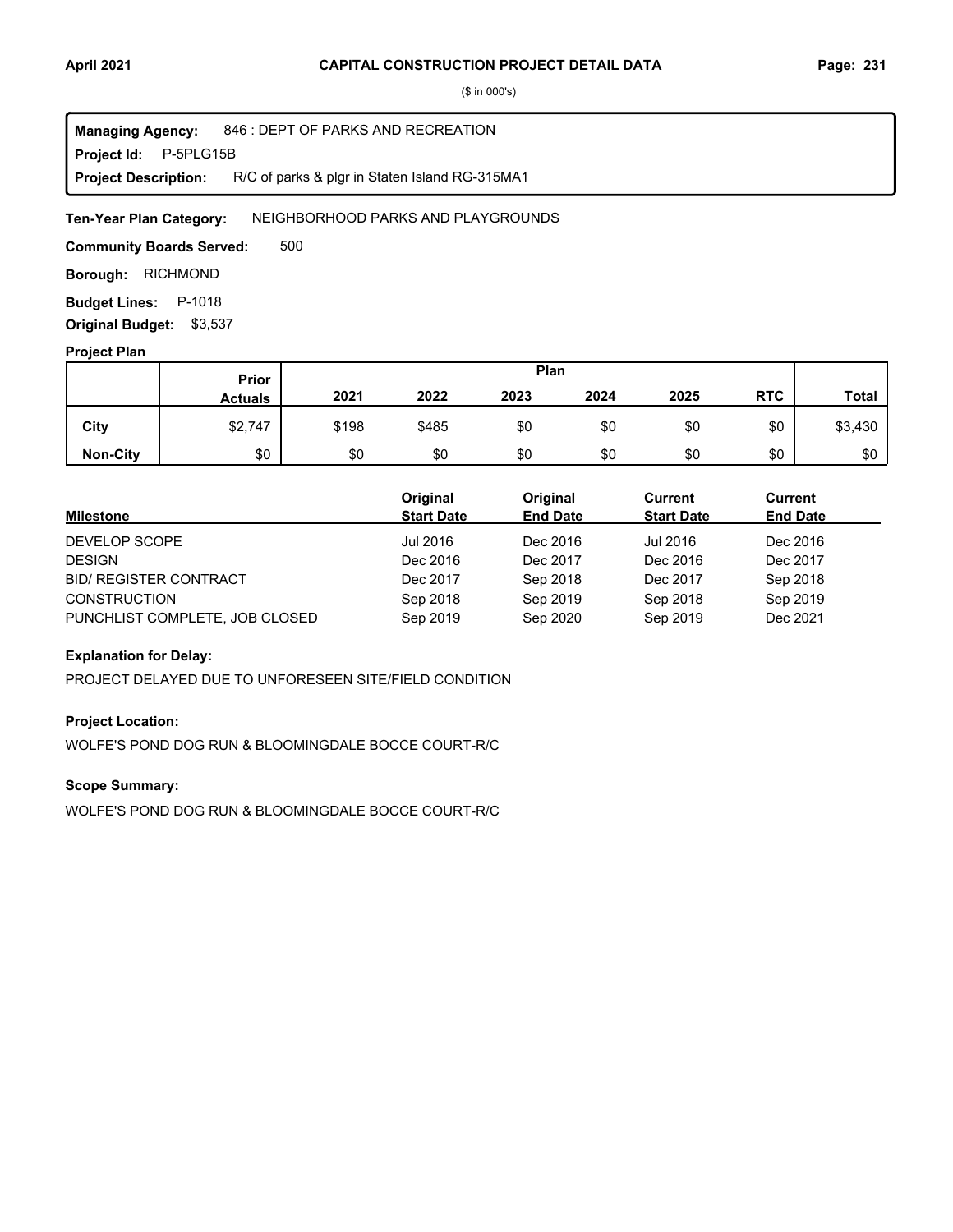# CAPITAL CONSTRUCTION PROJECT DETAIL DATA

($ in 000's)

**Managing Agency:** 846 : DEPT OF PARKS AND RECREATION
**Project Id:** P-5PLG15B
**Project Description:** R/C of parks & plgr in Staten Island RG-315MA1

**Ten-Year Plan Category:** NEIGHBORHOOD PARKS AND PLAYGROUNDS

**Community Boards Served:** 500

**Borough:** RICHMOND

**Budget Lines:** P-1018

**Original Budget:** $3,537

## Project Plan

| | Prior Actuals | Plan | | | | | | |
|---|---|---|---|---|---|---|---|---|
| | | 2021 | 2022 | 2023 | 2024 | 2025 | RTC | Total |
| City | $2,747 | $198 | $485 | $0 | $0 | $0 | $0 | $3,430 |
| Non-City | $0 | $0 | $0 | $0 | $0 | $0 | $0 | $0 |

| Milestone | Original Start Date | Original End Date | Current Start Date | Current End Date |
|---|---|---|---|---|
| DEVELOP SCOPE | Jul 2016 | Dec 2016 | Jul 2016 | Dec 2016 |
| DESIGN | Dec 2016 | Dec 2017 | Dec 2016 | Dec 2017 |
| BID/ REGISTER CONTRACT | Dec 2017 | Sep 2018 | Dec 2017 | Sep 2018 |
| CONSTRUCTION | Sep 2018 | Sep 2019 | Sep 2018 | Sep 2019 |
| PUNCHLIST COMPLETE, JOB CLOSED | Sep 2019 | Sep 2020 | Sep 2019 | Dec 2021 |

**Explanation for Delay:**

PROJECT DELAYED DUE TO UNFORESEEN SITE/FIELD CONDITION

**Project Location:**

WOLFE'S POND DOG RUN & BLOOMINGDALE BOCCE COURT-R/C

**Scope Summary:**

WOLFE'S POND DOG RUN & BLOOMINGDALE BOCCE COURT-R/C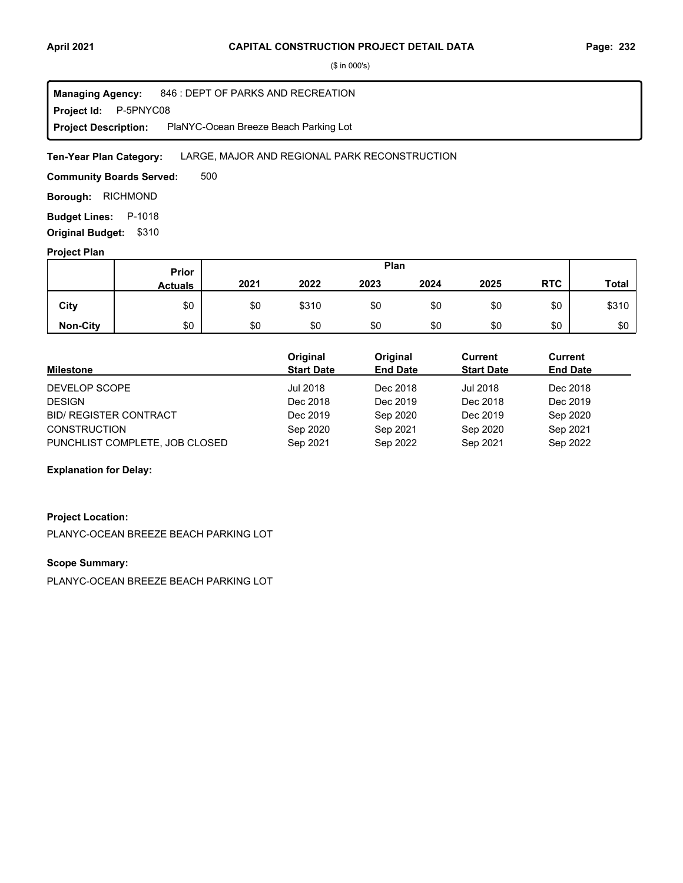($ in 000's)

**Managing Agency:** 846 : DEPT OF PARKS AND RECREATION
**Project Id:** P-5PNYC08
**Project Description:** PlaNYC-Ocean Breeze Beach Parking Lot

**Ten-Year Plan Category:** LARGE, MAJOR AND REGIONAL PARK RECONSTRUCTION

**Community Boards Served:** 500

**Borough:** RICHMOND

**Budget Lines:** P-1018

**Original Budget:** $310

**Project Plan**

| | Prior Actuals | 2021 | 2022 | 2023 | 2024 | 2025 | RTC | Total |
|---|---|---|---|---|---|---|---|---|
| **City** | $0 | $0 | $310 | $0 | $0 | $0 | $0 | $310 |
| **Non-City** | $0 | $0 | $0 | $0 | $0 | $0 | $0 | $0 |

| Milestone | Original Start Date | Original End Date | Current Start Date | Current End Date |
|---|---|---|---|---|
| DEVELOP SCOPE | Jul 2018 | Dec 2018 | Jul 2018 | Dec 2018 |
| DESIGN | Dec 2018 | Dec 2019 | Dec 2018 | Dec 2019 |
| BID/ REGISTER CONTRACT | Dec 2019 | Sep 2020 | Dec 2019 | Sep 2020 |
| CONSTRUCTION | Sep 2020 | Sep 2021 | Sep 2020 | Sep 2021 |
| PUNCHLIST COMPLETE, JOB CLOSED | Sep 2021 | Sep 2022 | Sep 2021 | Sep 2022 |

**Explanation for Delay:**

**Project Location:**

PLANYC-OCEAN BREEZE BEACH PARKING LOT

**Scope Summary:**

PLANYC-OCEAN BREEZE BEACH PARKING LOT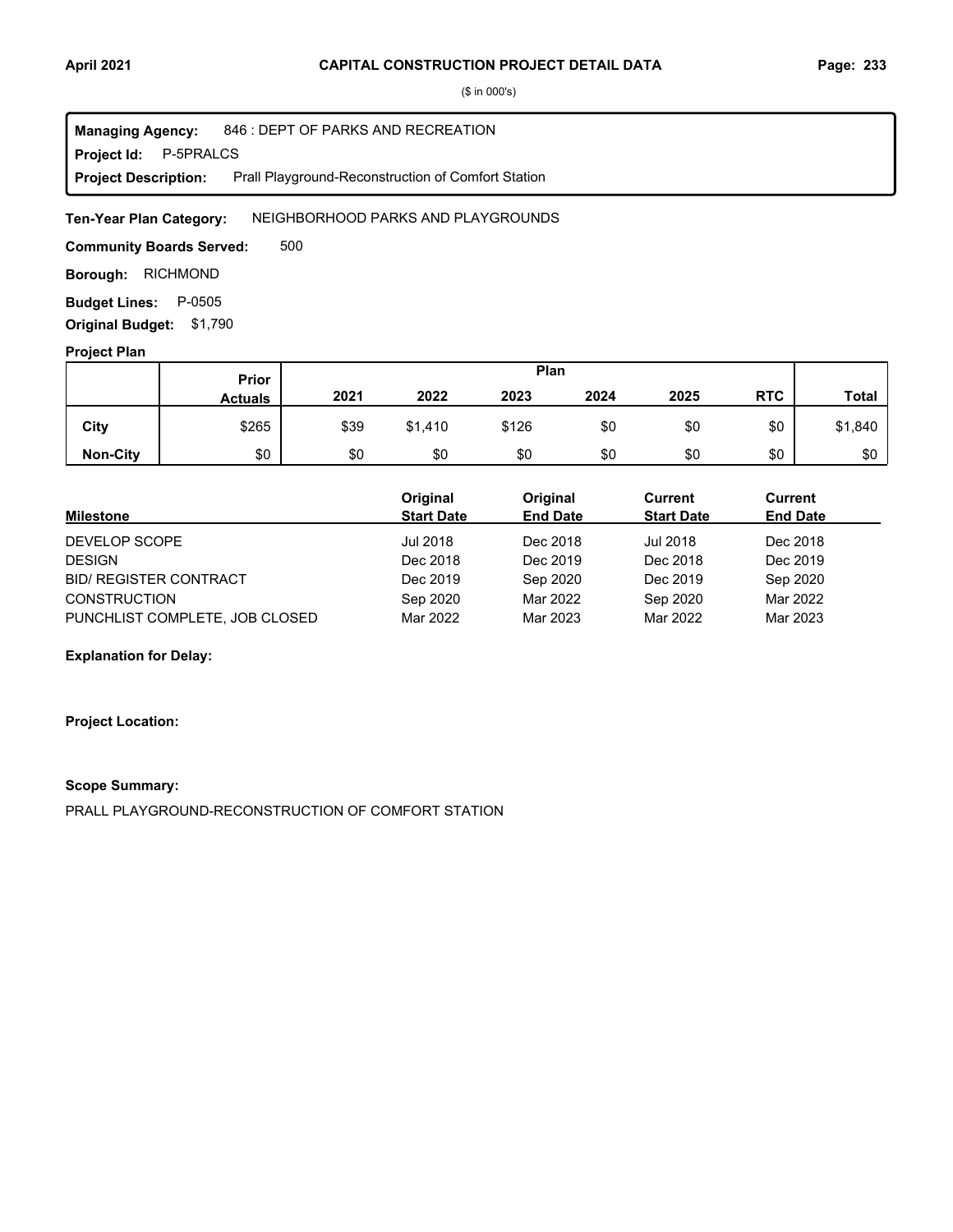## CAPITAL CONSTRUCTION PROJECT DETAIL DATA

($ in 000's)

**Managing Agency:** 846 : DEPT OF PARKS AND RECREATION
**Project Id:** P-5PRALCS
**Project Description:** Prall Playground-Reconstruction of Comfort Station

**Ten-Year Plan Category:** NEIGHBORHOOD PARKS AND PLAYGROUNDS

**Community Boards Served:** 500

**Borough:** RICHMOND

**Budget Lines:** P-0505

**Original Budget:** $1,790

**Project Plan**

| | Prior Actuals | Plan 2021 | 2022 | 2023 | 2024 | 2025 | RTC | Total |
|---|---|---|---|---|---|---|---|---|
| **City** | $265 | $39 | $1,410 | $126 | $0 | $0 | $0 | $1,840 |
| **Non-City** | $0 | $0 | $0 | $0 | $0 | $0 | $0 | $0 |

| Milestone | Original Start Date | Original End Date | Current Start Date | Current End Date |
|---|---|---|---|---|
| DEVELOP SCOPE | Jul 2018 | Dec 2018 | Jul 2018 | Dec 2018 |
| DESIGN | Dec 2018 | Dec 2019 | Dec 2018 | Dec 2019 |
| BID/ REGISTER CONTRACT | Dec 2019 | Sep 2020 | Dec 2019 | Sep 2020 |
| CONSTRUCTION | Sep 2020 | Mar 2022 | Sep 2020 | Mar 2022 |
| PUNCHLIST COMPLETE, JOB CLOSED | Mar 2022 | Mar 2023 | Mar 2022 | Mar 2023 |

**Explanation for Delay:**

**Project Location:**

**Scope Summary:**

PRALL PLAYGROUND-RECONSTRUCTION OF COMFORT STATION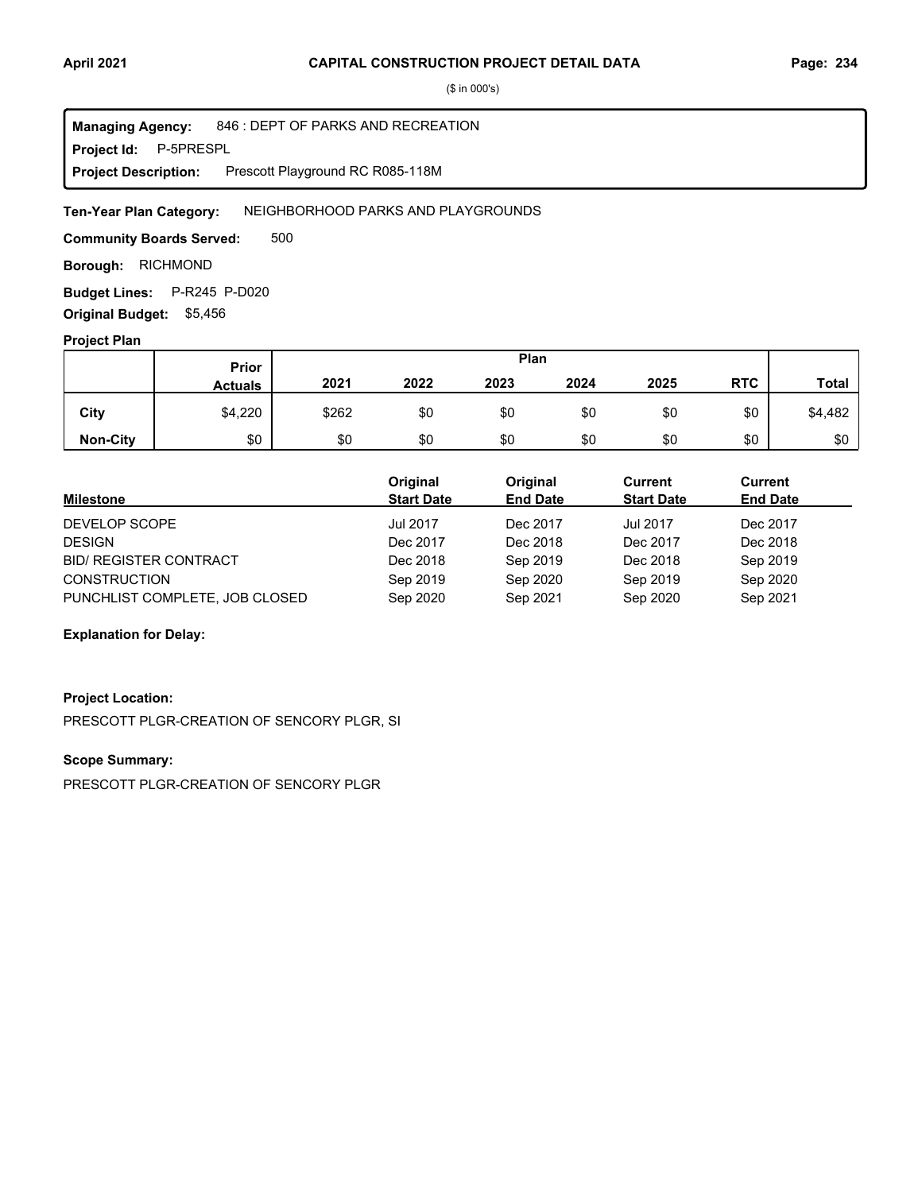**CAPITAL CONSTRUCTION PROJECT DETAIL DATA**

($ in 000's)

**Managing Agency:** 846 : DEPT OF PARKS AND RECREATION
**Project Id:** P-5PRESPL
**Project Description:** Prescott Playground RC R085-118M

**Ten-Year Plan Category:** NEIGHBORHOOD PARKS AND PLAYGROUNDS

**Community Boards Served:** 500

**Borough:** RICHMOND

**Budget Lines:** P-R245 P-D020

**Original Budget:** $5,456

**Project Plan**

| | Prior Actuals | Plan 2021 | 2022 | 2023 | 2024 | 2025 | RTC | Total |
|---|---|---|---|---|---|---|---|---|
| **City** | $4,220 | $262 | $0 | $0 | $0 | $0 | $0 | $4,482 |
| **Non-City** | $0 | $0 | $0 | $0 | $0 | $0 | $0 | $0 |

| Milestone | Original Start Date | Original End Date | Current Start Date | Current End Date |
|---|---|---|---|---|
| DEVELOP SCOPE | Jul 2017 | Dec 2017 | Jul 2017 | Dec 2017 |
| DESIGN | Dec 2017 | Dec 2018 | Dec 2017 | Dec 2018 |
| BID/ REGISTER CONTRACT | Dec 2018 | Sep 2019 | Dec 2018 | Sep 2019 |
| CONSTRUCTION | Sep 2019 | Sep 2020 | Sep 2019 | Sep 2020 |
| PUNCHLIST COMPLETE, JOB CLOSED | Sep 2020 | Sep 2021 | Sep 2020 | Sep 2021 |

**Explanation for Delay:**

**Project Location:**

PRESCOTT PLGR-CREATION OF SENCORY PLGR, SI

**Scope Summary:**

PRESCOTT PLGR-CREATION OF SENCORY PLGR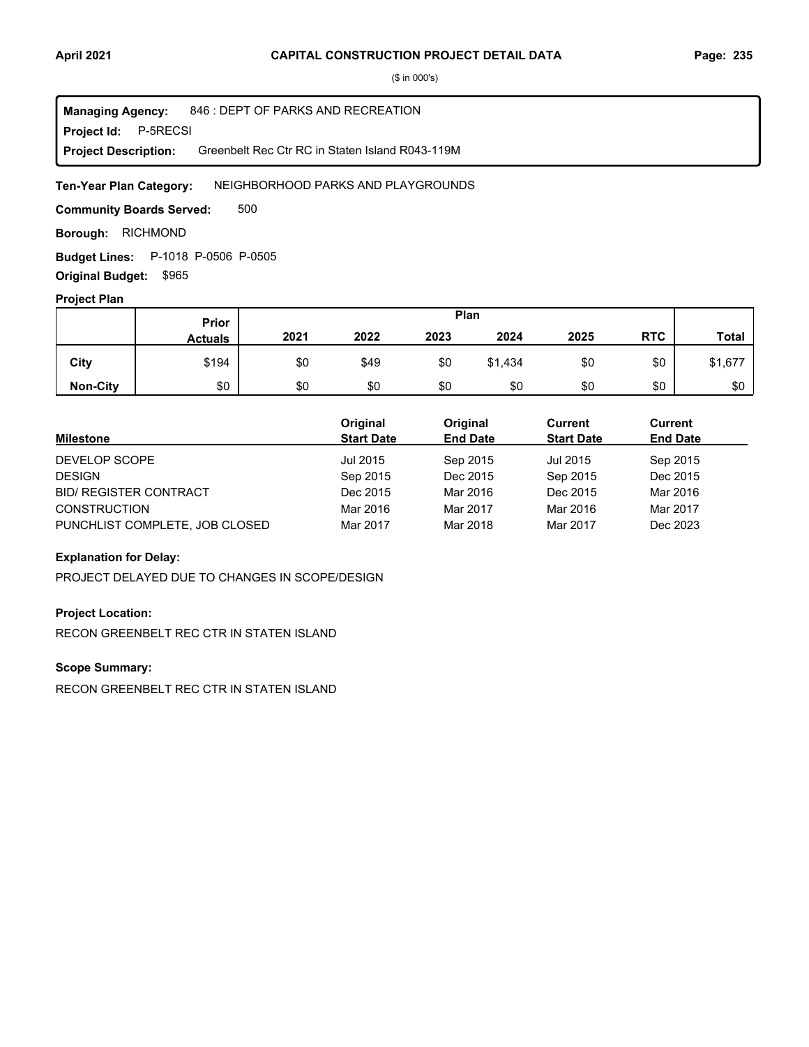# CAPITAL CONSTRUCTION PROJECT DETAIL DATA

($ in 000's)

**Managing Agency:** 846 : DEPT OF PARKS AND RECREATION
**Project Id:** P-5RECSI
**Project Description:** Greenbelt Rec Ctr RC in Staten Island R043-119M

**Ten-Year Plan Category:** NEIGHBORHOOD PARKS AND PLAYGROUNDS

**Community Boards Served:** 500

**Borough:** RICHMOND

**Budget Lines:** P-1018 P-0506 P-0505

**Original Budget:** $965

## Project Plan

| | Prior Actuals | 2021 | 2022 | 2023 | 2024 | 2025 | RTC | Total |
|---|---|---|---|---|---|---|---|---|
| **City** | $194 | $0 | $49 | $0 | $1,434 | $0 | $0 | $1,677 |
| **Non-City** | $0 | $0 | $0 | $0 | $0 | $0 | $0 | $0 |

| Milestone | Original Start Date | Original End Date | Current Start Date | Current End Date |
|---|---|---|---|---|
| DEVELOP SCOPE | Jul 2015 | Sep 2015 | Jul 2015 | Sep 2015 |
| DESIGN | Sep 2015 | Dec 2015 | Sep 2015 | Dec 2015 |
| BID/ REGISTER CONTRACT | Dec 2015 | Mar 2016 | Dec 2015 | Mar 2016 |
| CONSTRUCTION | Mar 2016 | Mar 2017 | Mar 2016 | Mar 2017 |
| PUNCHLIST COMPLETE, JOB CLOSED | Mar 2017 | Mar 2018 | Mar 2017 | Dec 2023 |

**Explanation for Delay:**

PROJECT DELAYED DUE TO CHANGES IN SCOPE/DESIGN

**Project Location:**

RECON GREENBELT REC CTR IN STATEN ISLAND

**Scope Summary:**

RECON GREENBELT REC CTR IN STATEN ISLAND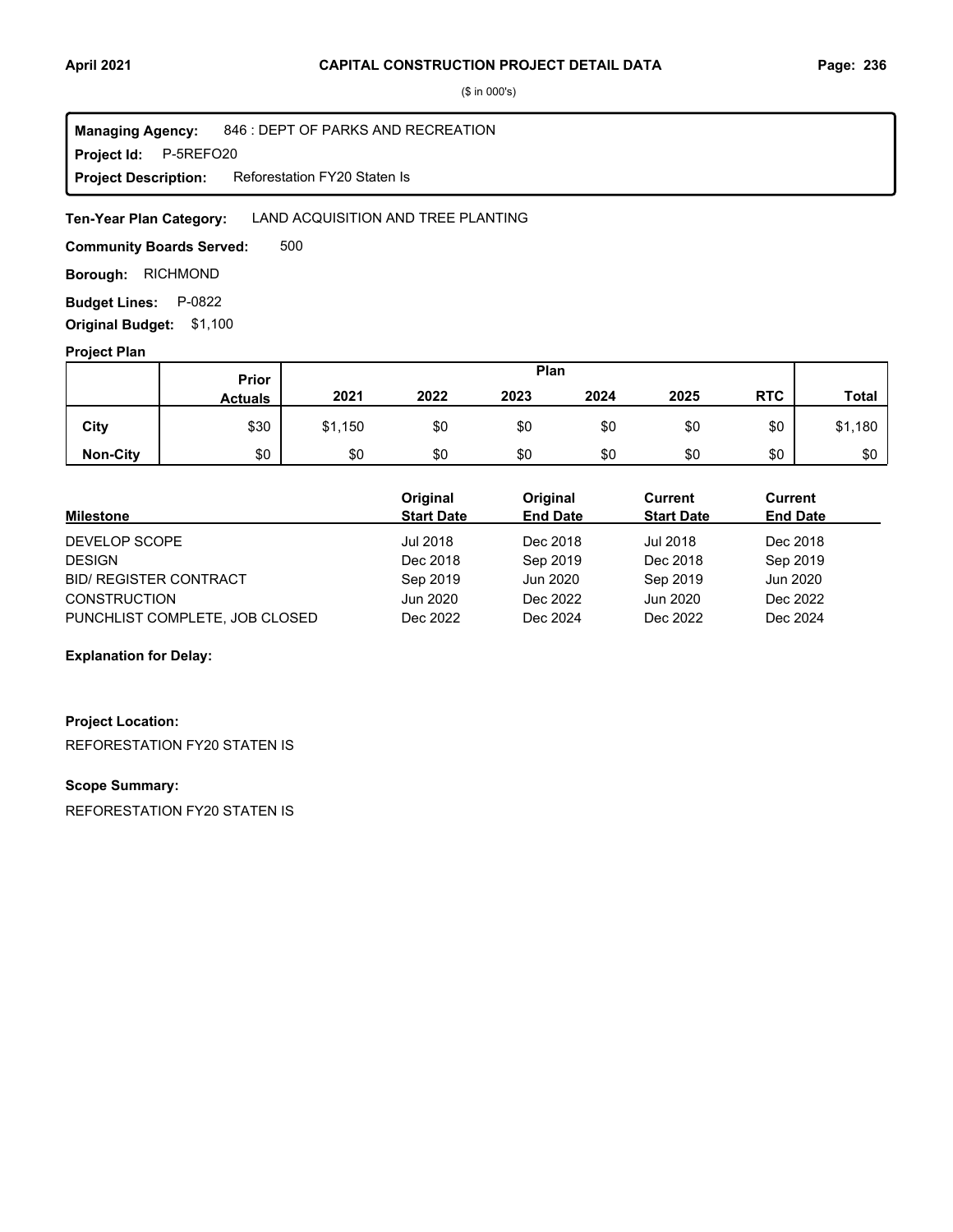($ in 000's)

**Managing Agency:** 846 : DEPT OF PARKS AND RECREATION
**Project Id:** P-5REFO20
**Project Description:** Reforestation FY20 Staten Is

**Ten-Year Plan Category:** LAND ACQUISITION AND TREE PLANTING

**Community Boards Served:** 500

**Borough:** RICHMOND

**Budget Lines:** P-0822

**Original Budget:** $1,100

**Project Plan**

| | Prior Actuals | Plan 2021 | 2022 | 2023 | 2024 | 2025 | RTC | Total |
|---|---|---|---|---|---|---|---|---|
| City | $30 | $1,150 | $0 | $0 | $0 | $0 | $0 | $1,180 |
| Non-City | $0 | $0 | $0 | $0 | $0 | $0 | $0 | $0 |

| Milestone | Original Start Date | Original End Date | Current Start Date | Current End Date |
|---|---|---|---|---|
| DEVELOP SCOPE | Jul 2018 | Dec 2018 | Jul 2018 | Dec 2018 |
| DESIGN | Dec 2018 | Sep 2019 | Dec 2018 | Sep 2019 |
| BID/ REGISTER CONTRACT | Sep 2019 | Jun 2020 | Sep 2019 | Jun 2020 |
| CONSTRUCTION | Jun 2020 | Dec 2022 | Jun 2020 | Dec 2022 |
| PUNCHLIST COMPLETE, JOB CLOSED | Dec 2022 | Dec 2024 | Dec 2022 | Dec 2024 |

**Explanation for Delay:**

**Project Location:**

REFORESTATION FY20 STATEN IS

**Scope Summary:**

REFORESTATION FY20 STATEN IS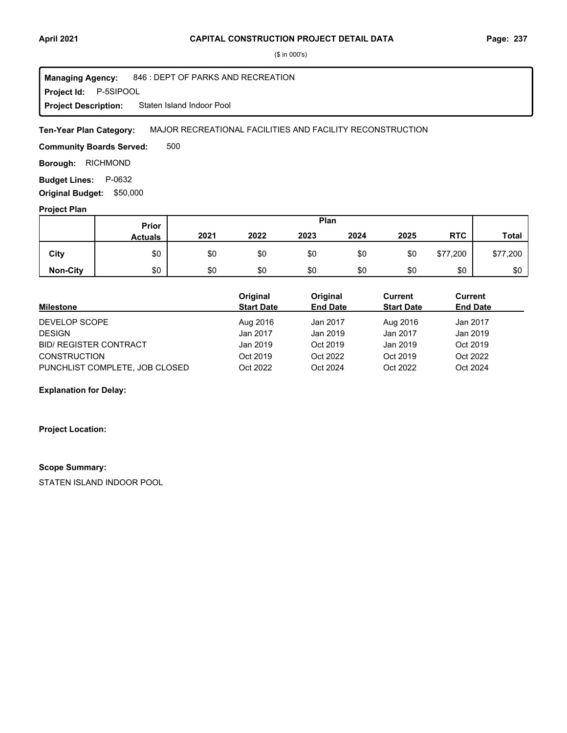# CAPITAL CONSTRUCTION PROJECT DETAIL DATA

($ in 000's)

**Managing Agency:** 846 : DEPT OF PARKS AND RECREATION
**Project Id:** P-5SIPOOL
**Project Description:** Staten Island Indoor Pool

**Ten-Year Plan Category:** MAJOR RECREATIONAL FACILITIES AND FACILITY RECONSTRUCTION

**Community Boards Served:** 500

**Borough:** RICHMOND

**Budget Lines:** P-0632

**Original Budget:** $50,000

**Project Plan**

| | Prior Actuals | Plan 2021 | 2022 | 2023 | 2024 | 2025 | RTC | Total |
|---|---|---|---|---|---|---|---|---|
| **City** | $0 | $0 | $0 | $0 | $0 | $0 | $77,200 | $77,200 |
| **Non-City** | $0 | $0 | $0 | $0 | $0 | $0 | $0 | $0 |

| Milestone | Original Start Date | Original End Date | Current Start Date | Current End Date |
|---|---|---|---|---|
| DEVELOP SCOPE | Aug 2016 | Jan 2017 | Aug 2016 | Jan 2017 |
| DESIGN | Jan 2017 | Jan 2019 | Jan 2017 | Jan 2019 |
| BID/ REGISTER CONTRACT | Jan 2019 | Oct 2019 | Jan 2019 | Oct 2019 |
| CONSTRUCTION | Oct 2019 | Oct 2022 | Oct 2019 | Oct 2022 |
| PUNCHLIST COMPLETE, JOB CLOSED | Oct 2022 | Oct 2024 | Oct 2022 | Oct 2024 |

**Explanation for Delay:**

**Project Location:**

**Scope Summary:**

STATEN ISLAND INDOOR POOL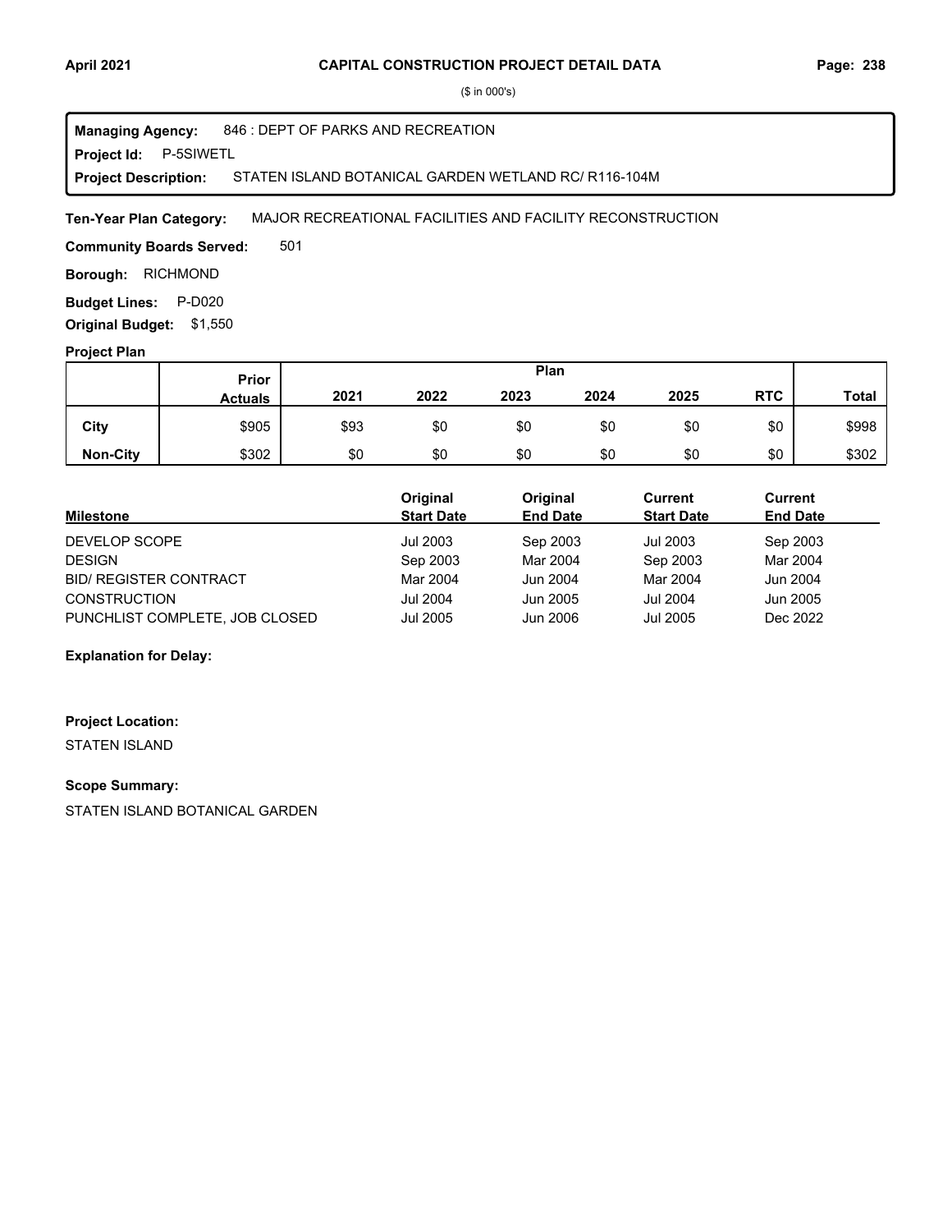($ in 000's)

**Managing Agency:** 846 : DEPT OF PARKS AND RECREATION

**Project Id:** P-5SIWETL

**Project Description:** STATEN ISLAND BOTANICAL GARDEN WETLAND RC/ R116-104M

**Ten-Year Plan Category:** MAJOR RECREATIONAL FACILITIES AND FACILITY RECONSTRUCTION

**Community Boards Served:** 501

**Borough:** RICHMOND

**Budget Lines:** P-D020

**Original Budget:** $1,550

**Project Plan**

| | Prior Actuals | Plan 2021 | 2022 | 2023 | 2024 | 2025 | RTC | Total |
|---|---|---|---|---|---|---|---|---|
| **City** | $905 | $93 | $0 | $0 | $0 | $0 | $0 | $998 |
| **Non-City** | $302 | $0 | $0 | $0 | $0 | $0 | $0 | $302 |

| Milestone | Original Start Date | Original End Date | Current Start Date | Current End Date |
|---|---|---|---|---|
| DEVELOP SCOPE | Jul 2003 | Sep 2003 | Jul 2003 | Sep 2003 |
| DESIGN | Sep 2003 | Mar 2004 | Sep 2003 | Mar 2004 |
| BID/ REGISTER CONTRACT | Mar 2004 | Jun 2004 | Mar 2004 | Jun 2004 |
| CONSTRUCTION | Jul 2004 | Jun 2005 | Jul 2004 | Jun 2005 |
| PUNCHLIST COMPLETE, JOB CLOSED | Jul 2005 | Jun 2006 | Jul 2005 | Dec 2022 |

**Explanation for Delay:**

**Project Location:**

STATEN ISLAND

**Scope Summary:**

STATEN ISLAND BOTANICAL GARDEN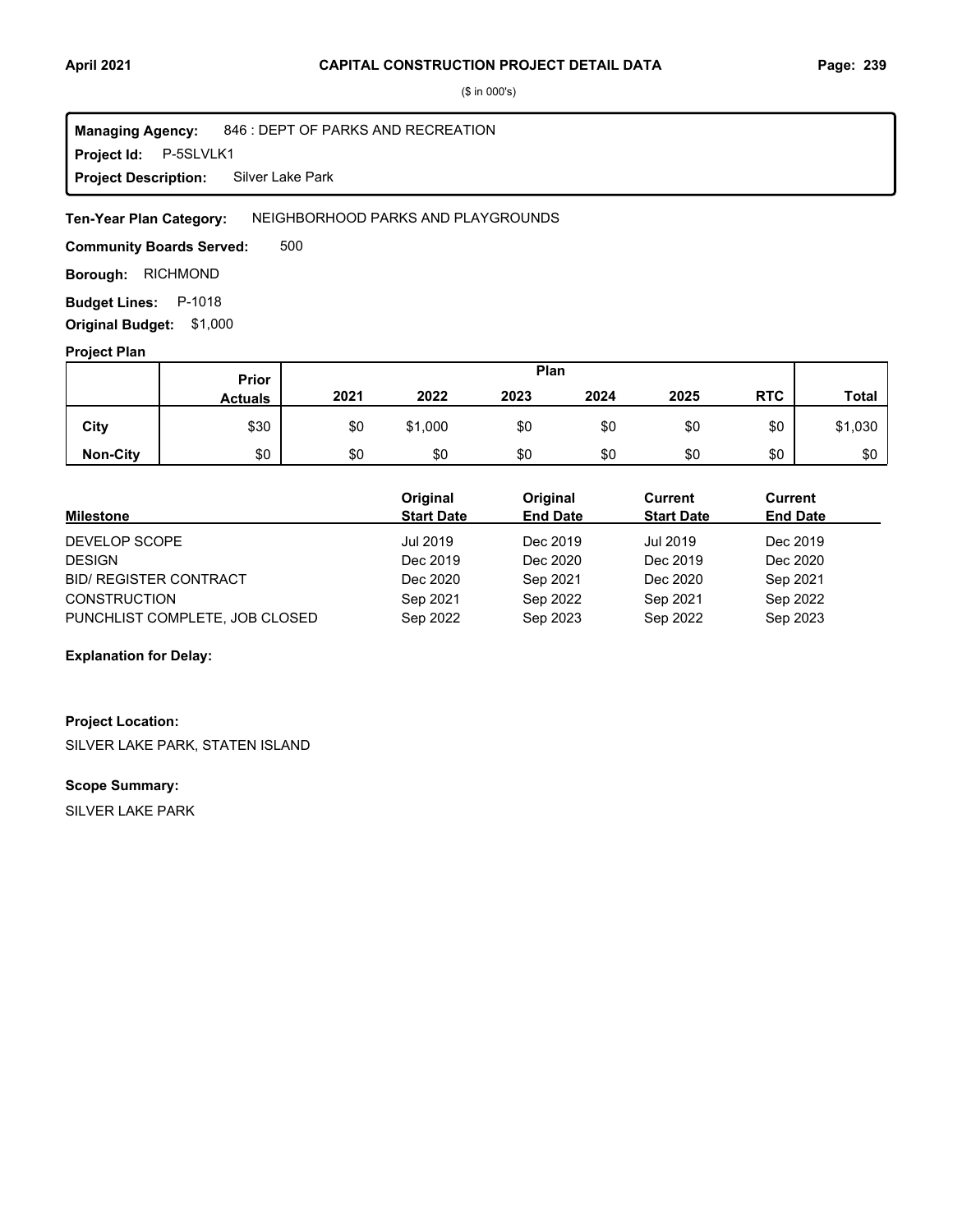($ in 000's)

**Managing Agency:** 846 : DEPT OF PARKS AND RECREATION
**Project Id:** P-5SLVLK1
**Project Description:** Silver Lake Park

**Ten-Year Plan Category:** NEIGHBORHOOD PARKS AND PLAYGROUNDS

**Community Boards Served:** 500

**Borough:** RICHMOND

**Budget Lines:** P-1018

**Original Budget:** $1,000

**Project Plan**

| | Prior Actuals | Plan 2021 | 2022 | 2023 | 2024 | 2025 | RTC | Total |
|---|---|---|---|---|---|---|---|---|
| **City** | $30 | $0 | $1,000 | $0 | $0 | $0 | $0 | $1,030 |
| **Non-City** | $0 | $0 | $0 | $0 | $0 | $0 | $0 | $0 |

| Milestone | Original Start Date | Original End Date | Current Start Date | Current End Date |
|---|---|---|---|---|
| DEVELOP SCOPE | Jul 2019 | Dec 2019 | Jul 2019 | Dec 2019 |
| DESIGN | Dec 2019 | Dec 2020 | Dec 2019 | Dec 2020 |
| BID/ REGISTER CONTRACT | Dec 2020 | Sep 2021 | Dec 2020 | Sep 2021 |
| CONSTRUCTION | Sep 2021 | Sep 2022 | Sep 2021 | Sep 2022 |
| PUNCHLIST COMPLETE, JOB CLOSED | Sep 2022 | Sep 2023 | Sep 2022 | Sep 2023 |

**Explanation for Delay:**

**Project Location:**

SILVER LAKE PARK, STATEN ISLAND

**Scope Summary:**

SILVER LAKE PARK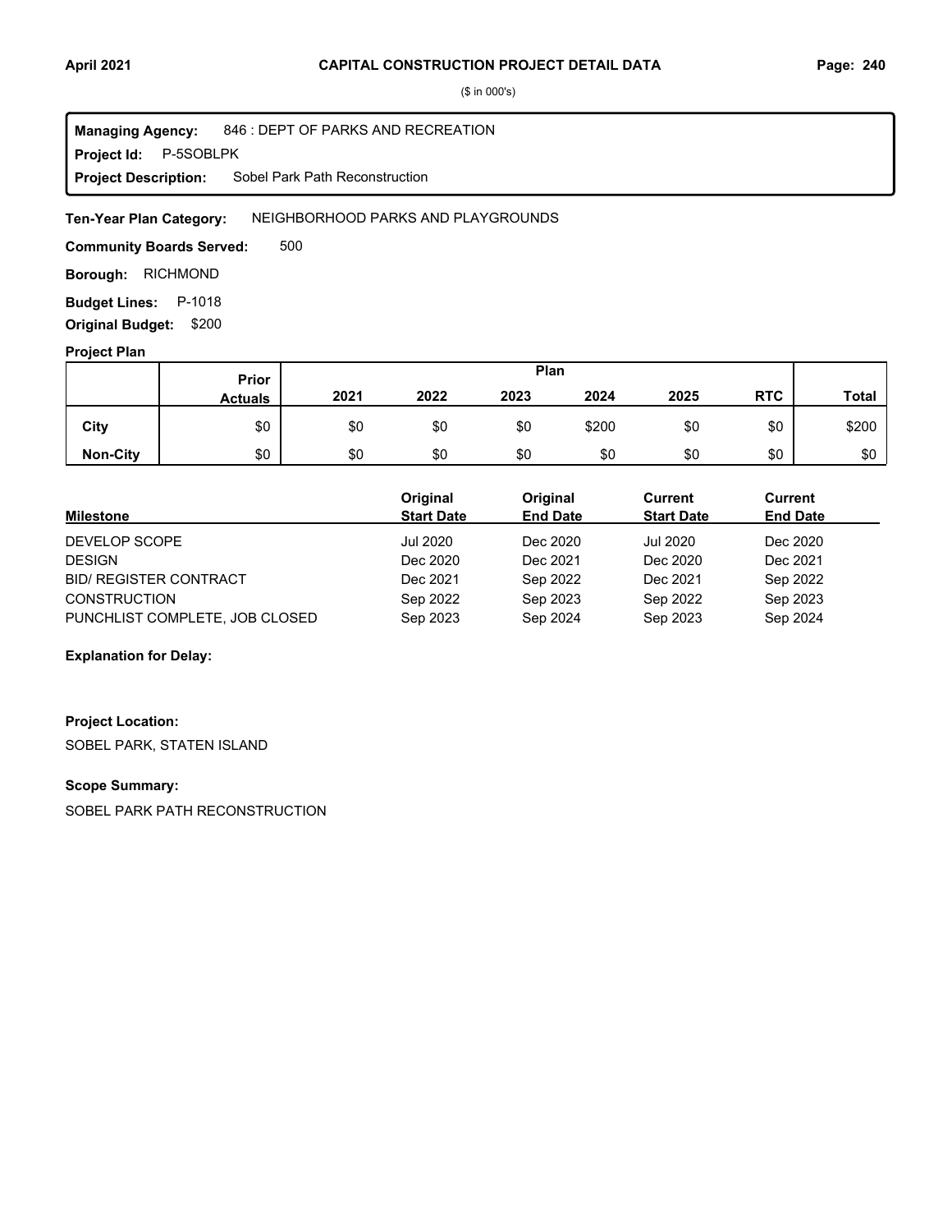($ in 000's)

**Managing Agency:** 846 : DEPT OF PARKS AND RECREATION
**Project Id:** P-5SOBLPK
**Project Description:** Sobel Park Path Reconstruction

**Ten-Year Plan Category:** NEIGHBORHOOD PARKS AND PLAYGROUNDS

**Community Boards Served:** 500

**Borough:** RICHMOND

**Budget Lines:** P-1018

**Original Budget:** $200

**Project Plan**

| | Prior Actuals | 2021 | 2022 | 2023 | 2024 | 2025 | RTC | Total |
|---|---|---|---|---|---|---|---|---|
| City | $0 | $0 | $0 | $0 | $200 | $0 | $0 | $200 |
| Non-City | $0 | $0 | $0 | $0 | $0 | $0 | $0 | $0 |

| Milestone | Original Start Date | Original End Date | Current Start Date | Current End Date |
|---|---|---|---|---|
| DEVELOP SCOPE | Jul 2020 | Dec 2020 | Jul 2020 | Dec 2020 |
| DESIGN | Dec 2020 | Dec 2021 | Dec 2020 | Dec 2021 |
| BID/ REGISTER CONTRACT | Dec 2021 | Sep 2022 | Dec 2021 | Sep 2022 |
| CONSTRUCTION | Sep 2022 | Sep 2023 | Sep 2022 | Sep 2023 |
| PUNCHLIST COMPLETE, JOB CLOSED | Sep 2023 | Sep 2024 | Sep 2023 | Sep 2024 |

**Explanation for Delay:**

**Project Location:**

SOBEL PARK, STATEN ISLAND

**Scope Summary:**

SOBEL PARK PATH RECONSTRUCTION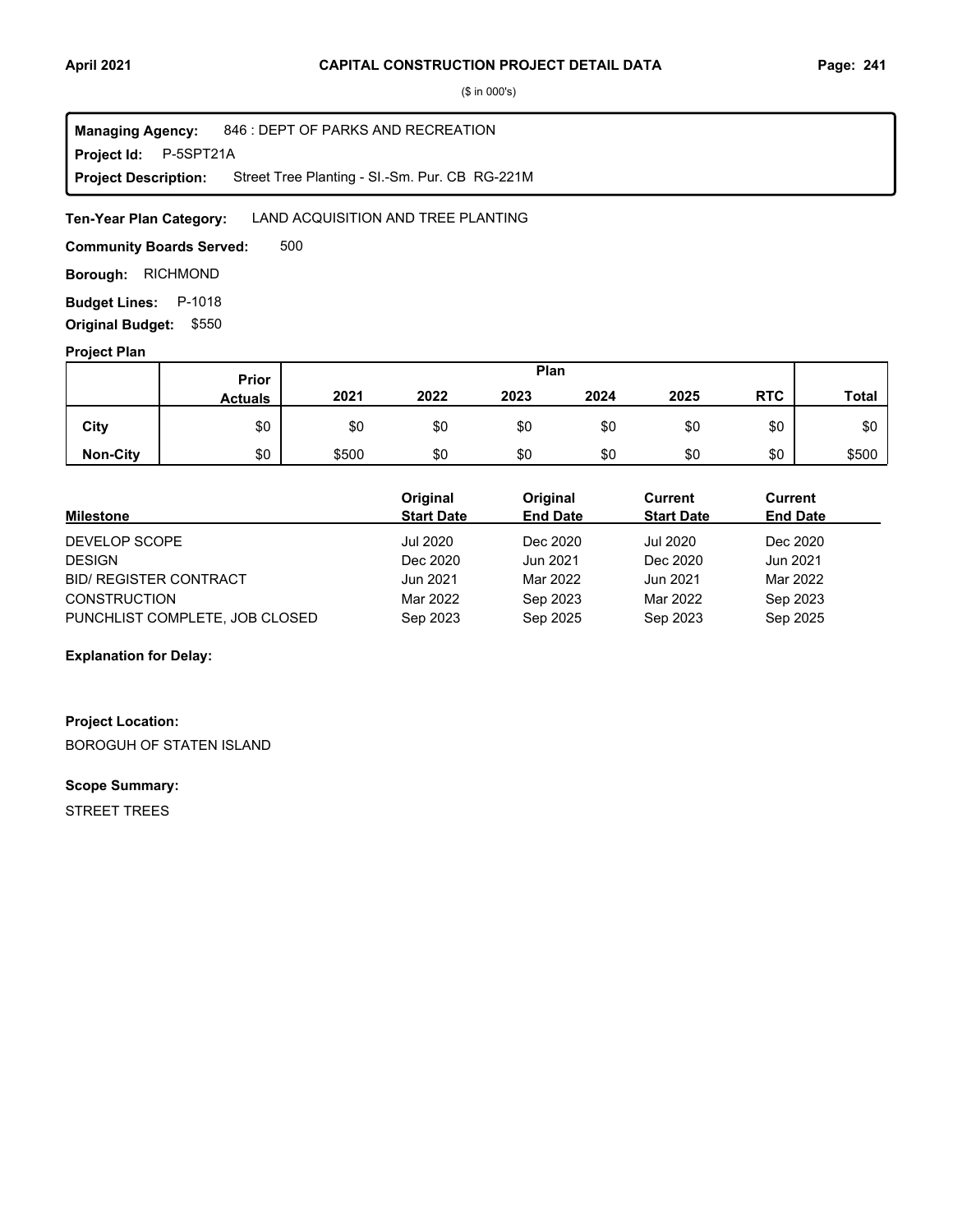# CAPITAL CONSTRUCTION PROJECT DETAIL DATA

($ in 000's)

**Managing Agency:** 846 : DEPT OF PARKS AND RECREATION
**Project Id:** P-5SPT21A
**Project Description:** Street Tree Planting - SI.-Sm. Pur. CB RG-221M

**Ten-Year Plan Category:** LAND ACQUISITION AND TREE PLANTING

**Community Boards Served:** 500

**Borough:** RICHMOND

**Budget Lines:** P-1018

**Original Budget:** $550

## Project Plan

| | Prior Actuals | Plan 2021 | 2022 | 2023 | 2024 | 2025 | RTC | Total |
|---|---|---|---|---|---|---|---|---|
| City | $0 | $0 | $0 | $0 | $0 | $0 | $0 | $0 |
| Non-City | $0 | $500 | $0 | $0 | $0 | $0 | $0 | $500 |

| Milestone | Original Start Date | Original End Date | Current Start Date | Current End Date |
|---|---|---|---|---|
| DEVELOP SCOPE | Jul 2020 | Dec 2020 | Jul 2020 | Dec 2020 |
| DESIGN | Dec 2020 | Jun 2021 | Dec 2020 | Jun 2021 |
| BID/ REGISTER CONTRACT | Jun 2021 | Mar 2022 | Jun 2021 | Mar 2022 |
| CONSTRUCTION | Mar 2022 | Sep 2023 | Mar 2022 | Sep 2023 |
| PUNCHLIST COMPLETE, JOB CLOSED | Sep 2023 | Sep 2025 | Sep 2023 | Sep 2025 |

**Explanation for Delay:**

**Project Location:**

BOROGUH OF STATEN ISLAND

**Scope Summary:**

STREET TREES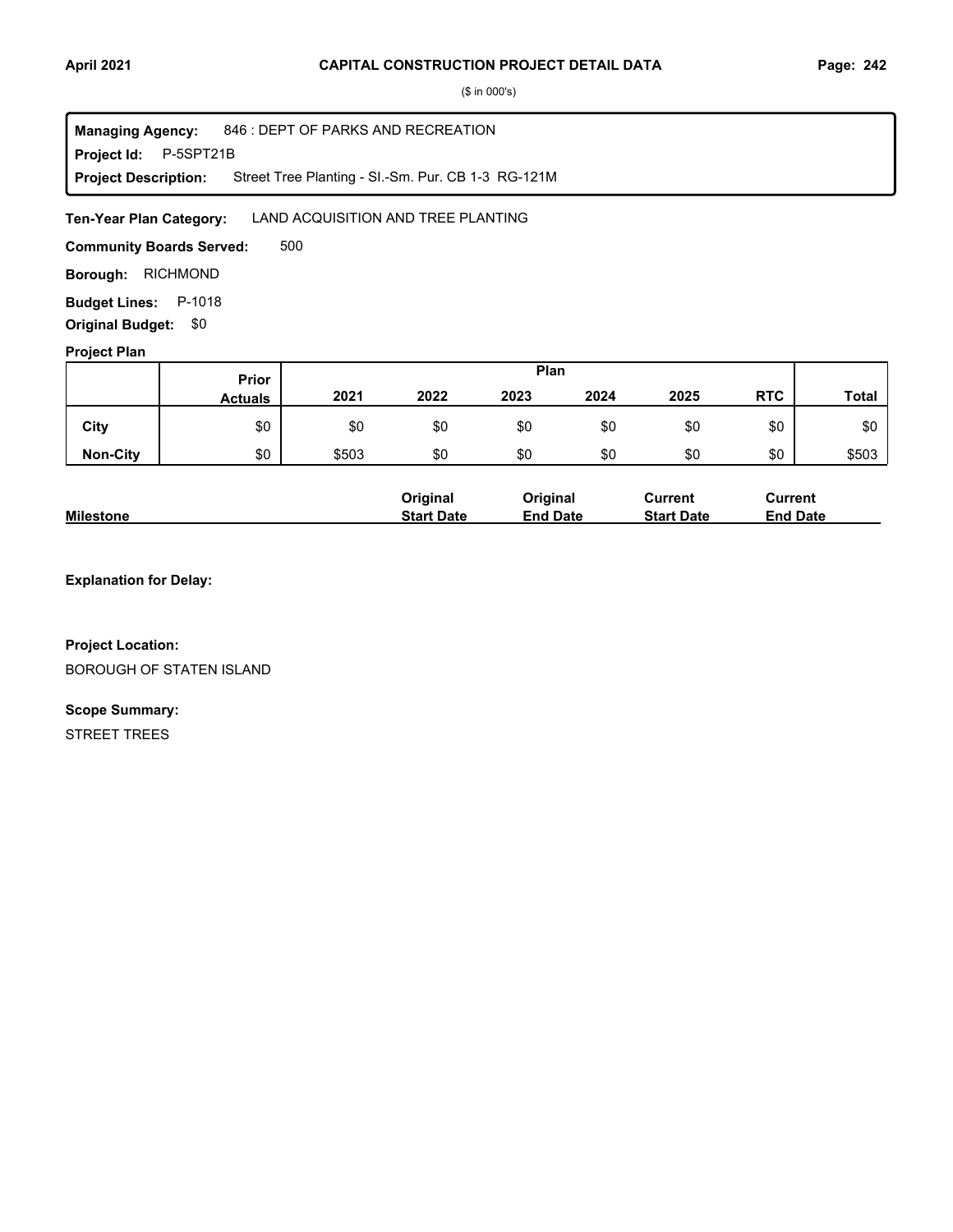($ in 000's)

**Managing Agency:** 846 : DEPT OF PARKS AND RECREATION
**Project Id:** P-5SPT21B
**Project Description:** Street Tree Planting - SI.-Sm. Pur. CB 1-3 RG-121M

**Ten-Year Plan Category:** LAND ACQUISITION AND TREE PLANTING

**Community Boards Served:** 500

**Borough:** RICHMOND

**Budget Lines:** P-1018

**Original Budget:** $0

**Project Plan**

| | Prior Actuals | 2021 | 2022 | 2023 | 2024 | 2025 | RTC | Total |
|---|---|---|---|---|---|---|---|---|
| **City** | $0 | $0 | $0 | $0 | $0 | $0 | $0 | $0 |
| **Non-City** | $0 | $503 | $0 | $0 | $0 | $0 | $0 | $503 |

| Milestone | Original Start Date | Original End Date | Current Start Date | Current End Date |
|---|---|---|---|---|

**Explanation for Delay:**

**Project Location:**

BOROUGH OF STATEN ISLAND

**Scope Summary:**

STREET TREES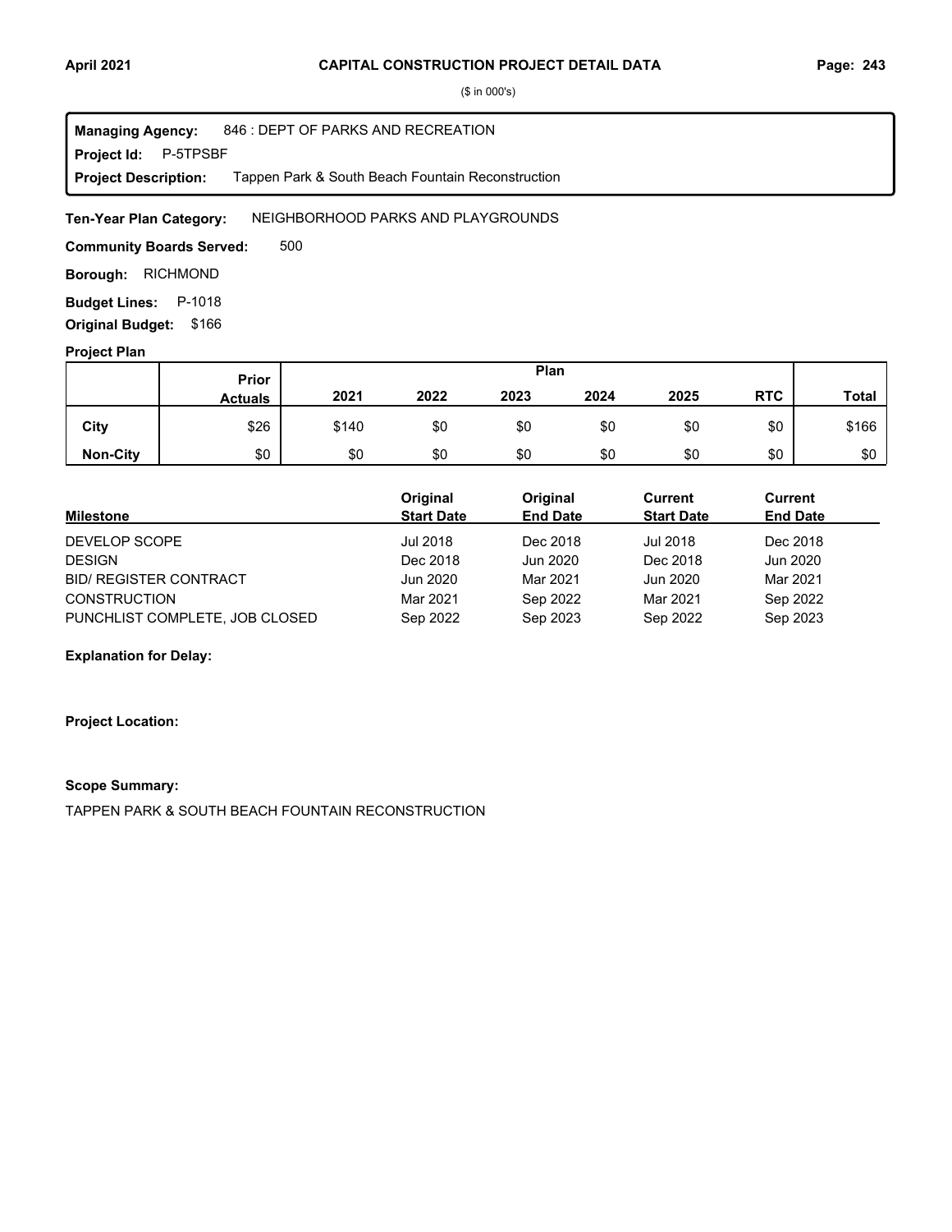# CAPITAL CONSTRUCTION PROJECT DETAIL DATA

($ in 000's)

**Managing Agency:** 846 : DEPT OF PARKS AND RECREATION
**Project Id:** P-5TPSBF
**Project Description:** Tappen Park & South Beach Fountain Reconstruction

**Ten-Year Plan Category:** NEIGHBORHOOD PARKS AND PLAYGROUNDS

**Community Boards Served:** 500

**Borough:** RICHMOND

**Budget Lines:** P-1018

**Original Budget:** $166

**Project Plan**

| | Prior Actuals | Plan 2021 | 2022 | 2023 | 2024 | 2025 | RTC | Total |
|---|---|---|---|---|---|---|---|---|
| City | $26 | $140 | $0 | $0 | $0 | $0 | $0 | $166 |
| Non-City | $0 | $0 | $0 | $0 | $0 | $0 | $0 | $0 |

| Milestone | Original Start Date | Original End Date | Current Start Date | Current End Date |
|---|---|---|---|---|
| DEVELOP SCOPE | Jul 2018 | Dec 2018 | Jul 2018 | Dec 2018 |
| DESIGN | Dec 2018 | Jun 2020 | Dec 2018 | Jun 2020 |
| BID/ REGISTER CONTRACT | Jun 2020 | Mar 2021 | Jun 2020 | Mar 2021 |
| CONSTRUCTION | Mar 2021 | Sep 2022 | Mar 2021 | Sep 2022 |
| PUNCHLIST COMPLETE, JOB CLOSED | Sep 2022 | Sep 2023 | Sep 2022 | Sep 2023 |

**Explanation for Delay:**

**Project Location:**

**Scope Summary:**

TAPPEN PARK & SOUTH BEACH FOUNTAIN RECONSTRUCTION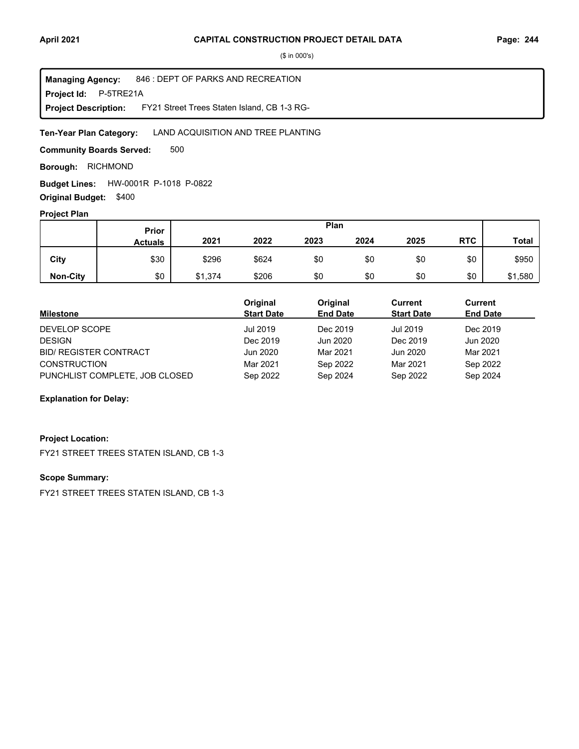**CAPITAL CONSTRUCTION PROJECT DETAIL DATA**

($ in 000's)

**Managing Agency:** 846 : DEPT OF PARKS AND RECREATION
**Project Id:** P-5TRE21A
**Project Description:** FY21 Street Trees Staten Island, CB 1-3 RG-

**Ten-Year Plan Category:** LAND ACQUISITION AND TREE PLANTING

**Community Boards Served:** 500

**Borough:** RICHMOND

**Budget Lines:** HW-0001R P-1018 P-0822

**Original Budget:** $400

**Project Plan**

| | Prior Actuals | Plan 2021 | 2022 | 2023 | 2024 | 2025 | RTC | Total |
|---|---|---|---|---|---|---|---|---|
| City | $30 | $296 | $624 | $0 | $0 | $0 | $0 | $950 |
| Non-City | $0 | $1,374 | $206 | $0 | $0 | $0 | $0 | $1,580 |

| Milestone | Original Start Date | Original End Date | Current Start Date | Current End Date |
|---|---|---|---|---|
| DEVELOP SCOPE | Jul 2019 | Dec 2019 | Jul 2019 | Dec 2019 |
| DESIGN | Dec 2019 | Jun 2020 | Dec 2019 | Jun 2020 |
| BID/ REGISTER CONTRACT | Jun 2020 | Mar 2021 | Jun 2020 | Mar 2021 |
| CONSTRUCTION | Mar 2021 | Sep 2022 | Mar 2021 | Sep 2022 |
| PUNCHLIST COMPLETE, JOB CLOSED | Sep 2022 | Sep 2024 | Sep 2022 | Sep 2024 |

**Explanation for Delay:**

**Project Location:**

FY21 STREET TREES STATEN ISLAND, CB 1-3

**Scope Summary:**

FY21 STREET TREES STATEN ISLAND, CB 1-3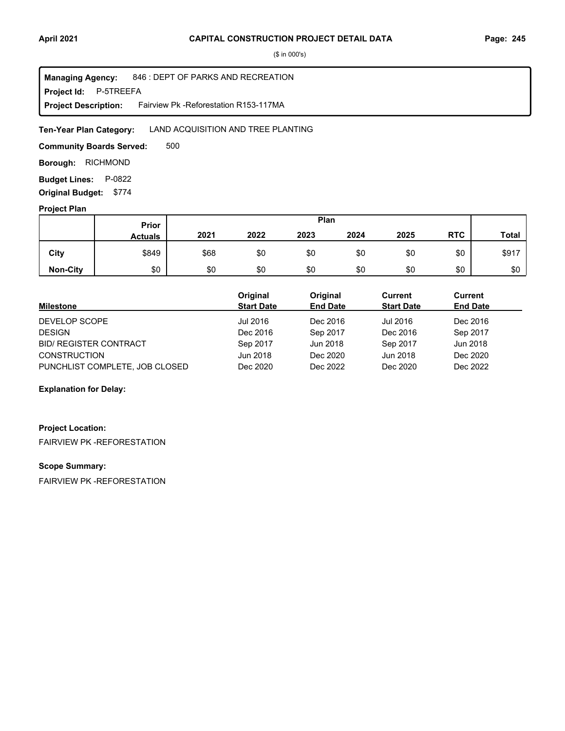# CAPITAL CONSTRUCTION PROJECT DETAIL DATA

($ in 000's)

**Managing Agency:** 846 : DEPT OF PARKS AND RECREATION
**Project Id:** P-5TREEFA
**Project Description:** Fairview Pk -Reforestation R153-117MA

**Ten-Year Plan Category:** LAND ACQUISITION AND TREE PLANTING

**Community Boards Served:** 500

**Borough:** RICHMOND

**Budget Lines:** P-0822

**Original Budget:** $774

**Project Plan**

| | Prior Actuals | 2021 | 2022 | 2023 | 2024 | 2025 | RTC | Total |
|---|---|---|---|---|---|---|---|---|
| City | $849 | $68 | $0 | $0 | $0 | $0 | $0 | $917 |
| Non-City | $0 | $0 | $0 | $0 | $0 | $0 | $0 | $0 |

| Milestone | Original Start Date | Original End Date | Current Start Date | Current End Date |
|---|---|---|---|---|
| DEVELOP SCOPE | Jul 2016 | Dec 2016 | Jul 2016 | Dec 2016 |
| DESIGN | Dec 2016 | Sep 2017 | Dec 2016 | Sep 2017 |
| BID/ REGISTER CONTRACT | Sep 2017 | Jun 2018 | Sep 2017 | Jun 2018 |
| CONSTRUCTION | Jun 2018 | Dec 2020 | Jun 2018 | Dec 2020 |
| PUNCHLIST COMPLETE, JOB CLOSED | Dec 2020 | Dec 2022 | Dec 2020 | Dec 2022 |

**Explanation for Delay:**

**Project Location:**

FAIRVIEW PK -REFORESTATION

**Scope Summary:**

FAIRVIEW PK -REFORESTATION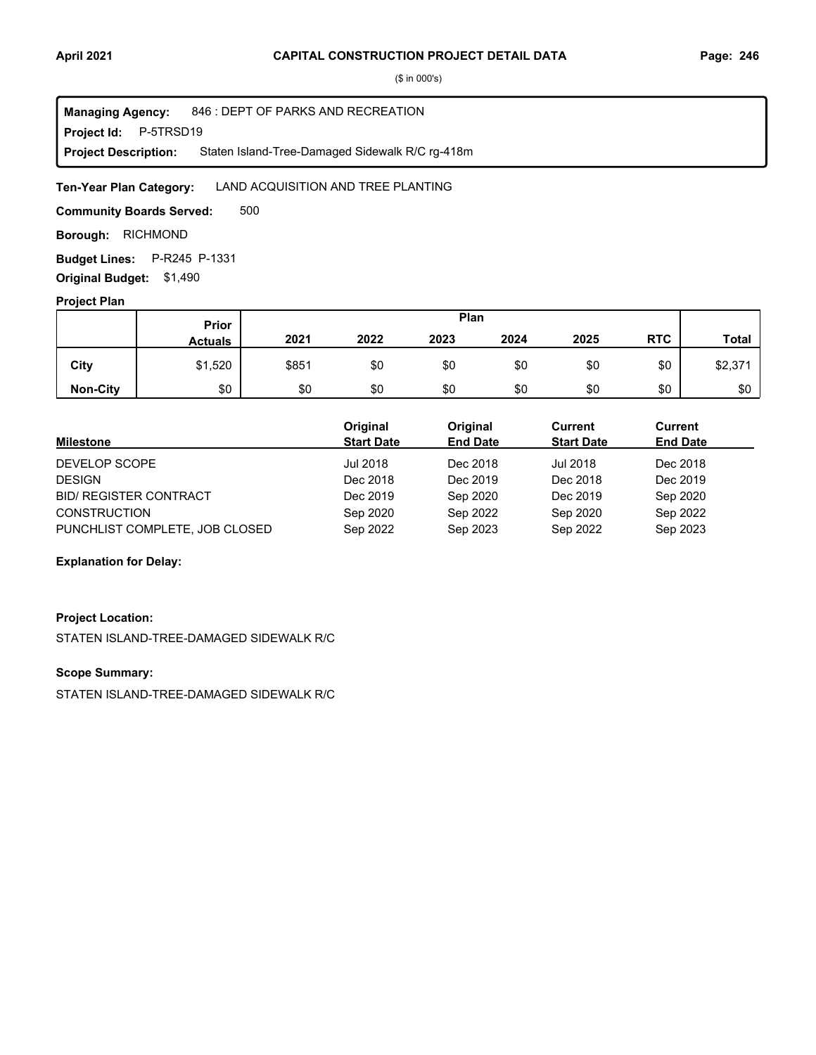# CAPITAL CONSTRUCTION PROJECT DETAIL DATA

($ in 000's)

**Managing Agency:** 846 : DEPT OF PARKS AND RECREATION
**Project Id:** P-5TRSD19
**Project Description:** Staten Island-Tree-Damaged Sidewalk R/C rg-418m

**Ten-Year Plan Category:** LAND ACQUISITION AND TREE PLANTING

**Community Boards Served:** 500

**Borough:** RICHMOND

**Budget Lines:** P-R245 P-1331

**Original Budget:** $1,490

## Project Plan

| | Prior Actuals | 2021 | 2022 | 2023 | 2024 | 2025 | RTC | Total |
|---|---|---|---|---|---|---|---|---|
| **City** | $1,520 | $851 | $0 | $0 | $0 | $0 | $0 | $2,371 |
| **Non-City** | $0 | $0 | $0 | $0 | $0 | $0 | $0 | $0 |

| Milestone | Original Start Date | Original End Date | Current Start Date | Current End Date |
|---|---|---|---|---|
| DEVELOP SCOPE | Jul 2018 | Dec 2018 | Jul 2018 | Dec 2018 |
| DESIGN | Dec 2018 | Dec 2019 | Dec 2018 | Dec 2019 |
| BID/ REGISTER CONTRACT | Dec 2019 | Sep 2020 | Dec 2019 | Sep 2020 |
| CONSTRUCTION | Sep 2020 | Sep 2022 | Sep 2020 | Sep 2022 |
| PUNCHLIST COMPLETE, JOB CLOSED | Sep 2022 | Sep 2023 | Sep 2022 | Sep 2023 |

**Explanation for Delay:**

**Project Location:**

STATEN ISLAND-TREE-DAMAGED SIDEWALK R/C

**Scope Summary:**

STATEN ISLAND-TREE-DAMAGED SIDEWALK R/C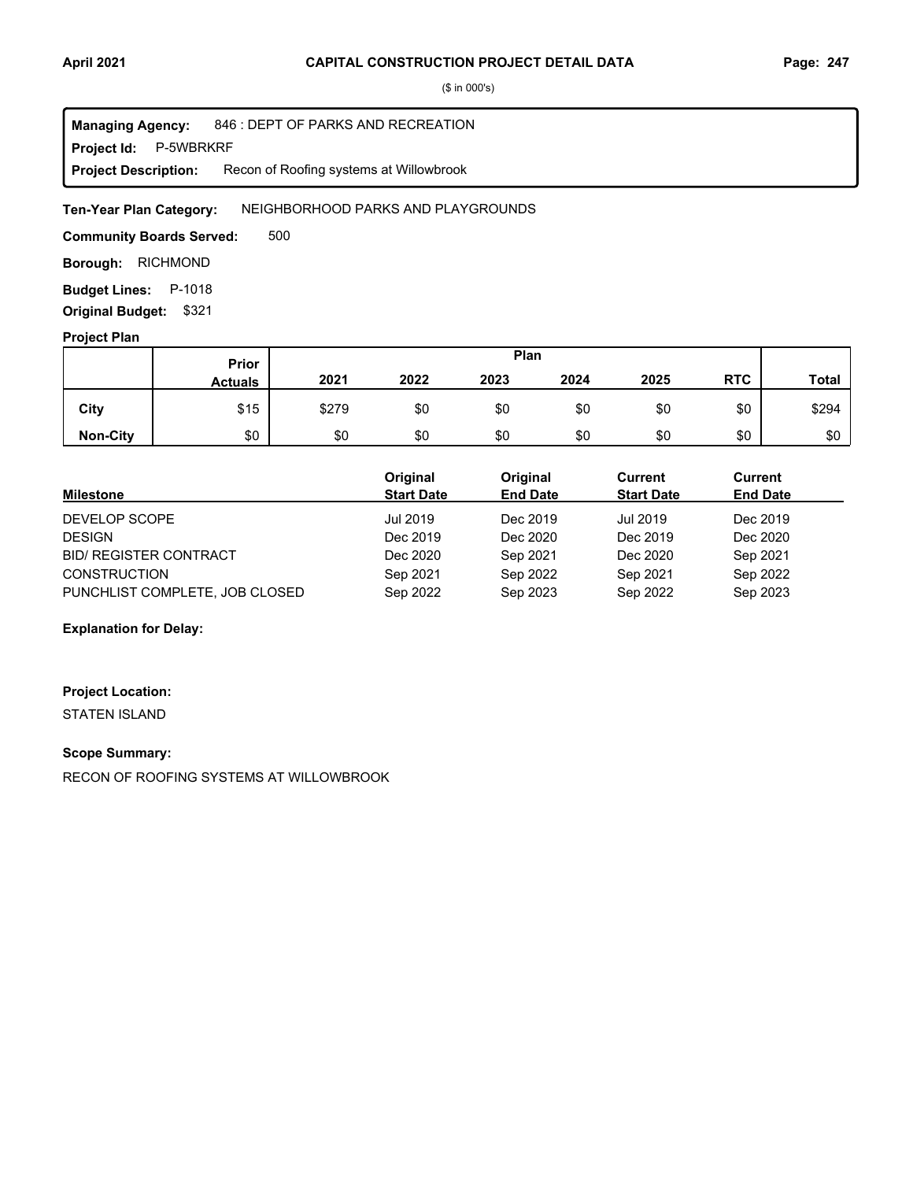# CAPITAL CONSTRUCTION PROJECT DETAIL DATA

($ in 000's)

**Managing Agency:** 846 : DEPT OF PARKS AND RECREATION
**Project Id:** P-5WBRKRF
**Project Description:** Recon of Roofing systems at Willowbrook

**Ten-Year Plan Category:** NEIGHBORHOOD PARKS AND PLAYGROUNDS

**Community Boards Served:** 500

**Borough:** RICHMOND

**Budget Lines:** P-1018

**Original Budget:** $321

**Project Plan**

| | Prior Actuals | Plan 2021 | 2022 | 2023 | 2024 | 2025 | RTC | Total |
|---|---|---|---|---|---|---|---|---|
| City | $15 | $279 | $0 | $0 | $0 | $0 | $0 | $294 |
| Non-City | $0 | $0 | $0 | $0 | $0 | $0 | $0 | $0 |

| Milestone | Original Start Date | Original End Date | Current Start Date | Current End Date |
|---|---|---|---|---|
| DEVELOP SCOPE | Jul 2019 | Dec 2019 | Jul 2019 | Dec 2019 |
| DESIGN | Dec 2019 | Dec 2020 | Dec 2019 | Dec 2020 |
| BID/ REGISTER CONTRACT | Dec 2020 | Sep 2021 | Dec 2020 | Sep 2021 |
| CONSTRUCTION | Sep 2021 | Sep 2022 | Sep 2021 | Sep 2022 |
| PUNCHLIST COMPLETE, JOB CLOSED | Sep 2022 | Sep 2023 | Sep 2022 | Sep 2023 |

**Explanation for Delay:**

**Project Location:**

STATEN ISLAND

**Scope Summary:**

RECON OF ROOFING SYSTEMS AT WILLOWBROOK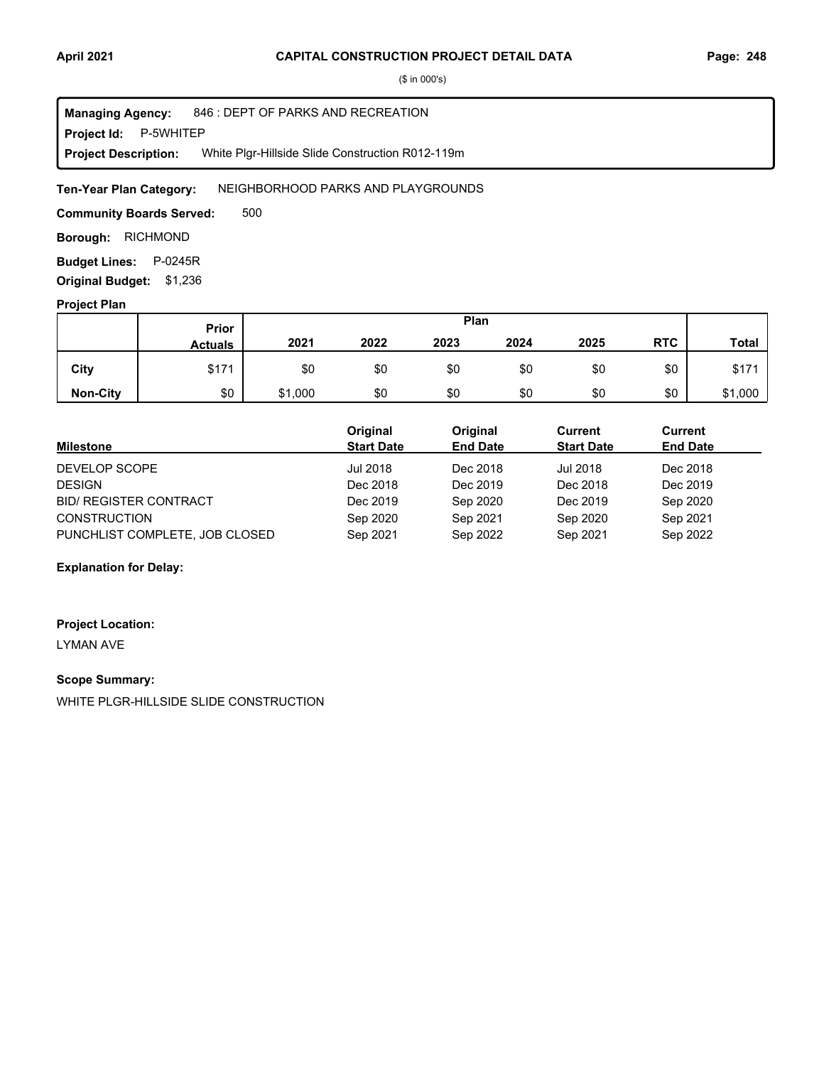**CAPITAL CONSTRUCTION PROJECT DETAIL DATA**

($ in 000's)

**Managing Agency:** 846 : DEPT OF PARKS AND RECREATION
**Project Id:** P-5WHITEP
**Project Description:** White Plgr-Hillside Slide Construction R012-119m

**Ten-Year Plan Category:** NEIGHBORHOOD PARKS AND PLAYGROUNDS

**Community Boards Served:** 500

**Borough:** RICHMOND

**Budget Lines:** P-0245R

**Original Budget:** $1,236

**Project Plan**

| | Prior Actuals | 2021 | 2022 | 2023 | 2024 | 2025 | RTC | Total |
|---|---|---|---|---|---|---|---|---|
| **City** | $171 | $0 | $0 | $0 | $0 | $0 | $0 | $171 |
| **Non-City** | $0 | $1,000 | $0 | $0 | $0 | $0 | $0 | $1,000 |

| Milestone | Original Start Date | Original End Date | Current Start Date | Current End Date |
|---|---|---|---|---|
| DEVELOP SCOPE | Jul 2018 | Dec 2018 | Jul 2018 | Dec 2018 |
| DESIGN | Dec 2018 | Dec 2019 | Dec 2018 | Dec 2019 |
| BID/ REGISTER CONTRACT | Dec 2019 | Sep 2020 | Dec 2019 | Sep 2020 |
| CONSTRUCTION | Sep 2020 | Sep 2021 | Sep 2020 | Sep 2021 |
| PUNCHLIST COMPLETE, JOB CLOSED | Sep 2021 | Sep 2022 | Sep 2021 | Sep 2022 |

**Explanation for Delay:**

**Project Location:**

LYMAN AVE

**Scope Summary:**

WHITE PLGR-HILLSIDE SLIDE CONSTRUCTION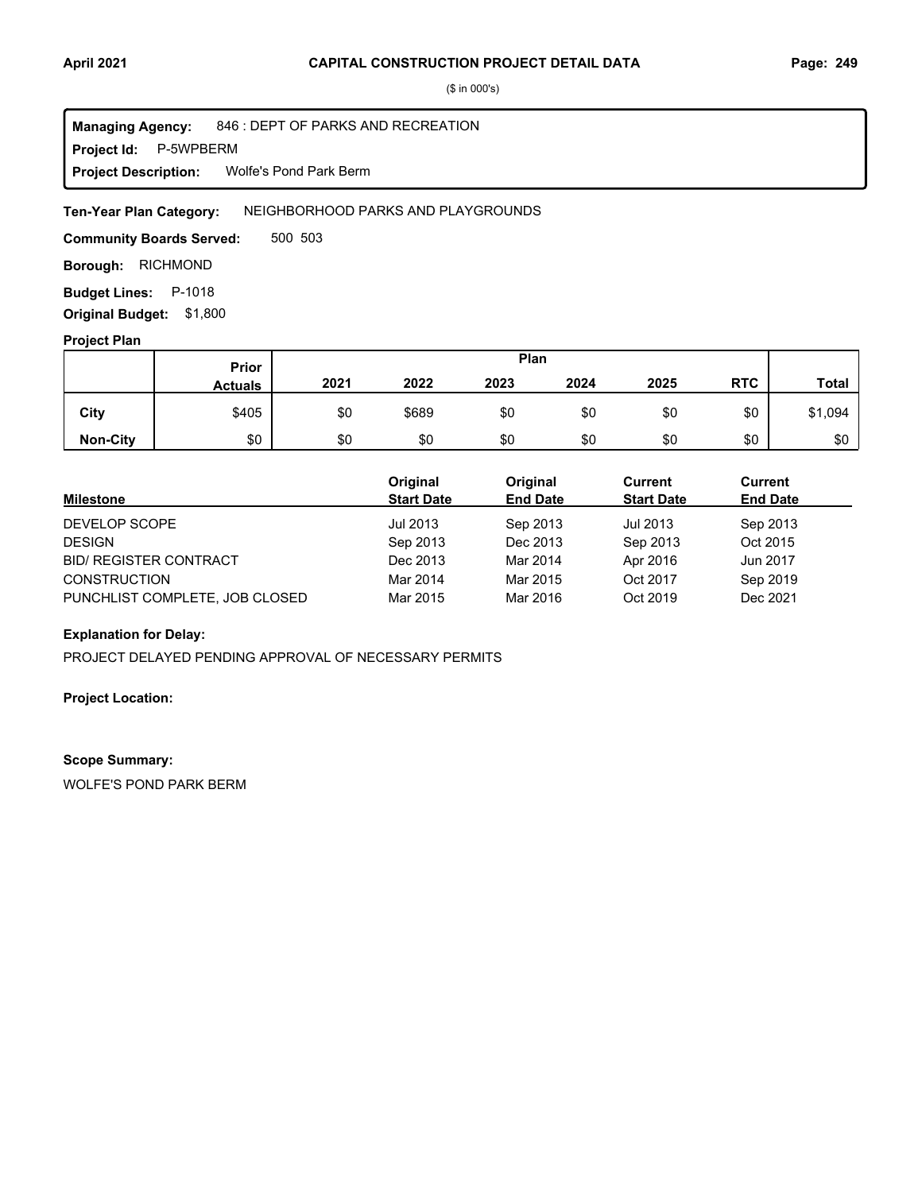($ in 000's)

**Managing Agency:** 846 : DEPT OF PARKS AND RECREATION
**Project Id:** P-5WPBERM
**Project Description:** Wolfe's Pond Park Berm

**Ten-Year Plan Category:** NEIGHBORHOOD PARKS AND PLAYGROUNDS

**Community Boards Served:** 500 503

**Borough:** RICHMOND

**Budget Lines:** P-1018

**Original Budget:** $1,800

**Project Plan**

| | Prior Actuals | Plan 2021 | 2022 | 2023 | 2024 | 2025 | RTC | Total |
|---|---|---|---|---|---|---|---|---|
| City | $405 | $0 | $689 | $0 | $0 | $0 | $0 | $1,094 |
| Non-City | $0 | $0 | $0 | $0 | $0 | $0 | $0 | $0 |

| Milestone | Original Start Date | Original End Date | Current Start Date | Current End Date |
|---|---|---|---|---|
| DEVELOP SCOPE | Jul 2013 | Sep 2013 | Jul 2013 | Sep 2013 |
| DESIGN | Sep 2013 | Dec 2013 | Sep 2013 | Oct 2015 |
| BID/ REGISTER CONTRACT | Dec 2013 | Mar 2014 | Apr 2016 | Jun 2017 |
| CONSTRUCTION | Mar 2014 | Mar 2015 | Oct 2017 | Sep 2019 |
| PUNCHLIST COMPLETE, JOB CLOSED | Mar 2015 | Mar 2016 | Oct 2019 | Dec 2021 |

**Explanation for Delay:**

PROJECT DELAYED PENDING APPROVAL OF NECESSARY PERMITS

**Project Location:**

**Scope Summary:**

WOLFE'S POND PARK BERM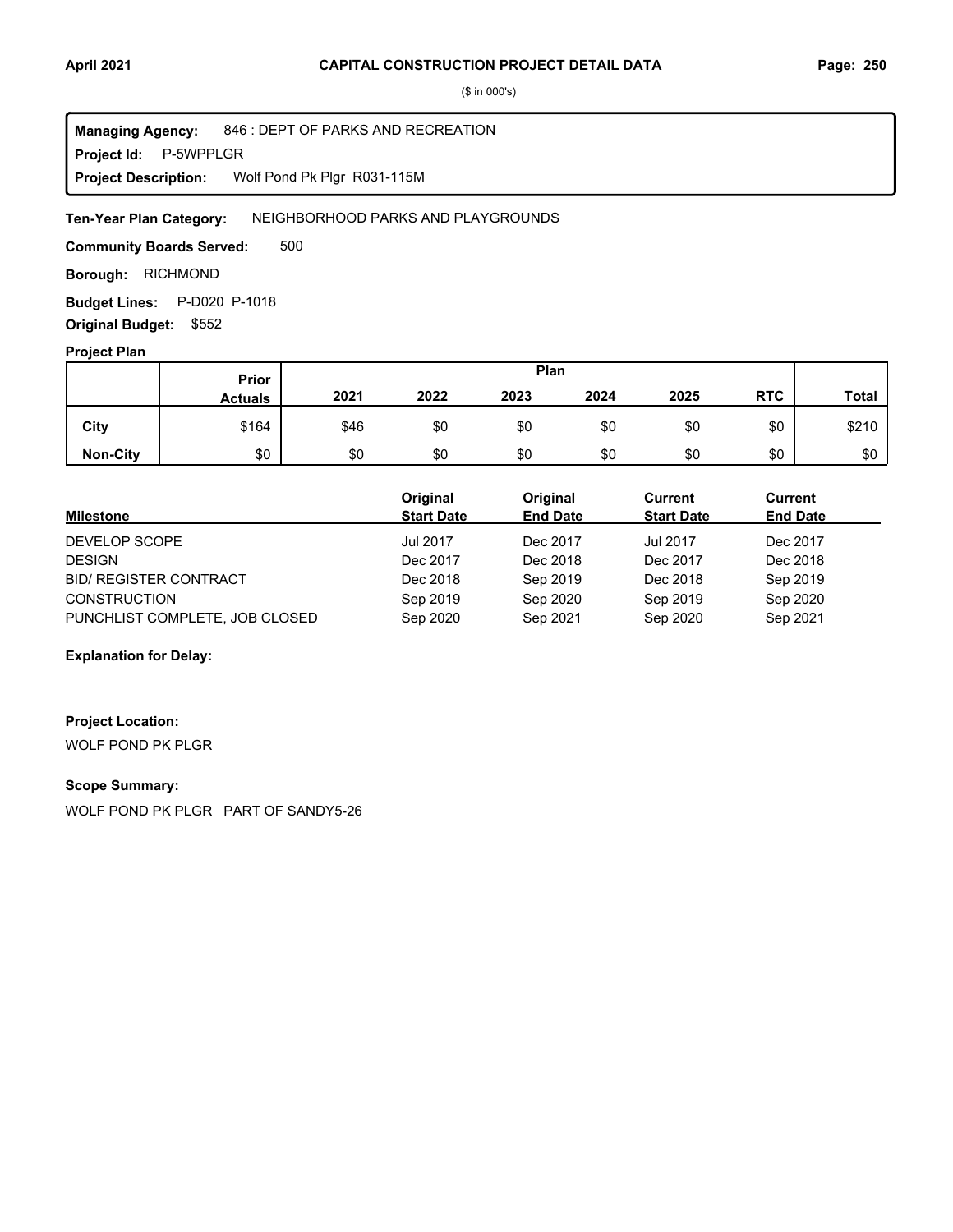($ in 000's)

**Managing Agency:** 846 : DEPT OF PARKS AND RECREATION
**Project Id:** P-5WPPLGR
**Project Description:** Wolf Pond Pk Plgr R031-115M

**Ten-Year Plan Category:** NEIGHBORHOOD PARKS AND PLAYGROUNDS

**Community Boards Served:** 500

**Borough:** RICHMOND

**Budget Lines:** P-D020 P-1018

**Original Budget:** $552

**Project Plan**

| | Prior Actuals | Plan | | | | | | Total |
|---|---|---|---|---|---|---|---|---|
| | | 2021 | 2022 | 2023 | 2024 | 2025 | RTC | |
| City | $164 | $46 | $0 | $0 | $0 | $0 | $0 | $210 |
| Non-City | $0 | $0 | $0 | $0 | $0 | $0 | $0 | $0 |

| Milestone | Original Start Date | Original End Date | Current Start Date | Current End Date |
|---|---|---|---|---|
| DEVELOP SCOPE | Jul 2017 | Dec 2017 | Jul 2017 | Dec 2017 |
| DESIGN | Dec 2017 | Dec 2018 | Dec 2017 | Dec 2018 |
| BID/ REGISTER CONTRACT | Dec 2018 | Sep 2019 | Dec 2018 | Sep 2019 |
| CONSTRUCTION | Sep 2019 | Sep 2020 | Sep 2019 | Sep 2020 |
| PUNCHLIST COMPLETE, JOB CLOSED | Sep 2020 | Sep 2021 | Sep 2020 | Sep 2021 |

**Explanation for Delay:**

**Project Location:**

WOLF POND PK PLGR

**Scope Summary:**

WOLF POND PK PLGR PART OF SANDY5-26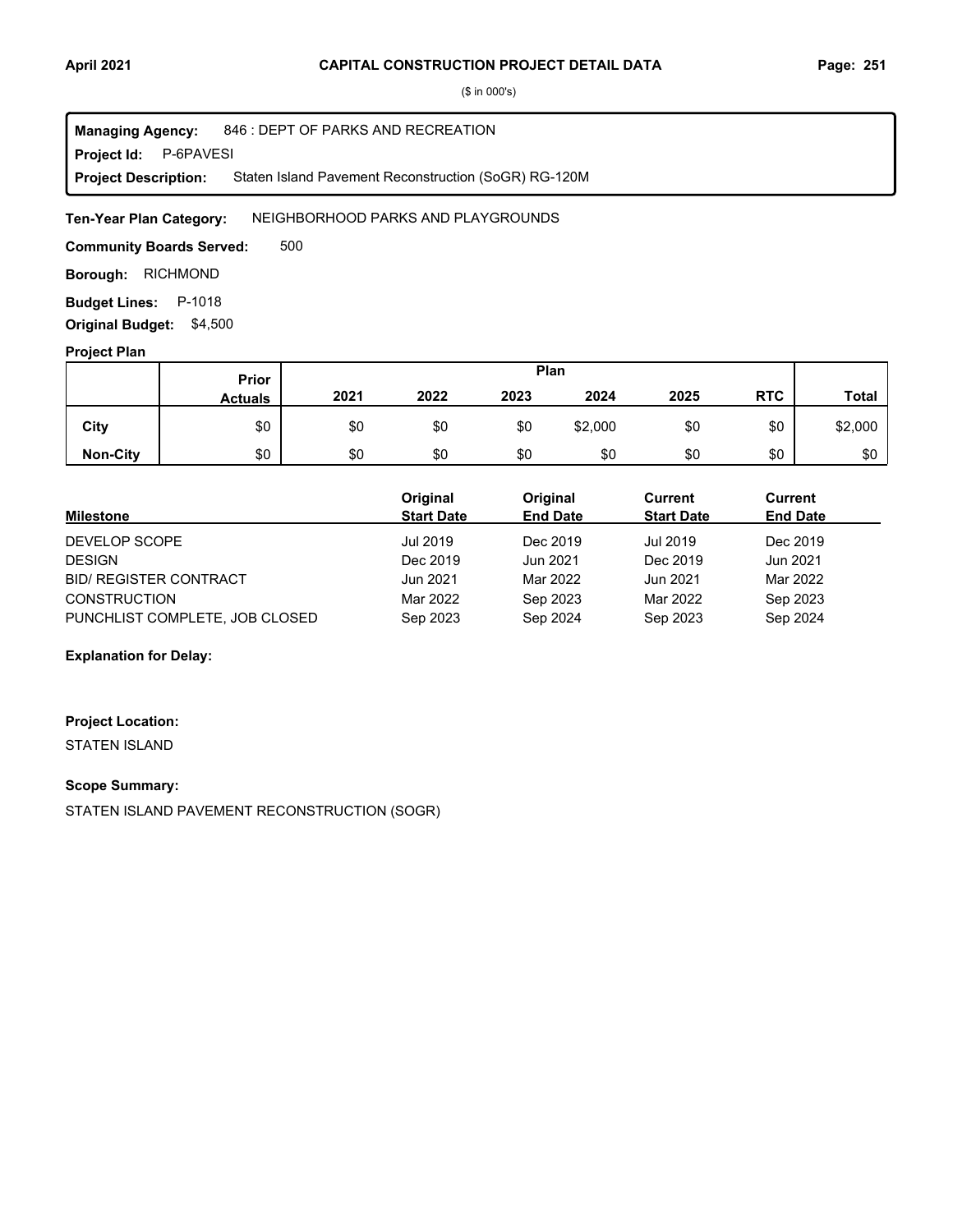# CAPITAL CONSTRUCTION PROJECT DETAIL DATA

($ in 000's)

**Managing Agency:** 846 : DEPT OF PARKS AND RECREATION
**Project Id:** P-6PAVESI
**Project Description:** Staten Island Pavement Reconstruction (SoGR) RG-120M

**Ten-Year Plan Category:** NEIGHBORHOOD PARKS AND PLAYGROUNDS

**Community Boards Served:** 500

**Borough:** RICHMOND

**Budget Lines:** P-1018

**Original Budget:** $4,500

## Project Plan

| | Prior Actuals | 2021 | 2022 | 2023 | 2024 | 2025 | RTC | Total |
|---|---|---|---|---|---|---|---|---|
| City | $0 | $0 | $0 | $0 | $2,000 | $0 | $0 | $2,000 |
| Non-City | $0 | $0 | $0 | $0 | $0 | $0 | $0 | $0 |

| Milestone | Original Start Date | Original End Date | Current Start Date | Current End Date |
|---|---|---|---|---|
| DEVELOP SCOPE | Jul 2019 | Dec 2019 | Jul 2019 | Dec 2019 |
| DESIGN | Dec 2019 | Jun 2021 | Dec 2019 | Jun 2021 |
| BID/ REGISTER CONTRACT | Jun 2021 | Mar 2022 | Jun 2021 | Mar 2022 |
| CONSTRUCTION | Mar 2022 | Sep 2023 | Mar 2022 | Sep 2023 |
| PUNCHLIST COMPLETE, JOB CLOSED | Sep 2023 | Sep 2024 | Sep 2023 | Sep 2024 |

**Explanation for Delay:**

**Project Location:**

STATEN ISLAND

**Scope Summary:**

STATEN ISLAND PAVEMENT RECONSTRUCTION (SOGR)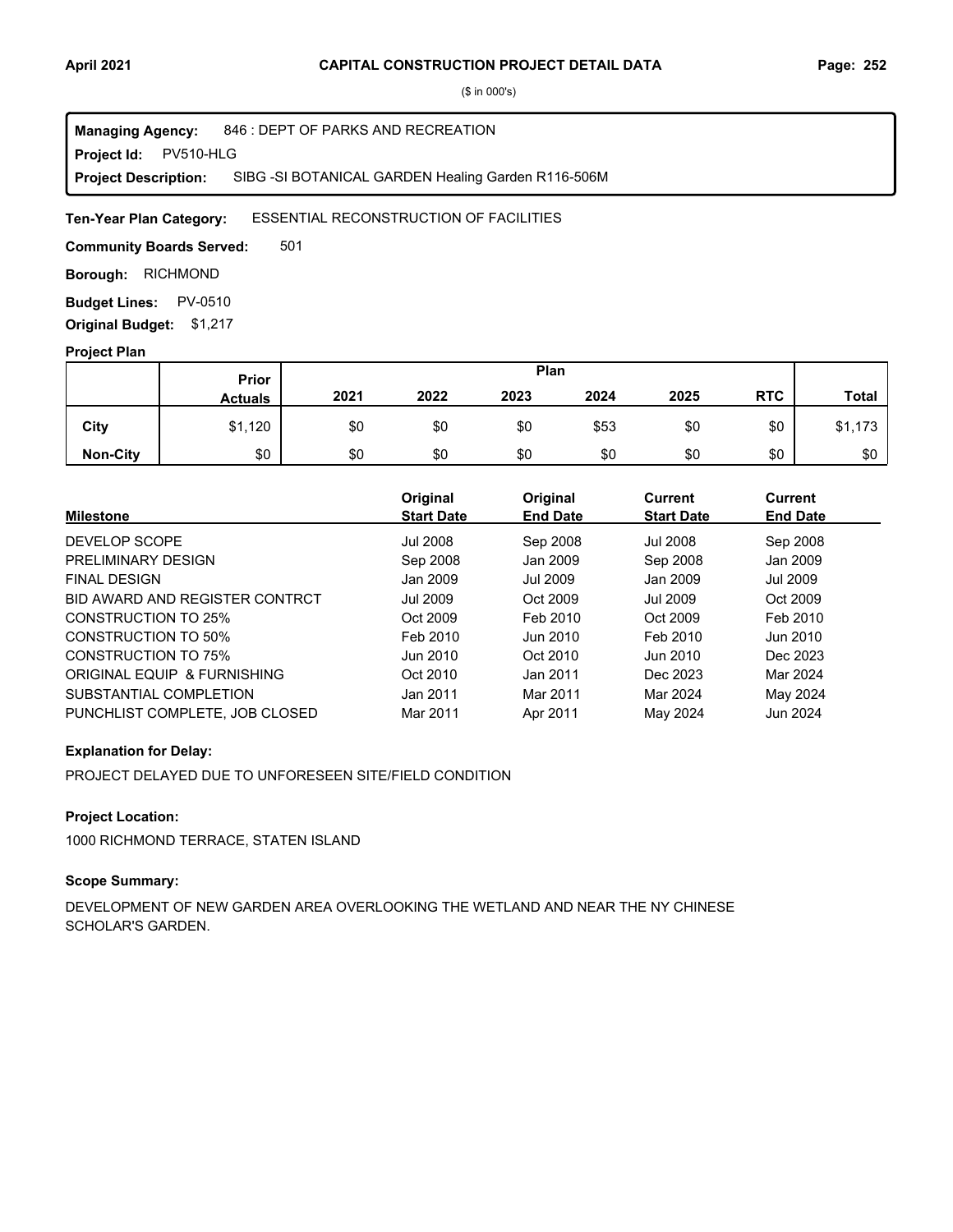# CAPITAL CONSTRUCTION PROJECT DETAIL DATA

($ in 000's)

**Managing Agency:** 846 : DEPT OF PARKS AND RECREATION
**Project Id:** PV510-HLG
**Project Description:** SIBG -SI BOTANICAL GARDEN Healing Garden R116-506M

**Ten-Year Plan Category:** ESSENTIAL RECONSTRUCTION OF FACILITIES

**Community Boards Served:** 501

**Borough:** RICHMOND

**Budget Lines:** PV-0510

**Original Budget:** $1,217

### Project Plan

| | Prior Actuals | Plan 2021 | 2022 | 2023 | 2024 | 2025 | RTC | Total |
|---|---|---|---|---|---|---|---|---|
| **City** | $1,120 | $0 | $0 | $0 | $53 | $0 | $0 | $1,173 |
| **Non-City** | $0 | $0 | $0 | $0 | $0 | $0 | $0 | $0 |

| Milestone | Original Start Date | Original End Date | Current Start Date | Current End Date |
|---|---|---|---|---|
| DEVELOP SCOPE | Jul 2008 | Sep 2008 | Jul 2008 | Sep 2008 |
| PRELIMINARY DESIGN | Sep 2008 | Jan 2009 | Sep 2008 | Jan 2009 |
| FINAL DESIGN | Jan 2009 | Jul 2009 | Jan 2009 | Jul 2009 |
| BID AWARD AND REGISTER CONTRCT | Jul 2009 | Oct 2009 | Jul 2009 | Oct 2009 |
| CONSTRUCTION TO 25% | Oct 2009 | Feb 2010 | Oct 2009 | Feb 2010 |
| CONSTRUCTION TO 50% | Feb 2010 | Jun 2010 | Feb 2010 | Jun 2010 |
| CONSTRUCTION TO 75% | Jun 2010 | Oct 2010 | Jun 2010 | Dec 2023 |
| ORIGINAL EQUIP & FURNISHING | Oct 2010 | Jan 2011 | Dec 2023 | Mar 2024 |
| SUBSTANTIAL COMPLETION | Jan 2011 | Mar 2011 | Mar 2024 | May 2024 |
| PUNCHLIST COMPLETE, JOB CLOSED | Mar 2011 | Apr 2011 | May 2024 | Jun 2024 |

### Explanation for Delay:

PROJECT DELAYED DUE TO UNFORESEEN SITE/FIELD CONDITION

### Project Location:

1000 RICHMOND TERRACE, STATEN ISLAND

### Scope Summary:

DEVELOPMENT OF NEW GARDEN AREA OVERLOOKING THE WETLAND AND NEAR THE NY CHINESE SCHOLAR'S GARDEN.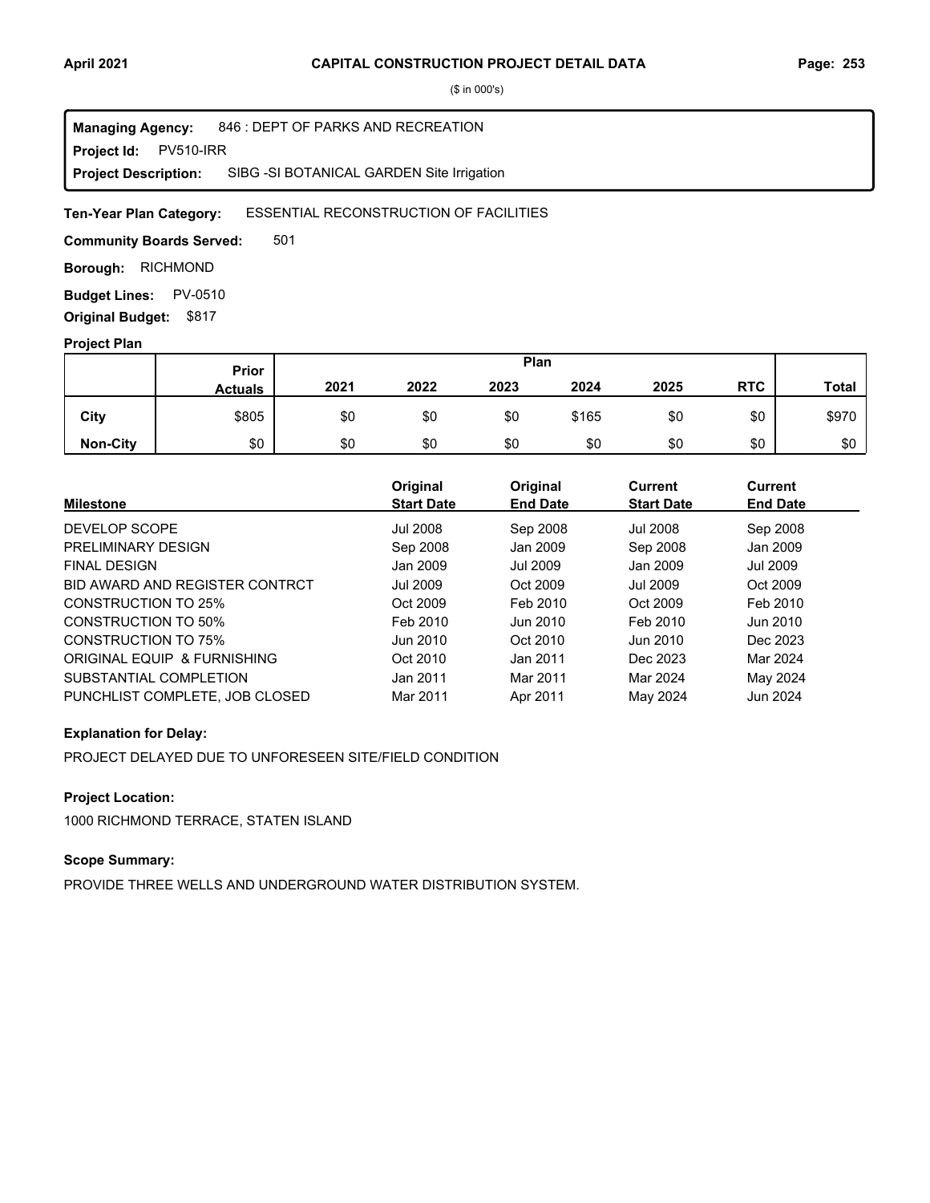($ in 000's)

**Managing Agency:** 846 : DEPT OF PARKS AND RECREATION
**Project Id:** PV510-IRR
**Project Description:** SIBG -SI BOTANICAL GARDEN Site Irrigation

**Ten-Year Plan Category:** ESSENTIAL RECONSTRUCTION OF FACILITIES

**Community Boards Served:** 501

**Borough:** RICHMOND

**Budget Lines:** PV-0510

**Original Budget:** $817

### Project Plan

| | Prior Actuals | 2021 | 2022 | 2023 | 2024 | 2025 | RTC | Total |
|---|---|---|---|---|---|---|---|---|
| **City** | $805 | $0 | $0 | $0 | $165 | $0 | $0 | $970 |
| **Non-City** | $0 | $0 | $0 | $0 | $0 | $0 | $0 | $0 |

| Milestone | Original Start Date | Original End Date | Current Start Date | Current End Date |
|---|---|---|---|---|
| DEVELOP SCOPE | Jul 2008 | Sep 2008 | Jul 2008 | Sep 2008 |
| PRELIMINARY DESIGN | Sep 2008 | Jan 2009 | Sep 2008 | Jan 2009 |
| FINAL DESIGN | Jan 2009 | Jul 2009 | Jan 2009 | Jul 2009 |
| BID AWARD AND REGISTER CONTRCT | Jul 2009 | Oct 2009 | Jul 2009 | Oct 2009 |
| CONSTRUCTION TO 25% | Oct 2009 | Feb 2010 | Oct 2009 | Feb 2010 |
| CONSTRUCTION TO 50% | Feb 2010 | Jun 2010 | Feb 2010 | Jun 2010 |
| CONSTRUCTION TO 75% | Jun 2010 | Oct 2010 | Jun 2010 | Dec 2023 |
| ORIGINAL EQUIP & FURNISHING | Oct 2010 | Jan 2011 | Dec 2023 | Mar 2024 |
| SUBSTANTIAL COMPLETION | Jan 2011 | Mar 2011 | Mar 2024 | May 2024 |
| PUNCHLIST COMPLETE, JOB CLOSED | Mar 2011 | Apr 2011 | May 2024 | Jun 2024 |

**Explanation for Delay:**

PROJECT DELAYED DUE TO UNFORESEEN SITE/FIELD CONDITION

**Project Location:**

1000 RICHMOND TERRACE, STATEN ISLAND

**Scope Summary:**

PROVIDE THREE WELLS AND UNDERGROUND WATER DISTRIBUTION SYSTEM.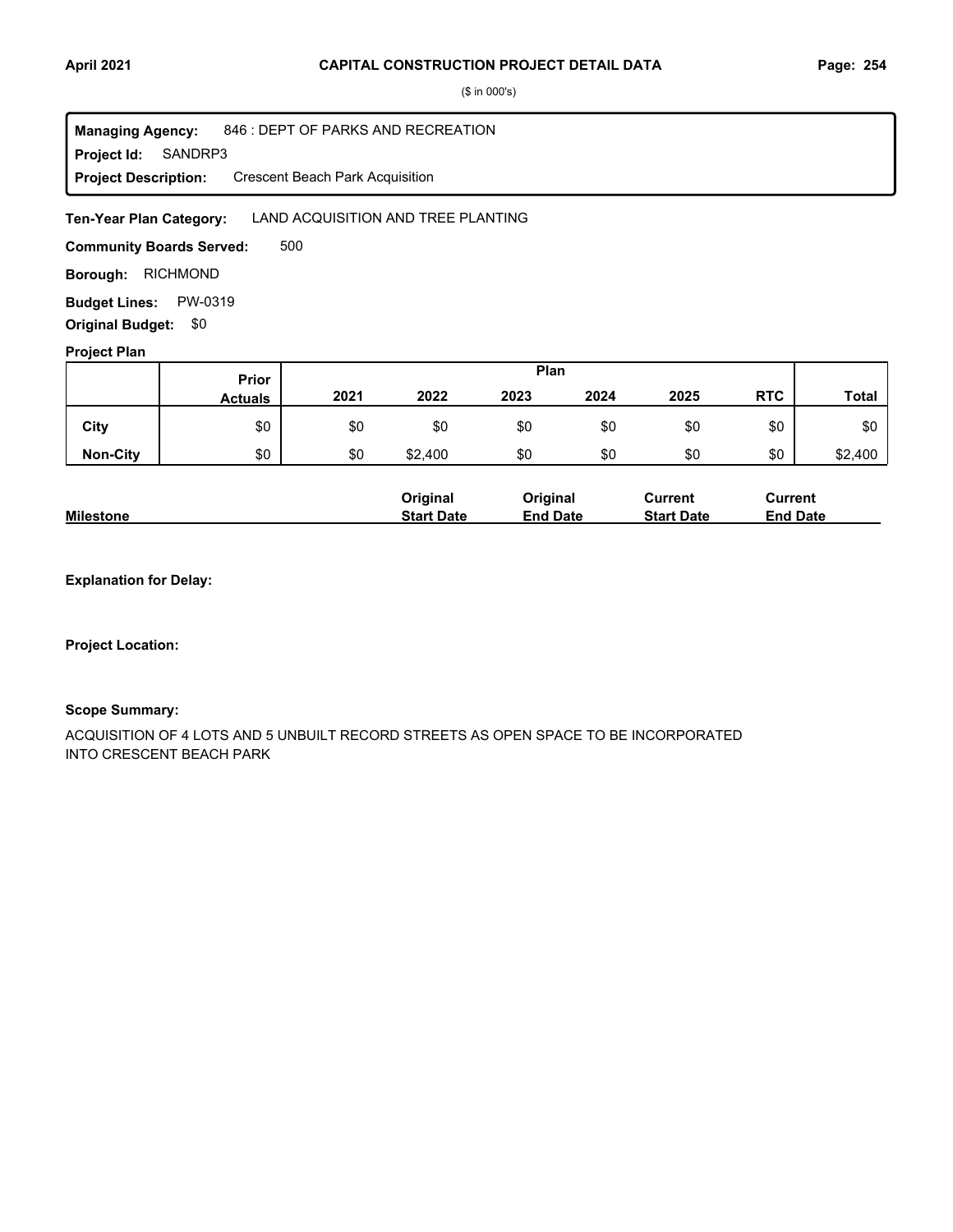**CAPITAL CONSTRUCTION PROJECT DETAIL DATA**

($ in 000's)

**Managing Agency:** 846 : DEPT OF PARKS AND RECREATION
**Project Id:** SANDRP3
**Project Description:** Crescent Beach Park Acquisition

**Ten-Year Plan Category:** LAND ACQUISITION AND TREE PLANTING

**Community Boards Served:** 500

**Borough:** RICHMOND

**Budget Lines:** PW-0319

**Original Budget:** $0

**Project Plan**

| | Prior Actuals | Plan | | | | | | |
|---|---|---|---|---|---|---|---|---|
| | | 2021 | 2022 | 2023 | 2024 | 2025 | RTC | Total |
| City | $0 | $0 | $0 | $0 | $0 | $0 | $0 | $0 |
| Non-City | $0 | $0 | $2,400 | $0 | $0 | $0 | $0 | $2,400 |

| Milestone | Original Start Date | Original End Date | Current Start Date | Current End Date |
|---|---|---|---|---|

**Explanation for Delay:**

**Project Location:**

**Scope Summary:**

ACQUISITION OF 4 LOTS AND 5 UNBUILT RECORD STREETS AS OPEN SPACE TO BE INCORPORATED INTO CRESCENT BEACH PARK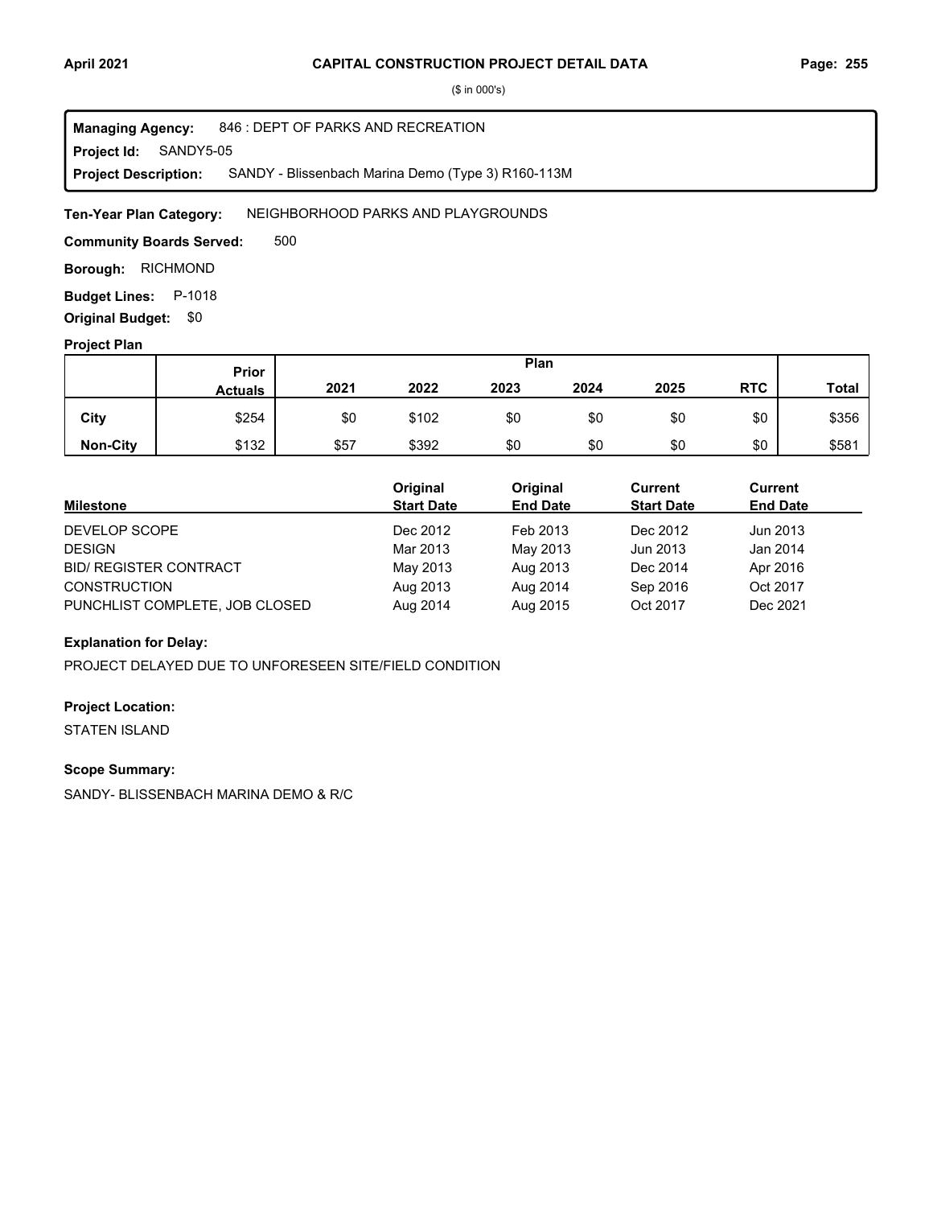# CAPITAL CONSTRUCTION PROJECT DETAIL DATA

($ in 000's)

**Managing Agency:** 846 : DEPT OF PARKS AND RECREATION
**Project Id:** SANDY5-05
**Project Description:** SANDY - Blissenbach Marina Demo (Type 3) R160-113M

**Ten-Year Plan Category:** NEIGHBORHOOD PARKS AND PLAYGROUNDS

**Community Boards Served:** 500

**Borough:** RICHMOND

**Budget Lines:** P-1018

**Original Budget:** $0

## Project Plan

| | Prior Actuals | 2021 | 2022 | 2023 | 2024 | 2025 | RTC | Total |
|---|---|---|---|---|---|---|---|---|
| **City** | $254 | $0 | $102 | $0 | $0 | $0 | $0 | $356 |
| **Non-City** | $132 | $57 | $392 | $0 | $0 | $0 | $0 | $581 |

| Milestone | Original Start Date | Original End Date | Current Start Date | Current End Date |
|---|---|---|---|---|
| DEVELOP SCOPE | Dec 2012 | Feb 2013 | Dec 2012 | Jun 2013 |
| DESIGN | Mar 2013 | May 2013 | Jun 2013 | Jan 2014 |
| BID/ REGISTER CONTRACT | May 2013 | Aug 2013 | Dec 2014 | Apr 2016 |
| CONSTRUCTION | Aug 2013 | Aug 2014 | Sep 2016 | Oct 2017 |
| PUNCHLIST COMPLETE, JOB CLOSED | Aug 2014 | Aug 2015 | Oct 2017 | Dec 2021 |

**Explanation for Delay:**

PROJECT DELAYED DUE TO UNFORESEEN SITE/FIELD CONDITION

**Project Location:**

STATEN ISLAND

**Scope Summary:**

SANDY- BLISSENBACH MARINA DEMO & R/C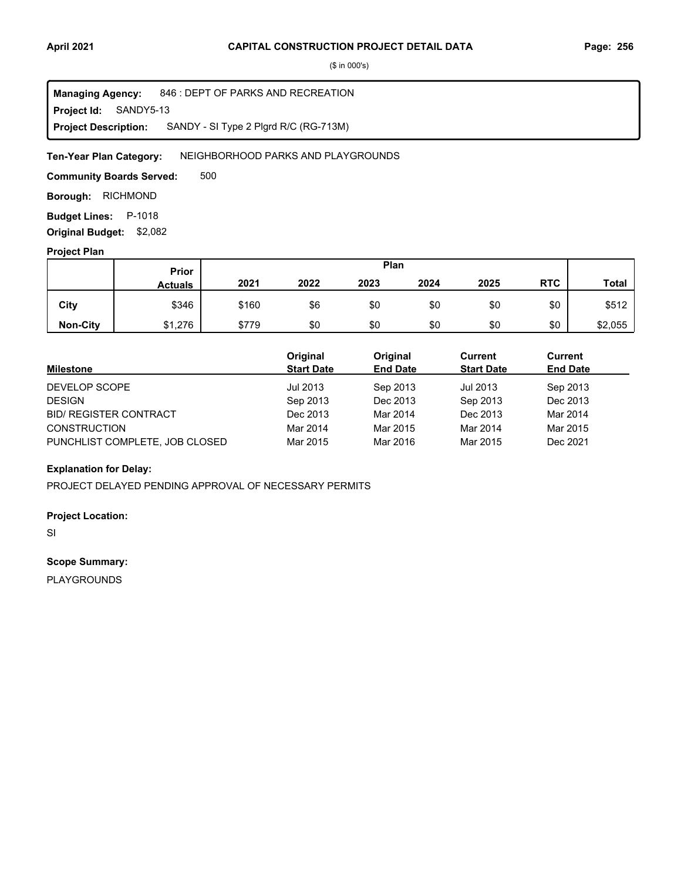($ in 000's)

**Managing Agency:** 846 : DEPT OF PARKS AND RECREATION
**Project Id:** SANDY5-13
**Project Description:** SANDY - SI Type 2 Plgrd R/C (RG-713M)

**Ten-Year Plan Category:** NEIGHBORHOOD PARKS AND PLAYGROUNDS

**Community Boards Served:** 500

**Borough:** RICHMOND

**Budget Lines:** P-1018

**Original Budget:** $2,082

**Project Plan**

| | Prior Actuals | Plan 2021 | 2022 | 2023 | 2024 | 2025 | RTC | Total |
|---|---|---|---|---|---|---|---|---|
| City | $346 | $160 | $6 | $0 | $0 | $0 | $0 | $512 |
| Non-City | $1,276 | $779 | $0 | $0 | $0 | $0 | $0 | $2,055 |

| Milestone | Original Start Date | Original End Date | Current Start Date | Current End Date |
|---|---|---|---|---|
| DEVELOP SCOPE | Jul 2013 | Sep 2013 | Jul 2013 | Sep 2013 |
| DESIGN | Sep 2013 | Dec 2013 | Sep 2013 | Dec 2013 |
| BID/ REGISTER CONTRACT | Dec 2013 | Mar 2014 | Dec 2013 | Mar 2014 |
| CONSTRUCTION | Mar 2014 | Mar 2015 | Mar 2014 | Mar 2015 |
| PUNCHLIST COMPLETE, JOB CLOSED | Mar 2015 | Mar 2016 | Mar 2015 | Dec 2021 |

**Explanation for Delay:**

PROJECT DELAYED PENDING APPROVAL OF NECESSARY PERMITS

**Project Location:**

SI

**Scope Summary:**

PLAYGROUNDS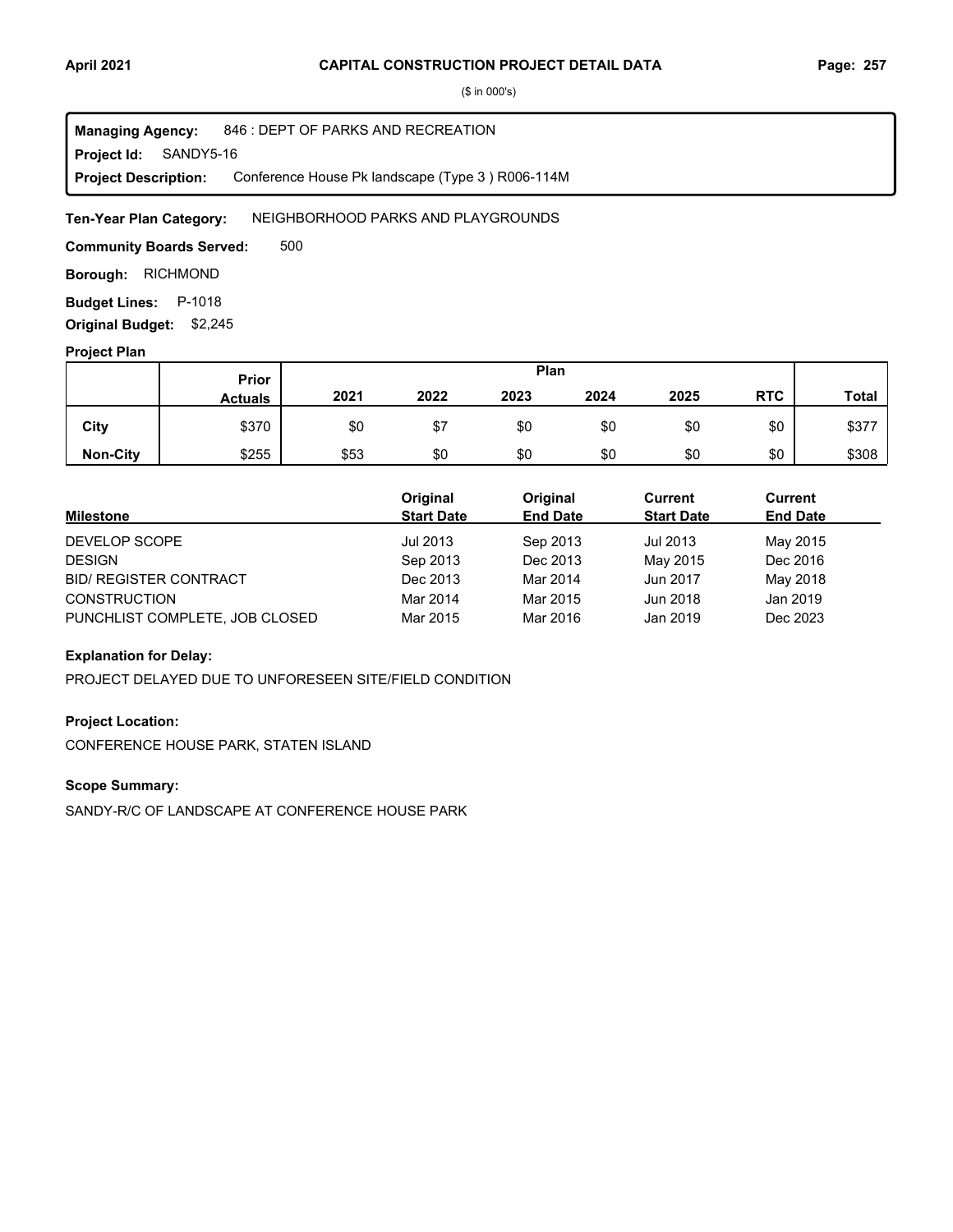# CAPITAL CONSTRUCTION PROJECT DETAIL DATA

($ in 000's)

**Managing Agency:** 846 : DEPT OF PARKS AND RECREATION
**Project Id:** SANDY5-16
**Project Description:** Conference House Pk landscape (Type 3 ) R006-114M

**Ten-Year Plan Category:** NEIGHBORHOOD PARKS AND PLAYGROUNDS

**Community Boards Served:** 500

**Borough:** RICHMOND

**Budget Lines:** P-1018

**Original Budget:** $2,245

### Project Plan

| | Prior Actuals | 2021 | 2022 | 2023 | 2024 | 2025 | RTC | Total |
|---|---|---|---|---|---|---|---|---|
| **City** | $370 | $0 | $7 | $0 | $0 | $0 | $0 | $377 |
| **Non-City** | $255 | $53 | $0 | $0 | $0 | $0 | $0 | $308 |

| Milestone | Original Start Date | Original End Date | Current Start Date | Current End Date |
|---|---|---|---|---|
| DEVELOP SCOPE | Jul 2013 | Sep 2013 | Jul 2013 | May 2015 |
| DESIGN | Sep 2013 | Dec 2013 | May 2015 | Dec 2016 |
| BID/ REGISTER CONTRACT | Dec 2013 | Mar 2014 | Jun 2017 | May 2018 |
| CONSTRUCTION | Mar 2014 | Mar 2015 | Jun 2018 | Jan 2019 |
| PUNCHLIST COMPLETE, JOB CLOSED | Mar 2015 | Mar 2016 | Jan 2019 | Dec 2023 |

### Explanation for Delay:

PROJECT DELAYED DUE TO UNFORESEEN SITE/FIELD CONDITION

### Project Location:

CONFERENCE HOUSE PARK, STATEN ISLAND

### Scope Summary:

SANDY-R/C OF LANDSCAPE AT CONFERENCE HOUSE PARK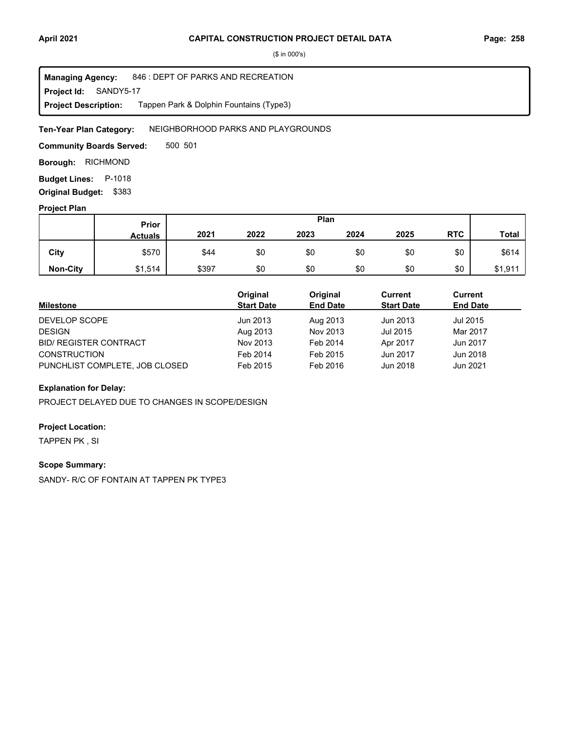($ in 000's)

**Managing Agency:** 846 : DEPT OF PARKS AND RECREATION
**Project Id:** SANDY5-17
**Project Description:** Tappen Park & Dolphin Fountains (Type3)

**Ten-Year Plan Category:** NEIGHBORHOOD PARKS AND PLAYGROUNDS

**Community Boards Served:** 500 501

**Borough:** RICHMOND

**Budget Lines:** P-1018

**Original Budget:** $383

**Project Plan**

| | Prior Actuals | 2021 | 2022 | 2023 | 2024 | 2025 | RTC | Total |
|---|---|---|---|---|---|---|---|---|
| **City** | $570 | $44 | $0 | $0 | $0 | $0 | $0 | $614 |
| **Non-City** | $1,514 | $397 | $0 | $0 | $0 | $0 | $0 | $1,911 |

| Milestone | Original Start Date | Original End Date | Current Start Date | Current End Date |
|---|---|---|---|---|
| DEVELOP SCOPE | Jun 2013 | Aug 2013 | Jun 2013 | Jul 2015 |
| DESIGN | Aug 2013 | Nov 2013 | Jul 2015 | Mar 2017 |
| BID/ REGISTER CONTRACT | Nov 2013 | Feb 2014 | Apr 2017 | Jun 2017 |
| CONSTRUCTION | Feb 2014 | Feb 2015 | Jun 2017 | Jun 2018 |
| PUNCHLIST COMPLETE, JOB CLOSED | Feb 2015 | Feb 2016 | Jun 2018 | Jun 2021 |

**Explanation for Delay:**

PROJECT DELAYED DUE TO CHANGES IN SCOPE/DESIGN

**Project Location:**

TAPPEN PK , SI

**Scope Summary:**

SANDY- R/C OF FONTAIN AT TAPPEN PK TYPE3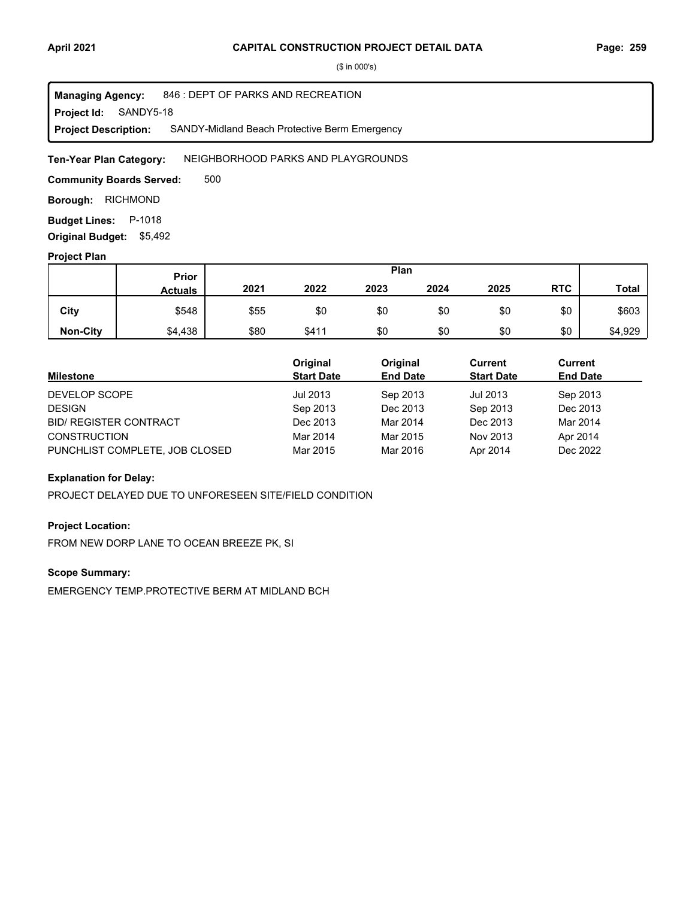($ in 000's)

**Managing Agency:** 846 : DEPT OF PARKS AND RECREATION
**Project Id:** SANDY5-18
**Project Description:** SANDY-Midland Beach Protective Berm Emergency

**Ten-Year Plan Category:** NEIGHBORHOOD PARKS AND PLAYGROUNDS

**Community Boards Served:** 500

**Borough:** RICHMOND

**Budget Lines:** P-1018

**Original Budget:** $5,492

### Project Plan

| | Prior Actuals | Plan 2021 | 2022 | 2023 | 2024 | 2025 | RTC | Total |
|---|---|---|---|---|---|---|---|---|
| **City** | $548 | $55 | $0 | $0 | $0 | $0 | $0 | $603 |
| **Non-City** | $4,438 | $80 | $411 | $0 | $0 | $0 | $0 | $4,929 |

| Milestone | Original Start Date | Original End Date | Current Start Date | Current End Date |
|---|---|---|---|---|
| DEVELOP SCOPE | Jul 2013 | Sep 2013 | Jul 2013 | Sep 2013 |
| DESIGN | Sep 2013 | Dec 2013 | Sep 2013 | Dec 2013 |
| BID/ REGISTER CONTRACT | Dec 2013 | Mar 2014 | Dec 2013 | Mar 2014 |
| CONSTRUCTION | Mar 2014 | Mar 2015 | Nov 2013 | Apr 2014 |
| PUNCHLIST COMPLETE, JOB CLOSED | Mar 2015 | Mar 2016 | Apr 2014 | Dec 2022 |

### Explanation for Delay:

PROJECT DELAYED DUE TO UNFORESEEN SITE/FIELD CONDITION

### Project Location:

FROM NEW DORP LANE TO OCEAN BREEZE PK, SI

### Scope Summary:

EMERGENCY TEMP.PROTECTIVE BERM AT MIDLAND BCH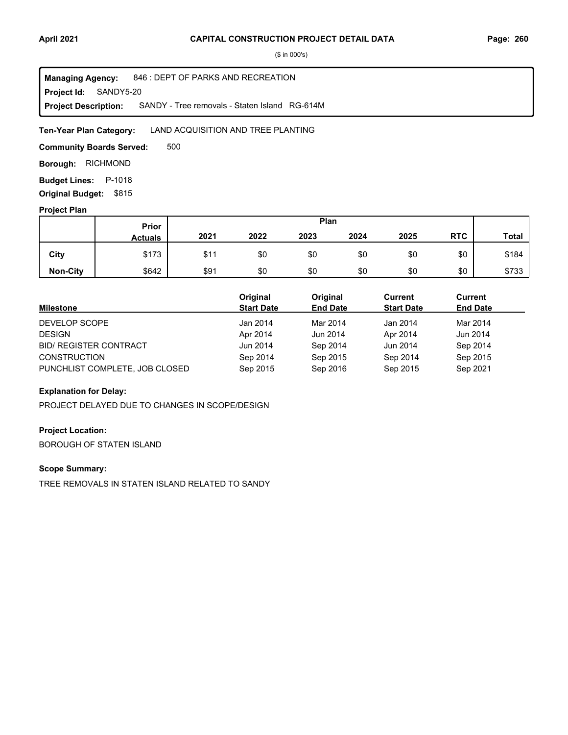**Managing Agency:** 846 : DEPT OF PARKS AND RECREATION
**Project Id:** SANDY5-20
**Project Description:** SANDY - Tree removals - Staten Island RG-614M

**Ten-Year Plan Category:** LAND ACQUISITION AND TREE PLANTING

**Community Boards Served:** 500

**Borough:** RICHMOND

**Budget Lines:** P-1018

**Original Budget:** $815

**Project Plan**

| | Prior Actuals | Plan | | | | | | Total |
|---|---|---|---|---|---|---|---|---|
| | | 2021 | 2022 | 2023 | 2024 | 2025 | RTC | |
| City | $173 | $11 | $0 | $0 | $0 | $0 | $0 | $184 |
| Non-City | $642 | $91 | $0 | $0 | $0 | $0 | $0 | $733 |

| Milestone | Original Start Date | Original End Date | Current Start Date | Current End Date |
|---|---|---|---|---|
| DEVELOP SCOPE | Jan 2014 | Mar 2014 | Jan 2014 | Mar 2014 |
| DESIGN | Apr 2014 | Jun 2014 | Apr 2014 | Jun 2014 |
| BID/ REGISTER CONTRACT | Jun 2014 | Sep 2014 | Jun 2014 | Sep 2014 |
| CONSTRUCTION | Sep 2014 | Sep 2015 | Sep 2014 | Sep 2015 |
| PUNCHLIST COMPLETE, JOB CLOSED | Sep 2015 | Sep 2016 | Sep 2015 | Sep 2021 |

**Explanation for Delay:**

PROJECT DELAYED DUE TO CHANGES IN SCOPE/DESIGN

**Project Location:**

BOROUGH OF STATEN ISLAND

**Scope Summary:**

TREE REMOVALS IN STATEN ISLAND RELATED TO SANDY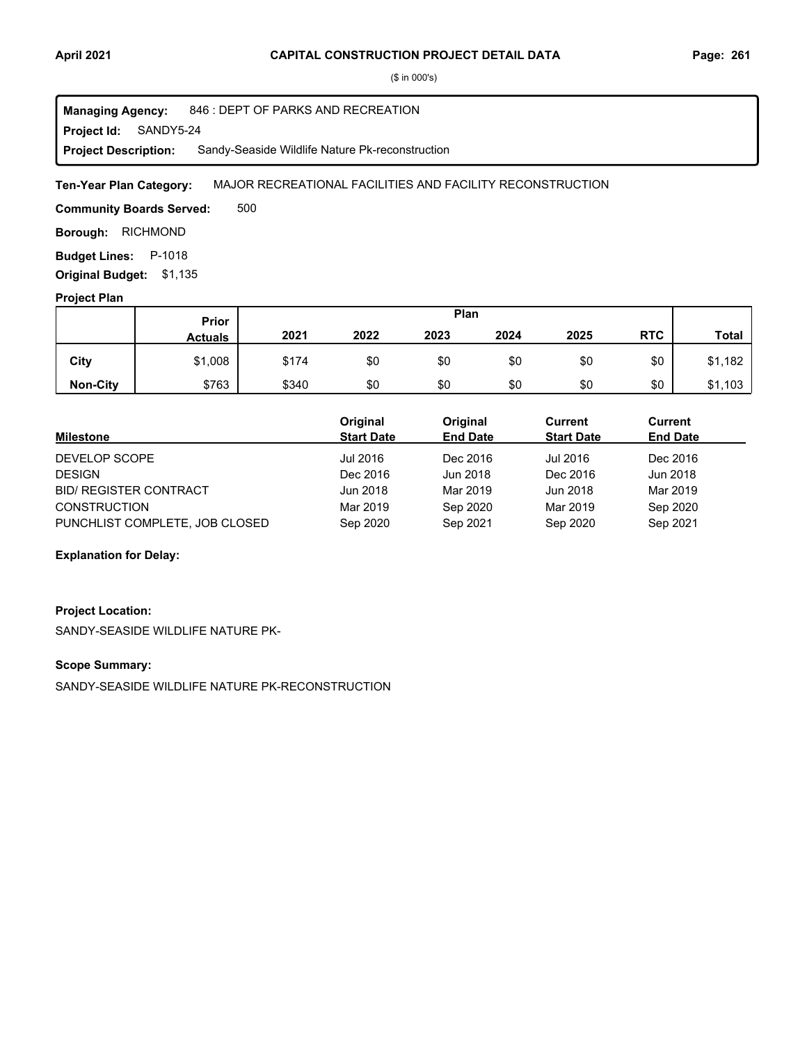($ in 000's)

**Managing Agency:** 846 : DEPT OF PARKS AND RECREATION
**Project Id:** SANDY5-24
**Project Description:** Sandy-Seaside Wildlife Nature Pk-reconstruction

**Ten-Year Plan Category:** MAJOR RECREATIONAL FACILITIES AND FACILITY RECONSTRUCTION

**Community Boards Served:** 500

**Borough:** RICHMOND

**Budget Lines:** P-1018

**Original Budget:** $1,135

**Project Plan**

| | Prior Actuals | 2021 | 2022 | 2023 | 2024 | 2025 | RTC | Total |
|---|---|---|---|---|---|---|---|---|
| **City** | $1,008 | $174 | $0 | $0 | $0 | $0 | $0 | $1,182 |
| **Non-City** | $763 | $340 | $0 | $0 | $0 | $0 | $0 | $1,103 |

| Milestone | Original Start Date | Original End Date | Current Start Date | Current End Date |
|---|---|---|---|---|
| DEVELOP SCOPE | Jul 2016 | Dec 2016 | Jul 2016 | Dec 2016 |
| DESIGN | Dec 2016 | Jun 2018 | Dec 2016 | Jun 2018 |
| BID/ REGISTER CONTRACT | Jun 2018 | Mar 2019 | Jun 2018 | Mar 2019 |
| CONSTRUCTION | Mar 2019 | Sep 2020 | Mar 2019 | Sep 2020 |
| PUNCHLIST COMPLETE, JOB CLOSED | Sep 2020 | Sep 2021 | Sep 2020 | Sep 2021 |

**Explanation for Delay:**

**Project Location:**

SANDY-SEASIDE WILDLIFE NATURE PK-

**Scope Summary:**

SANDY-SEASIDE WILDLIFE NATURE PK-RECONSTRUCTION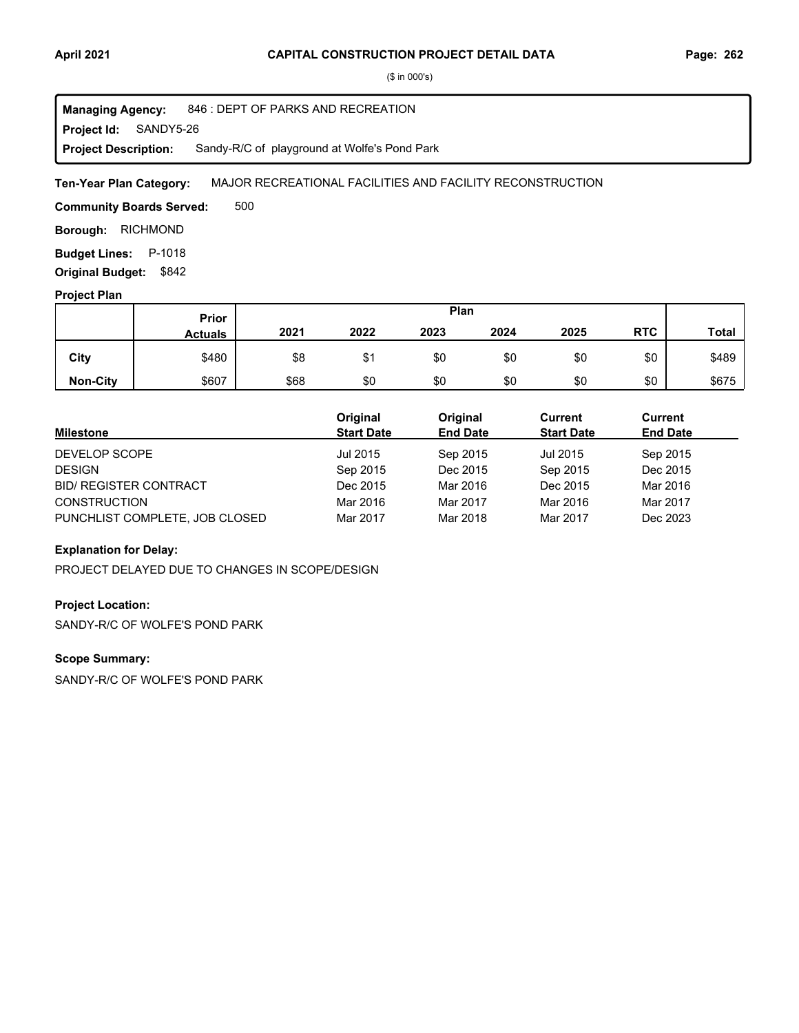# CAPITAL CONSTRUCTION PROJECT DETAIL DATA

($ in 000's)

**Managing Agency:** 846 : DEPT OF PARKS AND RECREATION
**Project Id:** SANDY5-26
**Project Description:** Sandy-R/C of playground at Wolfe's Pond Park

**Ten-Year Plan Category:** MAJOR RECREATIONAL FACILITIES AND FACILITY RECONSTRUCTION

**Community Boards Served:** 500

**Borough:** RICHMOND

**Budget Lines:** P-1018

**Original Budget:** $842

## Project Plan

| | Prior Actuals | Plan 2021 | 2022 | 2023 | 2024 | 2025 | RTC | Total |
|---|---|---|---|---|---|---|---|---|
| **City** | $480 | $8 | $1 | $0 | $0 | $0 | $0 | $489 |
| **Non-City** | $607 | $68 | $0 | $0 | $0 | $0 | $0 | $675 |

| Milestone | Original Start Date | Original End Date | Current Start Date | Current End Date |
|---|---|---|---|---|
| DEVELOP SCOPE | Jul 2015 | Sep 2015 | Jul 2015 | Sep 2015 |
| DESIGN | Sep 2015 | Dec 2015 | Sep 2015 | Dec 2015 |
| BID/ REGISTER CONTRACT | Dec 2015 | Mar 2016 | Dec 2015 | Mar 2016 |
| CONSTRUCTION | Mar 2016 | Mar 2017 | Mar 2016 | Mar 2017 |
| PUNCHLIST COMPLETE, JOB CLOSED | Mar 2017 | Mar 2018 | Mar 2017 | Dec 2023 |

### Explanation for Delay:

PROJECT DELAYED DUE TO CHANGES IN SCOPE/DESIGN

### Project Location:

SANDY-R/C OF WOLFE'S POND PARK

### Scope Summary:

SANDY-R/C OF WOLFE'S POND PARK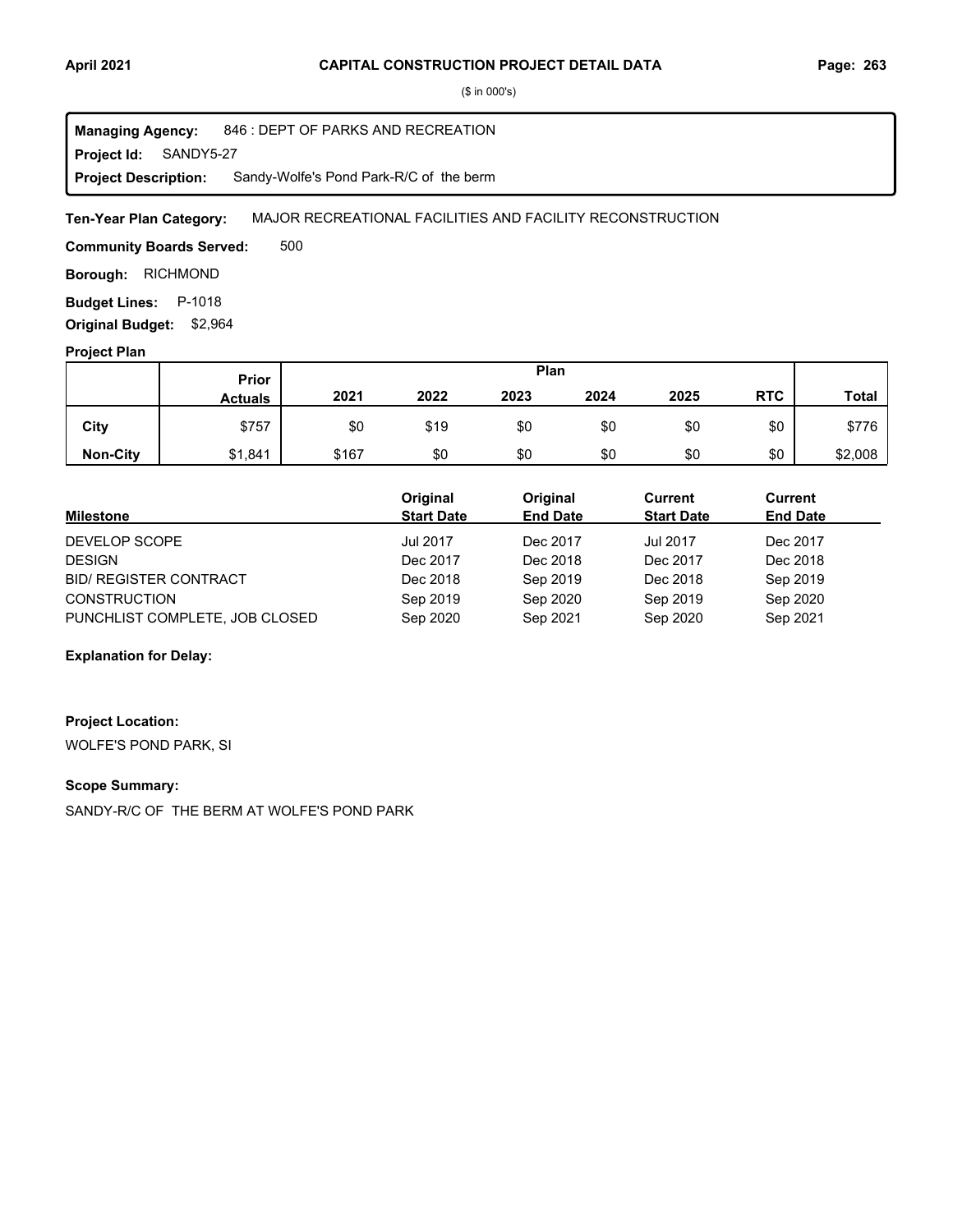# CAPITAL CONSTRUCTION PROJECT DETAIL DATA

($ in 000's)

**Managing Agency:** 846 : DEPT OF PARKS AND RECREATION
**Project Id:** SANDY5-27
**Project Description:** Sandy-Wolfe's Pond Park-R/C of the berm

**Ten-Year Plan Category:** MAJOR RECREATIONAL FACILITIES AND FACILITY RECONSTRUCTION

**Community Boards Served:** 500

**Borough:** RICHMOND

**Budget Lines:** P-1018

**Original Budget:** $2,964

**Project Plan**

| | Prior Actuals | 2021 | 2022 | 2023 | 2024 | 2025 | RTC | Total |
|---|---|---|---|---|---|---|---|---|
| City | $757 | $0 | $19 | $0 | $0 | $0 | $0 | $776 |
| Non-City | $1,841 | $167 | $0 | $0 | $0 | $0 | $0 | $2,008 |

| Milestone | Original Start Date | Original End Date | Current Start Date | Current End Date |
|---|---|---|---|---|
| DEVELOP SCOPE | Jul 2017 | Dec 2017 | Jul 2017 | Dec 2017 |
| DESIGN | Dec 2017 | Dec 2018 | Dec 2017 | Dec 2018 |
| BID/ REGISTER CONTRACT | Dec 2018 | Sep 2019 | Dec 2018 | Sep 2019 |
| CONSTRUCTION | Sep 2019 | Sep 2020 | Sep 2019 | Sep 2020 |
| PUNCHLIST COMPLETE, JOB CLOSED | Sep 2020 | Sep 2021 | Sep 2020 | Sep 2021 |

**Explanation for Delay:**

**Project Location:**

WOLFE'S POND PARK, SI

**Scope Summary:**

SANDY-R/C OF THE BERM AT WOLFE'S POND PARK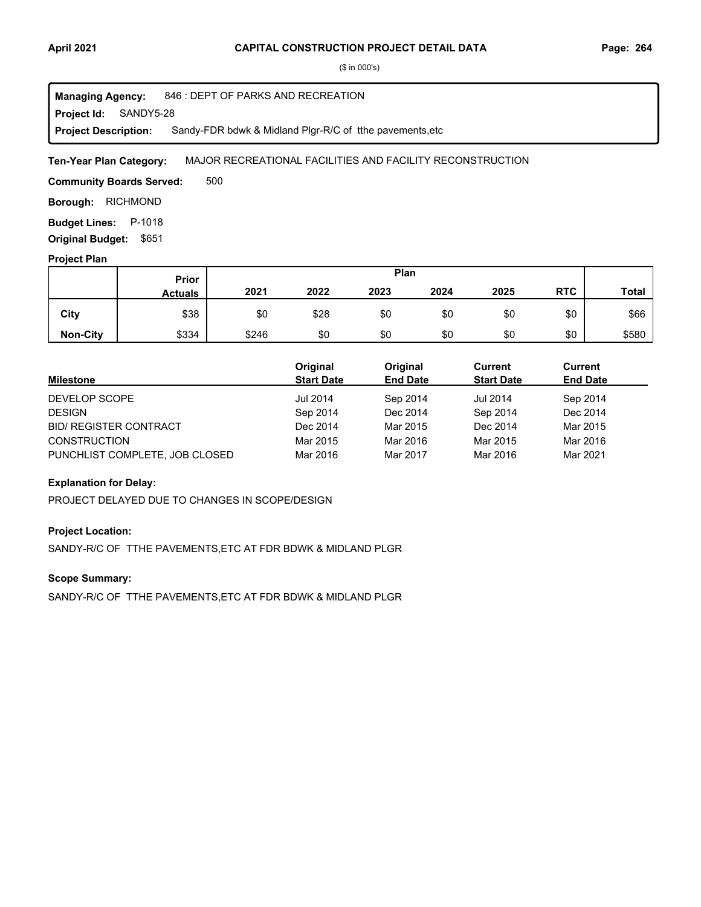($ in 000's)

**Managing Agency:** 846 : DEPT OF PARKS AND RECREATION
**Project Id:** SANDY5-28
**Project Description:** Sandy-FDR bdwk & Midland Plgr-R/C of tthe pavements,etc

**Ten-Year Plan Category:** MAJOR RECREATIONAL FACILITIES AND FACILITY RECONSTRUCTION

**Community Boards Served:** 500

**Borough:** RICHMOND

**Budget Lines:** P-1018

**Original Budget:** $651

**Project Plan**

| | Prior Actuals | Plan 2021 | 2022 | 2023 | 2024 | 2025 | RTC | Total |
|---|---|---|---|---|---|---|---|---|
| **City** | $38 | $0 | $28 | $0 | $0 | $0 | $0 | $66 |
| **Non-City** | $334 | $246 | $0 | $0 | $0 | $0 | $0 | $580 |

| Milestone | Original Start Date | Original End Date | Current Start Date | Current End Date |
|---|---|---|---|---|
| DEVELOP SCOPE | Jul 2014 | Sep 2014 | Jul 2014 | Sep 2014 |
| DESIGN | Sep 2014 | Dec 2014 | Sep 2014 | Dec 2014 |
| BID/ REGISTER CONTRACT | Dec 2014 | Mar 2015 | Dec 2014 | Mar 2015 |
| CONSTRUCTION | Mar 2015 | Mar 2016 | Mar 2015 | Mar 2016 |
| PUNCHLIST COMPLETE, JOB CLOSED | Mar 2016 | Mar 2017 | Mar 2016 | Mar 2021 |

**Explanation for Delay:**

PROJECT DELAYED DUE TO CHANGES IN SCOPE/DESIGN

**Project Location:**

SANDY-R/C OF TTHE PAVEMENTS,ETC AT FDR BDWK & MIDLAND PLGR

**Scope Summary:**

SANDY-R/C OF TTHE PAVEMENTS,ETC AT FDR BDWK & MIDLAND PLGR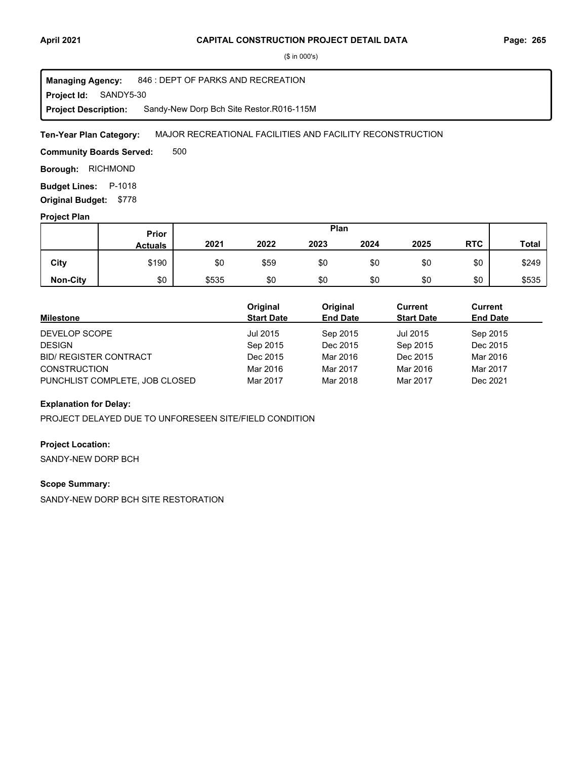($ in 000's)

**Managing Agency:** 846 : DEPT OF PARKS AND RECREATION
**Project Id:** SANDY5-30
**Project Description:** Sandy-New Dorp Bch Site Restor.R016-115M

**Ten-Year Plan Category:** MAJOR RECREATIONAL FACILITIES AND FACILITY RECONSTRUCTION

**Community Boards Served:** 500

**Borough:** RICHMOND

**Budget Lines:** P-1018

**Original Budget:** $778

**Project Plan**

| | Prior Actuals | Plan | | | | | | Total |
|---|---|---|---|---|---|---|---|---|
| | | 2021 | 2022 | 2023 | 2024 | 2025 | RTC | |
| City | $190 | $0 | $59 | $0 | $0 | $0 | $0 | $249 |
| Non-City | $0 | $535 | $0 | $0 | $0 | $0 | $0 | $535 |

| Milestone | Original Start Date | Original End Date | Current Start Date | Current End Date |
|---|---|---|---|---|
| DEVELOP SCOPE | Jul 2015 | Sep 2015 | Jul 2015 | Sep 2015 |
| DESIGN | Sep 2015 | Dec 2015 | Sep 2015 | Dec 2015 |
| BID/ REGISTER CONTRACT | Dec 2015 | Mar 2016 | Dec 2015 | Mar 2016 |
| CONSTRUCTION | Mar 2016 | Mar 2017 | Mar 2016 | Mar 2017 |
| PUNCHLIST COMPLETE, JOB CLOSED | Mar 2017 | Mar 2018 | Mar 2017 | Dec 2021 |

**Explanation for Delay:**

PROJECT DELAYED DUE TO UNFORESEEN SITE/FIELD CONDITION

**Project Location:**

SANDY-NEW DORP BCH

**Scope Summary:**

SANDY-NEW DORP BCH SITE RESTORATION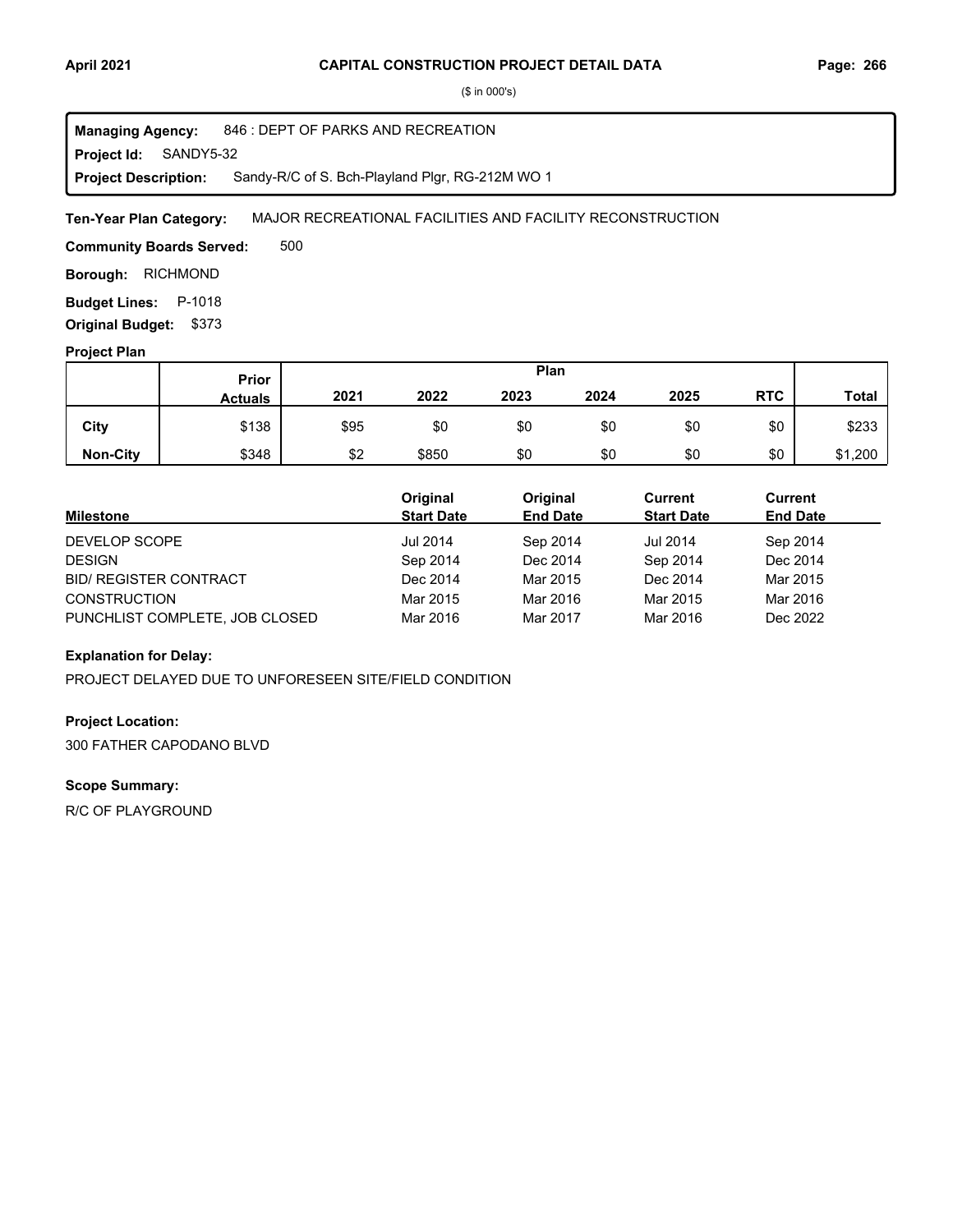# CAPITAL CONSTRUCTION PROJECT DETAIL DATA

($ in 000's)

**Managing Agency:** 846 : DEPT OF PARKS AND RECREATION
**Project Id:** SANDY5-32
**Project Description:** Sandy-R/C of S. Bch-Playland Plgr, RG-212M WO 1

**Ten-Year Plan Category:** MAJOR RECREATIONAL FACILITIES AND FACILITY RECONSTRUCTION

**Community Boards Served:** 500

**Borough:** RICHMOND

**Budget Lines:** P-1018

**Original Budget:** $373

**Project Plan**

| | Prior Actuals | 2021 | 2022 | 2023 | 2024 | 2025 | RTC | Total |
|---|---|---|---|---|---|---|---|---|
| City | $138 | $95 | $0 | $0 | $0 | $0 | $0 | $233 |
| Non-City | $348 | $2 | $850 | $0 | $0 | $0 | $0 | $1,200 |

| Milestone | Original Start Date | Original End Date | Current Start Date | Current End Date |
|---|---|---|---|---|
| DEVELOP SCOPE | Jul 2014 | Sep 2014 | Jul 2014 | Sep 2014 |
| DESIGN | Sep 2014 | Dec 2014 | Sep 2014 | Dec 2014 |
| BID/ REGISTER CONTRACT | Dec 2014 | Mar 2015 | Dec 2014 | Mar 2015 |
| CONSTRUCTION | Mar 2015 | Mar 2016 | Mar 2015 | Mar 2016 |
| PUNCHLIST COMPLETE, JOB CLOSED | Mar 2016 | Mar 2017 | Mar 2016 | Dec 2022 |

**Explanation for Delay:**

PROJECT DELAYED DUE TO UNFORESEEN SITE/FIELD CONDITION

**Project Location:**

300 FATHER CAPODANO BLVD

**Scope Summary:**

R/C OF PLAYGROUND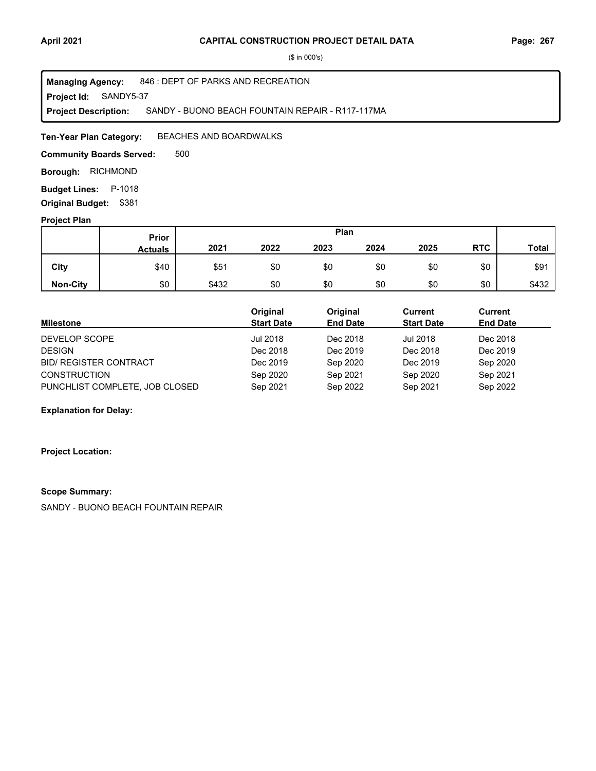**CAPITAL CONSTRUCTION PROJECT DETAIL DATA**

($ in 000's)

**Managing Agency:** 846 : DEPT OF PARKS AND RECREATION
**Project Id:** SANDY5-37
**Project Description:** SANDY - BUONO BEACH FOUNTAIN REPAIR - R117-117MA

**Ten-Year Plan Category:** BEACHES AND BOARDWALKS

**Community Boards Served:** 500

**Borough:** RICHMOND

**Budget Lines:** P-1018

**Original Budget:** $381

**Project Plan**

| | Prior Actuals | 2021 | 2022 | 2023 | 2024 | 2025 | RTC | Total |
|---|---|---|---|---|---|---|---|---|
| **City** | $40 | $51 | $0 | $0 | $0 | $0 | $0 | $91 |
| **Non-City** | $0 | $432 | $0 | $0 | $0 | $0 | $0 | $432 |

| Milestone | Original Start Date | Original End Date | Current Start Date | Current End Date |
|---|---|---|---|---|
| DEVELOP SCOPE | Jul 2018 | Dec 2018 | Jul 2018 | Dec 2018 |
| DESIGN | Dec 2018 | Dec 2019 | Dec 2018 | Dec 2019 |
| BID/ REGISTER CONTRACT | Dec 2019 | Sep 2020 | Dec 2019 | Sep 2020 |
| CONSTRUCTION | Sep 2020 | Sep 2021 | Sep 2020 | Sep 2021 |
| PUNCHLIST COMPLETE, JOB CLOSED | Sep 2021 | Sep 2022 | Sep 2021 | Sep 2022 |

**Explanation for Delay:**

**Project Location:**

**Scope Summary:**

SANDY - BUONO BEACH FOUNTAIN REPAIR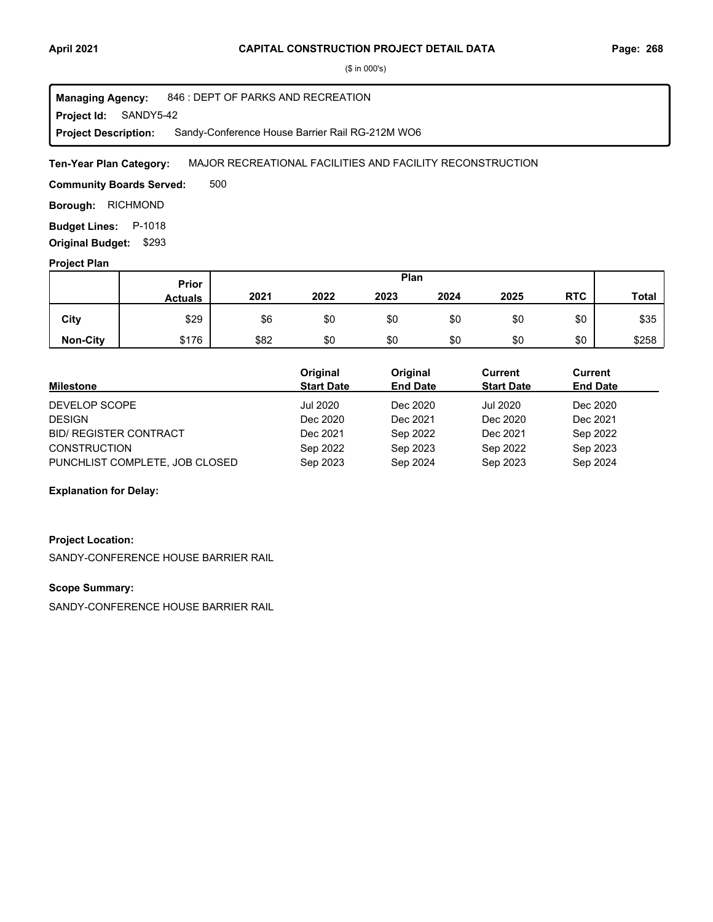**CAPITAL CONSTRUCTION PROJECT DETAIL DATA**

($ in 000's)

**Managing Agency:** 846 : DEPT OF PARKS AND RECREATION
**Project Id:** SANDY5-42
**Project Description:** Sandy-Conference House Barrier Rail RG-212M WO6

**Ten-Year Plan Category:** MAJOR RECREATIONAL FACILITIES AND FACILITY RECONSTRUCTION

**Community Boards Served:** 500

**Borough:** RICHMOND

**Budget Lines:** P-1018

**Original Budget:** $293

**Project Plan**

| | Prior Actuals | 2021 | 2022 | 2023 | 2024 | 2025 | RTC | Total |
|---|---|---|---|---|---|---|---|---|
| **City** | $29 | $6 | $0 | $0 | $0 | $0 | $0 | $35 |
| **Non-City** | $176 | $82 | $0 | $0 | $0 | $0 | $0 | $258 |

| Milestone | Original Start Date | Original End Date | Current Start Date | Current End Date |
|---|---|---|---|---|
| DEVELOP SCOPE | Jul 2020 | Dec 2020 | Jul 2020 | Dec 2020 |
| DESIGN | Dec 2020 | Dec 2021 | Dec 2020 | Dec 2021 |
| BID/ REGISTER CONTRACT | Dec 2021 | Sep 2022 | Dec 2021 | Sep 2022 |
| CONSTRUCTION | Sep 2022 | Sep 2023 | Sep 2022 | Sep 2023 |
| PUNCHLIST COMPLETE, JOB CLOSED | Sep 2023 | Sep 2024 | Sep 2023 | Sep 2024 |

**Explanation for Delay:**

**Project Location:**

SANDY-CONFERENCE HOUSE BARRIER RAIL

**Scope Summary:**

SANDY-CONFERENCE HOUSE BARRIER RAIL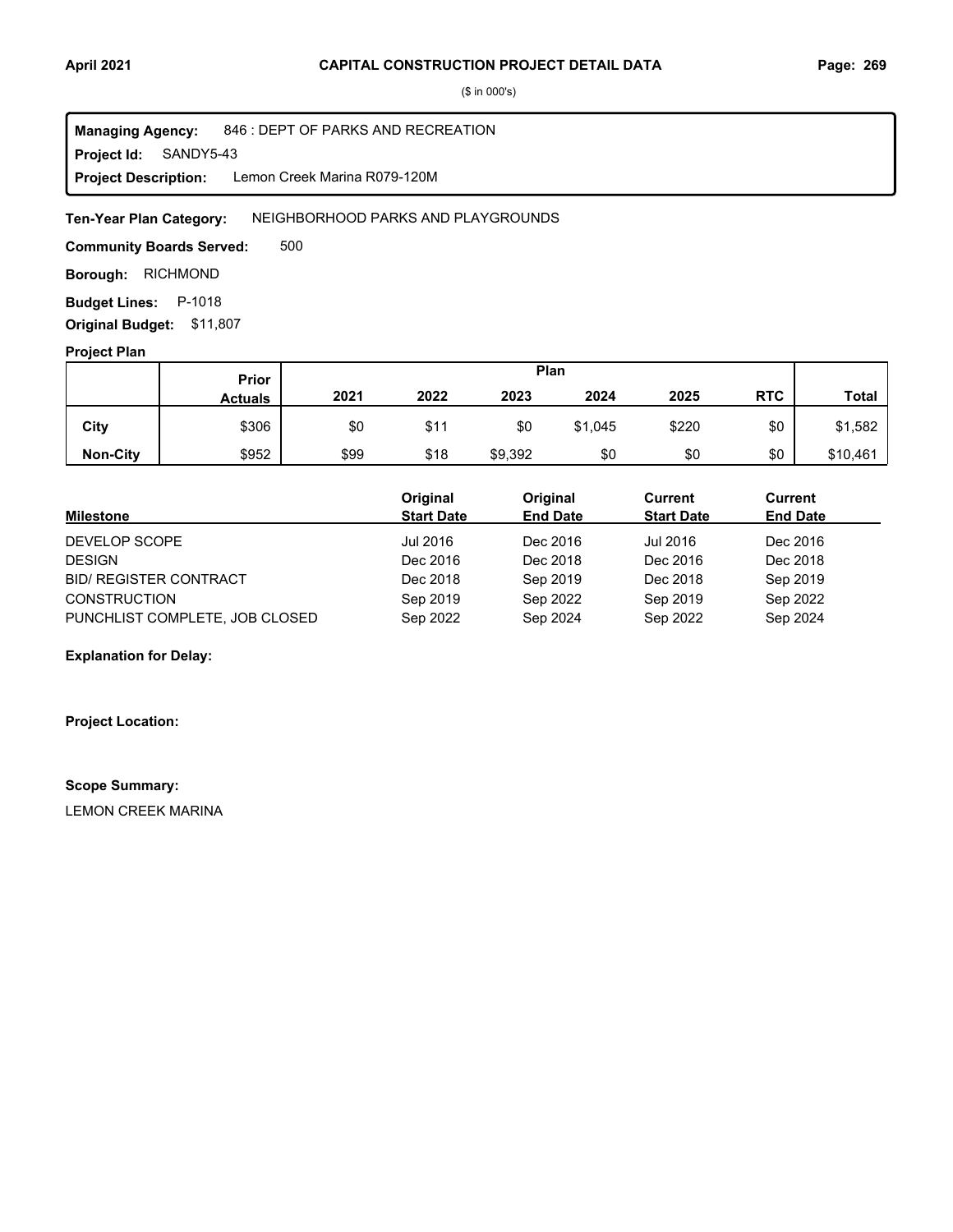($ in 000's)

**Managing Agency:** 846 : DEPT OF PARKS AND RECREATION
**Project Id:** SANDY5-43
**Project Description:** Lemon Creek Marina R079-120M

**Ten-Year Plan Category:** NEIGHBORHOOD PARKS AND PLAYGROUNDS

**Community Boards Served:** 500

**Borough:** RICHMOND

**Budget Lines:** P-1018

**Original Budget:** $11,807

**Project Plan**

| | Prior Actuals | Plan 2021 | 2022 | 2023 | 2024 | 2025 | RTC | Total |
|---|---|---|---|---|---|---|---|---|
| **City** | $306 | $0 | $11 | $0 | $1,045 | $220 | $0 | $1,582 |
| **Non-City** | $952 | $99 | $18 | $9,392 | $0 | $0 | $0 | $10,461 |

| Milestone | Original Start Date | Original End Date | Current Start Date | Current End Date |
|---|---|---|---|---|
| DEVELOP SCOPE | Jul 2016 | Dec 2016 | Jul 2016 | Dec 2016 |
| DESIGN | Dec 2016 | Dec 2018 | Dec 2016 | Dec 2018 |
| BID/ REGISTER CONTRACT | Dec 2018 | Sep 2019 | Dec 2018 | Sep 2019 |
| CONSTRUCTION | Sep 2019 | Sep 2022 | Sep 2019 | Sep 2022 |
| PUNCHLIST COMPLETE, JOB CLOSED | Sep 2022 | Sep 2024 | Sep 2022 | Sep 2024 |

**Explanation for Delay:**

**Project Location:**

**Scope Summary:**

LEMON CREEK MARINA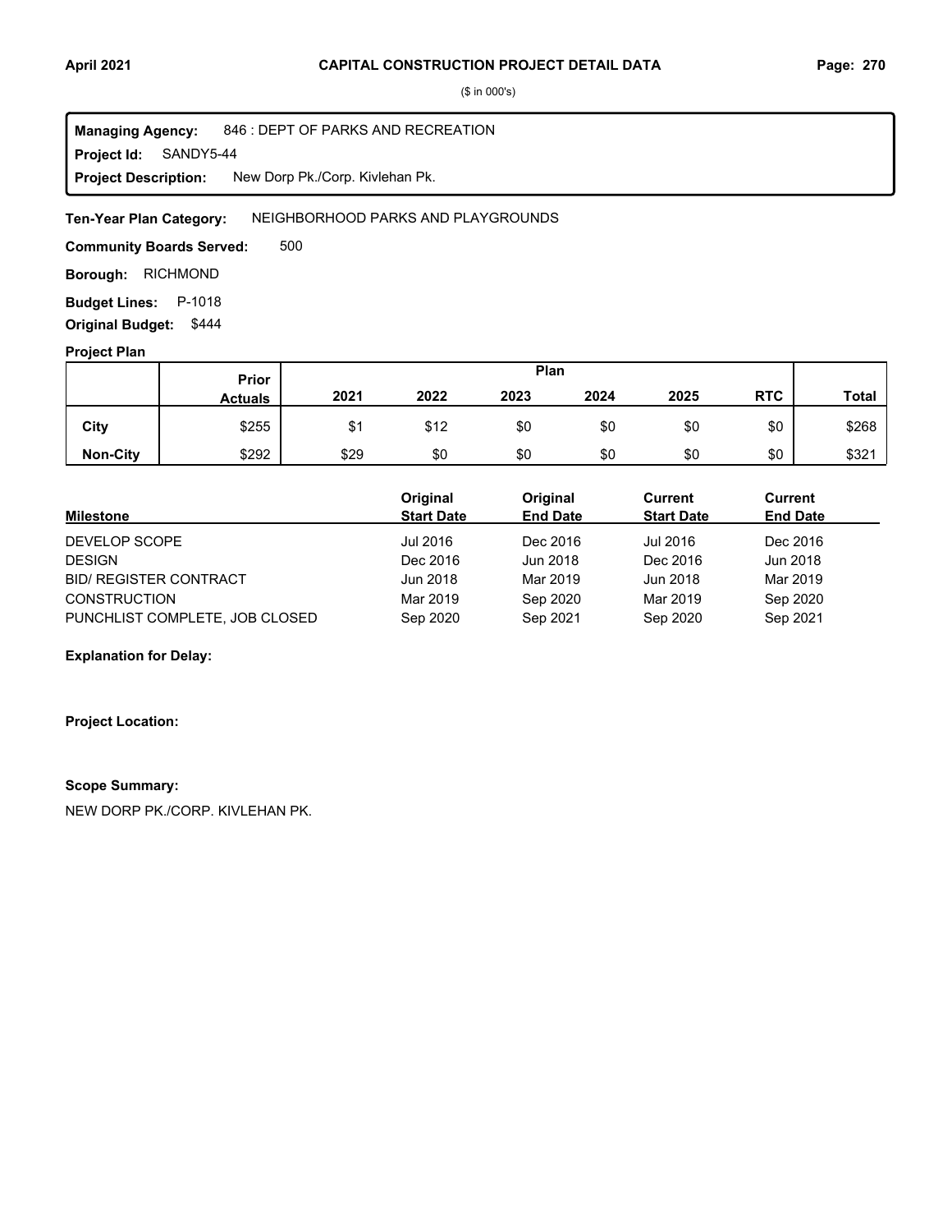# CAPITAL CONSTRUCTION PROJECT DETAIL DATA

($ in 000's)

**Managing Agency:** 846 : DEPT OF PARKS AND RECREATION
**Project Id:** SANDY5-44
**Project Description:** New Dorp Pk./Corp. Kivlehan Pk.

**Ten-Year Plan Category:** NEIGHBORHOOD PARKS AND PLAYGROUNDS

**Community Boards Served:** 500

**Borough:** RICHMOND

**Budget Lines:** P-1018

**Original Budget:** $444

**Project Plan**

| | Prior Actuals | Plan 2021 | 2022 | 2023 | 2024 | 2025 | RTC | Total |
|---|---|---|---|---|---|---|---|---|
| **City** | $255 | $1 | $12 | $0 | $0 | $0 | $0 | $268 |
| **Non-City** | $292 | $29 | $0 | $0 | $0 | $0 | $0 | $321 |

| Milestone | Original Start Date | Original End Date | Current Start Date | Current End Date |
|---|---|---|---|---|
| DEVELOP SCOPE | Jul 2016 | Dec 2016 | Jul 2016 | Dec 2016 |
| DESIGN | Dec 2016 | Jun 2018 | Dec 2016 | Jun 2018 |
| BID/ REGISTER CONTRACT | Jun 2018 | Mar 2019 | Jun 2018 | Mar 2019 |
| CONSTRUCTION | Mar 2019 | Sep 2020 | Mar 2019 | Sep 2020 |
| PUNCHLIST COMPLETE, JOB CLOSED | Sep 2020 | Sep 2021 | Sep 2020 | Sep 2021 |

**Explanation for Delay:**

**Project Location:**

**Scope Summary:**

NEW DORP PK./CORP. KIVLEHAN PK.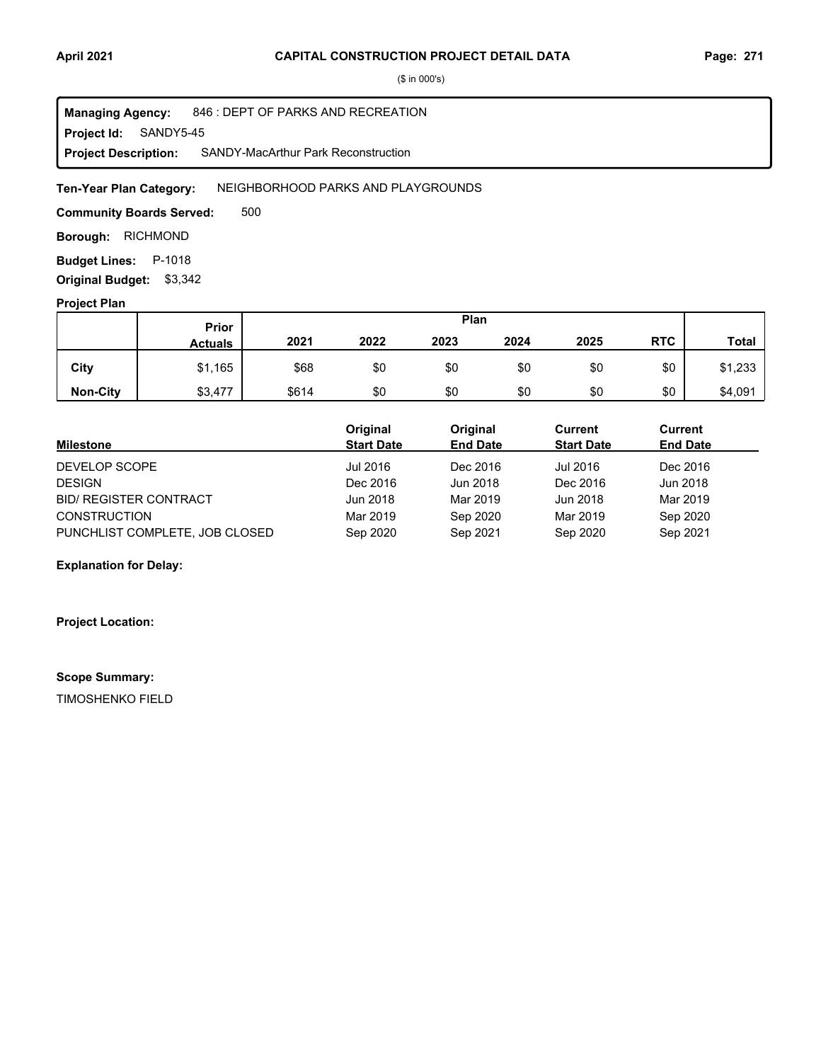($ in 000's)

**Managing Agency:** 846 : DEPT OF PARKS AND RECREATION
**Project Id:** SANDY5-45
**Project Description:** SANDY-MacArthur Park Reconstruction

**Ten-Year Plan Category:** NEIGHBORHOOD PARKS AND PLAYGROUNDS

**Community Boards Served:** 500

**Borough:** RICHMOND

**Budget Lines:** P-1018

**Original Budget:** $3,342

**Project Plan**

| | Prior Actuals | Plan 2021 | 2022 | 2023 | 2024 | 2025 | RTC | Total |
|---|---|---|---|---|---|---|---|---|
| City | $1,165 | $68 | $0 | $0 | $0 | $0 | $0 | $1,233 |
| Non-City | $3,477 | $614 | $0 | $0 | $0 | $0 | $0 | $4,091 |

| Milestone | Original Start Date | Original End Date | Current Start Date | Current End Date |
|---|---|---|---|---|
| DEVELOP SCOPE | Jul 2016 | Dec 2016 | Jul 2016 | Dec 2016 |
| DESIGN | Dec 2016 | Jun 2018 | Dec 2016 | Jun 2018 |
| BID/ REGISTER CONTRACT | Jun 2018 | Mar 2019 | Jun 2018 | Mar 2019 |
| CONSTRUCTION | Mar 2019 | Sep 2020 | Mar 2019 | Sep 2020 |
| PUNCHLIST COMPLETE, JOB CLOSED | Sep 2020 | Sep 2021 | Sep 2020 | Sep 2021 |

**Explanation for Delay:**

**Project Location:**

**Scope Summary:**

TIMOSHENKO FIELD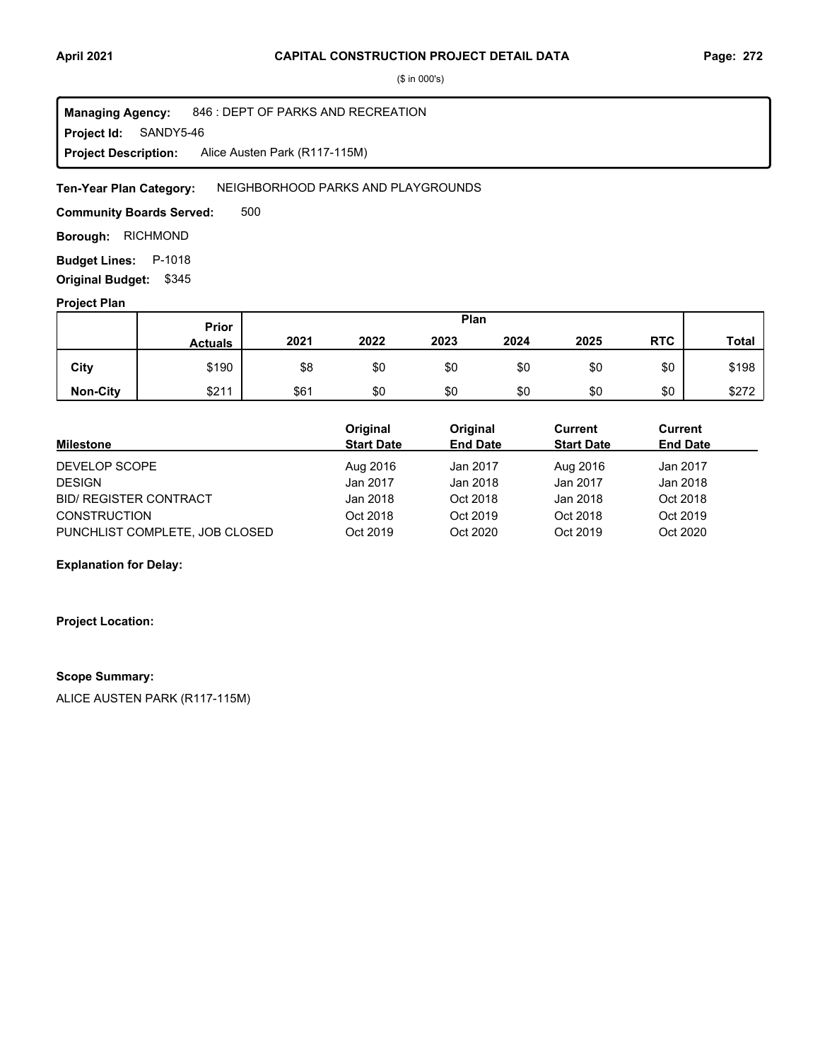($ in 000's)

**Managing Agency:** 846 : DEPT OF PARKS AND RECREATION
**Project Id:** SANDY5-46
**Project Description:** Alice Austen Park (R117-115M)

**Ten-Year Plan Category:** NEIGHBORHOOD PARKS AND PLAYGROUNDS

**Community Boards Served:** 500

**Borough:** RICHMOND

**Budget Lines:** P-1018

**Original Budget:** $345

**Project Plan**

| | Prior Actuals | Plan 2021 | 2022 | 2023 | 2024 | 2025 | RTC | Total |
|---|---|---|---|---|---|---|---|---|
| City | $190 | $8 | $0 | $0 | $0 | $0 | $0 | $198 |
| Non-City | $211 | $61 | $0 | $0 | $0 | $0 | $0 | $272 |

| Milestone | Original Start Date | Original End Date | Current Start Date | Current End Date |
|---|---|---|---|---|
| DEVELOP SCOPE | Aug 2016 | Jan 2017 | Aug 2016 | Jan 2017 |
| DESIGN | Jan 2017 | Jan 2018 | Jan 2017 | Jan 2018 |
| BID/ REGISTER CONTRACT | Jan 2018 | Oct 2018 | Jan 2018 | Oct 2018 |
| CONSTRUCTION | Oct 2018 | Oct 2019 | Oct 2018 | Oct 2019 |
| PUNCHLIST COMPLETE, JOB CLOSED | Oct 2019 | Oct 2020 | Oct 2019 | Oct 2020 |

**Explanation for Delay:**

**Project Location:**

**Scope Summary:**

ALICE AUSTEN PARK (R117-115M)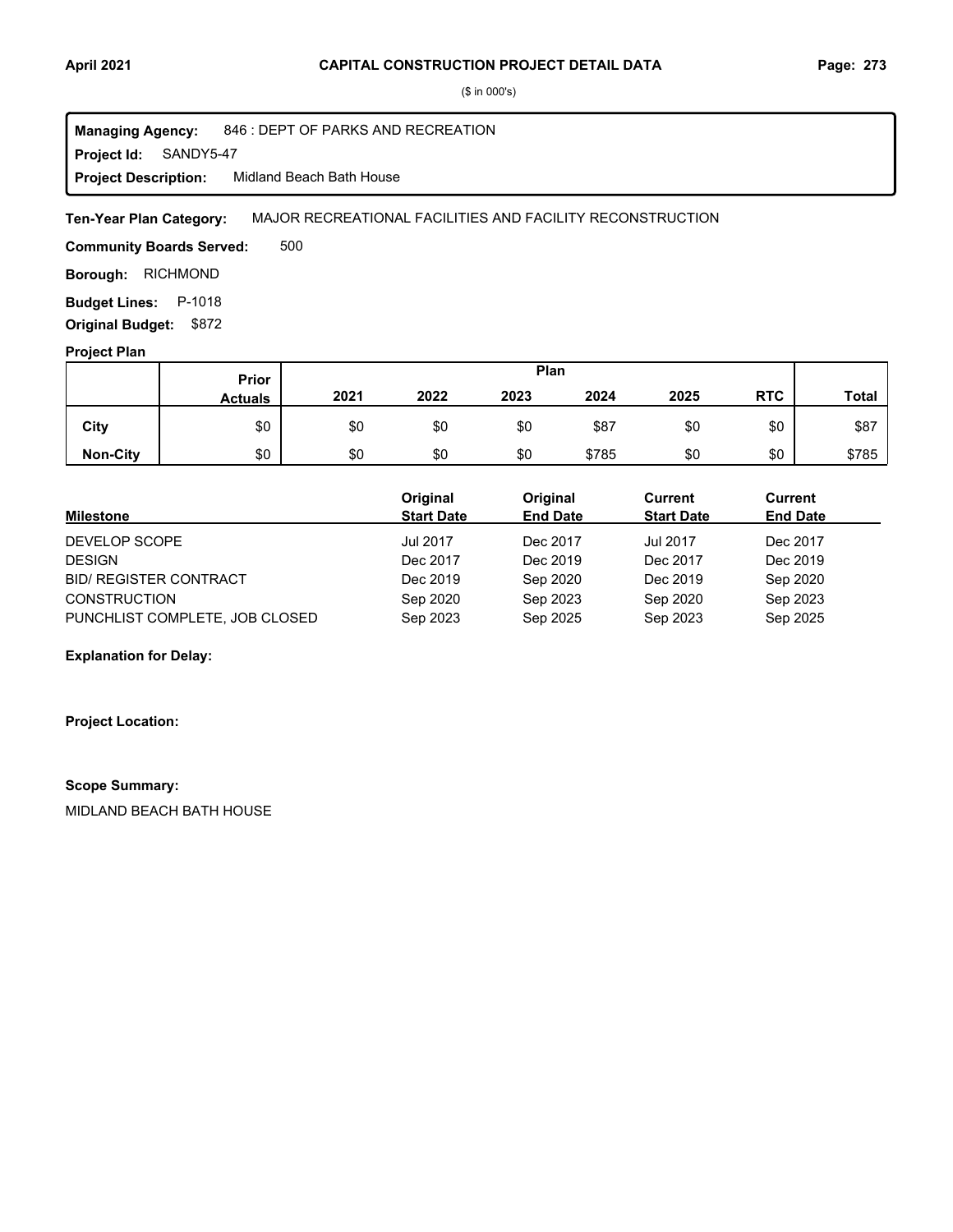($ in 000's)

**Managing Agency:** 846 : DEPT OF PARKS AND RECREATION
**Project Id:** SANDY5-47
**Project Description:** Midland Beach Bath House

**Ten-Year Plan Category:** MAJOR RECREATIONAL FACILITIES AND FACILITY RECONSTRUCTION

**Community Boards Served:** 500

**Borough:** RICHMOND

**Budget Lines:** P-1018

**Original Budget:** $872

**Project Plan**

| | Prior Actuals | Plan 2021 | 2022 | 2023 | 2024 | 2025 | RTC | Total |
|---|---|---|---|---|---|---|---|---|
| City | $0 | $0 | $0 | $0 | $87 | $0 | $0 | $87 |
| Non-City | $0 | $0 | $0 | $0 | $785 | $0 | $0 | $785 |

| Milestone | Original Start Date | Original End Date | Current Start Date | Current End Date |
|---|---|---|---|---|
| DEVELOP SCOPE | Jul 2017 | Dec 2017 | Jul 2017 | Dec 2017 |
| DESIGN | Dec 2017 | Dec 2019 | Dec 2017 | Dec 2019 |
| BID/ REGISTER CONTRACT | Dec 2019 | Sep 2020 | Dec 2019 | Sep 2020 |
| CONSTRUCTION | Sep 2020 | Sep 2023 | Sep 2020 | Sep 2023 |
| PUNCHLIST COMPLETE, JOB CLOSED | Sep 2023 | Sep 2025 | Sep 2023 | Sep 2025 |

**Explanation for Delay:**

**Project Location:**

**Scope Summary:**

MIDLAND BEACH BATH HOUSE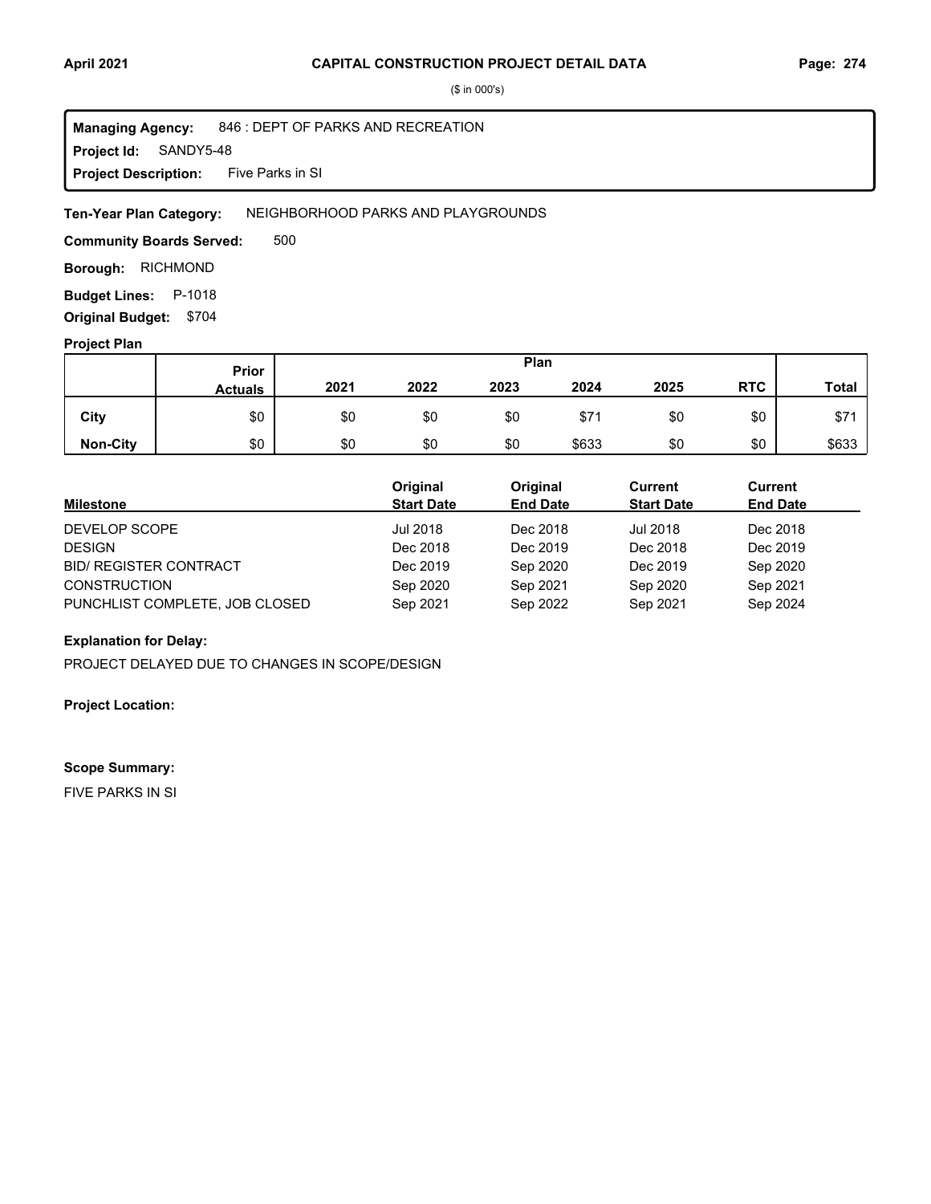# CAPITAL CONSTRUCTION PROJECT DETAIL DATA

($ in 000's)

**Managing Agency:** 846 : DEPT OF PARKS AND RECREATION
**Project Id:** SANDY5-48
**Project Description:** Five Parks in SI

**Ten-Year Plan Category:** NEIGHBORHOOD PARKS AND PLAYGROUNDS

**Community Boards Served:** 500

**Borough:** RICHMOND

**Budget Lines:** P-1018

**Original Budget:** $704

**Project Plan**

| | Prior Actuals | Plan 2021 | 2022 | 2023 | 2024 | 2025 | RTC | Total |
|---|---|---|---|---|---|---|---|---|
| City | $0 | $0 | $0 | $0 | $71 | $0 | $0 | $71 |
| Non-City | $0 | $0 | $0 | $0 | $633 | $0 | $0 | $633 |

| Milestone | Original Start Date | Original End Date | Current Start Date | Current End Date |
|---|---|---|---|---|
| DEVELOP SCOPE | Jul 2018 | Dec 2018 | Jul 2018 | Dec 2018 |
| DESIGN | Dec 2018 | Dec 2019 | Dec 2018 | Dec 2019 |
| BID/ REGISTER CONTRACT | Dec 2019 | Sep 2020 | Dec 2019 | Sep 2020 |
| CONSTRUCTION | Sep 2020 | Sep 2021 | Sep 2020 | Sep 2021 |
| PUNCHLIST COMPLETE, JOB CLOSED | Sep 2021 | Sep 2022 | Sep 2021 | Sep 2024 |

**Explanation for Delay:**

PROJECT DELAYED DUE TO CHANGES IN SCOPE/DESIGN

**Project Location:**

**Scope Summary:**

FIVE PARKS IN SI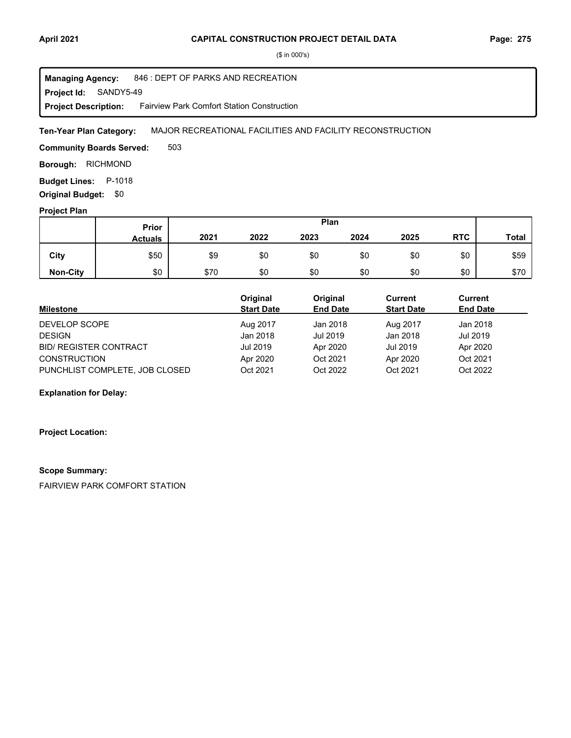($ in 000's)

**Managing Agency:** 846 : DEPT OF PARKS AND RECREATION
**Project Id:** SANDY5-49
**Project Description:** Fairview Park Comfort Station Construction

**Ten-Year Plan Category:** MAJOR RECREATIONAL FACILITIES AND FACILITY RECONSTRUCTION

**Community Boards Served:** 503

**Borough:** RICHMOND

**Budget Lines:** P-1018

**Original Budget:** $0

**Project Plan**

| | Prior Actuals | Plan 2021 | 2022 | 2023 | 2024 | 2025 | RTC | Total |
|---|---|---|---|---|---|---|---|---|
| City | $50 | $9 | $0 | $0 | $0 | $0 | $0 | $59 |
| Non-City | $0 | $70 | $0 | $0 | $0 | $0 | $0 | $70 |

| Milestone | Original Start Date | Original End Date | Current Start Date | Current End Date |
|---|---|---|---|---|
| DEVELOP SCOPE | Aug 2017 | Jan 2018 | Aug 2017 | Jan 2018 |
| DESIGN | Jan 2018 | Jul 2019 | Jan 2018 | Jul 2019 |
| BID/ REGISTER CONTRACT | Jul 2019 | Apr 2020 | Jul 2019 | Apr 2020 |
| CONSTRUCTION | Apr 2020 | Oct 2021 | Apr 2020 | Oct 2021 |
| PUNCHLIST COMPLETE, JOB CLOSED | Oct 2021 | Oct 2022 | Oct 2021 | Oct 2022 |

**Explanation for Delay:**

**Project Location:**

**Scope Summary:**

FAIRVIEW PARK COMFORT STATION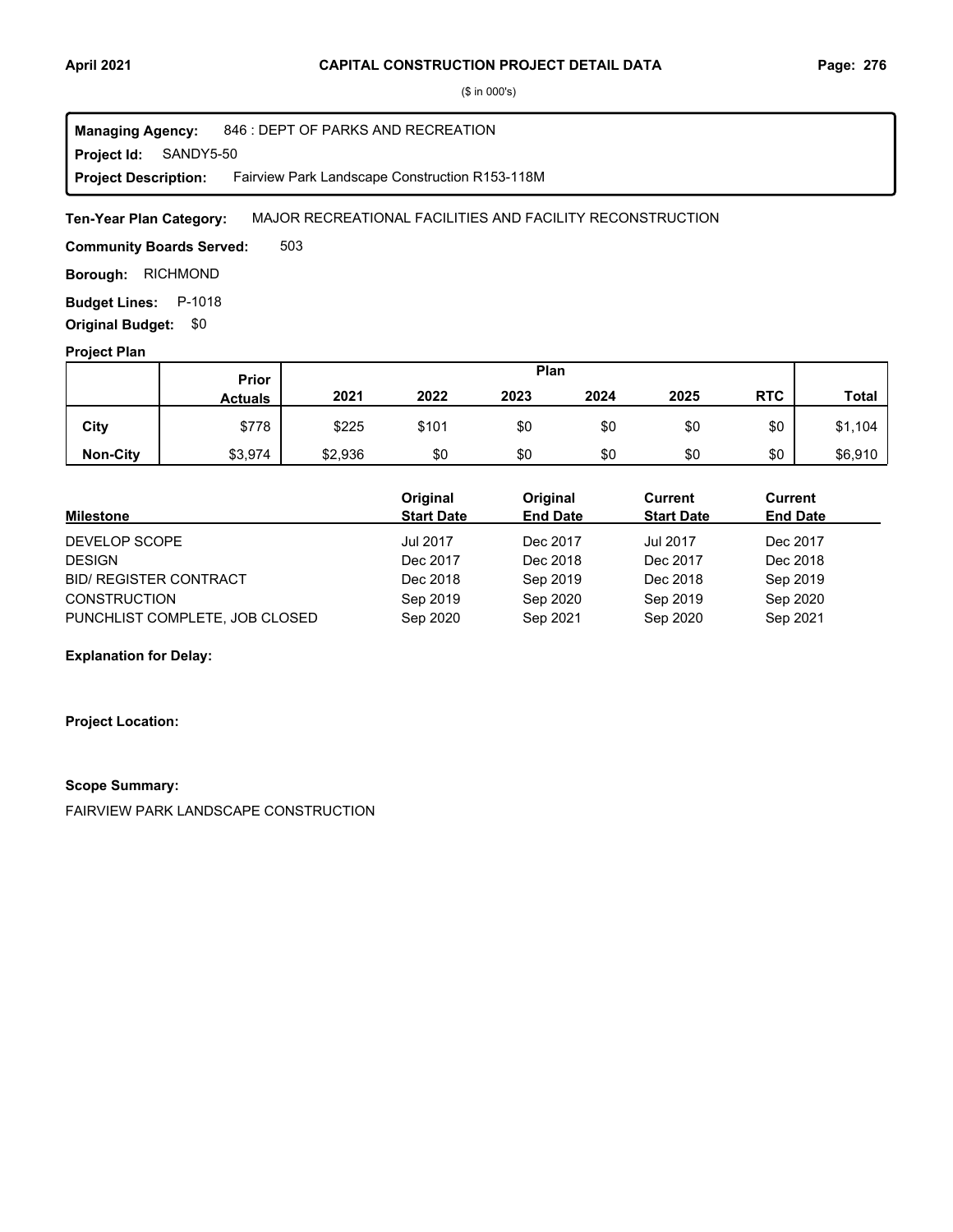# CAPITAL CONSTRUCTION PROJECT DETAIL DATA

($ in 000's)

**Managing Agency:** 846 : DEPT OF PARKS AND RECREATION
**Project Id:** SANDY5-50
**Project Description:** Fairview Park Landscape Construction R153-118M

**Ten-Year Plan Category:** MAJOR RECREATIONAL FACILITIES AND FACILITY RECONSTRUCTION

**Community Boards Served:** 503

**Borough:** RICHMOND

**Budget Lines:** P-1018

**Original Budget:** $0

**Project Plan**

| | Prior Actuals | 2021 | 2022 | 2023 | 2024 | 2025 | RTC | Total |
|---|---|---|---|---|---|---|---|---|
| City | $778 | $225 | $101 | $0 | $0 | $0 | $0 | $1,104 |
| Non-City | $3,974 | $2,936 | $0 | $0 | $0 | $0 | $0 | $6,910 |

| Milestone | Original Start Date | Original End Date | Current Start Date | Current End Date |
|---|---|---|---|---|
| DEVELOP SCOPE | Jul 2017 | Dec 2017 | Jul 2017 | Dec 2017 |
| DESIGN | Dec 2017 | Dec 2018 | Dec 2017 | Dec 2018 |
| BID/ REGISTER CONTRACT | Dec 2018 | Sep 2019 | Dec 2018 | Sep 2019 |
| CONSTRUCTION | Sep 2019 | Sep 2020 | Sep 2019 | Sep 2020 |
| PUNCHLIST COMPLETE, JOB CLOSED | Sep 2020 | Sep 2021 | Sep 2020 | Sep 2021 |

**Explanation for Delay:**

**Project Location:**

**Scope Summary:**

FAIRVIEW PARK LANDSCAPE CONSTRUCTION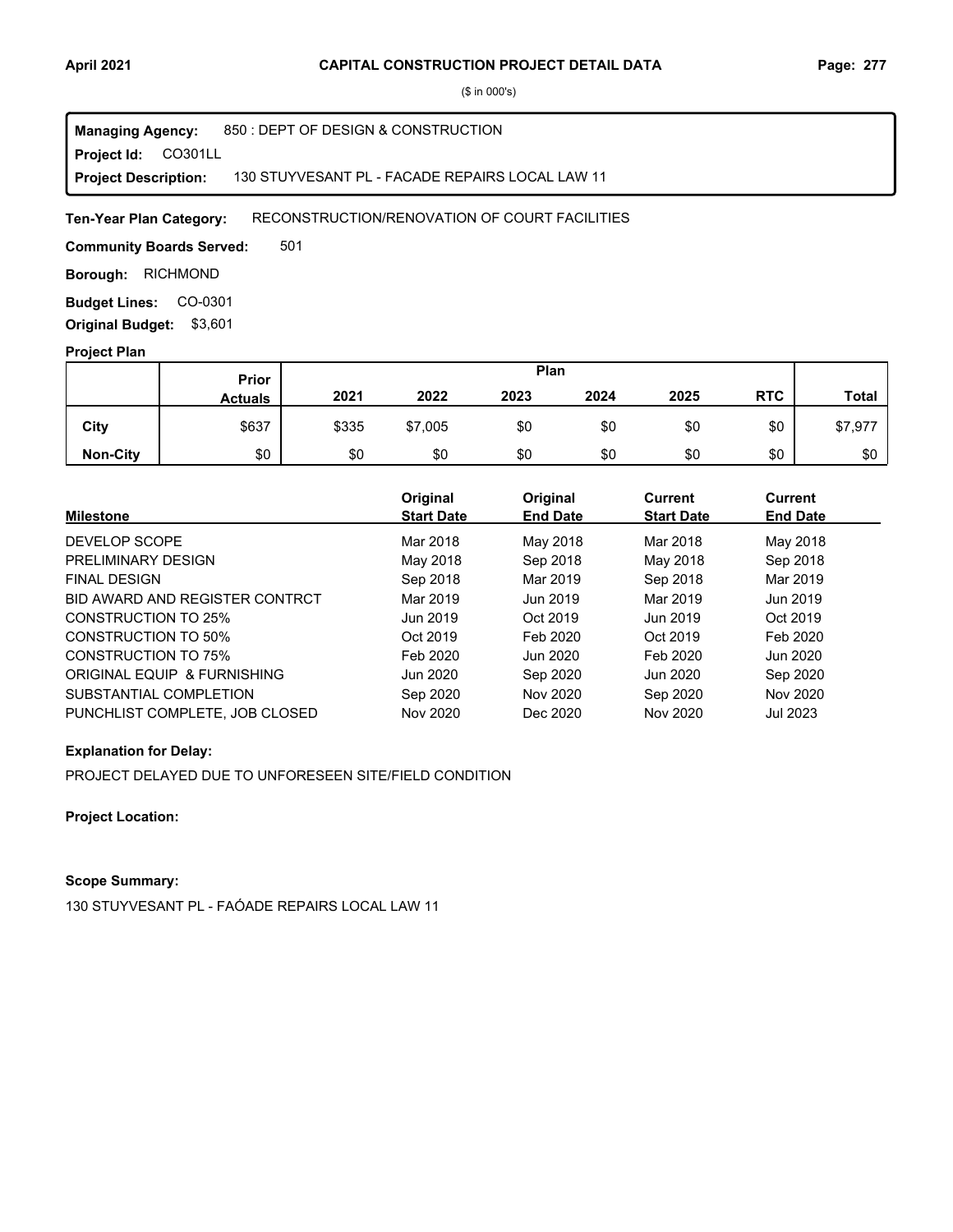# CAPITAL CONSTRUCTION PROJECT DETAIL DATA

($ in 000's)

**Managing Agency:** 850 : DEPT OF DESIGN & CONSTRUCTION
**Project Id:** CO301LL
**Project Description:** 130 STUYVESANT PL - FACADE REPAIRS LOCAL LAW 11

**Ten-Year Plan Category:** RECONSTRUCTION/RENOVATION OF COURT FACILITIES

**Community Boards Served:** 501

**Borough:** RICHMOND

**Budget Lines:** CO-0301

**Original Budget:** $3,601

## Project Plan

| | Prior Actuals | Plan 2021 | 2022 | 2023 | 2024 | 2025 | RTC | Total |
|---|---|---|---|---|---|---|---|---|
| City | $637 | $335 | $7,005 | $0 | $0 | $0 | $0 | $7,977 |
| Non-City | $0 | $0 | $0 | $0 | $0 | $0 | $0 | $0 |

| Milestone | Original Start Date | Original End Date | Current Start Date | Current End Date |
|---|---|---|---|---|
| DEVELOP SCOPE | Mar 2018 | May 2018 | Mar 2018 | May 2018 |
| PRELIMINARY DESIGN | May 2018 | Sep 2018 | May 2018 | Sep 2018 |
| FINAL DESIGN | Sep 2018 | Mar 2019 | Sep 2018 | Mar 2019 |
| BID AWARD AND REGISTER CONTRCT | Mar 2019 | Jun 2019 | Mar 2019 | Jun 2019 |
| CONSTRUCTION TO 25% | Jun 2019 | Oct 2019 | Jun 2019 | Oct 2019 |
| CONSTRUCTION TO 50% | Oct 2019 | Feb 2020 | Oct 2019 | Feb 2020 |
| CONSTRUCTION TO 75% | Feb 2020 | Jun 2020 | Feb 2020 | Jun 2020 |
| ORIGINAL EQUIP & FURNISHING | Jun 2020 | Sep 2020 | Jun 2020 | Sep 2020 |
| SUBSTANTIAL COMPLETION | Sep 2020 | Nov 2020 | Sep 2020 | Nov 2020 |
| PUNCHLIST COMPLETE, JOB CLOSED | Nov 2020 | Dec 2020 | Nov 2020 | Jul 2023 |

**Explanation for Delay:**

PROJECT DELAYED DUE TO UNFORESEEN SITE/FIELD CONDITION

**Project Location:**

**Scope Summary:**

130 STUYVESANT PL - FAÓADE REPAIRS LOCAL LAW 11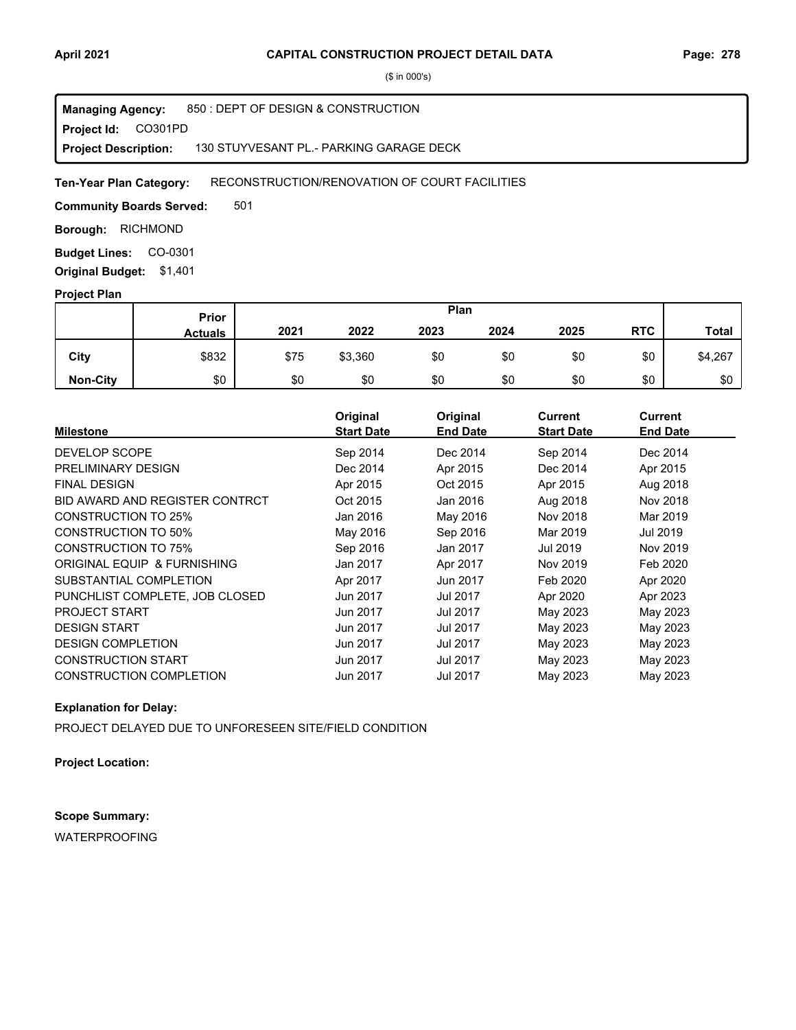($ in 000's)

**Managing Agency:** 850 : DEPT OF DESIGN & CONSTRUCTION
**Project Id:** CO301PD
**Project Description:** 130 STUYVESANT PL.- PARKING GARAGE DECK

**Ten-Year Plan Category:** RECONSTRUCTION/RENOVATION OF COURT FACILITIES

**Community Boards Served:** 501

**Borough:** RICHMOND

**Budget Lines:** CO-0301

**Original Budget:** $1,401

**Project Plan**

| | Prior Actuals | Plan 2021 | 2022 | 2023 | 2024 | 2025 | RTC | Total |
|---|---|---|---|---|---|---|---|---|
| **City** | $832 | $75 | $3,360 | $0 | $0 | $0 | $0 | $4,267 |
| **Non-City** | $0 | $0 | $0 | $0 | $0 | $0 | $0 | $0 |

| Milestone | Original Start Date | Original End Date | Current Start Date | Current End Date |
|---|---|---|---|---|
| DEVELOP SCOPE | Sep 2014 | Dec 2014 | Sep 2014 | Dec 2014 |
| PRELIMINARY DESIGN | Dec 2014 | Apr 2015 | Dec 2014 | Apr 2015 |
| FINAL DESIGN | Apr 2015 | Oct 2015 | Apr 2015 | Aug 2018 |
| BID AWARD AND REGISTER CONTRCT | Oct 2015 | Jan 2016 | Aug 2018 | Nov 2018 |
| CONSTRUCTION TO 25% | Jan 2016 | May 2016 | Nov 2018 | Mar 2019 |
| CONSTRUCTION TO 50% | May 2016 | Sep 2016 | Mar 2019 | Jul 2019 |
| CONSTRUCTION TO 75% | Sep 2016 | Jan 2017 | Jul 2019 | Nov 2019 |
| ORIGINAL EQUIP & FURNISHING | Jan 2017 | Apr 2017 | Nov 2019 | Feb 2020 |
| SUBSTANTIAL COMPLETION | Apr 2017 | Jun 2017 | Feb 2020 | Apr 2020 |
| PUNCHLIST COMPLETE, JOB CLOSED | Jun 2017 | Jul 2017 | Apr 2020 | Apr 2023 |
| PROJECT START | Jun 2017 | Jul 2017 | May 2023 | May 2023 |
| DESIGN START | Jun 2017 | Jul 2017 | May 2023 | May 2023 |
| DESIGN COMPLETION | Jun 2017 | Jul 2017 | May 2023 | May 2023 |
| CONSTRUCTION START | Jun 2017 | Jul 2017 | May 2023 | May 2023 |
| CONSTRUCTION COMPLETION | Jun 2017 | Jul 2017 | May 2023 | May 2023 |

**Explanation for Delay:**

PROJECT DELAYED DUE TO UNFORESEEN SITE/FIELD CONDITION

**Project Location:**

**Scope Summary:**

WATERPROOFING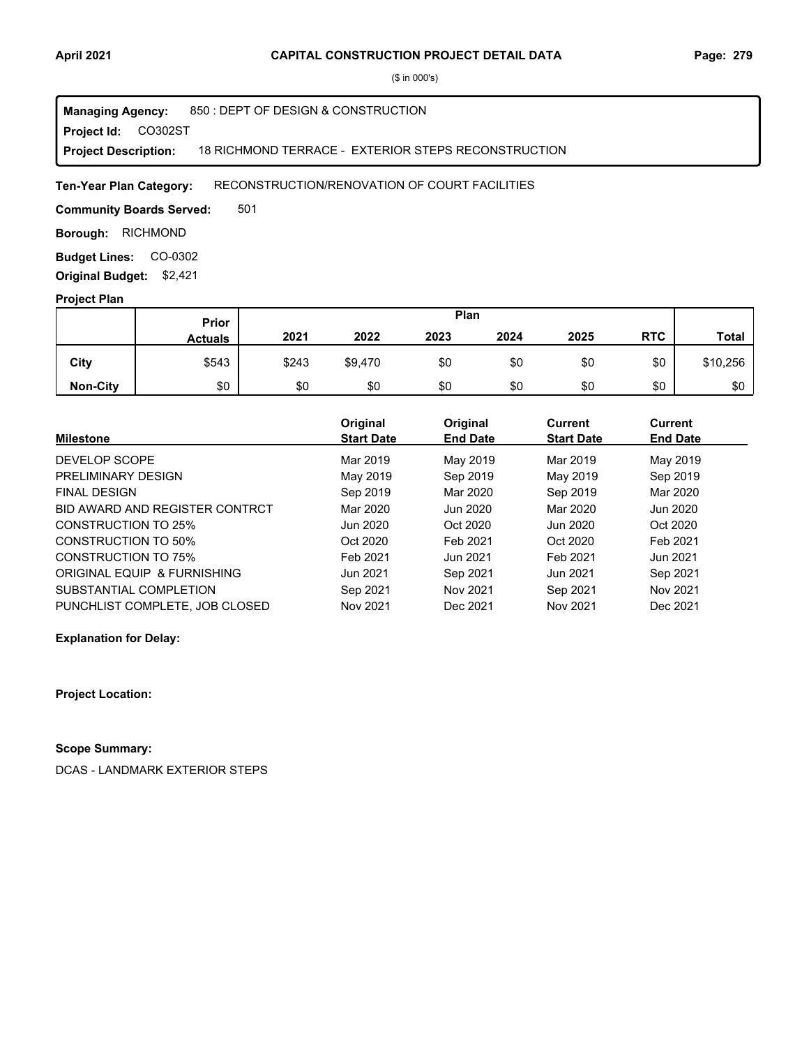# CAPITAL CONSTRUCTION PROJECT DETAIL DATA

($ in 000's)

**Managing Agency:** 850 : DEPT OF DESIGN & CONSTRUCTION
**Project Id:** CO302ST
**Project Description:** 18 RICHMOND TERRACE - EXTERIOR STEPS RECONSTRUCTION

**Ten-Year Plan Category:** RECONSTRUCTION/RENOVATION OF COURT FACILITIES

**Community Boards Served:** 501

**Borough:** RICHMOND

**Budget Lines:** CO-0302

**Original Budget:** $2,421

**Project Plan**

| | Prior Actuals | 2021 | 2022 | 2023 | 2024 | 2025 | RTC | Total |
|---|---|---|---|---|---|---|---|---|
| **City** | $543 | $243 | $9,470 | $0 | $0 | $0 | $0 | $10,256 |
| **Non-City** | $0 | $0 | $0 | $0 | $0 | $0 | $0 | $0 |

| Milestone | Original Start Date | Original End Date | Current Start Date | Current End Date |
|---|---|---|---|---|
| DEVELOP SCOPE | Mar 2019 | May 2019 | Mar 2019 | May 2019 |
| PRELIMINARY DESIGN | May 2019 | Sep 2019 | May 2019 | Sep 2019 |
| FINAL DESIGN | Sep 2019 | Mar 2020 | Sep 2019 | Mar 2020 |
| BID AWARD AND REGISTER CONTRCT | Mar 2020 | Jun 2020 | Mar 2020 | Jun 2020 |
| CONSTRUCTION TO 25% | Jun 2020 | Oct 2020 | Jun 2020 | Oct 2020 |
| CONSTRUCTION TO 50% | Oct 2020 | Feb 2021 | Oct 2020 | Feb 2021 |
| CONSTRUCTION TO 75% | Feb 2021 | Jun 2021 | Feb 2021 | Jun 2021 |
| ORIGINAL EQUIP & FURNISHING | Jun 2021 | Sep 2021 | Jun 2021 | Sep 2021 |
| SUBSTANTIAL COMPLETION | Sep 2021 | Nov 2021 | Sep 2021 | Nov 2021 |
| PUNCHLIST COMPLETE, JOB CLOSED | Nov 2021 | Dec 2021 | Nov 2021 | Dec 2021 |

**Explanation for Delay:**

**Project Location:**

**Scope Summary:**

DCAS - LANDMARK EXTERIOR STEPS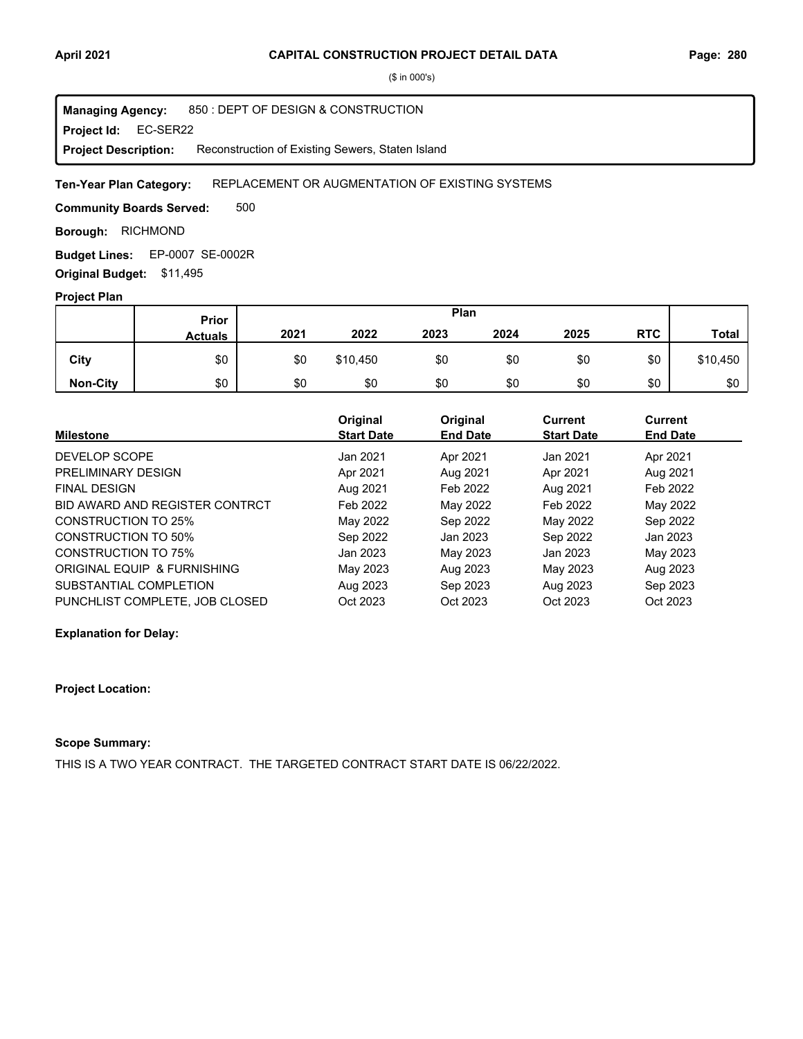# CAPITAL CONSTRUCTION PROJECT DETAIL DATA

($ in 000's)

**Managing Agency:** 850 : DEPT OF DESIGN & CONSTRUCTION
**Project Id:** EC-SER22
**Project Description:** Reconstruction of Existing Sewers, Staten Island

**Ten-Year Plan Category:** REPLACEMENT OR AUGMENTATION OF EXISTING SYSTEMS

**Community Boards Served:** 500

**Borough:** RICHMOND

**Budget Lines:** EP-0007 SE-0002R

**Original Budget:** $11,495

**Project Plan**

| | Prior Actuals | 2021 | 2022 | 2023 | 2024 | 2025 | RTC | Total |
|---|---|---|---|---|---|---|---|---|
| **City** | $0 | $0 | $10,450 | $0 | $0 | $0 | $0 | $10,450 |
| **Non-City** | $0 | $0 | $0 | $0 | $0 | $0 | $0 | $0 |

| Milestone | Original Start Date | Original End Date | Current Start Date | Current End Date |
|---|---|---|---|---|
| DEVELOP SCOPE | Jan 2021 | Apr 2021 | Jan 2021 | Apr 2021 |
| PRELIMINARY DESIGN | Apr 2021 | Aug 2021 | Apr 2021 | Aug 2021 |
| FINAL DESIGN | Aug 2021 | Feb 2022 | Aug 2021 | Feb 2022 |
| BID AWARD AND REGISTER CONTRCT | Feb 2022 | May 2022 | Feb 2022 | May 2022 |
| CONSTRUCTION TO 25% | May 2022 | Sep 2022 | May 2022 | Sep 2022 |
| CONSTRUCTION TO 50% | Sep 2022 | Jan 2023 | Sep 2022 | Jan 2023 |
| CONSTRUCTION TO 75% | Jan 2023 | May 2023 | Jan 2023 | May 2023 |
| ORIGINAL EQUIP & FURNISHING | May 2023 | Aug 2023 | May 2023 | Aug 2023 |
| SUBSTANTIAL COMPLETION | Aug 2023 | Sep 2023 | Aug 2023 | Sep 2023 |
| PUNCHLIST COMPLETE, JOB CLOSED | Oct 2023 | Oct 2023 | Oct 2023 | Oct 2023 |

**Explanation for Delay:**

**Project Location:**

**Scope Summary:**

THIS IS A TWO YEAR CONTRACT. THE TARGETED CONTRACT START DATE IS 06/22/2022.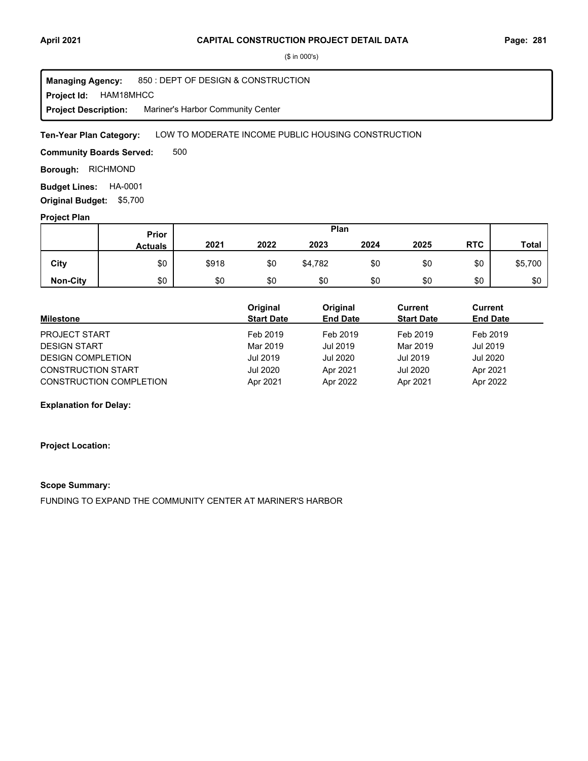# CAPITAL CONSTRUCTION PROJECT DETAIL DATA

($ in 000's)

**Managing Agency:** 850 : DEPT OF DESIGN & CONSTRUCTION
**Project Id:** HAM18MHCC
**Project Description:** Mariner's Harbor Community Center

**Ten-Year Plan Category:** LOW TO MODERATE INCOME PUBLIC HOUSING CONSTRUCTION

**Community Boards Served:** 500

**Borough:** RICHMOND

**Budget Lines:** HA-0001

**Original Budget:** $5,700

**Project Plan**

| | Prior Actuals | 2021 | 2022 | 2023 | 2024 | 2025 | RTC | Total |
|---|---|---|---|---|---|---|---|---|
| **City** | $0 | $918 | $0 | $4,782 | $0 | $0 | $0 | $5,700 |
| **Non-City** | $0 | $0 | $0 | $0 | $0 | $0 | $0 | $0 |

| Milestone | Original Start Date | Original End Date | Current Start Date | Current End Date |
|---|---|---|---|---|
| PROJECT START | Feb 2019 | Feb 2019 | Feb 2019 | Feb 2019 |
| DESIGN START | Mar 2019 | Jul 2019 | Mar 2019 | Jul 2019 |
| DESIGN COMPLETION | Jul 2019 | Jul 2020 | Jul 2019 | Jul 2020 |
| CONSTRUCTION START | Jul 2020 | Apr 2021 | Jul 2020 | Apr 2021 |
| CONSTRUCTION COMPLETION | Apr 2021 | Apr 2022 | Apr 2021 | Apr 2022 |

**Explanation for Delay:**

**Project Location:**

**Scope Summary:**

FUNDING TO EXPAND THE COMMUNITY CENTER AT MARINER'S HARBOR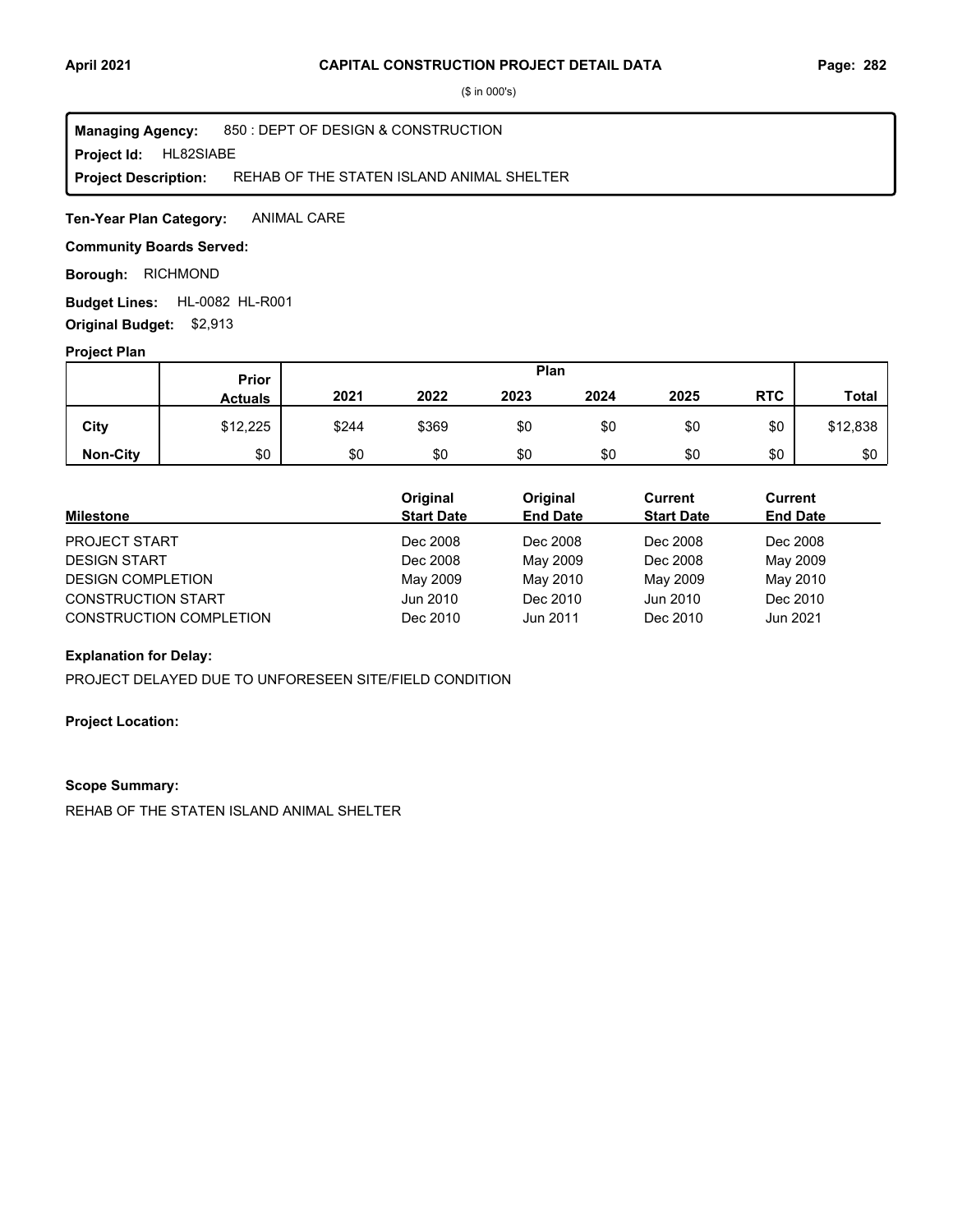# CAPITAL CONSTRUCTION PROJECT DETAIL DATA

($ in 000's)

**Managing Agency:** 850 : DEPT OF DESIGN & CONSTRUCTION
**Project Id:** HL82SIABE
**Project Description:** REHAB OF THE STATEN ISLAND ANIMAL SHELTER

**Ten-Year Plan Category:** ANIMAL CARE

**Community Boards Served:**

**Borough:** RICHMOND

**Budget Lines:** HL-0082 HL-R001

**Original Budget:** $2,913

**Project Plan**

| | Prior Actuals | Plan 2021 | 2022 | 2023 | 2024 | 2025 | RTC | Total |
|---|---|---|---|---|---|---|---|---|
| City | $12,225 | $244 | $369 | $0 | $0 | $0 | $0 | $12,838 |
| Non-City | $0 | $0 | $0 | $0 | $0 | $0 | $0 | $0 |

| Milestone | Original Start Date | Original End Date | Current Start Date | Current End Date |
|---|---|---|---|---|
| PROJECT START | Dec 2008 | Dec 2008 | Dec 2008 | Dec 2008 |
| DESIGN START | Dec 2008 | May 2009 | Dec 2008 | May 2009 |
| DESIGN COMPLETION | May 2009 | May 2010 | May 2009 | May 2010 |
| CONSTRUCTION START | Jun 2010 | Dec 2010 | Jun 2010 | Dec 2010 |
| CONSTRUCTION COMPLETION | Dec 2010 | Jun 2011 | Dec 2010 | Jun 2021 |

**Explanation for Delay:**

PROJECT DELAYED DUE TO UNFORESEEN SITE/FIELD CONDITION

**Project Location:**

**Scope Summary:**

REHAB OF THE STATEN ISLAND ANIMAL SHELTER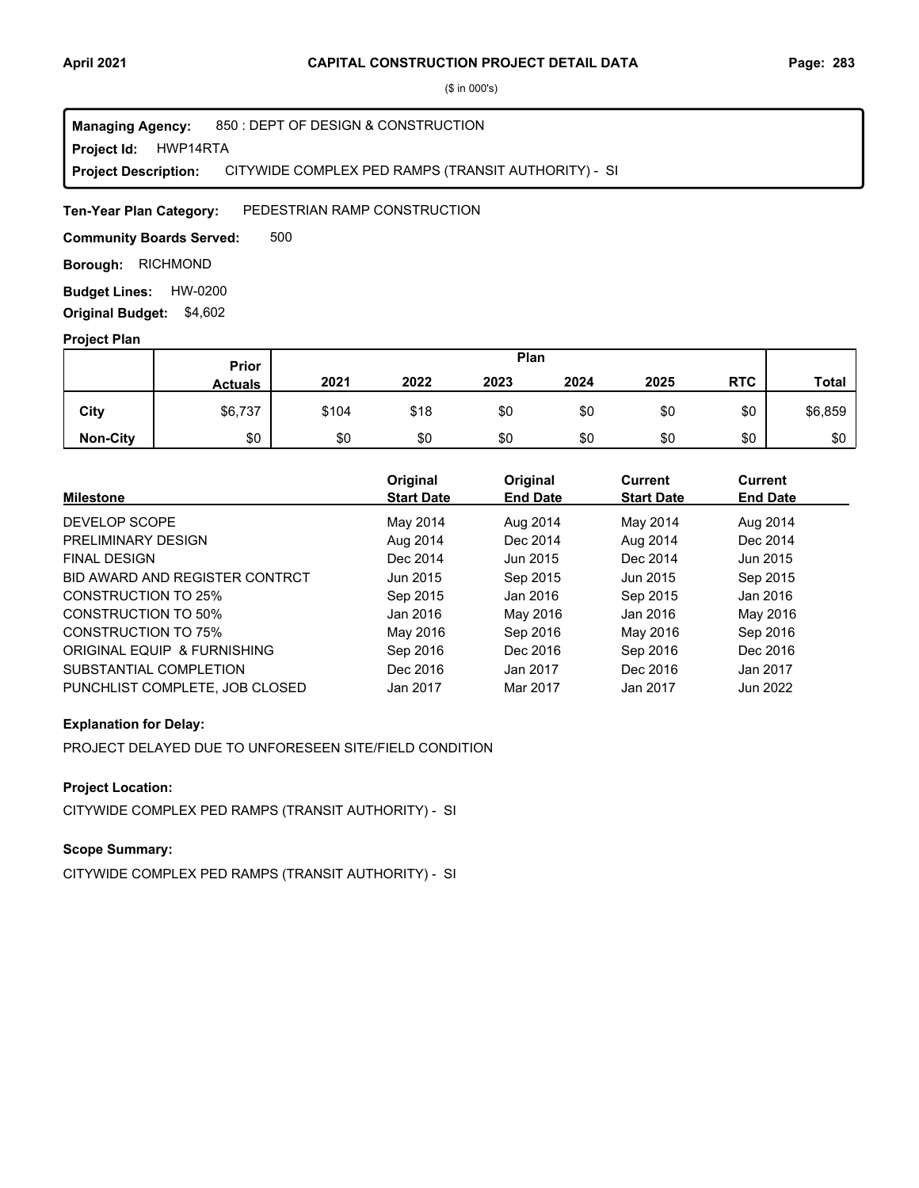# CAPITAL CONSTRUCTION PROJECT DETAIL DATA

($ in 000's)

**Managing Agency:** 850 : DEPT OF DESIGN & CONSTRUCTION
**Project Id:** HWP14RTA
**Project Description:** CITYWIDE COMPLEX PED RAMPS (TRANSIT AUTHORITY) - SI

**Ten-Year Plan Category:** PEDESTRIAN RAMP CONSTRUCTION

**Community Boards Served:** 500

**Borough:** RICHMOND

**Budget Lines:** HW-0200

**Original Budget:** $4,602

## Project Plan

| | Prior Actuals | Plan 2021 | 2022 | 2023 | 2024 | 2025 | RTC | Total |
|---|---|---|---|---|---|---|---|---|
| City | $6,737 | $104 | $18 | $0 | $0 | $0 | $0 | $6,859 |
| Non-City | $0 | $0 | $0 | $0 | $0 | $0 | $0 | $0 |

| Milestone | Original Start Date | Original End Date | Current Start Date | Current End Date |
|---|---|---|---|---|
| DEVELOP SCOPE | May 2014 | Aug 2014 | May 2014 | Aug 2014 |
| PRELIMINARY DESIGN | Aug 2014 | Dec 2014 | Aug 2014 | Dec 2014 |
| FINAL DESIGN | Dec 2014 | Jun 2015 | Dec 2014 | Jun 2015 |
| BID AWARD AND REGISTER CONTRCT | Jun 2015 | Sep 2015 | Jun 2015 | Sep 2015 |
| CONSTRUCTION TO 25% | Sep 2015 | Jan 2016 | Sep 2015 | Jan 2016 |
| CONSTRUCTION TO 50% | Jan 2016 | May 2016 | Jan 2016 | May 2016 |
| CONSTRUCTION TO 75% | May 2016 | Sep 2016 | May 2016 | Sep 2016 |
| ORIGINAL EQUIP & FURNISHING | Sep 2016 | Dec 2016 | Sep 2016 | Dec 2016 |
| SUBSTANTIAL COMPLETION | Dec 2016 | Jan 2017 | Dec 2016 | Jan 2017 |
| PUNCHLIST COMPLETE, JOB CLOSED | Jan 2017 | Mar 2017 | Jan 2017 | Jun 2022 |

### Explanation for Delay:

PROJECT DELAYED DUE TO UNFORESEEN SITE/FIELD CONDITION

### Project Location:

CITYWIDE COMPLEX PED RAMPS (TRANSIT AUTHORITY) - SI

### Scope Summary:

CITYWIDE COMPLEX PED RAMPS (TRANSIT AUTHORITY) - SI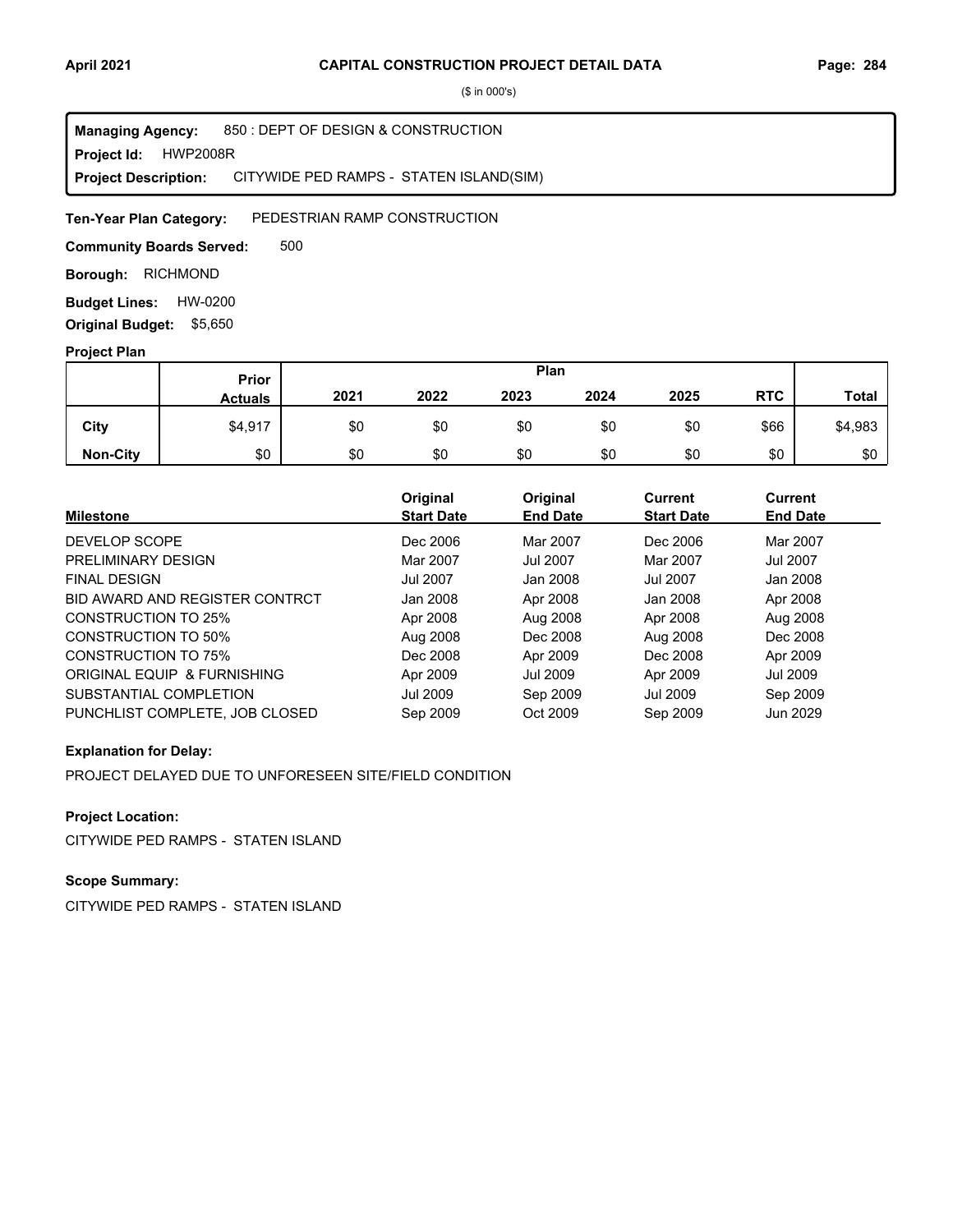# CAPITAL CONSTRUCTION PROJECT DETAIL DATA

($ in 000's)

**Managing Agency:** 850 : DEPT OF DESIGN & CONSTRUCTION
**Project Id:** HWP2008R
**Project Description:** CITYWIDE PED RAMPS - STATEN ISLAND(SIM)

**Ten-Year Plan Category:** PEDESTRIAN RAMP CONSTRUCTION

**Community Boards Served:** 500

**Borough:** RICHMOND

**Budget Lines:** HW-0200

**Original Budget:** $5,650

## Project Plan

| | Prior Actuals | Plan 2021 | 2022 | 2023 | 2024 | 2025 | RTC | Total |
|---|---|---|---|---|---|---|---|---|
| City | $4,917 | $0 | $0 | $0 | $0 | $0 | $66 | $4,983 |
| Non-City | $0 | $0 | $0 | $0 | $0 | $0 | $0 | $0 |

| Milestone | Original Start Date | Original End Date | Current Start Date | Current End Date |
|---|---|---|---|---|
| DEVELOP SCOPE | Dec 2006 | Mar 2007 | Dec 2006 | Mar 2007 |
| PRELIMINARY DESIGN | Mar 2007 | Jul 2007 | Mar 2007 | Jul 2007 |
| FINAL DESIGN | Jul 2007 | Jan 2008 | Jul 2007 | Jan 2008 |
| BID AWARD AND REGISTER CONTRCT | Jan 2008 | Apr 2008 | Jan 2008 | Apr 2008 |
| CONSTRUCTION TO 25% | Apr 2008 | Aug 2008 | Apr 2008 | Aug 2008 |
| CONSTRUCTION TO 50% | Aug 2008 | Dec 2008 | Aug 2008 | Dec 2008 |
| CONSTRUCTION TO 75% | Dec 2008 | Apr 2009 | Dec 2008 | Apr 2009 |
| ORIGINAL EQUIP & FURNISHING | Apr 2009 | Jul 2009 | Apr 2009 | Jul 2009 |
| SUBSTANTIAL COMPLETION | Jul 2009 | Sep 2009 | Jul 2009 | Sep 2009 |
| PUNCHLIST COMPLETE, JOB CLOSED | Sep 2009 | Oct 2009 | Sep 2009 | Jun 2029 |

**Explanation for Delay:**

PROJECT DELAYED DUE TO UNFORESEEN SITE/FIELD CONDITION

**Project Location:**

CITYWIDE PED RAMPS - STATEN ISLAND

**Scope Summary:**

CITYWIDE PED RAMPS - STATEN ISLAND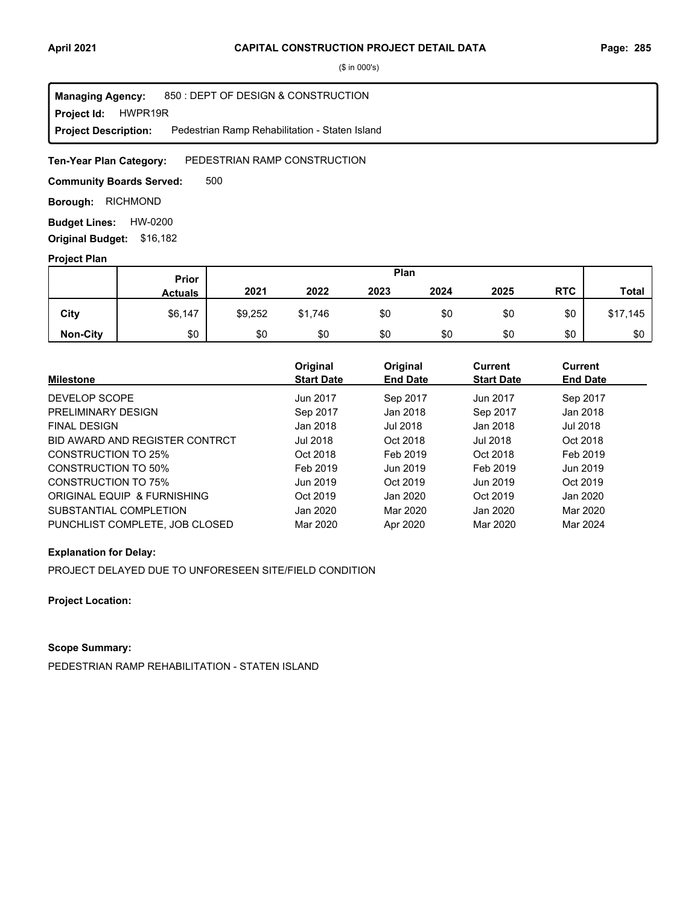# CAPITAL CONSTRUCTION PROJECT DETAIL DATA

($ in 000's)

**Managing Agency:** 850 : DEPT OF DESIGN & CONSTRUCTION
**Project Id:** HWPR19R
**Project Description:** Pedestrian Ramp Rehabilitation - Staten Island

**Ten-Year Plan Category:** PEDESTRIAN RAMP CONSTRUCTION

**Community Boards Served:** 500

**Borough:** RICHMOND

**Budget Lines:** HW-0200

**Original Budget:** $16,182

**Project Plan**

| | Prior Actuals | 2021 | 2022 | 2023 | 2024 | 2025 | RTC | Total |
|---|---|---|---|---|---|---|---|---|
| City | $6,147 | $9,252 | $1,746 | $0 | $0 | $0 | $0 | $17,145 |
| Non-City | $0 | $0 | $0 | $0 | $0 | $0 | $0 | $0 |

| Milestone | Original Start Date | Original End Date | Current Start Date | Current End Date |
|---|---|---|---|---|
| DEVELOP SCOPE | Jun 2017 | Sep 2017 | Jun 2017 | Sep 2017 |
| PRELIMINARY DESIGN | Sep 2017 | Jan 2018 | Sep 2017 | Jan 2018 |
| FINAL DESIGN | Jan 2018 | Jul 2018 | Jan 2018 | Jul 2018 |
| BID AWARD AND REGISTER CONTRCT | Jul 2018 | Oct 2018 | Jul 2018 | Oct 2018 |
| CONSTRUCTION TO 25% | Oct 2018 | Feb 2019 | Oct 2018 | Feb 2019 |
| CONSTRUCTION TO 50% | Feb 2019 | Jun 2019 | Feb 2019 | Jun 2019 |
| CONSTRUCTION TO 75% | Jun 2019 | Oct 2019 | Jun 2019 | Oct 2019 |
| ORIGINAL EQUIP & FURNISHING | Oct 2019 | Jan 2020 | Oct 2019 | Jan 2020 |
| SUBSTANTIAL COMPLETION | Jan 2020 | Mar 2020 | Jan 2020 | Mar 2020 |
| PUNCHLIST COMPLETE, JOB CLOSED | Mar 2020 | Apr 2020 | Mar 2020 | Mar 2024 |

**Explanation for Delay:**

PROJECT DELAYED DUE TO UNFORESEEN SITE/FIELD CONDITION

**Project Location:**

**Scope Summary:**

PEDESTRIAN RAMP REHABILITATION - STATEN ISLAND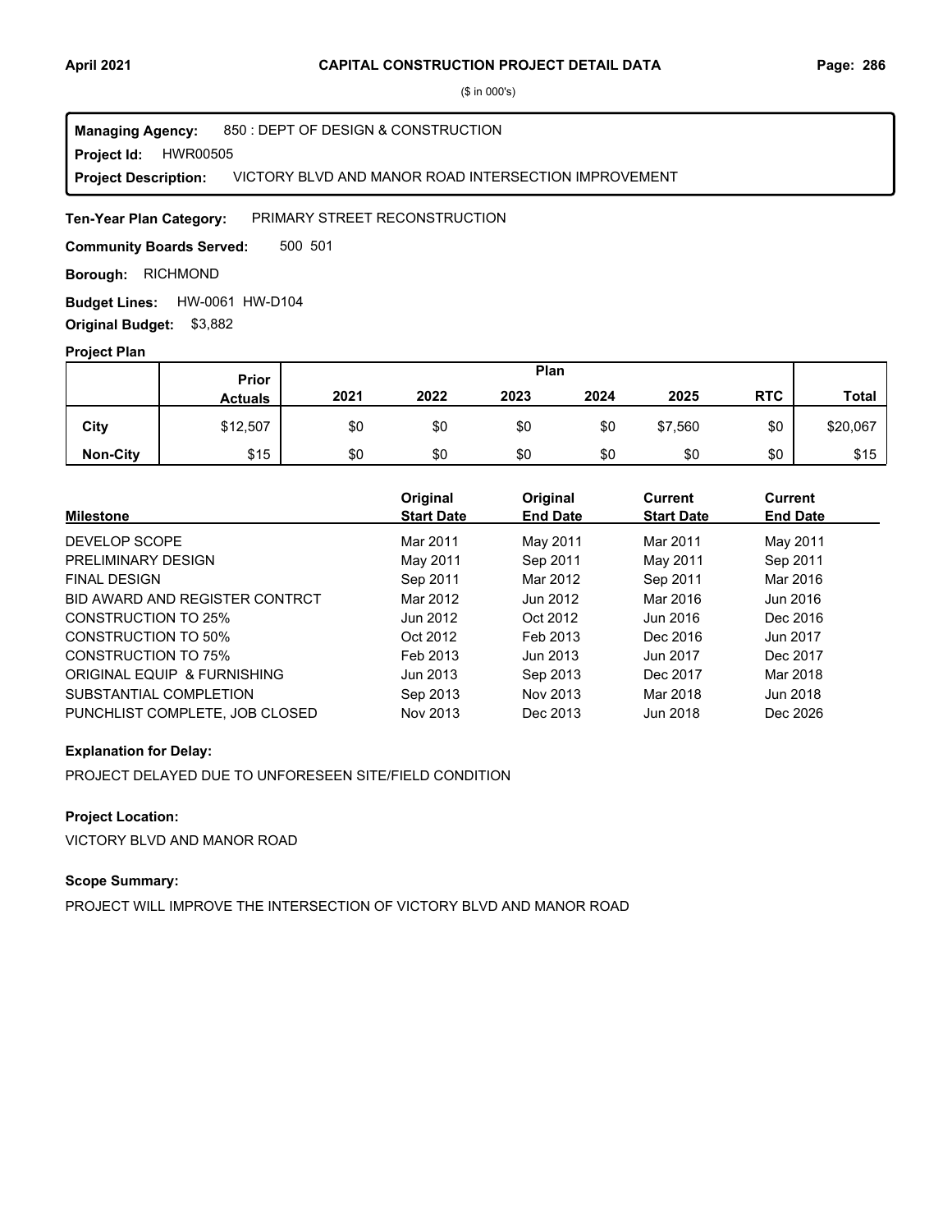## CAPITAL CONSTRUCTION PROJECT DETAIL DATA

($ in 000's)

**Managing Agency:** 850 : DEPT OF DESIGN & CONSTRUCTION
**Project Id:** HWR00505
**Project Description:** VICTORY BLVD AND MANOR ROAD INTERSECTION IMPROVEMENT

**Ten-Year Plan Category:** PRIMARY STREET RECONSTRUCTION

**Community Boards Served:** 500 501

**Borough:** RICHMOND

**Budget Lines:** HW-0061 HW-D104

**Original Budget:** $3,882

### Project Plan

| | Prior Actuals | 2021 | 2022 | 2023 | 2024 | 2025 | RTC | Total |
|---|---|---|---|---|---|---|---|---|
| **City** | $12,507 | $0 | $0 | $0 | $0 | $7,560 | $0 | $20,067 |
| **Non-City** | $15 | $0 | $0 | $0 | $0 | $0 | $0 | $15 |

| Milestone | Original Start Date | Original End Date | Current Start Date | Current End Date |
|---|---|---|---|---|
| DEVELOP SCOPE | Mar 2011 | May 2011 | Mar 2011 | May 2011 |
| PRELIMINARY DESIGN | May 2011 | Sep 2011 | May 2011 | Sep 2011 |
| FINAL DESIGN | Sep 2011 | Mar 2012 | Sep 2011 | Mar 2016 |
| BID AWARD AND REGISTER CONTRCT | Mar 2012 | Jun 2012 | Mar 2016 | Jun 2016 |
| CONSTRUCTION TO 25% | Jun 2012 | Oct 2012 | Jun 2016 | Dec 2016 |
| CONSTRUCTION TO 50% | Oct 2012 | Feb 2013 | Dec 2016 | Jun 2017 |
| CONSTRUCTION TO 75% | Feb 2013 | Jun 2013 | Jun 2017 | Dec 2017 |
| ORIGINAL EQUIP & FURNISHING | Jun 2013 | Sep 2013 | Dec 2017 | Mar 2018 |
| SUBSTANTIAL COMPLETION | Sep 2013 | Nov 2013 | Mar 2018 | Jun 2018 |
| PUNCHLIST COMPLETE, JOB CLOSED | Nov 2013 | Dec 2013 | Jun 2018 | Dec 2026 |

**Explanation for Delay:**

PROJECT DELAYED DUE TO UNFORESEEN SITE/FIELD CONDITION

**Project Location:**

VICTORY BLVD AND MANOR ROAD

**Scope Summary:**

PROJECT WILL IMPROVE THE INTERSECTION OF VICTORY BLVD AND MANOR ROAD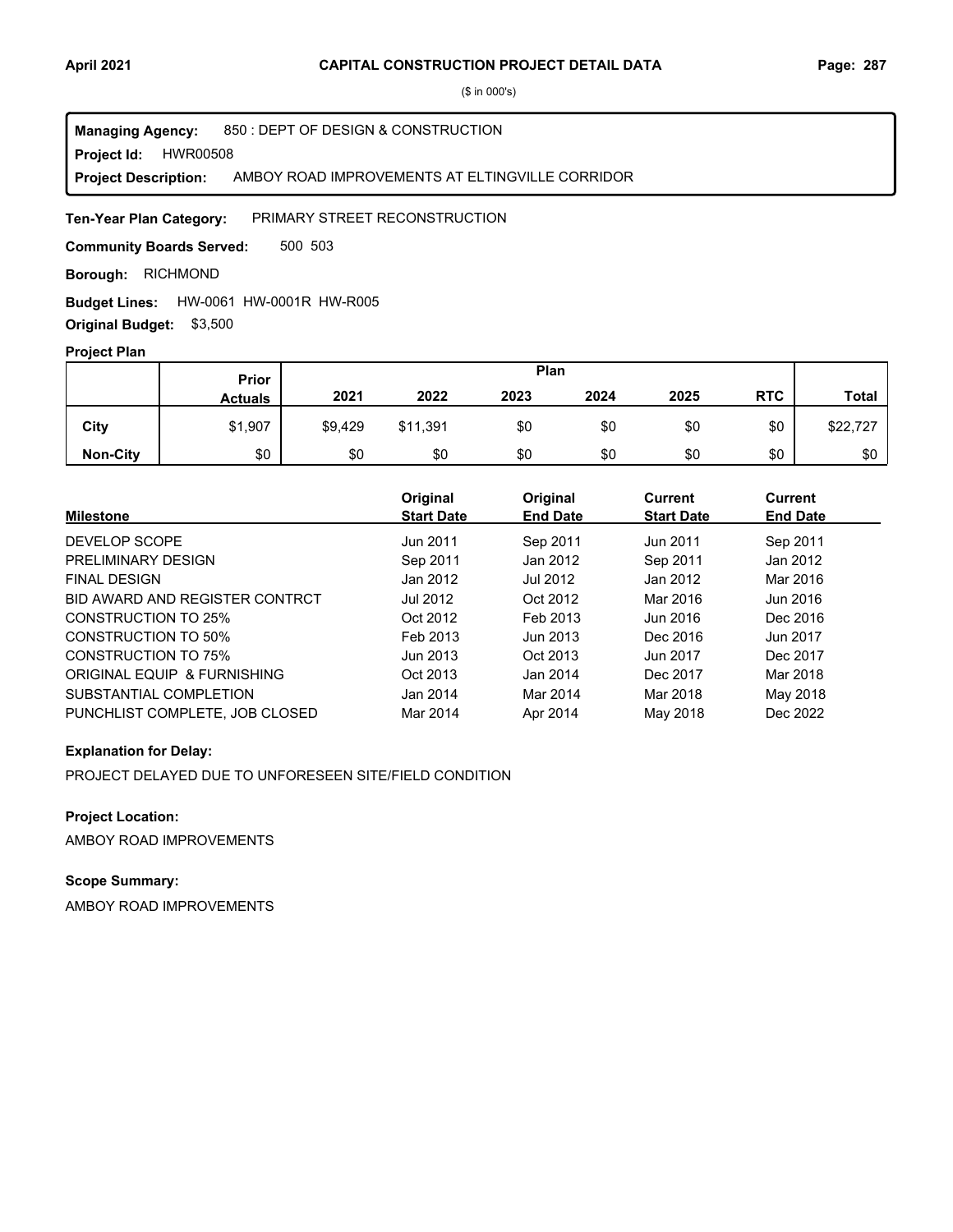($ in 000's)

**Managing Agency:** 850 : DEPT OF DESIGN & CONSTRUCTION
**Project Id:** HWR00508
**Project Description:** AMBOY ROAD IMPROVEMENTS AT ELTINGVILLE CORRIDOR

**Ten-Year Plan Category:** PRIMARY STREET RECONSTRUCTION

**Community Boards Served:** 500 503

**Borough:** RICHMOND

**Budget Lines:** HW-0061 HW-0001R HW-R005

**Original Budget:** $3,500

**Project Plan**

| | Prior Actuals | Plan 2021 | 2022 | 2023 | 2024 | 2025 | RTC | Total |
|---|---|---|---|---|---|---|---|---|
| **City** | $1,907 | $9,429 | $11,391 | $0 | $0 | $0 | $0 | $22,727 |
| **Non-City** | $0 | $0 | $0 | $0 | $0 | $0 | $0 | $0 |

| Milestone | Original Start Date | Original End Date | Current Start Date | Current End Date |
|---|---|---|---|---|
| DEVELOP SCOPE | Jun 2011 | Sep 2011 | Jun 2011 | Sep 2011 |
| PRELIMINARY DESIGN | Sep 2011 | Jan 2012 | Sep 2011 | Jan 2012 |
| FINAL DESIGN | Jan 2012 | Jul 2012 | Jan 2012 | Mar 2016 |
| BID AWARD AND REGISTER CONTRCT | Jul 2012 | Oct 2012 | Mar 2016 | Jun 2016 |
| CONSTRUCTION TO 25% | Oct 2012 | Feb 2013 | Jun 2016 | Dec 2016 |
| CONSTRUCTION TO 50% | Feb 2013 | Jun 2013 | Dec 2016 | Jun 2017 |
| CONSTRUCTION TO 75% | Jun 2013 | Oct 2013 | Jun 2017 | Dec 2017 |
| ORIGINAL EQUIP & FURNISHING | Oct 2013 | Jan 2014 | Dec 2017 | Mar 2018 |
| SUBSTANTIAL COMPLETION | Jan 2014 | Mar 2014 | Mar 2018 | May 2018 |
| PUNCHLIST COMPLETE, JOB CLOSED | Mar 2014 | Apr 2014 | May 2018 | Dec 2022 |

**Explanation for Delay:**

PROJECT DELAYED DUE TO UNFORESEEN SITE/FIELD CONDITION

**Project Location:**

AMBOY ROAD IMPROVEMENTS

**Scope Summary:**

AMBOY ROAD IMPROVEMENTS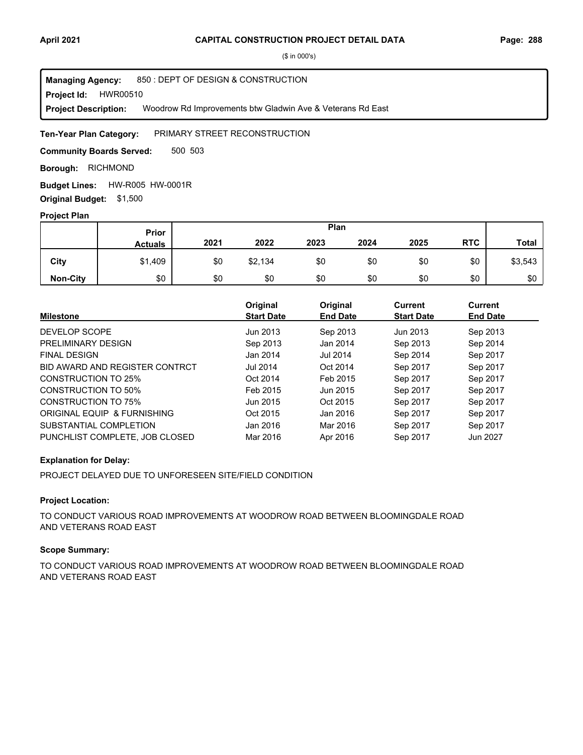($ in 000's)

**Managing Agency:** 850 : DEPT OF DESIGN & CONSTRUCTION
**Project Id:** HWR00510
**Project Description:** Woodrow Rd Improvements btw Gladwin Ave & Veterans Rd East

**Ten-Year Plan Category:** PRIMARY STREET RECONSTRUCTION

**Community Boards Served:** 500 503

**Borough:** RICHMOND

**Budget Lines:** HW-R005 HW-0001R

**Original Budget:** $1,500

**Project Plan**

| | Prior Actuals | Plan 2021 | 2022 | 2023 | 2024 | 2025 | RTC | Total |
|---|---|---|---|---|---|---|---|---|
| City | $1,409 | $0 | $2,134 | $0 | $0 | $0 | $0 | $3,543 |
| Non-City | $0 | $0 | $0 | $0 | $0 | $0 | $0 | $0 |

| Milestone | Original Start Date | Original End Date | Current Start Date | Current End Date |
|---|---|---|---|---|
| DEVELOP SCOPE | Jun 2013 | Sep 2013 | Jun 2013 | Sep 2013 |
| PRELIMINARY DESIGN | Sep 2013 | Jan 2014 | Sep 2013 | Sep 2014 |
| FINAL DESIGN | Jan 2014 | Jul 2014 | Sep 2014 | Sep 2017 |
| BID AWARD AND REGISTER CONTRCT | Jul 2014 | Oct 2014 | Sep 2017 | Sep 2017 |
| CONSTRUCTION TO 25% | Oct 2014 | Feb 2015 | Sep 2017 | Sep 2017 |
| CONSTRUCTION TO 50% | Feb 2015 | Jun 2015 | Sep 2017 | Sep 2017 |
| CONSTRUCTION TO 75% | Jun 2015 | Oct 2015 | Sep 2017 | Sep 2017 |
| ORIGINAL EQUIP & FURNISHING | Oct 2015 | Jan 2016 | Sep 2017 | Sep 2017 |
| SUBSTANTIAL COMPLETION | Jan 2016 | Mar 2016 | Sep 2017 | Sep 2017 |
| PUNCHLIST COMPLETE, JOB CLOSED | Mar 2016 | Apr 2016 | Sep 2017 | Jun 2027 |

**Explanation for Delay:**

PROJECT DELAYED DUE TO UNFORESEEN SITE/FIELD CONDITION

**Project Location:**

TO CONDUCT VARIOUS ROAD IMPROVEMENTS AT WOODROW ROAD BETWEEN BLOOMINGDALE ROAD AND VETERANS ROAD EAST

**Scope Summary:**

TO CONDUCT VARIOUS ROAD IMPROVEMENTS AT WOODROW ROAD BETWEEN BLOOMINGDALE ROAD AND VETERANS ROAD EAST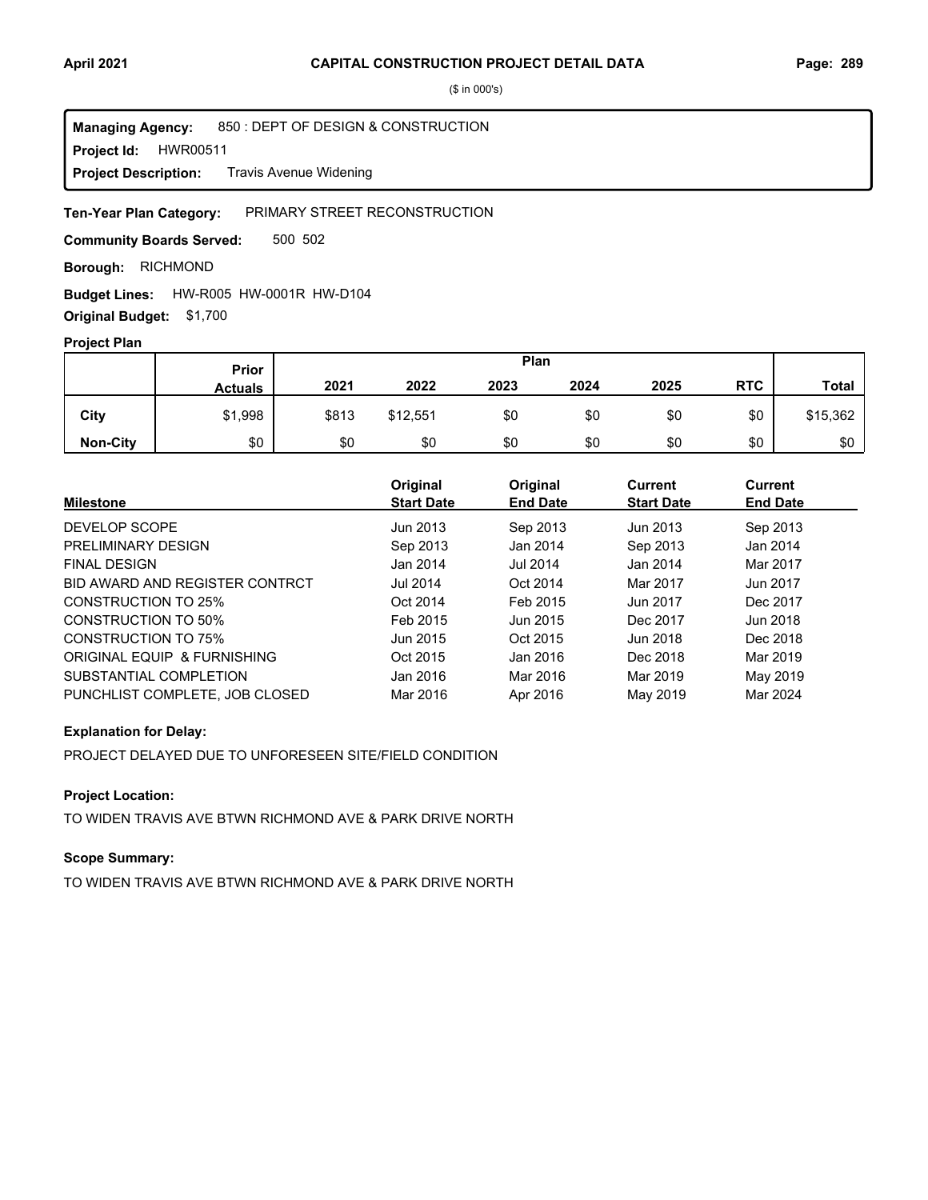# CAPITAL CONSTRUCTION PROJECT DETAIL DATA

($ in 000's)

**Managing Agency:** 850 : DEPT OF DESIGN & CONSTRUCTION
**Project Id:** HWR00511
**Project Description:** Travis Avenue Widening

**Ten-Year Plan Category:** PRIMARY STREET RECONSTRUCTION

**Community Boards Served:** 500 502

**Borough:** RICHMOND

**Budget Lines:** HW-R005 HW-0001R HW-D104

**Original Budget:** $1,700

**Project Plan**

| | Prior Actuals | 2021 | 2022 | 2023 | 2024 | 2025 | RTC | Total |
|---|---|---|---|---|---|---|---|---|
| **City** | $1,998 | $813 | $12,551 | $0 | $0 | $0 | $0 | $15,362 |
| **Non-City** | $0 | $0 | $0 | $0 | $0 | $0 | $0 | $0 |

| Milestone | Original Start Date | Original End Date | Current Start Date | Current End Date |
|---|---|---|---|---|
| DEVELOP SCOPE | Jun 2013 | Sep 2013 | Jun 2013 | Sep 2013 |
| PRELIMINARY DESIGN | Sep 2013 | Jan 2014 | Sep 2013 | Jan 2014 |
| FINAL DESIGN | Jan 2014 | Jul 2014 | Jan 2014 | Mar 2017 |
| BID AWARD AND REGISTER CONTRCT | Jul 2014 | Oct 2014 | Mar 2017 | Jun 2017 |
| CONSTRUCTION TO 25% | Oct 2014 | Feb 2015 | Jun 2017 | Dec 2017 |
| CONSTRUCTION TO 50% | Feb 2015 | Jun 2015 | Dec 2017 | Jun 2018 |
| CONSTRUCTION TO 75% | Jun 2015 | Oct 2015 | Jun 2018 | Dec 2018 |
| ORIGINAL EQUIP & FURNISHING | Oct 2015 | Jan 2016 | Dec 2018 | Mar 2019 |
| SUBSTANTIAL COMPLETION | Jan 2016 | Mar 2016 | Mar 2019 | May 2019 |
| PUNCHLIST COMPLETE, JOB CLOSED | Mar 2016 | Apr 2016 | May 2019 | Mar 2024 |

**Explanation for Delay:**

PROJECT DELAYED DUE TO UNFORESEEN SITE/FIELD CONDITION

**Project Location:**

TO WIDEN TRAVIS AVE BTWN RICHMOND AVE & PARK DRIVE NORTH

**Scope Summary:**

TO WIDEN TRAVIS AVE BTWN RICHMOND AVE & PARK DRIVE NORTH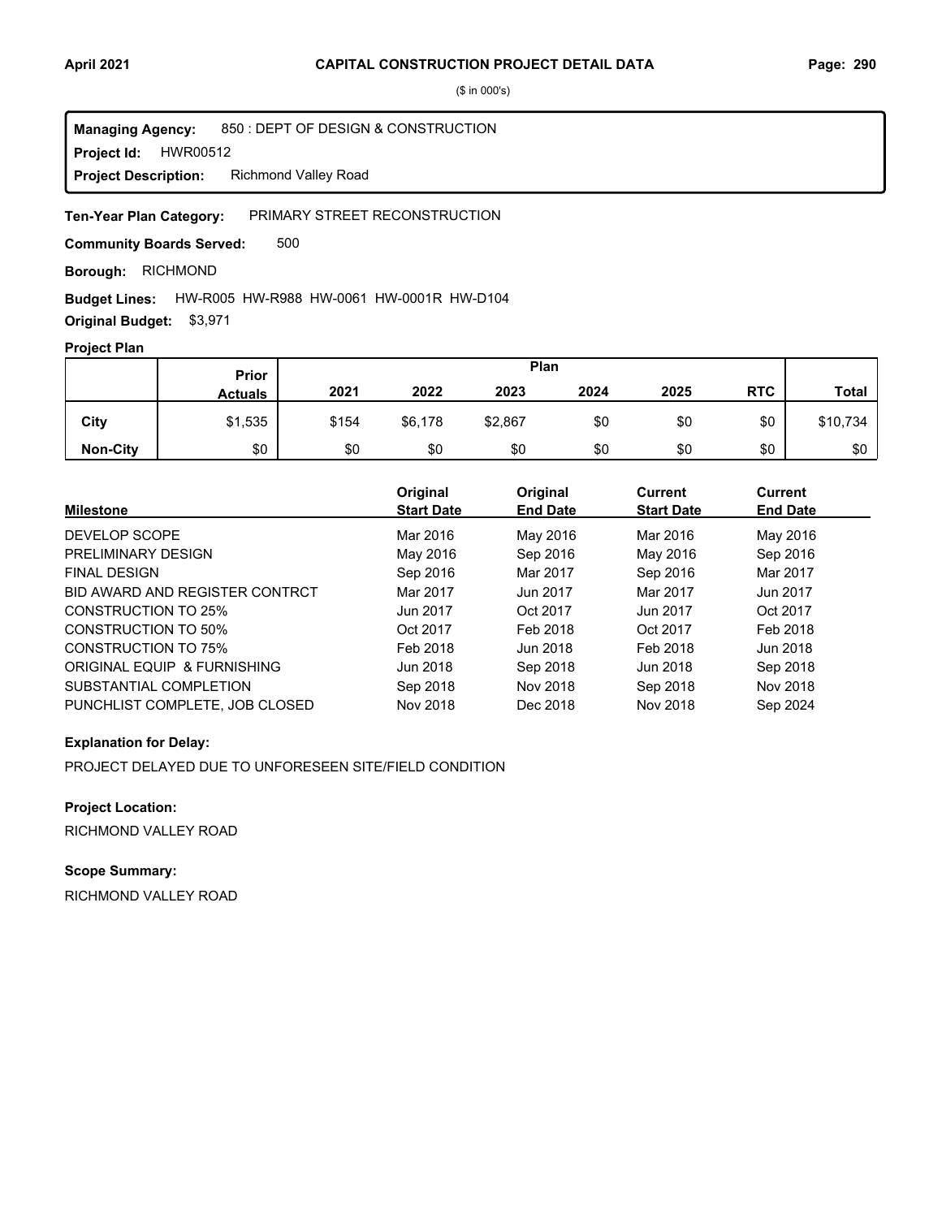($ in 000's)

**Managing Agency:** 850 : DEPT OF DESIGN & CONSTRUCTION
**Project Id:** HWR00512
**Project Description:** Richmond Valley Road

**Ten-Year Plan Category:** PRIMARY STREET RECONSTRUCTION

**Community Boards Served:** 500

**Borough:** RICHMOND

**Budget Lines:** HW-R005 HW-R988 HW-0061 HW-0001R HW-D104

**Original Budget:** $3,971

### Project Plan

| | Prior Actuals | Plan 2021 | 2022 | 2023 | 2024 | 2025 | RTC | Total |
|---|---|---|---|---|---|---|---|---|
| **City** | $1,535 | $154 | $6,178 | $2,867 | $0 | $0 | $0 | $10,734 |
| **Non-City** | $0 | $0 | $0 | $0 | $0 | $0 | $0 | $0 |

| Milestone | Original Start Date | Original End Date | Current Start Date | Current End Date |
|---|---|---|---|---|
| DEVELOP SCOPE | Mar 2016 | May 2016 | Mar 2016 | May 2016 |
| PRELIMINARY DESIGN | May 2016 | Sep 2016 | May 2016 | Sep 2016 |
| FINAL DESIGN | Sep 2016 | Mar 2017 | Sep 2016 | Mar 2017 |
| BID AWARD AND REGISTER CONTRCT | Mar 2017 | Jun 2017 | Mar 2017 | Jun 2017 |
| CONSTRUCTION TO 25% | Jun 2017 | Oct 2017 | Jun 2017 | Oct 2017 |
| CONSTRUCTION TO 50% | Oct 2017 | Feb 2018 | Oct 2017 | Feb 2018 |
| CONSTRUCTION TO 75% | Feb 2018 | Jun 2018 | Feb 2018 | Jun 2018 |
| ORIGINAL EQUIP & FURNISHING | Jun 2018 | Sep 2018 | Jun 2018 | Sep 2018 |
| SUBSTANTIAL COMPLETION | Sep 2018 | Nov 2018 | Sep 2018 | Nov 2018 |
| PUNCHLIST COMPLETE, JOB CLOSED | Nov 2018 | Dec 2018 | Nov 2018 | Sep 2024 |

### Explanation for Delay:

PROJECT DELAYED DUE TO UNFORESEEN SITE/FIELD CONDITION

### Project Location:

RICHMOND VALLEY ROAD

### Scope Summary:

RICHMOND VALLEY ROAD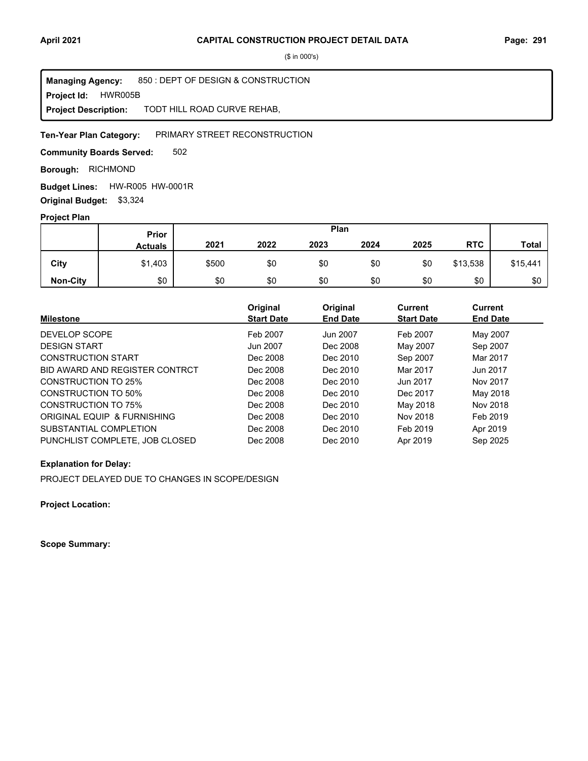# CAPITAL CONSTRUCTION PROJECT DETAIL DATA

($ in 000's)

**Managing Agency:** 850 : DEPT OF DESIGN & CONSTRUCTION
**Project Id:** HWR005B
**Project Description:** TODT HILL ROAD CURVE REHAB,

**Ten-Year Plan Category:** PRIMARY STREET RECONSTRUCTION

**Community Boards Served:** 502

**Borough:** RICHMOND

**Budget Lines:** HW-R005 HW-0001R

**Original Budget:** $3,324

**Project Plan**

| | Prior Actuals | 2021 | 2022 | 2023 | 2024 | 2025 | RTC | Total |
|---|---|---|---|---|---|---|---|---|
| **City** | $1,403 | $500 | $0 | $0 | $0 | $0 | $13,538 | $15,441 |
| **Non-City** | $0 | $0 | $0 | $0 | $0 | $0 | $0 | $0 |

| Milestone | Original Start Date | Original End Date | Current Start Date | Current End Date |
|---|---|---|---|---|
| DEVELOP SCOPE | Feb 2007 | Jun 2007 | Feb 2007 | May 2007 |
| DESIGN START | Jun 2007 | Dec 2008 | May 2007 | Sep 2007 |
| CONSTRUCTION START | Dec 2008 | Dec 2010 | Sep 2007 | Mar 2017 |
| BID AWARD AND REGISTER CONTRCT | Dec 2008 | Dec 2010 | Mar 2017 | Jun 2017 |
| CONSTRUCTION TO 25% | Dec 2008 | Dec 2010 | Jun 2017 | Nov 2017 |
| CONSTRUCTION TO 50% | Dec 2008 | Dec 2010 | Dec 2017 | May 2018 |
| CONSTRUCTION TO 75% | Dec 2008 | Dec 2010 | May 2018 | Nov 2018 |
| ORIGINAL EQUIP & FURNISHING | Dec 2008 | Dec 2010 | Nov 2018 | Feb 2019 |
| SUBSTANTIAL COMPLETION | Dec 2008 | Dec 2010 | Feb 2019 | Apr 2019 |
| PUNCHLIST COMPLETE, JOB CLOSED | Dec 2008 | Dec 2010 | Apr 2019 | Sep 2025 |

**Explanation for Delay:**

PROJECT DELAYED DUE TO CHANGES IN SCOPE/DESIGN

**Project Location:**

**Scope Summary:**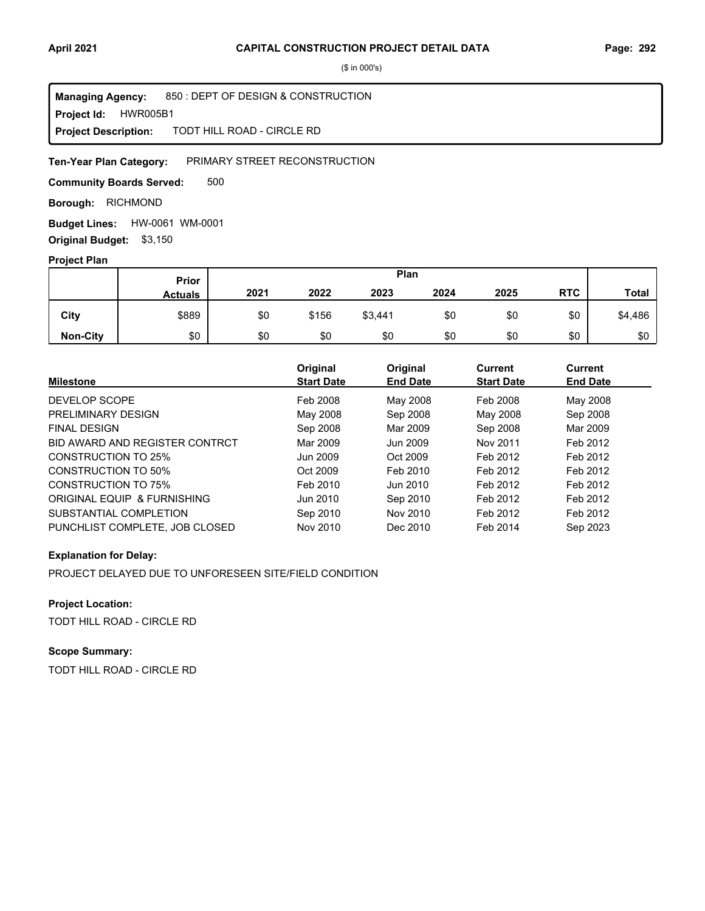# CAPITAL CONSTRUCTION PROJECT DETAIL DATA

($ in 000's)

**Managing Agency:** 850 : DEPT OF DESIGN & CONSTRUCTION
**Project Id:** HWR005B1
**Project Description:** TODT HILL ROAD - CIRCLE RD

**Ten-Year Plan Category:** PRIMARY STREET RECONSTRUCTION

**Community Boards Served:** 500

**Borough:** RICHMOND

**Budget Lines:** HW-0061 WM-0001

**Original Budget:** $3,150

### Project Plan

| | Prior Actuals | 2021 | 2022 | 2023 | 2024 | 2025 | RTC | Total |
|---|---|---|---|---|---|---|---|---|
| **City** | $889 | $0 | $156 | $3,441 | $0 | $0 | $0 | $4,486 |
| **Non-City** | $0 | $0 | $0 | $0 | $0 | $0 | $0 | $0 |

| Milestone | Original Start Date | Original End Date | Current Start Date | Current End Date |
|---|---|---|---|---|
| DEVELOP SCOPE | Feb 2008 | May 2008 | Feb 2008 | May 2008 |
| PRELIMINARY DESIGN | May 2008 | Sep 2008 | May 2008 | Sep 2008 |
| FINAL DESIGN | Sep 2008 | Mar 2009 | Sep 2008 | Mar 2009 |
| BID AWARD AND REGISTER CONTRCT | Mar 2009 | Jun 2009 | Nov 2011 | Feb 2012 |
| CONSTRUCTION TO 25% | Jun 2009 | Oct 2009 | Feb 2012 | Feb 2012 |
| CONSTRUCTION TO 50% | Oct 2009 | Feb 2010 | Feb 2012 | Feb 2012 |
| CONSTRUCTION TO 75% | Feb 2010 | Jun 2010 | Feb 2012 | Feb 2012 |
| ORIGINAL EQUIP & FURNISHING | Jun 2010 | Sep 2010 | Feb 2012 | Feb 2012 |
| SUBSTANTIAL COMPLETION | Sep 2010 | Nov 2010 | Feb 2012 | Feb 2012 |
| PUNCHLIST COMPLETE, JOB CLOSED | Nov 2010 | Dec 2010 | Feb 2014 | Sep 2023 |

**Explanation for Delay:**

PROJECT DELAYED DUE TO UNFORESEEN SITE/FIELD CONDITION

**Project Location:**

TODT HILL ROAD - CIRCLE RD

**Scope Summary:**

TODT HILL ROAD - CIRCLE RD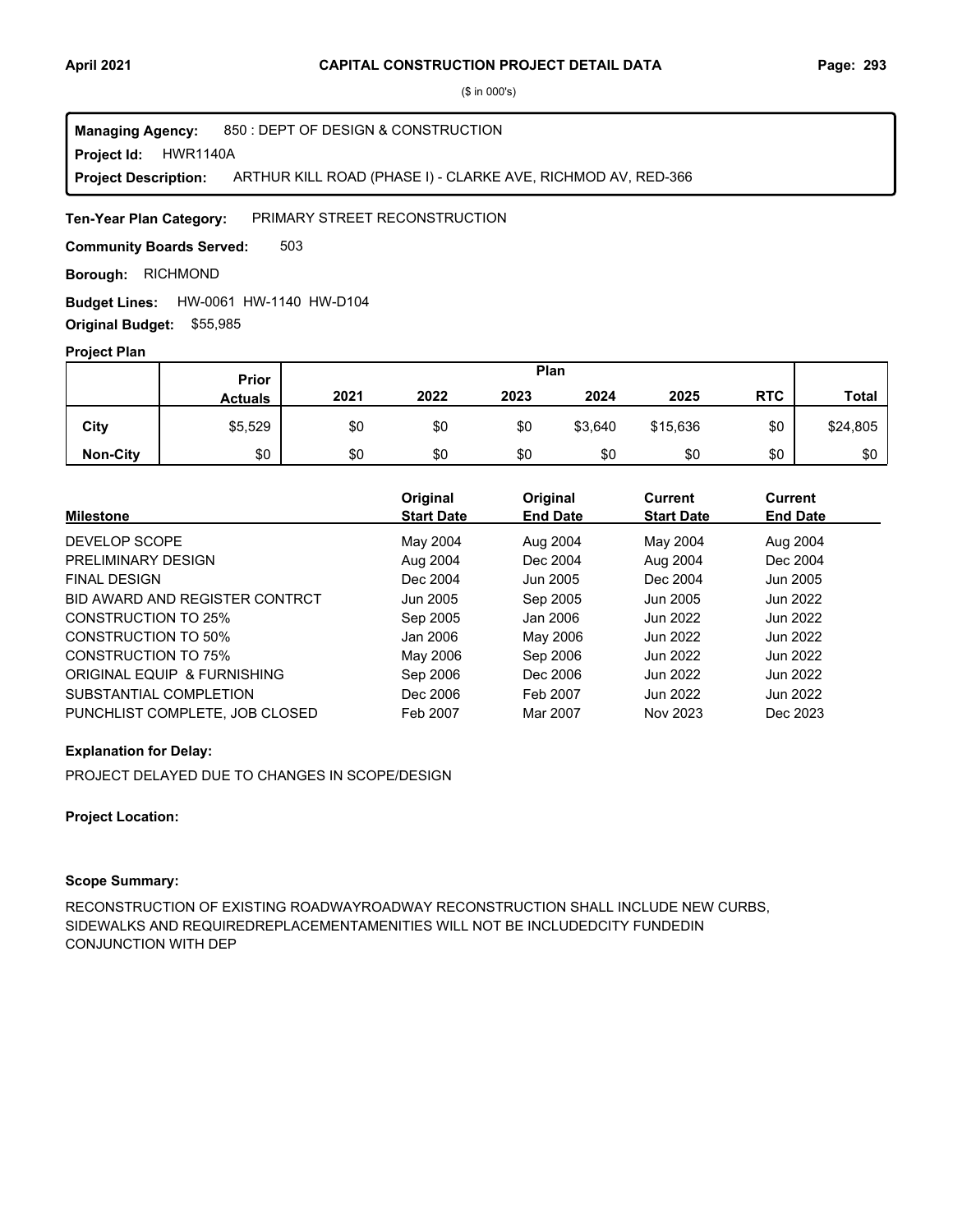($ in 000's)

**Managing Agency:** 850 : DEPT OF DESIGN & CONSTRUCTION
**Project Id:** HWR1140A
**Project Description:** ARTHUR KILL ROAD (PHASE I) - CLARKE AVE, RICHMOD AV, RED-366

**Ten-Year Plan Category:** PRIMARY STREET RECONSTRUCTION

**Community Boards Served:** 503

**Borough:** RICHMOND

**Budget Lines:** HW-0061 HW-1140 HW-D104

**Original Budget:** $55,985

**Project Plan**

| | Prior Actuals | Plan 2021 | 2022 | 2023 | 2024 | 2025 | RTC | Total |
|---|---|---|---|---|---|---|---|---|
| City | $5,529 | $0 | $0 | $0 | $3,640 | $15,636 | $0 | $24,805 |
| Non-City | $0 | $0 | $0 | $0 | $0 | $0 | $0 | $0 |

| Milestone | Original Start Date | Original End Date | Current Start Date | Current End Date |
|---|---|---|---|---|
| DEVELOP SCOPE | May 2004 | Aug 2004 | May 2004 | Aug 2004 |
| PRELIMINARY DESIGN | Aug 2004 | Dec 2004 | Aug 2004 | Dec 2004 |
| FINAL DESIGN | Dec 2004 | Jun 2005 | Dec 2004 | Jun 2005 |
| BID AWARD AND REGISTER CONTRCT | Jun 2005 | Sep 2005 | Jun 2005 | Jun 2022 |
| CONSTRUCTION TO 25% | Sep 2005 | Jan 2006 | Jun 2022 | Jun 2022 |
| CONSTRUCTION TO 50% | Jan 2006 | May 2006 | Jun 2022 | Jun 2022 |
| CONSTRUCTION TO 75% | May 2006 | Sep 2006 | Jun 2022 | Jun 2022 |
| ORIGINAL EQUIP & FURNISHING | Sep 2006 | Dec 2006 | Jun 2022 | Jun 2022 |
| SUBSTANTIAL COMPLETION | Dec 2006 | Feb 2007 | Jun 2022 | Jun 2022 |
| PUNCHLIST COMPLETE, JOB CLOSED | Feb 2007 | Mar 2007 | Nov 2023 | Dec 2023 |

**Explanation for Delay:**

PROJECT DELAYED DUE TO CHANGES IN SCOPE/DESIGN

**Project Location:**

**Scope Summary:**

RECONSTRUCTION OF EXISTING ROADWAYROADWAY RECONSTRUCTION SHALL INCLUDE NEW CURBS, SIDEWALKS AND REQUIREDREPLACEMENTAMENITIES WILL NOT BE INCLUDEDCITY FUNDEDIN CONJUNCTION WITH DEP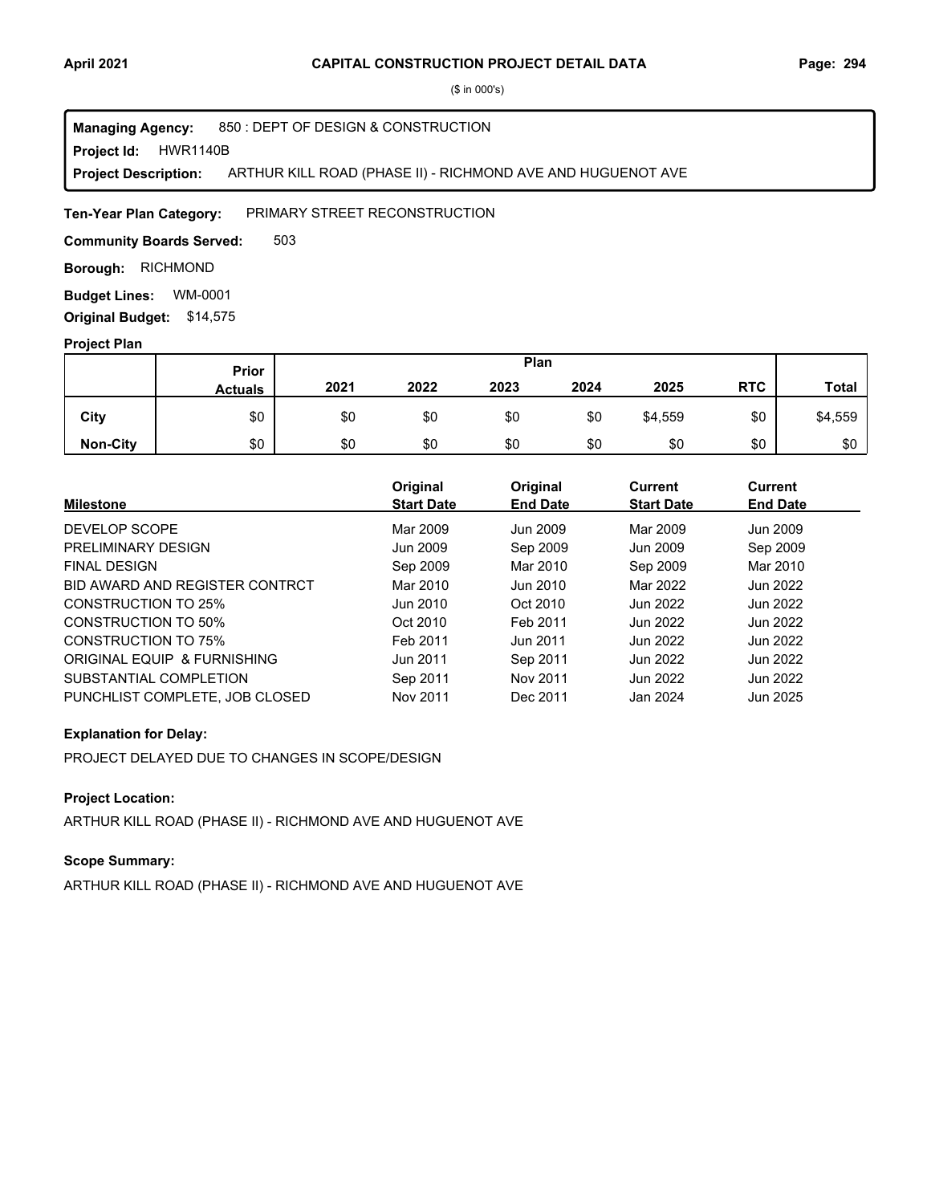# CAPITAL CONSTRUCTION PROJECT DETAIL DATA

($ in 000's)

**Managing Agency:** 850 : DEPT OF DESIGN & CONSTRUCTION
**Project Id:** HWR1140B
**Project Description:** ARTHUR KILL ROAD (PHASE II) - RICHMOND AVE AND HUGUENOT AVE

**Ten-Year Plan Category:** PRIMARY STREET RECONSTRUCTION

**Community Boards Served:** 503

**Borough:** RICHMOND

**Budget Lines:** WM-0001

**Original Budget:** $14,575

**Project Plan**

| | Prior Actuals | Plan 2021 | 2022 | 2023 | 2024 | 2025 | RTC | Total |
|---|---|---|---|---|---|---|---|---|
| City | $0 | $0 | $0 | $0 | $0 | $4,559 | $0 | $4,559 |
| Non-City | $0 | $0 | $0 | $0 | $0 | $0 | $0 | $0 |

| Milestone | Original Start Date | Original End Date | Current Start Date | Current End Date |
|---|---|---|---|---|
| DEVELOP SCOPE | Mar 2009 | Jun 2009 | Mar 2009 | Jun 2009 |
| PRELIMINARY DESIGN | Jun 2009 | Sep 2009 | Jun 2009 | Sep 2009 |
| FINAL DESIGN | Sep 2009 | Mar 2010 | Sep 2009 | Mar 2010 |
| BID AWARD AND REGISTER CONTRCT | Mar 2010 | Jun 2010 | Mar 2022 | Jun 2022 |
| CONSTRUCTION TO 25% | Jun 2010 | Oct 2010 | Jun 2022 | Jun 2022 |
| CONSTRUCTION TO 50% | Oct 2010 | Feb 2011 | Jun 2022 | Jun 2022 |
| CONSTRUCTION TO 75% | Feb 2011 | Jun 2011 | Jun 2022 | Jun 2022 |
| ORIGINAL EQUIP & FURNISHING | Jun 2011 | Sep 2011 | Jun 2022 | Jun 2022 |
| SUBSTANTIAL COMPLETION | Sep 2011 | Nov 2011 | Jun 2022 | Jun 2022 |
| PUNCHLIST COMPLETE, JOB CLOSED | Nov 2011 | Dec 2011 | Jan 2024 | Jun 2025 |

**Explanation for Delay:**

PROJECT DELAYED DUE TO CHANGES IN SCOPE/DESIGN

**Project Location:**

ARTHUR KILL ROAD (PHASE II) - RICHMOND AVE AND HUGUENOT AVE

**Scope Summary:**

ARTHUR KILL ROAD (PHASE II) - RICHMOND AVE AND HUGUENOT AVE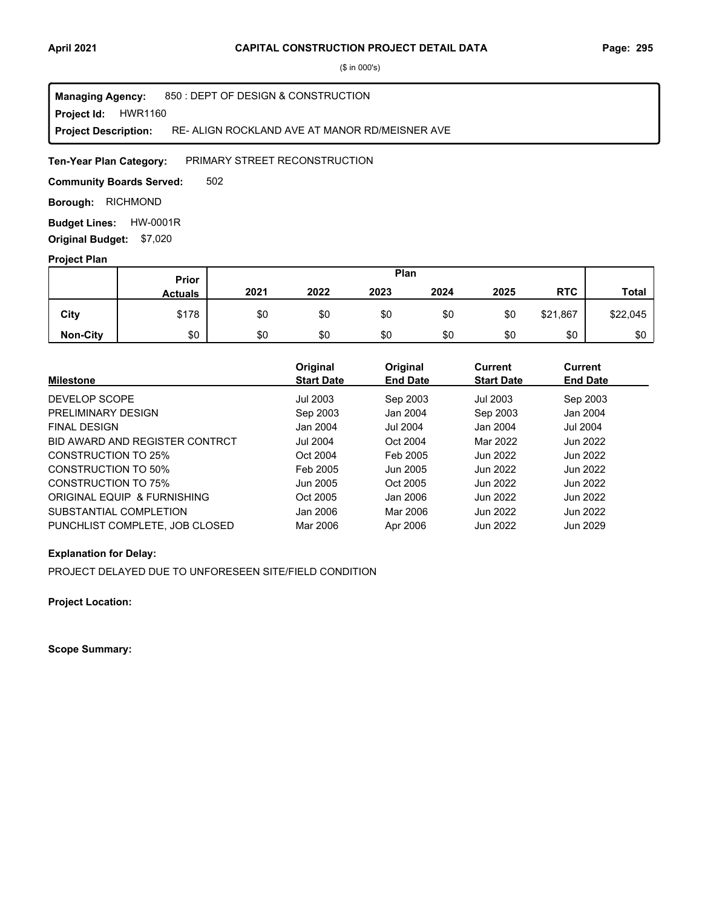($ in 000's)

**Managing Agency:** 850 : DEPT OF DESIGN & CONSTRUCTION
**Project Id:** HWR1160
**Project Description:** RE- ALIGN ROCKLAND AVE AT MANOR RD/MEISNER AVE

**Ten-Year Plan Category:** PRIMARY STREET RECONSTRUCTION

**Community Boards Served:** 502

**Borough:** RICHMOND

**Budget Lines:** HW-0001R

**Original Budget:** $7,020

**Project Plan**

| | Prior Actuals | Plan 2021 | 2022 | 2023 | 2024 | 2025 | RTC | Total |
|---|---|---|---|---|---|---|---|---|
| **City** | $178 | $0 | $0 | $0 | $0 | $0 | $21,867 | $22,045 |
| **Non-City** | $0 | $0 | $0 | $0 | $0 | $0 | $0 | $0 |

| Milestone | Original Start Date | Original End Date | Current Start Date | Current End Date |
|---|---|---|---|---|
| DEVELOP SCOPE | Jul 2003 | Sep 2003 | Jul 2003 | Sep 2003 |
| PRELIMINARY DESIGN | Sep 2003 | Jan 2004 | Sep 2003 | Jan 2004 |
| FINAL DESIGN | Jan 2004 | Jul 2004 | Jan 2004 | Jul 2004 |
| BID AWARD AND REGISTER CONTRCT | Jul 2004 | Oct 2004 | Mar 2022 | Jun 2022 |
| CONSTRUCTION TO 25% | Oct 2004 | Feb 2005 | Jun 2022 | Jun 2022 |
| CONSTRUCTION TO 50% | Feb 2005 | Jun 2005 | Jun 2022 | Jun 2022 |
| CONSTRUCTION TO 75% | Jun 2005 | Oct 2005 | Jun 2022 | Jun 2022 |
| ORIGINAL EQUIP & FURNISHING | Oct 2005 | Jan 2006 | Jun 2022 | Jun 2022 |
| SUBSTANTIAL COMPLETION | Jan 2006 | Mar 2006 | Jun 2022 | Jun 2022 |
| PUNCHLIST COMPLETE, JOB CLOSED | Mar 2006 | Apr 2006 | Jun 2022 | Jun 2029 |

**Explanation for Delay:**

PROJECT DELAYED DUE TO UNFORESEEN SITE/FIELD CONDITION

**Project Location:**

**Scope Summary:**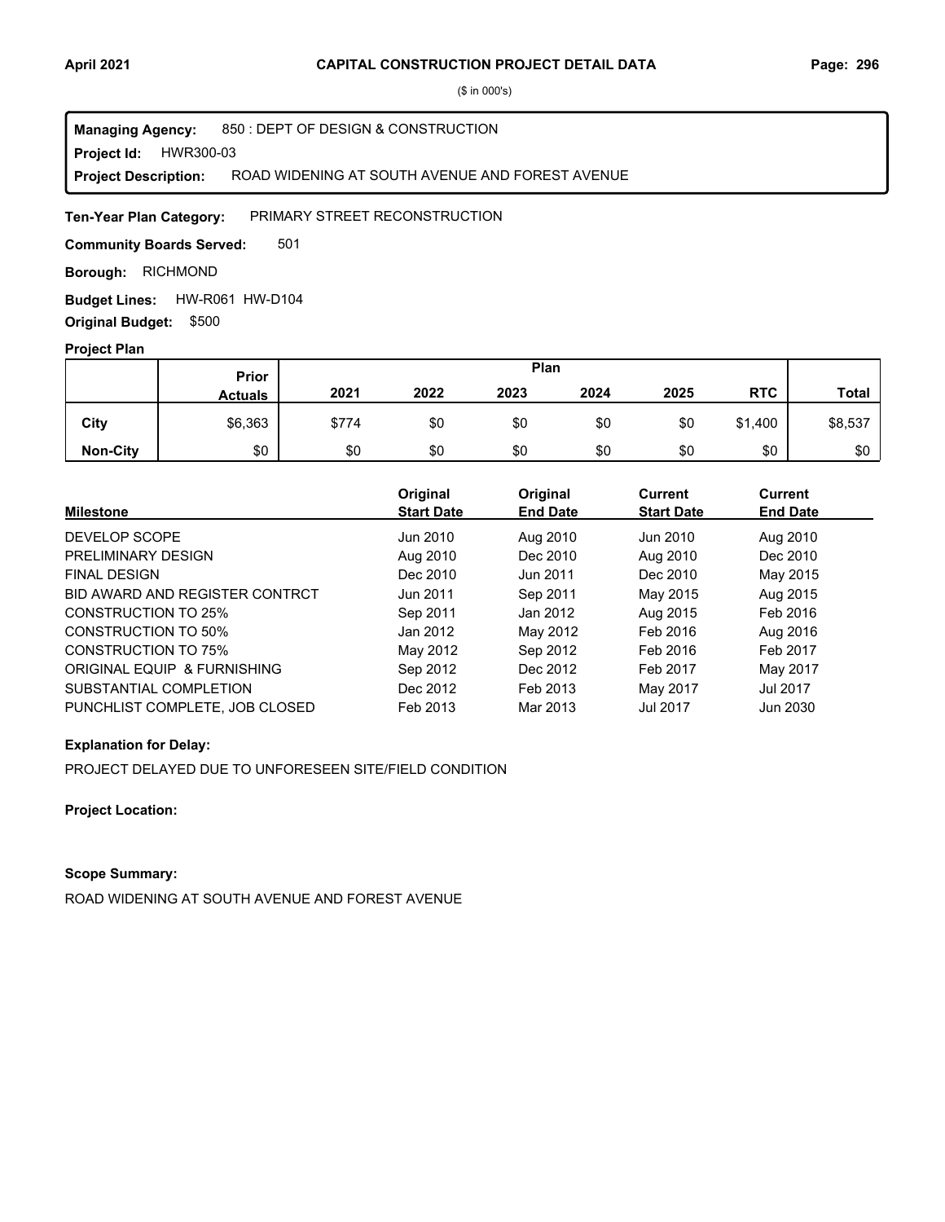($ in 000's)

**Managing Agency:** 850 : DEPT OF DESIGN & CONSTRUCTION
**Project Id:** HWR300-03
**Project Description:** ROAD WIDENING AT SOUTH AVENUE AND FOREST AVENUE

**Ten-Year Plan Category:** PRIMARY STREET RECONSTRUCTION

**Community Boards Served:** 501

**Borough:** RICHMOND

**Budget Lines:** HW-R061 HW-D104

**Original Budget:** $500

**Project Plan**

| | Prior Actuals | Plan | | | | | | Total |
|---|---|---|---|---|---|---|---|---|
| | | 2021 | 2022 | 2023 | 2024 | 2025 | RTC | |
| **City** | $6,363 | $774 | $0 | $0 | $0 | $0 | $1,400 | $8,537 |
| **Non-City** | $0 | $0 | $0 | $0 | $0 | $0 | $0 | $0 |

| Milestone | Original Start Date | Original End Date | Current Start Date | Current End Date |
|---|---|---|---|---|
| DEVELOP SCOPE | Jun 2010 | Aug 2010 | Jun 2010 | Aug 2010 |
| PRELIMINARY DESIGN | Aug 2010 | Dec 2010 | Aug 2010 | Dec 2010 |
| FINAL DESIGN | Dec 2010 | Jun 2011 | Dec 2010 | May 2015 |
| BID AWARD AND REGISTER CONTRCT | Jun 2011 | Sep 2011 | May 2015 | Aug 2015 |
| CONSTRUCTION TO 25% | Sep 2011 | Jan 2012 | Aug 2015 | Feb 2016 |
| CONSTRUCTION TO 50% | Jan 2012 | May 2012 | Feb 2016 | Aug 2016 |
| CONSTRUCTION TO 75% | May 2012 | Sep 2012 | Feb 2016 | Feb 2017 |
| ORIGINAL EQUIP & FURNISHING | Sep 2012 | Dec 2012 | Feb 2017 | May 2017 |
| SUBSTANTIAL COMPLETION | Dec 2012 | Feb 2013 | May 2017 | Jul 2017 |
| PUNCHLIST COMPLETE, JOB CLOSED | Feb 2013 | Mar 2013 | Jul 2017 | Jun 2030 |

**Explanation for Delay:**

PROJECT DELAYED DUE TO UNFORESEEN SITE/FIELD CONDITION

**Project Location:**

**Scope Summary:**

ROAD WIDENING AT SOUTH AVENUE AND FOREST AVENUE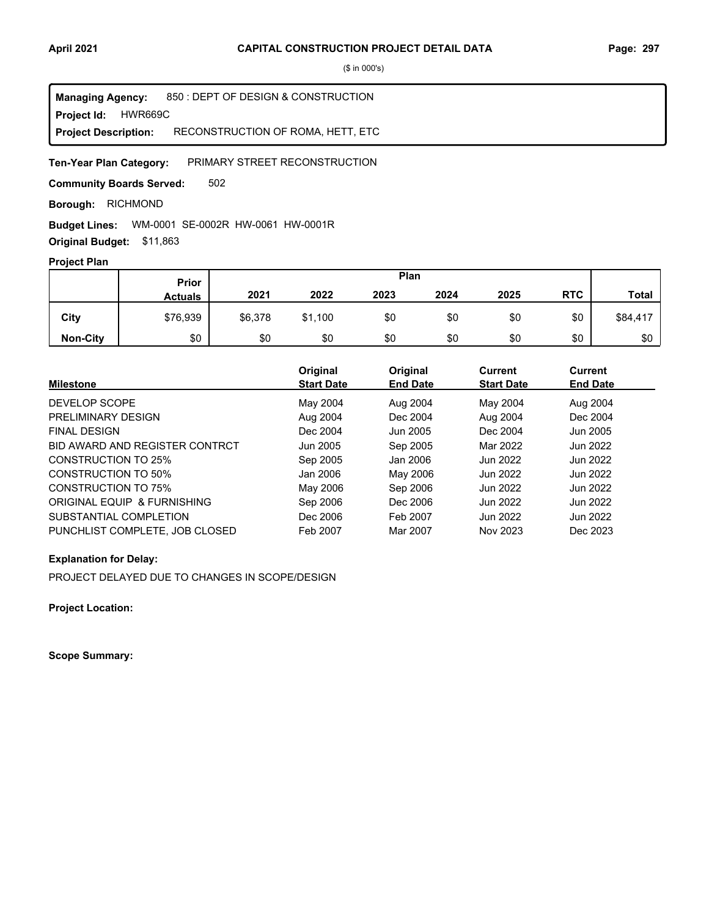# CAPITAL CONSTRUCTION PROJECT DETAIL DATA

($ in 000's)

**Managing Agency:** 850 : DEPT OF DESIGN & CONSTRUCTION
**Project Id:** HWR669C
**Project Description:** RECONSTRUCTION OF ROMA, HETT, ETC

**Ten-Year Plan Category:** PRIMARY STREET RECONSTRUCTION

**Community Boards Served:** 502

**Borough:** RICHMOND

**Budget Lines:** WM-0001 SE-0002R HW-0061 HW-0001R

**Original Budget:** $11,863

**Project Plan**

| | Prior Actuals | Plan 2021 | 2022 | 2023 | 2024 | 2025 | RTC | Total |
|---|---|---|---|---|---|---|---|---|
| City | $76,939 | $6,378 | $1,100 | $0 | $0 | $0 | $0 | $84,417 |
| Non-City | $0 | $0 | $0 | $0 | $0 | $0 | $0 | $0 |

| Milestone | Original Start Date | Original End Date | Current Start Date | Current End Date |
|---|---|---|---|---|
| DEVELOP SCOPE | May 2004 | Aug 2004 | May 2004 | Aug 2004 |
| PRELIMINARY DESIGN | Aug 2004 | Dec 2004 | Aug 2004 | Dec 2004 |
| FINAL DESIGN | Dec 2004 | Jun 2005 | Dec 2004 | Jun 2005 |
| BID AWARD AND REGISTER CONTRCT | Jun 2005 | Sep 2005 | Mar 2022 | Jun 2022 |
| CONSTRUCTION TO 25% | Sep 2005 | Jan 2006 | Jun 2022 | Jun 2022 |
| CONSTRUCTION TO 50% | Jan 2006 | May 2006 | Jun 2022 | Jun 2022 |
| CONSTRUCTION TO 75% | May 2006 | Sep 2006 | Jun 2022 | Jun 2022 |
| ORIGINAL EQUIP & FURNISHING | Sep 2006 | Dec 2006 | Jun 2022 | Jun 2022 |
| SUBSTANTIAL COMPLETION | Dec 2006 | Feb 2007 | Jun 2022 | Jun 2022 |
| PUNCHLIST COMPLETE, JOB CLOSED | Feb 2007 | Mar 2007 | Nov 2023 | Dec 2023 |

**Explanation for Delay:**

PROJECT DELAYED DUE TO CHANGES IN SCOPE/DESIGN

**Project Location:**

**Scope Summary:**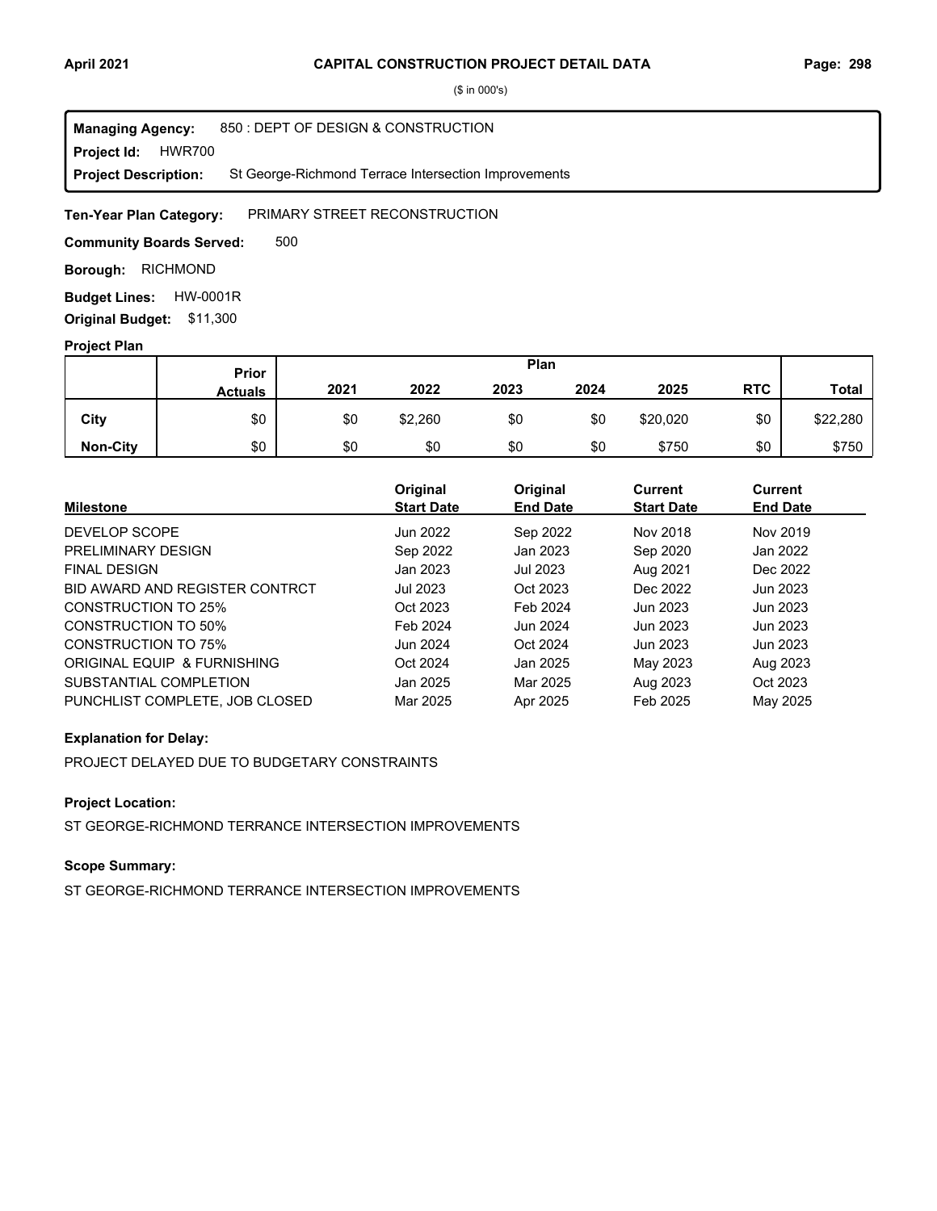($ in 000's)

**Managing Agency:** 850 : DEPT OF DESIGN & CONSTRUCTION
**Project Id:** HWR700
**Project Description:** St George-Richmond Terrace Intersection Improvements

**Ten-Year Plan Category:** PRIMARY STREET RECONSTRUCTION

**Community Boards Served:** 500

**Borough:** RICHMOND

**Budget Lines:** HW-0001R

**Original Budget:** $11,300

**Project Plan**

| | Prior Actuals | Plan 2021 | 2022 | 2023 | 2024 | 2025 | RTC | Total |
|---|---|---|---|---|---|---|---|---|
| **City** | $0 | $0 | $2,260 | $0 | $0 | $20,020 | $0 | $22,280 |
| **Non-City** | $0 | $0 | $0 | $0 | $0 | $750 | $0 | $750 |

| Milestone | Original Start Date | Original End Date | Current Start Date | Current End Date |
|---|---|---|---|---|
| DEVELOP SCOPE | Jun 2022 | Sep 2022 | Nov 2018 | Nov 2019 |
| PRELIMINARY DESIGN | Sep 2022 | Jan 2023 | Sep 2020 | Jan 2022 |
| FINAL DESIGN | Jan 2023 | Jul 2023 | Aug 2021 | Dec 2022 |
| BID AWARD AND REGISTER CONTRCT | Jul 2023 | Oct 2023 | Dec 2022 | Jun 2023 |
| CONSTRUCTION TO 25% | Oct 2023 | Feb 2024 | Jun 2023 | Jun 2023 |
| CONSTRUCTION TO 50% | Feb 2024 | Jun 2024 | Jun 2023 | Jun 2023 |
| CONSTRUCTION TO 75% | Jun 2024 | Oct 2024 | Jun 2023 | Jun 2023 |
| ORIGINAL EQUIP & FURNISHING | Oct 2024 | Jan 2025 | May 2023 | Aug 2023 |
| SUBSTANTIAL COMPLETION | Jan 2025 | Mar 2025 | Aug 2023 | Oct 2023 |
| PUNCHLIST COMPLETE, JOB CLOSED | Mar 2025 | Apr 2025 | Feb 2025 | May 2025 |

**Explanation for Delay:**

PROJECT DELAYED DUE TO BUDGETARY CONSTRAINTS

**Project Location:**

ST GEORGE-RICHMOND TERRANCE INTERSECTION IMPROVEMENTS

**Scope Summary:**

ST GEORGE-RICHMOND TERRANCE INTERSECTION IMPROVEMENTS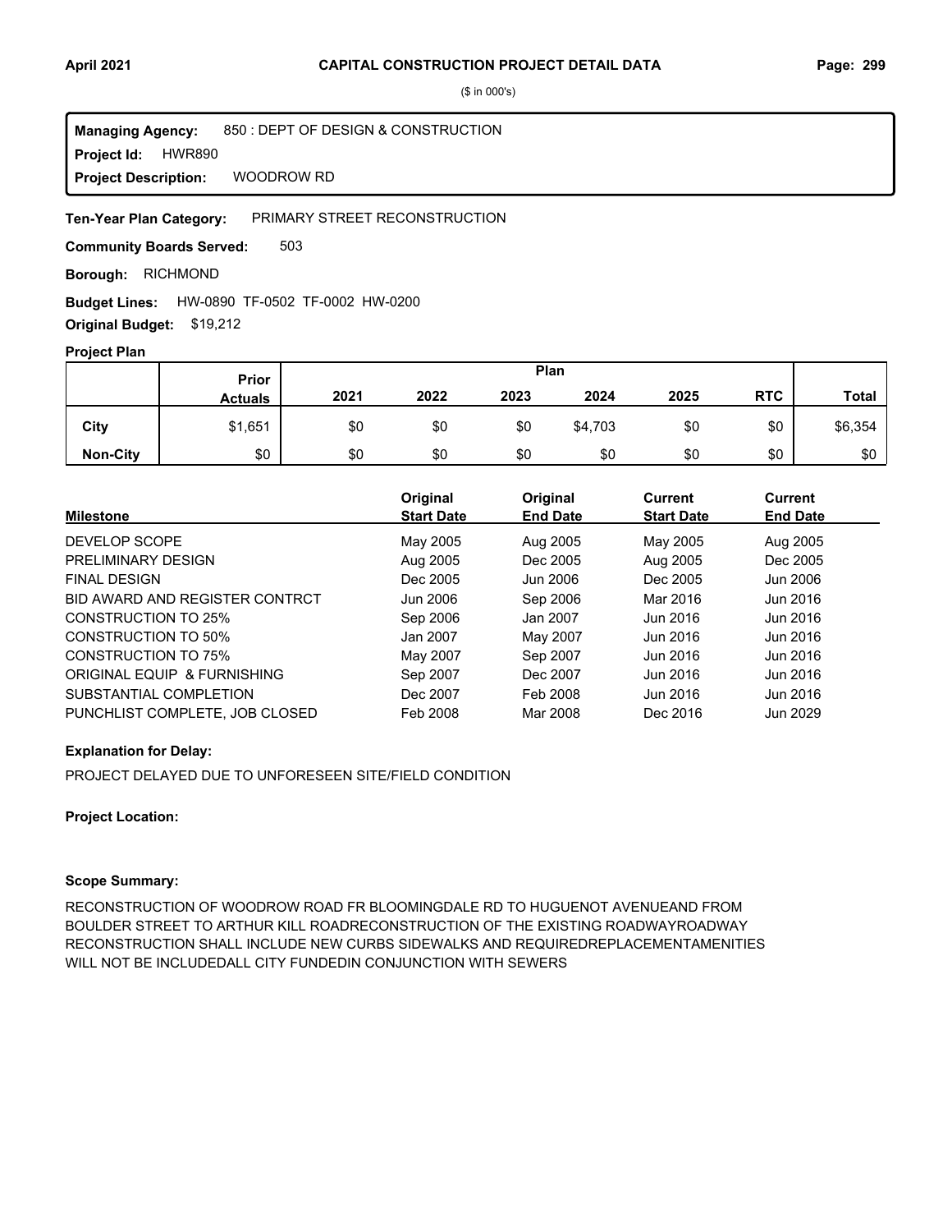# CAPITAL CONSTRUCTION PROJECT DETAIL DATA

($ in 000's)

**Managing Agency:** 850 : DEPT OF DESIGN & CONSTRUCTION
**Project Id:** HWR890
**Project Description:** WOODROW RD

**Ten-Year Plan Category:** PRIMARY STREET RECONSTRUCTION

**Community Boards Served:** 503

**Borough:** RICHMOND

**Budget Lines:** HW-0890 TF-0502 TF-0002 HW-0200

**Original Budget:** $19,212

## Project Plan

| | Prior Actuals | Plan 2021 | 2022 | 2023 | 2024 | 2025 | RTC | Total |
|---|---|---|---|---|---|---|---|---|
| City | $1,651 | $0 | $0 | $0 | $4,703 | $0 | $0 | $6,354 |
| Non-City | $0 | $0 | $0 | $0 | $0 | $0 | $0 | $0 |

| Milestone | Original Start Date | Original End Date | Current Start Date | Current End Date |
|---|---|---|---|---|
| DEVELOP SCOPE | May 2005 | Aug 2005 | May 2005 | Aug 2005 |
| PRELIMINARY DESIGN | Aug 2005 | Dec 2005 | Aug 2005 | Dec 2005 |
| FINAL DESIGN | Dec 2005 | Jun 2006 | Dec 2005 | Jun 2006 |
| BID AWARD AND REGISTER CONTRCT | Jun 2006 | Sep 2006 | Mar 2016 | Jun 2016 |
| CONSTRUCTION TO 25% | Sep 2006 | Jan 2007 | Jun 2016 | Jun 2016 |
| CONSTRUCTION TO 50% | Jan 2007 | May 2007 | Jun 2016 | Jun 2016 |
| CONSTRUCTION TO 75% | May 2007 | Sep 2007 | Jun 2016 | Jun 2016 |
| ORIGINAL EQUIP & FURNISHING | Sep 2007 | Dec 2007 | Jun 2016 | Jun 2016 |
| SUBSTANTIAL COMPLETION | Dec 2007 | Feb 2008 | Jun 2016 | Jun 2016 |
| PUNCHLIST COMPLETE, JOB CLOSED | Feb 2008 | Mar 2008 | Dec 2016 | Jun 2029 |

**Explanation for Delay:**

PROJECT DELAYED DUE TO UNFORESEEN SITE/FIELD CONDITION

**Project Location:**

**Scope Summary:**

RECONSTRUCTION OF WOODROW ROAD FR BLOOMINGDALE RD TO HUGUENOT AVENUEAND FROM BOULDER STREET TO ARTHUR KILL ROADRECONSTRUCTION OF THE EXISTING ROADWAYROADWAY RECONSTRUCTION SHALL INCLUDE NEW CURBS SIDEWALKS AND REQUIREDREPLACEMENTAMENITIES WILL NOT BE INCLUDEDALL CITY FUNDEDIN CONJUNCTION WITH SEWERS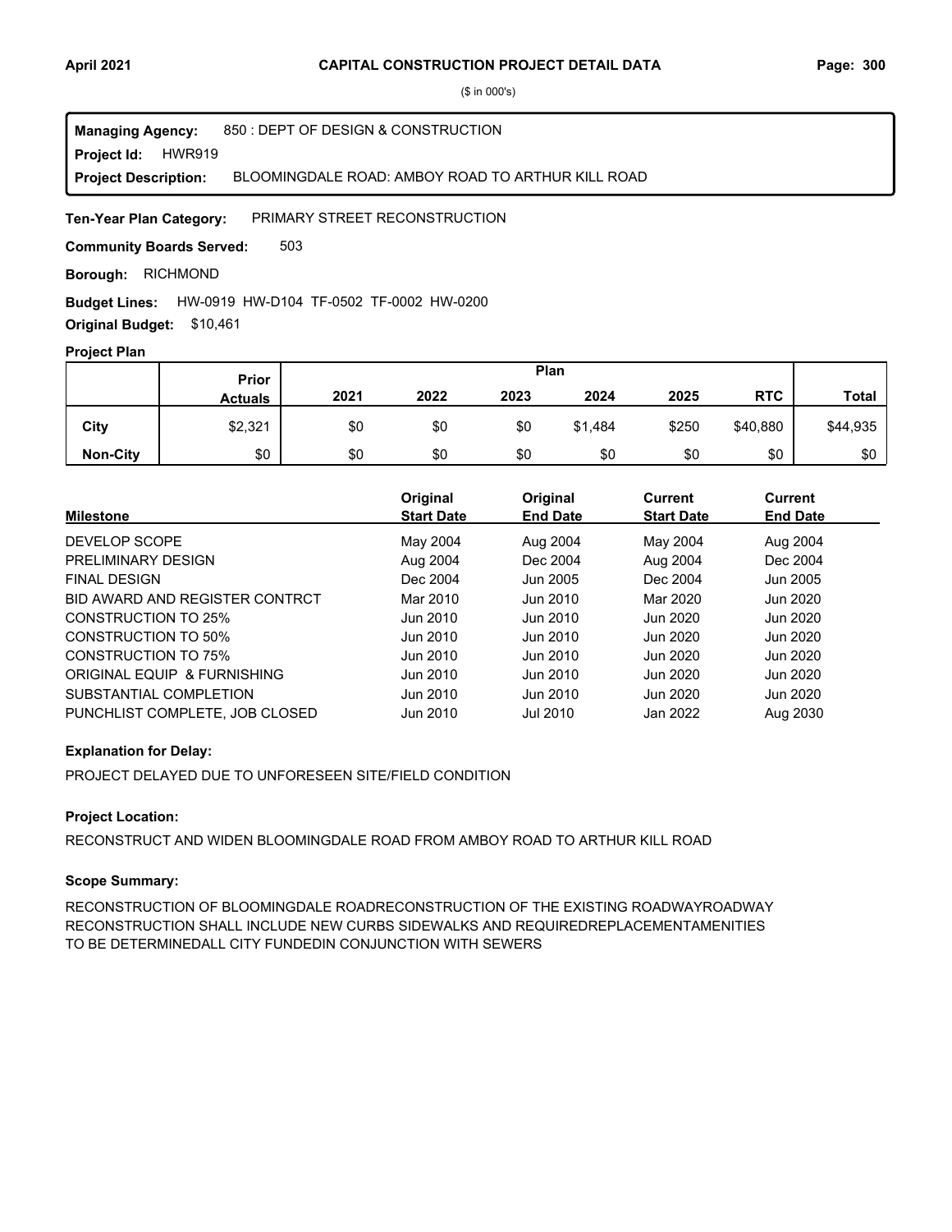# CAPITAL CONSTRUCTION PROJECT DETAIL DATA

($ in 000's)

**Managing Agency:** 850 : DEPT OF DESIGN & CONSTRUCTION

**Project Id:** HWR919

**Project Description:** BLOOMINGDALE ROAD: AMBOY ROAD TO ARTHUR KILL ROAD

**Ten-Year Plan Category:** PRIMARY STREET RECONSTRUCTION

**Community Boards Served:** 503

**Borough:** RICHMOND

**Budget Lines:** HW-0919 HW-D104 TF-0502 TF-0002 HW-0200

**Original Budget:** $10,461

### Project Plan

| | Prior Actuals | 2021 | 2022 | 2023 | 2024 | 2025 | RTC | Total |
|---|---|---|---|---|---|---|---|---|
| **City** | $2,321 | $0 | $0 | $0 | $1,484 | $250 | $40,880 | $44,935 |
| **Non-City** | $0 | $0 | $0 | $0 | $0 | $0 | $0 | $0 |

| Milestone | Original Start Date | Original End Date | Current Start Date | Current End Date |
|---|---|---|---|---|
| DEVELOP SCOPE | May 2004 | Aug 2004 | May 2004 | Aug 2004 |
| PRELIMINARY DESIGN | Aug 2004 | Dec 2004 | Aug 2004 | Dec 2004 |
| FINAL DESIGN | Dec 2004 | Jun 2005 | Dec 2004 | Jun 2005 |
| BID AWARD AND REGISTER CONTRCT | Mar 2010 | Jun 2010 | Mar 2020 | Jun 2020 |
| CONSTRUCTION TO 25% | Jun 2010 | Jun 2010 | Jun 2020 | Jun 2020 |
| CONSTRUCTION TO 50% | Jun 2010 | Jun 2010 | Jun 2020 | Jun 2020 |
| CONSTRUCTION TO 75% | Jun 2010 | Jun 2010 | Jun 2020 | Jun 2020 |
| ORIGINAL EQUIP & FURNISHING | Jun 2010 | Jun 2010 | Jun 2020 | Jun 2020 |
| SUBSTANTIAL COMPLETION | Jun 2010 | Jun 2010 | Jun 2020 | Jun 2020 |
| PUNCHLIST COMPLETE, JOB CLOSED | Jun 2010 | Jul 2010 | Jan 2022 | Aug 2030 |

**Explanation for Delay:**

PROJECT DELAYED DUE TO UNFORESEEN SITE/FIELD CONDITION

**Project Location:**

RECONSTRUCT AND WIDEN BLOOMINGDALE ROAD FROM AMBOY ROAD TO ARTHUR KILL ROAD

**Scope Summary:**

RECONSTRUCTION OF BLOOMINGDALE ROADRECONSTRUCTION OF THE EXISTING ROADWAYROADWAY RECONSTRUCTION SHALL INCLUDE NEW CURBS SIDEWALKS AND REQUIREDREPLACEMENTAMENITIES TO BE DETERMINEDALL CITY FUNDEDIN CONJUNCTION WITH SEWERS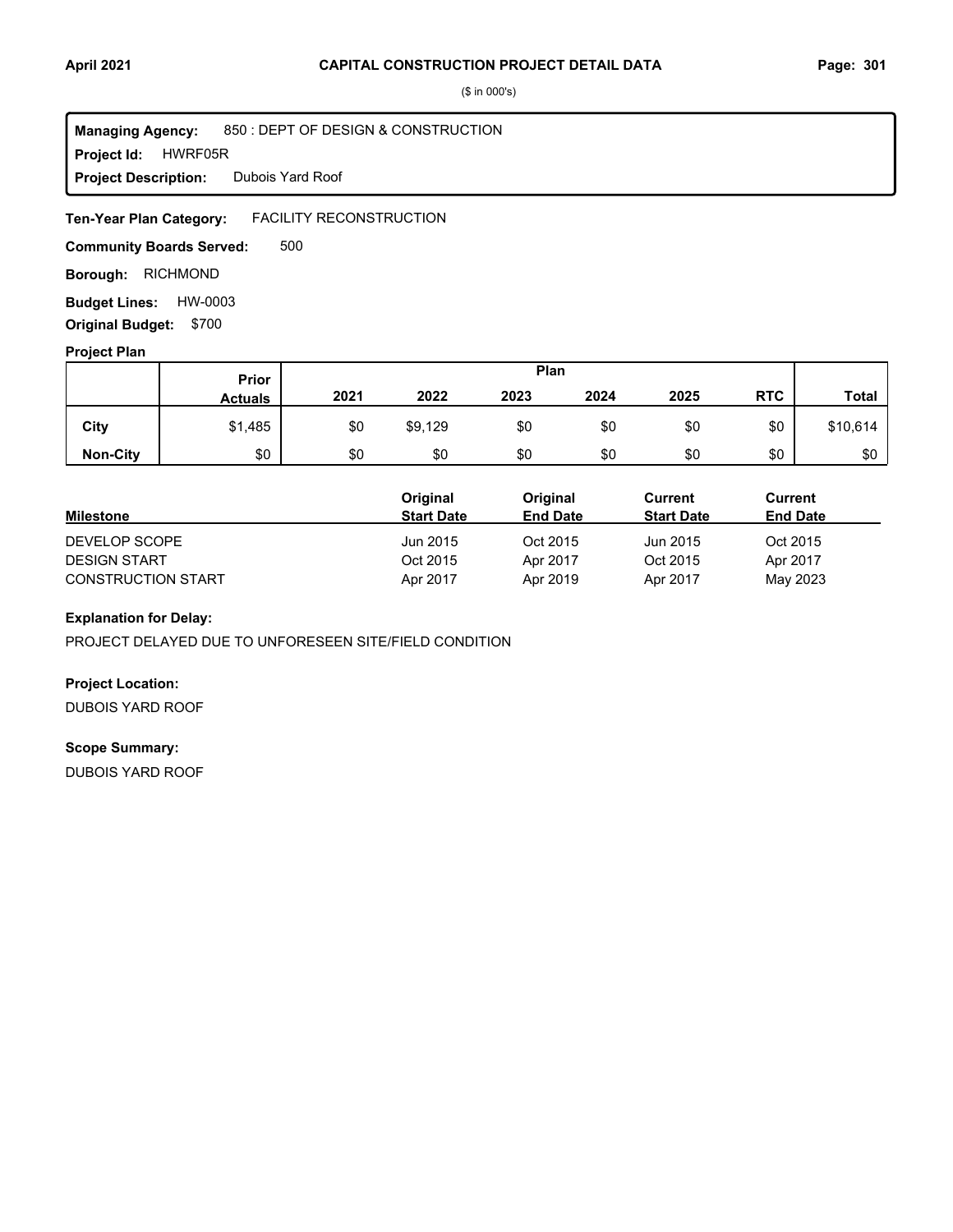## CAPITAL CONSTRUCTION PROJECT DETAIL DATA

($ in 000's)

**Managing Agency:** 850 : DEPT OF DESIGN & CONSTRUCTION
**Project Id:** HWRF05R
**Project Description:** Dubois Yard Roof

**Ten-Year Plan Category:** FACILITY RECONSTRUCTION

**Community Boards Served:** 500

**Borough:** RICHMOND

**Budget Lines:** HW-0003

**Original Budget:** $700

### Project Plan

| | Prior Actuals | 2021 | 2022 | 2023 | 2024 | 2025 | RTC | Total |
|---|---|---|---|---|---|---|---|---|
| **City** | $1,485 | $0 | $9,129 | $0 | $0 | $0 | $0 | $10,614 |
| **Non-City** | $0 | $0 | $0 | $0 | $0 | $0 | $0 | $0 |

| Milestone | Original Start Date | Original End Date | Current Start Date | Current End Date |
|---|---|---|---|---|
| DEVELOP SCOPE | Jun 2015 | Oct 2015 | Jun 2015 | Oct 2015 |
| DESIGN START | Oct 2015 | Apr 2017 | Oct 2015 | Apr 2017 |
| CONSTRUCTION START | Apr 2017 | Apr 2019 | Apr 2017 | May 2023 |

### Explanation for Delay:

PROJECT DELAYED DUE TO UNFORESEEN SITE/FIELD CONDITION

### Project Location:

DUBOIS YARD ROOF

### Scope Summary:

DUBOIS YARD ROOF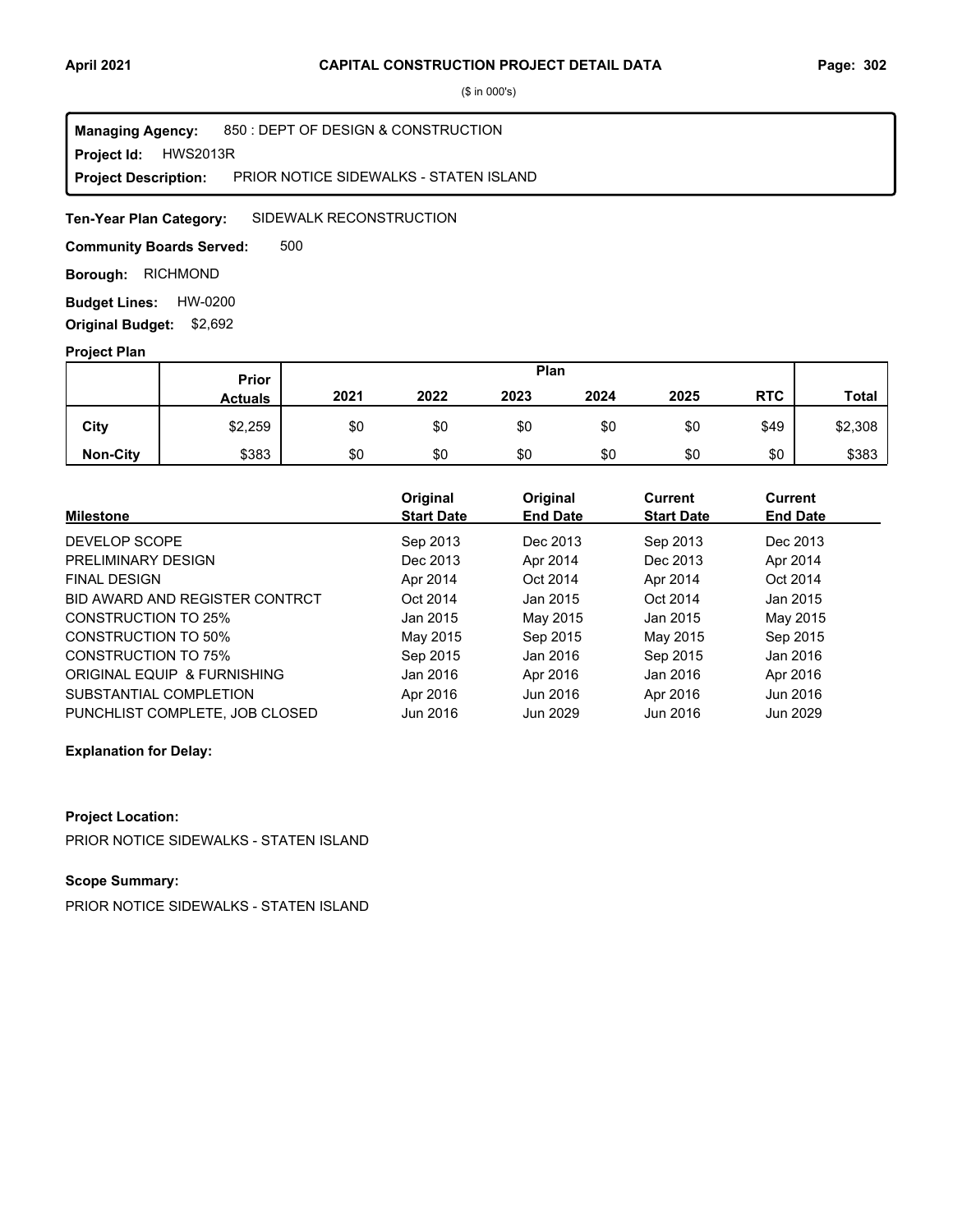## CAPITAL CONSTRUCTION PROJECT DETAIL DATA

($ in 000's)

**Managing Agency:** 850 : DEPT OF DESIGN & CONSTRUCTION
**Project Id:** HWS2013R
**Project Description:** PRIOR NOTICE SIDEWALKS - STATEN ISLAND

**Ten-Year Plan Category:** SIDEWALK RECONSTRUCTION

**Community Boards Served:** 500

**Borough:** RICHMOND

**Budget Lines:** HW-0200

**Original Budget:** $2,692

### Project Plan

| | Prior Actuals | 2021 | 2022 | 2023 | 2024 | 2025 | RTC | Total |
|---|---|---|---|---|---|---|---|---|
| **City** | $2,259 | $0 | $0 | $0 | $0 | $0 | $49 | $2,308 |
| **Non-City** | $383 | $0 | $0 | $0 | $0 | $0 | $0 | $383 |

| Milestone | Original Start Date | Original End Date | Current Start Date | Current End Date |
|---|---|---|---|---|
| DEVELOP SCOPE | Sep 2013 | Dec 2013 | Sep 2013 | Dec 2013 |
| PRELIMINARY DESIGN | Dec 2013 | Apr 2014 | Dec 2013 | Apr 2014 |
| FINAL DESIGN | Apr 2014 | Oct 2014 | Apr 2014 | Oct 2014 |
| BID AWARD AND REGISTER CONTRCT | Oct 2014 | Jan 2015 | Oct 2014 | Jan 2015 |
| CONSTRUCTION TO 25% | Jan 2015 | May 2015 | Jan 2015 | May 2015 |
| CONSTRUCTION TO 50% | May 2015 | Sep 2015 | May 2015 | Sep 2015 |
| CONSTRUCTION TO 75% | Sep 2015 | Jan 2016 | Sep 2015 | Jan 2016 |
| ORIGINAL EQUIP & FURNISHING | Jan 2016 | Apr 2016 | Jan 2016 | Apr 2016 |
| SUBSTANTIAL COMPLETION | Apr 2016 | Jun 2016 | Apr 2016 | Jun 2016 |
| PUNCHLIST COMPLETE, JOB CLOSED | Jun 2016 | Jun 2029 | Jun 2016 | Jun 2029 |

**Explanation for Delay:**

**Project Location:**

PRIOR NOTICE SIDEWALKS - STATEN ISLAND

**Scope Summary:**

PRIOR NOTICE SIDEWALKS - STATEN ISLAND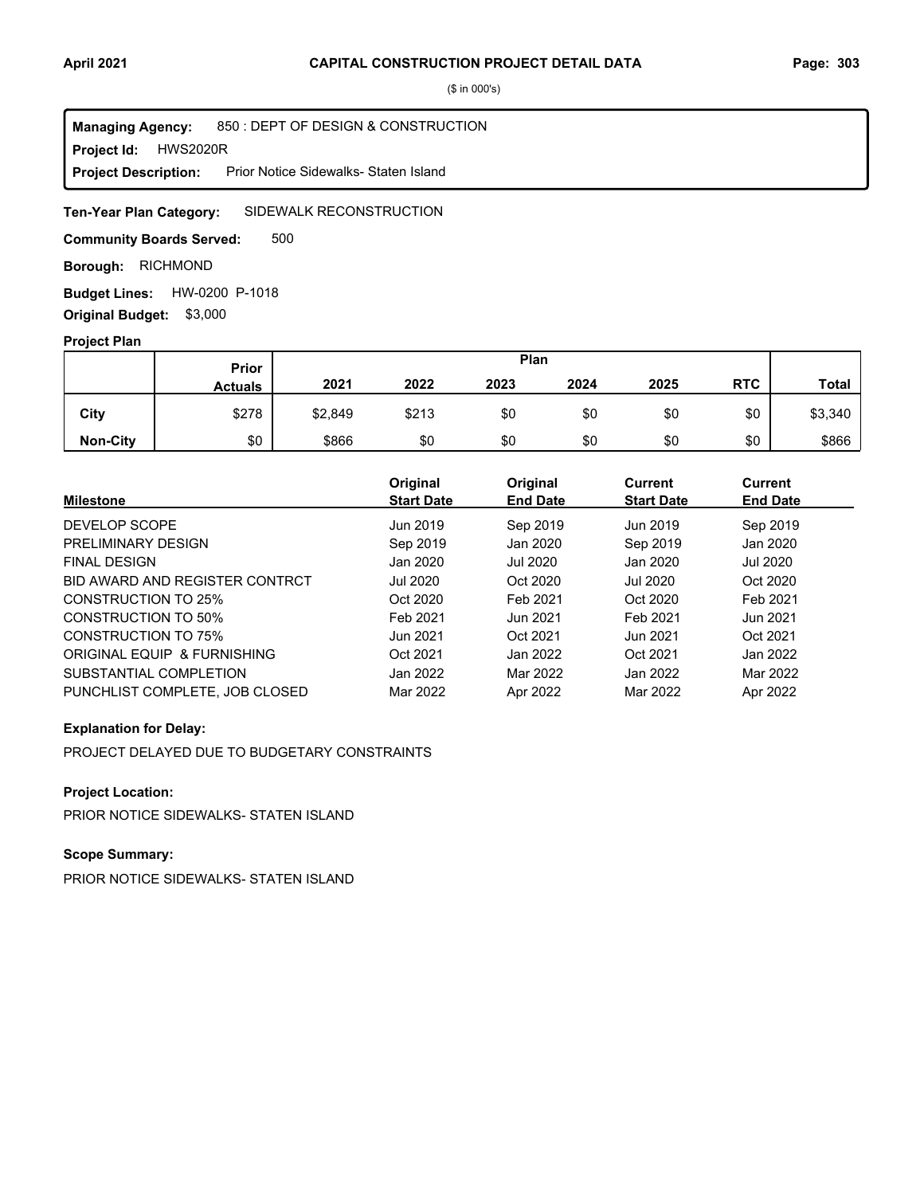($ in 000's)

**Managing Agency:** 850 : DEPT OF DESIGN & CONSTRUCTION
**Project Id:** HWS2020R
**Project Description:** Prior Notice Sidewalks- Staten Island

**Ten-Year Plan Category:** SIDEWALK RECONSTRUCTION

**Community Boards Served:** 500

**Borough:** RICHMOND

**Budget Lines:** HW-0200 P-1018

**Original Budget:** $3,000

**Project Plan**

| | Prior Actuals | Plan 2021 | 2022 | 2023 | 2024 | 2025 | RTC | Total |
|---|---|---|---|---|---|---|---|---|
| City | $278 | $2,849 | $213 | $0 | $0 | $0 | $0 | $3,340 |
| Non-City | $0 | $866 | $0 | $0 | $0 | $0 | $0 | $866 |

| Milestone | Original Start Date | Original End Date | Current Start Date | Current End Date |
|---|---|---|---|---|
| DEVELOP SCOPE | Jun 2019 | Sep 2019 | Jun 2019 | Sep 2019 |
| PRELIMINARY DESIGN | Sep 2019 | Jan 2020 | Sep 2019 | Jan 2020 |
| FINAL DESIGN | Jan 2020 | Jul 2020 | Jan 2020 | Jul 2020 |
| BID AWARD AND REGISTER CONTRCT | Jul 2020 | Oct 2020 | Jul 2020 | Oct 2020 |
| CONSTRUCTION TO 25% | Oct 2020 | Feb 2021 | Oct 2020 | Feb 2021 |
| CONSTRUCTION TO 50% | Feb 2021 | Jun 2021 | Feb 2021 | Jun 2021 |
| CONSTRUCTION TO 75% | Jun 2021 | Oct 2021 | Jun 2021 | Oct 2021 |
| ORIGINAL EQUIP & FURNISHING | Oct 2021 | Jan 2022 | Oct 2021 | Jan 2022 |
| SUBSTANTIAL COMPLETION | Jan 2022 | Mar 2022 | Jan 2022 | Mar 2022 |
| PUNCHLIST COMPLETE, JOB CLOSED | Mar 2022 | Apr 2022 | Mar 2022 | Apr 2022 |

**Explanation for Delay:**

PROJECT DELAYED DUE TO BUDGETARY CONSTRAINTS

**Project Location:**

PRIOR NOTICE SIDEWALKS- STATEN ISLAND

**Scope Summary:**

PRIOR NOTICE SIDEWALKS- STATEN ISLAND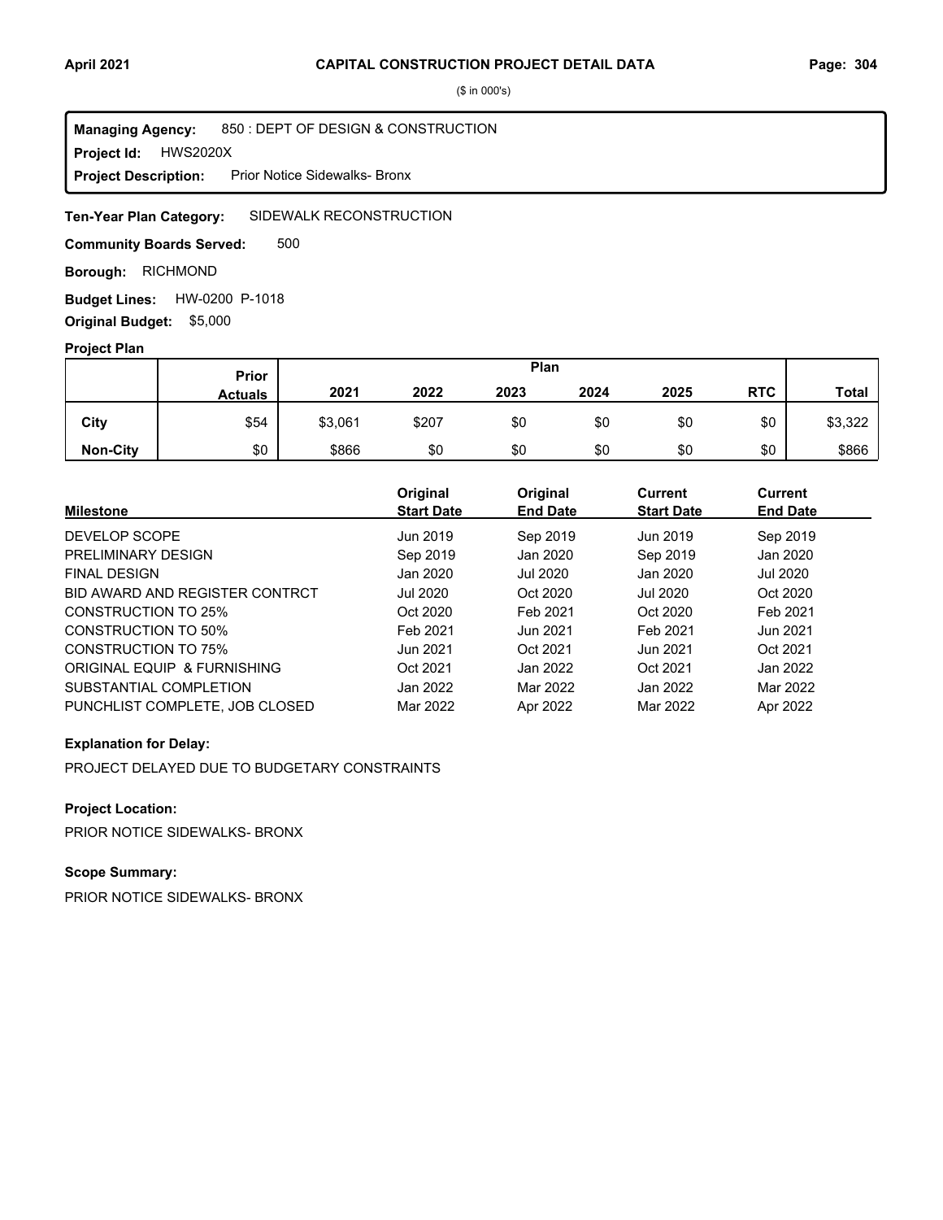# CAPITAL CONSTRUCTION PROJECT DETAIL DATA

($ in 000's)

**Managing Agency:** 850 : DEPT OF DESIGN & CONSTRUCTION
**Project Id:** HWS2020X
**Project Description:** Prior Notice Sidewalks- Bronx

**Ten-Year Plan Category:** SIDEWALK RECONSTRUCTION

**Community Boards Served:** 500

**Borough:** RICHMOND

**Budget Lines:** HW-0200 P-1018

**Original Budget:** $5,000

## Project Plan

| | Prior Actuals | Plan 2021 | 2022 | 2023 | 2024 | 2025 | RTC | Total |
|---|---|---|---|---|---|---|---|---|
| **City** | $54 | $3,061 | $207 | $0 | $0 | $0 | $0 | $3,322 |
| **Non-City** | $0 | $866 | $0 | $0 | $0 | $0 | $0 | $866 |

| Milestone | Original Start Date | Original End Date | Current Start Date | Current End Date |
|---|---|---|---|---|
| DEVELOP SCOPE | Jun 2019 | Sep 2019 | Jun 2019 | Sep 2019 |
| PRELIMINARY DESIGN | Sep 2019 | Jan 2020 | Sep 2019 | Jan 2020 |
| FINAL DESIGN | Jan 2020 | Jul 2020 | Jan 2020 | Jul 2020 |
| BID AWARD AND REGISTER CONTRCT | Jul 2020 | Oct 2020 | Jul 2020 | Oct 2020 |
| CONSTRUCTION TO 25% | Oct 2020 | Feb 2021 | Oct 2020 | Feb 2021 |
| CONSTRUCTION TO 50% | Feb 2021 | Jun 2021 | Feb 2021 | Jun 2021 |
| CONSTRUCTION TO 75% | Jun 2021 | Oct 2021 | Jun 2021 | Oct 2021 |
| ORIGINAL EQUIP & FURNISHING | Oct 2021 | Jan 2022 | Oct 2021 | Jan 2022 |
| SUBSTANTIAL COMPLETION | Jan 2022 | Mar 2022 | Jan 2022 | Mar 2022 |
| PUNCHLIST COMPLETE, JOB CLOSED | Mar 2022 | Apr 2022 | Mar 2022 | Apr 2022 |

### Explanation for Delay:

PROJECT DELAYED DUE TO BUDGETARY CONSTRAINTS

### Project Location:

PRIOR NOTICE SIDEWALKS- BRONX

### Scope Summary:

PRIOR NOTICE SIDEWALKS- BRONX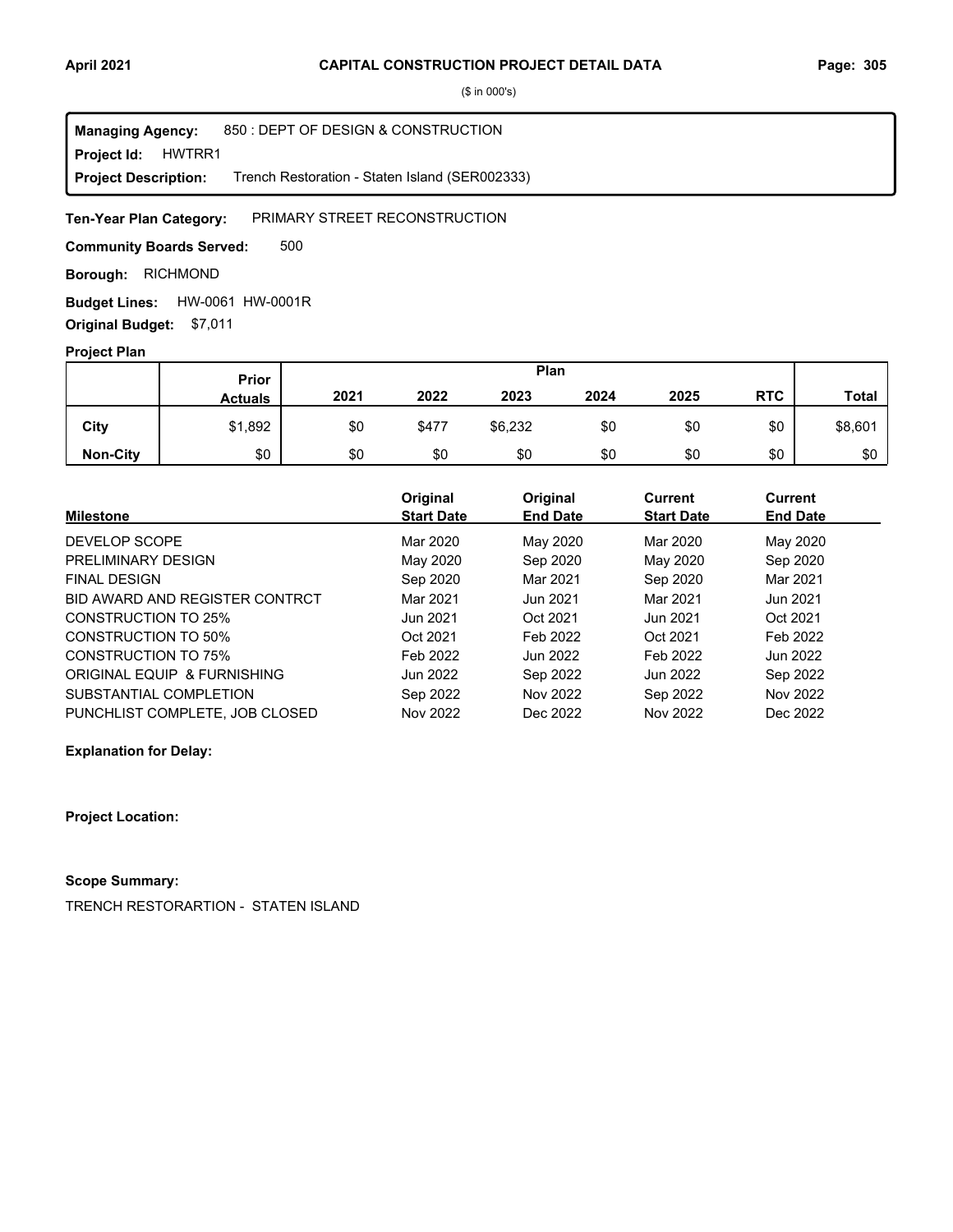# CAPITAL CONSTRUCTION PROJECT DETAIL DATA

($ in 000's)

**Managing Agency:** 850 : DEPT OF DESIGN & CONSTRUCTION
**Project Id:** HWTRR1
**Project Description:** Trench Restoration - Staten Island (SER002333)

**Ten-Year Plan Category:** PRIMARY STREET RECONSTRUCTION

**Community Boards Served:** 500

**Borough:** RICHMOND

**Budget Lines:** HW-0061 HW-0001R

**Original Budget:** $7,011

**Project Plan**

| | Prior Actuals | Plan | | | | | | Total |
|---|---|---|---|---|---|---|---|---|
| | | 2021 | 2022 | 2023 | 2024 | 2025 | RTC | |
| City | $1,892 | $0 | $477 | $6,232 | $0 | $0 | $0 | $8,601 |
| Non-City | $0 | $0 | $0 | $0 | $0 | $0 | $0 | $0 |

| Milestone | Original Start Date | Original End Date | Current Start Date | Current End Date |
|---|---|---|---|---|
| DEVELOP SCOPE | Mar 2020 | May 2020 | Mar 2020 | May 2020 |
| PRELIMINARY DESIGN | May 2020 | Sep 2020 | May 2020 | Sep 2020 |
| FINAL DESIGN | Sep 2020 | Mar 2021 | Sep 2020 | Mar 2021 |
| BID AWARD AND REGISTER CONTRCT | Mar 2021 | Jun 2021 | Mar 2021 | Jun 2021 |
| CONSTRUCTION TO 25% | Jun 2021 | Oct 2021 | Jun 2021 | Oct 2021 |
| CONSTRUCTION TO 50% | Oct 2021 | Feb 2022 | Oct 2021 | Feb 2022 |
| CONSTRUCTION TO 75% | Feb 2022 | Jun 2022 | Feb 2022 | Jun 2022 |
| ORIGINAL EQUIP & FURNISHING | Jun 2022 | Sep 2022 | Jun 2022 | Sep 2022 |
| SUBSTANTIAL COMPLETION | Sep 2022 | Nov 2022 | Sep 2022 | Nov 2022 |
| PUNCHLIST COMPLETE, JOB CLOSED | Nov 2022 | Dec 2022 | Nov 2022 | Dec 2022 |

**Explanation for Delay:**

**Project Location:**

**Scope Summary:**

TRENCH RESTORARTION - STATEN ISLAND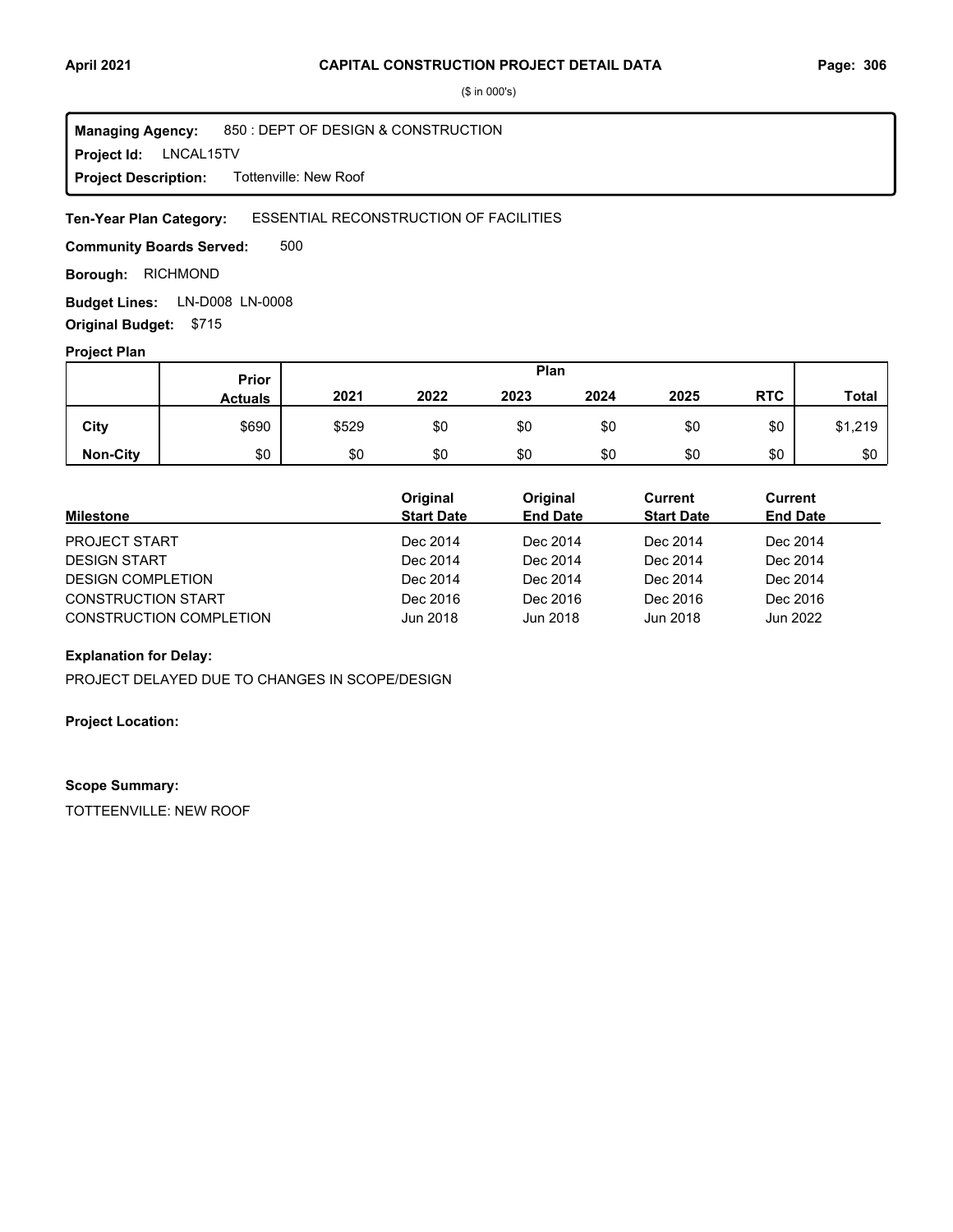# CAPITAL CONSTRUCTION PROJECT DETAIL DATA

($ in 000's)

**Managing Agency:** 850 : DEPT OF DESIGN & CONSTRUCTION
**Project Id:** LNCAL15TV
**Project Description:** Tottenville: New Roof

**Ten-Year Plan Category:** ESSENTIAL RECONSTRUCTION OF FACILITIES

**Community Boards Served:** 500

**Borough:** RICHMOND

**Budget Lines:** LN-D008 LN-0008

**Original Budget:** $715

## Project Plan

| | Prior Actuals | Plan 2021 | 2022 | 2023 | 2024 | 2025 | RTC | Total |
|---|---|---|---|---|---|---|---|---|
| City | $690 | $529 | $0 | $0 | $0 | $0 | $0 | $1,219 |
| Non-City | $0 | $0 | $0 | $0 | $0 | $0 | $0 | $0 |

| Milestone | Original Start Date | Original End Date | Current Start Date | Current End Date |
|---|---|---|---|---|
| PROJECT START | Dec 2014 | Dec 2014 | Dec 2014 | Dec 2014 |
| DESIGN START | Dec 2014 | Dec 2014 | Dec 2014 | Dec 2014 |
| DESIGN COMPLETION | Dec 2014 | Dec 2014 | Dec 2014 | Dec 2014 |
| CONSTRUCTION START | Dec 2016 | Dec 2016 | Dec 2016 | Dec 2016 |
| CONSTRUCTION COMPLETION | Jun 2018 | Jun 2018 | Jun 2018 | Jun 2022 |

**Explanation for Delay:**

PROJECT DELAYED DUE TO CHANGES IN SCOPE/DESIGN

**Project Location:**

**Scope Summary:**

TOTTEENVILLE: NEW ROOF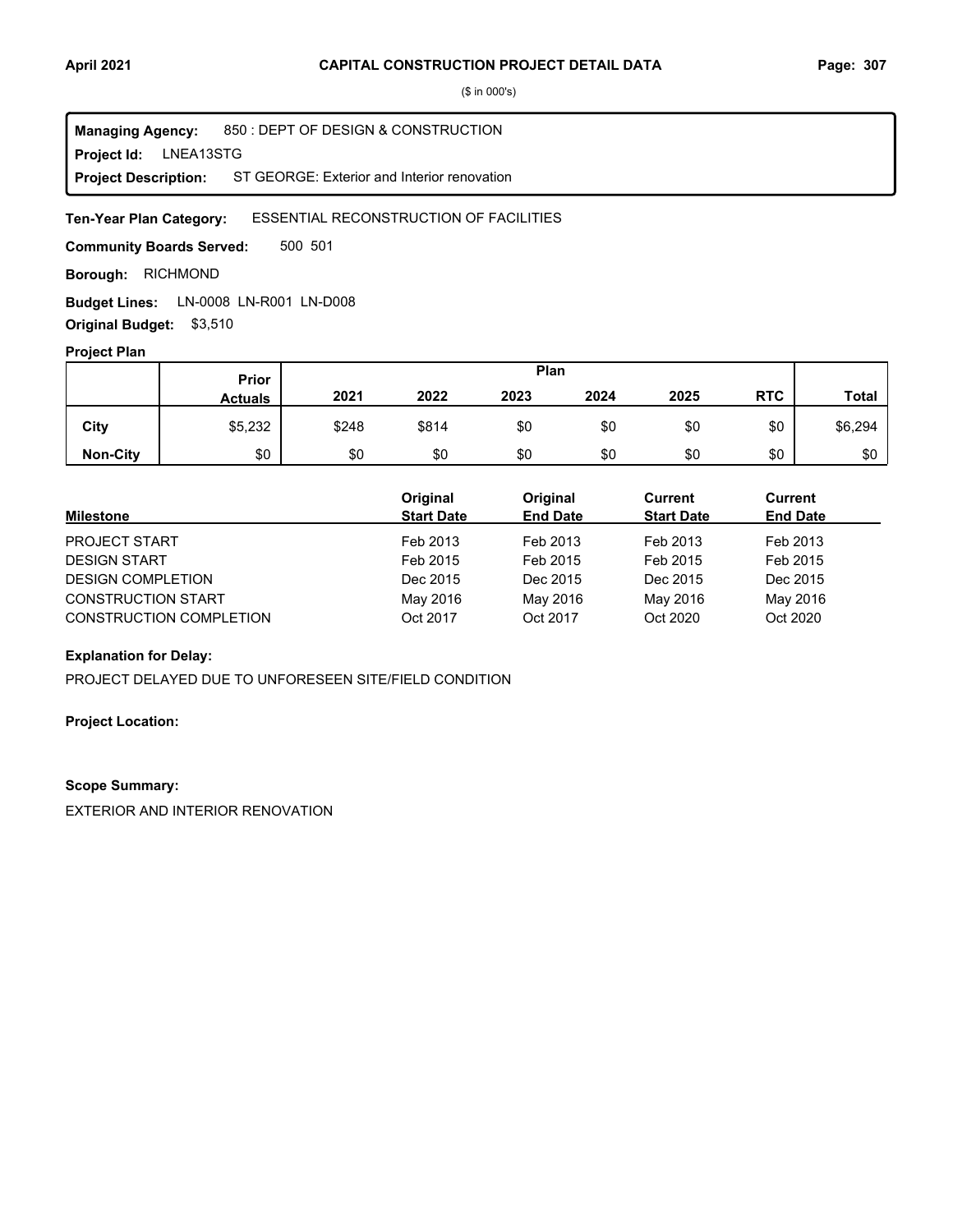# CAPITAL CONSTRUCTION PROJECT DETAIL DATA

($ in 000's)

**Managing Agency:** 850 : DEPT OF DESIGN & CONSTRUCTION
**Project Id:** LNEA13STG
**Project Description:** ST GEORGE: Exterior and Interior renovation

**Ten-Year Plan Category:** ESSENTIAL RECONSTRUCTION OF FACILITIES

**Community Boards Served:** 500 501

**Borough:** RICHMOND

**Budget Lines:** LN-0008 LN-R001 LN-D008

**Original Budget:** $3,510

## Project Plan

| | Prior Actuals | Plan 2021 | 2022 | 2023 | 2024 | 2025 | RTC | Total |
|---|---|---|---|---|---|---|---|---|
| **City** | $5,232 | $248 | $814 | $0 | $0 | $0 | $0 | $6,294 |
| **Non-City** | $0 | $0 | $0 | $0 | $0 | $0 | $0 | $0 |

| Milestone | Original Start Date | Original End Date | Current Start Date | Current End Date |
|---|---|---|---|---|
| PROJECT START | Feb 2013 | Feb 2013 | Feb 2013 | Feb 2013 |
| DESIGN START | Feb 2015 | Feb 2015 | Feb 2015 | Feb 2015 |
| DESIGN COMPLETION | Dec 2015 | Dec 2015 | Dec 2015 | Dec 2015 |
| CONSTRUCTION START | May 2016 | May 2016 | May 2016 | May 2016 |
| CONSTRUCTION COMPLETION | Oct 2017 | Oct 2017 | Oct 2020 | Oct 2020 |

**Explanation for Delay:**

PROJECT DELAYED DUE TO UNFORESEEN SITE/FIELD CONDITION

**Project Location:**

**Scope Summary:**

EXTERIOR AND INTERIOR RENOVATION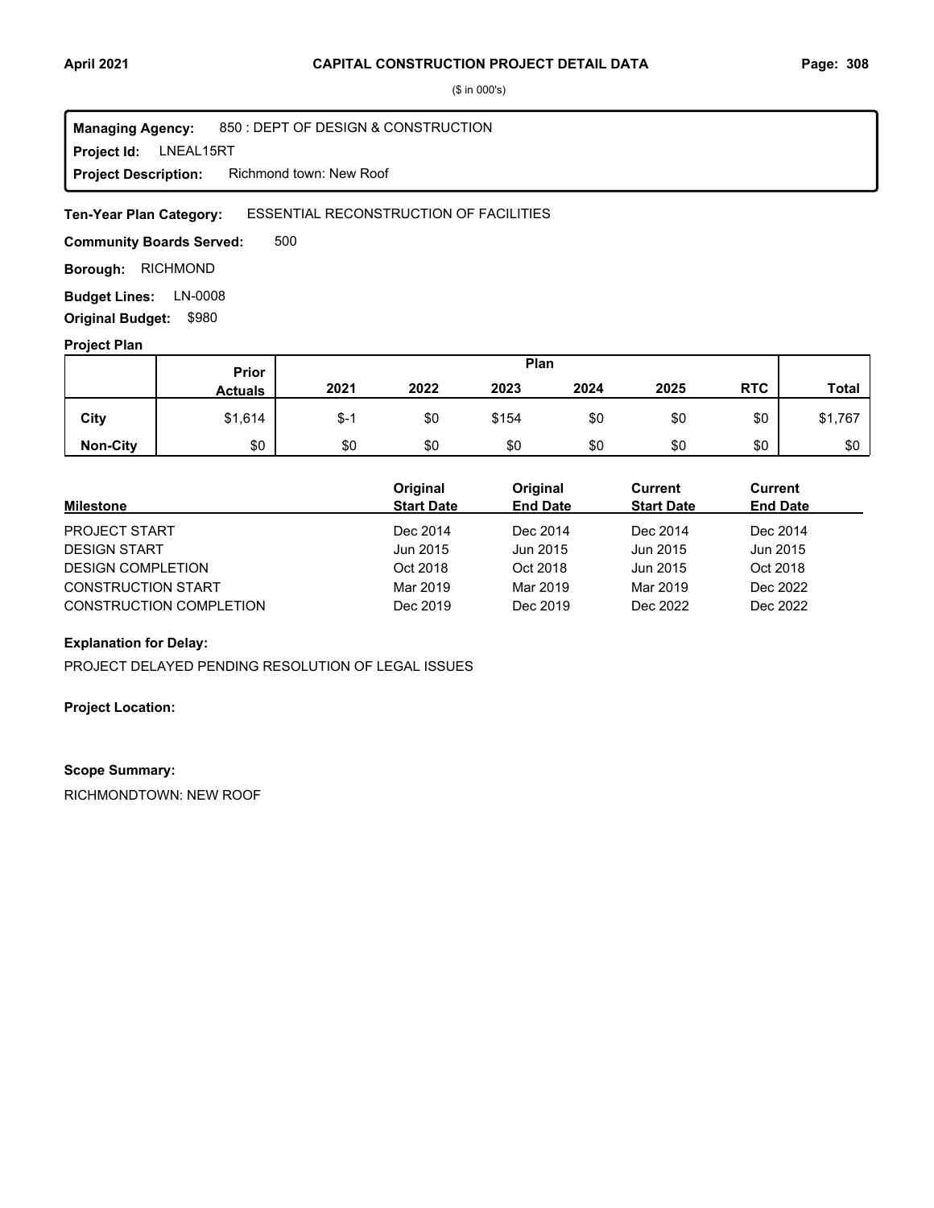# CAPITAL CONSTRUCTION PROJECT DETAIL DATA

($ in 000's)

**Managing Agency:** 850 : DEPT OF DESIGN & CONSTRUCTION
**Project Id:** LNEAL15RT
**Project Description:** Richmond town: New Roof

**Ten-Year Plan Category:** ESSENTIAL RECONSTRUCTION OF FACILITIES

**Community Boards Served:** 500

**Borough:** RICHMOND

**Budget Lines:** LN-0008

**Original Budget:** $980

**Project Plan**

| | Prior Actuals | 2021 | 2022 | 2023 | 2024 | 2025 | RTC | Total |
|---|---|---|---|---|---|---|---|---|
| **City** | $1,614 | $-1 | $0 | $154 | $0 | $0 | $0 | $1,767 |
| **Non-City** | $0 | $0 | $0 | $0 | $0 | $0 | $0 | $0 |

| Milestone | Original Start Date | Original End Date | Current Start Date | Current End Date |
|---|---|---|---|---|
| PROJECT START | Dec 2014 | Dec 2014 | Dec 2014 | Dec 2014 |
| DESIGN START | Jun 2015 | Jun 2015 | Jun 2015 | Jun 2015 |
| DESIGN COMPLETION | Oct 2018 | Oct 2018 | Jun 2015 | Oct 2018 |
| CONSTRUCTION START | Mar 2019 | Mar 2019 | Mar 2019 | Dec 2022 |
| CONSTRUCTION COMPLETION | Dec 2019 | Dec 2019 | Dec 2022 | Dec 2022 |

**Explanation for Delay:**

PROJECT DELAYED PENDING RESOLUTION OF LEGAL ISSUES

**Project Location:**

**Scope Summary:**

RICHMONDTOWN: NEW ROOF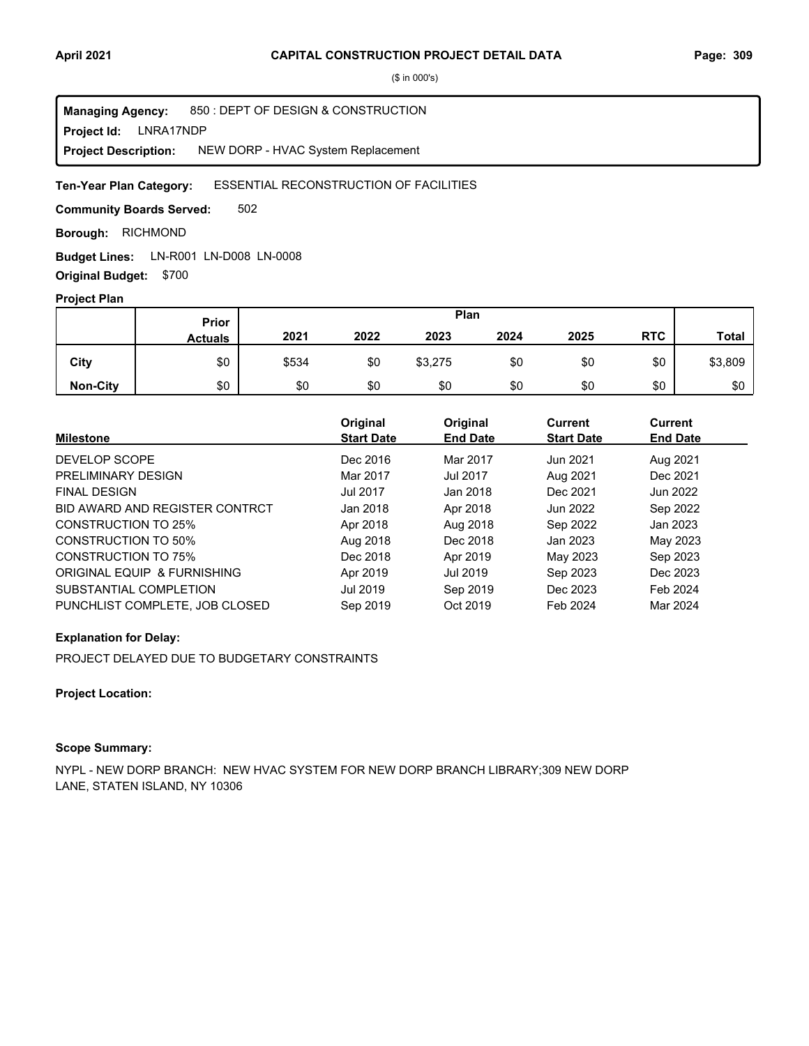**CAPITAL CONSTRUCTION PROJECT DETAIL DATA**

($ in 000's)

**Managing Agency:** 850 : DEPT OF DESIGN & CONSTRUCTION
**Project Id:** LNRA17NDP
**Project Description:** NEW DORP - HVAC System Replacement

**Ten-Year Plan Category:** ESSENTIAL RECONSTRUCTION OF FACILITIES

**Community Boards Served:** 502

**Borough:** RICHMOND

**Budget Lines:** LN-R001 LN-D008 LN-0008

**Original Budget:** $700

**Project Plan**

| | Prior Actuals | Plan 2021 | 2022 | 2023 | 2024 | 2025 | RTC | Total |
|---|---|---|---|---|---|---|---|---|
| City | $0 | $534 | $0 | $3,275 | $0 | $0 | $0 | $3,809 |
| Non-City | $0 | $0 | $0 | $0 | $0 | $0 | $0 | $0 |

| Milestone | Original Start Date | Original End Date | Current Start Date | Current End Date |
|---|---|---|---|---|
| DEVELOP SCOPE | Dec 2016 | Mar 2017 | Jun 2021 | Aug 2021 |
| PRELIMINARY DESIGN | Mar 2017 | Jul 2017 | Aug 2021 | Dec 2021 |
| FINAL DESIGN | Jul 2017 | Jan 2018 | Dec 2021 | Jun 2022 |
| BID AWARD AND REGISTER CONTRCT | Jan 2018 | Apr 2018 | Jun 2022 | Sep 2022 |
| CONSTRUCTION TO 25% | Apr 2018 | Aug 2018 | Sep 2022 | Jan 2023 |
| CONSTRUCTION TO 50% | Aug 2018 | Dec 2018 | Jan 2023 | May 2023 |
| CONSTRUCTION TO 75% | Dec 2018 | Apr 2019 | May 2023 | Sep 2023 |
| ORIGINAL EQUIP & FURNISHING | Apr 2019 | Jul 2019 | Sep 2023 | Dec 2023 |
| SUBSTANTIAL COMPLETION | Jul 2019 | Sep 2019 | Dec 2023 | Feb 2024 |
| PUNCHLIST COMPLETE, JOB CLOSED | Sep 2019 | Oct 2019 | Feb 2024 | Mar 2024 |

**Explanation for Delay:**

PROJECT DELAYED DUE TO BUDGETARY CONSTRAINTS

**Project Location:**

**Scope Summary:**

NYPL - NEW DORP BRANCH: NEW HVAC SYSTEM FOR NEW DORP BRANCH LIBRARY;309 NEW DORP LANE, STATEN ISLAND, NY 10306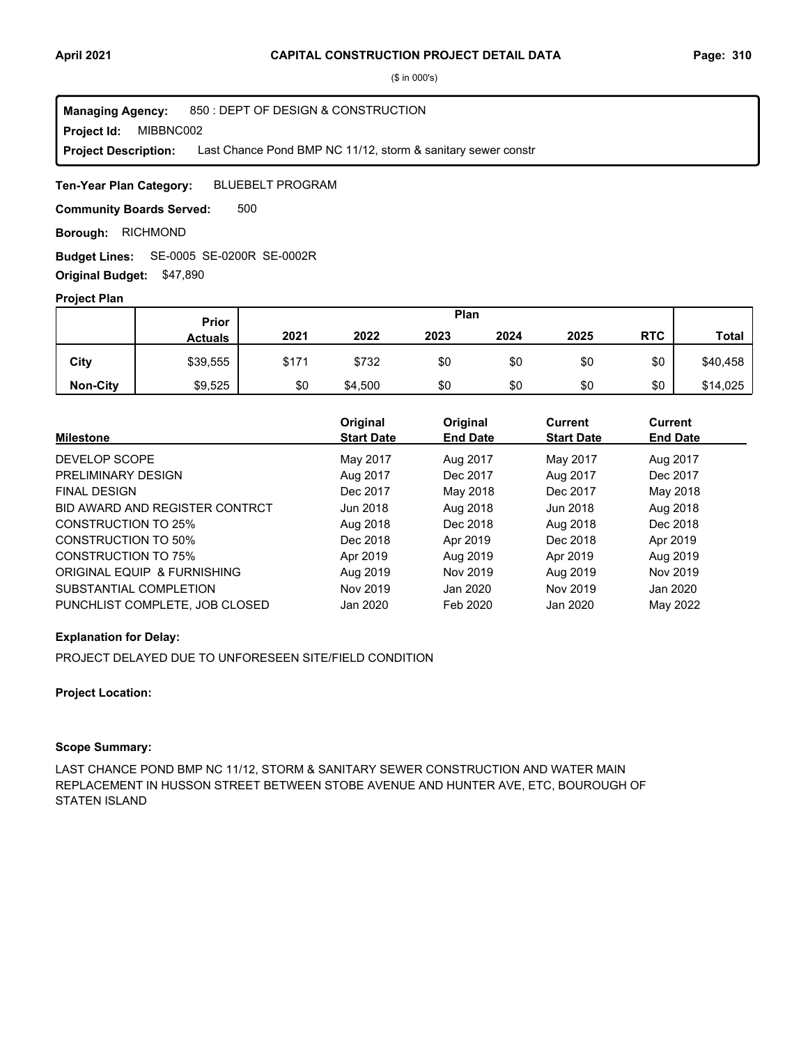($ in 000's)

**Managing Agency:** 850 : DEPT OF DESIGN & CONSTRUCTION
**Project Id:** MIBBNC002
**Project Description:** Last Chance Pond BMP NC 11/12, storm & sanitary sewer constr

**Ten-Year Plan Category:** BLUEBELT PROGRAM

**Community Boards Served:** 500

**Borough:** RICHMOND

**Budget Lines:** SE-0005 SE-0200R SE-0002R

**Original Budget:** $47,890

**Project Plan**

| | Prior Actuals | Plan 2021 | 2022 | 2023 | 2024 | 2025 | RTC | Total |
|---|---|---|---|---|---|---|---|---|
| City | $39,555 | $171 | $732 | $0 | $0 | $0 | $0 | $40,458 |
| Non-City | $9,525 | $0 | $4,500 | $0 | $0 | $0 | $0 | $14,025 |

| Milestone | Original Start Date | Original End Date | Current Start Date | Current End Date |
|---|---|---|---|---|
| DEVELOP SCOPE | May 2017 | Aug 2017 | May 2017 | Aug 2017 |
| PRELIMINARY DESIGN | Aug 2017 | Dec 2017 | Aug 2017 | Dec 2017 |
| FINAL DESIGN | Dec 2017 | May 2018 | Dec 2017 | May 2018 |
| BID AWARD AND REGISTER CONTRCT | Jun 2018 | Aug 2018 | Jun 2018 | Aug 2018 |
| CONSTRUCTION TO 25% | Aug 2018 | Dec 2018 | Aug 2018 | Dec 2018 |
| CONSTRUCTION TO 50% | Dec 2018 | Apr 2019 | Dec 2018 | Apr 2019 |
| CONSTRUCTION TO 75% | Apr 2019 | Aug 2019 | Apr 2019 | Aug 2019 |
| ORIGINAL EQUIP & FURNISHING | Aug 2019 | Nov 2019 | Aug 2019 | Nov 2019 |
| SUBSTANTIAL COMPLETION | Nov 2019 | Jan 2020 | Nov 2019 | Jan 2020 |
| PUNCHLIST COMPLETE, JOB CLOSED | Jan 2020 | Feb 2020 | Jan 2020 | May 2022 |

**Explanation for Delay:**

PROJECT DELAYED DUE TO UNFORESEEN SITE/FIELD CONDITION

**Project Location:**

**Scope Summary:**

LAST CHANCE POND BMP NC 11/12, STORM & SANITARY SEWER CONSTRUCTION AND WATER MAIN REPLACEMENT IN HUSSON STREET BETWEEN STOBE AVENUE AND HUNTER AVE, ETC, BOUROUGH OF STATEN ISLAND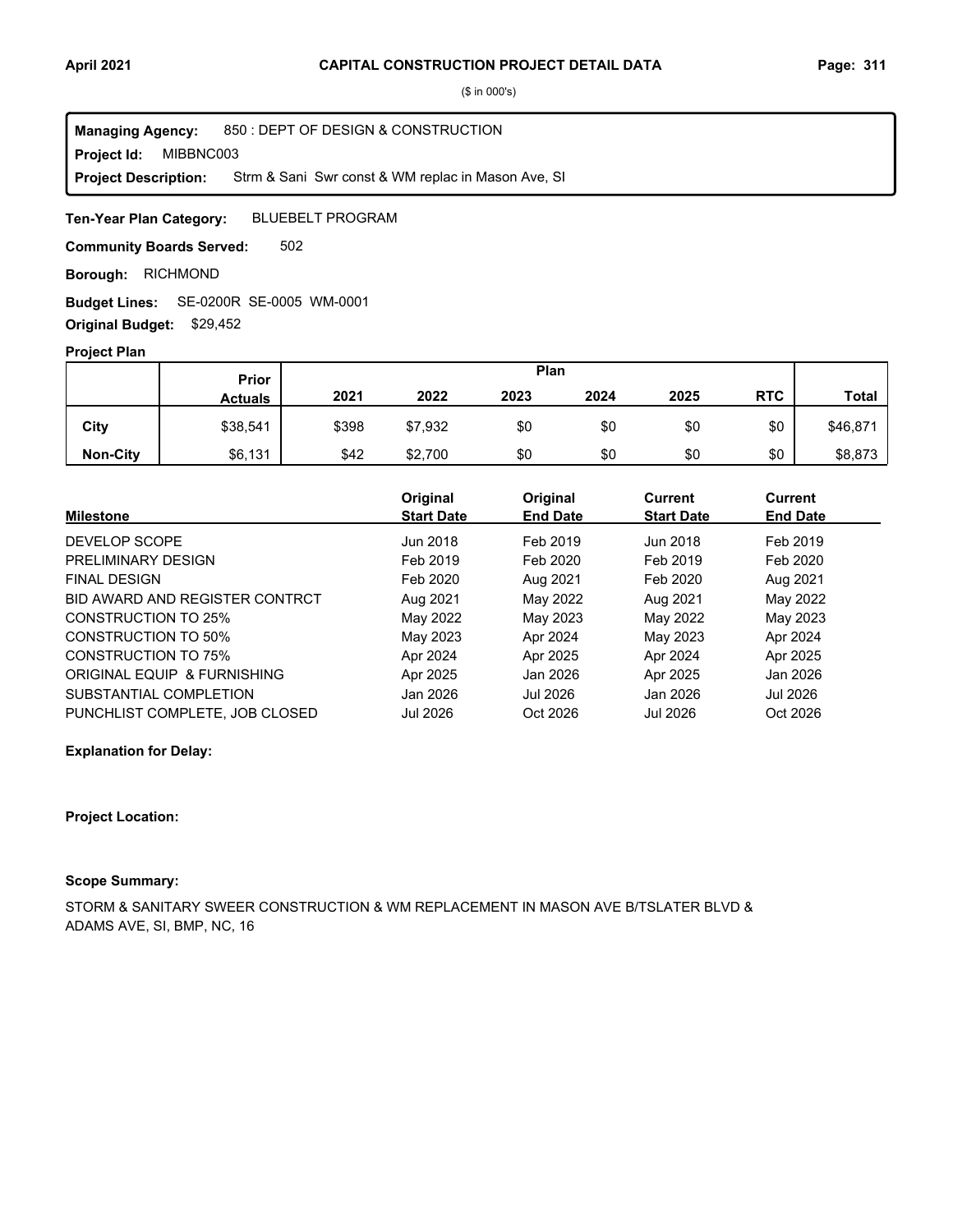($ in 000's)

**Managing Agency:** 850 : DEPT OF DESIGN & CONSTRUCTION
**Project Id:** MIBBNC003
**Project Description:** Strm & Sani Swr const & WM replac in Mason Ave, SI

**Ten-Year Plan Category:** BLUEBELT PROGRAM

**Community Boards Served:** 502

**Borough:** RICHMOND

**Budget Lines:** SE-0200R SE-0005 WM-0001

**Original Budget:** $29,452

**Project Plan**

| | Prior Actuals | 2021 | 2022 | 2023 | 2024 | 2025 | RTC | Total |
|---|---|---|---|---|---|---|---|---|
| **City** | $38,541 | $398 | $7,932 | $0 | $0 | $0 | $0 | $46,871 |
| **Non-City** | $6,131 | $42 | $2,700 | $0 | $0 | $0 | $0 | $8,873 |

| Milestone | Original Start Date | Original End Date | Current Start Date | Current End Date |
|---|---|---|---|---|
| DEVELOP SCOPE | Jun 2018 | Feb 2019 | Jun 2018 | Feb 2019 |
| PRELIMINARY DESIGN | Feb 2019 | Feb 2020 | Feb 2019 | Feb 2020 |
| FINAL DESIGN | Feb 2020 | Aug 2021 | Feb 2020 | Aug 2021 |
| BID AWARD AND REGISTER CONTRCT | Aug 2021 | May 2022 | Aug 2021 | May 2022 |
| CONSTRUCTION TO 25% | May 2022 | May 2023 | May 2022 | May 2023 |
| CONSTRUCTION TO 50% | May 2023 | Apr 2024 | May 2023 | Apr 2024 |
| CONSTRUCTION TO 75% | Apr 2024 | Apr 2025 | Apr 2024 | Apr 2025 |
| ORIGINAL EQUIP & FURNISHING | Apr 2025 | Jan 2026 | Apr 2025 | Jan 2026 |
| SUBSTANTIAL COMPLETION | Jan 2026 | Jul 2026 | Jan 2026 | Jul 2026 |
| PUNCHLIST COMPLETE, JOB CLOSED | Jul 2026 | Oct 2026 | Jul 2026 | Oct 2026 |

**Explanation for Delay:**

**Project Location:**

**Scope Summary:**

STORM & SANITARY SWEER CONSTRUCTION & WM REPLACEMENT IN MASON AVE B/TSLATER BLVD & ADAMS AVE, SI, BMP, NC, 16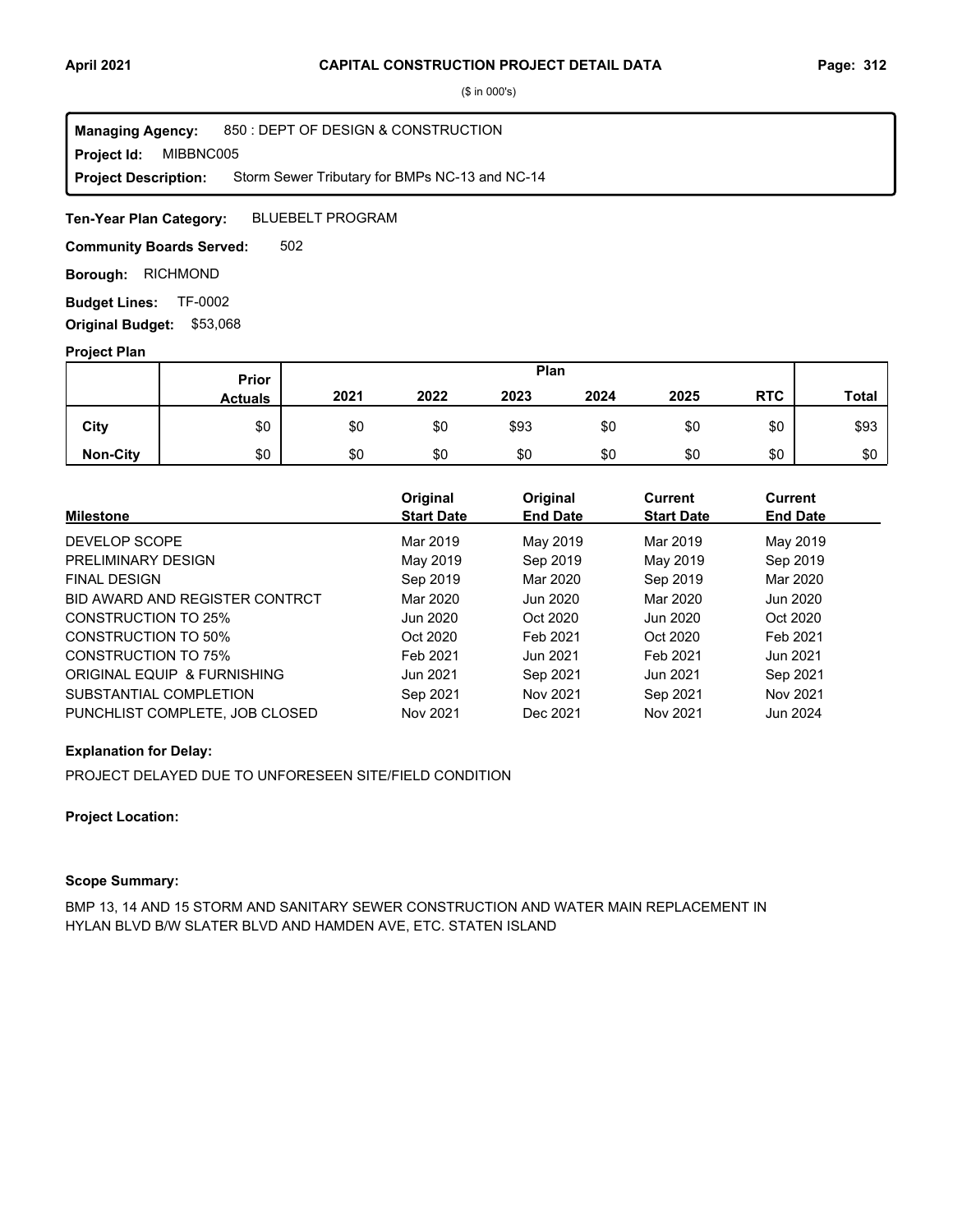# CAPITAL CONSTRUCTION PROJECT DETAIL DATA

($ in 000's)

**Managing Agency:** 850 : DEPT OF DESIGN & CONSTRUCTION
**Project Id:** MIBBNC005
**Project Description:** Storm Sewer Tributary for BMPs NC-13 and NC-14

**Ten-Year Plan Category:** BLUEBELT PROGRAM

**Community Boards Served:** 502

**Borough:** RICHMOND

**Budget Lines:** TF-0002

**Original Budget:** $53,068

**Project Plan**

| | Prior Actuals | 2021 | 2022 | 2023 | 2024 | 2025 | RTC | Total |
|---|---|---|---|---|---|---|---|---|
| City | $0 | $0 | $0 | $93 | $0 | $0 | $0 | $93 |
| Non-City | $0 | $0 | $0 | $0 | $0 | $0 | $0 | $0 |

| Milestone | Original Start Date | Original End Date | Current Start Date | Current End Date |
|---|---|---|---|---|
| DEVELOP SCOPE | Mar 2019 | May 2019 | Mar 2019 | May 2019 |
| PRELIMINARY DESIGN | May 2019 | Sep 2019 | May 2019 | Sep 2019 |
| FINAL DESIGN | Sep 2019 | Mar 2020 | Sep 2019 | Mar 2020 |
| BID AWARD AND REGISTER CONTRCT | Mar 2020 | Jun 2020 | Mar 2020 | Jun 2020 |
| CONSTRUCTION TO 25% | Jun 2020 | Oct 2020 | Jun 2020 | Oct 2020 |
| CONSTRUCTION TO 50% | Oct 2020 | Feb 2021 | Oct 2020 | Feb 2021 |
| CONSTRUCTION TO 75% | Feb 2021 | Jun 2021 | Feb 2021 | Jun 2021 |
| ORIGINAL EQUIP & FURNISHING | Jun 2021 | Sep 2021 | Jun 2021 | Sep 2021 |
| SUBSTANTIAL COMPLETION | Sep 2021 | Nov 2021 | Sep 2021 | Nov 2021 |
| PUNCHLIST COMPLETE, JOB CLOSED | Nov 2021 | Dec 2021 | Nov 2021 | Jun 2024 |

**Explanation for Delay:**

PROJECT DELAYED DUE TO UNFORESEEN SITE/FIELD CONDITION

**Project Location:**

**Scope Summary:**

BMP 13, 14 AND 15 STORM AND SANITARY SEWER CONSTRUCTION AND WATER MAIN REPLACEMENT IN HYLAN BLVD B/W SLATER BLVD AND HAMDEN AVE, ETC. STATEN ISLAND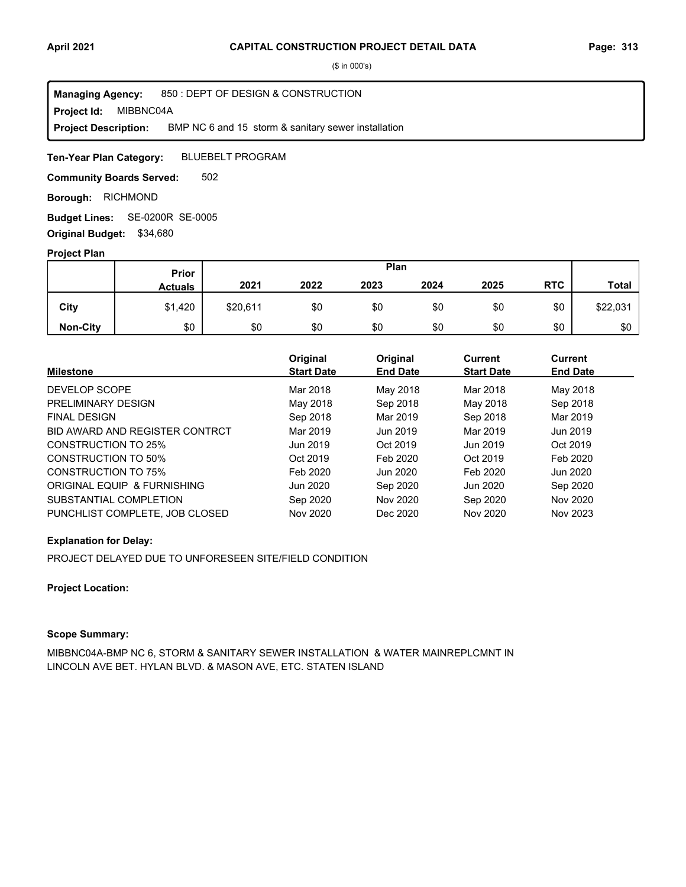# CAPITAL CONSTRUCTION PROJECT DETAIL DATA

($ in 000's)

**Managing Agency:** 850 : DEPT OF DESIGN & CONSTRUCTION
**Project Id:** MIBBNC04A
**Project Description:** BMP NC 6 and 15 storm & sanitary sewer installation

**Ten-Year Plan Category:** BLUEBELT PROGRAM

**Community Boards Served:** 502

**Borough:** RICHMOND

**Budget Lines:** SE-0200R SE-0005

**Original Budget:** $34,680

### Project Plan

| | Prior Actuals | Plan 2021 | 2022 | 2023 | 2024 | 2025 | RTC | Total |
|---|---|---|---|---|---|---|---|---|
| **City** | $1,420 | $20,611 | $0 | $0 | $0 | $0 | $0 | $22,031 |
| **Non-City** | $0 | $0 | $0 | $0 | $0 | $0 | $0 | $0 |

| Milestone | Original Start Date | Original End Date | Current Start Date | Current End Date |
|---|---|---|---|---|
| DEVELOP SCOPE | Mar 2018 | May 2018 | Mar 2018 | May 2018 |
| PRELIMINARY DESIGN | May 2018 | Sep 2018 | May 2018 | Sep 2018 |
| FINAL DESIGN | Sep 2018 | Mar 2019 | Sep 2018 | Mar 2019 |
| BID AWARD AND REGISTER CONTRCT | Mar 2019 | Jun 2019 | Mar 2019 | Jun 2019 |
| CONSTRUCTION TO 25% | Jun 2019 | Oct 2019 | Jun 2019 | Oct 2019 |
| CONSTRUCTION TO 50% | Oct 2019 | Feb 2020 | Oct 2019 | Feb 2020 |
| CONSTRUCTION TO 75% | Feb 2020 | Jun 2020 | Feb 2020 | Jun 2020 |
| ORIGINAL EQUIP & FURNISHING | Jun 2020 | Sep 2020 | Jun 2020 | Sep 2020 |
| SUBSTANTIAL COMPLETION | Sep 2020 | Nov 2020 | Sep 2020 | Nov 2020 |
| PUNCHLIST COMPLETE, JOB CLOSED | Nov 2020 | Dec 2020 | Nov 2020 | Nov 2023 |

**Explanation for Delay:**

PROJECT DELAYED DUE TO UNFORESEEN SITE/FIELD CONDITION

**Project Location:**

**Scope Summary:**

MIBBNC04A-BMP NC 6, STORM & SANITARY SEWER INSTALLATION & WATER MAINREPLCMNT IN LINCOLN AVE BET. HYLAN BLVD. & MASON AVE, ETC. STATEN ISLAND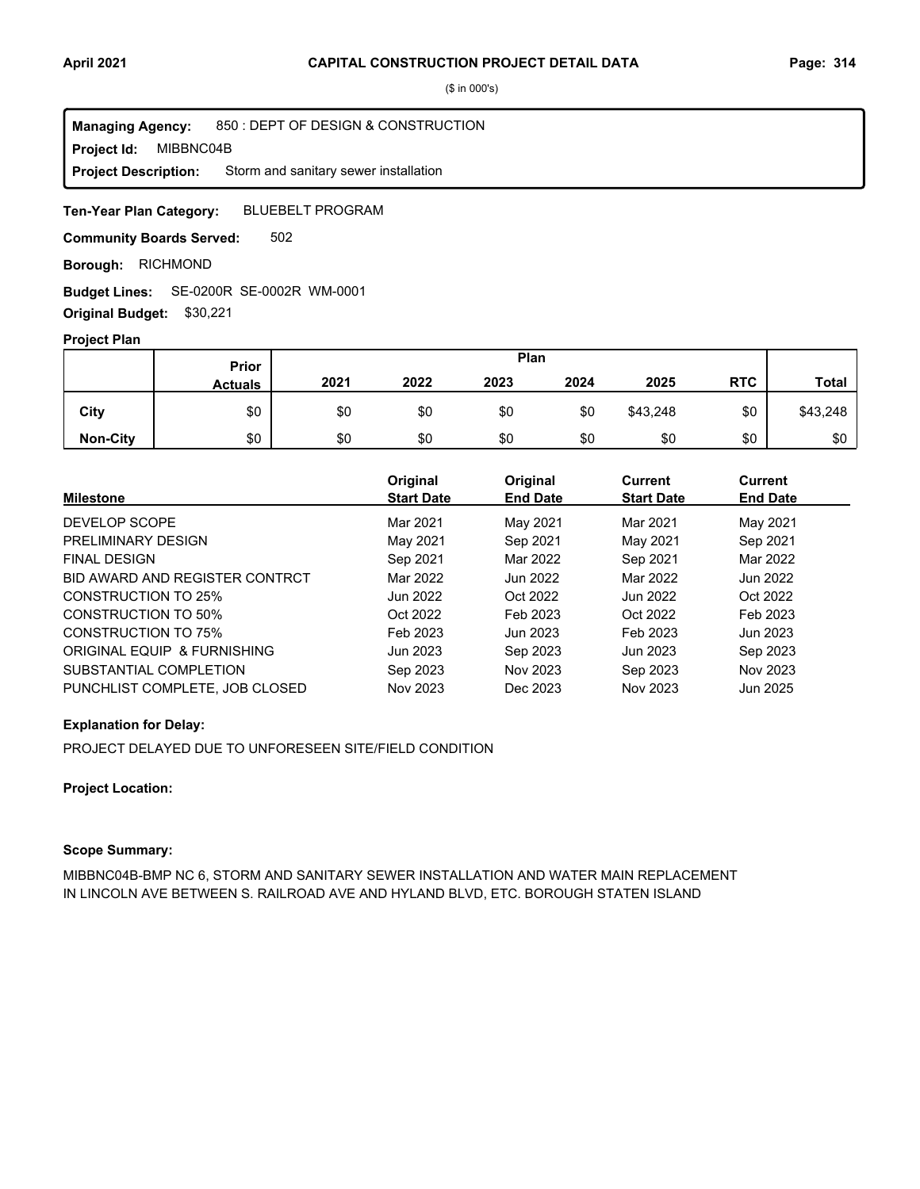# CAPITAL CONSTRUCTION PROJECT DETAIL DATA

($ in 000's)

**Managing Agency:** 850 : DEPT OF DESIGN & CONSTRUCTION
**Project Id:** MIBBNC04B
**Project Description:** Storm and sanitary sewer installation

**Ten-Year Plan Category:** BLUEBELT PROGRAM

**Community Boards Served:** 502

**Borough:** RICHMOND

**Budget Lines:** SE-0200R SE-0002R WM-0001

**Original Budget:** $30,221

## Project Plan

| | Prior Actuals | 2021 | 2022 | 2023 | 2024 | 2025 | RTC | Total |
|---|---|---|---|---|---|---|---|---|
| **City** | $0 | $0 | $0 | $0 | $0 | $43,248 | $0 | $43,248 |
| **Non-City** | $0 | $0 | $0 | $0 | $0 | $0 | $0 | $0 |

| Milestone | Original Start Date | Original End Date | Current Start Date | Current End Date |
|---|---|---|---|---|
| DEVELOP SCOPE | Mar 2021 | May 2021 | Mar 2021 | May 2021 |
| PRELIMINARY DESIGN | May 2021 | Sep 2021 | May 2021 | Sep 2021 |
| FINAL DESIGN | Sep 2021 | Mar 2022 | Sep 2021 | Mar 2022 |
| BID AWARD AND REGISTER CONTRCT | Mar 2022 | Jun 2022 | Mar 2022 | Jun 2022 |
| CONSTRUCTION TO 25% | Jun 2022 | Oct 2022 | Jun 2022 | Oct 2022 |
| CONSTRUCTION TO 50% | Oct 2022 | Feb 2023 | Oct 2022 | Feb 2023 |
| CONSTRUCTION TO 75% | Feb 2023 | Jun 2023 | Feb 2023 | Jun 2023 |
| ORIGINAL EQUIP & FURNISHING | Jun 2023 | Sep 2023 | Jun 2023 | Sep 2023 |
| SUBSTANTIAL COMPLETION | Sep 2023 | Nov 2023 | Sep 2023 | Nov 2023 |
| PUNCHLIST COMPLETE, JOB CLOSED | Nov 2023 | Dec 2023 | Nov 2023 | Jun 2025 |

**Explanation for Delay:**

PROJECT DELAYED DUE TO UNFORESEEN SITE/FIELD CONDITION

**Project Location:**

**Scope Summary:**

MIBBNC04B-BMP NC 6, STORM AND SANITARY SEWER INSTALLATION AND WATER MAIN REPLACEMENT IN LINCOLN AVE BETWEEN S. RAILROAD AVE AND HYLAND BLVD, ETC. BOROUGH STATEN ISLAND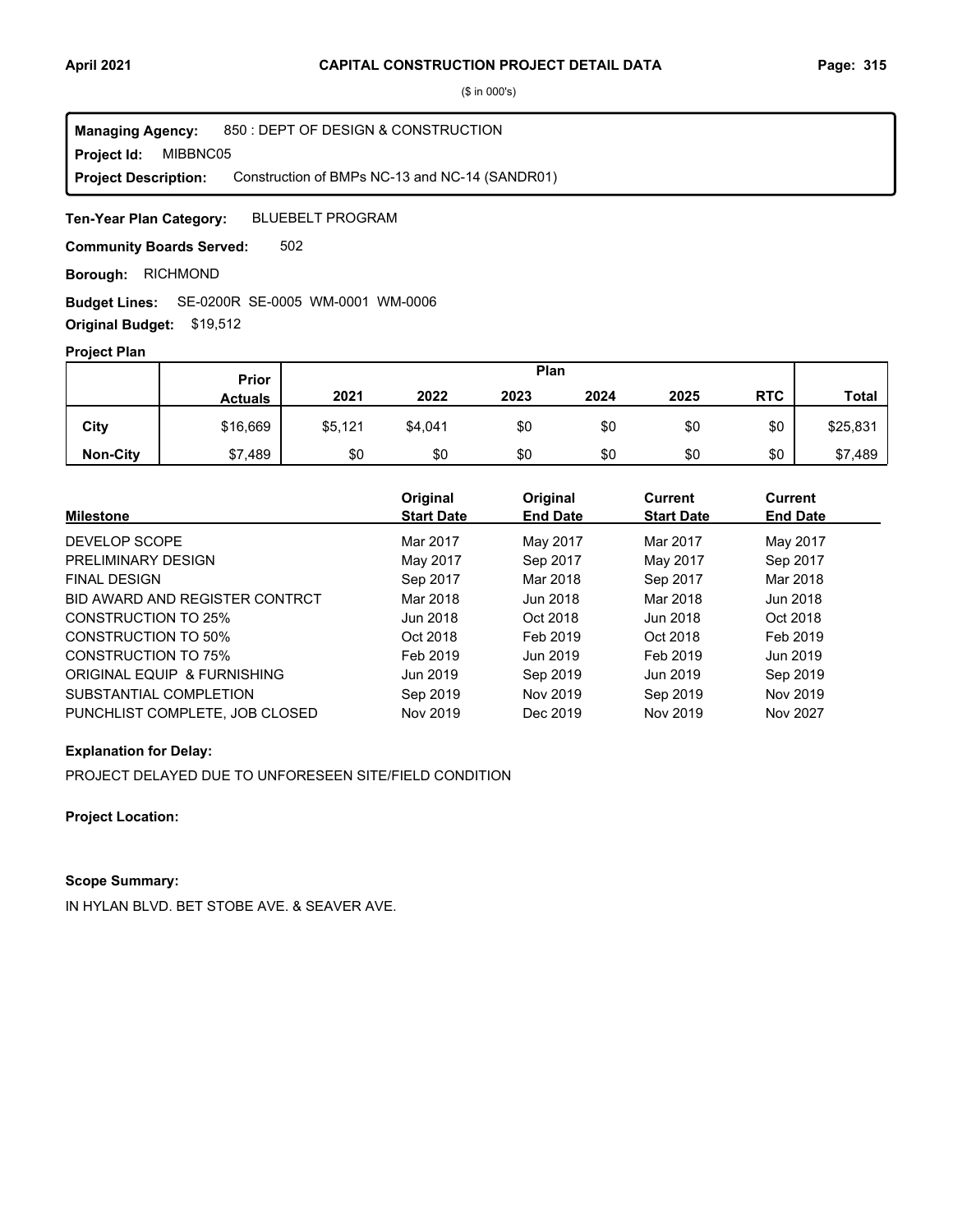# CAPITAL CONSTRUCTION PROJECT DETAIL DATA

($ in 000's)

**Managing Agency:** 850 : DEPT OF DESIGN & CONSTRUCTION
**Project Id:** MIBBNC05
**Project Description:** Construction of BMPs NC-13 and NC-14 (SANDR01)

**Ten-Year Plan Category:** BLUEBELT PROGRAM

**Community Boards Served:** 502

**Borough:** RICHMOND

**Budget Lines:** SE-0200R SE-0005 WM-0001 WM-0006

**Original Budget:** $19,512

**Project Plan**

| | Prior Actuals | 2021 | 2022 | 2023 | 2024 | 2025 | RTC | Total |
|---|---|---|---|---|---|---|---|---|
| **City** | $16,669 | $5,121 | $4,041 | $0 | $0 | $0 | $0 | $25,831 |
| **Non-City** | $7,489 | $0 | $0 | $0 | $0 | $0 | $0 | $7,489 |

| Milestone | Original Start Date | Original End Date | Current Start Date | Current End Date |
|---|---|---|---|---|
| DEVELOP SCOPE | Mar 2017 | May 2017 | Mar 2017 | May 2017 |
| PRELIMINARY DESIGN | May 2017 | Sep 2017 | May 2017 | Sep 2017 |
| FINAL DESIGN | Sep 2017 | Mar 2018 | Sep 2017 | Mar 2018 |
| BID AWARD AND REGISTER CONTRCT | Mar 2018 | Jun 2018 | Mar 2018 | Jun 2018 |
| CONSTRUCTION TO 25% | Jun 2018 | Oct 2018 | Jun 2018 | Oct 2018 |
| CONSTRUCTION TO 50% | Oct 2018 | Feb 2019 | Oct 2018 | Feb 2019 |
| CONSTRUCTION TO 75% | Feb 2019 | Jun 2019 | Feb 2019 | Jun 2019 |
| ORIGINAL EQUIP & FURNISHING | Jun 2019 | Sep 2019 | Jun 2019 | Sep 2019 |
| SUBSTANTIAL COMPLETION | Sep 2019 | Nov 2019 | Sep 2019 | Nov 2019 |
| PUNCHLIST COMPLETE, JOB CLOSED | Nov 2019 | Dec 2019 | Nov 2019 | Nov 2027 |

**Explanation for Delay:**

PROJECT DELAYED DUE TO UNFORESEEN SITE/FIELD CONDITION

**Project Location:**

**Scope Summary:**

IN HYLAN BLVD. BET STOBE AVE. & SEAVER AVE.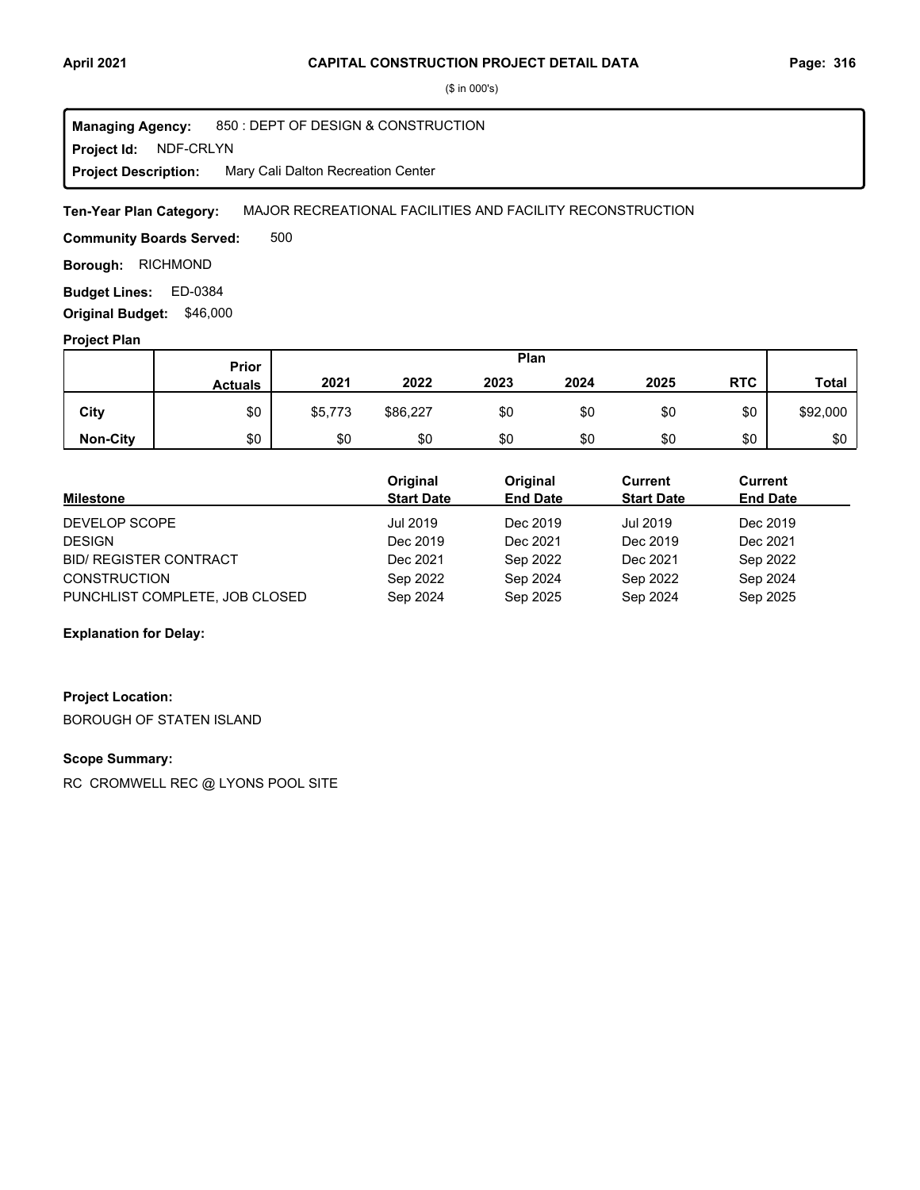# CAPITAL CONSTRUCTION PROJECT DETAIL DATA

($ in 000's)

**Managing Agency:** 850 : DEPT OF DESIGN & CONSTRUCTION
**Project Id:** NDF-CRLYN
**Project Description:** Mary Cali Dalton Recreation Center

**Ten-Year Plan Category:** MAJOR RECREATIONAL FACILITIES AND FACILITY RECONSTRUCTION

**Community Boards Served:** 500

**Borough:** RICHMOND

**Budget Lines:** ED-0384

**Original Budget:** $46,000

## Project Plan

| | Prior Actuals | Plan 2021 | 2022 | 2023 | 2024 | 2025 | RTC | Total |
|---|---|---|---|---|---|---|---|---|
| **City** | $0 | $5,773 | $86,227 | $0 | $0 | $0 | $0 | $92,000 |
| **Non-City** | $0 | $0 | $0 | $0 | $0 | $0 | $0 | $0 |

| Milestone | Original Start Date | Original End Date | Current Start Date | Current End Date |
|---|---|---|---|---|
| DEVELOP SCOPE | Jul 2019 | Dec 2019 | Jul 2019 | Dec 2019 |
| DESIGN | Dec 2019 | Dec 2021 | Dec 2019 | Dec 2021 |
| BID/ REGISTER CONTRACT | Dec 2021 | Sep 2022 | Dec 2021 | Sep 2022 |
| CONSTRUCTION | Sep 2022 | Sep 2024 | Sep 2022 | Sep 2024 |
| PUNCHLIST COMPLETE, JOB CLOSED | Sep 2024 | Sep 2025 | Sep 2024 | Sep 2025 |

**Explanation for Delay:**

**Project Location:**

BOROUGH OF STATEN ISLAND

**Scope Summary:**

RC CROMWELL REC @ LYONS POOL SITE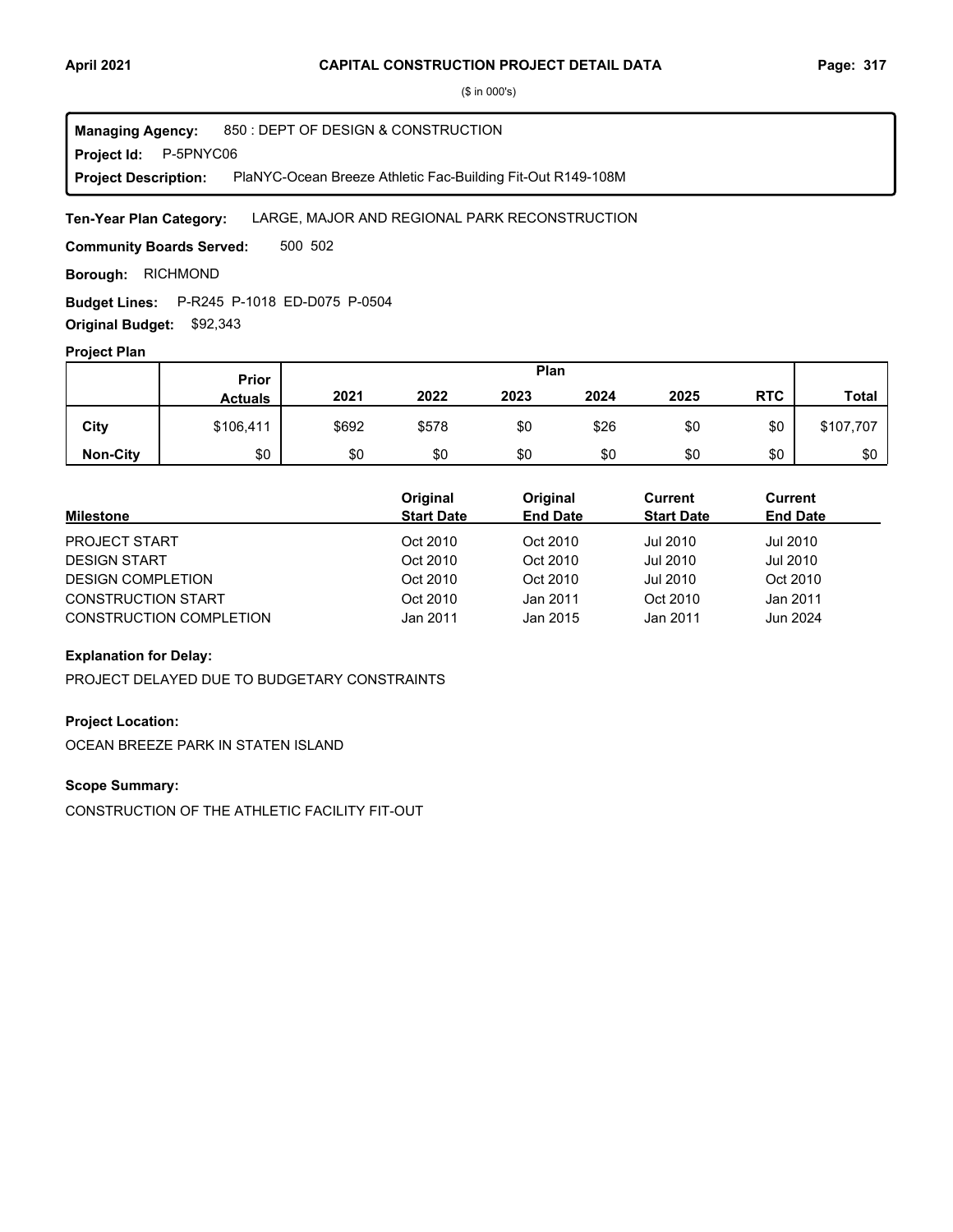# CAPITAL CONSTRUCTION PROJECT DETAIL DATA

($ in 000's)

**Managing Agency:** 850 : DEPT OF DESIGN & CONSTRUCTION
**Project Id:** P-5PNYC06
**Project Description:** PlaNYC-Ocean Breeze Athletic Fac-Building Fit-Out R149-108M

**Ten-Year Plan Category:** LARGE, MAJOR AND REGIONAL PARK RECONSTRUCTION

**Community Boards Served:** 500 502

**Borough:** RICHMOND

**Budget Lines:** P-R245 P-1018 ED-D075 P-0504

**Original Budget:** $92,343

## Project Plan

| | Prior Actuals | Plan 2021 | 2022 | 2023 | 2024 | 2025 | RTC | Total |
|---|---|---|---|---|---|---|---|---|
| City | $106,411 | $692 | $578 | $0 | $26 | $0 | $0 | $107,707 |
| Non-City | $0 | $0 | $0 | $0 | $0 | $0 | $0 | $0 |

| Milestone | Original Start Date | Original End Date | Current Start Date | Current End Date |
|---|---|---|---|---|
| PROJECT START | Oct 2010 | Oct 2010 | Jul 2010 | Jul 2010 |
| DESIGN START | Oct 2010 | Oct 2010 | Jul 2010 | Jul 2010 |
| DESIGN COMPLETION | Oct 2010 | Oct 2010 | Jul 2010 | Oct 2010 |
| CONSTRUCTION START | Oct 2010 | Jan 2011 | Oct 2010 | Jan 2011 |
| CONSTRUCTION COMPLETION | Jan 2011 | Jan 2015 | Jan 2011 | Jun 2024 |

### Explanation for Delay:

PROJECT DELAYED DUE TO BUDGETARY CONSTRAINTS

### Project Location:

OCEAN BREEZE PARK IN STATEN ISLAND

### Scope Summary:

CONSTRUCTION OF THE ATHLETIC FACILITY FIT-OUT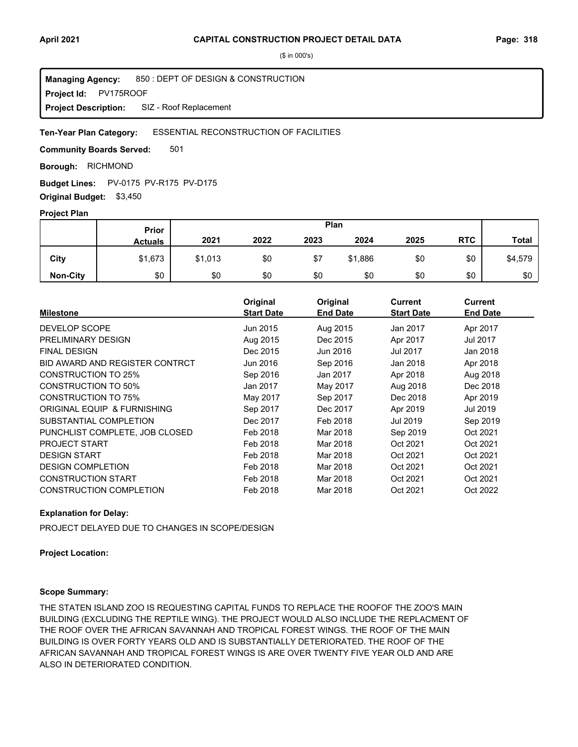# CAPITAL CONSTRUCTION PROJECT DETAIL DATA

($ in 000's)

**Managing Agency:** 850 : DEPT OF DESIGN & CONSTRUCTION
**Project Id:** PV175ROOF
**Project Description:** SIZ - Roof Replacement

**Ten-Year Plan Category:** ESSENTIAL RECONSTRUCTION OF FACILITIES

**Community Boards Served:** 501

**Borough:** RICHMOND

**Budget Lines:** PV-0175 PV-R175 PV-D175

**Original Budget:** $3,450

### Project Plan

| | Prior Actuals | 2021 | 2022 | 2023 | 2024 | 2025 | RTC | Total |
|---|---|---|---|---|---|---|---|---|
| **City** | $1,673 | $1,013 | $0 | $7 | $1,886 | $0 | $0 | $4,579 |
| **Non-City** | $0 | $0 | $0 | $0 | $0 | $0 | $0 | $0 |

| Milestone | Original Start Date | Original End Date | Current Start Date | Current End Date |
|---|---|---|---|---|
| DEVELOP SCOPE | Jun 2015 | Aug 2015 | Jan 2017 | Apr 2017 |
| PRELIMINARY DESIGN | Aug 2015 | Dec 2015 | Apr 2017 | Jul 2017 |
| FINAL DESIGN | Dec 2015 | Jun 2016 | Jul 2017 | Jan 2018 |
| BID AWARD AND REGISTER CONTRCT | Jun 2016 | Sep 2016 | Jan 2018 | Apr 2018 |
| CONSTRUCTION TO 25% | Sep 2016 | Jan 2017 | Apr 2018 | Aug 2018 |
| CONSTRUCTION TO 50% | Jan 2017 | May 2017 | Aug 2018 | Dec 2018 |
| CONSTRUCTION TO 75% | May 2017 | Sep 2017 | Dec 2018 | Apr 2019 |
| ORIGINAL EQUIP & FURNISHING | Sep 2017 | Dec 2017 | Apr 2019 | Jul 2019 |
| SUBSTANTIAL COMPLETION | Dec 2017 | Feb 2018 | Jul 2019 | Sep 2019 |
| PUNCHLIST COMPLETE, JOB CLOSED | Feb 2018 | Mar 2018 | Sep 2019 | Oct 2021 |
| PROJECT START | Feb 2018 | Mar 2018 | Oct 2021 | Oct 2021 |
| DESIGN START | Feb 2018 | Mar 2018 | Oct 2021 | Oct 2021 |
| DESIGN COMPLETION | Feb 2018 | Mar 2018 | Oct 2021 | Oct 2021 |
| CONSTRUCTION START | Feb 2018 | Mar 2018 | Oct 2021 | Oct 2021 |
| CONSTRUCTION COMPLETION | Feb 2018 | Mar 2018 | Oct 2021 | Oct 2022 |

**Explanation for Delay:**

PROJECT DELAYED DUE TO CHANGES IN SCOPE/DESIGN

**Project Location:**

**Scope Summary:**

THE STATEN ISLAND ZOO IS REQUESTING CAPITAL FUNDS TO REPLACE THE ROOFOF THE ZOO'S MAIN BUILDING (EXCLUDING THE REPTILE WING). THE PROJECT WOULD ALSO INCLUDE THE REPLACMENT OF THE ROOF OVER THE AFRICAN SAVANNAH AND TROPICAL FOREST WINGS. THE ROOF OF THE MAIN BUILDING IS OVER FORTY YEARS OLD AND IS SUBSTANTIALLY DETERIORATED. THE ROOF OF THE AFRICAN SAVANNAH AND TROPICAL FOREST WINGS IS ARE OVER TWENTY FIVE YEAR OLD AND ARE ALSO IN DETERIORATED CONDITION.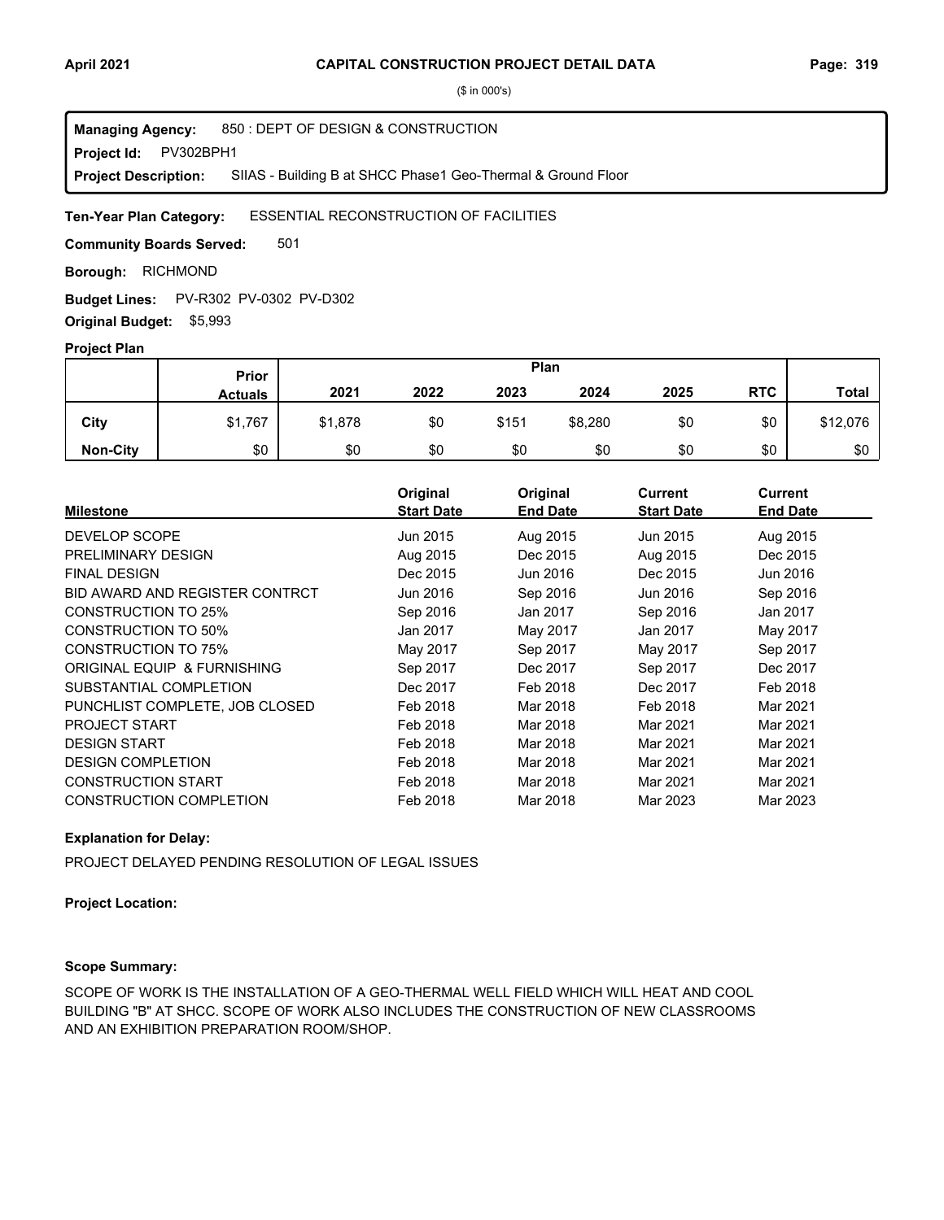# CAPITAL CONSTRUCTION PROJECT DETAIL DATA

($ in 000's)

**Managing Agency:** 850 : DEPT OF DESIGN & CONSTRUCTION
**Project Id:** PV302BPH1
**Project Description:** SIIAS - Building B at SHCC Phase1 Geo-Thermal & Ground Floor

**Ten-Year Plan Category:** ESSENTIAL RECONSTRUCTION OF FACILITIES

**Community Boards Served:** 501

**Borough:** RICHMOND

**Budget Lines:** PV-R302 PV-0302 PV-D302

**Original Budget:** $5,993

## Project Plan

| | Prior Actuals | 2021 | 2022 | 2023 | 2024 | 2025 | RTC | Total |
|---|---|---|---|---|---|---|---|---|
| **City** | $1,767 | $1,878 | $0 | $151 | $8,280 | $0 | $0 | $12,076 |
| **Non-City** | $0 | $0 | $0 | $0 | $0 | $0 | $0 | $0 |

| Milestone | Original Start Date | Original End Date | Current Start Date | Current End Date |
|---|---|---|---|---|
| DEVELOP SCOPE | Jun 2015 | Aug 2015 | Jun 2015 | Aug 2015 |
| PRELIMINARY DESIGN | Aug 2015 | Dec 2015 | Aug 2015 | Dec 2015 |
| FINAL DESIGN | Dec 2015 | Jun 2016 | Dec 2015 | Jun 2016 |
| BID AWARD AND REGISTER CONTRCT | Jun 2016 | Sep 2016 | Jun 2016 | Sep 2016 |
| CONSTRUCTION TO 25% | Sep 2016 | Jan 2017 | Sep 2016 | Jan 2017 |
| CONSTRUCTION TO 50% | Jan 2017 | May 2017 | Jan 2017 | May 2017 |
| CONSTRUCTION TO 75% | May 2017 | Sep 2017 | May 2017 | Sep 2017 |
| ORIGINAL EQUIP & FURNISHING | Sep 2017 | Dec 2017 | Sep 2017 | Dec 2017 |
| SUBSTANTIAL COMPLETION | Dec 2017 | Feb 2018 | Dec 2017 | Feb 2018 |
| PUNCHLIST COMPLETE, JOB CLOSED | Feb 2018 | Mar 2018 | Feb 2018 | Mar 2021 |
| PROJECT START | Feb 2018 | Mar 2018 | Mar 2021 | Mar 2021 |
| DESIGN START | Feb 2018 | Mar 2018 | Mar 2021 | Mar 2021 |
| DESIGN COMPLETION | Feb 2018 | Mar 2018 | Mar 2021 | Mar 2021 |
| CONSTRUCTION START | Feb 2018 | Mar 2018 | Mar 2021 | Mar 2021 |
| CONSTRUCTION COMPLETION | Feb 2018 | Mar 2018 | Mar 2023 | Mar 2023 |

**Explanation for Delay:**

PROJECT DELAYED PENDING RESOLUTION OF LEGAL ISSUES

**Project Location:**

**Scope Summary:**

SCOPE OF WORK IS THE INSTALLATION OF A GEO-THERMAL WELL FIELD WHICH WILL HEAT AND COOL BUILDING "B" AT SHCC. SCOPE OF WORK ALSO INCLUDES THE CONSTRUCTION OF NEW CLASSROOMS AND AN EXHIBITION PREPARATION ROOM/SHOP.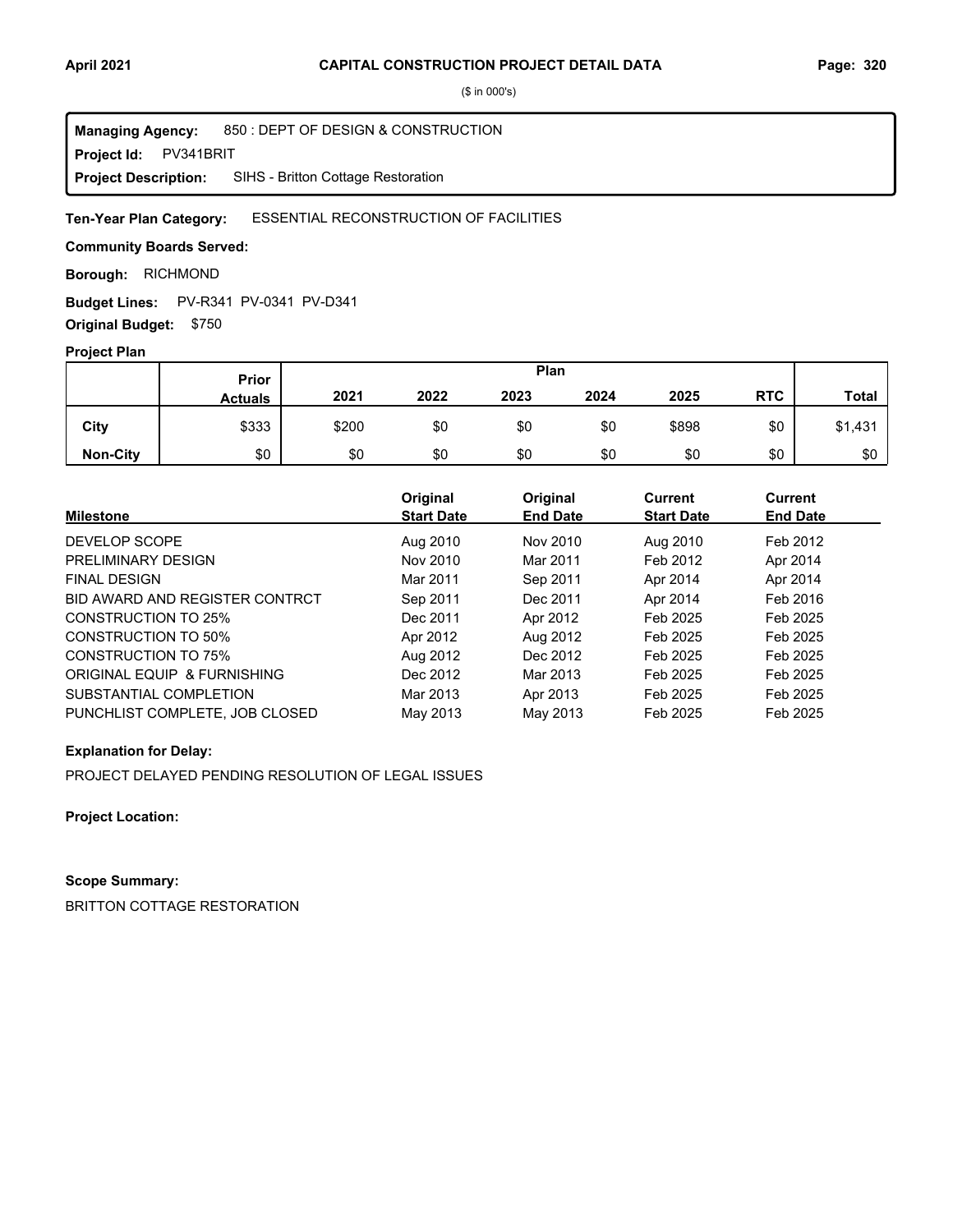## CAPITAL CONSTRUCTION PROJECT DETAIL DATA

($ in 000's)

**Managing Agency:** 850 : DEPT OF DESIGN & CONSTRUCTION
**Project Id:** PV341BRIT
**Project Description:** SIHS - Britton Cottage Restoration

**Ten-Year Plan Category:** ESSENTIAL RECONSTRUCTION OF FACILITIES

**Community Boards Served:**

**Borough:** RICHMOND

**Budget Lines:** PV-R341 PV-0341 PV-D341

**Original Budget:** $750

**Project Plan**

| | Prior Actuals | Plan 2021 | 2022 | 2023 | 2024 | 2025 | RTC | Total |
|---|---|---|---|---|---|---|---|---|
| **City** | $333 | $200 | $0 | $0 | $0 | $898 | $0 | $1,431 |
| **Non-City** | $0 | $0 | $0 | $0 | $0 | $0 | $0 | $0 |

| Milestone | Original Start Date | Original End Date | Current Start Date | Current End Date |
|---|---|---|---|---|
| DEVELOP SCOPE | Aug 2010 | Nov 2010 | Aug 2010 | Feb 2012 |
| PRELIMINARY DESIGN | Nov 2010 | Mar 2011 | Feb 2012 | Apr 2014 |
| FINAL DESIGN | Mar 2011 | Sep 2011 | Apr 2014 | Apr 2014 |
| BID AWARD AND REGISTER CONTRCT | Sep 2011 | Dec 2011 | Apr 2014 | Feb 2016 |
| CONSTRUCTION TO 25% | Dec 2011 | Apr 2012 | Feb 2025 | Feb 2025 |
| CONSTRUCTION TO 50% | Apr 2012 | Aug 2012 | Feb 2025 | Feb 2025 |
| CONSTRUCTION TO 75% | Aug 2012 | Dec 2012 | Feb 2025 | Feb 2025 |
| ORIGINAL EQUIP & FURNISHING | Dec 2012 | Mar 2013 | Feb 2025 | Feb 2025 |
| SUBSTANTIAL COMPLETION | Mar 2013 | Apr 2013 | Feb 2025 | Feb 2025 |
| PUNCHLIST COMPLETE, JOB CLOSED | May 2013 | May 2013 | Feb 2025 | Feb 2025 |

**Explanation for Delay:**

PROJECT DELAYED PENDING RESOLUTION OF LEGAL ISSUES

**Project Location:**

**Scope Summary:**

BRITTON COTTAGE RESTORATION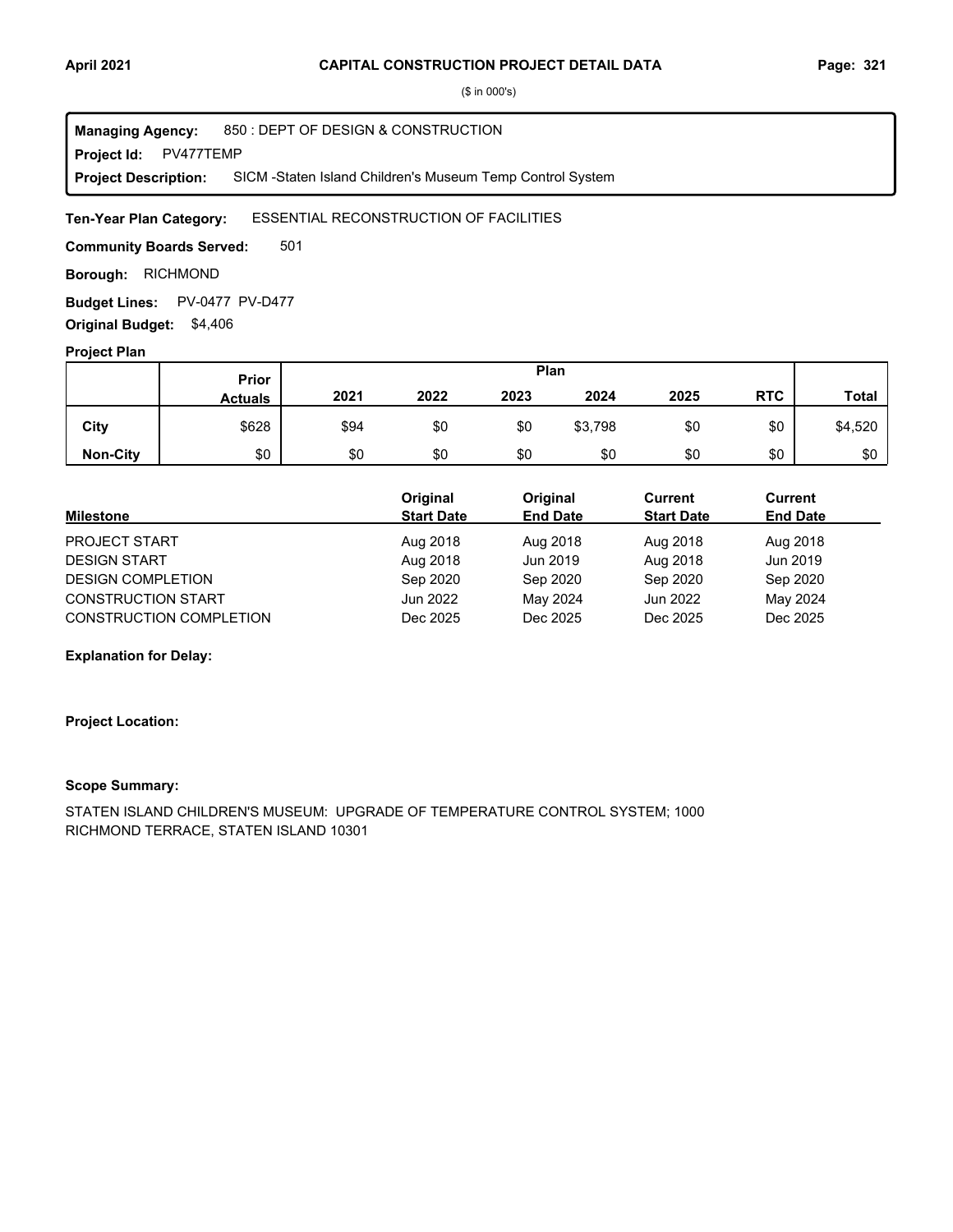($ in 000's)

**Managing Agency:** 850 : DEPT OF DESIGN & CONSTRUCTION
**Project Id:** PV477TEMP
**Project Description:** SICM -Staten Island Children's Museum Temp Control System

**Ten-Year Plan Category:** ESSENTIAL RECONSTRUCTION OF FACILITIES

**Community Boards Served:** 501

**Borough:** RICHMOND

**Budget Lines:** PV-0477 PV-D477

**Original Budget:** $4,406

**Project Plan**

| | Prior Actuals | 2021 | 2022 | 2023 | 2024 | 2025 | RTC | Total |
|---|---|---|---|---|---|---|---|---|
| City | $628 | $94 | $0 | $0 | $3,798 | $0 | $0 | $4,520 |
| Non-City | $0 | $0 | $0 | $0 | $0 | $0 | $0 | $0 |

| Milestone | Original Start Date | Original End Date | Current Start Date | Current End Date |
|---|---|---|---|---|
| PROJECT START | Aug 2018 | Aug 2018 | Aug 2018 | Aug 2018 |
| DESIGN START | Aug 2018 | Jun 2019 | Aug 2018 | Jun 2019 |
| DESIGN COMPLETION | Sep 2020 | Sep 2020 | Sep 2020 | Sep 2020 |
| CONSTRUCTION START | Jun 2022 | May 2024 | Jun 2022 | May 2024 |
| CONSTRUCTION COMPLETION | Dec 2025 | Dec 2025 | Dec 2025 | Dec 2025 |

**Explanation for Delay:**

**Project Location:**

**Scope Summary:**

STATEN ISLAND CHILDREN'S MUSEUM: UPGRADE OF TEMPERATURE CONTROL SYSTEM; 1000 RICHMOND TERRACE, STATEN ISLAND 10301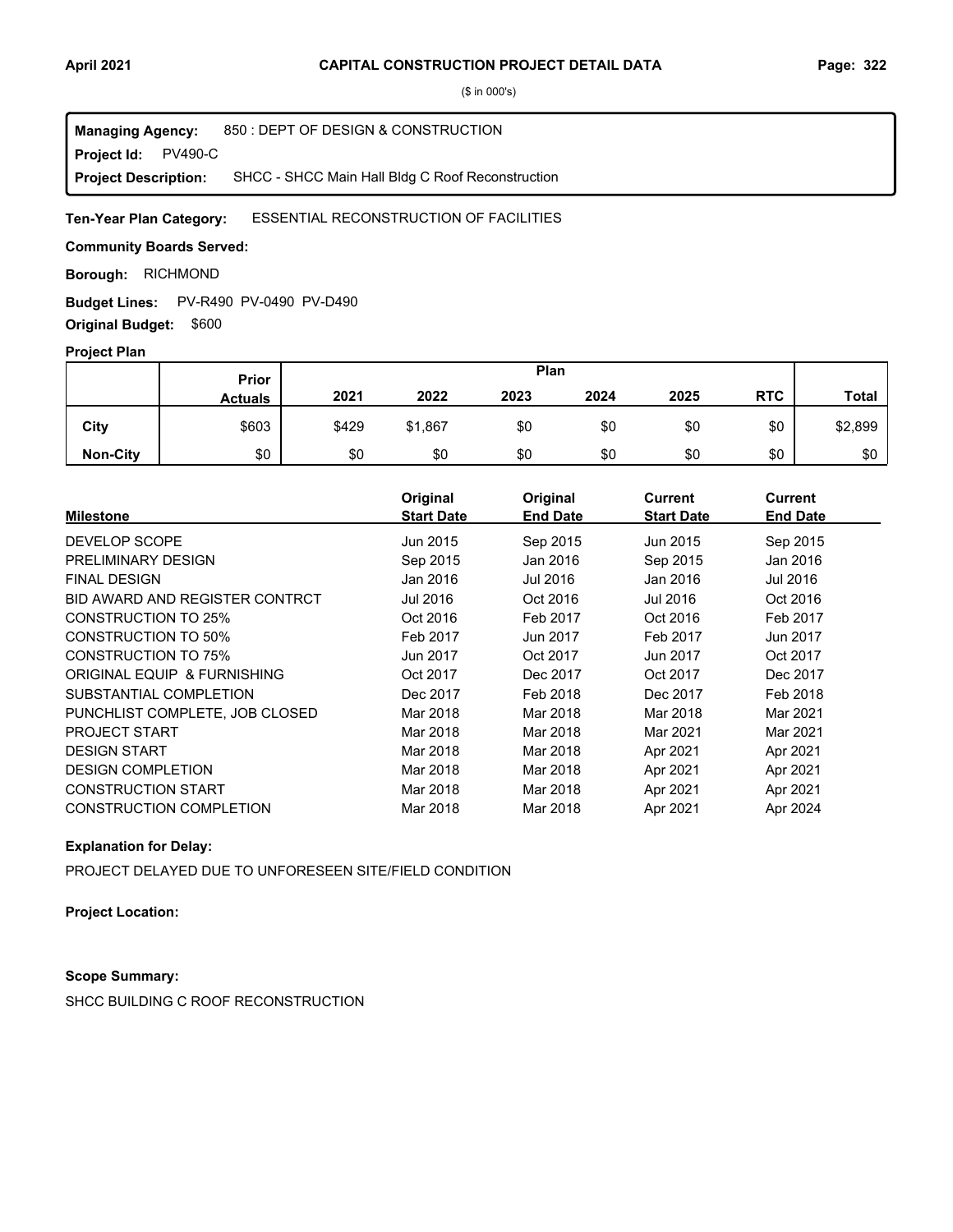# CAPITAL CONSTRUCTION PROJECT DETAIL DATA

($ in 000's)

**Managing Agency:** 850 : DEPT OF DESIGN & CONSTRUCTION
**Project Id:** PV490-C
**Project Description:** SHCC - SHCC Main Hall Bldg C Roof Reconstruction

**Ten-Year Plan Category:** ESSENTIAL RECONSTRUCTION OF FACILITIES

**Community Boards Served:**

**Borough:** RICHMOND

**Budget Lines:** PV-R490 PV-0490 PV-D490

**Original Budget:** $600

**Project Plan**

| | Prior Actuals | Plan 2021 | 2022 | 2023 | 2024 | 2025 | RTC | Total |
|---|---|---|---|---|---|---|---|---|
| City | $603 | $429 | $1,867 | $0 | $0 | $0 | $0 | $2,899 |
| Non-City | $0 | $0 | $0 | $0 | $0 | $0 | $0 | $0 |

| Milestone | Original Start Date | Original End Date | Current Start Date | Current End Date |
|---|---|---|---|---|
| DEVELOP SCOPE | Jun 2015 | Sep 2015 | Jun 2015 | Sep 2015 |
| PRELIMINARY DESIGN | Sep 2015 | Jan 2016 | Sep 2015 | Jan 2016 |
| FINAL DESIGN | Jan 2016 | Jul 2016 | Jan 2016 | Jul 2016 |
| BID AWARD AND REGISTER CONTRCT | Jul 2016 | Oct 2016 | Jul 2016 | Oct 2016 |
| CONSTRUCTION TO 25% | Oct 2016 | Feb 2017 | Oct 2016 | Feb 2017 |
| CONSTRUCTION TO 50% | Feb 2017 | Jun 2017 | Feb 2017 | Jun 2017 |
| CONSTRUCTION TO 75% | Jun 2017 | Oct 2017 | Jun 2017 | Oct 2017 |
| ORIGINAL EQUIP & FURNISHING | Oct 2017 | Dec 2017 | Oct 2017 | Dec 2017 |
| SUBSTANTIAL COMPLETION | Dec 2017 | Feb 2018 | Dec 2017 | Feb 2018 |
| PUNCHLIST COMPLETE, JOB CLOSED | Mar 2018 | Mar 2018 | Mar 2018 | Mar 2021 |
| PROJECT START | Mar 2018 | Mar 2018 | Mar 2021 | Mar 2021 |
| DESIGN START | Mar 2018 | Mar 2018 | Apr 2021 | Apr 2021 |
| DESIGN COMPLETION | Mar 2018 | Mar 2018 | Apr 2021 | Apr 2021 |
| CONSTRUCTION START | Mar 2018 | Mar 2018 | Apr 2021 | Apr 2021 |
| CONSTRUCTION COMPLETION | Mar 2018 | Mar 2018 | Apr 2021 | Apr 2024 |

**Explanation for Delay:**

PROJECT DELAYED DUE TO UNFORESEEN SITE/FIELD CONDITION

**Project Location:**

**Scope Summary:**

SHCC BUILDING C ROOF RECONSTRUCTION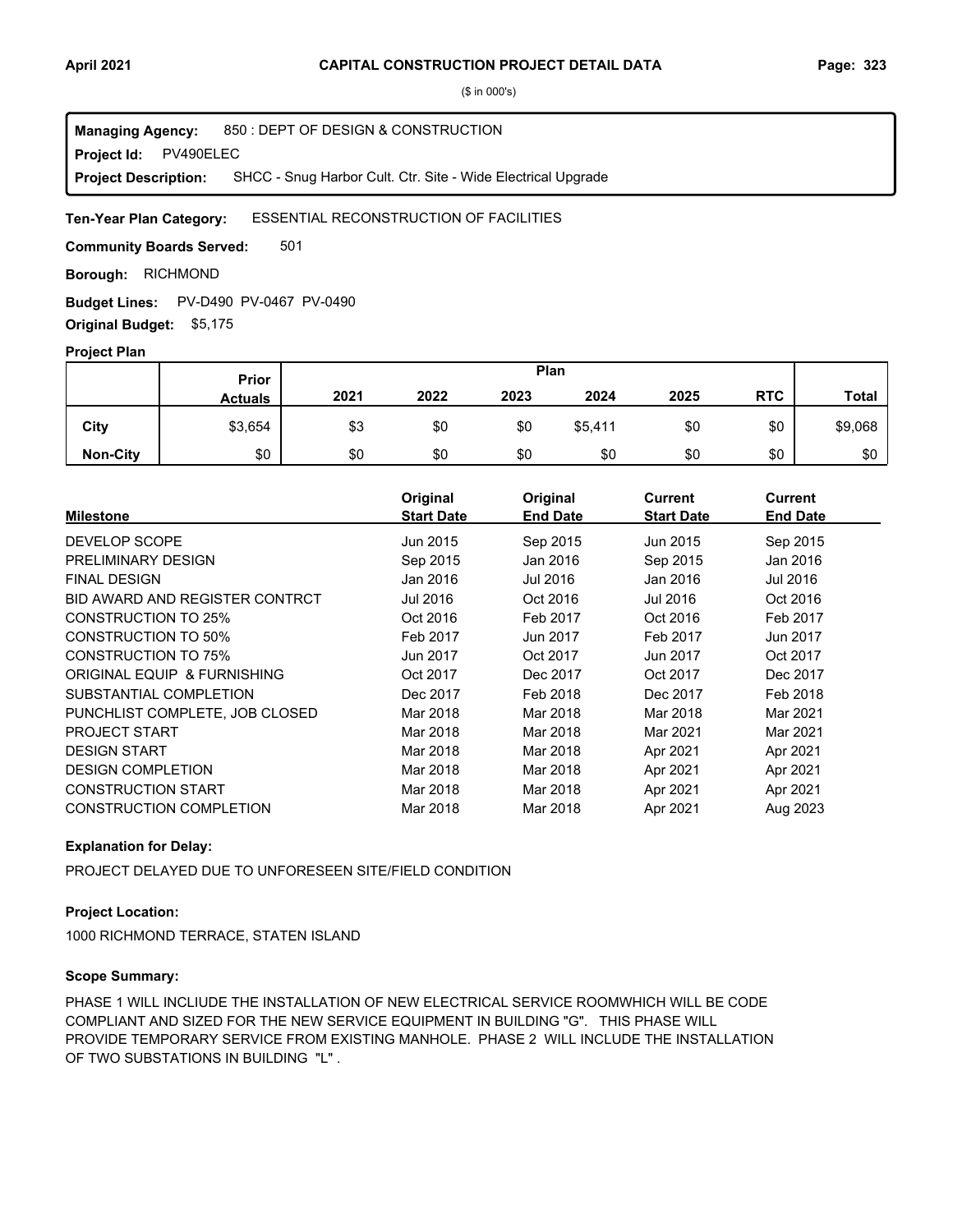CAPITAL CONSTRUCTION PROJECT DETAIL DATA

($ in 000's)

**Managing Agency:** 850 : DEPT OF DESIGN & CONSTRUCTION
**Project Id:** PV490ELEC
**Project Description:** SHCC - Snug Harbor Cult. Ctr. Site - Wide Electrical Upgrade

**Ten-Year Plan Category:** ESSENTIAL RECONSTRUCTION OF FACILITIES

**Community Boards Served:** 501

**Borough:** RICHMOND

**Budget Lines:** PV-D490 PV-0467 PV-0490

**Original Budget:** $5,175

**Project Plan**

| | Prior Actuals | 2021 | 2022 | 2023 | 2024 | 2025 | RTC | Total |
|---|---|---|---|---|---|---|---|---|
| **City** | $3,654 | $3 | $0 | $0 | $5,411 | $0 | $0 | $9,068 |
| **Non-City** | $0 | $0 | $0 | $0 | $0 | $0 | $0 | $0 |

| Milestone | Original Start Date | Original End Date | Current Start Date | Current End Date |
|---|---|---|---|---|
| DEVELOP SCOPE | Jun 2015 | Sep 2015 | Jun 2015 | Sep 2015 |
| PRELIMINARY DESIGN | Sep 2015 | Jan 2016 | Sep 2015 | Jan 2016 |
| FINAL DESIGN | Jan 2016 | Jul 2016 | Jan 2016 | Jul 2016 |
| BID AWARD AND REGISTER CONTRCT | Jul 2016 | Oct 2016 | Jul 2016 | Oct 2016 |
| CONSTRUCTION TO 25% | Oct 2016 | Feb 2017 | Oct 2016 | Feb 2017 |
| CONSTRUCTION TO 50% | Feb 2017 | Jun 2017 | Feb 2017 | Jun 2017 |
| CONSTRUCTION TO 75% | Jun 2017 | Oct 2017 | Jun 2017 | Oct 2017 |
| ORIGINAL EQUIP & FURNISHING | Oct 2017 | Dec 2017 | Oct 2017 | Dec 2017 |
| SUBSTANTIAL COMPLETION | Dec 2017 | Feb 2018 | Dec 2017 | Feb 2018 |
| PUNCHLIST COMPLETE, JOB CLOSED | Mar 2018 | Mar 2018 | Mar 2018 | Mar 2021 |
| PROJECT START | Mar 2018 | Mar 2018 | Mar 2021 | Mar 2021 |
| DESIGN START | Mar 2018 | Mar 2018 | Apr 2021 | Apr 2021 |
| DESIGN COMPLETION | Mar 2018 | Mar 2018 | Apr 2021 | Apr 2021 |
| CONSTRUCTION START | Mar 2018 | Mar 2018 | Apr 2021 | Apr 2021 |
| CONSTRUCTION COMPLETION | Mar 2018 | Mar 2018 | Apr 2021 | Aug 2023 |

**Explanation for Delay:**

PROJECT DELAYED DUE TO UNFORESEEN SITE/FIELD CONDITION

**Project Location:**

1000 RICHMOND TERRACE, STATEN ISLAND

**Scope Summary:**

PHASE 1 WILL INCLIUDE THE INSTALLATION OF NEW ELECTRICAL SERVICE ROOMWHICH WILL BE CODE COMPLIANT AND SIZED FOR THE NEW SERVICE EQUIPMENT IN BUILDING "G". THIS PHASE WILL PROVIDE TEMPORARY SERVICE FROM EXISTING MANHOLE. PHASE 2 WILL INCLUDE THE INSTALLATION OF TWO SUBSTATIONS IN BUILDING "L" .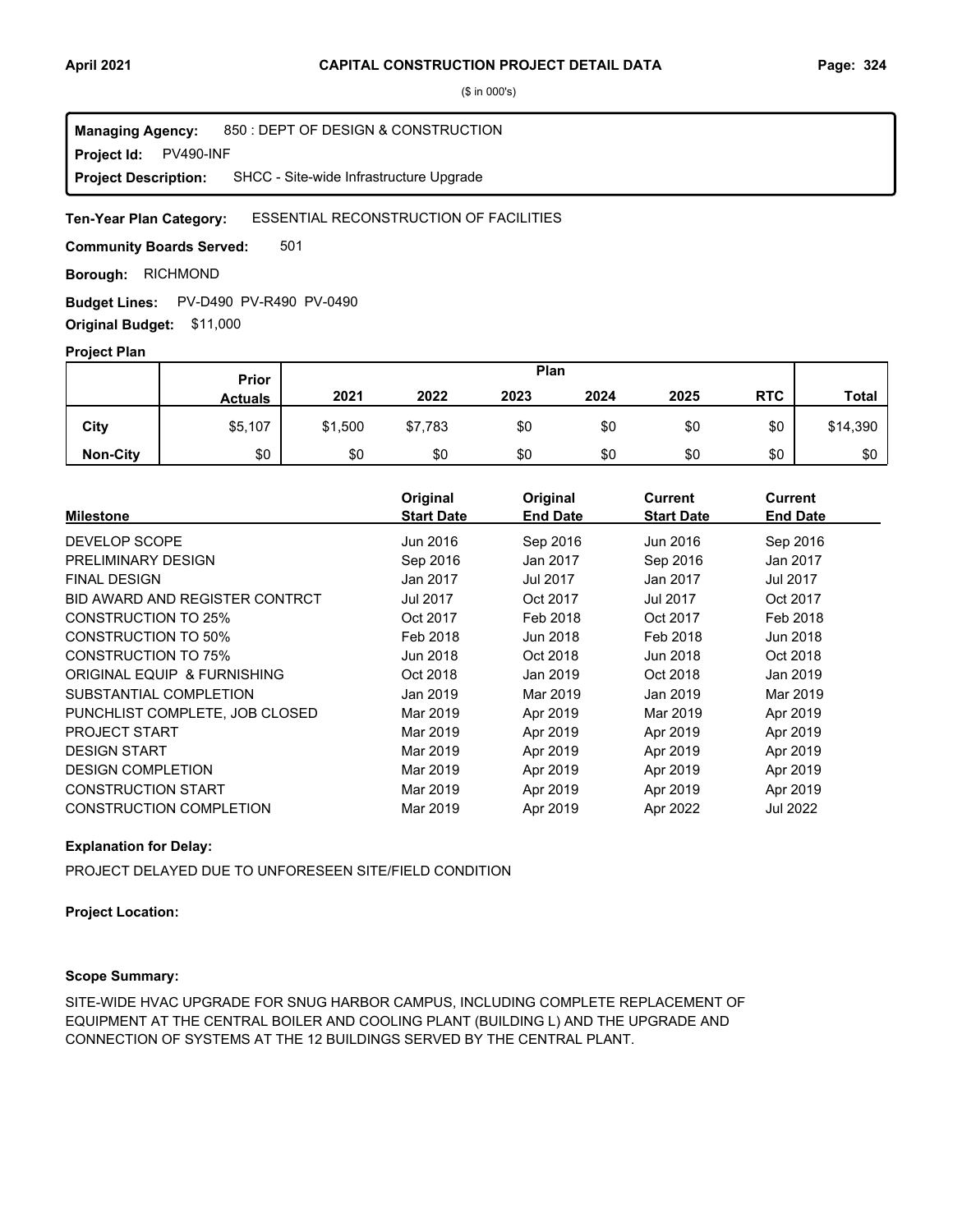# CAPITAL CONSTRUCTION PROJECT DETAIL DATA

($ in 000's)

**Managing Agency:** 850 : DEPT OF DESIGN & CONSTRUCTION
**Project Id:** PV490-INF
**Project Description:** SHCC - Site-wide Infrastructure Upgrade

**Ten-Year Plan Category:** ESSENTIAL RECONSTRUCTION OF FACILITIES

**Community Boards Served:** 501

**Borough:** RICHMOND

**Budget Lines:** PV-D490 PV-R490 PV-0490

**Original Budget:** $11,000

**Project Plan**

| | Prior Actuals | Plan 2021 | 2022 | 2023 | 2024 | 2025 | RTC | Total |
|---|---|---|---|---|---|---|---|---|
| City | $5,107 | $1,500 | $7,783 | $0 | $0 | $0 | $0 | $14,390 |
| Non-City | $0 | $0 | $0 | $0 | $0 | $0 | $0 | $0 |

| Milestone | Original Start Date | Original End Date | Current Start Date | Current End Date |
|---|---|---|---|---|
| DEVELOP SCOPE | Jun 2016 | Sep 2016 | Jun 2016 | Sep 2016 |
| PRELIMINARY DESIGN | Sep 2016 | Jan 2017 | Sep 2016 | Jan 2017 |
| FINAL DESIGN | Jan 2017 | Jul 2017 | Jan 2017 | Jul 2017 |
| BID AWARD AND REGISTER CONTRCT | Jul 2017 | Oct 2017 | Jul 2017 | Oct 2017 |
| CONSTRUCTION TO 25% | Oct 2017 | Feb 2018 | Oct 2017 | Feb 2018 |
| CONSTRUCTION TO 50% | Feb 2018 | Jun 2018 | Feb 2018 | Jun 2018 |
| CONSTRUCTION TO 75% | Jun 2018 | Oct 2018 | Jun 2018 | Oct 2018 |
| ORIGINAL EQUIP & FURNISHING | Oct 2018 | Jan 2019 | Oct 2018 | Jan 2019 |
| SUBSTANTIAL COMPLETION | Jan 2019 | Mar 2019 | Jan 2019 | Mar 2019 |
| PUNCHLIST COMPLETE, JOB CLOSED | Mar 2019 | Apr 2019 | Mar 2019 | Apr 2019 |
| PROJECT START | Mar 2019 | Apr 2019 | Apr 2019 | Apr 2019 |
| DESIGN START | Mar 2019 | Apr 2019 | Apr 2019 | Apr 2019 |
| DESIGN COMPLETION | Mar 2019 | Apr 2019 | Apr 2019 | Apr 2019 |
| CONSTRUCTION START | Mar 2019 | Apr 2019 | Apr 2019 | Apr 2019 |
| CONSTRUCTION COMPLETION | Mar 2019 | Apr 2019 | Apr 2022 | Jul 2022 |

**Explanation for Delay:**

PROJECT DELAYED DUE TO UNFORESEEN SITE/FIELD CONDITION

**Project Location:**

**Scope Summary:**

SITE-WIDE HVAC UPGRADE FOR SNUG HARBOR CAMPUS, INCLUDING COMPLETE REPLACEMENT OF EQUIPMENT AT THE CENTRAL BOILER AND COOLING PLANT (BUILDING L) AND THE UPGRADE AND CONNECTION OF SYSTEMS AT THE 12 BUILDINGS SERVED BY THE CENTRAL PLANT.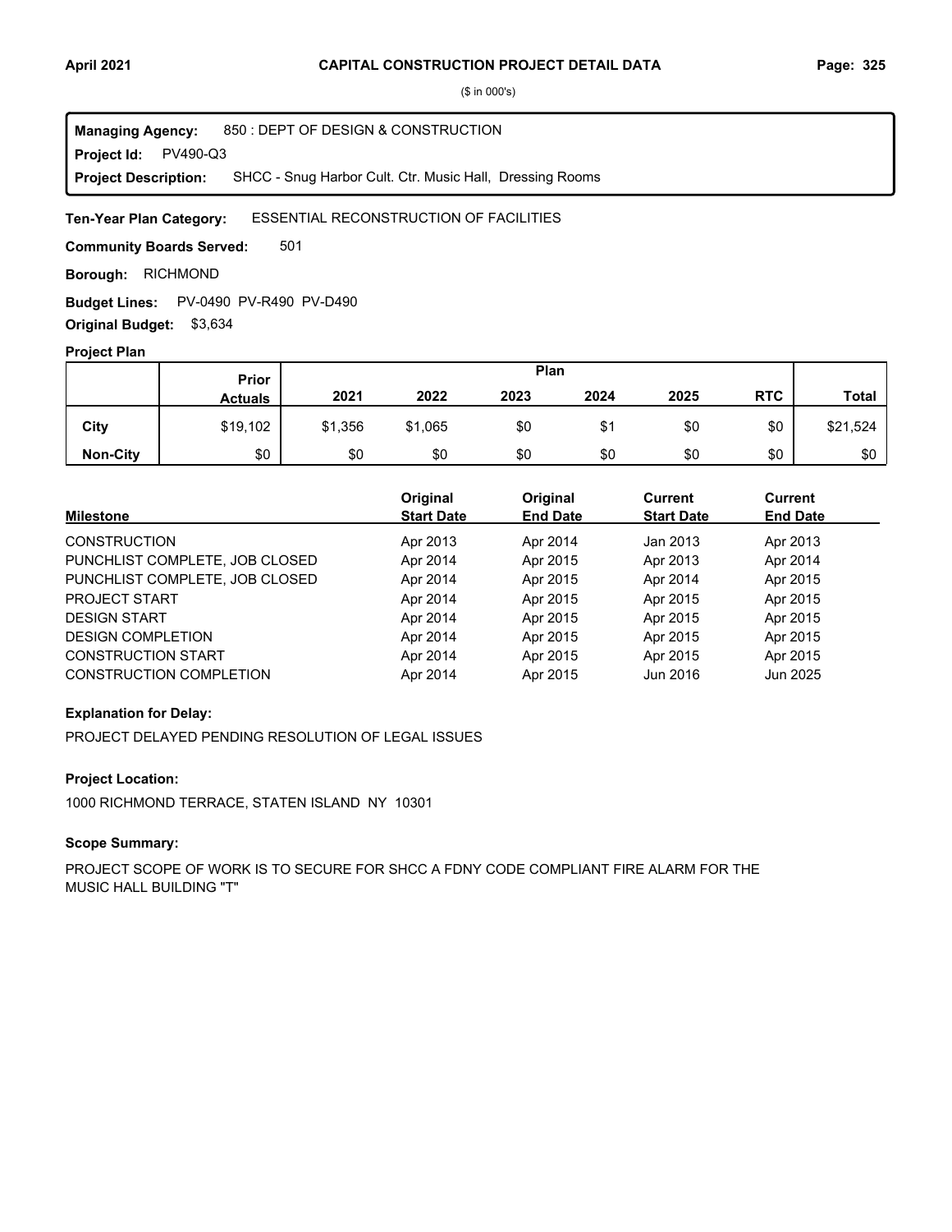($ in 000's)

**Managing Agency:** 850 : DEPT OF DESIGN & CONSTRUCTION
**Project Id:** PV490-Q3
**Project Description:** SHCC - Snug Harbor Cult. Ctr. Music Hall, Dressing Rooms

**Ten-Year Plan Category:** ESSENTIAL RECONSTRUCTION OF FACILITIES

**Community Boards Served:** 501

**Borough:** RICHMOND

**Budget Lines:** PV-0490 PV-R490 PV-D490

**Original Budget:** $3,634

### Project Plan

| | Prior Actuals | 2021 | 2022 | 2023 | 2024 | 2025 | RTC | Total |
|---|---|---|---|---|---|---|---|---|
| City | $19,102 | $1,356 | $1,065 | $0 | $1 | $0 | $0 | $21,524 |
| Non-City | $0 | $0 | $0 | $0 | $0 | $0 | $0 | $0 |

| Milestone | Original Start Date | Original End Date | Current Start Date | Current End Date |
|---|---|---|---|---|
| CONSTRUCTION | Apr 2013 | Apr 2014 | Jan 2013 | Apr 2013 |
| PUNCHLIST COMPLETE, JOB CLOSED | Apr 2014 | Apr 2015 | Apr 2013 | Apr 2014 |
| PUNCHLIST COMPLETE, JOB CLOSED | Apr 2014 | Apr 2015 | Apr 2014 | Apr 2015 |
| PROJECT START | Apr 2014 | Apr 2015 | Apr 2015 | Apr 2015 |
| DESIGN START | Apr 2014 | Apr 2015 | Apr 2015 | Apr 2015 |
| DESIGN COMPLETION | Apr 2014 | Apr 2015 | Apr 2015 | Apr 2015 |
| CONSTRUCTION START | Apr 2014 | Apr 2015 | Apr 2015 | Apr 2015 |
| CONSTRUCTION COMPLETION | Apr 2014 | Apr 2015 | Jun 2016 | Jun 2025 |

### Explanation for Delay:

PROJECT DELAYED PENDING RESOLUTION OF LEGAL ISSUES

### Project Location:

1000 RICHMOND TERRACE, STATEN ISLAND NY 10301

### Scope Summary:

PROJECT SCOPE OF WORK IS TO SECURE FOR SHCC A FDNY CODE COMPLIANT FIRE ALARM FOR THE MUSIC HALL BUILDING "T"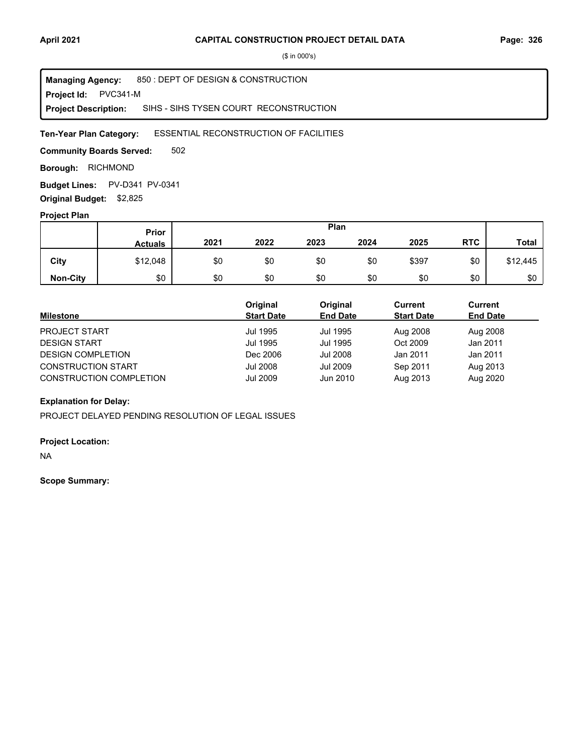# CAPITAL CONSTRUCTION PROJECT DETAIL DATA

($ in 000's)

**Managing Agency:** 850 : DEPT OF DESIGN & CONSTRUCTION
**Project Id:** PVC341-M
**Project Description:** SIHS - SIHS TYSEN COURT RECONSTRUCTION

**Ten-Year Plan Category:** ESSENTIAL RECONSTRUCTION OF FACILITIES

**Community Boards Served:** 502

**Borough:** RICHMOND

**Budget Lines:** PV-D341 PV-0341

**Original Budget:** $2,825

**Project Plan**

| | Prior Actuals | Plan 2021 | 2022 | 2023 | 2024 | 2025 | RTC | Total |
|---|---|---|---|---|---|---|---|---|
| City | $12,048 | $0 | $0 | $0 | $0 | $397 | $0 | $12,445 |
| Non-City | $0 | $0 | $0 | $0 | $0 | $0 | $0 | $0 |

| Milestone | Original Start Date | Original End Date | Current Start Date | Current End Date |
|---|---|---|---|---|
| PROJECT START | Jul 1995 | Jul 1995 | Aug 2008 | Aug 2008 |
| DESIGN START | Jul 1995 | Jul 1995 | Oct 2009 | Jan 2011 |
| DESIGN COMPLETION | Dec 2006 | Jul 2008 | Jan 2011 | Jan 2011 |
| CONSTRUCTION START | Jul 2008 | Jul 2009 | Sep 2011 | Aug 2013 |
| CONSTRUCTION COMPLETION | Jul 2009 | Jun 2010 | Aug 2013 | Aug 2020 |

**Explanation for Delay:**

PROJECT DELAYED PENDING RESOLUTION OF LEGAL ISSUES

**Project Location:**

NA

**Scope Summary:**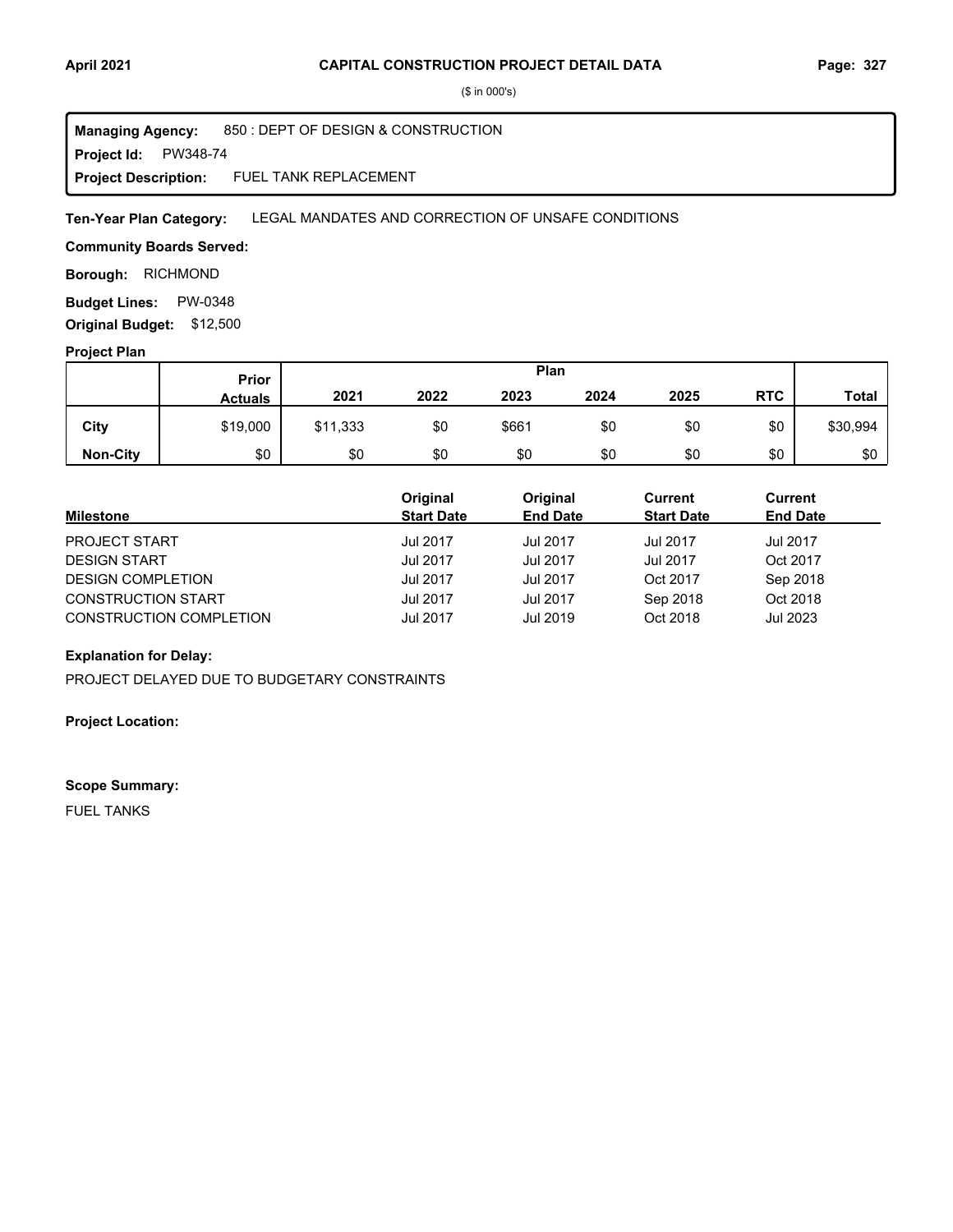# CAPITAL CONSTRUCTION PROJECT DETAIL DATA

($ in 000's)

**Managing Agency:** 850 : DEPT OF DESIGN & CONSTRUCTION
**Project Id:** PW348-74
**Project Description:** FUEL TANK REPLACEMENT

**Ten-Year Plan Category:** LEGAL MANDATES AND CORRECTION OF UNSAFE CONDITIONS

**Community Boards Served:**

**Borough:** RICHMOND

**Budget Lines:** PW-0348

**Original Budget:** $12,500

**Project Plan**

| | Prior Actuals | Plan 2021 | 2022 | 2023 | 2024 | 2025 | RTC | Total |
|---|---|---|---|---|---|---|---|---|
| City | $19,000 | $11,333 | $0 | $661 | $0 | $0 | $0 | $30,994 |
| Non-City | $0 | $0 | $0 | $0 | $0 | $0 | $0 | $0 |

| Milestone | Original Start Date | Original End Date | Current Start Date | Current End Date |
|---|---|---|---|---|
| PROJECT START | Jul 2017 | Jul 2017 | Jul 2017 | Jul 2017 |
| DESIGN START | Jul 2017 | Jul 2017 | Jul 2017 | Oct 2017 |
| DESIGN COMPLETION | Jul 2017 | Jul 2017 | Oct 2017 | Sep 2018 |
| CONSTRUCTION START | Jul 2017 | Jul 2017 | Sep 2018 | Oct 2018 |
| CONSTRUCTION COMPLETION | Jul 2017 | Jul 2019 | Oct 2018 | Jul 2023 |

**Explanation for Delay:**

PROJECT DELAYED DUE TO BUDGETARY CONSTRAINTS

**Project Location:**

**Scope Summary:**

FUEL TANKS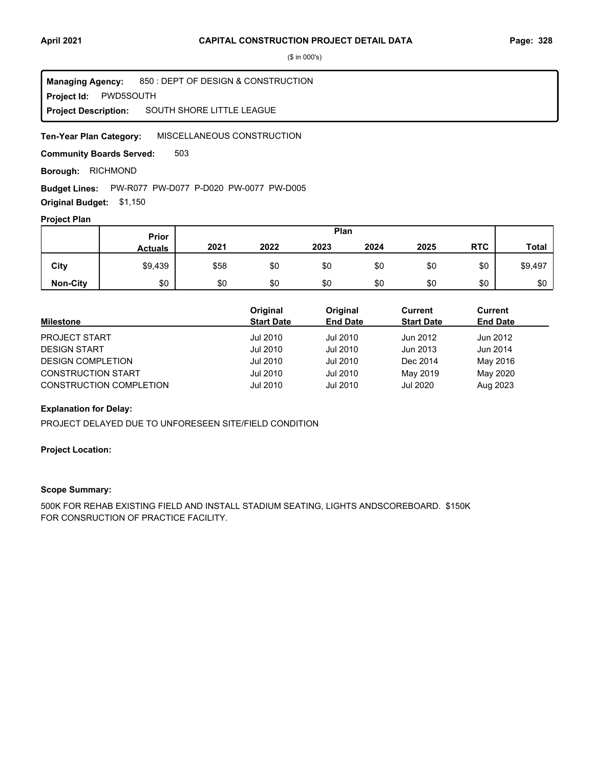# CAPITAL CONSTRUCTION PROJECT DETAIL DATA

($ in 000's)

**Managing Agency:** 850 : DEPT OF DESIGN & CONSTRUCTION
**Project Id:** PWD5SOUTH
**Project Description:** SOUTH SHORE LITTLE LEAGUE

**Ten-Year Plan Category:** MISCELLANEOUS CONSTRUCTION

**Community Boards Served:** 503

**Borough:** RICHMOND

**Budget Lines:** PW-R077 PW-D077 P-D020 PW-0077 PW-D005

**Original Budget:** $1,150

**Project Plan**

| | Prior Actuals | Plan 2021 | 2022 | 2023 | 2024 | 2025 | RTC | Total |
|---|---|---|---|---|---|---|---|---|
| City | $9,439 | $58 | $0 | $0 | $0 | $0 | $0 | $9,497 |
| Non-City | $0 | $0 | $0 | $0 | $0 | $0 | $0 | $0 |

| Milestone | Original Start Date | Original End Date | Current Start Date | Current End Date |
|---|---|---|---|---|
| PROJECT START | Jul 2010 | Jul 2010 | Jun 2012 | Jun 2012 |
| DESIGN START | Jul 2010 | Jul 2010 | Jun 2013 | Jun 2014 |
| DESIGN COMPLETION | Jul 2010 | Jul 2010 | Dec 2014 | May 2016 |
| CONSTRUCTION START | Jul 2010 | Jul 2010 | May 2019 | May 2020 |
| CONSTRUCTION COMPLETION | Jul 2010 | Jul 2010 | Jul 2020 | Aug 2023 |

**Explanation for Delay:**

PROJECT DELAYED DUE TO UNFORESEEN SITE/FIELD CONDITION

**Project Location:**

**Scope Summary:**

500K FOR REHAB EXISTING FIELD AND INSTALL STADIUM SEATING, LIGHTS ANDSCOREBOARD. $150K FOR CONSRUCTION OF PRACTICE FACILITY.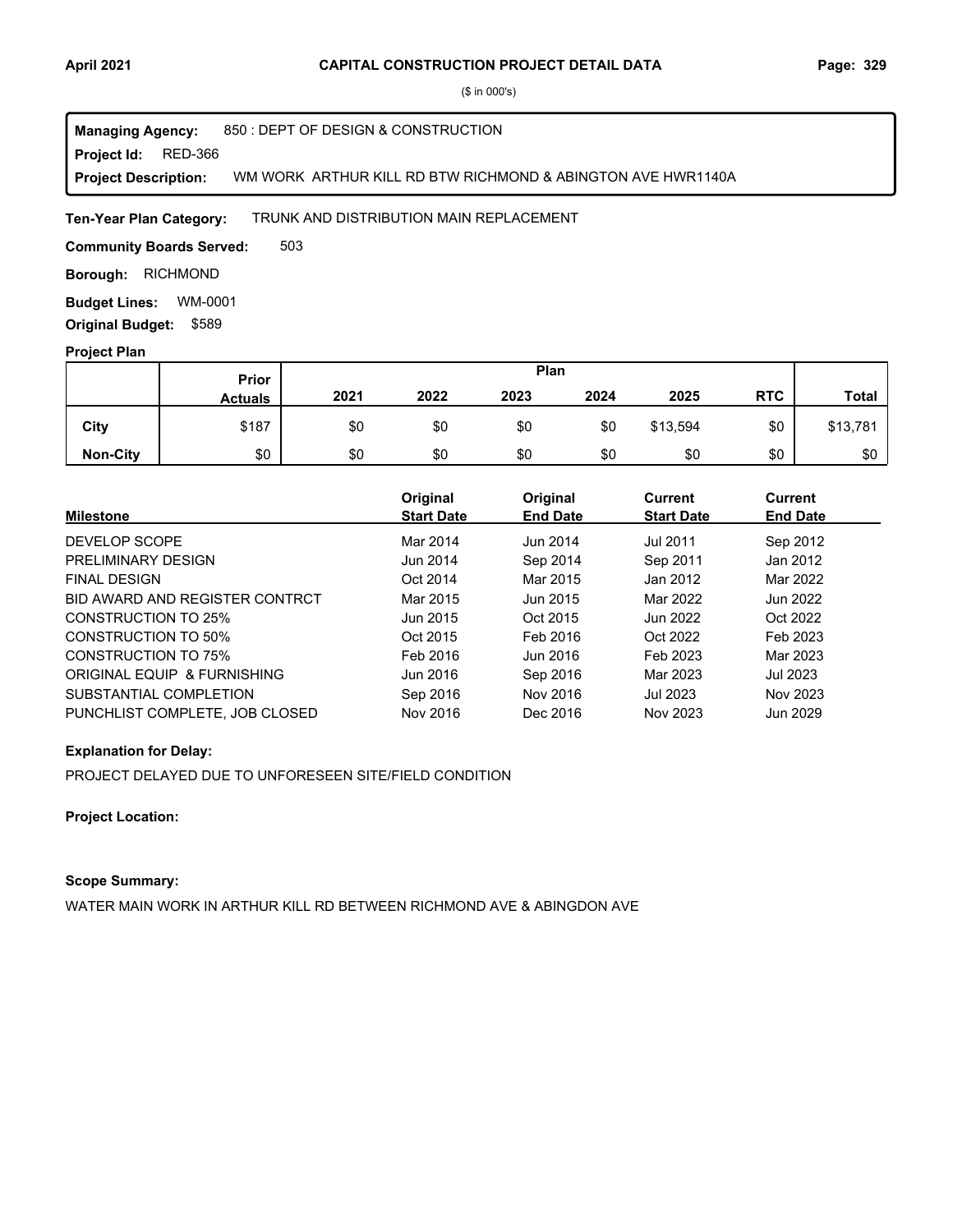# CAPITAL CONSTRUCTION PROJECT DETAIL DATA

($ in 000's)

**Managing Agency:** 850 : DEPT OF DESIGN & CONSTRUCTION
**Project Id:** RED-366
**Project Description:** WM WORK ARTHUR KILL RD BTW RICHMOND & ABINGTON AVE HWR1140A

**Ten-Year Plan Category:** TRUNK AND DISTRIBUTION MAIN REPLACEMENT

**Community Boards Served:** 503

**Borough:** RICHMOND

**Budget Lines:** WM-0001

**Original Budget:** $589

## Project Plan

| | Prior Actuals | 2021 | 2022 | 2023 | 2024 | 2025 | RTC | Total |
|---|---|---|---|---|---|---|---|---|
| **City** | $187 | $0 | $0 | $0 | $0 | $13,594 | $0 | $13,781 |
| **Non-City** | $0 | $0 | $0 | $0 | $0 | $0 | $0 | $0 |

| Milestone | Original Start Date | Original End Date | Current Start Date | Current End Date |
|---|---|---|---|---|
| DEVELOP SCOPE | Mar 2014 | Jun 2014 | Jul 2011 | Sep 2012 |
| PRELIMINARY DESIGN | Jun 2014 | Sep 2014 | Sep 2011 | Jan 2012 |
| FINAL DESIGN | Oct 2014 | Mar 2015 | Jan 2012 | Mar 2022 |
| BID AWARD AND REGISTER CONTRCT | Mar 2015 | Jun 2015 | Mar 2022 | Jun 2022 |
| CONSTRUCTION TO 25% | Jun 2015 | Oct 2015 | Jun 2022 | Oct 2022 |
| CONSTRUCTION TO 50% | Oct 2015 | Feb 2016 | Oct 2022 | Feb 2023 |
| CONSTRUCTION TO 75% | Feb 2016 | Jun 2016 | Feb 2023 | Mar 2023 |
| ORIGINAL EQUIP & FURNISHING | Jun 2016 | Sep 2016 | Mar 2023 | Jul 2023 |
| SUBSTANTIAL COMPLETION | Sep 2016 | Nov 2016 | Jul 2023 | Nov 2023 |
| PUNCHLIST COMPLETE, JOB CLOSED | Nov 2016 | Dec 2016 | Nov 2023 | Jun 2029 |

**Explanation for Delay:**

PROJECT DELAYED DUE TO UNFORESEEN SITE/FIELD CONDITION

**Project Location:**

**Scope Summary:**

WATER MAIN WORK IN ARTHUR KILL RD BETWEEN RICHMOND AVE & ABINGDON AVE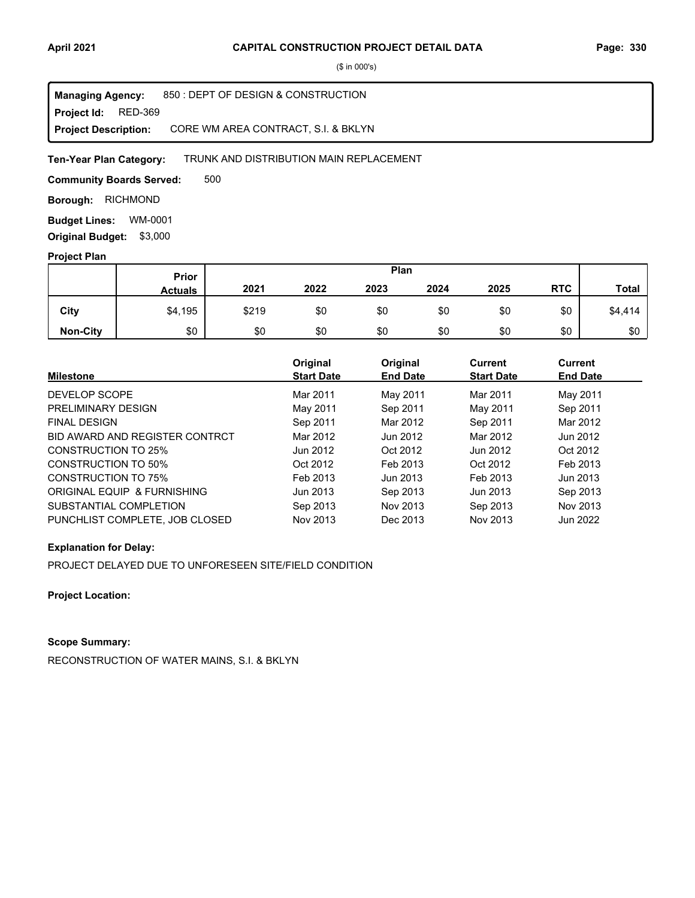($ in 000's)

**Managing Agency:** 850 : DEPT OF DESIGN & CONSTRUCTION
**Project Id:** RED-369
**Project Description:** CORE WM AREA CONTRACT, S.I. & BKLYN

**Ten-Year Plan Category:** TRUNK AND DISTRIBUTION MAIN REPLACEMENT

**Community Boards Served:** 500

**Borough:** RICHMOND

**Budget Lines:** WM-0001

**Original Budget:** $3,000

**Project Plan**

| | Prior | Plan | | | | | | |
|---|---|---|---|---|---|---|---|---|
| | Actuals | 2021 | 2022 | 2023 | 2024 | 2025 | RTC | Total |
| City | $4,195 | $219 | $0 | $0 | $0 | $0 | $0 | $4,414 |
| Non-City | $0 | $0 | $0 | $0 | $0 | $0 | $0 | $0 |

| Milestone | Original Start Date | Original End Date | Current Start Date | Current End Date |
|---|---|---|---|---|
| DEVELOP SCOPE | Mar 2011 | May 2011 | Mar 2011 | May 2011 |
| PRELIMINARY DESIGN | May 2011 | Sep 2011 | May 2011 | Sep 2011 |
| FINAL DESIGN | Sep 2011 | Mar 2012 | Sep 2011 | Mar 2012 |
| BID AWARD AND REGISTER CONTRCT | Mar 2012 | Jun 2012 | Mar 2012 | Jun 2012 |
| CONSTRUCTION TO 25% | Jun 2012 | Oct 2012 | Jun 2012 | Oct 2012 |
| CONSTRUCTION TO 50% | Oct 2012 | Feb 2013 | Oct 2012 | Feb 2013 |
| CONSTRUCTION TO 75% | Feb 2013 | Jun 2013 | Feb 2013 | Jun 2013 |
| ORIGINAL EQUIP & FURNISHING | Jun 2013 | Sep 2013 | Jun 2013 | Sep 2013 |
| SUBSTANTIAL COMPLETION | Sep 2013 | Nov 2013 | Sep 2013 | Nov 2013 |
| PUNCHLIST COMPLETE, JOB CLOSED | Nov 2013 | Dec 2013 | Nov 2013 | Jun 2022 |

**Explanation for Delay:**

PROJECT DELAYED DUE TO UNFORESEEN SITE/FIELD CONDITION

**Project Location:**

**Scope Summary:**

RECONSTRUCTION OF WATER MAINS, S.I. & BKLYN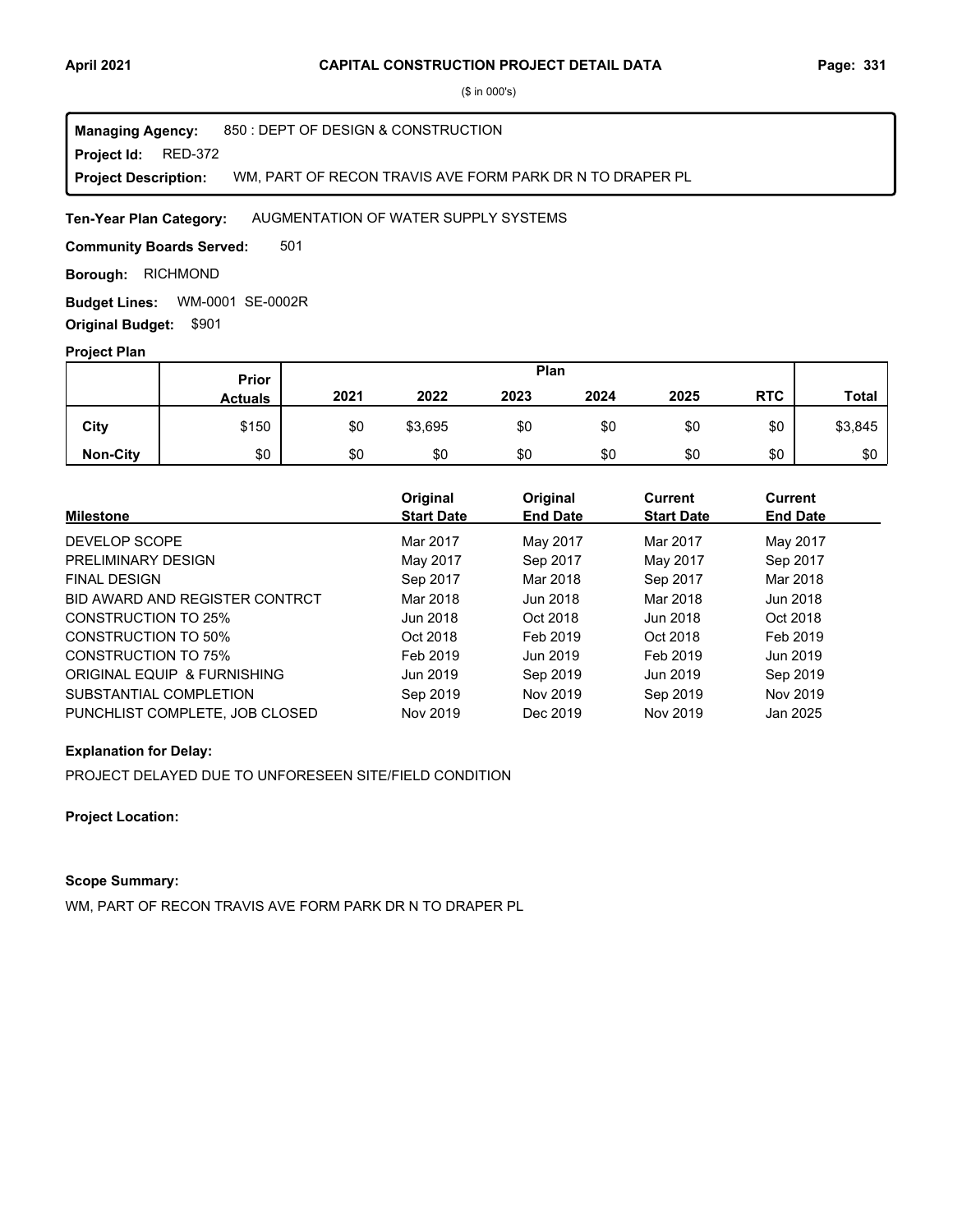($ in 000's)

**Managing Agency:** 850 : DEPT OF DESIGN & CONSTRUCTION
**Project Id:** RED-372
**Project Description:** WM, PART OF RECON TRAVIS AVE FORM PARK DR N TO DRAPER PL

**Ten-Year Plan Category:** AUGMENTATION OF WATER SUPPLY SYSTEMS

**Community Boards Served:** 501

**Borough:** RICHMOND

**Budget Lines:** WM-0001 SE-0002R

**Original Budget:** $901

**Project Plan**

| | Prior Actuals | Plan | | | | | | |
|---|---|---|---|---|---|---|---|---|
| | | 2021 | 2022 | 2023 | 2024 | 2025 | RTC | Total |
| City | $150 | $0 | $3,695 | $0 | $0 | $0 | $0 | $3,845 |
| Non-City | $0 | $0 | $0 | $0 | $0 | $0 | $0 | $0 |

| Milestone | Original Start Date | Original End Date | Current Start Date | Current End Date |
|---|---|---|---|---|
| DEVELOP SCOPE | Mar 2017 | May 2017 | Mar 2017 | May 2017 |
| PRELIMINARY DESIGN | May 2017 | Sep 2017 | May 2017 | Sep 2017 |
| FINAL DESIGN | Sep 2017 | Mar 2018 | Sep 2017 | Mar 2018 |
| BID AWARD AND REGISTER CONTRCT | Mar 2018 | Jun 2018 | Mar 2018 | Jun 2018 |
| CONSTRUCTION TO 25% | Jun 2018 | Oct 2018 | Jun 2018 | Oct 2018 |
| CONSTRUCTION TO 50% | Oct 2018 | Feb 2019 | Oct 2018 | Feb 2019 |
| CONSTRUCTION TO 75% | Feb 2019 | Jun 2019 | Feb 2019 | Jun 2019 |
| ORIGINAL EQUIP & FURNISHING | Jun 2019 | Sep 2019 | Jun 2019 | Sep 2019 |
| SUBSTANTIAL COMPLETION | Sep 2019 | Nov 2019 | Sep 2019 | Nov 2019 |
| PUNCHLIST COMPLETE, JOB CLOSED | Nov 2019 | Dec 2019 | Nov 2019 | Jan 2025 |

**Explanation for Delay:**

PROJECT DELAYED DUE TO UNFORESEEN SITE/FIELD CONDITION

**Project Location:**

**Scope Summary:**

WM, PART OF RECON TRAVIS AVE FORM PARK DR N TO DRAPER PL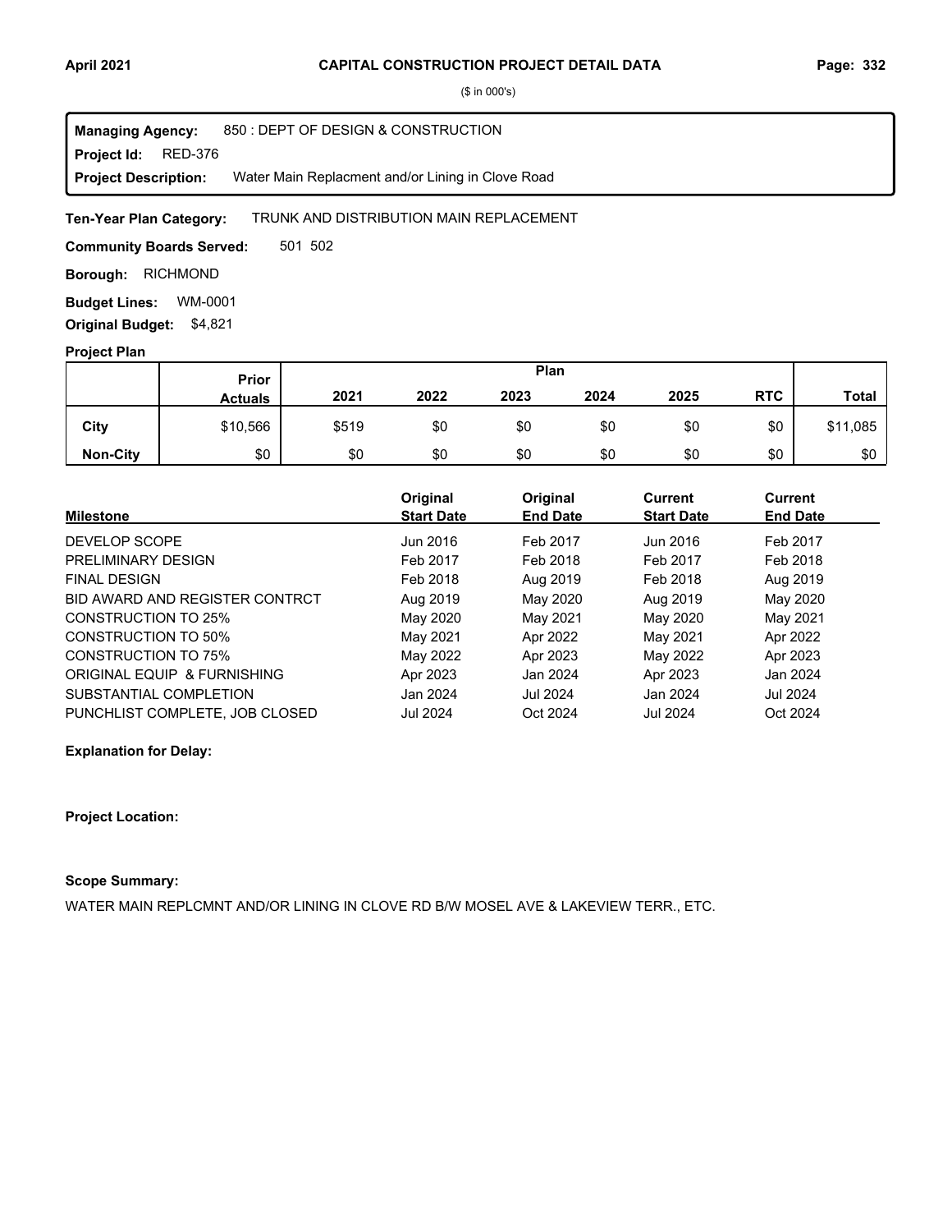# CAPITAL CONSTRUCTION PROJECT DETAIL DATA

($ in 000's)

**Managing Agency:** 850 : DEPT OF DESIGN & CONSTRUCTION
**Project Id:** RED-376
**Project Description:** Water Main Replacment and/or Lining in Clove Road

**Ten-Year Plan Category:** TRUNK AND DISTRIBUTION MAIN REPLACEMENT

**Community Boards Served:** 501 502

**Borough:** RICHMOND

**Budget Lines:** WM-0001

**Original Budget:** $4,821

## Project Plan

| | Prior Actuals | Plan 2021 | 2022 | 2023 | 2024 | 2025 | RTC | Total |
|---|---|---|---|---|---|---|---|---|
| **City** | $10,566 | $519 | $0 | $0 | $0 | $0 | $0 | $11,085 |
| **Non-City** | $0 | $0 | $0 | $0 | $0 | $0 | $0 | $0 |

| Milestone | Original Start Date | Original End Date | Current Start Date | Current End Date |
|---|---|---|---|---|
| DEVELOP SCOPE | Jun 2016 | Feb 2017 | Jun 2016 | Feb 2017 |
| PRELIMINARY DESIGN | Feb 2017 | Feb 2018 | Feb 2017 | Feb 2018 |
| FINAL DESIGN | Feb 2018 | Aug 2019 | Feb 2018 | Aug 2019 |
| BID AWARD AND REGISTER CONTRCT | Aug 2019 | May 2020 | Aug 2019 | May 2020 |
| CONSTRUCTION TO 25% | May 2020 | May 2021 | May 2020 | May 2021 |
| CONSTRUCTION TO 50% | May 2021 | Apr 2022 | May 2021 | Apr 2022 |
| CONSTRUCTION TO 75% | May 2022 | Apr 2023 | May 2022 | Apr 2023 |
| ORIGINAL EQUIP & FURNISHING | Apr 2023 | Jan 2024 | Apr 2023 | Jan 2024 |
| SUBSTANTIAL COMPLETION | Jan 2024 | Jul 2024 | Jan 2024 | Jul 2024 |
| PUNCHLIST COMPLETE, JOB CLOSED | Jul 2024 | Oct 2024 | Jul 2024 | Oct 2024 |

**Explanation for Delay:**

**Project Location:**

**Scope Summary:**

WATER MAIN REPLCMNT AND/OR LINING IN CLOVE RD B/W MOSEL AVE & LAKEVIEW TERR., ETC.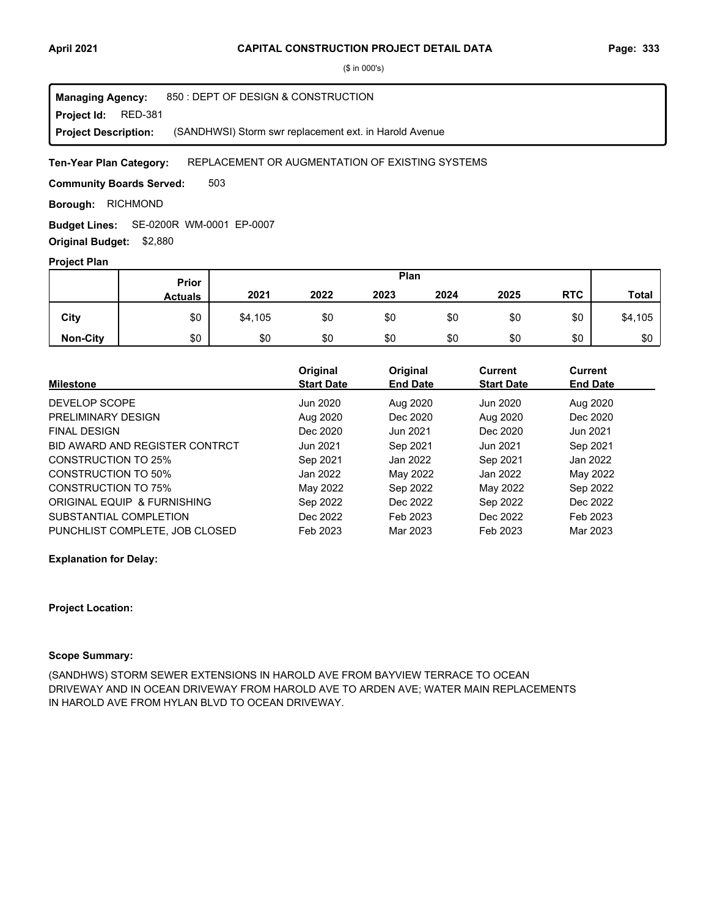# CAPITAL CONSTRUCTION PROJECT DETAIL DATA

($ in 000's)

**Managing Agency:** 850 : DEPT OF DESIGN & CONSTRUCTION
**Project Id:** RED-381
**Project Description:** (SANDHWSI) Storm swr replacement ext. in Harold Avenue

**Ten-Year Plan Category:** REPLACEMENT OR AUGMENTATION OF EXISTING SYSTEMS

**Community Boards Served:** 503

**Borough:** RICHMOND

**Budget Lines:** SE-0200R WM-0001 EP-0007

**Original Budget:** $2,880

## Project Plan

| | Prior Actuals | 2021 | 2022 | 2023 | 2024 | 2025 | RTC | Total |
|---|---|---|---|---|---|---|---|---|
| City | $0 | $4,105 | $0 | $0 | $0 | $0 | $0 | $4,105 |
| Non-City | $0 | $0 | $0 | $0 | $0 | $0 | $0 | $0 |

| Milestone | Original Start Date | Original End Date | Current Start Date | Current End Date |
|---|---|---|---|---|
| DEVELOP SCOPE | Jun 2020 | Aug 2020 | Jun 2020 | Aug 2020 |
| PRELIMINARY DESIGN | Aug 2020 | Dec 2020 | Aug 2020 | Dec 2020 |
| FINAL DESIGN | Dec 2020 | Jun 2021 | Dec 2020 | Jun 2021 |
| BID AWARD AND REGISTER CONTRCT | Jun 2021 | Sep 2021 | Jun 2021 | Sep 2021 |
| CONSTRUCTION TO 25% | Sep 2021 | Jan 2022 | Sep 2021 | Jan 2022 |
| CONSTRUCTION TO 50% | Jan 2022 | May 2022 | Jan 2022 | May 2022 |
| CONSTRUCTION TO 75% | May 2022 | Sep 2022 | May 2022 | Sep 2022 |
| ORIGINAL EQUIP & FURNISHING | Sep 2022 | Dec 2022 | Sep 2022 | Dec 2022 |
| SUBSTANTIAL COMPLETION | Dec 2022 | Feb 2023 | Dec 2022 | Feb 2023 |
| PUNCHLIST COMPLETE, JOB CLOSED | Feb 2023 | Mar 2023 | Feb 2023 | Mar 2023 |

**Explanation for Delay:**

**Project Location:**

**Scope Summary:**

(SANDHWS) STORM SEWER EXTENSIONS IN HAROLD AVE FROM BAYVIEW TERRACE TO OCEAN DRIVEWAY AND IN OCEAN DRIVEWAY FROM HAROLD AVE TO ARDEN AVE; WATER MAIN REPLACEMENTS IN HAROLD AVE FROM HYLAN BLVD TO OCEAN DRIVEWAY.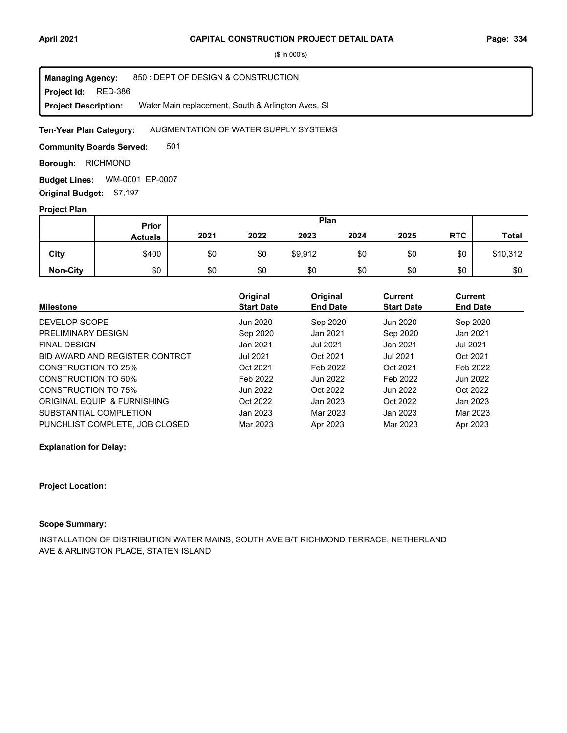($ in 000's)

**Managing Agency:** 850 : DEPT OF DESIGN & CONSTRUCTION
**Project Id:** RED-386
**Project Description:** Water Main replacement, South & Arlington Aves, SI

**Ten-Year Plan Category:** AUGMENTATION OF WATER SUPPLY SYSTEMS

**Community Boards Served:** 501

**Borough:** RICHMOND

**Budget Lines:** WM-0001 EP-0007

**Original Budget:** $7,197

**Project Plan**

| | Prior Actuals | Plan 2021 | 2022 | 2023 | 2024 | 2025 | RTC | Total |
|---|---|---|---|---|---|---|---|---|
| **City** | $400 | $0 | $0 | $9,912 | $0 | $0 | $0 | $10,312 |
| **Non-City** | $0 | $0 | $0 | $0 | $0 | $0 | $0 | $0 |

| Milestone | Original Start Date | Original End Date | Current Start Date | Current End Date |
|---|---|---|---|---|
| DEVELOP SCOPE | Jun 2020 | Sep 2020 | Jun 2020 | Sep 2020 |
| PRELIMINARY DESIGN | Sep 2020 | Jan 2021 | Sep 2020 | Jan 2021 |
| FINAL DESIGN | Jan 2021 | Jul 2021 | Jan 2021 | Jul 2021 |
| BID AWARD AND REGISTER CONTRCT | Jul 2021 | Oct 2021 | Jul 2021 | Oct 2021 |
| CONSTRUCTION TO 25% | Oct 2021 | Feb 2022 | Oct 2021 | Feb 2022 |
| CONSTRUCTION TO 50% | Feb 2022 | Jun 2022 | Feb 2022 | Jun 2022 |
| CONSTRUCTION TO 75% | Jun 2022 | Oct 2022 | Jun 2022 | Oct 2022 |
| ORIGINAL EQUIP & FURNISHING | Oct 2022 | Jan 2023 | Oct 2022 | Jan 2023 |
| SUBSTANTIAL COMPLETION | Jan 2023 | Mar 2023 | Jan 2023 | Mar 2023 |
| PUNCHLIST COMPLETE, JOB CLOSED | Mar 2023 | Apr 2023 | Mar 2023 | Apr 2023 |

**Explanation for Delay:**

**Project Location:**

**Scope Summary:**

INSTALLATION OF DISTRIBUTION WATER MAINS, SOUTH AVE B/T RICHMOND TERRACE, NETHERLAND AVE & ARLINGTON PLACE, STATEN ISLAND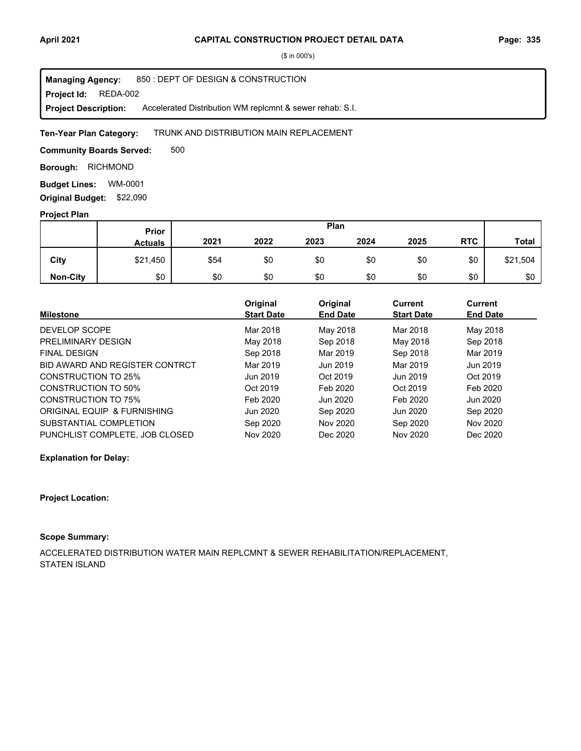# CAPITAL CONSTRUCTION PROJECT DETAIL DATA

($ in 000's)

**Managing Agency:** 850 : DEPT OF DESIGN & CONSTRUCTION
**Project Id:** REDA-002
**Project Description:** Accelerated Distribution WM replcmnt & sewer rehab: S.I.

**Ten-Year Plan Category:** TRUNK AND DISTRIBUTION MAIN REPLACEMENT

**Community Boards Served:** 500

**Borough:** RICHMOND

**Budget Lines:** WM-0001

**Original Budget:** $22,090

**Project Plan**

| | Prior Actuals | Plan 2021 | 2022 | 2023 | 2024 | 2025 | RTC | Total |
|---|---|---|---|---|---|---|---|---|
| City | $21,450 | $54 | $0 | $0 | $0 | $0 | $0 | $21,504 |
| Non-City | $0 | $0 | $0 | $0 | $0 | $0 | $0 | $0 |

| Milestone | Original Start Date | Original End Date | Current Start Date | Current End Date |
|---|---|---|---|---|
| DEVELOP SCOPE | Mar 2018 | May 2018 | Mar 2018 | May 2018 |
| PRELIMINARY DESIGN | May 2018 | Sep 2018 | May 2018 | Sep 2018 |
| FINAL DESIGN | Sep 2018 | Mar 2019 | Sep 2018 | Mar 2019 |
| BID AWARD AND REGISTER CONTRCT | Mar 2019 | Jun 2019 | Mar 2019 | Jun 2019 |
| CONSTRUCTION TO 25% | Jun 2019 | Oct 2019 | Jun 2019 | Oct 2019 |
| CONSTRUCTION TO 50% | Oct 2019 | Feb 2020 | Oct 2019 | Feb 2020 |
| CONSTRUCTION TO 75% | Feb 2020 | Jun 2020 | Feb 2020 | Jun 2020 |
| ORIGINAL EQUIP & FURNISHING | Jun 2020 | Sep 2020 | Jun 2020 | Sep 2020 |
| SUBSTANTIAL COMPLETION | Sep 2020 | Nov 2020 | Sep 2020 | Nov 2020 |
| PUNCHLIST COMPLETE, JOB CLOSED | Nov 2020 | Dec 2020 | Nov 2020 | Dec 2020 |

**Explanation for Delay:**

**Project Location:**

**Scope Summary:**

ACCELERATED DISTRIBUTION WATER MAIN REPLCMNT & SEWER REHABILITATION/REPLACEMENT, STATEN ISLAND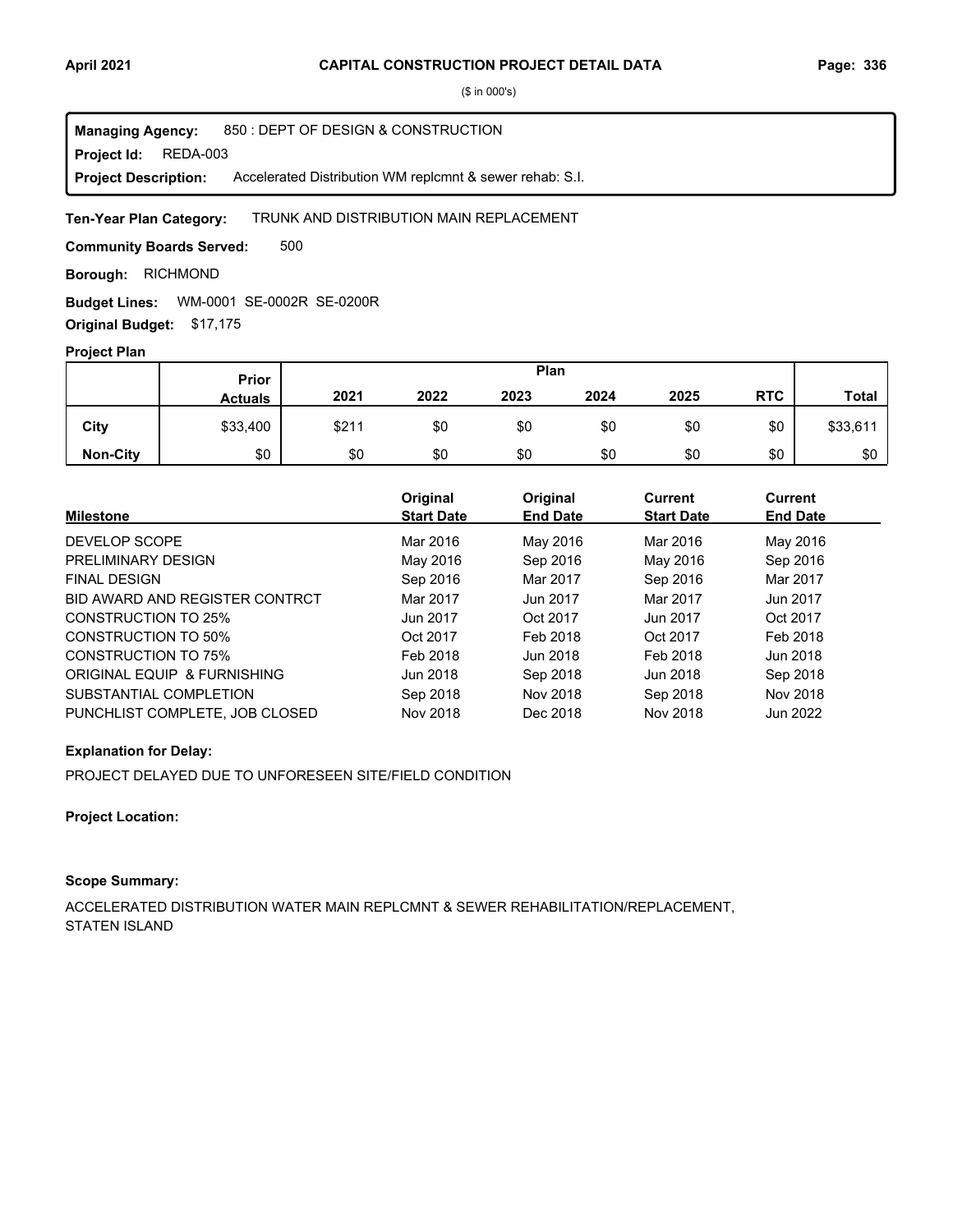# CAPITAL CONSTRUCTION PROJECT DETAIL DATA

($ in 000's)

**Managing Agency:** 850 : DEPT OF DESIGN & CONSTRUCTION
**Project Id:** REDA-003
**Project Description:** Accelerated Distribution WM replcmnt & sewer rehab: S.I.

**Ten-Year Plan Category:** TRUNK AND DISTRIBUTION MAIN REPLACEMENT

**Community Boards Served:** 500

**Borough:** RICHMOND

**Budget Lines:** WM-0001 SE-0002R SE-0200R

**Original Budget:** $17,175

**Project Plan**

| | Prior Actuals | Plan 2021 | 2022 | 2023 | 2024 | 2025 | RTC | Total |
|---|---|---|---|---|---|---|---|---|
| City | $33,400 | $211 | $0 | $0 | $0 | $0 | $0 | $33,611 |
| Non-City | $0 | $0 | $0 | $0 | $0 | $0 | $0 | $0 |

| Milestone | Original Start Date | Original End Date | Current Start Date | Current End Date |
|---|---|---|---|---|
| DEVELOP SCOPE | Mar 2016 | May 2016 | Mar 2016 | May 2016 |
| PRELIMINARY DESIGN | May 2016 | Sep 2016 | May 2016 | Sep 2016 |
| FINAL DESIGN | Sep 2016 | Mar 2017 | Sep 2016 | Mar 2017 |
| BID AWARD AND REGISTER CONTRCT | Mar 2017 | Jun 2017 | Mar 2017 | Jun 2017 |
| CONSTRUCTION TO 25% | Jun 2017 | Oct 2017 | Jun 2017 | Oct 2017 |
| CONSTRUCTION TO 50% | Oct 2017 | Feb 2018 | Oct 2017 | Feb 2018 |
| CONSTRUCTION TO 75% | Feb 2018 | Jun 2018 | Feb 2018 | Jun 2018 |
| ORIGINAL EQUIP & FURNISHING | Jun 2018 | Sep 2018 | Jun 2018 | Sep 2018 |
| SUBSTANTIAL COMPLETION | Sep 2018 | Nov 2018 | Sep 2018 | Nov 2018 |
| PUNCHLIST COMPLETE, JOB CLOSED | Nov 2018 | Dec 2018 | Nov 2018 | Jun 2022 |

**Explanation for Delay:**

PROJECT DELAYED DUE TO UNFORESEEN SITE/FIELD CONDITION

**Project Location:**

**Scope Summary:**

ACCELERATED DISTRIBUTION WATER MAIN REPLCMNT & SEWER REHABILITATION/REPLACEMENT, STATEN ISLAND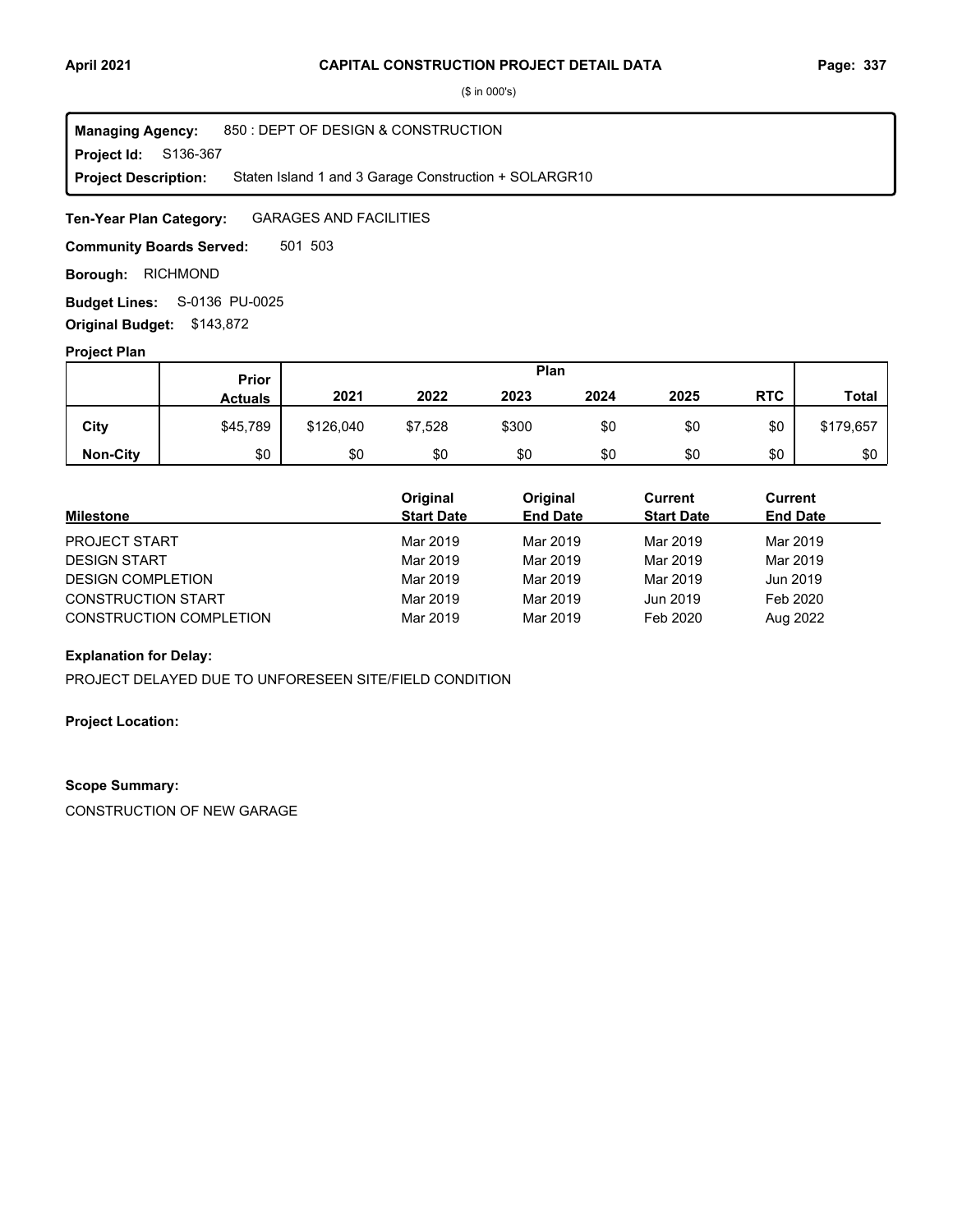# CAPITAL CONSTRUCTION PROJECT DETAIL DATA

($ in 000's)

**Managing Agency:** 850 : DEPT OF DESIGN & CONSTRUCTION
**Project Id:** S136-367
**Project Description:** Staten Island 1 and 3 Garage Construction + SOLARGR10

**Ten-Year Plan Category:** GARAGES AND FACILITIES

**Community Boards Served:** 501 503

**Borough:** RICHMOND

**Budget Lines:** S-0136 PU-0025

**Original Budget:** $143,872

**Project Plan**

| | Prior Actuals | Plan 2021 | 2022 | 2023 | 2024 | 2025 | RTC | Total |
|---|---|---|---|---|---|---|---|---|
| City | $45,789 | $126,040 | $7,528 | $300 | $0 | $0 | $0 | $179,657 |
| Non-City | $0 | $0 | $0 | $0 | $0 | $0 | $0 | $0 |

| Milestone | Original Start Date | Original End Date | Current Start Date | Current End Date |
|---|---|---|---|---|
| PROJECT START | Mar 2019 | Mar 2019 | Mar 2019 | Mar 2019 |
| DESIGN START | Mar 2019 | Mar 2019 | Mar 2019 | Mar 2019 |
| DESIGN COMPLETION | Mar 2019 | Mar 2019 | Mar 2019 | Jun 2019 |
| CONSTRUCTION START | Mar 2019 | Mar 2019 | Jun 2019 | Feb 2020 |
| CONSTRUCTION COMPLETION | Mar 2019 | Mar 2019 | Feb 2020 | Aug 2022 |

**Explanation for Delay:**

PROJECT DELAYED DUE TO UNFORESEEN SITE/FIELD CONDITION

**Project Location:**

**Scope Summary:**

CONSTRUCTION OF NEW GARAGE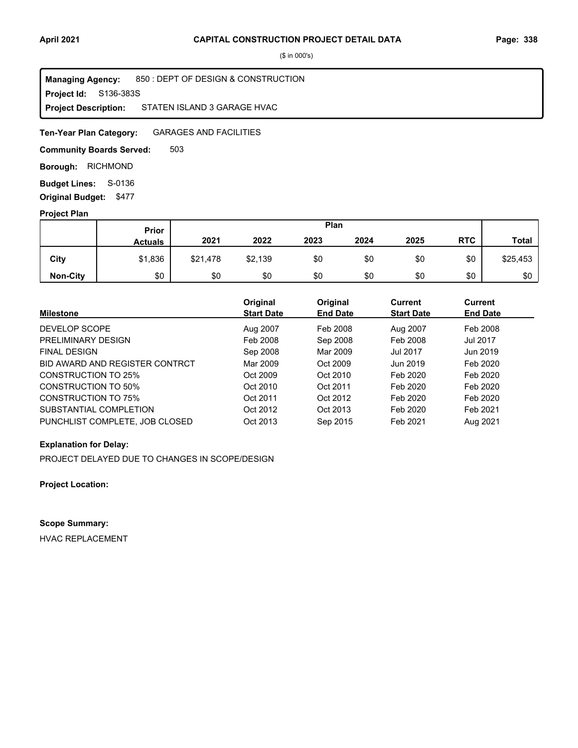# CAPITAL CONSTRUCTION PROJECT DETAIL DATA

($ in 000's)

**Managing Agency:** 850 : DEPT OF DESIGN & CONSTRUCTION

**Project Id:** S136-383S

**Project Description:** STATEN ISLAND 3 GARAGE HVAC

**Ten-Year Plan Category:** GARAGES AND FACILITIES

**Community Boards Served:** 503

**Borough:** RICHMOND

**Budget Lines:** S-0136

**Original Budget:** $477

## Project Plan

| | Prior Actuals | Plan 2021 | 2022 | 2023 | 2024 | 2025 | RTC | Total |
|---|---|---|---|---|---|---|---|---|
| **City** | $1,836 | $21,478 | $2,139 | $0 | $0 | $0 | $0 | $25,453 |
| **Non-City** | $0 | $0 | $0 | $0 | $0 | $0 | $0 | $0 |

| Milestone | Original Start Date | Original End Date | Current Start Date | Current End Date |
|---|---|---|---|---|
| DEVELOP SCOPE | Aug 2007 | Feb 2008 | Aug 2007 | Feb 2008 |
| PRELIMINARY DESIGN | Feb 2008 | Sep 2008 | Feb 2008 | Jul 2017 |
| FINAL DESIGN | Sep 2008 | Mar 2009 | Jul 2017 | Jun 2019 |
| BID AWARD AND REGISTER CONTRCT | Mar 2009 | Oct 2009 | Jun 2019 | Feb 2020 |
| CONSTRUCTION TO 25% | Oct 2009 | Oct 2010 | Feb 2020 | Feb 2020 |
| CONSTRUCTION TO 50% | Oct 2010 | Oct 2011 | Feb 2020 | Feb 2020 |
| CONSTRUCTION TO 75% | Oct 2011 | Oct 2012 | Feb 2020 | Feb 2020 |
| SUBSTANTIAL COMPLETION | Oct 2012 | Oct 2013 | Feb 2020 | Feb 2021 |
| PUNCHLIST COMPLETE, JOB CLOSED | Oct 2013 | Sep 2015 | Feb 2021 | Aug 2021 |

**Explanation for Delay:**

PROJECT DELAYED DUE TO CHANGES IN SCOPE/DESIGN

**Project Location:**

**Scope Summary:**

HVAC REPLACEMENT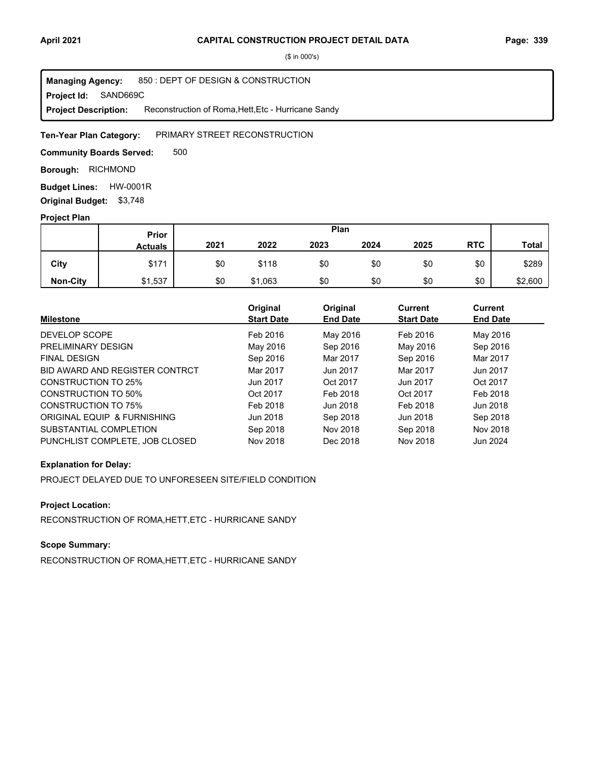# CAPITAL CONSTRUCTION PROJECT DETAIL DATA

($ in 000's)

**Managing Agency:** 850 : DEPT OF DESIGN & CONSTRUCTION
**Project Id:** SAND669C
**Project Description:** Reconstruction of Roma,Hett,Etc - Hurricane Sandy

**Ten-Year Plan Category:** PRIMARY STREET RECONSTRUCTION

**Community Boards Served:** 500

**Borough:** RICHMOND

**Budget Lines:** HW-0001R

**Original Budget:** $3,748

## Project Plan

| | Prior Actuals | Plan 2021 | 2022 | 2023 | 2024 | 2025 | RTC | Total |
|---|---|---|---|---|---|---|---|---|
| **City** | $171 | $0 | $118 | $0 | $0 | $0 | $0 | $289 |
| **Non-City** | $1,537 | $0 | $1,063 | $0 | $0 | $0 | $0 | $2,600 |

| Milestone | Original Start Date | Original End Date | Current Start Date | Current End Date |
|---|---|---|---|---|
| DEVELOP SCOPE | Feb 2016 | May 2016 | Feb 2016 | May 2016 |
| PRELIMINARY DESIGN | May 2016 | Sep 2016 | May 2016 | Sep 2016 |
| FINAL DESIGN | Sep 2016 | Mar 2017 | Sep 2016 | Mar 2017 |
| BID AWARD AND REGISTER CONTRCT | Mar 2017 | Jun 2017 | Mar 2017 | Jun 2017 |
| CONSTRUCTION TO 25% | Jun 2017 | Oct 2017 | Jun 2017 | Oct 2017 |
| CONSTRUCTION TO 50% | Oct 2017 | Feb 2018 | Oct 2017 | Feb 2018 |
| CONSTRUCTION TO 75% | Feb 2018 | Jun 2018 | Feb 2018 | Jun 2018 |
| ORIGINAL EQUIP & FURNISHING | Jun 2018 | Sep 2018 | Jun 2018 | Sep 2018 |
| SUBSTANTIAL COMPLETION | Sep 2018 | Nov 2018 | Sep 2018 | Nov 2018 |
| PUNCHLIST COMPLETE, JOB CLOSED | Nov 2018 | Dec 2018 | Nov 2018 | Jun 2024 |

**Explanation for Delay:**

PROJECT DELAYED DUE TO UNFORESEEN SITE/FIELD CONDITION

**Project Location:**

RECONSTRUCTION OF ROMA,HETT,ETC - HURRICANE SANDY

**Scope Summary:**

RECONSTRUCTION OF ROMA,HETT,ETC - HURRICANE SANDY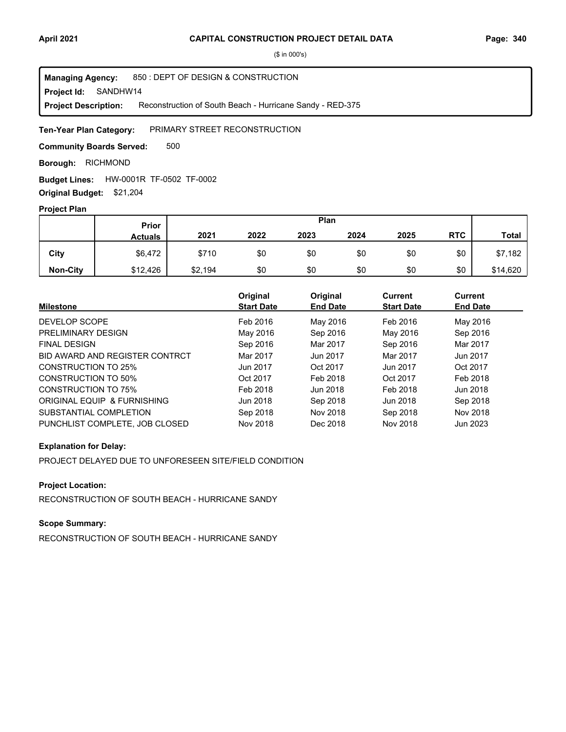## CAPITAL CONSTRUCTION PROJECT DETAIL DATA

($ in 000's)

**Managing Agency:** 850 : DEPT OF DESIGN & CONSTRUCTION
**Project Id:** SANDHW14
**Project Description:** Reconstruction of South Beach - Hurricane Sandy - RED-375

**Ten-Year Plan Category:** PRIMARY STREET RECONSTRUCTION

**Community Boards Served:** 500

**Borough:** RICHMOND

**Budget Lines:** HW-0001R TF-0502 TF-0002

**Original Budget:** $21,204

### Project Plan

| | Prior Actuals | Plan 2021 | 2022 | 2023 | 2024 | 2025 | RTC | Total |
|---|---|---|---|---|---|---|---|---|
| City | $6,472 | $710 | $0 | $0 | $0 | $0 | $0 | $7,182 |
| Non-City | $12,426 | $2,194 | $0 | $0 | $0 | $0 | $0 | $14,620 |

| Milestone | Original Start Date | Original End Date | Current Start Date | Current End Date |
|---|---|---|---|---|
| DEVELOP SCOPE | Feb 2016 | May 2016 | Feb 2016 | May 2016 |
| PRELIMINARY DESIGN | May 2016 | Sep 2016 | May 2016 | Sep 2016 |
| FINAL DESIGN | Sep 2016 | Mar 2017 | Sep 2016 | Mar 2017 |
| BID AWARD AND REGISTER CONTRCT | Mar 2017 | Jun 2017 | Mar 2017 | Jun 2017 |
| CONSTRUCTION TO 25% | Jun 2017 | Oct 2017 | Jun 2017 | Oct 2017 |
| CONSTRUCTION TO 50% | Oct 2017 | Feb 2018 | Oct 2017 | Feb 2018 |
| CONSTRUCTION TO 75% | Feb 2018 | Jun 2018 | Feb 2018 | Jun 2018 |
| ORIGINAL EQUIP & FURNISHING | Jun 2018 | Sep 2018 | Jun 2018 | Sep 2018 |
| SUBSTANTIAL COMPLETION | Sep 2018 | Nov 2018 | Sep 2018 | Nov 2018 |
| PUNCHLIST COMPLETE, JOB CLOSED | Nov 2018 | Dec 2018 | Nov 2018 | Jun 2023 |

### Explanation for Delay:

PROJECT DELAYED DUE TO UNFORESEEN SITE/FIELD CONDITION

### Project Location:

RECONSTRUCTION OF SOUTH BEACH - HURRICANE SANDY

### Scope Summary:

RECONSTRUCTION OF SOUTH BEACH - HURRICANE SANDY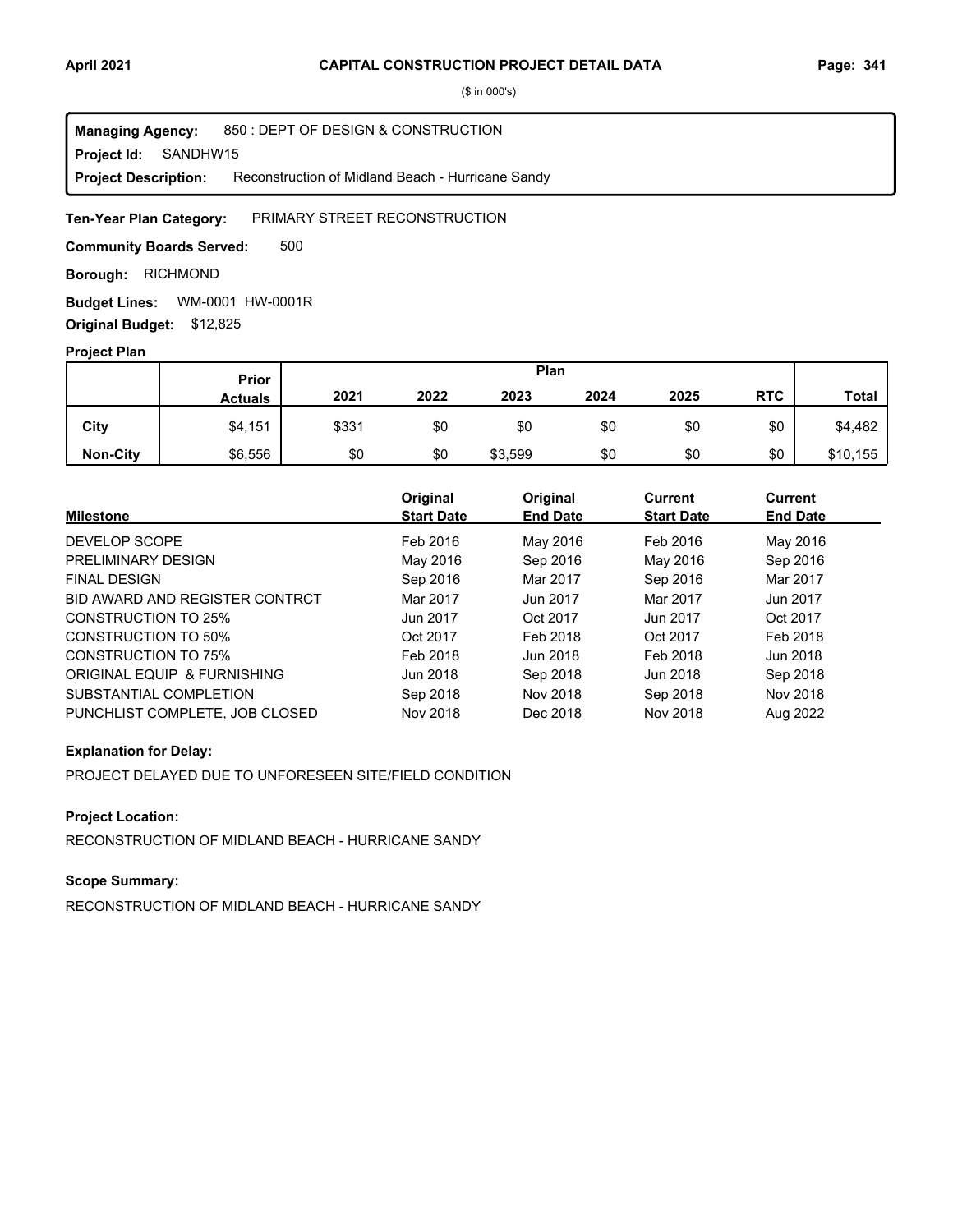# CAPITAL CONSTRUCTION PROJECT DETAIL DATA

($ in 000's)

**Managing Agency:** 850 : DEPT OF DESIGN & CONSTRUCTION
**Project Id:** SANDHW15
**Project Description:** Reconstruction of Midland Beach - Hurricane Sandy

**Ten-Year Plan Category:** PRIMARY STREET RECONSTRUCTION

**Community Boards Served:** 500

**Borough:** RICHMOND

**Budget Lines:** WM-0001 HW-0001R

**Original Budget:** $12,825

## Project Plan

| | Prior Actuals | Plan 2021 | 2022 | 2023 | 2024 | 2025 | RTC | Total |
|---|---|---|---|---|---|---|---|---|
| **City** | $4,151 | $331 | $0 | $0 | $0 | $0 | $0 | $4,482 |
| **Non-City** | $6,556 | $0 | $0 | $3,599 | $0 | $0 | $0 | $10,155 |

| Milestone | Original Start Date | Original End Date | Current Start Date | Current End Date |
|---|---|---|---|---|
| DEVELOP SCOPE | Feb 2016 | May 2016 | Feb 2016 | May 2016 |
| PRELIMINARY DESIGN | May 2016 | Sep 2016 | May 2016 | Sep 2016 |
| FINAL DESIGN | Sep 2016 | Mar 2017 | Sep 2016 | Mar 2017 |
| BID AWARD AND REGISTER CONTRCT | Mar 2017 | Jun 2017 | Mar 2017 | Jun 2017 |
| CONSTRUCTION TO 25% | Jun 2017 | Oct 2017 | Jun 2017 | Oct 2017 |
| CONSTRUCTION TO 50% | Oct 2017 | Feb 2018 | Oct 2017 | Feb 2018 |
| CONSTRUCTION TO 75% | Feb 2018 | Jun 2018 | Feb 2018 | Jun 2018 |
| ORIGINAL EQUIP & FURNISHING | Jun 2018 | Sep 2018 | Jun 2018 | Sep 2018 |
| SUBSTANTIAL COMPLETION | Sep 2018 | Nov 2018 | Sep 2018 | Nov 2018 |
| PUNCHLIST COMPLETE, JOB CLOSED | Nov 2018 | Dec 2018 | Nov 2018 | Aug 2022 |

### Explanation for Delay:

PROJECT DELAYED DUE TO UNFORESEEN SITE/FIELD CONDITION

### Project Location:

RECONSTRUCTION OF MIDLAND BEACH - HURRICANE SANDY

### Scope Summary:

RECONSTRUCTION OF MIDLAND BEACH - HURRICANE SANDY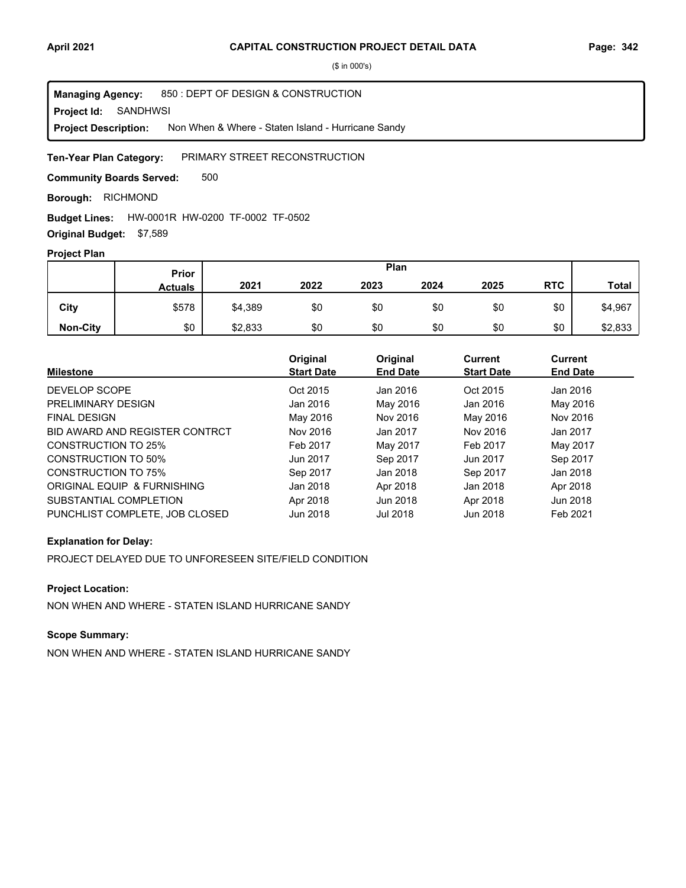**CAPITAL CONSTRUCTION PROJECT DETAIL DATA**

($ in 000's)

**Managing Agency:** 850 : DEPT OF DESIGN & CONSTRUCTION
**Project Id:** SANDHWSI
**Project Description:** Non When & Where - Staten Island - Hurricane Sandy

**Ten-Year Plan Category:** PRIMARY STREET RECONSTRUCTION

**Community Boards Served:** 500

**Borough:** RICHMOND

**Budget Lines:** HW-0001R HW-0200 TF-0002 TF-0502

**Original Budget:** $7,589

**Project Plan**

| | Prior Actuals | Plan 2021 | 2022 | 2023 | 2024 | 2025 | RTC | Total |
|---|---|---|---|---|---|---|---|---|
| City | $578 | $4,389 | $0 | $0 | $0 | $0 | $0 | $4,967 |
| Non-City | $0 | $2,833 | $0 | $0 | $0 | $0 | $0 | $2,833 |

| Milestone | Original Start Date | Original End Date | Current Start Date | Current End Date |
|---|---|---|---|---|
| DEVELOP SCOPE | Oct 2015 | Jan 2016 | Oct 2015 | Jan 2016 |
| PRELIMINARY DESIGN | Jan 2016 | May 2016 | Jan 2016 | May 2016 |
| FINAL DESIGN | May 2016 | Nov 2016 | May 2016 | Nov 2016 |
| BID AWARD AND REGISTER CONTRCT | Nov 2016 | Jan 2017 | Nov 2016 | Jan 2017 |
| CONSTRUCTION TO 25% | Feb 2017 | May 2017 | Feb 2017 | May 2017 |
| CONSTRUCTION TO 50% | Jun 2017 | Sep 2017 | Jun 2017 | Sep 2017 |
| CONSTRUCTION TO 75% | Sep 2017 | Jan 2018 | Sep 2017 | Jan 2018 |
| ORIGINAL EQUIP & FURNISHING | Jan 2018 | Apr 2018 | Jan 2018 | Apr 2018 |
| SUBSTANTIAL COMPLETION | Apr 2018 | Jun 2018 | Apr 2018 | Jun 2018 |
| PUNCHLIST COMPLETE, JOB CLOSED | Jun 2018 | Jul 2018 | Jun 2018 | Feb 2021 |

**Explanation for Delay:**

PROJECT DELAYED DUE TO UNFORESEEN SITE/FIELD CONDITION

**Project Location:**

NON WHEN AND WHERE - STATEN ISLAND HURRICANE SANDY

**Scope Summary:**

NON WHEN AND WHERE - STATEN ISLAND HURRICANE SANDY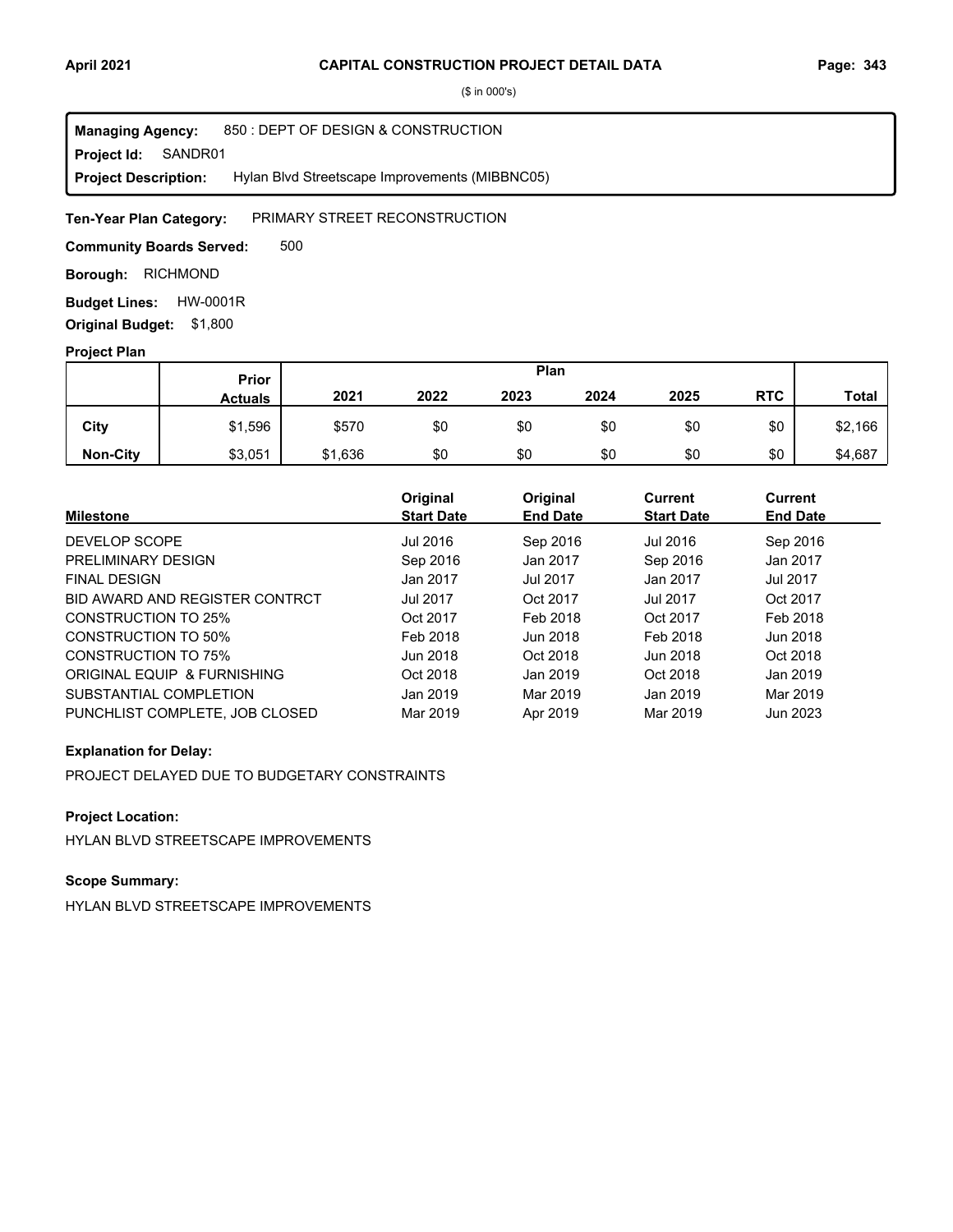**CAPITAL CONSTRUCTION PROJECT DETAIL DATA**

($ in 000's)

**Managing Agency:** 850 : DEPT OF DESIGN & CONSTRUCTION
**Project Id:** SANDR01
**Project Description:** Hylan Blvd Streetscape Improvements (MIBBNC05)

**Ten-Year Plan Category:** PRIMARY STREET RECONSTRUCTION

**Community Boards Served:** 500

**Borough:** RICHMOND

**Budget Lines:** HW-0001R

**Original Budget:** $1,800

**Project Plan**

| | Prior Actuals | Plan 2021 | 2022 | 2023 | 2024 | 2025 | RTC | Total |
|---|---|---|---|---|---|---|---|---|
| City | $1,596 | $570 | $0 | $0 | $0 | $0 | $0 | $2,166 |
| Non-City | $3,051 | $1,636 | $0 | $0 | $0 | $0 | $0 | $4,687 |

| Milestone | Original Start Date | Original End Date | Current Start Date | Current End Date |
|---|---|---|---|---|
| DEVELOP SCOPE | Jul 2016 | Sep 2016 | Jul 2016 | Sep 2016 |
| PRELIMINARY DESIGN | Sep 2016 | Jan 2017 | Sep 2016 | Jan 2017 |
| FINAL DESIGN | Jan 2017 | Jul 2017 | Jan 2017 | Jul 2017 |
| BID AWARD AND REGISTER CONTRCT | Jul 2017 | Oct 2017 | Jul 2017 | Oct 2017 |
| CONSTRUCTION TO 25% | Oct 2017 | Feb 2018 | Oct 2017 | Feb 2018 |
| CONSTRUCTION TO 50% | Feb 2018 | Jun 2018 | Feb 2018 | Jun 2018 |
| CONSTRUCTION TO 75% | Jun 2018 | Oct 2018 | Jun 2018 | Oct 2018 |
| ORIGINAL EQUIP & FURNISHING | Oct 2018 | Jan 2019 | Oct 2018 | Jan 2019 |
| SUBSTANTIAL COMPLETION | Jan 2019 | Mar 2019 | Jan 2019 | Mar 2019 |
| PUNCHLIST COMPLETE, JOB CLOSED | Mar 2019 | Apr 2019 | Mar 2019 | Jun 2023 |

**Explanation for Delay:**

PROJECT DELAYED DUE TO BUDGETARY CONSTRAINTS

**Project Location:**

HYLAN BLVD STREETSCAPE IMPROVEMENTS

**Scope Summary:**

HYLAN BLVD STREETSCAPE IMPROVEMENTS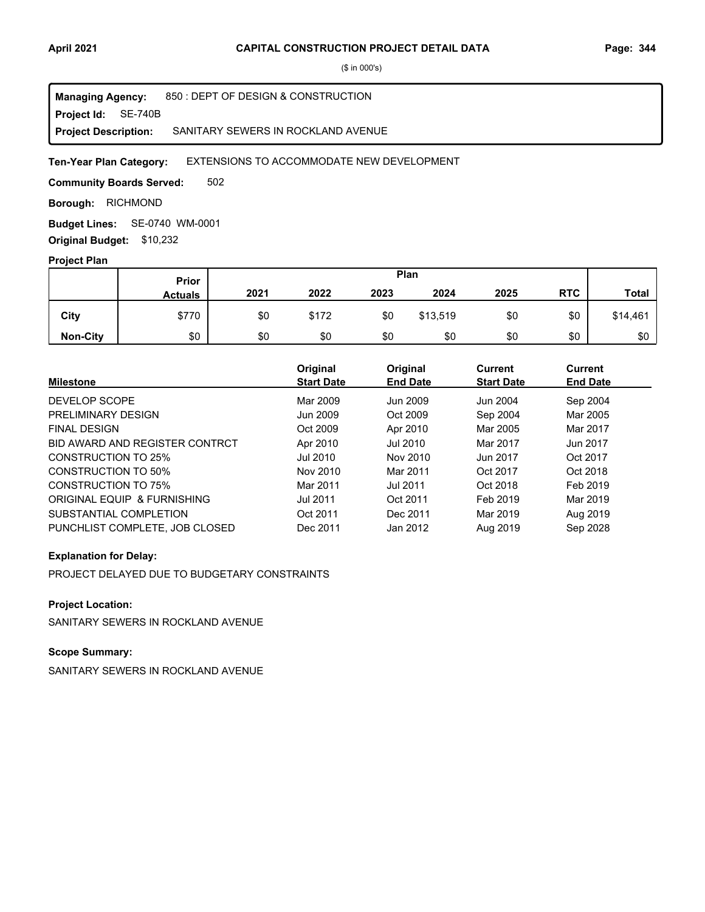# CAPITAL CONSTRUCTION PROJECT DETAIL DATA

($ in 000's)

**Managing Agency:** 850 : DEPT OF DESIGN & CONSTRUCTION
**Project Id:** SE-740B
**Project Description:** SANITARY SEWERS IN ROCKLAND AVENUE

**Ten-Year Plan Category:** EXTENSIONS TO ACCOMMODATE NEW DEVELOPMENT

**Community Boards Served:** 502

**Borough:** RICHMOND

**Budget Lines:** SE-0740 WM-0001

**Original Budget:** $10,232

### Project Plan

| | Prior Actuals | 2021 | 2022 | 2023 | 2024 | 2025 | RTC | Total |
|---|---|---|---|---|---|---|---|---|
| **City** | $770 | $0 | $172 | $0 | $13,519 | $0 | $0 | $14,461 |
| **Non-City** | $0 | $0 | $0 | $0 | $0 | $0 | $0 | $0 |

| Milestone | Original Start Date | Original End Date | Current Start Date | Current End Date |
|---|---|---|---|---|
| DEVELOP SCOPE | Mar 2009 | Jun 2009 | Jun 2004 | Sep 2004 |
| PRELIMINARY DESIGN | Jun 2009 | Oct 2009 | Sep 2004 | Mar 2005 |
| FINAL DESIGN | Oct 2009 | Apr 2010 | Mar 2005 | Mar 2017 |
| BID AWARD AND REGISTER CONTRCT | Apr 2010 | Jul 2010 | Mar 2017 | Jun 2017 |
| CONSTRUCTION TO 25% | Jul 2010 | Nov 2010 | Jun 2017 | Oct 2017 |
| CONSTRUCTION TO 50% | Nov 2010 | Mar 2011 | Oct 2017 | Oct 2018 |
| CONSTRUCTION TO 75% | Mar 2011 | Jul 2011 | Oct 2018 | Feb 2019 |
| ORIGINAL EQUIP & FURNISHING | Jul 2011 | Oct 2011 | Feb 2019 | Mar 2019 |
| SUBSTANTIAL COMPLETION | Oct 2011 | Dec 2011 | Mar 2019 | Aug 2019 |
| PUNCHLIST COMPLETE, JOB CLOSED | Dec 2011 | Jan 2012 | Aug 2019 | Sep 2028 |

### Explanation for Delay:

PROJECT DELAYED DUE TO BUDGETARY CONSTRAINTS

### Project Location:

SANITARY SEWERS IN ROCKLAND AVENUE

### Scope Summary:

SANITARY SEWERS IN ROCKLAND AVENUE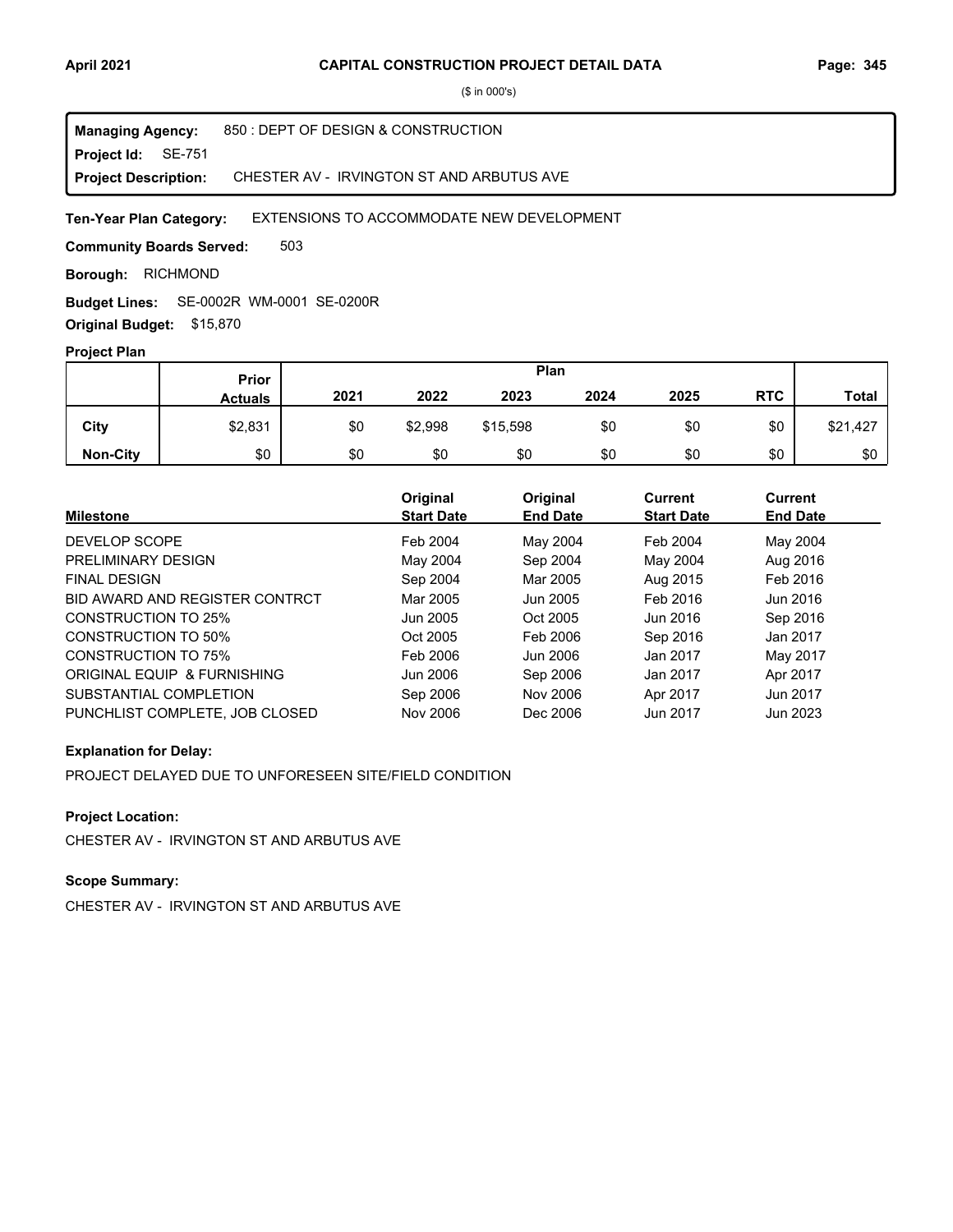# CAPITAL CONSTRUCTION PROJECT DETAIL DATA

($ in 000's)

**Managing Agency:** 850 : DEPT OF DESIGN & CONSTRUCTION
**Project Id:** SE-751
**Project Description:** CHESTER AV - IRVINGTON ST AND ARBUTUS AVE

**Ten-Year Plan Category:** EXTENSIONS TO ACCOMMODATE NEW DEVELOPMENT

**Community Boards Served:** 503

**Borough:** RICHMOND

**Budget Lines:** SE-0002R WM-0001 SE-0200R

**Original Budget:** $15,870

## Project Plan

| | Prior Actuals | 2021 | 2022 | 2023 | 2024 | 2025 | RTC | Total |
|---|---|---|---|---|---|---|---|---|
| City | $2,831 | $0 | $2,998 | $15,598 | $0 | $0 | $0 | $21,427 |
| Non-City | $0 | $0 | $0 | $0 | $0 | $0 | $0 | $0 |

| Milestone | Original Start Date | Original End Date | Current Start Date | Current End Date |
|---|---|---|---|---|
| DEVELOP SCOPE | Feb 2004 | May 2004 | Feb 2004 | May 2004 |
| PRELIMINARY DESIGN | May 2004 | Sep 2004 | May 2004 | Aug 2016 |
| FINAL DESIGN | Sep 2004 | Mar 2005 | Aug 2015 | Feb 2016 |
| BID AWARD AND REGISTER CONTRCT | Mar 2005 | Jun 2005 | Feb 2016 | Jun 2016 |
| CONSTRUCTION TO 25% | Jun 2005 | Oct 2005 | Jun 2016 | Sep 2016 |
| CONSTRUCTION TO 50% | Oct 2005 | Feb 2006 | Sep 2016 | Jan 2017 |
| CONSTRUCTION TO 75% | Feb 2006 | Jun 2006 | Jan 2017 | May 2017 |
| ORIGINAL EQUIP & FURNISHING | Jun 2006 | Sep 2006 | Jan 2017 | Apr 2017 |
| SUBSTANTIAL COMPLETION | Sep 2006 | Nov 2006 | Apr 2017 | Jun 2017 |
| PUNCHLIST COMPLETE, JOB CLOSED | Nov 2006 | Dec 2006 | Jun 2017 | Jun 2023 |

### Explanation for Delay:

PROJECT DELAYED DUE TO UNFORESEEN SITE/FIELD CONDITION

### Project Location:

CHESTER AV - IRVINGTON ST AND ARBUTUS AVE

### Scope Summary:

CHESTER AV - IRVINGTON ST AND ARBUTUS AVE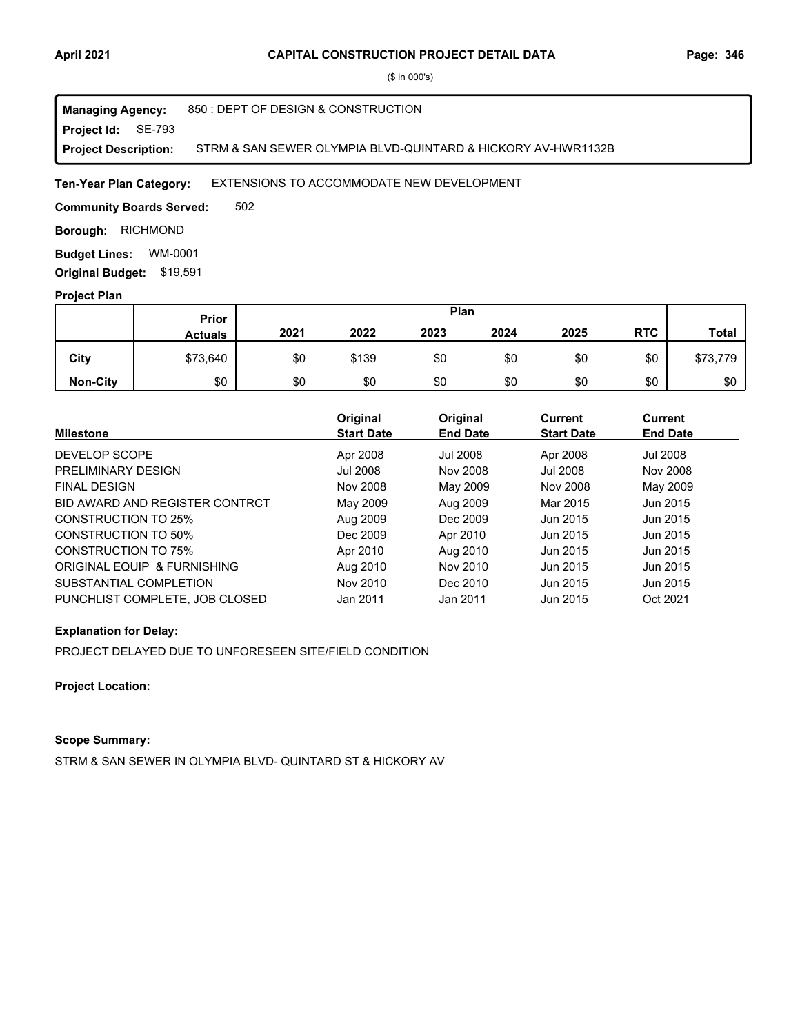($ in 000's)

**Managing Agency:** 850 : DEPT OF DESIGN & CONSTRUCTION
**Project Id:** SE-793
**Project Description:** STRM & SAN SEWER OLYMPIA BLVD-QUINTARD & HICKORY AV-HWR1132B

**Ten-Year Plan Category:** EXTENSIONS TO ACCOMMODATE NEW DEVELOPMENT

**Community Boards Served:** 502

**Borough:** RICHMOND

**Budget Lines:** WM-0001

**Original Budget:** $19,591

**Project Plan**

| | Prior Actuals | Plan 2021 | 2022 | 2023 | 2024 | 2025 | RTC | Total |
|---|---|---|---|---|---|---|---|---|
| **City** | $73,640 | $0 | $139 | $0 | $0 | $0 | $0 | $73,779 |
| **Non-City** | $0 | $0 | $0 | $0 | $0 | $0 | $0 | $0 |

| Milestone | Original Start Date | Original End Date | Current Start Date | Current End Date |
|---|---|---|---|---|
| DEVELOP SCOPE | Apr 2008 | Jul 2008 | Apr 2008 | Jul 2008 |
| PRELIMINARY DESIGN | Jul 2008 | Nov 2008 | Jul 2008 | Nov 2008 |
| FINAL DESIGN | Nov 2008 | May 2009 | Nov 2008 | May 2009 |
| BID AWARD AND REGISTER CONTRCT | May 2009 | Aug 2009 | Mar 2015 | Jun 2015 |
| CONSTRUCTION TO 25% | Aug 2009 | Dec 2009 | Jun 2015 | Jun 2015 |
| CONSTRUCTION TO 50% | Dec 2009 | Apr 2010 | Jun 2015 | Jun 2015 |
| CONSTRUCTION TO 75% | Apr 2010 | Aug 2010 | Jun 2015 | Jun 2015 |
| ORIGINAL EQUIP & FURNISHING | Aug 2010 | Nov 2010 | Jun 2015 | Jun 2015 |
| SUBSTANTIAL COMPLETION | Nov 2010 | Dec 2010 | Jun 2015 | Jun 2015 |
| PUNCHLIST COMPLETE, JOB CLOSED | Jan 2011 | Jan 2011 | Jun 2015 | Oct 2021 |

**Explanation for Delay:**

PROJECT DELAYED DUE TO UNFORESEEN SITE/FIELD CONDITION

**Project Location:**

**Scope Summary:**

STRM & SAN SEWER IN OLYMPIA BLVD- QUINTARD ST & HICKORY AV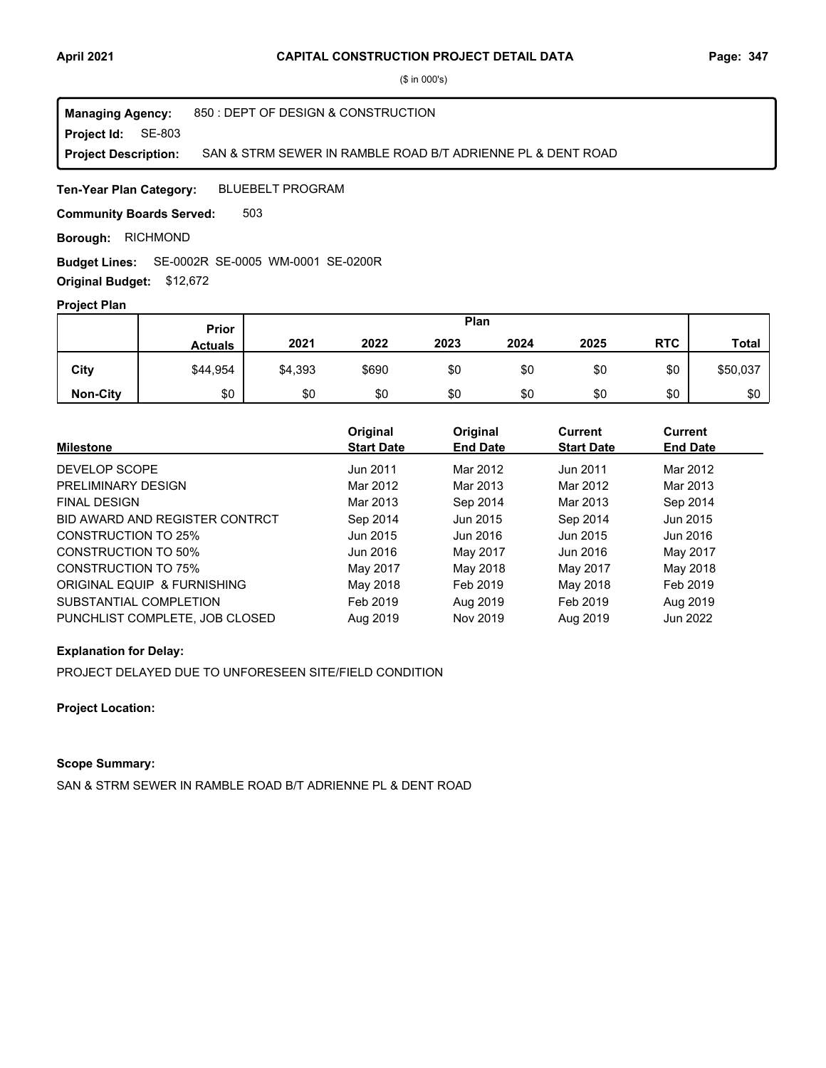# CAPITAL CONSTRUCTION PROJECT DETAIL DATA

($ in 000's)

**Managing Agency:** 850 : DEPT OF DESIGN & CONSTRUCTION
**Project Id:** SE-803
**Project Description:** SAN & STRM SEWER IN RAMBLE ROAD B/T ADRIENNE PL & DENT ROAD

**Ten-Year Plan Category:** BLUEBELT PROGRAM

**Community Boards Served:** 503

**Borough:** RICHMOND

**Budget Lines:** SE-0002R SE-0005 WM-0001 SE-0200R

**Original Budget:** $12,672

## Project Plan

| | Prior Actuals | 2021 | 2022 | 2023 | 2024 | 2025 | RTC | Total |
|---|---|---|---|---|---|---|---|---|
| **City** | $44,954 | $4,393 | $690 | $0 | $0 | $0 | $0 | $50,037 |
| **Non-City** | $0 | $0 | $0 | $0 | $0 | $0 | $0 | $0 |

| Milestone | Original Start Date | Original End Date | Current Start Date | Current End Date |
|---|---|---|---|---|
| DEVELOP SCOPE | Jun 2011 | Mar 2012 | Jun 2011 | Mar 2012 |
| PRELIMINARY DESIGN | Mar 2012 | Mar 2013 | Mar 2012 | Mar 2013 |
| FINAL DESIGN | Mar 2013 | Sep 2014 | Mar 2013 | Sep 2014 |
| BID AWARD AND REGISTER CONTRCT | Sep 2014 | Jun 2015 | Sep 2014 | Jun 2015 |
| CONSTRUCTION TO 25% | Jun 2015 | Jun 2016 | Jun 2015 | Jun 2016 |
| CONSTRUCTION TO 50% | Jun 2016 | May 2017 | Jun 2016 | May 2017 |
| CONSTRUCTION TO 75% | May 2017 | May 2018 | May 2017 | May 2018 |
| ORIGINAL EQUIP & FURNISHING | May 2018 | Feb 2019 | May 2018 | Feb 2019 |
| SUBSTANTIAL COMPLETION | Feb 2019 | Aug 2019 | Feb 2019 | Aug 2019 |
| PUNCHLIST COMPLETE, JOB CLOSED | Aug 2019 | Nov 2019 | Aug 2019 | Jun 2022 |

**Explanation for Delay:**

PROJECT DELAYED DUE TO UNFORESEEN SITE/FIELD CONDITION

**Project Location:**

**Scope Summary:**

SAN & STRM SEWER IN RAMBLE ROAD B/T ADRIENNE PL & DENT ROAD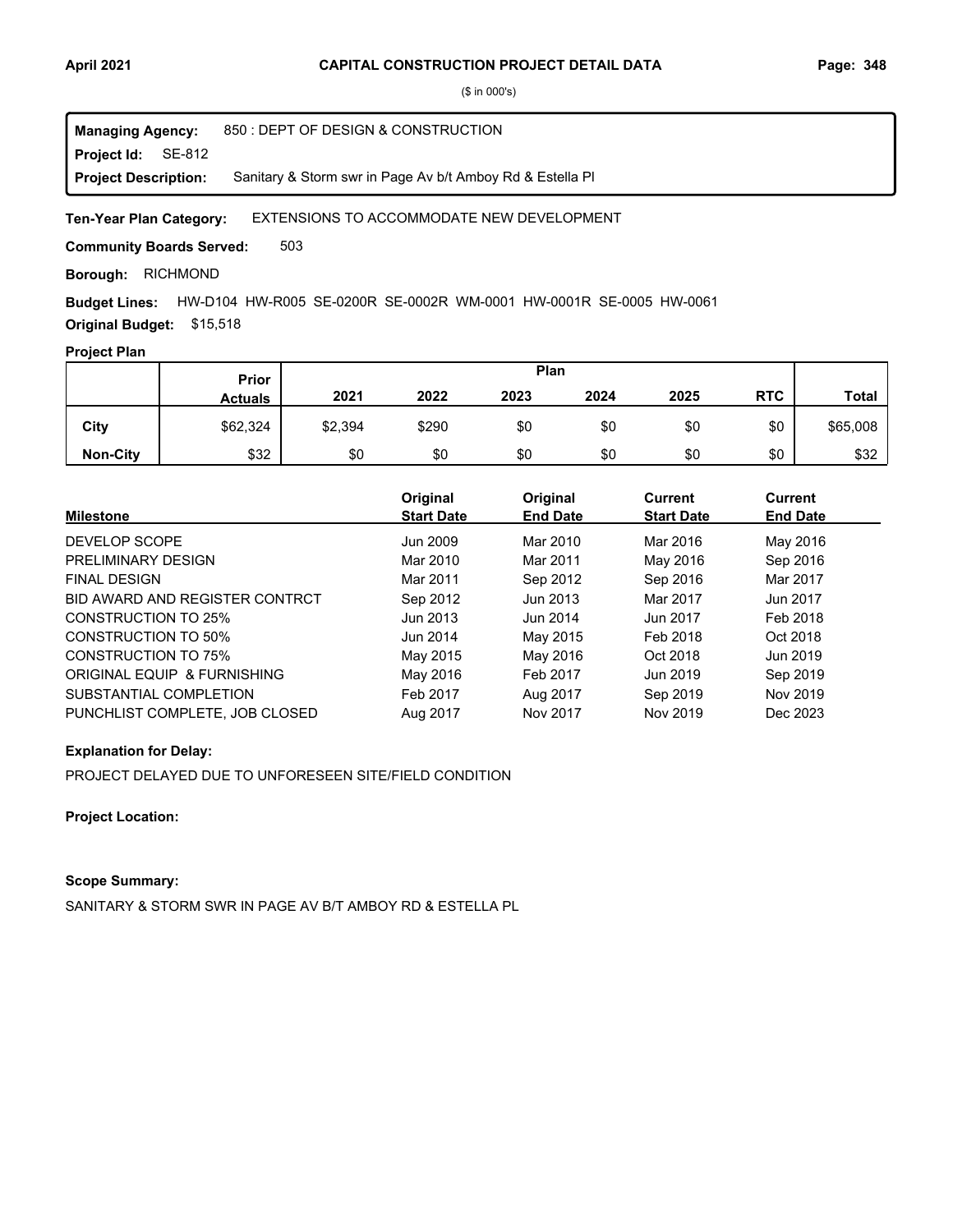($ in 000's)

| | |
|---|---|
| **Managing Agency:** | 850 : DEPT OF DESIGN & CONSTRUCTION |
| **Project Id:** | SE-812 |
| **Project Description:** | Sanitary & Storm swr in Page Av b/t Amboy Rd & Estella Pl |

**Ten-Year Plan Category:** EXTENSIONS TO ACCOMMODATE NEW DEVELOPMENT

**Community Boards Served:** 503

**Borough:** RICHMOND

**Budget Lines:** HW-D104 HW-R005 SE-0200R SE-0002R WM-0001 HW-0001R SE-0005 HW-0061

**Original Budget:** $15,518

**Project Plan**

| | Prior Actuals | Plan 2021 | 2022 | 2023 | 2024 | 2025 | RTC | Total |
|---|---|---|---|---|---|---|---|---|
| **City** | $62,324 | $2,394 | $290 | $0 | $0 | $0 | $0 | $65,008 |
| **Non-City** | $32 | $0 | $0 | $0 | $0 | $0 | $0 | $32 |

| Milestone | Original Start Date | Original End Date | Current Start Date | Current End Date |
|---|---|---|---|---|
| DEVELOP SCOPE | Jun 2009 | Mar 2010 | Mar 2016 | May 2016 |
| PRELIMINARY DESIGN | Mar 2010 | Mar 2011 | May 2016 | Sep 2016 |
| FINAL DESIGN | Mar 2011 | Sep 2012 | Sep 2016 | Mar 2017 |
| BID AWARD AND REGISTER CONTRCT | Sep 2012 | Jun 2013 | Mar 2017 | Jun 2017 |
| CONSTRUCTION TO 25% | Jun 2013 | Jun 2014 | Jun 2017 | Feb 2018 |
| CONSTRUCTION TO 50% | Jun 2014 | May 2015 | Feb 2018 | Oct 2018 |
| CONSTRUCTION TO 75% | May 2015 | May 2016 | Oct 2018 | Jun 2019 |
| ORIGINAL EQUIP & FURNISHING | May 2016 | Feb 2017 | Jun 2019 | Sep 2019 |
| SUBSTANTIAL COMPLETION | Feb 2017 | Aug 2017 | Sep 2019 | Nov 2019 |
| PUNCHLIST COMPLETE, JOB CLOSED | Aug 2017 | Nov 2017 | Nov 2019 | Dec 2023 |

**Explanation for Delay:**

PROJECT DELAYED DUE TO UNFORESEEN SITE/FIELD CONDITION

**Project Location:**

**Scope Summary:**

SANITARY & STORM SWR IN PAGE AV B/T AMBOY RD & ESTELLA PL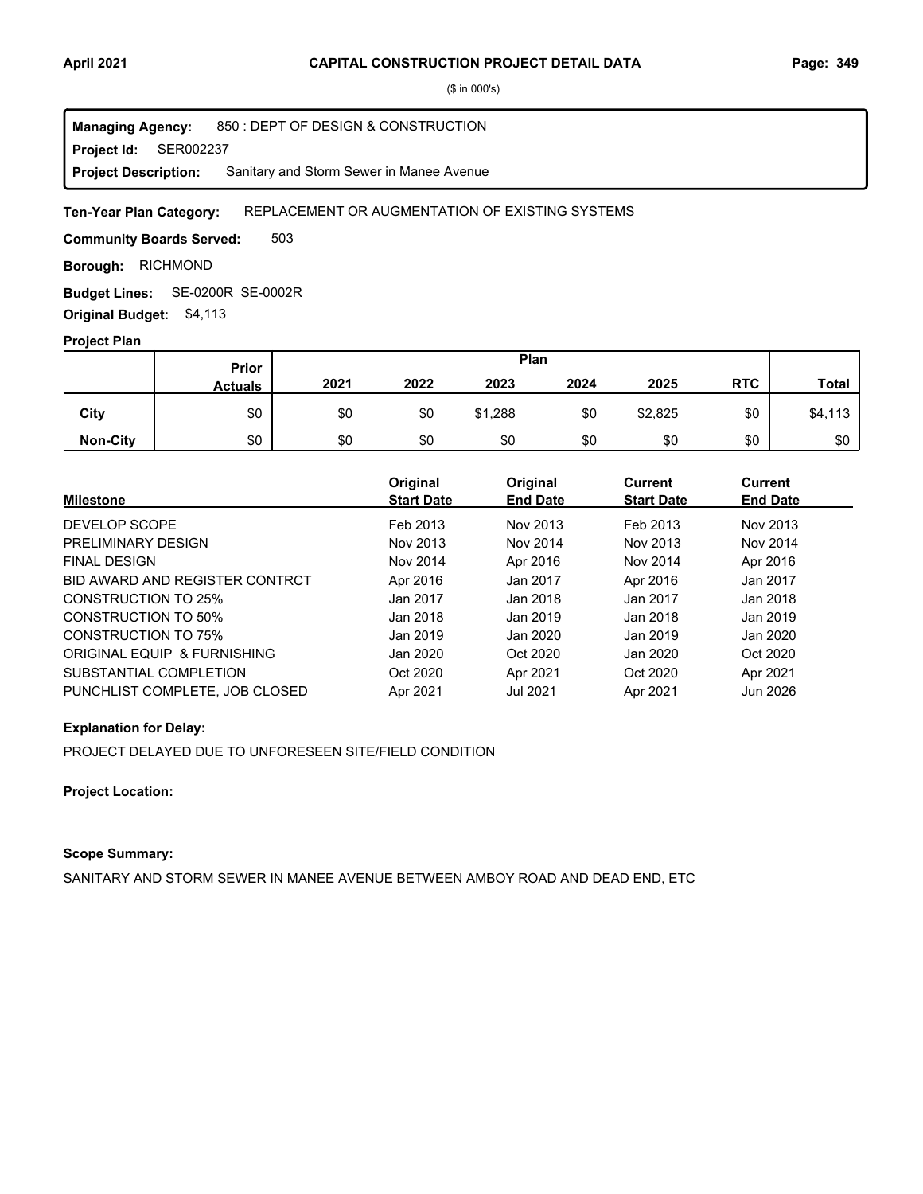($ in 000's)

**Managing Agency:** 850 : DEPT OF DESIGN & CONSTRUCTION
**Project Id:** SER002237
**Project Description:** Sanitary and Storm Sewer in Manee Avenue

**Ten-Year Plan Category:** REPLACEMENT OR AUGMENTATION OF EXISTING SYSTEMS

**Community Boards Served:** 503

**Borough:** RICHMOND

**Budget Lines:** SE-0200R SE-0002R

**Original Budget:** $4,113

**Project Plan**

| | Prior Actuals | Plan 2021 | 2022 | 2023 | 2024 | 2025 | RTC | Total |
|---|---|---|---|---|---|---|---|---|
| **City** | $0 | $0 | $0 | $1,288 | $0 | $2,825 | $0 | $4,113 |
| **Non-City** | $0 | $0 | $0 | $0 | $0 | $0 | $0 | $0 |

| Milestone | Original Start Date | Original End Date | Current Start Date | Current End Date |
|---|---|---|---|---|
| DEVELOP SCOPE | Feb 2013 | Nov 2013 | Feb 2013 | Nov 2013 |
| PRELIMINARY DESIGN | Nov 2013 | Nov 2014 | Nov 2013 | Nov 2014 |
| FINAL DESIGN | Nov 2014 | Apr 2016 | Nov 2014 | Apr 2016 |
| BID AWARD AND REGISTER CONTRCT | Apr 2016 | Jan 2017 | Apr 2016 | Jan 2017 |
| CONSTRUCTION TO 25% | Jan 2017 | Jan 2018 | Jan 2017 | Jan 2018 |
| CONSTRUCTION TO 50% | Jan 2018 | Jan 2019 | Jan 2018 | Jan 2019 |
| CONSTRUCTION TO 75% | Jan 2019 | Jan 2020 | Jan 2019 | Jan 2020 |
| ORIGINAL EQUIP & FURNISHING | Jan 2020 | Oct 2020 | Jan 2020 | Oct 2020 |
| SUBSTANTIAL COMPLETION | Oct 2020 | Apr 2021 | Oct 2020 | Apr 2021 |
| PUNCHLIST COMPLETE, JOB CLOSED | Apr 2021 | Jul 2021 | Apr 2021 | Jun 2026 |

**Explanation for Delay:**

PROJECT DELAYED DUE TO UNFORESEEN SITE/FIELD CONDITION

**Project Location:**

**Scope Summary:**

SANITARY AND STORM SEWER IN MANEE AVENUE BETWEEN AMBOY ROAD AND DEAD END, ETC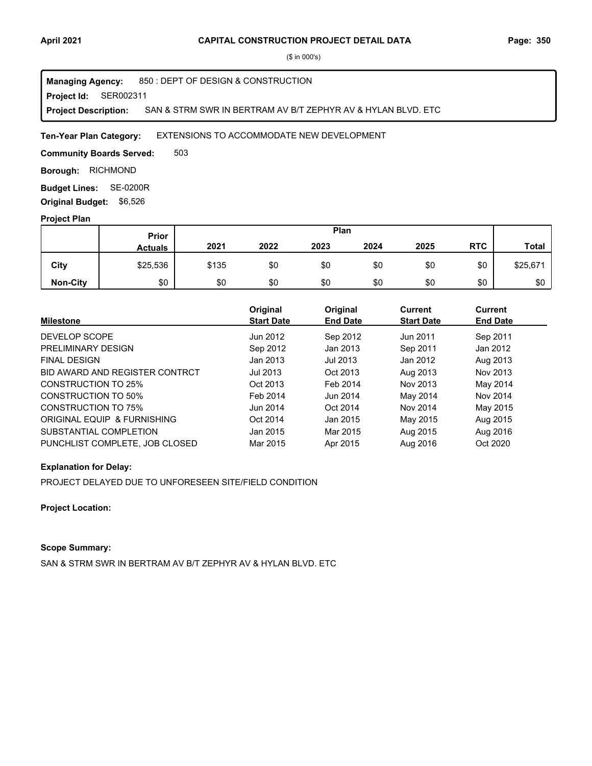($ in 000's)

**Managing Agency:** 850 : DEPT OF DESIGN & CONSTRUCTION
**Project Id:** SER002311
**Project Description:** SAN & STRM SWR IN BERTRAM AV B/T ZEPHYR AV & HYLAN BLVD. ETC

**Ten-Year Plan Category:** EXTENSIONS TO ACCOMMODATE NEW DEVELOPMENT

**Community Boards Served:** 503

**Borough:** RICHMOND

**Budget Lines:** SE-0200R

**Original Budget:** $6,526

**Project Plan**

| | Prior Actuals | Plan | | | | | | |
|---|---|---|---|---|---|---|---|---|
| | | 2021 | 2022 | 2023 | 2024 | 2025 | RTC | Total |
| City | $25,536 | $135 | $0 | $0 | $0 | $0 | $0 | $25,671 |
| Non-City | $0 | $0 | $0 | $0 | $0 | $0 | $0 | $0 |

| Milestone | Original Start Date | Original End Date | Current Start Date | Current End Date |
|---|---|---|---|---|
| DEVELOP SCOPE | Jun 2012 | Sep 2012 | Jun 2011 | Sep 2011 |
| PRELIMINARY DESIGN | Sep 2012 | Jan 2013 | Sep 2011 | Jan 2012 |
| FINAL DESIGN | Jan 2013 | Jul 2013 | Jan 2012 | Aug 2013 |
| BID AWARD AND REGISTER CONTRCT | Jul 2013 | Oct 2013 | Aug 2013 | Nov 2013 |
| CONSTRUCTION TO 25% | Oct 2013 | Feb 2014 | Nov 2013 | May 2014 |
| CONSTRUCTION TO 50% | Feb 2014 | Jun 2014 | May 2014 | Nov 2014 |
| CONSTRUCTION TO 75% | Jun 2014 | Oct 2014 | Nov 2014 | May 2015 |
| ORIGINAL EQUIP & FURNISHING | Oct 2014 | Jan 2015 | May 2015 | Aug 2015 |
| SUBSTANTIAL COMPLETION | Jan 2015 | Mar 2015 | Aug 2015 | Aug 2016 |
| PUNCHLIST COMPLETE, JOB CLOSED | Mar 2015 | Apr 2015 | Aug 2016 | Oct 2020 |

**Explanation for Delay:**

PROJECT DELAYED DUE TO UNFORESEEN SITE/FIELD CONDITION

**Project Location:**

**Scope Summary:**

SAN & STRM SWR IN BERTRAM AV B/T ZEPHYR AV & HYLAN BLVD. ETC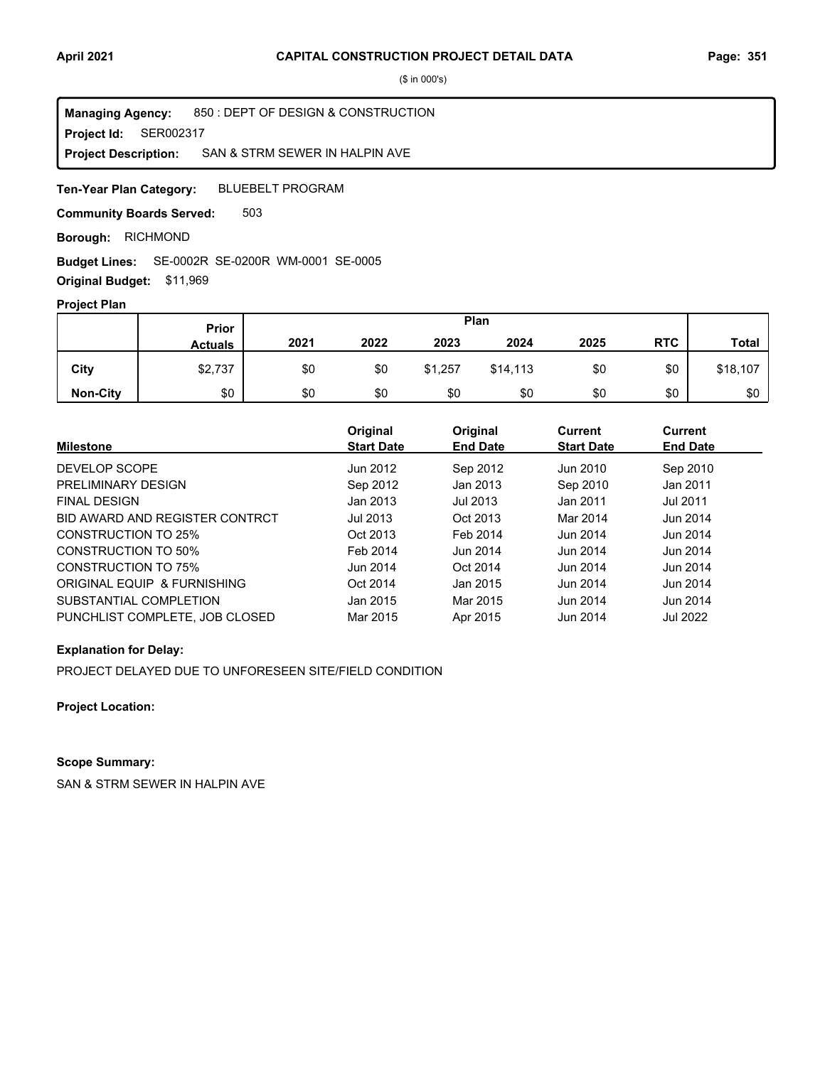($ in 000's)

**Managing Agency:** 850 : DEPT OF DESIGN & CONSTRUCTION
**Project Id:** SER002317
**Project Description:** SAN & STRM SEWER IN HALPIN AVE

**Ten-Year Plan Category:** BLUEBELT PROGRAM

**Community Boards Served:** 503

**Borough:** RICHMOND

**Budget Lines:** SE-0002R SE-0200R WM-0001 SE-0005

**Original Budget:** $11,969

**Project Plan**

| | Prior Actuals | Plan 2021 | 2022 | 2023 | 2024 | 2025 | RTC | Total |
|---|---|---|---|---|---|---|---|---|
| City | $2,737 | $0 | $0 | $1,257 | $14,113 | $0 | $0 | $18,107 |
| Non-City | $0 | $0 | $0 | $0 | $0 | $0 | $0 | $0 |

| Milestone | Original Start Date | Original End Date | Current Start Date | Current End Date |
|---|---|---|---|---|
| DEVELOP SCOPE | Jun 2012 | Sep 2012 | Jun 2010 | Sep 2010 |
| PRELIMINARY DESIGN | Sep 2012 | Jan 2013 | Sep 2010 | Jan 2011 |
| FINAL DESIGN | Jan 2013 | Jul 2013 | Jan 2011 | Jul 2011 |
| BID AWARD AND REGISTER CONTRCT | Jul 2013 | Oct 2013 | Mar 2014 | Jun 2014 |
| CONSTRUCTION TO 25% | Oct 2013 | Feb 2014 | Jun 2014 | Jun 2014 |
| CONSTRUCTION TO 50% | Feb 2014 | Jun 2014 | Jun 2014 | Jun 2014 |
| CONSTRUCTION TO 75% | Jun 2014 | Oct 2014 | Jun 2014 | Jun 2014 |
| ORIGINAL EQUIP & FURNISHING | Oct 2014 | Jan 2015 | Jun 2014 | Jun 2014 |
| SUBSTANTIAL COMPLETION | Jan 2015 | Mar 2015 | Jun 2014 | Jun 2014 |
| PUNCHLIST COMPLETE, JOB CLOSED | Mar 2015 | Apr 2015 | Jun 2014 | Jul 2022 |

**Explanation for Delay:**

PROJECT DELAYED DUE TO UNFORESEEN SITE/FIELD CONDITION

**Project Location:**

**Scope Summary:**

SAN & STRM SEWER IN HALPIN AVE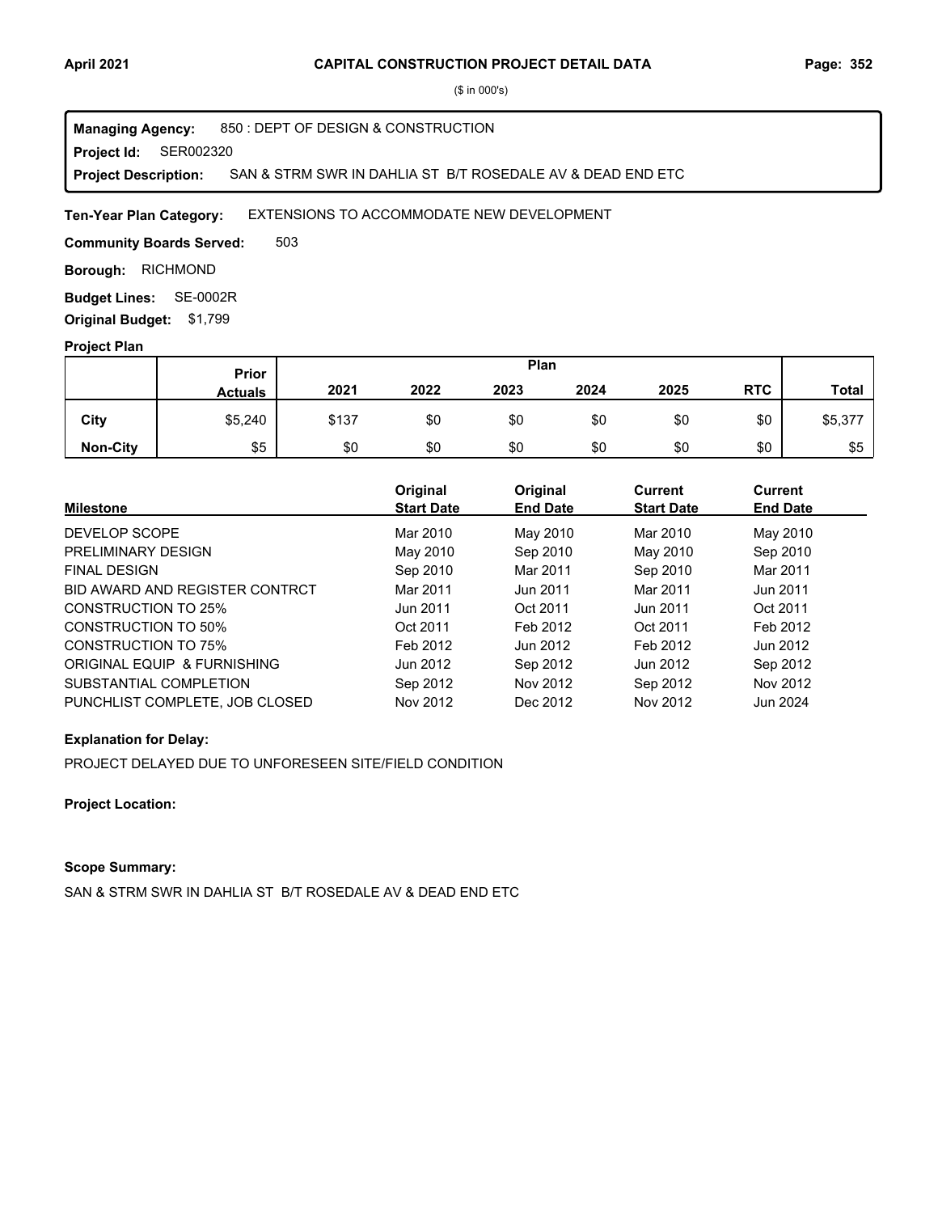# CAPITAL CONSTRUCTION PROJECT DETAIL DATA

($ in 000's)

**Managing Agency:** 850 : DEPT OF DESIGN & CONSTRUCTION
**Project Id:** SER002320
**Project Description:** SAN & STRM SWR IN DAHLIA ST B/T ROSEDALE AV & DEAD END ETC

**Ten-Year Plan Category:** EXTENSIONS TO ACCOMMODATE NEW DEVELOPMENT

**Community Boards Served:** 503

**Borough:** RICHMOND

**Budget Lines:** SE-0002R

**Original Budget:** $1,799

**Project Plan**

| | Prior Actuals | Plan 2021 | 2022 | 2023 | 2024 | 2025 | RTC | Total |
|---|---|---|---|---|---|---|---|---|
| **City** | $5,240 | $137 | $0 | $0 | $0 | $0 | $0 | $5,377 |
| **Non-City** | $5 | $0 | $0 | $0 | $0 | $0 | $0 | $5 |

| Milestone | Original Start Date | Original End Date | Current Start Date | Current End Date |
|---|---|---|---|---|
| DEVELOP SCOPE | Mar 2010 | May 2010 | Mar 2010 | May 2010 |
| PRELIMINARY DESIGN | May 2010 | Sep 2010 | May 2010 | Sep 2010 |
| FINAL DESIGN | Sep 2010 | Mar 2011 | Sep 2010 | Mar 2011 |
| BID AWARD AND REGISTER CONTRCT | Mar 2011 | Jun 2011 | Mar 2011 | Jun 2011 |
| CONSTRUCTION TO 25% | Jun 2011 | Oct 2011 | Jun 2011 | Oct 2011 |
| CONSTRUCTION TO 50% | Oct 2011 | Feb 2012 | Oct 2011 | Feb 2012 |
| CONSTRUCTION TO 75% | Feb 2012 | Jun 2012 | Feb 2012 | Jun 2012 |
| ORIGINAL EQUIP & FURNISHING | Jun 2012 | Sep 2012 | Jun 2012 | Sep 2012 |
| SUBSTANTIAL COMPLETION | Sep 2012 | Nov 2012 | Sep 2012 | Nov 2012 |
| PUNCHLIST COMPLETE, JOB CLOSED | Nov 2012 | Dec 2012 | Nov 2012 | Jun 2024 |

**Explanation for Delay:**

PROJECT DELAYED DUE TO UNFORESEEN SITE/FIELD CONDITION

**Project Location:**

**Scope Summary:**

SAN & STRM SWR IN DAHLIA ST B/T ROSEDALE AV & DEAD END ETC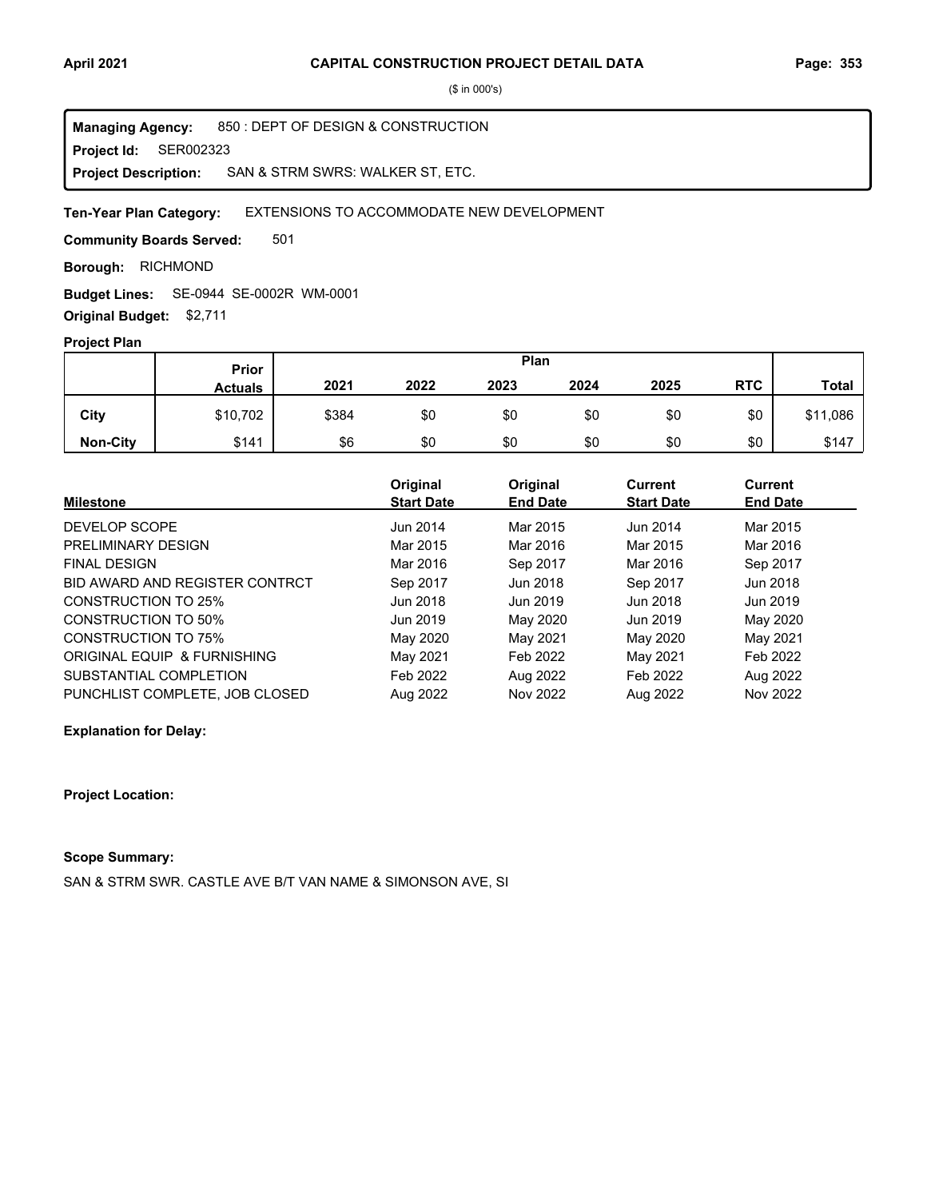# CAPITAL CONSTRUCTION PROJECT DETAIL DATA

($ in 000's)

**Managing Agency:** 850 : DEPT OF DESIGN & CONSTRUCTION
**Project Id:** SER002323
**Project Description:** SAN & STRM SWRS: WALKER ST, ETC.

**Ten-Year Plan Category:** EXTENSIONS TO ACCOMMODATE NEW DEVELOPMENT

**Community Boards Served:** 501

**Borough:** RICHMOND

**Budget Lines:** SE-0944 SE-0002R WM-0001

**Original Budget:** $2,711

**Project Plan**

| | Prior Actuals | 2021 | 2022 | 2023 | 2024 | 2025 | RTC | Total |
|---|---|---|---|---|---|---|---|---|
| **City** | $10,702 | $384 | $0 | $0 | $0 | $0 | $0 | $11,086 |
| **Non-City** | $141 | $6 | $0 | $0 | $0 | $0 | $0 | $147 |

| Milestone | Original Start Date | Original End Date | Current Start Date | Current End Date |
|---|---|---|---|---|
| DEVELOP SCOPE | Jun 2014 | Mar 2015 | Jun 2014 | Mar 2015 |
| PRELIMINARY DESIGN | Mar 2015 | Mar 2016 | Mar 2015 | Mar 2016 |
| FINAL DESIGN | Mar 2016 | Sep 2017 | Mar 2016 | Sep 2017 |
| BID AWARD AND REGISTER CONTRCT | Sep 2017 | Jun 2018 | Sep 2017 | Jun 2018 |
| CONSTRUCTION TO 25% | Jun 2018 | Jun 2019 | Jun 2018 | Jun 2019 |
| CONSTRUCTION TO 50% | Jun 2019 | May 2020 | Jun 2019 | May 2020 |
| CONSTRUCTION TO 75% | May 2020 | May 2021 | May 2020 | May 2021 |
| ORIGINAL EQUIP & FURNISHING | May 2021 | Feb 2022 | May 2021 | Feb 2022 |
| SUBSTANTIAL COMPLETION | Feb 2022 | Aug 2022 | Feb 2022 | Aug 2022 |
| PUNCHLIST COMPLETE, JOB CLOSED | Aug 2022 | Nov 2022 | Aug 2022 | Nov 2022 |

**Explanation for Delay:**

**Project Location:**

**Scope Summary:**

SAN & STRM SWR. CASTLE AVE B/T VAN NAME & SIMONSON AVE, SI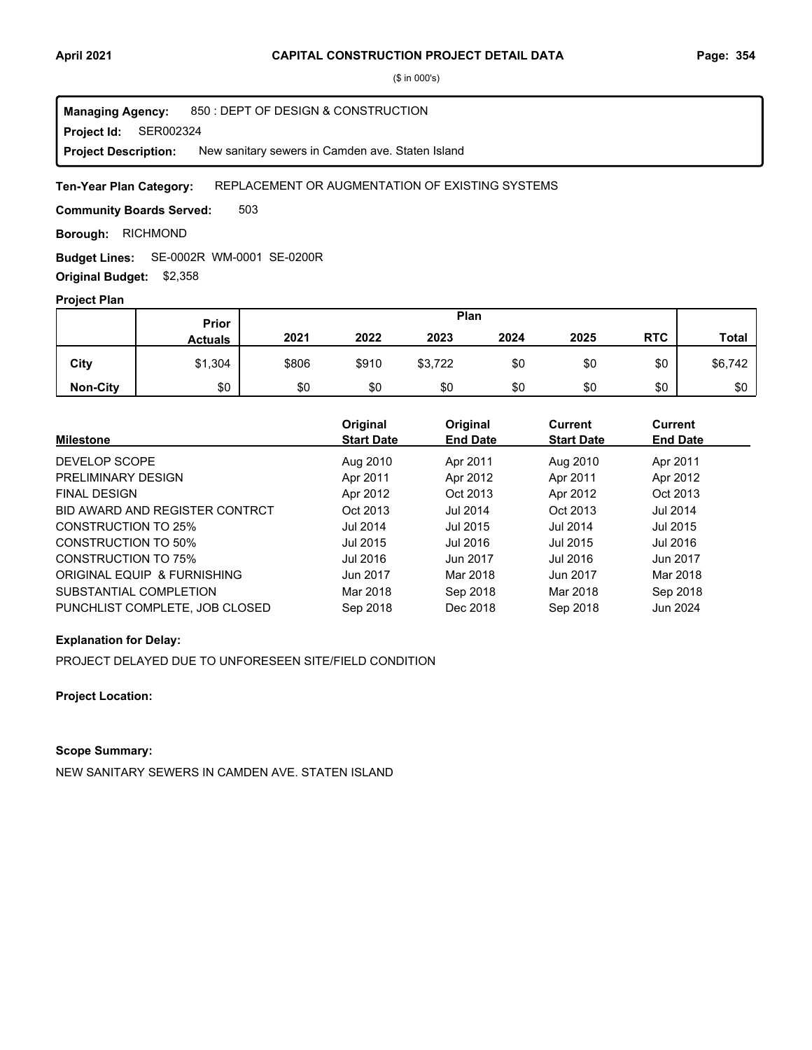# CAPITAL CONSTRUCTION PROJECT DETAIL DATA

($ in 000's)

**Managing Agency:** 850 : DEPT OF DESIGN & CONSTRUCTION
**Project Id:** SER002324
**Project Description:** New sanitary sewers in Camden ave. Staten Island

**Ten-Year Plan Category:** REPLACEMENT OR AUGMENTATION OF EXISTING SYSTEMS

**Community Boards Served:** 503

**Borough:** RICHMOND

**Budget Lines:** SE-0002R WM-0001 SE-0200R

**Original Budget:** $2,358

## Project Plan

| | Prior Actuals | 2021 | 2022 | 2023 | 2024 | 2025 | RTC | Total |
|---|---|---|---|---|---|---|---|---|
| **City** | $1,304 | $806 | $910 | $3,722 | $0 | $0 | $0 | $6,742 |
| **Non-City** | $0 | $0 | $0 | $0 | $0 | $0 | $0 | $0 |

| Milestone | Original Start Date | Original End Date | Current Start Date | Current End Date |
|---|---|---|---|---|
| DEVELOP SCOPE | Aug 2010 | Apr 2011 | Aug 2010 | Apr 2011 |
| PRELIMINARY DESIGN | Apr 2011 | Apr 2012 | Apr 2011 | Apr 2012 |
| FINAL DESIGN | Apr 2012 | Oct 2013 | Apr 2012 | Oct 2013 |
| BID AWARD AND REGISTER CONTRCT | Oct 2013 | Jul 2014 | Oct 2013 | Jul 2014 |
| CONSTRUCTION TO 25% | Jul 2014 | Jul 2015 | Jul 2014 | Jul 2015 |
| CONSTRUCTION TO 50% | Jul 2015 | Jul 2016 | Jul 2015 | Jul 2016 |
| CONSTRUCTION TO 75% | Jul 2016 | Jun 2017 | Jul 2016 | Jun 2017 |
| ORIGINAL EQUIP & FURNISHING | Jun 2017 | Mar 2018 | Jun 2017 | Mar 2018 |
| SUBSTANTIAL COMPLETION | Mar 2018 | Sep 2018 | Mar 2018 | Sep 2018 |
| PUNCHLIST COMPLETE, JOB CLOSED | Sep 2018 | Dec 2018 | Sep 2018 | Jun 2024 |

**Explanation for Delay:**

PROJECT DELAYED DUE TO UNFORESEEN SITE/FIELD CONDITION

**Project Location:**

**Scope Summary:**

NEW SANITARY SEWERS IN CAMDEN AVE. STATEN ISLAND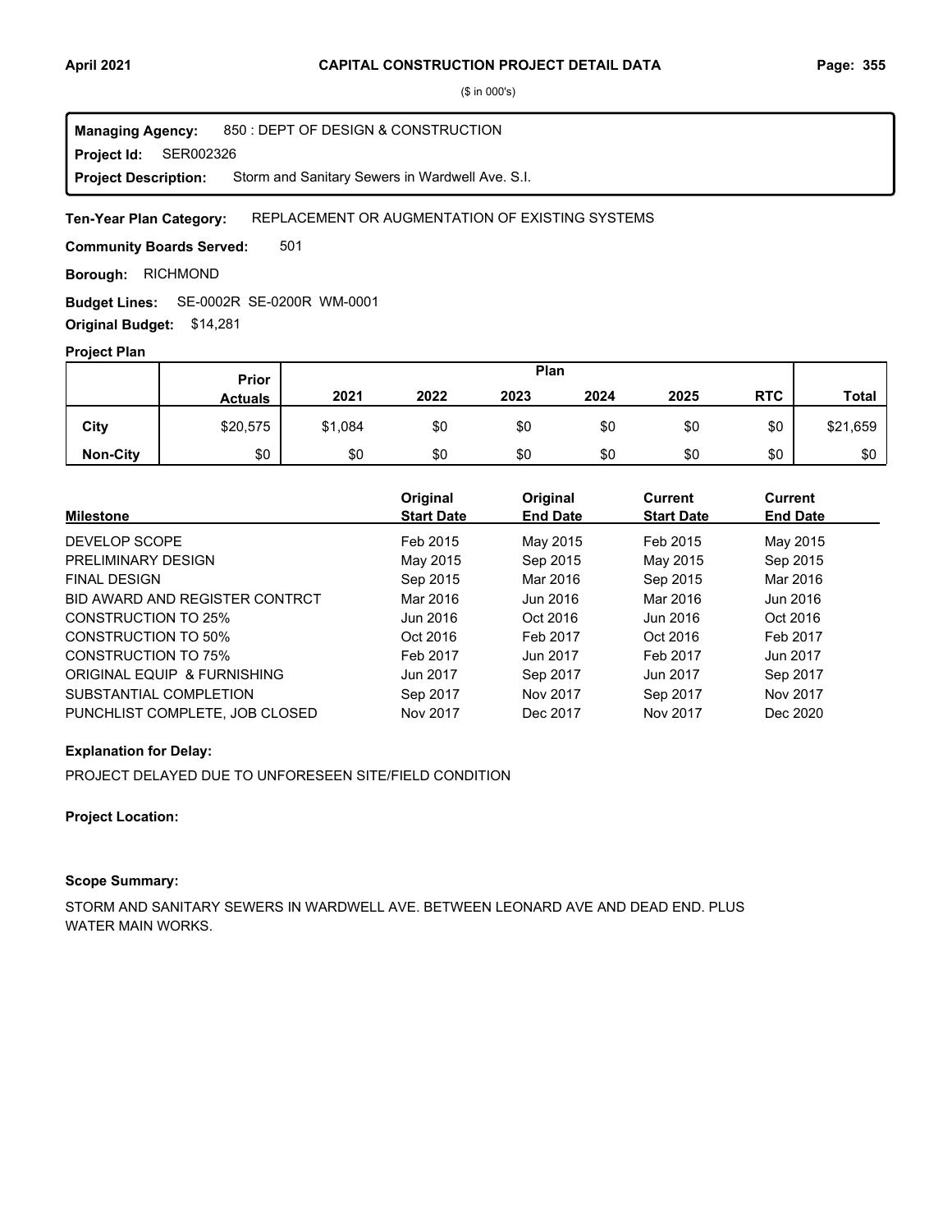# CAPITAL CONSTRUCTION PROJECT DETAIL DATA

($ in 000's)

**Managing Agency:** 850 : DEPT OF DESIGN & CONSTRUCTION
**Project Id:** SER002326
**Project Description:** Storm and Sanitary Sewers in Wardwell Ave. S.I.

**Ten-Year Plan Category:** REPLACEMENT OR AUGMENTATION OF EXISTING SYSTEMS

**Community Boards Served:** 501

**Borough:** RICHMOND

**Budget Lines:** SE-0002R SE-0200R WM-0001

**Original Budget:** $14,281

**Project Plan**

| | Prior Actuals | Plan 2021 | 2022 | 2023 | 2024 | 2025 | RTC | Total |
|---|---|---|---|---|---|---|---|---|
| City | $20,575 | $1,084 | $0 | $0 | $0 | $0 | $0 | $21,659 |
| Non-City | $0 | $0 | $0 | $0 | $0 | $0 | $0 | $0 |

| Milestone | Original Start Date | Original End Date | Current Start Date | Current End Date |
|---|---|---|---|---|
| DEVELOP SCOPE | Feb 2015 | May 2015 | Feb 2015 | May 2015 |
| PRELIMINARY DESIGN | May 2015 | Sep 2015 | May 2015 | Sep 2015 |
| FINAL DESIGN | Sep 2015 | Mar 2016 | Sep 2015 | Mar 2016 |
| BID AWARD AND REGISTER CONTRCT | Mar 2016 | Jun 2016 | Mar 2016 | Jun 2016 |
| CONSTRUCTION TO 25% | Jun 2016 | Oct 2016 | Jun 2016 | Oct 2016 |
| CONSTRUCTION TO 50% | Oct 2016 | Feb 2017 | Oct 2016 | Feb 2017 |
| CONSTRUCTION TO 75% | Feb 2017 | Jun 2017 | Feb 2017 | Jun 2017 |
| ORIGINAL EQUIP & FURNISHING | Jun 2017 | Sep 2017 | Jun 2017 | Sep 2017 |
| SUBSTANTIAL COMPLETION | Sep 2017 | Nov 2017 | Sep 2017 | Nov 2017 |
| PUNCHLIST COMPLETE, JOB CLOSED | Nov 2017 | Dec 2017 | Nov 2017 | Dec 2020 |

**Explanation for Delay:**

PROJECT DELAYED DUE TO UNFORESEEN SITE/FIELD CONDITION

**Project Location:**

**Scope Summary:**

STORM AND SANITARY SEWERS IN WARDWELL AVE. BETWEEN LEONARD AVE AND DEAD END. PLUS WATER MAIN WORKS.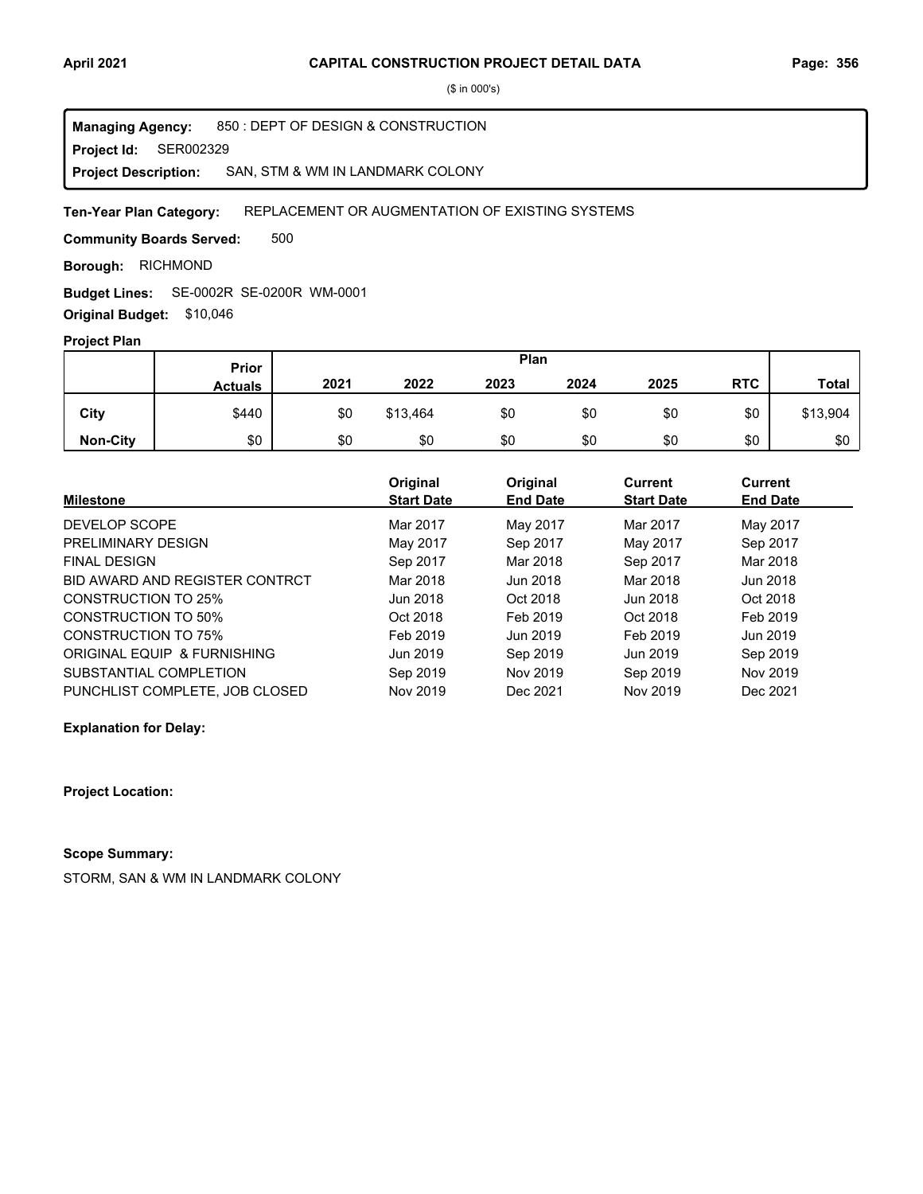($ in 000's)

**Managing Agency:** 850 : DEPT OF DESIGN & CONSTRUCTION
**Project Id:** SER002329
**Project Description:** SAN, STM & WM IN LANDMARK COLONY

**Ten-Year Plan Category:** REPLACEMENT OR AUGMENTATION OF EXISTING SYSTEMS

**Community Boards Served:** 500

**Borough:** RICHMOND

**Budget Lines:** SE-0002R SE-0200R WM-0001

**Original Budget:** $10,046

**Project Plan**

| | Prior Actuals | Plan 2021 | 2022 | 2023 | 2024 | 2025 | RTC | Total |
|---|---|---|---|---|---|---|---|---|
| **City** | $440 | $0 | $13,464 | $0 | $0 | $0 | $0 | $13,904 |
| **Non-City** | $0 | $0 | $0 | $0 | $0 | $0 | $0 | $0 |

| Milestone | Original Start Date | Original End Date | Current Start Date | Current End Date |
|---|---|---|---|---|
| DEVELOP SCOPE | Mar 2017 | May 2017 | Mar 2017 | May 2017 |
| PRELIMINARY DESIGN | May 2017 | Sep 2017 | May 2017 | Sep 2017 |
| FINAL DESIGN | Sep 2017 | Mar 2018 | Sep 2017 | Mar 2018 |
| BID AWARD AND REGISTER CONTRCT | Mar 2018 | Jun 2018 | Mar 2018 | Jun 2018 |
| CONSTRUCTION TO 25% | Jun 2018 | Oct 2018 | Jun 2018 | Oct 2018 |
| CONSTRUCTION TO 50% | Oct 2018 | Feb 2019 | Oct 2018 | Feb 2019 |
| CONSTRUCTION TO 75% | Feb 2019 | Jun 2019 | Feb 2019 | Jun 2019 |
| ORIGINAL EQUIP & FURNISHING | Jun 2019 | Sep 2019 | Jun 2019 | Sep 2019 |
| SUBSTANTIAL COMPLETION | Sep 2019 | Nov 2019 | Sep 2019 | Nov 2019 |
| PUNCHLIST COMPLETE, JOB CLOSED | Nov 2019 | Dec 2021 | Nov 2019 | Dec 2021 |

**Explanation for Delay:**

**Project Location:**

**Scope Summary:**

STORM, SAN & WM IN LANDMARK COLONY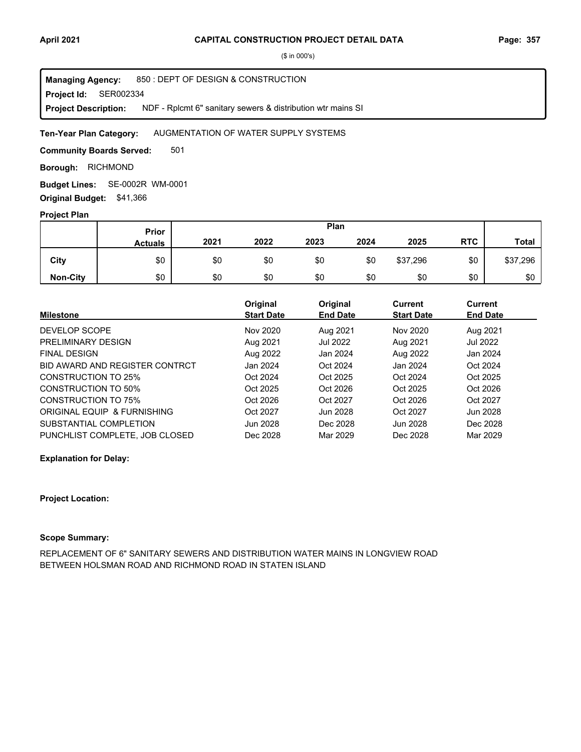# CAPITAL CONSTRUCTION PROJECT DETAIL DATA

($ in 000's)

**Managing Agency:** 850 : DEPT OF DESIGN & CONSTRUCTION
**Project Id:** SER002334
**Project Description:** NDF - Rplcmt 6" sanitary sewers & distribution wtr mains SI

**Ten-Year Plan Category:** AUGMENTATION OF WATER SUPPLY SYSTEMS

**Community Boards Served:** 501

**Borough:** RICHMOND

**Budget Lines:** SE-0002R WM-0001

**Original Budget:** $41,366

**Project Plan**

| | Prior Actuals | Plan 2021 | 2022 | 2023 | 2024 | 2025 | RTC | Total |
|---|---|---|---|---|---|---|---|---|
| City | $0 | $0 | $0 | $0 | $0 | $37,296 | $0 | $37,296 |
| Non-City | $0 | $0 | $0 | $0 | $0 | $0 | $0 | $0 |

| Milestone | Original Start Date | Original End Date | Current Start Date | Current End Date |
|---|---|---|---|---|
| DEVELOP SCOPE | Nov 2020 | Aug 2021 | Nov 2020 | Aug 2021 |
| PRELIMINARY DESIGN | Aug 2021 | Jul 2022 | Aug 2021 | Jul 2022 |
| FINAL DESIGN | Aug 2022 | Jan 2024 | Aug 2022 | Jan 2024 |
| BID AWARD AND REGISTER CONTRCT | Jan 2024 | Oct 2024 | Jan 2024 | Oct 2024 |
| CONSTRUCTION TO 25% | Oct 2024 | Oct 2025 | Oct 2024 | Oct 2025 |
| CONSTRUCTION TO 50% | Oct 2025 | Oct 2026 | Oct 2025 | Oct 2026 |
| CONSTRUCTION TO 75% | Oct 2026 | Oct 2027 | Oct 2026 | Oct 2027 |
| ORIGINAL EQUIP & FURNISHING | Oct 2027 | Jun 2028 | Oct 2027 | Jun 2028 |
| SUBSTANTIAL COMPLETION | Jun 2028 | Dec 2028 | Jun 2028 | Dec 2028 |
| PUNCHLIST COMPLETE, JOB CLOSED | Dec 2028 | Mar 2029 | Dec 2028 | Mar 2029 |

**Explanation for Delay:**

**Project Location:**

**Scope Summary:**

REPLACEMENT OF 6" SANITARY SEWERS AND DISTRIBUTION WATER MAINS IN LONGVIEW ROAD BETWEEN HOLSMAN ROAD AND RICHMOND ROAD IN STATEN ISLAND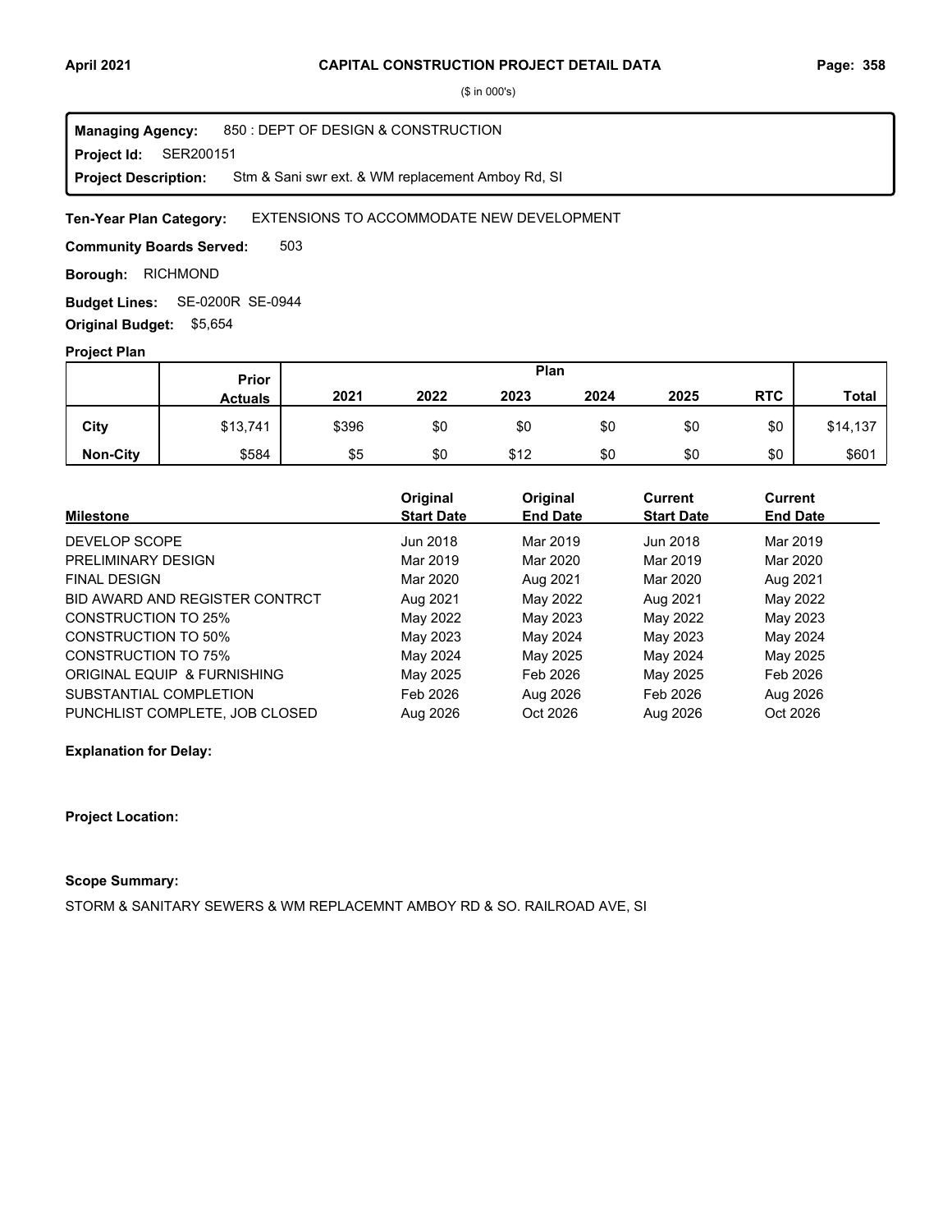($ in 000's)

**Managing Agency:** 850 : DEPT OF DESIGN & CONSTRUCTION
**Project Id:** SER200151
**Project Description:** Stm & Sani swr ext. & WM replacement Amboy Rd, SI

**Ten-Year Plan Category:** EXTENSIONS TO ACCOMMODATE NEW DEVELOPMENT

**Community Boards Served:** 503

**Borough:** RICHMOND

**Budget Lines:** SE-0200R SE-0944

**Original Budget:** $5,654

**Project Plan**

| | Prior Actuals | Plan 2021 | 2022 | 2023 | 2024 | 2025 | RTC | Total |
|---|---|---|---|---|---|---|---|---|
| City | $13,741 | $396 | $0 | $0 | $0 | $0 | $0 | $14,137 |
| Non-City | $584 | $5 | $0 | $12 | $0 | $0 | $0 | $601 |

| Milestone | Original Start Date | Original End Date | Current Start Date | Current End Date |
|---|---|---|---|---|
| DEVELOP SCOPE | Jun 2018 | Mar 2019 | Jun 2018 | Mar 2019 |
| PRELIMINARY DESIGN | Mar 2019 | Mar 2020 | Mar 2019 | Mar 2020 |
| FINAL DESIGN | Mar 2020 | Aug 2021 | Mar 2020 | Aug 2021 |
| BID AWARD AND REGISTER CONTRCT | Aug 2021 | May 2022 | Aug 2021 | May 2022 |
| CONSTRUCTION TO 25% | May 2022 | May 2023 | May 2022 | May 2023 |
| CONSTRUCTION TO 50% | May 2023 | May 2024 | May 2023 | May 2024 |
| CONSTRUCTION TO 75% | May 2024 | May 2025 | May 2024 | May 2025 |
| ORIGINAL EQUIP & FURNISHING | May 2025 | Feb 2026 | May 2025 | Feb 2026 |
| SUBSTANTIAL COMPLETION | Feb 2026 | Aug 2026 | Feb 2026 | Aug 2026 |
| PUNCHLIST COMPLETE, JOB CLOSED | Aug 2026 | Oct 2026 | Aug 2026 | Oct 2026 |

**Explanation for Delay:**

**Project Location:**

**Scope Summary:**

STORM & SANITARY SEWERS & WM REPLACEMNT AMBOY RD & SO. RAILROAD AVE, SI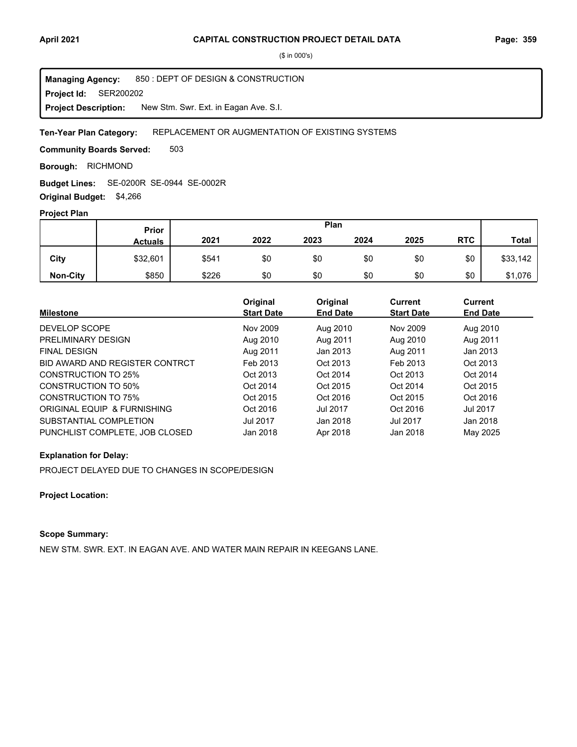($ in 000's)

**Managing Agency:** 850 : DEPT OF DESIGN & CONSTRUCTION
**Project Id:** SER200202
**Project Description:** New Stm. Swr. Ext. in Eagan Ave. S.I.

**Ten-Year Plan Category:** REPLACEMENT OR AUGMENTATION OF EXISTING SYSTEMS

**Community Boards Served:** 503

**Borough:** RICHMOND

**Budget Lines:** SE-0200R SE-0944 SE-0002R

**Original Budget:** $4,266

**Project Plan**

| | Prior Actuals | Plan 2021 | 2022 | 2023 | 2024 | 2025 | RTC | Total |
|---|---|---|---|---|---|---|---|---|
| City | $32,601 | $541 | $0 | $0 | $0 | $0 | $0 | $33,142 |
| Non-City | $850 | $226 | $0 | $0 | $0 | $0 | $0 | $1,076 |

| Milestone | Original Start Date | Original End Date | Current Start Date | Current End Date |
|---|---|---|---|---|
| DEVELOP SCOPE | Nov 2009 | Aug 2010 | Nov 2009 | Aug 2010 |
| PRELIMINARY DESIGN | Aug 2010 | Aug 2011 | Aug 2010 | Aug 2011 |
| FINAL DESIGN | Aug 2011 | Jan 2013 | Aug 2011 | Jan 2013 |
| BID AWARD AND REGISTER CONTRCT | Feb 2013 | Oct 2013 | Feb 2013 | Oct 2013 |
| CONSTRUCTION TO 25% | Oct 2013 | Oct 2014 | Oct 2013 | Oct 2014 |
| CONSTRUCTION TO 50% | Oct 2014 | Oct 2015 | Oct 2014 | Oct 2015 |
| CONSTRUCTION TO 75% | Oct 2015 | Oct 2016 | Oct 2015 | Oct 2016 |
| ORIGINAL EQUIP & FURNISHING | Oct 2016 | Jul 2017 | Oct 2016 | Jul 2017 |
| SUBSTANTIAL COMPLETION | Jul 2017 | Jan 2018 | Jul 2017 | Jan 2018 |
| PUNCHLIST COMPLETE, JOB CLOSED | Jan 2018 | Apr 2018 | Jan 2018 | May 2025 |

**Explanation for Delay:**

PROJECT DELAYED DUE TO CHANGES IN SCOPE/DESIGN

**Project Location:**

**Scope Summary:**

NEW STM. SWR. EXT. IN EAGAN AVE. AND WATER MAIN REPAIR IN KEEGANS LANE.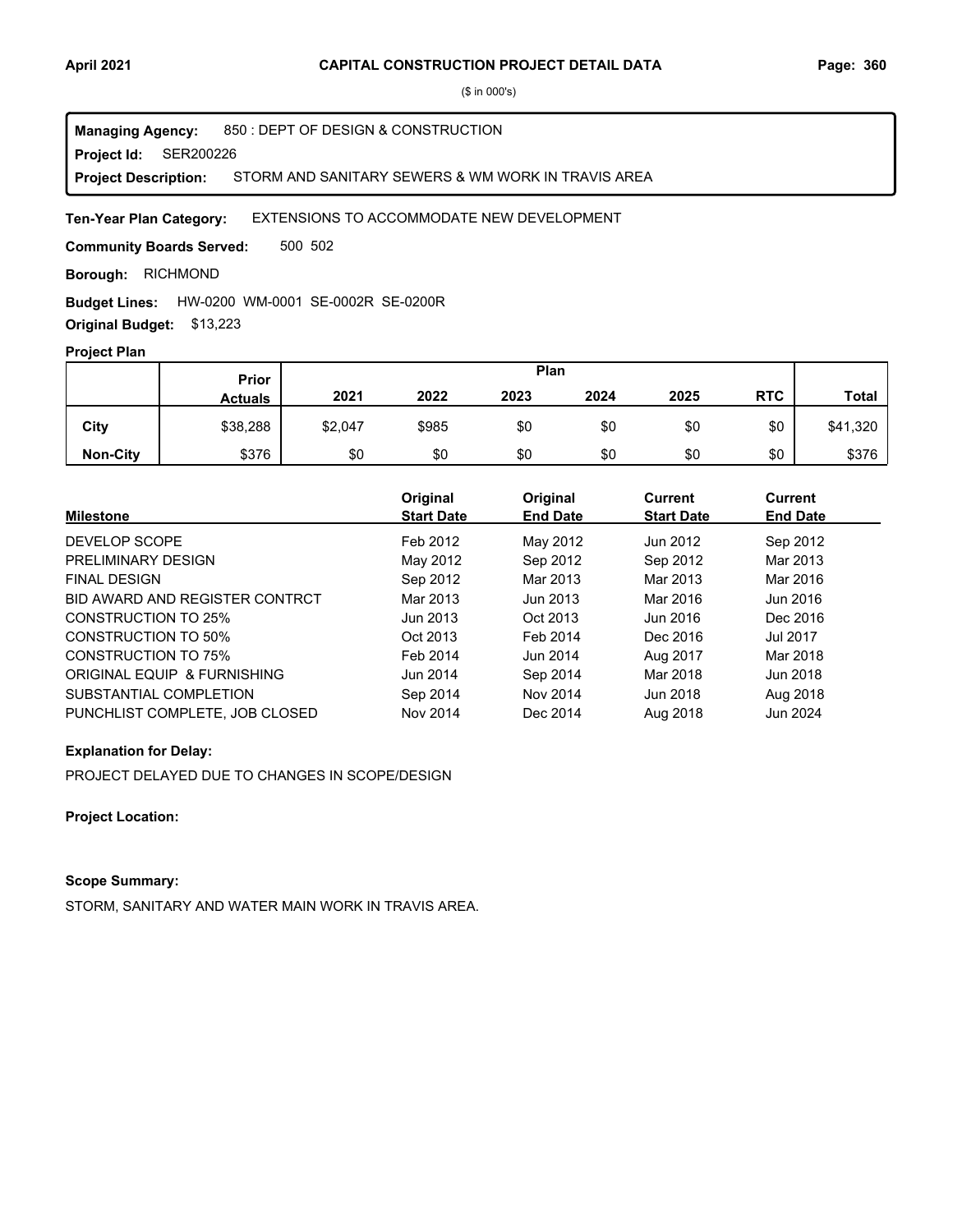# CAPITAL CONSTRUCTION PROJECT DETAIL DATA

($ in 000's)

**Managing Agency:** 850 : DEPT OF DESIGN & CONSTRUCTION
**Project Id:** SER200226
**Project Description:** STORM AND SANITARY SEWERS & WM WORK IN TRAVIS AREA

**Ten-Year Plan Category:** EXTENSIONS TO ACCOMMODATE NEW DEVELOPMENT

**Community Boards Served:** 500 502

**Borough:** RICHMOND

**Budget Lines:** HW-0200 WM-0001 SE-0002R SE-0200R

**Original Budget:** $13,223

**Project Plan**

| | Prior Actuals | Plan 2021 | 2022 | 2023 | 2024 | 2025 | RTC | Total |
|---|---|---|---|---|---|---|---|---|
| City | $38,288 | $2,047 | $985 | $0 | $0 | $0 | $0 | $41,320 |
| Non-City | $376 | $0 | $0 | $0 | $0 | $0 | $0 | $376 |

| Milestone | Original Start Date | Original End Date | Current Start Date | Current End Date |
|---|---|---|---|---|
| DEVELOP SCOPE | Feb 2012 | May 2012 | Jun 2012 | Sep 2012 |
| PRELIMINARY DESIGN | May 2012 | Sep 2012 | Sep 2012 | Mar 2013 |
| FINAL DESIGN | Sep 2012 | Mar 2013 | Mar 2013 | Mar 2016 |
| BID AWARD AND REGISTER CONTRCT | Mar 2013 | Jun 2013 | Mar 2016 | Jun 2016 |
| CONSTRUCTION TO 25% | Jun 2013 | Oct 2013 | Jun 2016 | Dec 2016 |
| CONSTRUCTION TO 50% | Oct 2013 | Feb 2014 | Dec 2016 | Jul 2017 |
| CONSTRUCTION TO 75% | Feb 2014 | Jun 2014 | Aug 2017 | Mar 2018 |
| ORIGINAL EQUIP & FURNISHING | Jun 2014 | Sep 2014 | Mar 2018 | Jun 2018 |
| SUBSTANTIAL COMPLETION | Sep 2014 | Nov 2014 | Jun 2018 | Aug 2018 |
| PUNCHLIST COMPLETE, JOB CLOSED | Nov 2014 | Dec 2014 | Aug 2018 | Jun 2024 |

**Explanation for Delay:**

PROJECT DELAYED DUE TO CHANGES IN SCOPE/DESIGN

**Project Location:**

**Scope Summary:**

STORM, SANITARY AND WATER MAIN WORK IN TRAVIS AREA.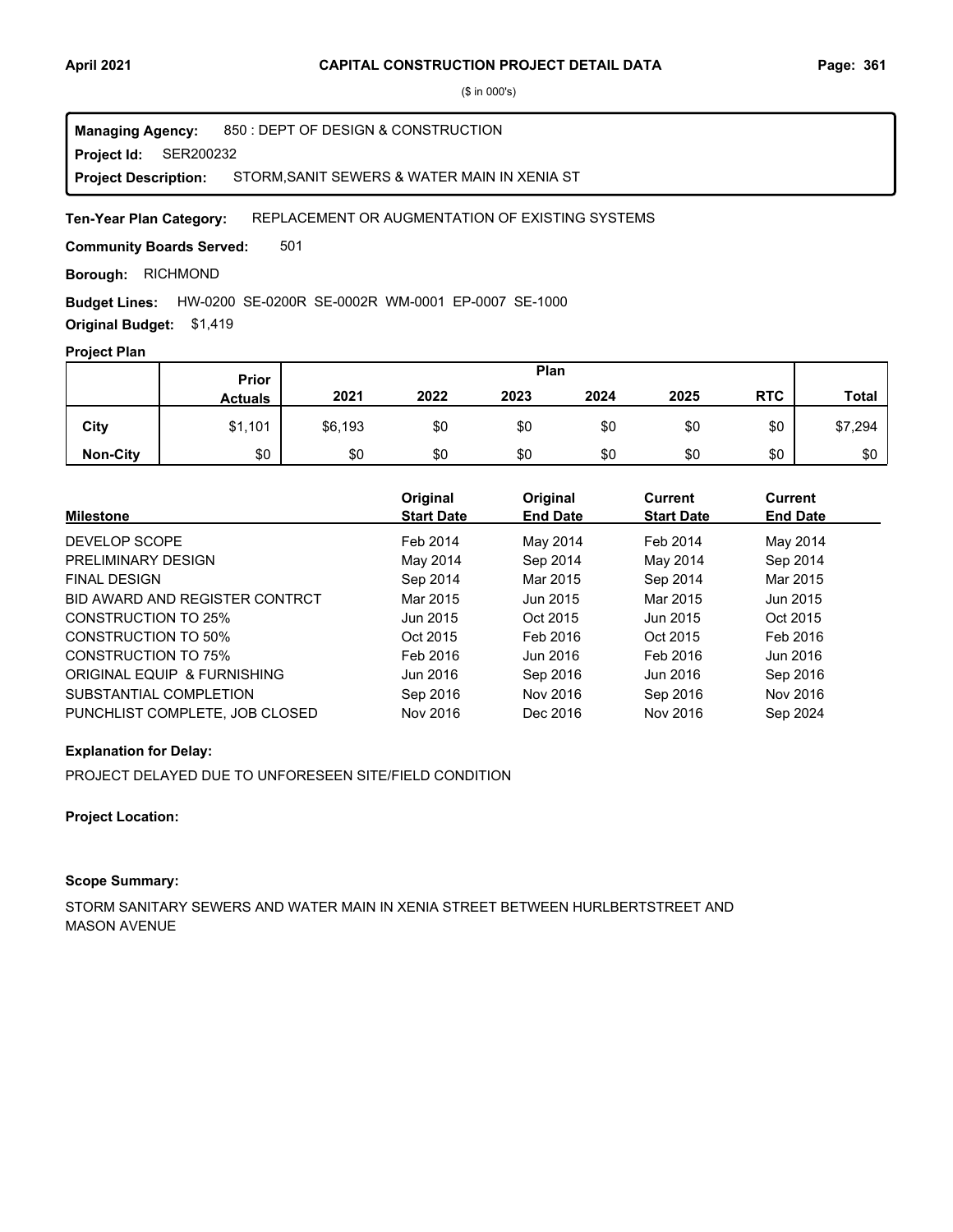# CAPITAL CONSTRUCTION PROJECT DETAIL DATA

($ in 000's)

**Managing Agency:** 850 : DEPT OF DESIGN & CONSTRUCTION
**Project Id:** SER200232
**Project Description:** STORM,SANIT SEWERS & WATER MAIN IN XENIA ST

**Ten-Year Plan Category:** REPLACEMENT OR AUGMENTATION OF EXISTING SYSTEMS

**Community Boards Served:** 501

**Borough:** RICHMOND

**Budget Lines:** HW-0200 SE-0200R SE-0002R WM-0001 EP-0007 SE-1000

**Original Budget:** $1,419

## Project Plan

| | Prior Actuals | Plan 2021 | 2022 | 2023 | 2024 | 2025 | RTC | Total |
|---|---|---|---|---|---|---|---|---|
| **City** | $1,101 | $6,193 | $0 | $0 | $0 | $0 | $0 | $7,294 |
| **Non-City** | $0 | $0 | $0 | $0 | $0 | $0 | $0 | $0 |

| Milestone | Original Start Date | Original End Date | Current Start Date | Current End Date |
|---|---|---|---|---|
| DEVELOP SCOPE | Feb 2014 | May 2014 | Feb 2014 | May 2014 |
| PRELIMINARY DESIGN | May 2014 | Sep 2014 | May 2014 | Sep 2014 |
| FINAL DESIGN | Sep 2014 | Mar 2015 | Sep 2014 | Mar 2015 |
| BID AWARD AND REGISTER CONTRCT | Mar 2015 | Jun 2015 | Mar 2015 | Jun 2015 |
| CONSTRUCTION TO 25% | Jun 2015 | Oct 2015 | Jun 2015 | Oct 2015 |
| CONSTRUCTION TO 50% | Oct 2015 | Feb 2016 | Oct 2015 | Feb 2016 |
| CONSTRUCTION TO 75% | Feb 2016 | Jun 2016 | Feb 2016 | Jun 2016 |
| ORIGINAL EQUIP & FURNISHING | Jun 2016 | Sep 2016 | Jun 2016 | Sep 2016 |
| SUBSTANTIAL COMPLETION | Sep 2016 | Nov 2016 | Sep 2016 | Nov 2016 |
| PUNCHLIST COMPLETE, JOB CLOSED | Nov 2016 | Dec 2016 | Nov 2016 | Sep 2024 |

**Explanation for Delay:**

PROJECT DELAYED DUE TO UNFORESEEN SITE/FIELD CONDITION

**Project Location:**

**Scope Summary:**

STORM SANITARY SEWERS AND WATER MAIN IN XENIA STREET BETWEEN HURLBERTSTREET AND MASON AVENUE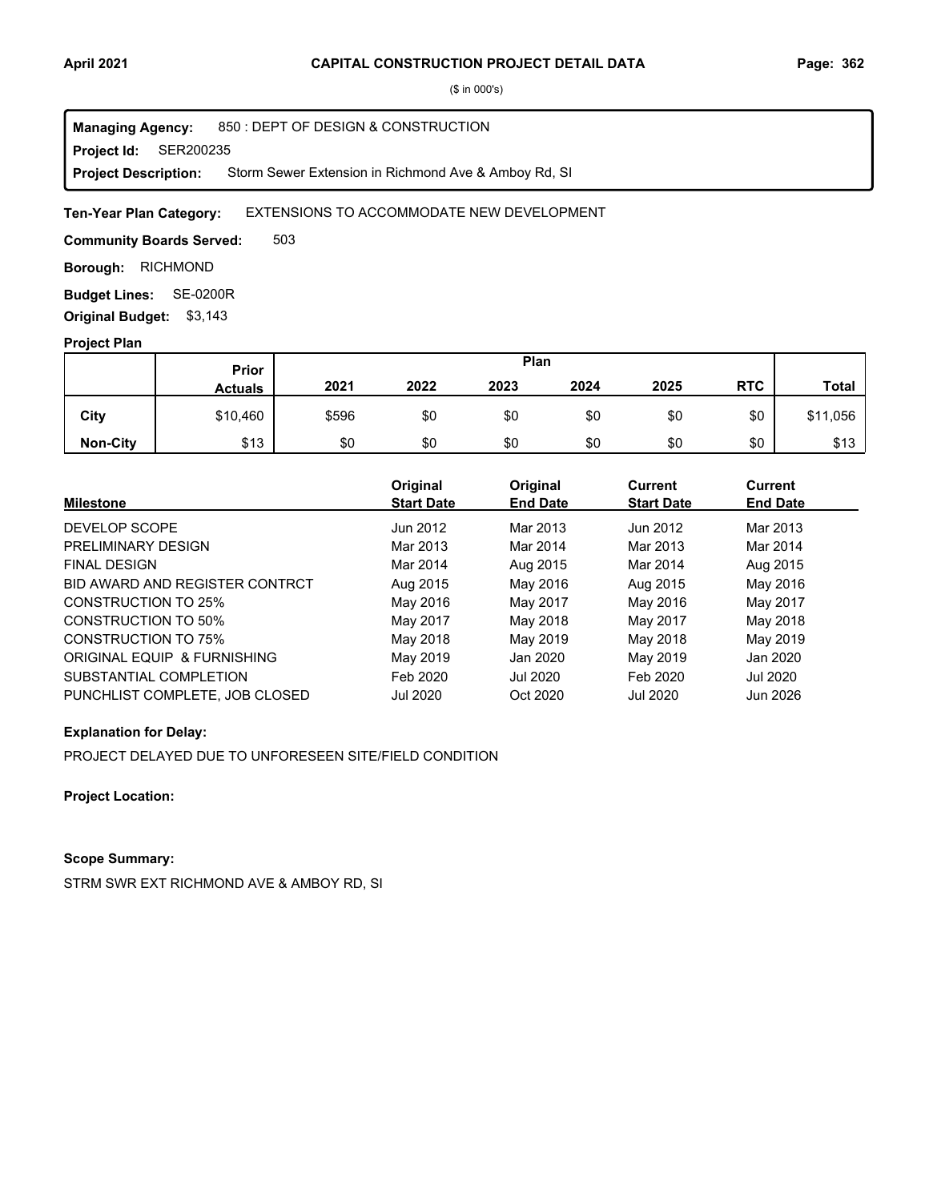# CAPITAL CONSTRUCTION PROJECT DETAIL DATA

($ in 000's)

**Managing Agency:** 850 : DEPT OF DESIGN & CONSTRUCTION
**Project Id:** SER200235
**Project Description:** Storm Sewer Extension in Richmond Ave & Amboy Rd, SI

**Ten-Year Plan Category:** EXTENSIONS TO ACCOMMODATE NEW DEVELOPMENT

**Community Boards Served:** 503

**Borough:** RICHMOND

**Budget Lines:** SE-0200R

**Original Budget:** $3,143

### Project Plan

| | Prior Actuals | Plan 2021 | 2022 | 2023 | 2024 | 2025 | RTC | Total |
|---|---|---|---|---|---|---|---|---|
| **City** | $10,460 | $596 | $0 | $0 | $0 | $0 | $0 | $11,056 |
| **Non-City** | $13 | $0 | $0 | $0 | $0 | $0 | $0 | $13 |

| Milestone | Original Start Date | Original End Date | Current Start Date | Current End Date |
|---|---|---|---|---|
| DEVELOP SCOPE | Jun 2012 | Mar 2013 | Jun 2012 | Mar 2013 |
| PRELIMINARY DESIGN | Mar 2013 | Mar 2014 | Mar 2013 | Mar 2014 |
| FINAL DESIGN | Mar 2014 | Aug 2015 | Mar 2014 | Aug 2015 |
| BID AWARD AND REGISTER CONTRCT | Aug 2015 | May 2016 | Aug 2015 | May 2016 |
| CONSTRUCTION TO 25% | May 2016 | May 2017 | May 2016 | May 2017 |
| CONSTRUCTION TO 50% | May 2017 | May 2018 | May 2017 | May 2018 |
| CONSTRUCTION TO 75% | May 2018 | May 2019 | May 2018 | May 2019 |
| ORIGINAL EQUIP & FURNISHING | May 2019 | Jan 2020 | May 2019 | Jan 2020 |
| SUBSTANTIAL COMPLETION | Feb 2020 | Jul 2020 | Feb 2020 | Jul 2020 |
| PUNCHLIST COMPLETE, JOB CLOSED | Jul 2020 | Oct 2020 | Jul 2020 | Jun 2026 |

**Explanation for Delay:**

PROJECT DELAYED DUE TO UNFORESEEN SITE/FIELD CONDITION

**Project Location:**

**Scope Summary:**

STRM SWR EXT RICHMOND AVE & AMBOY RD, SI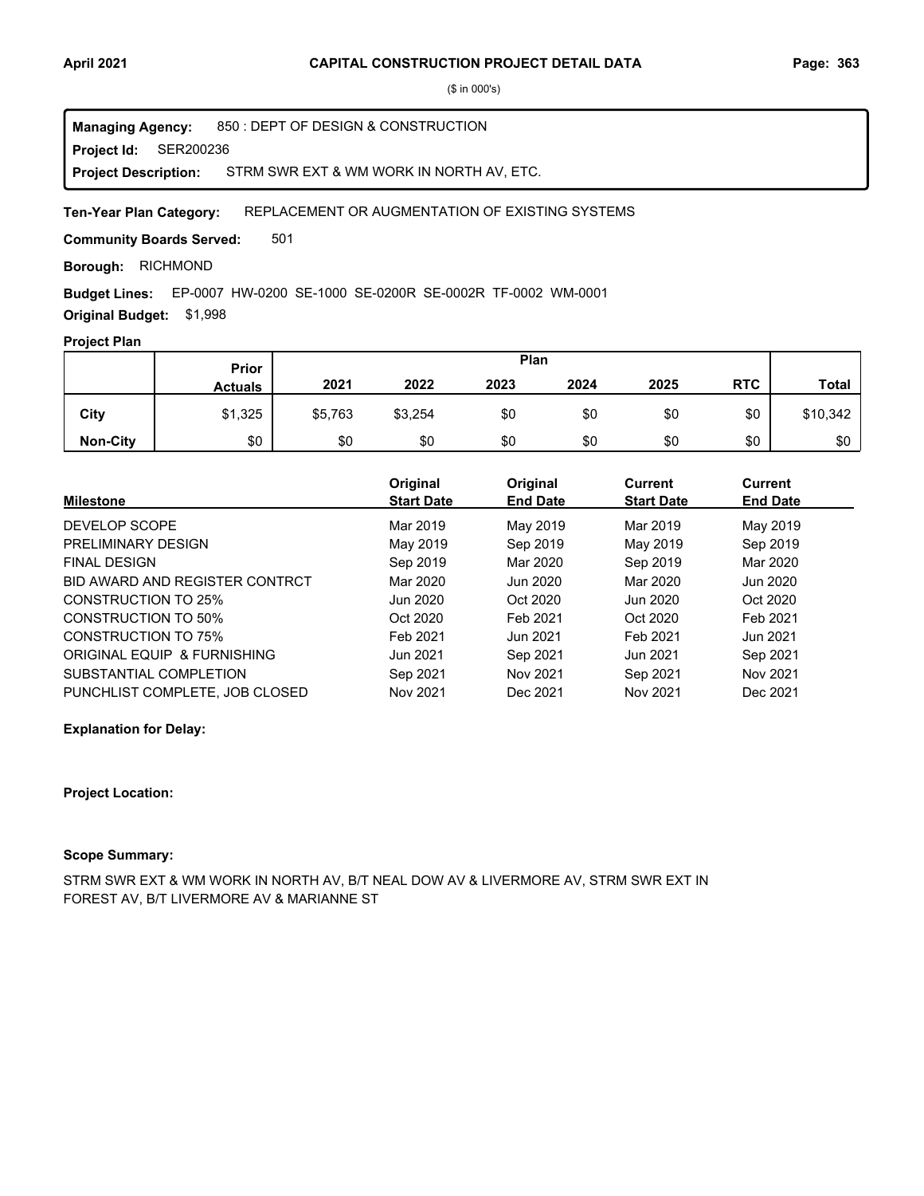**CAPITAL CONSTRUCTION PROJECT DETAIL DATA**

($ in 000's)

**Managing Agency:** 850 : DEPT OF DESIGN & CONSTRUCTION
**Project Id:** SER200236
**Project Description:** STRM SWR EXT & WM WORK IN NORTH AV, ETC.

**Ten-Year Plan Category:** REPLACEMENT OR AUGMENTATION OF EXISTING SYSTEMS

**Community Boards Served:** 501

**Borough:** RICHMOND

**Budget Lines:** EP-0007 HW-0200 SE-1000 SE-0200R SE-0002R TF-0002 WM-0001

**Original Budget:** $1,998

**Project Plan**

| | Prior Actuals | Plan 2021 | 2022 | 2023 | 2024 | 2025 | RTC | Total |
|---|---|---|---|---|---|---|---|---|
| **City** | $1,325 | $5,763 | $3,254 | $0 | $0 | $0 | $0 | $10,342 |
| **Non-City** | $0 | $0 | $0 | $0 | $0 | $0 | $0 | $0 |

| Milestone | Original Start Date | Original End Date | Current Start Date | Current End Date |
|---|---|---|---|---|
| DEVELOP SCOPE | Mar 2019 | May 2019 | Mar 2019 | May 2019 |
| PRELIMINARY DESIGN | May 2019 | Sep 2019 | May 2019 | Sep 2019 |
| FINAL DESIGN | Sep 2019 | Mar 2020 | Sep 2019 | Mar 2020 |
| BID AWARD AND REGISTER CONTRCT | Mar 2020 | Jun 2020 | Mar 2020 | Jun 2020 |
| CONSTRUCTION TO 25% | Jun 2020 | Oct 2020 | Jun 2020 | Oct 2020 |
| CONSTRUCTION TO 50% | Oct 2020 | Feb 2021 | Oct 2020 | Feb 2021 |
| CONSTRUCTION TO 75% | Feb 2021 | Jun 2021 | Feb 2021 | Jun 2021 |
| ORIGINAL EQUIP & FURNISHING | Jun 2021 | Sep 2021 | Jun 2021 | Sep 2021 |
| SUBSTANTIAL COMPLETION | Sep 2021 | Nov 2021 | Sep 2021 | Nov 2021 |
| PUNCHLIST COMPLETE, JOB CLOSED | Nov 2021 | Dec 2021 | Nov 2021 | Dec 2021 |

**Explanation for Delay:**

**Project Location:**

**Scope Summary:**

STRM SWR EXT & WM WORK IN NORTH AV, B/T NEAL DOW AV & LIVERMORE AV, STRM SWR EXT IN FOREST AV, B/T LIVERMORE AV & MARIANNE ST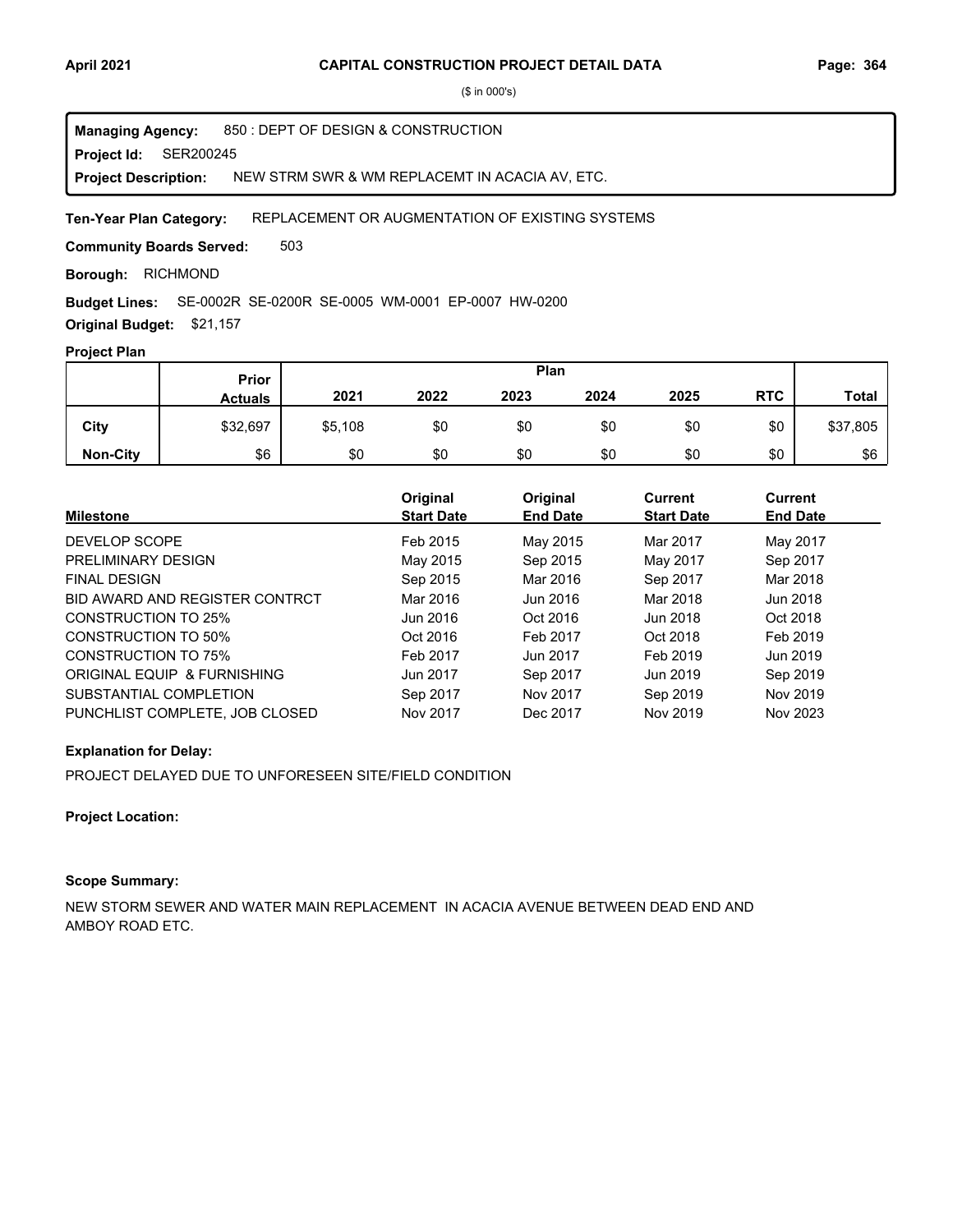# CAPITAL CONSTRUCTION PROJECT DETAIL DATA

($ in 000's)

**Managing Agency:** 850 : DEPT OF DESIGN & CONSTRUCTION
**Project Id:** SER200245
**Project Description:** NEW STRM SWR & WM REPLACEMT IN ACACIA AV, ETC.

**Ten-Year Plan Category:** REPLACEMENT OR AUGMENTATION OF EXISTING SYSTEMS

**Community Boards Served:** 503

**Borough:** RICHMOND

**Budget Lines:** SE-0002R SE-0200R SE-0005 WM-0001 EP-0007 HW-0200

**Original Budget:** $21,157

## Project Plan

| | Prior Actuals | Plan | | | | | | |
|---|---|---|---|---|---|---|---|---|
| | | 2021 | 2022 | 2023 | 2024 | 2025 | RTC | Total |
| City | $32,697 | $5,108 | $0 | $0 | $0 | $0 | $0 | $37,805 |
| Non-City | $6 | $0 | $0 | $0 | $0 | $0 | $0 | $6 |

| Milestone | Original Start Date | Original End Date | Current Start Date | Current End Date |
|---|---|---|---|---|
| DEVELOP SCOPE | Feb 2015 | May 2015 | Mar 2017 | May 2017 |
| PRELIMINARY DESIGN | May 2015 | Sep 2015 | May 2017 | Sep 2017 |
| FINAL DESIGN | Sep 2015 | Mar 2016 | Sep 2017 | Mar 2018 |
| BID AWARD AND REGISTER CONTRCT | Mar 2016 | Jun 2016 | Mar 2018 | Jun 2018 |
| CONSTRUCTION TO 25% | Jun 2016 | Oct 2016 | Jun 2018 | Oct 2018 |
| CONSTRUCTION TO 50% | Oct 2016 | Feb 2017 | Oct 2018 | Feb 2019 |
| CONSTRUCTION TO 75% | Feb 2017 | Jun 2017 | Feb 2019 | Jun 2019 |
| ORIGINAL EQUIP & FURNISHING | Jun 2017 | Sep 2017 | Jun 2019 | Sep 2019 |
| SUBSTANTIAL COMPLETION | Sep 2017 | Nov 2017 | Sep 2019 | Nov 2019 |
| PUNCHLIST COMPLETE, JOB CLOSED | Nov 2017 | Dec 2017 | Nov 2019 | Nov 2023 |

**Explanation for Delay:**

PROJECT DELAYED DUE TO UNFORESEEN SITE/FIELD CONDITION

**Project Location:**

**Scope Summary:**

NEW STORM SEWER AND WATER MAIN REPLACEMENT IN ACACIA AVENUE BETWEEN DEAD END AND AMBOY ROAD ETC.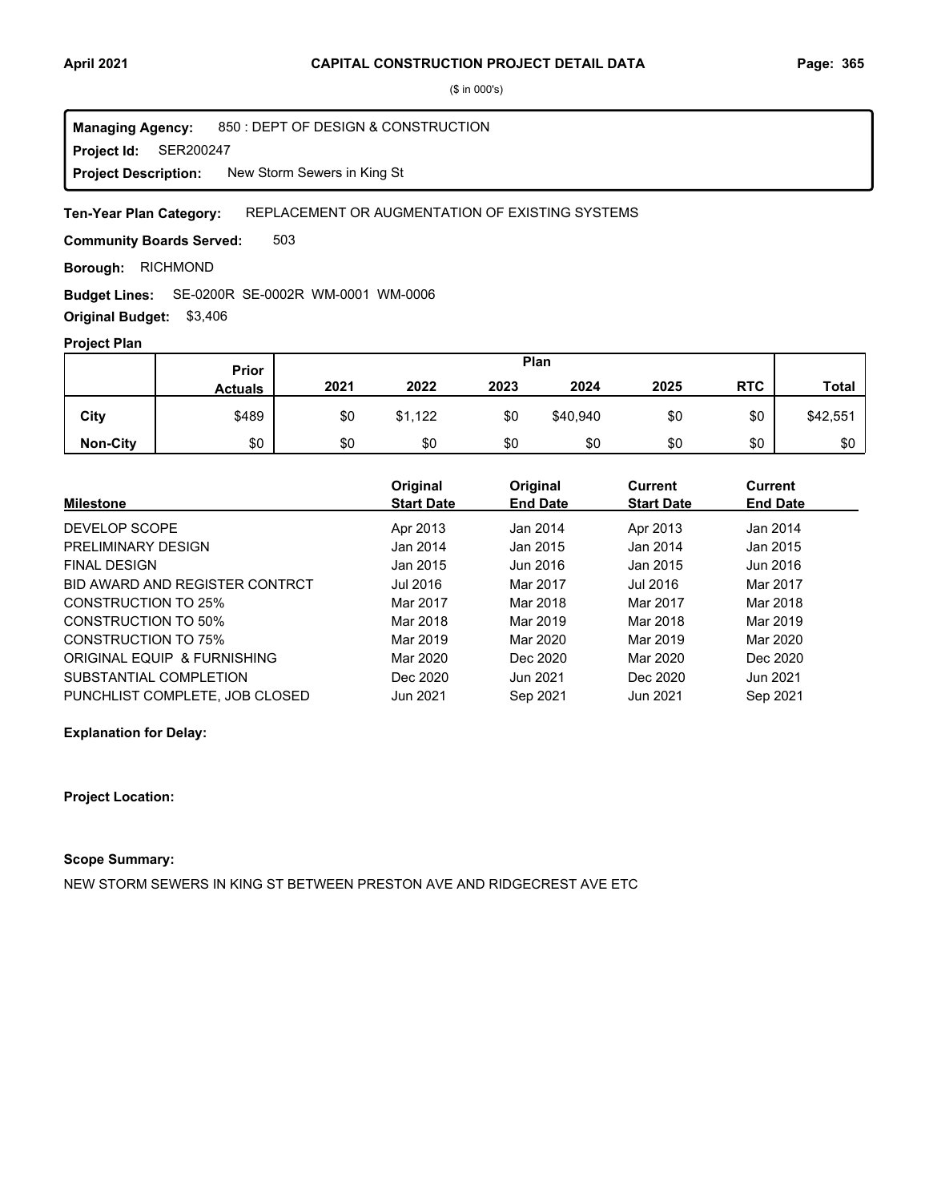($ in 000's)

**Managing Agency:** 850 : DEPT OF DESIGN & CONSTRUCTION
**Project Id:** SER200247
**Project Description:** New Storm Sewers in King St

**Ten-Year Plan Category:** REPLACEMENT OR AUGMENTATION OF EXISTING SYSTEMS

**Community Boards Served:** 503

**Borough:** RICHMOND

**Budget Lines:** SE-0200R SE-0002R WM-0001 WM-0006

**Original Budget:** $3,406

**Project Plan**

| | Prior Actuals | Plan 2021 | 2022 | 2023 | 2024 | 2025 | RTC | Total |
|---|---|---|---|---|---|---|---|---|
| City | $489 | $0 | $1,122 | $0 | $40,940 | $0 | $0 | $42,551 |
| Non-City | $0 | $0 | $0 | $0 | $0 | $0 | $0 | $0 |

| Milestone | Original Start Date | Original End Date | Current Start Date | Current End Date |
|---|---|---|---|---|
| DEVELOP SCOPE | Apr 2013 | Jan 2014 | Apr 2013 | Jan 2014 |
| PRELIMINARY DESIGN | Jan 2014 | Jan 2015 | Jan 2014 | Jan 2015 |
| FINAL DESIGN | Jan 2015 | Jun 2016 | Jan 2015 | Jun 2016 |
| BID AWARD AND REGISTER CONTRCT | Jul 2016 | Mar 2017 | Jul 2016 | Mar 2017 |
| CONSTRUCTION TO 25% | Mar 2017 | Mar 2018 | Mar 2017 | Mar 2018 |
| CONSTRUCTION TO 50% | Mar 2018 | Mar 2019 | Mar 2018 | Mar 2019 |
| CONSTRUCTION TO 75% | Mar 2019 | Mar 2020 | Mar 2019 | Mar 2020 |
| ORIGINAL EQUIP & FURNISHING | Mar 2020 | Dec 2020 | Mar 2020 | Dec 2020 |
| SUBSTANTIAL COMPLETION | Dec 2020 | Jun 2021 | Dec 2020 | Jun 2021 |
| PUNCHLIST COMPLETE, JOB CLOSED | Jun 2021 | Sep 2021 | Jun 2021 | Sep 2021 |

**Explanation for Delay:**

**Project Location:**

**Scope Summary:**

NEW STORM SEWERS IN KING ST BETWEEN PRESTON AVE AND RIDGECREST AVE ETC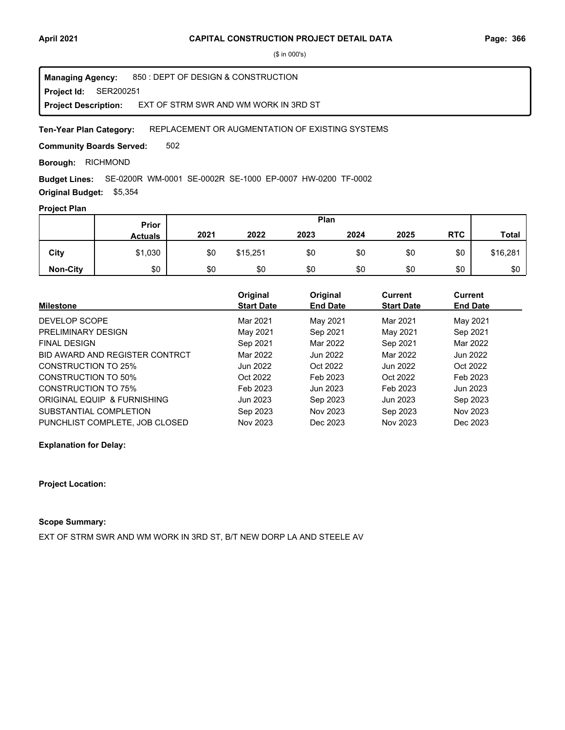# CAPITAL CONSTRUCTION PROJECT DETAIL DATA

($ in 000's)

**Managing Agency:** 850 : DEPT OF DESIGN & CONSTRUCTION
**Project Id:** SER200251
**Project Description:** EXT OF STRM SWR AND WM WORK IN 3RD ST

**Ten-Year Plan Category:** REPLACEMENT OR AUGMENTATION OF EXISTING SYSTEMS

**Community Boards Served:** 502

**Borough:** RICHMOND

**Budget Lines:** SE-0200R WM-0001 SE-0002R SE-1000 EP-0007 HW-0200 TF-0002

**Original Budget:** $5,354

**Project Plan**

| | Prior Actuals | Plan 2021 | 2022 | 2023 | 2024 | 2025 | RTC | Total |
|---|---|---|---|---|---|---|---|---|
| City | $1,030 | $0 | $15,251 | $0 | $0 | $0 | $0 | $16,281 |
| Non-City | $0 | $0 | $0 | $0 | $0 | $0 | $0 | $0 |

| Milestone | Original Start Date | Original End Date | Current Start Date | Current End Date |
|---|---|---|---|---|
| DEVELOP SCOPE | Mar 2021 | May 2021 | Mar 2021 | May 2021 |
| PRELIMINARY DESIGN | May 2021 | Sep 2021 | May 2021 | Sep 2021 |
| FINAL DESIGN | Sep 2021 | Mar 2022 | Sep 2021 | Mar 2022 |
| BID AWARD AND REGISTER CONTRCT | Mar 2022 | Jun 2022 | Mar 2022 | Jun 2022 |
| CONSTRUCTION TO 25% | Jun 2022 | Oct 2022 | Jun 2022 | Oct 2022 |
| CONSTRUCTION TO 50% | Oct 2022 | Feb 2023 | Oct 2022 | Feb 2023 |
| CONSTRUCTION TO 75% | Feb 2023 | Jun 2023 | Feb 2023 | Jun 2023 |
| ORIGINAL EQUIP & FURNISHING | Jun 2023 | Sep 2023 | Jun 2023 | Sep 2023 |
| SUBSTANTIAL COMPLETION | Sep 2023 | Nov 2023 | Sep 2023 | Nov 2023 |
| PUNCHLIST COMPLETE, JOB CLOSED | Nov 2023 | Dec 2023 | Nov 2023 | Dec 2023 |

**Explanation for Delay:**

**Project Location:**

**Scope Summary:**

EXT OF STRM SWR AND WM WORK IN 3RD ST, B/T NEW DORP LA AND STEELE AV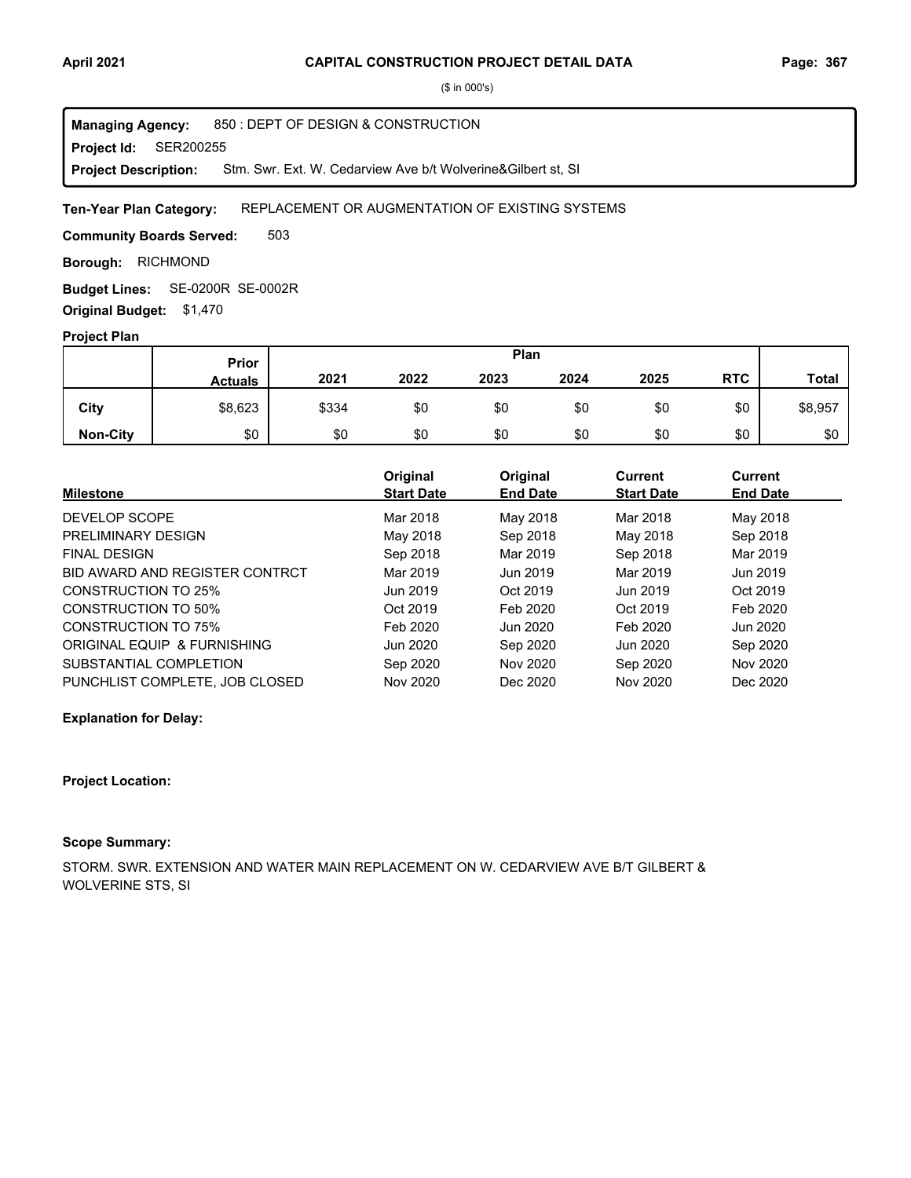# CAPITAL CONSTRUCTION PROJECT DETAIL DATA

($ in 000's)

**Managing Agency:** 850 : DEPT OF DESIGN & CONSTRUCTION
**Project Id:** SER200255
**Project Description:** Stm. Swr. Ext. W. Cedarview Ave b/t Wolverine&Gilbert st, SI

**Ten-Year Plan Category:** REPLACEMENT OR AUGMENTATION OF EXISTING SYSTEMS

**Community Boards Served:** 503

**Borough:** RICHMOND

**Budget Lines:** SE-0200R SE-0002R

**Original Budget:** $1,470

**Project Plan**

| | Prior Actuals | Plan 2021 | 2022 | 2023 | 2024 | 2025 | RTC | Total |
|---|---|---|---|---|---|---|---|---|
| City | $8,623 | $334 | $0 | $0 | $0 | $0 | $0 | $8,957 |
| Non-City | $0 | $0 | $0 | $0 | $0 | $0 | $0 | $0 |

| Milestone | Original Start Date | Original End Date | Current Start Date | Current End Date |
|---|---|---|---|---|
| DEVELOP SCOPE | Mar 2018 | May 2018 | Mar 2018 | May 2018 |
| PRELIMINARY DESIGN | May 2018 | Sep 2018 | May 2018 | Sep 2018 |
| FINAL DESIGN | Sep 2018 | Mar 2019 | Sep 2018 | Mar 2019 |
| BID AWARD AND REGISTER CONTRCT | Mar 2019 | Jun 2019 | Mar 2019 | Jun 2019 |
| CONSTRUCTION TO 25% | Jun 2019 | Oct 2019 | Jun 2019 | Oct 2019 |
| CONSTRUCTION TO 50% | Oct 2019 | Feb 2020 | Oct 2019 | Feb 2020 |
| CONSTRUCTION TO 75% | Feb 2020 | Jun 2020 | Feb 2020 | Jun 2020 |
| ORIGINAL EQUIP & FURNISHING | Jun 2020 | Sep 2020 | Jun 2020 | Sep 2020 |
| SUBSTANTIAL COMPLETION | Sep 2020 | Nov 2020 | Sep 2020 | Nov 2020 |
| PUNCHLIST COMPLETE, JOB CLOSED | Nov 2020 | Dec 2020 | Nov 2020 | Dec 2020 |

**Explanation for Delay:**

**Project Location:**

**Scope Summary:**

STORM. SWR. EXTENSION AND WATER MAIN REPLACEMENT ON W. CEDARVIEW AVE B/T GILBERT & WOLVERINE STS, SI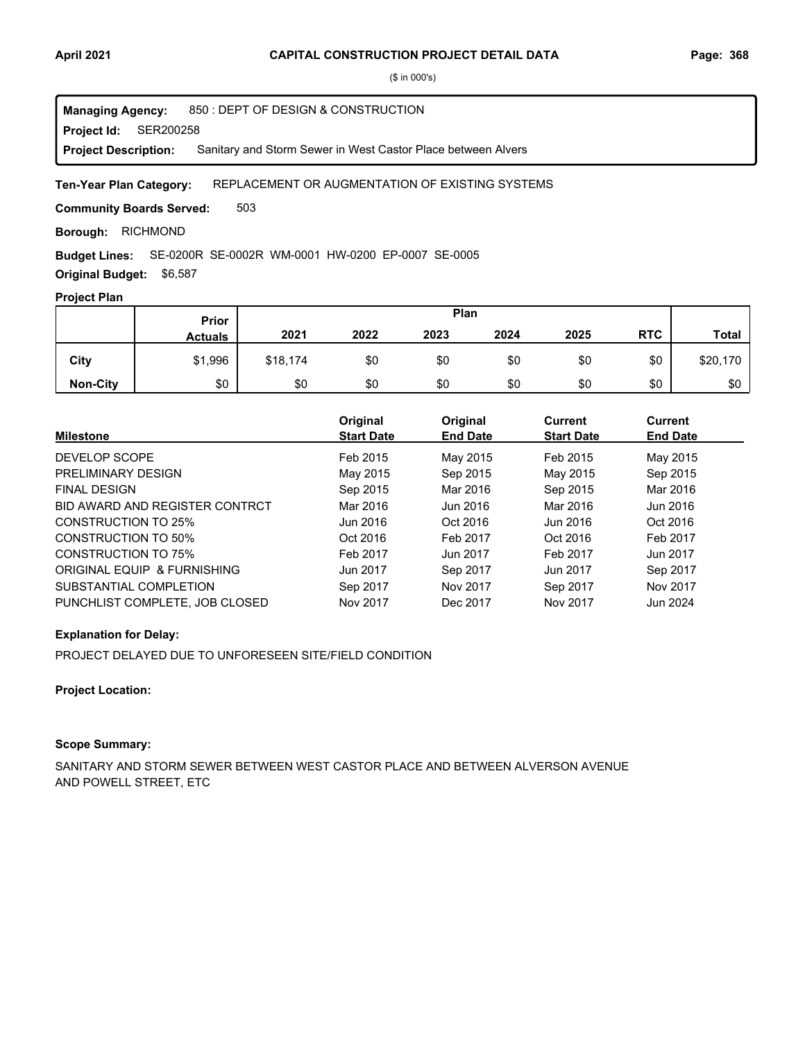# CAPITAL CONSTRUCTION PROJECT DETAIL DATA

($ in 000's)

**Managing Agency:** 850 : DEPT OF DESIGN & CONSTRUCTION
**Project Id:** SER200258
**Project Description:** Sanitary and Storm Sewer in West Castor Place between Alvers

**Ten-Year Plan Category:** REPLACEMENT OR AUGMENTATION OF EXISTING SYSTEMS

**Community Boards Served:** 503

**Borough:** RICHMOND

**Budget Lines:** SE-0200R SE-0002R WM-0001 HW-0200 EP-0007 SE-0005

**Original Budget:** $6,587

## Project Plan

| | Prior Actuals | Plan | | | | | | |
|---|---|---|---|---|---|---|---|---|
| | | 2021 | 2022 | 2023 | 2024 | 2025 | RTC | Total |
| City | $1,996 | $18,174 | $0 | $0 | $0 | $0 | $0 | $20,170 |
| Non-City | $0 | $0 | $0 | $0 | $0 | $0 | $0 | $0 |

| Milestone | Original Start Date | Original End Date | Current Start Date | Current End Date |
|---|---|---|---|---|
| DEVELOP SCOPE | Feb 2015 | May 2015 | Feb 2015 | May 2015 |
| PRELIMINARY DESIGN | May 2015 | Sep 2015 | May 2015 | Sep 2015 |
| FINAL DESIGN | Sep 2015 | Mar 2016 | Sep 2015 | Mar 2016 |
| BID AWARD AND REGISTER CONTRCT | Mar 2016 | Jun 2016 | Mar 2016 | Jun 2016 |
| CONSTRUCTION TO 25% | Jun 2016 | Oct 2016 | Jun 2016 | Oct 2016 |
| CONSTRUCTION TO 50% | Oct 2016 | Feb 2017 | Oct 2016 | Feb 2017 |
| CONSTRUCTION TO 75% | Feb 2017 | Jun 2017 | Feb 2017 | Jun 2017 |
| ORIGINAL EQUIP & FURNISHING | Jun 2017 | Sep 2017 | Jun 2017 | Sep 2017 |
| SUBSTANTIAL COMPLETION | Sep 2017 | Nov 2017 | Sep 2017 | Nov 2017 |
| PUNCHLIST COMPLETE, JOB CLOSED | Nov 2017 | Dec 2017 | Nov 2017 | Jun 2024 |

**Explanation for Delay:**

PROJECT DELAYED DUE TO UNFORESEEN SITE/FIELD CONDITION

**Project Location:**

**Scope Summary:**

SANITARY AND STORM SEWER BETWEEN WEST CASTOR PLACE AND BETWEEN ALVERSON AVENUE AND POWELL STREET, ETC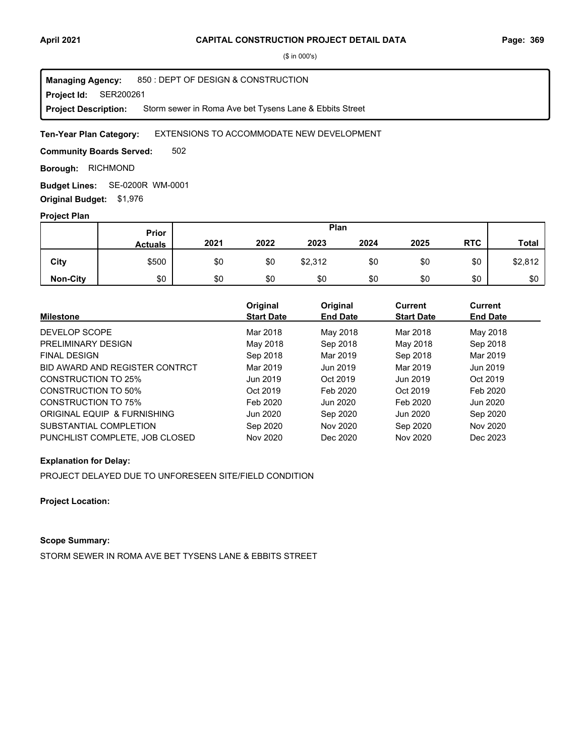# CAPITAL CONSTRUCTION PROJECT DETAIL DATA

($ in 000's)

**Managing Agency:** 850 : DEPT OF DESIGN & CONSTRUCTION
**Project Id:** SER200261
**Project Description:** Storm sewer in Roma Ave bet Tysens Lane & Ebbits Street

**Ten-Year Plan Category:** EXTENSIONS TO ACCOMMODATE NEW DEVELOPMENT

**Community Boards Served:** 502

**Borough:** RICHMOND

**Budget Lines:** SE-0200R WM-0001

**Original Budget:** $1,976

## Project Plan

| | Prior Actuals | 2021 | 2022 | 2023 | 2024 | 2025 | RTC | Total |
|---|---|---|---|---|---|---|---|---|
| **City** | $500 | $0 | $0 | $2,312 | $0 | $0 | $0 | $2,812 |
| **Non-City** | $0 | $0 | $0 | $0 | $0 | $0 | $0 | $0 |

| Milestone | Original Start Date | Original End Date | Current Start Date | Current End Date |
|---|---|---|---|---|
| DEVELOP SCOPE | Mar 2018 | May 2018 | Mar 2018 | May 2018 |
| PRELIMINARY DESIGN | May 2018 | Sep 2018 | May 2018 | Sep 2018 |
| FINAL DESIGN | Sep 2018 | Mar 2019 | Sep 2018 | Mar 2019 |
| BID AWARD AND REGISTER CONTRCT | Mar 2019 | Jun 2019 | Mar 2019 | Jun 2019 |
| CONSTRUCTION TO 25% | Jun 2019 | Oct 2019 | Jun 2019 | Oct 2019 |
| CONSTRUCTION TO 50% | Oct 2019 | Feb 2020 | Oct 2019 | Feb 2020 |
| CONSTRUCTION TO 75% | Feb 2020 | Jun 2020 | Feb 2020 | Jun 2020 |
| ORIGINAL EQUIP & FURNISHING | Jun 2020 | Sep 2020 | Jun 2020 | Sep 2020 |
| SUBSTANTIAL COMPLETION | Sep 2020 | Nov 2020 | Sep 2020 | Nov 2020 |
| PUNCHLIST COMPLETE, JOB CLOSED | Nov 2020 | Dec 2020 | Nov 2020 | Dec 2023 |

**Explanation for Delay:**

PROJECT DELAYED DUE TO UNFORESEEN SITE/FIELD CONDITION

**Project Location:**

**Scope Summary:**

STORM SEWER IN ROMA AVE BET TYSENS LANE & EBBITS STREET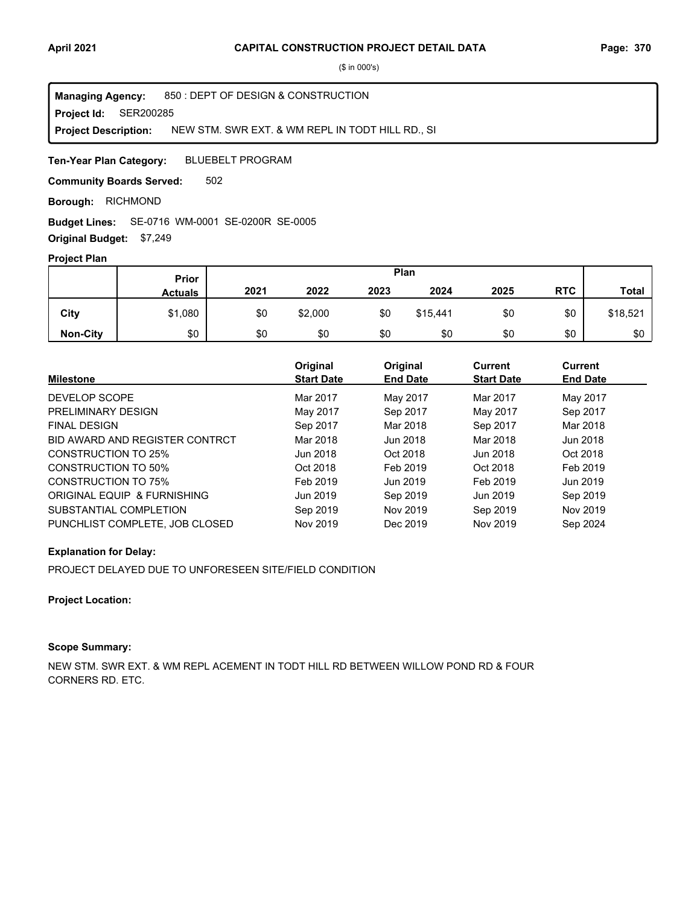($ in 000's)

**Managing Agency:** 850 : DEPT OF DESIGN & CONSTRUCTION
**Project Id:** SER200285
**Project Description:** NEW STM. SWR EXT. & WM REPL IN TODT HILL RD., SI

**Ten-Year Plan Category:** BLUEBELT PROGRAM

**Community Boards Served:** 502

**Borough:** RICHMOND

**Budget Lines:** SE-0716 WM-0001 SE-0200R SE-0005

**Original Budget:** $7,249

**Project Plan**

| | Prior Actuals | Plan 2021 | 2022 | 2023 | 2024 | 2025 | RTC | Total |
|---|---|---|---|---|---|---|---|---|
| **City** | $1,080 | $0 | $2,000 | $0 | $15,441 | $0 | $0 | $18,521 |
| **Non-City** | $0 | $0 | $0 | $0 | $0 | $0 | $0 | $0 |

| Milestone | Original Start Date | Original End Date | Current Start Date | Current End Date |
|---|---|---|---|---|
| DEVELOP SCOPE | Mar 2017 | May 2017 | Mar 2017 | May 2017 |
| PRELIMINARY DESIGN | May 2017 | Sep 2017 | May 2017 | Sep 2017 |
| FINAL DESIGN | Sep 2017 | Mar 2018 | Sep 2017 | Mar 2018 |
| BID AWARD AND REGISTER CONTRCT | Mar 2018 | Jun 2018 | Mar 2018 | Jun 2018 |
| CONSTRUCTION TO 25% | Jun 2018 | Oct 2018 | Jun 2018 | Oct 2018 |
| CONSTRUCTION TO 50% | Oct 2018 | Feb 2019 | Oct 2018 | Feb 2019 |
| CONSTRUCTION TO 75% | Feb 2019 | Jun 2019 | Feb 2019 | Jun 2019 |
| ORIGINAL EQUIP & FURNISHING | Jun 2019 | Sep 2019 | Jun 2019 | Sep 2019 |
| SUBSTANTIAL COMPLETION | Sep 2019 | Nov 2019 | Sep 2019 | Nov 2019 |
| PUNCHLIST COMPLETE, JOB CLOSED | Nov 2019 | Dec 2019 | Nov 2019 | Sep 2024 |

**Explanation for Delay:**

PROJECT DELAYED DUE TO UNFORESEEN SITE/FIELD CONDITION

**Project Location:**

**Scope Summary:**

NEW STM. SWR EXT. & WM REPL ACEMENT IN TODT HILL RD BETWEEN WILLOW POND RD & FOUR CORNERS RD. ETC.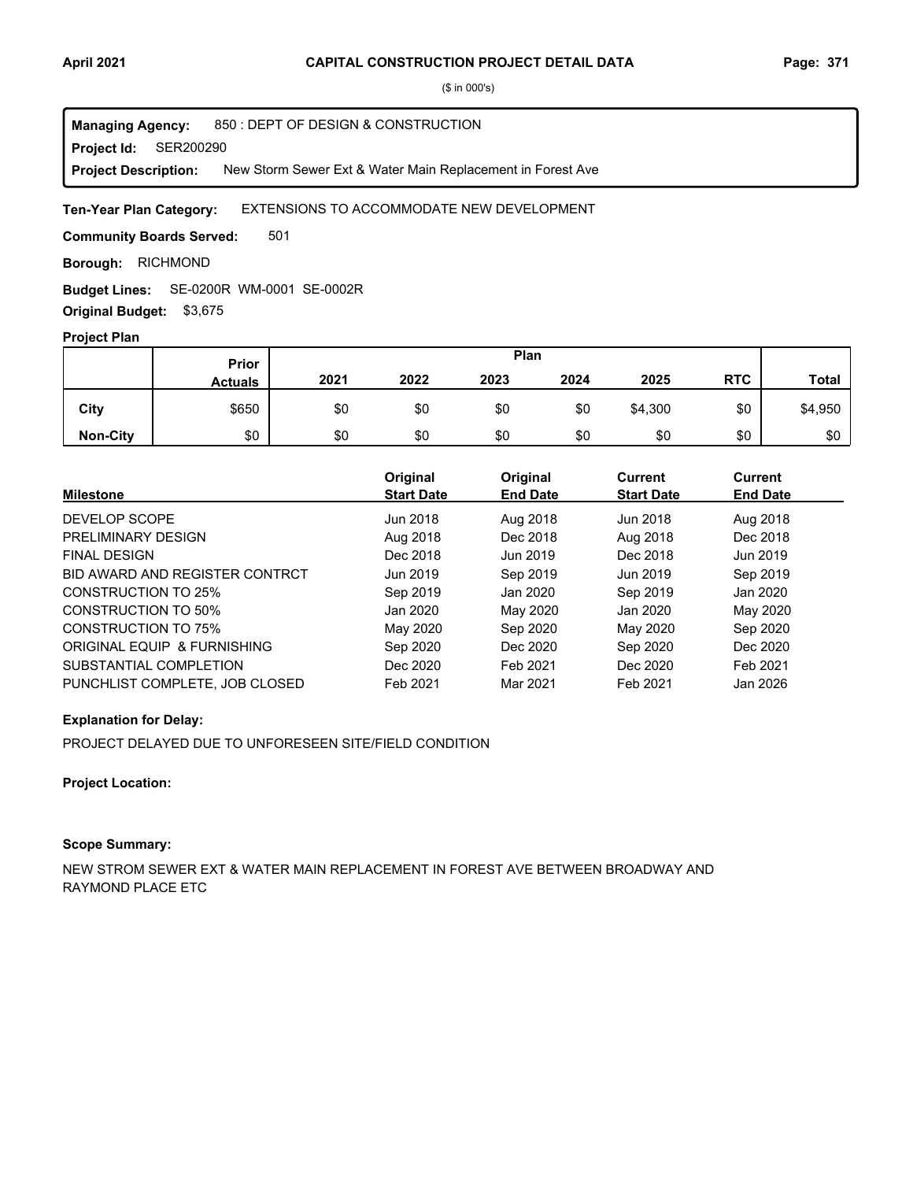($ in 000's)

**Managing Agency:** 850 : DEPT OF DESIGN & CONSTRUCTION
**Project Id:** SER200290
**Project Description:** New Storm Sewer Ext & Water Main Replacement in Forest Ave

**Ten-Year Plan Category:** EXTENSIONS TO ACCOMMODATE NEW DEVELOPMENT

**Community Boards Served:** 501

**Borough:** RICHMOND

**Budget Lines:** SE-0200R WM-0001 SE-0002R

**Original Budget:** $3,675

**Project Plan**

| | Prior Actuals | Plan 2021 | 2022 | 2023 | 2024 | 2025 | RTC | Total |
|---|---|---|---|---|---|---|---|---|
| City | $650 | $0 | $0 | $0 | $0 | $4,300 | $0 | $4,950 |
| Non-City | $0 | $0 | $0 | $0 | $0 | $0 | $0 | $0 |

| Milestone | Original Start Date | Original End Date | Current Start Date | Current End Date |
|---|---|---|---|---|
| DEVELOP SCOPE | Jun 2018 | Aug 2018 | Jun 2018 | Aug 2018 |
| PRELIMINARY DESIGN | Aug 2018 | Dec 2018 | Aug 2018 | Dec 2018 |
| FINAL DESIGN | Dec 2018 | Jun 2019 | Dec 2018 | Jun 2019 |
| BID AWARD AND REGISTER CONTRCT | Jun 2019 | Sep 2019 | Jun 2019 | Sep 2019 |
| CONSTRUCTION TO 25% | Sep 2019 | Jan 2020 | Sep 2019 | Jan 2020 |
| CONSTRUCTION TO 50% | Jan 2020 | May 2020 | Jan 2020 | May 2020 |
| CONSTRUCTION TO 75% | May 2020 | Sep 2020 | May 2020 | Sep 2020 |
| ORIGINAL EQUIP & FURNISHING | Sep 2020 | Dec 2020 | Sep 2020 | Dec 2020 |
| SUBSTANTIAL COMPLETION | Dec 2020 | Feb 2021 | Dec 2020 | Feb 2021 |
| PUNCHLIST COMPLETE, JOB CLOSED | Feb 2021 | Mar 2021 | Feb 2021 | Jan 2026 |

**Explanation for Delay:**

PROJECT DELAYED DUE TO UNFORESEEN SITE/FIELD CONDITION

**Project Location:**

**Scope Summary:**

NEW STROM SEWER EXT & WATER MAIN REPLACEMENT IN FOREST AVE BETWEEN BROADWAY AND RAYMOND PLACE ETC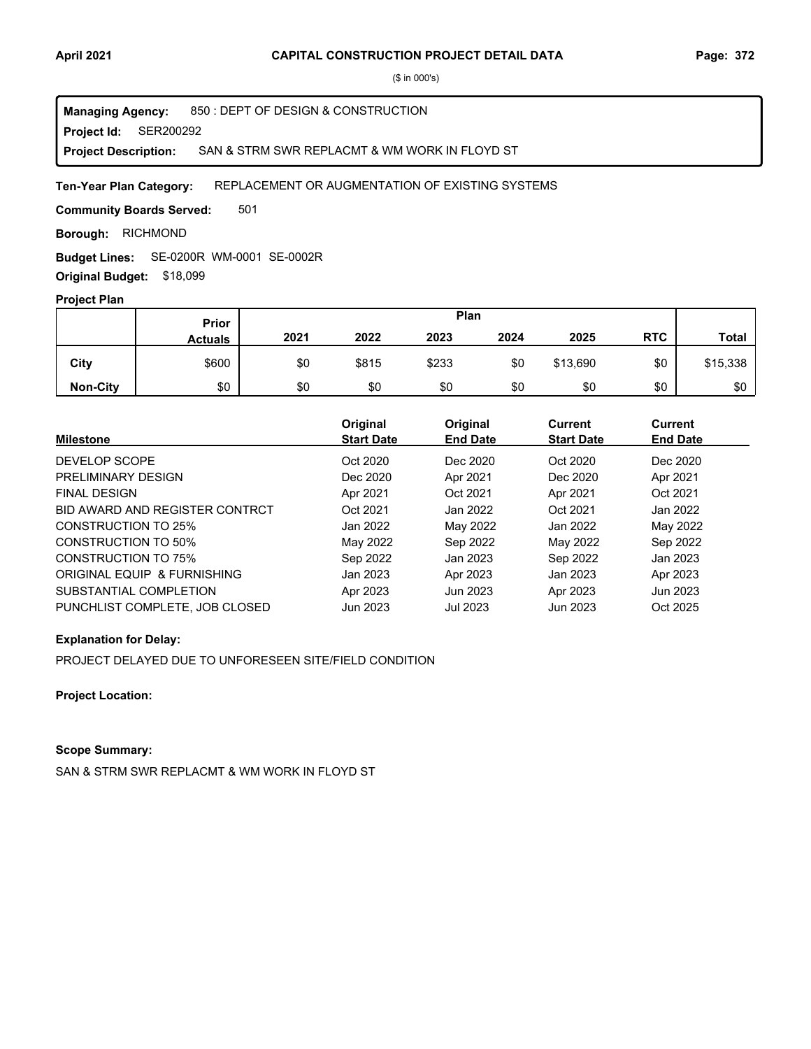($ in 000's)

**Managing Agency:** 850 : DEPT OF DESIGN & CONSTRUCTION
**Project Id:** SER200292
**Project Description:** SAN & STRM SWR REPLACMT & WM WORK IN FLOYD ST

**Ten-Year Plan Category:** REPLACEMENT OR AUGMENTATION OF EXISTING SYSTEMS

**Community Boards Served:** 501

**Borough:** RICHMOND

**Budget Lines:** SE-0200R WM-0001 SE-0002R

**Original Budget:** $18,099

**Project Plan**

| | Prior Actuals | Plan 2021 | 2022 | 2023 | 2024 | 2025 | RTC | Total |
|---|---|---|---|---|---|---|---|---|
| City | $600 | $0 | $815 | $233 | $0 | $13,690 | $0 | $15,338 |
| Non-City | $0 | $0 | $0 | $0 | $0 | $0 | $0 | $0 |

| Milestone | Original Start Date | Original End Date | Current Start Date | Current End Date |
|---|---|---|---|---|
| DEVELOP SCOPE | Oct 2020 | Dec 2020 | Oct 2020 | Dec 2020 |
| PRELIMINARY DESIGN | Dec 2020 | Apr 2021 | Dec 2020 | Apr 2021 |
| FINAL DESIGN | Apr 2021 | Oct 2021 | Apr 2021 | Oct 2021 |
| BID AWARD AND REGISTER CONTRCT | Oct 2021 | Jan 2022 | Oct 2021 | Jan 2022 |
| CONSTRUCTION TO 25% | Jan 2022 | May 2022 | Jan 2022 | May 2022 |
| CONSTRUCTION TO 50% | May 2022 | Sep 2022 | May 2022 | Sep 2022 |
| CONSTRUCTION TO 75% | Sep 2022 | Jan 2023 | Sep 2022 | Jan 2023 |
| ORIGINAL EQUIP & FURNISHING | Jan 2023 | Apr 2023 | Jan 2023 | Apr 2023 |
| SUBSTANTIAL COMPLETION | Apr 2023 | Jun 2023 | Apr 2023 | Jun 2023 |
| PUNCHLIST COMPLETE, JOB CLOSED | Jun 2023 | Jul 2023 | Jun 2023 | Oct 2025 |

**Explanation for Delay:**

PROJECT DELAYED DUE TO UNFORESEEN SITE/FIELD CONDITION

**Project Location:**

**Scope Summary:**

SAN & STRM SWR REPLACMT & WM WORK IN FLOYD ST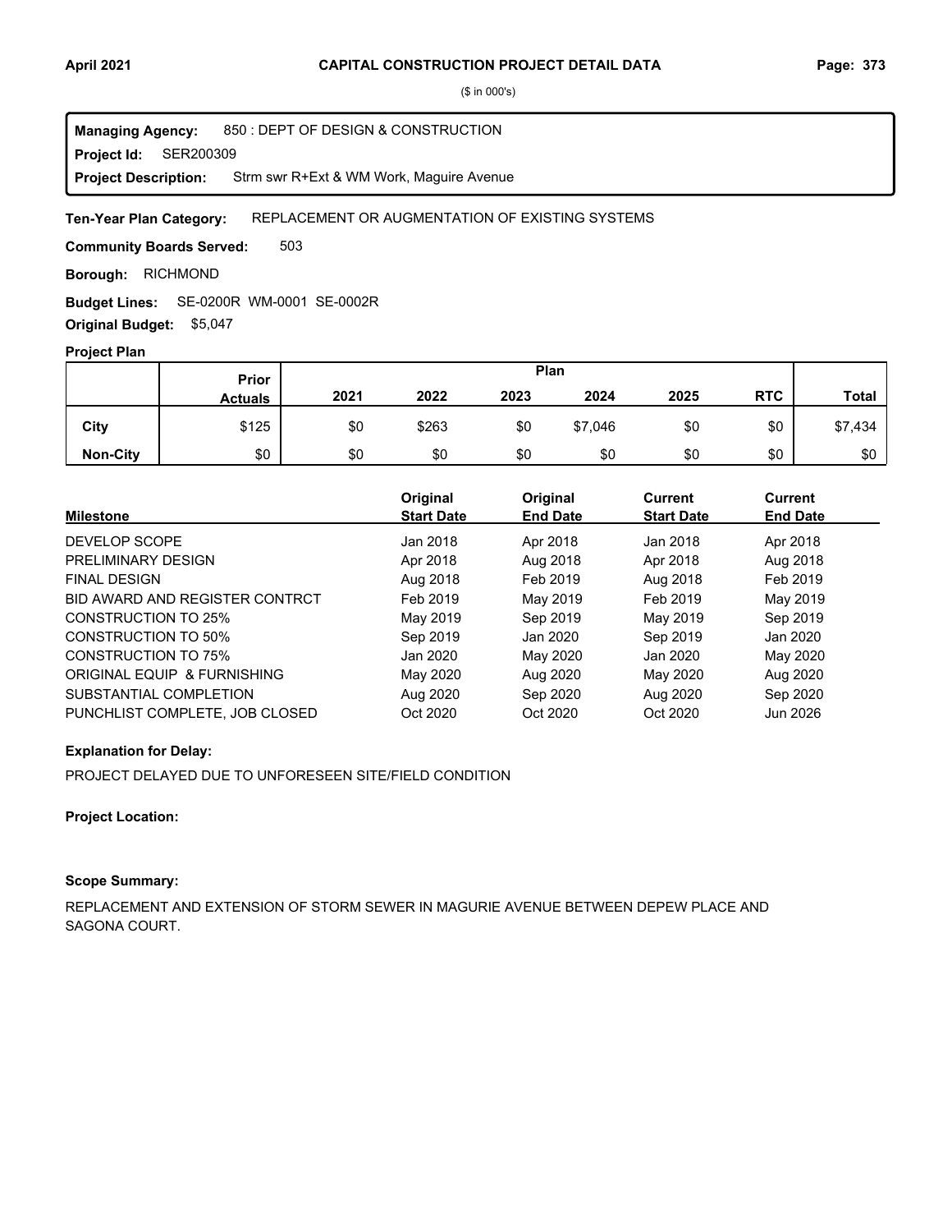# CAPITAL CONSTRUCTION PROJECT DETAIL DATA

($ in 000's)

**Managing Agency:** 850 : DEPT OF DESIGN & CONSTRUCTION
**Project Id:** SER200309
**Project Description:** Strm swr R+Ext & WM Work, Maguire Avenue

**Ten-Year Plan Category:** REPLACEMENT OR AUGMENTATION OF EXISTING SYSTEMS

**Community Boards Served:** 503

**Borough:** RICHMOND

**Budget Lines:** SE-0200R WM-0001 SE-0002R

**Original Budget:** $5,047

**Project Plan**

| | Prior Actuals | Plan 2021 | 2022 | 2023 | 2024 | 2025 | RTC | Total |
|---|---|---|---|---|---|---|---|---|
| **City** | $125 | $0 | $263 | $0 | $7,046 | $0 | $0 | $7,434 |
| **Non-City** | $0 | $0 | $0 | $0 | $0 | $0 | $0 | $0 |

| Milestone | Original Start Date | Original End Date | Current Start Date | Current End Date |
|---|---|---|---|---|
| DEVELOP SCOPE | Jan 2018 | Apr 2018 | Jan 2018 | Apr 2018 |
| PRELIMINARY DESIGN | Apr 2018 | Aug 2018 | Apr 2018 | Aug 2018 |
| FINAL DESIGN | Aug 2018 | Feb 2019 | Aug 2018 | Feb 2019 |
| BID AWARD AND REGISTER CONTRCT | Feb 2019 | May 2019 | Feb 2019 | May 2019 |
| CONSTRUCTION TO 25% | May 2019 | Sep 2019 | May 2019 | Sep 2019 |
| CONSTRUCTION TO 50% | Sep 2019 | Jan 2020 | Sep 2019 | Jan 2020 |
| CONSTRUCTION TO 75% | Jan 2020 | May 2020 | Jan 2020 | May 2020 |
| ORIGINAL EQUIP & FURNISHING | May 2020 | Aug 2020 | May 2020 | Aug 2020 |
| SUBSTANTIAL COMPLETION | Aug 2020 | Sep 2020 | Aug 2020 | Sep 2020 |
| PUNCHLIST COMPLETE, JOB CLOSED | Oct 2020 | Oct 2020 | Oct 2020 | Jun 2026 |

**Explanation for Delay:**

PROJECT DELAYED DUE TO UNFORESEEN SITE/FIELD CONDITION

**Project Location:**

**Scope Summary:**

REPLACEMENT AND EXTENSION OF STORM SEWER IN MAGURIE AVENUE BETWEEN DEPEW PLACE AND SAGONA COURT.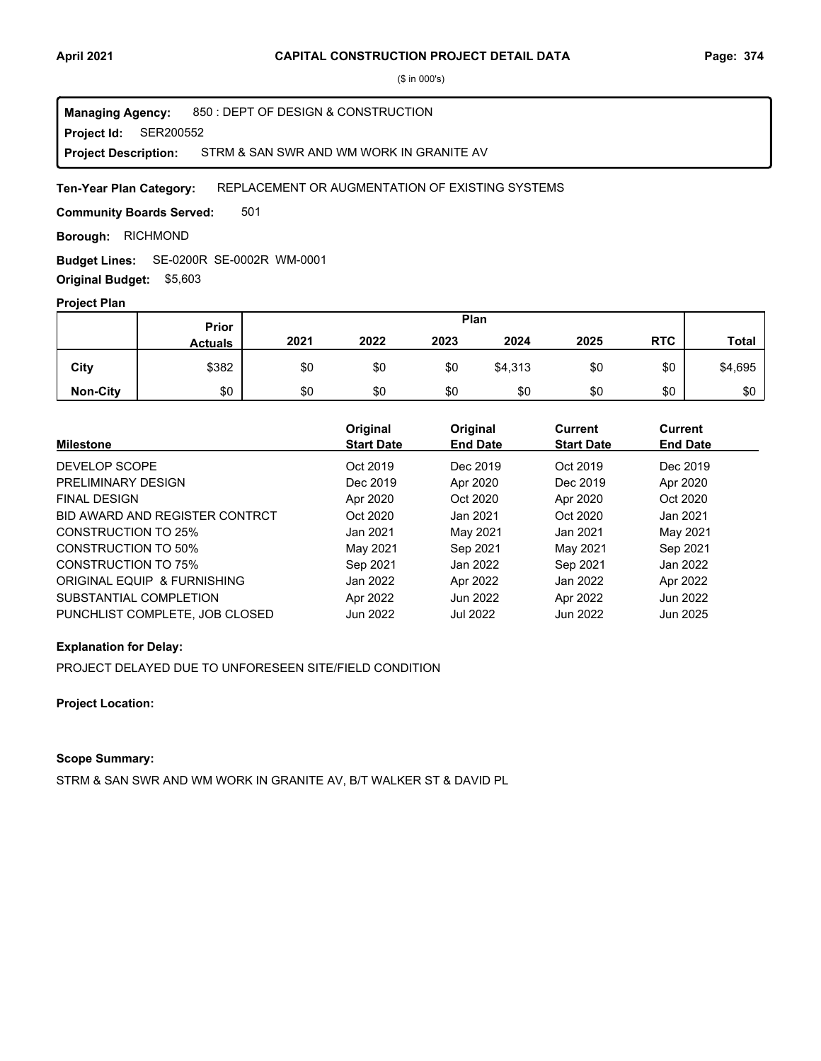# CAPITAL CONSTRUCTION PROJECT DETAIL DATA

($ in 000's)

**Managing Agency:** 850 : DEPT OF DESIGN & CONSTRUCTION
**Project Id:** SER200552
**Project Description:** STRM & SAN SWR AND WM WORK IN GRANITE AV

**Ten-Year Plan Category:** REPLACEMENT OR AUGMENTATION OF EXISTING SYSTEMS

**Community Boards Served:** 501

**Borough:** RICHMOND

**Budget Lines:** SE-0200R SE-0002R WM-0001

**Original Budget:** $5,603

**Project Plan**

| | Prior Actuals | Plan 2021 | 2022 | 2023 | 2024 | 2025 | RTC | Total |
|---|---|---|---|---|---|---|---|---|
| City | $382 | $0 | $0 | $0 | $4,313 | $0 | $0 | $4,695 |
| Non-City | $0 | $0 | $0 | $0 | $0 | $0 | $0 | $0 |

| Milestone | Original Start Date | Original End Date | Current Start Date | Current End Date |
|---|---|---|---|---|
| DEVELOP SCOPE | Oct 2019 | Dec 2019 | Oct 2019 | Dec 2019 |
| PRELIMINARY DESIGN | Dec 2019 | Apr 2020 | Dec 2019 | Apr 2020 |
| FINAL DESIGN | Apr 2020 | Oct 2020 | Apr 2020 | Oct 2020 |
| BID AWARD AND REGISTER CONTRCT | Oct 2020 | Jan 2021 | Oct 2020 | Jan 2021 |
| CONSTRUCTION TO 25% | Jan 2021 | May 2021 | Jan 2021 | May 2021 |
| CONSTRUCTION TO 50% | May 2021 | Sep 2021 | May 2021 | Sep 2021 |
| CONSTRUCTION TO 75% | Sep 2021 | Jan 2022 | Sep 2021 | Jan 2022 |
| ORIGINAL EQUIP & FURNISHING | Jan 2022 | Apr 2022 | Jan 2022 | Apr 2022 |
| SUBSTANTIAL COMPLETION | Apr 2022 | Jun 2022 | Apr 2022 | Jun 2022 |
| PUNCHLIST COMPLETE, JOB CLOSED | Jun 2022 | Jul 2022 | Jun 2022 | Jun 2025 |

**Explanation for Delay:**

PROJECT DELAYED DUE TO UNFORESEEN SITE/FIELD CONDITION

**Project Location:**

**Scope Summary:**

STRM & SAN SWR AND WM WORK IN GRANITE AV, B/T WALKER ST & DAVID PL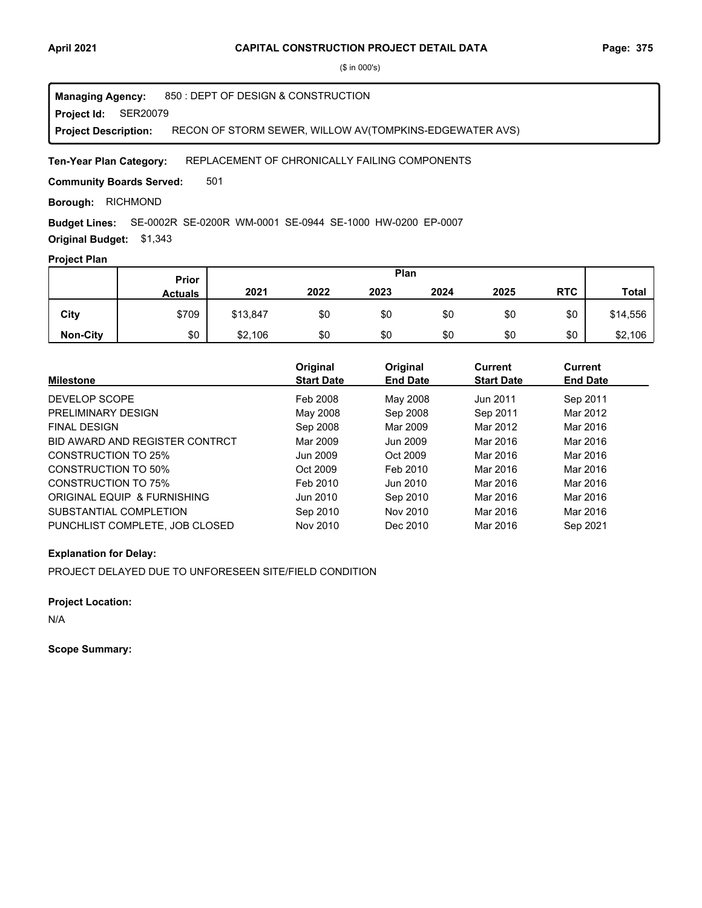## CAPITAL CONSTRUCTION PROJECT DETAIL DATA

($ in 000's)

**Managing Agency:** 850 : DEPT OF DESIGN & CONSTRUCTION

**Project Id:** SER20079

**Project Description:** RECON OF STORM SEWER, WILLOW AV(TOMPKINS-EDGEWATER AVS)

**Ten-Year Plan Category:** REPLACEMENT OF CHRONICALLY FAILING COMPONENTS

**Community Boards Served:** 501

**Borough:** RICHMOND

**Budget Lines:** SE-0002R SE-0200R WM-0001 SE-0944 SE-1000 HW-0200 EP-0007

**Original Budget:** $1,343

### Project Plan

| | Prior Actuals | Plan 2021 | 2022 | 2023 | 2024 | 2025 | RTC | Total |
|---|---|---|---|---|---|---|---|---|
| **City** | $709 | $13,847 | $0 | $0 | $0 | $0 | $0 | $14,556 |
| **Non-City** | $0 | $2,106 | $0 | $0 | $0 | $0 | $0 | $2,106 |

| Milestone | Original Start Date | Original End Date | Current Start Date | Current End Date |
|---|---|---|---|---|
| DEVELOP SCOPE | Feb 2008 | May 2008 | Jun 2011 | Sep 2011 |
| PRELIMINARY DESIGN | May 2008 | Sep 2008 | Sep 2011 | Mar 2012 |
| FINAL DESIGN | Sep 2008 | Mar 2009 | Mar 2012 | Mar 2016 |
| BID AWARD AND REGISTER CONTRCT | Mar 2009 | Jun 2009 | Mar 2016 | Mar 2016 |
| CONSTRUCTION TO 25% | Jun 2009 | Oct 2009 | Mar 2016 | Mar 2016 |
| CONSTRUCTION TO 50% | Oct 2009 | Feb 2010 | Mar 2016 | Mar 2016 |
| CONSTRUCTION TO 75% | Feb 2010 | Jun 2010 | Mar 2016 | Mar 2016 |
| ORIGINAL EQUIP & FURNISHING | Jun 2010 | Sep 2010 | Mar 2016 | Mar 2016 |
| SUBSTANTIAL COMPLETION | Sep 2010 | Nov 2010 | Mar 2016 | Mar 2016 |
| PUNCHLIST COMPLETE, JOB CLOSED | Nov 2010 | Dec 2010 | Mar 2016 | Sep 2021 |

**Explanation for Delay:**

PROJECT DELAYED DUE TO UNFORESEEN SITE/FIELD CONDITION

**Project Location:**

N/A

**Scope Summary:**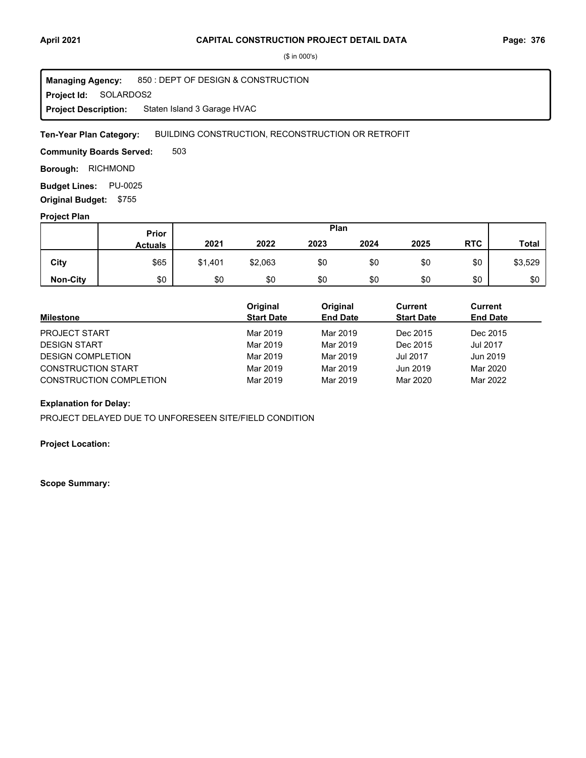**CAPITAL CONSTRUCTION PROJECT DETAIL DATA**

($ in 000's)

**Managing Agency:** 850 : DEPT OF DESIGN & CONSTRUCTION
**Project Id:** SOLARDOS2
**Project Description:** Staten Island 3 Garage HVAC

**Ten-Year Plan Category:** BUILDING CONSTRUCTION, RECONSTRUCTION OR RETROFIT

**Community Boards Served:** 503

**Borough:** RICHMOND

**Budget Lines:** PU-0025

**Original Budget:** $755

**Project Plan**

| | Prior Actuals | Plan 2021 | 2022 | 2023 | 2024 | 2025 | RTC | Total |
|---|---|---|---|---|---|---|---|---|
| **City** | $65 | $1,401 | $2,063 | $0 | $0 | $0 | $0 | $3,529 |
| **Non-City** | $0 | $0 | $0 | $0 | $0 | $0 | $0 | $0 |

| Milestone | Original Start Date | Original End Date | Current Start Date | Current End Date |
|---|---|---|---|---|
| PROJECT START | Mar 2019 | Mar 2019 | Dec 2015 | Dec 2015 |
| DESIGN START | Mar 2019 | Mar 2019 | Dec 2015 | Jul 2017 |
| DESIGN COMPLETION | Mar 2019 | Mar 2019 | Jul 2017 | Jun 2019 |
| CONSTRUCTION START | Mar 2019 | Mar 2019 | Jun 2019 | Mar 2020 |
| CONSTRUCTION COMPLETION | Mar 2019 | Mar 2019 | Mar 2020 | Mar 2022 |

**Explanation for Delay:**

PROJECT DELAYED DUE TO UNFORESEEN SITE/FIELD CONDITION

**Project Location:**

**Scope Summary:**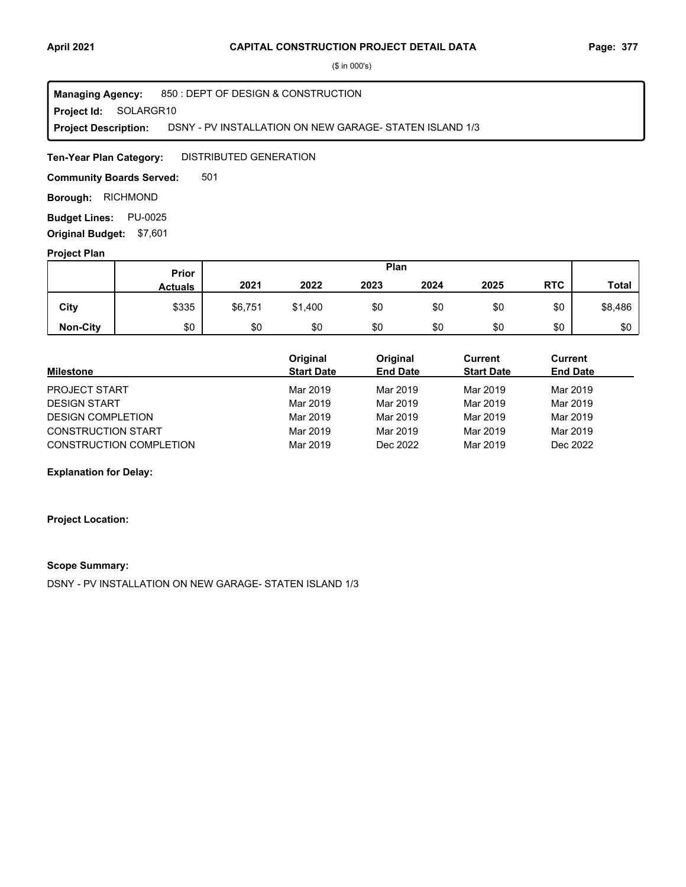**CAPITAL CONSTRUCTION PROJECT DETAIL DATA**

($ in 000's)

**Managing Agency:** 850 : DEPT OF DESIGN & CONSTRUCTION
**Project Id:** SOLARGR10
**Project Description:** DSNY - PV INSTALLATION ON NEW GARAGE- STATEN ISLAND 1/3

**Ten-Year Plan Category:** DISTRIBUTED GENERATION

**Community Boards Served:** 501

**Borough:** RICHMOND

**Budget Lines:** PU-0025

**Original Budget:** $7,601

**Project Plan**

| | Prior Actuals | 2021 | 2022 | 2023 | 2024 | 2025 | RTC | Total |
|---|---|---|---|---|---|---|---|---|
| **City** | $335 | $6,751 | $1,400 | $0 | $0 | $0 | $0 | $8,486 |
| **Non-City** | $0 | $0 | $0 | $0 | $0 | $0 | $0 | $0 |

| Milestone | Original Start Date | Original End Date | Current Start Date | Current End Date |
|---|---|---|---|---|
| PROJECT START | Mar 2019 | Mar 2019 | Mar 2019 | Mar 2019 |
| DESIGN START | Mar 2019 | Mar 2019 | Mar 2019 | Mar 2019 |
| DESIGN COMPLETION | Mar 2019 | Mar 2019 | Mar 2019 | Mar 2019 |
| CONSTRUCTION START | Mar 2019 | Mar 2019 | Mar 2019 | Mar 2019 |
| CONSTRUCTION COMPLETION | Mar 2019 | Dec 2022 | Mar 2019 | Dec 2022 |

**Explanation for Delay:**

**Project Location:**

**Scope Summary:**

DSNY - PV INSTALLATION ON NEW GARAGE- STATEN ISLAND 1/3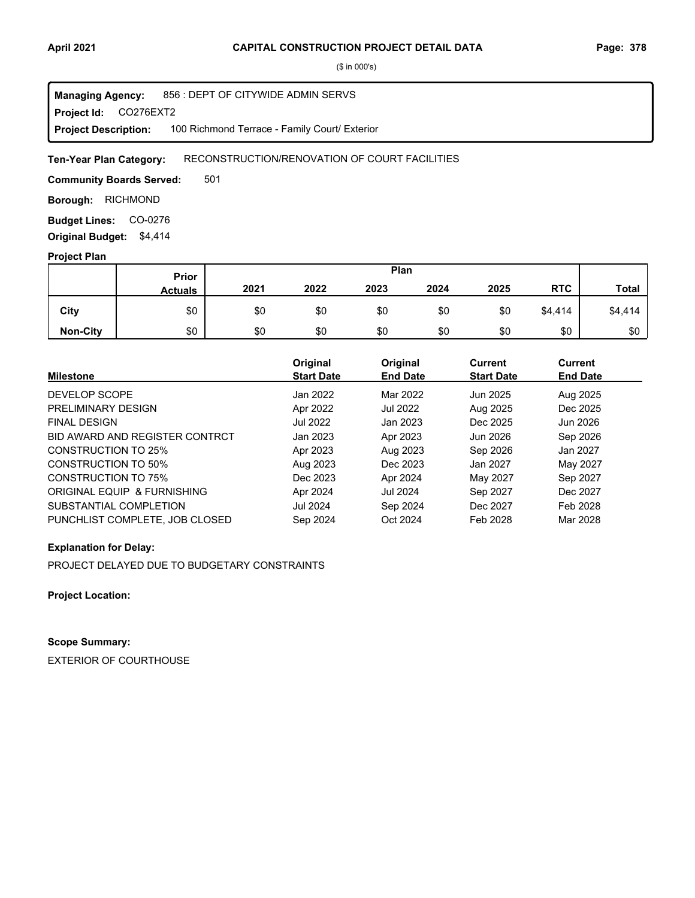# CAPITAL CONSTRUCTION PROJECT DETAIL DATA

($ in 000's)

**Managing Agency:** 856 : DEPT OF CITYWIDE ADMIN SERVS

**Project Id:** CO276EXT2

**Project Description:** 100 Richmond Terrace - Family Court/ Exterior

**Ten-Year Plan Category:** RECONSTRUCTION/RENOVATION OF COURT FACILITIES

**Community Boards Served:** 501

**Borough:** RICHMOND

**Budget Lines:** CO-0276

**Original Budget:** $4,414

**Project Plan**

| | Prior Actuals | 2021 | 2022 | 2023 | 2024 | 2025 | RTC | Total |
|---|---|---|---|---|---|---|---|---|
| **City** | $0 | $0 | $0 | $0 | $0 | $0 | $4,414 | $4,414 |
| **Non-City** | $0 | $0 | $0 | $0 | $0 | $0 | $0 | $0 |

| Milestone | Original Start Date | Original End Date | Current Start Date | Current End Date |
|---|---|---|---|---|
| DEVELOP SCOPE | Jan 2022 | Mar 2022 | Jun 2025 | Aug 2025 |
| PRELIMINARY DESIGN | Apr 2022 | Jul 2022 | Aug 2025 | Dec 2025 |
| FINAL DESIGN | Jul 2022 | Jan 2023 | Dec 2025 | Jun 2026 |
| BID AWARD AND REGISTER CONTRCT | Jan 2023 | Apr 2023 | Jun 2026 | Sep 2026 |
| CONSTRUCTION TO 25% | Apr 2023 | Aug 2023 | Sep 2026 | Jan 2027 |
| CONSTRUCTION TO 50% | Aug 2023 | Dec 2023 | Jan 2027 | May 2027 |
| CONSTRUCTION TO 75% | Dec 2023 | Apr 2024 | May 2027 | Sep 2027 |
| ORIGINAL EQUIP & FURNISHING | Apr 2024 | Jul 2024 | Sep 2027 | Dec 2027 |
| SUBSTANTIAL COMPLETION | Jul 2024 | Sep 2024 | Dec 2027 | Feb 2028 |
| PUNCHLIST COMPLETE, JOB CLOSED | Sep 2024 | Oct 2024 | Feb 2028 | Mar 2028 |

**Explanation for Delay:**

PROJECT DELAYED DUE TO BUDGETARY CONSTRAINTS

**Project Location:**

**Scope Summary:**

EXTERIOR OF COURTHOUSE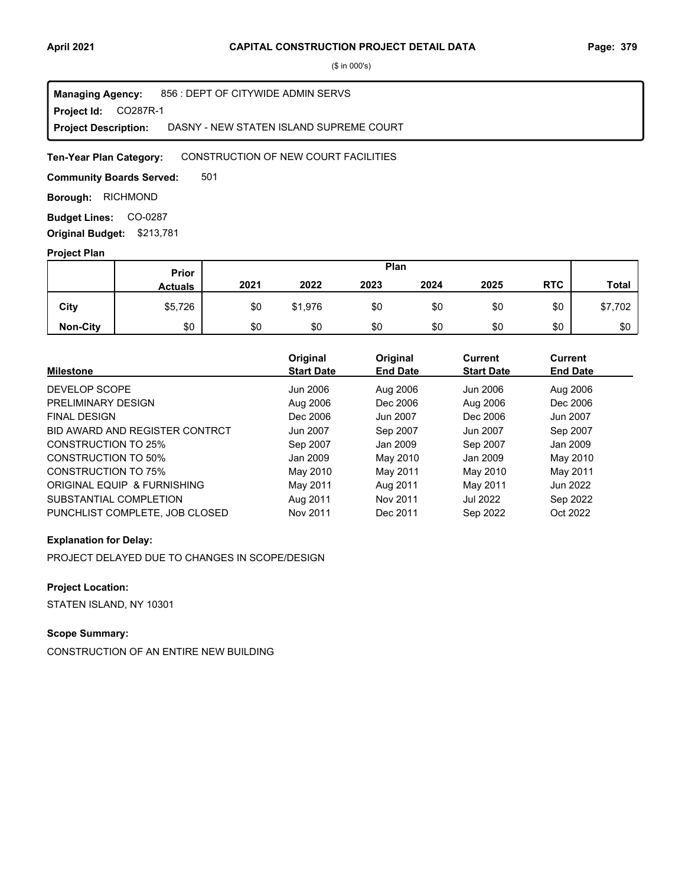# CAPITAL CONSTRUCTION PROJECT DETAIL DATA

($ in 000's)

**Managing Agency:** 856 : DEPT OF CITYWIDE ADMIN SERVS
**Project Id:** CO287R-1
**Project Description:** DASNY - NEW STATEN ISLAND SUPREME COURT

**Ten-Year Plan Category:** CONSTRUCTION OF NEW COURT FACILITIES

**Community Boards Served:** 501

**Borough:** RICHMOND

**Budget Lines:** CO-0287

**Original Budget:** $213,781

**Project Plan**

| | Prior Actuals | Plan 2021 | 2022 | 2023 | 2024 | 2025 | RTC | Total |
|---|---|---|---|---|---|---|---|---|
| **City** | $5,726 | $0 | $1,976 | $0 | $0 | $0 | $0 | $7,702 |
| **Non-City** | $0 | $0 | $0 | $0 | $0 | $0 | $0 | $0 |

| Milestone | Original Start Date | Original End Date | Current Start Date | Current End Date |
|---|---|---|---|---|
| DEVELOP SCOPE | Jun 2006 | Aug 2006 | Jun 2006 | Aug 2006 |
| PRELIMINARY DESIGN | Aug 2006 | Dec 2006 | Aug 2006 | Dec 2006 |
| FINAL DESIGN | Dec 2006 | Jun 2007 | Dec 2006 | Jun 2007 |
| BID AWARD AND REGISTER CONTRCT | Jun 2007 | Sep 2007 | Jun 2007 | Sep 2007 |
| CONSTRUCTION TO 25% | Sep 2007 | Jan 2009 | Sep 2007 | Jan 2009 |
| CONSTRUCTION TO 50% | Jan 2009 | May 2010 | Jan 2009 | May 2010 |
| CONSTRUCTION TO 75% | May 2010 | May 2011 | May 2010 | May 2011 |
| ORIGINAL EQUIP & FURNISHING | May 2011 | Aug 2011 | May 2011 | Jun 2022 |
| SUBSTANTIAL COMPLETION | Aug 2011 | Nov 2011 | Jul 2022 | Sep 2022 |
| PUNCHLIST COMPLETE, JOB CLOSED | Nov 2011 | Dec 2011 | Sep 2022 | Oct 2022 |

**Explanation for Delay:**

PROJECT DELAYED DUE TO CHANGES IN SCOPE/DESIGN

**Project Location:**

STATEN ISLAND, NY 10301

**Scope Summary:**

CONSTRUCTION OF AN ENTIRE NEW BUILDING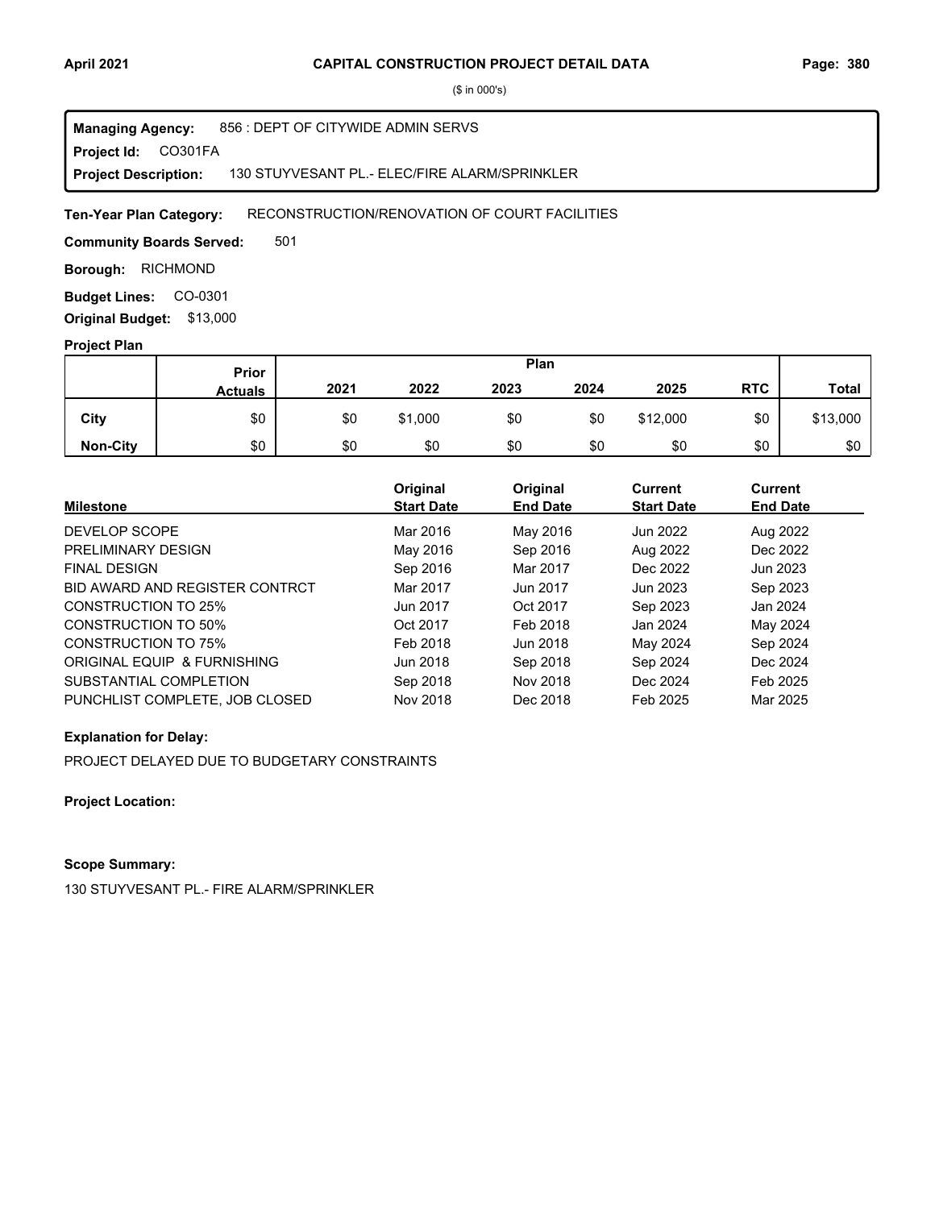# CAPITAL CONSTRUCTION PROJECT DETAIL DATA

($ in 000's)

**Managing Agency:** 856 : DEPT OF CITYWIDE ADMIN SERVS
**Project Id:** CO301FA
**Project Description:** 130 STUYVESANT PL.- ELEC/FIRE ALARM/SPRINKLER

**Ten-Year Plan Category:** RECONSTRUCTION/RENOVATION OF COURT FACILITIES

**Community Boards Served:** 501

**Borough:** RICHMOND

**Budget Lines:** CO-0301

**Original Budget:** $13,000

## Project Plan

| | Prior Actuals | Plan 2021 | 2022 | 2023 | 2024 | 2025 | RTC | Total |
|---|---|---|---|---|---|---|---|---|
| City | $0 | $0 | $1,000 | $0 | $0 | $12,000 | $0 | $13,000 |
| Non-City | $0 | $0 | $0 | $0 | $0 | $0 | $0 | $0 |

| Milestone | Original Start Date | Original End Date | Current Start Date | Current End Date |
|---|---|---|---|---|
| DEVELOP SCOPE | Mar 2016 | May 2016 | Jun 2022 | Aug 2022 |
| PRELIMINARY DESIGN | May 2016 | Sep 2016 | Aug 2022 | Dec 2022 |
| FINAL DESIGN | Sep 2016 | Mar 2017 | Dec 2022 | Jun 2023 |
| BID AWARD AND REGISTER CONTRCT | Mar 2017 | Jun 2017 | Jun 2023 | Sep 2023 |
| CONSTRUCTION TO 25% | Jun 2017 | Oct 2017 | Sep 2023 | Jan 2024 |
| CONSTRUCTION TO 50% | Oct 2017 | Feb 2018 | Jan 2024 | May 2024 |
| CONSTRUCTION TO 75% | Feb 2018 | Jun 2018 | May 2024 | Sep 2024 |
| ORIGINAL EQUIP & FURNISHING | Jun 2018 | Sep 2018 | Sep 2024 | Dec 2024 |
| SUBSTANTIAL COMPLETION | Sep 2018 | Nov 2018 | Dec 2024 | Feb 2025 |
| PUNCHLIST COMPLETE, JOB CLOSED | Nov 2018 | Dec 2018 | Feb 2025 | Mar 2025 |

**Explanation for Delay:**

PROJECT DELAYED DUE TO BUDGETARY CONSTRAINTS

**Project Location:**

**Scope Summary:**

130 STUYVESANT PL.- FIRE ALARM/SPRINKLER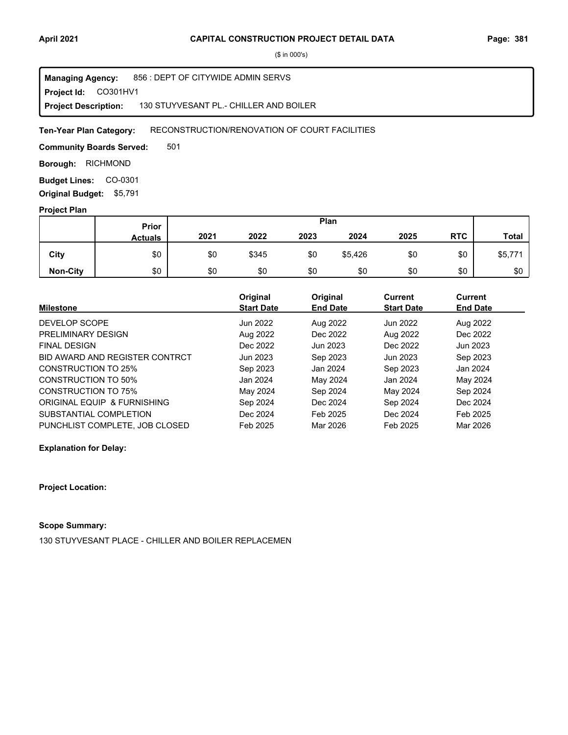# CAPITAL CONSTRUCTION PROJECT DETAIL DATA

($ in 000's)

**Managing Agency:** 856 : DEPT OF CITYWIDE ADMIN SERVS
**Project Id:** CO301HV1
**Project Description:** 130 STUYVESANT PL.- CHILLER AND BOILER

**Ten-Year Plan Category:** RECONSTRUCTION/RENOVATION OF COURT FACILITIES

**Community Boards Served:** 501

**Borough:** RICHMOND

**Budget Lines:** CO-0301

**Original Budget:** $5,791

**Project Plan**

| | Prior Actuals | Plan 2021 | 2022 | 2023 | 2024 | 2025 | RTC | Total |
|---|---|---|---|---|---|---|---|---|
| City | $0 | $0 | $345 | $0 | $5,426 | $0 | $0 | $5,771 |
| Non-City | $0 | $0 | $0 | $0 | $0 | $0 | $0 | $0 |

| Milestone | Original Start Date | Original End Date | Current Start Date | Current End Date |
|---|---|---|---|---|
| DEVELOP SCOPE | Jun 2022 | Aug 2022 | Jun 2022 | Aug 2022 |
| PRELIMINARY DESIGN | Aug 2022 | Dec 2022 | Aug 2022 | Dec 2022 |
| FINAL DESIGN | Dec 2022 | Jun 2023 | Dec 2022 | Jun 2023 |
| BID AWARD AND REGISTER CONTRCT | Jun 2023 | Sep 2023 | Jun 2023 | Sep 2023 |
| CONSTRUCTION TO 25% | Sep 2023 | Jan 2024 | Sep 2023 | Jan 2024 |
| CONSTRUCTION TO 50% | Jan 2024 | May 2024 | Jan 2024 | May 2024 |
| CONSTRUCTION TO 75% | May 2024 | Sep 2024 | May 2024 | Sep 2024 |
| ORIGINAL EQUIP & FURNISHING | Sep 2024 | Dec 2024 | Sep 2024 | Dec 2024 |
| SUBSTANTIAL COMPLETION | Dec 2024 | Feb 2025 | Dec 2024 | Feb 2025 |
| PUNCHLIST COMPLETE, JOB CLOSED | Feb 2025 | Mar 2026 | Feb 2025 | Mar 2026 |

**Explanation for Delay:**

**Project Location:**

**Scope Summary:**

130 STUYVESANT PLACE - CHILLER AND BOILER REPLACEMEN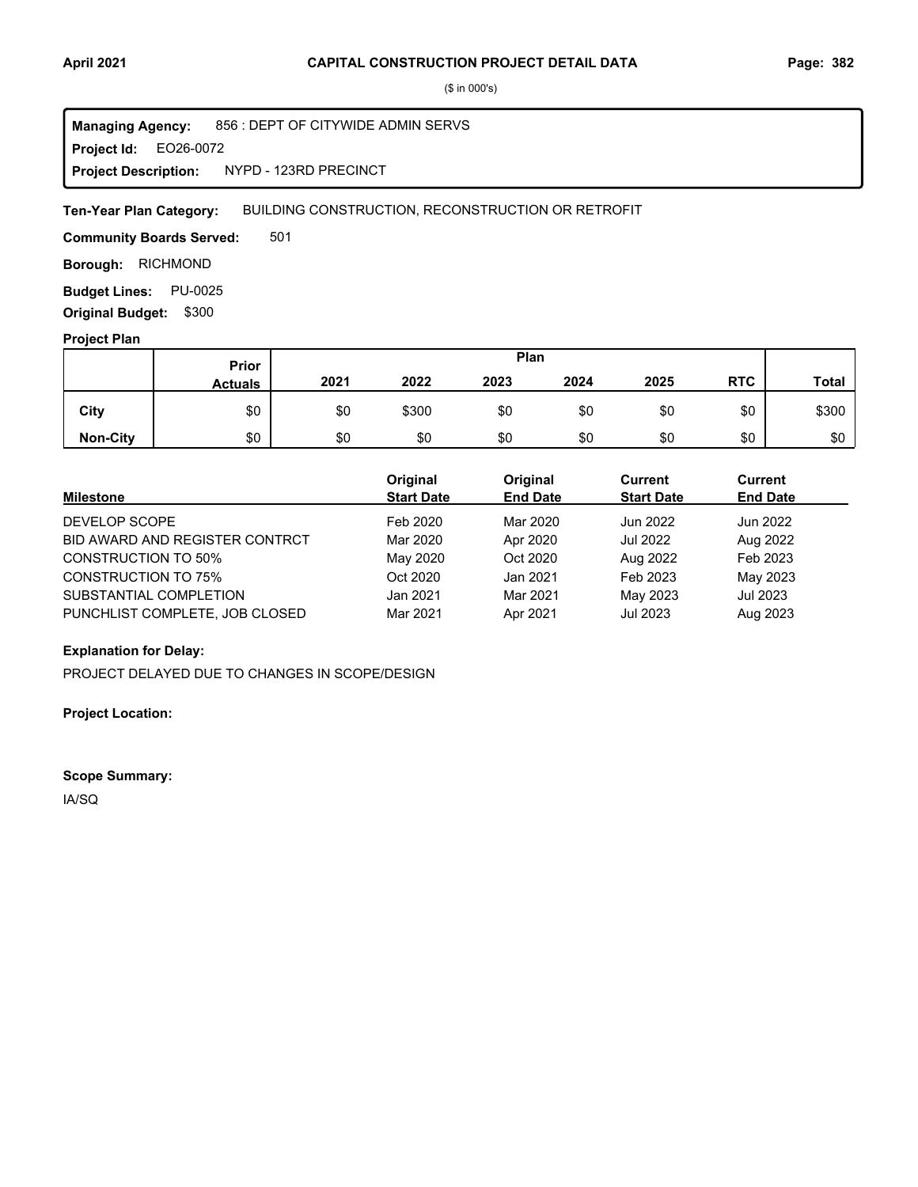($ in 000's)

**Managing Agency:** 856 : DEPT OF CITYWIDE ADMIN SERVS
**Project Id:** EO26-0072
**Project Description:** NYPD - 123RD PRECINCT

**Ten-Year Plan Category:** BUILDING CONSTRUCTION, RECONSTRUCTION OR RETROFIT

**Community Boards Served:** 501

**Borough:** RICHMOND

**Budget Lines:** PU-0025

**Original Budget:** $300

**Project Plan**

| | Prior Actuals | Plan 2021 | 2022 | 2023 | 2024 | 2025 | RTC | Total |
|---|---|---|---|---|---|---|---|---|
| City | $0 | $0 | $300 | $0 | $0 | $0 | $0 | $300 |
| Non-City | $0 | $0 | $0 | $0 | $0 | $0 | $0 | $0 |

| Milestone | Original Start Date | Original End Date | Current Start Date | Current End Date |
|---|---|---|---|---|
| DEVELOP SCOPE | Feb 2020 | Mar 2020 | Jun 2022 | Jun 2022 |
| BID AWARD AND REGISTER CONTRCT | Mar 2020 | Apr 2020 | Jul 2022 | Aug 2022 |
| CONSTRUCTION TO 50% | May 2020 | Oct 2020 | Aug 2022 | Feb 2023 |
| CONSTRUCTION TO 75% | Oct 2020 | Jan 2021 | Feb 2023 | May 2023 |
| SUBSTANTIAL COMPLETION | Jan 2021 | Mar 2021 | May 2023 | Jul 2023 |
| PUNCHLIST COMPLETE, JOB CLOSED | Mar 2021 | Apr 2021 | Jul 2023 | Aug 2023 |

**Explanation for Delay:**

PROJECT DELAYED DUE TO CHANGES IN SCOPE/DESIGN

**Project Location:**

**Scope Summary:**

IA/SQ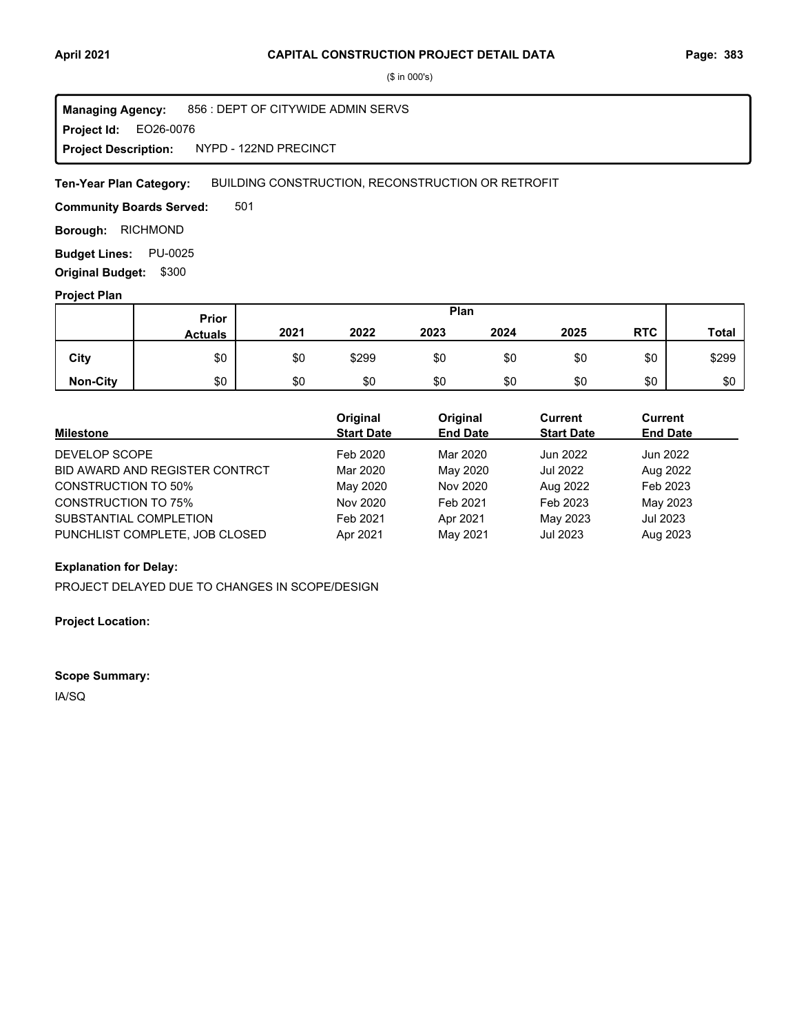($ in 000's)

**Managing Agency:** 856 : DEPT OF CITYWIDE ADMIN SERVS
**Project Id:** EO26-0076
**Project Description:** NYPD - 122ND PRECINCT

**Ten-Year Plan Category:** BUILDING CONSTRUCTION, RECONSTRUCTION OR RETROFIT

**Community Boards Served:** 501

**Borough:** RICHMOND

**Budget Lines:** PU-0025

**Original Budget:** $300

**Project Plan**

| | Prior Actuals | Plan 2021 | 2022 | 2023 | 2024 | 2025 | RTC | Total |
|---|---|---|---|---|---|---|---|---|
| City | $0 | $0 | $299 | $0 | $0 | $0 | $0 | $299 |
| Non-City | $0 | $0 | $0 | $0 | $0 | $0 | $0 | $0 |

| Milestone | Original Start Date | Original End Date | Current Start Date | Current End Date |
|---|---|---|---|---|
| DEVELOP SCOPE | Feb 2020 | Mar 2020 | Jun 2022 | Jun 2022 |
| BID AWARD AND REGISTER CONTRCT | Mar 2020 | May 2020 | Jul 2022 | Aug 2022 |
| CONSTRUCTION TO 50% | May 2020 | Nov 2020 | Aug 2022 | Feb 2023 |
| CONSTRUCTION TO 75% | Nov 2020 | Feb 2021 | Feb 2023 | May 2023 |
| SUBSTANTIAL COMPLETION | Feb 2021 | Apr 2021 | May 2023 | Jul 2023 |
| PUNCHLIST COMPLETE, JOB CLOSED | Apr 2021 | May 2021 | Jul 2023 | Aug 2023 |

**Explanation for Delay:**

PROJECT DELAYED DUE TO CHANGES IN SCOPE/DESIGN

**Project Location:**

**Scope Summary:**

IA/SQ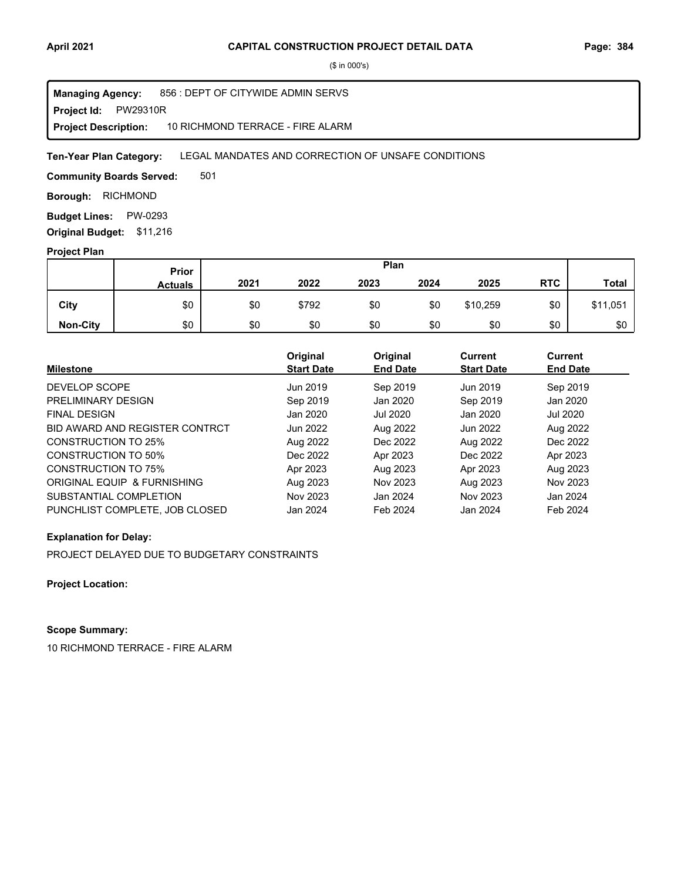($ in 000's)

**Managing Agency:** 856 : DEPT OF CITYWIDE ADMIN SERVS
**Project Id:** PW29310R
**Project Description:** 10 RICHMOND TERRACE - FIRE ALARM

**Ten-Year Plan Category:** LEGAL MANDATES AND CORRECTION OF UNSAFE CONDITIONS

**Community Boards Served:** 501

**Borough:** RICHMOND

**Budget Lines:** PW-0293

**Original Budget:** $11,216

**Project Plan**

| | Prior Actuals | 2021 | 2022 | 2023 | 2024 | 2025 | RTC | Total |
|---|---|---|---|---|---|---|---|---|
| **City** | $0 | $0 | $792 | $0 | $0 | $10,259 | $0 | $11,051 |
| **Non-City** | $0 | $0 | $0 | $0 | $0 | $0 | $0 | $0 |

| Milestone | Original Start Date | Original End Date | Current Start Date | Current End Date |
|---|---|---|---|---|
| DEVELOP SCOPE | Jun 2019 | Sep 2019 | Jun 2019 | Sep 2019 |
| PRELIMINARY DESIGN | Sep 2019 | Jan 2020 | Sep 2019 | Jan 2020 |
| FINAL DESIGN | Jan 2020 | Jul 2020 | Jan 2020 | Jul 2020 |
| BID AWARD AND REGISTER CONTRCT | Jun 2022 | Aug 2022 | Jun 2022 | Aug 2022 |
| CONSTRUCTION TO 25% | Aug 2022 | Dec 2022 | Aug 2022 | Dec 2022 |
| CONSTRUCTION TO 50% | Dec 2022 | Apr 2023 | Dec 2022 | Apr 2023 |
| CONSTRUCTION TO 75% | Apr 2023 | Aug 2023 | Apr 2023 | Aug 2023 |
| ORIGINAL EQUIP & FURNISHING | Aug 2023 | Nov 2023 | Aug 2023 | Nov 2023 |
| SUBSTANTIAL COMPLETION | Nov 2023 | Jan 2024 | Nov 2023 | Jan 2024 |
| PUNCHLIST COMPLETE, JOB CLOSED | Jan 2024 | Feb 2024 | Jan 2024 | Feb 2024 |

**Explanation for Delay:**

PROJECT DELAYED DUE TO BUDGETARY CONSTRAINTS

**Project Location:**

**Scope Summary:**

10 RICHMOND TERRACE - FIRE ALARM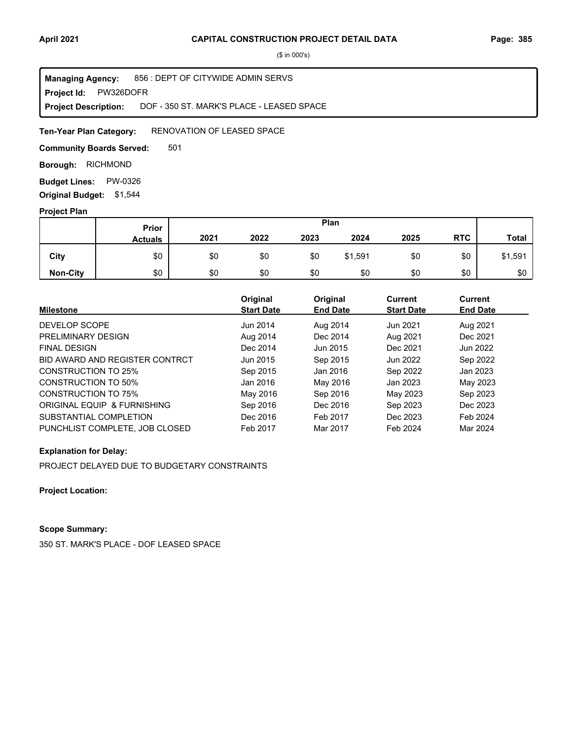# CAPITAL CONSTRUCTION PROJECT DETAIL DATA

($ in 000's)

**Managing Agency:** 856 : DEPT OF CITYWIDE ADMIN SERVS
**Project Id:** PW326DOFR
**Project Description:** DOF - 350 ST. MARK'S PLACE - LEASED SPACE

**Ten-Year Plan Category:** RENOVATION OF LEASED SPACE

**Community Boards Served:** 501

**Borough:** RICHMOND

**Budget Lines:** PW-0326

**Original Budget:** $1,544

## Project Plan

| | Prior Actuals | Plan 2021 | 2022 | 2023 | 2024 | 2025 | RTC | Total |
|---|---|---|---|---|---|---|---|---|
| **City** | $0 | $0 | $0 | $0 | $1,591 | $0 | $0 | $1,591 |
| **Non-City** | $0 | $0 | $0 | $0 | $0 | $0 | $0 | $0 |

| Milestone | Original Start Date | Original End Date | Current Start Date | Current End Date |
|---|---|---|---|---|
| DEVELOP SCOPE | Jun 2014 | Aug 2014 | Jun 2021 | Aug 2021 |
| PRELIMINARY DESIGN | Aug 2014 | Dec 2014 | Aug 2021 | Dec 2021 |
| FINAL DESIGN | Dec 2014 | Jun 2015 | Dec 2021 | Jun 2022 |
| BID AWARD AND REGISTER CONTRCT | Jun 2015 | Sep 2015 | Jun 2022 | Sep 2022 |
| CONSTRUCTION TO 25% | Sep 2015 | Jan 2016 | Sep 2022 | Jan 2023 |
| CONSTRUCTION TO 50% | Jan 2016 | May 2016 | Jan 2023 | May 2023 |
| CONSTRUCTION TO 75% | May 2016 | Sep 2016 | May 2023 | Sep 2023 |
| ORIGINAL EQUIP & FURNISHING | Sep 2016 | Dec 2016 | Sep 2023 | Dec 2023 |
| SUBSTANTIAL COMPLETION | Dec 2016 | Feb 2017 | Dec 2023 | Feb 2024 |
| PUNCHLIST COMPLETE, JOB CLOSED | Feb 2017 | Mar 2017 | Feb 2024 | Mar 2024 |

**Explanation for Delay:**

PROJECT DELAYED DUE TO BUDGETARY CONSTRAINTS

**Project Location:**

**Scope Summary:**

350 ST. MARK'S PLACE - DOF LEASED SPACE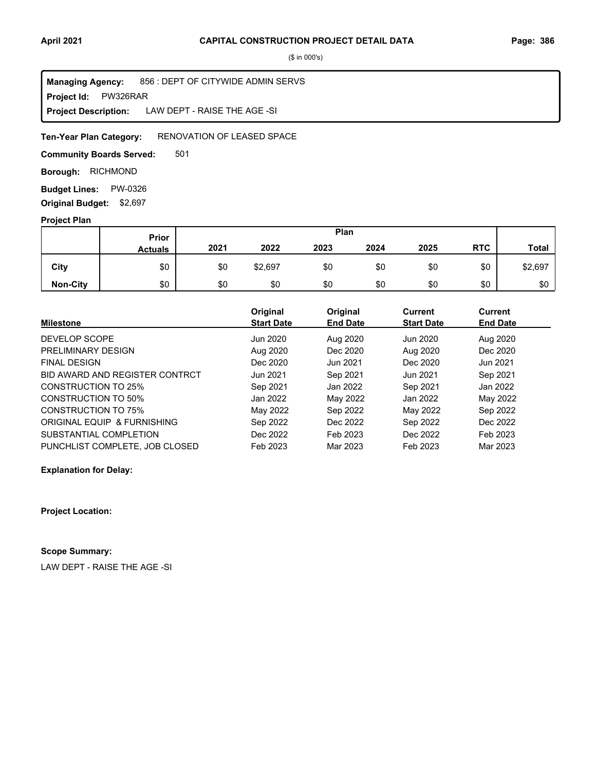# CAPITAL CONSTRUCTION PROJECT DETAIL DATA

($ in 000's)

**Managing Agency:** 856 : DEPT OF CITYWIDE ADMIN SERVS
**Project Id:** PW326RAR
**Project Description:** LAW DEPT - RAISE THE AGE -SI

**Ten-Year Plan Category:** RENOVATION OF LEASED SPACE

**Community Boards Served:** 501

**Borough:** RICHMOND

**Budget Lines:** PW-0326

**Original Budget:** $2,697

**Project Plan**

| | Prior Actuals | 2021 | 2022 | 2023 | 2024 | 2025 | RTC | Total |
|---|---|---|---|---|---|---|---|---|
| City | $0 | $0 | $2,697 | $0 | $0 | $0 | $0 | $2,697 |
| Non-City | $0 | $0 | $0 | $0 | $0 | $0 | $0 | $0 |

| Milestone | Original Start Date | Original End Date | Current Start Date | Current End Date |
|---|---|---|---|---|
| DEVELOP SCOPE | Jun 2020 | Aug 2020 | Jun 2020 | Aug 2020 |
| PRELIMINARY DESIGN | Aug 2020 | Dec 2020 | Aug 2020 | Dec 2020 |
| FINAL DESIGN | Dec 2020 | Jun 2021 | Dec 2020 | Jun 2021 |
| BID AWARD AND REGISTER CONTRCT | Jun 2021 | Sep 2021 | Jun 2021 | Sep 2021 |
| CONSTRUCTION TO 25% | Sep 2021 | Jan 2022 | Sep 2021 | Jan 2022 |
| CONSTRUCTION TO 50% | Jan 2022 | May 2022 | Jan 2022 | May 2022 |
| CONSTRUCTION TO 75% | May 2022 | Sep 2022 | May 2022 | Sep 2022 |
| ORIGINAL EQUIP & FURNISHING | Sep 2022 | Dec 2022 | Sep 2022 | Dec 2022 |
| SUBSTANTIAL COMPLETION | Dec 2022 | Feb 2023 | Dec 2022 | Feb 2023 |
| PUNCHLIST COMPLETE, JOB CLOSED | Feb 2023 | Mar 2023 | Feb 2023 | Mar 2023 |

**Explanation for Delay:**

**Project Location:**

**Scope Summary:**

LAW DEPT - RAISE THE AGE -SI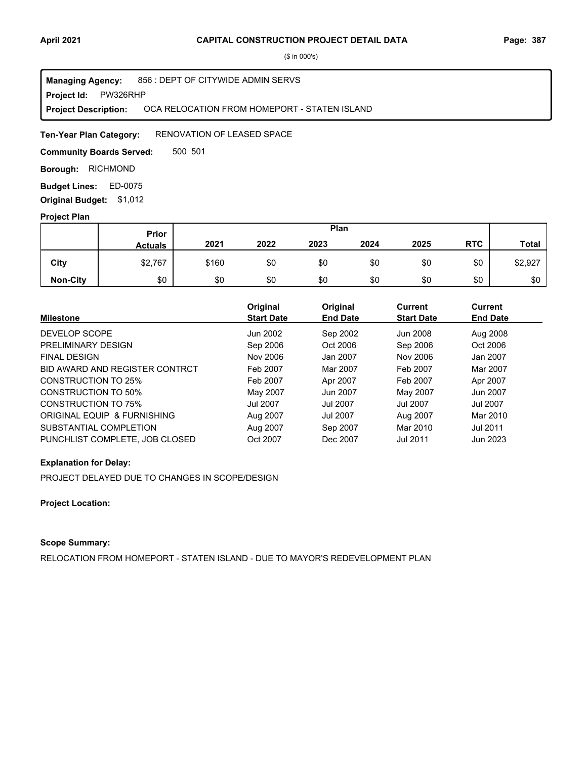($ in 000's)

**Managing Agency:** 856 : DEPT OF CITYWIDE ADMIN SERVS
**Project Id:** PW326RHP
**Project Description:** OCA RELOCATION FROM HOMEPORT - STATEN ISLAND

**Ten-Year Plan Category:** RENOVATION OF LEASED SPACE

**Community Boards Served:** 500 501

**Borough:** RICHMOND

**Budget Lines:** ED-0075

**Original Budget:** $1,012

**Project Plan**

| | Prior Actuals | Plan 2021 | 2022 | 2023 | 2024 | 2025 | RTC | Total |
|---|---|---|---|---|---|---|---|---|
| City | $2,767 | $160 | $0 | $0 | $0 | $0 | $0 | $2,927 |
| Non-City | $0 | $0 | $0 | $0 | $0 | $0 | $0 | $0 |

| Milestone | Original Start Date | Original End Date | Current Start Date | Current End Date |
|---|---|---|---|---|
| DEVELOP SCOPE | Jun 2002 | Sep 2002 | Jun 2008 | Aug 2008 |
| PRELIMINARY DESIGN | Sep 2006 | Oct 2006 | Sep 2006 | Oct 2006 |
| FINAL DESIGN | Nov 2006 | Jan 2007 | Nov 2006 | Jan 2007 |
| BID AWARD AND REGISTER CONTRCT | Feb 2007 | Mar 2007 | Feb 2007 | Mar 2007 |
| CONSTRUCTION TO 25% | Feb 2007 | Apr 2007 | Feb 2007 | Apr 2007 |
| CONSTRUCTION TO 50% | May 2007 | Jun 2007 | May 2007 | Jun 2007 |
| CONSTRUCTION TO 75% | Jul 2007 | Jul 2007 | Jul 2007 | Jul 2007 |
| ORIGINAL EQUIP & FURNISHING | Aug 2007 | Jul 2007 | Aug 2007 | Mar 2010 |
| SUBSTANTIAL COMPLETION | Aug 2007 | Sep 2007 | Mar 2010 | Jul 2011 |
| PUNCHLIST COMPLETE, JOB CLOSED | Oct 2007 | Dec 2007 | Jul 2011 | Jun 2023 |

**Explanation for Delay:**

PROJECT DELAYED DUE TO CHANGES IN SCOPE/DESIGN

**Project Location:**

**Scope Summary:**

RELOCATION FROM HOMEPORT - STATEN ISLAND - DUE TO MAYOR'S REDEVELOPMENT PLAN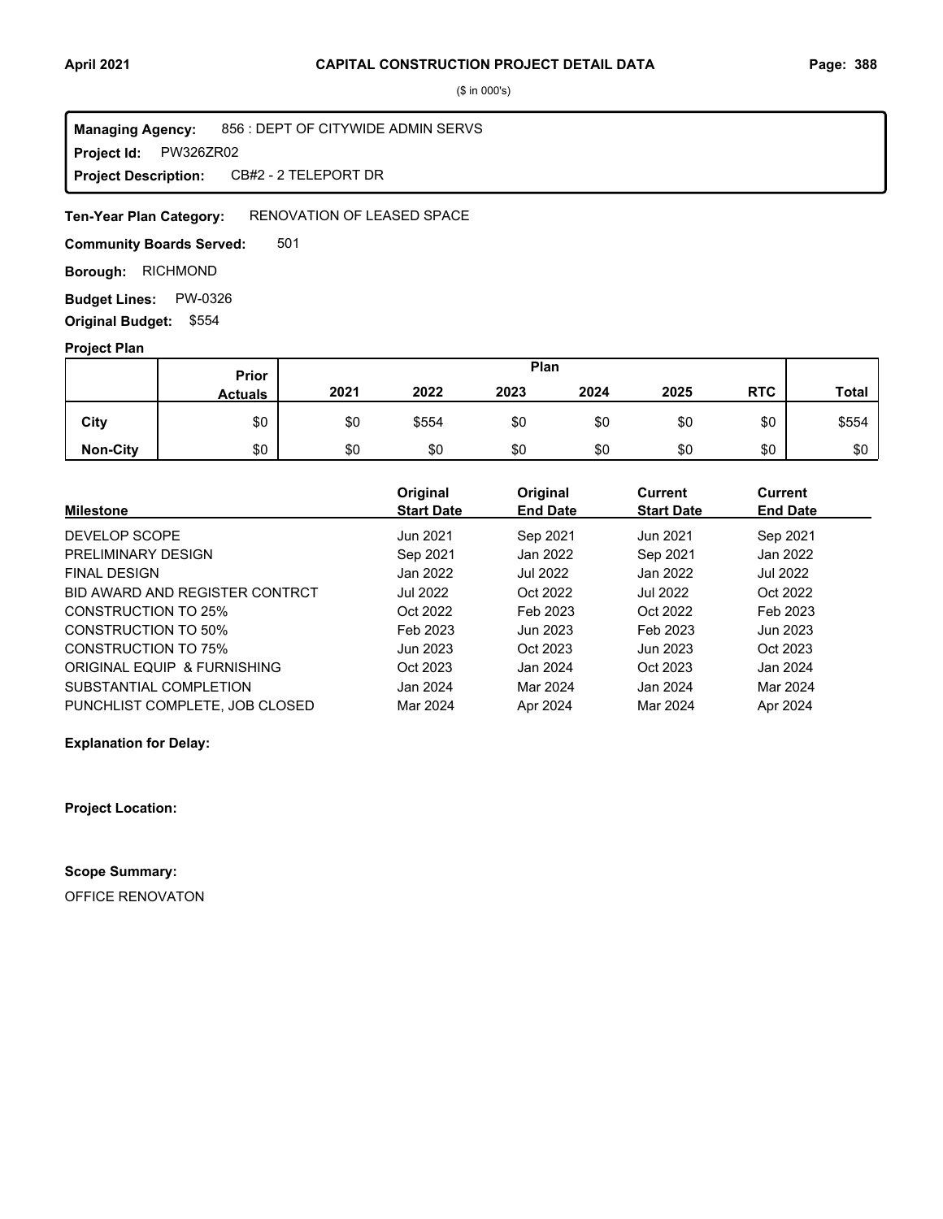## CAPITAL CONSTRUCTION PROJECT DETAIL DATA

($ in 000's)

**Managing Agency:** 856 : DEPT OF CITYWIDE ADMIN SERVS
**Project Id:** PW326ZR02
**Project Description:** CB#2 - 2 TELEPORT DR

**Ten-Year Plan Category:** RENOVATION OF LEASED SPACE

**Community Boards Served:** 501

**Borough:** RICHMOND

**Budget Lines:** PW-0326

**Original Budget:** $554

**Project Plan**

| | Prior Actuals | Plan 2021 | 2022 | 2023 | 2024 | 2025 | RTC | Total |
|---|---|---|---|---|---|---|---|---|
| **City** | $0 | $0 | $554 | $0 | $0 | $0 | $0 | $554 |
| **Non-City** | $0 | $0 | $0 | $0 | $0 | $0 | $0 | $0 |

| Milestone | Original Start Date | Original End Date | Current Start Date | Current End Date |
|---|---|---|---|---|
| DEVELOP SCOPE | Jun 2021 | Sep 2021 | Jun 2021 | Sep 2021 |
| PRELIMINARY DESIGN | Sep 2021 | Jan 2022 | Sep 2021 | Jan 2022 |
| FINAL DESIGN | Jan 2022 | Jul 2022 | Jan 2022 | Jul 2022 |
| BID AWARD AND REGISTER CONTRCT | Jul 2022 | Oct 2022 | Jul 2022 | Oct 2022 |
| CONSTRUCTION TO 25% | Oct 2022 | Feb 2023 | Oct 2022 | Feb 2023 |
| CONSTRUCTION TO 50% | Feb 2023 | Jun 2023 | Feb 2023 | Jun 2023 |
| CONSTRUCTION TO 75% | Jun 2023 | Oct 2023 | Jun 2023 | Oct 2023 |
| ORIGINAL EQUIP & FURNISHING | Oct 2023 | Jan 2024 | Oct 2023 | Jan 2024 |
| SUBSTANTIAL COMPLETION | Jan 2024 | Mar 2024 | Jan 2024 | Mar 2024 |
| PUNCHLIST COMPLETE, JOB CLOSED | Mar 2024 | Apr 2024 | Mar 2024 | Apr 2024 |

**Explanation for Delay:**

**Project Location:**

**Scope Summary:**

OFFICE RENOVATON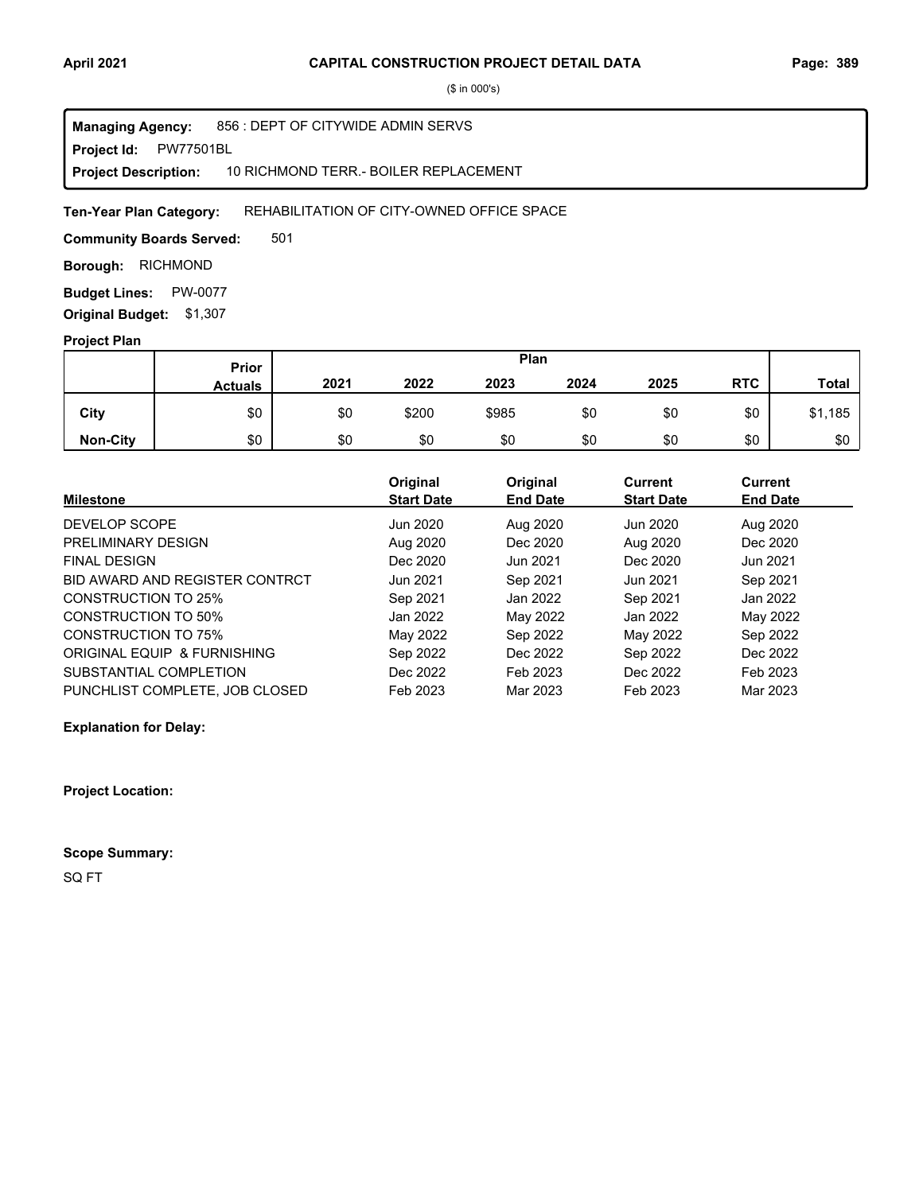## CAPITAL CONSTRUCTION PROJECT DETAIL DATA

($ in 000's)

**Managing Agency:** 856 : DEPT OF CITYWIDE ADMIN SERVS
**Project Id:** PW77501BL
**Project Description:** 10 RICHMOND TERR.- BOILER REPLACEMENT

**Ten-Year Plan Category:** REHABILITATION OF CITY-OWNED OFFICE SPACE

**Community Boards Served:** 501

**Borough:** RICHMOND

**Budget Lines:** PW-0077

**Original Budget:** $1,307

### Project Plan

| | Prior Actuals | Plan 2021 | 2022 | 2023 | 2024 | 2025 | RTC | Total |
|---|---|---|---|---|---|---|---|---|
| **City** | $0 | $0 | $200 | $985 | $0 | $0 | $0 | $1,185 |
| **Non-City** | $0 | $0 | $0 | $0 | $0 | $0 | $0 | $0 |

| Milestone | Original Start Date | Original End Date | Current Start Date | Current End Date |
|---|---|---|---|---|
| DEVELOP SCOPE | Jun 2020 | Aug 2020 | Jun 2020 | Aug 2020 |
| PRELIMINARY DESIGN | Aug 2020 | Dec 2020 | Aug 2020 | Dec 2020 |
| FINAL DESIGN | Dec 2020 | Jun 2021 | Dec 2020 | Jun 2021 |
| BID AWARD AND REGISTER CONTRCT | Jun 2021 | Sep 2021 | Jun 2021 | Sep 2021 |
| CONSTRUCTION TO 25% | Sep 2021 | Jan 2022 | Sep 2021 | Jan 2022 |
| CONSTRUCTION TO 50% | Jan 2022 | May 2022 | Jan 2022 | May 2022 |
| CONSTRUCTION TO 75% | May 2022 | Sep 2022 | May 2022 | Sep 2022 |
| ORIGINAL EQUIP & FURNISHING | Sep 2022 | Dec 2022 | Sep 2022 | Dec 2022 |
| SUBSTANTIAL COMPLETION | Dec 2022 | Feb 2023 | Dec 2022 | Feb 2023 |
| PUNCHLIST COMPLETE, JOB CLOSED | Feb 2023 | Mar 2023 | Feb 2023 | Mar 2023 |

**Explanation for Delay:**

**Project Location:**

**Scope Summary:**

SQ FT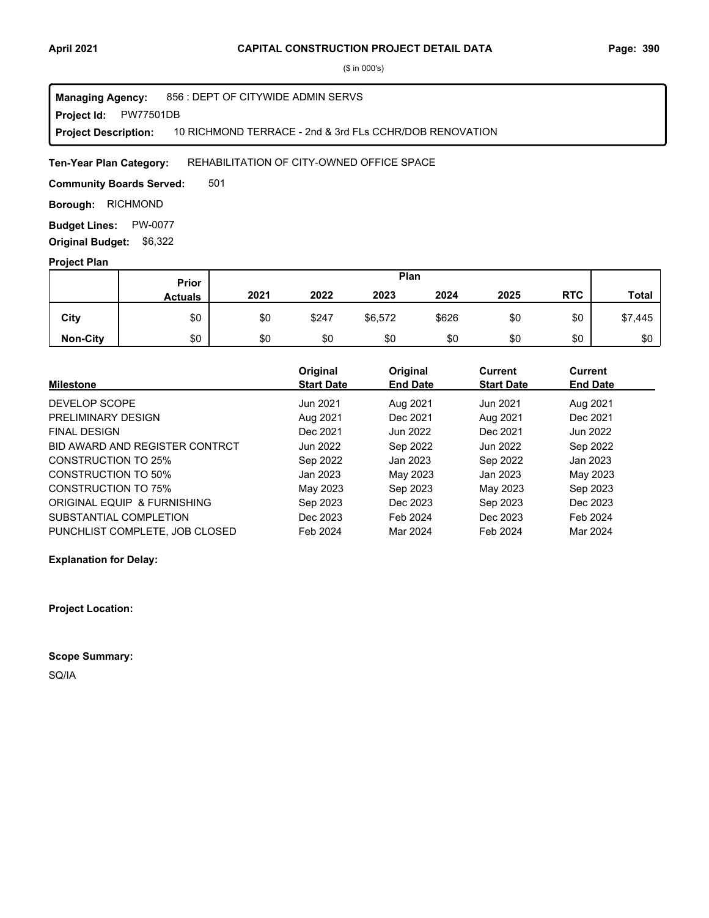($ in 000's)

**Managing Agency:** 856 : DEPT OF CITYWIDE ADMIN SERVS
**Project Id:** PW77501DB
**Project Description:** 10 RICHMOND TERRACE - 2nd & 3rd FLs CCHR/DOB RENOVATION

**Ten-Year Plan Category:** REHABILITATION OF CITY-OWNED OFFICE SPACE

**Community Boards Served:** 501

**Borough:** RICHMOND

**Budget Lines:** PW-0077

**Original Budget:** $6,322

**Project Plan**

| | Prior Actuals | Plan 2021 | 2022 | 2023 | 2024 | 2025 | RTC | Total |
|---|---|---|---|---|---|---|---|---|
| **City** | $0 | $0 | $247 | $6,572 | $626 | $0 | $0 | $7,445 |
| **Non-City** | $0 | $0 | $0 | $0 | $0 | $0 | $0 | $0 |

| Milestone | Original Start Date | Original End Date | Current Start Date | Current End Date |
|---|---|---|---|---|
| DEVELOP SCOPE | Jun 2021 | Aug 2021 | Jun 2021 | Aug 2021 |
| PRELIMINARY DESIGN | Aug 2021 | Dec 2021 | Aug 2021 | Dec 2021 |
| FINAL DESIGN | Dec 2021 | Jun 2022 | Dec 2021 | Jun 2022 |
| BID AWARD AND REGISTER CONTRCT | Jun 2022 | Sep 2022 | Jun 2022 | Sep 2022 |
| CONSTRUCTION TO 25% | Sep 2022 | Jan 2023 | Sep 2022 | Jan 2023 |
| CONSTRUCTION TO 50% | Jan 2023 | May 2023 | Jan 2023 | May 2023 |
| CONSTRUCTION TO 75% | May 2023 | Sep 2023 | May 2023 | Sep 2023 |
| ORIGINAL EQUIP & FURNISHING | Sep 2023 | Dec 2023 | Sep 2023 | Dec 2023 |
| SUBSTANTIAL COMPLETION | Dec 2023 | Feb 2024 | Dec 2023 | Feb 2024 |
| PUNCHLIST COMPLETE, JOB CLOSED | Feb 2024 | Mar 2024 | Feb 2024 | Mar 2024 |

**Explanation for Delay:**

**Project Location:**

**Scope Summary:**

SQ/IA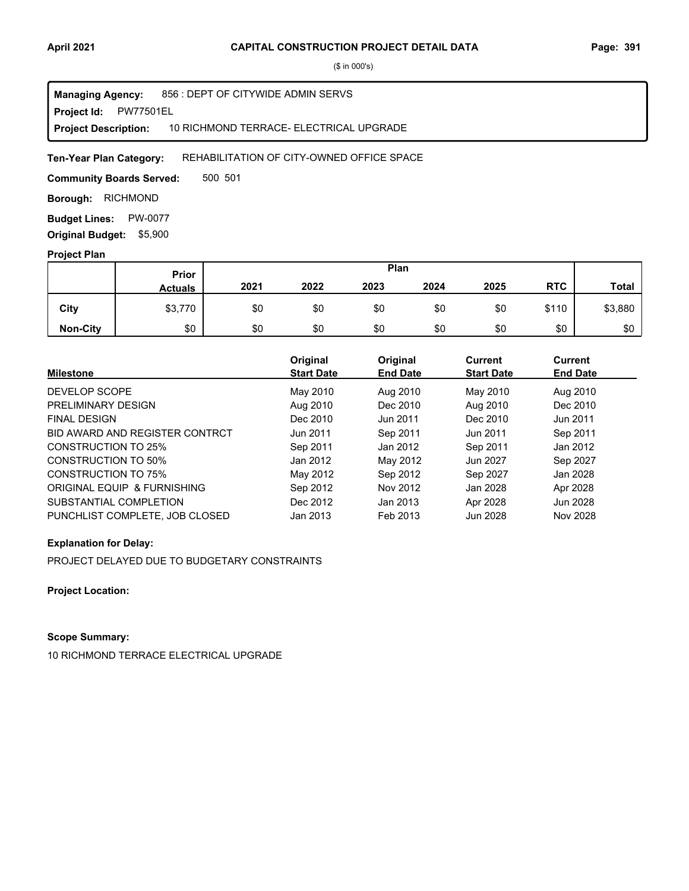# CAPITAL CONSTRUCTION PROJECT DETAIL DATA

($ in 000's)

**Managing Agency:** 856 : DEPT OF CITYWIDE ADMIN SERVS
**Project Id:** PW77501EL
**Project Description:** 10 RICHMOND TERRACE- ELECTRICAL UPGRADE

**Ten-Year Plan Category:** REHABILITATION OF CITY-OWNED OFFICE SPACE

**Community Boards Served:** 500 501

**Borough:** RICHMOND

**Budget Lines:** PW-0077

**Original Budget:** $5,900

### Project Plan

| | Prior Actuals | Plan 2021 | 2022 | 2023 | 2024 | 2025 | RTC | Total |
|---|---|---|---|---|---|---|---|---|
| City | $3,770 | $0 | $0 | $0 | $0 | $0 | $110 | $3,880 |
| Non-City | $0 | $0 | $0 | $0 | $0 | $0 | $0 | $0 |

| Milestone | Original Start Date | Original End Date | Current Start Date | Current End Date |
|---|---|---|---|---|
| DEVELOP SCOPE | May 2010 | Aug 2010 | May 2010 | Aug 2010 |
| PRELIMINARY DESIGN | Aug 2010 | Dec 2010 | Aug 2010 | Dec 2010 |
| FINAL DESIGN | Dec 2010 | Jun 2011 | Dec 2010 | Jun 2011 |
| BID AWARD AND REGISTER CONTRCT | Jun 2011 | Sep 2011 | Jun 2011 | Sep 2011 |
| CONSTRUCTION TO 25% | Sep 2011 | Jan 2012 | Sep 2011 | Jan 2012 |
| CONSTRUCTION TO 50% | Jan 2012 | May 2012 | Jun 2027 | Sep 2027 |
| CONSTRUCTION TO 75% | May 2012 | Sep 2012 | Sep 2027 | Jan 2028 |
| ORIGINAL EQUIP & FURNISHING | Sep 2012 | Nov 2012 | Jan 2028 | Apr 2028 |
| SUBSTANTIAL COMPLETION | Dec 2012 | Jan 2013 | Apr 2028 | Jun 2028 |
| PUNCHLIST COMPLETE, JOB CLOSED | Jan 2013 | Feb 2013 | Jun 2028 | Nov 2028 |

**Explanation for Delay:**

PROJECT DELAYED DUE TO BUDGETARY CONSTRAINTS

**Project Location:**

**Scope Summary:**

10 RICHMOND TERRACE ELECTRICAL UPGRADE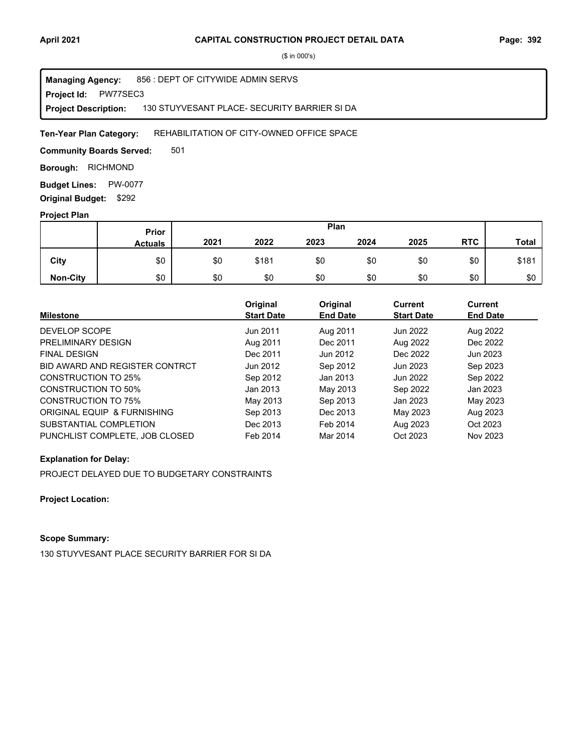# CAPITAL CONSTRUCTION PROJECT DETAIL DATA

($ in 000's)

**Managing Agency:** 856 : DEPT OF CITYWIDE ADMIN SERVS
**Project Id:** PW77SEC3
**Project Description:** 130 STUYVESANT PLACE- SECURITY BARRIER SI DA

**Ten-Year Plan Category:** REHABILITATION OF CITY-OWNED OFFICE SPACE

**Community Boards Served:** 501

**Borough:** RICHMOND

**Budget Lines:** PW-0077

**Original Budget:** $292

## Project Plan

| | Prior Actuals | Plan 2021 | 2022 | 2023 | 2024 | 2025 | RTC | Total |
|---|---|---|---|---|---|---|---|---|
| City | $0 | $0 | $181 | $0 | $0 | $0 | $0 | $181 |
| Non-City | $0 | $0 | $0 | $0 | $0 | $0 | $0 | $0 |

| Milestone | Original Start Date | Original End Date | Current Start Date | Current End Date |
|---|---|---|---|---|
| DEVELOP SCOPE | Jun 2011 | Aug 2011 | Jun 2022 | Aug 2022 |
| PRELIMINARY DESIGN | Aug 2011 | Dec 2011 | Aug 2022 | Dec 2022 |
| FINAL DESIGN | Dec 2011 | Jun 2012 | Dec 2022 | Jun 2023 |
| BID AWARD AND REGISTER CONTRCT | Jun 2012 | Sep 2012 | Jun 2023 | Sep 2023 |
| CONSTRUCTION TO 25% | Sep 2012 | Jan 2013 | Jun 2022 | Sep 2022 |
| CONSTRUCTION TO 50% | Jan 2013 | May 2013 | Sep 2022 | Jan 2023 |
| CONSTRUCTION TO 75% | May 2013 | Sep 2013 | Jan 2023 | May 2023 |
| ORIGINAL EQUIP & FURNISHING | Sep 2013 | Dec 2013 | May 2023 | Aug 2023 |
| SUBSTANTIAL COMPLETION | Dec 2013 | Feb 2014 | Aug 2023 | Oct 2023 |
| PUNCHLIST COMPLETE, JOB CLOSED | Feb 2014 | Mar 2014 | Oct 2023 | Nov 2023 |

**Explanation for Delay:**

PROJECT DELAYED DUE TO BUDGETARY CONSTRAINTS

**Project Location:**

**Scope Summary:**

130 STUYVESANT PLACE SECURITY BARRIER FOR SI DA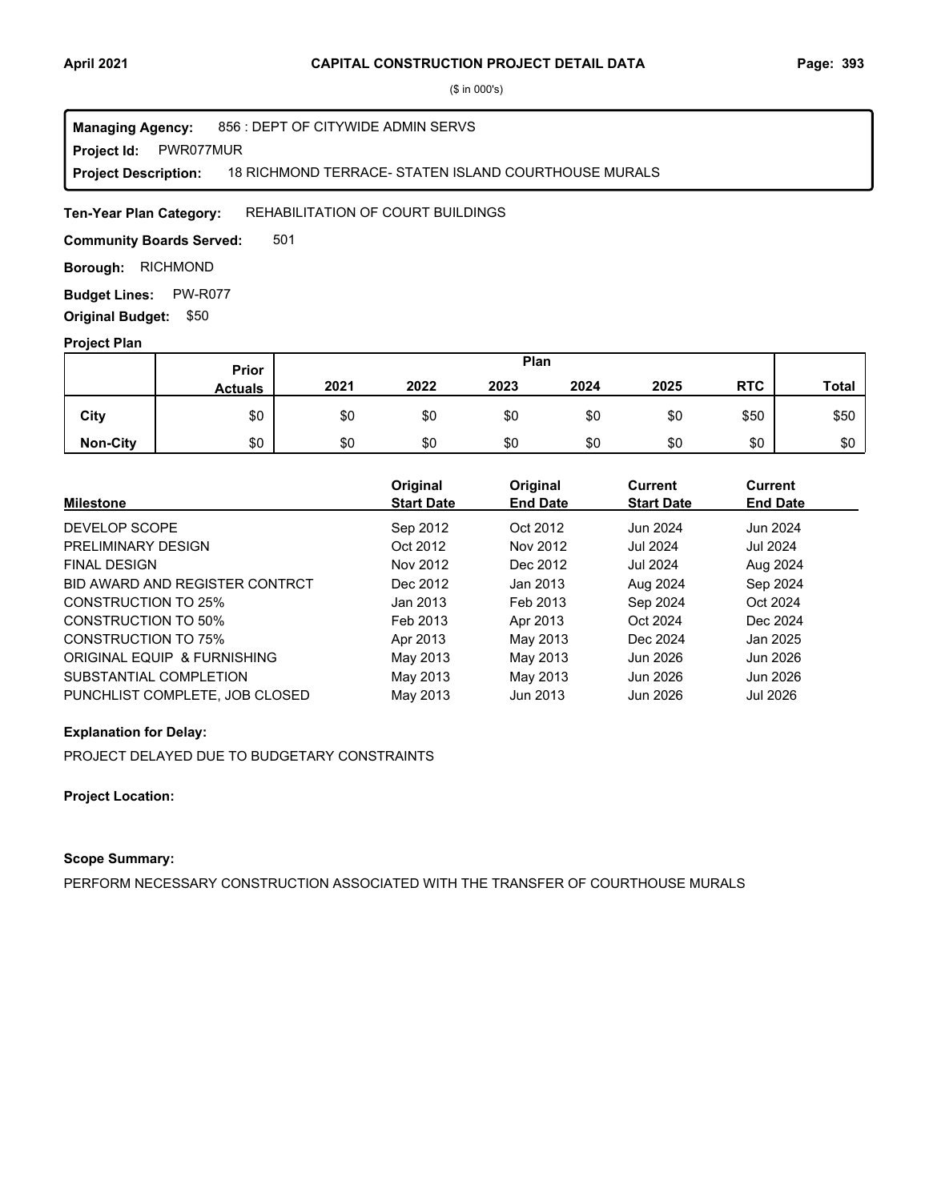($ in 000's)

**Managing Agency:** 856 : DEPT OF CITYWIDE ADMIN SERVS
**Project Id:** PWR077MUR
**Project Description:** 18 RICHMOND TERRACE- STATEN ISLAND COURTHOUSE MURALS

**Ten-Year Plan Category:** REHABILITATION OF COURT BUILDINGS

**Community Boards Served:** 501

**Borough:** RICHMOND

**Budget Lines:** PW-R077

**Original Budget:** $50

**Project Plan**

| | Prior Actuals | Plan | | | | | | |
|---|---|---|---|---|---|---|---|---|
| | | 2021 | 2022 | 2023 | 2024 | 2025 | RTC | Total |
| City | $0 | $0 | $0 | $0 | $0 | $0 | $50 | $50 |
| Non-City | $0 | $0 | $0 | $0 | $0 | $0 | $0 | $0 |

| Milestone | Original Start Date | Original End Date | Current Start Date | Current End Date |
|---|---|---|---|---|
| DEVELOP SCOPE | Sep 2012 | Oct 2012 | Jun 2024 | Jun 2024 |
| PRELIMINARY DESIGN | Oct 2012 | Nov 2012 | Jul 2024 | Jul 2024 |
| FINAL DESIGN | Nov 2012 | Dec 2012 | Jul 2024 | Aug 2024 |
| BID AWARD AND REGISTER CONTRCT | Dec 2012 | Jan 2013 | Aug 2024 | Sep 2024 |
| CONSTRUCTION TO 25% | Jan 2013 | Feb 2013 | Sep 2024 | Oct 2024 |
| CONSTRUCTION TO 50% | Feb 2013 | Apr 2013 | Oct 2024 | Dec 2024 |
| CONSTRUCTION TO 75% | Apr 2013 | May 2013 | Dec 2024 | Jan 2025 |
| ORIGINAL EQUIP & FURNISHING | May 2013 | May 2013 | Jun 2026 | Jun 2026 |
| SUBSTANTIAL COMPLETION | May 2013 | May 2013 | Jun 2026 | Jun 2026 |
| PUNCHLIST COMPLETE, JOB CLOSED | May 2013 | Jun 2013 | Jun 2026 | Jul 2026 |

**Explanation for Delay:**

PROJECT DELAYED DUE TO BUDGETARY CONSTRAINTS

**Project Location:**

**Scope Summary:**

PERFORM NECESSARY CONSTRUCTION ASSOCIATED WITH THE TRANSFER OF COURTHOUSE MURALS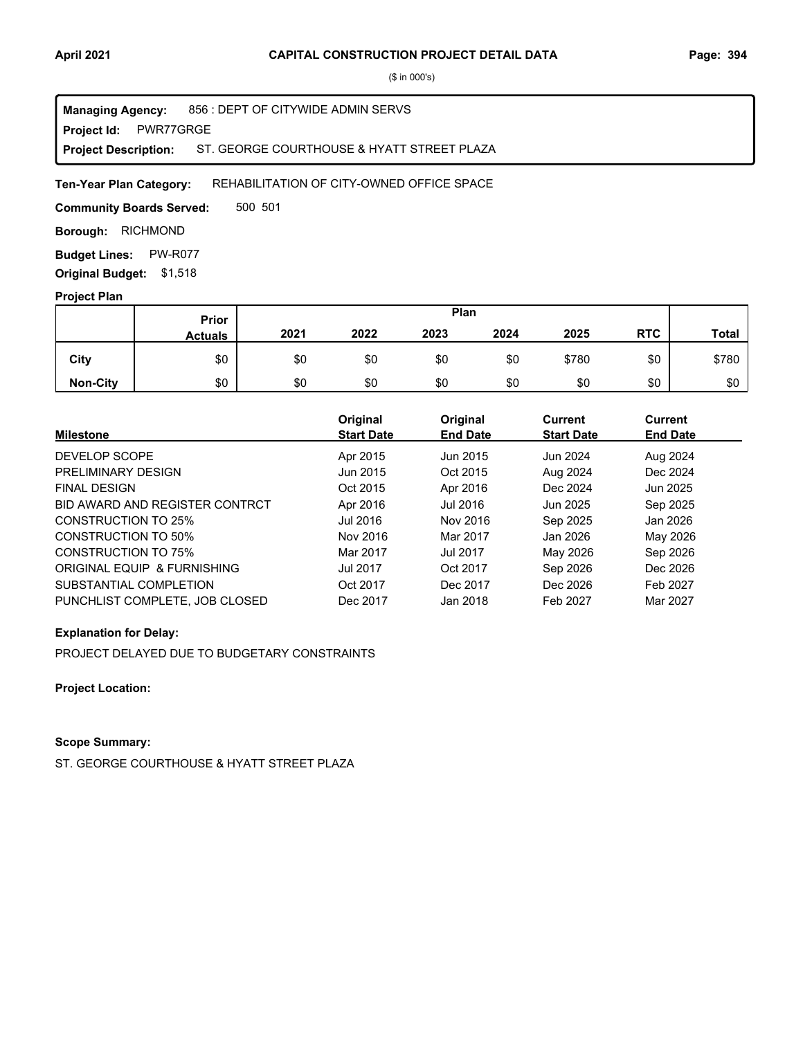# CAPITAL CONSTRUCTION PROJECT DETAIL DATA

($ in 000's)

**Managing Agency:** 856 : DEPT OF CITYWIDE ADMIN SERVS
**Project Id:** PWR77GRGE
**Project Description:** ST. GEORGE COURTHOUSE & HYATT STREET PLAZA

**Ten-Year Plan Category:** REHABILITATION OF CITY-OWNED OFFICE SPACE

**Community Boards Served:** 500 501

**Borough:** RICHMOND

**Budget Lines:** PW-R077

**Original Budget:** $1,518

## Project Plan

| | Prior Actuals | 2021 | 2022 | 2023 | 2024 | 2025 | RTC | Total |
|---|---|---|---|---|---|---|---|---|
| **City** | $0 | $0 | $0 | $0 | $0 | $780 | $0 | $780 |
| **Non-City** | $0 | $0 | $0 | $0 | $0 | $0 | $0 | $0 |

| Milestone | Original Start Date | Original End Date | Current Start Date | Current End Date |
|---|---|---|---|---|
| DEVELOP SCOPE | Apr 2015 | Jun 2015 | Jun 2024 | Aug 2024 |
| PRELIMINARY DESIGN | Jun 2015 | Oct 2015 | Aug 2024 | Dec 2024 |
| FINAL DESIGN | Oct 2015 | Apr 2016 | Dec 2024 | Jun 2025 |
| BID AWARD AND REGISTER CONTRCT | Apr 2016 | Jul 2016 | Jun 2025 | Sep 2025 |
| CONSTRUCTION TO 25% | Jul 2016 | Nov 2016 | Sep 2025 | Jan 2026 |
| CONSTRUCTION TO 50% | Nov 2016 | Mar 2017 | Jan 2026 | May 2026 |
| CONSTRUCTION TO 75% | Mar 2017 | Jul 2017 | May 2026 | Sep 2026 |
| ORIGINAL EQUIP & FURNISHING | Jul 2017 | Oct 2017 | Sep 2026 | Dec 2026 |
| SUBSTANTIAL COMPLETION | Oct 2017 | Dec 2017 | Dec 2026 | Feb 2027 |
| PUNCHLIST COMPLETE, JOB CLOSED | Dec 2017 | Jan 2018 | Feb 2027 | Mar 2027 |

**Explanation for Delay:**

PROJECT DELAYED DUE TO BUDGETARY CONSTRAINTS

**Project Location:**

**Scope Summary:**

ST. GEORGE COURTHOUSE & HYATT STREET PLAZA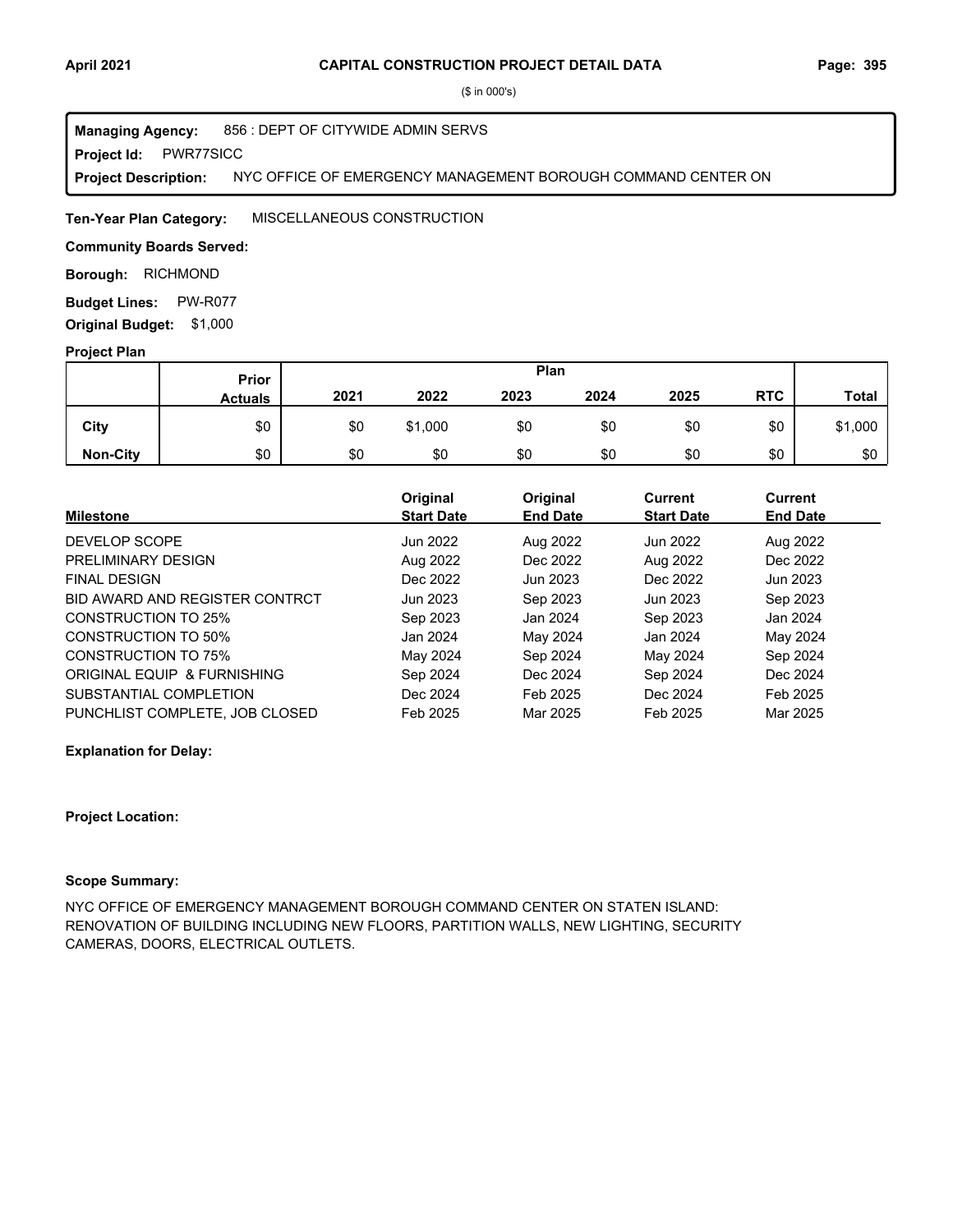($ in 000's)

**Managing Agency:** 856 : DEPT OF CITYWIDE ADMIN SERVS
**Project Id:** PWR77SICC
**Project Description:** NYC OFFICE OF EMERGENCY MANAGEMENT BOROUGH COMMAND CENTER ON

**Ten-Year Plan Category:** MISCELLANEOUS CONSTRUCTION

**Community Boards Served:**

**Borough:** RICHMOND

**Budget Lines:** PW-R077

**Original Budget:** $1,000

**Project Plan**

| | Prior Actuals | Plan | | | | | | |
|---|---|---|---|---|---|---|---|---|
| | | 2021 | 2022 | 2023 | 2024 | 2025 | RTC | Total |
| City | $0 | $0 | $1,000 | $0 | $0 | $0 | $0 | $1,000 |
| Non-City | $0 | $0 | $0 | $0 | $0 | $0 | $0 | $0 |

| Milestone | Original Start Date | Original End Date | Current Start Date | Current End Date |
|---|---|---|---|---|
| DEVELOP SCOPE | Jun 2022 | Aug 2022 | Jun 2022 | Aug 2022 |
| PRELIMINARY DESIGN | Aug 2022 | Dec 2022 | Aug 2022 | Dec 2022 |
| FINAL DESIGN | Dec 2022 | Jun 2023 | Dec 2022 | Jun 2023 |
| BID AWARD AND REGISTER CONTRCT | Jun 2023 | Sep 2023 | Jun 2023 | Sep 2023 |
| CONSTRUCTION TO 25% | Sep 2023 | Jan 2024 | Sep 2023 | Jan 2024 |
| CONSTRUCTION TO 50% | Jan 2024 | May 2024 | Jan 2024 | May 2024 |
| CONSTRUCTION TO 75% | May 2024 | Sep 2024 | May 2024 | Sep 2024 |
| ORIGINAL EQUIP & FURNISHING | Sep 2024 | Dec 2024 | Sep 2024 | Dec 2024 |
| SUBSTANTIAL COMPLETION | Dec 2024 | Feb 2025 | Dec 2024 | Feb 2025 |
| PUNCHLIST COMPLETE, JOB CLOSED | Feb 2025 | Mar 2025 | Feb 2025 | Mar 2025 |

**Explanation for Delay:**

**Project Location:**

**Scope Summary:**

NYC OFFICE OF EMERGENCY MANAGEMENT BOROUGH COMMAND CENTER ON STATEN ISLAND: RENOVATION OF BUILDING INCLUDING NEW FLOORS, PARTITION WALLS, NEW LIGHTING, SECURITY CAMERAS, DOORS, ELECTRICAL OUTLETS.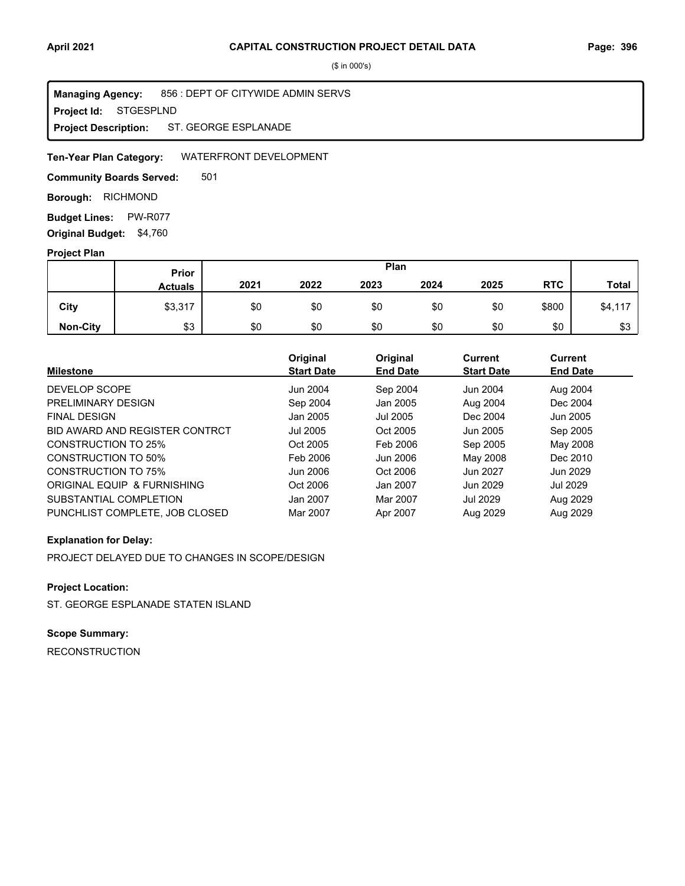# CAPITAL CONSTRUCTION PROJECT DETAIL DATA

($ in 000's)

**Managing Agency:** 856 : DEPT OF CITYWIDE ADMIN SERVS
**Project Id:** STGESPLND
**Project Description:** ST. GEORGE ESPLANADE

**Ten-Year Plan Category:** WATERFRONT DEVELOPMENT

**Community Boards Served:** 501

**Borough:** RICHMOND

**Budget Lines:** PW-R077

**Original Budget:** $4,760

**Project Plan**

| | Prior Actuals | Plan 2021 | 2022 | 2023 | 2024 | 2025 | RTC | Total |
|---|---|---|---|---|---|---|---|---|
| **City** | $3,317 | $0 | $0 | $0 | $0 | $0 | $800 | $4,117 |
| **Non-City** | $3 | $0 | $0 | $0 | $0 | $0 | $0 | $3 |

| Milestone | Original Start Date | Original End Date | Current Start Date | Current End Date |
|---|---|---|---|---|
| DEVELOP SCOPE | Jun 2004 | Sep 2004 | Jun 2004 | Aug 2004 |
| PRELIMINARY DESIGN | Sep 2004 | Jan 2005 | Aug 2004 | Dec 2004 |
| FINAL DESIGN | Jan 2005 | Jul 2005 | Dec 2004 | Jun 2005 |
| BID AWARD AND REGISTER CONTRCT | Jul 2005 | Oct 2005 | Jun 2005 | Sep 2005 |
| CONSTRUCTION TO 25% | Oct 2005 | Feb 2006 | Sep 2005 | May 2008 |
| CONSTRUCTION TO 50% | Feb 2006 | Jun 2006 | May 2008 | Dec 2010 |
| CONSTRUCTION TO 75% | Jun 2006 | Oct 2006 | Jun 2027 | Jun 2029 |
| ORIGINAL EQUIP & FURNISHING | Oct 2006 | Jan 2007 | Jun 2029 | Jul 2029 |
| SUBSTANTIAL COMPLETION | Jan 2007 | Mar 2007 | Jul 2029 | Aug 2029 |
| PUNCHLIST COMPLETE, JOB CLOSED | Mar 2007 | Apr 2007 | Aug 2029 | Aug 2029 |

**Explanation for Delay:**

PROJECT DELAYED DUE TO CHANGES IN SCOPE/DESIGN

**Project Location:**

ST. GEORGE ESPLANADE STATEN ISLAND

**Scope Summary:**

RECONSTRUCTION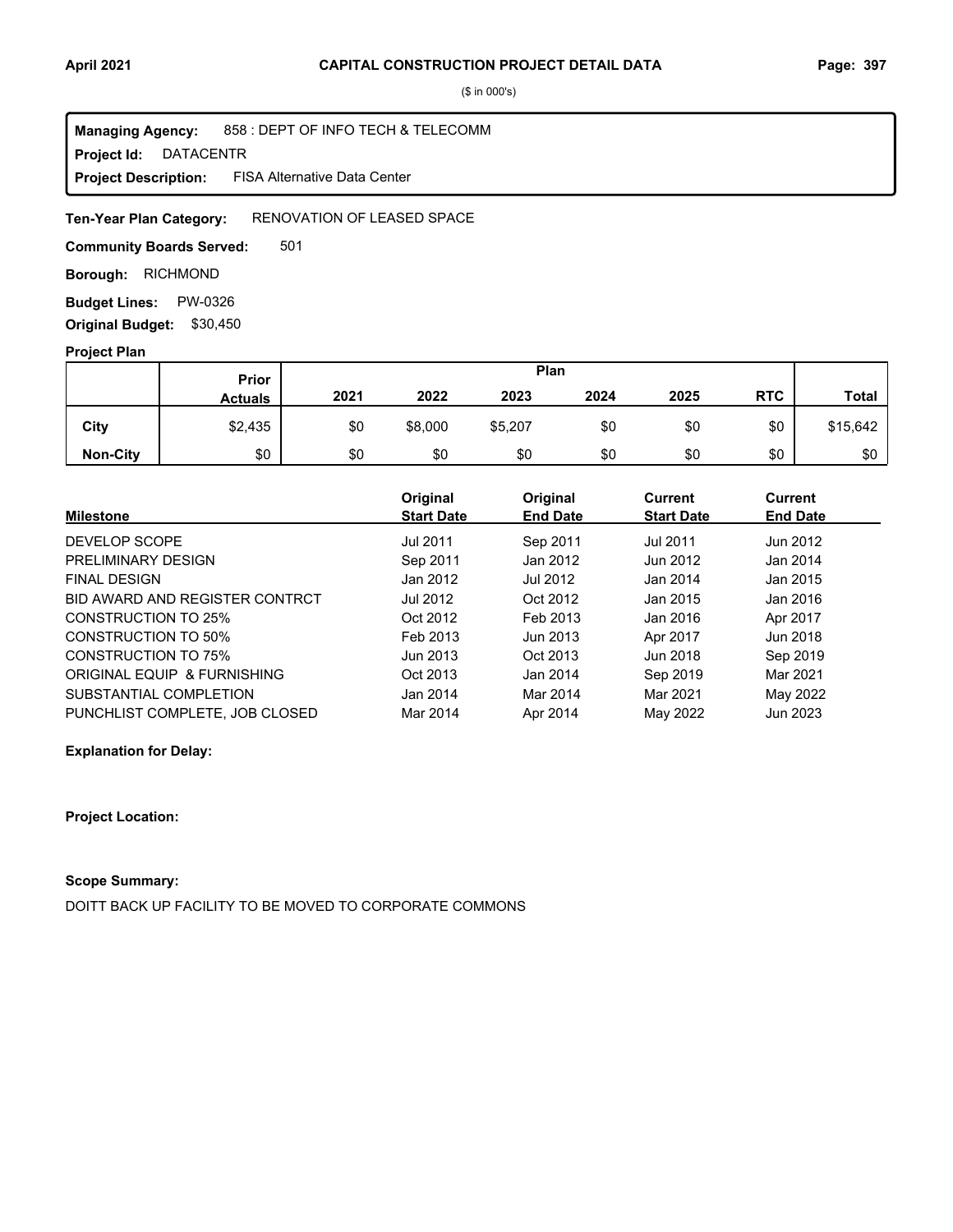($ in 000's)

**Managing Agency:** 858 : DEPT OF INFO TECH & TELECOMM
**Project Id:** DATACENTR
**Project Description:** FISA Alternative Data Center

**Ten-Year Plan Category:** RENOVATION OF LEASED SPACE

**Community Boards Served:** 501

**Borough:** RICHMOND

**Budget Lines:** PW-0326

**Original Budget:** $30,450

**Project Plan**

| | Prior Actuals | Plan 2021 | 2022 | 2023 | 2024 | 2025 | RTC | Total |
|---|---|---|---|---|---|---|---|---|
| City | $2,435 | $0 | $8,000 | $5,207 | $0 | $0 | $0 | $15,642 |
| Non-City | $0 | $0 | $0 | $0 | $0 | $0 | $0 | $0 |

| Milestone | Original Start Date | Original End Date | Current Start Date | Current End Date |
|---|---|---|---|---|
| DEVELOP SCOPE | Jul 2011 | Sep 2011 | Jul 2011 | Jun 2012 |
| PRELIMINARY DESIGN | Sep 2011 | Jan 2012 | Jun 2012 | Jan 2014 |
| FINAL DESIGN | Jan 2012 | Jul 2012 | Jan 2014 | Jan 2015 |
| BID AWARD AND REGISTER CONTRCT | Jul 2012 | Oct 2012 | Jan 2015 | Jan 2016 |
| CONSTRUCTION TO 25% | Oct 2012 | Feb 2013 | Jan 2016 | Apr 2017 |
| CONSTRUCTION TO 50% | Feb 2013 | Jun 2013 | Apr 2017 | Jun 2018 |
| CONSTRUCTION TO 75% | Jun 2013 | Oct 2013 | Jun 2018 | Sep 2019 |
| ORIGINAL EQUIP & FURNISHING | Oct 2013 | Jan 2014 | Sep 2019 | Mar 2021 |
| SUBSTANTIAL COMPLETION | Jan 2014 | Mar 2014 | Mar 2021 | May 2022 |
| PUNCHLIST COMPLETE, JOB CLOSED | Mar 2014 | Apr 2014 | May 2022 | Jun 2023 |

**Explanation for Delay:**

**Project Location:**

**Scope Summary:**

DOITT BACK UP FACILITY TO BE MOVED TO CORPORATE COMMONS